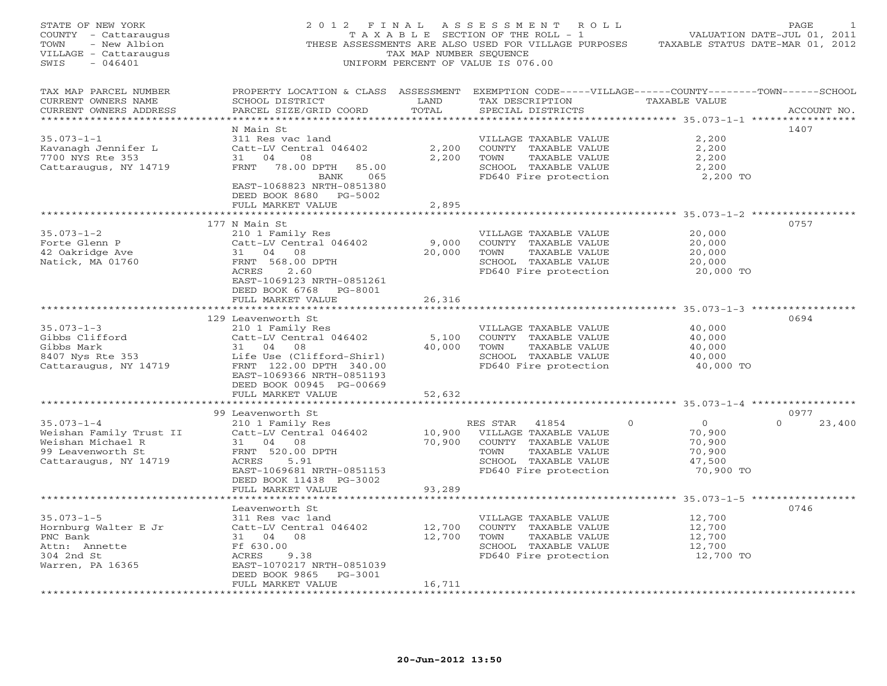STATE OF NEW YORK
COUNTY - Cattaraugus
TOWN - New Albion
VILLAGE - Cattaraugus
SWIS - 046401

# 2012 FINAL ASSESSMENT ROLL

TAXABLE SECTION OF THE ROLL - 1
THESE ASSESSMENTS ARE ALSO USED FOR VILLAGE PURPOSES
TAX MAP NUMBER SEQUENCE
UNIFORM PERCENT OF VALUE IS 076.00

VALUATION DATE-JUL 01, 2011
TAXABLE STATUS DATE-MAR 01, 2012

| TAX MAP PARCEL NUMBER<br>CURRENT OWNERS NAME<br>CURRENT OWNERS ADDRESS | PROPERTY LOCATION & CLASS<br>SCHOOL DISTRICT<br>PARCEL SIZE/GRID COORD | ASSESSMENT<br>LAND<br>TOTAL | EXEMPTION CODE-----VILLAGE------COUNTY--------TOWN------SCHOOL<br>TAX DESCRIPTION<br>SPECIAL DISTRICTS | TAXABLE VALUE | ACCOUNT NO. |
|---|---|---|---|---|---|
| **35.073-1-1** | N Main St | | | | 1407 |
| 35.073-1-1 | 311 Res vac land | | VILLAGE TAXABLE VALUE | 2,200 | |
| Kavanagh Jennifer L | Catt-LV Central 046402 | 2,200 | COUNTY TAXABLE VALUE | 2,200 | |
| 7700 NYS Rte 353 | 31 04 08 | 2,200 | TOWN TAXABLE VALUE | 2,200 | |
| Cattaraugus, NY 14719 | FRNT 78.00 DPTH 85.00 | | SCHOOL TAXABLE VALUE | 2,200 | |
| | BANK 065 | | FD640 Fire protection | 2,200 TO | |
| | EAST-1068823 NRTH-0851380 | | | | |
| | DEED BOOK 8680 PG-5002 | | | | |
| | FULL MARKET VALUE | 2,895 | | | |
| **35.073-1-2** | 177 N Main St | | | | 0757 |
| 35.073-1-2 | 210 1 Family Res | | VILLAGE TAXABLE VALUE | 20,000 | |
| Forte Glenn P | Catt-LV Central 046402 | 9,000 | COUNTY TAXABLE VALUE | 20,000 | |
| 42 Oakridge Ave | 31 04 08 | 20,000 | TOWN TAXABLE VALUE | 20,000 | |
| Natick, MA 01760 | FRNT 568.00 DPTH | | SCHOOL TAXABLE VALUE | 20,000 | |
| | ACRES 2.60 | | FD640 Fire protection | 20,000 TO | |
| | EAST-1069123 NRTH-0851261 | | | | |
| | DEED BOOK 6768 PG-8001 | | | | |
| | FULL MARKET VALUE | 26,316 | | | |
| **35.073-1-3** | 129 Leavenworth St | | | | 0694 |
| 35.073-1-3 | 210 1 Family Res | | VILLAGE TAXABLE VALUE | 40,000 | |
| Gibbs Clifford | Catt-LV Central 046402 | 5,100 | COUNTY TAXABLE VALUE | 40,000 | |
| Gibbs Mark | 31 04 08 | 40,000 | TOWN TAXABLE VALUE | 40,000 | |
| 8407 Nys Rte 353 | Life Use (Clifford-Shirl) | | SCHOOL TAXABLE VALUE | 40,000 | |
| Cattaraugus, NY 14719 | FRNT 122.00 DPTH 340.00 | | FD640 Fire protection | 40,000 TO | |
| | EAST-1069366 NRTH-0851193 | | | | |
| | DEED BOOK 00945 PG-00669 | | | | |
| | FULL MARKET VALUE | 52,632 | | | |
| **35.073-1-4** | 99 Leavenworth St | | | | 0977 |
| 35.073-1-4 | 210 1 Family Res | | RES STAR 41854 | 0 0 0 | 23,400 |
| Weishan Family Trust II | Catt-LV Central 046402 | 10,900 | VILLAGE TAXABLE VALUE | 70,900 | |
| Weishan Michael R | 31 04 08 | 70,900 | COUNTY TAXABLE VALUE | 70,900 | |
| 99 Leavenworth St | FRNT 520.00 DPTH | | TOWN TAXABLE VALUE | 70,900 | |
| Cattaraugus, NY 14719 | ACRES 5.91 | | SCHOOL TAXABLE VALUE | 47,500 | |
| | EAST-1069681 NRTH-0851153 | | FD640 Fire protection | 70,900 TO | |
| | DEED BOOK 11438 PG-3002 | | | | |
| | FULL MARKET VALUE | 93,289 | | | |
| **35.073-1-5** | Leavenworth St | | | | 0746 |
| 35.073-1-5 | 311 Res vac land | | VILLAGE TAXABLE VALUE | 12,700 | |
| Hornburg Walter E Jr | Catt-LV Central 046402 | 12,700 | COUNTY TAXABLE VALUE | 12,700 | |
| PNC Bank | 31 04 08 | 12,700 | TOWN TAXABLE VALUE | 12,700 | |
| Attn: Annette | Ff 630.00 | | SCHOOL TAXABLE VALUE | 12,700 | |
| 304 2nd St | ACRES 9.38 | | FD640 Fire protection | 12,700 TO | |
| Warren, PA 16365 | EAST-1070217 NRTH-0851039 | | | | |
| | DEED BOOK 9865 PG-3001 | | | | |
| | FULL MARKET VALUE | 16,711 | | | |

20-Jun-2012 13:50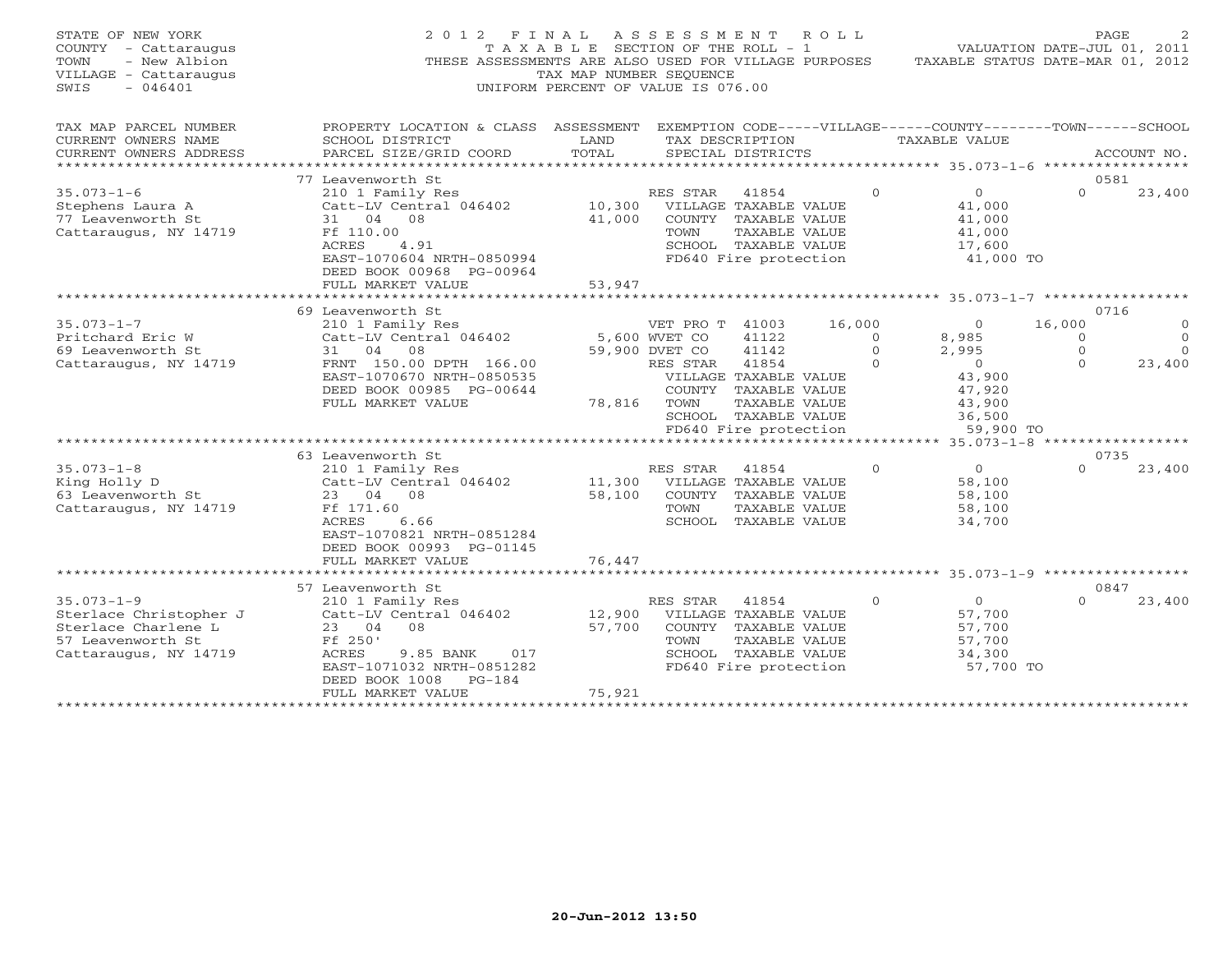STATE OF NEW YORK
COUNTY - Cattaraugus
TOWN - New Albion
VILLAGE - Cattaraugus
SWIS - 046401

# 2012 FINAL ASSESSMENT ROLL
TAXABLE SECTION OF THE ROLL - 1
THESE ASSESSMENTS ARE ALSO USED FOR VILLAGE PURPOSES
TAX MAP NUMBER SEQUENCE
UNIFORM PERCENT OF VALUE IS 076.00

VALUATION DATE-JUL 01, 2011
TAXABLE STATUS DATE-MAR 01, 2012

| TAX MAP PARCEL NUMBER / CURRENT OWNERS NAME / CURRENT OWNERS ADDRESS | PROPERTY LOCATION & CLASS / SCHOOL DISTRICT / PARCEL SIZE/GRID COORD | ASSESSMENT LAND / TOTAL | EXEMPTION CODE / TAX DESCRIPTION / SPECIAL DISTRICTS | VILLAGE | COUNTY / TAXABLE VALUE | TOWN | SCHOOL / ACCOUNT NO. |
|---|---|---|---|---|---|---|---|
| **35.073-1-6** | 77 Leavenworth St | | | | | | 0581 |
| 35.073-1-6 | 210 1 Family Res | | RES STAR 41854 | 0 | 0 | 0 | 23,400 |
| Stephens Laura A | Catt-LV Central 046402 | 10,300 | VILLAGE TAXABLE VALUE | | 41,000 | | |
| 77 Leavenworth St | 31 04 08 | 41,000 | COUNTY TAXABLE VALUE | | 41,000 | | |
| Cattaraugus, NY 14719 | Ff 110.00 | | TOWN TAXABLE VALUE | | 41,000 | | |
| | ACRES 4.91 | | SCHOOL TAXABLE VALUE | | 17,600 | | |
| | EAST-1070604 NRTH-0850994 | | FD640 Fire protection | | 41,000 TO | | |
| | DEED BOOK 00968 PG-00964 | | | | | | |
| | FULL MARKET VALUE | 53,947 | | | | | |
| **35.073-1-7** | 69 Leavenworth St | | | | | | 0716 |
| 35.073-1-7 | 210 1 Family Res | | VET PRO T 41003 | 16,000 | 0 | 16,000 | 0 |
| Pritchard Eric W | Catt-LV Central 046402 | 5,600 | WVET CO 41122 | 0 | 8,985 | 0 | 0 |
| 69 Leavenworth St | 31 04 08 | 59,900 | DVET CO 41142 | 0 | 2,995 | 0 | 0 |
| Cattaraugus, NY 14719 | FRNT 150.00 DPTH 166.00 | | RES STAR 41854 | 0 | 0 | 0 | 23,400 |
| | EAST-1070670 NRTH-0850535 | | VILLAGE TAXABLE VALUE | | 43,900 | | |
| | DEED BOOK 00985 PG-00644 | | COUNTY TAXABLE VALUE | | 47,920 | | |
| | FULL MARKET VALUE | 78,816 | TOWN TAXABLE VALUE | | 43,900 | | |
| | | | SCHOOL TAXABLE VALUE | | 36,500 | | |
| | | | FD640 Fire protection | | 59,900 TO | | |
| **35.073-1-8** | 63 Leavenworth St | | | | | | 0735 |
| 35.073-1-8 | 210 1 Family Res | | RES STAR 41854 | 0 | 0 | 0 | 23,400 |
| King Holly D | Catt-LV Central 046402 | 11,300 | VILLAGE TAXABLE VALUE | | 58,100 | | |
| 63 Leavenworth St | 23 04 08 | 58,100 | COUNTY TAXABLE VALUE | | 58,100 | | |
| Cattaraugus, NY 14719 | Ff 171.60 | | TOWN TAXABLE VALUE | | 58,100 | | |
| | ACRES 6.66 | | SCHOOL TAXABLE VALUE | | 34,700 | | |
| | EAST-1070821 NRTH-0851284 | | | | | | |
| | DEED BOOK 00993 PG-01145 | | | | | | |
| | FULL MARKET VALUE | 76,447 | | | | | |
| **35.073-1-9** | 57 Leavenworth St | | | | | | 0847 |
| 35.073-1-9 | 210 1 Family Res | | RES STAR 41854 | 0 | 0 | 0 | 23,400 |
| Sterlace Christopher J | Catt-LV Central 046402 | 12,900 | VILLAGE TAXABLE VALUE | | 57,700 | | |
| Sterlace Charlene L | 23 04 08 | 57,700 | COUNTY TAXABLE VALUE | | 57,700 | | |
| 57 Leavenworth St | Ff 250' | | TOWN TAXABLE VALUE | | 57,700 | | |
| Cattaraugus, NY 14719 | ACRES 9.85 BANK 017 | | SCHOOL TAXABLE VALUE | | 34,300 | | |
| | EAST-1071032 NRTH-0851282 | | FD640 Fire protection | | 57,700 TO | | |
| | DEED BOOK 1008 PG-184 | | | | | | |
| | FULL MARKET VALUE | 75,921 | | | | | |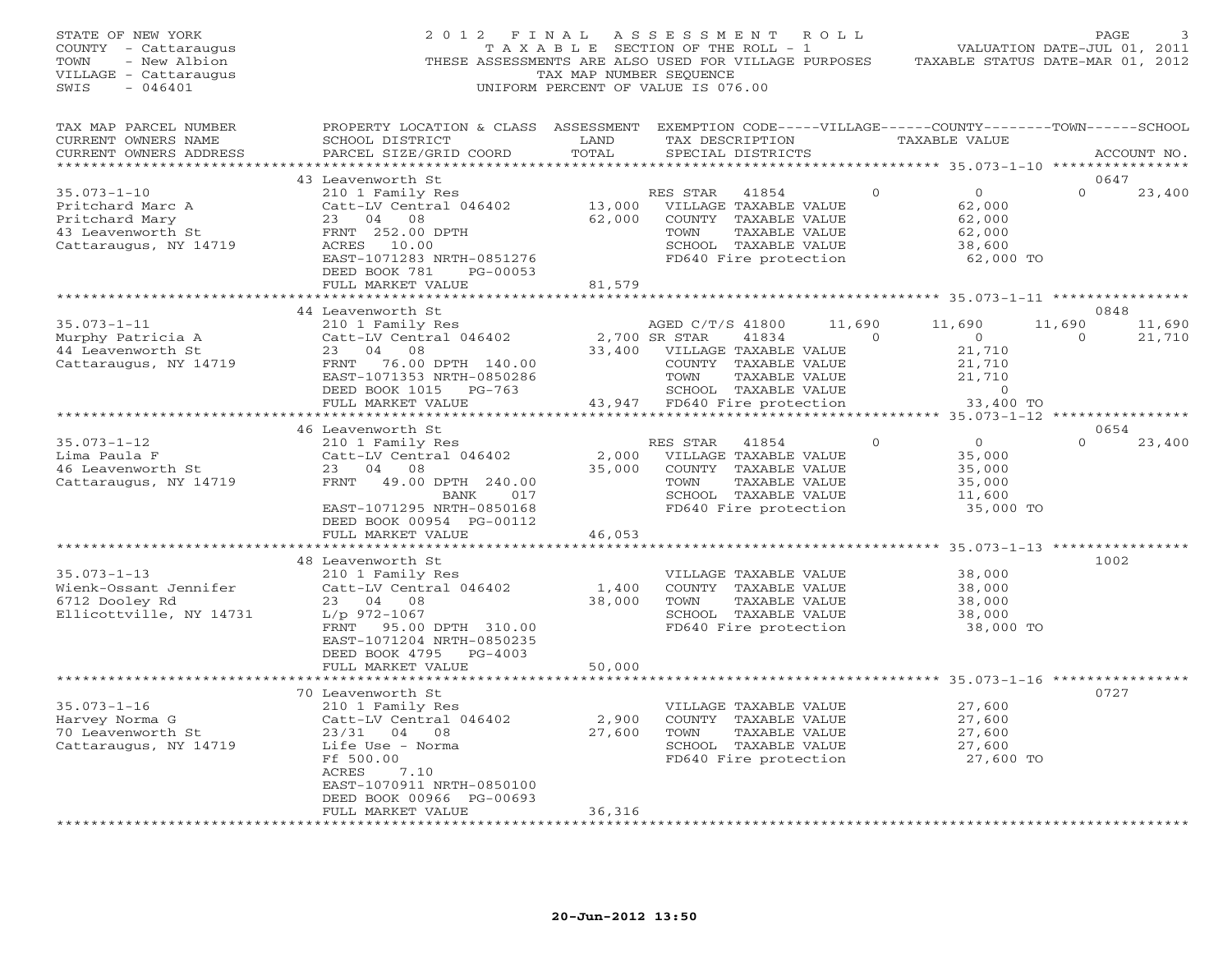STATE OF NEW YORK
COUNTY - Cattaraugus
TOWN - New Albion
VILLAGE - Cattaraugus
SWIS - 046401

# 2012 FINAL ASSESSMENT ROLL

TAXABLE SECTION OF THE ROLL - 1
THESE ASSESSMENTS ARE ALSO USED FOR VILLAGE PURPOSES
TAX MAP NUMBER SEQUENCE
UNIFORM PERCENT OF VALUE IS 076.00

VALUATION DATE-JUL 01, 2011
TAXABLE STATUS DATE-MAR 01, 2012

| TAX MAP PARCEL NUMBER / CURRENT OWNERS NAME / CURRENT OWNERS ADDRESS | PROPERTY LOCATION & CLASS / SCHOOL DISTRICT / PARCEL SIZE/GRID COORD | ASSESSMENT LAND / TOTAL | EXEMPTION CODE / TAX DESCRIPTION / SPECIAL DISTRICTS | VILLAGE | COUNTY / TAXABLE VALUE | TOWN | SCHOOL / ACCOUNT NO. |
|---|---|---|---|---|---|---|---|
| | 43 Leavenworth St | | | | | | 0647 |
| 35.073-1-10 | 210 1 Family Res | | RES STAR 41854 | 0 | 0 | 0 | 23,400 |
| Pritchard Marc A | Catt-LV Central 046402 | 13,000 | VILLAGE TAXABLE VALUE | | 62,000 | | |
| Pritchard Mary | 23 04 08 | 62,000 | COUNTY TAXABLE VALUE | | 62,000 | | |
| 43 Leavenworth St | FRNT 252.00 DPTH | | TOWN TAXABLE VALUE | | 62,000 | | |
| Cattaraugus, NY 14719 | ACRES 10.00 | | SCHOOL TAXABLE VALUE | | 38,600 | | |
| | EAST-1071283 NRTH-0851276 | | FD640 Fire protection | | 62,000 TO | | |
| | DEED BOOK 781 PG-00053 | | | | | | |
| | FULL MARKET VALUE | 81,579 | | | | | |
| | 44 Leavenworth St | | | | | | 0848 |
| 35.073-1-11 | 210 1 Family Res | | AGED C/T/S 41800 | 11,690 | 11,690 | 11,690 | 11,690 |
| Murphy Patricia A | Catt-LV Central 046402 | 2,700 | SR STAR 41834 | 0 | 0 | 0 | 21,710 |
| 44 Leavenworth St | 23 04 08 | 33,400 | VILLAGE TAXABLE VALUE | | 21,710 | | |
| Cattaraugus, NY 14719 | FRNT 76.00 DPTH 140.00 | | COUNTY TAXABLE VALUE | | 21,710 | | |
| | EAST-1071353 NRTH-0850286 | | TOWN TAXABLE VALUE | | 21,710 | | |
| | DEED BOOK 1015 PG-763 | | SCHOOL TAXABLE VALUE | | 0 | | |
| | FULL MARKET VALUE | 43,947 | FD640 Fire protection | | 33,400 TO | | |
| | 46 Leavenworth St | | | | | | 0654 |
| 35.073-1-12 | 210 1 Family Res | | RES STAR 41854 | 0 | 0 | 0 | 23,400 |
| Lima Paula F | Catt-LV Central 046402 | 2,000 | VILLAGE TAXABLE VALUE | | 35,000 | | |
| 46 Leavenworth St | 23 04 08 | 35,000 | COUNTY TAXABLE VALUE | | 35,000 | | |
| Cattaraugus, NY 14719 | FRNT 49.00 DPTH 240.00 | | TOWN TAXABLE VALUE | | 35,000 | | |
| | BANK 017 | | SCHOOL TAXABLE VALUE | | 11,600 | | |
| | EAST-1071295 NRTH-0850168 | | FD640 Fire protection | | 35,000 TO | | |
| | DEED BOOK 00954 PG-00112 | | | | | | |
| | FULL MARKET VALUE | 46,053 | | | | | |
| | 48 Leavenworth St | | | | | | 1002 |
| 35.073-1-13 | 210 1 Family Res | | VILLAGE TAXABLE VALUE | | 38,000 | | |
| Wienk-Ossant Jennifer | Catt-LV Central 046402 | 1,400 | COUNTY TAXABLE VALUE | | 38,000 | | |
| 6712 Dooley Rd | 23 04 08 | 38,000 | TOWN TAXABLE VALUE | | 38,000 | | |
| Ellicottville, NY 14731 | L/p 972-1067 | | SCHOOL TAXABLE VALUE | | 38,000 | | |
| | FRNT 95.00 DPTH 310.00 | | FD640 Fire protection | | 38,000 TO | | |
| | EAST-1071204 NRTH-0850235 | | | | | | |
| | DEED BOOK 4795 PG-4003 | | | | | | |
| | FULL MARKET VALUE | 50,000 | | | | | |
| | 70 Leavenworth St | | | | | | 0727 |
| 35.073-1-16 | 210 1 Family Res | | VILLAGE TAXABLE VALUE | | 27,600 | | |
| Harvey Norma G | Catt-LV Central 046402 | 2,900 | COUNTY TAXABLE VALUE | | 27,600 | | |
| 70 Leavenworth St | 23/31 04 08 | 27,600 | TOWN TAXABLE VALUE | | 27,600 | | |
| Cattaraugus, NY 14719 | Life Use - Norma | | SCHOOL TAXABLE VALUE | | 27,600 | | |
| | Ff 500.00 | | FD640 Fire protection | | 27,600 TO | | |
| | ACRES 7.10 | | | | | | |
| | EAST-1070911 NRTH-0850100 | | | | | | |
| | DEED BOOK 00966 PG-00693 | | | | | | |
| | FULL MARKET VALUE | 36,316 | | | | | |

20-Jun-2012 13:50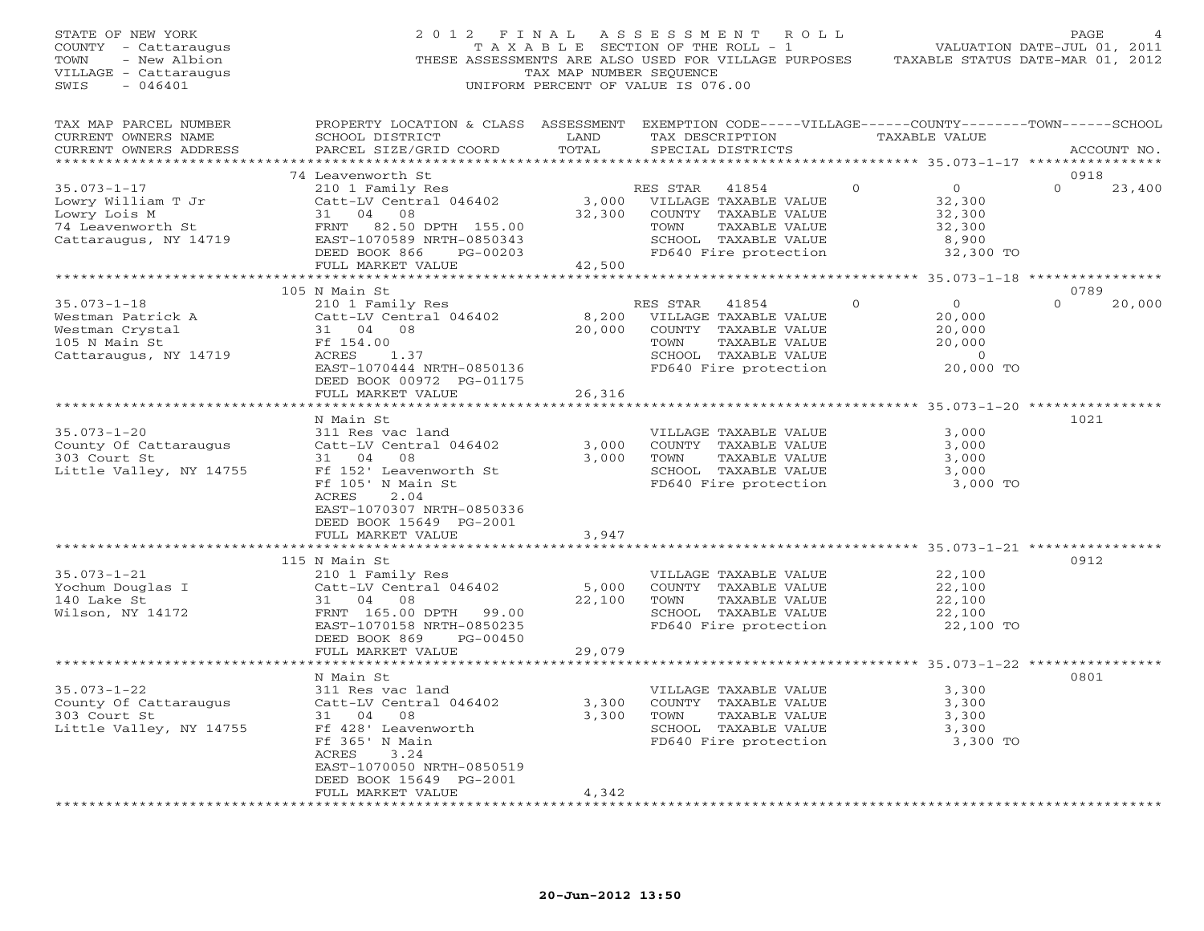STATE OF NEW YORK
COUNTY - Cattaraugus
TOWN - New Albion
VILLAGE - Cattaraugus
SWIS - 046401

# 2012 FINAL ASSESSMENT ROLL

TAXABLE SECTION OF THE ROLL - 1
THESE ASSESSMENTS ARE ALSO USED FOR VILLAGE PURPOSES
TAX MAP NUMBER SEQUENCE
UNIFORM PERCENT OF VALUE IS 076.00

VALUATION DATE-JUL 01, 2011
TAXABLE STATUS DATE-MAR 01, 2012

| TAX MAP PARCEL NUMBER / CURRENT OWNERS NAME / CURRENT OWNERS ADDRESS | PROPERTY LOCATION & CLASS / SCHOOL DISTRICT / PARCEL SIZE/GRID COORD | ASSESSMENT LAND / TOTAL | EXEMPTION CODE / TAX DESCRIPTION / SPECIAL DISTRICTS | VILLAGE | COUNTY / TAXABLE VALUE | TOWN | SCHOOL | ACCOUNT NO. |
|---|---|---|---|---|---|---|---|---|
| **35.073-1-17** | 74 Leavenworth St | | | | | | | 0918 |
| Lowry William T Jr | 210 1 Family Res | | RES STAR 41854 | 0 | 0 | 0 | 23,400 | |
| Lowry Lois M | Catt-LV Central 046402 | 3,000 | VILLAGE TAXABLE VALUE | | 32,300 | | | |
| 74 Leavenworth St | 31 04 08 | 32,300 | COUNTY TAXABLE VALUE | | 32,300 | | | |
| Cattaraugus, NY 14719 | FRNT 82.50 DPTH 155.00 | | TOWN TAXABLE VALUE | | 32,300 | | | |
| | EAST-1070589 NRTH-0850343 | | SCHOOL TAXABLE VALUE | | 8,900 | | | |
| | DEED BOOK 866 PG-00203 | | FD640 Fire protection | | 32,300 TO | | | |
| | FULL MARKET VALUE | 42,500 | | | | | | |
| **35.073-1-18** | 105 N Main St | | | | | | | 0789 |
| Westman Patrick A | 210 1 Family Res | | RES STAR 41854 | 0 | 0 | 0 | 20,000 | |
| Westman Crystal | Catt-LV Central 046402 | 8,200 | VILLAGE TAXABLE VALUE | | 20,000 | | | |
| 105 N Main St | 31 04 08 | 20,000 | COUNTY TAXABLE VALUE | | 20,000 | | | |
| Cattaraugus, NY 14719 | Ff 154.00 | | TOWN TAXABLE VALUE | | 20,000 | | | |
| | ACRES 1.37 | | SCHOOL TAXABLE VALUE | | 0 | | | |
| | EAST-1070444 NRTH-0850136 | | FD640 Fire protection | | 20,000 TO | | | |
| | DEED BOOK 00972 PG-01175 | | | | | | | |
| | FULL MARKET VALUE | 26,316 | | | | | | |
| **35.073-1-20** | N Main St | | | | | | | 1021 |
| County Of Cattaraugus | 311 Res vac land | | VILLAGE TAXABLE VALUE | | 3,000 | | | |
| 303 Court St | Catt-LV Central 046402 | 3,000 | COUNTY TAXABLE VALUE | | 3,000 | | | |
| Little Valley, NY 14755 | 31 04 08 | 3,000 | TOWN TAXABLE VALUE | | 3,000 | | | |
| | Ff 152' Leavenworth St | | SCHOOL TAXABLE VALUE | | 3,000 | | | |
| | Ff 105' N Main St | | FD640 Fire protection | | 3,000 TO | | | |
| | ACRES 2.04 | | | | | | | |
| | EAST-1070307 NRTH-0850336 | | | | | | | |
| | DEED BOOK 15649 PG-2001 | | | | | | | |
| | FULL MARKET VALUE | 3,947 | | | | | | |
| **35.073-1-21** | 115 N Main St | | | | | | | 0912 |
| Yochum Douglas I | 210 1 Family Res | | VILLAGE TAXABLE VALUE | | 22,100 | | | |
| 140 Lake St | Catt-LV Central 046402 | 5,000 | COUNTY TAXABLE VALUE | | 22,100 | | | |
| Wilson, NY 14172 | 31 04 08 | 22,100 | TOWN TAXABLE VALUE | | 22,100 | | | |
| | FRNT 165.00 DPTH 99.00 | | SCHOOL TAXABLE VALUE | | 22,100 | | | |
| | EAST-1070158 NRTH-0850235 | | FD640 Fire protection | | 22,100 TO | | | |
| | DEED BOOK 869 PG-00450 | | | | | | | |
| | FULL MARKET VALUE | 29,079 | | | | | | |
| **35.073-1-22** | N Main St | | | | | | | 0801 |
| County Of Cattaraugus | 311 Res vac land | | VILLAGE TAXABLE VALUE | | 3,300 | | | |
| 303 Court St | Catt-LV Central 046402 | 3,300 | COUNTY TAXABLE VALUE | | 3,300 | | | |
| Little Valley, NY 14755 | 31 04 08 | 3,300 | TOWN TAXABLE VALUE | | 3,300 | | | |
| | Ff 428' Leavenworth | | SCHOOL TAXABLE VALUE | | 3,300 | | | |
| | Ff 365' N Main | | FD640 Fire protection | | 3,300 TO | | | |
| | ACRES 3.24 | | | | | | | |
| | EAST-1070050 NRTH-0850519 | | | | | | | |
| | DEED BOOK 15649 PG-2001 | | | | | | | |
| | FULL MARKET VALUE | 4,342 | | | | | | |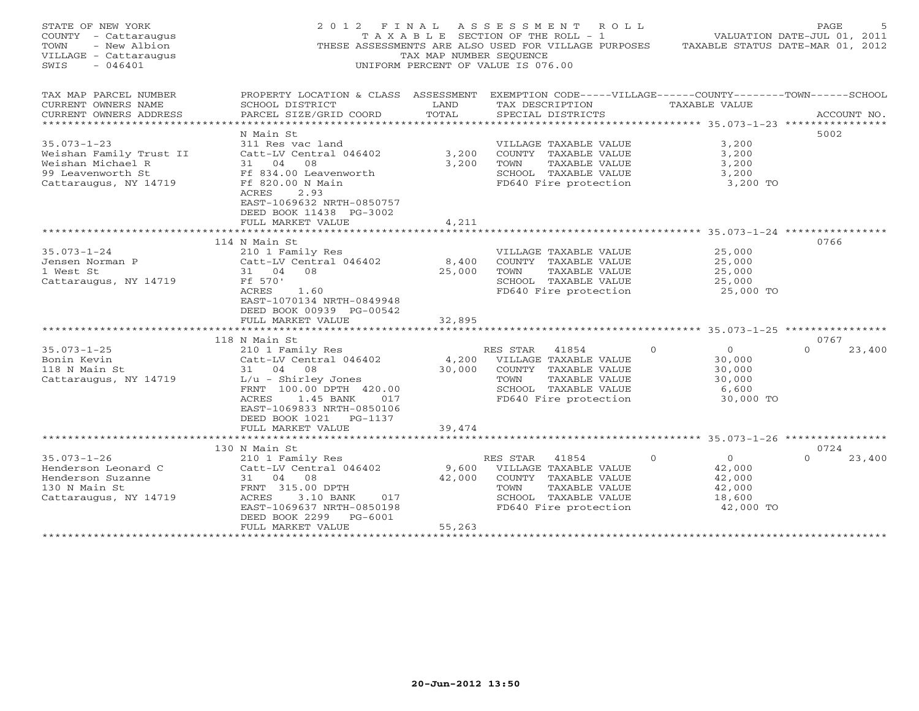STATE OF NEW YORK
COUNTY - Cattaraugus
TOWN - New Albion
VILLAGE - Cattaraugus
SWIS - 046401

# 2012 FINAL ASSESSMENT ROLL

TAXABLE SECTION OF THE ROLL - 1
THESE ASSESSMENTS ARE ALSO USED FOR VILLAGE PURPOSES
TAX MAP NUMBER SEQUENCE
UNIFORM PERCENT OF VALUE IS 076.00

VALUATION DATE-JUL 01, 2011
TAXABLE STATUS DATE-MAR 01, 2012

| TAX MAP PARCEL NUMBER / CURRENT OWNERS NAME / CURRENT OWNERS ADDRESS | PROPERTY LOCATION & CLASS / SCHOOL DISTRICT / PARCEL SIZE/GRID COORD | ASSESSMENT LAND / TOTAL | EXEMPTION CODE / TAX DESCRIPTION / SPECIAL DISTRICTS | VILLAGE | COUNTY / TAXABLE VALUE | TOWN | SCHOOL / ACCOUNT NO. |
|---|---|---|---|---|---|---|---|
| **35.073-1-23** | N Main St | | | | | | 5002 |
| Weishan Family Trust II | 311 Res vac land | | VILLAGE TAXABLE VALUE | | 3,200 | | |
| Weishan Michael R | Catt-LV Central 046402 | 3,200 | COUNTY TAXABLE VALUE | | 3,200 | | |
| 99 Leavenworth St | 31 04 08 | 3,200 | TOWN TAXABLE VALUE | | 3,200 | | |
| Cattaraugus, NY 14719 | Ff 834.00 Leavenworth | | SCHOOL TAXABLE VALUE | | 3,200 | | |
| | Ff 820.00 N Main | | FD640 Fire protection | | 3,200 TO | | |
| | ACRES 2.93 | | | | | | |
| | EAST-1069632 NRTH-0850757 | | | | | | |
| | DEED BOOK 11438 PG-3002 | | | | | | |
| | FULL MARKET VALUE | 4,211 | | | | | |
| **35.073-1-24** | 114 N Main St | | | | | | 0766 |
| Jensen Norman P | 210 1 Family Res | | VILLAGE TAXABLE VALUE | | 25,000 | | |
| 1 West St | Catt-LV Central 046402 | 8,400 | COUNTY TAXABLE VALUE | | 25,000 | | |
| Cattaraugus, NY 14719 | 31 04 08 | 25,000 | TOWN TAXABLE VALUE | | 25,000 | | |
| | Ff 570' | | SCHOOL TAXABLE VALUE | | 25,000 | | |
| | ACRES 1.60 | | FD640 Fire protection | | 25,000 TO | | |
| | EAST-1070134 NRTH-0849948 | | | | | | |
| | DEED BOOK 00939 PG-00542 | | | | | | |
| | FULL MARKET VALUE | 32,895 | | | | | |
| **35.073-1-25** | 118 N Main St | | | | | | 0767 |
| Bonin Kevin | 210 1 Family Res | | RES STAR 41854 | 0 | 0 | 0 | 23,400 |
| 118 N Main St | Catt-LV Central 046402 | 4,200 | VILLAGE TAXABLE VALUE | | 30,000 | | |
| Cattaraugus, NY 14719 | 31 04 08 | 30,000 | COUNTY TAXABLE VALUE | | 30,000 | | |
| | L/u - Shirley Jones | | TOWN TAXABLE VALUE | | 30,000 | | |
| | FRNT 100.00 DPTH 420.00 | | SCHOOL TAXABLE VALUE | | 6,600 | | |
| | ACRES 1.45 BANK 017 | | FD640 Fire protection | | 30,000 TO | | |
| | EAST-1069833 NRTH-0850106 | | | | | | |
| | DEED BOOK 1021 PG-1137 | | | | | | |
| | FULL MARKET VALUE | 39,474 | | | | | |
| **35.073-1-26** | 130 N Main St | | | | | | 0724 |
| Henderson Leonard C | 210 1 Family Res | | RES STAR 41854 | 0 | 0 | 0 | 23,400 |
| Henderson Suzanne | Catt-LV Central 046402 | 9,600 | VILLAGE TAXABLE VALUE | | 42,000 | | |
| 130 N Main St | 31 04 08 | 42,000 | COUNTY TAXABLE VALUE | | 42,000 | | |
| Cattaraugus, NY 14719 | FRNT 315.00 DPTH | | TOWN TAXABLE VALUE | | 42,000 | | |
| | ACRES 3.10 BANK 017 | | SCHOOL TAXABLE VALUE | | 18,600 | | |
| | EAST-1069637 NRTH-0850198 | | FD640 Fire protection | | 42,000 TO | | |
| | DEED BOOK 2299 PG-6001 | | | | | | |
| | FULL MARKET VALUE | 55,263 | | | | | |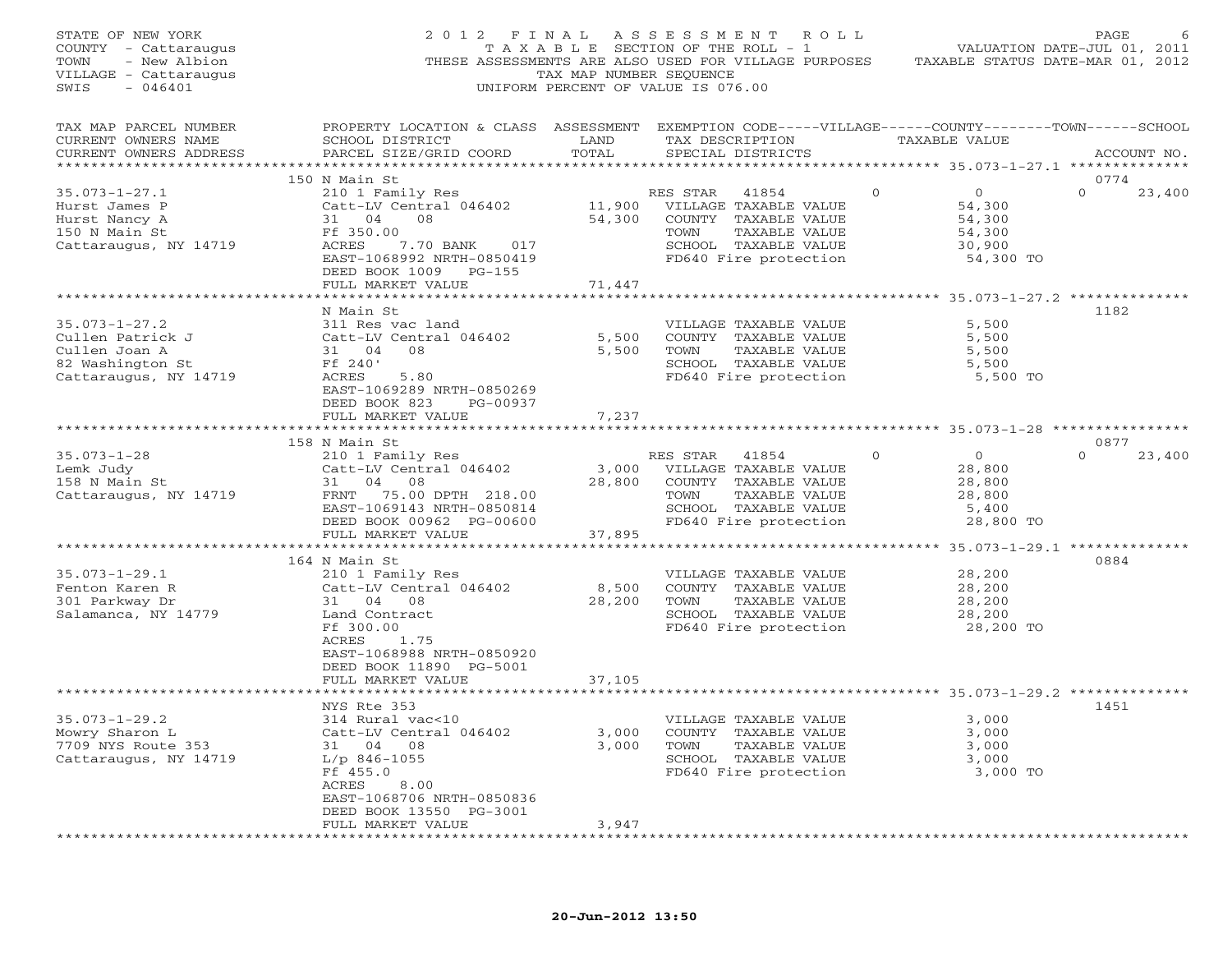STATE OF NEW YORK
COUNTY - Cattaraugus
TOWN - New Albion
VILLAGE - Cattaraugus
SWIS - 046401

# 2012 FINAL ASSESSMENT ROLL

TAXABLE SECTION OF THE ROLL - 1
THESE ASSESSMENTS ARE ALSO USED FOR VILLAGE PURPOSES
TAX MAP NUMBER SEQUENCE
UNIFORM PERCENT OF VALUE IS 076.00

VALUATION DATE-JUL 01, 2011
TAXABLE STATUS DATE-MAR 01, 2012

| TAX MAP PARCEL NUMBER / CURRENT OWNERS NAME / CURRENT OWNERS ADDRESS | PROPERTY LOCATION & CLASS / SCHOOL DISTRICT / PARCEL SIZE/GRID COORD | ASSESSMENT LAND / TOTAL | EXEMPTION CODE / TAX DESCRIPTION / SPECIAL DISTRICTS | VILLAGE / COUNTY / TOWN / SCHOOL TAXABLE VALUE | ACCOUNT NO. |
|---|---|---|---|---|---|
| **35.073-1-27.1** | 150 N Main St | | | | 0774 |
| Hurst James P | 210 1 Family Res | | RES STAR 41854 | 0 / 0 / 0 | 23,400 |
| Hurst Nancy A | Catt-LV Central 046402 | 11,900 | VILLAGE TAXABLE VALUE | 54,300 | |
| 150 N Main St | 31 04 08 | 54,300 | COUNTY TAXABLE VALUE | 54,300 | |
| Cattaraugus, NY 14719 | Ff 350.00 | | TOWN TAXABLE VALUE | 54,300 | |
| | ACRES 7.70 BANK 017 | | SCHOOL TAXABLE VALUE | 30,900 | |
| | EAST-1068992 NRTH-0850419 | | FD640 Fire protection | 54,300 TO | |
| | DEED BOOK 1009 PG-155 | | | | |
| | FULL MARKET VALUE | 71,447 | | | |
| **35.073-1-27.2** | N Main St | | | | 1182 |
| Cullen Patrick J | 311 Res vac land | | VILLAGE TAXABLE VALUE | 5,500 | |
| Cullen Joan A | Catt-LV Central 046402 | 5,500 | COUNTY TAXABLE VALUE | 5,500 | |
| 82 Washington St | 31 04 08 | 5,500 | TOWN TAXABLE VALUE | 5,500 | |
| Cattaraugus, NY 14719 | Ff 240' | | SCHOOL TAXABLE VALUE | 5,500 | |
| | ACRES 5.80 | | FD640 Fire protection | 5,500 TO | |
| | EAST-1069289 NRTH-0850269 | | | | |
| | DEED BOOK 823 PG-00937 | | | | |
| | FULL MARKET VALUE | 7,237 | | | |
| **35.073-1-28** | 158 N Main St | | | | 0877 |
| Lemk Judy | 210 1 Family Res | | RES STAR 41854 | 0 / 0 / 0 | 23,400 |
| 158 N Main St | Catt-LV Central 046402 | 3,000 | VILLAGE TAXABLE VALUE | 28,800 | |
| Cattaraugus, NY 14719 | 31 04 08 | 28,800 | COUNTY TAXABLE VALUE | 28,800 | |
| | FRNT 75.00 DPTH 218.00 | | TOWN TAXABLE VALUE | 28,800 | |
| | EAST-1069143 NRTH-0850814 | | SCHOOL TAXABLE VALUE | 5,400 | |
| | DEED BOOK 00962 PG-00600 | | FD640 Fire protection | 28,800 TO | |
| | FULL MARKET VALUE | 37,895 | | | |
| **35.073-1-29.1** | 164 N Main St | | | | 0884 |
| Fenton Karen R | 210 1 Family Res | | VILLAGE TAXABLE VALUE | 28,200 | |
| 301 Parkway Dr | Catt-LV Central 046402 | 8,500 | COUNTY TAXABLE VALUE | 28,200 | |
| Salamanca, NY 14779 | 31 04 08 | 28,200 | TOWN TAXABLE VALUE | 28,200 | |
| | Land Contract | | SCHOOL TAXABLE VALUE | 28,200 | |
| | Ff 300.00 | | FD640 Fire protection | 28,200 TO | |
| | ACRES 1.75 | | | | |
| | EAST-1068988 NRTH-0850920 | | | | |
| | DEED BOOK 11890 PG-5001 | | | | |
| | FULL MARKET VALUE | 37,105 | | | |
| **35.073-1-29.2** | NYS Rte 353 | | | | 1451 |
| Mowry Sharon L | 314 Rural vac<10 | | VILLAGE TAXABLE VALUE | 3,000 | |
| 7709 NYS Route 353 | Catt-LV Central 046402 | 3,000 | COUNTY TAXABLE VALUE | 3,000 | |
| Cattaraugus, NY 14719 | 31 04 08 | 3,000 | TOWN TAXABLE VALUE | 3,000 | |
| | L/p 846-1055 | | SCHOOL TAXABLE VALUE | 3,000 | |
| | Ff 455.0 | | FD640 Fire protection | 3,000 TO | |
| | ACRES 8.00 | | | | |
| | EAST-1068706 NRTH-0850836 | | | | |
| | DEED BOOK 13550 PG-3001 | | | | |
| | FULL MARKET VALUE | 3,947 | | | |

20-Jun-2012 13:50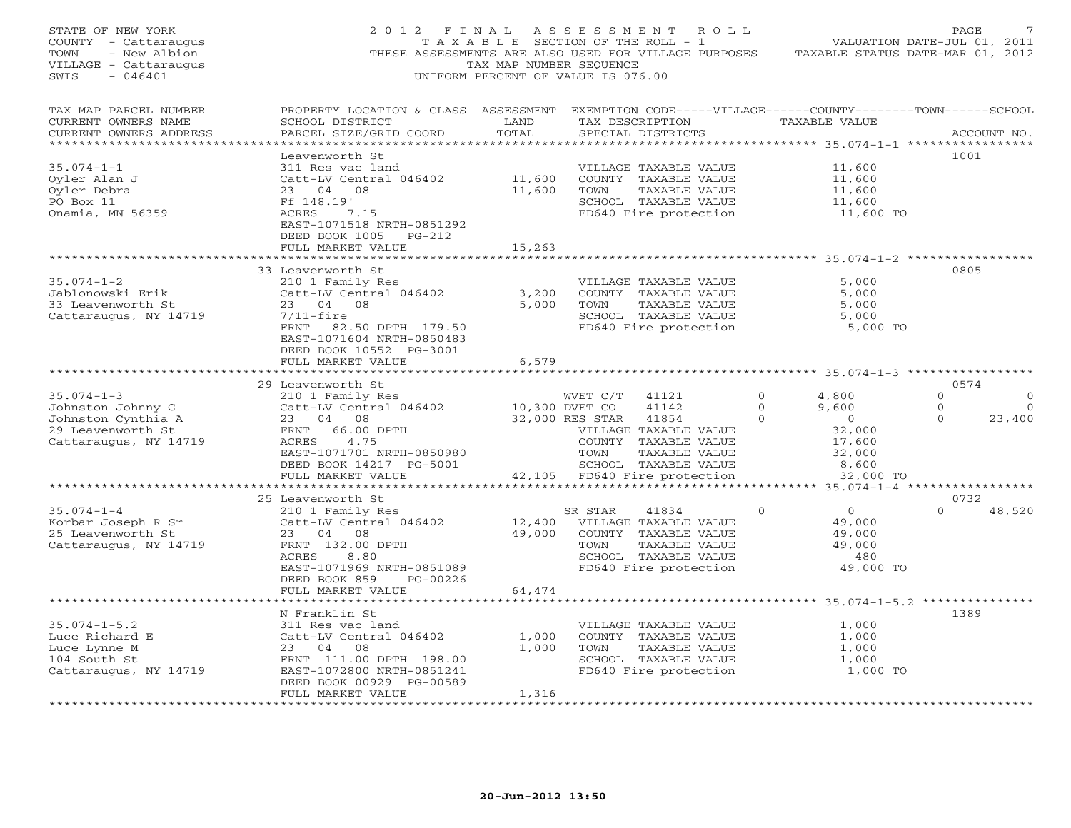STATE OF NEW YORK — 2012 FINAL ASSESSMENT ROLL
COUNTY - Cattaraugus — TAXABLE SECTION OF THE ROLL - 1 — VALUATION DATE-JUL 01, 2011
TOWN - New Albion — THESE ASSESSMENTS ARE ALSO USED FOR VILLAGE PURPOSES — TAXABLE STATUS DATE-MAR 01, 2012
VILLAGE - Cattaraugus — TAX MAP NUMBER SEQUENCE
SWIS - 046401 — UNIFORM PERCENT OF VALUE IS 076.00

| TAX MAP PARCEL NUMBER / CURRENT OWNERS NAME / CURRENT OWNERS ADDRESS | PROPERTY LOCATION & CLASS / SCHOOL DISTRICT / PARCEL SIZE/GRID COORD | ASSESSMENT LAND / TOTAL | EXEMPTION CODE / TAX DESCRIPTION / SPECIAL DISTRICTS | VILLAGE | COUNTY / TAXABLE VALUE | TOWN | SCHOOL / ACCOUNT NO. |
|---|---|---|---|---|---|---|---|
| **35.074-1-1** | Leavenworth St | | | | | | 1001 |
| 35.074-1-1 | 311 Res vac land | | VILLAGE TAXABLE VALUE | | 11,600 | | |
| Oyler Alan J | Catt-LV Central 046402 | 11,600 | COUNTY TAXABLE VALUE | | 11,600 | | |
| Oyler Debra | 23 04 08 | 11,600 | TOWN TAXABLE VALUE | | 11,600 | | |
| PO Box 11 | Ff 148.19' | | SCHOOL TAXABLE VALUE | | 11,600 | | |
| Onamia, MN 56359 | ACRES 7.15 | | FD640 Fire protection | | 11,600 TO | | |
| | EAST-1071518 NRTH-0851292 | | | | | | |
| | DEED BOOK 1005 PG-212 | | | | | | |
| | FULL MARKET VALUE | 15,263 | | | | | |
| **35.074-1-2** | 33 Leavenworth St | | | | | | 0805 |
| 35.074-1-2 | 210 1 Family Res | | VILLAGE TAXABLE VALUE | | 5,000 | | |
| Jablonowski Erik | Catt-LV Central 046402 | 3,200 | COUNTY TAXABLE VALUE | | 5,000 | | |
| 33 Leavenworth St | 23 04 08 | 5,000 | TOWN TAXABLE VALUE | | 5,000 | | |
| Cattaraugus, NY 14719 | 7/11-fire | | SCHOOL TAXABLE VALUE | | 5,000 | | |
| | FRNT 82.50 DPTH 179.50 | | FD640 Fire protection | | 5,000 TO | | |
| | EAST-1071604 NRTH-0850483 | | | | | | |
| | DEED BOOK 10552 PG-3001 | | | | | | |
| | FULL MARKET VALUE | 6,579 | | | | | |
| **35.074-1-3** | 29 Leavenworth St | | | | | | 0574 |
| 35.074-1-3 | 210 1 Family Res | | WVET C/T 41121 | 0 | 4,800 | 0 | 0 |
| Johnston Johnny G | Catt-LV Central 046402 | 10,300 | DVET CO 41142 | 0 | 9,600 | 0 | 0 |
| Johnston Cynthia A | 23 04 08 | 32,000 | RES STAR 41854 | 0 | 0 | 0 | 23,400 |
| 29 Leavenworth St | FRNT 66.00 DPTH | | VILLAGE TAXABLE VALUE | | 32,000 | | |
| Cattaraugus, NY 14719 | ACRES 4.75 | | COUNTY TAXABLE VALUE | | 17,600 | | |
| | EAST-1071701 NRTH-0850980 | | TOWN TAXABLE VALUE | | 32,000 | | |
| | DEED BOOK 14217 PG-5001 | | SCHOOL TAXABLE VALUE | | 8,600 | | |
| | FULL MARKET VALUE | 42,105 | FD640 Fire protection | | 32,000 TO | | |
| **35.074-1-4** | 25 Leavenworth St | | | | | | 0732 |
| 35.074-1-4 | 210 1 Family Res | | SR STAR 41834 | 0 | 0 | 0 | 48,520 |
| Korbar Joseph R Sr | Catt-LV Central 046402 | 12,400 | VILLAGE TAXABLE VALUE | | 49,000 | | |
| 25 Leavenworth St | 23 04 08 | 49,000 | COUNTY TAXABLE VALUE | | 49,000 | | |
| Cattaraugus, NY 14719 | FRNT 132.00 DPTH | | TOWN TAXABLE VALUE | | 49,000 | | |
| | ACRES 8.80 | | SCHOOL TAXABLE VALUE | | 480 | | |
| | EAST-1071969 NRTH-0851089 | | FD640 Fire protection | | 49,000 TO | | |
| | DEED BOOK 859 PG-00226 | | | | | | |
| | FULL MARKET VALUE | 64,474 | | | | | |
| **35.074-1-5.2** | N Franklin St | | | | | | 1389 |
| 35.074-1-5.2 | 311 Res vac land | | VILLAGE TAXABLE VALUE | | 1,000 | | |
| Luce Richard E | Catt-LV Central 046402 | 1,000 | COUNTY TAXABLE VALUE | | 1,000 | | |
| Luce Lynne M | 23 04 08 | 1,000 | TOWN TAXABLE VALUE | | 1,000 | | |
| 104 South St | FRNT 111.00 DPTH 198.00 | | SCHOOL TAXABLE VALUE | | 1,000 | | |
| Cattaraugus, NY 14719 | EAST-1072800 NRTH-0851241 | | FD640 Fire protection | | 1,000 TO | | |
| | DEED BOOK 00929 PG-00589 | | | | | | |
| | FULL MARKET VALUE | 1,316 | | | | | |

20-Jun-2012 13:50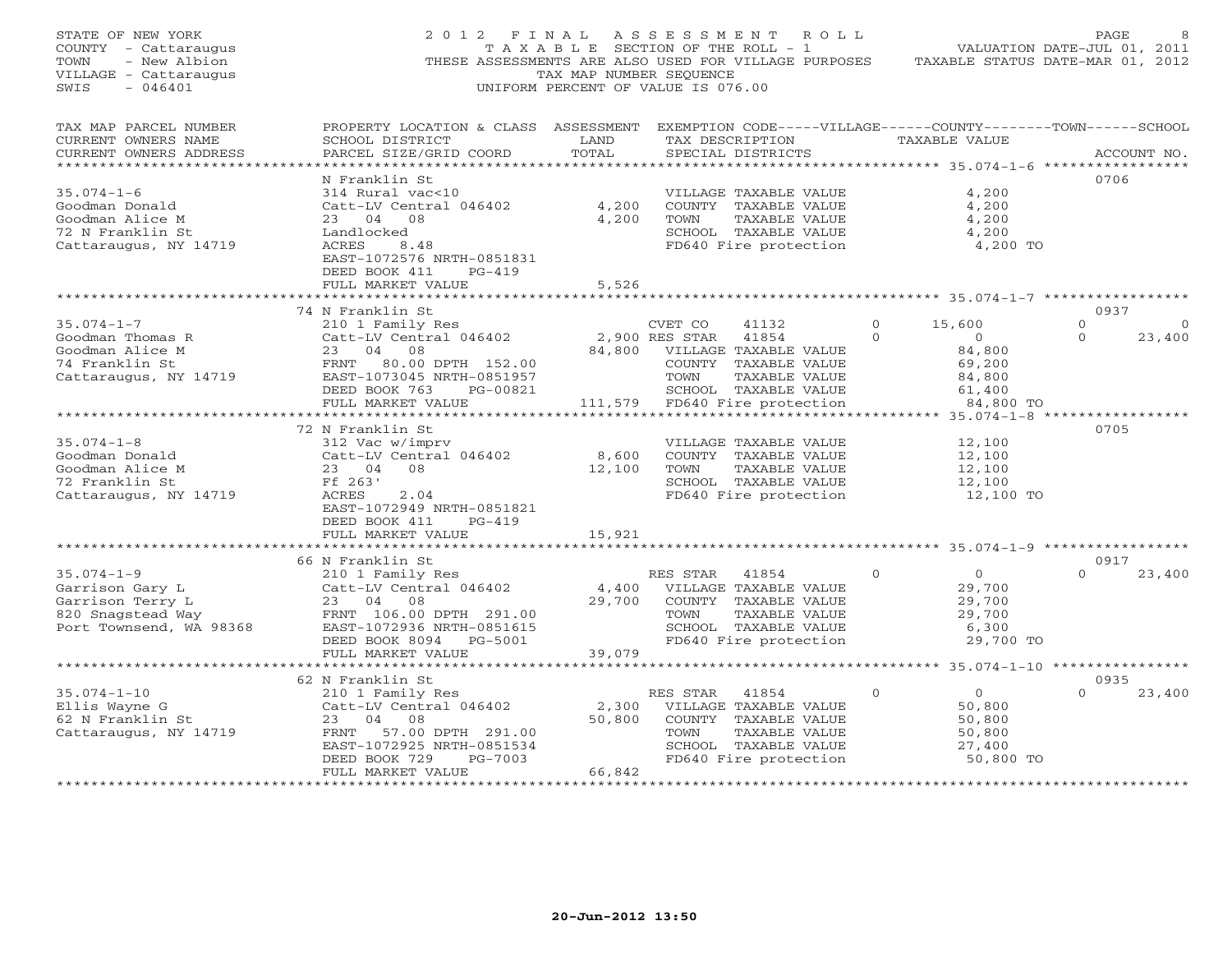STATE OF NEW YORK
COUNTY - Cattaraugus
TOWN - New Albion
VILLAGE - Cattaraugus
SWIS - 046401

2 0 1 2 F I N A L A S S E S S M E N T R O L L
T A X A B L E SECTION OF THE ROLL - 1
THESE ASSESSMENTS ARE ALSO USED FOR VILLAGE PURPOSES
TAX MAP NUMBER SEQUENCE
UNIFORM PERCENT OF VALUE IS 076.00

VALUATION DATE-JUL 01, 2011
TAXABLE STATUS DATE-MAR 01, 2012

| TAX MAP PARCEL NUMBER / CURRENT OWNERS NAME / CURRENT OWNERS ADDRESS | PROPERTY LOCATION & CLASS / SCHOOL DISTRICT / PARCEL SIZE/GRID COORD | ASSESSMENT LAND / TOTAL | EXEMPTION CODE / TAX DESCRIPTION / SPECIAL DISTRICTS | VILLAGE | COUNTY / TAXABLE VALUE | TOWN | SCHOOL | ACCOUNT NO. |
|---|---|---|---|---|---|---|---|---|
| **35.074-1-6** | N Franklin St | | | | | | | 0706 |
| Goodman Donald | 314 Rural vac<10 | | VILLAGE TAXABLE VALUE | | 4,200 | | | |
| Goodman Alice M | Catt-LV Central 046402 | 4,200 | COUNTY TAXABLE VALUE | | 4,200 | | | |
| 72 N Franklin St | 23 04 08 | 4,200 | TOWN TAXABLE VALUE | | 4,200 | | | |
| Cattaraugus, NY 14719 | Landlocked | | SCHOOL TAXABLE VALUE | | 4,200 | | | |
| | ACRES 8.48 | | FD640 Fire protection | | 4,200 TO | | | |
| | EAST-1072576 NRTH-0851831 | | | | | | | |
| | DEED BOOK 411 PG-419 | | | | | | | |
| | FULL MARKET VALUE | 5,526 | | | | | | |
| **35.074-1-7** | 74 N Franklin St | | | | | | | 0937 |
| Goodman Thomas R | 210 1 Family Res | | CVET CO 41132 | 0 | 15,600 | 0 | 0 | |
| Goodman Alice M | Catt-LV Central 046402 | 2,900 | RES STAR 41854 | 0 | 0 | 0 | 23,400 | |
| 74 Franklin St | 23 04 08 | 84,800 | VILLAGE TAXABLE VALUE | | 84,800 | | | |
| Cattaraugus, NY 14719 | FRNT 80.00 DPTH 152.00 | | COUNTY TAXABLE VALUE | | 69,200 | | | |
| | EAST-1073045 NRTH-0851957 | | TOWN TAXABLE VALUE | | 84,800 | | | |
| | DEED BOOK 763 PG-00821 | | SCHOOL TAXABLE VALUE | | 61,400 | | | |
| | FULL MARKET VALUE | 111,579 | FD640 Fire protection | | 84,800 TO | | | |
| **35.074-1-8** | 72 N Franklin St | | | | | | | 0705 |
| Goodman Donald | 312 Vac w/imprv | | VILLAGE TAXABLE VALUE | | 12,100 | | | |
| Goodman Alice M | Catt-LV Central 046402 | 8,600 | COUNTY TAXABLE VALUE | | 12,100 | | | |
| 72 Franklin St | 23 04 08 | 12,100 | TOWN TAXABLE VALUE | | 12,100 | | | |
| Cattaraugus, NY 14719 | Ff 263' | | SCHOOL TAXABLE VALUE | | 12,100 | | | |
| | ACRES 2.04 | | FD640 Fire protection | | 12,100 TO | | | |
| | EAST-1072949 NRTH-0851821 | | | | | | | |
| | DEED BOOK 411 PG-419 | | | | | | | |
| | FULL MARKET VALUE | 15,921 | | | | | | |
| **35.074-1-9** | 66 N Franklin St | | | | | | | 0917 |
| Garrison Gary L | 210 1 Family Res | | RES STAR 41854 | 0 | 0 | 0 | 23,400 | |
| Garrison Terry L | Catt-LV Central 046402 | 4,400 | VILLAGE TAXABLE VALUE | | 29,700 | | | |
| 820 Snagstead Way | 23 04 08 | 29,700 | COUNTY TAXABLE VALUE | | 29,700 | | | |
| Port Townsend, WA 98368 | FRNT 106.00 DPTH 291.00 | | TOWN TAXABLE VALUE | | 29,700 | | | |
| | EAST-1072936 NRTH-0851615 | | SCHOOL TAXABLE VALUE | | 6,300 | | | |
| | DEED BOOK 8094 PG-5001 | | FD640 Fire protection | | 29,700 TO | | | |
| | FULL MARKET VALUE | 39,079 | | | | | | |
| **35.074-1-10** | 62 N Franklin St | | | | | | | 0935 |
| Ellis Wayne G | 210 1 Family Res | | RES STAR 41854 | 0 | 0 | 0 | 23,400 | |
| 62 N Franklin St | Catt-LV Central 046402 | 2,300 | VILLAGE TAXABLE VALUE | | 50,800 | | | |
| Cattaraugus, NY 14719 | 23 04 08 | 50,800 | COUNTY TAXABLE VALUE | | 50,800 | | | |
| | FRNT 57.00 DPTH 291.00 | | TOWN TAXABLE VALUE | | 50,800 | | | |
| | EAST-1072925 NRTH-0851534 | | SCHOOL TAXABLE VALUE | | 27,400 | | | |
| | DEED BOOK 729 PG-7003 | | FD640 Fire protection | | 50,800 TO | | | |
| | FULL MARKET VALUE | 66,842 | | | | | | |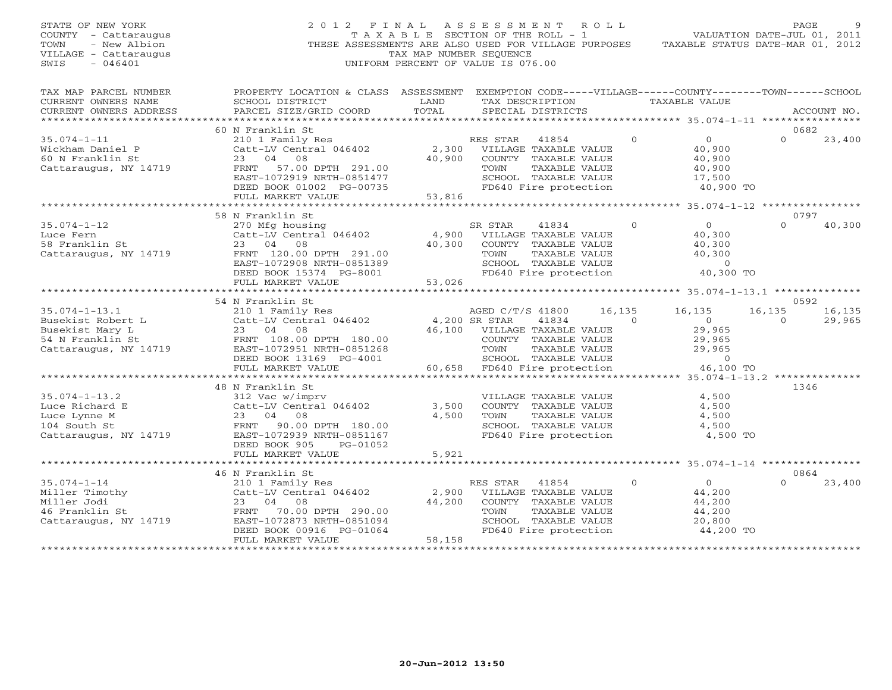STATE OF NEW YORK
COUNTY - Cattaraugus
TOWN - New Albion
VILLAGE - Cattaraugus
SWIS - 046401

2012 FINAL ASSESSMENT ROLL
TAXABLE SECTION OF THE ROLL - 1
THESE ASSESSMENTS ARE ALSO USED FOR VILLAGE PURPOSES
TAX MAP NUMBER SEQUENCE
UNIFORM PERCENT OF VALUE IS 076.00

VALUATION DATE-JUL 01, 2011
TAXABLE STATUS DATE-MAR 01, 2012

| TAX MAP PARCEL NUMBER / CURRENT OWNERS NAME / CURRENT OWNERS ADDRESS | PROPERTY LOCATION & CLASS / SCHOOL DISTRICT / PARCEL SIZE/GRID COORD | ASSESSMENT LAND / TOTAL | EXEMPTION CODE / TAX DESCRIPTION / SPECIAL DISTRICTS | VILLAGE | COUNTY / TAXABLE VALUE | TOWN | SCHOOL | ACCOUNT NO. |
|---|---|---|---|---|---|---|---|---|
| | 60 N Franklin St | | | | | | | 0682 |
| 35.074-1-11 | 210 1 Family Res | | RES STAR 41854 | 0 | 0 | 0 | 23,400 | |
| Wickham Daniel P | Catt-LV Central 046402 | 2,300 | VILLAGE TAXABLE VALUE | | 40,900 | | | |
| 60 N Franklin St | 23 04 08 | 40,900 | COUNTY TAXABLE VALUE | | 40,900 | | | |
| Cattaraugus, NY 14719 | FRNT 57.00 DPTH 291.00 | | TOWN TAXABLE VALUE | | 40,900 | | | |
| | EAST-1072919 NRTH-0851477 | | SCHOOL TAXABLE VALUE | | 17,500 | | | |
| | DEED BOOK 01002 PG-00735 | | FD640 Fire protection | | 40,900 TO | | | |
| | FULL MARKET VALUE | 53,816 | | | | | | |
| | 58 N Franklin St | | | | | | | 0797 |
| 35.074-1-12 | 270 Mfg housing | | SR STAR 41834 | 0 | 0 | 0 | 40,300 | |
| Luce Fern | Catt-LV Central 046402 | 4,900 | VILLAGE TAXABLE VALUE | | 40,300 | | | |
| 58 Franklin St | 23 04 08 | 40,300 | COUNTY TAXABLE VALUE | | 40,300 | | | |
| Cattaraugus, NY 14719 | FRNT 120.00 DPTH 291.00 | | TOWN TAXABLE VALUE | | 40,300 | | | |
| | EAST-1072908 NRTH-0851389 | | SCHOOL TAXABLE VALUE | | 0 | | | |
| | DEED BOOK 15374 PG-8001 | | FD640 Fire protection | | 40,300 TO | | | |
| | FULL MARKET VALUE | 53,026 | | | | | | |
| | 54 N Franklin St | | | | | | | 0592 |
| 35.074-1-13.1 | 210 1 Family Res | | AGED C/T/S 41800 | 16,135 | 16,135 | 16,135 | 16,135 | |
| Busekist Robert L | Catt-LV Central 046402 | 4,200 | SR STAR 41834 | 0 | 0 | 0 | 29,965 | |
| Busekist Mary L | 23 04 08 | 46,100 | VILLAGE TAXABLE VALUE | | 29,965 | | | |
| 54 N Franklin St | FRNT 108.00 DPTH 180.00 | | COUNTY TAXABLE VALUE | | 29,965 | | | |
| Cattaraugus, NY 14719 | EAST-1072951 NRTH-0851268 | | TOWN TAXABLE VALUE | | 29,965 | | | |
| | DEED BOOK 13169 PG-4001 | | SCHOOL TAXABLE VALUE | | 0 | | | |
| | FULL MARKET VALUE | 60,658 | FD640 Fire protection | | 46,100 TO | | | |
| | 48 N Franklin St | | | | | | | 1346 |
| 35.074-1-13.2 | 312 Vac w/imprv | | VILLAGE TAXABLE VALUE | | 4,500 | | | |
| Luce Richard E | Catt-LV Central 046402 | 3,500 | COUNTY TAXABLE VALUE | | 4,500 | | | |
| Luce Lynne M | 23 04 08 | 4,500 | TOWN TAXABLE VALUE | | 4,500 | | | |
| 104 South St | FRNT 90.00 DPTH 180.00 | | SCHOOL TAXABLE VALUE | | 4,500 | | | |
| Cattaraugus, NY 14719 | EAST-1072939 NRTH-0851167 | | FD640 Fire protection | | 4,500 TO | | | |
| | DEED BOOK 905 PG-01052 | | | | | | | |
| | FULL MARKET VALUE | 5,921 | | | | | | |
| | 46 N Franklin St | | | | | | | 0864 |
| 35.074-1-14 | 210 1 Family Res | | RES STAR 41854 | 0 | 0 | 0 | 23,400 | |
| Miller Timothy | Catt-LV Central 046402 | 2,900 | VILLAGE TAXABLE VALUE | | 44,200 | | | |
| Miller Jodi | 23 04 08 | 44,200 | COUNTY TAXABLE VALUE | | 44,200 | | | |
| 46 Franklin St | FRNT 70.00 DPTH 290.00 | | TOWN TAXABLE VALUE | | 44,200 | | | |
| Cattaraugus, NY 14719 | EAST-1072873 NRTH-0851094 | | SCHOOL TAXABLE VALUE | | 20,800 | | | |
| | DEED BOOK 00916 PG-01064 | | FD640 Fire protection | | 44,200 TO | | | |
| | FULL MARKET VALUE | 58,158 | | | | | | |

20-Jun-2012 13:50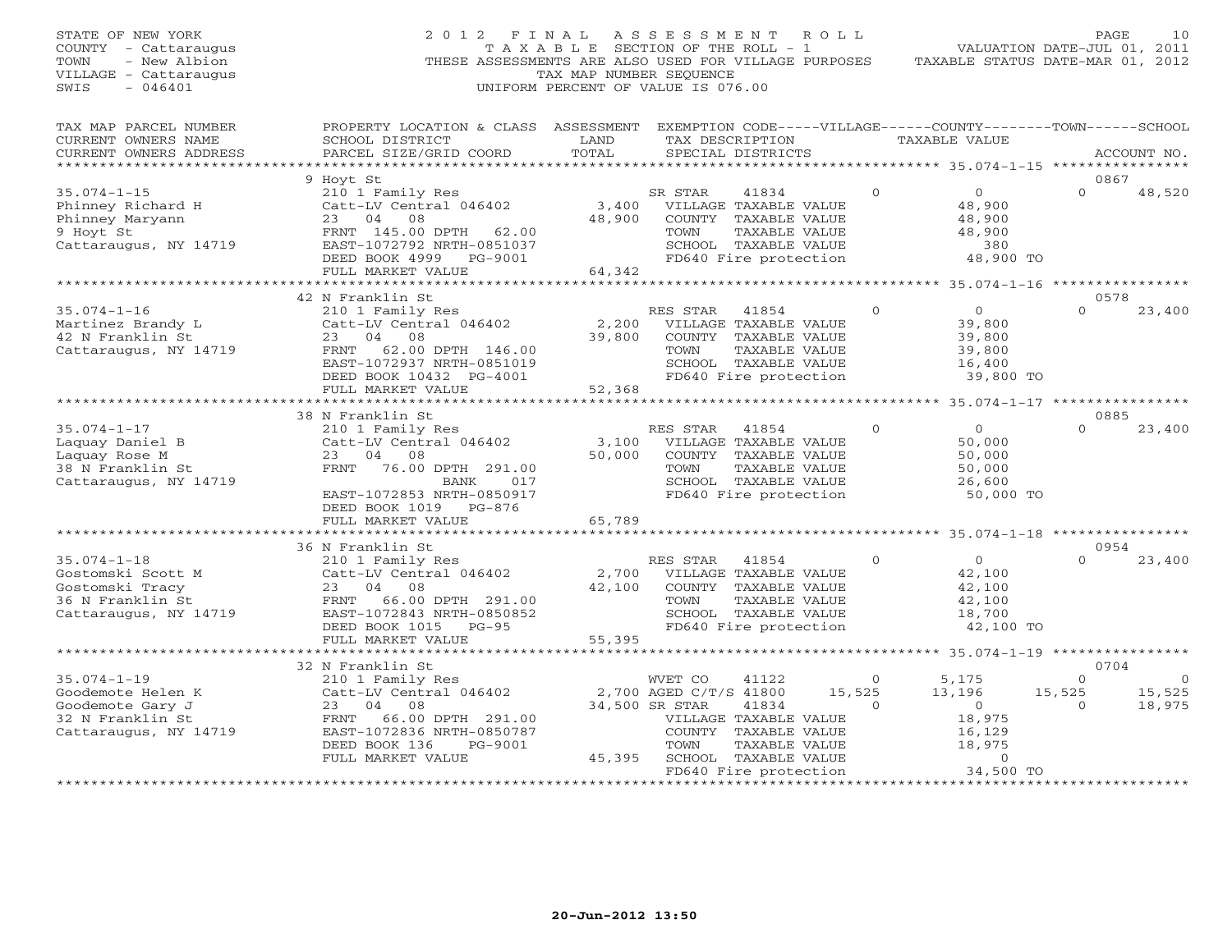STATE OF NEW YORK
COUNTY - Cattaraugus
TOWN - New Albion
VILLAGE - Cattaraugus
SWIS - 046401

2012 FINAL ASSESSMENT ROLL
TAXABLE SECTION OF THE ROLL - 1
THESE ASSESSMENTS ARE ALSO USED FOR VILLAGE PURPOSES
TAX MAP NUMBER SEQUENCE
UNIFORM PERCENT OF VALUE IS 076.00

VALUATION DATE-JUL 01, 2011
TAXABLE STATUS DATE-MAR 01, 2012

| TAX MAP PARCEL NUMBER / CURRENT OWNERS NAME / CURRENT OWNERS ADDRESS | PROPERTY LOCATION & CLASS / SCHOOL DISTRICT / PARCEL SIZE/GRID COORD | ASSESSMENT LAND / TOTAL | EXEMPTION CODE / TAX DESCRIPTION / SPECIAL DISTRICTS | VILLAGE | COUNTY | TOWN | SCHOOL | ACCOUNT NO. |
|---|---|---|---|---|---|---|---|---|
| | 9 Hoyt St | | | | | | | 0867 |
| 35.074-1-15 | 210 1 Family Res | | SR STAR 41834 | 0 | 0 | 0 | 48,520 | |
| Phinney Richard H | Catt-LV Central 046402 | 3,400 | VILLAGE TAXABLE VALUE | 48,900 | | | | |
| Phinney Maryann | 23 04 08 | 48,900 | COUNTY TAXABLE VALUE | | 48,900 | | | |
| 9 Hoyt St | FRNT 145.00 DPTH 62.00 | | TOWN TAXABLE VALUE | | | 48,900 | | |
| Cattaraugus, NY 14719 | EAST-1072792 NRTH-0851037 | | SCHOOL TAXABLE VALUE | | | | 380 | |
| | DEED BOOK 4999 PG-9001 | | FD640 Fire protection | 48,900 TO | | | | |
| | FULL MARKET VALUE | 64,342 | | | | | | |
| | 42 N Franklin St | | | | | | | 0578 |
| 35.074-1-16 | 210 1 Family Res | | RES STAR 41854 | 0 | 0 | 0 | 23,400 | |
| Martinez Brandy L | Catt-LV Central 046402 | 2,200 | VILLAGE TAXABLE VALUE | 39,800 | | | | |
| 42 N Franklin St | 23 04 08 | 39,800 | COUNTY TAXABLE VALUE | | 39,800 | | | |
| Cattaraugus, NY 14719 | FRNT 62.00 DPTH 146.00 | | TOWN TAXABLE VALUE | | | 39,800 | | |
| | EAST-1072937 NRTH-0851019 | | SCHOOL TAXABLE VALUE | | | | 16,400 | |
| | DEED BOOK 10432 PG-4001 | | FD640 Fire protection | 39,800 TO | | | | |
| | FULL MARKET VALUE | 52,368 | | | | | | |
| | 38 N Franklin St | | | | | | | 0885 |
| 35.074-1-17 | 210 1 Family Res | | RES STAR 41854 | 0 | 0 | 0 | 23,400 | |
| Laquay Daniel B | Catt-LV Central 046402 | 3,100 | VILLAGE TAXABLE VALUE | 50,000 | | | | |
| Laquay Rose M | 23 04 08 | 50,000 | COUNTY TAXABLE VALUE | | 50,000 | | | |
| 38 N Franklin St | FRNT 76.00 DPTH 291.00 | | TOWN TAXABLE VALUE | | | 50,000 | | |
| Cattaraugus, NY 14719 | BANK 017 | | SCHOOL TAXABLE VALUE | | | | 26,600 | |
| | EAST-1072853 NRTH-0850917 | | FD640 Fire protection | 50,000 TO | | | | |
| | DEED BOOK 1019 PG-876 | | | | | | | |
| | FULL MARKET VALUE | 65,789 | | | | | | |
| | 36 N Franklin St | | | | | | | 0954 |
| 35.074-1-18 | 210 1 Family Res | | RES STAR 41854 | 0 | 0 | 0 | 23,400 | |
| Gostomski Scott M | Catt-LV Central 046402 | 2,700 | VILLAGE TAXABLE VALUE | 42,100 | | | | |
| Gostomski Tracy | 23 04 08 | 42,100 | COUNTY TAXABLE VALUE | | 42,100 | | | |
| 36 N Franklin St | FRNT 66.00 DPTH 291.00 | | TOWN TAXABLE VALUE | | | 42,100 | | |
| Cattaraugus, NY 14719 | EAST-1072843 NRTH-0850852 | | SCHOOL TAXABLE VALUE | | | | 18,700 | |
| | DEED BOOK 1015 PG-95 | | FD640 Fire protection | 42,100 TO | | | | |
| | FULL MARKET VALUE | 55,395 | | | | | | |
| | 32 N Franklin St | | | | | | | 0704 |
| 35.074-1-19 | 210 1 Family Res | | WVET CO 41122 | 0 | 5,175 | 0 | 0 | |
| Goodemote Helen K | Catt-LV Central 046402 | 2,700 | AGED C/T/S 41800 | 15,525 | 13,196 | 15,525 | 15,525 | |
| Goodemote Gary J | 23 04 08 | 34,500 | SR STAR 41834 | 0 | 0 | 0 | 18,975 | |
| 32 N Franklin St | FRNT 66.00 DPTH 291.00 | | VILLAGE TAXABLE VALUE | 18,975 | | | | |
| Cattaraugus, NY 14719 | EAST-1072836 NRTH-0850787 | | COUNTY TAXABLE VALUE | | 16,129 | | | |
| | DEED BOOK 136 PG-9001 | | TOWN TAXABLE VALUE | | | 18,975 | | |
| | FULL MARKET VALUE | 45,395 | SCHOOL TAXABLE VALUE | | | | 0 | |
| | | | FD640 Fire protection | 34,500 TO | | | | |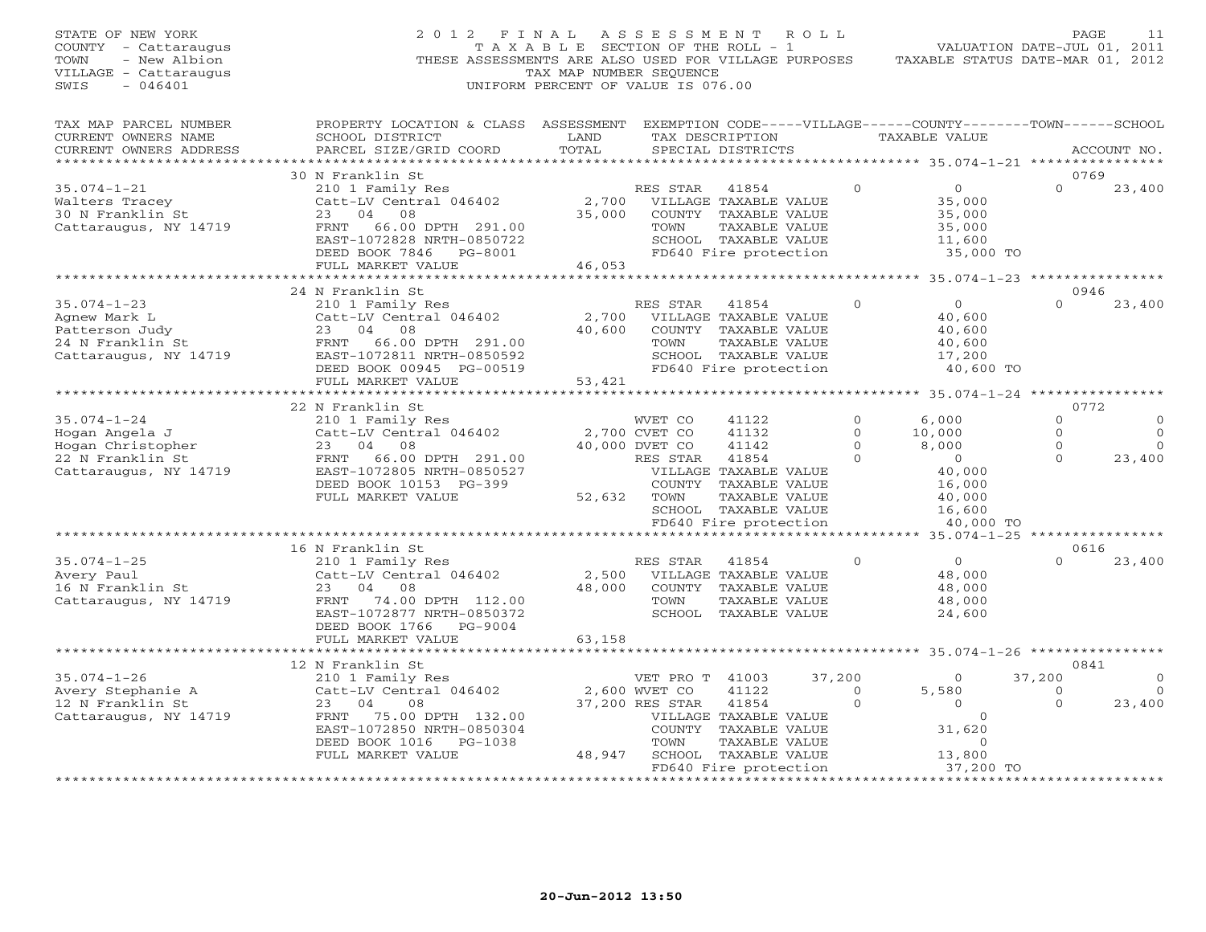STATE OF NEW YORK
COUNTY - Cattaraugus
TOWN - New Albion
VILLAGE - Cattaraugus
SWIS - 046401

# 2012 FINAL ASSESSMENT ROLL

TAXABLE SECTION OF THE ROLL - 1
THESE ASSESSMENTS ARE ALSO USED FOR VILLAGE PURPOSES
TAX MAP NUMBER SEQUENCE
UNIFORM PERCENT OF VALUE IS 076.00

VALUATION DATE-JUL 01, 2011
TAXABLE STATUS DATE-MAR 01, 2012

```
TAX MAP PARCEL NUMBER     PROPERTY LOCATION & CLASS  ASSESSMENT  EXEMPTION CODE-----VILLAGE------COUNTY--------TOWN------SCHOOL
CURRENT OWNERS NAME       SCHOOL DISTRICT               LAND      TAX DESCRIPTION            TAXABLE VALUE
CURRENT OWNERS ADDRESS    PARCEL SIZE/GRID COORD        TOTAL     SPECIAL DISTRICTS                                         ACCOUNT NO.
******************************************************************************************************* 35.074-1-21 ****************
                          30 N Franklin St                                                                                  0769
35.074-1-21               210 1 Family Res                       RES STAR   41854          0          0          0        23,400
Walters Tracey            Catt-LV Central 046402        2,700    VILLAGE TAXABLE VALUE            35,000
30 N Franklin St          23   04   08                 35,000    COUNTY  TAXABLE VALUE            35,000
Cattaraugus, NY 14719     FRNT   66.00 DPTH 291.00               TOWN    TAXABLE VALUE            35,000
                          EAST-1072828 NRTH-0850722              SCHOOL  TAXABLE VALUE            11,600
                          DEED BOOK 7846    PG-8001              FD640 Fire protection             35,000 TO
                          FULL MARKET VALUE             46,053
******************************************************************************************************* 35.074-1-23 ****************
                          24 N Franklin St                                                                                  0946
35.074-1-23               210 1 Family Res                       RES STAR   41854          0          0          0        23,400
Agnew Mark L              Catt-LV Central 046402        2,700    VILLAGE TAXABLE VALUE            40,600
Patterson Judy            23   04   08                 40,600    COUNTY  TAXABLE VALUE            40,600
24 N Franklin St          FRNT   66.00 DPTH 291.00               TOWN    TAXABLE VALUE            40,600
Cattaraugus, NY 14719     EAST-1072811 NRTH-0850592              SCHOOL  TAXABLE VALUE            17,200
                          DEED BOOK 00945 PG-00519               FD640 Fire protection             40,600 TO
                          FULL MARKET VALUE             53,421
******************************************************************************************************* 35.074-1-24 ****************
                          22 N Franklin St                                                                                  0772
35.074-1-24               210 1 Family Res                       WVET CO    41122          0      6,000          0             0
Hogan Angela J            Catt-LV Central 046402        2,700 CVET CO    41132          0     10,000          0             0
Hogan Christopher         23   04   08                 40,000 DVET CO    41142          0      8,000          0             0
22 N Franklin St          FRNT   66.00 DPTH 291.00               RES STAR   41854          0          0          0        23,400
Cattaraugus, NY 14719     EAST-1072805 NRTH-0850527              VILLAGE TAXABLE VALUE            40,000
                          DEED BOOK 10153 PG-399                 COUNTY  TAXABLE VALUE            16,000
                          FULL MARKET VALUE             52,632   TOWN    TAXABLE VALUE            40,000
                                                                 SCHOOL  TAXABLE VALUE            16,600
                                                                 FD640 Fire protection             40,000 TO
******************************************************************************************************* 35.074-1-25 ****************
                          16 N Franklin St                                                                                  0616
35.074-1-25               210 1 Family Res                       RES STAR   41854          0          0          0        23,400
Avery Paul                Catt-LV Central 046402        2,500    VILLAGE TAXABLE VALUE            48,000
16 N Franklin St          23   04   08                 48,000    COUNTY  TAXABLE VALUE            48,000
Cattaraugus, NY 14719     FRNT   74.00 DPTH 112.00               TOWN    TAXABLE VALUE            48,000
                          EAST-1072877 NRTH-0850372              SCHOOL  TAXABLE VALUE            24,600
                          DEED BOOK 1766    PG-9004
                          FULL MARKET VALUE             63,158
******************************************************************************************************* 35.074-1-26 ****************
                          12 N Franklin St                                                                                  0841
35.074-1-26               210 1 Family Res                       VET PRO T  41003     37,200          0     37,200             0
Avery Stephanie A         Catt-LV Central 046402        2,600 WVET CO    41122          0      5,580          0             0
12 N Franklin St          23   04   08                 37,200 RES STAR   41854          0          0          0        23,400
Cattaraugus, NY 14719     FRNT   75.00 DPTH 132.00               VILLAGE TAXABLE VALUE                0
                          EAST-1072850 NRTH-0850304              COUNTY  TAXABLE VALUE            31,620
                          DEED BOOK 1016    PG-1038              TOWN    TAXABLE VALUE                0
                          FULL MARKET VALUE             48,947   SCHOOL  TAXABLE VALUE            13,800
                                                                 FD640 Fire protection             37,200 TO
************************************************************************************************************************************
```

20-Jun-2012 13:50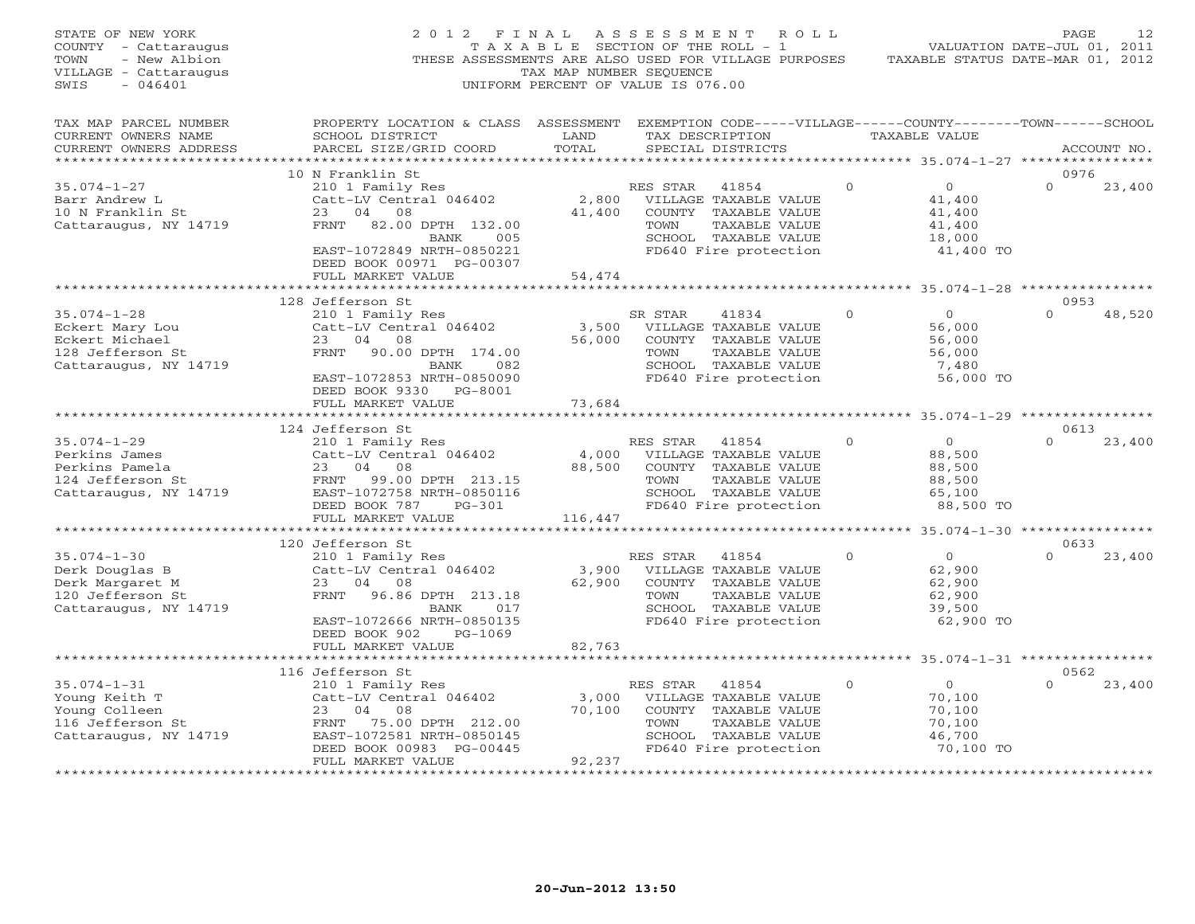STATE OF NEW YORK
COUNTY - Cattaraugus
TOWN - New Albion
VILLAGE - Cattaraugus
SWIS - 046401

# 2012 FINAL ASSESSMENT ROLL

TAXABLE SECTION OF THE ROLL - 1
THESE ASSESSMENTS ARE ALSO USED FOR VILLAGE PURPOSES
TAX MAP NUMBER SEQUENCE
UNIFORM PERCENT OF VALUE IS 076.00

VALUATION DATE-JUL 01, 2011
TAXABLE STATUS DATE-MAR 01, 2012

| TAX MAP PARCEL NUMBER / CURRENT OWNERS NAME / CURRENT OWNERS ADDRESS | PROPERTY LOCATION & CLASS / SCHOOL DISTRICT / PARCEL SIZE/GRID COORD | ASSESSMENT LAND / TOTAL | EXEMPTION CODE / TAX DESCRIPTION / SPECIAL DISTRICTS | VILLAGE | COUNTY / TAXABLE VALUE | TOWN | SCHOOL | ACCOUNT NO. |
|---|---|---|---|---|---|---|---|---|
| 35.074-1-27 | 10 N Franklin St | | | | | | | 0976 |
| Barr Andrew L | 210 1 Family Res | | RES STAR 41854 | 0 | 0 | 0 | 23,400 | |
| 10 N Franklin St | Catt-LV Central 046402 | 2,800 | VILLAGE TAXABLE VALUE | | 41,400 | | | |
| Cattaraugus, NY 14719 | 23 04 08 | 41,400 | COUNTY TAXABLE VALUE | | 41,400 | | | |
| | FRNT 82.00 DPTH 132.00 | | TOWN TAXABLE VALUE | | 41,400 | | | |
| | BANK 005 | | SCHOOL TAXABLE VALUE | | 18,000 | | | |
| | EAST-1072849 NRTH-0850221 | | FD640 Fire protection | | 41,400 TO | | | |
| | DEED BOOK 00971 PG-00307 | | | | | | | |
| | FULL MARKET VALUE | 54,474 | | | | | | |
| 35.074-1-28 | 128 Jefferson St | | | | | | | 0953 |
| Eckert Mary Lou | 210 1 Family Res | | SR STAR 41834 | 0 | 0 | 0 | 48,520 | |
| Eckert Michael | Catt-LV Central 046402 | 3,500 | VILLAGE TAXABLE VALUE | | 56,000 | | | |
| 128 Jefferson St | 23 04 08 | 56,000 | COUNTY TAXABLE VALUE | | 56,000 | | | |
| Cattaraugus, NY 14719 | FRNT 90.00 DPTH 174.00 | | TOWN TAXABLE VALUE | | 56,000 | | | |
| | BANK 082 | | SCHOOL TAXABLE VALUE | | 7,480 | | | |
| | EAST-1072853 NRTH-0850090 | | FD640 Fire protection | | 56,000 TO | | | |
| | DEED BOOK 9330 PG-8001 | | | | | | | |
| | FULL MARKET VALUE | 73,684 | | | | | | |
| 35.074-1-29 | 124 Jefferson St | | | | | | | 0613 |
| Perkins James | 210 1 Family Res | | RES STAR 41854 | 0 | 0 | 0 | 23,400 | |
| Perkins Pamela | Catt-LV Central 046402 | 4,000 | VILLAGE TAXABLE VALUE | | 88,500 | | | |
| 124 Jefferson St | 23 04 08 | 88,500 | COUNTY TAXABLE VALUE | | 88,500 | | | |
| Cattaraugus, NY 14719 | FRNT 99.00 DPTH 213.15 | | TOWN TAXABLE VALUE | | 88,500 | | | |
| | EAST-1072758 NRTH-0850116 | | SCHOOL TAXABLE VALUE | | 65,100 | | | |
| | DEED BOOK 787 PG-301 | | FD640 Fire protection | | 88,500 TO | | | |
| | FULL MARKET VALUE | 116,447 | | | | | | |
| 35.074-1-30 | 120 Jefferson St | | | | | | | 0633 |
| Derk Douglas B | 210 1 Family Res | | RES STAR 41854 | 0 | 0 | 0 | 23,400 | |
| Derk Margaret M | Catt-LV Central 046402 | 3,900 | VILLAGE TAXABLE VALUE | | 62,900 | | | |
| 120 Jefferson St | 23 04 08 | 62,900 | COUNTY TAXABLE VALUE | | 62,900 | | | |
| Cattaraugus, NY 14719 | FRNT 96.86 DPTH 213.18 | | TOWN TAXABLE VALUE | | 62,900 | | | |
| | BANK 017 | | SCHOOL TAXABLE VALUE | | 39,500 | | | |
| | EAST-1072666 NRTH-0850135 | | FD640 Fire protection | | 62,900 TO | | | |
| | DEED BOOK 902 PG-1069 | | | | | | | |
| | FULL MARKET VALUE | 82,763 | | | | | | |
| 35.074-1-31 | 116 Jefferson St | | | | | | | 0562 |
| Young Keith T | 210 1 Family Res | | RES STAR 41854 | 0 | 0 | 0 | 23,400 | |
| Young Colleen | Catt-LV Central 046402 | 3,000 | VILLAGE TAXABLE VALUE | | 70,100 | | | |
| 116 Jefferson St | 23 04 08 | 70,100 | COUNTY TAXABLE VALUE | | 70,100 | | | |
| Cattaraugus, NY 14719 | FRNT 75.00 DPTH 212.00 | | TOWN TAXABLE VALUE | | 70,100 | | | |
| | EAST-1072581 NRTH-0850145 | | SCHOOL TAXABLE VALUE | | 46,700 | | | |
| | DEED BOOK 00983 PG-00445 | | FD640 Fire protection | | 70,100 TO | | | |
| | FULL MARKET VALUE | 92,237 | | | | | | |

20-Jun-2012 13:50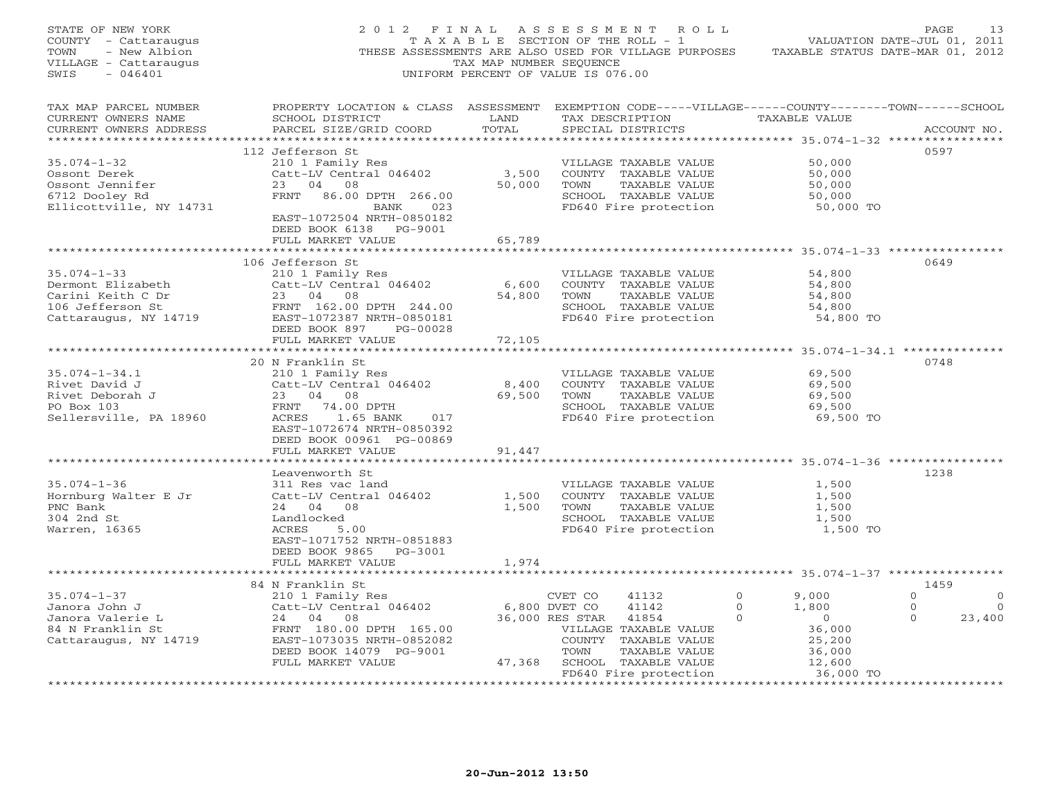STATE OF NEW YORK
COUNTY - Cattaraugus
TOWN - New Albion
VILLAGE - Cattaraugus
SWIS - 046401

2 0 1 2 F I N A L A S S E S S M E N T R O L L
T A X A B L E SECTION OF THE ROLL - 1
THESE ASSESSMENTS ARE ALSO USED FOR VILLAGE PURPOSES
TAX MAP NUMBER SEQUENCE
UNIFORM PERCENT OF VALUE IS 076.00

VALUATION DATE-JUL 01, 2011
TAXABLE STATUS DATE-MAR 01, 2012

| TAX MAP PARCEL NUMBER / CURRENT OWNERS NAME / CURRENT OWNERS ADDRESS | PROPERTY LOCATION & CLASS / SCHOOL DISTRICT / PARCEL SIZE/GRID COORD | ASSESSMENT LAND / TOTAL | EXEMPTION CODE / TAX DESCRIPTION / SPECIAL DISTRICTS | TAXABLE VALUE (VILLAGE / COUNTY / TOWN / SCHOOL) | ACCOUNT NO. |
|---|---|---|---|---|---|
| **35.074-1-32** | 112 Jefferson St | | | | 0597 |
| Ossont Derek | 210 1 Family Res | | VILLAGE TAXABLE VALUE | 50,000 | |
| Ossont Jennifer | Catt-LV Central 046402 | 3,500 | COUNTY TAXABLE VALUE | 50,000 | |
| 6712 Dooley Rd | 23 04 08 | 50,000 | TOWN TAXABLE VALUE | 50,000 | |
| Ellicottville, NY 14731 | FRNT 86.00 DPTH 266.00 | | SCHOOL TAXABLE VALUE | 50,000 | |
| | BANK 023 | | FD640 Fire protection | 50,000 TO | |
| | EAST-1072504 NRTH-0850182 | | | | |
| | DEED BOOK 6138 PG-9001 | | | | |
| | FULL MARKET VALUE | 65,789 | | | |
| **35.074-1-33** | 106 Jefferson St | | | | 0649 |
| Dermont Elizabeth | 210 1 Family Res | | VILLAGE TAXABLE VALUE | 54,800 | |
| Carini Keith C Dr | Catt-LV Central 046402 | 6,600 | COUNTY TAXABLE VALUE | 54,800 | |
| 106 Jefferson St | 23 04 08 | 54,800 | TOWN TAXABLE VALUE | 54,800 | |
| Cattaraugus, NY 14719 | FRNT 162.00 DPTH 244.00 | | SCHOOL TAXABLE VALUE | 54,800 | |
| | EAST-1072387 NRTH-0850181 | | FD640 Fire protection | 54,800 TO | |
| | DEED BOOK 897 PG-00028 | | | | |
| | FULL MARKET VALUE | 72,105 | | | |
| **35.074-1-34.1** | 20 N Franklin St | | | | 0748 |
| Rivet David J | 210 1 Family Res | | VILLAGE TAXABLE VALUE | 69,500 | |
| Rivet Deborah J | Catt-LV Central 046402 | 8,400 | COUNTY TAXABLE VALUE | 69,500 | |
| PO Box 103 | 23 04 08 | 69,500 | TOWN TAXABLE VALUE | 69,500 | |
| Sellersville, PA 18960 | FRNT 74.00 DPTH | | SCHOOL TAXABLE VALUE | 69,500 | |
| | ACRES 1.65 BANK 017 | | FD640 Fire protection | 69,500 TO | |
| | EAST-1072674 NRTH-0850392 | | | | |
| | DEED BOOK 00961 PG-00869 | | | | |
| | FULL MARKET VALUE | 91,447 | | | |
| **35.074-1-36** | Leavenworth St | | | | 1238 |
| Hornburg Walter E Jr | 311 Res vac land | | VILLAGE TAXABLE VALUE | 1,500 | |
| PNC Bank | Catt-LV Central 046402 | 1,500 | COUNTY TAXABLE VALUE | 1,500 | |
| 304 2nd St | 24 04 08 | 1,500 | TOWN TAXABLE VALUE | 1,500 | |
| Warren, 16365 | Landlocked | | SCHOOL TAXABLE VALUE | 1,500 | |
| | ACRES 5.00 | | FD640 Fire protection | 1,500 TO | |
| | EAST-1071752 NRTH-0851883 | | | | |
| | DEED BOOK 9865 PG-3001 | | | | |
| | FULL MARKET VALUE | 1,974 | | | |
| **35.074-1-37** | 84 N Franklin St | | | | 1459 |
| Janora John J | 210 1 Family Res | | CVET CO 41132 | 0 / 9,000 / 0 / 0 | |
| Janora Valerie L | Catt-LV Central 046402 | 6,800 | DVET CO 41142 | 0 / 1,800 / 0 / 0 | |
| 84 N Franklin St | 24 04 08 | 36,000 | RES STAR 41854 | 0 / 0 / 0 / 23,400 | |
| Cattaraugus, NY 14719 | FRNT 180.00 DPTH 165.00 | | VILLAGE TAXABLE VALUE | 36,000 | |
| | EAST-1073035 NRTH-0852082 | | COUNTY TAXABLE VALUE | 25,200 | |
| | DEED BOOK 14079 PG-9001 | | TOWN TAXABLE VALUE | 36,000 | |
| | FULL MARKET VALUE | 47,368 | SCHOOL TAXABLE VALUE | 12,600 | |
| | | | FD640 Fire protection | 36,000 TO | |

20-Jun-2012 13:50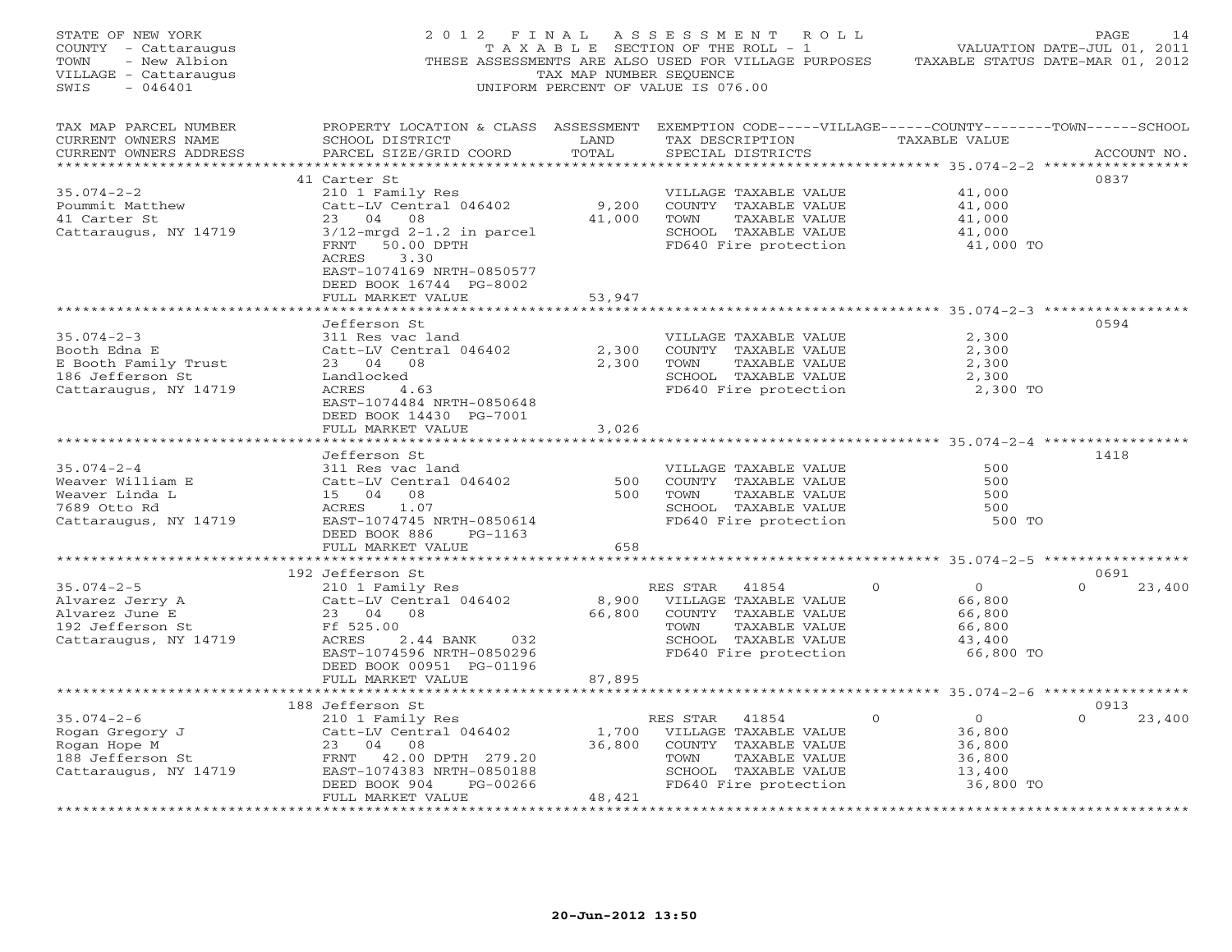STATE OF NEW YORK
COUNTY - Cattaraugus
TOWN - New Albion
VILLAGE - Cattaraugus
SWIS - 046401

2012 FINAL ASSESSMENT ROLL
TAXABLE SECTION OF THE ROLL - 1
THESE ASSESSMENTS ARE ALSO USED FOR VILLAGE PURPOSES
TAX MAP NUMBER SEQUENCE
UNIFORM PERCENT OF VALUE IS 076.00

VALUATION DATE-JUL 01, 2011
TAXABLE STATUS DATE-MAR 01, 2012

| TAX MAP PARCEL NUMBER / CURRENT OWNERS NAME / CURRENT OWNERS ADDRESS | PROPERTY LOCATION & CLASS / SCHOOL DISTRICT / PARCEL SIZE/GRID COORD | ASSESSMENT LAND / TOTAL | EXEMPTION CODE / TAX DESCRIPTION / SPECIAL DISTRICTS | VILLAGE | COUNTY / TAXABLE VALUE | TOWN | SCHOOL | ACCOUNT NO. |
|---|---|---|---|---|---|---|---|---|
| **35.074-2-2** | 41 Carter St | | | | | | | 0837 |
| 35.074-2-2 | 210 1 Family Res | | VILLAGE TAXABLE VALUE | | 41,000 | | | |
| Poummit Matthew | Catt-LV Central 046402 | 9,200 | COUNTY TAXABLE VALUE | | 41,000 | | | |
| 41 Carter St | 23 04 08 | 41,000 | TOWN TAXABLE VALUE | | 41,000 | | | |
| Cattaraugus, NY 14719 | 3/12-mrgd 2-1.2 in parcel | | SCHOOL TAXABLE VALUE | | 41,000 | | | |
| | FRNT 50.00 DPTH | | FD640 Fire protection | | 41,000 TO | | | |
| | ACRES 3.30 | | | | | | | |
| | EAST-1074169 NRTH-0850577 | | | | | | | |
| | DEED BOOK 16744 PG-8002 | | | | | | | |
| | FULL MARKET VALUE | 53,947 | | | | | | |
| **35.074-2-3** | Jefferson St | | | | | | | 0594 |
| 35.074-2-3 | 311 Res vac land | | VILLAGE TAXABLE VALUE | | 2,300 | | | |
| Booth Edna E | Catt-LV Central 046402 | 2,300 | COUNTY TAXABLE VALUE | | 2,300 | | | |
| E Booth Family Trust | 23 04 08 | 2,300 | TOWN TAXABLE VALUE | | 2,300 | | | |
| 186 Jefferson St | Landlocked | | SCHOOL TAXABLE VALUE | | 2,300 | | | |
| Cattaraugus, NY 14719 | ACRES 4.63 | | FD640 Fire protection | | 2,300 TO | | | |
| | EAST-1074484 NRTH-0850648 | | | | | | | |
| | DEED BOOK 14430 PG-7001 | | | | | | | |
| | FULL MARKET VALUE | 3,026 | | | | | | |
| **35.074-2-4** | Jefferson St | | | | | | | 1418 |
| 35.074-2-4 | 311 Res vac land | | VILLAGE TAXABLE VALUE | | 500 | | | |
| Weaver William E | Catt-LV Central 046402 | 500 | COUNTY TAXABLE VALUE | | 500 | | | |
| Weaver Linda L | 15 04 08 | 500 | TOWN TAXABLE VALUE | | 500 | | | |
| 7689 Otto Rd | ACRES 1.07 | | SCHOOL TAXABLE VALUE | | 500 | | | |
| Cattaraugus, NY 14719 | EAST-1074745 NRTH-0850614 | | FD640 Fire protection | | 500 TO | | | |
| | DEED BOOK 886 PG-1163 | | | | | | | |
| | FULL MARKET VALUE | 658 | | | | | | |
| **35.074-2-5** | 192 Jefferson St | | | | | | | 0691 |
| 35.074-2-5 | 210 1 Family Res | | RES STAR 41854 | 0 | 0 | | 0 | 23,400 |
| Alvarez Jerry A | Catt-LV Central 046402 | 8,900 | VILLAGE TAXABLE VALUE | | 66,800 | | | |
| Alvarez June E | 23 04 08 | 66,800 | COUNTY TAXABLE VALUE | | 66,800 | | | |
| 192 Jefferson St | Ff 525.00 | | TOWN TAXABLE VALUE | | 66,800 | | | |
| Cattaraugus, NY 14719 | ACRES 2.44 BANK 032 | | SCHOOL TAXABLE VALUE | | 43,400 | | | |
| | EAST-1074596 NRTH-0850296 | | FD640 Fire protection | | 66,800 TO | | | |
| | DEED BOOK 00951 PG-01196 | | | | | | | |
| | FULL MARKET VALUE | 87,895 | | | | | | |
| **35.074-2-6** | 188 Jefferson St | | | | | | | 0913 |
| 35.074-2-6 | 210 1 Family Res | | RES STAR 41854 | 0 | 0 | | 0 | 23,400 |
| Rogan Gregory J | Catt-LV Central 046402 | 1,700 | VILLAGE TAXABLE VALUE | | 36,800 | | | |
| Rogan Hope M | 23 04 08 | 36,800 | COUNTY TAXABLE VALUE | | 36,800 | | | |
| 188 Jefferson St | FRNT 42.00 DPTH 279.20 | | TOWN TAXABLE VALUE | | 36,800 | | | |
| Cattaraugus, NY 14719 | EAST-1074383 NRTH-0850188 | | SCHOOL TAXABLE VALUE | | 13,400 | | | |
| | DEED BOOK 904 PG-00266 | | FD640 Fire protection | | 36,800 TO | | | |
| | FULL MARKET VALUE | 48,421 | | | | | | |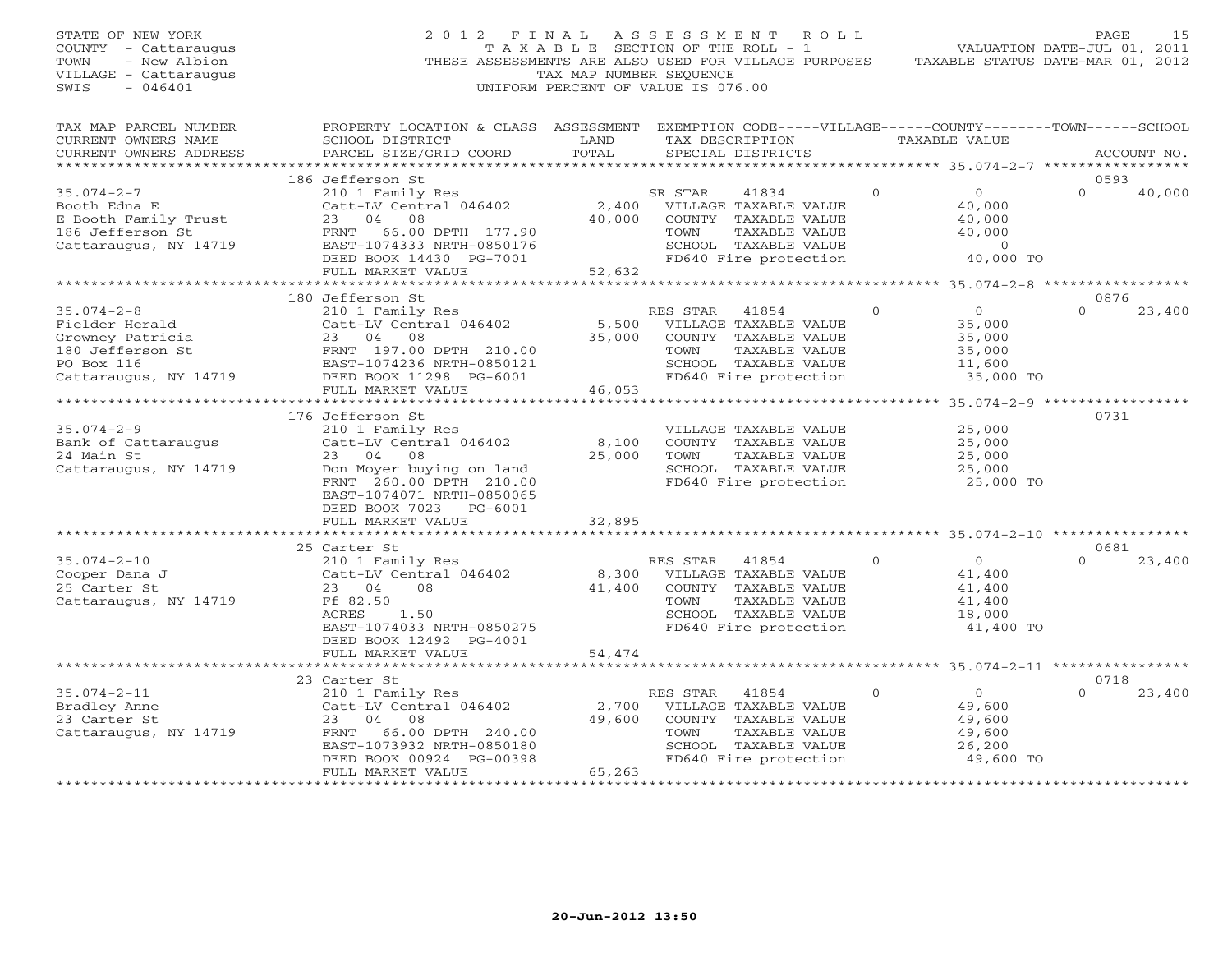STATE OF NEW YORK
COUNTY - Cattaraugus
TOWN - New Albion
VILLAGE - Cattaraugus
SWIS - 046401

# 2012 FINAL ASSESSMENT ROLL

TAXABLE SECTION OF THE ROLL - 1
THESE ASSESSMENTS ARE ALSO USED FOR VILLAGE PURPOSES
TAX MAP NUMBER SEQUENCE
UNIFORM PERCENT OF VALUE IS 076.00

VALUATION DATE-JUL 01, 2011
TAXABLE STATUS DATE-MAR 01, 2012

| TAX MAP PARCEL NUMBER / CURRENT OWNERS NAME / CURRENT OWNERS ADDRESS | PROPERTY LOCATION & CLASS / SCHOOL DISTRICT / PARCEL SIZE/GRID COORD | ASSESSMENT LAND / TOTAL | EXEMPTION CODE / TAX DESCRIPTION / SPECIAL DISTRICTS | VILLAGE | COUNTY | TOWN | SCHOOL | ACCOUNT NO. |
|---|---|---|---|---|---|---|---|---|
| 186 Jefferson St | | | | | | | | 0593 |
| 35.074-2-7 | 210 1 Family Res | | SR STAR 41834 | 0 | 0 | 0 | 40,000 | |
| Booth Edna E | Catt-LV Central 046402 | 2,400 | VILLAGE TAXABLE VALUE | 40,000 | | | | |
| E Booth Family Trust | 23 04 08 | 40,000 | COUNTY TAXABLE VALUE | | 40,000 | | | |
| 186 Jefferson St | FRNT 66.00 DPTH 177.90 | | TOWN TAXABLE VALUE | | | 40,000 | | |
| Cattaraugus, NY 14719 | EAST-1074333 NRTH-0850176 | | SCHOOL TAXABLE VALUE | | | | 0 | |
| | DEED BOOK 14430 PG-7001 | | FD640 Fire protection | 40,000 TO | | | | |
| | FULL MARKET VALUE | 52,632 | | | | | | |
| 180 Jefferson St | | | | | | | | 0876 |
| 35.074-2-8 | 210 1 Family Res | | RES STAR 41854 | 0 | 0 | 0 | 23,400 | |
| Fielder Herald | Catt-LV Central 046402 | 5,500 | VILLAGE TAXABLE VALUE | 35,000 | | | | |
| Growney Patricia | 23 04 08 | 35,000 | COUNTY TAXABLE VALUE | | 35,000 | | | |
| 180 Jefferson St | FRNT 197.00 DPTH 210.00 | | TOWN TAXABLE VALUE | | | 35,000 | | |
| PO Box 116 | EAST-1074236 NRTH-0850121 | | SCHOOL TAXABLE VALUE | | | | 11,600 | |
| Cattaraugus, NY 14719 | DEED BOOK 11298 PG-6001 | | FD640 Fire protection | 35,000 TO | | | | |
| | FULL MARKET VALUE | 46,053 | | | | | | |
| 176 Jefferson St | | | | | | | | 0731 |
| 35.074-2-9 | 210 1 Family Res | | VILLAGE TAXABLE VALUE | 25,000 | | | | |
| Bank of Cattaraugus | Catt-LV Central 046402 | 8,100 | COUNTY TAXABLE VALUE | | 25,000 | | | |
| 24 Main St | 23 04 08 | 25,000 | TOWN TAXABLE VALUE | | | 25,000 | | |
| Cattaraugus, NY 14719 | Don Moyer buying on land | | SCHOOL TAXABLE VALUE | | | | 25,000 | |
| | FRNT 260.00 DPTH 210.00 | | FD640 Fire protection | 25,000 TO | | | | |
| | EAST-1074071 NRTH-0850065 | | | | | | | |
| | DEED BOOK 7023 PG-6001 | | | | | | | |
| | FULL MARKET VALUE | 32,895 | | | | | | |
| 25 Carter St | | | | | | | | 0681 |
| 35.074-2-10 | 210 1 Family Res | | RES STAR 41854 | 0 | 0 | 0 | 23,400 | |
| Cooper Dana J | Catt-LV Central 046402 | 8,300 | VILLAGE TAXABLE VALUE | 41,400 | | | | |
| 25 Carter St | 23 04 08 | 41,400 | COUNTY TAXABLE VALUE | | 41,400 | | | |
| Cattaraugus, NY 14719 | Ff 82.50 | | TOWN TAXABLE VALUE | | | 41,400 | | |
| | ACRES 1.50 | | SCHOOL TAXABLE VALUE | | | | 18,000 | |
| | EAST-1074033 NRTH-0850275 | | FD640 Fire protection | 41,400 TO | | | | |
| | DEED BOOK 12492 PG-4001 | | | | | | | |
| | FULL MARKET VALUE | 54,474 | | | | | | |
| 23 Carter St | | | | | | | | 0718 |
| 35.074-2-11 | 210 1 Family Res | | RES STAR 41854 | 0 | 0 | 0 | 23,400 | |
| Bradley Anne | Catt-LV Central 046402 | 2,700 | VILLAGE TAXABLE VALUE | 49,600 | | | | |
| 23 Carter St | 23 04 08 | 49,600 | COUNTY TAXABLE VALUE | | 49,600 | | | |
| Cattaraugus, NY 14719 | FRNT 66.00 DPTH 240.00 | | TOWN TAXABLE VALUE | | | 49,600 | | |
| | EAST-1073932 NRTH-0850180 | | SCHOOL TAXABLE VALUE | | | | 26,200 | |
| | DEED BOOK 00924 PG-00398 | | FD640 Fire protection | 49,600 TO | | | | |
| | FULL MARKET VALUE | 65,263 | | | | | | |

20-Jun-2012 13:50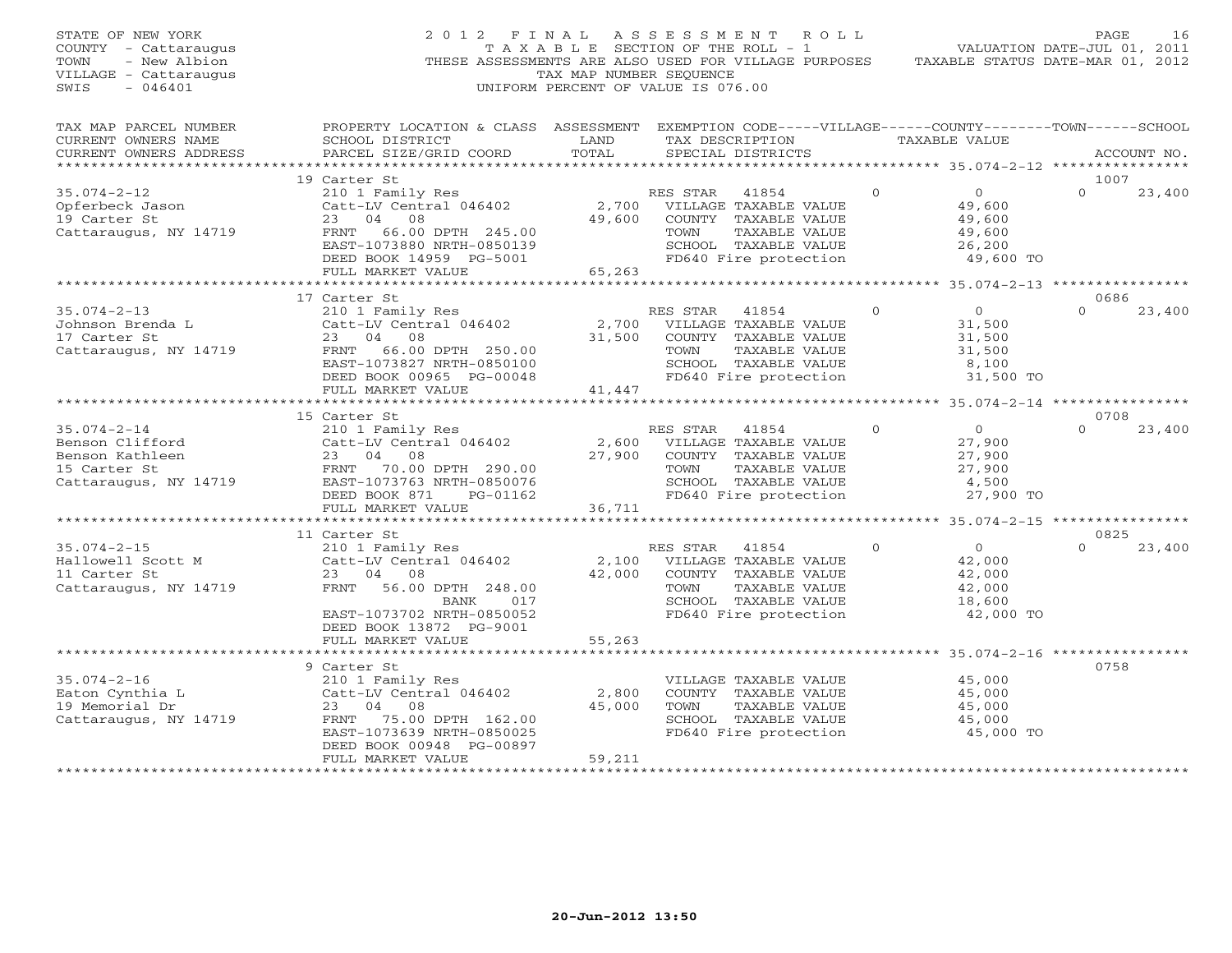STATE OF NEW YORK
COUNTY - Cattaraugus
TOWN - New Albion
VILLAGE - Cattaraugus
SWIS - 046401

2012 FINAL ASSESSMENT ROLL
TAXABLE SECTION OF THE ROLL - 1
THESE ASSESSMENTS ARE ALSO USED FOR VILLAGE PURPOSES
TAX MAP NUMBER SEQUENCE
UNIFORM PERCENT OF VALUE IS 076.00

VALUATION DATE-JUL 01, 2011
TAXABLE STATUS DATE-MAR 01, 2012

```
TAX MAP PARCEL NUMBER     PROPERTY LOCATION & CLASS  ASSESSMENT  EXEMPTION CODE-----VILLAGE------COUNTY--------TOWN------SCHOOL
CURRENT OWNERS NAME       SCHOOL DISTRICT               LAND      TAX DESCRIPTION              TAXABLE VALUE
CURRENT OWNERS ADDRESS    PARCEL SIZE/GRID COORD        TOTAL     SPECIAL DISTRICTS                                        ACCOUNT NO.
******************************************************************************************************* 35.074-2-12 ****************
                          19 Carter St                                                                                 1007
35.074-2-12               210 1 Family Res                        RES STAR   41854          0            0         0     23,400
Opferbeck Jason           Catt-LV Central 046402       2,700      VILLAGE TAXABLE VALUE              49,600
19 Carter St              23  04  08                  49,600      COUNTY  TAXABLE VALUE              49,600
Cattaraugus, NY 14719     FRNT  66.00 DPTH 245.00                 TOWN    TAXABLE VALUE              49,600
                          EAST-1073880 NRTH-0850139               SCHOOL  TAXABLE VALUE              26,200
                          DEED BOOK 14959  PG-5001                FD640 Fire protection               49,600 TO
                          FULL MARKET VALUE           65,263
******************************************************************************************************* 35.074-2-13 ****************
                          17 Carter St                                                                                 0686
35.074-2-13               210 1 Family Res                        RES STAR   41854          0            0         0     23,400
Johnson Brenda L          Catt-LV Central 046402       2,700      VILLAGE TAXABLE VALUE              31,500
17 Carter St              23  04  08                  31,500      COUNTY  TAXABLE VALUE              31,500
Cattaraugus, NY 14719     FRNT  66.00 DPTH 250.00                 TOWN    TAXABLE VALUE              31,500
                          EAST-1073827 NRTH-0850100               SCHOOL  TAXABLE VALUE               8,100
                          DEED BOOK 00965  PG-00048               FD640 Fire protection               31,500 TO
                          FULL MARKET VALUE           41,447
******************************************************************************************************* 35.074-2-14 ****************
                          15 Carter St                                                                                 0708
35.074-2-14               210 1 Family Res                        RES STAR   41854          0            0         0     23,400
Benson Clifford           Catt-LV Central 046402       2,600      VILLAGE TAXABLE VALUE              27,900
Benson Kathleen           23  04  08                  27,900      COUNTY  TAXABLE VALUE              27,900
15 Carter St              FRNT  70.00 DPTH 290.00                 TOWN    TAXABLE VALUE              27,900
Cattaraugus, NY 14719     EAST-1073763 NRTH-0850076               SCHOOL  TAXABLE VALUE               4,500
                          DEED BOOK 871    PG-01162               FD640 Fire protection               27,900 TO
                          FULL MARKET VALUE           36,711
******************************************************************************************************* 35.074-2-15 ****************
                          11 Carter St                                                                                 0825
35.074-2-15               210 1 Family Res                        RES STAR   41854          0            0         0     23,400
Hallowell Scott M         Catt-LV Central 046402       2,100      VILLAGE TAXABLE VALUE              42,000
11 Carter St              23  04  08                  42,000      COUNTY  TAXABLE VALUE              42,000
Cattaraugus, NY 14719     FRNT  56.00 DPTH 248.00                 TOWN    TAXABLE VALUE              42,000
                                    BANK     017                  SCHOOL  TAXABLE VALUE              18,600
                          EAST-1073702 NRTH-0850052               FD640 Fire protection               42,000 TO
                          DEED BOOK 13872  PG-9001
                          FULL MARKET VALUE           55,263
******************************************************************************************************* 35.074-2-16 ****************
                          9 Carter St                                                                                  0758
35.074-2-16               210 1 Family Res                        VILLAGE TAXABLE VALUE              45,000
Eaton Cynthia L           Catt-LV Central 046402       2,800      COUNTY  TAXABLE VALUE              45,000
19 Memorial Dr            23  04  08                  45,000      TOWN    TAXABLE VALUE              45,000
Cattaraugus, NY 14719     FRNT  75.00 DPTH 162.00                 SCHOOL  TAXABLE VALUE              45,000
                          EAST-1073639 NRTH-0850025               FD640 Fire protection               45,000 TO
                          DEED BOOK 00948  PG-00897
                          FULL MARKET VALUE           59,211
************************************************************************************************************************************
```

20-Jun-2012 13:50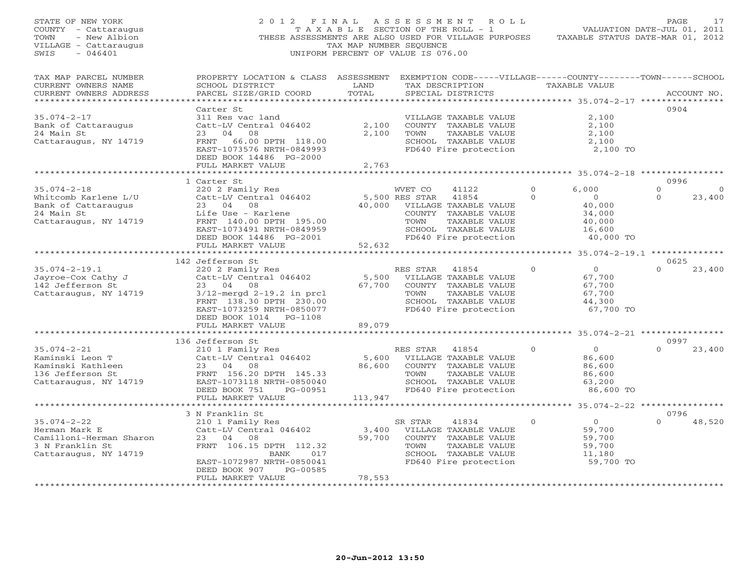STATE OF NEW YORK
COUNTY - Cattaraugus
TOWN - New Albion
VILLAGE - Cattaraugus
SWIS - 046401

# 2012 FINAL ASSESSMENT ROLL

TAXABLE SECTION OF THE ROLL - 1
THESE ASSESSMENTS ARE ALSO USED FOR VILLAGE PURPOSES
TAX MAP NUMBER SEQUENCE
UNIFORM PERCENT OF VALUE IS 076.00

VALUATION DATE-JUL 01, 2011
TAXABLE STATUS DATE-MAR 01, 2012

| TAX MAP PARCEL NUMBER / CURRENT OWNERS NAME / CURRENT OWNERS ADDRESS | PROPERTY LOCATION & CLASS / SCHOOL DISTRICT / PARCEL SIZE/GRID COORD | ASSESSMENT LAND / TOTAL | EXEMPTION CODE / TAX DESCRIPTION / SPECIAL DISTRICTS | VILLAGE | COUNTY / TAXABLE VALUE | TOWN | SCHOOL / ACCOUNT NO. |
|---|---|---|---|---|---|---|---|
| **35.074-2-17** | Carter St | | | | | | 0904 |
| 35.074-2-17 | 311 Res vac land | | VILLAGE TAXABLE VALUE | | 2,100 | | |
| Bank of Cattaraugus | Catt-LV Central 046402 | 2,100 | COUNTY TAXABLE VALUE | | 2,100 | | |
| 24 Main St | 23 04 08 | 2,100 | TOWN TAXABLE VALUE | | 2,100 | | |
| Cattaraugus, NY 14719 | FRNT 66.00 DPTH 118.00 | | SCHOOL TAXABLE VALUE | | 2,100 | | |
| | EAST-1073576 NRTH-0849993 | | FD640 Fire protection | | 2,100 TO | | |
| | DEED BOOK 14486 PG-2000 | | | | | | |
| | FULL MARKET VALUE | 2,763 | | | | | |
| **35.074-2-18** | 1 Carter St | | | | | | 0996 |
| 35.074-2-18 | 220 2 Family Res | | WVET CO 41122 | 0 | 6,000 | 0 | 0 |
| Whitcomb Karlene L/U | Catt-LV Central 046402 | 5,500 | RES STAR 41854 | 0 | 0 | 0 | 23,400 |
| Bank of Cattaraugus | 23 04 08 | 40,000 | VILLAGE TAXABLE VALUE | | 40,000 | | |
| 24 Main St | Life Use - Karlene | | COUNTY TAXABLE VALUE | | 34,000 | | |
| Cattaraugus, NY 14719 | FRNT 140.00 DPTH 195.00 | | TOWN TAXABLE VALUE | | 40,000 | | |
| | EAST-1073491 NRTH-0849959 | | SCHOOL TAXABLE VALUE | | 16,600 | | |
| | DEED BOOK 14486 PG-2001 | | FD640 Fire protection | | 40,000 TO | | |
| | FULL MARKET VALUE | 52,632 | | | | | |
| **35.074-2-19.1** | 142 Jefferson St | | | | | | 0625 |
| 35.074-2-19.1 | 220 2 Family Res | | RES STAR 41854 | 0 | 0 | 0 | 23,400 |
| Jayroe-Cox Cathy J | Catt-LV Central 046402 | 5,500 | VILLAGE TAXABLE VALUE | | 67,700 | | |
| 142 Jefferson St | 23 04 08 | 67,700 | COUNTY TAXABLE VALUE | | 67,700 | | |
| Cattaraugus, NY 14719 | 3/12-mergd 2-19.2 in prcl | | TOWN TAXABLE VALUE | | 67,700 | | |
| | FRNT 138.30 DPTH 230.00 | | SCHOOL TAXABLE VALUE | | 44,300 | | |
| | EAST-1073259 NRTH-0850077 | | FD640 Fire protection | | 67,700 TO | | |
| | DEED BOOK 1014 PG-1108 | | | | | | |
| | FULL MARKET VALUE | 89,079 | | | | | |
| **35.074-2-21** | 136 Jefferson St | | | | | | 0997 |
| 35.074-2-21 | 210 1 Family Res | | RES STAR 41854 | 0 | 0 | 0 | 23,400 |
| Kaminski Leon T | Catt-LV Central 046402 | 5,600 | VILLAGE TAXABLE VALUE | | 86,600 | | |
| Kaminski Kathleen | 23 04 08 | 86,600 | COUNTY TAXABLE VALUE | | 86,600 | | |
| 136 Jefferson St | FRNT 156.20 DPTH 145.33 | | TOWN TAXABLE VALUE | | 86,600 | | |
| Cattaraugus, NY 14719 | EAST-1073118 NRTH-0850040 | | SCHOOL TAXABLE VALUE | | 63,200 | | |
| | DEED BOOK 751 PG-00951 | | FD640 Fire protection | | 86,600 TO | | |
| | FULL MARKET VALUE | 113,947 | | | | | |
| **35.074-2-22** | 3 N Franklin St | | | | | | 0796 |
| 35.074-2-22 | 210 1 Family Res | | SR STAR 41834 | 0 | 0 | 0 | 48,520 |
| Herman Mark E | Catt-LV Central 046402 | 3,400 | VILLAGE TAXABLE VALUE | | 59,700 | | |
| Camilloni-Herman Sharon | 23 04 08 | 59,700 | COUNTY TAXABLE VALUE | | 59,700 | | |
| 3 N Franklin St | FRNT 106.15 DPTH 112.32 | | TOWN TAXABLE VALUE | | 59,700 | | |
| Cattaraugus, NY 14719 | BANK 017 | | SCHOOL TAXABLE VALUE | | 11,180 | | |
| | EAST-1072987 NRTH-0850041 | | FD640 Fire protection | | 59,700 TO | | |
| | DEED BOOK 907 PG-00585 | | | | | | |
| | FULL MARKET VALUE | 78,553 | | | | | |

20-Jun-2012 13:50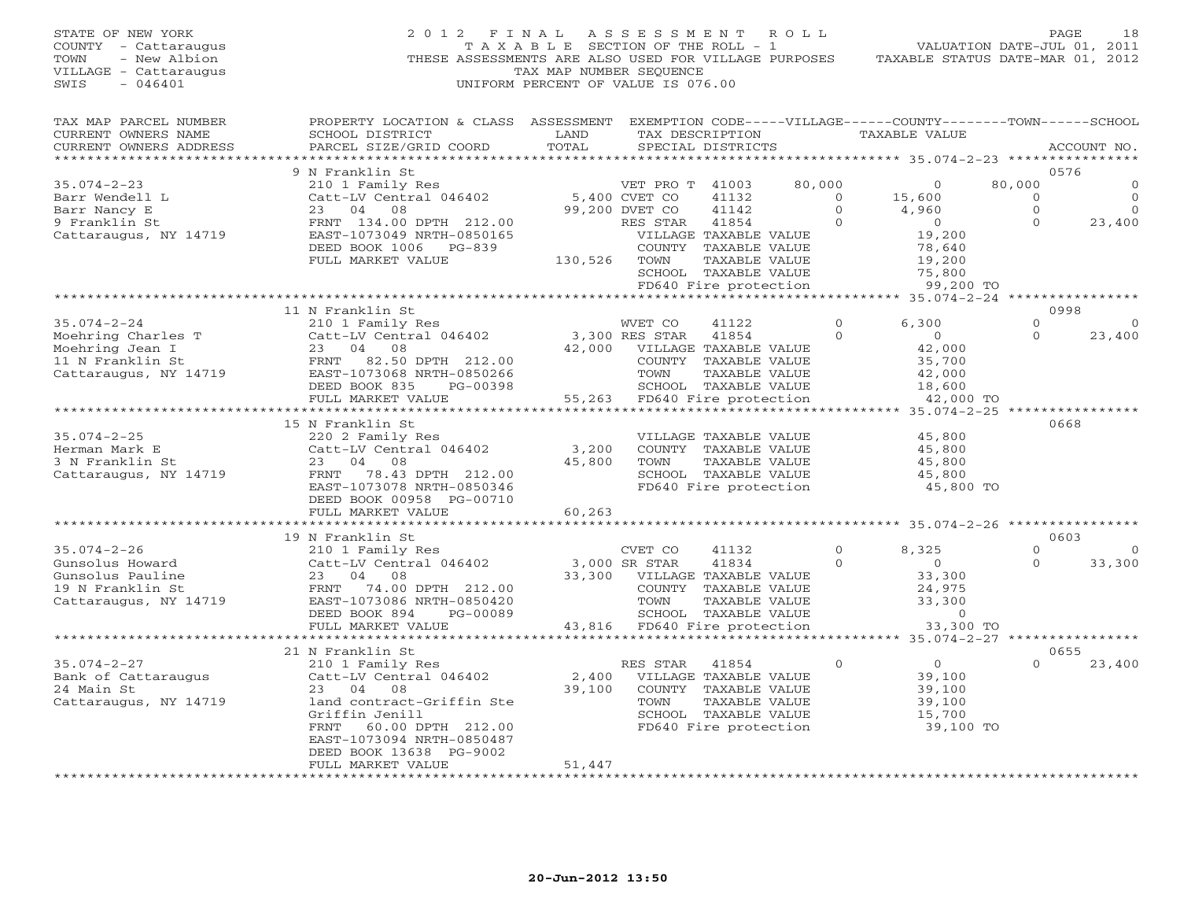STATE OF NEW YORK
COUNTY - Cattaraugus
TOWN - New Albion
VILLAGE - Cattaraugus
SWIS - 046401

# 2012 FINAL ASSESSMENT ROLL

TAXABLE SECTION OF THE ROLL - 1
THESE ASSESSMENTS ARE ALSO USED FOR VILLAGE PURPOSES
TAX MAP NUMBER SEQUENCE
UNIFORM PERCENT OF VALUE IS 076.00

VALUATION DATE-JUL 01, 2011
TAXABLE STATUS DATE-MAR 01, 2012

| TAX MAP PARCEL NUMBER / CURRENT OWNERS NAME / CURRENT OWNERS ADDRESS | PROPERTY LOCATION & CLASS / SCHOOL DISTRICT / PARCEL SIZE/GRID COORD | ASSESSMENT LAND / TOTAL | EXEMPTION CODE / TAX DESCRIPTION / SPECIAL DISTRICTS | VILLAGE | COUNTY / TAXABLE VALUE | TOWN | SCHOOL | ACCOUNT NO. |
|---|---|---|---|---|---|---|---|---|
| | 9 N Franklin St | | | | | | | 0576 |
| 35.074-2-23 | 210 1 Family Res | | VET PRO T 41003 | 80,000 | 0 | 80,000 | 0 | |
| Barr Wendell L | Catt-LV Central 046402 | 5,400 | CVET CO 41132 | 0 | 15,600 | 0 | 0 | |
| Barr Nancy E | 23 04 08 | 99,200 | DVET CO 41142 | 0 | 4,960 | 0 | 0 | |
| 9 Franklin St | FRNT 134.00 DPTH 212.00 | | RES STAR 41854 | 0 | 0 | 0 | 23,400 | |
| Cattaraugus, NY 14719 | EAST-1073049 NRTH-0850165 | | VILLAGE TAXABLE VALUE | | 19,200 | | | |
| | DEED BOOK 1006 PG-839 | | COUNTY TAXABLE VALUE | | 78,640 | | | |
| | FULL MARKET VALUE | 130,526 | TOWN TAXABLE VALUE | | 19,200 | | | |
| | | | SCHOOL TAXABLE VALUE | | 75,800 | | | |
| | | | FD640 Fire protection | | 99,200 TO | | | |
| | 11 N Franklin St | | | | | | | 0998 |
| 35.074-2-24 | 210 1 Family Res | | WVET CO 41122 | 0 | 6,300 | 0 | 0 | |
| Moehring Charles T | Catt-LV Central 046402 | 3,300 | RES STAR 41854 | 0 | 0 | 0 | 23,400 | |
| Moehring Jean I | 23 04 08 | 42,000 | VILLAGE TAXABLE VALUE | | 42,000 | | | |
| 11 N Franklin St | FRNT 82.50 DPTH 212.00 | | COUNTY TAXABLE VALUE | | 35,700 | | | |
| Cattaraugus, NY 14719 | EAST-1073068 NRTH-0850266 | | TOWN TAXABLE VALUE | | 42,000 | | | |
| | DEED BOOK 835 PG-00398 | | SCHOOL TAXABLE VALUE | | 18,600 | | | |
| | FULL MARKET VALUE | 55,263 | FD640 Fire protection | | 42,000 TO | | | |
| | 15 N Franklin St | | | | | | | 0668 |
| 35.074-2-25 | 220 2 Family Res | | VILLAGE TAXABLE VALUE | | 45,800 | | | |
| Herman Mark E | Catt-LV Central 046402 | 3,200 | COUNTY TAXABLE VALUE | | 45,800 | | | |
| 3 N Franklin St | 23 04 08 | 45,800 | TOWN TAXABLE VALUE | | 45,800 | | | |
| Cattaraugus, NY 14719 | FRNT 78.43 DPTH 212.00 | | SCHOOL TAXABLE VALUE | | 45,800 | | | |
| | EAST-1073078 NRTH-0850346 | | FD640 Fire protection | | 45,800 TO | | | |
| | DEED BOOK 00958 PG-00710 | | | | | | | |
| | FULL MARKET VALUE | 60,263 | | | | | | |
| | 19 N Franklin St | | | | | | | 0603 |
| 35.074-2-26 | 210 1 Family Res | | CVET CO 41132 | 0 | 8,325 | 0 | 0 | |
| Gunsolus Howard | Catt-LV Central 046402 | 3,000 | SR STAR 41834 | 0 | 0 | 0 | 33,300 | |
| Gunsolus Pauline | 23 04 08 | 33,300 | VILLAGE TAXABLE VALUE | | 33,300 | | | |
| 19 N Franklin St | FRNT 74.00 DPTH 212.00 | | COUNTY TAXABLE VALUE | | 24,975 | | | |
| Cattaraugus, NY 14719 | EAST-1073086 NRTH-0850420 | | TOWN TAXABLE VALUE | | 33,300 | | | |
| | DEED BOOK 894 PG-00089 | | SCHOOL TAXABLE VALUE | | 0 | | | |
| | FULL MARKET VALUE | 43,816 | FD640 Fire protection | | 33,300 TO | | | |
| | 21 N Franklin St | | | | | | | 0655 |
| 35.074-2-27 | 210 1 Family Res | | RES STAR 41854 | 0 | 0 | 0 | 23,400 | |
| Bank of Cattaraugus | Catt-LV Central 046402 | 2,400 | VILLAGE TAXABLE VALUE | | 39,100 | | | |
| 24 Main St | 23 04 08 | 39,100 | COUNTY TAXABLE VALUE | | 39,100 | | | |
| Cattaraugus, NY 14719 | land contract-Griffin Ste | | TOWN TAXABLE VALUE | | 39,100 | | | |
| | Griffin Jenill | | SCHOOL TAXABLE VALUE | | 15,700 | | | |
| | FRNT 60.00 DPTH 212.00 | | FD640 Fire protection | | 39,100 TO | | | |
| | EAST-1073094 NRTH-0850487 | | | | | | | |
| | DEED BOOK 13638 PG-9002 | | | | | | | |
| | FULL MARKET VALUE | 51,447 | | | | | | |

20-Jun-2012 13:50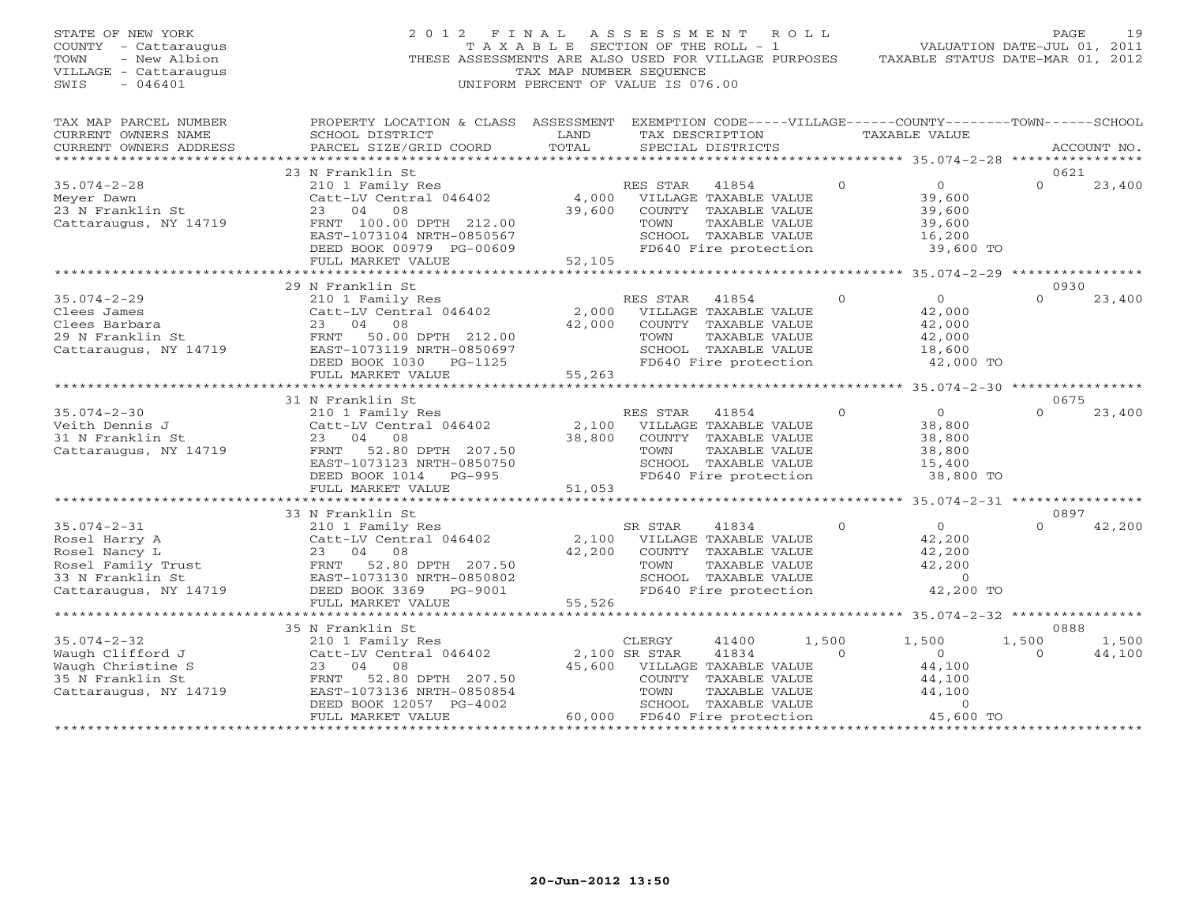STATE OF NEW YORK
COUNTY - Cattaraugus
TOWN - New Albion
VILLAGE - Cattaraugus
SWIS - 046401

2012 FINAL ASSESSMENT ROLL
TAXABLE SECTION OF THE ROLL - 1
THESE ASSESSMENTS ARE ALSO USED FOR VILLAGE PURPOSES
TAX MAP NUMBER SEQUENCE
UNIFORM PERCENT OF VALUE IS 076.00

VALUATION DATE-JUL 01, 2011
TAXABLE STATUS DATE-MAR 01, 2012

| TAX MAP PARCEL NUMBER / CURRENT OWNERS NAME / CURRENT OWNERS ADDRESS | PROPERTY LOCATION & CLASS / SCHOOL DISTRICT / PARCEL SIZE/GRID COORD | ASSESSMENT LAND / TOTAL | EXEMPTION CODE / TAX DESCRIPTION / SPECIAL DISTRICTS | VILLAGE | COUNTY | TOWN | SCHOOL | ACCOUNT NO. |
|---|---|---|---|---|---|---|---|---|
| 35.074-2-28 | 23 N Franklin St | | | | | | | 0621 |
| Meyer Dawn | 210 1 Family Res | | RES STAR 41854 | 0 | 0 | 0 | 23,400 | |
| 23 N Franklin St | Catt-LV Central 046402 | 4,000 | VILLAGE TAXABLE VALUE | 39,600 | | | | |
| Cattaraugus, NY 14719 | 23 04 08 | 39,600 | COUNTY TAXABLE VALUE | | 39,600 | | | |
| | FRNT 100.00 DPTH 212.00 | | TOWN TAXABLE VALUE | | | 39,600 | | |
| | EAST-1073104 NRTH-0850567 | | SCHOOL TAXABLE VALUE | | | | 16,200 | |
| | DEED BOOK 00979 PG-00609 | | FD640 Fire protection | 39,600 TO | | | | |
| | FULL MARKET VALUE | 52,105 | | | | | | |
| 35.074-2-29 | 29 N Franklin St | | | | | | | 0930 |
| Clees James | 210 1 Family Res | | RES STAR 41854 | 0 | 0 | 0 | 23,400 | |
| Clees Barbara | Catt-LV Central 046402 | 2,000 | VILLAGE TAXABLE VALUE | 42,000 | | | | |
| 29 N Franklin St | 23 04 08 | 42,000 | COUNTY TAXABLE VALUE | | 42,000 | | | |
| Cattaraugus, NY 14719 | FRNT 50.00 DPTH 212.00 | | TOWN TAXABLE VALUE | | | 42,000 | | |
| | EAST-1073119 NRTH-0850697 | | SCHOOL TAXABLE VALUE | | | | 18,600 | |
| | DEED BOOK 1030 PG-1125 | | FD640 Fire protection | 42,000 TO | | | | |
| | FULL MARKET VALUE | 55,263 | | | | | | |
| 35.074-2-30 | 31 N Franklin St | | | | | | | 0675 |
| Veith Dennis J | 210 1 Family Res | | RES STAR 41854 | 0 | 0 | 0 | 23,400 | |
| 31 N Franklin St | Catt-LV Central 046402 | 2,100 | VILLAGE TAXABLE VALUE | 38,800 | | | | |
| Cattaraugus, NY 14719 | 23 04 08 | 38,800 | COUNTY TAXABLE VALUE | | 38,800 | | | |
| | FRNT 52.80 DPTH 207.50 | | TOWN TAXABLE VALUE | | | 38,800 | | |
| | EAST-1073123 NRTH-0850750 | | SCHOOL TAXABLE VALUE | | | | 15,400 | |
| | DEED BOOK 1014 PG-995 | | FD640 Fire protection | 38,800 TO | | | | |
| | FULL MARKET VALUE | 51,053 | | | | | | |
| 35.074-2-31 | 33 N Franklin St | | | | | | | 0897 |
| Rosel Harry A | 210 1 Family Res | | SR STAR 41834 | 0 | 0 | 0 | 42,200 | |
| Rosel Nancy L | Catt-LV Central 046402 | 2,100 | VILLAGE TAXABLE VALUE | 42,200 | | | | |
| Rosel Family Trust | 23 04 08 | 42,200 | COUNTY TAXABLE VALUE | | 42,200 | | | |
| 33 N Franklin St | FRNT 52.80 DPTH 207.50 | | TOWN TAXABLE VALUE | | | 42,200 | | |
| Cattaraugus, NY 14719 | EAST-1073130 NRTH-0850802 | | SCHOOL TAXABLE VALUE | | | | 0 | |
| | DEED BOOK 3369 PG-9001 | | FD640 Fire protection | 42,200 TO | | | | |
| | FULL MARKET VALUE | 55,526 | | | | | | |
| 35.074-2-32 | 35 N Franklin St | | | | | | | 0888 |
| Waugh Clifford J | 210 1 Family Res | | CLERGY 41400 | 1,500 | 1,500 | 1,500 | 1,500 | |
| Waugh Christine S | Catt-LV Central 046402 | 2,100 | SR STAR 41834 | 0 | 0 | 0 | 44,100 | |
| 35 N Franklin St | 23 04 08 | 45,600 | VILLAGE TAXABLE VALUE | 44,100 | | | | |
| Cattaraugus, NY 14719 | FRNT 52.80 DPTH 207.50 | | COUNTY TAXABLE VALUE | | 44,100 | | | |
| | EAST-1073136 NRTH-0850854 | | TOWN TAXABLE VALUE | | | 44,100 | | |
| | DEED BOOK 12057 PG-4002 | | SCHOOL TAXABLE VALUE | | | | 0 | |
| | FULL MARKET VALUE | 60,000 | FD640 Fire protection | 45,600 TO | | | | |

20-Jun-2012 13:50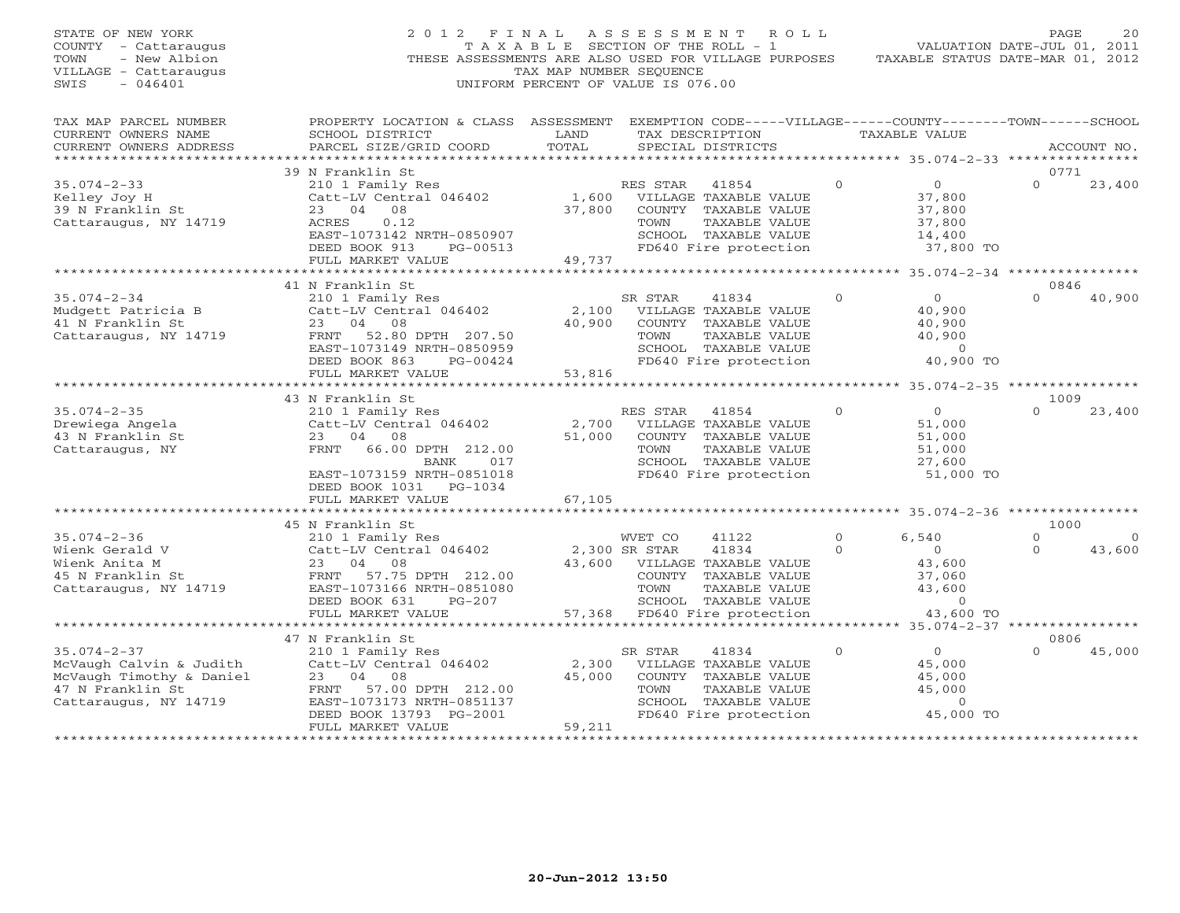STATE OF NEW YORK
COUNTY - Cattaraugus
TOWN - New Albion
VILLAGE - Cattaraugus
SWIS - 046401

2012 FINAL ASSESSMENT ROLL
TAXABLE SECTION OF THE ROLL - 1
THESE ASSESSMENTS ARE ALSO USED FOR VILLAGE PURPOSES
TAX MAP NUMBER SEQUENCE
UNIFORM PERCENT OF VALUE IS 076.00

VALUATION DATE-JUL 01, 2011
TAXABLE STATUS DATE-MAR 01, 2012

```
TAX MAP PARCEL NUMBER     PROPERTY LOCATION & CLASS  ASSESSMENT  EXEMPTION CODE-----VILLAGE------COUNTY--------TOWN------SCHOOL
CURRENT OWNERS NAME       SCHOOL DISTRICT               LAND      TAX DESCRIPTION              TAXABLE VALUE
CURRENT OWNERS ADDRESS    PARCEL SIZE/GRID COORD       TOTAL      SPECIAL DISTRICTS                                         ACCOUNT NO.
******************************************************************************************************* 35.074-2-33 ****************
                          39 N Franklin St                                                                                  0771
35.074-2-33               210 1 Family Res                       RES STAR   41854           0          0            0       23,400
Kelley Joy H              Catt-LV Central 046402        1,600     VILLAGE TAXABLE VALUE               37,800
39 N Franklin St          23   04   08                 37,800     COUNTY  TAXABLE VALUE               37,800
Cattaraugus, NY 14719     ACRES     0.12                          TOWN    TAXABLE VALUE               37,800
                          EAST-1073142 NRTH-0850907               SCHOOL  TAXABLE VALUE               14,400
                          DEED BOOK 913     PG-00513              FD640 Fire protection               37,800 TO
                          FULL MARKET VALUE            49,737
******************************************************************************************************* 35.074-2-34 ****************
                          41 N Franklin St                                                                                  0846
35.074-2-34               210 1 Family Res                       SR STAR    41834           0          0            0       40,900
Mudgett Patricia B        Catt-LV Central 046402        2,100     VILLAGE TAXABLE VALUE               40,900
41 N Franklin St          23   04   08                 40,900     COUNTY  TAXABLE VALUE               40,900
Cattaraugus, NY 14719     FRNT    52.80 DPTH 207.50               TOWN    TAXABLE VALUE               40,900
                          EAST-1073149 NRTH-0850959               SCHOOL  TAXABLE VALUE                    0
                          DEED BOOK 863     PG-00424              FD640 Fire protection               40,900 TO
                          FULL MARKET VALUE            53,816
******************************************************************************************************* 35.074-2-35 ****************
                          43 N Franklin St                                                                                  1009
35.074-2-35               210 1 Family Res                       RES STAR   41854           0          0            0       23,400
Drewiega Angela           Catt-LV Central 046402        2,700     VILLAGE TAXABLE VALUE               51,000
43 N Franklin St          23   04   08                 51,000     COUNTY  TAXABLE VALUE               51,000
Cattaraugus, NY           FRNT    66.00 DPTH 212.00               TOWN    TAXABLE VALUE               51,000
                                        BANK     017              SCHOOL  TAXABLE VALUE               27,600
                          EAST-1073159 NRTH-0851018               FD640 Fire protection               51,000 TO
                          DEED BOOK 1031    PG-1034
                          FULL MARKET VALUE            67,105
******************************************************************************************************* 35.074-2-36 ****************
                          45 N Franklin St                                                                                  1000
35.074-2-36               210 1 Family Res                       WVET CO    41122           0      6,540            0            0
Wienk Gerald V            Catt-LV Central 046402        2,300 SR STAR    41834           0          0            0       43,600
Wienk Anita M             23   04   08                 43,600     VILLAGE TAXABLE VALUE               43,600
45 N Franklin St          FRNT    57.75 DPTH 212.00               COUNTY  TAXABLE VALUE               37,060
Cattaraugus, NY 14719     EAST-1073166 NRTH-0851080               TOWN    TAXABLE VALUE               43,600
                          DEED BOOK 631     PG-207                SCHOOL  TAXABLE VALUE                    0
                          FULL MARKET VALUE            57,368     FD640 Fire protection               43,600 TO
******************************************************************************************************* 35.074-2-37 ****************
                          47 N Franklin St                                                                                  0806
35.074-2-37               210 1 Family Res                       SR STAR    41834           0          0            0       45,000
McVaugh Calvin & Judith   Catt-LV Central 046402        2,300     VILLAGE TAXABLE VALUE               45,000
McVaugh Timothy & Daniel  23   04   08                 45,000     COUNTY  TAXABLE VALUE               45,000
47 N Franklin St          FRNT    57.00 DPTH 212.00               TOWN    TAXABLE VALUE               45,000
Cattaraugus, NY 14719     EAST-1073173 NRTH-0851137               SCHOOL  TAXABLE VALUE                    0
                          DEED BOOK 13793   PG-2001               FD640 Fire protection               45,000 TO
                          FULL MARKET VALUE            59,211
************************************************************************************************************************************
```

20-Jun-2012 13:50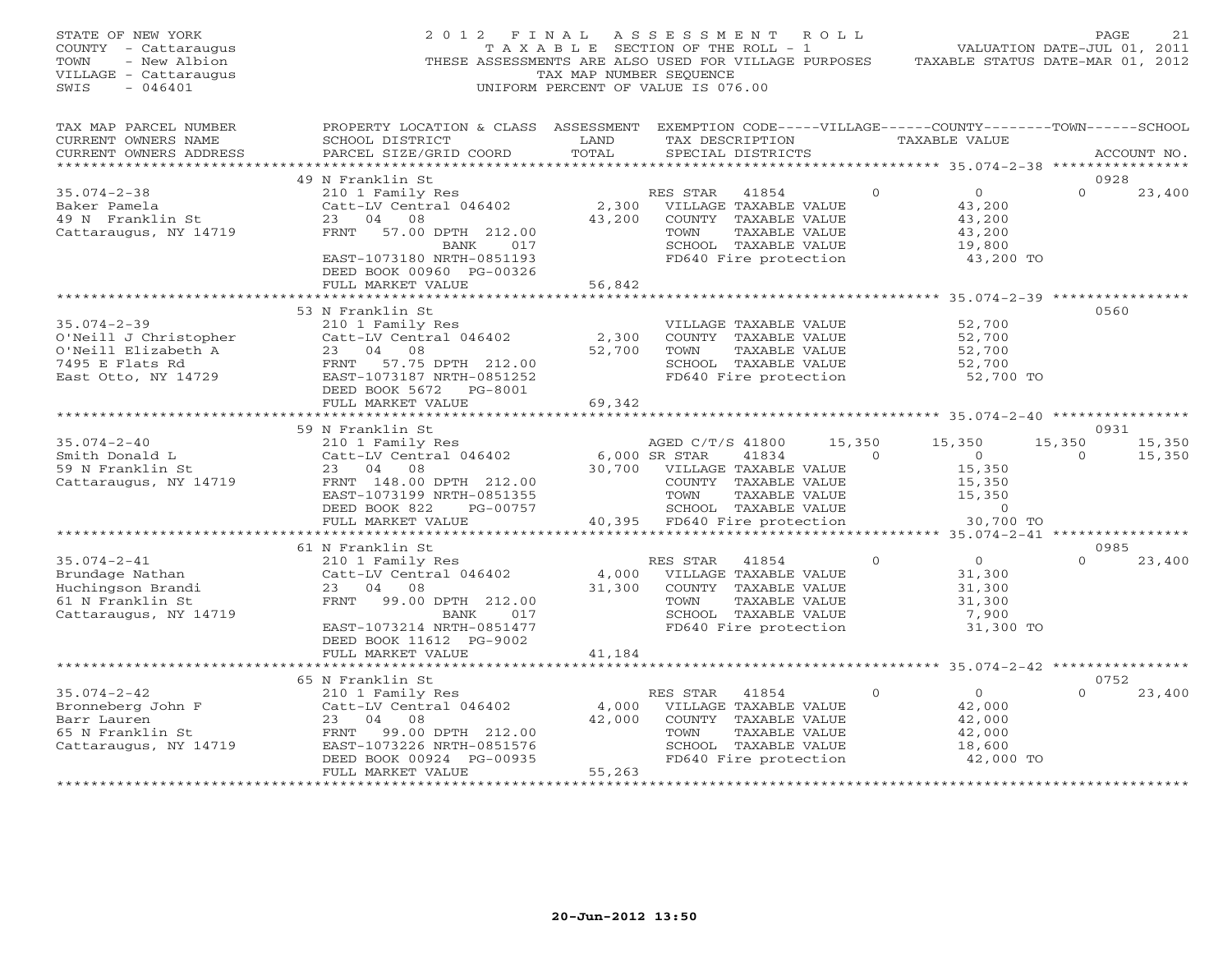STATE OF NEW YORK
COUNTY - Cattaraugus
TOWN - New Albion
VILLAGE - Cattaraugus
SWIS - 046401

# 2012 FINAL ASSESSMENT ROLL

TAXABLE SECTION OF THE ROLL - 1
THESE ASSESSMENTS ARE ALSO USED FOR VILLAGE PURPOSES
TAX MAP NUMBER SEQUENCE
UNIFORM PERCENT OF VALUE IS 076.00

VALUATION DATE-JUL 01, 2011
TAXABLE STATUS DATE-MAR 01, 2012

| TAX MAP PARCEL NUMBER / CURRENT OWNERS NAME / CURRENT OWNERS ADDRESS | PROPERTY LOCATION & CLASS / SCHOOL DISTRICT / PARCEL SIZE/GRID COORD | ASSESSMENT LAND / TOTAL | EXEMPTION CODE / TAX DESCRIPTION / SPECIAL DISTRICTS | VILLAGE | COUNTY / TAXABLE VALUE | TOWN | SCHOOL | ACCOUNT NO. |
|---|---|---|---|---|---|---|---|---|
| | 49 N Franklin St | | | | | | | 0928 |
| 35.074-2-38 | 210 1 Family Res | | RES STAR 41854 | 0 | 0 | | 0 | 23,400 |
| Baker Pamela | Catt-LV Central 046402 | 2,300 | VILLAGE TAXABLE VALUE | | 43,200 | | | |
| 49 N Franklin St | 23 04 08 | 43,200 | COUNTY TAXABLE VALUE | | 43,200 | | | |
| Cattaraugus, NY 14719 | FRNT 57.00 DPTH 212.00 | | TOWN TAXABLE VALUE | | 43,200 | | | |
| | BANK 017 | | SCHOOL TAXABLE VALUE | | 19,800 | | | |
| | EAST-1073180 NRTH-0851193 | | FD640 Fire protection | | 43,200 TO | | | |
| | DEED BOOK 00960 PG-00326 | | | | | | | |
| | FULL MARKET VALUE | 56,842 | | | | | | |
| | 53 N Franklin St | | | | | | | 0560 |
| 35.074-2-39 | 210 1 Family Res | | VILLAGE TAXABLE VALUE | | 52,700 | | | |
| O'Neill J Christopher | Catt-LV Central 046402 | 2,300 | COUNTY TAXABLE VALUE | | 52,700 | | | |
| O'Neill Elizabeth A | 23 04 08 | 52,700 | TOWN TAXABLE VALUE | | 52,700 | | | |
| 7495 E Flats Rd | FRNT 57.75 DPTH 212.00 | | SCHOOL TAXABLE VALUE | | 52,700 | | | |
| East Otto, NY 14729 | EAST-1073187 NRTH-0851252 | | FD640 Fire protection | | 52,700 TO | | | |
| | DEED BOOK 5672 PG-8001 | | | | | | | |
| | FULL MARKET VALUE | 69,342 | | | | | | |
| | 59 N Franklin St | | | | | | | 0931 |
| 35.074-2-40 | 210 1 Family Res | | AGED C/T/S 41800 | 15,350 | 15,350 | 15,350 | | 15,350 |
| Smith Donald L | Catt-LV Central 046402 | 6,000 | SR STAR 41834 | 0 | 0 | | 0 | 15,350 |
| 59 N Franklin St | 23 04 08 | 30,700 | VILLAGE TAXABLE VALUE | | 15,350 | | | |
| Cattaraugus, NY 14719 | FRNT 148.00 DPTH 212.00 | | COUNTY TAXABLE VALUE | | 15,350 | | | |
| | EAST-1073199 NRTH-0851355 | | TOWN TAXABLE VALUE | | 15,350 | | | |
| | DEED BOOK 822 PG-00757 | | SCHOOL TAXABLE VALUE | | 0 | | | |
| | FULL MARKET VALUE | 40,395 | FD640 Fire protection | | 30,700 TO | | | |
| | 61 N Franklin St | | | | | | | 0985 |
| 35.074-2-41 | 210 1 Family Res | | RES STAR 41854 | 0 | 0 | | 0 | 23,400 |
| Brundage Nathan | Catt-LV Central 046402 | 4,000 | VILLAGE TAXABLE VALUE | | 31,300 | | | |
| Huchingson Brandi | 23 04 08 | 31,300 | COUNTY TAXABLE VALUE | | 31,300 | | | |
| 61 N Franklin St | FRNT 99.00 DPTH 212.00 | | TOWN TAXABLE VALUE | | 31,300 | | | |
| Cattaraugus, NY 14719 | BANK 017 | | SCHOOL TAXABLE VALUE | | 7,900 | | | |
| | EAST-1073214 NRTH-0851477 | | FD640 Fire protection | | 31,300 TO | | | |
| | DEED BOOK 11612 PG-9002 | | | | | | | |
| | FULL MARKET VALUE | 41,184 | | | | | | |
| | 65 N Franklin St | | | | | | | 0752 |
| 35.074-2-42 | 210 1 Family Res | | RES STAR 41854 | 0 | 0 | | 0 | 23,400 |
| Bronneberg John F | Catt-LV Central 046402 | 4,000 | VILLAGE TAXABLE VALUE | | 42,000 | | | |
| Barr Lauren | 23 04 08 | 42,000 | COUNTY TAXABLE VALUE | | 42,000 | | | |
| 65 N Franklin St | FRNT 99.00 DPTH 212.00 | | TOWN TAXABLE VALUE | | 42,000 | | | |
| Cattaraugus, NY 14719 | EAST-1073226 NRTH-0851576 | | SCHOOL TAXABLE VALUE | | 18,600 | | | |
| | DEED BOOK 00924 PG-00935 | | FD640 Fire protection | | 42,000 TO | | | |
| | FULL MARKET VALUE | 55,263 | | | | | | |

20-Jun-2012 13:50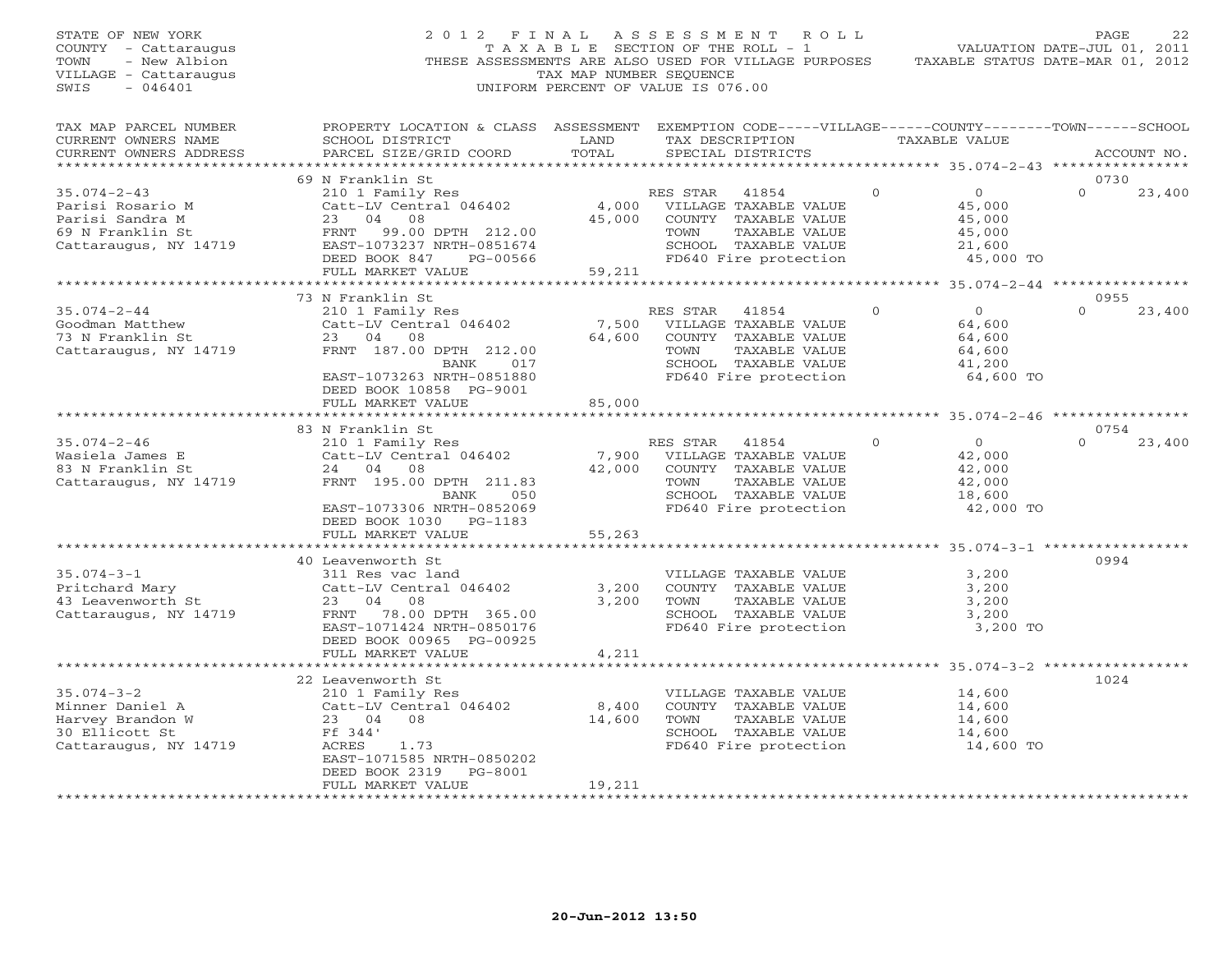STATE OF NEW YORK
COUNTY - Cattaraugus
TOWN - New Albion
VILLAGE - Cattaraugus
SWIS - 046401

# 2012 FINAL ASSESSMENT ROLL

TAXABLE SECTION OF THE ROLL - 1
THESE ASSESSMENTS ARE ALSO USED FOR VILLAGE PURPOSES
TAX MAP NUMBER SEQUENCE
UNIFORM PERCENT OF VALUE IS 076.00

VALUATION DATE-JUL 01, 2011
TAXABLE STATUS DATE-MAR 01, 2012

| TAX MAP PARCEL NUMBER / CURRENT OWNERS NAME / CURRENT OWNERS ADDRESS | PROPERTY LOCATION & CLASS / SCHOOL DISTRICT / PARCEL SIZE/GRID COORD | ASSESSMENT LAND / TOTAL | EXEMPTION CODE / TAX DESCRIPTION / SPECIAL DISTRICTS | VILLAGE | COUNTY / TOWN / SCHOOL TAXABLE VALUE | ACCOUNT NO. |
|---|---|---|---|---|---|---|
| | 69 N Franklin St | | | | | 0730 |
| 35.074-2-43 | 210 1 Family Res | | RES STAR 41854 | 0 | 0 | 0 23,400 |
| Parisi Rosario M | Catt-LV Central 046402 | 4,000 | VILLAGE TAXABLE VALUE | | 45,000 | |
| Parisi Sandra M | 23 04 08 | 45,000 | COUNTY TAXABLE VALUE | | 45,000 | |
| 69 N Franklin St | FRNT 99.00 DPTH 212.00 | | TOWN TAXABLE VALUE | | 45,000 | |
| Cattaraugus, NY 14719 | EAST-1073237 NRTH-0851674 | | SCHOOL TAXABLE VALUE | | 21,600 | |
| | DEED BOOK 847 PG-00566 | | FD640 Fire protection | | 45,000 TO | |
| | FULL MARKET VALUE | 59,211 | | | | |
| | 73 N Franklin St | | | | | 0955 |
| 35.074-2-44 | 210 1 Family Res | | RES STAR 41854 | 0 | 0 | 0 23,400 |
| Goodman Matthew | Catt-LV Central 046402 | 7,500 | VILLAGE TAXABLE VALUE | | 64,600 | |
| 73 N Franklin St | 23 04 08 | 64,600 | COUNTY TAXABLE VALUE | | 64,600 | |
| Cattaraugus, NY 14719 | FRNT 187.00 DPTH 212.00 | | TOWN TAXABLE VALUE | | 64,600 | |
| | BANK 017 | | SCHOOL TAXABLE VALUE | | 41,200 | |
| | EAST-1073263 NRTH-0851880 | | FD640 Fire protection | | 64,600 TO | |
| | DEED BOOK 10858 PG-9001 | | | | | |
| | FULL MARKET VALUE | 85,000 | | | | |
| | 83 N Franklin St | | | | | 0754 |
| 35.074-2-46 | 210 1 Family Res | | RES STAR 41854 | 0 | 0 | 0 23,400 |
| Wasiela James E | Catt-LV Central 046402 | 7,900 | VILLAGE TAXABLE VALUE | | 42,000 | |
| 83 N Franklin St | 24 04 08 | 42,000 | COUNTY TAXABLE VALUE | | 42,000 | |
| Cattaraugus, NY 14719 | FRNT 195.00 DPTH 211.83 | | TOWN TAXABLE VALUE | | 42,000 | |
| | BANK 050 | | SCHOOL TAXABLE VALUE | | 18,600 | |
| | EAST-1073306 NRTH-0852069 | | FD640 Fire protection | | 42,000 TO | |
| | DEED BOOK 1030 PG-1183 | | | | | |
| | FULL MARKET VALUE | 55,263 | | | | |
| | 40 Leavenworth St | | | | | 0994 |
| 35.074-3-1 | 311 Res vac land | | VILLAGE TAXABLE VALUE | | 3,200 | |
| Pritchard Mary | Catt-LV Central 046402 | 3,200 | COUNTY TAXABLE VALUE | | 3,200 | |
| 43 Leavenworth St | 23 04 08 | 3,200 | TOWN TAXABLE VALUE | | 3,200 | |
| Cattaraugus, NY 14719 | FRNT 78.00 DPTH 365.00 | | SCHOOL TAXABLE VALUE | | 3,200 | |
| | EAST-1071424 NRTH-0850176 | | FD640 Fire protection | | 3,200 TO | |
| | DEED BOOK 00965 PG-00925 | | | | | |
| | FULL MARKET VALUE | 4,211 | | | | |
| | 22 Leavenworth St | | | | | 1024 |
| 35.074-3-2 | 210 1 Family Res | | VILLAGE TAXABLE VALUE | | 14,600 | |
| Minner Daniel A | Catt-LV Central 046402 | 8,400 | COUNTY TAXABLE VALUE | | 14,600 | |
| Harvey Brandon W | 23 04 08 | 14,600 | TOWN TAXABLE VALUE | | 14,600 | |
| 30 Ellicott St | Ff 344' | | SCHOOL TAXABLE VALUE | | 14,600 | |
| Cattaraugus, NY 14719 | ACRES 1.73 | | FD640 Fire protection | | 14,600 TO | |
| | EAST-1071585 NRTH-0850202 | | | | | |
| | DEED BOOK 2319 PG-8001 | | | | | |
| | FULL MARKET VALUE | 19,211 | | | | |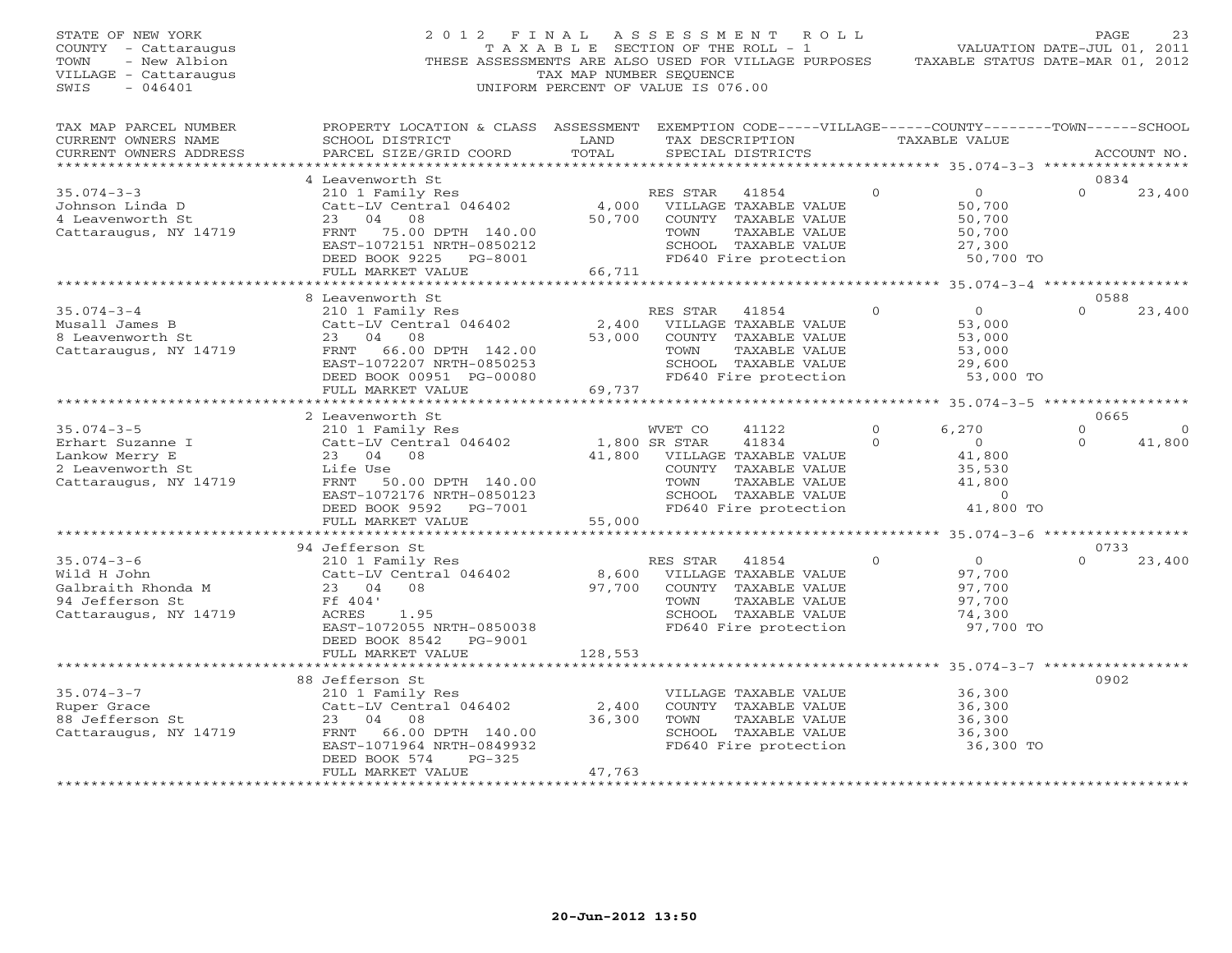STATE OF NEW YORK
COUNTY - Cattaraugus
TOWN - New Albion
VILLAGE - Cattaraugus
SWIS - 046401

# 2012 FINAL ASSESSMENT ROLL

TAXABLE SECTION OF THE ROLL - 1
THESE ASSESSMENTS ARE ALSO USED FOR VILLAGE PURPOSES
TAX MAP NUMBER SEQUENCE
UNIFORM PERCENT OF VALUE IS 076.00

VALUATION DATE-JUL 01, 2011
TAXABLE STATUS DATE-MAR 01, 2012

| TAX MAP PARCEL NUMBER / CURRENT OWNERS NAME / CURRENT OWNERS ADDRESS | PROPERTY LOCATION & CLASS / SCHOOL DISTRICT / PARCEL SIZE/GRID COORD | ASSESSMENT LAND / TOTAL | EXEMPTION CODE / TAX DESCRIPTION / SPECIAL DISTRICTS | VILLAGE | COUNTY / TAXABLE VALUE | TOWN | SCHOOL / ACCOUNT NO. |
|---|---|---|---|---|---|---|---|
| **35.074-3-3** | 4 Leavenworth St | | | | | | 0834 |
| Johnson Linda D | 210 1 Family Res | | RES STAR 41854 | 0 | 0 | 0 | 23,400 |
| 4 Leavenworth St | Catt-LV Central 046402 | 4,000 | VILLAGE TAXABLE VALUE | | 50,700 | | |
| Cattaraugus, NY 14719 | 23 04 08 | 50,700 | COUNTY TAXABLE VALUE | | 50,700 | | |
| | FRNT 75.00 DPTH 140.00 | | TOWN TAXABLE VALUE | | 50,700 | | |
| | EAST-1072151 NRTH-0850212 | | SCHOOL TAXABLE VALUE | | 27,300 | | |
| | DEED BOOK 9225 PG-8001 | | FD640 Fire protection | | 50,700 TO | | |
| | FULL MARKET VALUE | 66,711 | | | | | |
| **35.074-3-4** | 8 Leavenworth St | | | | | | 0588 |
| Musall James B | 210 1 Family Res | | RES STAR 41854 | 0 | 0 | 0 | 23,400 |
| 8 Leavenworth St | Catt-LV Central 046402 | 2,400 | VILLAGE TAXABLE VALUE | | 53,000 | | |
| Cattaraugus, NY 14719 | 23 04 08 | 53,000 | COUNTY TAXABLE VALUE | | 53,000 | | |
| | FRNT 66.00 DPTH 142.00 | | TOWN TAXABLE VALUE | | 53,000 | | |
| | EAST-1072207 NRTH-0850253 | | SCHOOL TAXABLE VALUE | | 29,600 | | |
| | DEED BOOK 00951 PG-00080 | | FD640 Fire protection | | 53,000 TO | | |
| | FULL MARKET VALUE | 69,737 | | | | | |
| **35.074-3-5** | 2 Leavenworth St | | | | | | 0665 |
| Erhart Suzanne I | 210 1 Family Res | | WVET CO 41122 | 0 | 6,270 | 0 | 0 |
| Lankow Merry E | Catt-LV Central 046402 | 1,800 | SR STAR 41834 | 0 | 0 | 0 | 41,800 |
| 2 Leavenworth St | 23 04 08 | 41,800 | VILLAGE TAXABLE VALUE | | 41,800 | | |
| Cattaraugus, NY 14719 | Life Use | | COUNTY TAXABLE VALUE | | 35,530 | | |
| | FRNT 50.00 DPTH 140.00 | | TOWN TAXABLE VALUE | | 41,800 | | |
| | EAST-1072176 NRTH-0850123 | | SCHOOL TAXABLE VALUE | | 0 | | |
| | DEED BOOK 9592 PG-7001 | | FD640 Fire protection | | 41,800 TO | | |
| | FULL MARKET VALUE | 55,000 | | | | | |
| **35.074-3-6** | 94 Jefferson St | | | | | | 0733 |
| Wild H John | 210 1 Family Res | | RES STAR 41854 | 0 | 0 | 0 | 23,400 |
| Galbraith Rhonda M | Catt-LV Central 046402 | 8,600 | VILLAGE TAXABLE VALUE | | 97,700 | | |
| 94 Jefferson St | 23 04 08 | 97,700 | COUNTY TAXABLE VALUE | | 97,700 | | |
| Cattaraugus, NY 14719 | Ff 404' | | TOWN TAXABLE VALUE | | 97,700 | | |
| | ACRES 1.95 | | SCHOOL TAXABLE VALUE | | 74,300 | | |
| | EAST-1072055 NRTH-0850038 | | FD640 Fire protection | | 97,700 TO | | |
| | DEED BOOK 8542 PG-9001 | | | | | | |
| | FULL MARKET VALUE | 128,553 | | | | | |
| **35.074-3-7** | 88 Jefferson St | | | | | | 0902 |
| Ruper Grace | 210 1 Family Res | | VILLAGE TAXABLE VALUE | | 36,300 | | |
| 88 Jefferson St | Catt-LV Central 046402 | 2,400 | COUNTY TAXABLE VALUE | | 36,300 | | |
| Cattaraugus, NY 14719 | 23 04 08 | 36,300 | TOWN TAXABLE VALUE | | 36,300 | | |
| | FRNT 66.00 DPTH 140.00 | | SCHOOL TAXABLE VALUE | | 36,300 | | |
| | EAST-1071964 NRTH-0849932 | | FD640 Fire protection | | 36,300 TO | | |
| | DEED BOOK 574 PG-325 | | | | | | |
| | FULL MARKET VALUE | 47,763 | | | | | |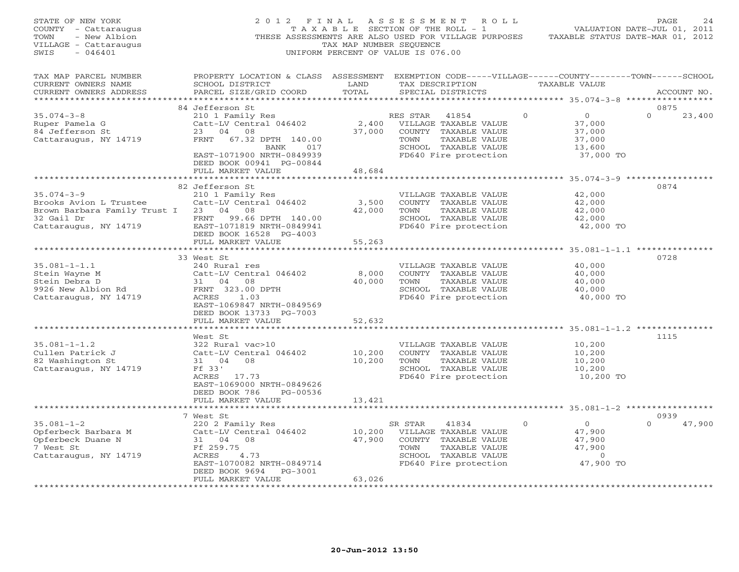STATE OF NEW YORK
COUNTY - Cattaraugus
TOWN - New Albion
VILLAGE - Cattaraugus
SWIS - 046401

2012 FINAL ASSESSMENT ROLL
TAXABLE SECTION OF THE ROLL - 1
THESE ASSESSMENTS ARE ALSO USED FOR VILLAGE PURPOSES
TAX MAP NUMBER SEQUENCE
UNIFORM PERCENT OF VALUE IS 076.00

VALUATION DATE-JUL 01, 2011
TAXABLE STATUS DATE-MAR 01, 2012

| TAX MAP PARCEL NUMBER / CURRENT OWNERS NAME / CURRENT OWNERS ADDRESS | PROPERTY LOCATION & CLASS / SCHOOL DISTRICT / PARCEL SIZE/GRID COORD | ASSESSMENT LAND / TOTAL | EXEMPTION CODE / TAX DESCRIPTION / SPECIAL DISTRICTS | VILLAGE | COUNTY / TAXABLE VALUE | TOWN | SCHOOL / ACCOUNT NO. |
|---|---|---|---|---|---|---|---|
| **35.074-3-8** | 84 Jefferson St | | | | | | 0875 |
| Ruper Pamela G | 210 1 Family Res | | RES STAR 41854 | 0 | 0 | 0 | 23,400 |
| 84 Jefferson St | Catt-LV Central 046402 | 2,400 | VILLAGE TAXABLE VALUE | | 37,000 | | |
| Cattaraugus, NY 14719 | 23 04 08 | 37,000 | COUNTY TAXABLE VALUE | | 37,000 | | |
| | FRNT 67.32 DPTH 140.00 | | TOWN TAXABLE VALUE | | 37,000 | | |
| | BANK 017 | | SCHOOL TAXABLE VALUE | | 13,600 | | |
| | EAST-1071900 NRTH-0849939 | | FD640 Fire protection | | 37,000 TO | | |
| | DEED BOOK 00941 PG-00844 | | | | | | |
| | FULL MARKET VALUE | 48,684 | | | | | |
| **35.074-3-9** | 82 Jefferson St | | | | | | 0874 |
| Brooks Avion L Trustee | 210 1 Family Res | | VILLAGE TAXABLE VALUE | | 42,000 | | |
| Brown Barbara Family Trust I | Catt-LV Central 046402 | 3,500 | COUNTY TAXABLE VALUE | | 42,000 | | |
| 32 Gail Dr | 23 04 08 | 42,000 | TOWN TAXABLE VALUE | | 42,000 | | |
| Cattaraugus, NY 14719 | FRNT 99.66 DPTH 140.00 | | SCHOOL TAXABLE VALUE | | 42,000 | | |
| | EAST-1071819 NRTH-0849941 | | FD640 Fire protection | | 42,000 TO | | |
| | DEED BOOK 16528 PG-4003 | | | | | | |
| | FULL MARKET VALUE | 55,263 | | | | | |
| **35.081-1-1.1** | 33 West St | | | | | | 0728 |
| Stein Wayne M | 240 Rural res | | VILLAGE TAXABLE VALUE | | 40,000 | | |
| Stein Debra D | Catt-LV Central 046402 | 8,000 | COUNTY TAXABLE VALUE | | 40,000 | | |
| 9926 New Albion Rd | 31 04 08 | 40,000 | TOWN TAXABLE VALUE | | 40,000 | | |
| Cattaraugus, NY 14719 | FRNT 323.00 DPTH | | SCHOOL TAXABLE VALUE | | 40,000 | | |
| | ACRES 1.03 | | FD640 Fire protection | | 40,000 TO | | |
| | EAST-1069847 NRTH-0849569 | | | | | | |
| | DEED BOOK 13733 PG-7003 | | | | | | |
| | FULL MARKET VALUE | 52,632 | | | | | |
| **35.081-1-1.2** | West St | | | | | | 1115 |
| Cullen Patrick J | 322 Rural vac>10 | | VILLAGE TAXABLE VALUE | | 10,200 | | |
| 82 Washington St | Catt-LV Central 046402 | 10,200 | COUNTY TAXABLE VALUE | | 10,200 | | |
| Cattaraugus, NY 14719 | 31 04 08 | 10,200 | TOWN TAXABLE VALUE | | 10,200 | | |
| | Ff 33' | | SCHOOL TAXABLE VALUE | | 10,200 | | |
| | ACRES 17.73 | | FD640 Fire protection | | 10,200 TO | | |
| | EAST-1069000 NRTH-0849626 | | | | | | |
| | DEED BOOK 786 PG-00536 | | | | | | |
| | FULL MARKET VALUE | 13,421 | | | | | |
| **35.081-1-2** | 7 West St | | | | | | 0939 |
| Opferbeck Barbara M | 220 2 Family Res | | SR STAR 41834 | 0 | 0 | 0 | 47,900 |
| Opferbeck Duane N | Catt-LV Central 046402 | 10,200 | VILLAGE TAXABLE VALUE | | 47,900 | | |
| 7 West St | 31 04 08 | 47,900 | COUNTY TAXABLE VALUE | | 47,900 | | |
| Cattaraugus, NY 14719 | Ff 259.75 | | TOWN TAXABLE VALUE | | 47,900 | | |
| | ACRES 4.73 | | SCHOOL TAXABLE VALUE | | 0 | | |
| | EAST-1070082 NRTH-0849714 | | FD640 Fire protection | | 47,900 TO | | |
| | DEED BOOK 9694 PG-3001 | | | | | | |
| | FULL MARKET VALUE | 63,026 | | | | | |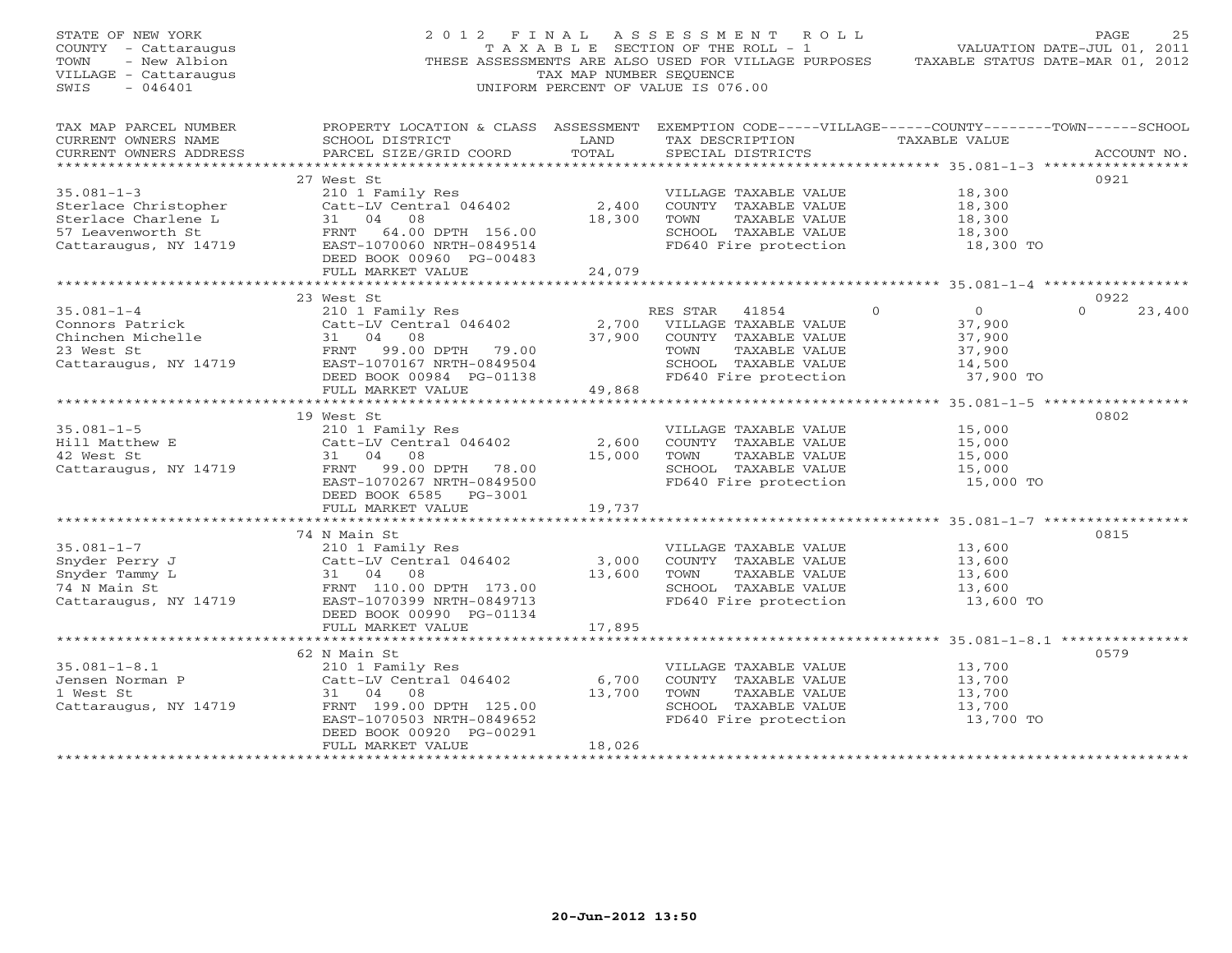STATE OF NEW YORK
COUNTY - Cattaraugus
TOWN - New Albion
VILLAGE - Cattaraugus
SWIS - 046401

# 2012 FINAL ASSESSMENT ROLL

TAXABLE SECTION OF THE ROLL - 1
THESE ASSESSMENTS ARE ALSO USED FOR VILLAGE PURPOSES
TAX MAP NUMBER SEQUENCE
UNIFORM PERCENT OF VALUE IS 076.00

VALUATION DATE-JUL 01, 2011
TAXABLE STATUS DATE-MAR 01, 2012

| TAX MAP PARCEL NUMBER / CURRENT OWNERS NAME / CURRENT OWNERS ADDRESS | PROPERTY LOCATION & CLASS / SCHOOL DISTRICT / PARCEL SIZE/GRID COORD | ASSESSMENT LAND / TOTAL | EXEMPTION CODE / TAX DESCRIPTION / SPECIAL DISTRICTS | VILLAGE | COUNTY / TAXABLE VALUE | TOWN | SCHOOL | ACCOUNT NO. |
|---|---|---|---|---|---|---|---|---|
| | 27 West St | | | | | | | 0921 |
| 35.081-1-3 | 210 1 Family Res | | VILLAGE TAXABLE VALUE | | 18,300 | | | |
| Sterlace Christopher | Catt-LV Central 046402 | 2,400 | COUNTY TAXABLE VALUE | | 18,300 | | | |
| Sterlace Charlene L | 31 04 08 | 18,300 | TOWN TAXABLE VALUE | | 18,300 | | | |
| 57 Leavenworth St | FRNT 64.00 DPTH 156.00 | | SCHOOL TAXABLE VALUE | | 18,300 | | | |
| Cattaraugus, NY 14719 | EAST-1070060 NRTH-0849514 | | FD640 Fire protection | | 18,300 TO | | | |
| | DEED BOOK 00960 PG-00483 | | | | | | | |
| | FULL MARKET VALUE | 24,079 | | | | | | |
| | 23 West St | | | | | | | 0922 |
| 35.081-1-4 | 210 1 Family Res | | RES STAR 41854 | 0 | 0 | | 0 | 23,400 |
| Connors Patrick | Catt-LV Central 046402 | 2,700 | VILLAGE TAXABLE VALUE | | 37,900 | | | |
| Chinchen Michelle | 31 04 08 | 37,900 | COUNTY TAXABLE VALUE | | 37,900 | | | |
| 23 West St | FRNT 99.00 DPTH 79.00 | | TOWN TAXABLE VALUE | | 37,900 | | | |
| Cattaraugus, NY 14719 | EAST-1070167 NRTH-0849504 | | SCHOOL TAXABLE VALUE | | 14,500 | | | |
| | DEED BOOK 00984 PG-01138 | | FD640 Fire protection | | 37,900 TO | | | |
| | FULL MARKET VALUE | 49,868 | | | | | | |
| | 19 West St | | | | | | | 0802 |
| 35.081-1-5 | 210 1 Family Res | | VILLAGE TAXABLE VALUE | | 15,000 | | | |
| Hill Matthew E | Catt-LV Central 046402 | 2,600 | COUNTY TAXABLE VALUE | | 15,000 | | | |
| 42 West St | 31 04 08 | 15,000 | TOWN TAXABLE VALUE | | 15,000 | | | |
| Cattaraugus, NY 14719 | FRNT 99.00 DPTH 78.00 | | SCHOOL TAXABLE VALUE | | 15,000 | | | |
| | EAST-1070267 NRTH-0849500 | | FD640 Fire protection | | 15,000 TO | | | |
| | DEED BOOK 6585 PG-3001 | | | | | | | |
| | FULL MARKET VALUE | 19,737 | | | | | | |
| | 74 N Main St | | | | | | | 0815 |
| 35.081-1-7 | 210 1 Family Res | | VILLAGE TAXABLE VALUE | | 13,600 | | | |
| Snyder Perry J | Catt-LV Central 046402 | 3,000 | COUNTY TAXABLE VALUE | | 13,600 | | | |
| Snyder Tammy L | 31 04 08 | 13,600 | TOWN TAXABLE VALUE | | 13,600 | | | |
| 74 N Main St | FRNT 110.00 DPTH 173.00 | | SCHOOL TAXABLE VALUE | | 13,600 | | | |
| Cattaraugus, NY 14719 | EAST-1070399 NRTH-0849713 | | FD640 Fire protection | | 13,600 TO | | | |
| | DEED BOOK 00990 PG-01134 | | | | | | | |
| | FULL MARKET VALUE | 17,895 | | | | | | |
| | 62 N Main St | | | | | | | 0579 |
| 35.081-1-8.1 | 210 1 Family Res | | VILLAGE TAXABLE VALUE | | 13,700 | | | |
| Jensen Norman P | Catt-LV Central 046402 | 6,700 | COUNTY TAXABLE VALUE | | 13,700 | | | |
| 1 West St | 31 04 08 | 13,700 | TOWN TAXABLE VALUE | | 13,700 | | | |
| Cattaraugus, NY 14719 | FRNT 199.00 DPTH 125.00 | | SCHOOL TAXABLE VALUE | | 13,700 | | | |
| | EAST-1070503 NRTH-0849652 | | FD640 Fire protection | | 13,700 TO | | | |
| | DEED BOOK 00920 PG-00291 | | | | | | | |
| | FULL MARKET VALUE | 18,026 | | | | | | |

20-Jun-2012 13:50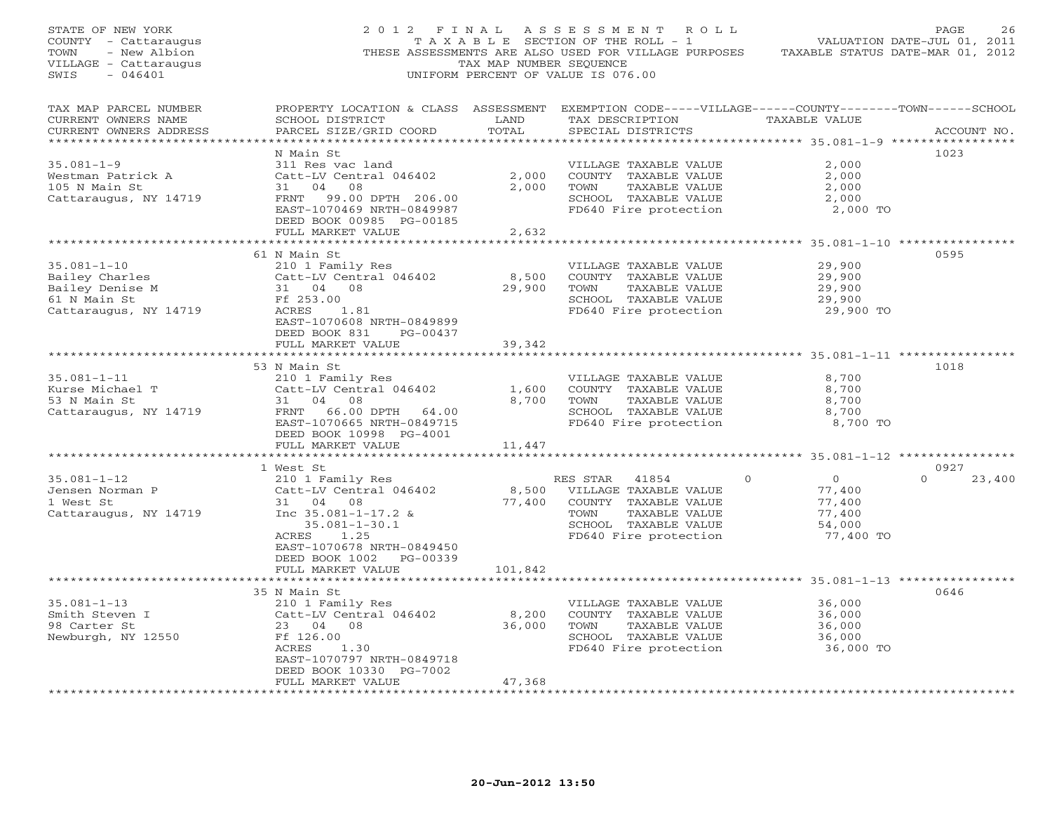STATE OF NEW YORK
COUNTY - Cattaraugus
TOWN - New Albion
VILLAGE - Cattaraugus
SWIS - 046401

2 0 1 2 F I N A L A S S E S S M E N T R O L L
T A X A B L E SECTION OF THE ROLL - 1
THESE ASSESSMENTS ARE ALSO USED FOR VILLAGE PURPOSES
TAX MAP NUMBER SEQUENCE
UNIFORM PERCENT OF VALUE IS 076.00

VALUATION DATE-JUL 01, 2011
TAXABLE STATUS DATE-MAR 01, 2012

| TAX MAP PARCEL NUMBER / CURRENT OWNERS NAME / CURRENT OWNERS ADDRESS | PROPERTY LOCATION & CLASS / SCHOOL DISTRICT / PARCEL SIZE/GRID COORD | ASSESSMENT LAND / TOTAL | EXEMPTION CODE-----VILLAGE------COUNTY--------TOWN------SCHOOL / TAX DESCRIPTION / SPECIAL DISTRICTS | TAXABLE VALUE | ACCOUNT NO. |
|---|---|---|---|---|---|
| **35.081-1-9** | N Main St | | | | 1023 |
| Westman Patrick A | 311 Res vac land | | VILLAGE TAXABLE VALUE | 2,000 | |
| 105 N Main St | Catt-LV Central 046402 | 2,000 | COUNTY TAXABLE VALUE | 2,000 | |
| Cattaraugus, NY 14719 | 31 04 08 | 2,000 | TOWN TAXABLE VALUE | 2,000 | |
| | FRNT 99.00 DPTH 206.00 | | SCHOOL TAXABLE VALUE | 2,000 | |
| | EAST-1070469 NRTH-0849987 | | FD640 Fire protection | 2,000 TO | |
| | DEED BOOK 00985 PG-00185 | | | | |
| | FULL MARKET VALUE | 2,632 | | | |
| **35.081-1-10** | 61 N Main St | | | | 0595 |
| Bailey Charles | 210 1 Family Res | | VILLAGE TAXABLE VALUE | 29,900 | |
| Bailey Denise M | Catt-LV Central 046402 | 8,500 | COUNTY TAXABLE VALUE | 29,900 | |
| 61 N Main St | 31 04 08 | 29,900 | TOWN TAXABLE VALUE | 29,900 | |
| Cattaraugus, NY 14719 | Ff 253.00 | | SCHOOL TAXABLE VALUE | 29,900 | |
| | ACRES 1.81 | | FD640 Fire protection | 29,900 TO | |
| | EAST-1070608 NRTH-0849899 | | | | |
| | DEED BOOK 831 PG-00437 | | | | |
| | FULL MARKET VALUE | 39,342 | | | |
| **35.081-1-11** | 53 N Main St | | | | 1018 |
| Kurse Michael T | 210 1 Family Res | | VILLAGE TAXABLE VALUE | 8,700 | |
| 53 N Main St | Catt-LV Central 046402 | 1,600 | COUNTY TAXABLE VALUE | 8,700 | |
| Cattaraugus, NY 14719 | 31 04 08 | 8,700 | TOWN TAXABLE VALUE | 8,700 | |
| | FRNT 66.00 DPTH 64.00 | | SCHOOL TAXABLE VALUE | 8,700 | |
| | EAST-1070665 NRTH-0849715 | | FD640 Fire protection | 8,700 TO | |
| | DEED BOOK 10998 PG-4001 | | | | |
| | FULL MARKET VALUE | 11,447 | | | |
| **35.081-1-12** | 1 West St | | | | 0927 |
| Jensen Norman P | 210 1 Family Res | | RES STAR 41854 0 | 0 | 0 23,400 |
| 1 West St | Catt-LV Central 046402 | 8,500 | VILLAGE TAXABLE VALUE | 77,400 | |
| Cattaraugus, NY 14719 | 31 04 08 | 77,400 | COUNTY TAXABLE VALUE | 77,400 | |
| | Inc 35.081-1-17.2 & | | TOWN TAXABLE VALUE | 77,400 | |
| | 35.081-1-30.1 | | SCHOOL TAXABLE VALUE | 54,000 | |
| | ACRES 1.25 | | FD640 Fire protection | 77,400 TO | |
| | EAST-1070678 NRTH-0849450 | | | | |
| | DEED BOOK 1002 PG-00339 | | | | |
| | FULL MARKET VALUE | 101,842 | | | |
| **35.081-1-13** | 35 N Main St | | | | 0646 |
| Smith Steven I | 210 1 Family Res | | VILLAGE TAXABLE VALUE | 36,000 | |
| 98 Carter St | Catt-LV Central 046402 | 8,200 | COUNTY TAXABLE VALUE | 36,000 | |
| Newburgh, NY 12550 | 23 04 08 | 36,000 | TOWN TAXABLE VALUE | 36,000 | |
| | Ff 126.00 | | SCHOOL TAXABLE VALUE | 36,000 | |
| | ACRES 1.30 | | FD640 Fire protection | 36,000 TO | |
| | EAST-1070797 NRTH-0849718 | | | | |
| | DEED BOOK 10330 PG-7002 | | | | |
| | FULL MARKET VALUE | 47,368 | | | |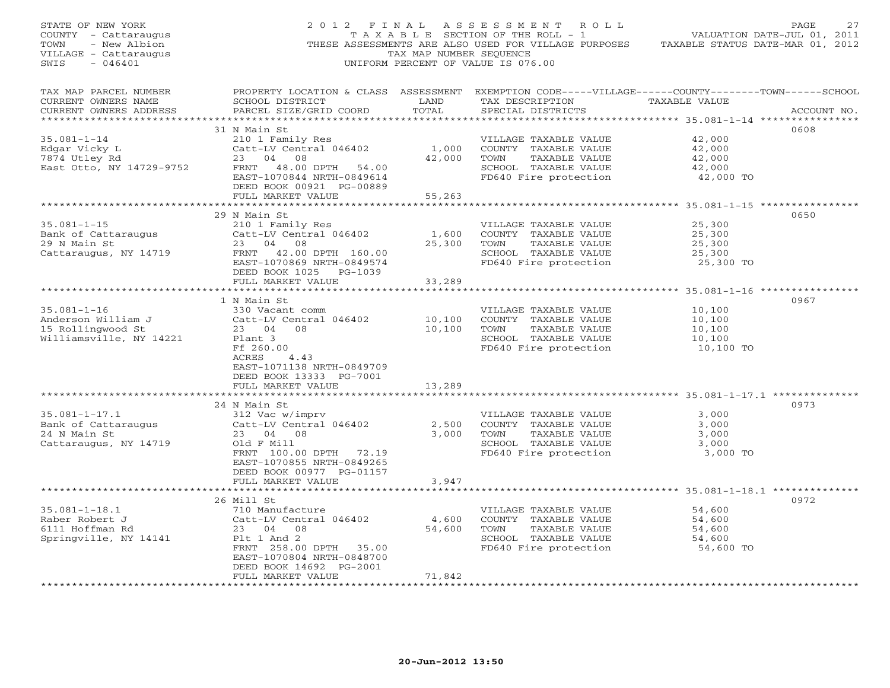STATE OF NEW YORK
COUNTY - Cattaraugus
TOWN - New Albion
VILLAGE - Cattaraugus
SWIS - 046401

2012 FINAL ASSESSMENT ROLL
TAXABLE SECTION OF THE ROLL - 1
THESE ASSESSMENTS ARE ALSO USED FOR VILLAGE PURPOSES
TAX MAP NUMBER SEQUENCE
UNIFORM PERCENT OF VALUE IS 076.00

VALUATION DATE-JUL 01, 2011
TAXABLE STATUS DATE-MAR 01, 2012

| TAX MAP PARCEL NUMBER / CURRENT OWNERS NAME / CURRENT OWNERS ADDRESS | PROPERTY LOCATION & CLASS / SCHOOL DISTRICT / PARCEL SIZE/GRID COORD | ASSESSMENT LAND / TOTAL | EXEMPTION CODE / TAX DESCRIPTION / SPECIAL DISTRICTS | TAXABLE VALUE | ACCOUNT NO. |
|---|---|---|---|---|---|
| **35.081-1-14** | 31 N Main St | | | | 0608 |
| Edgar Vicky L | 210 1 Family Res | | VILLAGE TAXABLE VALUE | 42,000 | |
| 7874 Utley Rd | Catt-LV Central 046402 | 1,000 | COUNTY TAXABLE VALUE | 42,000 | |
| East Otto, NY 14729-9752 | 23 04 08 | 42,000 | TOWN TAXABLE VALUE | 42,000 | |
| | FRNT 48.00 DPTH 54.00 | | SCHOOL TAXABLE VALUE | 42,000 | |
| | EAST-1070844 NRTH-0849614 | | FD640 Fire protection | 42,000 TO | |
| | DEED BOOK 00921 PG-00889 | | | | |
| | FULL MARKET VALUE | 55,263 | | | |
| **35.081-1-15** | 29 N Main St | | | | 0650 |
| Bank of Cattaraugus | 210 1 Family Res | | VILLAGE TAXABLE VALUE | 25,300 | |
| 29 N Main St | Catt-LV Central 046402 | 1,600 | COUNTY TAXABLE VALUE | 25,300 | |
| Cattaraugus, NY 14719 | 23 04 08 | 25,300 | TOWN TAXABLE VALUE | 25,300 | |
| | FRNT 42.00 DPTH 160.00 | | SCHOOL TAXABLE VALUE | 25,300 | |
| | EAST-1070869 NRTH-0849574 | | FD640 Fire protection | 25,300 TO | |
| | DEED BOOK 1025 PG-1039 | | | | |
| | FULL MARKET VALUE | 33,289 | | | |
| **35.081-1-16** | 1 N Main St | | | | 0967 |
| Anderson William J | 330 Vacant comm | | VILLAGE TAXABLE VALUE | 10,100 | |
| 15 Rollingwood St | Catt-LV Central 046402 | 10,100 | COUNTY TAXABLE VALUE | 10,100 | |
| Williamsville, NY 14221 | 23 04 08 | 10,100 | TOWN TAXABLE VALUE | 10,100 | |
| | Plant 3 | | SCHOOL TAXABLE VALUE | 10,100 | |
| | Ff 260.00 | | FD640 Fire protection | 10,100 TO | |
| | ACRES 4.43 | | | | |
| | EAST-1071138 NRTH-0849709 | | | | |
| | DEED BOOK 13333 PG-7001 | | | | |
| | FULL MARKET VALUE | 13,289 | | | |
| **35.081-1-17.1** | 24 N Main St | | | | 0973 |
| Bank of Cattaraugus | 312 Vac w/imprv | | VILLAGE TAXABLE VALUE | 3,000 | |
| 24 N Main St | Catt-LV Central 046402 | 2,500 | COUNTY TAXABLE VALUE | 3,000 | |
| Cattaraugus, NY 14719 | 23 04 08 | 3,000 | TOWN TAXABLE VALUE | 3,000 | |
| | Old F Mill | | SCHOOL TAXABLE VALUE | 3,000 | |
| | FRNT 100.00 DPTH 72.19 | | FD640 Fire protection | 3,000 TO | |
| | EAST-1070855 NRTH-0849265 | | | | |
| | DEED BOOK 00977 PG-01157 | | | | |
| | FULL MARKET VALUE | 3,947 | | | |
| **35.081-1-18.1** | 26 Mill St | | | | 0972 |
| Raber Robert J | 710 Manufacture | | VILLAGE TAXABLE VALUE | 54,600 | |
| 6111 Hoffman Rd | Catt-LV Central 046402 | 4,600 | COUNTY TAXABLE VALUE | 54,600 | |
| Springville, NY 14141 | 23 04 08 | 54,600 | TOWN TAXABLE VALUE | 54,600 | |
| | Plt 1 And 2 | | SCHOOL TAXABLE VALUE | 54,600 | |
| | FRNT 258.00 DPTH 35.00 | | FD640 Fire protection | 54,600 TO | |
| | EAST-1070804 NRTH-0848700 | | | | |
| | DEED BOOK 14692 PG-2001 | | | | |
| | FULL MARKET VALUE | 71,842 | | | |

20-Jun-2012 13:50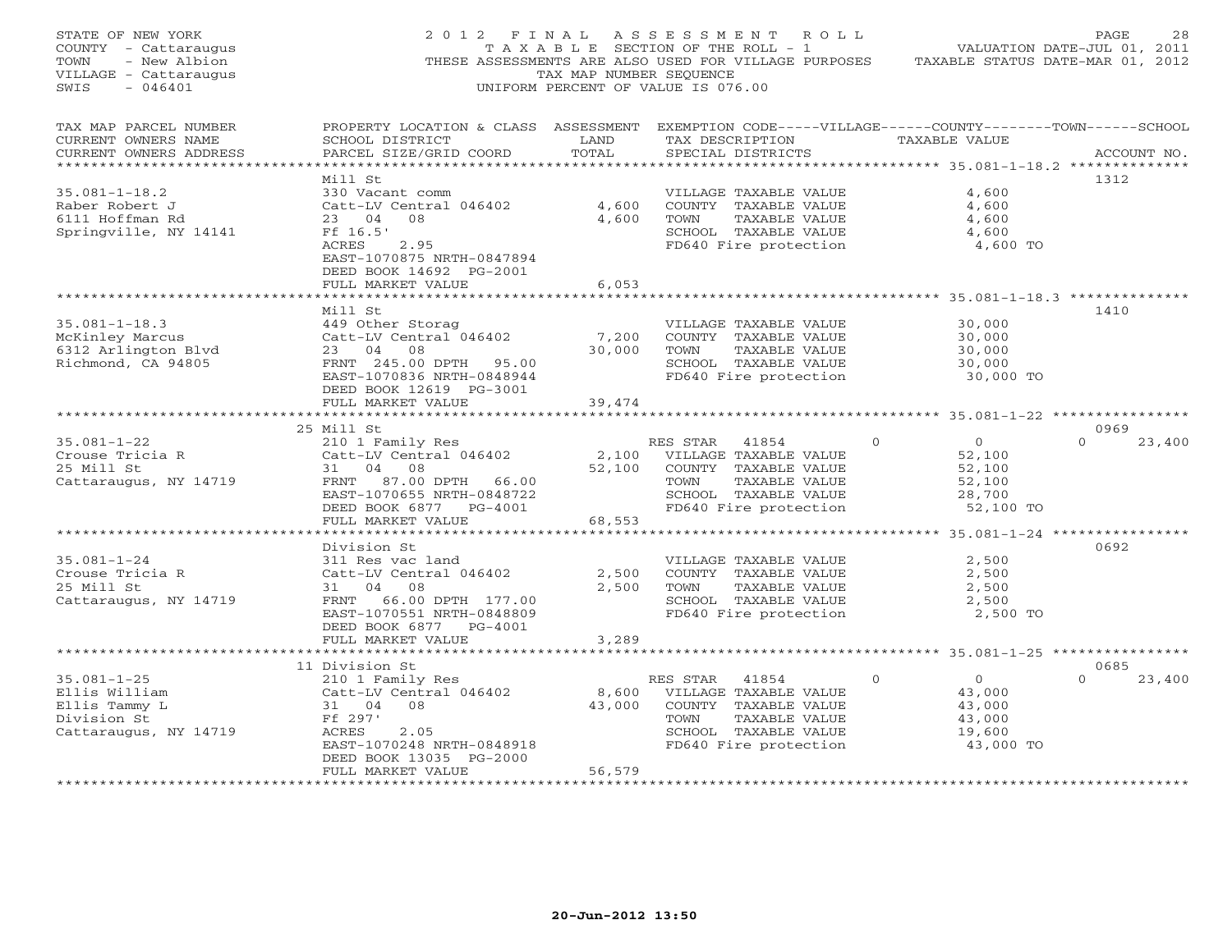STATE OF NEW YORK
COUNTY - Cattaraugus
TOWN - New Albion
VILLAGE - Cattaraugus
SWIS - 046401

2012 FINAL ASSESSMENT ROLL
TAXABLE SECTION OF THE ROLL - 1
THESE ASSESSMENTS ARE ALSO USED FOR VILLAGE PURPOSES
TAX MAP NUMBER SEQUENCE
UNIFORM PERCENT OF VALUE IS 076.00

VALUATION DATE-JUL 01, 2011
TAXABLE STATUS DATE-MAR 01, 2012

| TAX MAP PARCEL NUMBER / CURRENT OWNERS NAME / CURRENT OWNERS ADDRESS | PROPERTY LOCATION & CLASS / SCHOOL DISTRICT / PARCEL SIZE/GRID COORD | ASSESSMENT LAND / TOTAL | EXEMPTION CODE / TAX DESCRIPTION / SPECIAL DISTRICTS | VILLAGE | COUNTY | TOWN | SCHOOL / TAXABLE VALUE | ACCOUNT NO. |
|---|---|---|---|---|---|---|---|---|
| 35.081-1-18.2 | Mill St | | | | | | | 1312 |
| 35.081-1-18.2 | 330 Vacant comm | | VILLAGE TAXABLE VALUE | | | | 4,600 | |
| Raber Robert J | Catt-LV Central 046402 | 4,600 | COUNTY TAXABLE VALUE | | | | 4,600 | |
| 6111 Hoffman Rd | 23 04 08 | 4,600 | TOWN TAXABLE VALUE | | | | 4,600 | |
| Springville, NY 14141 | Ff 16.5' | | SCHOOL TAXABLE VALUE | | | | 4,600 | |
| | ACRES 2.95 | | FD640 Fire protection | | | | 4,600 TO | |
| | EAST-1070875 NRTH-0847894 | | | | | | | |
| | DEED BOOK 14692 PG-2001 | | | | | | | |
| | FULL MARKET VALUE | 6,053 | | | | | | |
| 35.081-1-18.3 | Mill St | | | | | | | 1410 |
| 35.081-1-18.3 | 449 Other Storag | | VILLAGE TAXABLE VALUE | | | | 30,000 | |
| McKinley Marcus | Catt-LV Central 046402 | 7,200 | COUNTY TAXABLE VALUE | | | | 30,000 | |
| 6312 Arlington Blvd | 23 04 08 | 30,000 | TOWN TAXABLE VALUE | | | | 30,000 | |
| Richmond, CA 94805 | FRNT 245.00 DPTH 95.00 | | SCHOOL TAXABLE VALUE | | | | 30,000 | |
| | EAST-1070836 NRTH-0848944 | | FD640 Fire protection | | | | 30,000 TO | |
| | DEED BOOK 12619 PG-3001 | | | | | | | |
| | FULL MARKET VALUE | 39,474 | | | | | | |
| 35.081-1-22 | 25 Mill St | | | | | | | 0969 |
| 35.081-1-22 | 210 1 Family Res | | RES STAR 41854 | 0 | 0 | | 0 23,400 | |
| Crouse Tricia R | Catt-LV Central 046402 | 2,100 | VILLAGE TAXABLE VALUE | | | | 52,100 | |
| 25 Mill St | 31 04 08 | 52,100 | COUNTY TAXABLE VALUE | | | | 52,100 | |
| Cattaraugus, NY 14719 | FRNT 87.00 DPTH 66.00 | | TOWN TAXABLE VALUE | | | | 52,100 | |
| | EAST-1070655 NRTH-0848722 | | SCHOOL TAXABLE VALUE | | | | 28,700 | |
| | DEED BOOK 6877 PG-4001 | | FD640 Fire protection | | | | 52,100 TO | |
| | FULL MARKET VALUE | 68,553 | | | | | | |
| 35.081-1-24 | Division St | | | | | | | 0692 |
| 35.081-1-24 | 311 Res vac land | | VILLAGE TAXABLE VALUE | | | | 2,500 | |
| Crouse Tricia R | Catt-LV Central 046402 | 2,500 | COUNTY TAXABLE VALUE | | | | 2,500 | |
| 25 Mill St | 31 04 08 | 2,500 | TOWN TAXABLE VALUE | | | | 2,500 | |
| Cattaraugus, NY 14719 | FRNT 66.00 DPTH 177.00 | | SCHOOL TAXABLE VALUE | | | | 2,500 | |
| | EAST-1070551 NRTH-0848809 | | FD640 Fire protection | | | | 2,500 TO | |
| | DEED BOOK 6877 PG-4001 | | | | | | | |
| | FULL MARKET VALUE | 3,289 | | | | | | |
| 35.081-1-25 | 11 Division St | | | | | | | 0685 |
| 35.081-1-25 | 210 1 Family Res | | RES STAR 41854 | 0 | 0 | | 0 23,400 | |
| Ellis William | Catt-LV Central 046402 | 8,600 | VILLAGE TAXABLE VALUE | | | | 43,000 | |
| Ellis Tammy L | 31 04 08 | 43,000 | COUNTY TAXABLE VALUE | | | | 43,000 | |
| Division St | Ff 297' | | TOWN TAXABLE VALUE | | | | 43,000 | |
| Cattaraugus, NY 14719 | ACRES 2.05 | | SCHOOL TAXABLE VALUE | | | | 19,600 | |
| | EAST-1070248 NRTH-0848918 | | FD640 Fire protection | | | | 43,000 TO | |
| | DEED BOOK 13035 PG-2000 | | | | | | | |
| | FULL MARKET VALUE | 56,579 | | | | | | |

20-Jun-2012 13:50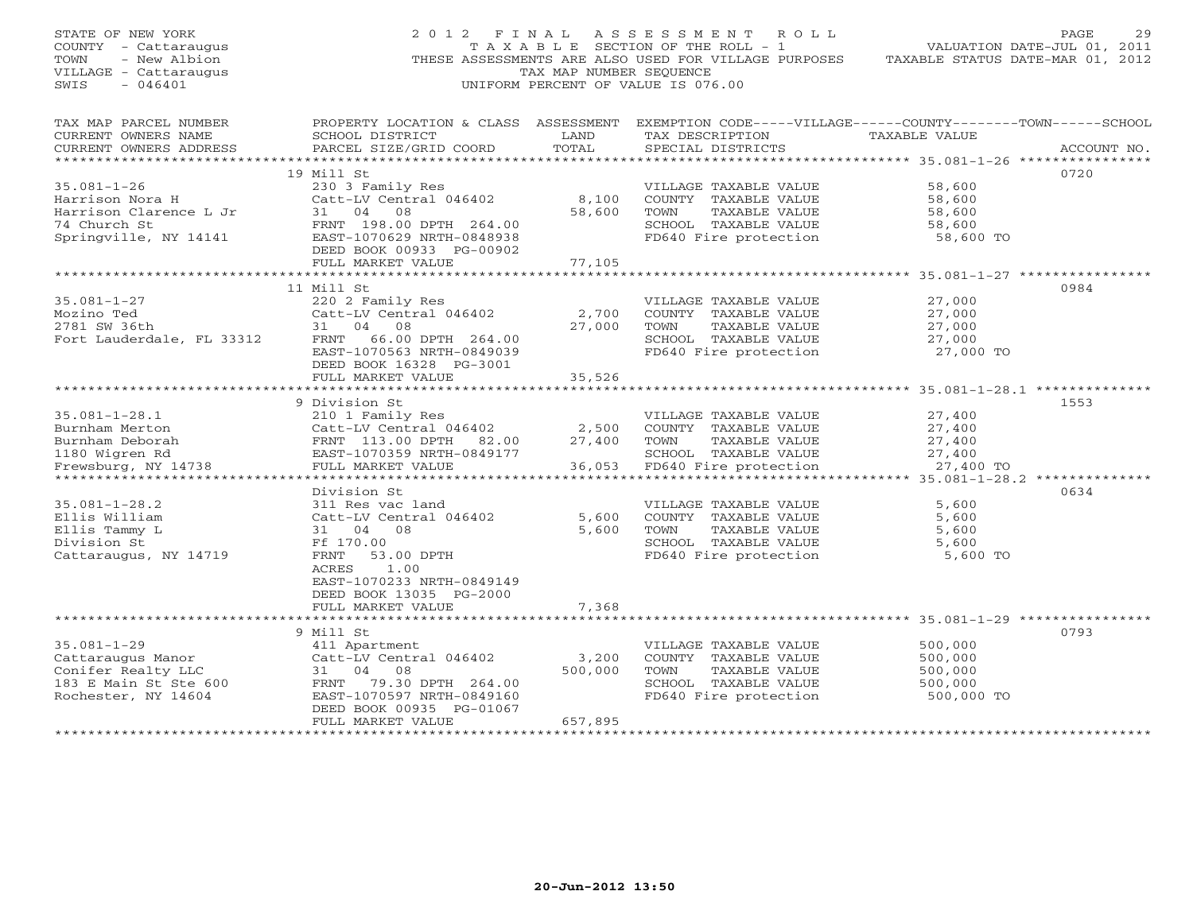STATE OF NEW YORK
COUNTY - Cattaraugus
TOWN - New Albion
VILLAGE - Cattaraugus
SWIS - 046401

# 2012 FINAL ASSESSMENT ROLL
TAXABLE SECTION OF THE ROLL - 1
THESE ASSESSMENTS ARE ALSO USED FOR VILLAGE PURPOSES
TAX MAP NUMBER SEQUENCE
UNIFORM PERCENT OF VALUE IS 076.00

VALUATION DATE-JUL 01, 2011
TAXABLE STATUS DATE-MAR 01, 2012

| TAX MAP PARCEL NUMBER / CURRENT OWNERS NAME / CURRENT OWNERS ADDRESS | PROPERTY LOCATION & CLASS / SCHOOL DISTRICT / PARCEL SIZE/GRID COORD | ASSESSMENT LAND | TOTAL | EXEMPTION CODE / TAX DESCRIPTION / SPECIAL DISTRICTS | TAXABLE VALUE | ACCOUNT NO. |
|---|---|---|---|---|---|---|
| **35.081-1-26** | 19 Mill St | | | | | 0720 |
| Harrison Nora H | 230 3 Family Res | | | VILLAGE TAXABLE VALUE | 58,600 | |
| Harrison Clarence L Jr | Catt-LV Central 046402 | 8,100 | | COUNTY TAXABLE VALUE | 58,600 | |
| 74 Church St | 31 04 08 | | 58,600 | TOWN TAXABLE VALUE | 58,600 | |
| Springville, NY 14141 | FRNT 198.00 DPTH 264.00 | | | SCHOOL TAXABLE VALUE | 58,600 | |
| | EAST-1070629 NRTH-0848938 | | | FD640 Fire protection | 58,600 TO | |
| | DEED BOOK 00933 PG-00902 | | | | | |
| | FULL MARKET VALUE | | 77,105 | | | |
| **35.081-1-27** | 11 Mill St | | | | | 0984 |
| Mozino Ted | 220 2 Family Res | | | VILLAGE TAXABLE VALUE | 27,000 | |
| 2781 SW 36th | Catt-LV Central 046402 | 2,700 | | COUNTY TAXABLE VALUE | 27,000 | |
| Fort Lauderdale, FL 33312 | 31 04 08 | | 27,000 | TOWN TAXABLE VALUE | 27,000 | |
| | FRNT 66.00 DPTH 264.00 | | | SCHOOL TAXABLE VALUE | 27,000 | |
| | EAST-1070563 NRTH-0849039 | | | FD640 Fire protection | 27,000 TO | |
| | DEED BOOK 16328 PG-3001 | | | | | |
| | FULL MARKET VALUE | | 35,526 | | | |
| **35.081-1-28.1** | 9 Division St | | | | | 1553 |
| Burnham Merton | 210 1 Family Res | | | VILLAGE TAXABLE VALUE | 27,400 | |
| Burnham Deborah | Catt-LV Central 046402 | 2,500 | | COUNTY TAXABLE VALUE | 27,400 | |
| 1180 Wigren Rd | FRNT 113.00 DPTH 82.00 | | 27,400 | TOWN TAXABLE VALUE | 27,400 | |
| Frewsburg, NY 14738 | EAST-1070359 NRTH-0849177 | | | SCHOOL TAXABLE VALUE | 27,400 | |
| | FULL MARKET VALUE | | 36,053 | FD640 Fire protection | 27,400 TO | |
| **35.081-1-28.2** | Division St | | | | | 0634 |
| Ellis William | 311 Res vac land | | | VILLAGE TAXABLE VALUE | 5,600 | |
| Ellis Tammy L | Catt-LV Central 046402 | 5,600 | | COUNTY TAXABLE VALUE | 5,600 | |
| Division St | 31 04 08 | | 5,600 | TOWN TAXABLE VALUE | 5,600 | |
| Cattaraugus, NY 14719 | Ff 170.00 | | | SCHOOL TAXABLE VALUE | 5,600 | |
| | FRNT 53.00 DPTH | | | FD640 Fire protection | 5,600 TO | |
| | ACRES 1.00 | | | | | |
| | EAST-1070233 NRTH-0849149 | | | | | |
| | DEED BOOK 13035 PG-2000 | | | | | |
| | FULL MARKET VALUE | | 7,368 | | | |
| **35.081-1-29** | 9 Mill St | | | | | 0793 |
| Cattaraugus Manor | 411 Apartment | | | VILLAGE TAXABLE VALUE | 500,000 | |
| Conifer Realty LLC | Catt-LV Central 046402 | 3,200 | | COUNTY TAXABLE VALUE | 500,000 | |
| 183 E Main St Ste 600 | 31 04 08 | | 500,000 | TOWN TAXABLE VALUE | 500,000 | |
| Rochester, NY 14604 | FRNT 79.30 DPTH 264.00 | | | SCHOOL TAXABLE VALUE | 500,000 | |
| | EAST-1070597 NRTH-0849160 | | | FD640 Fire protection | 500,000 TO | |
| | DEED BOOK 00935 PG-01067 | | | | | |
| | FULL MARKET VALUE | | 657,895 | | | |

20-Jun-2012 13:50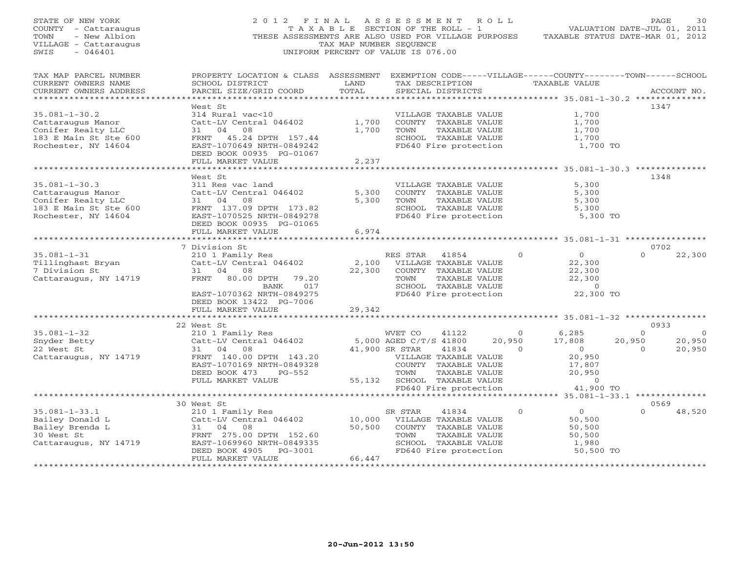STATE OF NEW YORK
COUNTY - Cattaraugus
TOWN - New Albion
VILLAGE - Cattaraugus
SWIS - 046401

# 2012 FINAL ASSESSMENT ROLL

TAXABLE SECTION OF THE ROLL - 1
THESE ASSESSMENTS ARE ALSO USED FOR VILLAGE PURPOSES
TAX MAP NUMBER SEQUENCE
UNIFORM PERCENT OF VALUE IS 076.00

VALUATION DATE-JUL 01, 2011
TAXABLE STATUS DATE-MAR 01, 2012

| TAX MAP PARCEL NUMBER / CURRENT OWNERS NAME / CURRENT OWNERS ADDRESS | PROPERTY LOCATION & CLASS / SCHOOL DISTRICT / PARCEL SIZE/GRID COORD | ASSESSMENT LAND | TOTAL | EXEMPTION CODE / TAX DESCRIPTION / SPECIAL DISTRICTS | VILLAGE | COUNTY | TOWN | SCHOOL | ACCOUNT NO. |
|---|---|---|---|---|---|---|---|---|---|
| **35.081-1-30.2** | West St | | | | | | | | 1347 |
| Cattaraugus Manor | 314 Rural vac<10 | | | VILLAGE TAXABLE VALUE | | 1,700 | | | |
| Conifer Realty LLC | Catt-LV Central 046402 | 1,700 | | COUNTY TAXABLE VALUE | | 1,700 | | | |
| 183 E Main St Ste 600 | 31 04 08 | | 1,700 | TOWN TAXABLE VALUE | | 1,700 | | | |
| Rochester, NY 14604 | FRNT 45.24 DPTH 157.44 | | | SCHOOL TAXABLE VALUE | | 1,700 | | | |
| | EAST-1070649 NRTH-0849242 | | | FD640 Fire protection | | 1,700 TO | | | |
| | DEED BOOK 00935 PG-01067 | | | | | | | | |
| | FULL MARKET VALUE | | 2,237 | | | | | | |
| **35.081-1-30.3** | West St | | | | | | | | 1348 |
| Cattaraugus Manor | 311 Res vac land | | | VILLAGE TAXABLE VALUE | | 5,300 | | | |
| Conifer Realty LLC | Catt-LV Central 046402 | 5,300 | | COUNTY TAXABLE VALUE | | 5,300 | | | |
| 183 E Main St Ste 600 | 31 04 08 | | 5,300 | TOWN TAXABLE VALUE | | 5,300 | | | |
| Rochester, NY 14604 | FRNT 137.09 DPTH 173.82 | | | SCHOOL TAXABLE VALUE | | 5,300 | | | |
| | EAST-1070525 NRTH-0849278 | | | FD640 Fire protection | | 5,300 TO | | | |
| | DEED BOOK 00935 PG-01065 | | | | | | | | |
| | FULL MARKET VALUE | | 6,974 | | | | | | |
| **35.081-1-31** | 7 Division St | | | | | | | | 0702 |
| Tillinghast Bryan | 210 1 Family Res | | | RES STAR 41854 | 0 | 0 | 0 | 22,300 | |
| 7 Division St | Catt-LV Central 046402 | 2,100 | | VILLAGE TAXABLE VALUE | | 22,300 | | | |
| Cattaraugus, NY 14719 | 31 04 08 | | 22,300 | COUNTY TAXABLE VALUE | | 22,300 | | | |
| | FRNT 80.00 DPTH 79.20 | | | TOWN TAXABLE VALUE | | 22,300 | | | |
| | BANK 017 | | | SCHOOL TAXABLE VALUE | | 0 | | | |
| | EAST-1070362 NRTH-0849275 | | | FD640 Fire protection | | 22,300 TO | | | |
| | DEED BOOK 13422 PG-7006 | | | | | | | | |
| | FULL MARKET VALUE | | 29,342 | | | | | | |
| **35.081-1-32** | 22 West St | | | | | | | | 0933 |
| Snyder Betty | 210 1 Family Res | | | WVET CO 41122 | 0 | 6,285 | 0 | 0 | |
| 22 West St | Catt-LV Central 046402 | 5,000 | | AGED C/T/S 41800 | 20,950 | 17,808 | 20,950 | 20,950 | |
| Cattaraugus, NY 14719 | 31 04 08 | | 41,900 | SR STAR 41834 | 0 | 0 | 0 | 20,950 | |
| | FRNT 140.00 DPTH 143.20 | | | VILLAGE TAXABLE VALUE | | 20,950 | | | |
| | EAST-1070169 NRTH-0849328 | | | COUNTY TAXABLE VALUE | | 17,807 | | | |
| | DEED BOOK 473 PG-552 | | | TOWN TAXABLE VALUE | | 20,950 | | | |
| | FULL MARKET VALUE | | 55,132 | SCHOOL TAXABLE VALUE | | 0 | | | |
| | | | | FD640 Fire protection | | 41,900 TO | | | |
| **35.081-1-33.1** | 30 West St | | | | | | | | 0569 |
| Bailey Donald L | 210 1 Family Res | | | SR STAR 41834 | 0 | 0 | 0 | 48,520 | |
| Bailey Brenda L | Catt-LV Central 046402 | 10,000 | | VILLAGE TAXABLE VALUE | | 50,500 | | | |
| 30 West St | 31 04 08 | | 50,500 | COUNTY TAXABLE VALUE | | 50,500 | | | |
| Cattaraugus, NY 14719 | FRNT 275.00 DPTH 152.60 | | | TOWN TAXABLE VALUE | | 50,500 | | | |
| | EAST-1069960 NRTH-0849335 | | | SCHOOL TAXABLE VALUE | | 1,980 | | | |
| | DEED BOOK 4905 PG-3001 | | | FD640 Fire protection | | 50,500 TO | | | |
| | FULL MARKET VALUE | | 66,447 | | | | | | |

20-Jun-2012 13:50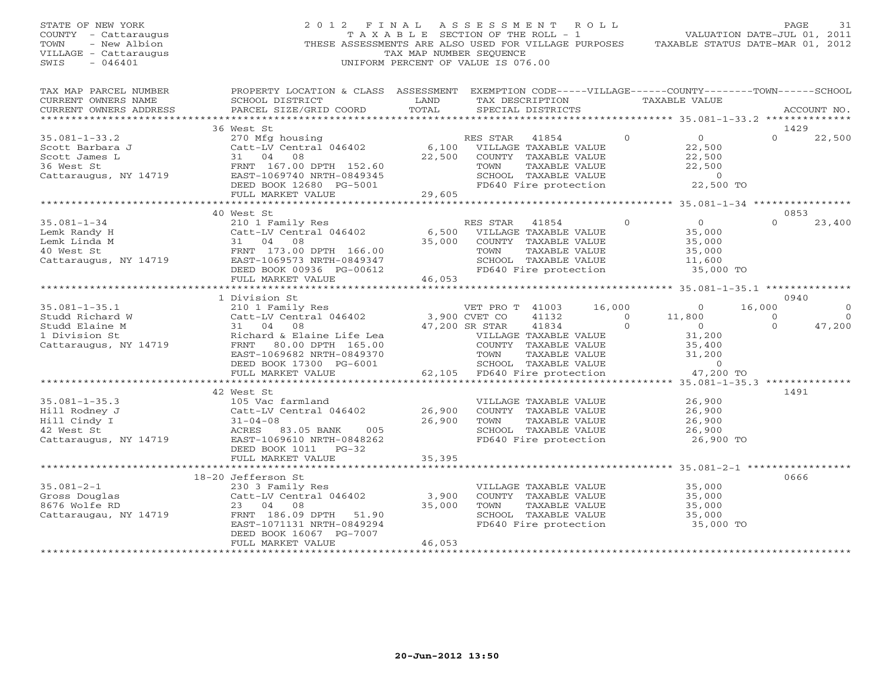STATE OF NEW YORK
COUNTY - Cattaraugus
TOWN - New Albion
VILLAGE - Cattaraugus
SWIS - 046401

# 2012 FINAL ASSESSMENT ROLL

TAXABLE SECTION OF THE ROLL - 1
THESE ASSESSMENTS ARE ALSO USED FOR VILLAGE PURPOSES
TAX MAP NUMBER SEQUENCE
UNIFORM PERCENT OF VALUE IS 076.00

VALUATION DATE-JUL 01, 2011
TAXABLE STATUS DATE-MAR 01, 2012

```
TAX MAP PARCEL NUMBER     PROPERTY LOCATION & CLASS  ASSESSMENT  EXEMPTION CODE-----VILLAGE------COUNTY--------TOWN------SCHOOL
CURRENT OWNERS NAME       SCHOOL DISTRICT               LAND      TAX DESCRIPTION             TAXABLE VALUE
CURRENT OWNERS ADDRESS    PARCEL SIZE/GRID COORD        TOTAL     SPECIAL DISTRICTS                                    ACCOUNT NO.
******************************************************************************************* 35.081-1-33.2 **************
                          36 West St                                                                               1429
35.081-1-33.2             270 Mfg housing                   RES STAR  41854        0          0            0        22,500
Scott Barbara J           Catt-LV Central 046402    6,100    VILLAGE TAXABLE VALUE           22,500
Scott James L             31  04  08               22,500    COUNTY  TAXABLE VALUE           22,500
36 West St                FRNT 167.00 DPTH 152.60            TOWN    TAXABLE VALUE           22,500
Cattaraugus, NY 14719     EAST-1069740 NRTH-0849345          SCHOOL  TAXABLE VALUE                0
                          DEED BOOK 12680  PG-5001           FD640 Fire protection           22,500 TO
                          FULL MARKET VALUE        29,605
******************************************************************************************* 35.081-1-34 ****************
                          40 West St                                                                               0853
35.081-1-34               210 1 Family Res                  RES STAR  41854        0          0            0        23,400
Lemk Randy H              Catt-LV Central 046402    6,500    VILLAGE TAXABLE VALUE           35,000
Lemk Linda M              31  04  08               35,000    COUNTY  TAXABLE VALUE           35,000
40 West St                FRNT 173.00 DPTH 166.00            TOWN    TAXABLE VALUE           35,000
Cattaraugus, NY 14719     EAST-1069573 NRTH-0849347          SCHOOL  TAXABLE VALUE           11,600
                          DEED BOOK 00936  PG-00612          FD640 Fire protection           35,000 TO
                          FULL MARKET VALUE        46,053
******************************************************************************************* 35.081-1-35.1 **************
                          1 Division St                                                                            0940
35.081-1-35.1             210 1 Family Res                  VET PRO T 41003   16,000          0       16,000            0
Studd Richard W           Catt-LV Central 046402    3,900 CVET CO    41132         0     11,800            0            0
Studd Elaine M            31  04  08               47,200 SR STAR    41834         0          0            0        47,200
1 Division St             Richard & Elaine Life Lea          VILLAGE TAXABLE VALUE           31,200
Cattaraugus, NY 14719     FRNT  80.00 DPTH 165.00            COUNTY  TAXABLE VALUE           35,400
                          EAST-1069682 NRTH-0849370          TOWN    TAXABLE VALUE           31,200
                          DEED BOOK 17300  PG-6001           SCHOOL  TAXABLE VALUE                0
                          FULL MARKET VALUE        62,105    FD640 Fire protection           47,200 TO
******************************************************************************************* 35.081-1-35.3 **************
                          42 West St                                                                               1491
35.081-1-35.3             105 Vac farmland                   VILLAGE TAXABLE VALUE           26,900
Hill Rodney J             Catt-LV Central 046402   26,900    COUNTY  TAXABLE VALUE           26,900
Hill Cindy I              31-04-08                 26,900    TOWN    TAXABLE VALUE           26,900
42 West St                ACRES  83.05 BANK   005            SCHOOL  TAXABLE VALUE           26,900
Cattaraugus, NY 14719     EAST-1069610 NRTH-0848262          FD640 Fire protection           26,900 TO
                          DEED BOOK 1011   PG-32
                          FULL MARKET VALUE        35,395
******************************************************************************************* 35.081-2-1 *****************
                          18-20 Jefferson St                                                                       0666
35.081-2-1                230 3 Family Res                   VILLAGE TAXABLE VALUE           35,000
Gross Douglas             Catt-LV Central 046402    3,900    COUNTY  TAXABLE VALUE           35,000
8676 Wolfe RD             23  04  08               35,000    TOWN    TAXABLE VALUE           35,000
Cattaraugau, NY 14719     FRNT 186.09 DPTH  51.90            SCHOOL  TAXABLE VALUE           35,000
                          EAST-1071131 NRTH-0849294          FD640 Fire protection           35,000 TO
                          DEED BOOK 16067  PG-7007
                          FULL MARKET VALUE        46,053
************************************************************************************************************************
```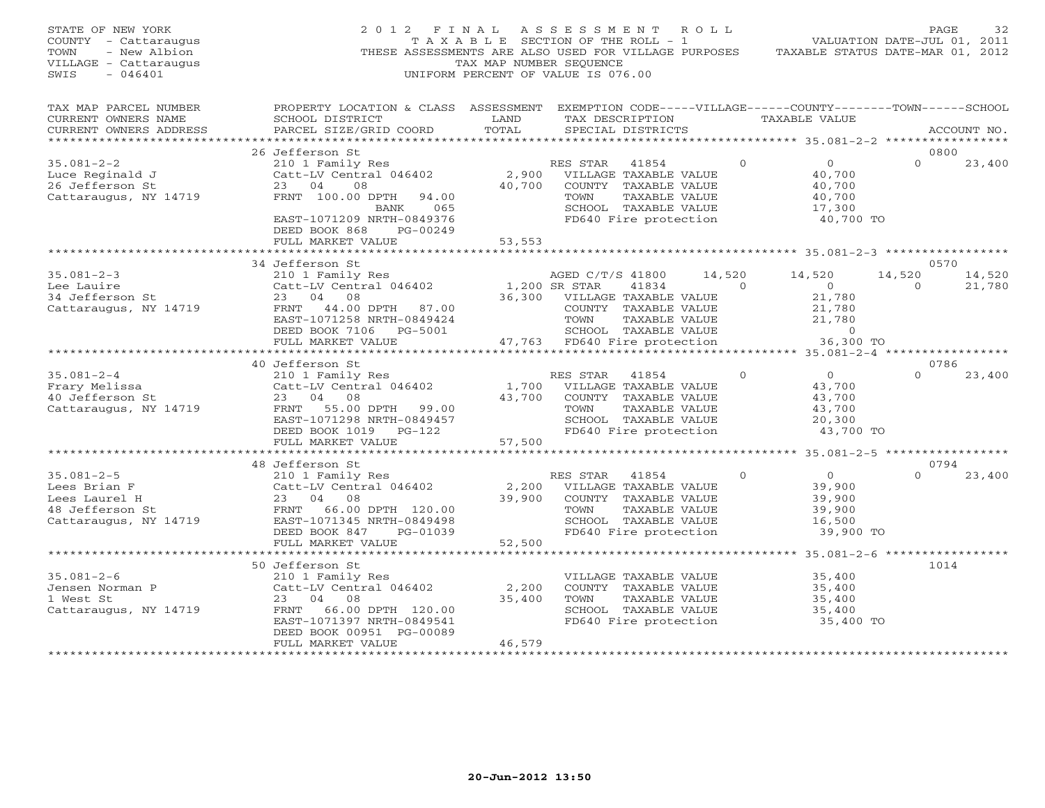STATE OF NEW YORK
COUNTY - Cattaraugus
TOWN - New Albion
VILLAGE - Cattaraugus
SWIS - 046401

2012 FINAL ASSESSMENT ROLL
TAXABLE SECTION OF THE ROLL - 1
THESE ASSESSMENTS ARE ALSO USED FOR VILLAGE PURPOSES
TAX MAP NUMBER SEQUENCE
UNIFORM PERCENT OF VALUE IS 076.00

VALUATION DATE-JUL 01, 2011
TAXABLE STATUS DATE-MAR 01, 2012

| TAX MAP PARCEL NUMBER / CURRENT OWNERS NAME / CURRENT OWNERS ADDRESS | PROPERTY LOCATION & CLASS / SCHOOL DISTRICT / PARCEL SIZE/GRID COORD | ASSESSMENT LAND / TOTAL | EXEMPTION CODE / TAX DESCRIPTION / SPECIAL DISTRICTS | VILLAGE | COUNTY | TOWN | SCHOOL | ACCOUNT NO. |
|---|---|---|---|---|---|---|---|---|
| **35.081-2-2** | 26 Jefferson St | | | | | | | 0800 |
| Luce Reginald J | 210 1 Family Res | | RES STAR 41854 | 0 | 0 | | 23,400 | |
| 26 Jefferson St | Catt-LV Central 046402 | 2,900 | VILLAGE TAXABLE VALUE | 40,700 | | | | |
| Cattaraugus, NY 14719 | 23 04 08 | 40,700 | COUNTY TAXABLE VALUE | | 40,700 | | | |
| | FRNT 100.00 DPTH 94.00 | | TOWN TAXABLE VALUE | | | 40,700 | | |
| | BANK 065 | | SCHOOL TAXABLE VALUE | | | | 17,300 | |
| | EAST-1071209 NRTH-0849376 | | FD640 Fire protection | 40,700 TO | | | | |
| | DEED BOOK 868 PG-00249 | | | | | | | |
| | FULL MARKET VALUE | 53,553 | | | | | | |
| **35.081-2-3** | 34 Jefferson St | | | | | | | 0570 |
| Lee Lauire | 210 1 Family Res | | AGED C/T/S 41800 | 14,520 | 14,520 | 14,520 | 14,520 | |
| 34 Jefferson St | Catt-LV Central 046402 | 1,200 | SR STAR 41834 | 0 | 0 | 0 | 21,780 | |
| Cattaraugus, NY 14719 | 23 04 08 | 36,300 | VILLAGE TAXABLE VALUE | 21,780 | | | | |
| | FRNT 44.00 DPTH 87.00 | | COUNTY TAXABLE VALUE | | 21,780 | | | |
| | EAST-1071258 NRTH-0849424 | | TOWN TAXABLE VALUE | | | 21,780 | | |
| | DEED BOOK 7106 PG-5001 | | SCHOOL TAXABLE VALUE | | | | 0 | |
| | FULL MARKET VALUE | 47,763 | FD640 Fire protection | 36,300 TO | | | | |
| **35.081-2-4** | 40 Jefferson St | | | | | | | 0786 |
| Frary Melissa | 210 1 Family Res | | RES STAR 41854 | 0 | 0 | | 23,400 | |
| 40 Jefferson St | Catt-LV Central 046402 | 1,700 | VILLAGE TAXABLE VALUE | 43,700 | | | | |
| Cattaraugus, NY 14719 | 23 04 08 | 43,700 | COUNTY TAXABLE VALUE | | 43,700 | | | |
| | FRNT 55.00 DPTH 99.00 | | TOWN TAXABLE VALUE | | | 43,700 | | |
| | EAST-1071298 NRTH-0849457 | | SCHOOL TAXABLE VALUE | | | | 20,300 | |
| | DEED BOOK 1019 PG-122 | | FD640 Fire protection | 43,700 TO | | | | |
| | FULL MARKET VALUE | 57,500 | | | | | | |
| **35.081-2-5** | 48 Jefferson St | | | | | | | 0794 |
| Lees Brian F | 210 1 Family Res | | RES STAR 41854 | 0 | 0 | | 23,400 | |
| Lees Laurel H | Catt-LV Central 046402 | 2,200 | VILLAGE TAXABLE VALUE | 39,900 | | | | |
| 48 Jefferson St | 23 04 08 | 39,900 | COUNTY TAXABLE VALUE | | 39,900 | | | |
| Cattaraugus, NY 14719 | FRNT 66.00 DPTH 120.00 | | TOWN TAXABLE VALUE | | | 39,900 | | |
| | EAST-1071345 NRTH-0849498 | | SCHOOL TAXABLE VALUE | | | | 16,500 | |
| | DEED BOOK 847 PG-01039 | | FD640 Fire protection | 39,900 TO | | | | |
| | FULL MARKET VALUE | 52,500 | | | | | | |
| **35.081-2-6** | 50 Jefferson St | | | | | | | 1014 |
| Jensen Norman P | 210 1 Family Res | | VILLAGE TAXABLE VALUE | 35,400 | | | | |
| 1 West St | Catt-LV Central 046402 | 2,200 | COUNTY TAXABLE VALUE | | 35,400 | | | |
| Cattaraugus, NY 14719 | 23 04 08 | 35,400 | TOWN TAXABLE VALUE | | | 35,400 | | |
| | FRNT 66.00 DPTH 120.00 | | SCHOOL TAXABLE VALUE | | | | 35,400 | |
| | EAST-1071397 NRTH-0849541 | | FD640 Fire protection | 35,400 TO | | | | |
| | DEED BOOK 00951 PG-00089 | | | | | | | |
| | FULL MARKET VALUE | 46,579 | | | | | | |

20-Jun-2012 13:50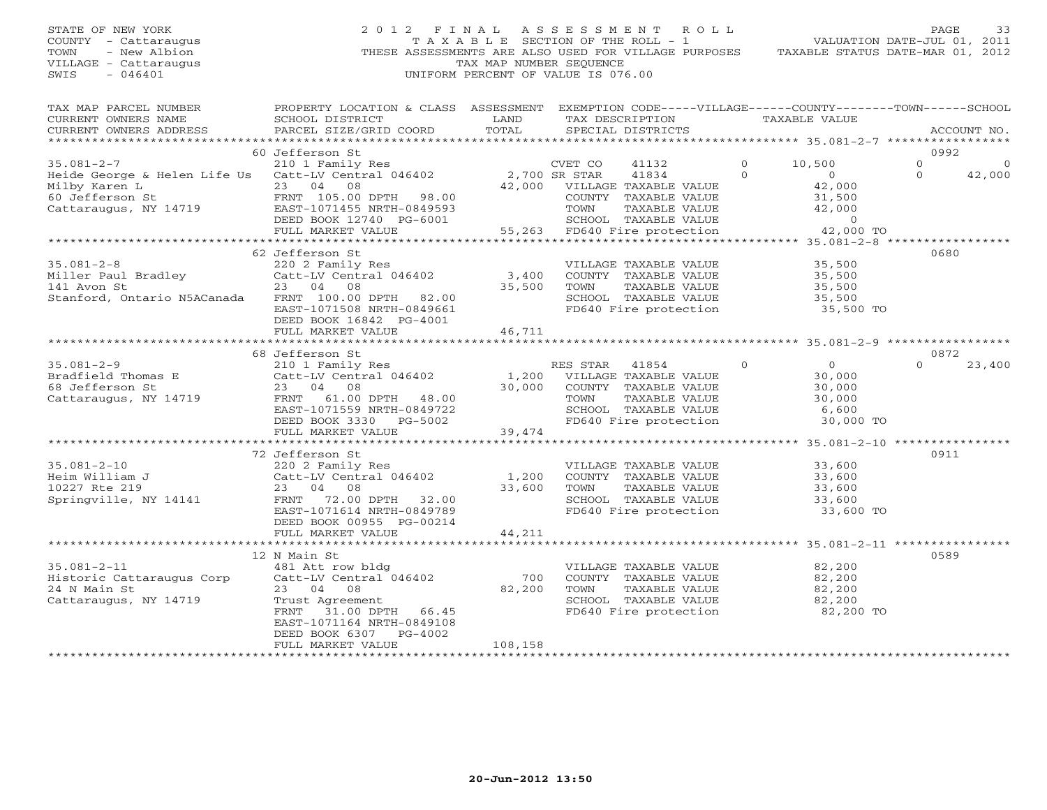STATE OF NEW YORK
COUNTY - Cattaraugus
TOWN - New Albion
VILLAGE - Cattaraugus
SWIS - 046401

2012 FINAL ASSESSMENT ROLL
TAXABLE SECTION OF THE ROLL - 1
THESE ASSESSMENTS ARE ALSO USED FOR VILLAGE PURPOSES
TAX MAP NUMBER SEQUENCE
UNIFORM PERCENT OF VALUE IS 076.00

VALUATION DATE-JUL 01, 2011
TAXABLE STATUS DATE-MAR 01, 2012

| TAX MAP PARCEL NUMBER / CURRENT OWNERS NAME / CURRENT OWNERS ADDRESS | PROPERTY LOCATION & CLASS / SCHOOL DISTRICT / PARCEL SIZE/GRID COORD | ASSESSMENT LAND / TOTAL | EXEMPTION CODE / TAX DESCRIPTION / SPECIAL DISTRICTS | VILLAGE | COUNTY | TOWN | SCHOOL | ACCOUNT NO. |
|---|---|---|---|---|---|---|---|---|
| 35.081-2-7 | 60 Jefferson St | | | | | | | 0992 |
| | 210 1 Family Res | | CVET CO 41132 | 0 | 10,500 | 0 | 0 | |
| Heide George & Helen Life Us | Catt-LV Central 046402 | 2,700 | SR STAR 41834 | 0 | 0 | 0 | 42,000 | |
| Milby Karen L | 23 04 08 | 42,000 | VILLAGE TAXABLE VALUE | 42,000 | | | | |
| 60 Jefferson St | FRNT 105.00 DPTH 98.00 | | COUNTY TAXABLE VALUE | | 31,500 | | | |
| Cattaraugus, NY 14719 | EAST-1071455 NRTH-0849593 | | TOWN TAXABLE VALUE | | | 42,000 | | |
| | DEED BOOK 12740 PG-6001 | | SCHOOL TAXABLE VALUE | | | | 0 | |
| | FULL MARKET VALUE | 55,263 | FD640 Fire protection | 42,000 TO | | | | |
| 35.081-2-8 | 62 Jefferson St | | | | | | | 0680 |
| | 220 2 Family Res | | VILLAGE TAXABLE VALUE | 35,500 | | | | |
| Miller Paul Bradley | Catt-LV Central 046402 | 3,400 | COUNTY TAXABLE VALUE | | 35,500 | | | |
| 141 Avon St | 23 04 08 | 35,500 | TOWN TAXABLE VALUE | | | 35,500 | | |
| Stanford, Ontario N5ACanada | FRNT 100.00 DPTH 82.00 | | SCHOOL TAXABLE VALUE | | | | 35,500 | |
| | EAST-1071508 NRTH-0849661 | | FD640 Fire protection | 35,500 TO | | | | |
| | DEED BOOK 16842 PG-4001 | | | | | | | |
| | FULL MARKET VALUE | 46,711 | | | | | | |
| 35.081-2-9 | 68 Jefferson St | | | | | | | 0872 |
| | 210 1 Family Res | | RES STAR 41854 | 0 | 0 | 0 | 23,400 | |
| Bradfield Thomas E | Catt-LV Central 046402 | 1,200 | VILLAGE TAXABLE VALUE | 30,000 | | | | |
| 68 Jefferson St | 23 04 08 | 30,000 | COUNTY TAXABLE VALUE | | 30,000 | | | |
| Cattaraugus, NY 14719 | FRNT 61.00 DPTH 48.00 | | TOWN TAXABLE VALUE | | | 30,000 | | |
| | EAST-1071559 NRTH-0849722 | | SCHOOL TAXABLE VALUE | | | | 6,600 | |
| | DEED BOOK 3330 PG-5002 | | FD640 Fire protection | 30,000 TO | | | | |
| | FULL MARKET VALUE | 39,474 | | | | | | |
| 35.081-2-10 | 72 Jefferson St | | | | | | | 0911 |
| | 220 2 Family Res | | VILLAGE TAXABLE VALUE | 33,600 | | | | |
| Heim William J | Catt-LV Central 046402 | 1,200 | COUNTY TAXABLE VALUE | | 33,600 | | | |
| 10227 Rte 219 | 23 04 08 | 33,600 | TOWN TAXABLE VALUE | | | 33,600 | | |
| Springville, NY 14141 | FRNT 72.00 DPTH 32.00 | | SCHOOL TAXABLE VALUE | | | | 33,600 | |
| | EAST-1071614 NRTH-0849789 | | FD640 Fire protection | 33,600 TO | | | | |
| | DEED BOOK 00955 PG-00214 | | | | | | | |
| | FULL MARKET VALUE | 44,211 | | | | | | |
| 35.081-2-11 | 12 N Main St | | | | | | | 0589 |
| | 481 Att row bldg | | VILLAGE TAXABLE VALUE | 82,200 | | | | |
| Historic Cattaraugus Corp | Catt-LV Central 046402 | 700 | COUNTY TAXABLE VALUE | | 82,200 | | | |
| 24 N Main St | 23 04 08 | 82,200 | TOWN TAXABLE VALUE | | | 82,200 | | |
| Cattaraugus, NY 14719 | Trust Agreement | | SCHOOL TAXABLE VALUE | | | | 82,200 | |
| | FRNT 31.00 DPTH 66.45 | | FD640 Fire protection | 82,200 TO | | | | |
| | EAST-1071164 NRTH-0849108 | | | | | | | |
| | DEED BOOK 6307 PG-4002 | | | | | | | |
| | FULL MARKET VALUE | 108,158 | | | | | | |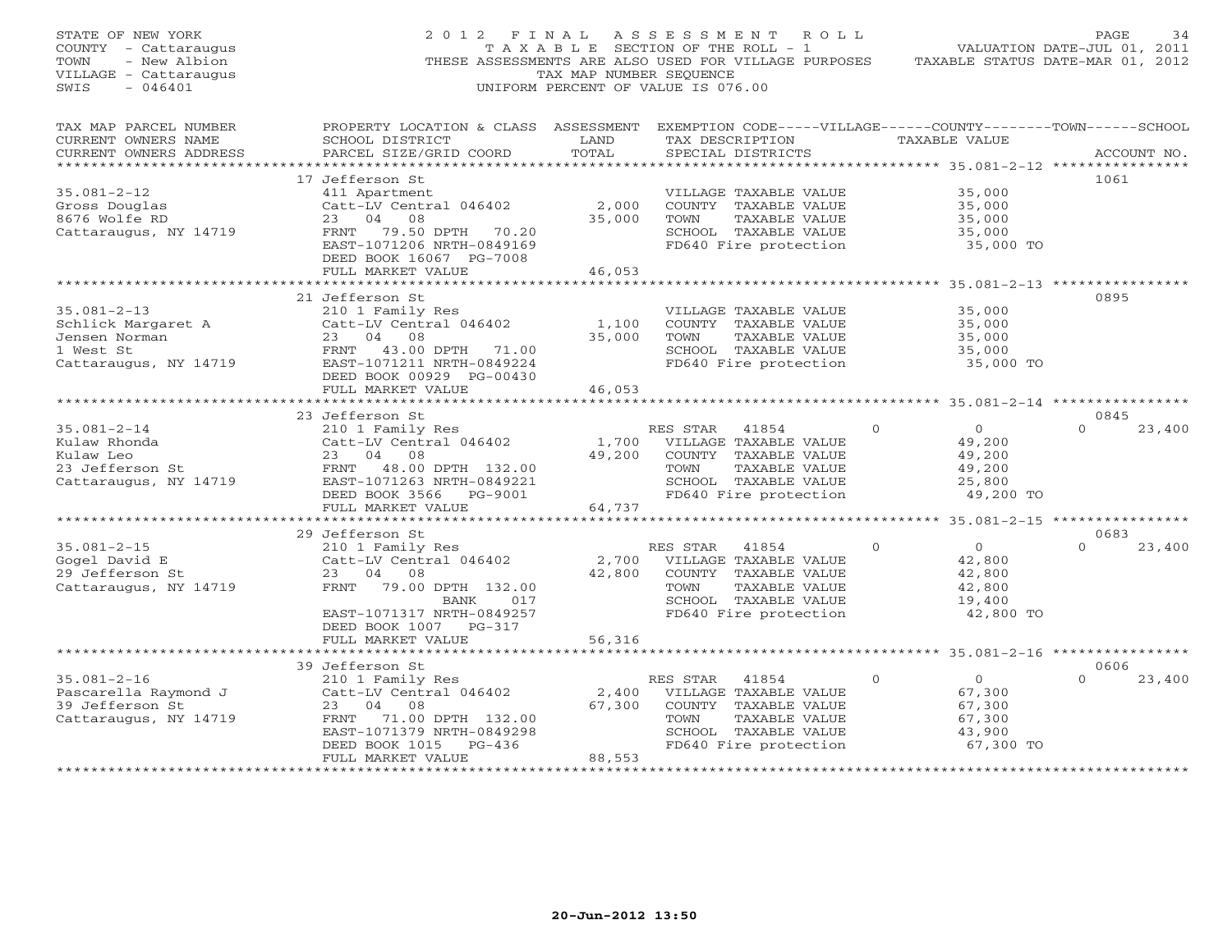STATE OF NEW YORK
COUNTY - Cattaraugus
TOWN - New Albion
VILLAGE - Cattaraugus
SWIS - 046401

# 2012 FINAL ASSESSMENT ROLL

TAXABLE SECTION OF THE ROLL - 1
THESE ASSESSMENTS ARE ALSO USED FOR VILLAGE PURPOSES
TAX MAP NUMBER SEQUENCE
UNIFORM PERCENT OF VALUE IS 076.00

VALUATION DATE-JUL 01, 2011
TAXABLE STATUS DATE-MAR 01, 2012

| TAX MAP PARCEL NUMBER / CURRENT OWNERS NAME / CURRENT OWNERS ADDRESS | PROPERTY LOCATION & CLASS / SCHOOL DISTRICT / PARCEL SIZE/GRID COORD | ASSESSMENT LAND | TOTAL | EXEMPTION CODE / TAX DESCRIPTION / SPECIAL DISTRICTS | VILLAGE | COUNTY / TAXABLE VALUE | TOWN | SCHOOL | ACCOUNT NO. |
|---|---|---|---|---|---|---|---|---|---|
| 35.081-2-12 | 17 Jefferson St | | | | | | | | 1061 |
| Gross Douglas | 411 Apartment | | | VILLAGE TAXABLE VALUE | | 35,000 | | | |
| 8676 Wolfe RD | Catt-LV Central 046402 | 2,000 | | COUNTY TAXABLE VALUE | | 35,000 | | | |
| Cattaraugus, NY 14719 | 23 04 08 | | 35,000 | TOWN TAXABLE VALUE | | 35,000 | | | |
| | FRNT 79.50 DPTH 70.20 | | | SCHOOL TAXABLE VALUE | | 35,000 | | | |
| | EAST-1071206 NRTH-0849169 | | | FD640 Fire protection | | 35,000 TO | | | |
| | DEED BOOK 16067 PG-7008 | | | | | | | | |
| | FULL MARKET VALUE | | 46,053 | | | | | | |
| 35.081-2-13 | 21 Jefferson St | | | | | | | | 0895 |
| Schlick Margaret A | 210 1 Family Res | | | VILLAGE TAXABLE VALUE | | 35,000 | | | |
| Jensen Norman | Catt-LV Central 046402 | 1,100 | | COUNTY TAXABLE VALUE | | 35,000 | | | |
| 1 West St | 23 04 08 | | 35,000 | TOWN TAXABLE VALUE | | 35,000 | | | |
| Cattaraugus, NY 14719 | FRNT 43.00 DPTH 71.00 | | | SCHOOL TAXABLE VALUE | | 35,000 | | | |
| | EAST-1071211 NRTH-0849224 | | | FD640 Fire protection | | 35,000 TO | | | |
| | DEED BOOK 00929 PG-00430 | | | | | | | | |
| | FULL MARKET VALUE | | 46,053 | | | | | | |
| 35.081-2-14 | 23 Jefferson St | | | | | | | | 0845 |
| Kulaw Rhonda | 210 1 Family Res | | | RES STAR 41854 | 0 | 0 | | 0 | 23,400 |
| Kulaw Leo | Catt-LV Central 046402 | 1,700 | | VILLAGE TAXABLE VALUE | | 49,200 | | | |
| 23 Jefferson St | 23 04 08 | | 49,200 | COUNTY TAXABLE VALUE | | 49,200 | | | |
| Cattaraugus, NY 14719 | FRNT 48.00 DPTH 132.00 | | | TOWN TAXABLE VALUE | | 49,200 | | | |
| | EAST-1071263 NRTH-0849221 | | | SCHOOL TAXABLE VALUE | | 25,800 | | | |
| | DEED BOOK 3566 PG-9001 | | | FD640 Fire protection | | 49,200 TO | | | |
| | FULL MARKET VALUE | | 64,737 | | | | | | |
| 35.081-2-15 | 29 Jefferson St | | | | | | | | 0683 |
| Gogel David E | 210 1 Family Res | | | RES STAR 41854 | 0 | 0 | | 0 | 23,400 |
| 29 Jefferson St | Catt-LV Central 046402 | 2,700 | | VILLAGE TAXABLE VALUE | | 42,800 | | | |
| Cattaraugus, NY 14719 | 23 04 08 | | 42,800 | COUNTY TAXABLE VALUE | | 42,800 | | | |
| | FRNT 79.00 DPTH 132.00 | | | TOWN TAXABLE VALUE | | 42,800 | | | |
| | BANK 017 | | | SCHOOL TAXABLE VALUE | | 19,400 | | | |
| | EAST-1071317 NRTH-0849257 | | | FD640 Fire protection | | 42,800 TO | | | |
| | DEED BOOK 1007 PG-317 | | | | | | | | |
| | FULL MARKET VALUE | | 56,316 | | | | | | |
| 35.081-2-16 | 39 Jefferson St | | | | | | | | 0606 |
| Pascarella Raymond J | 210 1 Family Res | | | RES STAR 41854 | 0 | 0 | | 0 | 23,400 |
| 39 Jefferson St | Catt-LV Central 046402 | 2,400 | | VILLAGE TAXABLE VALUE | | 67,300 | | | |
| Cattaraugus, NY 14719 | 23 04 08 | | 67,300 | COUNTY TAXABLE VALUE | | 67,300 | | | |
| | FRNT 71.00 DPTH 132.00 | | | TOWN TAXABLE VALUE | | 67,300 | | | |
| | EAST-1071379 NRTH-0849298 | | | SCHOOL TAXABLE VALUE | | 43,900 | | | |
| | DEED BOOK 1015 PG-436 | | | FD640 Fire protection | | 67,300 TO | | | |
| | FULL MARKET VALUE | | 88,553 | | | | | | |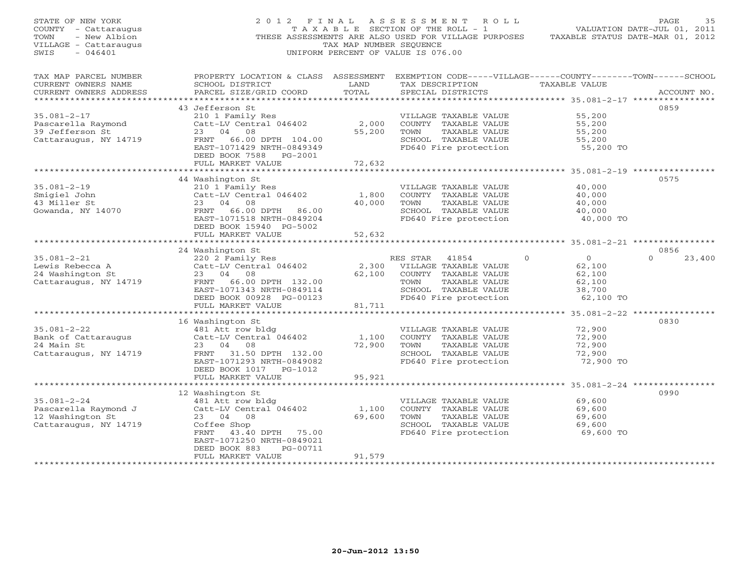STATE OF NEW YORK
COUNTY - Cattaraugus
TOWN - New Albion
VILLAGE - Cattaraugus
SWIS - 046401

2012 FINAL ASSESSMENT ROLL
TAXABLE SECTION OF THE ROLL - 1
THESE ASSESSMENTS ARE ALSO USED FOR VILLAGE PURPOSES
TAX MAP NUMBER SEQUENCE
UNIFORM PERCENT OF VALUE IS 076.00

VALUATION DATE-JUL 01, 2011
TAXABLE STATUS DATE-MAR 01, 2012

| TAX MAP PARCEL NUMBER / CURRENT OWNERS NAME / CURRENT OWNERS ADDRESS | PROPERTY LOCATION & CLASS / SCHOOL DISTRICT / PARCEL SIZE/GRID COORD | ASSESSMENT LAND / TOTAL | EXEMPTION CODE / TAX DESCRIPTION / SPECIAL DISTRICTS | VILLAGE | COUNTY / TAXABLE VALUE | TOWN | SCHOOL | ACCOUNT NO. |
|---|---|---|---|---|---|---|---|---|
| | 43 Jefferson St | | | | | | | 0859 |
| 35.081-2-17 | 210 1 Family Res | | VILLAGE TAXABLE VALUE | | 55,200 | | | |
| Pascarella Raymond | Catt-LV Central 046402 | 2,000 | COUNTY TAXABLE VALUE | | 55,200 | | | |
| 39 Jefferson St | 23 04 08 | 55,200 | TOWN TAXABLE VALUE | | 55,200 | | | |
| Cattaraugus, NY 14719 | FRNT 66.00 DPTH 104.00 | | SCHOOL TAXABLE VALUE | | 55,200 | | | |
| | EAST-1071429 NRTH-0849349 | | FD640 Fire protection | | 55,200 TO | | | |
| | DEED BOOK 7588 PG-2001 | | | | | | | |
| | FULL MARKET VALUE | 72,632 | | | | | | |
| | 44 Washington St | | | | | | | 0575 |
| 35.081-2-19 | 210 1 Family Res | | VILLAGE TAXABLE VALUE | | 40,000 | | | |
| Smigiel John | Catt-LV Central 046402 | 1,800 | COUNTY TAXABLE VALUE | | 40,000 | | | |
| 43 Miller St | 23 04 08 | 40,000 | TOWN TAXABLE VALUE | | 40,000 | | | |
| Gowanda, NY 14070 | FRNT 66.00 DPTH 86.00 | | SCHOOL TAXABLE VALUE | | 40,000 | | | |
| | EAST-1071518 NRTH-0849204 | | FD640 Fire protection | | 40,000 TO | | | |
| | DEED BOOK 15940 PG-5002 | | | | | | | |
| | FULL MARKET VALUE | 52,632 | | | | | | |
| | 24 Washington St | | | | | | | 0856 |
| 35.081-2-21 | 220 2 Family Res | | RES STAR 41854 | 0 | 0 | 0 | 23,400 | |
| Lewis Rebecca A | Catt-LV Central 046402 | 2,300 | VILLAGE TAXABLE VALUE | | 62,100 | | | |
| 24 Washington St | 23 04 08 | 62,100 | COUNTY TAXABLE VALUE | | 62,100 | | | |
| Cattaraugus, NY 14719 | FRNT 66.00 DPTH 132.00 | | TOWN TAXABLE VALUE | | 62,100 | | | |
| | EAST-1071343 NRTH-0849114 | | SCHOOL TAXABLE VALUE | | 38,700 | | | |
| | DEED BOOK 00928 PG-00123 | | FD640 Fire protection | | 62,100 TO | | | |
| | FULL MARKET VALUE | 81,711 | | | | | | |
| | 16 Washington St | | | | | | | 0830 |
| 35.081-2-22 | 481 Att row bldg | | VILLAGE TAXABLE VALUE | | 72,900 | | | |
| Bank of Cattaraugus | Catt-LV Central 046402 | 1,100 | COUNTY TAXABLE VALUE | | 72,900 | | | |
| 24 Main St | 23 04 08 | 72,900 | TOWN TAXABLE VALUE | | 72,900 | | | |
| Cattaraugus, NY 14719 | FRNT 31.50 DPTH 132.00 | | SCHOOL TAXABLE VALUE | | 72,900 | | | |
| | EAST-1071293 NRTH-0849082 | | FD640 Fire protection | | 72,900 TO | | | |
| | DEED BOOK 1017 PG-1012 | | | | | | | |
| | FULL MARKET VALUE | 95,921 | | | | | | |
| | 12 Washington St | | | | | | | 0990 |
| 35.081-2-24 | 481 Att row bldg | | VILLAGE TAXABLE VALUE | | 69,600 | | | |
| Pascarella Raymond J | Catt-LV Central 046402 | 1,100 | COUNTY TAXABLE VALUE | | 69,600 | | | |
| 12 Washington St | 23 04 08 | 69,600 | TOWN TAXABLE VALUE | | 69,600 | | | |
| Cattaraugus, NY 14719 | Coffee Shop | | SCHOOL TAXABLE VALUE | | 69,600 | | | |
| | FRNT 43.40 DPTH 75.00 | | FD640 Fire protection | | 69,600 TO | | | |
| | EAST-1071250 NRTH-0849021 | | | | | | | |
| | DEED BOOK 883 PG-00711 | | | | | | | |
| | FULL MARKET VALUE | 91,579 | | | | | | |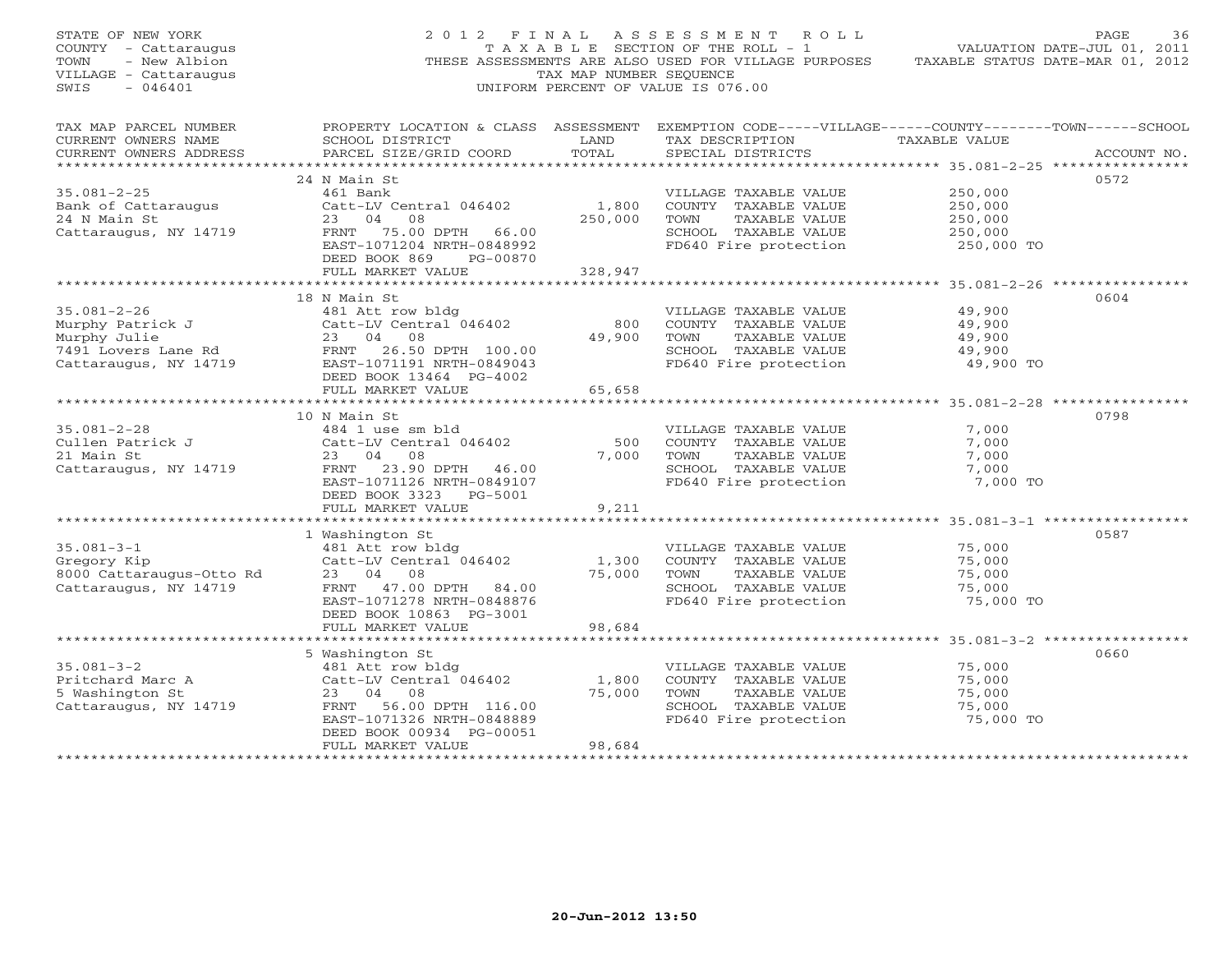STATE OF NEW YORK
COUNTY - Cattaraugus
TOWN - New Albion
VILLAGE - Cattaraugus
SWIS - 046401

2012 FINAL ASSESSMENT ROLL
TAXABLE SECTION OF THE ROLL - 1
THESE ASSESSMENTS ARE ALSO USED FOR VILLAGE PURPOSES
TAX MAP NUMBER SEQUENCE
UNIFORM PERCENT OF VALUE IS 076.00

VALUATION DATE-JUL 01, 2011
TAXABLE STATUS DATE-MAR 01, 2012

| TAX MAP PARCEL NUMBER / CURRENT OWNERS NAME / CURRENT OWNERS ADDRESS | PROPERTY LOCATION & CLASS / SCHOOL DISTRICT / PARCEL SIZE/GRID COORD | ASSESSMENT LAND / TOTAL | EXEMPTION CODE / TAX DESCRIPTION / SPECIAL DISTRICTS | TAXABLE VALUE | ACCOUNT NO. |
|---|---|---|---|---|---|
| | 24 N Main St | | | | 0572 |
| 35.081-2-25 | 461 Bank | | VILLAGE TAXABLE VALUE | 250,000 | |
| Bank of Cattaraugus | Catt-LV Central 046402 | 1,800 | COUNTY TAXABLE VALUE | 250,000 | |
| 24 N Main St | 23 04 08 | 250,000 | TOWN TAXABLE VALUE | 250,000 | |
| Cattaraugus, NY 14719 | FRNT 75.00 DPTH 66.00 | | SCHOOL TAXABLE VALUE | 250,000 | |
| | EAST-1071204 NRTH-0848992 | | FD640 Fire protection | 250,000 TO | |
| | DEED BOOK 869 PG-00870 | | | | |
| | FULL MARKET VALUE | 328,947 | | | |
| | 18 N Main St | | | | 0604 |
| 35.081-2-26 | 481 Att row bldg | | VILLAGE TAXABLE VALUE | 49,900 | |
| Murphy Patrick J | Catt-LV Central 046402 | 800 | COUNTY TAXABLE VALUE | 49,900 | |
| Murphy Julie | 23 04 08 | 49,900 | TOWN TAXABLE VALUE | 49,900 | |
| 7491 Lovers Lane Rd | FRNT 26.50 DPTH 100.00 | | SCHOOL TAXABLE VALUE | 49,900 | |
| Cattaraugus, NY 14719 | EAST-1071191 NRTH-0849043 | | FD640 Fire protection | 49,900 TO | |
| | DEED BOOK 13464 PG-4002 | | | | |
| | FULL MARKET VALUE | 65,658 | | | |
| | 10 N Main St | | | | 0798 |
| 35.081-2-28 | 484 1 use sm bld | | VILLAGE TAXABLE VALUE | 7,000 | |
| Cullen Patrick J | Catt-LV Central 046402 | 500 | COUNTY TAXABLE VALUE | 7,000 | |
| 21 Main St | 23 04 08 | 7,000 | TOWN TAXABLE VALUE | 7,000 | |
| Cattaraugus, NY 14719 | FRNT 23.90 DPTH 46.00 | | SCHOOL TAXABLE VALUE | 7,000 | |
| | EAST-1071126 NRTH-0849107 | | FD640 Fire protection | 7,000 TO | |
| | DEED BOOK 3323 PG-5001 | | | | |
| | FULL MARKET VALUE | 9,211 | | | |
| | 1 Washington St | | | | 0587 |
| 35.081-3-1 | 481 Att row bldg | | VILLAGE TAXABLE VALUE | 75,000 | |
| Gregory Kip | Catt-LV Central 046402 | 1,300 | COUNTY TAXABLE VALUE | 75,000 | |
| 8000 Cattaraugus-Otto Rd | 23 04 08 | 75,000 | TOWN TAXABLE VALUE | 75,000 | |
| Cattaraugus, NY 14719 | FRNT 47.00 DPTH 84.00 | | SCHOOL TAXABLE VALUE | 75,000 | |
| | EAST-1071278 NRTH-0848876 | | FD640 Fire protection | 75,000 TO | |
| | DEED BOOK 10863 PG-3001 | | | | |
| | FULL MARKET VALUE | 98,684 | | | |
| | 5 Washington St | | | | 0660 |
| 35.081-3-2 | 481 Att row bldg | | VILLAGE TAXABLE VALUE | 75,000 | |
| Pritchard Marc A | Catt-LV Central 046402 | 1,800 | COUNTY TAXABLE VALUE | 75,000 | |
| 5 Washington St | 23 04 08 | 75,000 | TOWN TAXABLE VALUE | 75,000 | |
| Cattaraugus, NY 14719 | FRNT 56.00 DPTH 116.00 | | SCHOOL TAXABLE VALUE | 75,000 | |
| | EAST-1071326 NRTH-0848889 | | FD640 Fire protection | 75,000 TO | |
| | DEED BOOK 00934 PG-00051 | | | | |
| | FULL MARKET VALUE | 98,684 | | | |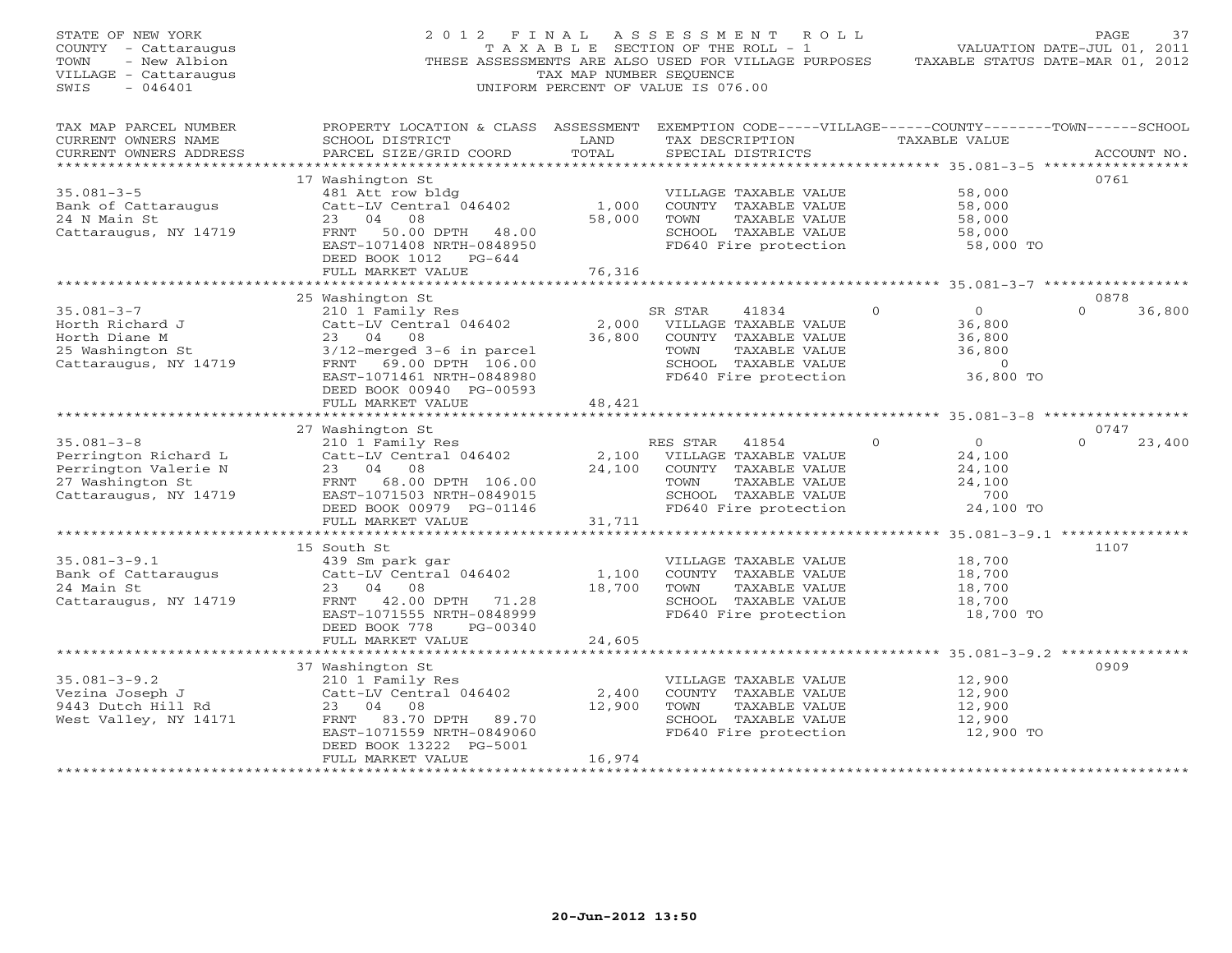STATE OF NEW YORK
COUNTY - Cattaraugus
TOWN - New Albion
VILLAGE - Cattaraugus
SWIS - 046401

# 2012 FINAL ASSESSMENT ROLL

TAXABLE SECTION OF THE ROLL - 1
THESE ASSESSMENTS ARE ALSO USED FOR VILLAGE PURPOSES
TAX MAP NUMBER SEQUENCE
UNIFORM PERCENT OF VALUE IS 076.00

VALUATION DATE-JUL 01, 2011
TAXABLE STATUS DATE-MAR 01, 2012

| TAX MAP PARCEL NUMBER / CURRENT OWNERS NAME / CURRENT OWNERS ADDRESS | PROPERTY LOCATION & CLASS / SCHOOL DISTRICT / PARCEL SIZE/GRID COORD | ASSESSMENT LAND | TOTAL | EXEMPTION CODE / TAX DESCRIPTION / SPECIAL DISTRICTS | VILLAGE | COUNTY / TAXABLE VALUE | TOWN | SCHOOL | ACCOUNT NO. |
|---|---|---|---|---|---|---|---|---|---|
| **35.081-3-5** | 17 Washington St | | | | | | | | 0761 |
| Bank of Cattaraugus | 481 Att row bldg | | | VILLAGE TAXABLE VALUE | | 58,000 | | | |
| 24 N Main St | Catt-LV Central 046402 | 1,000 | | COUNTY TAXABLE VALUE | | 58,000 | | | |
| Cattaraugus, NY 14719 | 23 04 08 | | 58,000 | TOWN TAXABLE VALUE | | 58,000 | | | |
| | FRNT 50.00 DPTH 48.00 | | | SCHOOL TAXABLE VALUE | | 58,000 | | | |
| | EAST-1071408 NRTH-0848950 | | | FD640 Fire protection | | 58,000 TO | | | |
| | DEED BOOK 1012 PG-644 | | | | | | | | |
| | FULL MARKET VALUE | | 76,316 | | | | | | |
| **35.081-3-7** | 25 Washington St | | | | | | | | 0878 |
| Horth Richard J | 210 1 Family Res | | | SR STAR 41834 | 0 | 0 | 0 | 36,800 | |
| Horth Diane M | Catt-LV Central 046402 | 2,000 | | VILLAGE TAXABLE VALUE | | 36,800 | | | |
| 25 Washington St | 23 04 08 | | 36,800 | COUNTY TAXABLE VALUE | | 36,800 | | | |
| Cattaraugus, NY 14719 | 3/12-merged 3-6 in parcel | | | TOWN TAXABLE VALUE | | 36,800 | | | |
| | FRNT 69.00 DPTH 106.00 | | | SCHOOL TAXABLE VALUE | | 0 | | | |
| | EAST-1071461 NRTH-0848980 | | | FD640 Fire protection | | 36,800 TO | | | |
| | DEED BOOK 00940 PG-00593 | | | | | | | | |
| | FULL MARKET VALUE | | 48,421 | | | | | | |
| **35.081-3-8** | 27 Washington St | | | | | | | | 0747 |
| Perrington Richard L | 210 1 Family Res | | | RES STAR 41854 | 0 | 0 | 0 | 23,400 | |
| Perrington Valerie N | Catt-LV Central 046402 | 2,100 | | VILLAGE TAXABLE VALUE | | 24,100 | | | |
| 27 Washington St | 23 04 08 | | 24,100 | COUNTY TAXABLE VALUE | | 24,100 | | | |
| Cattaraugus, NY 14719 | FRNT 68.00 DPTH 106.00 | | | TOWN TAXABLE VALUE | | 24,100 | | | |
| | EAST-1071503 NRTH-0849015 | | | SCHOOL TAXABLE VALUE | | 700 | | | |
| | DEED BOOK 00979 PG-01146 | | | FD640 Fire protection | | 24,100 TO | | | |
| | FULL MARKET VALUE | | 31,711 | | | | | | |
| **35.081-3-9.1** | 15 South St | | | | | | | | 1107 |
| Bank of Cattaraugus | 439 Sm park gar | | | VILLAGE TAXABLE VALUE | | 18,700 | | | |
| 24 Main St | Catt-LV Central 046402 | 1,100 | | COUNTY TAXABLE VALUE | | 18,700 | | | |
| Cattaraugus, NY 14719 | 23 04 08 | | 18,700 | TOWN TAXABLE VALUE | | 18,700 | | | |
| | FRNT 42.00 DPTH 71.28 | | | SCHOOL TAXABLE VALUE | | 18,700 | | | |
| | EAST-1071555 NRTH-0848999 | | | FD640 Fire protection | | 18,700 TO | | | |
| | DEED BOOK 778 PG-00340 | | | | | | | | |
| | FULL MARKET VALUE | | 24,605 | | | | | | |
| **35.081-3-9.2** | 37 Washington St | | | | | | | | 0909 |
| Vezina Joseph J | 210 1 Family Res | | | VILLAGE TAXABLE VALUE | | 12,900 | | | |
| 9443 Dutch Hill Rd | Catt-LV Central 046402 | 2,400 | | COUNTY TAXABLE VALUE | | 12,900 | | | |
| West Valley, NY 14171 | 23 04 08 | | 12,900 | TOWN TAXABLE VALUE | | 12,900 | | | |
| | FRNT 83.70 DPTH 89.70 | | | SCHOOL TAXABLE VALUE | | 12,900 | | | |
| | EAST-1071559 NRTH-0849060 | | | FD640 Fire protection | | 12,900 TO | | | |
| | DEED BOOK 13222 PG-5001 | | | | | | | | |
| | FULL MARKET VALUE | | 16,974 | | | | | | |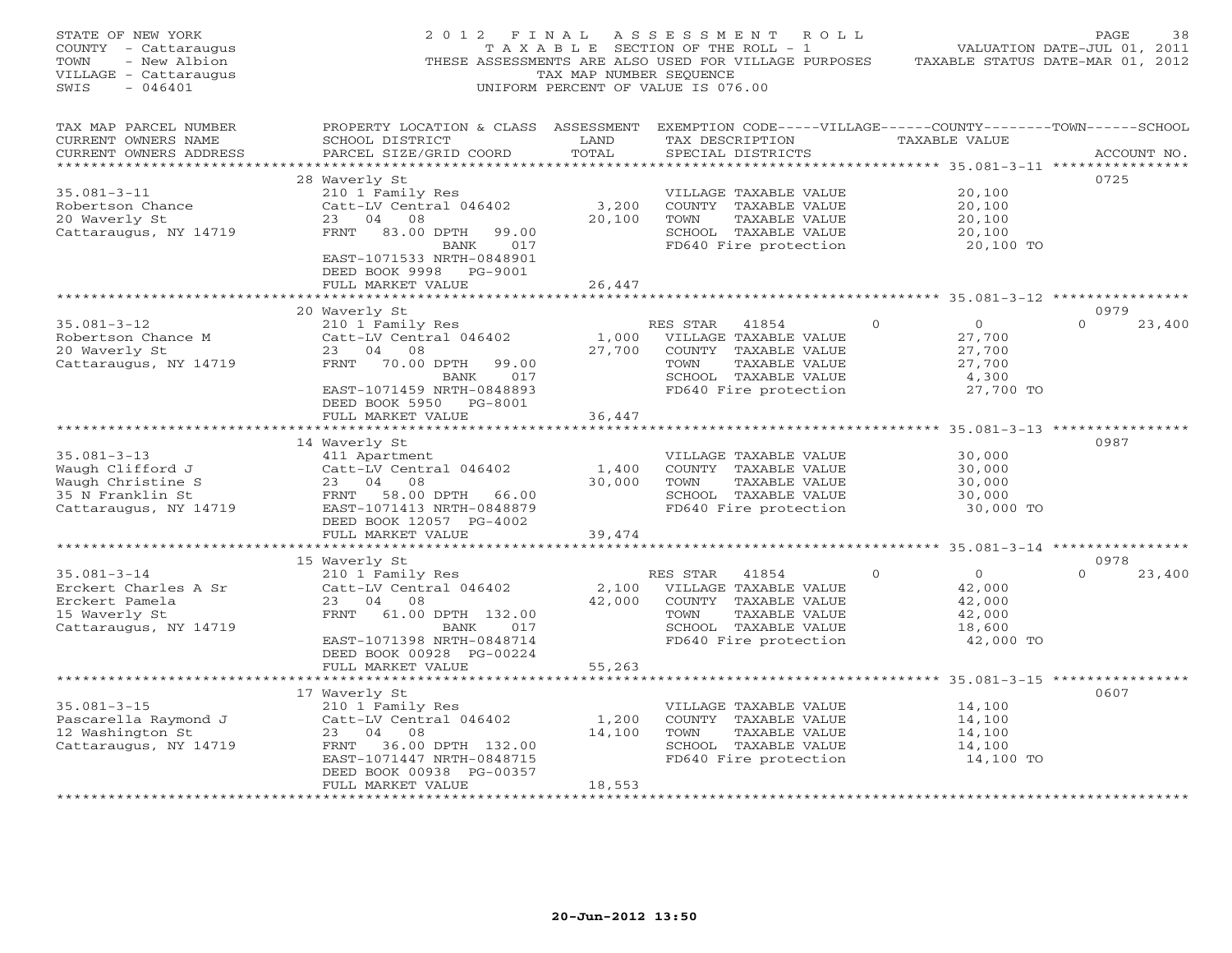STATE OF NEW YORK
COUNTY - Cattaraugus
TOWN - New Albion
VILLAGE - Cattaraugus
SWIS - 046401

2012 FINAL ASSESSMENT ROLL
TAXABLE SECTION OF THE ROLL - 1
THESE ASSESSMENTS ARE ALSO USED FOR VILLAGE PURPOSES
TAX MAP NUMBER SEQUENCE
UNIFORM PERCENT OF VALUE IS 076.00

VALUATION DATE-JUL 01, 2011
TAXABLE STATUS DATE-MAR 01, 2012

| TAX MAP PARCEL NUMBER / CURRENT OWNERS NAME / CURRENT OWNERS ADDRESS | PROPERTY LOCATION & CLASS / SCHOOL DISTRICT / PARCEL SIZE/GRID COORD | ASSESSMENT LAND / TOTAL | EXEMPTION CODE / TAX DESCRIPTION / SPECIAL DISTRICTS | VILLAGE | COUNTY / TAXABLE VALUE | TOWN | SCHOOL | ACCOUNT NO. |
|---|---|---|---|---|---|---|---|---|
| | 28 Waverly St | | | | | | | 0725 |
| 35.081-3-11 | 210 1 Family Res | | VILLAGE TAXABLE VALUE | | 20,100 | | | |
| Robertson Chance | Catt-LV Central 046402 | 3,200 | COUNTY TAXABLE VALUE | | 20,100 | | | |
| 20 Waverly St | 23 04 08 | 20,100 | TOWN TAXABLE VALUE | | 20,100 | | | |
| Cattaraugus, NY 14719 | FRNT 83.00 DPTH 99.00 | | SCHOOL TAXABLE VALUE | | 20,100 | | | |
| | BANK 017 | | FD640 Fire protection | | 20,100 TO | | | |
| | EAST-1071533 NRTH-0848901 | | | | | | | |
| | DEED BOOK 9998 PG-9001 | | | | | | | |
| | FULL MARKET VALUE | 26,447 | | | | | | |
| | 20 Waverly St | | | | | | | 0979 |
| 35.081-3-12 | 210 1 Family Res | | RES STAR 41854 | 0 | 0 | 0 | 23,400 | |
| Robertson Chance M | Catt-LV Central 046402 | 1,000 | VILLAGE TAXABLE VALUE | | 27,700 | | | |
| 20 Waverly St | 23 04 08 | 27,700 | COUNTY TAXABLE VALUE | | 27,700 | | | |
| Cattaraugus, NY 14719 | FRNT 70.00 DPTH 99.00 | | TOWN TAXABLE VALUE | | 27,700 | | | |
| | BANK 017 | | SCHOOL TAXABLE VALUE | | 4,300 | | | |
| | EAST-1071459 NRTH-0848893 | | FD640 Fire protection | | 27,700 TO | | | |
| | DEED BOOK 5950 PG-8001 | | | | | | | |
| | FULL MARKET VALUE | 36,447 | | | | | | |
| | 14 Waverly St | | | | | | | 0987 |
| 35.081-3-13 | 411 Apartment | | VILLAGE TAXABLE VALUE | | 30,000 | | | |
| Waugh Clifford J | Catt-LV Central 046402 | 1,400 | COUNTY TAXABLE VALUE | | 30,000 | | | |
| Waugh Christine S | 23 04 08 | 30,000 | TOWN TAXABLE VALUE | | 30,000 | | | |
| 35 N Franklin St | FRNT 58.00 DPTH 66.00 | | SCHOOL TAXABLE VALUE | | 30,000 | | | |
| Cattaraugus, NY 14719 | EAST-1071413 NRTH-0848879 | | FD640 Fire protection | | 30,000 TO | | | |
| | DEED BOOK 12057 PG-4002 | | | | | | | |
| | FULL MARKET VALUE | 39,474 | | | | | | |
| | 15 Waverly St | | | | | | | 0978 |
| 35.081-3-14 | 210 1 Family Res | | RES STAR 41854 | 0 | 0 | 0 | 23,400 | |
| Erckert Charles A Sr | Catt-LV Central 046402 | 2,100 | VILLAGE TAXABLE VALUE | | 42,000 | | | |
| Erckert Pamela | 23 04 08 | 42,000 | COUNTY TAXABLE VALUE | | 42,000 | | | |
| 15 Waverly St | FRNT 61.00 DPTH 132.00 | | TOWN TAXABLE VALUE | | 42,000 | | | |
| Cattaraugus, NY 14719 | BANK 017 | | SCHOOL TAXABLE VALUE | | 18,600 | | | |
| | EAST-1071398 NRTH-0848714 | | FD640 Fire protection | | 42,000 TO | | | |
| | DEED BOOK 00928 PG-00224 | | | | | | | |
| | FULL MARKET VALUE | 55,263 | | | | | | |
| | 17 Waverly St | | | | | | | 0607 |
| 35.081-3-15 | 210 1 Family Res | | VILLAGE TAXABLE VALUE | | 14,100 | | | |
| Pascarella Raymond J | Catt-LV Central 046402 | 1,200 | COUNTY TAXABLE VALUE | | 14,100 | | | |
| 12 Washington St | 23 04 08 | 14,100 | TOWN TAXABLE VALUE | | 14,100 | | | |
| Cattaraugus, NY 14719 | FRNT 36.00 DPTH 132.00 | | SCHOOL TAXABLE VALUE | | 14,100 | | | |
| | EAST-1071447 NRTH-0848715 | | FD640 Fire protection | | 14,100 TO | | | |
| | DEED BOOK 00938 PG-00357 | | | | | | | |
| | FULL MARKET VALUE | 18,553 | | | | | | |

20-Jun-2012 13:50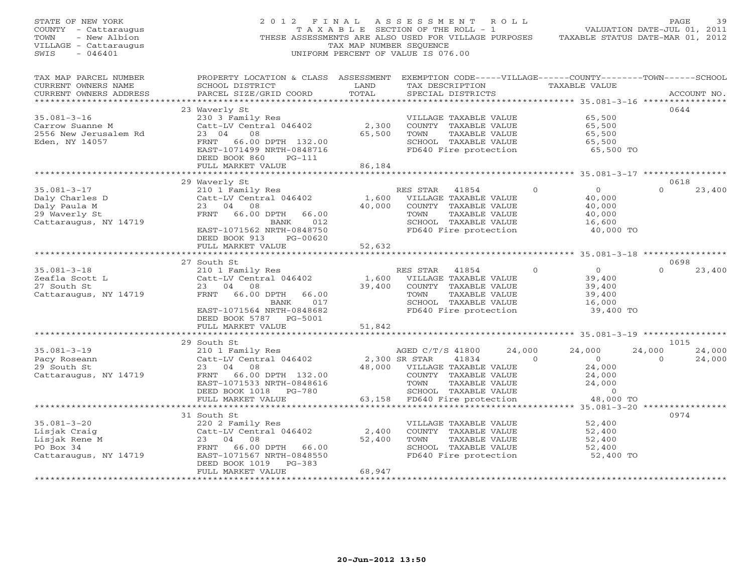STATE OF NEW YORK
COUNTY - Cattaraugus
TOWN - New Albion
VILLAGE - Cattaraugus
SWIS - 046401

2012 FINAL ASSESSMENT ROLL
TAXABLE SECTION OF THE ROLL - 1
THESE ASSESSMENTS ARE ALSO USED FOR VILLAGE PURPOSES
TAX MAP NUMBER SEQUENCE
UNIFORM PERCENT OF VALUE IS 076.00

VALUATION DATE-JUL 01, 2011
TAXABLE STATUS DATE-MAR 01, 2012

| TAX MAP PARCEL NUMBER / CURRENT OWNERS NAME / CURRENT OWNERS ADDRESS | PROPERTY LOCATION & CLASS / SCHOOL DISTRICT / PARCEL SIZE/GRID COORD | ASSESSMENT LAND / TOTAL | EXEMPTION CODE-----VILLAGE------COUNTY--------TOWN------SCHOOL / TAX DESCRIPTION / SPECIAL DISTRICTS | TAXABLE VALUE | ACCOUNT NO. |
|---|---|---|---|---|---|
| | 23 Waverly St | | | | 0644 |
| 35.081-3-16 | 230 3 Family Res | | VILLAGE TAXABLE VALUE | 65,500 | |
| Carrow Suanne M | Catt-LV Central 046402 | 2,300 | COUNTY TAXABLE VALUE | 65,500 | |
| 2556 New Jerusalem Rd | 23 04 08 | 65,500 | TOWN TAXABLE VALUE | 65,500 | |
| Eden, NY 14057 | FRNT 66.00 DPTH 132.00 | | SCHOOL TAXABLE VALUE | 65,500 | |
| | EAST-1071499 NRTH-0848716 | | FD640 Fire protection | 65,500 TO | |
| | DEED BOOK 860 PG-111 | | | | |
| | FULL MARKET VALUE | 86,184 | | | |
| | 29 Waverly St | | | | 0618 |
| 35.081-3-17 | 210 1 Family Res | | RES STAR 41854 0 | 0 0 | 23,400 |
| Daly Charles D | Catt-LV Central 046402 | 1,600 | VILLAGE TAXABLE VALUE | 40,000 | |
| Daly Paula M | 23 04 08 | 40,000 | COUNTY TAXABLE VALUE | 40,000 | |
| 29 Waverly St | FRNT 66.00 DPTH 66.00 | | TOWN TAXABLE VALUE | 40,000 | |
| Cattaraugus, NY 14719 | BANK 012 | | SCHOOL TAXABLE VALUE | 16,600 | |
| | EAST-1071562 NRTH-0848750 | | FD640 Fire protection | 40,000 TO | |
| | DEED BOOK 913 PG-00620 | | | | |
| | FULL MARKET VALUE | 52,632 | | | |
| | 27 South St | | | | 0698 |
| 35.081-3-18 | 210 1 Family Res | | RES STAR 41854 0 | 0 0 | 23,400 |
| Zeafla Scott L | Catt-LV Central 046402 | 1,600 | VILLAGE TAXABLE VALUE | 39,400 | |
| 27 South St | 23 04 08 | 39,400 | COUNTY TAXABLE VALUE | 39,400 | |
| Cattaraugus, NY 14719 | FRNT 66.00 DPTH 66.00 | | TOWN TAXABLE VALUE | 39,400 | |
| | BANK 017 | | SCHOOL TAXABLE VALUE | 16,000 | |
| | EAST-1071564 NRTH-0848682 | | FD640 Fire protection | 39,400 TO | |
| | DEED BOOK 5787 PG-5001 | | | | |
| | FULL MARKET VALUE | 51,842 | | | |
| | 29 South St | | | | 1015 |
| 35.081-3-19 | 210 1 Family Res | | AGED C/T/S 41800 24,000 | 24,000 24,000 | 24,000 |
| Pacy Roseann | Catt-LV Central 046402 | 2,300 | SR STAR 41834 0 | 0 0 | 24,000 |
| 29 South St | 23 04 08 | 48,000 | VILLAGE TAXABLE VALUE | 24,000 | |
| Cattaraugus, NY 14719 | FRNT 66.00 DPTH 132.00 | | COUNTY TAXABLE VALUE | 24,000 | |
| | EAST-1071533 NRTH-0848616 | | TOWN TAXABLE VALUE | 24,000 | |
| | DEED BOOK 1018 PG-780 | | SCHOOL TAXABLE VALUE | 0 | |
| | FULL MARKET VALUE | 63,158 | FD640 Fire protection | 48,000 TO | |
| | 31 South St | | | | 0974 |
| 35.081-3-20 | 220 2 Family Res | | VILLAGE TAXABLE VALUE | 52,400 | |
| Lisjak Craig | Catt-LV Central 046402 | 2,400 | COUNTY TAXABLE VALUE | 52,400 | |
| Lisjak Rene M | 23 04 08 | 52,400 | TOWN TAXABLE VALUE | 52,400 | |
| PO Box 34 | FRNT 66.00 DPTH 66.00 | | SCHOOL TAXABLE VALUE | 52,400 | |
| Cattaraugus, NY 14719 | EAST-1071567 NRTH-0848550 | | FD640 Fire protection | 52,400 TO | |
| | DEED BOOK 1019 PG-383 | | | | |
| | FULL MARKET VALUE | 68,947 | | | |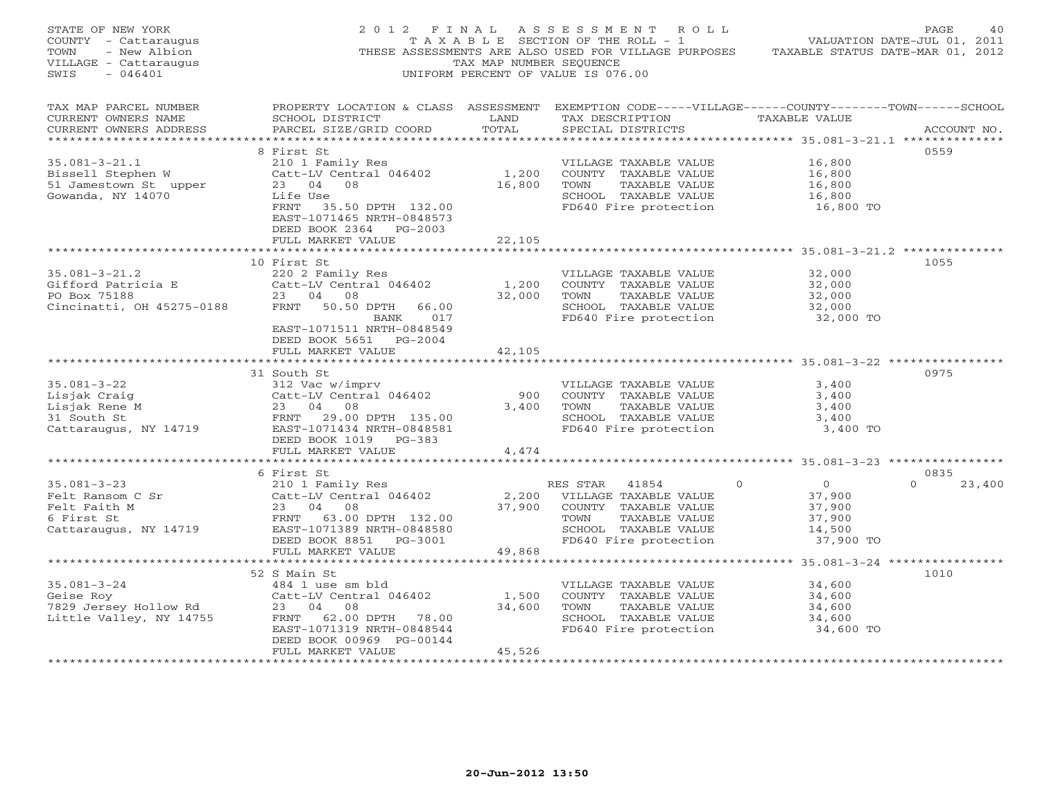STATE OF NEW YORK
COUNTY - Cattaraugus
TOWN - New Albion
VILLAGE - Cattaraugus
SWIS - 046401

# 2012 FINAL ASSESSMENT ROLL

TAXABLE SECTION OF THE ROLL - 1
THESE ASSESSMENTS ARE ALSO USED FOR VILLAGE PURPOSES
TAX MAP NUMBER SEQUENCE
UNIFORM PERCENT OF VALUE IS 076.00

VALUATION DATE-JUL 01, 2011
TAXABLE STATUS DATE-MAR 01, 2012

| TAX MAP PARCEL NUMBER / CURRENT OWNERS NAME / CURRENT OWNERS ADDRESS | PROPERTY LOCATION & CLASS / SCHOOL DISTRICT / PARCEL SIZE/GRID COORD | ASSESSMENT LAND / TOTAL | EXEMPTION CODE / TAX DESCRIPTION / SPECIAL DISTRICTS | TAXABLE VALUE | ACCOUNT NO. |
|---|---|---|---|---|---|
| | 8 First St | | | | 0559 |
| 35.081-3-21.1 | 210 1 Family Res | | VILLAGE TAXABLE VALUE | 16,800 | |
| Bissell Stephen W | Catt-LV Central 046402 | 1,200 | COUNTY TAXABLE VALUE | 16,800 | |
| 51 Jamestown St upper | 23 04 08 | 16,800 | TOWN TAXABLE VALUE | 16,800 | |
| Gowanda, NY 14070 | Life Use | | SCHOOL TAXABLE VALUE | 16,800 | |
| | FRNT 35.50 DPTH 132.00 | | FD640 Fire protection | 16,800 TO | |
| | EAST-1071465 NRTH-0848573 | | | | |
| | DEED BOOK 2364 PG-2003 | | | | |
| | FULL MARKET VALUE | 22,105 | | | |
| | 10 First St | | | | 1055 |
| 35.081-3-21.2 | 220 2 Family Res | | VILLAGE TAXABLE VALUE | 32,000 | |
| Gifford Patricia E | Catt-LV Central 046402 | 1,200 | COUNTY TAXABLE VALUE | 32,000 | |
| PO Box 75188 | 23 04 08 | 32,000 | TOWN TAXABLE VALUE | 32,000 | |
| Cincinatti, OH 45275-0188 | FRNT 50.50 DPTH 66.00 | | SCHOOL TAXABLE VALUE | 32,000 | |
| | BANK 017 | | FD640 Fire protection | 32,000 TO | |
| | EAST-1071511 NRTH-0848549 | | | | |
| | DEED BOOK 5651 PG-2004 | | | | |
| | FULL MARKET VALUE | 42,105 | | | |
| | 31 South St | | | | 0975 |
| 35.081-3-22 | 312 Vac w/imprv | | VILLAGE TAXABLE VALUE | 3,400 | |
| Lisjak Craig | Catt-LV Central 046402 | 900 | COUNTY TAXABLE VALUE | 3,400 | |
| Lisjak Rene M | 23 04 08 | 3,400 | TOWN TAXABLE VALUE | 3,400 | |
| 31 South St | FRNT 29.00 DPTH 135.00 | | SCHOOL TAXABLE VALUE | 3,400 | |
| Cattaraugus, NY 14719 | EAST-1071434 NRTH-0848581 | | FD640 Fire protection | 3,400 TO | |
| | DEED BOOK 1019 PG-383 | | | | |
| | FULL MARKET VALUE | 4,474 | | | |
| | 6 First St | | | | 0835 |
| 35.081-3-23 | 210 1 Family Res | | RES STAR 41854 0 | 0 | 0 23,400 |
| Felt Ransom C Sr | Catt-LV Central 046402 | 2,200 | VILLAGE TAXABLE VALUE | 37,900 | |
| Felt Faith M | 23 04 08 | 37,900 | COUNTY TAXABLE VALUE | 37,900 | |
| 6 First St | FRNT 63.00 DPTH 132.00 | | TOWN TAXABLE VALUE | 37,900 | |
| Cattaraugus, NY 14719 | EAST-1071389 NRTH-0848580 | | SCHOOL TAXABLE VALUE | 14,500 | |
| | DEED BOOK 8851 PG-3001 | | FD640 Fire protection | 37,900 TO | |
| | FULL MARKET VALUE | 49,868 | | | |
| | 52 S Main St | | | | 1010 |
| 35.081-3-24 | 484 1 use sm bld | | VILLAGE TAXABLE VALUE | 34,600 | |
| Geise Roy | Catt-LV Central 046402 | 1,500 | COUNTY TAXABLE VALUE | 34,600 | |
| 7829 Jersey Hollow Rd | 23 04 08 | 34,600 | TOWN TAXABLE VALUE | 34,600 | |
| Little Valley, NY 14755 | FRNT 62.00 DPTH 78.00 | | SCHOOL TAXABLE VALUE | 34,600 | |
| | EAST-1071319 NRTH-0848544 | | FD640 Fire protection | 34,600 TO | |
| | DEED BOOK 00969 PG-00144 | | | | |
| | FULL MARKET VALUE | 45,526 | | | |

20-Jun-2012 13:50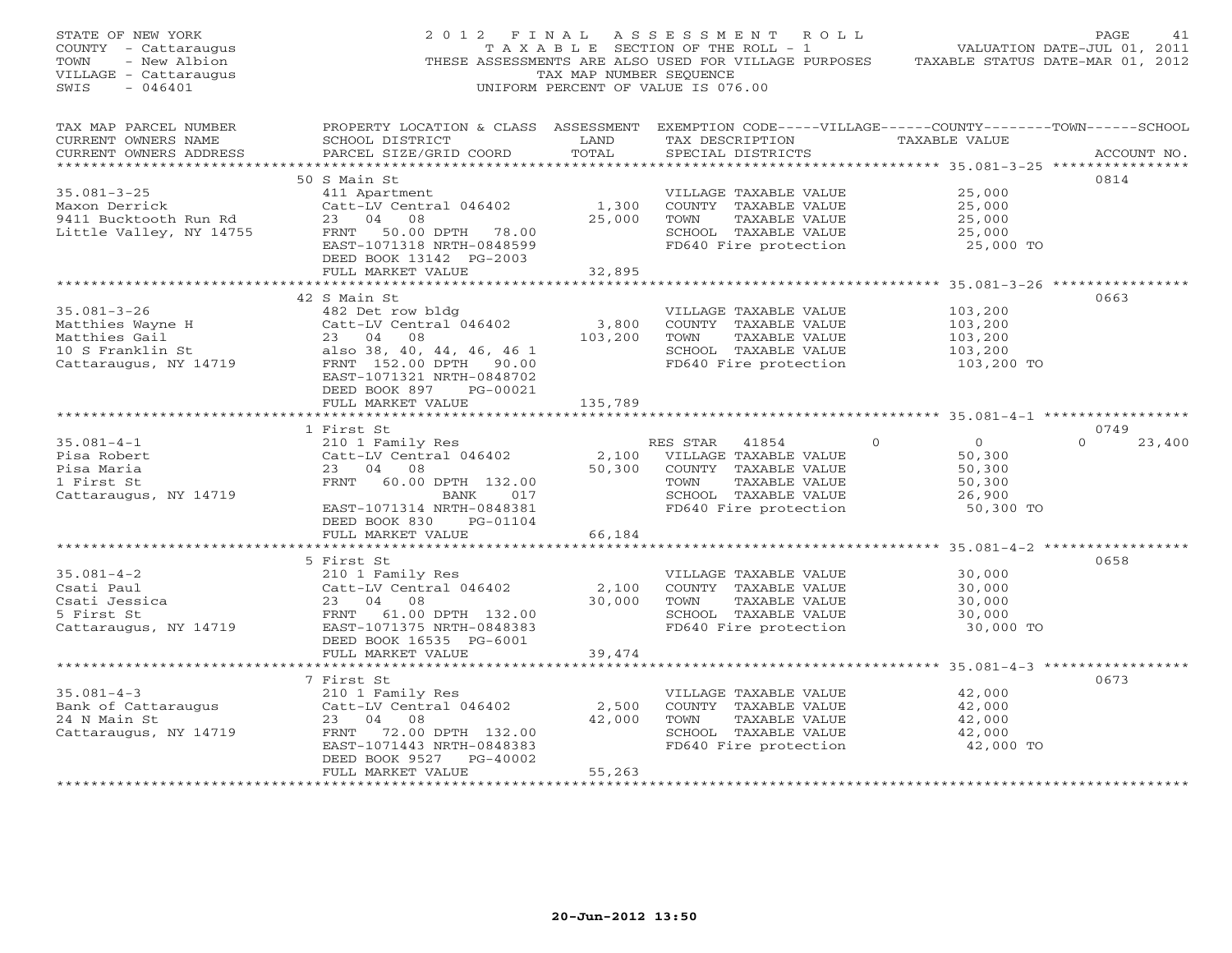STATE OF NEW YORK
COUNTY - Cattaraugus
TOWN - New Albion
VILLAGE - Cattaraugus
SWIS - 046401

2012 FINAL ASSESSMENT ROLL
TAXABLE SECTION OF THE ROLL - 1
THESE ASSESSMENTS ARE ALSO USED FOR VILLAGE PURPOSES
TAX MAP NUMBER SEQUENCE
UNIFORM PERCENT OF VALUE IS 076.00

VALUATION DATE-JUL 01, 2011
TAXABLE STATUS DATE-MAR 01, 2012

| TAX MAP PARCEL NUMBER / CURRENT OWNERS NAME / CURRENT OWNERS ADDRESS | PROPERTY LOCATION & CLASS / SCHOOL DISTRICT / PARCEL SIZE/GRID COORD | ASSESSMENT LAND / TOTAL | EXEMPTION CODE / TAX DESCRIPTION / SPECIAL DISTRICTS | TAXABLE VALUE (VILLAGE / COUNTY / TOWN / SCHOOL) | ACCOUNT NO. |
|---|---|---|---|---|---|
| **35.081-3-25** | 50 S Main St | | | | 0814 |
| Maxon Derrick | 411 Apartment | | VILLAGE TAXABLE VALUE | 25,000 | |
| 9411 Bucktooth Run Rd | Catt-LV Central 046402 | 1,300 | COUNTY TAXABLE VALUE | 25,000 | |
| Little Valley, NY 14755 | 23 04 08 | 25,000 | TOWN TAXABLE VALUE | 25,000 | |
| | FRNT 50.00 DPTH 78.00 | | SCHOOL TAXABLE VALUE | 25,000 | |
| | EAST-1071318 NRTH-0848599 | | FD640 Fire protection | 25,000 TO | |
| | DEED BOOK 13142 PG-2003 | | | | |
| | FULL MARKET VALUE | 32,895 | | | |
| **35.081-3-26** | 42 S Main St | | | | 0663 |
| Matthies Wayne H | 482 Det row bldg | | VILLAGE TAXABLE VALUE | 103,200 | |
| Matthies Gail | Catt-LV Central 046402 | 3,800 | COUNTY TAXABLE VALUE | 103,200 | |
| 10 S Franklin St | 23 04 08 | 103,200 | TOWN TAXABLE VALUE | 103,200 | |
| Cattaraugus, NY 14719 | also 38, 40, 44, 46, 46 1 | | SCHOOL TAXABLE VALUE | 103,200 | |
| | FRNT 152.00 DPTH 90.00 | | FD640 Fire protection | 103,200 TO | |
| | EAST-1071321 NRTH-0848702 | | | | |
| | DEED BOOK 897 PG-00021 | | | | |
| | FULL MARKET VALUE | 135,789 | | | |
| **35.081-4-1** | 1 First St | | | | 0749 |
| Pisa Robert | 210 1 Family Res | | RES STAR 41854 | 0 / 0 / 0 / 23,400 | |
| Pisa Maria | Catt-LV Central 046402 | 2,100 | VILLAGE TAXABLE VALUE | 50,300 | |
| 1 First St | 23 04 08 | 50,300 | COUNTY TAXABLE VALUE | 50,300 | |
| Cattaraugus, NY 14719 | FRNT 60.00 DPTH 132.00 | | TOWN TAXABLE VALUE | 50,300 | |
| | BANK 017 | | SCHOOL TAXABLE VALUE | 26,900 | |
| | EAST-1071314 NRTH-0848381 | | FD640 Fire protection | 50,300 TO | |
| | DEED BOOK 830 PG-01104 | | | | |
| | FULL MARKET VALUE | 66,184 | | | |
| **35.081-4-2** | 5 First St | | | | 0658 |
| Csati Paul | 210 1 Family Res | | VILLAGE TAXABLE VALUE | 30,000 | |
| Csati Jessica | Catt-LV Central 046402 | 2,100 | COUNTY TAXABLE VALUE | 30,000 | |
| 5 First St | 23 04 08 | 30,000 | TOWN TAXABLE VALUE | 30,000 | |
| Cattaraugus, NY 14719 | FRNT 61.00 DPTH 132.00 | | SCHOOL TAXABLE VALUE | 30,000 | |
| | EAST-1071375 NRTH-0848383 | | FD640 Fire protection | 30,000 TO | |
| | DEED BOOK 16535 PG-6001 | | | | |
| | FULL MARKET VALUE | 39,474 | | | |
| **35.081-4-3** | 7 First St | | | | 0673 |
| Bank of Cattaraugus | 210 1 Family Res | | VILLAGE TAXABLE VALUE | 42,000 | |
| 24 N Main St | Catt-LV Central 046402 | 2,500 | COUNTY TAXABLE VALUE | 42,000 | |
| Cattaraugus, NY 14719 | 23 04 08 | 42,000 | TOWN TAXABLE VALUE | 42,000 | |
| | FRNT 72.00 DPTH 132.00 | | SCHOOL TAXABLE VALUE | 42,000 | |
| | EAST-1071443 NRTH-0848383 | | FD640 Fire protection | 42,000 TO | |
| | DEED BOOK 9527 PG-40002 | | | | |
| | FULL MARKET VALUE | 55,263 | | | |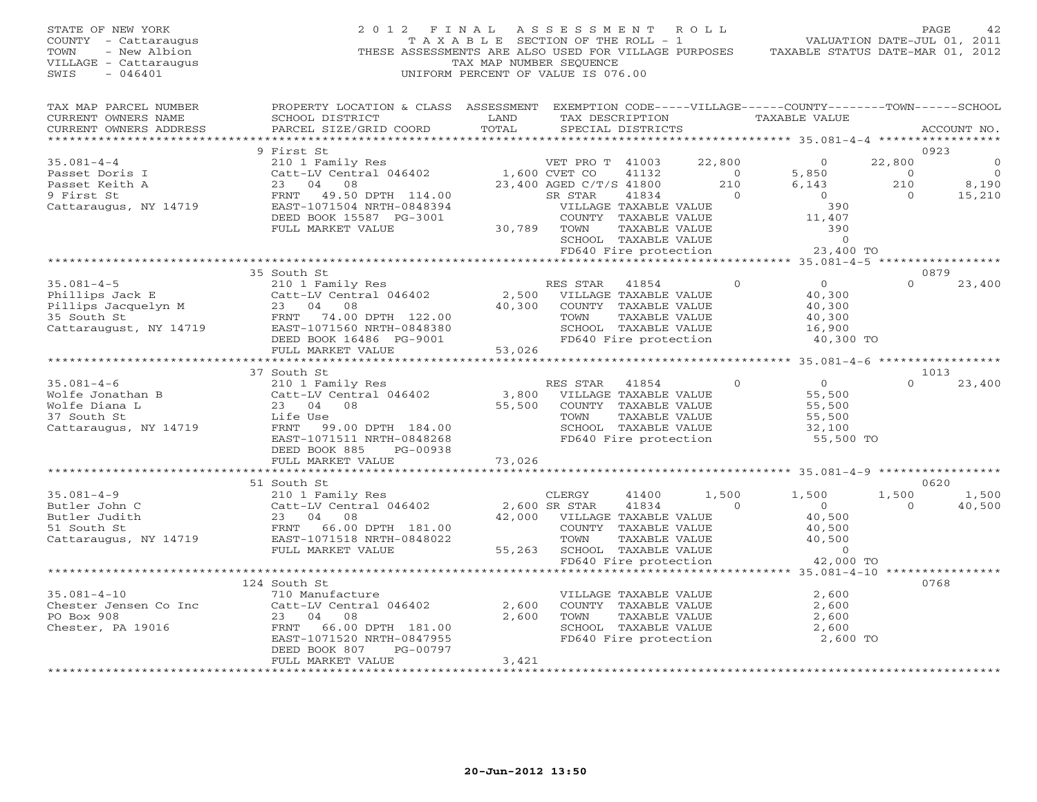STATE OF NEW YORK
COUNTY - Cattaraugus
TOWN - New Albion
VILLAGE - Cattaraugus
SWIS - 046401

# 2012 FINAL ASSESSMENT ROLL
TAXABLE SECTION OF THE ROLL - 1
THESE ASSESSMENTS ARE ALSO USED FOR VILLAGE PURPOSES
TAX MAP NUMBER SEQUENCE
UNIFORM PERCENT OF VALUE IS 076.00

VALUATION DATE-JUL 01, 2011
TAXABLE STATUS DATE-MAR 01, 2012

```
TAX MAP PARCEL NUMBER     PROPERTY LOCATION & CLASS  ASSESSMENT  EXEMPTION CODE-----VILLAGE------COUNTY--------TOWN------SCHOOL
CURRENT OWNERS NAME       SCHOOL DISTRICT              LAND      TAX DESCRIPTION              TAXABLE VALUE
CURRENT OWNERS ADDRESS    PARCEL SIZE/GRID COORD      TOTAL      SPECIAL DISTRICTS                                          ACCOUNT NO.
******************************************************************************************************* 35.081-4-4 *****************
                          9 First St                                                                                        0923
35.081-4-4                210 1 Family Res                      VET PRO T 41003        22,800          0        22,800          0
Passet Doris I            Catt-LV Central 046402      1,600 CVET CO    41132              0      5,850             0          0
Passet Keith A            23   04   08               23,400 AGED C/T/S 41800            210      6,143           210      8,190
9 First St                FRNT   49.50 DPTH 114.00          SR STAR    41834              0          0             0     15,210
Cattaraugus, NY 14719     EAST-1071504 NRTH-0848394          VILLAGE TAXABLE VALUE                   390
                          DEED BOOK 15587  PG-3001           COUNTY  TAXABLE VALUE                11,407
                          FULL MARKET VALUE            30,789 TOWN    TAXABLE VALUE                   390
                                                             SCHOOL  TAXABLE VALUE                     0
                                                             FD640 Fire protection              23,400 TO
******************************************************************************************************* 35.081-4-5 *****************
                          35 South St                                                                                       0879
35.081-4-5                210 1 Family Res                      RES STAR   41854              0          0             0     23,400
Pillips Jack E            Catt-LV Central 046402      2,500    VILLAGE TAXABLE VALUE                40,300
Pillips Jacquelyn M       23   04   08               40,300    COUNTY  TAXABLE VALUE                40,300
35 South St               FRNT   74.00 DPTH 122.00             TOWN    TAXABLE VALUE                40,300
Cattaraugust, NY 14719    EAST-1071560 NRTH-0848380            SCHOOL  TAXABLE VALUE                16,900
                          DEED BOOK 16486  PG-9001             FD640 Fire protection              40,300 TO
                          FULL MARKET VALUE            53,026
******************************************************************************************************* 35.081-4-6 *****************
                          37 South St                                                                                       1013
35.081-4-6                210 1 Family Res                      RES STAR   41854              0          0             0     23,400
Wolfe Jonathan B          Catt-LV Central 046402      3,800    VILLAGE TAXABLE VALUE                55,500
Wolfe Diana L             23   04   08               55,500    COUNTY  TAXABLE VALUE                55,500
37 South St               Life Use                             TOWN    TAXABLE VALUE                55,500
Cattaraugus, NY 14719     FRNT   99.00 DPTH 184.00             SCHOOL  TAXABLE VALUE                32,100
                          EAST-1071511 NRTH-0848268            FD640 Fire protection              55,500 TO
                          DEED BOOK 885    PG-00938
                          FULL MARKET VALUE            73,026
******************************************************************************************************* 35.081-4-9 *****************
                          51 South St                                                                                       0620
35.081-4-9                210 1 Family Res                      CLERGY     41400          1,500      1,500         1,500      1,500
Butler John C             Catt-LV Central 046402      2,600 SR STAR    41834              0          0             0     40,500
Butler Judith             23   04   08               42,000    VILLAGE TAXABLE VALUE                40,500
51 South St               FRNT   66.00 DPTH 181.00             COUNTY  TAXABLE VALUE                40,500
Cattaraugus, NY 14719     EAST-1071518 NRTH-0848022            TOWN    TAXABLE VALUE                40,500
                          FULL MARKET VALUE            55,263  SCHOOL  TAXABLE VALUE                     0
                                                               FD640 Fire protection              42,000 TO
******************************************************************************************************* 35.081-4-10 ****************
                          124 South St                                                                                      0768
35.081-4-10               710 Manufacture                      VILLAGE TAXABLE VALUE                 2,600
Chester Jensen Co Inc     Catt-LV Central 046402      2,600    COUNTY  TAXABLE VALUE                 2,600
PO Box 908                23   04   08                2,600    TOWN    TAXABLE VALUE                 2,600
Chester, PA 19016         FRNT   66.00 DPTH 181.00             SCHOOL  TAXABLE VALUE                 2,600
                          EAST-1071520 NRTH-0847955            FD640 Fire protection               2,600 TO
                          DEED BOOK 807    PG-00797
                          FULL MARKET VALUE             3,421
************************************************************************************************************************************
```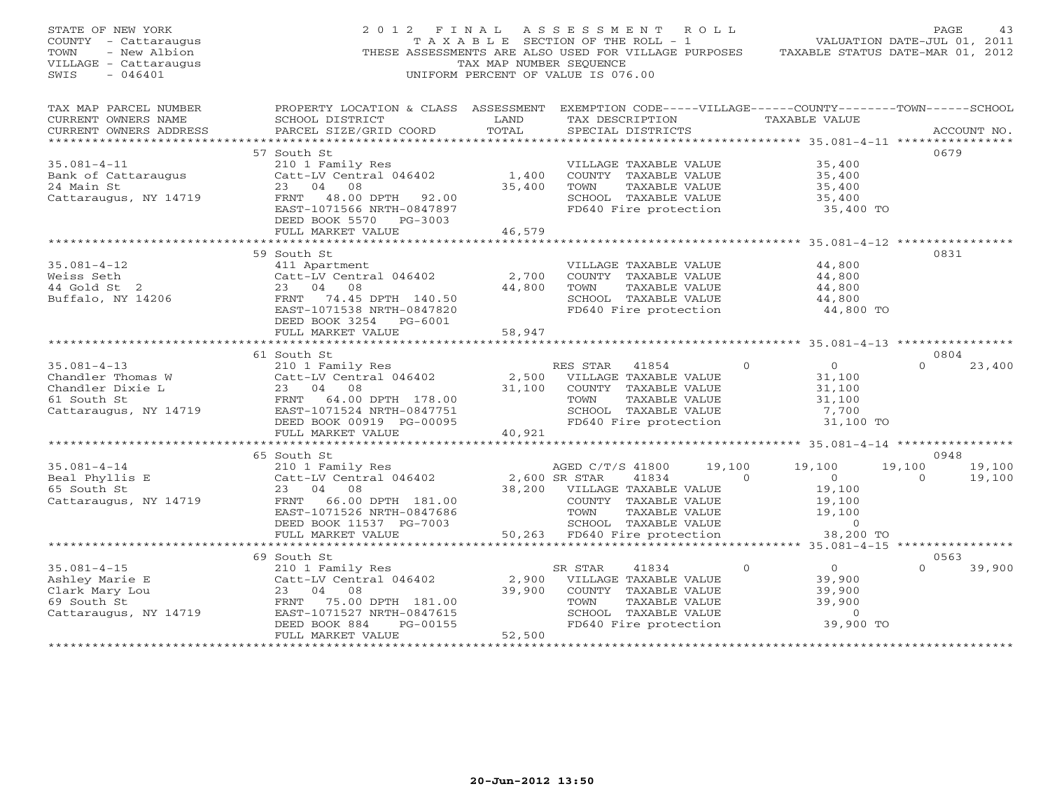STATE OF NEW YORK
COUNTY - Cattaraugus
TOWN - New Albion
VILLAGE - Cattaraugus
SWIS - 046401

2 0 1 2 F I N A L A S S E S S M E N T R O L L
T A X A B L E SECTION OF THE ROLL - 1
THESE ASSESSMENTS ARE ALSO USED FOR VILLAGE PURPOSES
TAX MAP NUMBER SEQUENCE
UNIFORM PERCENT OF VALUE IS 076.00

VALUATION DATE-JUL 01, 2011
TAXABLE STATUS DATE-MAR 01, 2012

| TAX MAP PARCEL NUMBER / CURRENT OWNERS NAME / CURRENT OWNERS ADDRESS | PROPERTY LOCATION & CLASS / SCHOOL DISTRICT / PARCEL SIZE/GRID COORD | ASSESSMENT LAND / TOTAL | EXEMPTION CODE / TAX DESCRIPTION / SPECIAL DISTRICTS | VILLAGE | COUNTY TAXABLE VALUE | TOWN | SCHOOL | ACCOUNT NO. |
|---|---|---|---|---|---|---|---|---|
| 35.081-4-11 | 57 South St | | | | | | | 0679 |
| Bank of Cattaraugus | 210 1 Family Res | | VILLAGE TAXABLE VALUE | | 35,400 | | | |
| 24 Main St | Catt-LV Central 046402 | 1,400 | COUNTY TAXABLE VALUE | | 35,400 | | | |
| Cattaraugus, NY 14719 | 23 04 08 | 35,400 | TOWN TAXABLE VALUE | | 35,400 | | | |
| | FRNT 48.00 DPTH 92.00 | | SCHOOL TAXABLE VALUE | | 35,400 | | | |
| | EAST-1071566 NRTH-0847897 | | FD640 Fire protection | | 35,400 TO | | | |
| | DEED BOOK 5570 PG-3003 | | | | | | | |
| | FULL MARKET VALUE | 46,579 | | | | | | |
| 35.081-4-12 | 59 South St | | | | | | | 0831 |
| Weiss Seth | 411 Apartment | | VILLAGE TAXABLE VALUE | | 44,800 | | | |
| 44 Gold St 2 | Catt-LV Central 046402 | 2,700 | COUNTY TAXABLE VALUE | | 44,800 | | | |
| Buffalo, NY 14206 | 23 04 08 | 44,800 | TOWN TAXABLE VALUE | | 44,800 | | | |
| | FRNT 74.45 DPTH 140.50 | | SCHOOL TAXABLE VALUE | | 44,800 | | | |
| | EAST-1071538 NRTH-0847820 | | FD640 Fire protection | | 44,800 TO | | | |
| | DEED BOOK 3254 PG-6001 | | | | | | | |
| | FULL MARKET VALUE | 58,947 | | | | | | |
| 35.081-4-13 | 61 South St | | | | | | | 0804 |
| Chandler Thomas W | 210 1 Family Res | | RES STAR 41854 | 0 | 0 | 0 | 23,400 | |
| Chandler Dixie L | Catt-LV Central 046402 | 2,500 | VILLAGE TAXABLE VALUE | | 31,100 | | | |
| 61 South St | 23 04 08 | 31,100 | COUNTY TAXABLE VALUE | | 31,100 | | | |
| Cattaraugus, NY 14719 | FRNT 64.00 DPTH 178.00 | | TOWN TAXABLE VALUE | | 31,100 | | | |
| | EAST-1071524 NRTH-0847751 | | SCHOOL TAXABLE VALUE | | 7,700 | | | |
| | DEED BOOK 00919 PG-00095 | | FD640 Fire protection | | 31,100 TO | | | |
| | FULL MARKET VALUE | 40,921 | | | | | | |
| 35.081-4-14 | 65 South St | | | | | | | 0948 |
| Beal Phyllis E | 210 1 Family Res | | AGED C/T/S 41800 | 19,100 | 19,100 | 19,100 | 19,100 | |
| 65 South St | Catt-LV Central 046402 | 2,600 | SR STAR 41834 | 0 | 0 | 0 | 19,100 | |
| Cattaraugus, NY 14719 | 23 04 08 | 38,200 | VILLAGE TAXABLE VALUE | | 19,100 | | | |
| | FRNT 66.00 DPTH 181.00 | | COUNTY TAXABLE VALUE | | 19,100 | | | |
| | EAST-1071526 NRTH-0847686 | | TOWN TAXABLE VALUE | | 19,100 | | | |
| | DEED BOOK 11537 PG-7003 | | SCHOOL TAXABLE VALUE | | 0 | | | |
| | FULL MARKET VALUE | 50,263 | FD640 Fire protection | | 38,200 TO | | | |
| 35.081-4-15 | 69 South St | | | | | | | 0563 |
| Ashley Marie E | 210 1 Family Res | | SR STAR 41834 | 0 | 0 | 0 | 39,900 | |
| Clark Mary Lou | Catt-LV Central 046402 | 2,900 | VILLAGE TAXABLE VALUE | | 39,900 | | | |
| 69 South St | 23 04 08 | 39,900 | COUNTY TAXABLE VALUE | | 39,900 | | | |
| Cattaraugus, NY 14719 | FRNT 75.00 DPTH 181.00 | | TOWN TAXABLE VALUE | | 39,900 | | | |
| | EAST-1071527 NRTH-0847615 | | SCHOOL TAXABLE VALUE | | 0 | | | |
| | DEED BOOK 884 PG-00155 | | FD640 Fire protection | | 39,900 TO | | | |
| | FULL MARKET VALUE | 52,500 | | | | | | |

20-Jun-2012 13:50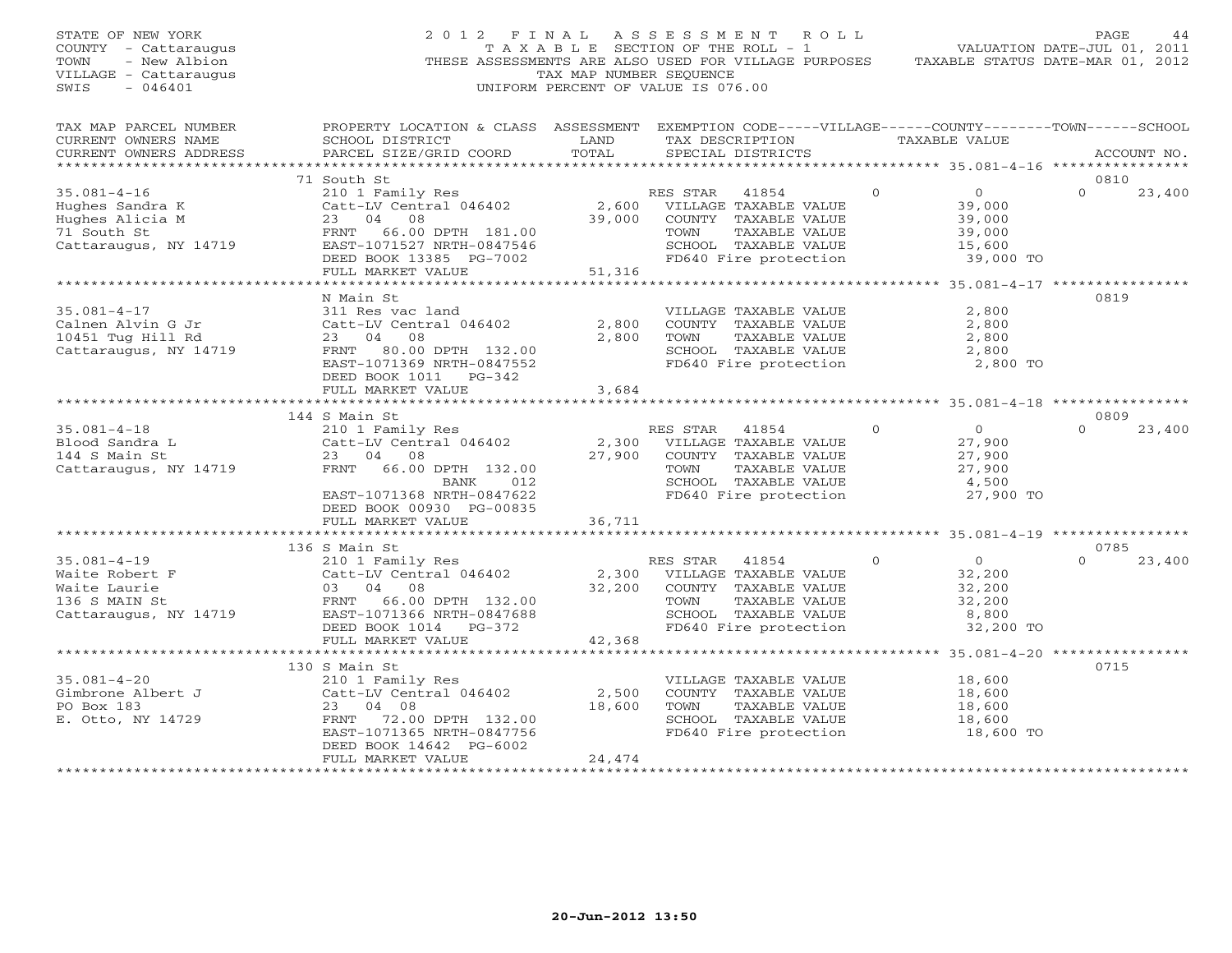STATE OF NEW YORK
COUNTY - Cattaraugus
TOWN - New Albion
VILLAGE - Cattaraugus
SWIS - 046401

2012 FINAL ASSESSMENT ROLL
TAXABLE SECTION OF THE ROLL - 1
THESE ASSESSMENTS ARE ALSO USED FOR VILLAGE PURPOSES
TAX MAP NUMBER SEQUENCE
UNIFORM PERCENT OF VALUE IS 076.00

VALUATION DATE-JUL 01, 2011
TAXABLE STATUS DATE-MAR 01, 2012

| TAX MAP PARCEL NUMBER / CURRENT OWNERS NAME / CURRENT OWNERS ADDRESS | PROPERTY LOCATION & CLASS / SCHOOL DISTRICT / PARCEL SIZE/GRID COORD | ASSESSMENT LAND / TOTAL | EXEMPTION CODE / TAX DESCRIPTION / SPECIAL DISTRICTS | VILLAGE | COUNTY / TAXABLE VALUE | TOWN | SCHOOL | ACCOUNT NO. |
|---|---|---|---|---|---|---|---|---|
| | 71 South St | | | | | | | 0810 |
| 35.081-4-16 | 210 1 Family Res | | RES STAR 41854 | 0 | 0 | | 0 | 23,400 |
| Hughes Sandra K | Catt-LV Central 046402 | 2,600 | VILLAGE TAXABLE VALUE | | 39,000 | | | |
| Hughes Alicia M | 23 04 08 | 39,000 | COUNTY TAXABLE VALUE | | 39,000 | | | |
| 71 South St | FRNT 66.00 DPTH 181.00 | | TOWN TAXABLE VALUE | | 39,000 | | | |
| Cattaraugus, NY 14719 | EAST-1071527 NRTH-0847546 | | SCHOOL TAXABLE VALUE | | 15,600 | | | |
| | DEED BOOK 13385 PG-7002 | | FD640 Fire protection | | 39,000 TO | | | |
| | FULL MARKET VALUE | 51,316 | | | | | | |
| | N Main St | | | | | | | 0819 |
| 35.081-4-17 | 311 Res vac land | | VILLAGE TAXABLE VALUE | | 2,800 | | | |
| Calnen Alvin G Jr | Catt-LV Central 046402 | 2,800 | COUNTY TAXABLE VALUE | | 2,800 | | | |
| 10451 Tug Hill Rd | 23 04 08 | 2,800 | TOWN TAXABLE VALUE | | 2,800 | | | |
| Cattaraugus, NY 14719 | FRNT 80.00 DPTH 132.00 | | SCHOOL TAXABLE VALUE | | 2,800 | | | |
| | EAST-1071369 NRTH-0847552 | | FD640 Fire protection | | 2,800 TO | | | |
| | DEED BOOK 1011 PG-342 | | | | | | | |
| | FULL MARKET VALUE | 3,684 | | | | | | |
| | 144 S Main St | | | | | | | 0809 |
| 35.081-4-18 | 210 1 Family Res | | RES STAR 41854 | 0 | 0 | | 0 | 23,400 |
| Blood Sandra L | Catt-LV Central 046402 | 2,300 | VILLAGE TAXABLE VALUE | | 27,900 | | | |
| 144 S Main St | 23 04 08 | 27,900 | COUNTY TAXABLE VALUE | | 27,900 | | | |
| Cattaraugus, NY 14719 | FRNT 66.00 DPTH 132.00 | | TOWN TAXABLE VALUE | | 27,900 | | | |
| | BANK 012 | | SCHOOL TAXABLE VALUE | | 4,500 | | | |
| | EAST-1071368 NRTH-0847622 | | FD640 Fire protection | | 27,900 TO | | | |
| | DEED BOOK 00930 PG-00835 | | | | | | | |
| | FULL MARKET VALUE | 36,711 | | | | | | |
| | 136 S Main St | | | | | | | 0785 |
| 35.081-4-19 | 210 1 Family Res | | RES STAR 41854 | 0 | 0 | | 0 | 23,400 |
| Waite Robert F | Catt-LV Central 046402 | 2,300 | VILLAGE TAXABLE VALUE | | 32,200 | | | |
| Waite Laurie | 03 04 08 | 32,200 | COUNTY TAXABLE VALUE | | 32,200 | | | |
| 136 S MAIN St | FRNT 66.00 DPTH 132.00 | | TOWN TAXABLE VALUE | | 32,200 | | | |
| Cattaraugus, NY 14719 | EAST-1071366 NRTH-0847688 | | SCHOOL TAXABLE VALUE | | 8,800 | | | |
| | DEED BOOK 1014 PG-372 | | FD640 Fire protection | | 32,200 TO | | | |
| | FULL MARKET VALUE | 42,368 | | | | | | |
| | 130 S Main St | | | | | | | 0715 |
| 35.081-4-20 | 210 1 Family Res | | VILLAGE TAXABLE VALUE | | 18,600 | | | |
| Gimbrone Albert J | Catt-LV Central 046402 | 2,500 | COUNTY TAXABLE VALUE | | 18,600 | | | |
| PO Box 183 | 23 04 08 | 18,600 | TOWN TAXABLE VALUE | | 18,600 | | | |
| E. Otto, NY 14729 | FRNT 72.00 DPTH 132.00 | | SCHOOL TAXABLE VALUE | | 18,600 | | | |
| | EAST-1071365 NRTH-0847756 | | FD640 Fire protection | | 18,600 TO | | | |
| | DEED BOOK 14642 PG-6002 | | | | | | | |
| | FULL MARKET VALUE | 24,474 | | | | | | |

20-Jun-2012 13:50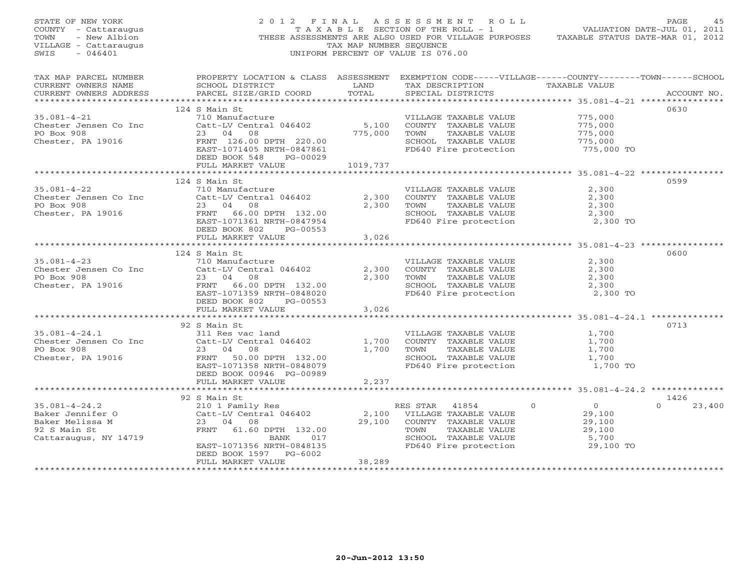STATE OF NEW YORK
COUNTY - Cattaraugus
TOWN - New Albion
VILLAGE - Cattaraugus
SWIS - 046401

2012 FINAL ASSESSMENT ROLL
TAXABLE SECTION OF THE ROLL - 1
THESE ASSESSMENTS ARE ALSO USED FOR VILLAGE PURPOSES
TAX MAP NUMBER SEQUENCE
UNIFORM PERCENT OF VALUE IS 076.00

VALUATION DATE-JUL 01, 2011
TAXABLE STATUS DATE-MAR 01, 2012

| TAX MAP PARCEL NUMBER / CURRENT OWNERS NAME / CURRENT OWNERS ADDRESS | PROPERTY LOCATION & CLASS / SCHOOL DISTRICT / PARCEL SIZE/GRID COORD | ASSESSMENT LAND / TOTAL | EXEMPTION CODE / TAX DESCRIPTION / SPECIAL DISTRICTS | VILLAGE / COUNTY / TOWN / SCHOOL TAXABLE VALUE | ACCOUNT NO. |
|---|---|---|---|---|---|
| **35.081-4-21** | 124 S Main St | | | | 0630 |
| Chester Jensen Co Inc | 710 Manufacture | | VILLAGE TAXABLE VALUE | 775,000 | |
| PO Box 908 | Catt-LV Central 046402 | 5,100 | COUNTY TAXABLE VALUE | 775,000 | |
| Chester, PA 19016 | 23 04 08 | 775,000 | TOWN TAXABLE VALUE | 775,000 | |
| | FRNT 126.00 DPTH 220.00 | | SCHOOL TAXABLE VALUE | 775,000 | |
| | EAST-1071405 NRTH-0847861 | | FD640 Fire protection | 775,000 TO | |
| | DEED BOOK 548 PG-00029 | | | | |
| | FULL MARKET VALUE | 1019,737 | | | |
| **35.081-4-22** | 124 S Main St | | | | 0599 |
| Chester Jensen Co Inc | 710 Manufacture | | VILLAGE TAXABLE VALUE | 2,300 | |
| PO Box 908 | Catt-LV Central 046402 | 2,300 | COUNTY TAXABLE VALUE | 2,300 | |
| Chester, PA 19016 | 23 04 08 | 2,300 | TOWN TAXABLE VALUE | 2,300 | |
| | FRNT 66.00 DPTH 132.00 | | SCHOOL TAXABLE VALUE | 2,300 | |
| | EAST-1071361 NRTH-0847954 | | FD640 Fire protection | 2,300 TO | |
| | DEED BOOK 802 PG-00553 | | | | |
| | FULL MARKET VALUE | 3,026 | | | |
| **35.081-4-23** | 124 S Main St | | | | 0600 |
| Chester Jensen Co Inc | 710 Manufacture | | VILLAGE TAXABLE VALUE | 2,300 | |
| PO Box 908 | Catt-LV Central 046402 | 2,300 | COUNTY TAXABLE VALUE | 2,300 | |
| Chester, PA 19016 | 23 04 08 | 2,300 | TOWN TAXABLE VALUE | 2,300 | |
| | FRNT 66.00 DPTH 132.00 | | SCHOOL TAXABLE VALUE | 2,300 | |
| | EAST-1071359 NRTH-0848020 | | FD640 Fire protection | 2,300 TO | |
| | DEED BOOK 802 PG-00553 | | | | |
| | FULL MARKET VALUE | 3,026 | | | |
| **35.081-4-24.1** | 92 S Main St | | | | 0713 |
| Chester Jensen Co Inc | 311 Res vac land | | VILLAGE TAXABLE VALUE | 1,700 | |
| PO Box 908 | Catt-LV Central 046402 | 1,700 | COUNTY TAXABLE VALUE | 1,700 | |
| Chester, PA 19016 | 23 04 08 | 1,700 | TOWN TAXABLE VALUE | 1,700 | |
| | FRNT 50.00 DPTH 132.00 | | SCHOOL TAXABLE VALUE | 1,700 | |
| | EAST-1071358 NRTH-0848079 | | FD640 Fire protection | 1,700 TO | |
| | DEED BOOK 00946 PG-00989 | | | | |
| | FULL MARKET VALUE | 2,237 | | | |
| **35.081-4-24.2** | 92 S Main St | | | | 1426 |
| Baker Jennifer O | 210 1 Family Res | | RES STAR 41854 | 0 / 0 / 0 / 23,400 | |
| Baker Melissa M | Catt-LV Central 046402 | 2,100 | VILLAGE TAXABLE VALUE | 29,100 | |
| 92 S Main St | 23 04 08 | 29,100 | COUNTY TAXABLE VALUE | 29,100 | |
| Cattaraugus, NY 14719 | FRNT 61.60 DPTH 132.00 | | TOWN TAXABLE VALUE | 29,100 | |
| | BANK 017 | | SCHOOL TAXABLE VALUE | 5,700 | |
| | EAST-1071356 NRTH-0848135 | | FD640 Fire protection | 29,100 TO | |
| | DEED BOOK 1597 PG-6002 | | | | |
| | FULL MARKET VALUE | 38,289 | | | |

20-Jun-2012 13:50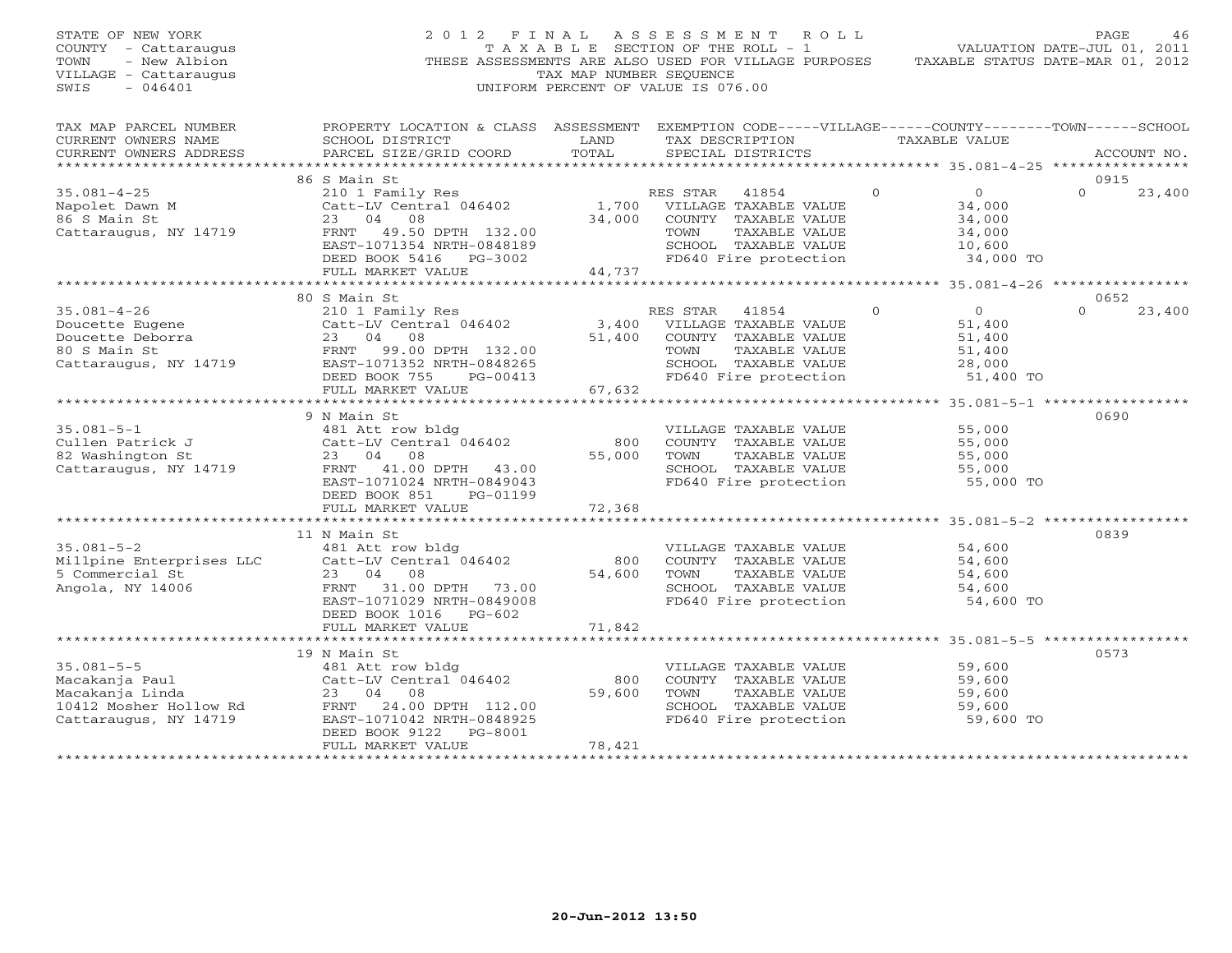STATE OF NEW YORK
COUNTY - Cattaraugus
TOWN - New Albion
VILLAGE - Cattaraugus
SWIS - 046401

2012 FINAL ASSESSMENT ROLL
TAXABLE SECTION OF THE ROLL - 1
THESE ASSESSMENTS ARE ALSO USED FOR VILLAGE PURPOSES
TAX MAP NUMBER SEQUENCE
UNIFORM PERCENT OF VALUE IS 076.00

VALUATION DATE-JUL 01, 2011
TAXABLE STATUS DATE-MAR 01, 2012

| TAX MAP PARCEL NUMBER / CURRENT OWNERS NAME / CURRENT OWNERS ADDRESS | PROPERTY LOCATION & CLASS / SCHOOL DISTRICT / PARCEL SIZE/GRID COORD | ASSESSMENT LAND / TOTAL | EXEMPTION CODE / TAX DESCRIPTION / SPECIAL DISTRICTS | VILLAGE | COUNTY TAXABLE VALUE | TOWN | SCHOOL / ACCOUNT NO. |
|---|---|---|---|---|---|---|---|
| **35.081-4-25** | 86 S Main St | | | | | | 0915 |
| Napolet Dawn M | 210 1 Family Res | | RES STAR 41854 | 0 | 0 | 0 | 23,400 |
| 86 S Main St | Catt-LV Central 046402 | 1,700 | VILLAGE TAXABLE VALUE | | 34,000 | | |
| Cattaraugus, NY 14719 | 23 04 08 | 34,000 | COUNTY TAXABLE VALUE | | 34,000 | | |
| | FRNT 49.50 DPTH 132.00 | | TOWN TAXABLE VALUE | | 34,000 | | |
| | EAST-1071354 NRTH-0848189 | | SCHOOL TAXABLE VALUE | | 10,600 | | |
| | DEED BOOK 5416 PG-3002 | | FD640 Fire protection | | 34,000 TO | | |
| | FULL MARKET VALUE | 44,737 | | | | | |
| **35.081-4-26** | 80 S Main St | | | | | | 0652 |
| Doucette Eugene | 210 1 Family Res | | RES STAR 41854 | 0 | 0 | 0 | 23,400 |
| Doucette Deborra | Catt-LV Central 046402 | 3,400 | VILLAGE TAXABLE VALUE | | 51,400 | | |
| 80 S Main St | 23 04 08 | 51,400 | COUNTY TAXABLE VALUE | | 51,400 | | |
| Cattaraugus, NY 14719 | FRNT 99.00 DPTH 132.00 | | TOWN TAXABLE VALUE | | 51,400 | | |
| | EAST-1071352 NRTH-0848265 | | SCHOOL TAXABLE VALUE | | 28,000 | | |
| | DEED BOOK 755 PG-00413 | | FD640 Fire protection | | 51,400 TO | | |
| | FULL MARKET VALUE | 67,632 | | | | | |
| **35.081-5-1** | 9 N Main St | | | | | | 0690 |
| Cullen Patrick J | 481 Att row bldg | | VILLAGE TAXABLE VALUE | | 55,000 | | |
| 82 Washington St | Catt-LV Central 046402 | 800 | COUNTY TAXABLE VALUE | | 55,000 | | |
| Cattaraugus, NY 14719 | 23 04 08 | 55,000 | TOWN TAXABLE VALUE | | 55,000 | | |
| | FRNT 41.00 DPTH 43.00 | | SCHOOL TAXABLE VALUE | | 55,000 | | |
| | EAST-1071024 NRTH-0849043 | | FD640 Fire protection | | 55,000 TO | | |
| | DEED BOOK 851 PG-01199 | | | | | | |
| | FULL MARKET VALUE | 72,368 | | | | | |
| **35.081-5-2** | 11 N Main St | | | | | | 0839 |
| Millpine Enterprises LLC | 481 Att row bldg | | VILLAGE TAXABLE VALUE | | 54,600 | | |
| 5 Commercial St | Catt-LV Central 046402 | 800 | COUNTY TAXABLE VALUE | | 54,600 | | |
| Angola, NY 14006 | 23 04 08 | 54,600 | TOWN TAXABLE VALUE | | 54,600 | | |
| | FRNT 31.00 DPTH 73.00 | | SCHOOL TAXABLE VALUE | | 54,600 | | |
| | EAST-1071029 NRTH-0849008 | | FD640 Fire protection | | 54,600 TO | | |
| | DEED BOOK 1016 PG-602 | | | | | | |
| | FULL MARKET VALUE | 71,842 | | | | | |
| **35.081-5-5** | 19 N Main St | | | | | | 0573 |
| Macakanja Paul | 481 Att row bldg | | VILLAGE TAXABLE VALUE | | 59,600 | | |
| Macakanja Linda | Catt-LV Central 046402 | 800 | COUNTY TAXABLE VALUE | | 59,600 | | |
| 10412 Mosher Hollow Rd | 23 04 08 | 59,600 | TOWN TAXABLE VALUE | | 59,600 | | |
| Cattaraugus, NY 14719 | FRNT 24.00 DPTH 112.00 | | SCHOOL TAXABLE VALUE | | 59,600 | | |
| | EAST-1071042 NRTH-0848925 | | FD640 Fire protection | | 59,600 TO | | |
| | DEED BOOK 9122 PG-8001 | | | | | | |
| | FULL MARKET VALUE | 78,421 | | | | | |

20-Jun-2012 13:50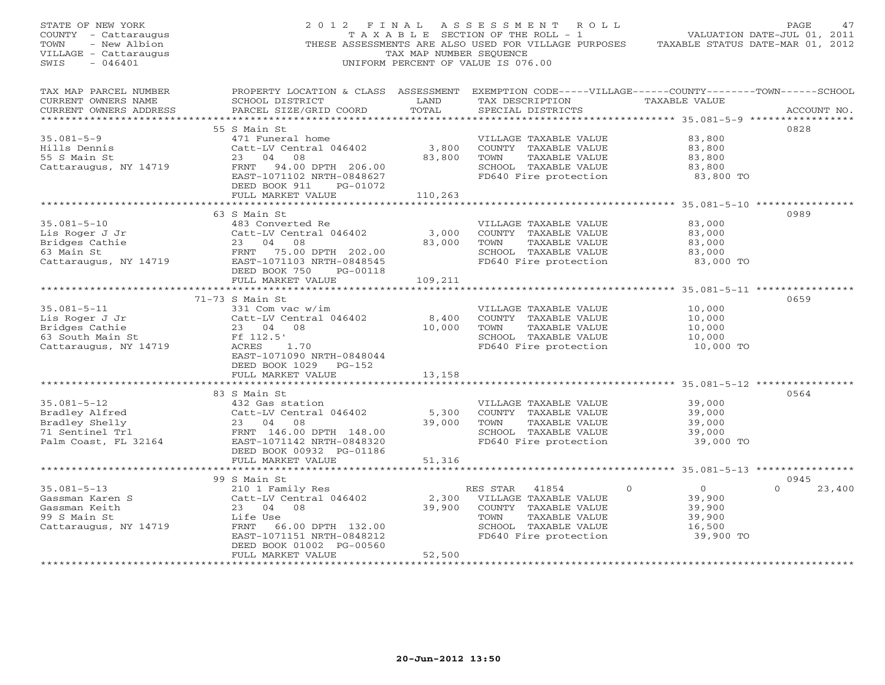STATE OF NEW YORK
COUNTY - Cattaraugus
TOWN - New Albion
VILLAGE - Cattaraugus
SWIS - 046401

# 2012 FINAL ASSESSMENT ROLL

TAXABLE SECTION OF THE ROLL - 1
THESE ASSESSMENTS ARE ALSO USED FOR VILLAGE PURPOSES
TAX MAP NUMBER SEQUENCE
UNIFORM PERCENT OF VALUE IS 076.00

VALUATION DATE-JUL 01, 2011
TAXABLE STATUS DATE-MAR 01, 2012

| TAX MAP PARCEL NUMBER / CURRENT OWNERS NAME / CURRENT OWNERS ADDRESS | PROPERTY LOCATION & CLASS / SCHOOL DISTRICT / PARCEL SIZE/GRID COORD | ASSESSMENT LAND / TOTAL | EXEMPTION CODE / TAX DESCRIPTION / SPECIAL DISTRICTS | TAXABLE VALUE | ACCOUNT NO. |
|---|---|---|---|---|---|
| **35.081-5-9** | 55 S Main St | | | | 0828 |
| Hills Dennis | 471 Funeral home | | VILLAGE TAXABLE VALUE | 83,800 | |
| 55 S Main St | Catt-LV Central 046402 | 3,800 | COUNTY TAXABLE VALUE | 83,800 | |
| Cattaraugus, NY 14719 | 23 04 08 | 83,800 | TOWN TAXABLE VALUE | 83,800 | |
| | FRNT 94.00 DPTH 206.00 | | SCHOOL TAXABLE VALUE | 83,800 | |
| | EAST-1071102 NRTH-0848627 | | FD640 Fire protection | 83,800 TO | |
| | DEED BOOK 911 PG-01072 | | | | |
| | FULL MARKET VALUE | 110,263 | | | |
| **35.081-5-10** | 63 S Main St | | | | 0989 |
| Lis Roger J Jr | 483 Converted Re | | VILLAGE TAXABLE VALUE | 83,000 | |
| Bridges Cathie | Catt-LV Central 046402 | 3,000 | COUNTY TAXABLE VALUE | 83,000 | |
| 63 Main St | 23 04 08 | 83,000 | TOWN TAXABLE VALUE | 83,000 | |
| Cattaraugus, NY 14719 | FRNT 75.00 DPTH 202.00 | | SCHOOL TAXABLE VALUE | 83,000 | |
| | EAST-1071103 NRTH-0848545 | | FD640 Fire protection | 83,000 TO | |
| | DEED BOOK 750 PG-00118 | | | | |
| | FULL MARKET VALUE | 109,211 | | | |
| **35.081-5-11** | 71-73 S Main St | | | | 0659 |
| Lis Roger J Jr | 331 Com vac w/im | | VILLAGE TAXABLE VALUE | 10,000 | |
| Bridges Cathie | Catt-LV Central 046402 | 8,400 | COUNTY TAXABLE VALUE | 10,000 | |
| 63 South Main St | 23 04 08 | 10,000 | TOWN TAXABLE VALUE | 10,000 | |
| Cattaraugus, NY 14719 | Ff 112.5' | | SCHOOL TAXABLE VALUE | 10,000 | |
| | ACRES 1.70 | | FD640 Fire protection | 10,000 TO | |
| | EAST-1071090 NRTH-0848044 | | | | |
| | DEED BOOK 1029 PG-152 | | | | |
| | FULL MARKET VALUE | 13,158 | | | |
| **35.081-5-12** | 83 S Main St | | | | 0564 |
| Bradley Alfred | 432 Gas station | | VILLAGE TAXABLE VALUE | 39,000 | |
| Bradley Shelly | Catt-LV Central 046402 | 5,300 | COUNTY TAXABLE VALUE | 39,000 | |
| 71 Sentinel Trl | 23 04 08 | 39,000 | TOWN TAXABLE VALUE | 39,000 | |
| Palm Coast, FL 32164 | FRNT 146.00 DPTH 148.00 | | SCHOOL TAXABLE VALUE | 39,000 | |
| | EAST-1071142 NRTH-0848320 | | FD640 Fire protection | 39,000 TO | |
| | DEED BOOK 00932 PG-01186 | | | | |
| | FULL MARKET VALUE | 51,316 | | | |
| **35.081-5-13** | 99 S Main St | | | | 0945 |
| Gassman Karen S | 210 1 Family Res | | RES STAR 41854 | 0 / 0 / 0 | 23,400 |
| Gassman Keith | Catt-LV Central 046402 | 2,300 | VILLAGE TAXABLE VALUE | 39,900 | |
| 99 S Main St | 23 04 08 | 39,900 | COUNTY TAXABLE VALUE | 39,900 | |
| Cattaraugus, NY 14719 | Life Use | | TOWN TAXABLE VALUE | 39,900 | |
| | FRNT 66.00 DPTH 132.00 | | SCHOOL TAXABLE VALUE | 16,500 | |
| | EAST-1071151 NRTH-0848212 | | FD640 Fire protection | 39,900 TO | |
| | DEED BOOK 01002 PG-00560 | | | | |
| | FULL MARKET VALUE | 52,500 | | | |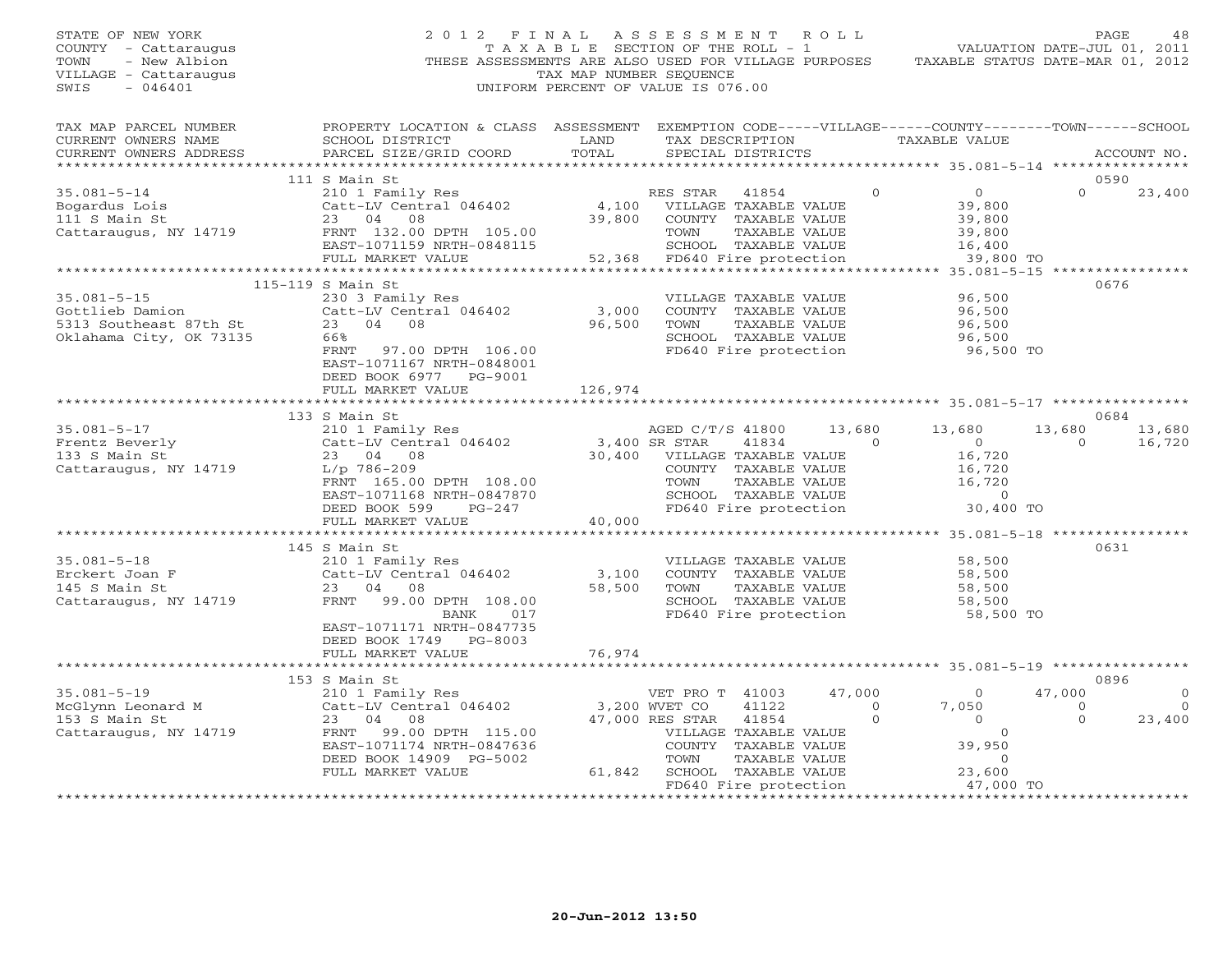STATE OF NEW YORK
COUNTY - Cattaraugus
TOWN - New Albion
VILLAGE - Cattaraugus
SWIS - 046401

# 2012 FINAL ASSESSMENT ROLL

TAXABLE SECTION OF THE ROLL - 1
THESE ASSESSMENTS ARE ALSO USED FOR VILLAGE PURPOSES
TAX MAP NUMBER SEQUENCE
UNIFORM PERCENT OF VALUE IS 076.00

VALUATION DATE-JUL 01, 2011
TAXABLE STATUS DATE-MAR 01, 2012

| TAX MAP PARCEL NUMBER / CURRENT OWNERS NAME / CURRENT OWNERS ADDRESS | PROPERTY LOCATION & CLASS / SCHOOL DISTRICT / PARCEL SIZE/GRID COORD | ASSESSMENT LAND / TOTAL | EXEMPTION CODE / TAX DESCRIPTION / SPECIAL DISTRICTS | VILLAGE | COUNTY | TOWN | SCHOOL | ACCOUNT NO. |
|---|---|---|---|---|---|---|---|---|
| **35.081-5-14** | 111 S Main St | | | | | | | 0590 |
| Bogardus Lois | 210 1 Family Res | | RES STAR 41854 | 0 | 0 | | 23,400 | |
| 111 S Main St | Catt-LV Central 046402 | 4,100 | VILLAGE TAXABLE VALUE | 39,800 | | | | |
| Cattaraugus, NY 14719 | 23 04 08 | 39,800 | COUNTY TAXABLE VALUE | | 39,800 | | | |
| | FRNT 132.00 DPTH 105.00 | | TOWN TAXABLE VALUE | | | 39,800 | | |
| | EAST-1071159 NRTH-0848115 | | SCHOOL TAXABLE VALUE | | | | 16,400 | |
| | FULL MARKET VALUE | 52,368 | FD640 Fire protection | 39,800 TO | | | | |
| **35.081-5-15** | 115-119 S Main St | | | | | | | 0676 |
| Gottlieb Damion | 230 3 Family Res | | VILLAGE TAXABLE VALUE | 96,500 | | | | |
| 5313 Southeast 87th St | Catt-LV Central 046402 | 3,000 | COUNTY TAXABLE VALUE | | 96,500 | | | |
| Oklahama City, OK 73135 | 23 04 08 | 96,500 | TOWN TAXABLE VALUE | | | 96,500 | | |
| | 66% | | SCHOOL TAXABLE VALUE | | | | 96,500 | |
| | FRNT 97.00 DPTH 106.00 | | FD640 Fire protection | 96,500 TO | | | | |
| | EAST-1071167 NRTH-0848001 | | | | | | | |
| | DEED BOOK 6977 PG-9001 | | | | | | | |
| | FULL MARKET VALUE | 126,974 | | | | | | |
| **35.081-5-17** | 133 S Main St | | | | | | | 0684 |
| Frentz Beverly | 210 1 Family Res | | AGED C/T/S 41800 | 13,680 | 13,680 | 13,680 | 13,680 | |
| 133 S Main St | Catt-LV Central 046402 | 3,400 | SR STAR 41834 | 0 | 0 | | 16,720 | |
| Cattaraugus, NY 14719 | 23 04 08 | 30,400 | VILLAGE TAXABLE VALUE | 16,720 | | | | |
| | L/p 786-209 | | COUNTY TAXABLE VALUE | | 16,720 | | | |
| | FRNT 165.00 DPTH 108.00 | | TOWN TAXABLE VALUE | | | 16,720 | | |
| | EAST-1071168 NRTH-0847870 | | SCHOOL TAXABLE VALUE | | | | 0 | |
| | DEED BOOK 599 PG-247 | | FD640 Fire protection | 30,400 TO | | | | |
| | FULL MARKET VALUE | 40,000 | | | | | | |
| **35.081-5-18** | 145 S Main St | | | | | | | 0631 |
| Erckert Joan F | 210 1 Family Res | | VILLAGE TAXABLE VALUE | 58,500 | | | | |
| 145 S Main St | Catt-LV Central 046402 | 3,100 | COUNTY TAXABLE VALUE | | 58,500 | | | |
| Cattaraugus, NY 14719 | 23 04 08 | 58,500 | TOWN TAXABLE VALUE | | | 58,500 | | |
| | FRNT 99.00 DPTH 108.00 | | SCHOOL TAXABLE VALUE | | | | 58,500 | |
| | BANK 017 | | FD640 Fire protection | 58,500 TO | | | | |
| | EAST-1071171 NRTH-0847735 | | | | | | | |
| | DEED BOOK 1749 PG-8003 | | | | | | | |
| | FULL MARKET VALUE | 76,974 | | | | | | |
| **35.081-5-19** | 153 S Main St | | | | | | | 0896 |
| McGlynn Leonard M | 210 1 Family Res | | VET PRO T 41003 | 47,000 | 0 | 47,000 | 0 | |
| 153 S Main St | Catt-LV Central 046402 | 3,200 | WVET CO 41122 | 0 | 7,050 | 0 | 0 | |
| Cattaraugus, NY 14719 | 23 04 08 | 47,000 | RES STAR 41854 | 0 | 0 | 0 | 23,400 | |
| | FRNT 99.00 DPTH 115.00 | | VILLAGE TAXABLE VALUE | 0 | | | | |
| | EAST-1071174 NRTH-0847636 | | COUNTY TAXABLE VALUE | | 39,950 | | | |
| | DEED BOOK 14909 PG-5002 | | TOWN TAXABLE VALUE | | | 0 | | |
| | FULL MARKET VALUE | 61,842 | SCHOOL TAXABLE VALUE | | | | 23,600 | |
| | | | FD640 Fire protection | 47,000 TO | | | | |

20-Jun-2012 13:50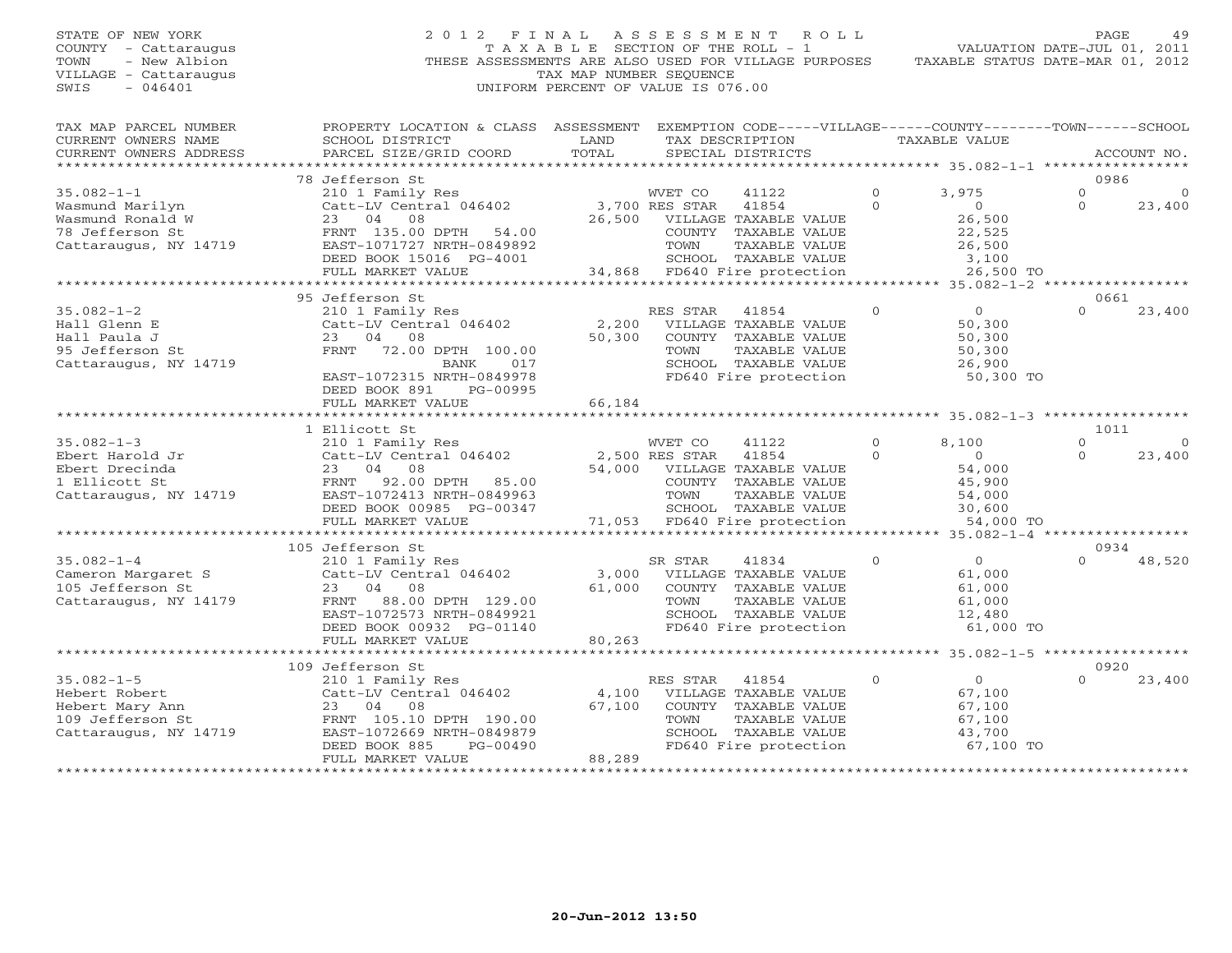STATE OF NEW YORK
COUNTY - Cattaraugus
TOWN - New Albion
VILLAGE - Cattaraugus
SWIS - 046401

# 2012 FINAL ASSESSMENT ROLL

TAXABLE SECTION OF THE ROLL - 1
THESE ASSESSMENTS ARE ALSO USED FOR VILLAGE PURPOSES
TAX MAP NUMBER SEQUENCE
UNIFORM PERCENT OF VALUE IS 076.00

VALUATION DATE-JUL 01, 2011
TAXABLE STATUS DATE-MAR 01, 2012

| TAX MAP PARCEL NUMBER / CURRENT OWNERS NAME / CURRENT OWNERS ADDRESS | PROPERTY LOCATION & CLASS / SCHOOL DISTRICT / PARCEL SIZE/GRID COORD | ASSESSMENT LAND / TOTAL | EXEMPTION CODE / TAX DESCRIPTION / SPECIAL DISTRICTS | VILLAGE | COUNTY / TAXABLE VALUE | TOWN | SCHOOL / ACCOUNT NO. |
|---|---|---|---|---|---|---|---|
| 35.082-1-1 | 78 Jefferson St | | | | | | 0986 |
| | 210 1 Family Res | | WVET CO 41122 | 0 | 3,975 | 0 | 0 |
| Wasmund Marilyn | Catt-LV Central 046402 | 3,700 | RES STAR 41854 | 0 | 0 | 0 | 23,400 |
| Wasmund Ronald W | 23 04 08 | 26,500 | VILLAGE TAXABLE VALUE | | 26,500 | | |
| 78 Jefferson St | FRNT 135.00 DPTH 54.00 | | COUNTY TAXABLE VALUE | | 22,525 | | |
| Cattaraugus, NY 14719 | EAST-1071727 NRTH-0849892 | | TOWN TAXABLE VALUE | | 26,500 | | |
| | DEED BOOK 15016 PG-4001 | | SCHOOL TAXABLE VALUE | | 3,100 | | |
| | FULL MARKET VALUE | 34,868 | FD640 Fire protection | | 26,500 TO | | |
| 35.082-1-2 | 95 Jefferson St | | | | | | 0661 |
| | 210 1 Family Res | | RES STAR 41854 | 0 | 0 | 0 | 23,400 |
| Hall Glenn E | Catt-LV Central 046402 | 2,200 | VILLAGE TAXABLE VALUE | | 50,300 | | |
| Hall Paula J | 23 04 08 | 50,300 | COUNTY TAXABLE VALUE | | 50,300 | | |
| 95 Jefferson St | FRNT 72.00 DPTH 100.00 | | TOWN TAXABLE VALUE | | 50,300 | | |
| Cattaraugus, NY 14719 | BANK 017 | | SCHOOL TAXABLE VALUE | | 26,900 | | |
| | EAST-1072315 NRTH-0849978 | | FD640 Fire protection | | 50,300 TO | | |
| | DEED BOOK 891 PG-00995 | | | | | | |
| | FULL MARKET VALUE | 66,184 | | | | | |
| 35.082-1-3 | 1 Ellicott St | | | | | | 1011 |
| | 210 1 Family Res | | WVET CO 41122 | 0 | 8,100 | 0 | 0 |
| Ebert Harold Jr | Catt-LV Central 046402 | 2,500 | RES STAR 41854 | 0 | 0 | 0 | 23,400 |
| Ebert Drecinda | 23 04 08 | 54,000 | VILLAGE TAXABLE VALUE | | 54,000 | | |
| 1 Ellicott St | FRNT 92.00 DPTH 85.00 | | COUNTY TAXABLE VALUE | | 45,900 | | |
| Cattaraugus, NY 14719 | EAST-1072413 NRTH-0849963 | | TOWN TAXABLE VALUE | | 54,000 | | |
| | DEED BOOK 00985 PG-00347 | | SCHOOL TAXABLE VALUE | | 30,600 | | |
| | FULL MARKET VALUE | 71,053 | FD640 Fire protection | | 54,000 TO | | |
| 35.082-1-4 | 105 Jefferson St | | | | | | 0934 |
| | 210 1 Family Res | | SR STAR 41834 | 0 | 0 | 0 | 48,520 |
| Cameron Margaret S | Catt-LV Central 046402 | 3,000 | VILLAGE TAXABLE VALUE | | 61,000 | | |
| 105 Jefferson St | 23 04 08 | 61,000 | COUNTY TAXABLE VALUE | | 61,000 | | |
| Cattaraugus, NY 14179 | FRNT 88.00 DPTH 129.00 | | TOWN TAXABLE VALUE | | 61,000 | | |
| | EAST-1072573 NRTH-0849921 | | SCHOOL TAXABLE VALUE | | 12,480 | | |
| | DEED BOOK 00932 PG-01140 | | FD640 Fire protection | | 61,000 TO | | |
| | FULL MARKET VALUE | 80,263 | | | | | |
| 35.082-1-5 | 109 Jefferson St | | | | | | 0920 |
| | 210 1 Family Res | | RES STAR 41854 | 0 | 0 | 0 | 23,400 |
| Hebert Robert | Catt-LV Central 046402 | 4,100 | VILLAGE TAXABLE VALUE | | 67,100 | | |
| Hebert Mary Ann | 23 04 08 | 67,100 | COUNTY TAXABLE VALUE | | 67,100 | | |
| 109 Jefferson St | FRNT 105.10 DPTH 190.00 | | TOWN TAXABLE VALUE | | 67,100 | | |
| Cattaraugus, NY 14719 | EAST-1072669 NRTH-0849879 | | SCHOOL TAXABLE VALUE | | 43,700 | | |
| | DEED BOOK 885 PG-00490 | | FD640 Fire protection | | 67,100 TO | | |
| | FULL MARKET VALUE | 88,289 | | | | | |

20-Jun-2012 13:50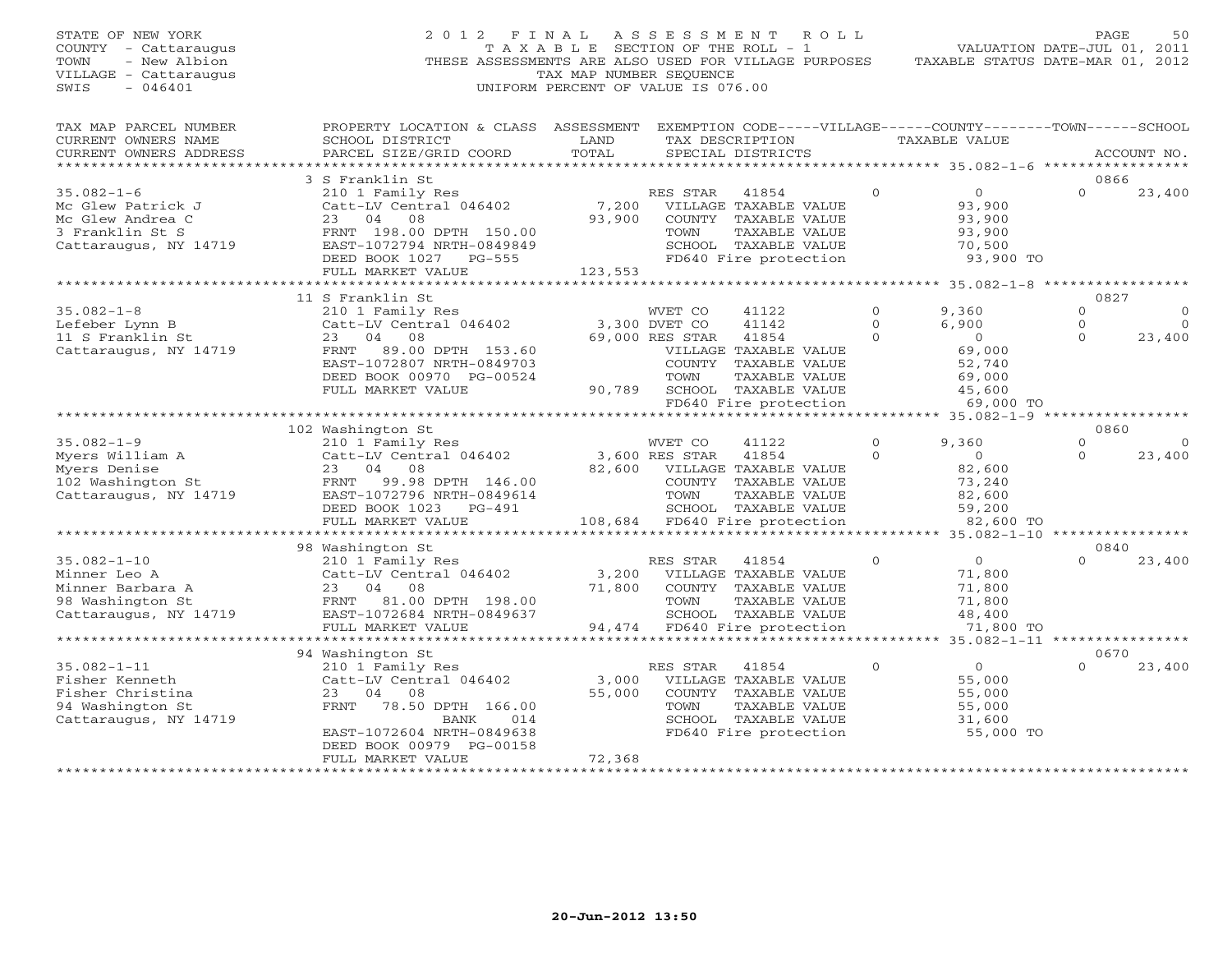STATE OF NEW YORK
COUNTY - Cattaraugus
TOWN - New Albion
VILLAGE - Cattaraugus
SWIS - 046401

2012 FINAL ASSESSMENT ROLL
TAXABLE SECTION OF THE ROLL - 1
THESE ASSESSMENTS ARE ALSO USED FOR VILLAGE PURPOSES
TAX MAP NUMBER SEQUENCE
UNIFORM PERCENT OF VALUE IS 076.00

VALUATION DATE-JUL 01, 2011
TAXABLE STATUS DATE-MAR 01, 2012

| TAX MAP PARCEL NUMBER / CURRENT OWNERS NAME / CURRENT OWNERS ADDRESS | PROPERTY LOCATION & CLASS / SCHOOL DISTRICT / PARCEL SIZE/GRID COORD | ASSESSMENT LAND / TOTAL | EXEMPTION CODE / TAX DESCRIPTION / SPECIAL DISTRICTS | VILLAGE | COUNTY / TAXABLE VALUE | TOWN | SCHOOL | ACCOUNT NO. |
|---|---|---|---|---|---|---|---|---|
| **35.082-1-6** | 3 S Franklin St | | | | | | | 0866 |
| Mc Glew Patrick J | 210 1 Family Res | | RES STAR 41854 | 0 | 0 | 0 | 23,400 | |
| Mc Glew Andrea C | Catt-LV Central 046402 | 7,200 | VILLAGE TAXABLE VALUE | | 93,900 | | | |
| 3 Franklin St S | 23 04 08 | 93,900 | COUNTY TAXABLE VALUE | | 93,900 | | | |
| Cattaraugus, NY 14719 | FRNT 198.00 DPTH 150.00 | | TOWN TAXABLE VALUE | | 93,900 | | | |
| | EAST-1072794 NRTH-0849849 | | SCHOOL TAXABLE VALUE | | 70,500 | | | |
| | DEED BOOK 1027 PG-555 | | FD640 Fire protection | | 93,900 TO | | | |
| | FULL MARKET VALUE | 123,553 | | | | | | |
| **35.082-1-8** | 11 S Franklin St | | | | | | | 0827 |
| Lefeber Lynn B | 210 1 Family Res | | WVET CO 41122 | 0 | 9,360 | 0 | 0 | |
| 11 S Franklin St | Catt-LV Central 046402 | 3,300 | DVET CO 41142 | 0 | 6,900 | 0 | 0 | |
| Cattaraugus, NY 14719 | 23 04 08 | 69,000 | RES STAR 41854 | 0 | 0 | 0 | 23,400 | |
| | FRNT 89.00 DPTH 153.60 | | VILLAGE TAXABLE VALUE | | 69,000 | | | |
| | EAST-1072807 NRTH-0849703 | | COUNTY TAXABLE VALUE | | 52,740 | | | |
| | DEED BOOK 00970 PG-00524 | | TOWN TAXABLE VALUE | | 69,000 | | | |
| | FULL MARKET VALUE | 90,789 | SCHOOL TAXABLE VALUE | | 45,600 | | | |
| | | | FD640 Fire protection | | 69,000 TO | | | |
| **35.082-1-9** | 102 Washington St | | | | | | | 0860 |
| Myers William A | 210 1 Family Res | | WVET CO 41122 | 0 | 9,360 | 0 | 0 | |
| Myers Denise | Catt-LV Central 046402 | 3,600 | RES STAR 41854 | 0 | 0 | 0 | 23,400 | |
| 102 Washington St | 23 04 08 | 82,600 | VILLAGE TAXABLE VALUE | | 82,600 | | | |
| Cattaraugus, NY 14719 | FRNT 99.98 DPTH 146.00 | | COUNTY TAXABLE VALUE | | 73,240 | | | |
| | EAST-1072796 NRTH-0849614 | | TOWN TAXABLE VALUE | | 82,600 | | | |
| | DEED BOOK 1023 PG-491 | | SCHOOL TAXABLE VALUE | | 59,200 | | | |
| | FULL MARKET VALUE | 108,684 | FD640 Fire protection | | 82,600 TO | | | |
| **35.082-1-10** | 98 Washington St | | | | | | | 0840 |
| Minner Leo A | 210 1 Family Res | | RES STAR 41854 | 0 | 0 | 0 | 23,400 | |
| Minner Barbara A | Catt-LV Central 046402 | 3,200 | VILLAGE TAXABLE VALUE | | 71,800 | | | |
| 98 Washington St | 23 04 08 | 71,800 | COUNTY TAXABLE VALUE | | 71,800 | | | |
| Cattaraugus, NY 14719 | FRNT 81.00 DPTH 198.00 | | TOWN TAXABLE VALUE | | 71,800 | | | |
| | EAST-1072684 NRTH-0849637 | | SCHOOL TAXABLE VALUE | | 48,400 | | | |
| | FULL MARKET VALUE | 94,474 | FD640 Fire protection | | 71,800 TO | | | |
| **35.082-1-11** | 94 Washington St | | | | | | | 0670 |
| Fisher Kenneth | 210 1 Family Res | | RES STAR 41854 | 0 | 0 | 0 | 23,400 | |
| Fisher Christina | Catt-LV Central 046402 | 3,000 | VILLAGE TAXABLE VALUE | | 55,000 | | | |
| 94 Washington St | 23 04 08 | 55,000 | COUNTY TAXABLE VALUE | | 55,000 | | | |
| Cattaraugus, NY 14719 | FRNT 78.50 DPTH 166.00 | | TOWN TAXABLE VALUE | | 55,000 | | | |
| | BANK 014 | | SCHOOL TAXABLE VALUE | | 31,600 | | | |
| | EAST-1072604 NRTH-0849638 | | FD640 Fire protection | | 55,000 TO | | | |
| | DEED BOOK 00979 PG-00158 | | | | | | | |
| | FULL MARKET VALUE | 72,368 | | | | | | |

20-Jun-2012 13:50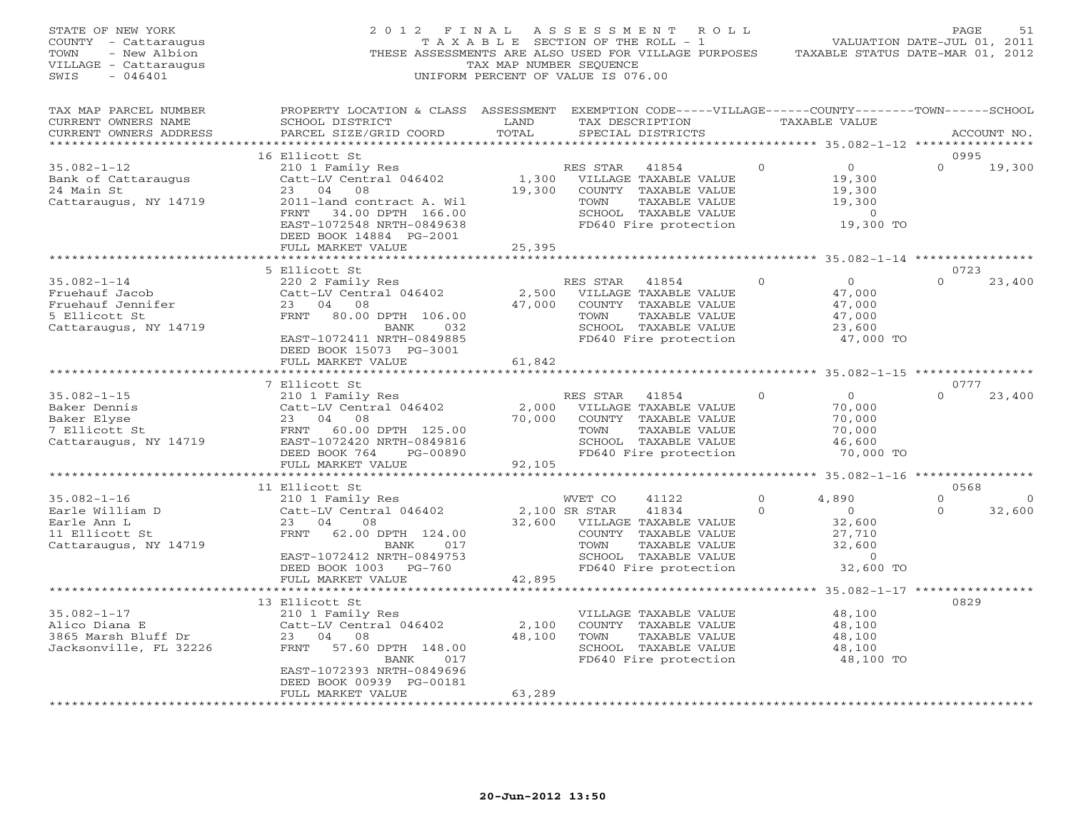STATE OF NEW YORK
COUNTY - Cattaraugus
TOWN - New Albion
VILLAGE - Cattaraugus
SWIS - 046401

2 0 1 2 F I N A L A S S E S S M E N T R O L L
T A X A B L E SECTION OF THE ROLL - 1
THESE ASSESSMENTS ARE ALSO USED FOR VILLAGE PURPOSES
TAX MAP NUMBER SEQUENCE
UNIFORM PERCENT OF VALUE IS 076.00

VALUATION DATE-JUL 01, 2011
TAXABLE STATUS DATE-MAR 01, 2012

```
TAX MAP PARCEL NUMBER     PROPERTY LOCATION & CLASS  ASSESSMENT  EXEMPTION CODE-----VILLAGE------COUNTY--------TOWN------SCHOOL
CURRENT OWNERS NAME       SCHOOL DISTRICT               LAND      TAX DESCRIPTION             TAXABLE VALUE
CURRENT OWNERS ADDRESS    PARCEL SIZE/GRID COORD        TOTAL     SPECIAL DISTRICTS                                    ACCOUNT NO.
******************************************************************************************************* 35.082-1-12 ****************
                          16 Ellicott St                                                                               0995
35.082-1-12               210 1 Family Res                         RES STAR   41854          0          0             0      19,300
Bank of Cattaraugus       Catt-LV Central 046402       1,300      VILLAGE TAXABLE VALUE                19,300
24 Main St                23   04   08                 19,300     COUNTY  TAXABLE VALUE                19,300
Cattaraugus, NY 14719     2011-land contract A. Wil               TOWN    TAXABLE VALUE                19,300
                          FRNT   34.00 DPTH 166.00                SCHOOL  TAXABLE VALUE                     0
                          EAST-1072548 NRTH-0849638               FD640 Fire protection              19,300 TO
                          DEED BOOK 14884  PG-2001
                          FULL MARKET VALUE            25,395
******************************************************************************************************* 35.082-1-14 ****************
                          5 Ellicott St                                                                                0723
35.082-1-14               220 2 Family Res                         RES STAR   41854          0          0             0      23,400
Fruehauf Jacob            Catt-LV Central 046402       2,500      VILLAGE TAXABLE VALUE                47,000
Fruehauf Jennifer         23   04   08                 47,000     COUNTY  TAXABLE VALUE                47,000
5 Ellicott St             FRNT   80.00 DPTH 106.00                TOWN    TAXABLE VALUE                47,000
Cattaraugus, NY 14719                BANK      032                SCHOOL  TAXABLE VALUE                23,600
                          EAST-1072411 NRTH-0849885               FD640 Fire protection              47,000 TO
                          DEED BOOK 15073  PG-3001
                          FULL MARKET VALUE            61,842
******************************************************************************************************* 35.082-1-15 ****************
                          7 Ellicott St                                                                                0777
35.082-1-15               210 1 Family Res                         RES STAR   41854          0          0             0      23,400
Baker Dennis              Catt-LV Central 046402       2,000      VILLAGE TAXABLE VALUE                70,000
Baker Elyse               23   04   08                 70,000     COUNTY  TAXABLE VALUE                70,000
7 Ellicott St             FRNT   60.00 DPTH 125.00                TOWN    TAXABLE VALUE                70,000
Cattaraugus, NY 14719     EAST-1072420 NRTH-0849816               SCHOOL  TAXABLE VALUE                46,600
                          DEED BOOK 764     PG-00890              FD640 Fire protection              70,000 TO
                          FULL MARKET VALUE            92,105
******************************************************************************************************* 35.082-1-16 ****************
                          11 Ellicott St                                                                               0568
35.082-1-16               210 1 Family Res                         WVET CO    41122          0      4,890             0           0
Earle William D           Catt-LV Central 046402       2,100 SR STAR    41834          0          0             0      32,600
Earle Ann L               23   04   08                 32,600     VILLAGE TAXABLE VALUE                32,600
11 Ellicott St            FRNT   62.00 DPTH 124.00                COUNTY  TAXABLE VALUE                27,710
Cattaraugus, NY 14719                BANK      017                TOWN    TAXABLE VALUE                32,600
                          EAST-1072412 NRTH-0849753               SCHOOL  TAXABLE VALUE                     0
                          DEED BOOK 1003    PG-760                FD640 Fire protection              32,600 TO
                          FULL MARKET VALUE            42,895
******************************************************************************************************* 35.082-1-17 ****************
                          13 Ellicott St                                                                               0829
35.082-1-17               210 1 Family Res                         VILLAGE TAXABLE VALUE                48,100
Alico Diana E             Catt-LV Central 046402       2,100      COUNTY  TAXABLE VALUE                48,100
3865 Marsh Bluff Dr       23   04   08                 48,100     TOWN    TAXABLE VALUE                48,100
Jacksonville, FL 32226    FRNT   57.60 DPTH 148.00                SCHOOL  TAXABLE VALUE                48,100
                                     BANK      017                FD640 Fire protection              48,100 TO
                          EAST-1072393 NRTH-0849696
                          DEED BOOK 00939  PG-00181
                          FULL MARKET VALUE            63,289
************************************************************************************************************************************
```

20-Jun-2012 13:50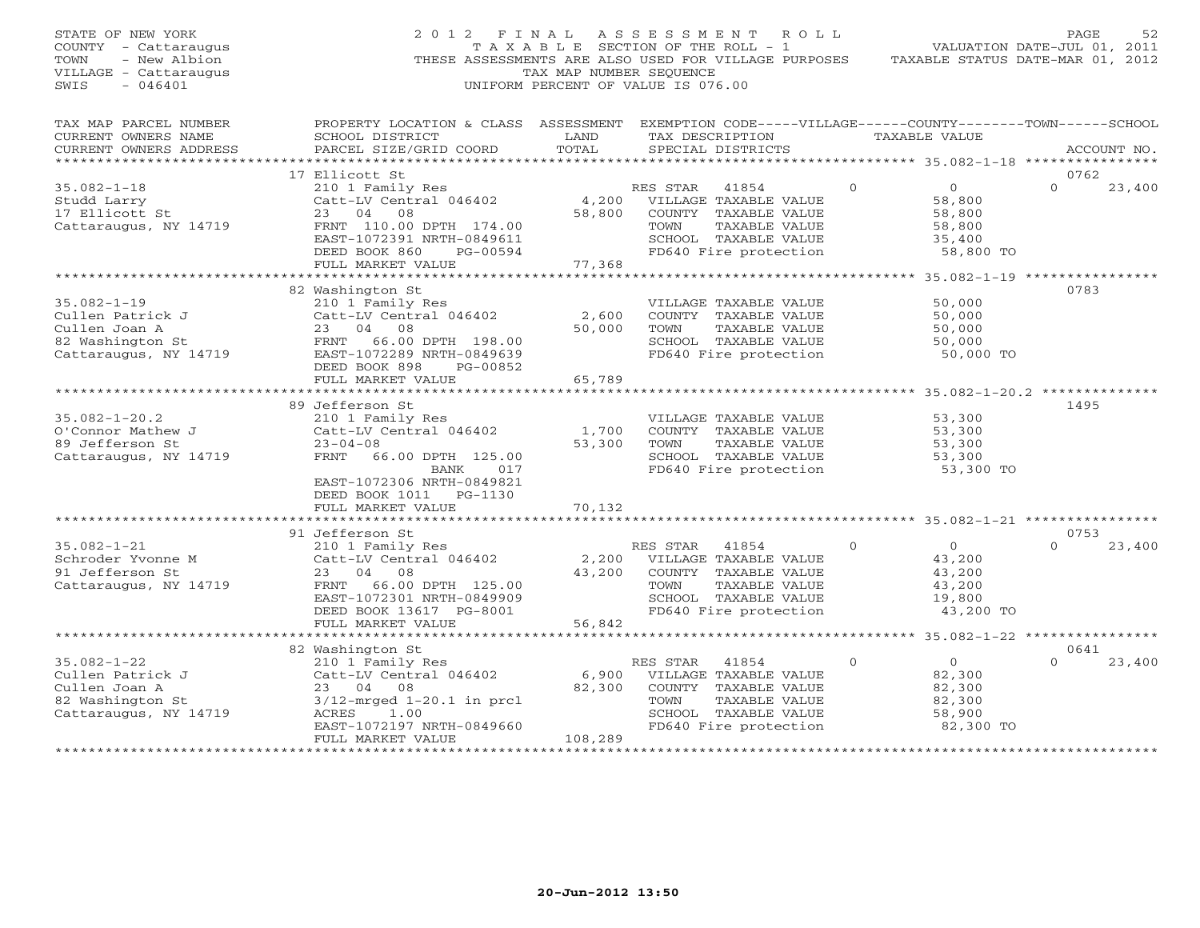STATE OF NEW YORK
COUNTY - Cattaraugus
TOWN - New Albion
VILLAGE - Cattaraugus
SWIS - 046401

# 2012 FINAL ASSESSMENT ROLL

TAXABLE SECTION OF THE ROLL - 1
THESE ASSESSMENTS ARE ALSO USED FOR VILLAGE PURPOSES
TAX MAP NUMBER SEQUENCE
UNIFORM PERCENT OF VALUE IS 076.00

VALUATION DATE-JUL 01, 2011
TAXABLE STATUS DATE-MAR 01, 2012

| TAX MAP PARCEL NUMBER / CURRENT OWNERS NAME / CURRENT OWNERS ADDRESS | PROPERTY LOCATION & CLASS / SCHOOL DISTRICT / PARCEL SIZE/GRID COORD | ASSESSMENT LAND / TOTAL | EXEMPTION CODE / TAX DESCRIPTION / SPECIAL DISTRICTS | VILLAGE | COUNTY / TAXABLE VALUE | TOWN | SCHOOL | ACCOUNT NO. |
|---|---|---|---|---|---|---|---|---|
| | 17 Ellicott St | | | | | | | 0762 |
| 35.082-1-18 | 210 1 Family Res | | RES STAR 41854 | 0 | 0 | 0 | 23,400 | |
| Studd Larry | Catt-LV Central 046402 | 4,200 | VILLAGE TAXABLE VALUE | | 58,800 | | | |
| 17 Ellicott St | 23 04 08 | 58,800 | COUNTY TAXABLE VALUE | | 58,800 | | | |
| Cattaraugus, NY 14719 | FRNT 110.00 DPTH 174.00 | | TOWN TAXABLE VALUE | | 58,800 | | | |
| | EAST-1072391 NRTH-0849611 | | SCHOOL TAXABLE VALUE | | 35,400 | | | |
| | DEED BOOK 860 PG-00594 | | FD640 Fire protection | | 58,800 TO | | | |
| | FULL MARKET VALUE | 77,368 | | | | | | |
| | 82 Washington St | | | | | | | 0783 |
| 35.082-1-19 | 210 1 Family Res | | VILLAGE TAXABLE VALUE | | 50,000 | | | |
| Cullen Patrick J | Catt-LV Central 046402 | 2,600 | COUNTY TAXABLE VALUE | | 50,000 | | | |
| Cullen Joan A | 23 04 08 | 50,000 | TOWN TAXABLE VALUE | | 50,000 | | | |
| 82 Washington St | FRNT 66.00 DPTH 198.00 | | SCHOOL TAXABLE VALUE | | 50,000 | | | |
| Cattaraugus, NY 14719 | EAST-1072289 NRTH-0849639 | | FD640 Fire protection | | 50,000 TO | | | |
| | DEED BOOK 898 PG-00852 | | | | | | | |
| | FULL MARKET VALUE | 65,789 | | | | | | |
| | 89 Jefferson St | | | | | | | 1495 |
| 35.082-1-20.2 | 210 1 Family Res | | VILLAGE TAXABLE VALUE | | 53,300 | | | |
| O'Connor Mathew J | Catt-LV Central 046402 | 1,700 | COUNTY TAXABLE VALUE | | 53,300 | | | |
| 89 Jefferson St | 23-04-08 | 53,300 | TOWN TAXABLE VALUE | | 53,300 | | | |
| Cattaraugus, NY 14719 | FRNT 66.00 DPTH 125.00 | | SCHOOL TAXABLE VALUE | | 53,300 | | | |
| | BANK 017 | | FD640 Fire protection | | 53,300 TO | | | |
| | EAST-1072306 NRTH-0849821 | | | | | | | |
| | DEED BOOK 1011 PG-1130 | | | | | | | |
| | FULL MARKET VALUE | 70,132 | | | | | | |
| | 91 Jefferson St | | | | | | | 0753 |
| 35.082-1-21 | 210 1 Family Res | | RES STAR 41854 | 0 | 0 | 0 | 23,400 | |
| Schroder Yvonne M | Catt-LV Central 046402 | 2,200 | VILLAGE TAXABLE VALUE | | 43,200 | | | |
| 91 Jefferson St | 23 04 08 | 43,200 | COUNTY TAXABLE VALUE | | 43,200 | | | |
| Cattaraugus, NY 14719 | FRNT 66.00 DPTH 125.00 | | TOWN TAXABLE VALUE | | 43,200 | | | |
| | EAST-1072301 NRTH-0849909 | | SCHOOL TAXABLE VALUE | | 19,800 | | | |
| | DEED BOOK 13617 PG-8001 | | FD640 Fire protection | | 43,200 TO | | | |
| | FULL MARKET VALUE | 56,842 | | | | | | |
| | 82 Washington St | | | | | | | 0641 |
| 35.082-1-22 | 210 1 Family Res | | RES STAR 41854 | 0 | 0 | 0 | 23,400 | |
| Cullen Patrick J | Catt-LV Central 046402 | 6,900 | VILLAGE TAXABLE VALUE | | 82,300 | | | |
| Cullen Joan A | 23 04 08 | 82,300 | COUNTY TAXABLE VALUE | | 82,300 | | | |
| 82 Washington St | 3/12-mrged 1-20.1 in prcl | | TOWN TAXABLE VALUE | | 82,300 | | | |
| Cattaraugus, NY 14719 | ACRES 1.00 | | SCHOOL TAXABLE VALUE | | 58,900 | | | |
| | EAST-1072197 NRTH-0849660 | | FD640 Fire protection | | 82,300 TO | | | |
| | FULL MARKET VALUE | 108,289 | | | | | | |

20-Jun-2012 13:50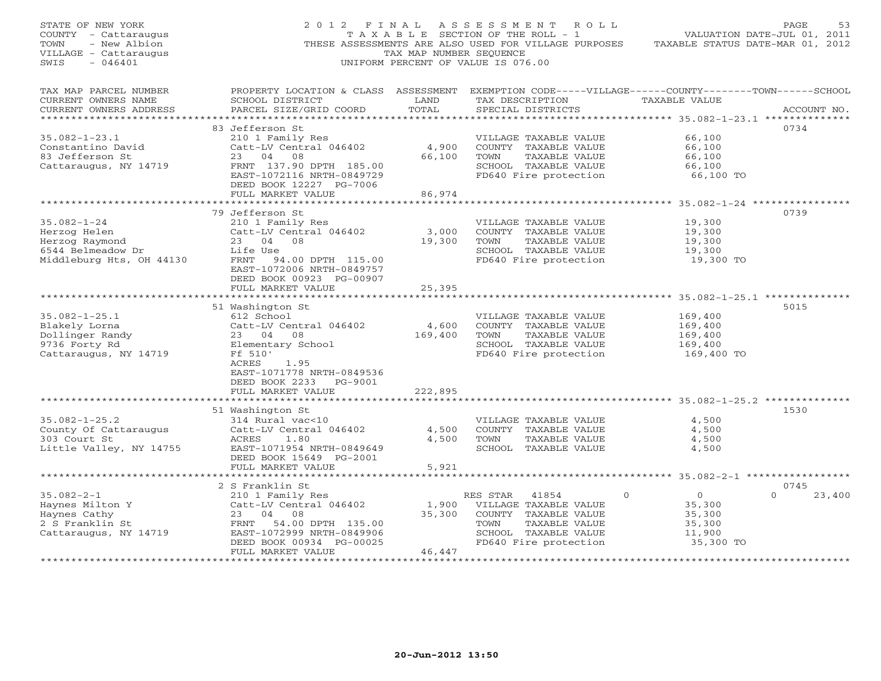STATE OF NEW YORK
COUNTY - Cattaraugus
TOWN - New Albion
VILLAGE - Cattaraugus
SWIS - 046401

# 2012 FINAL ASSESSMENT ROLL

TAXABLE SECTION OF THE ROLL - 1
THESE ASSESSMENTS ARE ALSO USED FOR VILLAGE PURPOSES
TAX MAP NUMBER SEQUENCE
UNIFORM PERCENT OF VALUE IS 076.00

VALUATION DATE-JUL 01, 2011
TAXABLE STATUS DATE-MAR 01, 2012

| TAX MAP PARCEL NUMBER / CURRENT OWNERS NAME / CURRENT OWNERS ADDRESS | PROPERTY LOCATION & CLASS / SCHOOL DISTRICT / PARCEL SIZE/GRID COORD | ASSESSMENT LAND / TOTAL | EXEMPTION CODE-----VILLAGE------COUNTY--------TOWN------SCHOOL / TAX DESCRIPTION / SPECIAL DISTRICTS | TAXABLE VALUE | ACCOUNT NO. |
|---|---|---|---|---|---|
| **35.082-1-23.1** | 83 Jefferson St | | | | 0734 |
| 35.082-1-23.1 | 210 1 Family Res | | VILLAGE TAXABLE VALUE | 66,100 | |
| Constantino David | Catt-LV Central 046402 | 4,900 | COUNTY TAXABLE VALUE | 66,100 | |
| 83 Jefferson St | 23 04 08 | 66,100 | TOWN TAXABLE VALUE | 66,100 | |
| Cattaraugus, NY 14719 | FRNT 137.90 DPTH 185.00 | | SCHOOL TAXABLE VALUE | 66,100 | |
| | EAST-1072116 NRTH-0849729 | | FD640 Fire protection | 66,100 TO | |
| | DEED BOOK 12227 PG-7006 | | | | |
| | FULL MARKET VALUE | 86,974 | | | |
| **35.082-1-24** | 79 Jefferson St | | | | 0739 |
| 35.082-1-24 | 210 1 Family Res | | VILLAGE TAXABLE VALUE | 19,300 | |
| Herzog Helen | Catt-LV Central 046402 | 3,000 | COUNTY TAXABLE VALUE | 19,300 | |
| Herzog Raymond | 23 04 08 | 19,300 | TOWN TAXABLE VALUE | 19,300 | |
| 6544 Belmeadow Dr | Life Use | | SCHOOL TAXABLE VALUE | 19,300 | |
| Middleburg Hts, OH 44130 | FRNT 94.00 DPTH 115.00 | | FD640 Fire protection | 19,300 TO | |
| | EAST-1072006 NRTH-0849757 | | | | |
| | DEED BOOK 00923 PG-00907 | | | | |
| | FULL MARKET VALUE | 25,395 | | | |
| **35.082-1-25.1** | 51 Washington St | | | | 5015 |
| 35.082-1-25.1 | 612 School | | VILLAGE TAXABLE VALUE | 169,400 | |
| Blakely Lorna | Catt-LV Central 046402 | 4,600 | COUNTY TAXABLE VALUE | 169,400 | |
| Dollinger Randy | 23 04 08 | 169,400 | TOWN TAXABLE VALUE | 169,400 | |
| 9736 Forty Rd | Elementary School | | SCHOOL TAXABLE VALUE | 169,400 | |
| Cattaraugus, NY 14719 | Ff 510' | | FD640 Fire protection | 169,400 TO | |
| | ACRES 1.95 | | | | |
| | EAST-1071778 NRTH-0849536 | | | | |
| | DEED BOOK 2233 PG-9001 | | | | |
| | FULL MARKET VALUE | 222,895 | | | |
| **35.082-1-25.2** | 51 Washington St | | | | 1530 |
| 35.082-1-25.2 | 314 Rural vac<10 | | VILLAGE TAXABLE VALUE | 4,500 | |
| County Of Cattaraugus | Catt-LV Central 046402 | 4,500 | COUNTY TAXABLE VALUE | 4,500 | |
| 303 Court St | ACRES 1.80 | 4,500 | TOWN TAXABLE VALUE | 4,500 | |
| Little Valley, NY 14755 | EAST-1071954 NRTH-0849649 | | SCHOOL TAXABLE VALUE | 4,500 | |
| | DEED BOOK 15649 PG-2001 | | | | |
| | FULL MARKET VALUE | 5,921 | | | |
| **35.082-2-1** | 2 S Franklin St | | | | 0745 |
| 35.082-2-1 | 210 1 Family Res | | RES STAR 41854 0 | 0 | 0 23,400 |
| Haynes Milton Y | Catt-LV Central 046402 | 1,900 | VILLAGE TAXABLE VALUE | 35,300 | |
| Haynes Cathy | 23 04 08 | 35,300 | COUNTY TAXABLE VALUE | 35,300 | |
| 2 S Franklin St | FRNT 54.00 DPTH 135.00 | | TOWN TAXABLE VALUE | 35,300 | |
| Cattaraugus, NY 14719 | EAST-1072999 NRTH-0849906 | | SCHOOL TAXABLE VALUE | 11,900 | |
| | DEED BOOK 00934 PG-00025 | | FD640 Fire protection | 35,300 TO | |
| | FULL MARKET VALUE | 46,447 | | | |

20-Jun-2012 13:50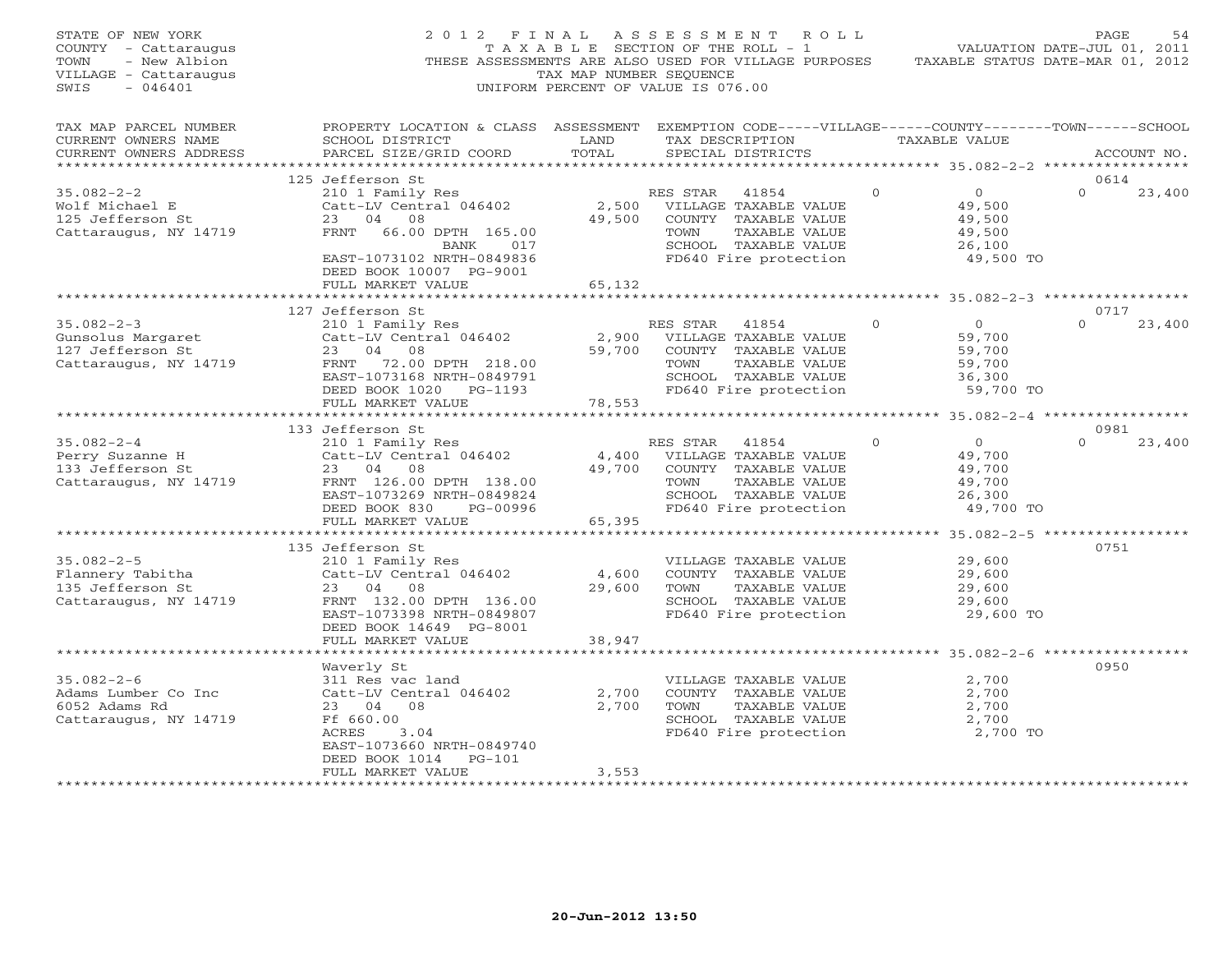STATE OF NEW YORK
COUNTY - Cattaraugus
TOWN - New Albion
VILLAGE - Cattaraugus
SWIS - 046401

# 2012 FINAL ASSESSMENT ROLL

TAXABLE SECTION OF THE ROLL - 1
THESE ASSESSMENTS ARE ALSO USED FOR VILLAGE PURPOSES
TAX MAP NUMBER SEQUENCE
UNIFORM PERCENT OF VALUE IS 076.00

VALUATION DATE-JUL 01, 2011
TAXABLE STATUS DATE-MAR 01, 2012

| TAX MAP PARCEL NUMBER / CURRENT OWNERS NAME / CURRENT OWNERS ADDRESS | PROPERTY LOCATION & CLASS / SCHOOL DISTRICT / PARCEL SIZE/GRID COORD | ASSESSMENT LAND / TOTAL | EXEMPTION CODE / TAX DESCRIPTION / SPECIAL DISTRICTS | VILLAGE | COUNTY / TAXABLE VALUE | TOWN | SCHOOL | ACCOUNT NO. |
|---|---|---|---|---|---|---|---|---|
| 35.082-2-2 | 125 Jefferson St | | | | | | | 0614 |
| Wolf Michael E | 210 1 Family Res | | RES STAR 41854 | 0 | 0 | | 0 23,400 | |
| 125 Jefferson St | Catt-LV Central 046402 | 2,500 | VILLAGE TAXABLE VALUE | | 49,500 | | | |
| Cattaraugus, NY 14719 | 23 04 08 | 49,500 | COUNTY TAXABLE VALUE | | 49,500 | | | |
| | FRNT 66.00 DPTH 165.00 | | TOWN TAXABLE VALUE | | 49,500 | | | |
| | BANK 017 | | SCHOOL TAXABLE VALUE | | 26,100 | | | |
| | EAST-1073102 NRTH-0849836 | | FD640 Fire protection | | 49,500 TO | | | |
| | DEED BOOK 10007 PG-9001 | | | | | | | |
| | FULL MARKET VALUE | 65,132 | | | | | | |
| 35.082-2-3 | 127 Jefferson St | | | | | | | 0717 |
| Gunsolus Margaret | 210 1 Family Res | | RES STAR 41854 | 0 | 0 | | 0 23,400 | |
| 127 Jefferson St | Catt-LV Central 046402 | 2,900 | VILLAGE TAXABLE VALUE | | 59,700 | | | |
| Cattaraugus, NY 14719 | 23 04 08 | 59,700 | COUNTY TAXABLE VALUE | | 59,700 | | | |
| | FRNT 72.00 DPTH 218.00 | | TOWN TAXABLE VALUE | | 59,700 | | | |
| | EAST-1073168 NRTH-0849791 | | SCHOOL TAXABLE VALUE | | 36,300 | | | |
| | DEED BOOK 1020 PG-1193 | | FD640 Fire protection | | 59,700 TO | | | |
| | FULL MARKET VALUE | 78,553 | | | | | | |
| 35.082-2-4 | 133 Jefferson St | | | | | | | 0981 |
| Perry Suzanne H | 210 1 Family Res | | RES STAR 41854 | 0 | 0 | | 0 23,400 | |
| 133 Jefferson St | Catt-LV Central 046402 | 4,400 | VILLAGE TAXABLE VALUE | | 49,700 | | | |
| Cattaraugus, NY 14719 | 23 04 08 | 49,700 | COUNTY TAXABLE VALUE | | 49,700 | | | |
| | FRNT 126.00 DPTH 138.00 | | TOWN TAXABLE VALUE | | 49,700 | | | |
| | EAST-1073269 NRTH-0849824 | | SCHOOL TAXABLE VALUE | | 26,300 | | | |
| | DEED BOOK 830 PG-00996 | | FD640 Fire protection | | 49,700 TO | | | |
| | FULL MARKET VALUE | 65,395 | | | | | | |
| 35.082-2-5 | 135 Jefferson St | | | | | | | 0751 |
| Flannery Tabitha | 210 1 Family Res | | VILLAGE TAXABLE VALUE | | 29,600 | | | |
| 135 Jefferson St | Catt-LV Central 046402 | 4,600 | COUNTY TAXABLE VALUE | | 29,600 | | | |
| Cattaraugus, NY 14719 | 23 04 08 | 29,600 | TOWN TAXABLE VALUE | | 29,600 | | | |
| | FRNT 132.00 DPTH 136.00 | | SCHOOL TAXABLE VALUE | | 29,600 | | | |
| | EAST-1073398 NRTH-0849807 | | FD640 Fire protection | | 29,600 TO | | | |
| | DEED BOOK 14649 PG-8001 | | | | | | | |
| | FULL MARKET VALUE | 38,947 | | | | | | |
| 35.082-2-6 | Waverly St | | | | | | | 0950 |
| Adams Lumber Co Inc | 311 Res vac land | | VILLAGE TAXABLE VALUE | | 2,700 | | | |
| 6052 Adams Rd | Catt-LV Central 046402 | 2,700 | COUNTY TAXABLE VALUE | | 2,700 | | | |
| Cattaraugus, NY 14719 | 23 04 08 | 2,700 | TOWN TAXABLE VALUE | | 2,700 | | | |
| | Ff 660.00 | | SCHOOL TAXABLE VALUE | | 2,700 | | | |
| | ACRES 3.04 | | FD640 Fire protection | | 2,700 TO | | | |
| | EAST-1073660 NRTH-0849740 | | | | | | | |
| | DEED BOOK 1014 PG-101 | | | | | | | |
| | FULL MARKET VALUE | 3,553 | | | | | | |

20-Jun-2012 13:50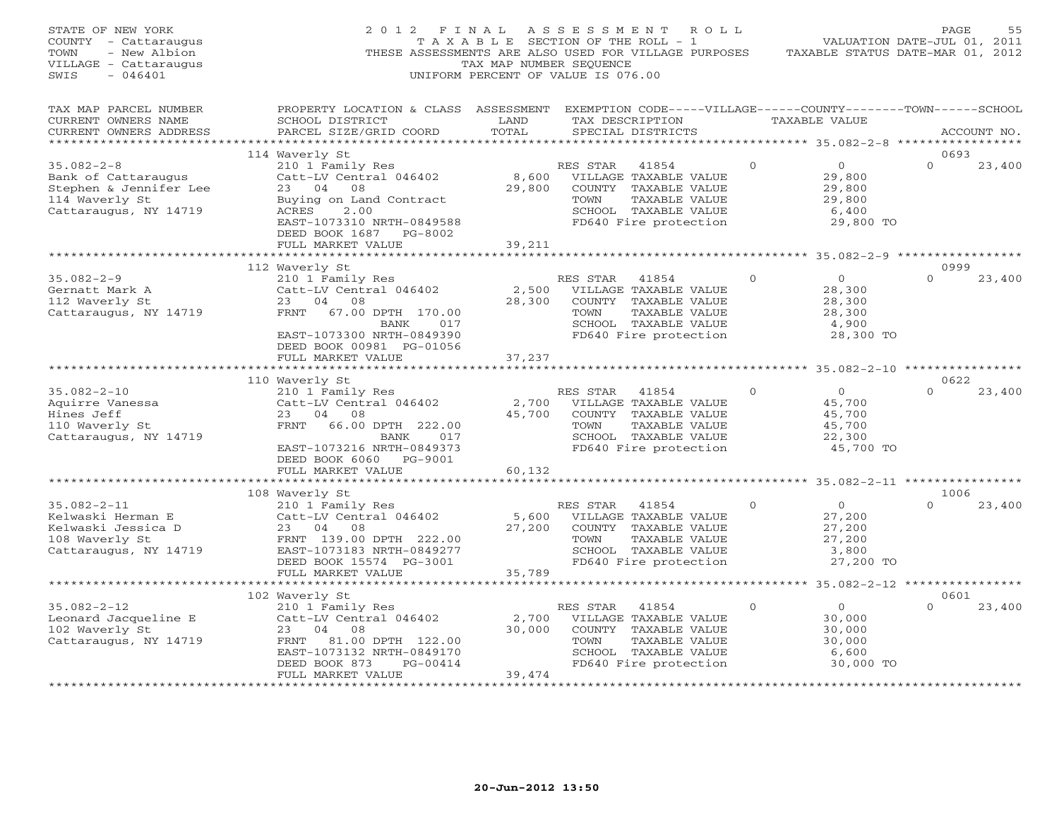STATE OF NEW YORK
COUNTY - Cattaraugus
TOWN - New Albion
VILLAGE - Cattaraugus
SWIS - 046401

# 2012 FINAL ASSESSMENT ROLL

TAXABLE SECTION OF THE ROLL - 1
THESE ASSESSMENTS ARE ALSO USED FOR VILLAGE PURPOSES
TAX MAP NUMBER SEQUENCE
UNIFORM PERCENT OF VALUE IS 076.00

VALUATION DATE-JUL 01, 2011
TAXABLE STATUS DATE-MAR 01, 2012

| TAX MAP PARCEL NUMBER / CURRENT OWNERS NAME / CURRENT OWNERS ADDRESS | PROPERTY LOCATION & CLASS / SCHOOL DISTRICT / PARCEL SIZE/GRID COORD | ASSESSMENT LAND / TOTAL | EXEMPTION CODE / TAX DESCRIPTION / SPECIAL DISTRICTS | VILLAGE | COUNTY / TAXABLE VALUE | TOWN | SCHOOL / ACCOUNT NO. |
|---|---|---|---|---|---|---|---|
| | 114 Waverly St | | | | | | 0693 |
| 35.082-2-8 | 210 1 Family Res | | RES STAR 41854 | 0 | 0 | 0 | 23,400 |
| Bank of Cattaraugus | Catt-LV Central 046402 | 8,600 | VILLAGE TAXABLE VALUE | | 29,800 | | |
| Stephen & Jennifer Lee | 23 04 08 | 29,800 | COUNTY TAXABLE VALUE | | 29,800 | | |
| 114 Waverly St | Buying on Land Contract | | TOWN TAXABLE VALUE | | 29,800 | | |
| Cattaraugus, NY 14719 | ACRES 2.00 | | SCHOOL TAXABLE VALUE | | 6,400 | | |
| | EAST-1073310 NRTH-0849588 | | FD640 Fire protection | | 29,800 TO | | |
| | DEED BOOK 1687 PG-8002 | | | | | | |
| | FULL MARKET VALUE | 39,211 | | | | | |
| | 112 Waverly St | | | | | | 0999 |
| 35.082-2-9 | 210 1 Family Res | | RES STAR 41854 | 0 | 0 | 0 | 23,400 |
| Gernatt Mark A | Catt-LV Central 046402 | 2,500 | VILLAGE TAXABLE VALUE | | 28,300 | | |
| 112 Waverly St | 23 04 08 | 28,300 | COUNTY TAXABLE VALUE | | 28,300 | | |
| Cattaraugus, NY 14719 | FRNT 67.00 DPTH 170.00 | | TOWN TAXABLE VALUE | | 28,300 | | |
| | BANK 017 | | SCHOOL TAXABLE VALUE | | 4,900 | | |
| | EAST-1073300 NRTH-0849390 | | FD640 Fire protection | | 28,300 TO | | |
| | DEED BOOK 00981 PG-01056 | | | | | | |
| | FULL MARKET VALUE | 37,237 | | | | | |
| | 110 Waverly St | | | | | | 0622 |
| 35.082-2-10 | 210 1 Family Res | | RES STAR 41854 | 0 | 0 | 0 | 23,400 |
| Aquirre Vanessa | Catt-LV Central 046402 | 2,700 | VILLAGE TAXABLE VALUE | | 45,700 | | |
| Hines Jeff | 23 04 08 | 45,700 | COUNTY TAXABLE VALUE | | 45,700 | | |
| 110 Waverly St | FRNT 66.00 DPTH 222.00 | | TOWN TAXABLE VALUE | | 45,700 | | |
| Cattaraugus, NY 14719 | BANK 017 | | SCHOOL TAXABLE VALUE | | 22,300 | | |
| | EAST-1073216 NRTH-0849373 | | FD640 Fire protection | | 45,700 TO | | |
| | DEED BOOK 6060 PG-9001 | | | | | | |
| | FULL MARKET VALUE | 60,132 | | | | | |
| | 108 Waverly St | | | | | | 1006 |
| 35.082-2-11 | 210 1 Family Res | | RES STAR 41854 | 0 | 0 | 0 | 23,400 |
| Kelwaski Herman E | Catt-LV Central 046402 | 5,600 | VILLAGE TAXABLE VALUE | | 27,200 | | |
| Kelwaski Jessica D | 23 04 08 | 27,200 | COUNTY TAXABLE VALUE | | 27,200 | | |
| 108 Waverly St | FRNT 139.00 DPTH 222.00 | | TOWN TAXABLE VALUE | | 27,200 | | |
| Cattaraugus, NY 14719 | EAST-1073183 NRTH-0849277 | | SCHOOL TAXABLE VALUE | | 3,800 | | |
| | DEED BOOK 15574 PG-3001 | | FD640 Fire protection | | 27,200 TO | | |
| | FULL MARKET VALUE | 35,789 | | | | | |
| | 102 Waverly St | | | | | | 0601 |
| 35.082-2-12 | 210 1 Family Res | | RES STAR 41854 | 0 | 0 | 0 | 23,400 |
| Leonard Jacqueline E | Catt-LV Central 046402 | 2,700 | VILLAGE TAXABLE VALUE | | 30,000 | | |
| 102 Waverly St | 23 04 08 | 30,000 | COUNTY TAXABLE VALUE | | 30,000 | | |
| Cattaraugus, NY 14719 | FRNT 81.00 DPTH 122.00 | | TOWN TAXABLE VALUE | | 30,000 | | |
| | EAST-1073132 NRTH-0849170 | | SCHOOL TAXABLE VALUE | | 6,600 | | |
| | DEED BOOK 873 PG-00414 | | FD640 Fire protection | | 30,000 TO | | |
| | FULL MARKET VALUE | 39,474 | | | | | |

20-Jun-2012 13:50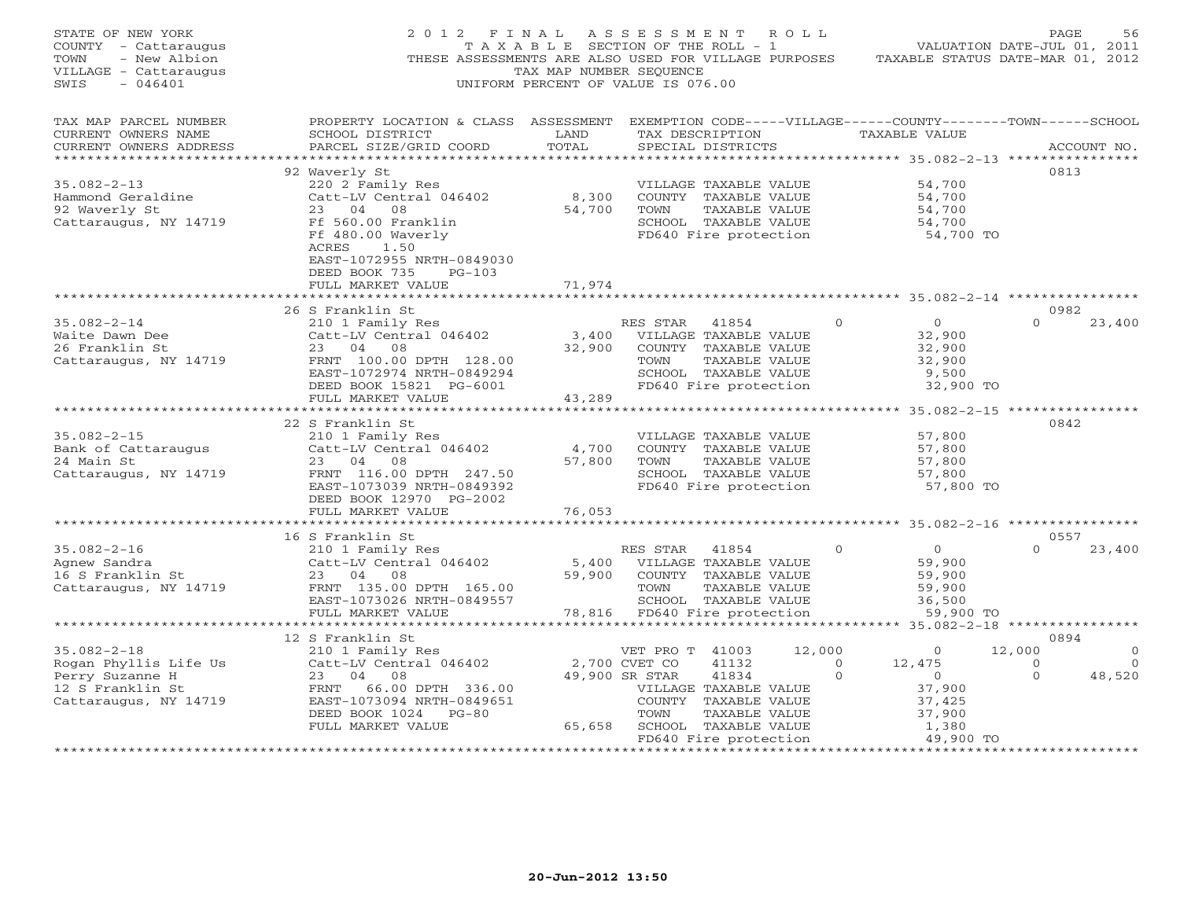STATE OF NEW YORK
COUNTY - Cattaraugus
TOWN - New Albion
VILLAGE - Cattaraugus
SWIS - 046401

2012 FINAL ASSESSMENT ROLL
TAXABLE SECTION OF THE ROLL - 1
THESE ASSESSMENTS ARE ALSO USED FOR VILLAGE PURPOSES
TAX MAP NUMBER SEQUENCE
UNIFORM PERCENT OF VALUE IS 076.00

VALUATION DATE-JUL 01, 2011
TAXABLE STATUS DATE-MAR 01, 2012

| TAX MAP PARCEL NUMBER / CURRENT OWNERS NAME / CURRENT OWNERS ADDRESS | PROPERTY LOCATION & CLASS / SCHOOL DISTRICT / PARCEL SIZE/GRID COORD | ASSESSMENT LAND / TOTAL | EXEMPTION CODE / TAX DESCRIPTION / SPECIAL DISTRICTS | VILLAGE | COUNTY | TOWN | SCHOOL | ACCOUNT NO. |
|---|---|---|---|---|---|---|---|---|
| **35.082-2-13** | 92 Waverly St | | | | | | | 0813 |
| Hammond Geraldine | 220 2 Family Res | | VILLAGE TAXABLE VALUE | 54,700 | | | | |
| 92 Waverly St | Catt-LV Central 046402 | 8,300 | COUNTY TAXABLE VALUE | | 54,700 | | | |
| Cattaraugus, NY 14719 | 23 04 08 | 54,700 | TOWN TAXABLE VALUE | | | 54,700 | | |
| | Ff 560.00 Franklin | | SCHOOL TAXABLE VALUE | | | | 54,700 | |
| | Ff 480.00 Waverly | | FD640 Fire protection | 54,700 TO | | | | |
| | ACRES 1.50 | | | | | | | |
| | EAST-1072955 NRTH-0849030 | | | | | | | |
| | DEED BOOK 735 PG-103 | | | | | | | |
| | FULL MARKET VALUE | 71,974 | | | | | | |
| **35.082-2-14** | 26 S Franklin St | | | | | | | 0982 |
| Waite Dawn Dee | 210 1 Family Res | | RES STAR 41854 | 0 | 0 | 0 | 23,400 | |
| 26 Franklin St | Catt-LV Central 046402 | 3,400 | VILLAGE TAXABLE VALUE | 32,900 | | | | |
| Cattaraugus, NY 14719 | 23 04 08 | 32,900 | COUNTY TAXABLE VALUE | | 32,900 | | | |
| | FRNT 100.00 DPTH 128.00 | | TOWN TAXABLE VALUE | | | 32,900 | | |
| | EAST-1072974 NRTH-0849294 | | SCHOOL TAXABLE VALUE | | | | 9,500 | |
| | DEED BOOK 15821 PG-6001 | | FD640 Fire protection | 32,900 TO | | | | |
| | FULL MARKET VALUE | 43,289 | | | | | | |
| **35.082-2-15** | 22 S Franklin St | | | | | | | 0842 |
| Bank of Cattaraugus | 210 1 Family Res | | VILLAGE TAXABLE VALUE | 57,800 | | | | |
| 24 Main St | Catt-LV Central 046402 | 4,700 | COUNTY TAXABLE VALUE | | 57,800 | | | |
| Cattaraugus, NY 14719 | 23 04 08 | 57,800 | TOWN TAXABLE VALUE | | | 57,800 | | |
| | FRNT 116.00 DPTH 247.50 | | SCHOOL TAXABLE VALUE | | | | 57,800 | |
| | EAST-1073039 NRTH-0849392 | | FD640 Fire protection | 57,800 TO | | | | |
| | DEED BOOK 12970 PG-2002 | | | | | | | |
| | FULL MARKET VALUE | 76,053 | | | | | | |
| **35.082-2-16** | 16 S Franklin St | | | | | | | 0557 |
| Agnew Sandra | 210 1 Family Res | | RES STAR 41854 | 0 | 0 | 0 | 23,400 | |
| 16 S Franklin St | Catt-LV Central 046402 | 5,400 | VILLAGE TAXABLE VALUE | 59,900 | | | | |
| Cattaraugus, NY 14719 | 23 04 08 | 59,900 | COUNTY TAXABLE VALUE | | 59,900 | | | |
| | FRNT 135.00 DPTH 165.00 | | TOWN TAXABLE VALUE | | | 59,900 | | |
| | EAST-1073026 NRTH-0849557 | | SCHOOL TAXABLE VALUE | | | | 36,500 | |
| | FULL MARKET VALUE | 78,816 | FD640 Fire protection | 59,900 TO | | | | |
| **35.082-2-18** | 12 S Franklin St | | | | | | | 0894 |
| Rogan Phyllis Life Us | 210 1 Family Res | | VET PRO T 41003 | 12,000 | 0 | 12,000 | 0 | |
| Perry Suzanne H | Catt-LV Central 046402 | 2,700 | CVET CO 41132 | 0 | 12,475 | 0 | 0 | |
| 12 S Franklin St | 23 04 08 | 49,900 | SR STAR 41834 | 0 | 0 | 0 | 48,520 | |
| Cattaraugus, NY 14719 | FRNT 66.00 DPTH 336.00 | | VILLAGE TAXABLE VALUE | 37,900 | | | | |
| | EAST-1073094 NRTH-0849651 | | COUNTY TAXABLE VALUE | | 37,425 | | | |
| | DEED BOOK 1024 PG-80 | | TOWN TAXABLE VALUE | | | 37,900 | | |
| | FULL MARKET VALUE | 65,658 | SCHOOL TAXABLE VALUE | | | | 1,380 | |
| | | | FD640 Fire protection | 49,900 TO | | | | |

20-Jun-2012 13:50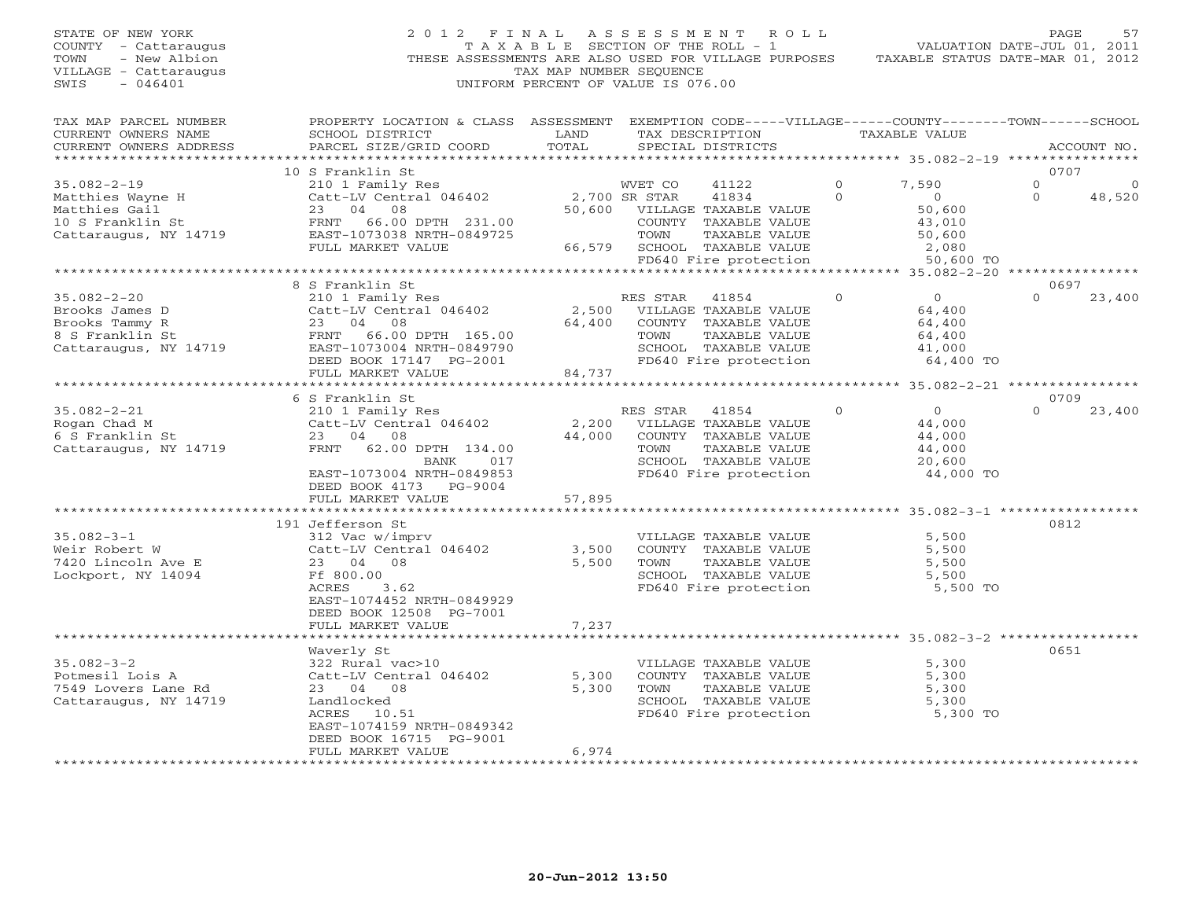STATE OF NEW YORK
COUNTY - Cattaraugus
TOWN - New Albion
VILLAGE - Cattaraugus
SWIS - 046401

2 0 1 2 F I N A L A S S E S S M E N T R O L L
T A X A B L E SECTION OF THE ROLL - 1
THESE ASSESSMENTS ARE ALSO USED FOR VILLAGE PURPOSES
TAX MAP NUMBER SEQUENCE
UNIFORM PERCENT OF VALUE IS 076.00

VALUATION DATE-JUL 01, 2011
TAXABLE STATUS DATE-MAR 01, 2012

| TAX MAP PARCEL NUMBER / CURRENT OWNERS NAME / CURRENT OWNERS ADDRESS | PROPERTY LOCATION & CLASS / SCHOOL DISTRICT / PARCEL SIZE/GRID COORD | ASSESSMENT LAND / TOTAL | EXEMPTION CODE / TAX DESCRIPTION / SPECIAL DISTRICTS | VILLAGE | COUNTY / TAXABLE VALUE | TOWN | SCHOOL / ACCOUNT NO. |
|---|---|---|---|---|---|---|---|
| | 10 S Franklin St | | | | | | 0707 |
| 35.082-2-19 | 210 1 Family Res | | WVET CO 41122 | 0 | 7,590 | 0 | 0 |
| Matthies Wayne H | Catt-LV Central 046402 | 2,700 | SR STAR 41834 | 0 | 0 | 0 | 48,520 |
| Matthies Gail | 23 04 08 | 50,600 | VILLAGE TAXABLE VALUE | | 50,600 | | |
| 10 S Franklin St | FRNT 66.00 DPTH 231.00 | | COUNTY TAXABLE VALUE | | 43,010 | | |
| Cattaraugus, NY 14719 | EAST-1073038 NRTH-0849725 | | TOWN TAXABLE VALUE | | 50,600 | | |
| | FULL MARKET VALUE | 66,579 | SCHOOL TAXABLE VALUE | | 2,080 | | |
| | | | FD640 Fire protection | | 50,600 TO | | |
| | 8 S Franklin St | | | | | | 0697 |
| 35.082-2-20 | 210 1 Family Res | | RES STAR 41854 | 0 | 0 | 0 | 23,400 |
| Brooks James D | Catt-LV Central 046402 | 2,500 | VILLAGE TAXABLE VALUE | | 64,400 | | |
| Brooks Tammy R | 23 04 08 | 64,400 | COUNTY TAXABLE VALUE | | 64,400 | | |
| 8 S Franklin St | FRNT 66.00 DPTH 165.00 | | TOWN TAXABLE VALUE | | 64,400 | | |
| Cattaraugus, NY 14719 | EAST-1073004 NRTH-0849790 | | SCHOOL TAXABLE VALUE | | 41,000 | | |
| | DEED BOOK 17147 PG-2001 | | FD640 Fire protection | | 64,400 TO | | |
| | FULL MARKET VALUE | 84,737 | | | | | |
| | 6 S Franklin St | | | | | | 0709 |
| 35.082-2-21 | 210 1 Family Res | | RES STAR 41854 | 0 | 0 | 0 | 23,400 |
| Rogan Chad M | Catt-LV Central 046402 | 2,200 | VILLAGE TAXABLE VALUE | | 44,000 | | |
| 6 S Franklin St | 23 04 08 | 44,000 | COUNTY TAXABLE VALUE | | 44,000 | | |
| Cattaraugus, NY 14719 | FRNT 62.00 DPTH 134.00 | | TOWN TAXABLE VALUE | | 44,000 | | |
| | BANK 017 | | SCHOOL TAXABLE VALUE | | 20,600 | | |
| | EAST-1073004 NRTH-0849853 | | FD640 Fire protection | | 44,000 TO | | |
| | DEED BOOK 4173 PG-9004 | | | | | | |
| | FULL MARKET VALUE | 57,895 | | | | | |
| | 191 Jefferson St | | | | | | 0812 |
| 35.082-3-1 | 312 Vac w/imprv | | VILLAGE TAXABLE VALUE | | 5,500 | | |
| Weir Robert W | Catt-LV Central 046402 | 3,500 | COUNTY TAXABLE VALUE | | 5,500 | | |
| 7420 Lincoln Ave E | 23 04 08 | 5,500 | TOWN TAXABLE VALUE | | 5,500 | | |
| Lockport, NY 14094 | Ff 800.00 | | SCHOOL TAXABLE VALUE | | 5,500 | | |
| | ACRES 3.62 | | FD640 Fire protection | | 5,500 TO | | |
| | EAST-1074452 NRTH-0849929 | | | | | | |
| | DEED BOOK 12508 PG-7001 | | | | | | |
| | FULL MARKET VALUE | 7,237 | | | | | |
| | Waverly St | | | | | | 0651 |
| 35.082-3-2 | 322 Rural vac>10 | | VILLAGE TAXABLE VALUE | | 5,300 | | |
| Potmesil Lois A | Catt-LV Central 046402 | 5,300 | COUNTY TAXABLE VALUE | | 5,300 | | |
| 7549 Lovers Lane Rd | 23 04 08 | 5,300 | TOWN TAXABLE VALUE | | 5,300 | | |
| Cattaraugus, NY 14719 | Landlocked | | SCHOOL TAXABLE VALUE | | 5,300 | | |
| | ACRES 10.51 | | FD640 Fire protection | | 5,300 TO | | |
| | EAST-1074159 NRTH-0849342 | | | | | | |
| | DEED BOOK 16715 PG-9001 | | | | | | |
| | FULL MARKET VALUE | 6,974 | | | | | |

20-Jun-2012 13:50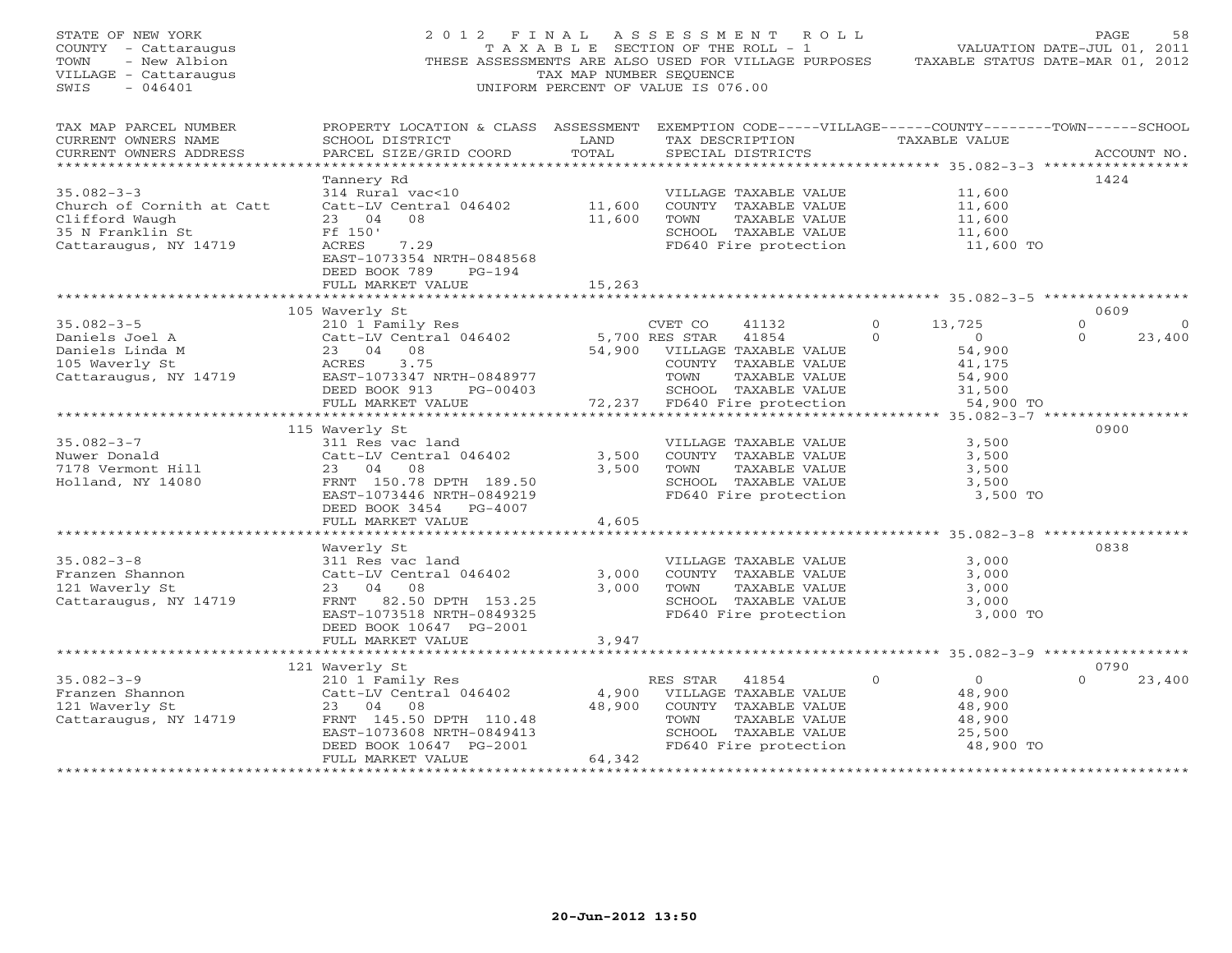STATE OF NEW YORK
COUNTY - Cattaraugus
TOWN - New Albion
VILLAGE - Cattaraugus
SWIS - 046401

# 2012 FINAL ASSESSMENT ROLL

TAXABLE SECTION OF THE ROLL - 1
THESE ASSESSMENTS ARE ALSO USED FOR VILLAGE PURPOSES
TAX MAP NUMBER SEQUENCE
UNIFORM PERCENT OF VALUE IS 076.00

VALUATION DATE-JUL 01, 2011
TAXABLE STATUS DATE-MAR 01, 2012

| TAX MAP PARCEL NUMBER / CURRENT OWNERS NAME / CURRENT OWNERS ADDRESS | PROPERTY LOCATION & CLASS / SCHOOL DISTRICT / PARCEL SIZE/GRID COORD | ASSESSMENT LAND / TOTAL | EXEMPTION CODE / TAX DESCRIPTION / SPECIAL DISTRICTS | VILLAGE | COUNTY TAXABLE VALUE | TOWN | SCHOOL / ACCOUNT NO. |
|---|---|---|---|---|---|---|---|
| **35.082-3-3** | Tannery Rd | | | | | | 1424 |
| 35.082-3-3 | 314 Rural vac<10 | | VILLAGE TAXABLE VALUE | | 11,600 | | |
| Church of Cornith at Catt | Catt-LV Central 046402 | 11,600 | COUNTY TAXABLE VALUE | | 11,600 | | |
| Clifford Waugh | 23 04 08 | 11,600 | TOWN TAXABLE VALUE | | 11,600 | | |
| 35 N Franklin St | Ff 150' | | SCHOOL TAXABLE VALUE | | 11,600 | | |
| Cattaraugus, NY 14719 | ACRES 7.29 | | FD640 Fire protection | | 11,600 TO | | |
| | EAST-1073354 NRTH-0848568 | | | | | | |
| | DEED BOOK 789 PG-194 | | | | | | |
| | FULL MARKET VALUE | 15,263 | | | | | |
| **35.082-3-5** | 105 Waverly St | | | | | | 0609 |
| 35.082-3-5 | 210 1 Family Res | | CVET CO 41132 | 0 | 13,725 | 0 | 0 |
| Daniels Joel A | Catt-LV Central 046402 | 5,700 | RES STAR 41854 | 0 | 0 | 0 | 23,400 |
| Daniels Linda M | 23 04 08 | 54,900 | VILLAGE TAXABLE VALUE | | 54,900 | | |
| 105 Waverly St | ACRES 3.75 | | COUNTY TAXABLE VALUE | | 41,175 | | |
| Cattaraugus, NY 14719 | EAST-1073347 NRTH-0848977 | | TOWN TAXABLE VALUE | | 54,900 | | |
| | DEED BOOK 913 PG-00403 | | SCHOOL TAXABLE VALUE | | 31,500 | | |
| | FULL MARKET VALUE | 72,237 | FD640 Fire protection | | 54,900 TO | | |
| **35.082-3-7** | 115 Waverly St | | | | | | 0900 |
| 35.082-3-7 | 311 Res vac land | | VILLAGE TAXABLE VALUE | | 3,500 | | |
| Nuwer Donald | Catt-LV Central 046402 | 3,500 | COUNTY TAXABLE VALUE | | 3,500 | | |
| 7178 Vermont Hill | 23 04 08 | 3,500 | TOWN TAXABLE VALUE | | 3,500 | | |
| Holland, NY 14080 | FRNT 150.78 DPTH 189.50 | | SCHOOL TAXABLE VALUE | | 3,500 | | |
| | EAST-1073446 NRTH-0849219 | | FD640 Fire protection | | 3,500 TO | | |
| | DEED BOOK 3454 PG-4007 | | | | | | |
| | FULL MARKET VALUE | 4,605 | | | | | |
| **35.082-3-8** | Waverly St | | | | | | 0838 |
| 35.082-3-8 | 311 Res vac land | | VILLAGE TAXABLE VALUE | | 3,000 | | |
| Franzen Shannon | Catt-LV Central 046402 | 3,000 | COUNTY TAXABLE VALUE | | 3,000 | | |
| 121 Waverly St | 23 04 08 | 3,000 | TOWN TAXABLE VALUE | | 3,000 | | |
| Cattaraugus, NY 14719 | FRNT 82.50 DPTH 153.25 | | SCHOOL TAXABLE VALUE | | 3,000 | | |
| | EAST-1073518 NRTH-0849325 | | FD640 Fire protection | | 3,000 TO | | |
| | DEED BOOK 10647 PG-2001 | | | | | | |
| | FULL MARKET VALUE | 3,947 | | | | | |
| **35.082-3-9** | 121 Waverly St | | | | | | 0790 |
| 35.082-3-9 | 210 1 Family Res | | RES STAR 41854 | 0 | 0 | 0 | 23,400 |
| Franzen Shannon | Catt-LV Central 046402 | 4,900 | VILLAGE TAXABLE VALUE | | 48,900 | | |
| 121 Waverly St | 23 04 08 | 48,900 | COUNTY TAXABLE VALUE | | 48,900 | | |
| Cattaraugus, NY 14719 | FRNT 145.50 DPTH 110.48 | | TOWN TAXABLE VALUE | | 48,900 | | |
| | EAST-1073608 NRTH-0849413 | | SCHOOL TAXABLE VALUE | | 25,500 | | |
| | DEED BOOK 10647 PG-2001 | | FD640 Fire protection | | 48,900 TO | | |
| | FULL MARKET VALUE | 64,342 | | | | | |

20-Jun-2012 13:50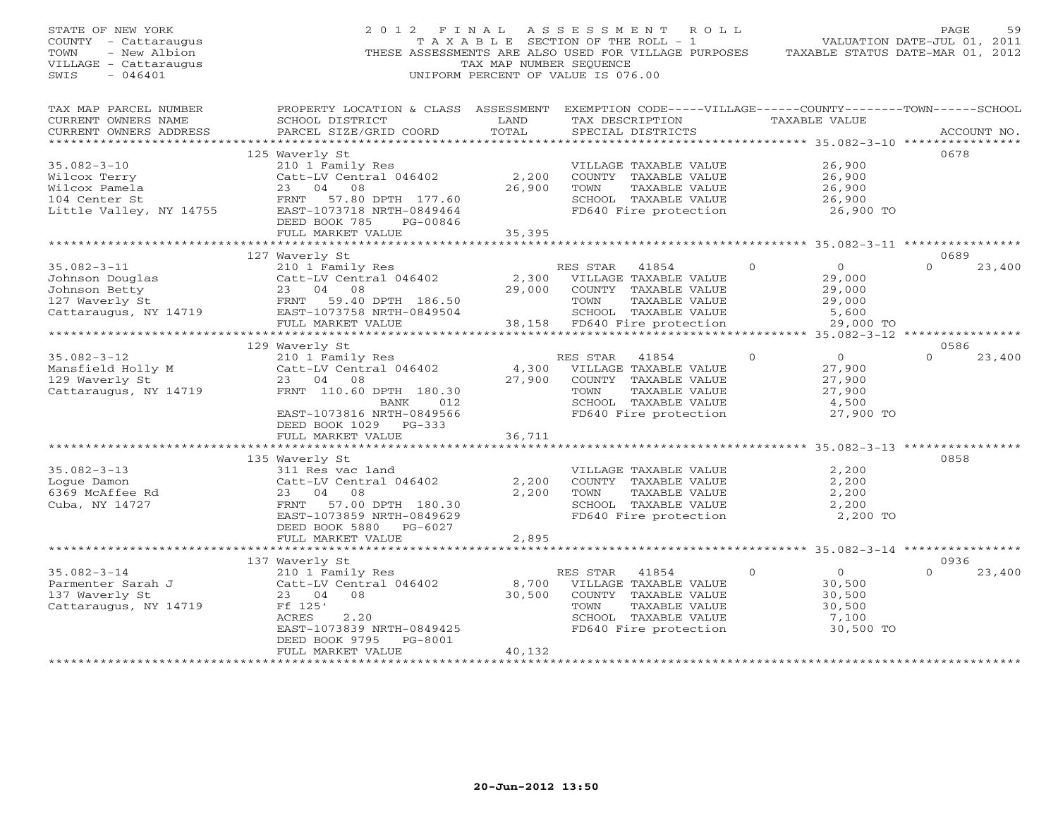STATE OF NEW YORK
COUNTY - Cattaraugus
TOWN - New Albion
VILLAGE - Cattaraugus
SWIS - 046401

2012 FINAL ASSESSMENT ROLL
TAXABLE SECTION OF THE ROLL - 1
THESE ASSESSMENTS ARE ALSO USED FOR VILLAGE PURPOSES
TAX MAP NUMBER SEQUENCE
UNIFORM PERCENT OF VALUE IS 076.00

VALUATION DATE-JUL 01, 2011
TAXABLE STATUS DATE-MAR 01, 2012

| TAX MAP PARCEL NUMBER / CURRENT OWNERS NAME / CURRENT OWNERS ADDRESS | PROPERTY LOCATION & CLASS / SCHOOL DISTRICT / PARCEL SIZE/GRID COORD | ASSESSMENT LAND / TOTAL | EXEMPTION CODE / TAX DESCRIPTION / SPECIAL DISTRICTS | VILLAGE | COUNTY / TAXABLE VALUE | TOWN | SCHOOL | ACCOUNT NO. |
|---|---|---|---|---|---|---|---|---|
| | 125 Waverly St | | | | | | | 0678 |
| 35.082-3-10 | 210 1 Family Res | | VILLAGE TAXABLE VALUE | | 26,900 | | | |
| Wilcox Terry | Catt-LV Central 046402 | 2,200 | COUNTY TAXABLE VALUE | | 26,900 | | | |
| Wilcox Pamela | 23 04 08 | 26,900 | TOWN TAXABLE VALUE | | 26,900 | | | |
| 104 Center St | FRNT 57.80 DPTH 177.60 | | SCHOOL TAXABLE VALUE | | 26,900 | | | |
| Little Valley, NY 14755 | EAST-1073718 NRTH-0849464 | | FD640 Fire protection | | 26,900 TO | | | |
| | DEED BOOK 785 PG-00846 | | | | | | | |
| | FULL MARKET VALUE | 35,395 | | | | | | |
| | 127 Waverly St | | | | | | | 0689 |
| 35.082-3-11 | 210 1 Family Res | | RES STAR 41854 | 0 | 0 | 0 | 23,400 | |
| Johnson Douglas | Catt-LV Central 046402 | 2,300 | VILLAGE TAXABLE VALUE | | 29,000 | | | |
| Johnson Betty | 23 04 08 | 29,000 | COUNTY TAXABLE VALUE | | 29,000 | | | |
| 127 Waverly St | FRNT 59.40 DPTH 186.50 | | TOWN TAXABLE VALUE | | 29,000 | | | |
| Cattaraugus, NY 14719 | EAST-1073758 NRTH-0849504 | | SCHOOL TAXABLE VALUE | | 5,600 | | | |
| | FULL MARKET VALUE | 38,158 | FD640 Fire protection | | 29,000 TO | | | |
| | 129 Waverly St | | | | | | | 0586 |
| 35.082-3-12 | 210 1 Family Res | | RES STAR 41854 | 0 | 0 | 0 | 23,400 | |
| Mansfield Holly M | Catt-LV Central 046402 | 4,300 | VILLAGE TAXABLE VALUE | | 27,900 | | | |
| 129 Waverly St | 23 04 08 | 27,900 | COUNTY TAXABLE VALUE | | 27,900 | | | |
| Cattaraugus, NY 14719 | FRNT 110.60 DPTH 180.30 | | TOWN TAXABLE VALUE | | 27,900 | | | |
| | BANK 012 | | SCHOOL TAXABLE VALUE | | 4,500 | | | |
| | EAST-1073816 NRTH-0849566 | | FD640 Fire protection | | 27,900 TO | | | |
| | DEED BOOK 1029 PG-333 | | | | | | | |
| | FULL MARKET VALUE | 36,711 | | | | | | |
| | 135 Waverly St | | | | | | | 0858 |
| 35.082-3-13 | 311 Res vac land | | VILLAGE TAXABLE VALUE | | 2,200 | | | |
| Logue Damon | Catt-LV Central 046402 | 2,200 | COUNTY TAXABLE VALUE | | 2,200 | | | |
| 6369 McAffee Rd | 23 04 08 | 2,200 | TOWN TAXABLE VALUE | | 2,200 | | | |
| Cuba, NY 14727 | FRNT 57.00 DPTH 180.30 | | SCHOOL TAXABLE VALUE | | 2,200 | | | |
| | EAST-1073859 NRTH-0849629 | | FD640 Fire protection | | 2,200 TO | | | |
| | DEED BOOK 5880 PG-6027 | | | | | | | |
| | FULL MARKET VALUE | 2,895 | | | | | | |
| | 137 Waverly St | | | | | | | 0936 |
| 35.082-3-14 | 210 1 Family Res | | RES STAR 41854 | 0 | 0 | 0 | 23,400 | |
| Parmenter Sarah J | Catt-LV Central 046402 | 8,700 | VILLAGE TAXABLE VALUE | | 30,500 | | | |
| 137 Waverly St | 23 04 08 | 30,500 | COUNTY TAXABLE VALUE | | 30,500 | | | |
| Cattaraugus, NY 14719 | Ff 125' | | TOWN TAXABLE VALUE | | 30,500 | | | |
| | ACRES 2.20 | | SCHOOL TAXABLE VALUE | | 7,100 | | | |
| | EAST-1073839 NRTH-0849425 | | FD640 Fire protection | | 30,500 TO | | | |
| | DEED BOOK 9795 PG-8001 | | | | | | | |
| | FULL MARKET VALUE | 40,132 | | | | | | |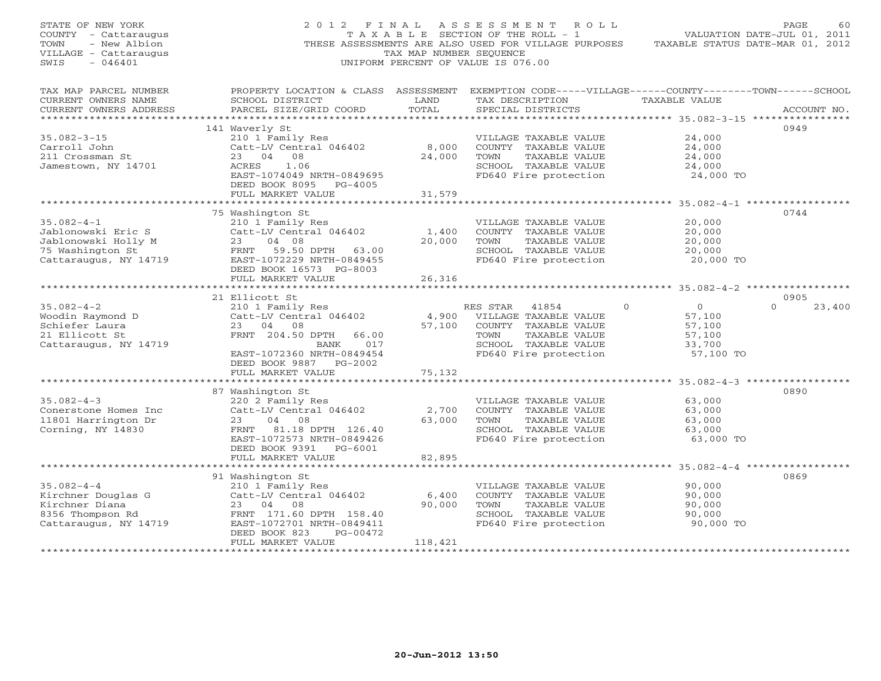STATE OF NEW YORK
COUNTY - Cattaraugus
TOWN - New Albion
VILLAGE - Cattaraugus
SWIS - 046401

2 0 1 2 F I N A L A S S E S S M E N T R O L L
T A X A B L E SECTION OF THE ROLL - 1
THESE ASSESSMENTS ARE ALSO USED FOR VILLAGE PURPOSES
TAX MAP NUMBER SEQUENCE
UNIFORM PERCENT OF VALUE IS 076.00

VALUATION DATE-JUL 01, 2011
TAXABLE STATUS DATE-MAR 01, 2012

| TAX MAP PARCEL NUMBER / CURRENT OWNERS NAME / CURRENT OWNERS ADDRESS | PROPERTY LOCATION & CLASS / SCHOOL DISTRICT / PARCEL SIZE/GRID COORD | ASSESSMENT LAND / TOTAL | EXEMPTION CODE / TAX DESCRIPTION / SPECIAL DISTRICTS | VILLAGE | COUNTY | TOWN | SCHOOL | ACCOUNT NO. |
|---|---|---|---|---|---|---|---|---|
| 35.082-3-15 | 141 Waverly St | | | | | | | 0949 |
| | 210 1 Family Res | | VILLAGE TAXABLE VALUE | 24,000 | | | | |
| Carroll John | Catt-LV Central 046402 | 8,000 | COUNTY TAXABLE VALUE | 24,000 | | | | |
| 211 Crossman St | 23 04 08 | 24,000 | TOWN TAXABLE VALUE | 24,000 | | | | |
| Jamestown, NY 14701 | ACRES 1.06 | | SCHOOL TAXABLE VALUE | 24,000 | | | | |
| | EAST-1074049 NRTH-0849695 | | FD640 Fire protection | 24,000 TO | | | | |
| | DEED BOOK 8095 PG-4005 | | | | | | | |
| | FULL MARKET VALUE | 31,579 | | | | | | |
| 35.082-4-1 | 75 Washington St | | | | | | | 0744 |
| | 210 1 Family Res | | VILLAGE TAXABLE VALUE | 20,000 | | | | |
| Jablonowski Eric S | Catt-LV Central 046402 | 1,400 | COUNTY TAXABLE VALUE | 20,000 | | | | |
| Jablonowski Holly M | 23 04 08 | 20,000 | TOWN TAXABLE VALUE | 20,000 | | | | |
| 75 Washington St | FRNT 59.50 DPTH 63.00 | | SCHOOL TAXABLE VALUE | 20,000 | | | | |
| Cattaraugus, NY 14719 | EAST-1072229 NRTH-0849455 | | FD640 Fire protection | 20,000 TO | | | | |
| | DEED BOOK 16573 PG-8003 | | | | | | | |
| | FULL MARKET VALUE | 26,316 | | | | | | |
| 35.082-4-2 | 21 Ellicott St | | | | | | | 0905 |
| | 210 1 Family Res | | RES STAR 41854 | 0 | 0 | 0 | 23,400 | |
| Woodin Raymond D | Catt-LV Central 046402 | 4,900 | VILLAGE TAXABLE VALUE | 57,100 | | | | |
| Schiefer Laura | 23 04 08 | 57,100 | COUNTY TAXABLE VALUE | 57,100 | | | | |
| 21 Ellicott St | FRNT 204.50 DPTH 66.00 | | TOWN TAXABLE VALUE | 57,100 | | | | |
| Cattaraugus, NY 14719 | BANK 017 | | SCHOOL TAXABLE VALUE | 33,700 | | | | |
| | EAST-1072360 NRTH-0849454 | | FD640 Fire protection | 57,100 TO | | | | |
| | DEED BOOK 9887 PG-2002 | | | | | | | |
| | FULL MARKET VALUE | 75,132 | | | | | | |
| 35.082-4-3 | 87 Washington St | | | | | | | 0890 |
| | 220 2 Family Res | | VILLAGE TAXABLE VALUE | 63,000 | | | | |
| Conerstone Homes Inc | Catt-LV Central 046402 | 2,700 | COUNTY TAXABLE VALUE | 63,000 | | | | |
| 11801 Harrington Dr | 23 04 08 | 63,000 | TOWN TAXABLE VALUE | 63,000 | | | | |
| Corning, NY 14830 | FRNT 81.18 DPTH 126.40 | | SCHOOL TAXABLE VALUE | 63,000 | | | | |
| | EAST-1072573 NRTH-0849426 | | FD640 Fire protection | 63,000 TO | | | | |
| | DEED BOOK 9391 PG-6001 | | | | | | | |
| | FULL MARKET VALUE | 82,895 | | | | | | |
| 35.082-4-4 | 91 Washington St | | | | | | | 0869 |
| | 210 1 Family Res | | VILLAGE TAXABLE VALUE | 90,000 | | | | |
| Kirchner Douglas G | Catt-LV Central 046402 | 6,400 | COUNTY TAXABLE VALUE | 90,000 | | | | |
| Kirchner Diana | 23 04 08 | 90,000 | TOWN TAXABLE VALUE | 90,000 | | | | |
| 8356 Thompson Rd | FRNT 171.60 DPTH 158.40 | | SCHOOL TAXABLE VALUE | 90,000 | | | | |
| Cattaraugus, NY 14719 | EAST-1072701 NRTH-0849411 | | FD640 Fire protection | 90,000 TO | | | | |
| | DEED BOOK 823 PG-00472 | | | | | | | |
| | FULL MARKET VALUE | 118,421 | | | | | | |

20-Jun-2012 13:50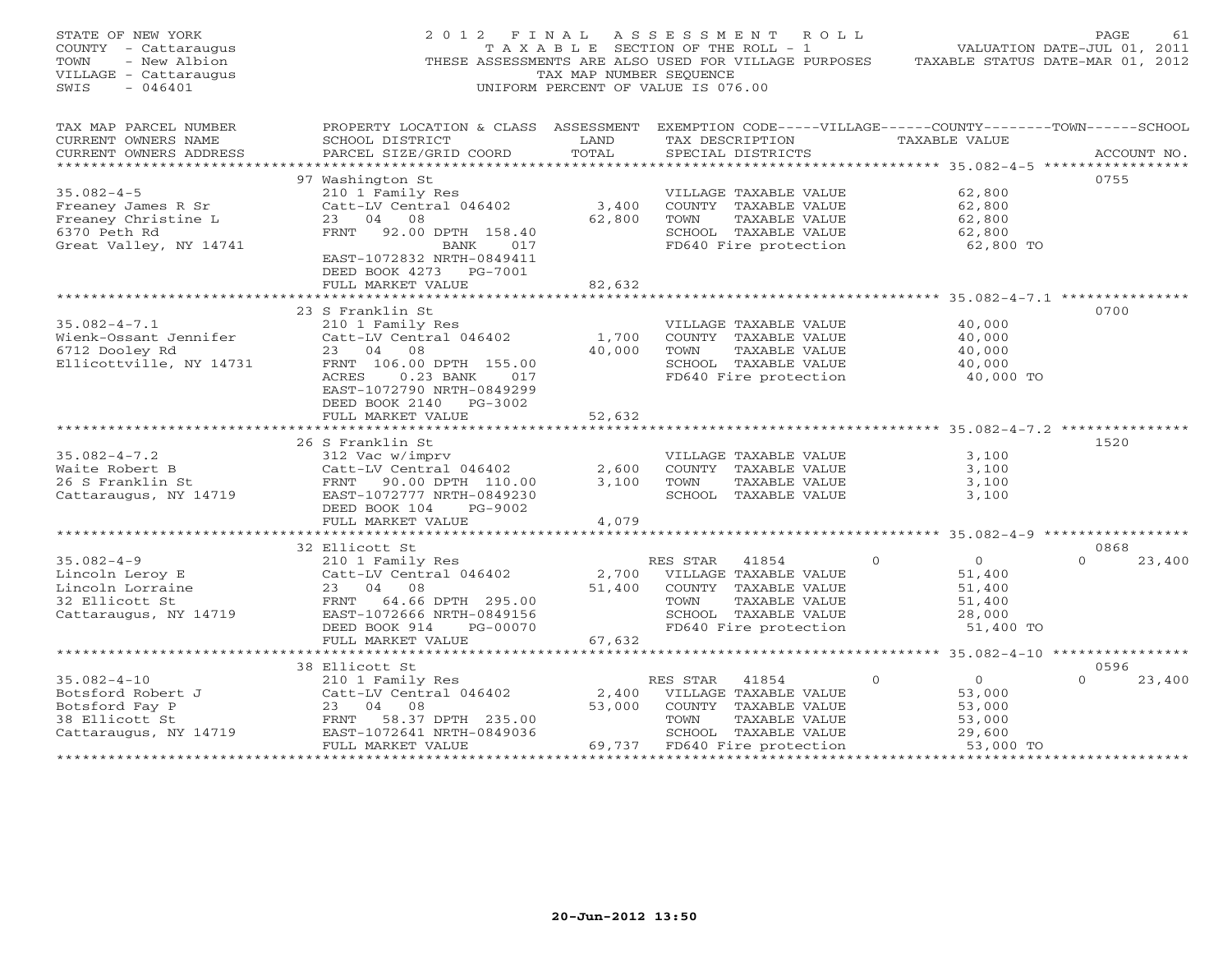STATE OF NEW YORK
COUNTY - Cattaraugus
TOWN - New Albion
VILLAGE - Cattaraugus
SWIS - 046401

2012 FINAL ASSESSMENT ROLL
TAXABLE SECTION OF THE ROLL - 1
THESE ASSESSMENTS ARE ALSO USED FOR VILLAGE PURPOSES
TAX MAP NUMBER SEQUENCE
UNIFORM PERCENT OF VALUE IS 076.00

VALUATION DATE-JUL 01, 2011
TAXABLE STATUS DATE-MAR 01, 2012

| TAX MAP PARCEL NUMBER / CURRENT OWNERS NAME / CURRENT OWNERS ADDRESS | PROPERTY LOCATION & CLASS / SCHOOL DISTRICT / PARCEL SIZE/GRID COORD | ASSESSMENT LAND | TOTAL | EXEMPTION CODE / TAX DESCRIPTION / SPECIAL DISTRICTS | VILLAGE | COUNTY / TAXABLE VALUE | TOWN | SCHOOL | ACCOUNT NO. |
|---|---|---|---|---|---|---|---|---|---|
| 35.082-4-5 | 97 Washington St | | | | | | | | 0755 |
| Freaney James R Sr | 210 1 Family Res | | | VILLAGE TAXABLE VALUE | | 62,800 | | | |
| Freaney Christine L | Catt-LV Central 046402 | 3,400 | | COUNTY TAXABLE VALUE | | 62,800 | | | |
| 6370 Peth Rd | 23 04 08 | | 62,800 | TOWN TAXABLE VALUE | | 62,800 | | | |
| Great Valley, NY 14741 | FRNT 92.00 DPTH 158.40 | | | SCHOOL TAXABLE VALUE | | 62,800 | | | |
| | BANK 017 | | | FD640 Fire protection | | 62,800 TO | | | |
| | EAST-1072832 NRTH-0849411 | | | | | | | | |
| | DEED BOOK 4273 PG-7001 | | | | | | | | |
| | FULL MARKET VALUE | | 82,632 | | | | | | |
| 35.082-4-7.1 | 23 S Franklin St | | | | | | | | 0700 |
| Wienk-Ossant Jennifer | 210 1 Family Res | | | VILLAGE TAXABLE VALUE | | 40,000 | | | |
| 6712 Dooley Rd | Catt-LV Central 046402 | 1,700 | | COUNTY TAXABLE VALUE | | 40,000 | | | |
| Ellicottville, NY 14731 | 23 04 08 | | 40,000 | TOWN TAXABLE VALUE | | 40,000 | | | |
| | FRNT 106.00 DPTH 155.00 | | | SCHOOL TAXABLE VALUE | | 40,000 | | | |
| | ACRES 0.23 BANK 017 | | | FD640 Fire protection | | 40,000 TO | | | |
| | EAST-1072790 NRTH-0849299 | | | | | | | | |
| | DEED BOOK 2140 PG-3002 | | | | | | | | |
| | FULL MARKET VALUE | | 52,632 | | | | | | |
| 35.082-4-7.2 | 26 S Franklin St | | | | | | | | 1520 |
| Waite Robert B | 312 Vac w/imprv | | | VILLAGE TAXABLE VALUE | | 3,100 | | | |
| 26 S Franklin St | Catt-LV Central 046402 | 2,600 | | COUNTY TAXABLE VALUE | | 3,100 | | | |
| Cattaraugus, NY 14719 | FRNT 90.00 DPTH 110.00 | | 3,100 | TOWN TAXABLE VALUE | | 3,100 | | | |
| | EAST-1072777 NRTH-0849230 | | | SCHOOL TAXABLE VALUE | | 3,100 | | | |
| | DEED BOOK 104 PG-9002 | | | | | | | | |
| | FULL MARKET VALUE | | 4,079 | | | | | | |
| 35.082-4-9 | 32 Ellicott St | | | | | | | | 0868 |
| Lincoln Leroy E | 210 1 Family Res | | | RES STAR 41854 | 0 | 0 | | 0 | 23,400 |
| Lincoln Lorraine | Catt-LV Central 046402 | 2,700 | | VILLAGE TAXABLE VALUE | | 51,400 | | | |
| 32 Ellicott St | 23 04 08 | | 51,400 | COUNTY TAXABLE VALUE | | 51,400 | | | |
| Cattaraugus, NY 14719 | FRNT 64.66 DPTH 295.00 | | | TOWN TAXABLE VALUE | | 51,400 | | | |
| | EAST-1072666 NRTH-0849156 | | | SCHOOL TAXABLE VALUE | | 28,000 | | | |
| | DEED BOOK 914 PG-00070 | | | FD640 Fire protection | | 51,400 TO | | | |
| | FULL MARKET VALUE | | 67,632 | | | | | | |
| 35.082-4-10 | 38 Ellicott St | | | | | | | | 0596 |
| Botsford Robert J | 210 1 Family Res | | | RES STAR 41854 | 0 | 0 | | 0 | 23,400 |
| Botsford Fay P | Catt-LV Central 046402 | 2,400 | | VILLAGE TAXABLE VALUE | | 53,000 | | | |
| 38 Ellicott St | 23 04 08 | | 53,000 | COUNTY TAXABLE VALUE | | 53,000 | | | |
| Cattaraugus, NY 14719 | FRNT 58.37 DPTH 235.00 | | | TOWN TAXABLE VALUE | | 53,000 | | | |
| | EAST-1072641 NRTH-0849036 | | | SCHOOL TAXABLE VALUE | | 29,600 | | | |
| | FULL MARKET VALUE | | 69,737 | FD640 Fire protection | | 53,000 TO | | | |

20-Jun-2012 13:50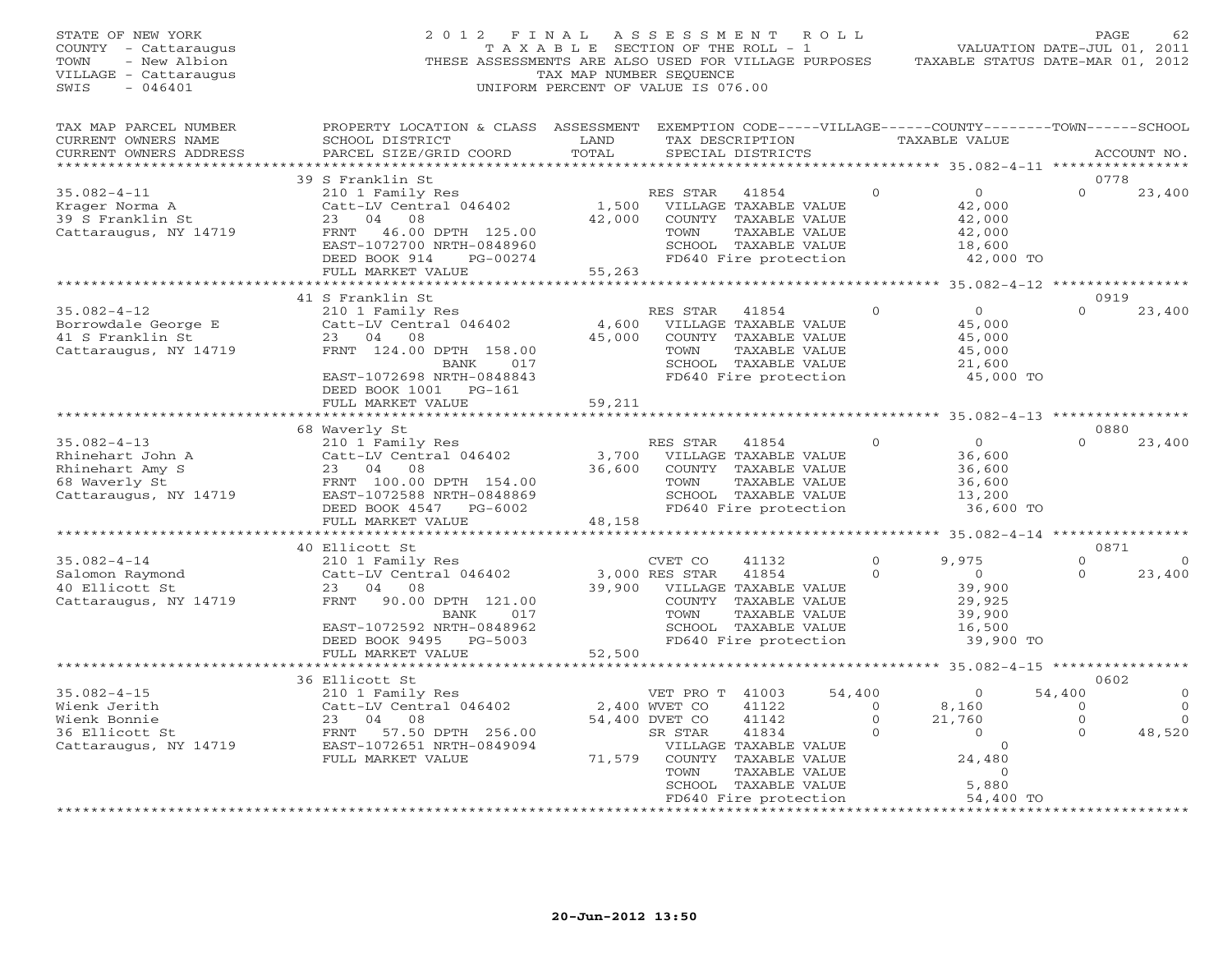STATE OF NEW YORK
COUNTY - Cattaraugus
TOWN - New Albion
VILLAGE - Cattaraugus
SWIS - 046401

2012 FINAL ASSESSMENT ROLL
TAXABLE SECTION OF THE ROLL - 1
THESE ASSESSMENTS ARE ALSO USED FOR VILLAGE PURPOSES
TAX MAP NUMBER SEQUENCE
UNIFORM PERCENT OF VALUE IS 076.00

VALUATION DATE-JUL 01, 2011
TAXABLE STATUS DATE-MAR 01, 2012

```
TAX MAP PARCEL NUMBER     PROPERTY LOCATION & CLASS  ASSESSMENT  EXEMPTION CODE-----VILLAGE------COUNTY--------TOWN------SCHOOL
CURRENT OWNERS NAME       SCHOOL DISTRICT             LAND        TAX DESCRIPTION              TAXABLE VALUE
CURRENT OWNERS ADDRESS    PARCEL SIZE/GRID COORD      TOTAL       SPECIAL DISTRICTS                                        ACCOUNT NO.
*******************************************************************************************************************************
                          39 S Franklin St                                                                                 0778
35.082-4-11               210 1 Family Res                        RES STAR   41854          0          0          0      23,400
Krager Norma A            Catt-LV Central 046402       1,500      VILLAGE TAXABLE VALUE              42,000
39 S Franklin St          23   04   08                42,000      COUNTY  TAXABLE VALUE              42,000
Cattaraugus, NY 14719     FRNT  46.00 DPTH 125.00                 TOWN    TAXABLE VALUE              42,000
                          EAST-1072700 NRTH-0848960               SCHOOL  TAXABLE VALUE              18,600
                          DEED BOOK 914    PG-00274               FD640 Fire protection              42,000 TO
                          FULL MARKET VALUE           55,263
*******************************************************************************************************************************
                          41 S Franklin St                                                                                 0919
35.082-4-12               210 1 Family Res                        RES STAR   41854          0          0          0      23,400
Borrowdale George E       Catt-LV Central 046402       4,600      VILLAGE TAXABLE VALUE              45,000
41 S Franklin St          23   04   08                45,000      COUNTY  TAXABLE VALUE              45,000
Cattaraugus, NY 14719     FRNT 124.00 DPTH 158.00                 TOWN    TAXABLE VALUE              45,000
                                    BANK     017                  SCHOOL  TAXABLE VALUE              21,600
                          EAST-1072698 NRTH-0848843               FD640 Fire protection              45,000 TO
                          DEED BOOK 1001   PG-161
                          FULL MARKET VALUE           59,211
*******************************************************************************************************************************
                          68 Waverly St                                                                                    0880
35.082-4-13               210 1 Family Res                        RES STAR   41854          0          0          0      23,400
Rhinehart John A          Catt-LV Central 046402       3,700      VILLAGE TAXABLE VALUE              36,600
Rhinehart Amy S           23   04   08                36,600      COUNTY  TAXABLE VALUE              36,600
68 Waverly St             FRNT 100.00 DPTH 154.00                 TOWN    TAXABLE VALUE              36,600
Cattaraugus, NY 14719     EAST-1072588 NRTH-0848869               SCHOOL  TAXABLE VALUE              13,200
                          DEED BOOK 4547   PG-6002                FD640 Fire protection              36,600 TO
                          FULL MARKET VALUE           48,158
*******************************************************************************************************************************
                          40 Ellicott St                                                                                   0871
35.082-4-14               210 1 Family Res                        CVET CO    41132          0      9,975          0           0
Salomon Raymond           Catt-LV Central 046402       3,000 RES STAR   41854          0          0          0      23,400
40 Ellicott St            23   04   08                39,900      VILLAGE TAXABLE VALUE              39,900
Cattaraugus, NY 14719     FRNT  90.00 DPTH 121.00                 COUNTY  TAXABLE VALUE              29,925
                                    BANK     017                  TOWN    TAXABLE VALUE              39,900
                          EAST-1072592 NRTH-0848962               SCHOOL  TAXABLE VALUE              16,500
                          DEED BOOK 9495   PG-5003                FD640 Fire protection              39,900 TO
                          FULL MARKET VALUE           52,500
*******************************************************************************************************************************
                          36 Ellicott St                                                                                   0602
35.082-4-15               210 1 Family Res                        VET PRO T  41003     54,400          0     54,400           0
Wienk Jerith              Catt-LV Central 046402       2,400 WVET CO    41122          0      8,160          0           0
Wienk Bonnie              23   04   08                54,400 DVET CO    41142          0     21,760          0           0
36 Ellicott St            FRNT  57.50 DPTH 256.00                 SR STAR    41834          0          0          0      48,520
Cattaraugus, NY 14719     EAST-1072651 NRTH-0849094               VILLAGE TAXABLE VALUE                  0
                          FULL MARKET VALUE           71,579      COUNTY  TAXABLE VALUE              24,480
                                                                  TOWN    TAXABLE VALUE                  0
                                                                  SCHOOL  TAXABLE VALUE               5,880
                                                                  FD640 Fire protection              54,400 TO
*******************************************************************************************************************************
```

20-Jun-2012 13:50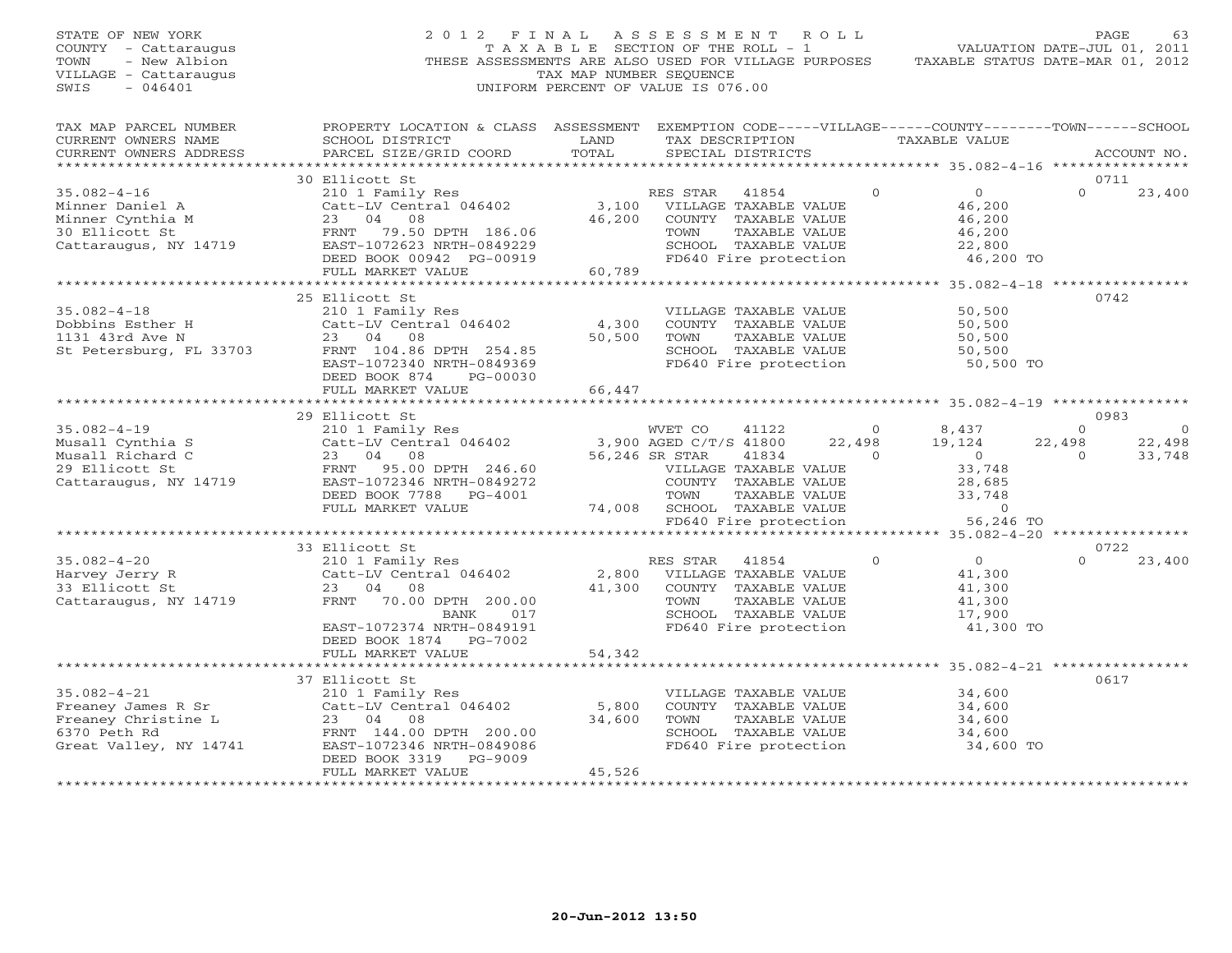STATE OF NEW YORK
COUNTY - Cattaraugus
TOWN - New Albion
VILLAGE - Cattaraugus
SWIS - 046401

# 2012 FINAL ASSESSMENT ROLL

TAXABLE SECTION OF THE ROLL - 1
THESE ASSESSMENTS ARE ALSO USED FOR VILLAGE PURPOSES
TAX MAP NUMBER SEQUENCE
UNIFORM PERCENT OF VALUE IS 076.00

VALUATION DATE-JUL 01, 2011
TAXABLE STATUS DATE-MAR 01, 2012

```
TAX MAP PARCEL NUMBER     PROPERTY LOCATION & CLASS  ASSESSMENT  EXEMPTION CODE-----VILLAGE------COUNTY--------TOWN------SCHOOL
CURRENT OWNERS NAME       SCHOOL DISTRICT               LAND      TAX DESCRIPTION            TAXABLE VALUE
CURRENT OWNERS ADDRESS    PARCEL SIZE/GRID COORD        TOTAL     SPECIAL DISTRICTS                                      ACCOUNT NO.
******************************************************************************************************* 35.082-4-16 ****************
                          30 Ellicott St                                                                                 0711
35.082-4-16               210 1 Family Res                        RES STAR   41854         0           0           0       23,400
Minner Daniel A           Catt-LV Central 046402        3,100     VILLAGE TAXABLE VALUE              46,200
Minner Cynthia M          23   04   08                 46,200     COUNTY  TAXABLE VALUE              46,200
30 Ellicott St            FRNT  79.50 DPTH 186.06                 TOWN    TAXABLE VALUE              46,200
Cattaraugus, NY 14719     EAST-1072623 NRTH-0849229               SCHOOL  TAXABLE VALUE              22,800
                          DEED BOOK 00942 PG-00919                FD640 Fire protection              46,200 TO
                          FULL MARKET VALUE            60,789
******************************************************************************************************* 35.082-4-18 ****************
                          25 Ellicott St                                                                                 0742
35.082-4-18               210 1 Family Res                        VILLAGE TAXABLE VALUE              50,500
Dobbins Esther H          Catt-LV Central 046402        4,300     COUNTY  TAXABLE VALUE              50,500
1131 43rd Ave N           23   04   08                 50,500     TOWN    TAXABLE VALUE              50,500
St Petersburg, FL 33703   FRNT 104.86 DPTH 254.85                 SCHOOL  TAXABLE VALUE              50,500
                          EAST-1072340 NRTH-0849369               FD640 Fire protection              50,500 TO
                          DEED BOOK 874    PG-00030
                          FULL MARKET VALUE            66,447
******************************************************************************************************* 35.082-4-19 ****************
                          29 Ellicott St                                                                                 0983
35.082-4-19               210 1 Family Res                        WVET CO    41122         0       8,437           0           0
Musall Cynthia S          Catt-LV Central 046402        3,900 AGED C/T/S 41800        22,498      19,124      22,498      22,498
Musall Richard C          23   04   08                 56,246 SR STAR    41834         0           0           0       33,748
29 Ellicott St            FRNT  95.00 DPTH 246.60                 VILLAGE TAXABLE VALUE              33,748
Cattaraugus, NY 14719     EAST-1072346 NRTH-0849272               COUNTY  TAXABLE VALUE              28,685
                          DEED BOOK 7788   PG-4001                TOWN    TAXABLE VALUE              33,748
                          FULL MARKET VALUE            74,008     SCHOOL  TAXABLE VALUE                   0
                                                                  FD640 Fire protection              56,246 TO
******************************************************************************************************* 35.082-4-20 ****************
                          33 Ellicott St                                                                                 0722
35.082-4-20               210 1 Family Res                        RES STAR   41854         0           0           0       23,400
Harvey Jerry R            Catt-LV Central 046402        2,800     VILLAGE TAXABLE VALUE              41,300
33 Ellicott St            23   04   08                 41,300     COUNTY  TAXABLE VALUE              41,300
Cattaraugus, NY 14719     FRNT  70.00 DPTH 200.00                 TOWN    TAXABLE VALUE              41,300
                                    BANK     017                  SCHOOL  TAXABLE VALUE              17,900
                          EAST-1072374 NRTH-0849191               FD640 Fire protection              41,300 TO
                          DEED BOOK 1874   PG-7002
                          FULL MARKET VALUE            54,342
******************************************************************************************************* 35.082-4-21 ****************
                          37 Ellicott St                                                                                 0617
35.082-4-21               210 1 Family Res                        VILLAGE TAXABLE VALUE              34,600
Freaney James R Sr        Catt-LV Central 046402        5,800     COUNTY  TAXABLE VALUE              34,600
Freaney Christine L       23   04   08                 34,600     TOWN    TAXABLE VALUE              34,600
6370 Peth Rd              FRNT 144.00 DPTH 200.00                 SCHOOL  TAXABLE VALUE              34,600
Great Valley, NY 14741    EAST-1072346 NRTH-0849086               FD640 Fire protection              34,600 TO
                          DEED BOOK 3319   PG-9009
                          FULL MARKET VALUE            45,526
************************************************************************************************************************************
```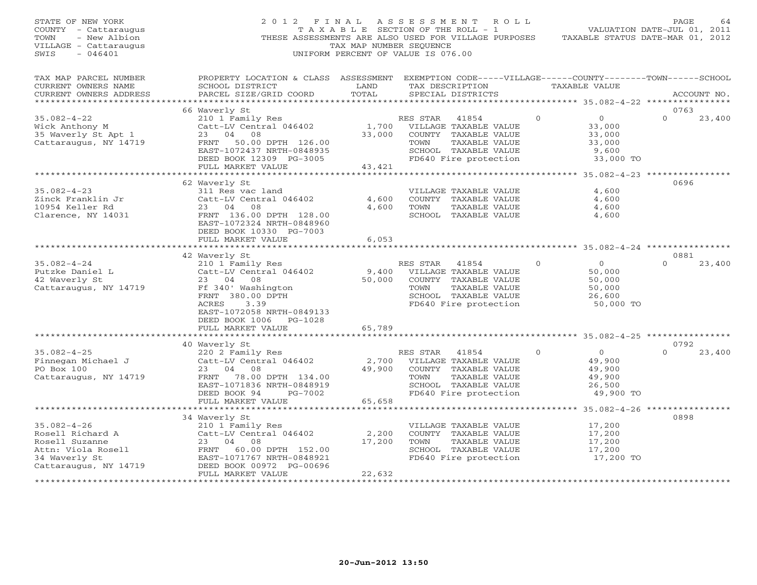STATE OF NEW YORK
COUNTY - Cattaraugus
TOWN - New Albion
VILLAGE - Cattaraugus
SWIS - 046401

2012 FINAL ASSESSMENT ROLL
TAXABLE SECTION OF THE ROLL - 1
THESE ASSESSMENTS ARE ALSO USED FOR VILLAGE PURPOSES
TAX MAP NUMBER SEQUENCE
UNIFORM PERCENT OF VALUE IS 076.00

VALUATION DATE-JUL 01, 2011
TAXABLE STATUS DATE-MAR 01, 2012

| TAX MAP PARCEL NUMBER / CURRENT OWNERS NAME / CURRENT OWNERS ADDRESS | PROPERTY LOCATION & CLASS / SCHOOL DISTRICT / PARCEL SIZE/GRID COORD | ASSESSMENT LAND / TOTAL | EXEMPTION CODE / TAX DESCRIPTION / SPECIAL DISTRICTS | VILLAGE | COUNTY / TAXABLE VALUE | TOWN | SCHOOL / ACCOUNT NO. |
|---|---|---|---|---|---|---|---|
| | 66 Waverly St | | | | | | 0763 |
| 35.082-4-22 | 210 1 Family Res | | RES STAR 41854 | 0 | 0 | 0 | 23,400 |
| Wick Anthony M | Catt-LV Central 046402 | 1,700 | VILLAGE TAXABLE VALUE | | 33,000 | | |
| 35 Waverly St Apt 1 | 23 04 08 | 33,000 | COUNTY TAXABLE VALUE | | 33,000 | | |
| Cattaraugus, NY 14719 | FRNT 50.00 DPTH 126.00 | | TOWN TAXABLE VALUE | | 33,000 | | |
| | EAST-1072437 NRTH-0848935 | | SCHOOL TAXABLE VALUE | | 9,600 | | |
| | DEED BOOK 12309 PG-3005 | | FD640 Fire protection | | 33,000 TO | | |
| | FULL MARKET VALUE | 43,421 | | | | | |
| | 62 Waverly St | | | | | | 0696 |
| 35.082-4-23 | 311 Res vac land | | VILLAGE TAXABLE VALUE | | 4,600 | | |
| Zinck Franklin Jr | Catt-LV Central 046402 | 4,600 | COUNTY TAXABLE VALUE | | 4,600 | | |
| 10954 Keller Rd | 23 04 08 | 4,600 | TOWN TAXABLE VALUE | | 4,600 | | |
| Clarence, NY 14031 | FRNT 136.00 DPTH 128.00 | | SCHOOL TAXABLE VALUE | | 4,600 | | |
| | EAST-1072324 NRTH-0848960 | | | | | | |
| | DEED BOOK 10330 PG-7003 | | | | | | |
| | FULL MARKET VALUE | 6,053 | | | | | |
| | 42 Waverly St | | | | | | 0881 |
| 35.082-4-24 | 210 1 Family Res | | RES STAR 41854 | 0 | 0 | 0 | 23,400 |
| Putzke Daniel L | Catt-LV Central 046402 | 9,400 | VILLAGE TAXABLE VALUE | | 50,000 | | |
| 42 Waverly St | 23 04 08 | 50,000 | COUNTY TAXABLE VALUE | | 50,000 | | |
| Cattaraugus, NY 14719 | Ff 340' Washington | | TOWN TAXABLE VALUE | | 50,000 | | |
| | FRNT 380.00 DPTH | | SCHOOL TAXABLE VALUE | | 26,600 | | |
| | ACRES 3.39 | | FD640 Fire protection | | 50,000 TO | | |
| | EAST-1072058 NRTH-0849133 | | | | | | |
| | DEED BOOK 1006 PG-1028 | | | | | | |
| | FULL MARKET VALUE | 65,789 | | | | | |
| | 40 Waverly St | | | | | | 0792 |
| 35.082-4-25 | 220 2 Family Res | | RES STAR 41854 | 0 | 0 | 0 | 23,400 |
| Finnegan Michael J | Catt-LV Central 046402 | 2,700 | VILLAGE TAXABLE VALUE | | 49,900 | | |
| PO Box 100 | 23 04 08 | 49,900 | COUNTY TAXABLE VALUE | | 49,900 | | |
| Cattaraugus, NY 14719 | FRNT 78.00 DPTH 134.00 | | TOWN TAXABLE VALUE | | 49,900 | | |
| | EAST-1071836 NRTH-0848919 | | SCHOOL TAXABLE VALUE | | 26,500 | | |
| | DEED BOOK 94 PG-7002 | | FD640 Fire protection | | 49,900 TO | | |
| | FULL MARKET VALUE | 65,658 | | | | | |
| | 34 Waverly St | | | | | | 0898 |
| 35.082-4-26 | 210 1 Family Res | | VILLAGE TAXABLE VALUE | | 17,200 | | |
| Rosell Richard A | Catt-LV Central 046402 | 2,200 | COUNTY TAXABLE VALUE | | 17,200 | | |
| Rosell Suzanne | 23 04 08 | 17,200 | TOWN TAXABLE VALUE | | 17,200 | | |
| Attn: Viola Rosell | FRNT 60.00 DPTH 152.00 | | SCHOOL TAXABLE VALUE | | 17,200 | | |
| 34 Waverly St | EAST-1071767 NRTH-0848921 | | FD640 Fire protection | | 17,200 TO | | |
| Cattaraugus, NY 14719 | DEED BOOK 00972 PG-00696 | | | | | | |
| | FULL MARKET VALUE | 22,632 | | | | | |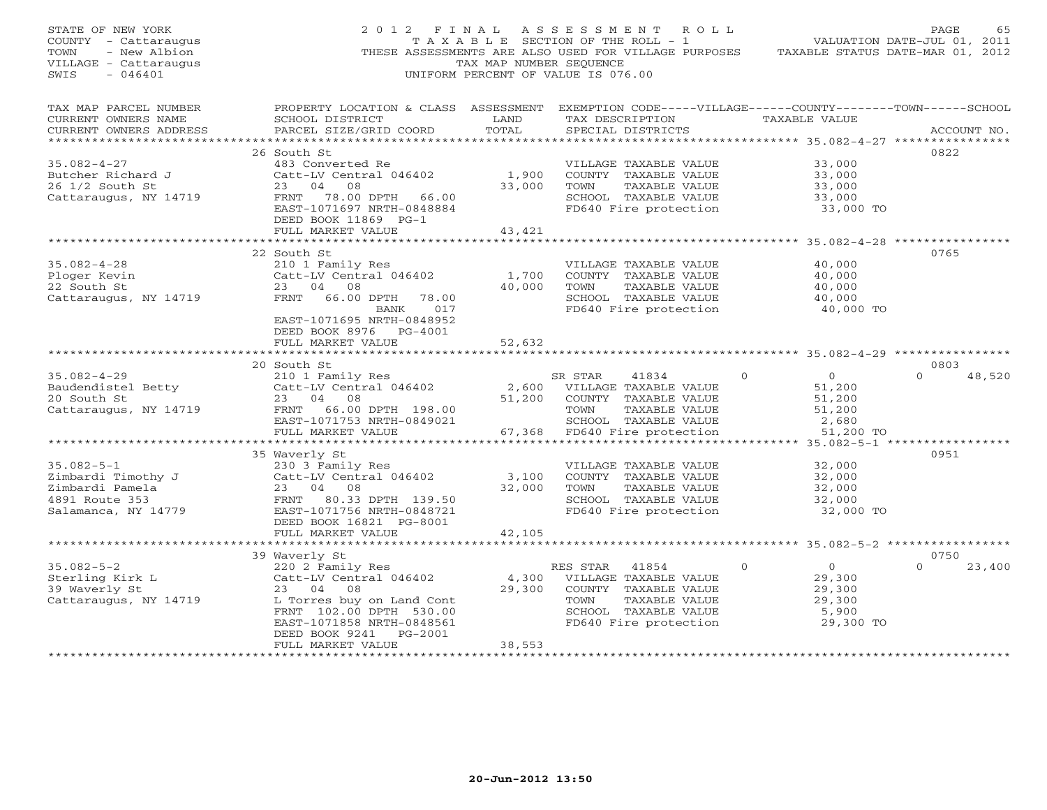STATE OF NEW YORK
COUNTY - Cattaraugus
TOWN - New Albion
VILLAGE - Cattaraugus
SWIS - 046401

2012 FINAL ASSESSMENT ROLL
TAXABLE SECTION OF THE ROLL - 1
THESE ASSESSMENTS ARE ALSO USED FOR VILLAGE PURPOSES
TAX MAP NUMBER SEQUENCE
UNIFORM PERCENT OF VALUE IS 076.00

VALUATION DATE-JUL 01, 2011
TAXABLE STATUS DATE-MAR 01, 2012

| TAX MAP PARCEL NUMBER / CURRENT OWNERS NAME / CURRENT OWNERS ADDRESS | PROPERTY LOCATION & CLASS / SCHOOL DISTRICT / PARCEL SIZE/GRID COORD | ASSESSMENT LAND / TOTAL | EXEMPTION CODE / TAX DESCRIPTION / SPECIAL DISTRICTS | VILLAGE | COUNTY / TAXABLE VALUE | TOWN | SCHOOL | ACCOUNT NO. |
|---|---|---|---|---|---|---|---|---|
| 35.082-4-27 | 26 South St | | | | | | | 0822 |
| Butcher Richard J | 483 Converted Re | | VILLAGE TAXABLE VALUE | | 33,000 | | | |
| 26 1/2 South St | Catt-LV Central 046402 | 1,900 | COUNTY TAXABLE VALUE | | 33,000 | | | |
| Cattaraugus, NY 14719 | 23 04 08 | 33,000 | TOWN TAXABLE VALUE | | 33,000 | | | |
| | FRNT 78.00 DPTH 66.00 | | SCHOOL TAXABLE VALUE | | 33,000 | | | |
| | EAST-1071697 NRTH-0848884 | | FD640 Fire protection | | 33,000 TO | | | |
| | DEED BOOK 11869 PG-1 | | | | | | | |
| | FULL MARKET VALUE | 43,421 | | | | | | |
| 35.082-4-28 | 22 South St | | | | | | | 0765 |
| Ploger Kevin | 210 1 Family Res | | VILLAGE TAXABLE VALUE | | 40,000 | | | |
| 22 South St | Catt-LV Central 046402 | 1,700 | COUNTY TAXABLE VALUE | | 40,000 | | | |
| Cattaraugus, NY 14719 | 23 04 08 | 40,000 | TOWN TAXABLE VALUE | | 40,000 | | | |
| | FRNT 66.00 DPTH 78.00 | | SCHOOL TAXABLE VALUE | | 40,000 | | | |
| | BANK 017 | | FD640 Fire protection | | 40,000 TO | | | |
| | EAST-1071695 NRTH-0848952 | | | | | | | |
| | DEED BOOK 8976 PG-4001 | | | | | | | |
| | FULL MARKET VALUE | 52,632 | | | | | | |
| 35.082-4-29 | 20 South St | | | | | | | 0803 |
| Baudendistel Betty | 210 1 Family Res | | SR STAR 41834 | 0 | 0 | | 0 | 48,520 |
| 20 South St | Catt-LV Central 046402 | 2,600 | VILLAGE TAXABLE VALUE | | 51,200 | | | |
| Cattaraugus, NY 14719 | 23 04 08 | 51,200 | COUNTY TAXABLE VALUE | | 51,200 | | | |
| | FRNT 66.00 DPTH 198.00 | | TOWN TAXABLE VALUE | | 51,200 | | | |
| | EAST-1071753 NRTH-0849021 | | SCHOOL TAXABLE VALUE | | 2,680 | | | |
| | FULL MARKET VALUE | 67,368 | FD640 Fire protection | | 51,200 TO | | | |
| 35.082-5-1 | 35 Waverly St | | | | | | | 0951 |
| Zimbardi Timothy J | 230 3 Family Res | | VILLAGE TAXABLE VALUE | | 32,000 | | | |
| Zimbardi Pamela | Catt-LV Central 046402 | 3,100 | COUNTY TAXABLE VALUE | | 32,000 | | | |
| 4891 Route 353 | 23 04 08 | 32,000 | TOWN TAXABLE VALUE | | 32,000 | | | |
| Salamanca, NY 14779 | FRNT 80.33 DPTH 139.50 | | SCHOOL TAXABLE VALUE | | 32,000 | | | |
| | EAST-1071756 NRTH-0848721 | | FD640 Fire protection | | 32,000 TO | | | |
| | DEED BOOK 16821 PG-8001 | | | | | | | |
| | FULL MARKET VALUE | 42,105 | | | | | | |
| 35.082-5-2 | 39 Waverly St | | | | | | | 0750 |
| Sterling Kirk L | 220 2 Family Res | | RES STAR 41854 | 0 | 0 | | 0 | 23,400 |
| 39 Waverly St | Catt-LV Central 046402 | 4,300 | VILLAGE TAXABLE VALUE | | 29,300 | | | |
| Cattaraugus, NY 14719 | 23 04 08 | 29,300 | COUNTY TAXABLE VALUE | | 29,300 | | | |
| | L Torres buy on Land Cont | | TOWN TAXABLE VALUE | | 29,300 | | | |
| | FRNT 102.00 DPTH 530.00 | | SCHOOL TAXABLE VALUE | | 5,900 | | | |
| | EAST-1071858 NRTH-0848561 | | FD640 Fire protection | | 29,300 TO | | | |
| | DEED BOOK 9241 PG-2001 | | | | | | | |
| | FULL MARKET VALUE | 38,553 | | | | | | |

20-Jun-2012 13:50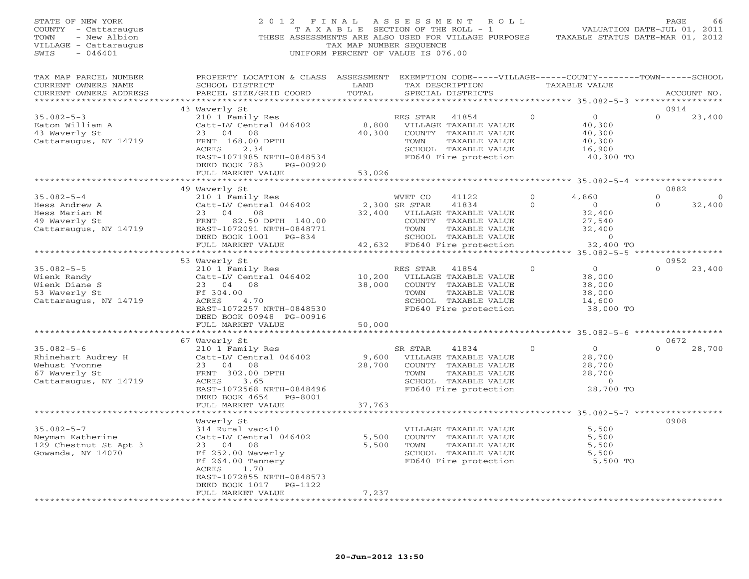STATE OF NEW YORK
COUNTY - Cattaraugus
TOWN - New Albion
VILLAGE - Cattaraugus
SWIS - 046401

# 2012 FINAL ASSESSMENT ROLL

TAXABLE SECTION OF THE ROLL - 1
THESE ASSESSMENTS ARE ALSO USED FOR VILLAGE PURPOSES
TAX MAP NUMBER SEQUENCE
UNIFORM PERCENT OF VALUE IS 076.00

VALUATION DATE-JUL 01, 2011
TAXABLE STATUS DATE-MAR 01, 2012

| TAX MAP PARCEL NUMBER / CURRENT OWNERS NAME / CURRENT OWNERS ADDRESS | PROPERTY LOCATION & CLASS / SCHOOL DISTRICT / PARCEL SIZE/GRID COORD | ASSESSMENT LAND / TOTAL | EXEMPTION CODE / TAX DESCRIPTION / SPECIAL DISTRICTS | VILLAGE | COUNTY TAXABLE VALUE | TOWN | SCHOOL / ACCOUNT NO. |
|---|---|---|---|---|---|---|---|
| | 43 Waverly St | | | | | | 0914 |
| 35.082-5-3 | 210 1 Family Res | | RES STAR 41854 | 0 | 0 | 0 | 23,400 |
| Eaton William A | Catt-LV Central 046402 | 8,800 | VILLAGE TAXABLE VALUE | | 40,300 | | |
| 43 Waverly St | 23 04 08 | 40,300 | COUNTY TAXABLE VALUE | | 40,300 | | |
| Cattaraugus, NY 14719 | FRNT 168.00 DPTH | | TOWN TAXABLE VALUE | | 40,300 | | |
| | ACRES 2.34 | | SCHOOL TAXABLE VALUE | | 16,900 | | |
| | EAST-1071985 NRTH-0848534 | | FD640 Fire protection | | 40,300 TO | | |
| | DEED BOOK 783 PG-00920 | | | | | | |
| | FULL MARKET VALUE | 53,026 | | | | | |
| | 49 Waverly St | | | | | | 0882 |
| 35.082-5-4 | 210 1 Family Res | | WVET CO 41122 | 0 | 4,860 | 0 | 0 |
| Hess Andrew A | Catt-LV Central 046402 | 2,300 | SR STAR 41834 | 0 | 0 | 0 | 32,400 |
| Hess Marian M | 23 04 08 | 32,400 | VILLAGE TAXABLE VALUE | | 32,400 | | |
| 49 Waverly St | FRNT 82.50 DPTH 140.00 | | COUNTY TAXABLE VALUE | | 27,540 | | |
| Cattaraugus, NY 14719 | EAST-1072091 NRTH-0848771 | | TOWN TAXABLE VALUE | | 32,400 | | |
| | DEED BOOK 1001 PG-834 | | SCHOOL TAXABLE VALUE | | 0 | | |
| | FULL MARKET VALUE | 42,632 | FD640 Fire protection | | 32,400 TO | | |
| | 53 Waverly St | | | | | | 0952 |
| 35.082-5-5 | 210 1 Family Res | | RES STAR 41854 | 0 | 0 | 0 | 23,400 |
| Wienk Randy | Catt-LV Central 046402 | 10,200 | VILLAGE TAXABLE VALUE | | 38,000 | | |
| Wienk Diane S | 23 04 08 | 38,000 | COUNTY TAXABLE VALUE | | 38,000 | | |
| 53 Waverly St | Ff 304.00 | | TOWN TAXABLE VALUE | | 38,000 | | |
| Cattaraugus, NY 14719 | ACRES 4.70 | | SCHOOL TAXABLE VALUE | | 14,600 | | |
| | EAST-1072257 NRTH-0848530 | | FD640 Fire protection | | 38,000 TO | | |
| | DEED BOOK 00948 PG-00916 | | | | | | |
| | FULL MARKET VALUE | 50,000 | | | | | |
| | 67 Waverly St | | | | | | 0672 |
| 35.082-5-6 | 210 1 Family Res | | SR STAR 41834 | 0 | 0 | 0 | 28,700 |
| Rhinehart Audrey H | Catt-LV Central 046402 | 9,600 | VILLAGE TAXABLE VALUE | | 28,700 | | |
| Wehust Yvonne | 23 04 08 | 28,700 | COUNTY TAXABLE VALUE | | 28,700 | | |
| 67 Waverly St | FRNT 302.00 DPTH | | TOWN TAXABLE VALUE | | 28,700 | | |
| Cattaraugus, NY 14719 | ACRES 3.65 | | SCHOOL TAXABLE VALUE | | 0 | | |
| | EAST-1072568 NRTH-0848496 | | FD640 Fire protection | | 28,700 TO | | |
| | DEED BOOK 4654 PG-8001 | | | | | | |
| | FULL MARKET VALUE | 37,763 | | | | | |
| | Waverly St | | | | | | 0908 |
| 35.082-5-7 | 314 Rural vac<10 | | VILLAGE TAXABLE VALUE | | 5,500 | | |
| Neyman Katherine | Catt-LV Central 046402 | 5,500 | COUNTY TAXABLE VALUE | | 5,500 | | |
| 129 Chestnut St Apt 3 | 23 04 08 | 5,500 | TOWN TAXABLE VALUE | | 5,500 | | |
| Gowanda, NY 14070 | Ff 252.00 Waverly | | SCHOOL TAXABLE VALUE | | 5,500 | | |
| | Ff 264.00 Tannery | | FD640 Fire protection | | 5,500 TO | | |
| | ACRES 1.70 | | | | | | |
| | EAST-1072855 NRTH-0848573 | | | | | | |
| | DEED BOOK 1017 PG-1122 | | | | | | |
| | FULL MARKET VALUE | 7,237 | | | | | |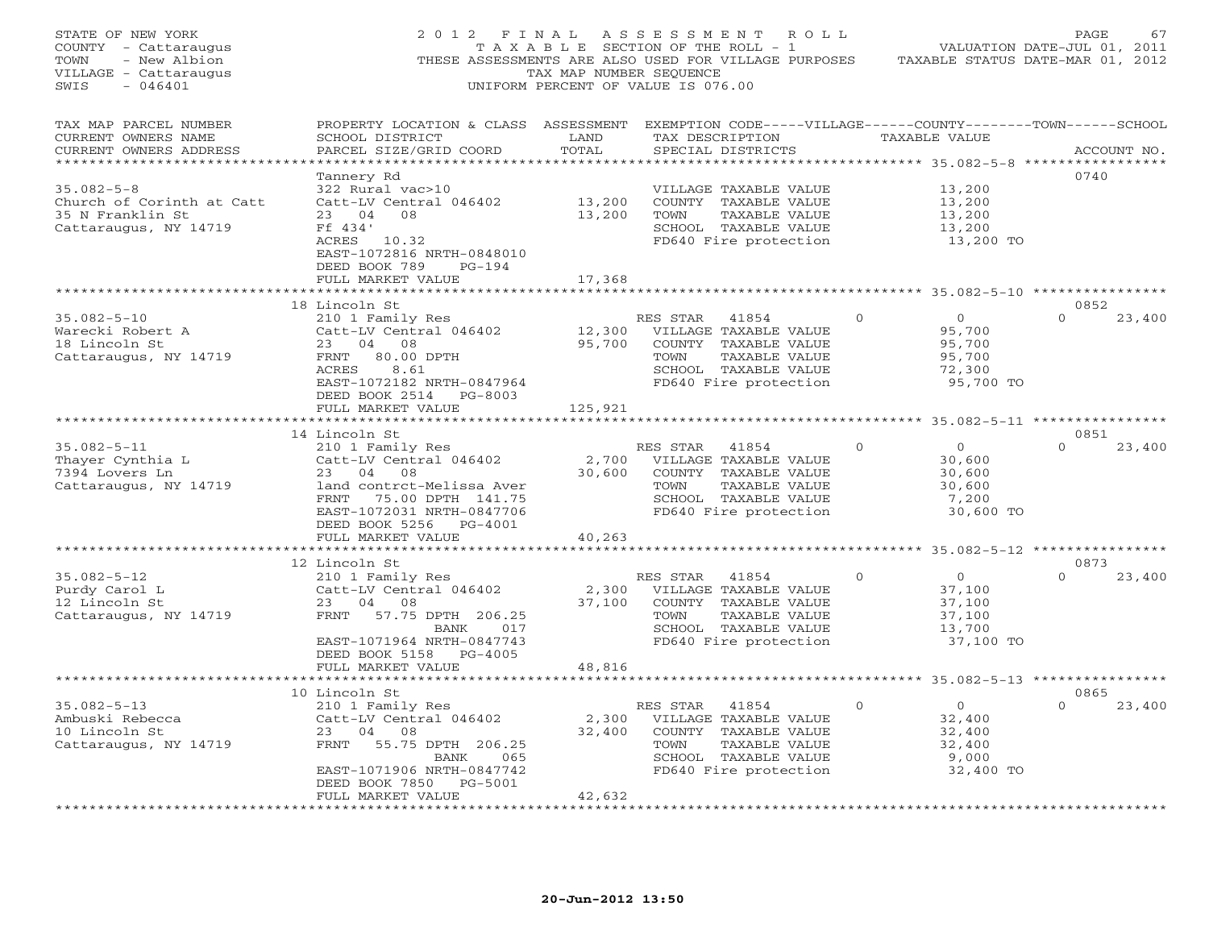STATE OF NEW YORK
COUNTY - Cattaraugus
TOWN - New Albion
VILLAGE - Cattaraugus
SWIS - 046401

# 2012 FINAL ASSESSMENT ROLL

TAXABLE SECTION OF THE ROLL - 1
THESE ASSESSMENTS ARE ALSO USED FOR VILLAGE PURPOSES
TAX MAP NUMBER SEQUENCE
UNIFORM PERCENT OF VALUE IS 076.00

VALUATION DATE-JUL 01, 2011
TAXABLE STATUS DATE-MAR 01, 2012

| TAX MAP PARCEL NUMBER / CURRENT OWNERS NAME / CURRENT OWNERS ADDRESS | PROPERTY LOCATION & CLASS / SCHOOL DISTRICT / PARCEL SIZE/GRID COORD | ASSESSMENT LAND / TOTAL | EXEMPTION CODE / TAX DESCRIPTION / SPECIAL DISTRICTS | VILLAGE | COUNTY / TAXABLE VALUE | TOWN | SCHOOL / ACCOUNT NO. |
|---|---|---|---|---|---|---|---|
| 35.082-5-8 | Tannery Rd | | | | | | 0740 |
| | 322 Rural vac>10 | | VILLAGE TAXABLE VALUE | | 13,200 | | |
| Church of Corinth at Catt | Catt-LV Central 046402 | 13,200 | COUNTY TAXABLE VALUE | | 13,200 | | |
| 35 N Franklin St | 23 04 08 | 13,200 | TOWN TAXABLE VALUE | | 13,200 | | |
| Cattaraugus, NY 14719 | Ff 434' | | SCHOOL TAXABLE VALUE | | 13,200 | | |
| | ACRES 10.32 | | FD640 Fire protection | | 13,200 TO | | |
| | EAST-1072816 NRTH-0848010 | | | | | | |
| | DEED BOOK 789 PG-194 | | | | | | |
| | FULL MARKET VALUE | 17,368 | | | | | |
| 35.082-5-10 | 18 Lincoln St | | | | | | 0852 |
| | 210 1 Family Res | | RES STAR 41854 | 0 | 0 | 0 | 23,400 |
| Warecki Robert A | Catt-LV Central 046402 | 12,300 | VILLAGE TAXABLE VALUE | | 95,700 | | |
| 18 Lincoln St | 23 04 08 | 95,700 | COUNTY TAXABLE VALUE | | 95,700 | | |
| Cattaraugus, NY 14719 | FRNT 80.00 DPTH | | TOWN TAXABLE VALUE | | 95,700 | | |
| | ACRES 8.61 | | SCHOOL TAXABLE VALUE | | 72,300 | | |
| | EAST-1072182 NRTH-0847964 | | FD640 Fire protection | | 95,700 TO | | |
| | DEED BOOK 2514 PG-8003 | | | | | | |
| | FULL MARKET VALUE | 125,921 | | | | | |
| 35.082-5-11 | 14 Lincoln St | | | | | | 0851 |
| | 210 1 Family Res | | RES STAR 41854 | 0 | 0 | 0 | 23,400 |
| Thayer Cynthia L | Catt-LV Central 046402 | 2,700 | VILLAGE TAXABLE VALUE | | 30,600 | | |
| 7394 Lovers Ln | 23 04 08 | 30,600 | COUNTY TAXABLE VALUE | | 30,600 | | |
| Cattaraugus, NY 14719 | land contrct-Melissa Aver | | TOWN TAXABLE VALUE | | 30,600 | | |
| | FRNT 75.00 DPTH 141.75 | | SCHOOL TAXABLE VALUE | | 7,200 | | |
| | EAST-1072031 NRTH-0847706 | | FD640 Fire protection | | 30,600 TO | | |
| | DEED BOOK 5256 PG-4001 | | | | | | |
| | FULL MARKET VALUE | 40,263 | | | | | |
| 35.082-5-12 | 12 Lincoln St | | | | | | 0873 |
| | 210 1 Family Res | | RES STAR 41854 | 0 | 0 | 0 | 23,400 |
| Purdy Carol L | Catt-LV Central 046402 | 2,300 | VILLAGE TAXABLE VALUE | | 37,100 | | |
| 12 Lincoln St | 23 04 08 | 37,100 | COUNTY TAXABLE VALUE | | 37,100 | | |
| Cattaraugus, NY 14719 | FRNT 57.75 DPTH 206.25 | | TOWN TAXABLE VALUE | | 37,100 | | |
| | BANK 017 | | SCHOOL TAXABLE VALUE | | 13,700 | | |
| | EAST-1071964 NRTH-0847743 | | FD640 Fire protection | | 37,100 TO | | |
| | DEED BOOK 5158 PG-4005 | | | | | | |
| | FULL MARKET VALUE | 48,816 | | | | | |
| 35.082-5-13 | 10 Lincoln St | | | | | | 0865 |
| | 210 1 Family Res | | RES STAR 41854 | 0 | 0 | 0 | 23,400 |
| Ambuski Rebecca | Catt-LV Central 046402 | 2,300 | VILLAGE TAXABLE VALUE | | 32,400 | | |
| 10 Lincoln St | 23 04 08 | 32,400 | COUNTY TAXABLE VALUE | | 32,400 | | |
| Cattaraugus, NY 14719 | FRNT 55.75 DPTH 206.25 | | TOWN TAXABLE VALUE | | 32,400 | | |
| | BANK 065 | | SCHOOL TAXABLE VALUE | | 9,000 | | |
| | EAST-1071906 NRTH-0847742 | | FD640 Fire protection | | 32,400 TO | | |
| | DEED BOOK 7850 PG-5001 | | | | | | |
| | FULL MARKET VALUE | 42,632 | | | | | |

20-Jun-2012 13:50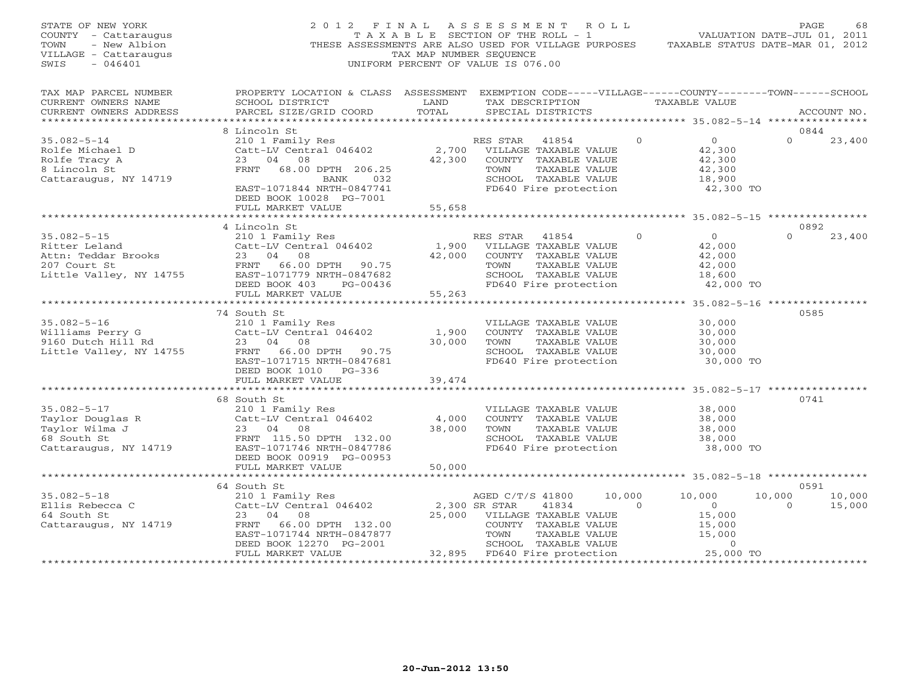STATE OF NEW YORK
COUNTY - Cattaraugus
TOWN - New Albion
VILLAGE - Cattaraugus
SWIS - 046401

2012 FINAL ASSESSMENT ROLL
TAXABLE SECTION OF THE ROLL - 1
THESE ASSESSMENTS ARE ALSO USED FOR VILLAGE PURPOSES
TAX MAP NUMBER SEQUENCE
UNIFORM PERCENT OF VALUE IS 076.00

VALUATION DATE-JUL 01, 2011
TAXABLE STATUS DATE-MAR 01, 2012

| TAX MAP PARCEL NUMBER / CURRENT OWNERS NAME / CURRENT OWNERS ADDRESS | PROPERTY LOCATION & CLASS / SCHOOL DISTRICT / PARCEL SIZE/GRID COORD | ASSESSMENT LAND / TOTAL | EXEMPTION CODE / TAX DESCRIPTION / SPECIAL DISTRICTS | VILLAGE | COUNTY | TOWN | SCHOOL | ACCOUNT NO. |
|---|---|---|---|---|---|---|---|---|
| | 8 Lincoln St | | | | | | | 0844 |
| 35.082-5-14 | 210 1 Family Res | | RES STAR 41854 | 0 | 0 | 0 | 23,400 | |
| Rolfe Michael D | Catt-LV Central 046402 | 2,700 | VILLAGE TAXABLE VALUE | | 42,300 | | | |
| Rolfe Tracy A | 23 04 08 | 42,300 | COUNTY TAXABLE VALUE | | 42,300 | | | |
| 8 Lincoln St | FRNT 68.00 DPTH 206.25 | | TOWN TAXABLE VALUE | | 42,300 | | | |
| Cattaraugus, NY 14719 | BANK 032 | | SCHOOL TAXABLE VALUE | | 18,900 | | | |
| | EAST-1071844 NRTH-0847741 | | FD640 Fire protection | | 42,300 TO | | | |
| | DEED BOOK 10028 PG-7001 | | | | | | | |
| | FULL MARKET VALUE | 55,658 | | | | | | |
| | 4 Lincoln St | | | | | | | 0892 |
| 35.082-5-15 | 210 1 Family Res | | RES STAR 41854 | 0 | 0 | 0 | 23,400 | |
| Ritter Leland | Catt-LV Central 046402 | 1,900 | VILLAGE TAXABLE VALUE | | 42,000 | | | |
| Attn: Teddar Brooks | 23 04 08 | 42,000 | COUNTY TAXABLE VALUE | | 42,000 | | | |
| 207 Court St | FRNT 66.00 DPTH 90.75 | | TOWN TAXABLE VALUE | | 42,000 | | | |
| Little Valley, NY 14755 | EAST-1071779 NRTH-0847682 | | SCHOOL TAXABLE VALUE | | 18,600 | | | |
| | DEED BOOK 403 PG-00436 | | FD640 Fire protection | | 42,000 TO | | | |
| | FULL MARKET VALUE | 55,263 | | | | | | |
| | 74 South St | | | | | | | 0585 |
| 35.082-5-16 | 210 1 Family Res | | VILLAGE TAXABLE VALUE | | 30,000 | | | |
| Williams Perry G | Catt-LV Central 046402 | 1,900 | COUNTY TAXABLE VALUE | | 30,000 | | | |
| 9160 Dutch Hill Rd | 23 04 08 | 30,000 | TOWN TAXABLE VALUE | | 30,000 | | | |
| Little Valley, NY 14755 | FRNT 66.00 DPTH 90.75 | | SCHOOL TAXABLE VALUE | | 30,000 | | | |
| | EAST-1071715 NRTH-0847681 | | FD640 Fire protection | | 30,000 TO | | | |
| | DEED BOOK 1010 PG-336 | | | | | | | |
| | FULL MARKET VALUE | 39,474 | | | | | | |
| | 68 South St | | | | | | | 0741 |
| 35.082-5-17 | 210 1 Family Res | | VILLAGE TAXABLE VALUE | | 38,000 | | | |
| Taylor Douglas R | Catt-LV Central 046402 | 4,000 | COUNTY TAXABLE VALUE | | 38,000 | | | |
| Taylor Wilma J | 23 04 08 | 38,000 | TOWN TAXABLE VALUE | | 38,000 | | | |
| 68 South St | FRNT 115.50 DPTH 132.00 | | SCHOOL TAXABLE VALUE | | 38,000 | | | |
| Cattaraugus, NY 14719 | EAST-1071746 NRTH-0847786 | | FD640 Fire protection | | 38,000 TO | | | |
| | DEED BOOK 00919 PG-00953 | | | | | | | |
| | FULL MARKET VALUE | 50,000 | | | | | | |
| | 64 South St | | | | | | | 0591 |
| 35.082-5-18 | 210 1 Family Res | | AGED C/T/S 41800 | 10,000 | 10,000 | 10,000 | 10,000 | |
| Ellis Rebecca C | Catt-LV Central 046402 | 2,300 | SR STAR 41834 | 0 | 0 | 0 | 15,000 | |
| 64 South St | 23 04 08 | 25,000 | VILLAGE TAXABLE VALUE | | 15,000 | | | |
| Cattaraugus, NY 14719 | FRNT 66.00 DPTH 132.00 | | COUNTY TAXABLE VALUE | | 15,000 | | | |
| | EAST-1071744 NRTH-0847877 | | TOWN TAXABLE VALUE | | 15,000 | | | |
| | DEED BOOK 12270 PG-2001 | | SCHOOL TAXABLE VALUE | | 0 | | | |
| | FULL MARKET VALUE | 32,895 | FD640 Fire protection | | 25,000 TO | | | |

20-Jun-2012 13:50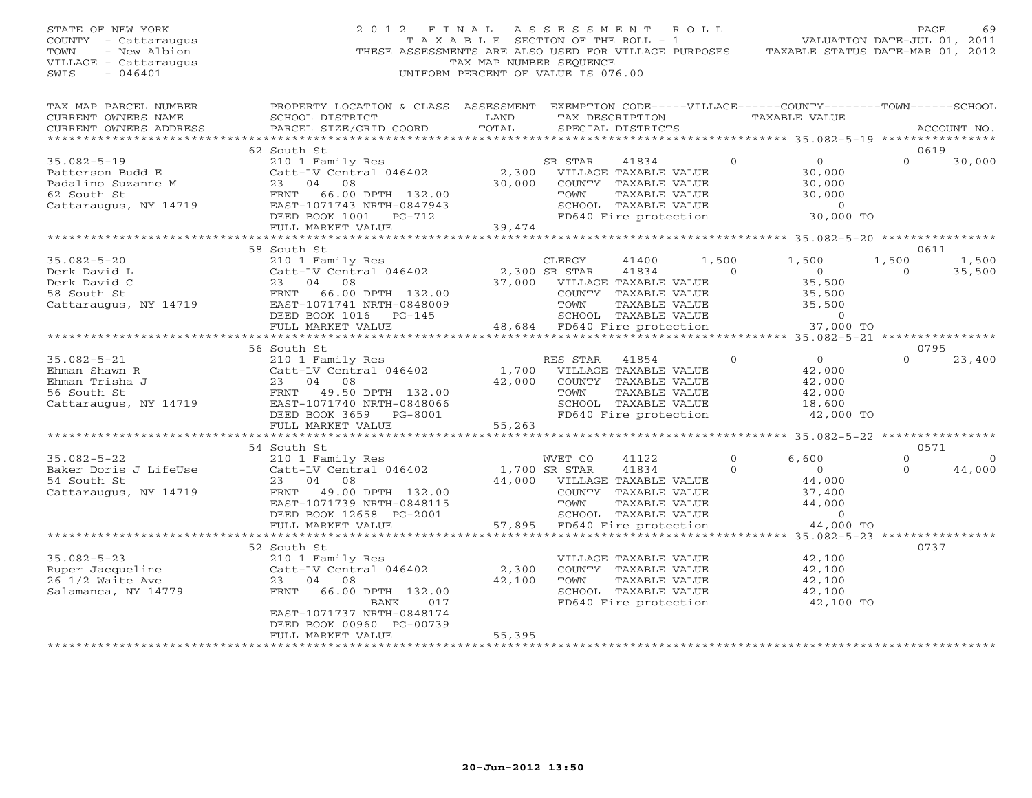STATE OF NEW YORK
COUNTY - Cattaraugus
TOWN - New Albion
VILLAGE - Cattaraugus
SWIS - 046401

2012 FINAL ASSESSMENT ROLL
TAXABLE SECTION OF THE ROLL - 1
THESE ASSESSMENTS ARE ALSO USED FOR VILLAGE PURPOSES
TAX MAP NUMBER SEQUENCE
UNIFORM PERCENT OF VALUE IS 076.00

VALUATION DATE-JUL 01, 2011
TAXABLE STATUS DATE-MAR 01, 2012

| TAX MAP PARCEL NUMBER / CURRENT OWNERS NAME / CURRENT OWNERS ADDRESS | PROPERTY LOCATION & CLASS / SCHOOL DISTRICT / PARCEL SIZE/GRID COORD | ASSESSMENT LAND / TOTAL | EXEMPTION CODE / TAX DESCRIPTION / SPECIAL DISTRICTS | VILLAGE | COUNTY | TOWN | SCHOOL | ACCOUNT NO. |
|---|---|---|---|---|---|---|---|---|
| 35.082-5-19 | 62 South St | | | | | | | 0619 |
| Patterson Budd E | 210 1 Family Res | | SR STAR 41834 | 0 | 0 | 0 | 30,000 | |
| Padalino Suzanne M | Catt-LV Central 046402 | 2,300 | VILLAGE TAXABLE VALUE | | 30,000 | | | |
| 62 South St | 23 04 08 | 30,000 | COUNTY TAXABLE VALUE | | 30,000 | | | |
| Cattaraugus, NY 14719 | FRNT 66.00 DPTH 132.00 | | TOWN TAXABLE VALUE | | 30,000 | | | |
| | EAST-1071743 NRTH-0847943 | | SCHOOL TAXABLE VALUE | | 0 | | | |
| | DEED BOOK 1001 PG-712 | | FD640 Fire protection | | 30,000 TO | | | |
| | FULL MARKET VALUE | 39,474 | | | | | | |
| 35.082-5-20 | 58 South St | | | | | | | 0611 |
| Derk David L | 210 1 Family Res | | CLERGY 41400 | 1,500 | 1,500 | 1,500 | 1,500 | |
| Derk David C | Catt-LV Central 046402 | 2,300 | SR STAR 41834 | 0 | 0 | 0 | 35,500 | |
| 58 South St | 23 04 08 | 37,000 | VILLAGE TAXABLE VALUE | | 35,500 | | | |
| Cattaraugus, NY 14719 | FRNT 66.00 DPTH 132.00 | | COUNTY TAXABLE VALUE | | 35,500 | | | |
| | EAST-1071741 NRTH-0848009 | | TOWN TAXABLE VALUE | | 35,500 | | | |
| | DEED BOOK 1016 PG-145 | | SCHOOL TAXABLE VALUE | | 0 | | | |
| | FULL MARKET VALUE | 48,684 | FD640 Fire protection | | 37,000 TO | | | |
| 35.082-5-21 | 56 South St | | | | | | | 0795 |
| Ehman Shawn R | 210 1 Family Res | | RES STAR 41854 | 0 | 0 | 0 | 23,400 | |
| Ehman Trisha J | Catt-LV Central 046402 | 1,700 | VILLAGE TAXABLE VALUE | | 42,000 | | | |
| 56 South St | 23 04 08 | 42,000 | COUNTY TAXABLE VALUE | | 42,000 | | | |
| Cattaraugus, NY 14719 | FRNT 49.50 DPTH 132.00 | | TOWN TAXABLE VALUE | | 42,000 | | | |
| | EAST-1071740 NRTH-0848066 | | SCHOOL TAXABLE VALUE | | 18,600 | | | |
| | DEED BOOK 3659 PG-8001 | | FD640 Fire protection | | 42,000 TO | | | |
| | FULL MARKET VALUE | 55,263 | | | | | | |
| 35.082-5-22 | 54 South St | | | | | | | 0571 |
| Baker Doris J LifeUse | 210 1 Family Res | | WVET CO 41122 | 0 | 6,600 | 0 | 0 | |
| 54 South St | Catt-LV Central 046402 | 1,700 | SR STAR 41834 | 0 | 0 | 0 | 44,000 | |
| Cattaraugus, NY 14719 | 23 04 08 | 44,000 | VILLAGE TAXABLE VALUE | | 44,000 | | | |
| | FRNT 49.00 DPTH 132.00 | | COUNTY TAXABLE VALUE | | 37,400 | | | |
| | EAST-1071739 NRTH-0848115 | | TOWN TAXABLE VALUE | | 44,000 | | | |
| | DEED BOOK 12658 PG-2001 | | SCHOOL TAXABLE VALUE | | 0 | | | |
| | FULL MARKET VALUE | 57,895 | FD640 Fire protection | | 44,000 TO | | | |
| 35.082-5-23 | 52 South St | | | | | | | 0737 |
| Ruper Jacqueline | 210 1 Family Res | | VILLAGE TAXABLE VALUE | | 42,100 | | | |
| 26 1/2 Waite Ave | Catt-LV Central 046402 | 2,300 | COUNTY TAXABLE VALUE | | 42,100 | | | |
| Salamanca, NY 14779 | 23 04 08 | 42,100 | TOWN TAXABLE VALUE | | 42,100 | | | |
| | FRNT 66.00 DPTH 132.00 | | SCHOOL TAXABLE VALUE | | 42,100 | | | |
| | BANK 017 | | FD640 Fire protection | | 42,100 TO | | | |
| | EAST-1071737 NRTH-0848174 | | | | | | | |
| | DEED BOOK 00960 PG-00739 | | | | | | | |
| | FULL MARKET VALUE | 55,395 | | | | | | |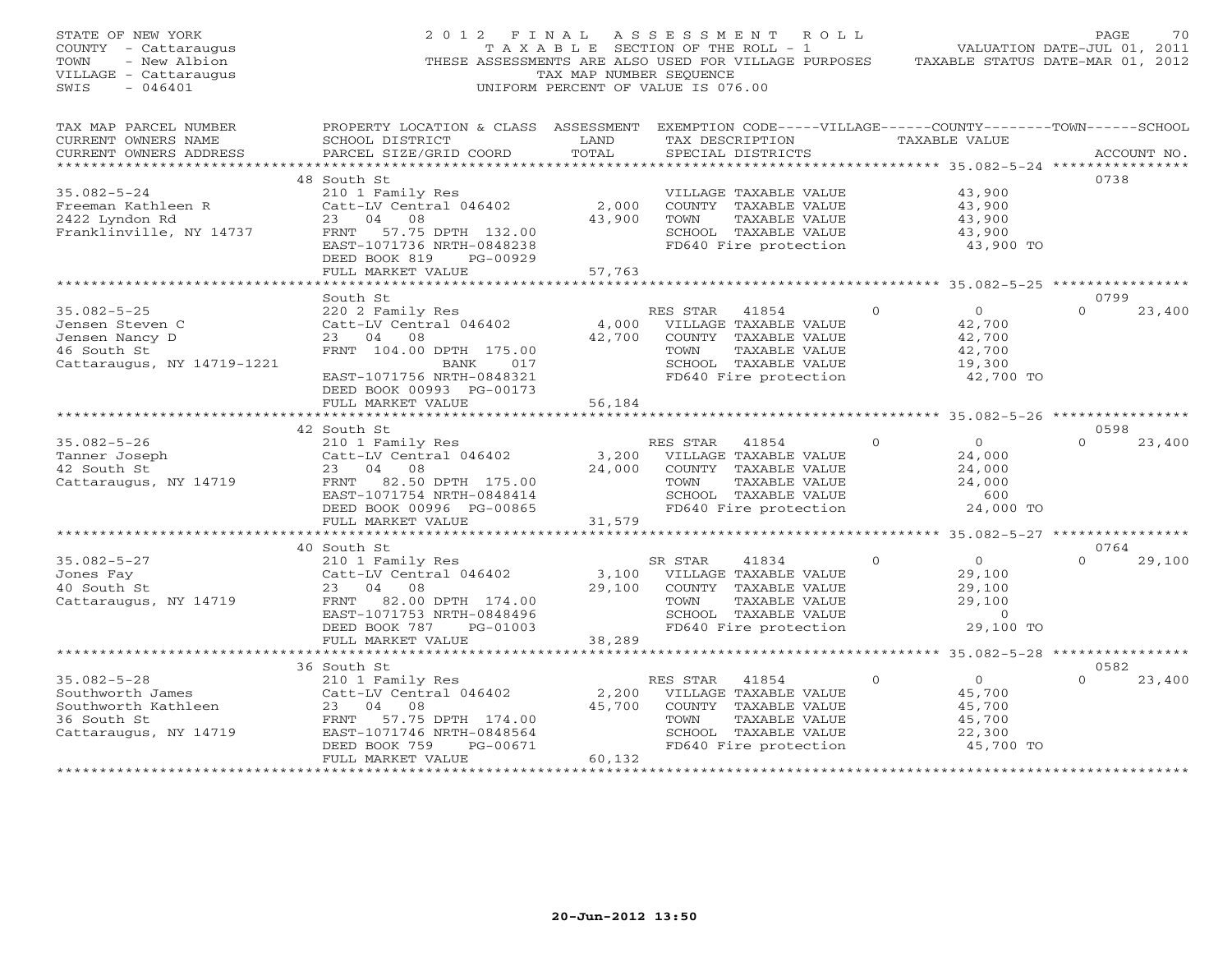STATE OF NEW YORK
COUNTY - Cattaraugus
TOWN - New Albion
VILLAGE - Cattaraugus
SWIS - 046401

2 0 1 2 F I N A L A S S E S S M E N T R O L L
T A X A B L E SECTION OF THE ROLL - 1
THESE ASSESSMENTS ARE ALSO USED FOR VILLAGE PURPOSES
TAX MAP NUMBER SEQUENCE
UNIFORM PERCENT OF VALUE IS 076.00

VALUATION DATE-JUL 01, 2011
TAXABLE STATUS DATE-MAR 01, 2012

| TAX MAP PARCEL NUMBER / CURRENT OWNERS NAME / CURRENT OWNERS ADDRESS | PROPERTY LOCATION & CLASS / SCHOOL DISTRICT / PARCEL SIZE/GRID COORD | ASSESSMENT LAND / TOTAL | EXEMPTION CODE / TAX DESCRIPTION / SPECIAL DISTRICTS | VILLAGE | COUNTY / TAXABLE VALUE | TOWN | SCHOOL | ACCOUNT NO. |
|---|---|---|---|---|---|---|---|---|
| 35.082-5-24 | 48 South St | | | | | | | 0738 |
| | 210 1 Family Res | | VILLAGE TAXABLE VALUE | | 43,900 | | | |
| Freeman Kathleen R | Catt-LV Central 046402 | 2,000 | COUNTY TAXABLE VALUE | | 43,900 | | | |
| 2422 Lyndon Rd | 23 04 08 | 43,900 | TOWN TAXABLE VALUE | | 43,900 | | | |
| Franklinville, NY 14737 | FRNT 57.75 DPTH 132.00 | | SCHOOL TAXABLE VALUE | | 43,900 | | | |
| | EAST-1071736 NRTH-0848238 | | FD640 Fire protection | | 43,900 TO | | | |
| | DEED BOOK 819 PG-00929 | | | | | | | |
| | FULL MARKET VALUE | 57,763 | | | | | | |
| 35.082-5-25 | South St | | | | | | | 0799 |
| | 220 2 Family Res | | RES STAR 41854 | 0 | 0 | 0 | 23,400 | |
| Jensen Steven C | Catt-LV Central 046402 | 4,000 | VILLAGE TAXABLE VALUE | | 42,700 | | | |
| Jensen Nancy D | 23 04 08 | 42,700 | COUNTY TAXABLE VALUE | | 42,700 | | | |
| 46 South St | FRNT 104.00 DPTH 175.00 | | TOWN TAXABLE VALUE | | 42,700 | | | |
| Cattaraugus, NY 14719-1221 | BANK 017 | | SCHOOL TAXABLE VALUE | | 19,300 | | | |
| | EAST-1071756 NRTH-0848321 | | FD640 Fire protection | | 42,700 TO | | | |
| | DEED BOOK 00993 PG-00173 | | | | | | | |
| | FULL MARKET VALUE | 56,184 | | | | | | |
| 35.082-5-26 | 42 South St | | | | | | | 0598 |
| | 210 1 Family Res | | RES STAR 41854 | 0 | 0 | 0 | 23,400 | |
| Tanner Joseph | Catt-LV Central 046402 | 3,200 | VILLAGE TAXABLE VALUE | | 24,000 | | | |
| 42 South St | 23 04 08 | 24,000 | COUNTY TAXABLE VALUE | | 24,000 | | | |
| Cattaraugus, NY 14719 | FRNT 82.50 DPTH 175.00 | | TOWN TAXABLE VALUE | | 24,000 | | | |
| | EAST-1071754 NRTH-0848414 | | SCHOOL TAXABLE VALUE | | 600 | | | |
| | DEED BOOK 00996 PG-00865 | | FD640 Fire protection | | 24,000 TO | | | |
| | FULL MARKET VALUE | 31,579 | | | | | | |
| 35.082-5-27 | 40 South St | | | | | | | 0764 |
| | 210 1 Family Res | | SR STAR 41834 | 0 | 0 | 0 | 29,100 | |
| Jones Fay | Catt-LV Central 046402 | 3,100 | VILLAGE TAXABLE VALUE | | 29,100 | | | |
| 40 South St | 23 04 08 | 29,100 | COUNTY TAXABLE VALUE | | 29,100 | | | |
| Cattaraugus, NY 14719 | FRNT 82.00 DPTH 174.00 | | TOWN TAXABLE VALUE | | 29,100 | | | |
| | EAST-1071753 NRTH-0848496 | | SCHOOL TAXABLE VALUE | | 0 | | | |
| | DEED BOOK 787 PG-01003 | | FD640 Fire protection | | 29,100 TO | | | |
| | FULL MARKET VALUE | 38,289 | | | | | | |
| 35.082-5-28 | 36 South St | | | | | | | 0582 |
| | 210 1 Family Res | | RES STAR 41854 | 0 | 0 | 0 | 23,400 | |
| Southworth James | Catt-LV Central 046402 | 2,200 | VILLAGE TAXABLE VALUE | | 45,700 | | | |
| Southworth Kathleen | 23 04 08 | 45,700 | COUNTY TAXABLE VALUE | | 45,700 | | | |
| 36 South St | FRNT 57.75 DPTH 174.00 | | TOWN TAXABLE VALUE | | 45,700 | | | |
| Cattaraugus, NY 14719 | EAST-1071746 NRTH-0848564 | | SCHOOL TAXABLE VALUE | | 22,300 | | | |
| | DEED BOOK 759 PG-00671 | | FD640 Fire protection | | 45,700 TO | | | |
| | FULL MARKET VALUE | 60,132 | | | | | | |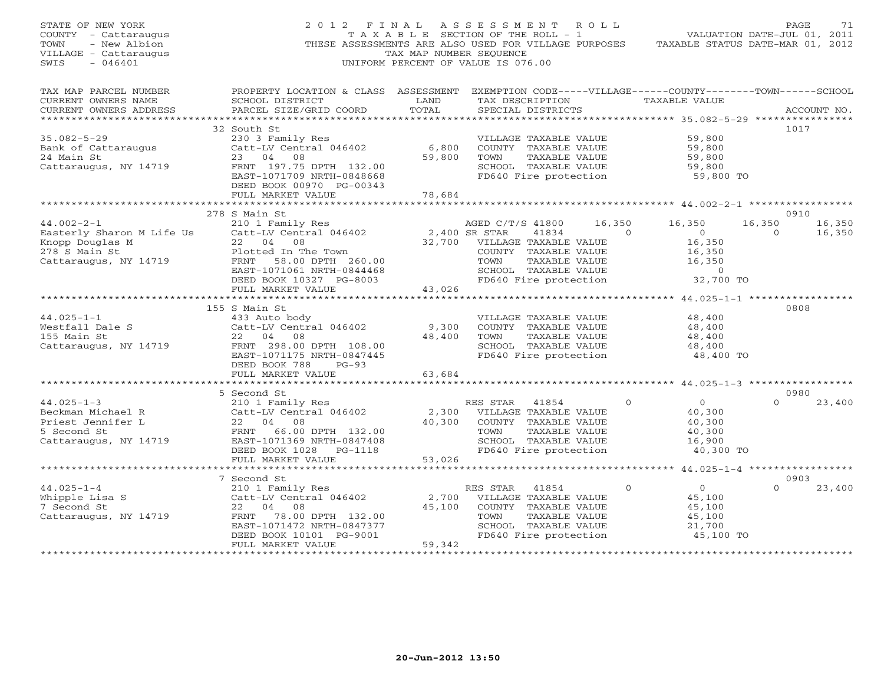STATE OF NEW YORK
COUNTY - Cattaraugus
TOWN - New Albion
VILLAGE - Cattaraugus
SWIS - 046401

2012 FINAL ASSESSMENT ROLL
TAXABLE SECTION OF THE ROLL - 1
THESE ASSESSMENTS ARE ALSO USED FOR VILLAGE PURPOSES
TAX MAP NUMBER SEQUENCE
UNIFORM PERCENT OF VALUE IS 076.00

VALUATION DATE-JUL 01, 2011
TAXABLE STATUS DATE-MAR 01, 2012

| TAX MAP PARCEL NUMBER / CURRENT OWNERS NAME / CURRENT OWNERS ADDRESS | PROPERTY LOCATION & CLASS / SCHOOL DISTRICT / PARCEL SIZE/GRID COORD | ASSESSMENT LAND / TOTAL | EXEMPTION CODE / TAX DESCRIPTION / SPECIAL DISTRICTS | VILLAGE | COUNTY | TOWN | SCHOOL | ACCOUNT NO. |
|---|---|---|---|---|---|---|---|---|
| 35.082-5-29 | 32 South St | | | | | | | 1017 |
| | 230 3 Family Res | | VILLAGE TAXABLE VALUE | 59,800 | | | | |
| Bank of Cattaraugus | Catt-LV Central 046402 | 6,800 | COUNTY TAXABLE VALUE | | 59,800 | | | |
| 24 Main St | 23 04 08 | 59,800 | TOWN TAXABLE VALUE | | | 59,800 | | |
| Cattaraugus, NY 14719 | FRNT 197.75 DPTH 132.00 | | SCHOOL TAXABLE VALUE | | | | 59,800 | |
| | EAST-1071709 NRTH-0848668 | | FD640 Fire protection | 59,800 TO | | | | |
| | DEED BOOK 00970 PG-00343 | | | | | | | |
| | FULL MARKET VALUE | 78,684 | | | | | | |
| 44.002-2-1 | 278 S Main St | | | | | | | 0910 |
| | 210 1 Family Res | | AGED C/T/S 41800 | 16,350 | 16,350 | 16,350 | 16,350 | |
| Easterly Sharon M Life Us | Catt-LV Central 046402 | 2,400 | SR STAR 41834 | 0 | 0 | 0 | 16,350 | |
| Knopp Douglas M | 22 04 08 | 32,700 | VILLAGE TAXABLE VALUE | 16,350 | | | | |
| 278 S Main St | Plotted In The Town | | COUNTY TAXABLE VALUE | | 16,350 | | | |
| Cattaraugus, NY 14719 | FRNT 58.00 DPTH 260.00 | | TOWN TAXABLE VALUE | | | 16,350 | | |
| | EAST-1071061 NRTH-0844468 | | SCHOOL TAXABLE VALUE | | | | 0 | |
| | DEED BOOK 10327 PG-8003 | | FD640 Fire protection | 32,700 TO | | | | |
| | FULL MARKET VALUE | 43,026 | | | | | | |
| 44.025-1-1 | 155 S Main St | | | | | | | 0808 |
| | 433 Auto body | | VILLAGE TAXABLE VALUE | 48,400 | | | | |
| Westfall Dale S | Catt-LV Central 046402 | 9,300 | COUNTY TAXABLE VALUE | | 48,400 | | | |
| 155 Main St | 22 04 08 | 48,400 | TOWN TAXABLE VALUE | | | 48,400 | | |
| Cattaraugus, NY 14719 | FRNT 298.00 DPTH 108.00 | | SCHOOL TAXABLE VALUE | | | | 48,400 | |
| | EAST-1071175 NRTH-0847445 | | FD640 Fire protection | 48,400 TO | | | | |
| | DEED BOOK 788 PG-93 | | | | | | | |
| | FULL MARKET VALUE | 63,684 | | | | | | |
| 44.025-1-3 | 5 Second St | | | | | | | 0980 |
| | 210 1 Family Res | | RES STAR 41854 | 0 | 0 | 0 | 23,400 | |
| Beckman Michael R | Catt-LV Central 046402 | 2,300 | VILLAGE TAXABLE VALUE | 40,300 | | | | |
| Priest Jennifer L | 22 04 08 | 40,300 | COUNTY TAXABLE VALUE | | 40,300 | | | |
| 5 Second St | FRNT 66.00 DPTH 132.00 | | TOWN TAXABLE VALUE | | | 40,300 | | |
| Cattaraugus, NY 14719 | EAST-1071369 NRTH-0847408 | | SCHOOL TAXABLE VALUE | | | | 16,900 | |
| | DEED BOOK 1028 PG-1118 | | FD640 Fire protection | 40,300 TO | | | | |
| | FULL MARKET VALUE | 53,026 | | | | | | |
| 44.025-1-4 | 7 Second St | | | | | | | 0903 |
| | 210 1 Family Res | | RES STAR 41854 | 0 | 0 | 0 | 23,400 | |
| Whipple Lisa S | Catt-LV Central 046402 | 2,700 | VILLAGE TAXABLE VALUE | 45,100 | | | | |
| 7 Second St | 22 04 08 | 45,100 | COUNTY TAXABLE VALUE | | 45,100 | | | |
| Cattaraugus, NY 14719 | FRNT 78.00 DPTH 132.00 | | TOWN TAXABLE VALUE | | | 45,100 | | |
| | EAST-1071472 NRTH-0847377 | | SCHOOL TAXABLE VALUE | | | | 21,700 | |
| | DEED BOOK 10101 PG-9001 | | FD640 Fire protection | 45,100 TO | | | | |
| | FULL MARKET VALUE | 59,342 | | | | | | |

20-Jun-2012 13:50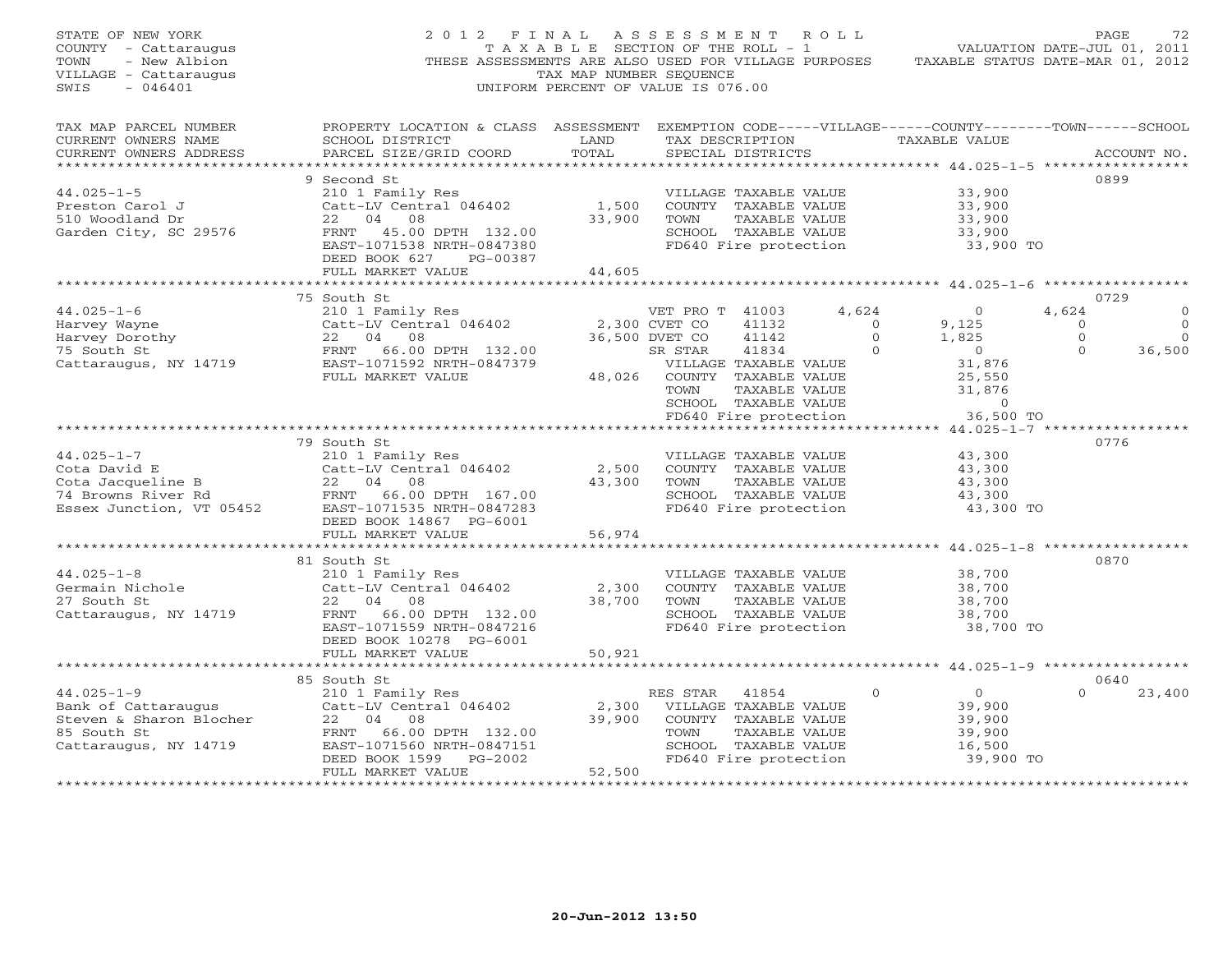STATE OF NEW YORK
COUNTY - Cattaraugus
TOWN - New Albion
VILLAGE - Cattaraugus
SWIS - 046401

2012 FINAL ASSESSMENT ROLL
TAXABLE SECTION OF THE ROLL - 1
THESE ASSESSMENTS ARE ALSO USED FOR VILLAGE PURPOSES
TAX MAP NUMBER SEQUENCE
UNIFORM PERCENT OF VALUE IS 076.00

VALUATION DATE-JUL 01, 2011
TAXABLE STATUS DATE-MAR 01, 2012

```
TAX MAP PARCEL NUMBER     PROPERTY LOCATION & CLASS  ASSESSMENT  EXEMPTION CODE-----VILLAGE------COUNTY--------TOWN------SCHOOL
CURRENT OWNERS NAME       SCHOOL DISTRICT               LAND      TAX DESCRIPTION            TAXABLE VALUE
CURRENT OWNERS ADDRESS    PARCEL SIZE/GRID COORD        TOTAL     SPECIAL DISTRICTS                                       ACCOUNT NO.
******************************************************************************************************* 44.025-1-5 *****************
                          9 Second St                                                                                     0899
44.025-1-5                210 1 Family Res                        VILLAGE TAXABLE VALUE            33,900
Preston Carol J           Catt-LV Central 046402      1,500       COUNTY  TAXABLE VALUE            33,900
510 Woodland Dr           22   04   08               33,900       TOWN    TAXABLE VALUE            33,900
Garden City, SC 29576     FRNT  45.00 DPTH 132.00                 SCHOOL  TAXABLE VALUE            33,900
                          EAST-1071538 NRTH-0847380               FD640 Fire protection             33,900 TO
                          DEED BOOK 627    PG-00387
                          FULL MARKET VALUE          44,605
******************************************************************************************************* 44.025-1-6 *****************
                          75 South St                                                                                     0729
44.025-1-6                210 1 Family Res                        VET PRO T 41003        4,624          0      4,624          0
Harvey Wayne              Catt-LV Central 046402      2,300 CVET CO   41132              0      9,125          0          0
Harvey Dorothy            22   04   08               36,500 DVET CO   41142              0      1,825          0          0
75 South St               FRNT  66.00 DPTH 132.00           SR STAR   41834              0          0          0     36,500
Cattaraugus, NY 14719     EAST-1071592 NRTH-0847379               VILLAGE TAXABLE VALUE            31,876
                          FULL MARKET VALUE          48,026       COUNTY  TAXABLE VALUE            25,550
                                                                  TOWN    TAXABLE VALUE            31,876
                                                                  SCHOOL  TAXABLE VALUE                 0
                                                                  FD640 Fire protection             36,500 TO
******************************************************************************************************* 44.025-1-7 *****************
                          79 South St                                                                                     0776
44.025-1-7                210 1 Family Res                        VILLAGE TAXABLE VALUE            43,300
Cota David E              Catt-LV Central 046402      2,500       COUNTY  TAXABLE VALUE            43,300
Cota Jacqueline B         22   04   08               43,300       TOWN    TAXABLE VALUE            43,300
74 Browns River Rd        FRNT  66.00 DPTH 167.00                 SCHOOL  TAXABLE VALUE            43,300
Essex Junction, VT 05452  EAST-1071535 NRTH-0847283               FD640 Fire protection             43,300 TO
                          DEED BOOK 14867  PG-6001
                          FULL MARKET VALUE          56,974
******************************************************************************************************* 44.025-1-8 *****************
                          81 South St                                                                                     0870
44.025-1-8                210 1 Family Res                        VILLAGE TAXABLE VALUE            38,700
Germain Nichole           Catt-LV Central 046402      2,300       COUNTY  TAXABLE VALUE            38,700
27 South St               22   04   08               38,700       TOWN    TAXABLE VALUE            38,700
Cattaraugus, NY 14719     FRNT  66.00 DPTH 132.00                 SCHOOL  TAXABLE VALUE            38,700
                          EAST-1071559 NRTH-0847216               FD640 Fire protection             38,700 TO
                          DEED BOOK 10278  PG-6001
                          FULL MARKET VALUE          50,921
******************************************************************************************************* 44.025-1-9 *****************
                          85 South St                                                                                     0640
44.025-1-9                210 1 Family Res                        RES STAR  41854              0          0          0     23,400
Bank of Cattaraugus       Catt-LV Central 046402      2,300       VILLAGE TAXABLE VALUE            39,900
Steven & Sharon Blocher   22   04   08               39,900       COUNTY  TAXABLE VALUE            39,900
85 South St               FRNT  66.00 DPTH 132.00                 TOWN    TAXABLE VALUE            39,900
Cattaraugus, NY 14719     EAST-1071560 NRTH-0847151               SCHOOL  TAXABLE VALUE            16,500
                          DEED BOOK 1599   PG-2002                FD640 Fire protection             39,900 TO
                          FULL MARKET VALUE          52,500
************************************************************************************************************************************
```

20-Jun-2012 13:50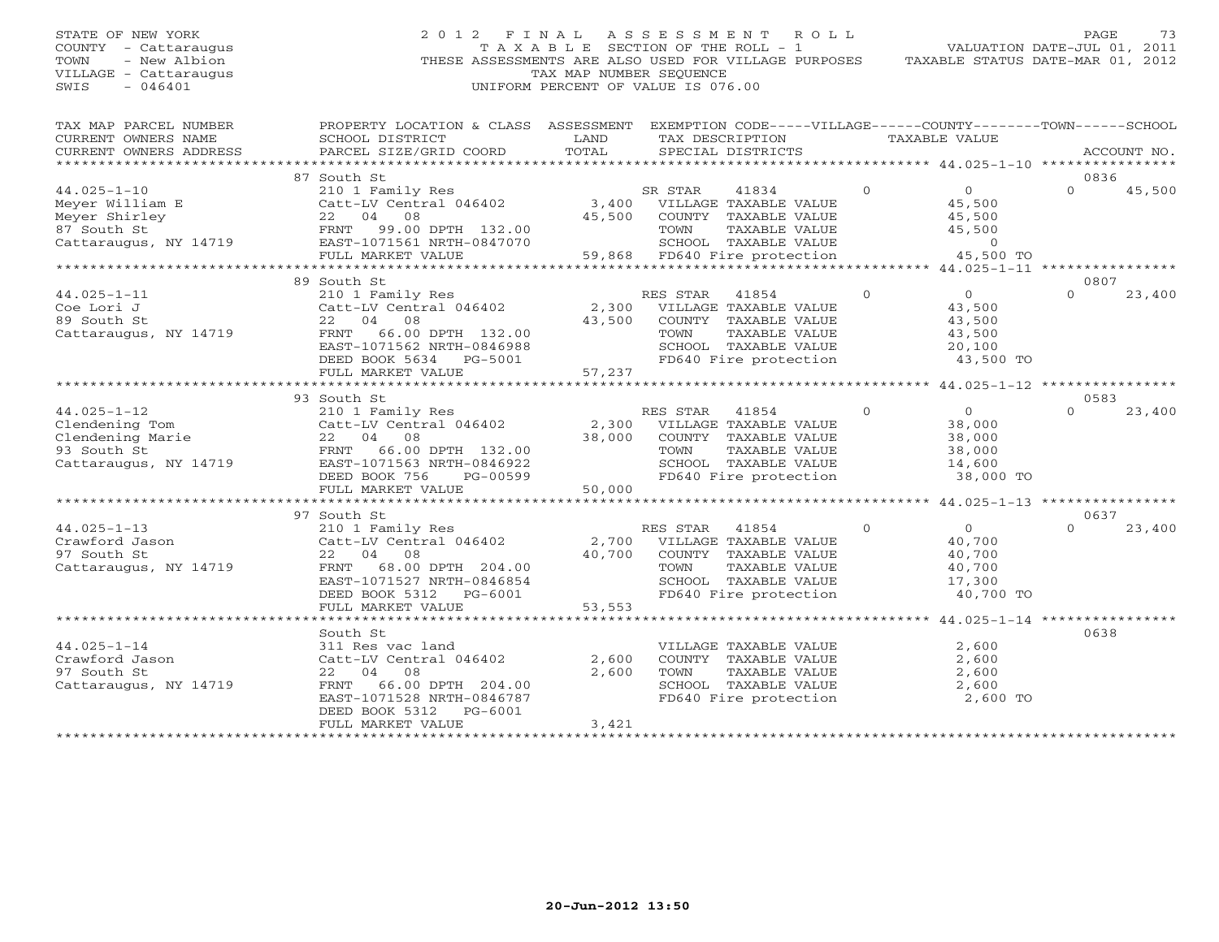STATE OF NEW YORK
COUNTY - Cattaraugus
TOWN - New Albion
VILLAGE - Cattaraugus
SWIS - 046401

2012 FINAL ASSESSMENT ROLL
TAXABLE SECTION OF THE ROLL - 1
THESE ASSESSMENTS ARE ALSO USED FOR VILLAGE PURPOSES
TAX MAP NUMBER SEQUENCE
UNIFORM PERCENT OF VALUE IS 076.00

VALUATION DATE-JUL 01, 2011
TAXABLE STATUS DATE-MAR 01, 2012

| TAX MAP PARCEL NUMBER / CURRENT OWNERS NAME / CURRENT OWNERS ADDRESS | PROPERTY LOCATION & CLASS / SCHOOL DISTRICT / PARCEL SIZE/GRID COORD | ASSESSMENT LAND / TOTAL | EXEMPTION CODE / TAX DESCRIPTION / SPECIAL DISTRICTS | VILLAGE | COUNTY / TAXABLE VALUE | TOWN | SCHOOL | ACCOUNT NO. |
|---|---|---|---|---|---|---|---|---|
| | 87 South St | | | | | | | 0836 |
| 44.025-1-10 | 210 1 Family Res | | SR STAR 41834 | 0 | 0 | 0 | 45,500 | |
| Meyer William E | Catt-LV Central 046402 | 3,400 | VILLAGE TAXABLE VALUE | | 45,500 | | | |
| Meyer Shirley | 22 04 08 | 45,500 | COUNTY TAXABLE VALUE | | 45,500 | | | |
| 87 South St | FRNT 99.00 DPTH 132.00 | | TOWN TAXABLE VALUE | | 45,500 | | | |
| Cattaraugus, NY 14719 | EAST-1071561 NRTH-0847070 | | SCHOOL TAXABLE VALUE | | 0 | | | |
| | FULL MARKET VALUE | 59,868 | FD640 Fire protection | | 45,500 TO | | | |
| | 89 South St | | | | | | | 0807 |
| 44.025-1-11 | 210 1 Family Res | | RES STAR 41854 | 0 | 0 | 0 | 23,400 | |
| Coe Lori J | Catt-LV Central 046402 | 2,300 | VILLAGE TAXABLE VALUE | | 43,500 | | | |
| 89 South St | 22 04 08 | 43,500 | COUNTY TAXABLE VALUE | | 43,500 | | | |
| Cattaraugus, NY 14719 | FRNT 66.00 DPTH 132.00 | | TOWN TAXABLE VALUE | | 43,500 | | | |
| | EAST-1071562 NRTH-0846988 | | SCHOOL TAXABLE VALUE | | 20,100 | | | |
| | DEED BOOK 5634 PG-5001 | | FD640 Fire protection | | 43,500 TO | | | |
| | FULL MARKET VALUE | 57,237 | | | | | | |
| | 93 South St | | | | | | | 0583 |
| 44.025-1-12 | 210 1 Family Res | | RES STAR 41854 | 0 | 0 | 0 | 23,400 | |
| Clendening Tom | Catt-LV Central 046402 | 2,300 | VILLAGE TAXABLE VALUE | | 38,000 | | | |
| Clendening Marie | 22 04 08 | 38,000 | COUNTY TAXABLE VALUE | | 38,000 | | | |
| 93 South St | FRNT 66.00 DPTH 132.00 | | TOWN TAXABLE VALUE | | 38,000 | | | |
| Cattaraugus, NY 14719 | EAST-1071563 NRTH-0846922 | | SCHOOL TAXABLE VALUE | | 14,600 | | | |
| | DEED BOOK 756 PG-00599 | | FD640 Fire protection | | 38,000 TO | | | |
| | FULL MARKET VALUE | 50,000 | | | | | | |
| | 97 South St | | | | | | | 0637 |
| 44.025-1-13 | 210 1 Family Res | | RES STAR 41854 | 0 | 0 | 0 | 23,400 | |
| Crawford Jason | Catt-LV Central 046402 | 2,700 | VILLAGE TAXABLE VALUE | | 40,700 | | | |
| 97 South St | 22 04 08 | 40,700 | COUNTY TAXABLE VALUE | | 40,700 | | | |
| Cattaraugus, NY 14719 | FRNT 68.00 DPTH 204.00 | | TOWN TAXABLE VALUE | | 40,700 | | | |
| | EAST-1071527 NRTH-0846854 | | SCHOOL TAXABLE VALUE | | 17,300 | | | |
| | DEED BOOK 5312 PG-6001 | | FD640 Fire protection | | 40,700 TO | | | |
| | FULL MARKET VALUE | 53,553 | | | | | | |
| | South St | | | | | | | 0638 |
| 44.025-1-14 | 311 Res vac land | | VILLAGE TAXABLE VALUE | | 2,600 | | | |
| Crawford Jason | Catt-LV Central 046402 | 2,600 | COUNTY TAXABLE VALUE | | 2,600 | | | |
| 97 South St | 22 04 08 | 2,600 | TOWN TAXABLE VALUE | | 2,600 | | | |
| Cattaraugus, NY 14719 | FRNT 66.00 DPTH 204.00 | | SCHOOL TAXABLE VALUE | | 2,600 | | | |
| | EAST-1071528 NRTH-0846787 | | FD640 Fire protection | | 2,600 TO | | | |
| | DEED BOOK 5312 PG-6001 | | | | | | | |
| | FULL MARKET VALUE | 3,421 | | | | | | |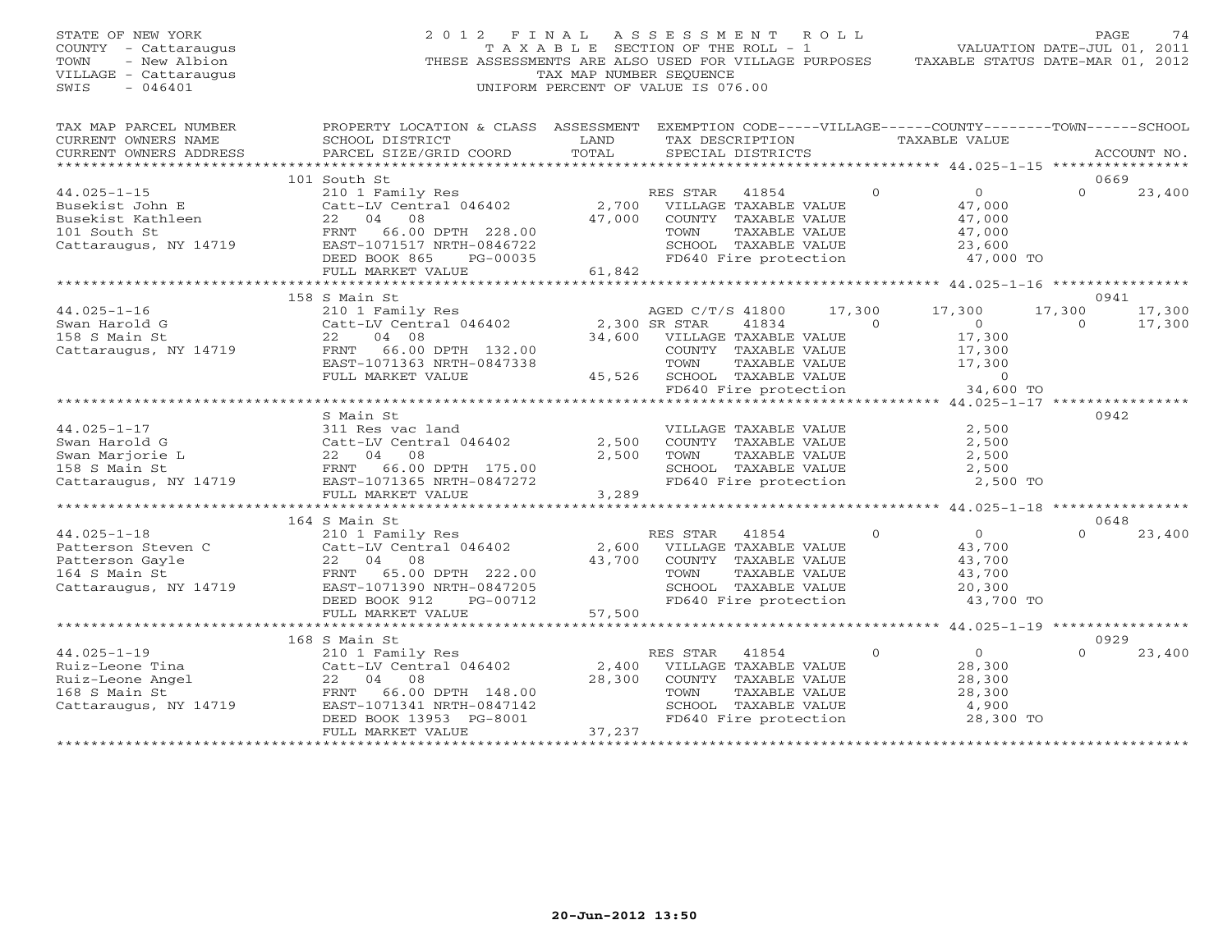STATE OF NEW YORK
COUNTY - Cattaraugus
TOWN - New Albion
VILLAGE - Cattaraugus
SWIS - 046401

# 2012 FINAL ASSESSMENT ROLL

TAXABLE SECTION OF THE ROLL - 1
THESE ASSESSMENTS ARE ALSO USED FOR VILLAGE PURPOSES
TAX MAP NUMBER SEQUENCE
UNIFORM PERCENT OF VALUE IS 076.00

VALUATION DATE-JUL 01, 2011
TAXABLE STATUS DATE-MAR 01, 2012

| TAX MAP PARCEL NUMBER / CURRENT OWNERS NAME / CURRENT OWNERS ADDRESS | PROPERTY LOCATION & CLASS / SCHOOL DISTRICT / PARCEL SIZE/GRID COORD | ASSESSMENT LAND / TOTAL | EXEMPTION CODE / TAX DESCRIPTION / SPECIAL DISTRICTS | VILLAGE | COUNTY / TAXABLE VALUE | TOWN | SCHOOL | ACCOUNT NO. |
|---|---|---|---|---|---|---|---|---|
| | 101 South St | | | | | | | 0669 |
| 44.025-1-15 | 210 1 Family Res | | RES STAR 41854 | 0 | 0 | 0 | 23,400 | |
| Busekist John E | Catt-LV Central 046402 | 2,700 | VILLAGE TAXABLE VALUE | | 47,000 | | | |
| Busekist Kathleen | 22 04 08 | 47,000 | COUNTY TAXABLE VALUE | | 47,000 | | | |
| 101 South St | FRNT 66.00 DPTH 228.00 | | TOWN TAXABLE VALUE | | 47,000 | | | |
| Cattaraugus, NY 14719 | EAST-1071517 NRTH-0846722 | | SCHOOL TAXABLE VALUE | | 23,600 | | | |
| | DEED BOOK 865 PG-00035 | | FD640 Fire protection | | 47,000 TO | | | |
| | FULL MARKET VALUE | 61,842 | | | | | | |
| | 158 S Main St | | | | | | | 0941 |
| 44.025-1-16 | 210 1 Family Res | | AGED C/T/S 41800 | 17,300 | 17,300 | 17,300 | 17,300 | |
| Swan Harold G | Catt-LV Central 046402 | 2,300 | SR STAR 41834 | 0 | 0 | 0 | 17,300 | |
| 158 S Main St | 22 04 08 | 34,600 | VILLAGE TAXABLE VALUE | | 17,300 | | | |
| Cattaraugus, NY 14719 | FRNT 66.00 DPTH 132.00 | | COUNTY TAXABLE VALUE | | 17,300 | | | |
| | EAST-1071363 NRTH-0847338 | | TOWN TAXABLE VALUE | | 17,300 | | | |
| | FULL MARKET VALUE | 45,526 | SCHOOL TAXABLE VALUE | | 0 | | | |
| | | | FD640 Fire protection | | 34,600 TO | | | |
| | S Main St | | | | | | | 0942 |
| 44.025-1-17 | 311 Res vac land | | VILLAGE TAXABLE VALUE | | 2,500 | | | |
| Swan Harold G | Catt-LV Central 046402 | 2,500 | COUNTY TAXABLE VALUE | | 2,500 | | | |
| Swan Marjorie L | 22 04 08 | 2,500 | TOWN TAXABLE VALUE | | 2,500 | | | |
| 158 S Main St | FRNT 66.00 DPTH 175.00 | | SCHOOL TAXABLE VALUE | | 2,500 | | | |
| Cattaraugus, NY 14719 | EAST-1071365 NRTH-0847272 | | FD640 Fire protection | | 2,500 TO | | | |
| | FULL MARKET VALUE | 3,289 | | | | | | |
| | 164 S Main St | | | | | | | 0648 |
| 44.025-1-18 | 210 1 Family Res | | RES STAR 41854 | 0 | 0 | 0 | 23,400 | |
| Patterson Steven C | Catt-LV Central 046402 | 2,600 | VILLAGE TAXABLE VALUE | | 43,700 | | | |
| Patterson Gayle | 22 04 08 | 43,700 | COUNTY TAXABLE VALUE | | 43,700 | | | |
| 164 S Main St | FRNT 65.00 DPTH 222.00 | | TOWN TAXABLE VALUE | | 43,700 | | | |
| Cattaraugus, NY 14719 | EAST-1071390 NRTH-0847205 | | SCHOOL TAXABLE VALUE | | 20,300 | | | |
| | DEED BOOK 912 PG-00712 | | FD640 Fire protection | | 43,700 TO | | | |
| | FULL MARKET VALUE | 57,500 | | | | | | |
| | 168 S Main St | | | | | | | 0929 |
| 44.025-1-19 | 210 1 Family Res | | RES STAR 41854 | 0 | 0 | 0 | 23,400 | |
| Ruiz-Leone Tina | Catt-LV Central 046402 | 2,400 | VILLAGE TAXABLE VALUE | | 28,300 | | | |
| Ruiz-Leone Angel | 22 04 08 | 28,300 | COUNTY TAXABLE VALUE | | 28,300 | | | |
| 168 S Main St | FRNT 66.00 DPTH 148.00 | | TOWN TAXABLE VALUE | | 28,300 | | | |
| Cattaraugus, NY 14719 | EAST-1071341 NRTH-0847142 | | SCHOOL TAXABLE VALUE | | 4,900 | | | |
| | DEED BOOK 13953 PG-8001 | | FD640 Fire protection | | 28,300 TO | | | |
| | FULL MARKET VALUE | 37,237 | | | | | | |

20-Jun-2012 13:50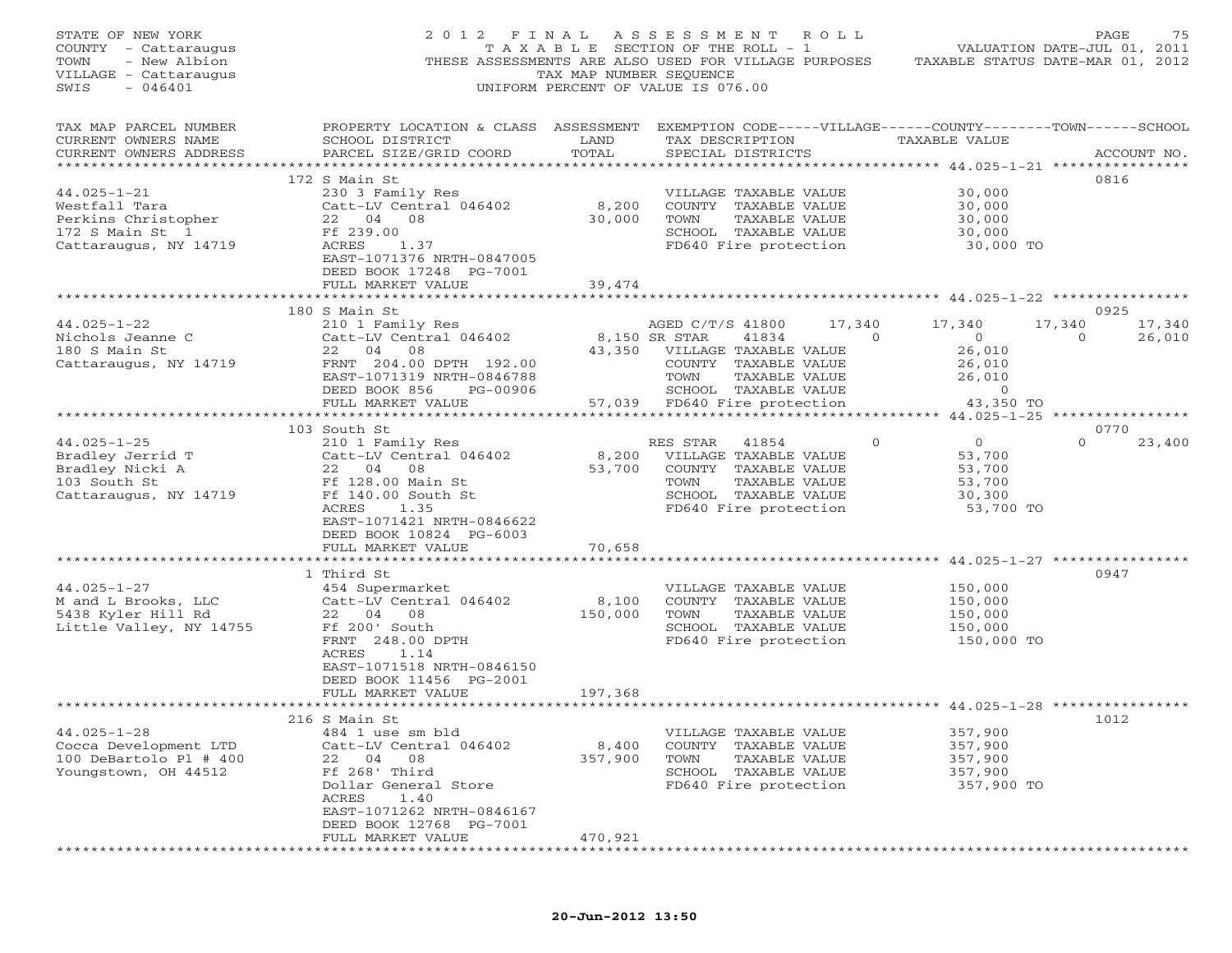STATE OF NEW YORK
COUNTY - Cattaraugus
TOWN - New Albion
VILLAGE - Cattaraugus
SWIS - 046401

2012 FINAL ASSESSMENT ROLL
TAXABLE SECTION OF THE ROLL - 1
THESE ASSESSMENTS ARE ALSO USED FOR VILLAGE PURPOSES
TAX MAP NUMBER SEQUENCE
UNIFORM PERCENT OF VALUE IS 076.00

VALUATION DATE-JUL 01, 2011
TAXABLE STATUS DATE-MAR 01, 2012

| TAX MAP PARCEL NUMBER / CURRENT OWNERS NAME / CURRENT OWNERS ADDRESS | PROPERTY LOCATION & CLASS / SCHOOL DISTRICT / PARCEL SIZE/GRID COORD | ASSESSMENT LAND / TOTAL | EXEMPTION CODE / TAX DESCRIPTION / SPECIAL DISTRICTS | VILLAGE | COUNTY / TAXABLE VALUE | TOWN | SCHOOL | ACCOUNT NO. |
|---|---|---|---|---|---|---|---|---|
| **44.025-1-21** | 172 S Main St | | | | | | | 0816 |
| Westfall Tara | 230 3 Family Res | | VILLAGE TAXABLE VALUE | | 30,000 | | | |
| Perkins Christopher | Catt-LV Central 046402 | 8,200 | COUNTY TAXABLE VALUE | | 30,000 | | | |
| 172 S Main St 1 | 22 04 08 | 30,000 | TOWN TAXABLE VALUE | | 30,000 | | | |
| Cattaraugus, NY 14719 | Ff 239.00 | | SCHOOL TAXABLE VALUE | | 30,000 | | | |
| | ACRES 1.37 | | FD640 Fire protection | | 30,000 TO | | | |
| | EAST-1071376 NRTH-0847005 | | | | | | | |
| | DEED BOOK 17248 PG-7001 | | | | | | | |
| | FULL MARKET VALUE | 39,474 | | | | | | |
| **44.025-1-22** | 180 S Main St | | | | | | | 0925 |
| Nichols Jeanne C | 210 1 Family Res | | AGED C/T/S 41800 | 17,340 | 17,340 | 17,340 | 17,340 | |
| 180 S Main St | Catt-LV Central 046402 | 8,150 | SR STAR 41834 | 0 | 0 | 0 | 26,010 | |
| Cattaraugus, NY 14719 | 22 04 08 | 43,350 | VILLAGE TAXABLE VALUE | | 26,010 | | | |
| | FRNT 204.00 DPTH 192.00 | | COUNTY TAXABLE VALUE | | 26,010 | | | |
| | EAST-1071319 NRTH-0846788 | | TOWN TAXABLE VALUE | | 26,010 | | | |
| | DEED BOOK 856 PG-00906 | | SCHOOL TAXABLE VALUE | | 0 | | | |
| | FULL MARKET VALUE | 57,039 | FD640 Fire protection | | 43,350 TO | | | |
| **44.025-1-25** | 103 South St | | | | | | | 0770 |
| Bradley Jerrid T | 210 1 Family Res | | RES STAR 41854 | 0 | 0 | 0 | 23,400 | |
| Bradley Nicki A | Catt-LV Central 046402 | 8,200 | VILLAGE TAXABLE VALUE | | 53,700 | | | |
| 103 South St | 22 04 08 | 53,700 | COUNTY TAXABLE VALUE | | 53,700 | | | |
| Cattaraugus, NY 14719 | Ff 128.00 Main St | | TOWN TAXABLE VALUE | | 53,700 | | | |
| | Ff 140.00 South St | | SCHOOL TAXABLE VALUE | | 30,300 | | | |
| | ACRES 1.35 | | FD640 Fire protection | | 53,700 TO | | | |
| | EAST-1071421 NRTH-0846622 | | | | | | | |
| | DEED BOOK 10824 PG-6003 | | | | | | | |
| | FULL MARKET VALUE | 70,658 | | | | | | |
| **44.025-1-27** | 1 Third St | | | | | | | 0947 |
| M and L Brooks, LLC | 454 Supermarket | | VILLAGE TAXABLE VALUE | | 150,000 | | | |
| 5438 Kyler Hill Rd | Catt-LV Central 046402 | 8,100 | COUNTY TAXABLE VALUE | | 150,000 | | | |
| Little Valley, NY 14755 | 22 04 08 | 150,000 | TOWN TAXABLE VALUE | | 150,000 | | | |
| | Ff 200' South | | SCHOOL TAXABLE VALUE | | 150,000 | | | |
| | FRNT 248.00 DPTH | | FD640 Fire protection | | 150,000 TO | | | |
| | ACRES 1.14 | | | | | | | |
| | EAST-1071518 NRTH-0846150 | | | | | | | |
| | DEED BOOK 11456 PG-2001 | | | | | | | |
| | FULL MARKET VALUE | 197,368 | | | | | | |
| **44.025-1-28** | 216 S Main St | | | | | | | 1012 |
| Cocca Development LTD | 484 1 use sm bld | | VILLAGE TAXABLE VALUE | | 357,900 | | | |
| 100 DeBartolo Pl # 400 | Catt-LV Central 046402 | 8,400 | COUNTY TAXABLE VALUE | | 357,900 | | | |
| Youngstown, OH 44512 | 22 04 08 | 357,900 | TOWN TAXABLE VALUE | | 357,900 | | | |
| | Ff 268' Third | | SCHOOL TAXABLE VALUE | | 357,900 | | | |
| | Dollar General Store | | FD640 Fire protection | | 357,900 TO | | | |
| | ACRES 1.40 | | | | | | | |
| | EAST-1071262 NRTH-0846167 | | | | | | | |
| | DEED BOOK 12768 PG-7001 | | | | | | | |
| | FULL MARKET VALUE | 470,921 | | | | | | |

20-Jun-2012 13:50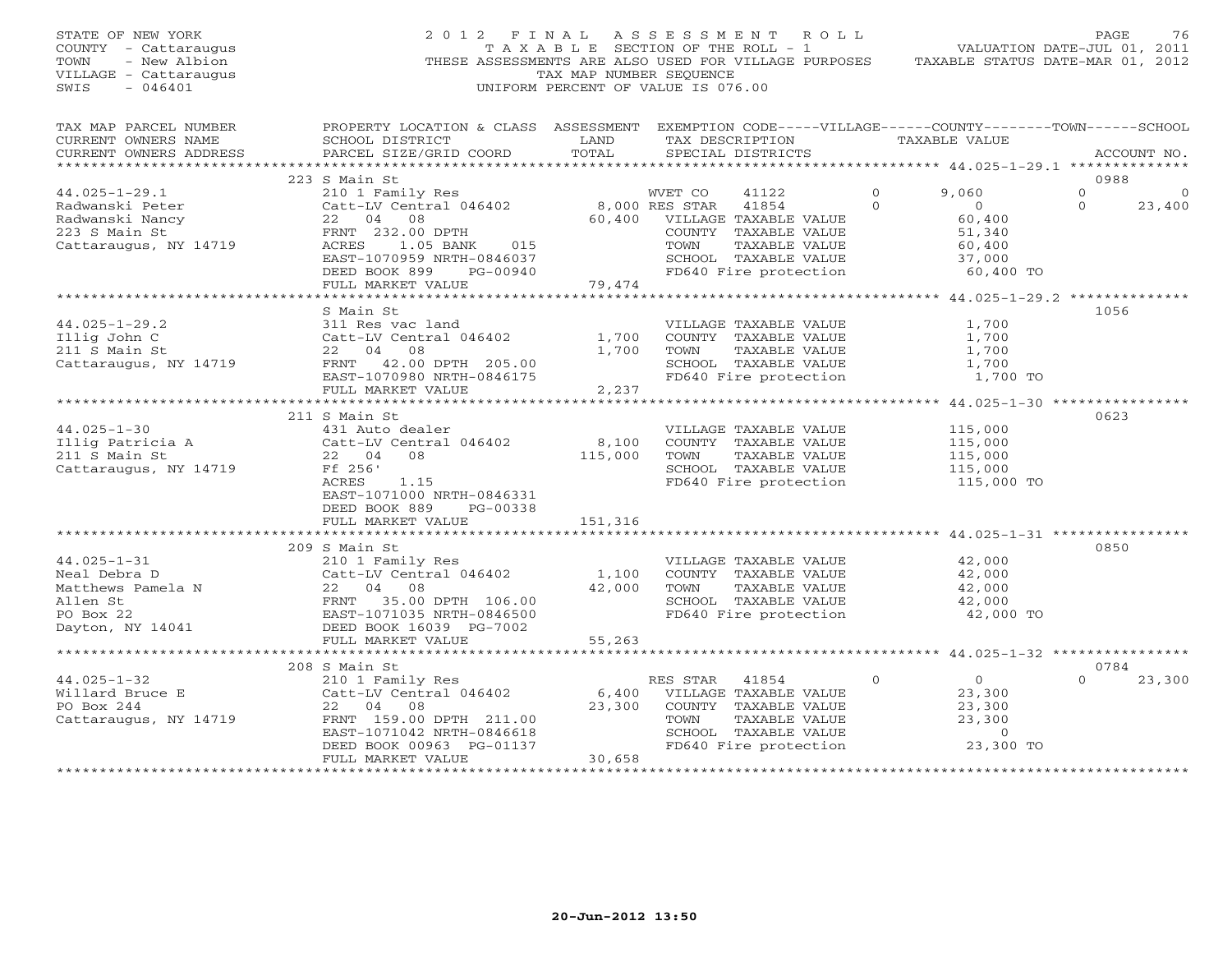STATE OF NEW YORK
COUNTY - Cattaraugus
TOWN - New Albion
VILLAGE - Cattaraugus
SWIS - 046401

# 2012 FINAL ASSESSMENT ROLL

TAXABLE SECTION OF THE ROLL - 1
THESE ASSESSMENTS ARE ALSO USED FOR VILLAGE PURPOSES
TAX MAP NUMBER SEQUENCE
UNIFORM PERCENT OF VALUE IS 076.00

VALUATION DATE-JUL 01, 2011
TAXABLE STATUS DATE-MAR 01, 2012

| TAX MAP PARCEL NUMBER / CURRENT OWNERS NAME / CURRENT OWNERS ADDRESS | PROPERTY LOCATION & CLASS / SCHOOL DISTRICT / PARCEL SIZE/GRID COORD | ASSESSMENT LAND / TOTAL | EXEMPTION CODE / TAX DESCRIPTION / SPECIAL DISTRICTS | VILLAGE | COUNTY / TAXABLE VALUE | TOWN | SCHOOL | ACCOUNT NO. |
|---|---|---|---|---|---|---|---|---|
| | 223 S Main St | | | | | | | 0988 |
| 44.025-1-29.1 | 210 1 Family Res | | WVET CO 41122 | 0 | 9,060 | 0 | 0 | |
| Radwanski Peter | Catt-LV Central 046402 | 8,000 | RES STAR 41854 | 0 | 0 | 0 | 23,400 | |
| Radwanski Nancy | 22 04 08 | 60,400 | VILLAGE TAXABLE VALUE | | 60,400 | | | |
| 223 S Main St | FRNT 232.00 DPTH | | COUNTY TAXABLE VALUE | | 51,340 | | | |
| Cattaraugus, NY 14719 | ACRES 1.05 BANK 015 | | TOWN TAXABLE VALUE | | 60,400 | | | |
| | EAST-1070959 NRTH-0846037 | | SCHOOL TAXABLE VALUE | | 37,000 | | | |
| | DEED BOOK 899 PG-00940 | | FD640 Fire protection | | 60,400 TO | | | |
| | FULL MARKET VALUE | 79,474 | | | | | | |
| | S Main St | | | | | | | 1056 |
| 44.025-1-29.2 | 311 Res vac land | | VILLAGE TAXABLE VALUE | | 1,700 | | | |
| Illig John C | Catt-LV Central 046402 | 1,700 | COUNTY TAXABLE VALUE | | 1,700 | | | |
| 211 S Main St | 22 04 08 | 1,700 | TOWN TAXABLE VALUE | | 1,700 | | | |
| Cattaraugus, NY 14719 | FRNT 42.00 DPTH 205.00 | | SCHOOL TAXABLE VALUE | | 1,700 | | | |
| | EAST-1070980 NRTH-0846175 | | FD640 Fire protection | | 1,700 TO | | | |
| | FULL MARKET VALUE | 2,237 | | | | | | |
| | 211 S Main St | | | | | | | 0623 |
| 44.025-1-30 | 431 Auto dealer | | VILLAGE TAXABLE VALUE | | 115,000 | | | |
| Illig Patricia A | Catt-LV Central 046402 | 8,100 | COUNTY TAXABLE VALUE | | 115,000 | | | |
| 211 S Main St | 22 04 08 | 115,000 | TOWN TAXABLE VALUE | | 115,000 | | | |
| Cattaraugus, NY 14719 | Ff 256' | | SCHOOL TAXABLE VALUE | | 115,000 | | | |
| | ACRES 1.15 | | FD640 Fire protection | | 115,000 TO | | | |
| | EAST-1071000 NRTH-0846331 | | | | | | | |
| | DEED BOOK 889 PG-00338 | | | | | | | |
| | FULL MARKET VALUE | 151,316 | | | | | | |
| | 209 S Main St | | | | | | | 0850 |
| 44.025-1-31 | 210 1 Family Res | | VILLAGE TAXABLE VALUE | | 42,000 | | | |
| Neal Debra D | Catt-LV Central 046402 | 1,100 | COUNTY TAXABLE VALUE | | 42,000 | | | |
| Matthews Pamela N | 22 04 08 | 42,000 | TOWN TAXABLE VALUE | | 42,000 | | | |
| Allen St | FRNT 35.00 DPTH 106.00 | | SCHOOL TAXABLE VALUE | | 42,000 | | | |
| PO Box 22 | EAST-1071035 NRTH-0846500 | | FD640 Fire protection | | 42,000 TO | | | |
| Dayton, NY 14041 | DEED BOOK 16039 PG-7002 | | | | | | | |
| | FULL MARKET VALUE | 55,263 | | | | | | |
| | 208 S Main St | | | | | | | 0784 |
| 44.025-1-32 | 210 1 Family Res | | RES STAR 41854 | 0 | 0 | 0 | 23,300 | |
| Willard Bruce E | Catt-LV Central 046402 | 6,400 | VILLAGE TAXABLE VALUE | | 23,300 | | | |
| PO Box 244 | 22 04 08 | 23,300 | COUNTY TAXABLE VALUE | | 23,300 | | | |
| Cattaraugus, NY 14719 | FRNT 159.00 DPTH 211.00 | | TOWN TAXABLE VALUE | | 23,300 | | | |
| | EAST-1071042 NRTH-0846618 | | SCHOOL TAXABLE VALUE | | 0 | | | |
| | DEED BOOK 00963 PG-01137 | | FD640 Fire protection | | 23,300 TO | | | |
| | FULL MARKET VALUE | 30,658 | | | | | | |

20-Jun-2012 13:50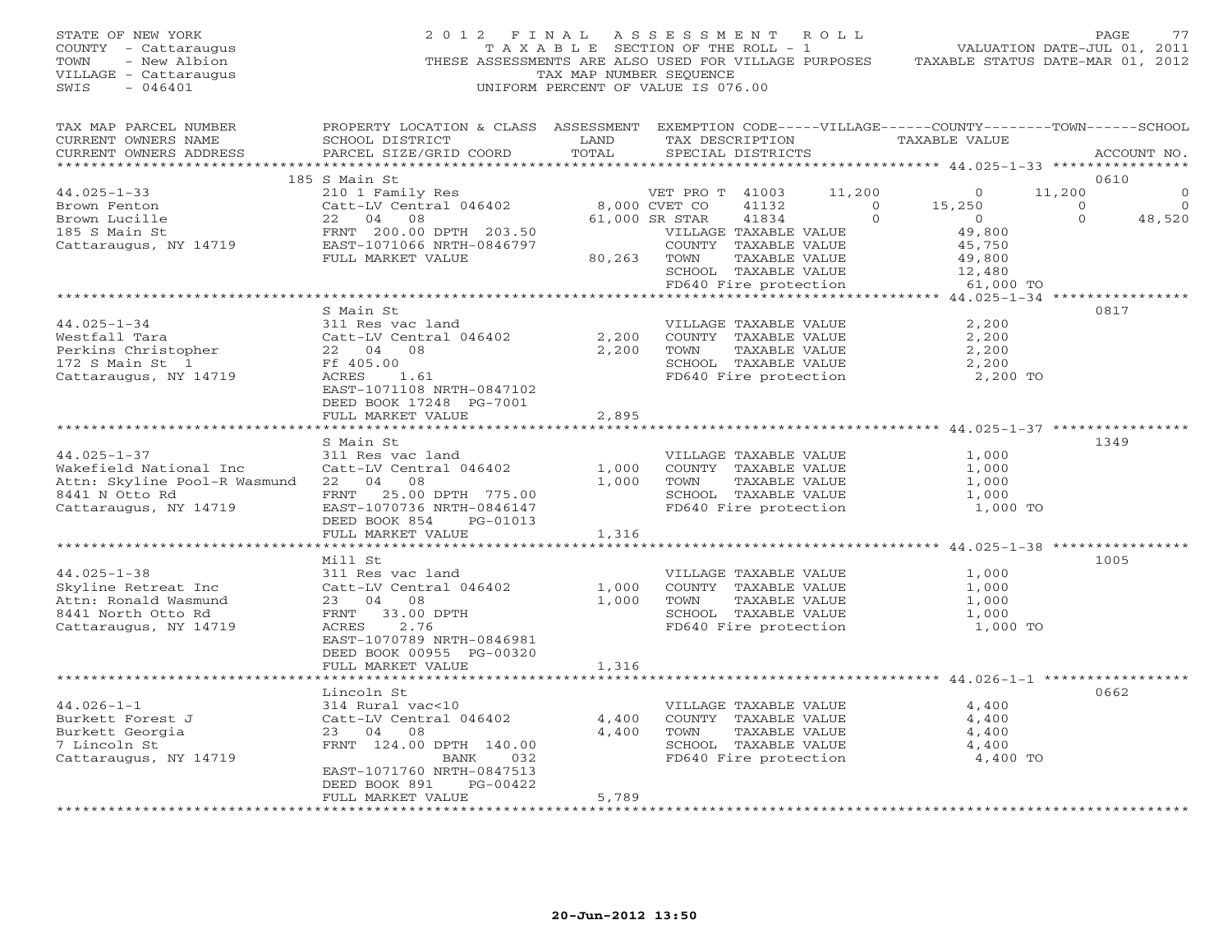STATE OF NEW YORK
COUNTY - Cattaraugus
TOWN - New Albion
VILLAGE - Cattaraugus
SWIS - 046401

2012 FINAL ASSESSMENT ROLL
TAXABLE SECTION OF THE ROLL - 1
THESE ASSESSMENTS ARE ALSO USED FOR VILLAGE PURPOSES
TAX MAP NUMBER SEQUENCE
UNIFORM PERCENT OF VALUE IS 076.00

VALUATION DATE-JUL 01, 2011
TAXABLE STATUS DATE-MAR 01, 2012

```
TAX MAP PARCEL NUMBER          PROPERTY LOCATION & CLASS  ASSESSMENT  EXEMPTION CODE-----VILLAGE------COUNTY--------TOWN------SCHOOL
CURRENT OWNERS NAME            SCHOOL DISTRICT              LAND      TAX DESCRIPTION              TAXABLE VALUE
CURRENT OWNERS ADDRESS         PARCEL SIZE/GRID COORD       TOTAL     SPECIAL DISTRICTS                                              ACCOUNT NO.
******************************************************************************************************* 44.025-1-33 ****************
                               185 S Main St                                                                                        0610
44.025-1-33                    210 1 Family Res                       VET PRO T  41003       11,200          0      11,200             0
Brown Fenton                   Catt-LV Central 046402       8,000 CVET CO      41132            0       15,250           0             0
Brown Lucille                  22   04   08                61,000 SR STAR      41834            0            0           0        48,520
185 S Main St                  FRNT 200.00 DPTH 203.50            VILLAGE TAXABLE VALUE                 49,800
Cattaraugus, NY 14719          EAST-1071066 NRTH-0846797          COUNTY  TAXABLE VALUE                 45,750
                               FULL MARKET VALUE           80,263 TOWN    TAXABLE VALUE                 49,800
                                                                  SCHOOL  TAXABLE VALUE                 12,480
                                                                  FD640 Fire protection                 61,000 TO
******************************************************************************************************* 44.025-1-34 ****************
                               S Main St                                                                                            0817
44.025-1-34                    311 Res vac land                   VILLAGE TAXABLE VALUE                  2,200
Westfall Tara                  Catt-LV Central 046402       2,200 COUNTY  TAXABLE VALUE                  2,200
Perkins Christopher            22   04   08                 2,200 TOWN    TAXABLE VALUE                  2,200
172 S Main St  1               Ff 405.00                          SCHOOL  TAXABLE VALUE                  2,200
Cattaraugus, NY 14719          ACRES    1.61                      FD640 Fire protection                  2,200 TO
                               EAST-1071108 NRTH-0847102
                               DEED BOOK 17248  PG-7001
                               FULL MARKET VALUE            2,895
******************************************************************************************************* 44.025-1-37 ****************
                               S Main St                                                                                            1349
44.025-1-37                    311 Res vac land                   VILLAGE TAXABLE VALUE                  1,000
Wakefield National Inc         Catt-LV Central 046402       1,000 COUNTY  TAXABLE VALUE                  1,000
Attn: Skyline Pool-R Wasmund   22   04   08                 1,000 TOWN    TAXABLE VALUE                  1,000
8441 N Otto Rd                 FRNT  25.00 DPTH 775.00            SCHOOL  TAXABLE VALUE                  1,000
Cattaraugus, NY 14719          EAST-1070736 NRTH-0846147          FD640 Fire protection                  1,000 TO
                               DEED BOOK 854    PG-01013
                               FULL MARKET VALUE            1,316
******************************************************************************************************* 44.025-1-38 ****************
                               Mill St                                                                                              1005
44.025-1-38                    311 Res vac land                   VILLAGE TAXABLE VALUE                  1,000
Skyline Retreat Inc            Catt-LV Central 046402       1,000 COUNTY  TAXABLE VALUE                  1,000
Attn: Ronald Wasmund           23   04   08                 1,000 TOWN    TAXABLE VALUE                  1,000
8441 North Otto Rd             FRNT  33.00 DPTH                   SCHOOL  TAXABLE VALUE                  1,000
Cattaraugus, NY 14719          ACRES    2.76                      FD640 Fire protection                  1,000 TO
                               EAST-1070789 NRTH-0846981
                               DEED BOOK 00955  PG-00320
                               FULL MARKET VALUE            1,316
******************************************************************************************************* 44.026-1-1 *****************
                               Lincoln St                                                                                           0662
44.026-1-1                     314 Rural vac<10                   VILLAGE TAXABLE VALUE                  4,400
Burkett Forest J               Catt-LV Central 046402       4,400 COUNTY  TAXABLE VALUE                  4,400
Burkett Georgia                23   04   08                 4,400 TOWN    TAXABLE VALUE                  4,400
7 Lincoln St                   FRNT 124.00 DPTH 140.00            SCHOOL  TAXABLE VALUE                  4,400
Cattaraugus, NY 14719                    BANK     032             FD640 Fire protection                  4,400 TO
                               EAST-1071760 NRTH-0847513
                               DEED BOOK 891    PG-00422
                               FULL MARKET VALUE            5,789
************************************************************************************************************************************
```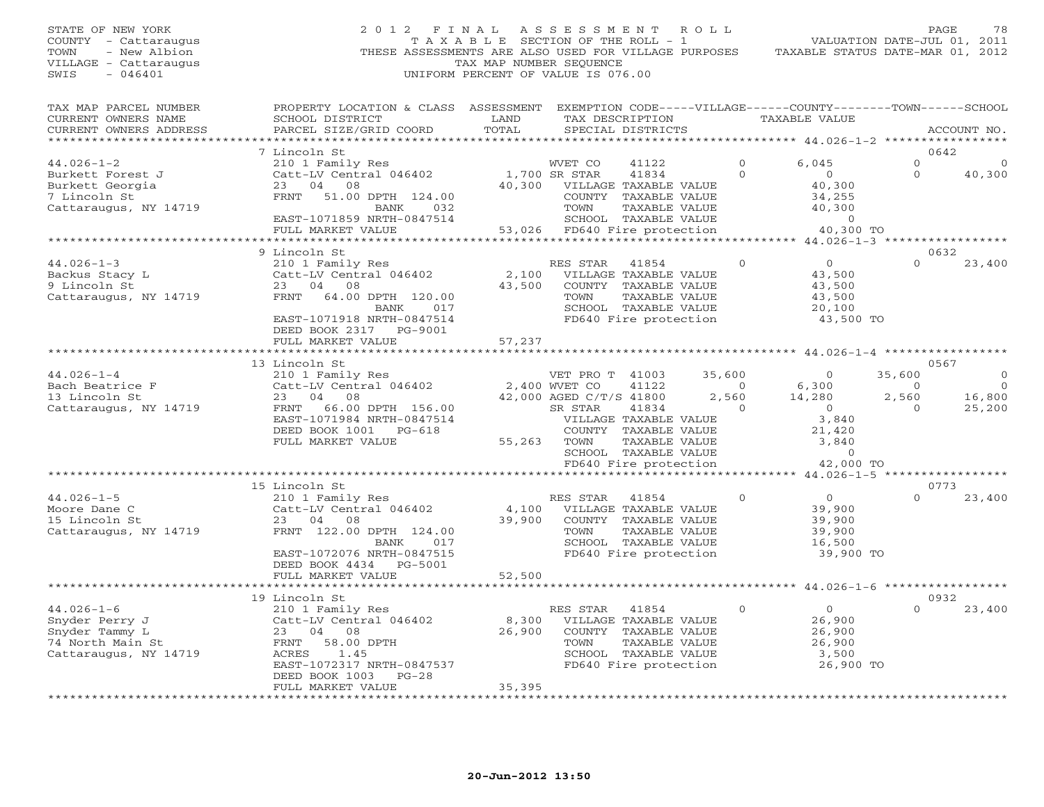STATE OF NEW YORK
COUNTY - Cattaraugus
TOWN - New Albion
VILLAGE - Cattaraugus
SWIS - 046401

# 2012 FINAL ASSESSMENT ROLL

TAXABLE SECTION OF THE ROLL - 1
THESE ASSESSMENTS ARE ALSO USED FOR VILLAGE PURPOSES
TAX MAP NUMBER SEQUENCE
UNIFORM PERCENT OF VALUE IS 076.00

VALUATION DATE-JUL 01, 2011
TAXABLE STATUS DATE-MAR 01, 2012

| TAX MAP PARCEL NUMBER / CURRENT OWNERS NAME / CURRENT OWNERS ADDRESS | PROPERTY LOCATION & CLASS / SCHOOL DISTRICT / PARCEL SIZE/GRID COORD | ASSESSMENT LAND / TOTAL | EXEMPTION CODE / TAX DESCRIPTION / SPECIAL DISTRICTS | VILLAGE | COUNTY / TAXABLE VALUE | TOWN | SCHOOL / ACCOUNT NO. |
|---|---|---|---|---|---|---|---|
| **44.026-1-2** | 7 Lincoln St | | | | | | 0642 |
| Burkett Forest J | 210 1 Family Res | | WVET CO 41122 | 0 | 6,045 | 0 | 0 |
| Burkett Georgia | Catt-LV Central 046402 | 1,700 | SR STAR 41834 | 0 | 0 | 0 | 40,300 |
| 7 Lincoln St | 23 04 08 | 40,300 | VILLAGE TAXABLE VALUE | | 40,300 | | |
| Cattaraugus, NY 14719 | FRNT 51.00 DPTH 124.00 | | COUNTY TAXABLE VALUE | | 34,255 | | |
| | BANK 032 | | TOWN TAXABLE VALUE | | 40,300 | | |
| | EAST-1071859 NRTH-0847514 | | SCHOOL TAXABLE VALUE | | 0 | | |
| | FULL MARKET VALUE | 53,026 | FD640 Fire protection | | 40,300 TO | | |
| **44.026-1-3** | 9 Lincoln St | | | | | | 0632 |
| Backus Stacy L | 210 1 Family Res | | RES STAR 41854 | 0 | 0 | 0 | 23,400 |
| 9 Lincoln St | Catt-LV Central 046402 | 2,100 | VILLAGE TAXABLE VALUE | | 43,500 | | |
| Cattaraugus, NY 14719 | 23 04 08 | 43,500 | COUNTY TAXABLE VALUE | | 43,500 | | |
| | FRNT 64.00 DPTH 120.00 | | TOWN TAXABLE VALUE | | 43,500 | | |
| | BANK 017 | | SCHOOL TAXABLE VALUE | | 20,100 | | |
| | EAST-1071918 NRTH-0847514 | | FD640 Fire protection | | 43,500 TO | | |
| | DEED BOOK 2317 PG-9001 | | | | | | |
| | FULL MARKET VALUE | 57,237 | | | | | |
| **44.026-1-4** | 13 Lincoln St | | | | | | 0567 |
| Bach Beatrice F | 210 1 Family Res | | VET PRO T 41003 | 35,600 | 0 | 35,600 | 0 |
| 13 Lincoln St | Catt-LV Central 046402 | 2,400 | WVET CO 41122 | 0 | 6,300 | 0 | 0 |
| Cattaraugus, NY 14719 | 23 04 08 | 42,000 | AGED C/T/S 41800 | 2,560 | 14,280 | 2,560 | 16,800 |
| | FRNT 66.00 DPTH 156.00 | | SR STAR 41834 | 0 | 0 | 0 | 25,200 |
| | EAST-1071984 NRTH-0847514 | | VILLAGE TAXABLE VALUE | | 3,840 | | |
| | DEED BOOK 1001 PG-618 | | COUNTY TAXABLE VALUE | | 21,420 | | |
| | FULL MARKET VALUE | 55,263 | TOWN TAXABLE VALUE | | 3,840 | | |
| | | | SCHOOL TAXABLE VALUE | | 0 | | |
| | | | FD640 Fire protection | | 42,000 TO | | |
| **44.026-1-5** | 15 Lincoln St | | | | | | 0773 |
| Moore Dane C | 210 1 Family Res | | RES STAR 41854 | 0 | 0 | 0 | 23,400 |
| 15 Lincoln St | Catt-LV Central 046402 | 4,100 | VILLAGE TAXABLE VALUE | | 39,900 | | |
| Cattaraugus, NY 14719 | 23 04 08 | 39,900 | COUNTY TAXABLE VALUE | | 39,900 | | |
| | FRNT 122.00 DPTH 124.00 | | TOWN TAXABLE VALUE | | 39,900 | | |
| | BANK 017 | | SCHOOL TAXABLE VALUE | | 16,500 | | |
| | EAST-1072076 NRTH-0847515 | | FD640 Fire protection | | 39,900 TO | | |
| | DEED BOOK 4434 PG-5001 | | | | | | |
| | FULL MARKET VALUE | 52,500 | | | | | |
| **44.026-1-6** | 19 Lincoln St | | | | | | 0932 |
| Snyder Perry J | 210 1 Family Res | | RES STAR 41854 | 0 | 0 | 0 | 23,400 |
| Snyder Tammy L | Catt-LV Central 046402 | 8,300 | VILLAGE TAXABLE VALUE | | 26,900 | | |
| 74 North Main St | 23 04 08 | 26,900 | COUNTY TAXABLE VALUE | | 26,900 | | |
| Cattaraugus, NY 14719 | FRNT 58.00 DPTH | | TOWN TAXABLE VALUE | | 26,900 | | |
| | ACRES 1.45 | | SCHOOL TAXABLE VALUE | | 3,500 | | |
| | EAST-1072317 NRTH-0847537 | | FD640 Fire protection | | 26,900 TO | | |
| | DEED BOOK 1003 PG-28 | | | | | | |
| | FULL MARKET VALUE | 35,395 | | | | | |

20-Jun-2012 13:50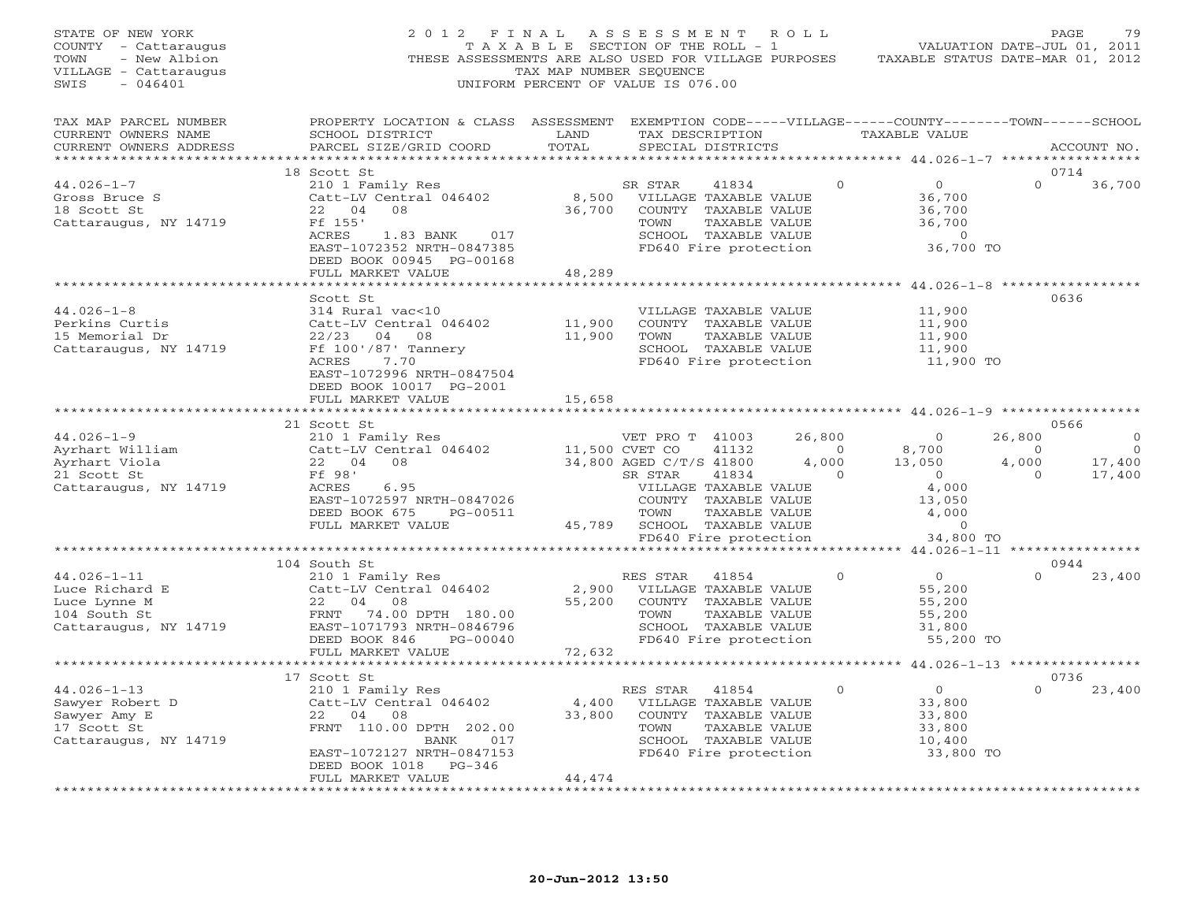STATE OF NEW YORK
COUNTY - Cattaraugus
TOWN - New Albion
VILLAGE - Cattaraugus
SWIS - 046401

# 2012 FINAL ASSESSMENT ROLL

TAXABLE SECTION OF THE ROLL - 1
THESE ASSESSMENTS ARE ALSO USED FOR VILLAGE PURPOSES
TAX MAP NUMBER SEQUENCE
UNIFORM PERCENT OF VALUE IS 076.00

VALUATION DATE-JUL 01, 2011
TAXABLE STATUS DATE-MAR 01, 2012

| TAX MAP PARCEL NUMBER / CURRENT OWNERS NAME / CURRENT OWNERS ADDRESS | PROPERTY LOCATION & CLASS / SCHOOL DISTRICT / PARCEL SIZE/GRID COORD | ASSESSMENT LAND | TOTAL | EXEMPTION CODE / TAX DESCRIPTION / SPECIAL DISTRICTS | VILLAGE | COUNTY TAXABLE VALUE | TOWN | SCHOOL | ACCOUNT NO. |
|---|---|---|---|---|---|---|---|---|---|
| | 18 Scott St | | | | | | | | 0714 |
| 44.026-1-7 | 210 1 Family Res | | | SR STAR 41834 | 0 | 0 | 0 | 36,700 | |
| Gross Bruce S | Catt-LV Central 046402 | 8,500 | | VILLAGE TAXABLE VALUE | | 36,700 | | | |
| 18 Scott St | 22 04 08 | | 36,700 | COUNTY TAXABLE VALUE | | 36,700 | | | |
| Cattaraugus, NY 14719 | Ff 155' | | | TOWN TAXABLE VALUE | | 36,700 | | | |
| | ACRES 1.83 BANK 017 | | | SCHOOL TAXABLE VALUE | | 0 | | | |
| | EAST-1072352 NRTH-0847385 | | | FD640 Fire protection | | 36,700 TO | | | |
| | DEED BOOK 00945 PG-00168 | | | | | | | | |
| | FULL MARKET VALUE | | 48,289 | | | | | | |
| | Scott St | | | | | | | | 0636 |
| 44.026-1-8 | 314 Rural vac<10 | | | VILLAGE TAXABLE VALUE | | 11,900 | | | |
| Perkins Curtis | Catt-LV Central 046402 | 11,900 | | COUNTY TAXABLE VALUE | | 11,900 | | | |
| 15 Memorial Dr | 22/23 04 08 | | 11,900 | TOWN TAXABLE VALUE | | 11,900 | | | |
| Cattaraugus, NY 14719 | Ff 100'/87' Tannery | | | SCHOOL TAXABLE VALUE | | 11,900 | | | |
| | ACRES 7.70 | | | FD640 Fire protection | | 11,900 TO | | | |
| | EAST-1072996 NRTH-0847504 | | | | | | | | |
| | DEED BOOK 10017 PG-2001 | | | | | | | | |
| | FULL MARKET VALUE | | 15,658 | | | | | | |
| | 21 Scott St | | | | | | | | 0566 |
| 44.026-1-9 | 210 1 Family Res | | | VET PRO T 41003 | 26,800 | 0 | 26,800 | 0 | |
| Ayrhart William | Catt-LV Central 046402 | 11,500 | | CVET CO 41132 | 0 | 8,700 | 0 | 0 | |
| Ayrhart Viola | 22 04 08 | | 34,800 | AGED C/T/S 41800 | 4,000 | 13,050 | 4,000 | 17,400 | |
| 21 Scott St | Ff 98' | | | SR STAR 41834 | 0 | 0 | 0 | 17,400 | |
| Cattaraugus, NY 14719 | ACRES 6.95 | | | VILLAGE TAXABLE VALUE | | 4,000 | | | |
| | EAST-1072597 NRTH-0847026 | | | COUNTY TAXABLE VALUE | | 13,050 | | | |
| | DEED BOOK 675 PG-00511 | | | TOWN TAXABLE VALUE | | 4,000 | | | |
| | FULL MARKET VALUE | | 45,789 | SCHOOL TAXABLE VALUE | | 0 | | | |
| | | | | FD640 Fire protection | | 34,800 TO | | | |
| | 104 South St | | | | | | | | 0944 |
| 44.026-1-11 | 210 1 Family Res | | | RES STAR 41854 | 0 | 0 | 0 | 23,400 | |
| Luce Richard E | Catt-LV Central 046402 | 2,900 | | VILLAGE TAXABLE VALUE | | 55,200 | | | |
| Luce Lynne M | 22 04 08 | | 55,200 | COUNTY TAXABLE VALUE | | 55,200 | | | |
| 104 South St | FRNT 74.00 DPTH 180.00 | | | TOWN TAXABLE VALUE | | 55,200 | | | |
| Cattaraugus, NY 14719 | EAST-1071793 NRTH-0846796 | | | SCHOOL TAXABLE VALUE | | 31,800 | | | |
| | DEED BOOK 846 PG-00040 | | | FD640 Fire protection | | 55,200 TO | | | |
| | FULL MARKET VALUE | | 72,632 | | | | | | |
| | 17 Scott St | | | | | | | | 0736 |
| 44.026-1-13 | 210 1 Family Res | | | RES STAR 41854 | 0 | 0 | 0 | 23,400 | |
| Sawyer Robert D | Catt-LV Central 046402 | 4,400 | | VILLAGE TAXABLE VALUE | | 33,800 | | | |
| Sawyer Amy E | 22 04 08 | | 33,800 | COUNTY TAXABLE VALUE | | 33,800 | | | |
| 17 Scott St | FRNT 110.00 DPTH 202.00 | | | TOWN TAXABLE VALUE | | 33,800 | | | |
| Cattaraugus, NY 14719 | BANK 017 | | | SCHOOL TAXABLE VALUE | | 10,400 | | | |
| | EAST-1072127 NRTH-0847153 | | | FD640 Fire protection | | 33,800 TO | | | |
| | DEED BOOK 1018 PG-346 | | | | | | | | |
| | FULL MARKET VALUE | | 44,474 | | | | | | |

20-Jun-2012 13:50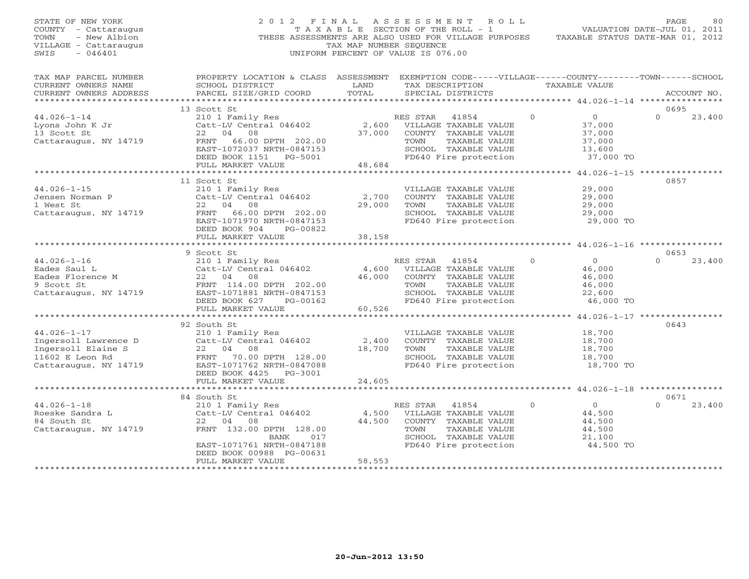STATE OF NEW YORK
COUNTY - Cattaraugus
TOWN - New Albion
VILLAGE - Cattaraugus
SWIS - 046401

2012 FINAL ASSESSMENT ROLL
TAXABLE SECTION OF THE ROLL - 1
THESE ASSESSMENTS ARE ALSO USED FOR VILLAGE PURPOSES
TAX MAP NUMBER SEQUENCE
UNIFORM PERCENT OF VALUE IS 076.00

VALUATION DATE-JUL 01, 2011
TAXABLE STATUS DATE-MAR 01, 2012

| TAX MAP PARCEL NUMBER / CURRENT OWNERS NAME / CURRENT OWNERS ADDRESS | PROPERTY LOCATION & CLASS / SCHOOL DISTRICT / PARCEL SIZE/GRID COORD | ASSESSMENT LAND / TOTAL | EXEMPTION CODE / TAX DESCRIPTION / SPECIAL DISTRICTS | VILLAGE | COUNTY / TAXABLE VALUE | TOWN | SCHOOL / ACCOUNT NO. |
|---|---|---|---|---|---|---|---|
| | 13 Scott St | | | | | | 0695 |
| 44.026-1-14 | 210 1 Family Res | | RES STAR 41854 | 0 | 0 | 0 | 23,400 |
| Lyons John K Jr | Catt-LV Central 046402 | 2,600 | VILLAGE TAXABLE VALUE | | 37,000 | | |
| 13 Scott St | 22 04 08 | 37,000 | COUNTY TAXABLE VALUE | | 37,000 | | |
| Cattaraugus, NY 14719 | FRNT 66.00 DPTH 202.00 | | TOWN TAXABLE VALUE | | 37,000 | | |
| | EAST-1072037 NRTH-0847153 | | SCHOOL TAXABLE VALUE | | 13,600 | | |
| | DEED BOOK 1151 PG-5001 | | FD640 Fire protection | | 37,000 TO | | |
| | FULL MARKET VALUE | 48,684 | | | | | |
| | 11 Scott St | | | | | | 0857 |
| 44.026-1-15 | 210 1 Family Res | | VILLAGE TAXABLE VALUE | | 29,000 | | |
| Jensen Norman P | Catt-LV Central 046402 | 2,700 | COUNTY TAXABLE VALUE | | 29,000 | | |
| 1 West St | 22 04 08 | 29,000 | TOWN TAXABLE VALUE | | 29,000 | | |
| Cattaraugus, NY 14719 | FRNT 66.00 DPTH 202.00 | | SCHOOL TAXABLE VALUE | | 29,000 | | |
| | EAST-1071970 NRTH-0847153 | | FD640 Fire protection | | 29,000 TO | | |
| | DEED BOOK 904 PG-00822 | | | | | | |
| | FULL MARKET VALUE | 38,158 | | | | | |
| | 9 Scott St | | | | | | 0653 |
| 44.026-1-16 | 210 1 Family Res | | RES STAR 41854 | 0 | 0 | 0 | 23,400 |
| Eades Saul L | Catt-LV Central 046402 | 4,600 | VILLAGE TAXABLE VALUE | | 46,000 | | |
| Eades Florence M | 22 04 08 | 46,000 | COUNTY TAXABLE VALUE | | 46,000 | | |
| 9 Scott St | FRNT 114.00 DPTH 202.00 | | TOWN TAXABLE VALUE | | 46,000 | | |
| Cattaraugus, NY 14719 | EAST-1071881 NRTH-0847153 | | SCHOOL TAXABLE VALUE | | 22,600 | | |
| | DEED BOOK 627 PG-00162 | | FD640 Fire protection | | 46,000 TO | | |
| | FULL MARKET VALUE | 60,526 | | | | | |
| | 92 South St | | | | | | 0643 |
| 44.026-1-17 | 210 1 Family Res | | VILLAGE TAXABLE VALUE | | 18,700 | | |
| Ingersoll Lawrence D | Catt-LV Central 046402 | 2,400 | COUNTY TAXABLE VALUE | | 18,700 | | |
| Ingersoll Elaine S | 22 04 08 | 18,700 | TOWN TAXABLE VALUE | | 18,700 | | |
| 11602 E Leon Rd | FRNT 70.00 DPTH 128.00 | | SCHOOL TAXABLE VALUE | | 18,700 | | |
| Cattaraugus, NY 14719 | EAST-1071762 NRTH-0847088 | | FD640 Fire protection | | 18,700 TO | | |
| | DEED BOOK 4425 PG-3001 | | | | | | |
| | FULL MARKET VALUE | 24,605 | | | | | |
| | 84 South St | | | | | | 0671 |
| 44.026-1-18 | 210 1 Family Res | | RES STAR 41854 | 0 | 0 | 0 | 23,400 |
| Roeske Sandra L | Catt-LV Central 046402 | 4,500 | VILLAGE TAXABLE VALUE | | 44,500 | | |
| 84 South St | 22 04 08 | 44,500 | COUNTY TAXABLE VALUE | | 44,500 | | |
| Cattaraugus, NY 14719 | FRNT 132.00 DPTH 128.00 | | TOWN TAXABLE VALUE | | 44,500 | | |
| | BANK 017 | | SCHOOL TAXABLE VALUE | | 21,100 | | |
| | EAST-1071761 NRTH-0847188 | | FD640 Fire protection | | 44,500 TO | | |
| | DEED BOOK 00988 PG-00631 | | | | | | |
| | FULL MARKET VALUE | 58,553 | | | | | |

20-Jun-2012 13:50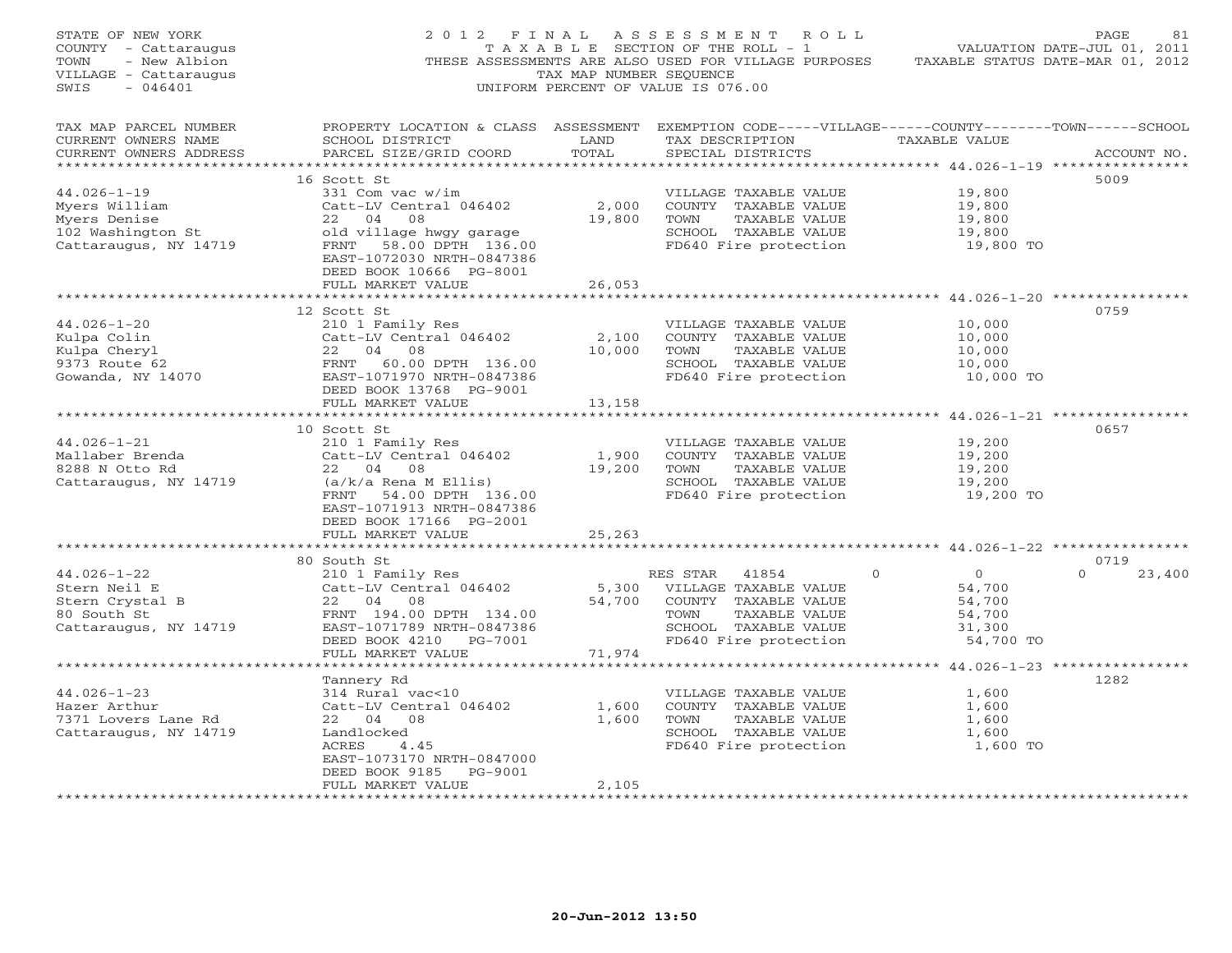STATE OF NEW YORK
COUNTY - Cattaraugus
TOWN - New Albion
VILLAGE - Cattaraugus
SWIS - 046401

2012 FINAL ASSESSMENT ROLL
TAXABLE SECTION OF THE ROLL - 1
THESE ASSESSMENTS ARE ALSO USED FOR VILLAGE PURPOSES
TAX MAP NUMBER SEQUENCE
UNIFORM PERCENT OF VALUE IS 076.00

VALUATION DATE-JUL 01, 2011
TAXABLE STATUS DATE-MAR 01, 2012

| TAX MAP PARCEL NUMBER / CURRENT OWNERS NAME / CURRENT OWNERS ADDRESS | PROPERTY LOCATION & CLASS / SCHOOL DISTRICT / PARCEL SIZE/GRID COORD | ASSESSMENT LAND / TOTAL | EXEMPTION CODE / TAX DESCRIPTION / SPECIAL DISTRICTS | TAXABLE VALUE (VILLAGE / COUNTY / TOWN / SCHOOL) | ACCOUNT NO. |
|---|---|---|---|---|---|
| **44.026-1-19** | 16 Scott St | | | | 5009 |
| Myers William | 331 Com vac w/im | | VILLAGE TAXABLE VALUE | 19,800 | |
| Myers Denise | Catt-LV Central 046402 | 2,000 | COUNTY TAXABLE VALUE | 19,800 | |
| 102 Washington St | 22 04 08 | 19,800 | TOWN TAXABLE VALUE | 19,800 | |
| Cattaraugus, NY 14719 | old village hwgy garage | | SCHOOL TAXABLE VALUE | 19,800 | |
| | FRNT 58.00 DPTH 136.00 | | FD640 Fire protection | 19,800 TO | |
| | EAST-1072030 NRTH-0847386 | | | | |
| | DEED BOOK 10666 PG-8001 | | | | |
| | FULL MARKET VALUE | 26,053 | | | |
| **44.026-1-20** | 12 Scott St | | | | 0759 |
| Kulpa Colin | 210 1 Family Res | | VILLAGE TAXABLE VALUE | 10,000 | |
| Kulpa Cheryl | Catt-LV Central 046402 | 2,100 | COUNTY TAXABLE VALUE | 10,000 | |
| 9373 Route 62 | 22 04 08 | 10,000 | TOWN TAXABLE VALUE | 10,000 | |
| Gowanda, NY 14070 | FRNT 60.00 DPTH 136.00 | | SCHOOL TAXABLE VALUE | 10,000 | |
| | EAST-1071970 NRTH-0847386 | | FD640 Fire protection | 10,000 TO | |
| | DEED BOOK 13768 PG-9001 | | | | |
| | FULL MARKET VALUE | 13,158 | | | |
| **44.026-1-21** | 10 Scott St | | | | 0657 |
| Mallaber Brenda | 210 1 Family Res | | VILLAGE TAXABLE VALUE | 19,200 | |
| 8288 N Otto Rd | Catt-LV Central 046402 | 1,900 | COUNTY TAXABLE VALUE | 19,200 | |
| Cattaraugus, NY 14719 | 22 04 08 | 19,200 | TOWN TAXABLE VALUE | 19,200 | |
| | (a/k/a Rena M Ellis) | | SCHOOL TAXABLE VALUE | 19,200 | |
| | FRNT 54.00 DPTH 136.00 | | FD640 Fire protection | 19,200 TO | |
| | EAST-1071913 NRTH-0847386 | | | | |
| | DEED BOOK 17166 PG-2001 | | | | |
| | FULL MARKET VALUE | 25,263 | | | |
| **44.026-1-22** | 80 South St | | | | 0719 |
| Stern Neil E | 210 1 Family Res | | RES STAR 41854 | 0 / 0 | 0 / 23,400 |
| Stern Crystal B | Catt-LV Central 046402 | 5,300 | VILLAGE TAXABLE VALUE | 54,700 | |
| 80 South St | 22 04 08 | 54,700 | COUNTY TAXABLE VALUE | 54,700 | |
| Cattaraugus, NY 14719 | FRNT 194.00 DPTH 134.00 | | TOWN TAXABLE VALUE | 54,700 | |
| | EAST-1071789 NRTH-0847386 | | SCHOOL TAXABLE VALUE | 31,300 | |
| | DEED BOOK 4210 PG-7001 | | FD640 Fire protection | 54,700 TO | |
| | FULL MARKET VALUE | 71,974 | | | |
| **44.026-1-23** | Tannery Rd | | | | 1282 |
| Hazer Arthur | 314 Rural vac<10 | | VILLAGE TAXABLE VALUE | 1,600 | |
| 7371 Lovers Lane Rd | Catt-LV Central 046402 | 1,600 | COUNTY TAXABLE VALUE | 1,600 | |
| Cattaraugus, NY 14719 | 22 04 08 | 1,600 | TOWN TAXABLE VALUE | 1,600 | |
| | Landlocked | | SCHOOL TAXABLE VALUE | 1,600 | |
| | ACRES 4.45 | | FD640 Fire protection | 1,600 TO | |
| | EAST-1073170 NRTH-0847000 | | | | |
| | DEED BOOK 9185 PG-9001 | | | | |
| | FULL MARKET VALUE | 2,105 | | | |

20-Jun-2012 13:50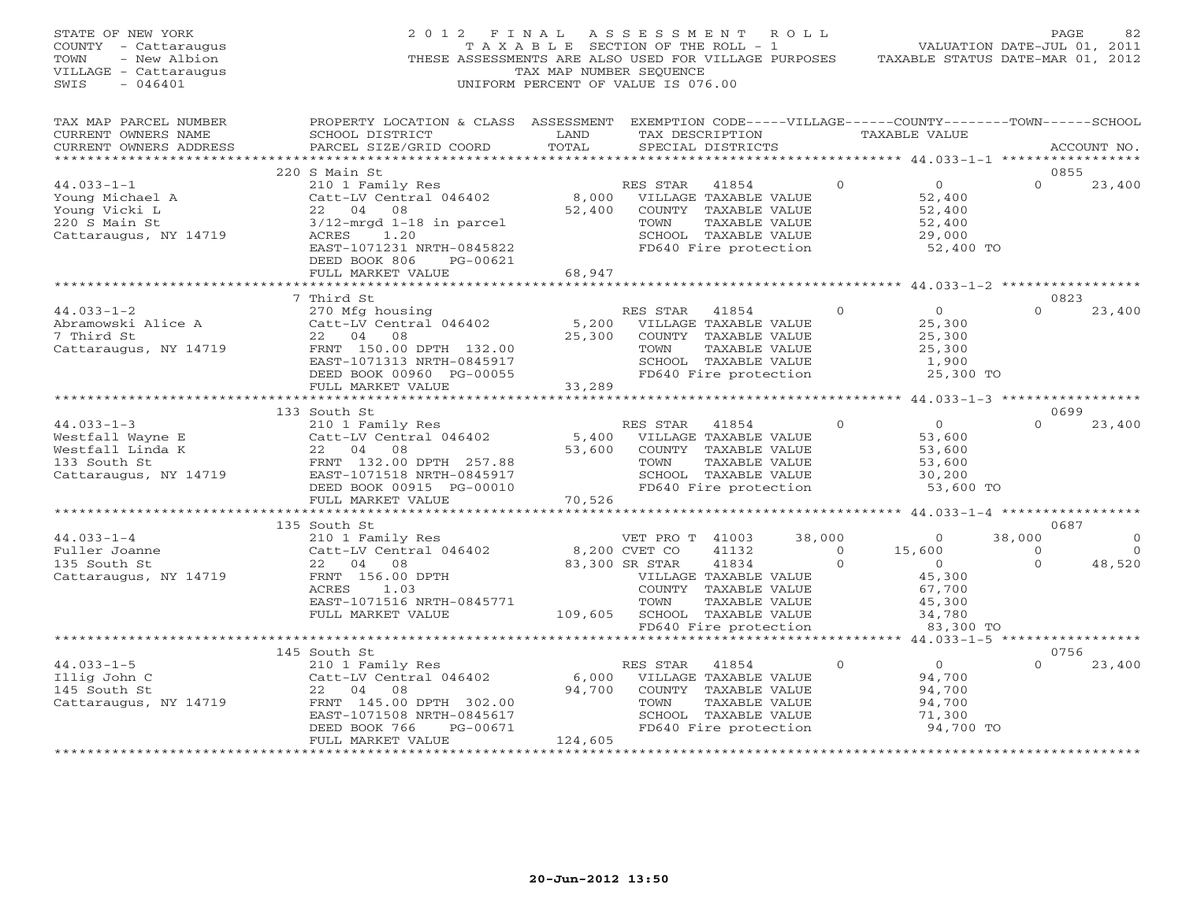STATE OF NEW YORK
COUNTY - Cattaraugus
TOWN - New Albion
VILLAGE - Cattaraugus
SWIS - 046401

2012 FINAL ASSESSMENT ROLL
TAXABLE SECTION OF THE ROLL - 1
THESE ASSESSMENTS ARE ALSO USED FOR VILLAGE PURPOSES
TAX MAP NUMBER SEQUENCE
UNIFORM PERCENT OF VALUE IS 076.00

VALUATION DATE-JUL 01, 2011
TAXABLE STATUS DATE-MAR 01, 2012

| TAX MAP PARCEL NUMBER / CURRENT OWNERS NAME / CURRENT OWNERS ADDRESS | PROPERTY LOCATION & CLASS / SCHOOL DISTRICT / PARCEL SIZE/GRID COORD | ASSESSMENT LAND / TOTAL | EXEMPTION CODE / TAX DESCRIPTION / SPECIAL DISTRICTS | VILLAGE | COUNTY / TAXABLE VALUE | TOWN | SCHOOL | ACCOUNT NO. |
|---|---|---|---|---|---|---|---|---|
| 44.033-1-1 | 220 S Main St | | | | | | | 0855 |
| Young Michael A | 210 1 Family Res | | RES STAR 41854 | 0 | 0 | 0 | 23,400 | |
| Young Vicki L | Catt-LV Central 046402 | 8,000 | VILLAGE TAXABLE VALUE | | 52,400 | | | |
| 220 S Main St | 22 04 08 | 52,400 | COUNTY TAXABLE VALUE | | 52,400 | | | |
| Cattaraugus, NY 14719 | 3/12-mrgd 1-18 in parcel | | TOWN TAXABLE VALUE | | 52,400 | | | |
| | ACRES 1.20 | | SCHOOL TAXABLE VALUE | | 29,000 | | | |
| | EAST-1071231 NRTH-0845822 | | FD640 Fire protection | | 52,400 TO | | | |
| | DEED BOOK 806 PG-00621 | | | | | | | |
| | FULL MARKET VALUE | 68,947 | | | | | | |
| 44.033-1-2 | 7 Third St | | | | | | | 0823 |
| Abramowski Alice A | 270 Mfg housing | | RES STAR 41854 | 0 | 0 | 0 | 23,400 | |
| 7 Third St | Catt-LV Central 046402 | 5,200 | VILLAGE TAXABLE VALUE | | 25,300 | | | |
| Cattaraugus, NY 14719 | 22 04 08 | 25,300 | COUNTY TAXABLE VALUE | | 25,300 | | | |
| | FRNT 150.00 DPTH 132.00 | | TOWN TAXABLE VALUE | | 25,300 | | | |
| | EAST-1071313 NRTH-0845917 | | SCHOOL TAXABLE VALUE | | 1,900 | | | |
| | DEED BOOK 00960 PG-00055 | | FD640 Fire protection | | 25,300 TO | | | |
| | FULL MARKET VALUE | 33,289 | | | | | | |
| 44.033-1-3 | 133 South St | | | | | | | 0699 |
| Westfall Wayne E | 210 1 Family Res | | RES STAR 41854 | 0 | 0 | 0 | 23,400 | |
| Westfall Linda K | Catt-LV Central 046402 | 5,400 | VILLAGE TAXABLE VALUE | | 53,600 | | | |
| 133 South St | 22 04 08 | 53,600 | COUNTY TAXABLE VALUE | | 53,600 | | | |
| Cattaraugus, NY 14719 | FRNT 132.00 DPTH 257.88 | | TOWN TAXABLE VALUE | | 53,600 | | | |
| | EAST-1071518 NRTH-0845917 | | SCHOOL TAXABLE VALUE | | 30,200 | | | |
| | DEED BOOK 00915 PG-00010 | | FD640 Fire protection | | 53,600 TO | | | |
| | FULL MARKET VALUE | 70,526 | | | | | | |
| 44.033-1-4 | 135 South St | | | | | | | 0687 |
| Fuller Joanne | 210 1 Family Res | | VET PRO T 41003 | 38,000 | 0 | 38,000 | 0 | |
| 135 South St | Catt-LV Central 046402 | 8,200 | CVET CO 41132 | 0 | 15,600 | 0 | 0 | |
| Cattaraugus, NY 14719 | 22 04 08 | 83,300 | SR STAR 41834 | 0 | 0 | 0 | 48,520 | |
| | FRNT 156.00 DPTH | | VILLAGE TAXABLE VALUE | | 45,300 | | | |
| | ACRES 1.03 | | COUNTY TAXABLE VALUE | | 67,700 | | | |
| | EAST-1071516 NRTH-0845771 | | TOWN TAXABLE VALUE | | 45,300 | | | |
| | FULL MARKET VALUE | 109,605 | SCHOOL TAXABLE VALUE | | 34,780 | | | |
| | | | FD640 Fire protection | | 83,300 TO | | | |
| 44.033-1-5 | 145 South St | | | | | | | 0756 |
| Illig John C | 210 1 Family Res | | RES STAR 41854 | 0 | 0 | 0 | 23,400 | |
| 145 South St | Catt-LV Central 046402 | 6,000 | VILLAGE TAXABLE VALUE | | 94,700 | | | |
| Cattaraugus, NY 14719 | 22 04 08 | 94,700 | COUNTY TAXABLE VALUE | | 94,700 | | | |
| | FRNT 145.00 DPTH 302.00 | | TOWN TAXABLE VALUE | | 94,700 | | | |
| | EAST-1071508 NRTH-0845617 | | SCHOOL TAXABLE VALUE | | 71,300 | | | |
| | DEED BOOK 766 PG-00671 | | FD640 Fire protection | | 94,700 TO | | | |
| | FULL MARKET VALUE | 124,605 | | | | | | |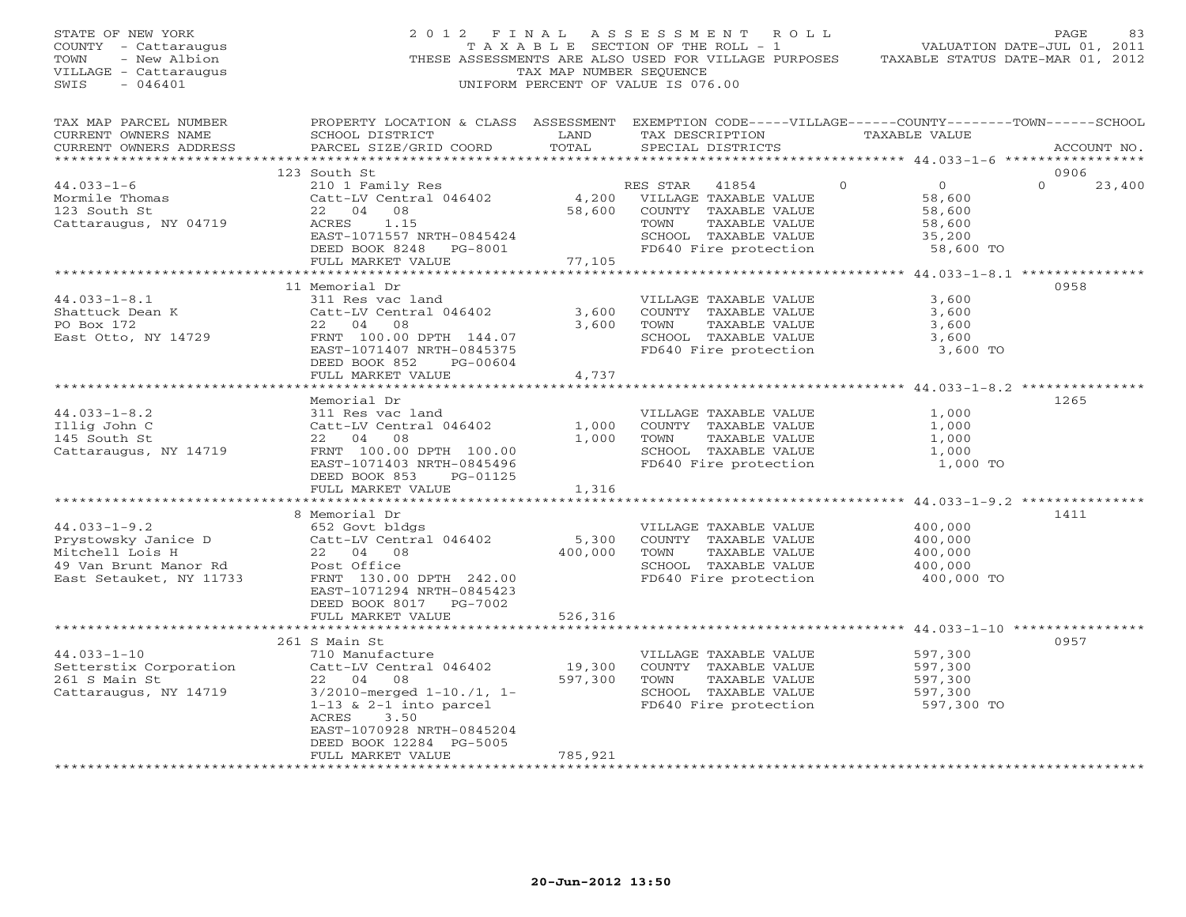STATE OF NEW YORK
COUNTY - Cattaraugus
TOWN - New Albion
VILLAGE - Cattaraugus
SWIS - 046401

2 0 1 2 F I N A L A S S E S S M E N T R O L L
T A X A B L E SECTION OF THE ROLL - 1
THESE ASSESSMENTS ARE ALSO USED FOR VILLAGE PURPOSES
TAX MAP NUMBER SEQUENCE
UNIFORM PERCENT OF VALUE IS 076.00

VALUATION DATE-JUL 01, 2011
TAXABLE STATUS DATE-MAR 01, 2012

| TAX MAP PARCEL NUMBER / CURRENT OWNERS NAME / CURRENT OWNERS ADDRESS | PROPERTY LOCATION & CLASS / SCHOOL DISTRICT / PARCEL SIZE/GRID COORD | ASSESSMENT LAND / TOTAL | EXEMPTION CODE / TAX DESCRIPTION / SPECIAL DISTRICTS | TAXABLE VALUE | ACCOUNT NO. |
|---|---|---|---|---|---|
| 44.033-1-6 | 123 South St | | | | 0906 |
| Mormile Thomas | 210 1 Family Res | | RES STAR 41854 0 | 0 | 0 23,400 |
| 123 South St | Catt-LV Central 046402 | 4,200 | VILLAGE TAXABLE VALUE | 58,600 | |
| Cattaraugus, NY 04719 | 22 04 08 | 58,600 | COUNTY TAXABLE VALUE | 58,600 | |
| | ACRES 1.15 | | TOWN TAXABLE VALUE | 58,600 | |
| | EAST-1071557 NRTH-0845424 | | SCHOOL TAXABLE VALUE | 35,200 | |
| | DEED BOOK 8248 PG-8001 | | FD640 Fire protection | 58,600 TO | |
| | FULL MARKET VALUE | 77,105 | | | |
| 44.033-1-8.1 | 11 Memorial Dr | | | | 0958 |
| Shattuck Dean K | 311 Res vac land | | VILLAGE TAXABLE VALUE | 3,600 | |
| PO Box 172 | Catt-LV Central 046402 | 3,600 | COUNTY TAXABLE VALUE | 3,600 | |
| East Otto, NY 14729 | 22 04 08 | 3,600 | TOWN TAXABLE VALUE | 3,600 | |
| | FRNT 100.00 DPTH 144.07 | | SCHOOL TAXABLE VALUE | 3,600 | |
| | EAST-1071407 NRTH-0845375 | | FD640 Fire protection | 3,600 TO | |
| | DEED BOOK 852 PG-00604 | | | | |
| | FULL MARKET VALUE | 4,737 | | | |
| 44.033-1-8.2 | Memorial Dr | | | | 1265 |
| Illig John C | 311 Res vac land | | VILLAGE TAXABLE VALUE | 1,000 | |
| 145 South St | Catt-LV Central 046402 | 1,000 | COUNTY TAXABLE VALUE | 1,000 | |
| Cattaraugus, NY 14719 | 22 04 08 | 1,000 | TOWN TAXABLE VALUE | 1,000 | |
| | FRNT 100.00 DPTH 100.00 | | SCHOOL TAXABLE VALUE | 1,000 | |
| | EAST-1071403 NRTH-0845496 | | FD640 Fire protection | 1,000 TO | |
| | DEED BOOK 853 PG-01125 | | | | |
| | FULL MARKET VALUE | 1,316 | | | |
| 44.033-1-9.2 | 8 Memorial Dr | | | | 1411 |
| Prystowsky Janice D | 652 Govt bldgs | | VILLAGE TAXABLE VALUE | 400,000 | |
| Mitchell Lois H | Catt-LV Central 046402 | 5,300 | COUNTY TAXABLE VALUE | 400,000 | |
| 49 Van Brunt Manor Rd | 22 04 08 | 400,000 | TOWN TAXABLE VALUE | 400,000 | |
| East Setauket, NY 11733 | Post Office | | SCHOOL TAXABLE VALUE | 400,000 | |
| | FRNT 130.00 DPTH 242.00 | | FD640 Fire protection | 400,000 TO | |
| | EAST-1071294 NRTH-0845423 | | | | |
| | DEED BOOK 8017 PG-7002 | | | | |
| | FULL MARKET VALUE | 526,316 | | | |
| 44.033-1-10 | 261 S Main St | | | | 0957 |
| Setterstix Corporation | 710 Manufacture | | VILLAGE TAXABLE VALUE | 597,300 | |
| 261 S Main St | Catt-LV Central 046402 | 19,300 | COUNTY TAXABLE VALUE | 597,300 | |
| Cattaraugus, NY 14719 | 22 04 08 | 597,300 | TOWN TAXABLE VALUE | 597,300 | |
| | 3/2010-merged 1-10./1, 1- | | SCHOOL TAXABLE VALUE | 597,300 | |
| | 1-13 & 2-1 into parcel | | FD640 Fire protection | 597,300 TO | |
| | ACRES 3.50 | | | | |
| | EAST-1070928 NRTH-0845204 | | | | |
| | DEED BOOK 12284 PG-5005 | | | | |
| | FULL MARKET VALUE | 785,921 | | | |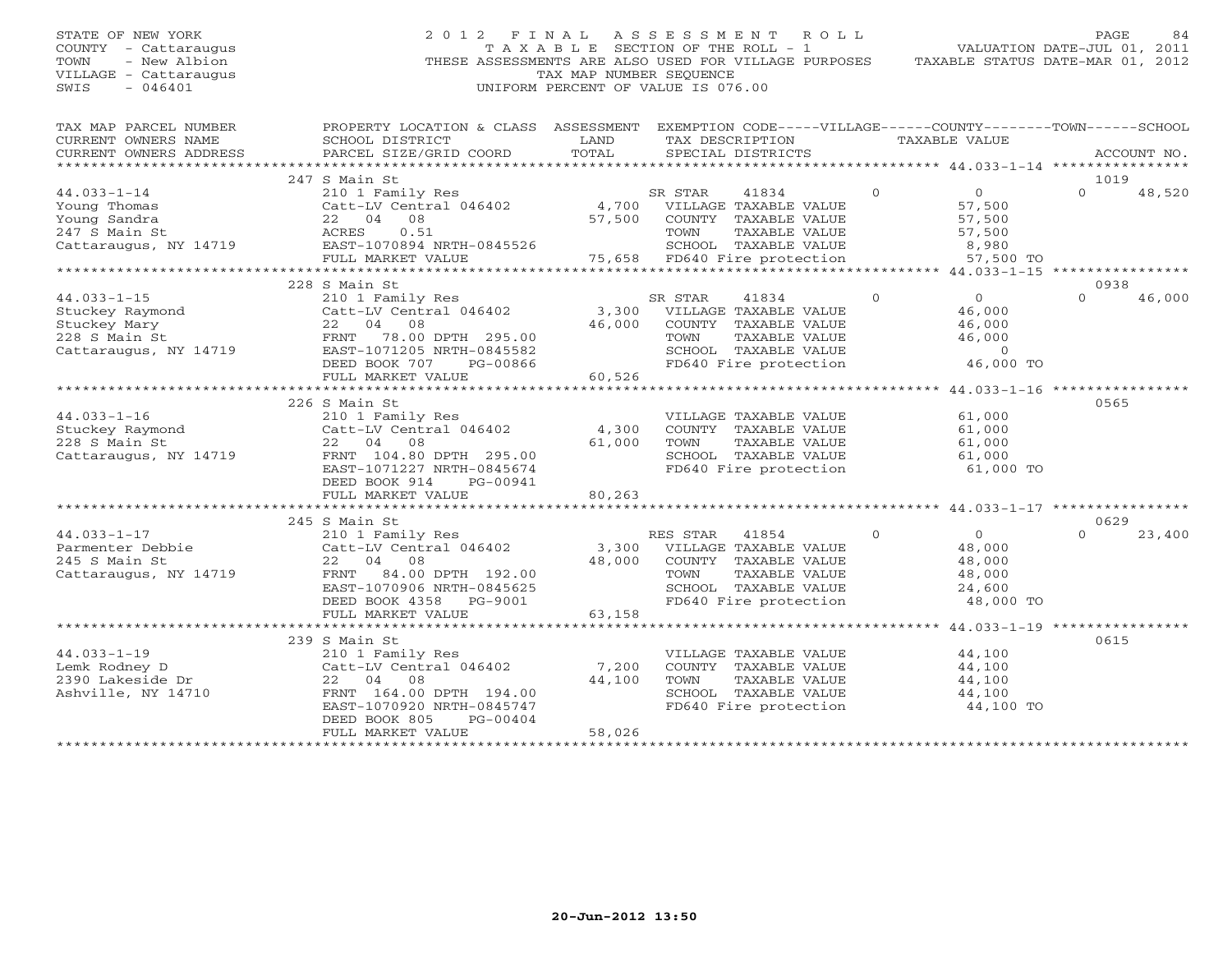STATE OF NEW YORK
COUNTY - Cattaraugus
TOWN - New Albion
VILLAGE - Cattaraugus
SWIS - 046401

2012 FINAL ASSESSMENT ROLL
TAXABLE SECTION OF THE ROLL - 1
THESE ASSESSMENTS ARE ALSO USED FOR VILLAGE PURPOSES
TAX MAP NUMBER SEQUENCE
UNIFORM PERCENT OF VALUE IS 076.00

VALUATION DATE-JUL 01, 2011
TAXABLE STATUS DATE-MAR 01, 2012

| TAX MAP PARCEL NUMBER / CURRENT OWNERS NAME / CURRENT OWNERS ADDRESS | PROPERTY LOCATION & CLASS / SCHOOL DISTRICT / PARCEL SIZE/GRID COORD | ASSESSMENT LAND / TOTAL | EXEMPTION CODE / TAX DESCRIPTION / SPECIAL DISTRICTS | VILLAGE | COUNTY / TAXABLE VALUE | TOWN | SCHOOL / ACCOUNT NO. |
|---|---|---|---|---|---|---|---|
| | 247 S Main St | | | | | | 1019 |
| 44.033-1-14 | 210 1 Family Res | | SR STAR 41834 | 0 | 0 | 0 | 48,520 |
| Young Thomas | Catt-LV Central 046402 | 4,700 | VILLAGE TAXABLE VALUE | | 57,500 | | |
| Young Sandra | 22 04 08 | 57,500 | COUNTY TAXABLE VALUE | | 57,500 | | |
| 247 S Main St | ACRES 0.51 | | TOWN TAXABLE VALUE | | 57,500 | | |
| Cattaraugus, NY 14719 | EAST-1070894 NRTH-0845526 | | SCHOOL TAXABLE VALUE | | 8,980 | | |
| | FULL MARKET VALUE | 75,658 | FD640 Fire protection | | 57,500 TO | | |
| | 228 S Main St | | | | | | 0938 |
| 44.033-1-15 | 210 1 Family Res | | SR STAR 41834 | 0 | 0 | 0 | 46,000 |
| Stuckey Raymond | Catt-LV Central 046402 | 3,300 | VILLAGE TAXABLE VALUE | | 46,000 | | |
| Stuckey Mary | 22 04 08 | 46,000 | COUNTY TAXABLE VALUE | | 46,000 | | |
| 228 S Main St | FRNT 78.00 DPTH 295.00 | | TOWN TAXABLE VALUE | | 46,000 | | |
| Cattaraugus, NY 14719 | EAST-1071205 NRTH-0845582 | | SCHOOL TAXABLE VALUE | | 0 | | |
| | DEED BOOK 707 PG-00866 | | FD640 Fire protection | | 46,000 TO | | |
| | FULL MARKET VALUE | 60,526 | | | | | |
| | 226 S Main St | | | | | | 0565 |
| 44.033-1-16 | 210 1 Family Res | | VILLAGE TAXABLE VALUE | | 61,000 | | |
| Stuckey Raymond | Catt-LV Central 046402 | 4,300 | COUNTY TAXABLE VALUE | | 61,000 | | |
| 228 S Main St | 22 04 08 | 61,000 | TOWN TAXABLE VALUE | | 61,000 | | |
| Cattaraugus, NY 14719 | FRNT 104.80 DPTH 295.00 | | SCHOOL TAXABLE VALUE | | 61,000 | | |
| | EAST-1071227 NRTH-0845674 | | FD640 Fire protection | | 61,000 TO | | |
| | DEED BOOK 914 PG-00941 | | | | | | |
| | FULL MARKET VALUE | 80,263 | | | | | |
| | 245 S Main St | | | | | | 0629 |
| 44.033-1-17 | 210 1 Family Res | | RES STAR 41854 | 0 | 0 | 0 | 23,400 |
| Parmenter Debbie | Catt-LV Central 046402 | 3,300 | VILLAGE TAXABLE VALUE | | 48,000 | | |
| 245 S Main St | 22 04 08 | 48,000 | COUNTY TAXABLE VALUE | | 48,000 | | |
| Cattaraugus, NY 14719 | FRNT 84.00 DPTH 192.00 | | TOWN TAXABLE VALUE | | 48,000 | | |
| | EAST-1070906 NRTH-0845625 | | SCHOOL TAXABLE VALUE | | 24,600 | | |
| | DEED BOOK 4358 PG-9001 | | FD640 Fire protection | | 48,000 TO | | |
| | FULL MARKET VALUE | 63,158 | | | | | |
| | 239 S Main St | | | | | | 0615 |
| 44.033-1-19 | 210 1 Family Res | | VILLAGE TAXABLE VALUE | | 44,100 | | |
| Lemk Rodney D | Catt-LV Central 046402 | 7,200 | COUNTY TAXABLE VALUE | | 44,100 | | |
| 2390 Lakeside Dr | 22 04 08 | 44,100 | TOWN TAXABLE VALUE | | 44,100 | | |
| Ashville, NY 14710 | FRNT 164.00 DPTH 194.00 | | SCHOOL TAXABLE VALUE | | 44,100 | | |
| | EAST-1070920 NRTH-0845747 | | FD640 Fire protection | | 44,100 TO | | |
| | DEED BOOK 805 PG-00404 | | | | | | |
| | FULL MARKET VALUE | 58,026 | | | | | |

20-Jun-2012 13:50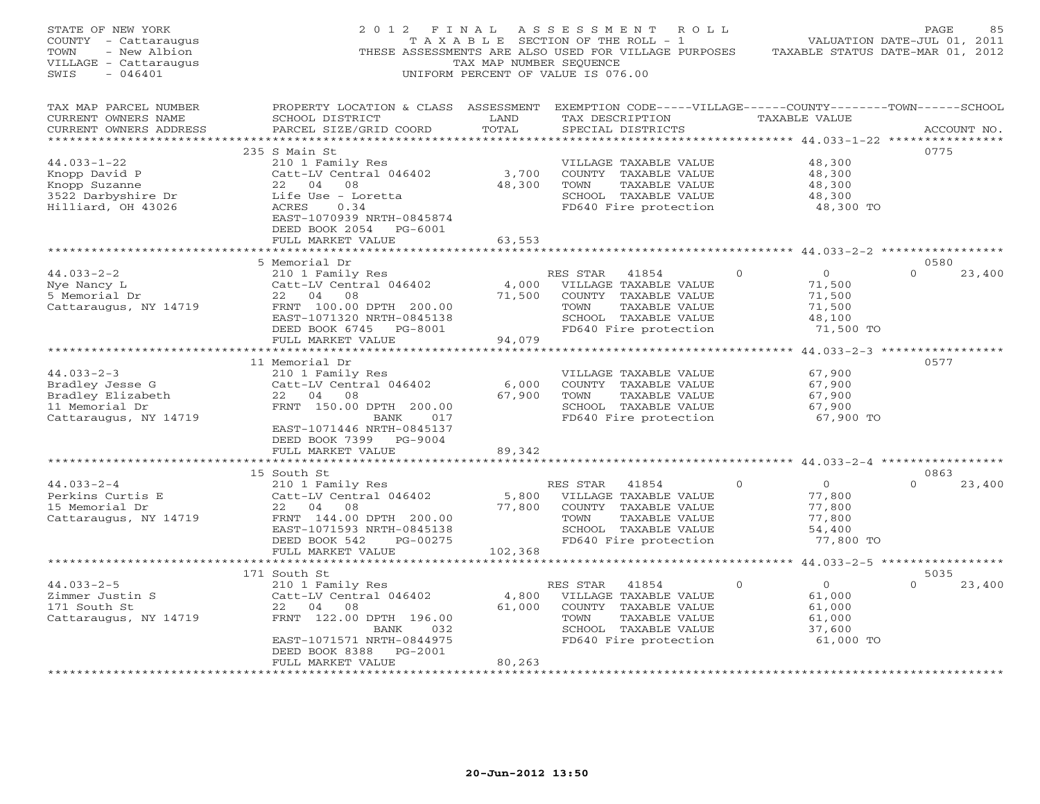STATE OF NEW YORK — 2012 FINAL ASSESSMENT ROLL
COUNTY - Cattaraugus — TAXABLE SECTION OF THE ROLL - 1 — VALUATION DATE-JUL 01, 2011
TOWN - New Albion — THESE ASSESSMENTS ARE ALSO USED FOR VILLAGE PURPOSES — TAXABLE STATUS DATE-MAR 01, 2012
VILLAGE - Cattaraugus — TAX MAP NUMBER SEQUENCE
SWIS - 046401 — UNIFORM PERCENT OF VALUE IS 076.00

| TAX MAP PARCEL NUMBER / CURRENT OWNERS NAME / CURRENT OWNERS ADDRESS | PROPERTY LOCATION & CLASS / SCHOOL DISTRICT / PARCEL SIZE/GRID COORD | ASSESSMENT LAND / TOTAL | EXEMPTION CODE / TAX DESCRIPTION / SPECIAL DISTRICTS | VILLAGE | COUNTY / TAXABLE VALUE | TOWN | SCHOOL | ACCOUNT NO. |
|---|---|---|---|---|---|---|---|---|
| | 235 S Main St | | | | | | | 0775 |
| 44.033-1-22 | 210 1 Family Res | | VILLAGE TAXABLE VALUE | | 48,300 | | | |
| Knopp David P | Catt-LV Central 046402 | 3,700 | COUNTY TAXABLE VALUE | | 48,300 | | | |
| Knopp Suzanne | 22 04 08 | 48,300 | TOWN TAXABLE VALUE | | 48,300 | | | |
| 3522 Darbyshire Dr | Life Use - Loretta | | SCHOOL TAXABLE VALUE | | 48,300 | | | |
| Hilliard, OH 43026 | ACRES 0.34 | | FD640 Fire protection | | 48,300 TO | | | |
| | EAST-1070939 NRTH-0845874 | | | | | | | |
| | DEED BOOK 2054 PG-6001 | | | | | | | |
| | FULL MARKET VALUE | 63,553 | | | | | | |
| | 5 Memorial Dr | | | | | | | 0580 |
| 44.033-2-2 | 210 1 Family Res | | RES STAR 41854 | 0 | 0 | | 0 | 23,400 |
| Nye Nancy L | Catt-LV Central 046402 | 4,000 | VILLAGE TAXABLE VALUE | | 71,500 | | | |
| 5 Memorial Dr | 22 04 08 | 71,500 | COUNTY TAXABLE VALUE | | 71,500 | | | |
| Cattaraugus, NY 14719 | FRNT 100.00 DPTH 200.00 | | TOWN TAXABLE VALUE | | 71,500 | | | |
| | EAST-1071320 NRTH-0845138 | | SCHOOL TAXABLE VALUE | | 48,100 | | | |
| | DEED BOOK 6745 PG-8001 | | FD640 Fire protection | | 71,500 TO | | | |
| | FULL MARKET VALUE | 94,079 | | | | | | |
| | 11 Memorial Dr | | | | | | | 0577 |
| 44.033-2-3 | 210 1 Family Res | | VILLAGE TAXABLE VALUE | | 67,900 | | | |
| Bradley Jesse G | Catt-LV Central 046402 | 6,000 | COUNTY TAXABLE VALUE | | 67,900 | | | |
| Bradley Elizabeth | 22 04 08 | 67,900 | TOWN TAXABLE VALUE | | 67,900 | | | |
| 11 Memorial Dr | FRNT 150.00 DPTH 200.00 | | SCHOOL TAXABLE VALUE | | 67,900 | | | |
| Cattaraugus, NY 14719 | BANK 017 | | FD640 Fire protection | | 67,900 TO | | | |
| | EAST-1071446 NRTH-0845137 | | | | | | | |
| | DEED BOOK 7399 PG-9004 | | | | | | | |
| | FULL MARKET VALUE | 89,342 | | | | | | |
| | 15 South St | | | | | | | 0863 |
| 44.033-2-4 | 210 1 Family Res | | RES STAR 41854 | 0 | 0 | | 0 | 23,400 |
| Perkins Curtis E | Catt-LV Central 046402 | 5,800 | VILLAGE TAXABLE VALUE | | 77,800 | | | |
| 15 Memorial Dr | 22 04 08 | 77,800 | COUNTY TAXABLE VALUE | | 77,800 | | | |
| Cattaraugus, NY 14719 | FRNT 144.00 DPTH 200.00 | | TOWN TAXABLE VALUE | | 77,800 | | | |
| | EAST-1071593 NRTH-0845138 | | SCHOOL TAXABLE VALUE | | 54,400 | | | |
| | DEED BOOK 542 PG-00275 | | FD640 Fire protection | | 77,800 TO | | | |
| | FULL MARKET VALUE | 102,368 | | | | | | |
| | 171 South St | | | | | | | 5035 |
| 44.033-2-5 | 210 1 Family Res | | RES STAR 41854 | 0 | 0 | | 0 | 23,400 |
| Zimmer Justin S | Catt-LV Central 046402 | 4,800 | VILLAGE TAXABLE VALUE | | 61,000 | | | |
| 171 South St | 22 04 08 | 61,000 | COUNTY TAXABLE VALUE | | 61,000 | | | |
| Cattaraugus, NY 14719 | FRNT 122.00 DPTH 196.00 | | TOWN TAXABLE VALUE | | 61,000 | | | |
| | BANK 032 | | SCHOOL TAXABLE VALUE | | 37,600 | | | |
| | EAST-1071571 NRTH-0844975 | | FD640 Fire protection | | 61,000 TO | | | |
| | DEED BOOK 8388 PG-2001 | | | | | | | |
| | FULL MARKET VALUE | 80,263 | | | | | | |

20-Jun-2012 13:50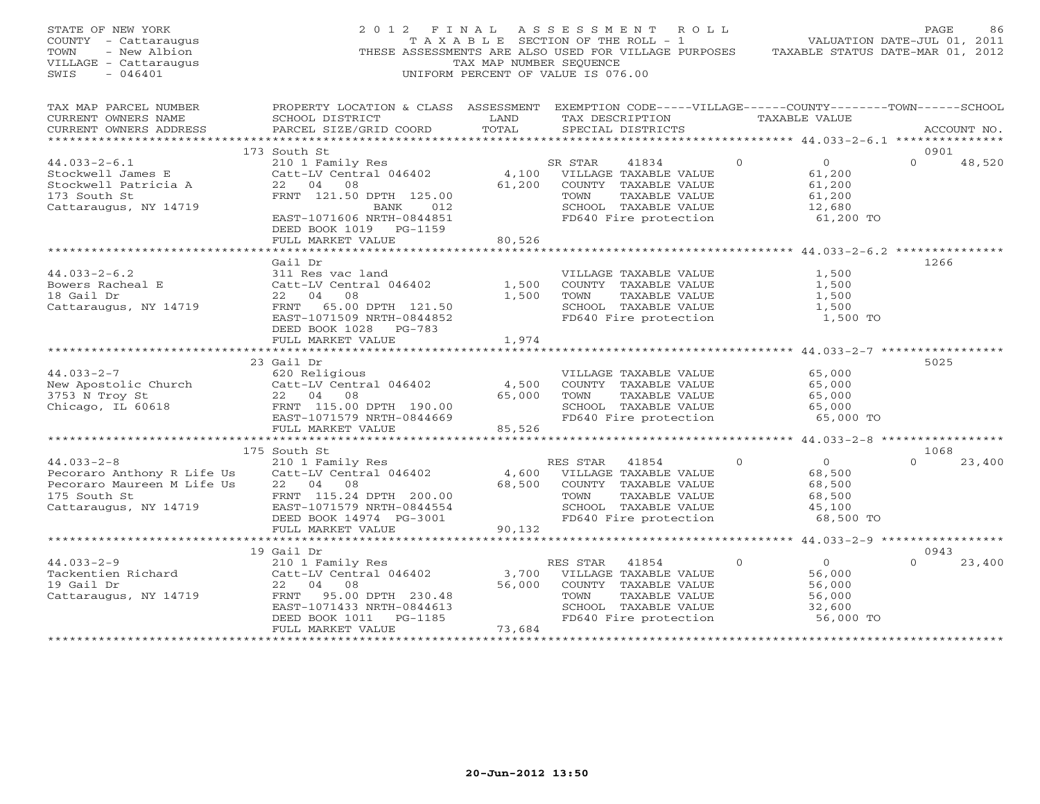STATE OF NEW YORK
COUNTY - Cattaraugus
TOWN - New Albion
VILLAGE - Cattaraugus
SWIS - 046401

# 2012 FINAL ASSESSMENT ROLL

TAXABLE SECTION OF THE ROLL - 1
THESE ASSESSMENTS ARE ALSO USED FOR VILLAGE PURPOSES
TAX MAP NUMBER SEQUENCE
UNIFORM PERCENT OF VALUE IS 076.00

VALUATION DATE-JUL 01, 2011
TAXABLE STATUS DATE-MAR 01, 2012

| TAX MAP PARCEL NUMBER / CURRENT OWNERS NAME / CURRENT OWNERS ADDRESS | PROPERTY LOCATION & CLASS / SCHOOL DISTRICT / PARCEL SIZE/GRID COORD | ASSESSMENT LAND / TOTAL | EXEMPTION CODE / TAX DESCRIPTION / SPECIAL DISTRICTS | VILLAGE | COUNTY / TAXABLE VALUE | TOWN | SCHOOL | ACCOUNT NO. |
|---|---|---|---|---|---|---|---|---|
| | 173 South St | | | | | | | 0901 |
| 44.033-2-6.1 | 210 1 Family Res | | SR STAR 41834 | 0 | 0 | | 0 | 48,520 |
| Stockwell James E | Catt-LV Central 046402 | 4,100 | VILLAGE TAXABLE VALUE | | 61,200 | | | |
| Stockwell Patricia A | 22 04 08 | 61,200 | COUNTY TAXABLE VALUE | | 61,200 | | | |
| 173 South St | FRNT 121.50 DPTH 125.00 | | TOWN TAXABLE VALUE | | 61,200 | | | |
| Cattaraugus, NY 14719 | BANK 012 | | SCHOOL TAXABLE VALUE | | 12,680 | | | |
| | EAST-1071606 NRTH-0844851 | | FD640 Fire protection | | 61,200 TO | | | |
| | DEED BOOK 1019 PG-1159 | | | | | | | |
| | FULL MARKET VALUE | 80,526 | | | | | | |
| | Gail Dr | | | | | | | 1266 |
| 44.033-2-6.2 | 311 Res vac land | | VILLAGE TAXABLE VALUE | | 1,500 | | | |
| Bowers Racheal E | Catt-LV Central 046402 | 1,500 | COUNTY TAXABLE VALUE | | 1,500 | | | |
| 18 Gail Dr | 22 04 08 | 1,500 | TOWN TAXABLE VALUE | | 1,500 | | | |
| Cattaraugus, NY 14719 | FRNT 65.00 DPTH 121.50 | | SCHOOL TAXABLE VALUE | | 1,500 | | | |
| | EAST-1071509 NRTH-0844852 | | FD640 Fire protection | | 1,500 TO | | | |
| | DEED BOOK 1028 PG-783 | | | | | | | |
| | FULL MARKET VALUE | 1,974 | | | | | | |
| | 23 Gail Dr | | | | | | | 5025 |
| 44.033-2-7 | 620 Religious | | VILLAGE TAXABLE VALUE | | 65,000 | | | |
| New Apostolic Church | Catt-LV Central 046402 | 4,500 | COUNTY TAXABLE VALUE | | 65,000 | | | |
| 3753 N Troy St | 22 04 08 | 65,000 | TOWN TAXABLE VALUE | | 65,000 | | | |
| Chicago, IL 60618 | FRNT 115.00 DPTH 190.00 | | SCHOOL TAXABLE VALUE | | 65,000 | | | |
| | EAST-1071579 NRTH-0844669 | | FD640 Fire protection | | 65,000 TO | | | |
| | FULL MARKET VALUE | 85,526 | | | | | | |
| | 175 South St | | | | | | | 1068 |
| 44.033-2-8 | 210 1 Family Res | | RES STAR 41854 | 0 | 0 | | 0 | 23,400 |
| Pecoraro Anthony R Life Us | Catt-LV Central 046402 | 4,600 | VILLAGE TAXABLE VALUE | | 68,500 | | | |
| Pecoraro Maureen M Life Us | 22 04 08 | 68,500 | COUNTY TAXABLE VALUE | | 68,500 | | | |
| 175 South St | FRNT 115.24 DPTH 200.00 | | TOWN TAXABLE VALUE | | 68,500 | | | |
| Cattaraugus, NY 14719 | EAST-1071579 NRTH-0844554 | | SCHOOL TAXABLE VALUE | | 45,100 | | | |
| | DEED BOOK 14974 PG-3001 | | FD640 Fire protection | | 68,500 TO | | | |
| | FULL MARKET VALUE | 90,132 | | | | | | |
| | 19 Gail Dr | | | | | | | 0943 |
| 44.033-2-9 | 210 1 Family Res | | RES STAR 41854 | 0 | 0 | | 0 | 23,400 |
| Tackentien Richard | Catt-LV Central 046402 | 3,700 | VILLAGE TAXABLE VALUE | | 56,000 | | | |
| 19 Gail Dr | 22 04 08 | 56,000 | COUNTY TAXABLE VALUE | | 56,000 | | | |
| Cattaraugus, NY 14719 | FRNT 95.00 DPTH 230.48 | | TOWN TAXABLE VALUE | | 56,000 | | | |
| | EAST-1071433 NRTH-0844613 | | SCHOOL TAXABLE VALUE | | 32,600 | | | |
| | DEED BOOK 1011 PG-1185 | | FD640 Fire protection | | 56,000 TO | | | |
| | FULL MARKET VALUE | 73,684 | | | | | | |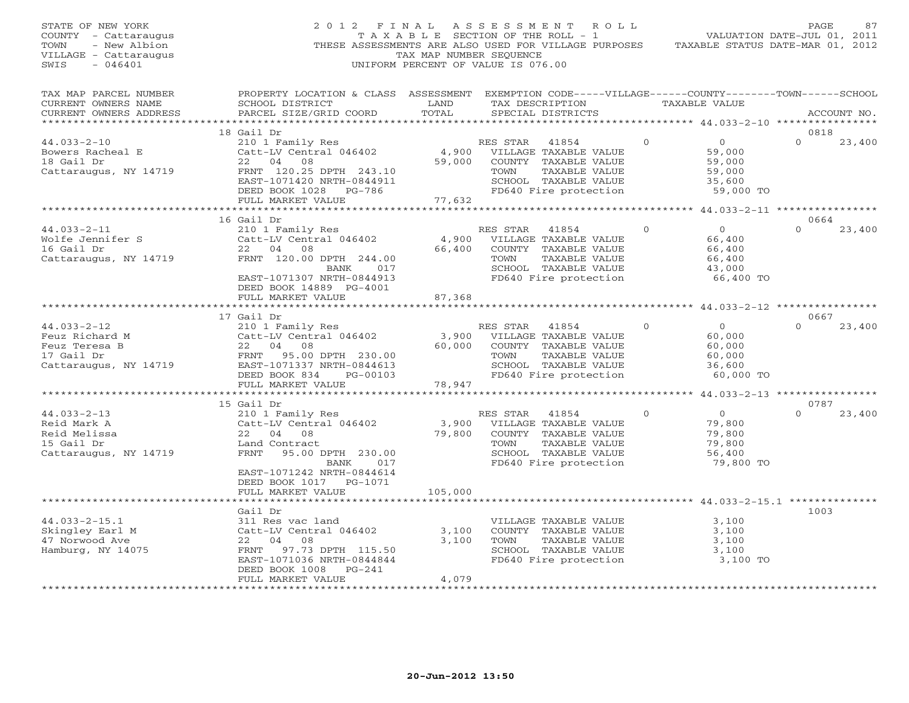STATE OF NEW YORK
COUNTY - Cattaraugus
TOWN - New Albion
VILLAGE - Cattaraugus
SWIS - 046401

2012 FINAL ASSESSMENT ROLL
TAXABLE SECTION OF THE ROLL - 1
THESE ASSESSMENTS ARE ALSO USED FOR VILLAGE PURPOSES
TAX MAP NUMBER SEQUENCE
UNIFORM PERCENT OF VALUE IS 076.00

VALUATION DATE-JUL 01, 2011
TAXABLE STATUS DATE-MAR 01, 2012

```
TAX MAP PARCEL NUMBER     PROPERTY LOCATION & CLASS  ASSESSMENT  EXEMPTION CODE-----VILLAGE------COUNTY--------TOWN------SCHOOL
CURRENT OWNERS NAME       SCHOOL DISTRICT               LAND      TAX DESCRIPTION            TAXABLE VALUE
CURRENT OWNERS ADDRESS    PARCEL SIZE/GRID COORD        TOTAL     SPECIAL DISTRICTS                                          ACCOUNT NO.
*********************************************************************************************** 44.033-2-10 *****************
                          18 Gail Dr                                                                                  0818
44.033-2-10               210 1 Family Res                        RES STAR   41854            0          0          0    23,400
Bowers Racheal E          Catt-LV Central 046402        4,900     VILLAGE TAXABLE VALUE             59,000
18 Gail Dr                22  04  08                   59,000     COUNTY  TAXABLE VALUE             59,000
Cattaraugus, NY 14719     FRNT 120.25 DPTH 243.10                 TOWN    TAXABLE VALUE             59,000
                          EAST-1071420 NRTH-0844911               SCHOOL  TAXABLE VALUE             35,600
                          DEED BOOK 1028   PG-786                 FD640 Fire protection              59,000 TO
                          FULL MARKET VALUE            77,632
*********************************************************************************************** 44.033-2-11 *****************
                          16 Gail Dr                                                                                  0664
44.033-2-11               210 1 Family Res                        RES STAR   41854            0          0          0    23,400
Wolfe Jennifer S          Catt-LV Central 046402        4,900     VILLAGE TAXABLE VALUE             66,400
16 Gail Dr                22  04  08                   66,400     COUNTY  TAXABLE VALUE             66,400
Cattaraugus, NY 14719     FRNT 120.00 DPTH 244.00                 TOWN    TAXABLE VALUE             66,400
                                   BANK     017                   SCHOOL  TAXABLE VALUE             43,000
                          EAST-1071307 NRTH-0844913               FD640 Fire protection              66,400 TO
                          DEED BOOK 14889  PG-4001
                          FULL MARKET VALUE            87,368
*********************************************************************************************** 44.033-2-12 *****************
                          17 Gail Dr                                                                                  0667
44.033-2-12               210 1 Family Res                        RES STAR   41854            0          0          0    23,400
Feuz Richard M            Catt-LV Central 046402        3,900     VILLAGE TAXABLE VALUE             60,000
Feuz Teresa B             22  04  08                   60,000     COUNTY  TAXABLE VALUE             60,000
17 Gail Dr                FRNT  95.00 DPTH 230.00                 TOWN    TAXABLE VALUE             60,000
Cattaraugus, NY 14719     EAST-1071337 NRTH-0844613               SCHOOL  TAXABLE VALUE             36,600
                          DEED BOOK 834    PG-00103               FD640 Fire protection              60,000 TO
                          FULL MARKET VALUE            78,947
*********************************************************************************************** 44.033-2-13 *****************
                          15 Gail Dr                                                                                  0787
44.033-2-13               210 1 Family Res                        RES STAR   41854            0          0          0    23,400
Reid Mark A               Catt-LV Central 046402        3,900     VILLAGE TAXABLE VALUE             79,800
Reid Melissa              22  04  08                   79,800     COUNTY  TAXABLE VALUE             79,800
15 Gail Dr                Land Contract                           TOWN    TAXABLE VALUE             79,800
Cattaraugus, NY 14719     FRNT  95.00 DPTH 230.00                 SCHOOL  TAXABLE VALUE             56,400
                                   BANK     017                   FD640 Fire protection              79,800 TO
                          EAST-1071242 NRTH-0844614
                          DEED BOOK 1017   PG-1071
                          FULL MARKET VALUE           105,000
*********************************************************************************************** 44.033-2-15.1 ***************
                          Gail Dr                                                                                     1003
44.033-2-15.1             311 Res vac land                        VILLAGE TAXABLE VALUE              3,100
Skingley Earl M           Catt-LV Central 046402        3,100     COUNTY  TAXABLE VALUE              3,100
47 Norwood Ave            22  04  08                    3,100     TOWN    TAXABLE VALUE              3,100
Hamburg, NY 14075         FRNT  97.73 DPTH 115.50                 SCHOOL  TAXABLE VALUE              3,100
                          EAST-1071036 NRTH-0844844               FD640 Fire protection               3,100 TO
                          DEED BOOK 1008   PG-241
                          FULL MARKET VALUE             4,079
******************************************************************************************************************************
```

20-Jun-2012 13:50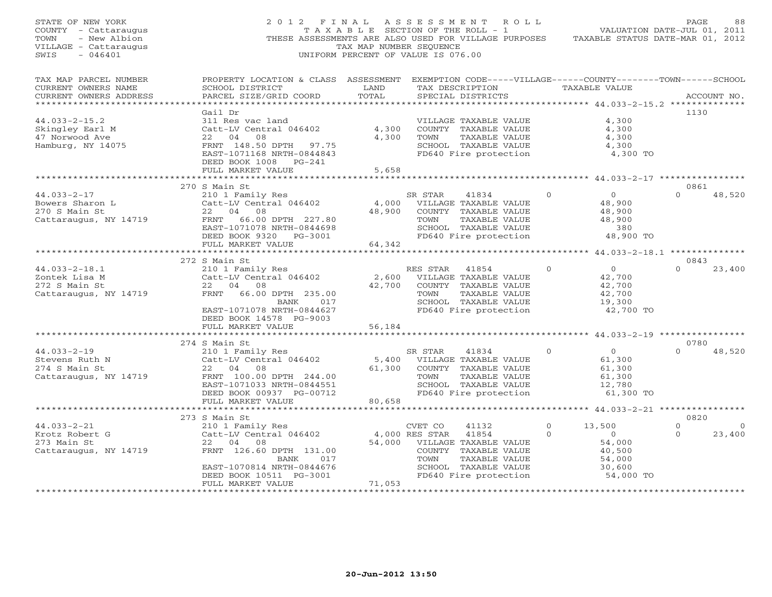STATE OF NEW YORK
COUNTY - Cattaraugus
TOWN - New Albion
VILLAGE - Cattaraugus
SWIS - 046401

2012 FINAL ASSESSMENT ROLL
TAXABLE SECTION OF THE ROLL - 1
THESE ASSESSMENTS ARE ALSO USED FOR VILLAGE PURPOSES
TAX MAP NUMBER SEQUENCE
UNIFORM PERCENT OF VALUE IS 076.00

VALUATION DATE-JUL 01, 2011
TAXABLE STATUS DATE-MAR 01, 2012

| TAX MAP PARCEL NUMBER / CURRENT OWNERS NAME / CURRENT OWNERS ADDRESS | PROPERTY LOCATION & CLASS / SCHOOL DISTRICT / PARCEL SIZE/GRID COORD | ASSESSMENT LAND / TOTAL | EXEMPTION CODE / TAX DESCRIPTION / SPECIAL DISTRICTS | VILLAGE | COUNTY | TOWN | SCHOOL | ACCOUNT NO. |
|---|---|---|---|---|---|---|---|---|
| 44.033-2-15.2 | Gail Dr | | | | | | | 1130 |
| Skingley Earl M | 311 Res vac land | | VILLAGE TAXABLE VALUE | | 4,300 | | | |
| 47 Norwood Ave | Catt-LV Central 046402 | 4,300 | COUNTY TAXABLE VALUE | | 4,300 | | | |
| Hamburg, NY 14075 | 22 04 08 | 4,300 | TOWN TAXABLE VALUE | | 4,300 | | | |
| | FRNT 148.50 DPTH 97.75 | | SCHOOL TAXABLE VALUE | | 4,300 | | | |
| | EAST-1071168 NRTH-0844843 | | FD640 Fire protection | | 4,300 TO | | | |
| | DEED BOOK 1008 PG-241 | | | | | | | |
| | FULL MARKET VALUE | 5,658 | | | | | | |
| 44.033-2-17 | 270 S Main St | | | | | | | 0861 |
| Bowers Sharon L | 210 1 Family Res | | SR STAR 41834 | 0 | 0 | 0 | 48,520 | |
| 270 S Main St | Catt-LV Central 046402 | 4,000 | VILLAGE TAXABLE VALUE | | 48,900 | | | |
| Cattaraugus, NY 14719 | 22 04 08 | 48,900 | COUNTY TAXABLE VALUE | | 48,900 | | | |
| | FRNT 66.00 DPTH 227.80 | | TOWN TAXABLE VALUE | | 48,900 | | | |
| | EAST-1071078 NRTH-0844698 | | SCHOOL TAXABLE VALUE | | 380 | | | |
| | DEED BOOK 9320 PG-3001 | | FD640 Fire protection | | 48,900 TO | | | |
| | FULL MARKET VALUE | 64,342 | | | | | | |
| 44.033-2-18.1 | 272 S Main St | | | | | | | 0843 |
| Zontek Lisa M | 210 1 Family Res | | RES STAR 41854 | 0 | 0 | 0 | 23,400 | |
| 272 S Main St | Catt-LV Central 046402 | 2,600 | VILLAGE TAXABLE VALUE | | 42,700 | | | |
| Cattaraugus, NY 14719 | 22 04 08 | 42,700 | COUNTY TAXABLE VALUE | | 42,700 | | | |
| | FRNT 66.00 DPTH 235.00 | | TOWN TAXABLE VALUE | | 42,700 | | | |
| | BANK 017 | | SCHOOL TAXABLE VALUE | | 19,300 | | | |
| | EAST-1071078 NRTH-0844627 | | FD640 Fire protection | | 42,700 TO | | | |
| | DEED BOOK 14578 PG-9003 | | | | | | | |
| | FULL MARKET VALUE | 56,184 | | | | | | |
| 44.033-2-19 | 274 S Main St | | | | | | | 0780 |
| Stevens Ruth N | 210 1 Family Res | | SR STAR 41834 | 0 | 0 | 0 | 48,520 | |
| 274 S Main St | Catt-LV Central 046402 | 5,400 | VILLAGE TAXABLE VALUE | | 61,300 | | | |
| Cattaraugus, NY 14719 | 22 04 08 | 61,300 | COUNTY TAXABLE VALUE | | 61,300 | | | |
| | FRNT 100.00 DPTH 244.00 | | TOWN TAXABLE VALUE | | 61,300 | | | |
| | EAST-1071033 NRTH-0844551 | | SCHOOL TAXABLE VALUE | | 12,780 | | | |
| | DEED BOOK 00937 PG-00712 | | FD640 Fire protection | | 61,300 TO | | | |
| | FULL MARKET VALUE | 80,658 | | | | | | |
| 44.033-2-21 | 273 S Main St | | | | | | | 0820 |
| Krotz Robert G | 210 1 Family Res | | CVET CO 41132 | 0 | 13,500 | 0 | 0 | |
| 273 Main St | Catt-LV Central 046402 | 4,000 | RES STAR 41854 | 0 | 0 | 0 | 23,400 | |
| Cattaraugus, NY 14719 | 22 04 08 | 54,000 | VILLAGE TAXABLE VALUE | | 54,000 | | | |
| | FRNT 126.60 DPTH 131.00 | | COUNTY TAXABLE VALUE | | 40,500 | | | |
| | BANK 017 | | TOWN TAXABLE VALUE | | 54,000 | | | |
| | EAST-1070814 NRTH-0844676 | | SCHOOL TAXABLE VALUE | | 30,600 | | | |
| | DEED BOOK 10511 PG-3001 | | FD640 Fire protection | | 54,000 TO | | | |
| | FULL MARKET VALUE | 71,053 | | | | | | |

20-Jun-2012 13:50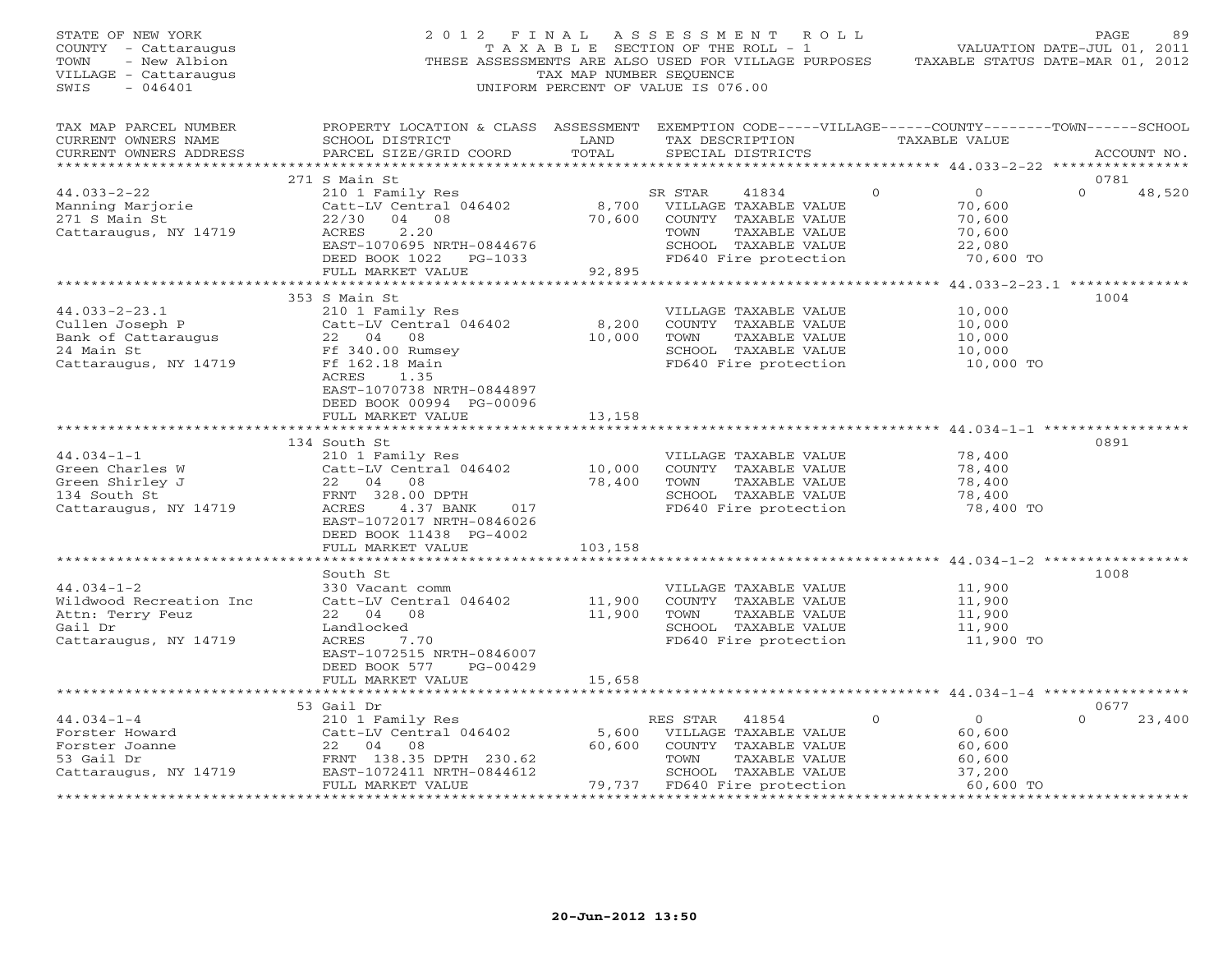STATE OF NEW YORK
COUNTY - Cattaraugus
TOWN - New Albion
VILLAGE - Cattaraugus
SWIS - 046401

2 0 1 2 F I N A L A S S E S S M E N T R O L L
T A X A B L E SECTION OF THE ROLL - 1
THESE ASSESSMENTS ARE ALSO USED FOR VILLAGE PURPOSES
TAX MAP NUMBER SEQUENCE
UNIFORM PERCENT OF VALUE IS 076.00

VALUATION DATE-JUL 01, 2011
TAXABLE STATUS DATE-MAR 01, 2012

| TAX MAP PARCEL NUMBER / CURRENT OWNERS NAME / CURRENT OWNERS ADDRESS | PROPERTY LOCATION & CLASS / SCHOOL DISTRICT / PARCEL SIZE/GRID COORD | ASSESSMENT LAND / TOTAL | EXEMPTION CODE / TAX DESCRIPTION / SPECIAL DISTRICTS | VILLAGE | COUNTY | TOWN | SCHOOL | ACCOUNT NO. |
|---|---|---|---|---|---|---|---|---|
| | 271 S Main St | | | | | | | 0781 |
| 44.033-2-22 | 210 1 Family Res | | SR STAR 41834 | 0 | 0 | 0 | 48,520 | |
| Manning Marjorie | Catt-LV Central 046402 | 8,700 | VILLAGE TAXABLE VALUE | 70,600 | | | | |
| 271 S Main St | 22/30 04 08 | 70,600 | COUNTY TAXABLE VALUE | | 70,600 | | | |
| Cattaraugus, NY 14719 | ACRES 2.20 | | TOWN TAXABLE VALUE | | | 70,600 | | |
| | EAST-1070695 NRTH-0844676 | | SCHOOL TAXABLE VALUE | | | | 22,080 | |
| | DEED BOOK 1022 PG-1033 | | FD640 Fire protection | 70,600 TO | | | | |
| | FULL MARKET VALUE | 92,895 | | | | | | |
| | 353 S Main St | | | | | | | 1004 |
| 44.033-2-23.1 | 210 1 Family Res | | VILLAGE TAXABLE VALUE | 10,000 | | | | |
| Cullen Joseph P | Catt-LV Central 046402 | 8,200 | COUNTY TAXABLE VALUE | | 10,000 | | | |
| Bank of Cattaraugus | 22 04 08 | 10,000 | TOWN TAXABLE VALUE | | | 10,000 | | |
| 24 Main St | Ff 340.00 Rumsey | | SCHOOL TAXABLE VALUE | | | | 10,000 | |
| Cattaraugus, NY 14719 | Ff 162.18 Main | | FD640 Fire protection | 10,000 TO | | | | |
| | ACRES 1.35 | | | | | | | |
| | EAST-1070738 NRTH-0844897 | | | | | | | |
| | DEED BOOK 00994 PG-00096 | | | | | | | |
| | FULL MARKET VALUE | 13,158 | | | | | | |
| | 134 South St | | | | | | | 0891 |
| 44.034-1-1 | 210 1 Family Res | | VILLAGE TAXABLE VALUE | 78,400 | | | | |
| Green Charles W | Catt-LV Central 046402 | 10,000 | COUNTY TAXABLE VALUE | | 78,400 | | | |
| Green Shirley J | 22 04 08 | 78,400 | TOWN TAXABLE VALUE | | | 78,400 | | |
| 134 South St | FRNT 328.00 DPTH | | SCHOOL TAXABLE VALUE | | | | 78,400 | |
| Cattaraugus, NY 14719 | ACRES 4.37 BANK 017 | | FD640 Fire protection | 78,400 TO | | | | |
| | EAST-1072017 NRTH-0846026 | | | | | | | |
| | DEED BOOK 11438 PG-4002 | | | | | | | |
| | FULL MARKET VALUE | 103,158 | | | | | | |
| | South St | | | | | | | 1008 |
| 44.034-1-2 | 330 Vacant comm | | VILLAGE TAXABLE VALUE | 11,900 | | | | |
| Wildwood Recreation Inc | Catt-LV Central 046402 | 11,900 | COUNTY TAXABLE VALUE | | 11,900 | | | |
| Attn: Terry Feuz | 22 04 08 | 11,900 | TOWN TAXABLE VALUE | | | 11,900 | | |
| Gail Dr | Landlocked | | SCHOOL TAXABLE VALUE | | | | 11,900 | |
| Cattaraugus, NY 14719 | ACRES 7.70 | | FD640 Fire protection | 11,900 TO | | | | |
| | EAST-1072515 NRTH-0846007 | | | | | | | |
| | DEED BOOK 577 PG-00429 | | | | | | | |
| | FULL MARKET VALUE | 15,658 | | | | | | |
| | 53 Gail Dr | | | | | | | 0677 |
| 44.034-1-4 | 210 1 Family Res | | RES STAR 41854 | 0 | 0 | 0 | 23,400 | |
| Forster Howard | Catt-LV Central 046402 | 5,600 | VILLAGE TAXABLE VALUE | 60,600 | | | | |
| Forster Joanne | 22 04 08 | 60,600 | COUNTY TAXABLE VALUE | | 60,600 | | | |
| 53 Gail Dr | FRNT 138.35 DPTH 230.62 | | TOWN TAXABLE VALUE | | | 60,600 | | |
| Cattaraugus, NY 14719 | EAST-1072411 NRTH-0844612 | | SCHOOL TAXABLE VALUE | | | | 37,200 | |
| | FULL MARKET VALUE | 79,737 | FD640 Fire protection | 60,600 TO | | | | |

20-Jun-2012 13:50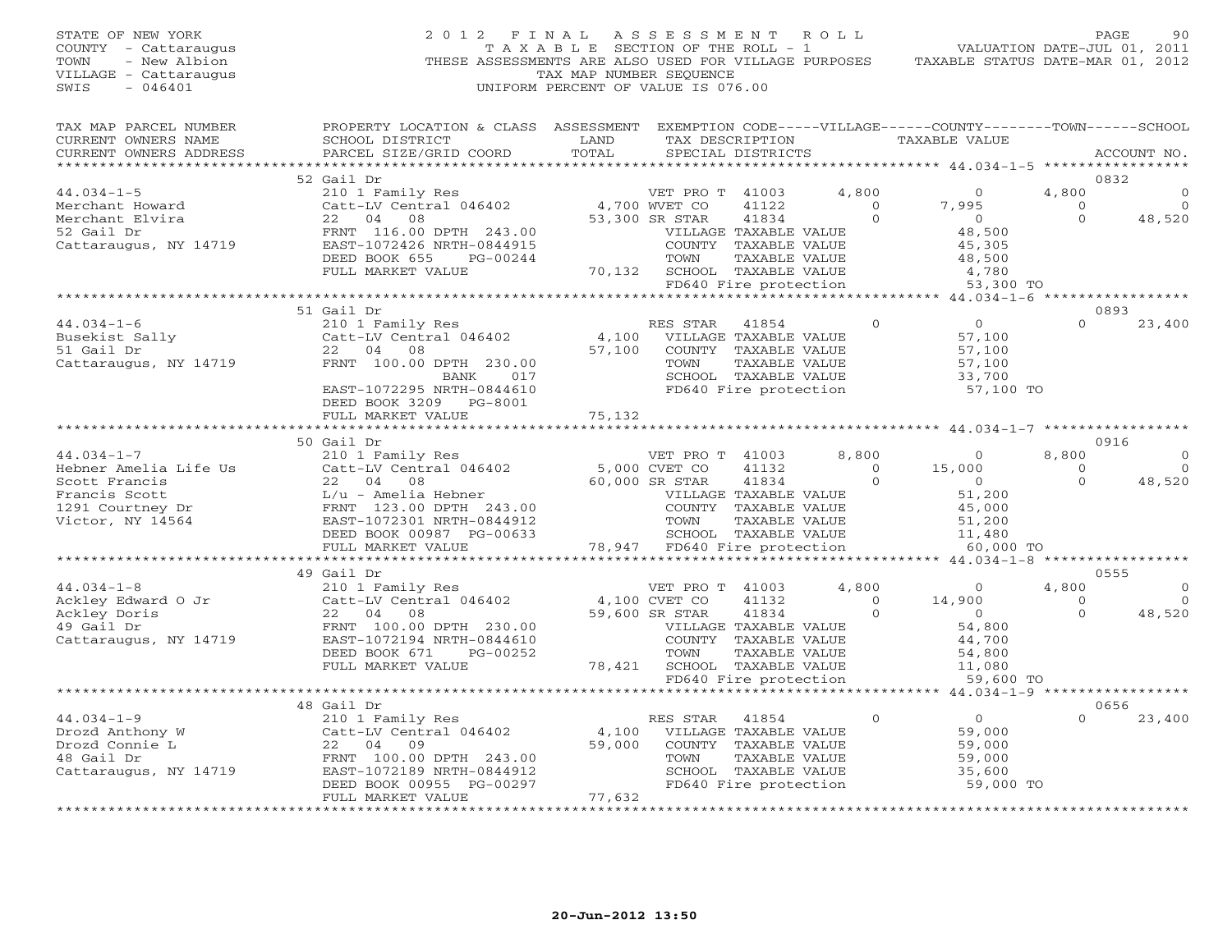STATE OF NEW YORK
COUNTY - Cattaraugus
TOWN - New Albion
VILLAGE - Cattaraugus
SWIS - 046401

2012 FINAL ASSESSMENT ROLL
TAXABLE SECTION OF THE ROLL - 1
THESE ASSESSMENTS ARE ALSO USED FOR VILLAGE PURPOSES
TAX MAP NUMBER SEQUENCE
UNIFORM PERCENT OF VALUE IS 076.00

VALUATION DATE-JUL 01, 2011
TAXABLE STATUS DATE-MAR 01, 2012

| TAX MAP PARCEL NUMBER / CURRENT OWNERS NAME / CURRENT OWNERS ADDRESS | PROPERTY LOCATION & CLASS / SCHOOL DISTRICT / PARCEL SIZE/GRID COORD | ASSESSMENT LAND / TOTAL | EXEMPTION CODE / TAX DESCRIPTION / SPECIAL DISTRICTS | VILLAGE | COUNTY | TOWN | SCHOOL | ACCOUNT NO. |
|---|---|---|---|---|---|---|---|---|
| **52 Gail Dr** | | | | | | | | 0832 |
| 44.034-1-5 | 210 1 Family Res | | VET PRO T 41003 | 4,800 | 0 | 4,800 | 0 | |
| Merchant Howard | Catt-LV Central 046402 | 4,700 | WVET CO 41122 | 0 | 7,995 | 0 | 0 | |
| Merchant Elvira | 22 04 08 | 53,300 | SR STAR 41834 | 0 | 0 | 0 | 48,520 | |
| 52 Gail Dr | FRNT 116.00 DPTH 243.00 | | VILLAGE TAXABLE VALUE | 48,500 | | | | |
| Cattaraugus, NY 14719 | EAST-1072426 NRTH-0844915 | | COUNTY TAXABLE VALUE | | 45,305 | | | |
| | DEED BOOK 655 PG-00244 | | TOWN TAXABLE VALUE | | | 48,500 | | |
| | FULL MARKET VALUE | 70,132 | SCHOOL TAXABLE VALUE | | | | 4,780 | |
| | | | FD640 Fire protection | 53,300 TO | | | | |
| **51 Gail Dr** | | | | | | | | 0893 |
| 44.034-1-6 | 210 1 Family Res | | RES STAR 41854 | 0 | 0 | 0 | 23,400 | |
| Busekist Sally | Catt-LV Central 046402 | 4,100 | VILLAGE TAXABLE VALUE | 57,100 | | | | |
| 51 Gail Dr | 22 04 08 | 57,100 | COUNTY TAXABLE VALUE | | 57,100 | | | |
| Cattaraugus, NY 14719 | FRNT 100.00 DPTH 230.00 | | TOWN TAXABLE VALUE | | | 57,100 | | |
| | BANK 017 | | SCHOOL TAXABLE VALUE | | | | 33,700 | |
| | EAST-1072295 NRTH-0844610 | | FD640 Fire protection | 57,100 TO | | | | |
| | DEED BOOK 3209 PG-8001 | | | | | | | |
| | FULL MARKET VALUE | 75,132 | | | | | | |
| **50 Gail Dr** | | | | | | | | 0916 |
| 44.034-1-7 | 210 1 Family Res | | VET PRO T 41003 | 8,800 | 0 | 8,800 | 0 | |
| Hebner Amelia Life Us | Catt-LV Central 046402 | 5,000 | CVET CO 41132 | 0 | 15,000 | 0 | 0 | |
| Scott Francis | 22 04 08 | 60,000 | SR STAR 41834 | 0 | 0 | 0 | 48,520 | |
| Francis Scott | L/u - Amelia Hebner | | VILLAGE TAXABLE VALUE | 51,200 | | | | |
| 1291 Courtney Dr | FRNT 123.00 DPTH 243.00 | | COUNTY TAXABLE VALUE | | 45,000 | | | |
| Victor, NY 14564 | EAST-1072301 NRTH-0844912 | | TOWN TAXABLE VALUE | | | 51,200 | | |
| | DEED BOOK 00987 PG-00633 | | SCHOOL TAXABLE VALUE | | | | 11,480 | |
| | FULL MARKET VALUE | 78,947 | FD640 Fire protection | 60,000 TO | | | | |
| **49 Gail Dr** | | | | | | | | 0555 |
| 44.034-1-8 | 210 1 Family Res | | VET PRO T 41003 | 4,800 | 0 | 4,800 | 0 | |
| Ackley Edward O Jr | Catt-LV Central 046402 | 4,100 | CVET CO 41132 | 0 | 14,900 | 0 | 0 | |
| Ackley Doris | 22 04 08 | 59,600 | SR STAR 41834 | 0 | 0 | 0 | 48,520 | |
| 49 Gail Dr | FRNT 100.00 DPTH 230.00 | | VILLAGE TAXABLE VALUE | 54,800 | | | | |
| Cattaraugus, NY 14719 | EAST-1072194 NRTH-0844610 | | COUNTY TAXABLE VALUE | | 44,700 | | | |
| | DEED BOOK 671 PG-00252 | | TOWN TAXABLE VALUE | | | 54,800 | | |
| | FULL MARKET VALUE | 78,421 | SCHOOL TAXABLE VALUE | | | | 11,080 | |
| | | | FD640 Fire protection | 59,600 TO | | | | |
| **48 Gail Dr** | | | | | | | | 0656 |
| 44.034-1-9 | 210 1 Family Res | | RES STAR 41854 | 0 | 0 | 0 | 23,400 | |
| Drozd Anthony W | Catt-LV Central 046402 | 4,100 | VILLAGE TAXABLE VALUE | 59,000 | | | | |
| Drozd Connie L | 22 04 09 | 59,000 | COUNTY TAXABLE VALUE | | 59,000 | | | |
| 48 Gail Dr | FRNT 100.00 DPTH 243.00 | | TOWN TAXABLE VALUE | | | 59,000 | | |
| Cattaraugus, NY 14719 | EAST-1072189 NRTH-0844912 | | SCHOOL TAXABLE VALUE | | | | 35,600 | |
| | DEED BOOK 00955 PG-00297 | | FD640 Fire protection | 59,000 TO | | | | |
| | FULL MARKET VALUE | 77,632 | | | | | | |

20-Jun-2012 13:50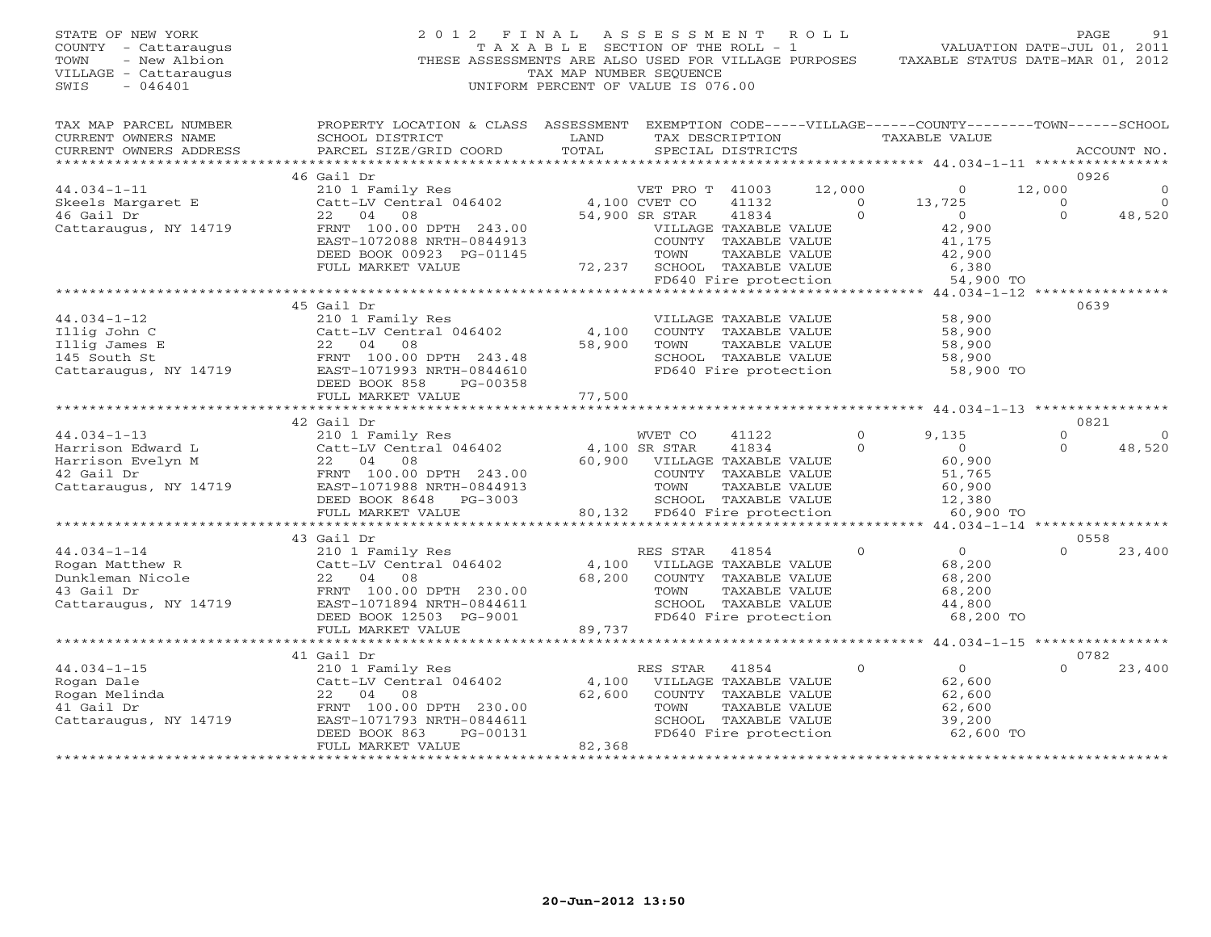STATE OF NEW YORK
COUNTY - Cattaraugus
TOWN - New Albion
VILLAGE - Cattaraugus
SWIS - 046401

# 2012 FINAL ASSESSMENT ROLL

TAXABLE SECTION OF THE ROLL - 1
THESE ASSESSMENTS ARE ALSO USED FOR VILLAGE PURPOSES
TAX MAP NUMBER SEQUENCE
UNIFORM PERCENT OF VALUE IS 076.00

VALUATION DATE-JUL 01, 2011
TAXABLE STATUS DATE-MAR 01, 2012

| TAX MAP PARCEL NUMBER / CURRENT OWNERS NAME / CURRENT OWNERS ADDRESS | PROPERTY LOCATION & CLASS / SCHOOL DISTRICT / PARCEL SIZE/GRID COORD | ASSESSMENT LAND / TOTAL | EXEMPTION CODE / TAX DESCRIPTION / SPECIAL DISTRICTS | VILLAGE | COUNTY / TAXABLE VALUE | TOWN | SCHOOL | ACCOUNT NO. |
|---|---|---|---|---|---|---|---|---|
| 44.034-1-11 | 46 Gail Dr | | | | | | | 0926 |
| Skeels Margaret E | 210 1 Family Res | | VET PRO T 41003 | 12,000 | 0 | 12,000 | 0 | |
| 46 Gail Dr | Catt-LV Central 046402 | 4,100 | CVET CO 41132 | 0 | 13,725 | 0 | 0 | |
| Cattaraugus, NY 14719 | 22 04 08 | 54,900 | SR STAR 41834 | 0 | 0 | 0 | 48,520 | |
| | FRNT 100.00 DPTH 243.00 | | VILLAGE TAXABLE VALUE | | 42,900 | | | |
| | EAST-1072088 NRTH-0844913 | | COUNTY TAXABLE VALUE | | 41,175 | | | |
| | DEED BOOK 00923 PG-01145 | | TOWN TAXABLE VALUE | | 42,900 | | | |
| | FULL MARKET VALUE | 72,237 | SCHOOL TAXABLE VALUE | | 6,380 | | | |
| | | | FD640 Fire protection | | 54,900 TO | | | |
| 44.034-1-12 | 45 Gail Dr | | | | | | | 0639 |
| Illig John C | 210 1 Family Res | | VILLAGE TAXABLE VALUE | | 58,900 | | | |
| Illig James E | Catt-LV Central 046402 | 4,100 | COUNTY TAXABLE VALUE | | 58,900 | | | |
| 145 South St | 22 04 08 | 58,900 | TOWN TAXABLE VALUE | | 58,900 | | | |
| Cattaraugus, NY 14719 | FRNT 100.00 DPTH 243.48 | | SCHOOL TAXABLE VALUE | | 58,900 | | | |
| | EAST-1071993 NRTH-0844610 | | FD640 Fire protection | | 58,900 TO | | | |
| | DEED BOOK 858 PG-00358 | | | | | | | |
| | FULL MARKET VALUE | 77,500 | | | | | | |
| 44.034-1-13 | 42 Gail Dr | | | | | | | 0821 |
| Harrison Edward L | 210 1 Family Res | | WVET CO 41122 | 0 | 9,135 | 0 | 0 | |
| Harrison Evelyn M | Catt-LV Central 046402 | 4,100 | SR STAR 41834 | 0 | 0 | 0 | 48,520 | |
| 42 Gail Dr | 22 04 08 | 60,900 | VILLAGE TAXABLE VALUE | | 60,900 | | | |
| Cattaraugus, NY 14719 | FRNT 100.00 DPTH 243.00 | | COUNTY TAXABLE VALUE | | 51,765 | | | |
| | EAST-1071988 NRTH-0844913 | | TOWN TAXABLE VALUE | | 60,900 | | | |
| | DEED BOOK 8648 PG-3003 | | SCHOOL TAXABLE VALUE | | 12,380 | | | |
| | FULL MARKET VALUE | 80,132 | FD640 Fire protection | | 60,900 TO | | | |
| 44.034-1-14 | 43 Gail Dr | | | | | | | 0558 |
| Rogan Matthew R | 210 1 Family Res | | RES STAR 41854 | 0 | 0 | 0 | 23,400 | |
| Dunkleman Nicole | Catt-LV Central 046402 | 4,100 | VILLAGE TAXABLE VALUE | | 68,200 | | | |
| 43 Gail Dr | 22 04 08 | 68,200 | COUNTY TAXABLE VALUE | | 68,200 | | | |
| Cattaraugus, NY 14719 | FRNT 100.00 DPTH 230.00 | | TOWN TAXABLE VALUE | | 68,200 | | | |
| | EAST-1071894 NRTH-0844611 | | SCHOOL TAXABLE VALUE | | 44,800 | | | |
| | DEED BOOK 12503 PG-9001 | | FD640 Fire protection | | 68,200 TO | | | |
| | FULL MARKET VALUE | 89,737 | | | | | | |
| 44.034-1-15 | 41 Gail Dr | | | | | | | 0782 |
| Rogan Dale | 210 1 Family Res | | RES STAR 41854 | 0 | 0 | 0 | 23,400 | |
| Rogan Melinda | Catt-LV Central 046402 | 4,100 | VILLAGE TAXABLE VALUE | | 62,600 | | | |
| 41 Gail Dr | 22 04 08 | 62,600 | COUNTY TAXABLE VALUE | | 62,600 | | | |
| Cattaraugus, NY 14719 | FRNT 100.00 DPTH 230.00 | | TOWN TAXABLE VALUE | | 62,600 | | | |
| | EAST-1071793 NRTH-0844611 | | SCHOOL TAXABLE VALUE | | 39,200 | | | |
| | DEED BOOK 863 PG-00131 | | FD640 Fire protection | | 62,600 TO | | | |
| | FULL MARKET VALUE | 82,368 | | | | | | |

20-Jun-2012 13:50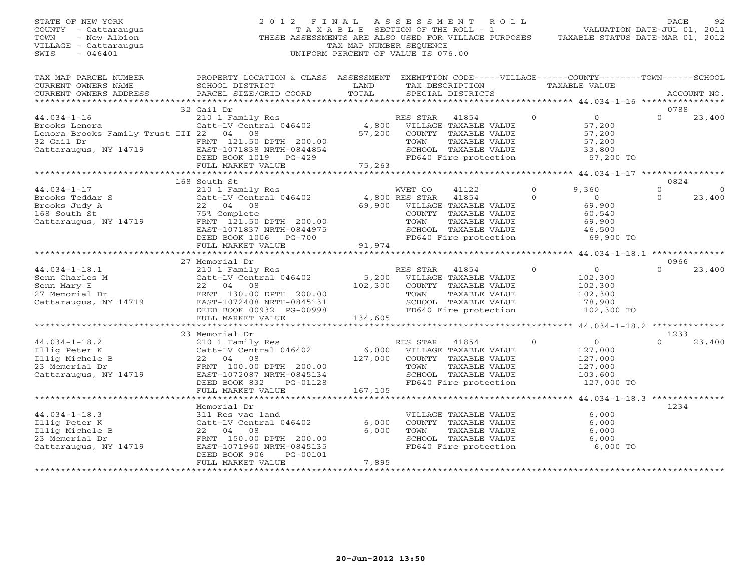STATE OF NEW YORK
COUNTY - Cattaraugus
TOWN - New Albion
VILLAGE - Cattaraugus
SWIS - 046401

# 2012 FINAL ASSESSMENT ROLL

TAXABLE SECTION OF THE ROLL - 1
THESE ASSESSMENTS ARE ALSO USED FOR VILLAGE PURPOSES
TAX MAP NUMBER SEQUENCE
UNIFORM PERCENT OF VALUE IS 076.00

VALUATION DATE-JUL 01, 2011
TAXABLE STATUS DATE-MAR 01, 2012

| TAX MAP PARCEL NUMBER / CURRENT OWNERS NAME / CURRENT OWNERS ADDRESS | PROPERTY LOCATION & CLASS / SCHOOL DISTRICT / PARCEL SIZE/GRID COORD | ASSESSMENT LAND / TOTAL | EXEMPTION CODE / TAX DESCRIPTION / SPECIAL DISTRICTS | VILLAGE | COUNTY / TAXABLE VALUE | TOWN | SCHOOL / ACCOUNT NO. |
|---|---|---|---|---|---|---|---|
| 44.034-1-16 | 32 Gail Dr | | | | | | 0788 |
| 44.034-1-16 | 210 1 Family Res | | RES STAR 41854 | 0 | 0 | 0 | 23,400 |
| Brooks Lenora | Catt-LV Central 046402 | 4,800 | VILLAGE TAXABLE VALUE | | 57,200 | | |
| Lenora Brooks Family Trust III | 22 04 08 | 57,200 | COUNTY TAXABLE VALUE | | 57,200 | | |
| 32 Gail Dr | FRNT 121.50 DPTH 200.00 | | TOWN TAXABLE VALUE | | 57,200 | | |
| Cattaraugus, NY 14719 | EAST-1071838 NRTH-0844854 | | SCHOOL TAXABLE VALUE | | 33,800 | | |
| | DEED BOOK 1019 PG-429 | | FD640 Fire protection | | 57,200 TO | | |
| | FULL MARKET VALUE | 75,263 | | | | | |
| 44.034-1-17 | 168 South St | | | | | | 0824 |
| 44.034-1-17 | 210 1 Family Res | | WVET CO 41122 | 0 | 9,360 | 0 | 0 |
| Brooks Teddar S | Catt-LV Central 046402 | 4,800 | RES STAR 41854 | 0 | 0 | 0 | 23,400 |
| Brooks Judy A | 22 04 08 | 69,900 | VILLAGE TAXABLE VALUE | | 69,900 | | |
| 168 South St | 75% Complete | | COUNTY TAXABLE VALUE | | 60,540 | | |
| Cattaraugus, NY 14719 | FRNT 121.50 DPTH 200.00 | | TOWN TAXABLE VALUE | | 69,900 | | |
| | EAST-1071837 NRTH-0844975 | | SCHOOL TAXABLE VALUE | | 46,500 | | |
| | DEED BOOK 1006 PG-700 | | FD640 Fire protection | | 69,900 TO | | |
| | FULL MARKET VALUE | 91,974 | | | | | |
| 44.034-1-18.1 | 27 Memorial Dr | | | | | | 0966 |
| 44.034-1-18.1 | 210 1 Family Res | | RES STAR 41854 | 0 | 0 | 0 | 23,400 |
| Senn Charles M | Catt-LV Central 046402 | 5,200 | VILLAGE TAXABLE VALUE | | 102,300 | | |
| Senn Mary E | 22 04 08 | 102,300 | COUNTY TAXABLE VALUE | | 102,300 | | |
| 27 Memorial Dr | FRNT 130.00 DPTH 200.00 | | TOWN TAXABLE VALUE | | 102,300 | | |
| Cattaraugus, NY 14719 | EAST-1072408 NRTH-0845131 | | SCHOOL TAXABLE VALUE | | 78,900 | | |
| | DEED BOOK 00932 PG-00998 | | FD640 Fire protection | | 102,300 TO | | |
| | FULL MARKET VALUE | 134,605 | | | | | |
| 44.034-1-18.2 | 23 Memorial Dr | | | | | | 1233 |
| 44.034-1-18.2 | 210 1 Family Res | | RES STAR 41854 | 0 | 0 | 0 | 23,400 |
| Illig Peter K | Catt-LV Central 046402 | 6,000 | VILLAGE TAXABLE VALUE | | 127,000 | | |
| Illig Michele B | 22 04 08 | 127,000 | COUNTY TAXABLE VALUE | | 127,000 | | |
| 23 Memorial Dr | FRNT 100.00 DPTH 200.00 | | TOWN TAXABLE VALUE | | 127,000 | | |
| Cattaraugus, NY 14719 | EAST-1072087 NRTH-0845134 | | SCHOOL TAXABLE VALUE | | 103,600 | | |
| | DEED BOOK 832 PG-01128 | | FD640 Fire protection | | 127,000 TO | | |
| | FULL MARKET VALUE | 167,105 | | | | | |
| 44.034-1-18.3 | Memorial Dr | | | | | | 1234 |
| 44.034-1-18.3 | 311 Res vac land | | VILLAGE TAXABLE VALUE | | 6,000 | | |
| Illig Peter K | Catt-LV Central 046402 | 6,000 | COUNTY TAXABLE VALUE | | 6,000 | | |
| Illig Michele B | 22 04 08 | 6,000 | TOWN TAXABLE VALUE | | 6,000 | | |
| 23 Memorial Dr | FRNT 150.00 DPTH 200.00 | | SCHOOL TAXABLE VALUE | | 6,000 | | |
| Cattaraugus, NY 14719 | EAST-1071960 NRTH-0845135 | | FD640 Fire protection | | 6,000 TO | | |
| | DEED BOOK 906 PG-00101 | | | | | | |
| | FULL MARKET VALUE | 7,895 | | | | | |

20-Jun-2012 13:50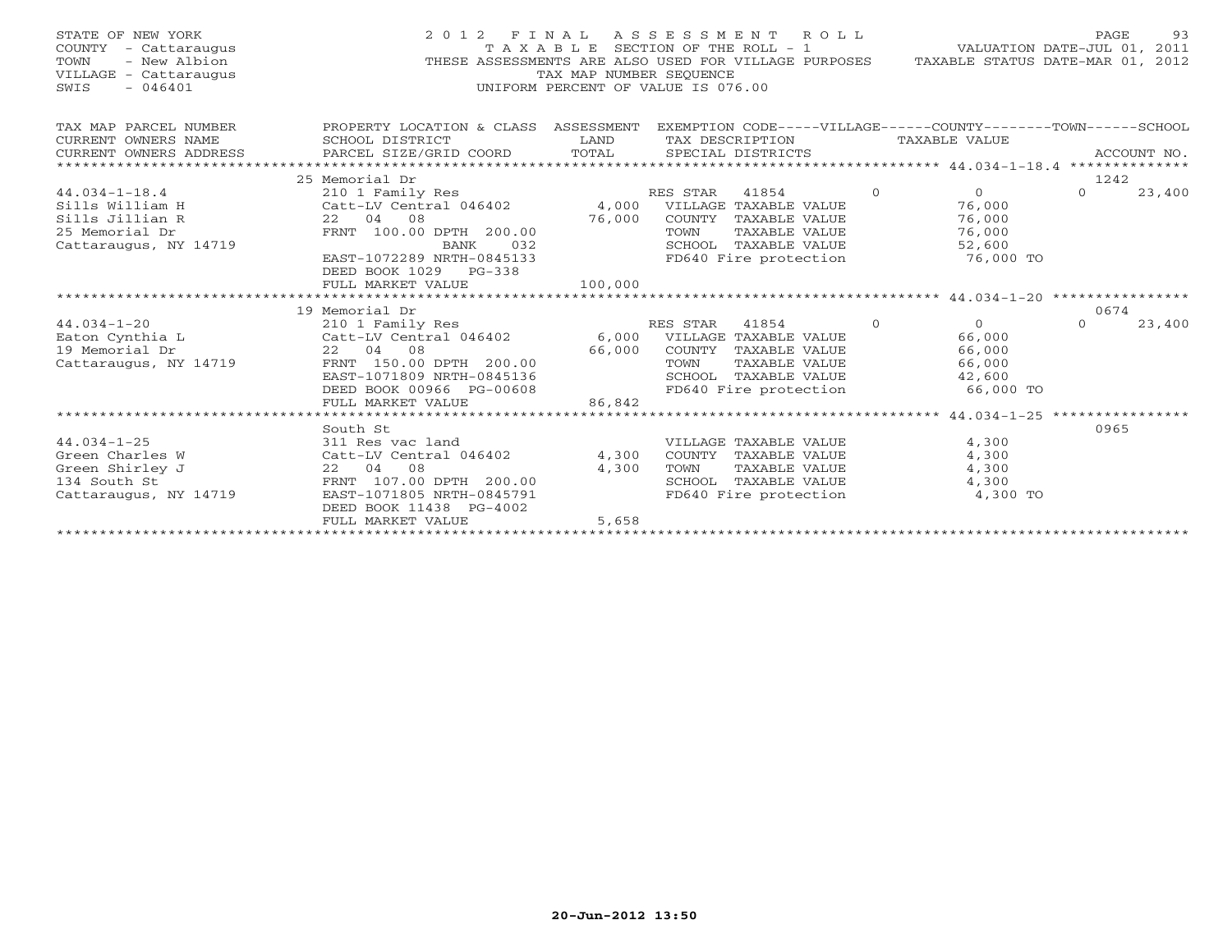STATE OF NEW YORK
COUNTY - Cattaraugus
TOWN - New Albion
VILLAGE - Cattaraugus
SWIS - 046401

2012 FINAL ASSESSMENT ROLL
TAXABLE SECTION OF THE ROLL - 1
THESE ASSESSMENTS ARE ALSO USED FOR VILLAGE PURPOSES
TAX MAP NUMBER SEQUENCE
UNIFORM PERCENT OF VALUE IS 076.00

VALUATION DATE-JUL 01, 2011
TAXABLE STATUS DATE-MAR 01, 2012

| TAX MAP PARCEL NUMBER / CURRENT OWNERS NAME / CURRENT OWNERS ADDRESS | PROPERTY LOCATION & CLASS / SCHOOL DISTRICT / PARCEL SIZE/GRID COORD | ASSESSMENT LAND / TOTAL | EXEMPTION CODE / TAX DESCRIPTION / SPECIAL DISTRICTS | VILLAGE | COUNTY / TAXABLE VALUE | TOWN | SCHOOL / ACCOUNT NO. |
|---|---|---|---|---|---|---|---|
| | 25 Memorial Dr | | | | | | 1242 |
| 44.034-1-18.4 | 210 1 Family Res | | RES STAR 41854 | 0 | 0 | 0 | 23,400 |
| Sills William H | Catt-LV Central 046402 | 4,000 | VILLAGE TAXABLE VALUE | | 76,000 | | |
| Sills Jillian R | 22 04 08 | 76,000 | COUNTY TAXABLE VALUE | | 76,000 | | |
| 25 Memorial Dr | FRNT 100.00 DPTH 200.00 | | TOWN TAXABLE VALUE | | 76,000 | | |
| Cattaraugus, NY 14719 | BANK 032 | | SCHOOL TAXABLE VALUE | | 52,600 | | |
| | EAST-1072289 NRTH-0845133 | | FD640 Fire protection | | 76,000 TO | | |
| | DEED BOOK 1029 PG-338 | | | | | | |
| | FULL MARKET VALUE | 100,000 | | | | | |
| | 19 Memorial Dr | | | | | | 0674 |
| 44.034-1-20 | 210 1 Family Res | | RES STAR 41854 | 0 | 0 | 0 | 23,400 |
| Eaton Cynthia L | Catt-LV Central 046402 | 6,000 | VILLAGE TAXABLE VALUE | | 66,000 | | |
| 19 Memorial Dr | 22 04 08 | 66,000 | COUNTY TAXABLE VALUE | | 66,000 | | |
| Cattaraugus, NY 14719 | FRNT 150.00 DPTH 200.00 | | TOWN TAXABLE VALUE | | 66,000 | | |
| | EAST-1071809 NRTH-0845136 | | SCHOOL TAXABLE VALUE | | 42,600 | | |
| | DEED BOOK 00966 PG-00608 | | FD640 Fire protection | | 66,000 TO | | |
| | FULL MARKET VALUE | 86,842 | | | | | |
| | South St | | | | | | 0965 |
| 44.034-1-25 | 311 Res vac land | | VILLAGE TAXABLE VALUE | | 4,300 | | |
| Green Charles W | Catt-LV Central 046402 | 4,300 | COUNTY TAXABLE VALUE | | 4,300 | | |
| Green Shirley J | 22 04 08 | 4,300 | TOWN TAXABLE VALUE | | 4,300 | | |
| 134 South St | FRNT 107.00 DPTH 200.00 | | SCHOOL TAXABLE VALUE | | 4,300 | | |
| Cattaraugus, NY 14719 | EAST-1071805 NRTH-0845791 | | FD640 Fire protection | | 4,300 TO | | |
| | DEED BOOK 11438 PG-4002 | | | | | | |
| | FULL MARKET VALUE | 5,658 | | | | | |

20-Jun-2012 13:50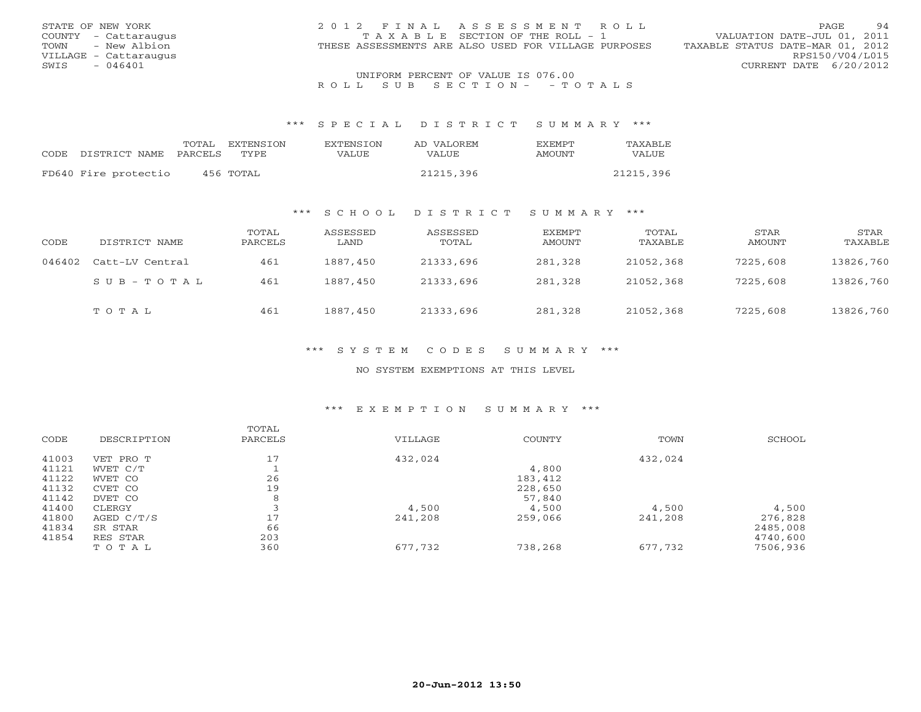STATE OF NEW YORK
COUNTY - Cattaraugus
TOWN - New Albion
VILLAGE - Cattaraugus
SWIS - 046401

2012 FINAL ASSESSMENT ROLL
TAXABLE SECTION OF THE ROLL - 1
THESE ASSESSMENTS ARE ALSO USED FOR VILLAGE PURPOSES

VALUATION DATE-JUL 01, 2011
TAXABLE STATUS DATE-MAR 01, 2012
RPS150/V04/L015
CURRENT DATE 6/20/2012

UNIFORM PERCENT OF VALUE IS 076.00

ROLL SUB SECTION- - TOTALS

### *** SPECIAL DISTRICT SUMMARY ***

| CODE DISTRICT NAME | TOTAL PARCELS | EXTENSION TYPE | EXTENSION VALUE | AD VALOREM VALUE | EXEMPT AMOUNT | TAXABLE VALUE |
|---|---|---|---|---|---|---|
| FD640 Fire protectio | 456 | TOTAL | | 21215,396 | | 21215,396 |

### *** SCHOOL DISTRICT SUMMARY ***

| CODE | DISTRICT NAME | TOTAL PARCELS | ASSESSED LAND | ASSESSED TOTAL | EXEMPT AMOUNT | TOTAL TAXABLE | STAR AMOUNT | STAR TAXABLE |
|---|---|---|---|---|---|---|---|---|
| 046402 | Catt-LV Central | 461 | 1887,450 | 21333,696 | 281,328 | 21052,368 | 7225,608 | 13826,760 |
| | SUB-TOTAL | 461 | 1887,450 | 21333,696 | 281,328 | 21052,368 | 7225,608 | 13826,760 |
| | TOTAL | 461 | 1887,450 | 21333,696 | 281,328 | 21052,368 | 7225,608 | 13826,760 |

### *** SYSTEM CODES SUMMARY ***

NO SYSTEM EXEMPTIONS AT THIS LEVEL

### *** EXEMPTION SUMMARY ***

| CODE | DESCRIPTION | TOTAL PARCELS | VILLAGE | COUNTY | TOWN | SCHOOL |
|---|---|---|---|---|---|---|
| 41003 | VET PRO T | 17 | 432,024 | | 432,024 | |
| 41121 | WVET C/T | 1 | | 4,800 | | |
| 41122 | WVET CO | 26 | | 183,412 | | |
| 41132 | CVET CO | 19 | | 228,650 | | |
| 41142 | DVET CO | 8 | | 57,840 | | |
| 41400 | CLERGY | 3 | 4,500 | 4,500 | 4,500 | 4,500 |
| 41800 | AGED C/T/S | 17 | 241,208 | 259,066 | 241,208 | 276,828 |
| 41834 | SR STAR | 66 | | | | 2485,008 |
| 41854 | RES STAR | 203 | | | | 4740,600 |
| | TOTAL | 360 | 677,732 | 738,268 | 677,732 | 7506,936 |

20-Jun-2012 13:50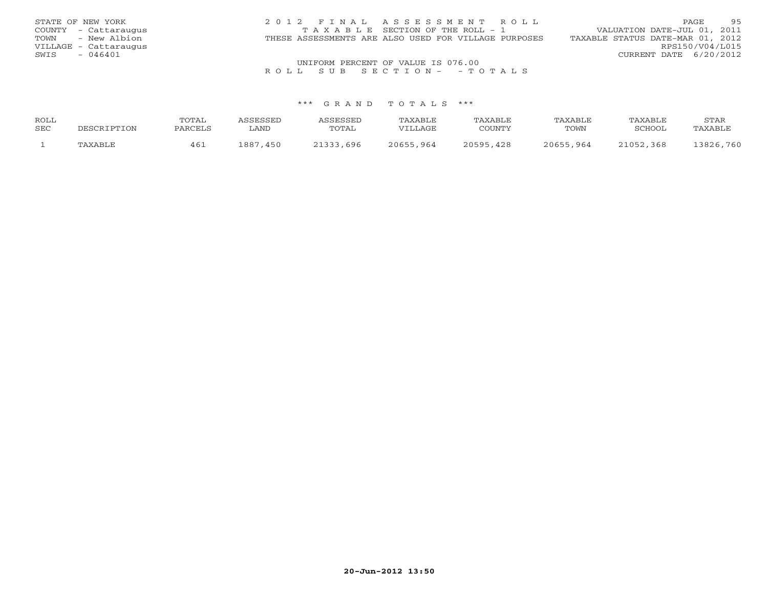STATE OF NEW YORK
COUNTY - Cattaraugus
TOWN - New Albion
VILLAGE - Cattaraugus
SWIS - 046401

2012 FINAL ASSESSMENT ROLL
TAXABLE SECTION OF THE ROLL - 1
THESE ASSESSMENTS ARE ALSO USED FOR VILLAGE PURPOSES

VALUATION DATE-JUL 01, 2011
TAXABLE STATUS DATE-MAR 01, 2012
RPS150/V04/L015
CURRENT DATE 6/20/2012

UNIFORM PERCENT OF VALUE IS 076.00

ROLL SUB SECTION- - TOTALS

*** GRAND TOTALS ***

| ROLL SEC | DESCRIPTION | TOTAL PARCELS | ASSESSED LAND | ASSESSED TOTAL | TAXABLE VILLAGE | TAXABLE COUNTY | TAXABLE TOWN | TAXABLE SCHOOL | STAR TAXABLE |
|---|---|---|---|---|---|---|---|---|---|
| 1 | TAXABLE | 461 | 1887,450 | 21333,696 | 20655,964 | 20595,428 | 20655,964 | 21052,368 | 13826,760 |

20-Jun-2012 13:50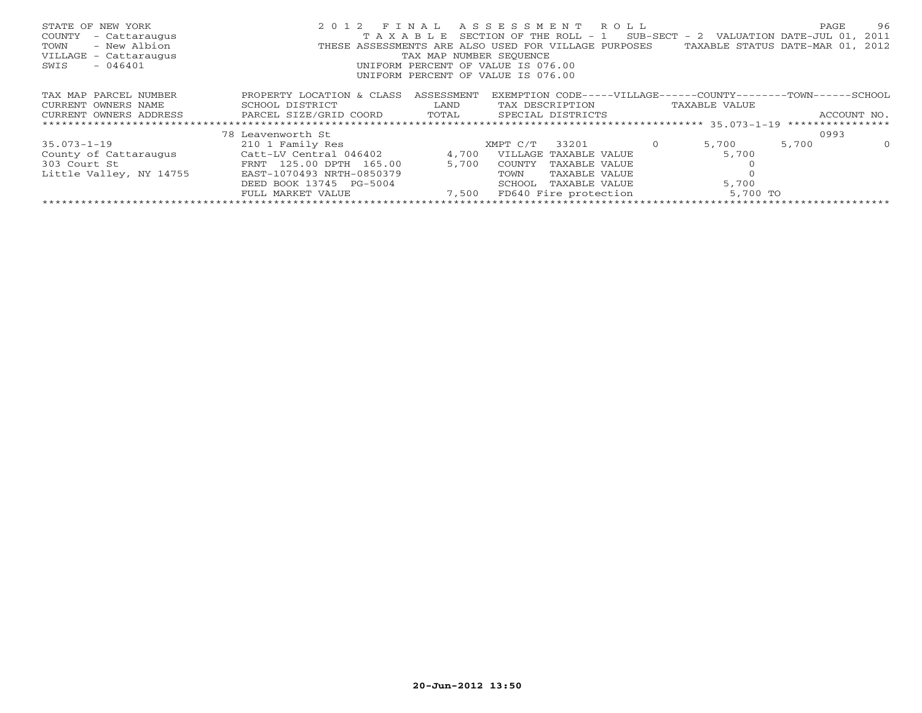STATE OF NEW YORK — 2012 FINAL ASSESSMENT ROLL
COUNTY - Cattaraugus — TAXABLE SECTION OF THE ROLL - 1 SUB-SECT - 2 VALUATION DATE-JUL 01, 2011
TOWN - New Albion — THESE ASSESSMENTS ARE ALSO USED FOR VILLAGE PURPOSES TAXABLE STATUS DATE-MAR 01, 2012
VILLAGE - Cattaraugus — TAX MAP NUMBER SEQUENCE
SWIS - 046401 — UNIFORM PERCENT OF VALUE IS 076.00
UNIFORM PERCENT OF VALUE IS 076.00

| TAX MAP PARCEL NUMBER / CURRENT OWNERS NAME / CURRENT OWNERS ADDRESS | PROPERTY LOCATION & CLASS / SCHOOL DISTRICT / PARCEL SIZE/GRID COORD | ASSESSMENT LAND / TOTAL | EXEMPTION CODE / TAX DESCRIPTION / SPECIAL DISTRICTS | VILLAGE | COUNTY TAXABLE VALUE | TOWN | SCHOOL / ACCOUNT NO. |
|---|---|---|---|---|---|---|---|
| | 78 Leavenworth St | | | | | | 0993 |
| 35.073-1-19 | 210 1 Family Res | | XMPT C/T 33201 | 0 | 5,700 | 5,700 | 0 |
| County of Cattaraugus | Catt-LV Central 046402 | 4,700 | VILLAGE TAXABLE VALUE | | 5,700 | | |
| 303 Court St | FRNT 125.00 DPTH 165.00 | 5,700 | COUNTY TAXABLE VALUE | | 0 | | |
| Little Valley, NY 14755 | EAST-1070493 NRTH-0850379 | | TOWN TAXABLE VALUE | | 0 | | |
| | DEED BOOK 13745 PG-5004 | | SCHOOL TAXABLE VALUE | | 5,700 | | |
| | FULL MARKET VALUE | 7,500 | FD640 Fire protection | | 5,700 TO | | |

20-Jun-2012 13:50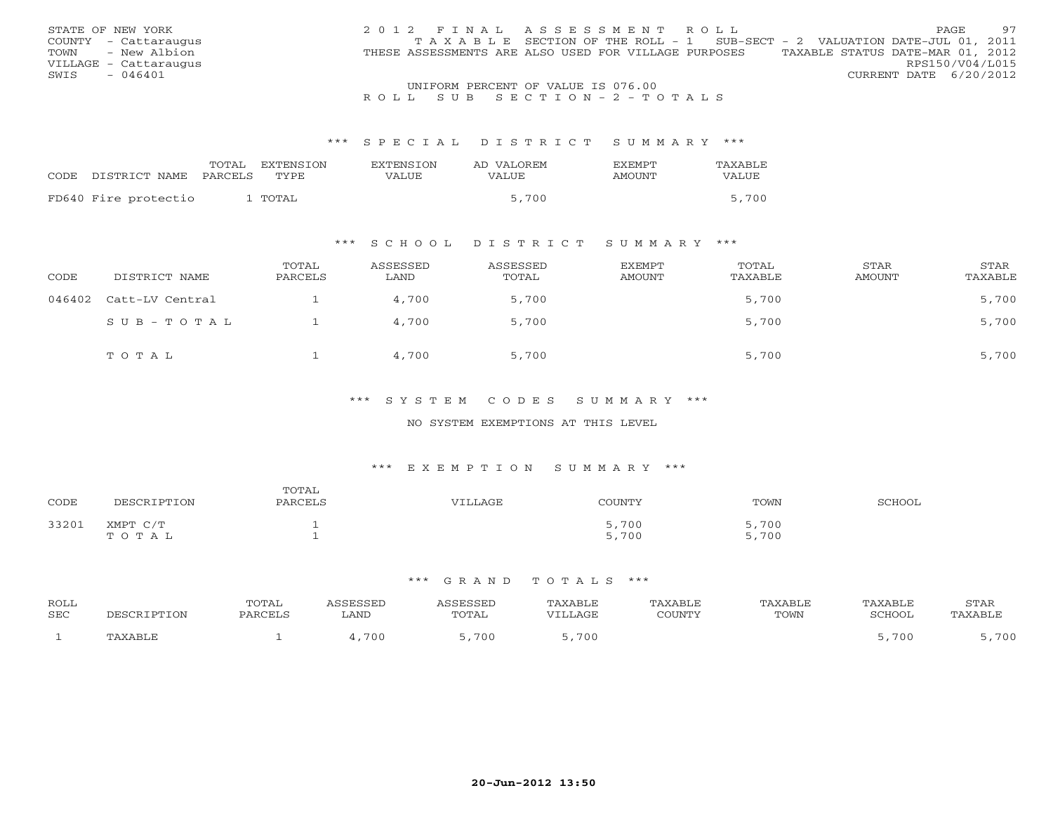STATE OF NEW YORK
COUNTY - Cattaraugus
TOWN - New Albion
VILLAGE - Cattaraugus
SWIS - 046401

2012 FINAL ASSESSMENT ROLL
TAXABLE SECTION OF THE ROLL - 1 SUB-SECT - 2 VALUATION DATE-JUL 01, 2011
THESE ASSESSMENTS ARE ALSO USED FOR VILLAGE PURPOSES TAXABLE STATUS DATE-MAR 01, 2012
RPS150/V04/L015
CURRENT DATE 6/20/2012

UNIFORM PERCENT OF VALUE IS 076.00

ROLL SUB SECTION-2-TOTALS

### *** SPECIAL DISTRICT SUMMARY ***

| CODE | DISTRICT NAME | TOTAL PARCELS | EXTENSION TYPE | EXTENSION VALUE | AD VALOREM VALUE | EXEMPT AMOUNT | TAXABLE VALUE |
|---|---|---|---|---|---|---|---|
| FD640 | Fire protectio | 1 | TOTAL | | 5,700 | | 5,700 |

### *** SCHOOL DISTRICT SUMMARY ***

| CODE | DISTRICT NAME | TOTAL PARCELS | ASSESSED LAND | ASSESSED TOTAL | EXEMPT AMOUNT | TOTAL TAXABLE | STAR AMOUNT | STAR TAXABLE |
|---|---|---|---|---|---|---|---|---|
| 046402 | Catt-LV Central | 1 | 4,700 | 5,700 | | 5,700 | | 5,700 |
| | SUB-TOTAL | 1 | 4,700 | 5,700 | | 5,700 | | 5,700 |
| | TOTAL | 1 | 4,700 | 5,700 | | 5,700 | | 5,700 |

### *** SYSTEM CODES SUMMARY ***

NO SYSTEM EXEMPTIONS AT THIS LEVEL

### *** EXEMPTION SUMMARY ***

| CODE | DESCRIPTION | TOTAL PARCELS | VILLAGE | COUNTY | TOWN | SCHOOL |
|---|---|---|---|---|---|---|
| 33201 | XMPT C/T | 1 | | 5,700 | 5,700 | |
| | TOTAL | 1 | | 5,700 | 5,700 | |

### *** GRAND TOTALS ***

| ROLL SEC | DESCRIPTION | TOTAL PARCELS | ASSESSED LAND | ASSESSED TOTAL | TAXABLE VILLAGE | TAXABLE COUNTY | TAXABLE TOWN | TAXABLE SCHOOL | STAR TAXABLE |
|---|---|---|---|---|---|---|---|---|---|
| 1 | TAXABLE | 1 | 4,700 | 5,700 | 5,700 | | | 5,700 | 5,700 |

20-Jun-2012 13:50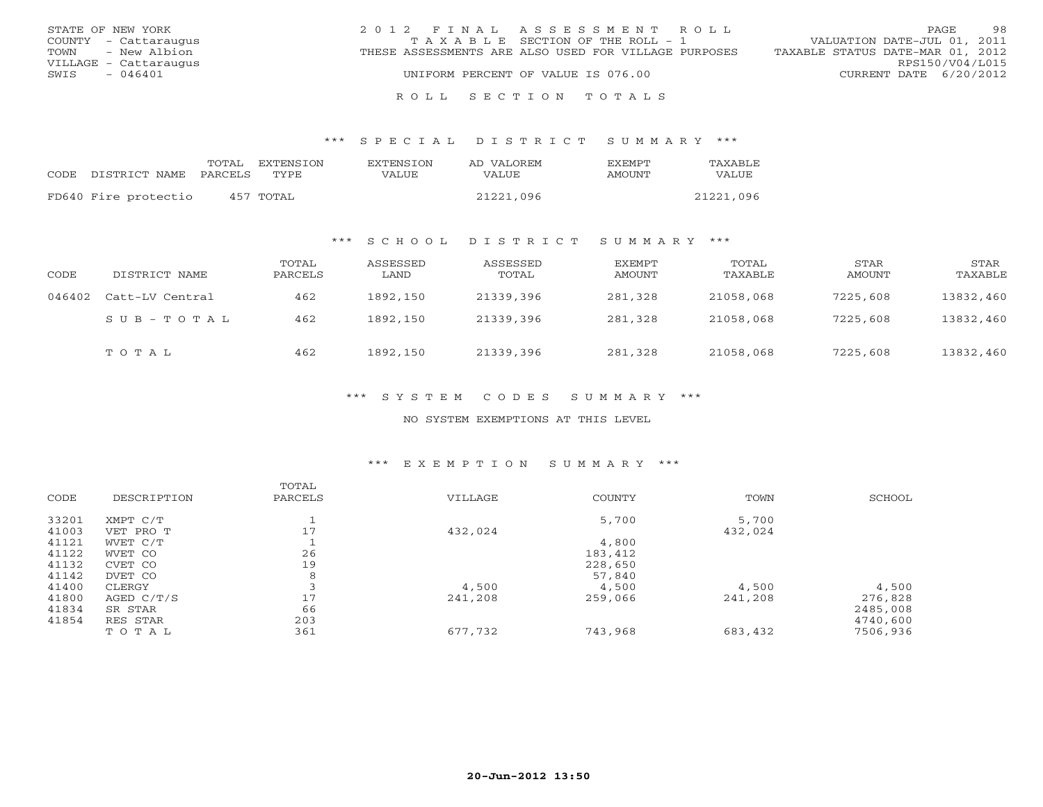STATE OF NEW YORK
COUNTY - Cattaraugus
TOWN - New Albion
VILLAGE - Cattaraugus
SWIS - 046401

2012 FINAL ASSESSMENT ROLL
TAXABLE SECTION OF THE ROLL - 1
THESE ASSESSMENTS ARE ALSO USED FOR VILLAGE PURPOSES
UNIFORM PERCENT OF VALUE IS 076.00

VALUATION DATE-JUL 01, 2011
TAXABLE STATUS DATE-MAR 01, 2012
RPS150/V04/L015
CURRENT DATE 6/20/2012

## ROLL SECTION TOTALS

### *** SPECIAL DISTRICT SUMMARY ***

| CODE | DISTRICT NAME | TOTAL PARCELS | EXTENSION TYPE | EXTENSION VALUE | AD VALOREM VALUE | EXEMPT AMOUNT | TAXABLE VALUE |
|---|---|---|---|---|---|---|---|
| FD640 | Fire protectio | 457 | TOTAL | | 21221,096 | | 21221,096 |

### *** SCHOOL DISTRICT SUMMARY ***

| CODE | DISTRICT NAME | TOTAL PARCELS | ASSESSED LAND | ASSESSED TOTAL | EXEMPT AMOUNT | TOTAL TAXABLE | STAR AMOUNT | STAR TAXABLE |
|---|---|---|---|---|---|---|---|---|
| 046402 | Catt-LV Central | 462 | 1892,150 | 21339,396 | 281,328 | 21058,068 | 7225,608 | 13832,460 |
| | SUB-TOTAL | 462 | 1892,150 | 21339,396 | 281,328 | 21058,068 | 7225,608 | 13832,460 |
| | TOTAL | 462 | 1892,150 | 21339,396 | 281,328 | 21058,068 | 7225,608 | 13832,460 |

### *** SYSTEM CODES SUMMARY ***

NO SYSTEM EXEMPTIONS AT THIS LEVEL

### *** EXEMPTION SUMMARY ***

| CODE | DESCRIPTION | TOTAL PARCELS | VILLAGE | COUNTY | TOWN | SCHOOL |
|---|---|---|---|---|---|---|
| 33201 | XMPT C/T | 1 | | 5,700 | 5,700 | |
| 41003 | VET PRO T | 17 | 432,024 | | 432,024 | |
| 41121 | WVET C/T | 1 | | 4,800 | | |
| 41122 | WVET CO | 26 | | 183,412 | | |
| 41132 | CVET CO | 19 | | 228,650 | | |
| 41142 | DVET CO | 8 | | 57,840 | | |
| 41400 | CLERGY | 3 | 4,500 | 4,500 | 4,500 | 4,500 |
| 41800 | AGED C/T/S | 17 | 241,208 | 259,066 | 241,208 | 276,828 |
| 41834 | SR STAR | 66 | | | | 2485,008 |
| 41854 | RES STAR | 203 | | | | 4740,600 |
| | TOTAL | 361 | 677,732 | 743,968 | 683,432 | 7506,936 |

20-Jun-2012 13:50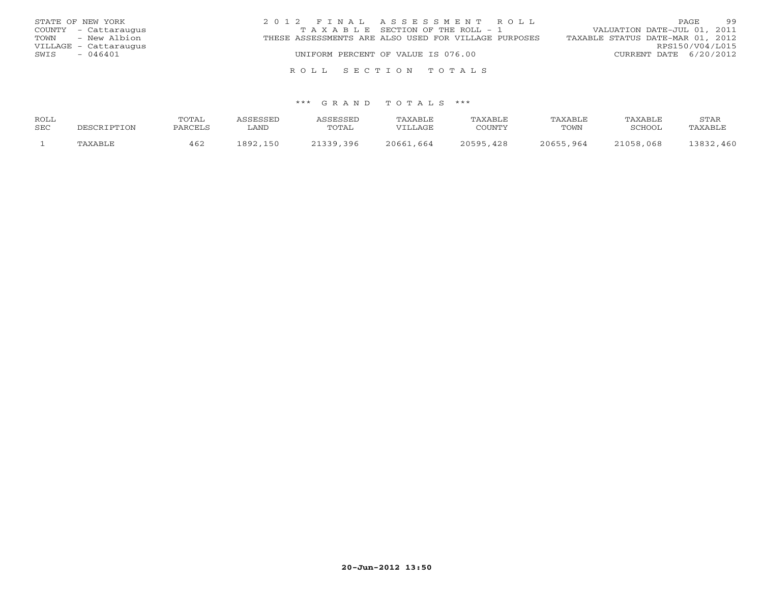STATE OF NEW YORK
COUNTY - Cattaraugus
TOWN - New Albion
VILLAGE - Cattaraugus
SWIS - 046401

2 0 1 2 F I N A L A S S E S S M E N T R O L L
T A X A B L E SECTION OF THE ROLL - 1
THESE ASSESSMENTS ARE ALSO USED FOR VILLAGE PURPOSES
UNIFORM PERCENT OF VALUE IS 076.00

VALUATION DATE-JUL 01, 2011
TAXABLE STATUS DATE-MAR 01, 2012
RPS150/V04/L015
CURRENT DATE 6/20/2012

R O L L S E C T I O N T O T A L S

\*\*\* G R A N D T O T A L S \*\*\*

| ROLL SEC | DESCRIPTION | TOTAL PARCELS | ASSESSED LAND | ASSESSED TOTAL | TAXABLE VILLAGE | TAXABLE COUNTY | TAXABLE TOWN | TAXABLE SCHOOL | STAR TAXABLE |
|---|---|---|---|---|---|---|---|---|---|
| 1 | TAXABLE | 462 | 1892,150 | 21339,396 | 20661,664 | 20595,428 | 20655,964 | 21058,068 | 13832,460 |

20-Jun-2012 13:50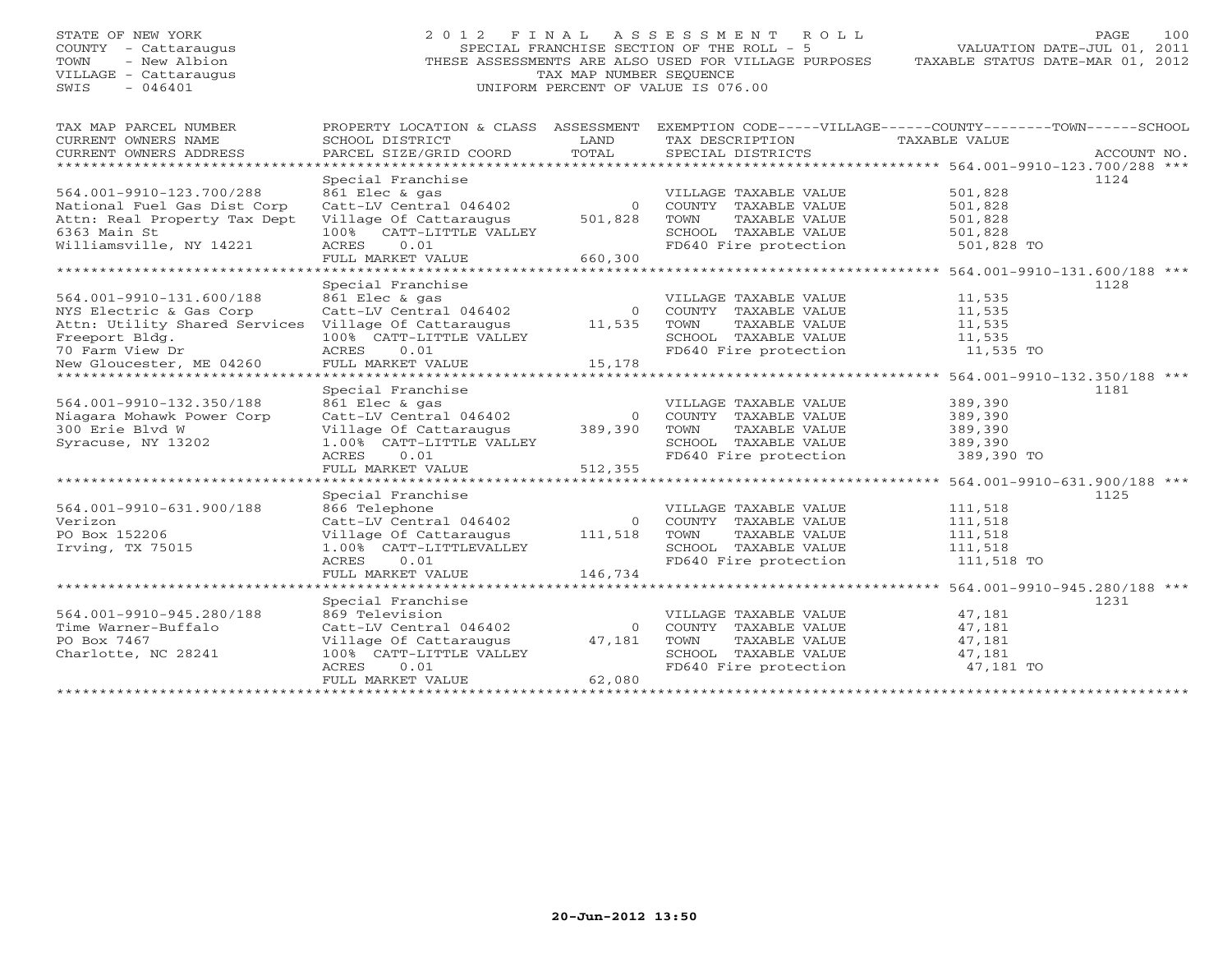STATE OF NEW YORK
COUNTY - Cattaraugus
TOWN - New Albion
VILLAGE - Cattaraugus
SWIS - 046401

2 0 1 2 F I N A L A S S E S S M E N T R O L L
SPECIAL FRANCHISE SECTION OF THE ROLL - 5
THESE ASSESSMENTS ARE ALSO USED FOR VILLAGE PURPOSES
TAX MAP NUMBER SEQUENCE
UNIFORM PERCENT OF VALUE IS 076.00

VALUATION DATE-JUL 01, 2011
TAXABLE STATUS DATE-MAR 01, 2012

| TAX MAP PARCEL NUMBER / CURRENT OWNERS NAME / CURRENT OWNERS ADDRESS | PROPERTY LOCATION & CLASS / SCHOOL DISTRICT / PARCEL SIZE/GRID COORD | ASSESSMENT LAND / TOTAL | EXEMPTION CODE / TAX DESCRIPTION / SPECIAL DISTRICTS | TAXABLE VALUE | ACCOUNT NO. |
|---|---|---|---|---|---|
| 564.001-9910-123.700/288 | Special Franchise | | | | 1124 |
| 564.001-9910-123.700/288 | 861 Elec & gas | | VILLAGE TAXABLE VALUE | 501,828 | |
| National Fuel Gas Dist Corp | Catt-LV Central 046402 | 0 | COUNTY TAXABLE VALUE | 501,828 | |
| Attn: Real Property Tax Dept | Village Of Cattaraugus | 501,828 | TOWN TAXABLE VALUE | 501,828 | |
| 6363 Main St | 100% CATT-LITTLE VALLEY | | SCHOOL TAXABLE VALUE | 501,828 | |
| Williamsville, NY 14221 | ACRES 0.01 | | FD640 Fire protection | 501,828 TO | |
| | FULL MARKET VALUE | 660,300 | | | |
| 564.001-9910-131.600/188 | Special Franchise | | | | 1128 |
| 564.001-9910-131.600/188 | 861 Elec & gas | | VILLAGE TAXABLE VALUE | 11,535 | |
| NYS Electric & Gas Corp | Catt-LV Central 046402 | 0 | COUNTY TAXABLE VALUE | 11,535 | |
| Attn: Utility Shared Services | Village Of Cattaraugus | 11,535 | TOWN TAXABLE VALUE | 11,535 | |
| Freeport Bldg. | 100% CATT-LITTLE VALLEY | | SCHOOL TAXABLE VALUE | 11,535 | |
| 70 Farm View Dr | ACRES 0.01 | | FD640 Fire protection | 11,535 TO | |
| New Gloucester, ME 04260 | FULL MARKET VALUE | 15,178 | | | |
| 564.001-9910-132.350/188 | Special Franchise | | | | 1181 |
| 564.001-9910-132.350/188 | 861 Elec & gas | | VILLAGE TAXABLE VALUE | 389,390 | |
| Niagara Mohawk Power Corp | Catt-LV Central 046402 | 0 | COUNTY TAXABLE VALUE | 389,390 | |
| 300 Erie Blvd W | Village Of Cattaraugus | 389,390 | TOWN TAXABLE VALUE | 389,390 | |
| Syracuse, NY 13202 | 1.00% CATT-LITTLE VALLEY | | SCHOOL TAXABLE VALUE | 389,390 | |
| | ACRES 0.01 | | FD640 Fire protection | 389,390 TO | |
| | FULL MARKET VALUE | 512,355 | | | |
| 564.001-9910-631.900/188 | Special Franchise | | | | 1125 |
| 564.001-9910-631.900/188 | 866 Telephone | | VILLAGE TAXABLE VALUE | 111,518 | |
| Verizon | Catt-LV Central 046402 | 0 | COUNTY TAXABLE VALUE | 111,518 | |
| PO Box 152206 | Village Of Cattaraugus | 111,518 | TOWN TAXABLE VALUE | 111,518 | |
| Irving, TX 75015 | 1.00% CATT-LITTLEVALLEY | | SCHOOL TAXABLE VALUE | 111,518 | |
| | ACRES 0.01 | | FD640 Fire protection | 111,518 TO | |
| | FULL MARKET VALUE | 146,734 | | | |
| 564.001-9910-945.280/188 | Special Franchise | | | | 1231 |
| 564.001-9910-945.280/188 | 869 Television | | VILLAGE TAXABLE VALUE | 47,181 | |
| Time Warner-Buffalo | Catt-LV Central 046402 | 0 | COUNTY TAXABLE VALUE | 47,181 | |
| PO Box 7467 | Village Of Cattaraugus | 47,181 | TOWN TAXABLE VALUE | 47,181 | |
| Charlotte, NC 28241 | 100% CATT-LITTLE VALLEY | | SCHOOL TAXABLE VALUE | 47,181 | |
| | ACRES 0.01 | | FD640 Fire protection | 47,181 TO | |
| | FULL MARKET VALUE | 62,080 | | | |

20-Jun-2012 13:50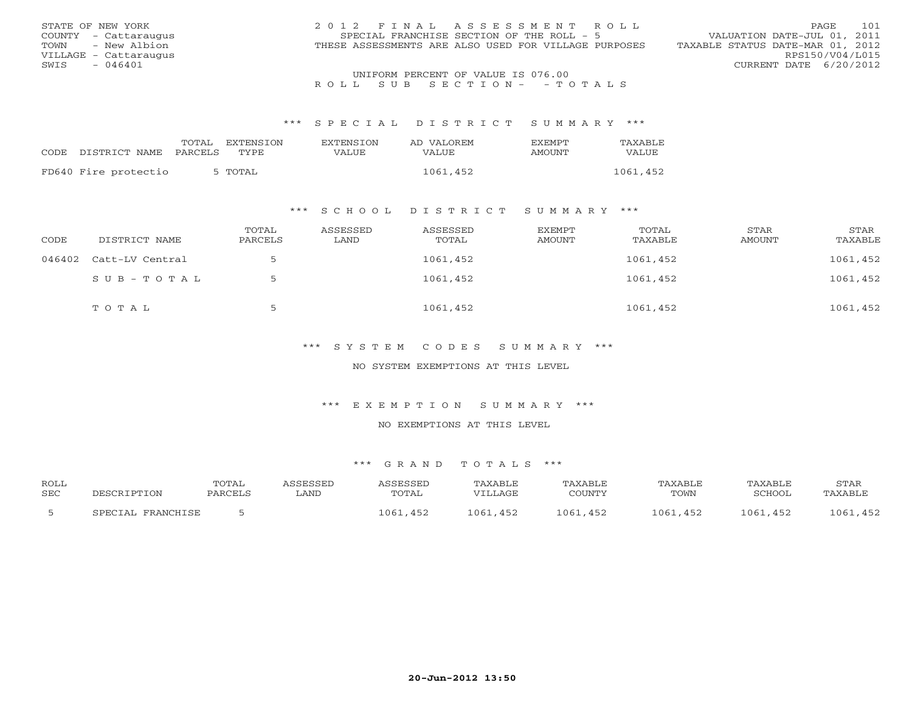STATE OF NEW YORK
COUNTY - Cattaraugus
TOWN - New Albion
VILLAGE - Cattaraugus
SWIS - 046401

2012 FINAL ASSESSMENT ROLL
SPECIAL FRANCHISE SECTION OF THE ROLL - 5
THESE ASSESSMENTS ARE ALSO USED FOR VILLAGE PURPOSES

VALUATION DATE-JUL 01, 2011
TAXABLE STATUS DATE-MAR 01, 2012
RPS150/V04/L015
CURRENT DATE 6/20/2012

UNIFORM PERCENT OF VALUE IS 076.00

ROLL SUB SECTION- - TOTALS

## *** SPECIAL DISTRICT SUMMARY ***

| CODE | DISTRICT NAME | TOTAL PARCELS | EXTENSION TYPE | EXTENSION VALUE | AD VALOREM VALUE | EXEMPT AMOUNT | TAXABLE VALUE |
|---|---|---|---|---|---|---|---|
| FD640 | Fire protectio | 5 | TOTAL | | 1061,452 | | 1061,452 |

## *** SCHOOL DISTRICT SUMMARY ***

| CODE | DISTRICT NAME | TOTAL PARCELS | ASSESSED LAND | ASSESSED TOTAL | EXEMPT AMOUNT | TOTAL TAXABLE | STAR AMOUNT | STAR TAXABLE |
|---|---|---|---|---|---|---|---|---|
| 046402 | Catt-LV Central | 5 | | 1061,452 | | 1061,452 | | 1061,452 |
| | SUB-TOTAL | 5 | | 1061,452 | | 1061,452 | | 1061,452 |
| | TOTAL | 5 | | 1061,452 | | 1061,452 | | 1061,452 |

## *** SYSTEM CODES SUMMARY ***

NO SYSTEM EXEMPTIONS AT THIS LEVEL

## *** EXEMPTION SUMMARY ***

NO EXEMPTIONS AT THIS LEVEL

## *** GRAND TOTALS ***

| ROLL SEC | DESCRIPTION | TOTAL PARCELS | ASSESSED LAND | ASSESSED TOTAL | TAXABLE VILLAGE | TAXABLE COUNTY | TAXABLE TOWN | TAXABLE SCHOOL | STAR TAXABLE |
|---|---|---|---|---|---|---|---|---|---|
| 5 | SPECIAL FRANCHISE | 5 | | 1061,452 | 1061,452 | 1061,452 | 1061,452 | 1061,452 | 1061,452 |

20-Jun-2012 13:50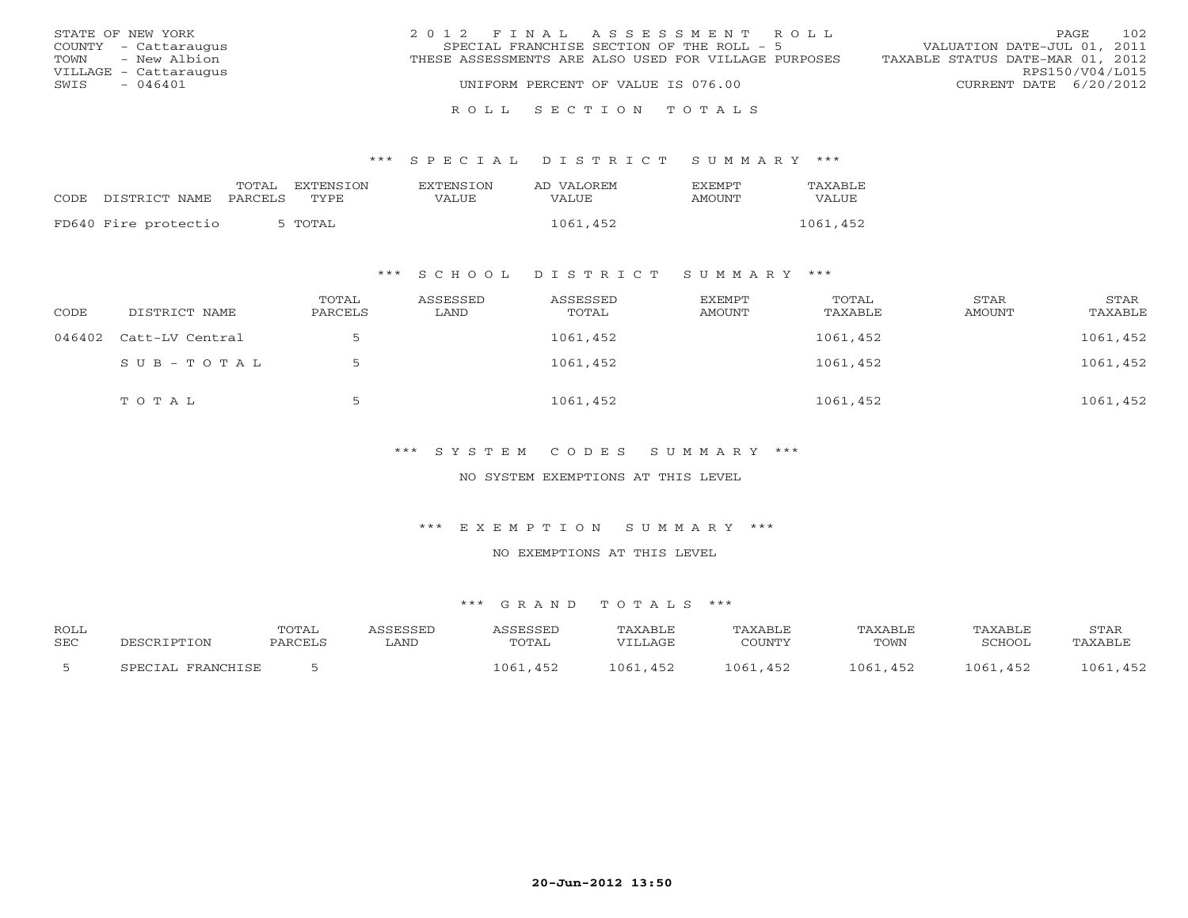STATE OF NEW YORK
COUNTY - Cattaraugus
TOWN - New Albion
VILLAGE - Cattaraugus
SWIS - 046401

2 0 1 2 F I N A L A S S E S S M E N T R O L L
SPECIAL FRANCHISE SECTION OF THE ROLL - 5
THESE ASSESSMENTS ARE ALSO USED FOR VILLAGE PURPOSES
UNIFORM PERCENT OF VALUE IS 076.00

VALUATION DATE-JUL 01, 2011
TAXABLE STATUS DATE-MAR 01, 2012
RPS150/V04/L015
CURRENT DATE 6/20/2012

## R O L L S E C T I O N T O T A L S

### *** S P E C I A L D I S T R I C T S U M M A R Y ***

| CODE DISTRICT NAME | TOTAL PARCELS | EXTENSION TYPE | EXTENSION VALUE | AD VALOREM VALUE | EXEMPT AMOUNT | TAXABLE VALUE |
|---|---|---|---|---|---|---|
| FD640 Fire protectio | 5 | TOTAL | | 1061,452 | | 1061,452 |

### *** S C H O O L D I S T R I C T S U M M A R Y ***

| CODE | DISTRICT NAME | TOTAL PARCELS | ASSESSED LAND | ASSESSED TOTAL | EXEMPT AMOUNT | TOTAL TAXABLE | STAR AMOUNT | STAR TAXABLE |
|---|---|---|---|---|---|---|---|---|
| 046402 | Catt-LV Central | 5 | | 1061,452 | | 1061,452 | | 1061,452 |
| | S U B - T O T A L | 5 | | 1061,452 | | 1061,452 | | 1061,452 |
| | T O T A L | 5 | | 1061,452 | | 1061,452 | | 1061,452 |

### *** S Y S T E M C O D E S S U M M A R Y ***

NO SYSTEM EXEMPTIONS AT THIS LEVEL

### *** E X E M P T I O N S U M M A R Y ***

NO EXEMPTIONS AT THIS LEVEL

### *** G R A N D T O T A L S ***

| ROLL SEC | DESCRIPTION | TOTAL PARCELS | ASSESSED LAND | ASSESSED TOTAL | TAXABLE VILLAGE | TAXABLE COUNTY | TAXABLE TOWN | TAXABLE SCHOOL | STAR TAXABLE |
|---|---|---|---|---|---|---|---|---|---|
| 5 | SPECIAL FRANCHISE | 5 | | 1061,452 | 1061,452 | 1061,452 | 1061,452 | 1061,452 | 1061,452 |

20-Jun-2012 13:50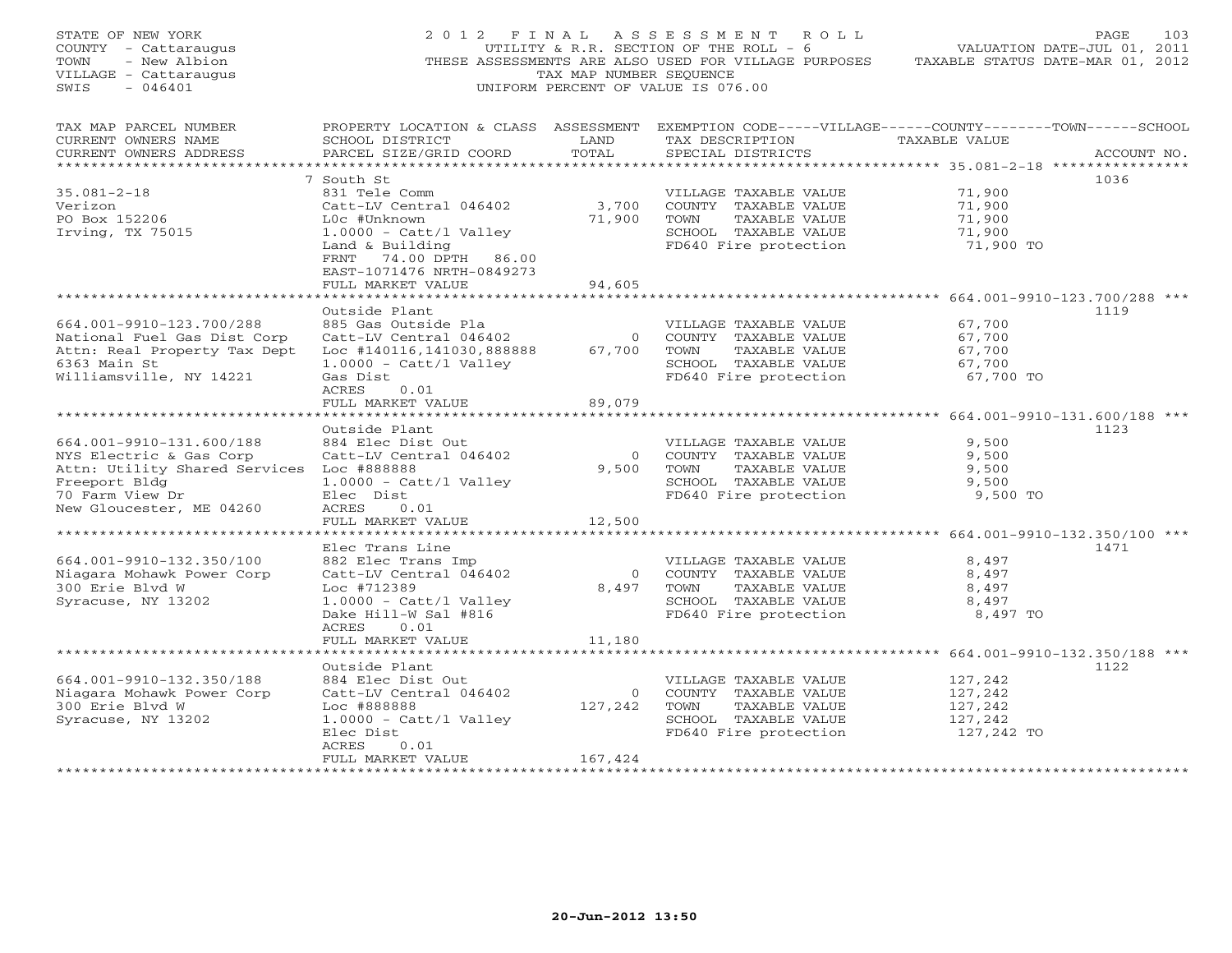STATE OF NEW YORK
COUNTY - Cattaraugus
TOWN - New Albion
VILLAGE - Cattaraugus
SWIS - 046401

2 0 1 2 F I N A L A S S E S S M E N T R O L L
UTILITY & R.R. SECTION OF THE ROLL - 6
THESE ASSESSMENTS ARE ALSO USED FOR VILLAGE PURPOSES
TAX MAP NUMBER SEQUENCE
UNIFORM PERCENT OF VALUE IS 076.00

VALUATION DATE-JUL 01, 2011
TAXABLE STATUS DATE-MAR 01, 2012

| TAX MAP PARCEL NUMBER / CURRENT OWNERS NAME / CURRENT OWNERS ADDRESS | PROPERTY LOCATION & CLASS / SCHOOL DISTRICT / PARCEL SIZE/GRID COORD | ASSESSMENT LAND / TOTAL | EXEMPTION CODE / TAX DESCRIPTION / SPECIAL DISTRICTS | TAXABLE VALUE | ACCOUNT NO. |
|---|---|---|---|---|---|
| 35.081-2-18 | 7 South St | | | | 1036 |
| 35.081-2-18 | 831 Tele Comm | | VILLAGE TAXABLE VALUE | 71,900 | |
| Verizon | Catt-LV Central 046402 | 3,700 | COUNTY TAXABLE VALUE | 71,900 | |
| PO Box 152206 | L0c #Unknown | 71,900 | TOWN TAXABLE VALUE | 71,900 | |
| Irving, TX 75015 | 1.0000 - Catt/l Valley | | SCHOOL TAXABLE VALUE | 71,900 | |
| | Land & Building | | FD640 Fire protection | 71,900 TO | |
| | FRNT 74.00 DPTH 86.00 | | | | |
| | EAST-1071476 NRTH-0849273 | | | | |
| | FULL MARKET VALUE | 94,605 | | | |
| 664.001-9910-123.700/288 | Outside Plant | | | | 1119 |
| 664.001-9910-123.700/288 | 885 Gas Outside Pla | | VILLAGE TAXABLE VALUE | 67,700 | |
| National Fuel Gas Dist Corp | Catt-LV Central 046402 | 0 | COUNTY TAXABLE VALUE | 67,700 | |
| Attn: Real Property Tax Dept | Loc #140116,141030,888888 | 67,700 | TOWN TAXABLE VALUE | 67,700 | |
| 6363 Main St | 1.0000 - Catt/l Valley | | SCHOOL TAXABLE VALUE | 67,700 | |
| Williamsville, NY 14221 | Gas Dist | | FD640 Fire protection | 67,700 TO | |
| | ACRES 0.01 | | | | |
| | FULL MARKET VALUE | 89,079 | | | |
| 664.001-9910-131.600/188 | Outside Plant | | | | 1123 |
| 664.001-9910-131.600/188 | 884 Elec Dist Out | | VILLAGE TAXABLE VALUE | 9,500 | |
| NYS Electric & Gas Corp | Catt-LV Central 046402 | 0 | COUNTY TAXABLE VALUE | 9,500 | |
| Attn: Utility Shared Services | Loc #888888 | 9,500 | TOWN TAXABLE VALUE | 9,500 | |
| Freeport Bldg | 1.0000 - Catt/l Valley | | SCHOOL TAXABLE VALUE | 9,500 | |
| 70 Farm View Dr | Elec Dist | | FD640 Fire protection | 9,500 TO | |
| New Gloucester, ME 04260 | ACRES 0.01 | | | | |
| | FULL MARKET VALUE | 12,500 | | | |
| 664.001-9910-132.350/100 | Elec Trans Line | | | | 1471 |
| 664.001-9910-132.350/100 | 882 Elec Trans Imp | | VILLAGE TAXABLE VALUE | 8,497 | |
| Niagara Mohawk Power Corp | Catt-LV Central 046402 | 0 | COUNTY TAXABLE VALUE | 8,497 | |
| 300 Erie Blvd W | Loc #712389 | 8,497 | TOWN TAXABLE VALUE | 8,497 | |
| Syracuse, NY 13202 | 1.0000 - Catt/l Valley | | SCHOOL TAXABLE VALUE | 8,497 | |
| | Dake Hill-W Sal #816 | | FD640 Fire protection | 8,497 TO | |
| | ACRES 0.01 | | | | |
| | FULL MARKET VALUE | 11,180 | | | |
| 664.001-9910-132.350/188 | Outside Plant | | | | 1122 |
| 664.001-9910-132.350/188 | 884 Elec Dist Out | | VILLAGE TAXABLE VALUE | 127,242 | |
| Niagara Mohawk Power Corp | Catt-LV Central 046402 | 0 | COUNTY TAXABLE VALUE | 127,242 | |
| 300 Erie Blvd W | Loc #888888 | 127,242 | TOWN TAXABLE VALUE | 127,242 | |
| Syracuse, NY 13202 | 1.0000 - Catt/l Valley | | SCHOOL TAXABLE VALUE | 127,242 | |
| | Elec Dist | | FD640 Fire protection | 127,242 TO | |
| | ACRES 0.01 | | | | |
| | FULL MARKET VALUE | 167,424 | | | |

20-Jun-2012 13:50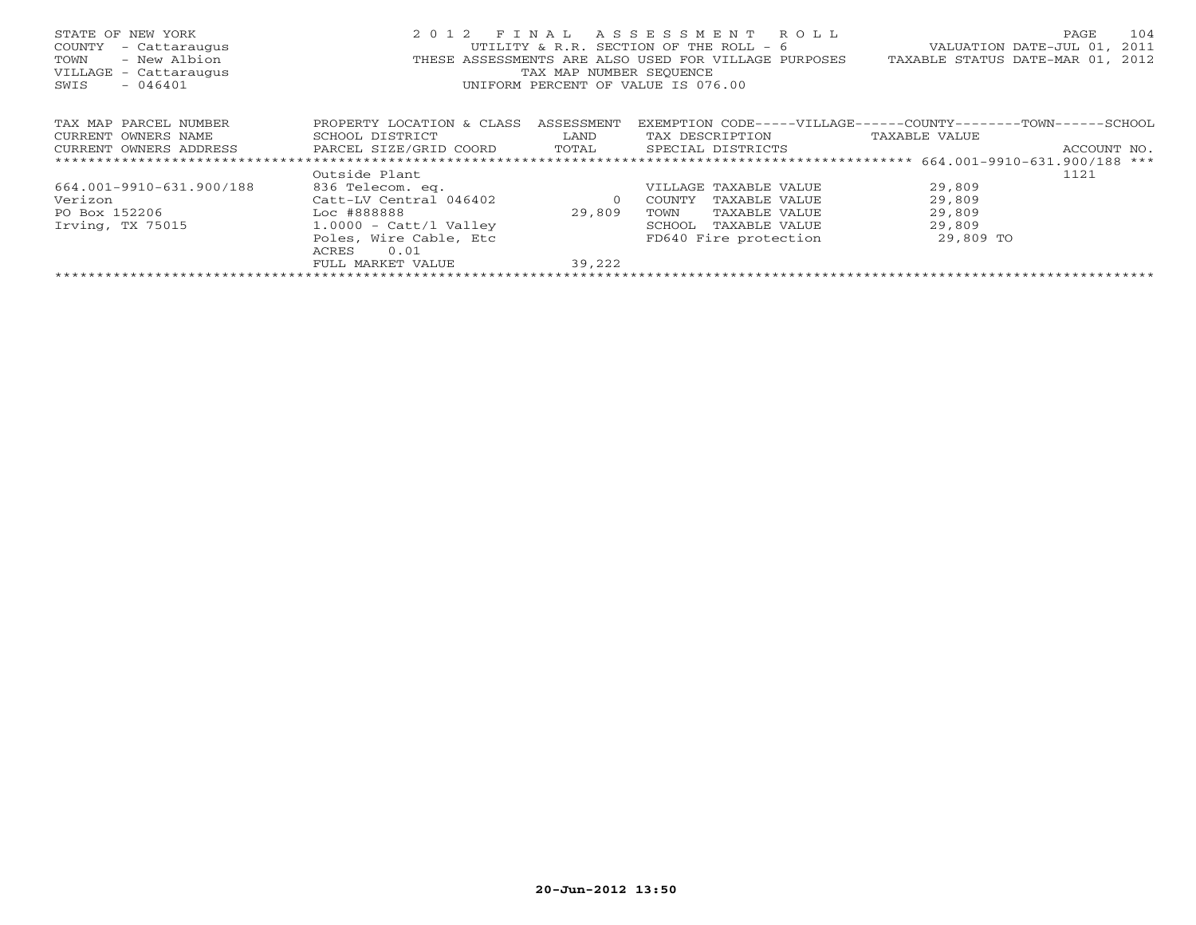STATE OF NEW YORK
COUNTY - Cattaraugus
TOWN - New Albion
VILLAGE - Cattaraugus
SWIS - 046401

2 0 1 2 F I N A L A S S E S S M E N T R O L L
UTILITY & R.R. SECTION OF THE ROLL - 6
THESE ASSESSMENTS ARE ALSO USED FOR VILLAGE PURPOSES
TAX MAP NUMBER SEQUENCE
UNIFORM PERCENT OF VALUE IS 076.00

VALUATION DATE-JUL 01, 2011
TAXABLE STATUS DATE-MAR 01, 2012

| TAX MAP PARCEL NUMBER<br>CURRENT OWNERS NAME<br>CURRENT OWNERS ADDRESS | PROPERTY LOCATION & CLASS<br>SCHOOL DISTRICT<br>PARCEL SIZE/GRID COORD | ASSESSMENT<br>LAND<br>TOTAL | EXEMPTION CODE-----VILLAGE------COUNTY--------TOWN------SCHOOL<br>TAX DESCRIPTION<br>SPECIAL DISTRICTS | TAXABLE VALUE | ACCOUNT NO. |
|---|---|---|---|---|---|
| ******** 664.001-9910-631.900/188 *** | | | | | |
| | Outside Plant | | | | 1121 |
| 664.001-9910-631.900/188 | 836 Telecom. eq. | | VILLAGE TAXABLE VALUE | 29,809 | |
| Verizon | Catt-LV Central 046402 | 0 | COUNTY TAXABLE VALUE | 29,809 | |
| PO Box 152206 | Loc #888888 | 29,809 | TOWN TAXABLE VALUE | 29,809 | |
| Irving, TX 75015 | 1.0000 - Catt/l Valley | | SCHOOL TAXABLE VALUE | 29,809 | |
| | Poles, Wire Cable, Etc | | FD640 Fire protection | 29,809 TO | |
| | ACRES 0.01 | | | | |
| | FULL MARKET VALUE | 39,222 | | | |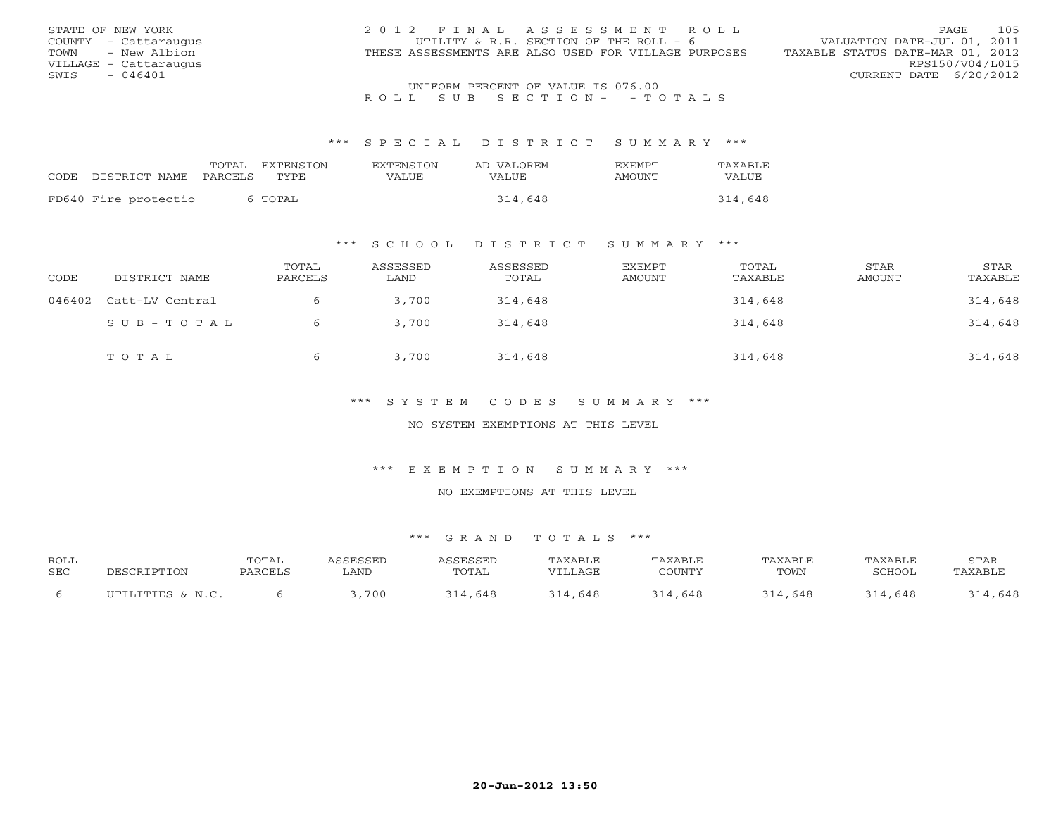STATE OF NEW YORK
COUNTY - Cattaraugus
TOWN - New Albion
VILLAGE - Cattaraugus
SWIS - 046401

2012 FINAL ASSESSMENT ROLL
UTILITY & R.R. SECTION OF THE ROLL - 6
THESE ASSESSMENTS ARE ALSO USED FOR VILLAGE PURPOSES

VALUATION DATE-JUL 01, 2011
TAXABLE STATUS DATE-MAR 01, 2012
RPS150/V04/L015
CURRENT DATE 6/20/2012

UNIFORM PERCENT OF VALUE IS 076.00

ROLL SUB SECTION- - TOTALS

*** SPECIAL DISTRICT SUMMARY ***

| CODE DISTRICT NAME | TOTAL PARCELS | EXTENSION TYPE | EXTENSION VALUE | AD VALOREM VALUE | EXEMPT AMOUNT | TAXABLE VALUE |
|---|---|---|---|---|---|---|
| FD640 Fire protectio | 6 | TOTAL | | 314,648 | | 314,648 |

*** SCHOOL DISTRICT SUMMARY ***

| CODE | DISTRICT NAME | TOTAL PARCELS | ASSESSED LAND | ASSESSED TOTAL | EXEMPT AMOUNT | TOTAL TAXABLE | STAR AMOUNT | STAR TAXABLE |
|---|---|---|---|---|---|---|---|---|
| 046402 | Catt-LV Central | 6 | 3,700 | 314,648 | | 314,648 | | 314,648 |
| | SUB-TOTAL | 6 | 3,700 | 314,648 | | 314,648 | | 314,648 |
| | TOTAL | 6 | 3,700 | 314,648 | | 314,648 | | 314,648 |

*** SYSTEM CODES SUMMARY ***

NO SYSTEM EXEMPTIONS AT THIS LEVEL

*** EXEMPTION SUMMARY ***

NO EXEMPTIONS AT THIS LEVEL

*** GRAND TOTALS ***

| ROLL SEC | DESCRIPTION | TOTAL PARCELS | ASSESSED LAND | ASSESSED TOTAL | TAXABLE VILLAGE | TAXABLE COUNTY | TAXABLE TOWN | TAXABLE SCHOOL | STAR TAXABLE |
|---|---|---|---|---|---|---|---|---|---|
| 6 | UTILITIES & N.C. | 6 | 3,700 | 314,648 | 314,648 | 314,648 | 314,648 | 314,648 | 314,648 |

20-Jun-2012 13:50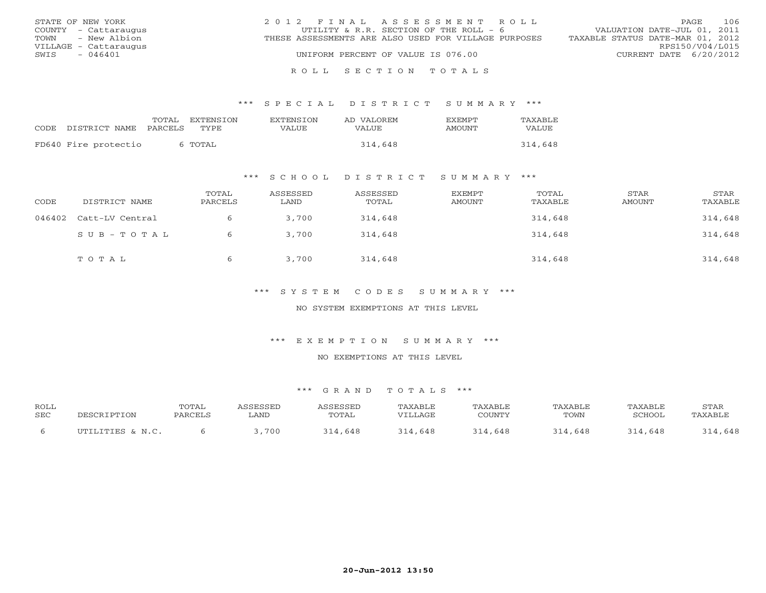STATE OF NEW YORK
COUNTY - Cattaraugus
TOWN - New Albion
VILLAGE - Cattaraugus
SWIS - 046401

2012 FINAL ASSESSMENT ROLL
UTILITY & R.R. SECTION OF THE ROLL - 6
THESE ASSESSMENTS ARE ALSO USED FOR VILLAGE PURPOSES
UNIFORM PERCENT OF VALUE IS 076.00

VALUATION DATE-JUL 01, 2011
TAXABLE STATUS DATE-MAR 01, 2012
RPS150/V04/L015
CURRENT DATE 6/20/2012

# ROLL SECTION TOTALS

## *** SPECIAL DISTRICT SUMMARY ***

| CODE DISTRICT NAME | TOTAL PARCELS | EXTENSION TYPE | EXTENSION VALUE | AD VALOREM VALUE | EXEMPT AMOUNT | TAXABLE VALUE |
|---|---|---|---|---|---|---|
| FD640 Fire protectio | 6 | TOTAL | | 314,648 | | 314,648 |

## *** SCHOOL DISTRICT SUMMARY ***

| CODE | DISTRICT NAME | TOTAL PARCELS | ASSESSED LAND | ASSESSED TOTAL | EXEMPT AMOUNT | TOTAL TAXABLE | STAR AMOUNT | STAR TAXABLE |
|---|---|---|---|---|---|---|---|---|
| 046402 | Catt-LV Central | 6 | 3,700 | 314,648 | | 314,648 | | 314,648 |
| | SUB-TOTAL | 6 | 3,700 | 314,648 | | 314,648 | | 314,648 |
| | TOTAL | 6 | 3,700 | 314,648 | | 314,648 | | 314,648 |

## *** SYSTEM CODES SUMMARY ***

NO SYSTEM EXEMPTIONS AT THIS LEVEL

## *** EXEMPTION SUMMARY ***

NO EXEMPTIONS AT THIS LEVEL

## *** GRAND TOTALS ***

| ROLL SEC | DESCRIPTION | TOTAL PARCELS | ASSESSED LAND | ASSESSED TOTAL | TAXABLE VILLAGE | TAXABLE COUNTY | TAXABLE TOWN | TAXABLE SCHOOL | STAR TAXABLE |
|---|---|---|---|---|---|---|---|---|---|
| 6 | UTILITIES & N.C. | 6 | 3,700 | 314,648 | 314,648 | 314,648 | 314,648 | 314,648 | 314,648 |

20-Jun-2012 13:50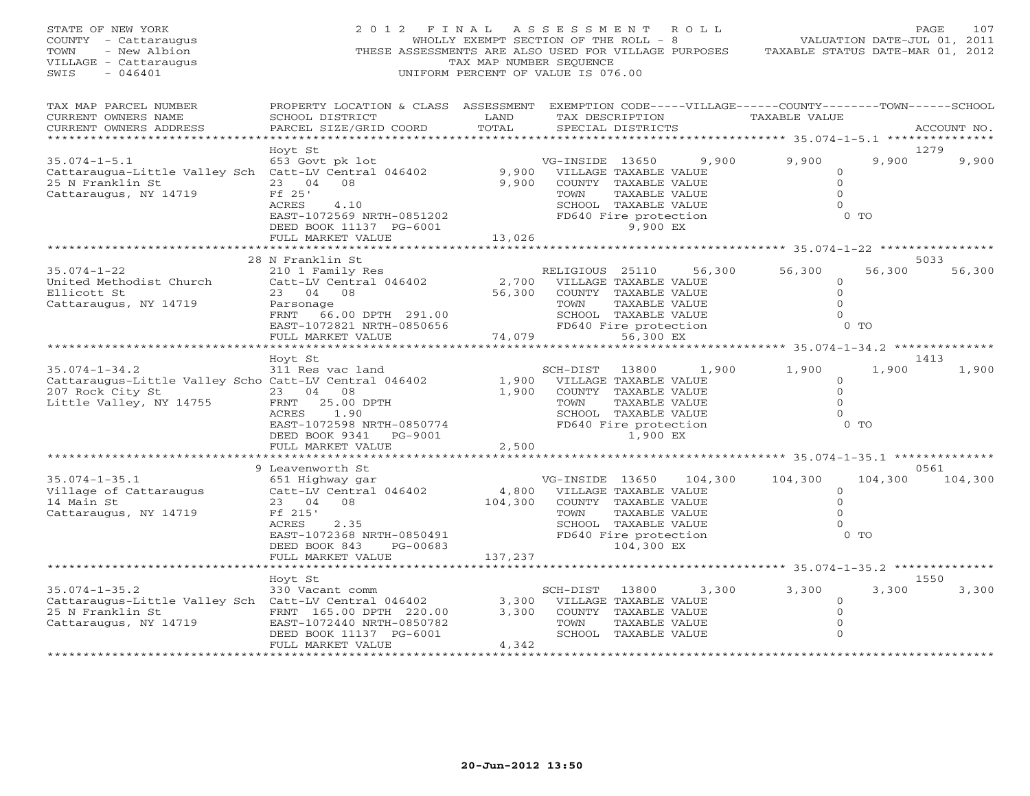STATE OF NEW YORK
COUNTY - Cattaraugus
TOWN - New Albion
VILLAGE - Cattaraugus
SWIS - 046401

# 2012 FINAL ASSESSMENT ROLL

WHOLLY EXEMPT SECTION OF THE ROLL - 8
THESE ASSESSMENTS ARE ALSO USED FOR VILLAGE PURPOSES
TAX MAP NUMBER SEQUENCE
UNIFORM PERCENT OF VALUE IS 076.00

VALUATION DATE-JUL 01, 2011
TAXABLE STATUS DATE-MAR 01, 2012

| TAX MAP PARCEL NUMBER / CURRENT OWNERS NAME / CURRENT OWNERS ADDRESS | PROPERTY LOCATION & CLASS / SCHOOL DISTRICT / PARCEL SIZE/GRID COORD | ASSESSMENT LAND / TOTAL | EXEMPTION CODE / TAX DESCRIPTION / SPECIAL DISTRICTS | VILLAGE | COUNTY | TOWN | SCHOOL / ACCOUNT NO. |
|---|---|---|---|---|---|---|---|
| 35.074-1-5.1 | Hoyt St | | | | | | 1279 |
| | 653 Govt pk lot | | VG-INSIDE 13650 9,900 | 9,900 | 9,900 | 9,900 | 9,900 |
| Cattaraugua-Little Valley Sch | Catt-LV Central 046402 | 9,900 | VILLAGE TAXABLE VALUE | 0 | | | |
| 25 N Franklin St | 23 04 08 | 9,900 | COUNTY TAXABLE VALUE | | 0 | | |
| Cattaraugus, NY 14719 | Ff 25' | | TOWN TAXABLE VALUE | | | 0 | |
| | ACRES 4.10 | | SCHOOL TAXABLE VALUE | | | | 0 |
| | EAST-1072569 NRTH-0851202 | | FD640 Fire protection | 0 TO | | | |
| | DEED BOOK 11137 PG-6001 | | 9,900 EX | | | | |
| | FULL MARKET VALUE | 13,026 | | | | | |
| 35.074-1-22 | 28 N Franklin St | | | | | | 5033 |
| | 210 1 Family Res | | RELIGIOUS 25110 56,300 | 56,300 | 56,300 | 56,300 | 56,300 |
| United Methodist Church | Catt-LV Central 046402 | 2,700 | VILLAGE TAXABLE VALUE | 0 | | | |
| Ellicott St | 23 04 08 | 56,300 | COUNTY TAXABLE VALUE | | 0 | | |
| Cattaraugus, NY 14719 | Parsonage | | TOWN TAXABLE VALUE | | | 0 | |
| | FRNT 66.00 DPTH 291.00 | | SCHOOL TAXABLE VALUE | | | | 0 |
| | EAST-1072821 NRTH-0850656 | | FD640 Fire protection | 0 TO | | | |
| | FULL MARKET VALUE | 74,079 | 56,300 EX | | | | |
| 35.074-1-34.2 | Hoyt St | | | | | | 1413 |
| | 311 Res vac land | | SCH-DIST 13800 1,900 | 1,900 | 1,900 | 1,900 | 1,900 |
| Cattaraugus-Little Valley Scho | Catt-LV Central 046402 | 1,900 | VILLAGE TAXABLE VALUE | 0 | | | |
| 207 Rock City St | 23 04 08 | 1,900 | COUNTY TAXABLE VALUE | | 0 | | |
| Little Valley, NY 14755 | FRNT 25.00 DPTH | | TOWN TAXABLE VALUE | | | 0 | |
| | ACRES 1.90 | | SCHOOL TAXABLE VALUE | | | | 0 |
| | EAST-1072598 NRTH-0850774 | | FD640 Fire protection | 0 TO | | | |
| | DEED BOOK 9341 PG-9001 | | 1,900 EX | | | | |
| | FULL MARKET VALUE | 2,500 | | | | | |
| 35.074-1-35.1 | 9 Leavenworth St | | | | | | 0561 |
| | 651 Highway gar | | VG-INSIDE 13650 104,300 | 104,300 | 104,300 | 104,300 | 104,300 |
| Village of Cattaraugus | Catt-LV Central 046402 | 4,800 | VILLAGE TAXABLE VALUE | 0 | | | |
| 14 Main St | 23 04 08 | 104,300 | COUNTY TAXABLE VALUE | | 0 | | |
| Cattaraugus, NY 14719 | Ff 215' | | TOWN TAXABLE VALUE | | | 0 | |
| | ACRES 2.35 | | SCHOOL TAXABLE VALUE | | | | 0 |
| | EAST-1072368 NRTH-0850491 | | FD640 Fire protection | 0 TO | | | |
| | DEED BOOK 843 PG-00683 | | 104,300 EX | | | | |
| | FULL MARKET VALUE | 137,237 | | | | | |
| 35.074-1-35.2 | Hoyt St | | | | | | 1550 |
| | 330 Vacant comm | | SCH-DIST 13800 3,300 | 3,300 | 3,300 | 3,300 | 3,300 |
| Cattaraugus-Little Valley Sch | Catt-LV Central 046402 | 3,300 | VILLAGE TAXABLE VALUE | 0 | | | |
| 25 N Franklin St | FRNT 165.00 DPTH 220.00 | 3,300 | COUNTY TAXABLE VALUE | | 0 | | |
| Cattaraugus, NY 14719 | EAST-1072440 NRTH-0850782 | | TOWN TAXABLE VALUE | | | 0 | |
| | DEED BOOK 11137 PG-6001 | | SCHOOL TAXABLE VALUE | | | | 0 |
| | FULL MARKET VALUE | 4,342 | | | | | |

20-Jun-2012 13:50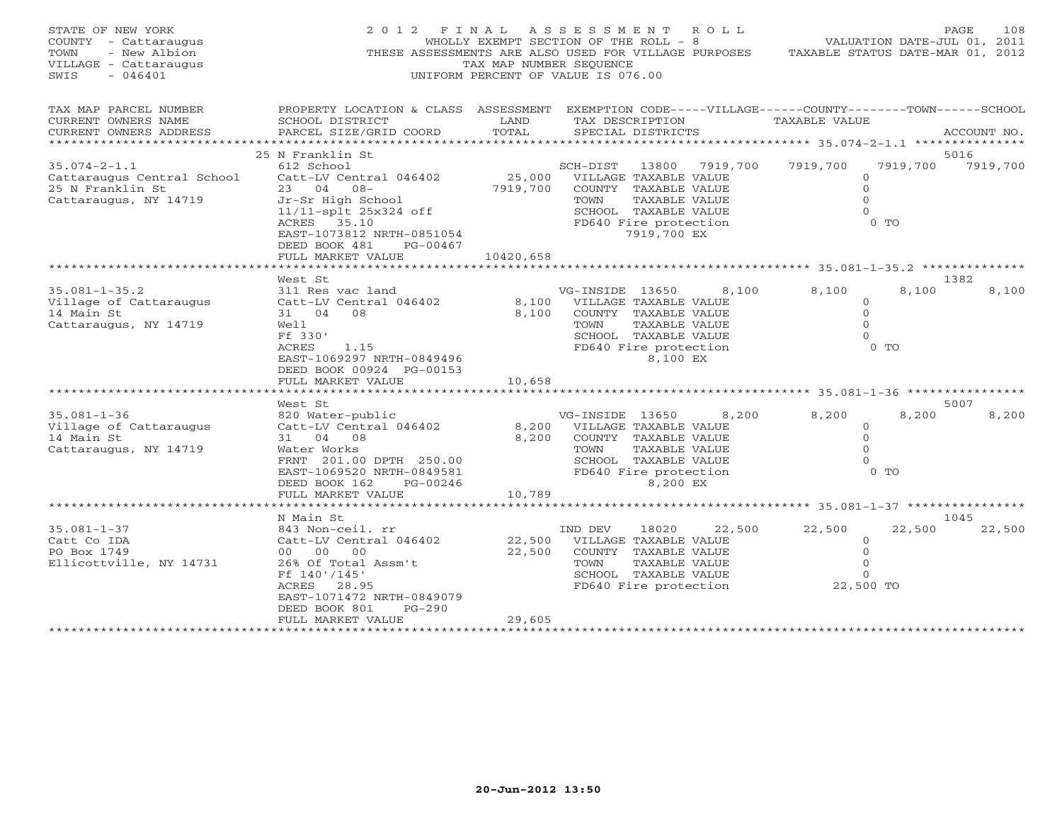STATE OF NEW YORK
COUNTY - Cattaraugus
TOWN - New Albion
VILLAGE - Cattaraugus
SWIS - 046401

2012 FINAL ASSESSMENT ROLL
WHOLLY EXEMPT SECTION OF THE ROLL - 8
THESE ASSESSMENTS ARE ALSO USED FOR VILLAGE PURPOSES
TAX MAP NUMBER SEQUENCE
UNIFORM PERCENT OF VALUE IS 076.00

VALUATION DATE-JUL 01, 2011
TAXABLE STATUS DATE-MAR 01, 2012

| TAX MAP PARCEL NUMBER / CURRENT OWNERS NAME / CURRENT OWNERS ADDRESS | PROPERTY LOCATION & CLASS / SCHOOL DISTRICT / PARCEL SIZE/GRID COORD | ASSESSMENT LAND / TOTAL | EXEMPTION CODE / TAX DESCRIPTION / SPECIAL DISTRICTS | VILLAGE | COUNTY | TOWN | SCHOOL | ACCOUNT NO. |
|---|---|---|---|---|---|---|---|---|
| | 25 N Franklin St | | | | | | | 5016 |
| 35.074-2-1.1 | 612 School | | SCH-DIST 13800 7919,700 | 7919,700 | 7919,700 | 7919,700 | | |
| Cattaraugus Central School | Catt-LV Central 046402 | 25,000 | VILLAGE TAXABLE VALUE | 0 | | | | |
| 25 N Franklin St | 23 04 08- | 7919,700 | COUNTY TAXABLE VALUE | 0 | | | | |
| Cattaraugus, NY 14719 | Jr-Sr High School | | TOWN TAXABLE VALUE | 0 | | | | |
| | 11/11-splt 25x324 off | | SCHOOL TAXABLE VALUE | 0 | | | | |
| | ACRES 35.10 | | FD640 Fire protection | 0 TO | | | | |
| | EAST-1073812 NRTH-0851054 | | 7919,700 EX | | | | | |
| | DEED BOOK 481 PG-00467 | | | | | | | |
| | FULL MARKET VALUE | 10420,658 | | | | | | |
| | West St | | | | | | | 1382 |
| 35.081-1-35.2 | 311 Res vac land | | VG-INSIDE 13650 8,100 | 8,100 | 8,100 | 8,100 | | |
| Village of Cattaraugus | Catt-LV Central 046402 | 8,100 | VILLAGE TAXABLE VALUE | 0 | | | | |
| 14 Main St | 31 04 08 | 8,100 | COUNTY TAXABLE VALUE | 0 | | | | |
| Cattaraugus, NY 14719 | Well | | TOWN TAXABLE VALUE | 0 | | | | |
| | Ff 330' | | SCHOOL TAXABLE VALUE | 0 | | | | |
| | ACRES 1.15 | | FD640 Fire protection | 0 TO | | | | |
| | EAST-1069297 NRTH-0849496 | | 8,100 EX | | | | | |
| | DEED BOOK 00924 PG-00153 | | | | | | | |
| | FULL MARKET VALUE | 10,658 | | | | | | |
| | West St | | | | | | | 5007 |
| 35.081-1-36 | 820 Water-public | | VG-INSIDE 13650 8,200 | 8,200 | 8,200 | 8,200 | | |
| Village of Cattaraugus | Catt-LV Central 046402 | 8,200 | VILLAGE TAXABLE VALUE | 0 | | | | |
| 14 Main St | 31 04 08 | 8,200 | COUNTY TAXABLE VALUE | 0 | | | | |
| Cattaraugus, NY 14719 | Water Works | | TOWN TAXABLE VALUE | 0 | | | | |
| | FRNT 201.00 DPTH 250.00 | | SCHOOL TAXABLE VALUE | 0 | | | | |
| | EAST-1069520 NRTH-0849581 | | FD640 Fire protection | 0 TO | | | | |
| | DEED BOOK 162 PG-00246 | | 8,200 EX | | | | | |
| | FULL MARKET VALUE | 10,789 | | | | | | |
| | N Main St | | | | | | | 1045 |
| 35.081-1-37 | 843 Non-ceil. rr | | IND DEV 18020 22,500 | 22,500 | 22,500 | 22,500 | | |
| Catt Co IDA | Catt-LV Central 046402 | 22,500 | VILLAGE TAXABLE VALUE | 0 | | | | |
| PO Box 1749 | 00 00 00 | 22,500 | COUNTY TAXABLE VALUE | 0 | | | | |
| Ellicottville, NY 14731 | 26% Of Total Assm't | | TOWN TAXABLE VALUE | 0 | | | | |
| | Ff 140'/145' | | SCHOOL TAXABLE VALUE | 0 | | | | |
| | ACRES 28.95 | | FD640 Fire protection | 22,500 TO | | | | |
| | EAST-1071472 NRTH-0849079 | | | | | | | |
| | DEED BOOK 801 PG-290 | | | | | | | |
| | FULL MARKET VALUE | 29,605 | | | | | | |

20-Jun-2012 13:50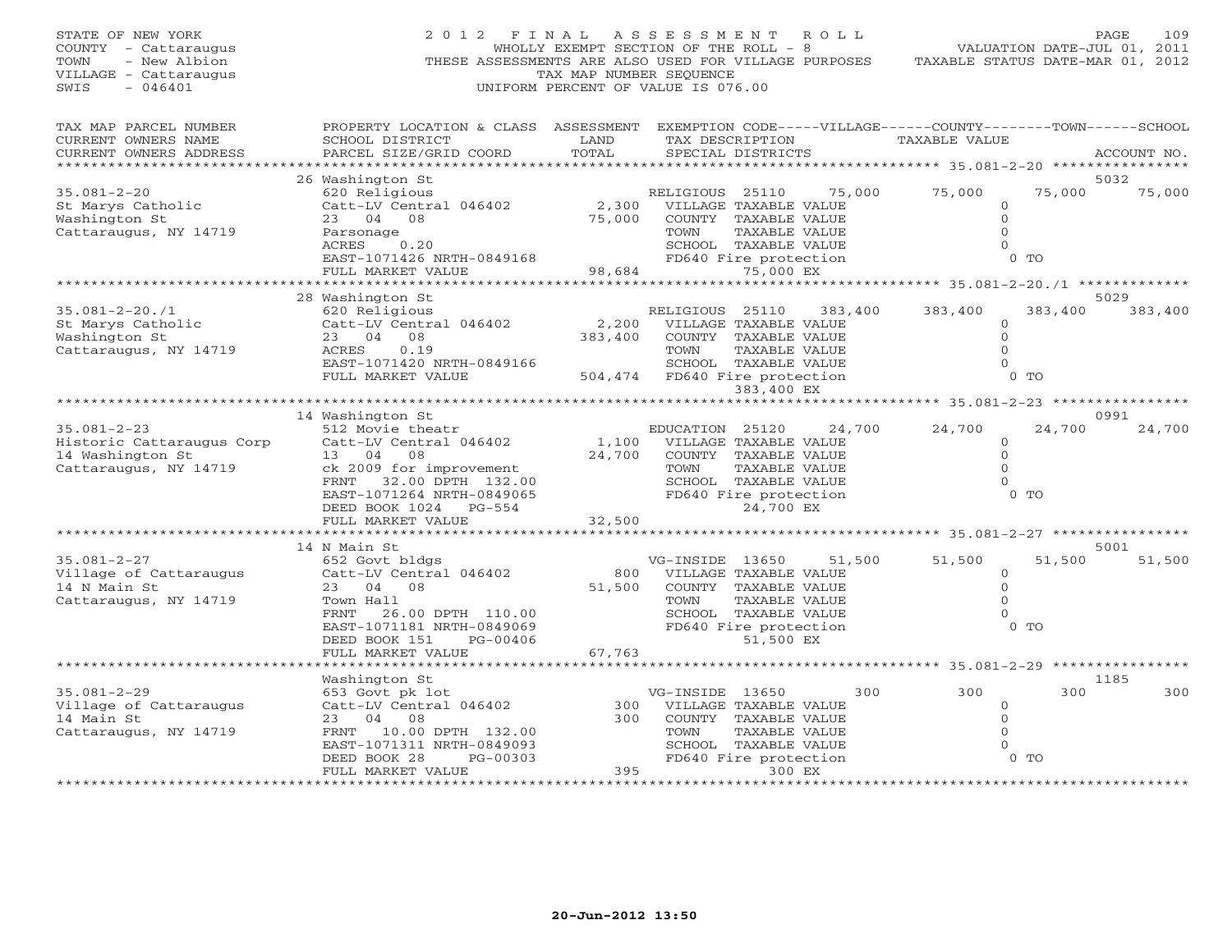STATE OF NEW YORK
COUNTY - Cattaraugus
TOWN - New Albion
VILLAGE - Cattaraugus
SWIS - 046401

# 2012 FINAL ASSESSMENT ROLL

WHOLLY EXEMPT SECTION OF THE ROLL - 8
THESE ASSESSMENTS ARE ALSO USED FOR VILLAGE PURPOSES
TAX MAP NUMBER SEQUENCE
UNIFORM PERCENT OF VALUE IS 076.00

VALUATION DATE-JUL 01, 2011
TAXABLE STATUS DATE-MAR 01, 2012

| TAX MAP PARCEL NUMBER / CURRENT OWNERS NAME / CURRENT OWNERS ADDRESS | PROPERTY LOCATION & CLASS / SCHOOL DISTRICT / PARCEL SIZE/GRID COORD | ASSESSMENT LAND / TOTAL | EXEMPTION CODE / TAX DESCRIPTION / SPECIAL DISTRICTS | VILLAGE | COUNTY | TOWN | SCHOOL | ACCOUNT NO. |
|---|---|---|---|---|---|---|---|---|
| 35.081-2-20 | 26 Washington St | | | | | | | 5032 |
| | 620 Religious | | RELIGIOUS 25110 75,000 | 75,000 | 75,000 | 75,000 | 75,000 | |
| St Marys Catholic | Catt-LV Central 046402 | 2,300 | VILLAGE TAXABLE VALUE | 0 | | | | |
| Washington St | 23 04 08 | 75,000 | COUNTY TAXABLE VALUE | | 0 | | | |
| Cattaraugus, NY 14719 | Parsonage | | TOWN TAXABLE VALUE | | | 0 | | |
| | ACRES 0.20 | | SCHOOL TAXABLE VALUE | | | | 0 | |
| | EAST-1071426 NRTH-0849168 | | FD640 Fire protection 75,000 EX | | | 0 TO | | |
| | FULL MARKET VALUE | 98,684 | | | | | | |
| 35.081-2-20./1 | 28 Washington St | | | | | | | 5029 |
| | 620 Religious | | RELIGIOUS 25110 383,400 | 383,400 | 383,400 | 383,400 | 383,400 | |
| St Marys Catholic | Catt-LV Central 046402 | 2,200 | VILLAGE TAXABLE VALUE | 0 | | | | |
| Washington St | 23 04 08 | 383,400 | COUNTY TAXABLE VALUE | | 0 | | | |
| Cattaraugus, NY 14719 | ACRES 0.19 | | TOWN TAXABLE VALUE | | | 0 | | |
| | EAST-1071420 NRTH-0849166 | | SCHOOL TAXABLE VALUE | | | | 0 | |
| | FULL MARKET VALUE | 504,474 | FD640 Fire protection 383,400 EX | | | 0 TO | | |
| 35.081-2-23 | 14 Washington St | | | | | | | 0991 |
| | 512 Movie theatr | | EDUCATION 25120 24,700 | 24,700 | 24,700 | 24,700 | 24,700 | |
| Historic Cattaraugus Corp | Catt-LV Central 046402 | 1,100 | VILLAGE TAXABLE VALUE | 0 | | | | |
| 14 Washington St | 13 04 08 | 24,700 | COUNTY TAXABLE VALUE | | 0 | | | |
| Cattaraugus, NY 14719 | ck 2009 for improvement | | TOWN TAXABLE VALUE | | | 0 | | |
| | FRNT 32.00 DPTH 132.00 | | SCHOOL TAXABLE VALUE | | | | 0 | |
| | EAST-1071264 NRTH-0849065 | | FD640 Fire protection 24,700 EX | | | 0 TO | | |
| | DEED BOOK 1024 PG-554 | | | | | | | |
| | FULL MARKET VALUE | 32,500 | | | | | | |
| 35.081-2-27 | 14 N Main St | | | | | | | 5001 |
| | 652 Govt bldgs | | VG-INSIDE 13650 51,500 | 51,500 | 51,500 | 51,500 | 51,500 | |
| Village of Cattaraugus | Catt-LV Central 046402 | 800 | VILLAGE TAXABLE VALUE | 0 | | | | |
| 14 N Main St | 23 04 08 | 51,500 | COUNTY TAXABLE VALUE | | 0 | | | |
| Cattaraugus, NY 14719 | Town Hall | | TOWN TAXABLE VALUE | | | 0 | | |
| | FRNT 26.00 DPTH 110.00 | | SCHOOL TAXABLE VALUE | | | | 0 | |
| | EAST-1071181 NRTH-0849069 | | FD640 Fire protection 51,500 EX | | | 0 TO | | |
| | DEED BOOK 151 PG-00406 | | | | | | | |
| | FULL MARKET VALUE | 67,763 | | | | | | |
| 35.081-2-29 | Washington St | | | | | | | 1185 |
| | 653 Govt pk lot | | VG-INSIDE 13650 300 | 300 | 300 | 300 | 300 | |
| Village of Cattaraugus | Catt-LV Central 046402 | 300 | VILLAGE TAXABLE VALUE | 0 | | | | |
| 14 Main St | 23 04 08 | 300 | COUNTY TAXABLE VALUE | | 0 | | | |
| Cattaraugus, NY 14719 | FRNT 10.00 DPTH 132.00 | | TOWN TAXABLE VALUE | | | 0 | | |
| | EAST-1071311 NRTH-0849093 | | SCHOOL TAXABLE VALUE | | | | 0 | |
| | DEED BOOK 28 PG-00303 | | FD640 Fire protection 300 EX | | | 0 TO | | |
| | FULL MARKET VALUE | 395 | | | | | | |

20-Jun-2012 13:50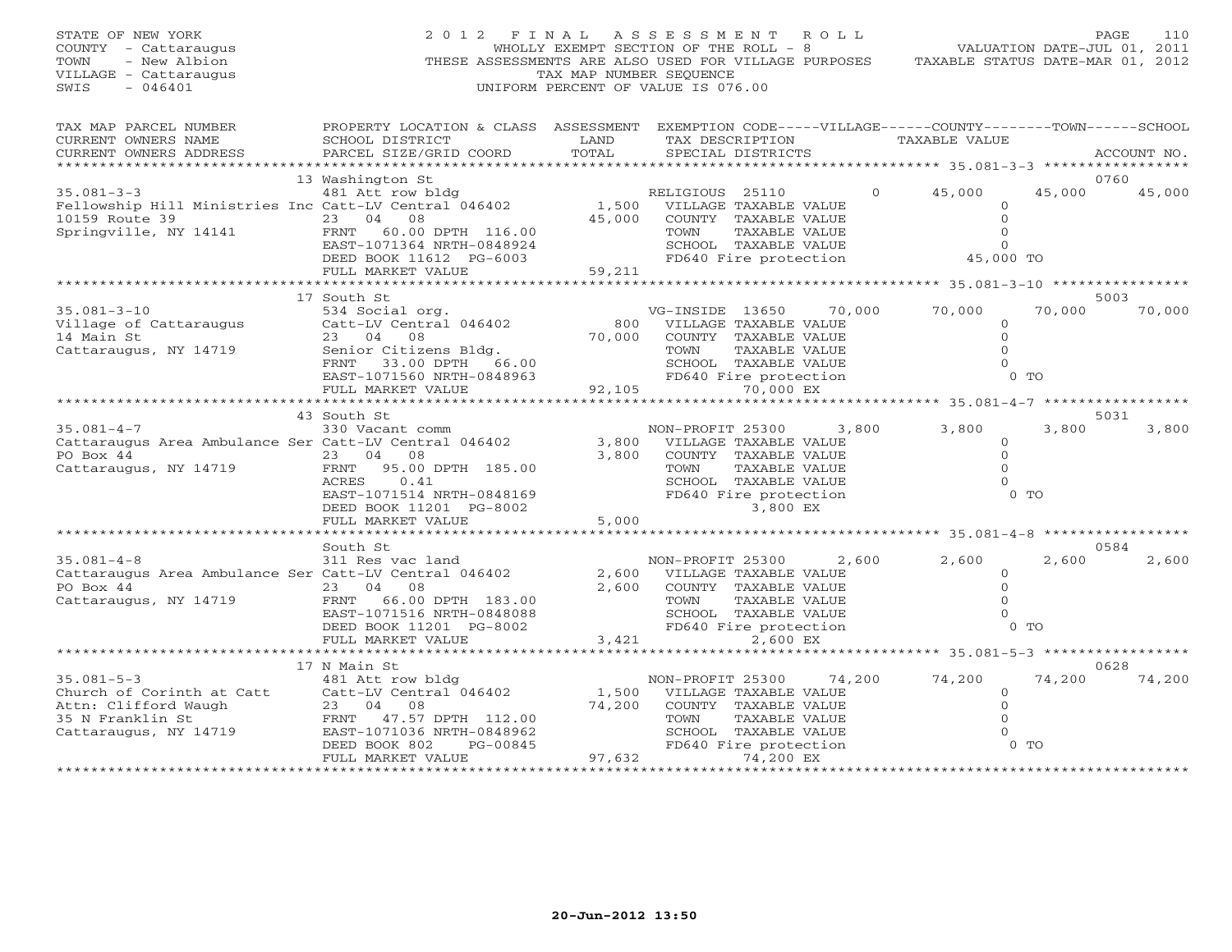STATE OF NEW YORK
COUNTY - Cattaraugus
TOWN - New Albion
VILLAGE - Cattaraugus
SWIS - 046401

# 2012 FINAL ASSESSMENT ROLL

WHOLLY EXEMPT SECTION OF THE ROLL - 8
THESE ASSESSMENTS ARE ALSO USED FOR VILLAGE PURPOSES
TAX MAP NUMBER SEQUENCE
UNIFORM PERCENT OF VALUE IS 076.00

VALUATION DATE-JUL 01, 2011
TAXABLE STATUS DATE-MAR 01, 2012

| TAX MAP PARCEL NUMBER / CURRENT OWNERS NAME / CURRENT OWNERS ADDRESS | PROPERTY LOCATION & CLASS / SCHOOL DISTRICT / PARCEL SIZE/GRID COORD | ASSESSMENT LAND / TOTAL | EXEMPTION CODE / TAX DESCRIPTION / SPECIAL DISTRICTS | | VILLAGE | COUNTY | TOWN | SCHOOL |
|---|---|---|---|---|---|---|---|---|
| | 13 Washington St | | | | | | | 0760 |
| 35.081-3-3 | 481 Att row bldg | | RELIGIOUS 25110 | 0 | 45,000 | | 45,000 | 45,000 |
| Fellowship Hill Ministries Inc | Catt-LV Central 046402 | 1,500 | VILLAGE TAXABLE VALUE | | 0 | | | |
| 10159 Route 39 | 23 04 08 | 45,000 | COUNTY TAXABLE VALUE | | 0 | | | |
| Springville, NY 14141 | FRNT 60.00 DPTH 116.00 | | TOWN TAXABLE VALUE | | 0 | | | |
| | EAST-1071364 NRTH-0848924 | | SCHOOL TAXABLE VALUE | | 0 | | | |
| | DEED BOOK 11612 PG-6003 | | FD640 Fire protection | | 45,000 TO | | | |
| | FULL MARKET VALUE | 59,211 | | | | | | |
| | 17 South St | | | | | | | 5003 |
| 35.081-3-10 | 534 Social org. | | VG-INSIDE 13650 | 70,000 | 70,000 | | 70,000 | 70,000 |
| Village of Cattaraugus | Catt-LV Central 046402 | 800 | VILLAGE TAXABLE VALUE | | 0 | | | |
| 14 Main St | 23 04 08 | 70,000 | COUNTY TAXABLE VALUE | | 0 | | | |
| Cattaraugus, NY 14719 | Senior Citizens Bldg. | | TOWN TAXABLE VALUE | | 0 | | | |
| | FRNT 33.00 DPTH 66.00 | | SCHOOL TAXABLE VALUE | | 0 | | | |
| | EAST-1071560 NRTH-0848963 | | FD640 Fire protection | | 0 TO | | | |
| | FULL MARKET VALUE | 92,105 | 70,000 EX | | | | | |
| | 43 South St | | | | | | | 5031 |
| 35.081-4-7 | 330 Vacant comm | | NON-PROFIT 25300 | 3,800 | 3,800 | | 3,800 | 3,800 |
| Cattaraugus Area Ambulance Ser | Catt-LV Central 046402 | 3,800 | VILLAGE TAXABLE VALUE | | 0 | | | |
| PO Box 44 | 23 04 08 | 3,800 | COUNTY TAXABLE VALUE | | 0 | | | |
| Cattaraugus, NY 14719 | FRNT 95.00 DPTH 185.00 | | TOWN TAXABLE VALUE | | 0 | | | |
| | ACRES 0.41 | | SCHOOL TAXABLE VALUE | | 0 | | | |
| | EAST-1071514 NRTH-0848169 | | FD640 Fire protection | | 0 TO | | | |
| | DEED BOOK 11201 PG-8002 | | 3,800 EX | | | | | |
| | FULL MARKET VALUE | 5,000 | | | | | | |
| | South St | | | | | | | 0584 |
| 35.081-4-8 | 311 Res vac land | | NON-PROFIT 25300 | 2,600 | 2,600 | | 2,600 | 2,600 |
| Cattaraugus Area Ambulance Ser | Catt-LV Central 046402 | 2,600 | VILLAGE TAXABLE VALUE | | 0 | | | |
| PO Box 44 | 23 04 08 | 2,600 | COUNTY TAXABLE VALUE | | 0 | | | |
| Cattaraugus, NY 14719 | FRNT 66.00 DPTH 183.00 | | TOWN TAXABLE VALUE | | 0 | | | |
| | EAST-1071516 NRTH-0848088 | | SCHOOL TAXABLE VALUE | | 0 | | | |
| | DEED BOOK 11201 PG-8002 | | FD640 Fire protection | | 0 TO | | | |
| | FULL MARKET VALUE | 3,421 | 2,600 EX | | | | | |
| | 17 N Main St | | | | | | | 0628 |
| 35.081-5-3 | 481 Att row bldg | | NON-PROFIT 25300 | 74,200 | 74,200 | | 74,200 | 74,200 |
| Church of Corinth at Catt | Catt-LV Central 046402 | 1,500 | VILLAGE TAXABLE VALUE | | 0 | | | |
| Attn: Clifford Waugh | 23 04 08 | 74,200 | COUNTY TAXABLE VALUE | | 0 | | | |
| 35 N Franklin St | FRNT 47.57 DPTH 112.00 | | TOWN TAXABLE VALUE | | 0 | | | |
| Cattaraugus, NY 14719 | EAST-1071036 NRTH-0848962 | | SCHOOL TAXABLE VALUE | | 0 | | | |
| | DEED BOOK 802 PG-00845 | | FD640 Fire protection | | 0 TO | | | |
| | FULL MARKET VALUE | 97,632 | 74,200 EX | | | | | |

20-Jun-2012 13:50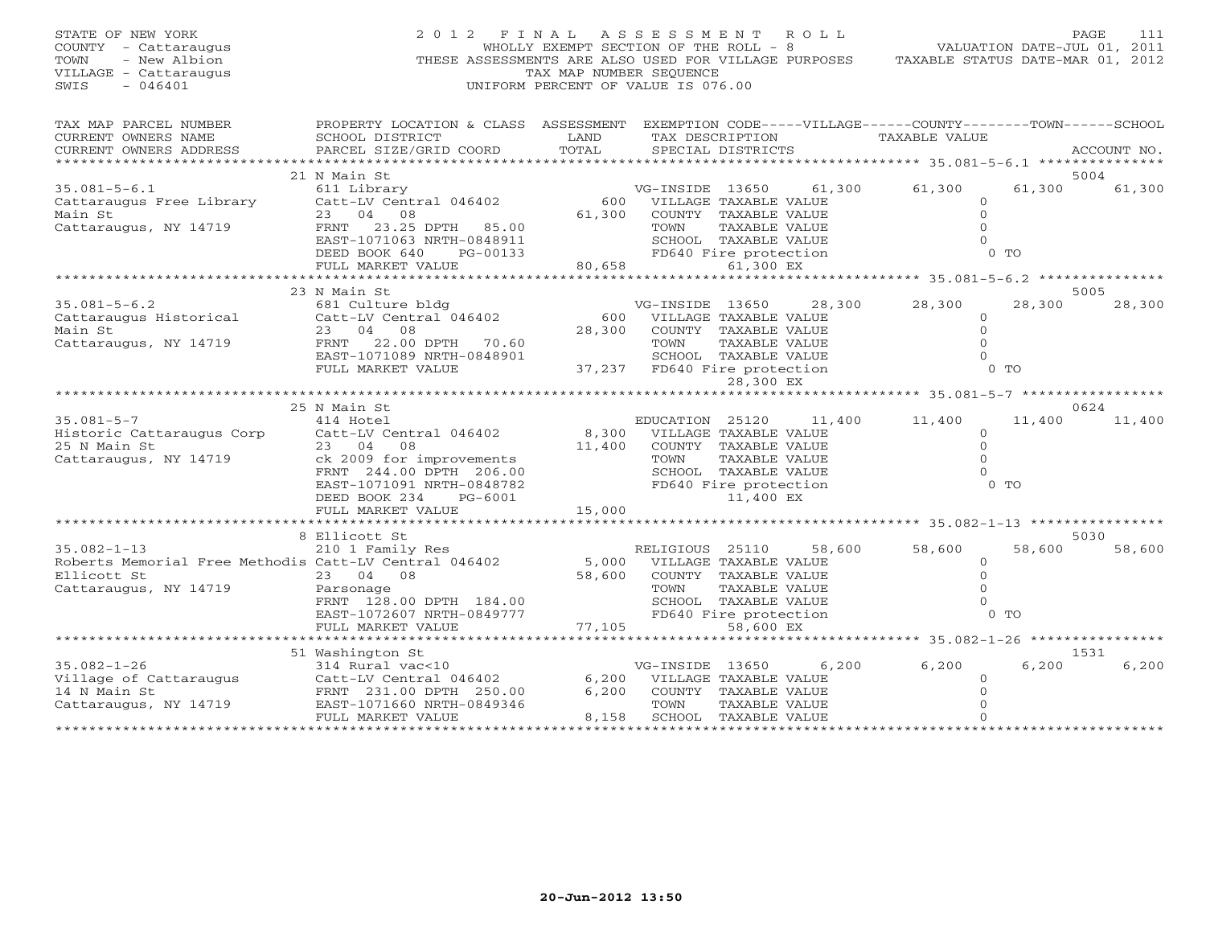STATE OF NEW YORK
COUNTY - Cattaraugus
TOWN - New Albion
VILLAGE - Cattaraugus
SWIS - 046401

# 2012 FINAL ASSESSMENT ROLL

WHOLLY EXEMPT SECTION OF THE ROLL - 8
THESE ASSESSMENTS ARE ALSO USED FOR VILLAGE PURPOSES
TAX MAP NUMBER SEQUENCE
UNIFORM PERCENT OF VALUE IS 076.00

VALUATION DATE-JUL 01, 2011
TAXABLE STATUS DATE-MAR 01, 2012

| TAX MAP PARCEL NUMBER / CURRENT OWNERS NAME / CURRENT OWNERS ADDRESS | PROPERTY LOCATION & CLASS / SCHOOL DISTRICT / PARCEL SIZE/GRID COORD | ASSESSMENT LAND / TOTAL | EXEMPTION CODE / TAX DESCRIPTION / SPECIAL DISTRICTS | VILLAGE | COUNTY | TOWN | SCHOOL | ACCOUNT NO. |
|---|---|---|---|---|---|---|---|---|
| **35.081-5-6.1** | 21 N Main St | | | | | | | 5004 |
| Cattaraugus Free Library | 611 Library | | VG-INSIDE 13650 61,300 | 61,300 | 61,300 | 61,300 | 61,300 | |
| Main St | Catt-LV Central 046402 | 600 | VILLAGE TAXABLE VALUE | 0 | | | | |
| Cattaraugus, NY 14719 | 23 04 08 | 61,300 | COUNTY TAXABLE VALUE | | 0 | | | |
| | FRNT 23.25 DPTH 85.00 | | TOWN TAXABLE VALUE | | | 0 | | |
| | EAST-1071063 NRTH-0848911 | | SCHOOL TAXABLE VALUE | | | | 0 | |
| | DEED BOOK 640 PG-00133 | | FD640 Fire protection 0 TO | | | | | |
| | FULL MARKET VALUE | 80,658 | 61,300 EX | | | | | |
| **35.081-5-6.2** | 23 N Main St | | | | | | | 5005 |
| Cattaraugus Historical | 681 Culture bldg | | VG-INSIDE 13650 28,300 | 28,300 | 28,300 | 28,300 | 28,300 | |
| Main St | Catt-LV Central 046402 | 600 | VILLAGE TAXABLE VALUE | 0 | | | | |
| Cattaraugus, NY 14719 | 23 04 08 | 28,300 | COUNTY TAXABLE VALUE | | 0 | | | |
| | FRNT 22.00 DPTH 70.60 | | TOWN TAXABLE VALUE | | | 0 | | |
| | EAST-1071089 NRTH-0848901 | | SCHOOL TAXABLE VALUE | | | | 0 | |
| | FULL MARKET VALUE | 37,237 | FD640 Fire protection 0 TO | | | | | |
| | | | 28,300 EX | | | | | |
| **35.081-5-7** | 25 N Main St | | | | | | | 0624 |
| Historic Cattaraugus Corp | 414 Hotel | | EDUCATION 25120 11,400 | 11,400 | 11,400 | 11,400 | 11,400 | |
| 25 N Main St | Catt-LV Central 046402 | 8,300 | VILLAGE TAXABLE VALUE | 0 | | | | |
| Cattaraugus, NY 14719 | 23 04 08 | 11,400 | COUNTY TAXABLE VALUE | | 0 | | | |
| | ck 2009 for improvements | | TOWN TAXABLE VALUE | | | 0 | | |
| | FRNT 244.00 DPTH 206.00 | | SCHOOL TAXABLE VALUE | | | | 0 | |
| | EAST-1071091 NRTH-0848782 | | FD640 Fire protection 0 TO | | | | | |
| | DEED BOOK 234 PG-6001 | | 11,400 EX | | | | | |
| | FULL MARKET VALUE | 15,000 | | | | | | |
| **35.082-1-13** | 8 Ellicott St | | | | | | | 5030 |
| Roberts Memorial Free Methodis | 210 1 Family Res | | RELIGIOUS 25110 58,600 | 58,600 | 58,600 | 58,600 | 58,600 | |
| Ellicott St | Catt-LV Central 046402 | 5,000 | VILLAGE TAXABLE VALUE | 0 | | | | |
| Cattaraugus, NY 14719 | 23 04 08 | 58,600 | COUNTY TAXABLE VALUE | | 0 | | | |
| | Parsonage | | TOWN TAXABLE VALUE | | | 0 | | |
| | FRNT 128.00 DPTH 184.00 | | SCHOOL TAXABLE VALUE | | | | 0 | |
| | EAST-1072607 NRTH-0849777 | | FD640 Fire protection 0 TO | | | | | |
| | FULL MARKET VALUE | 77,105 | 58,600 EX | | | | | |
| **35.082-1-26** | 51 Washington St | | | | | | | 1531 |
| Village of Cattaraugus | 314 Rural vac<10 | | VG-INSIDE 13650 6,200 | 6,200 | 6,200 | 6,200 | 6,200 | |
| 14 N Main St | Catt-LV Central 046402 | 6,200 | VILLAGE TAXABLE VALUE | 0 | | | | |
| Cattaraugus, NY 14719 | FRNT 231.00 DPTH 250.00 | 6,200 | COUNTY TAXABLE VALUE | | 0 | | | |
| | EAST-1071660 NRTH-0849346 | | TOWN TAXABLE VALUE | | | 0 | | |
| | FULL MARKET VALUE | 8,158 | SCHOOL TAXABLE VALUE | | | | 0 | |

20-Jun-2012 13:50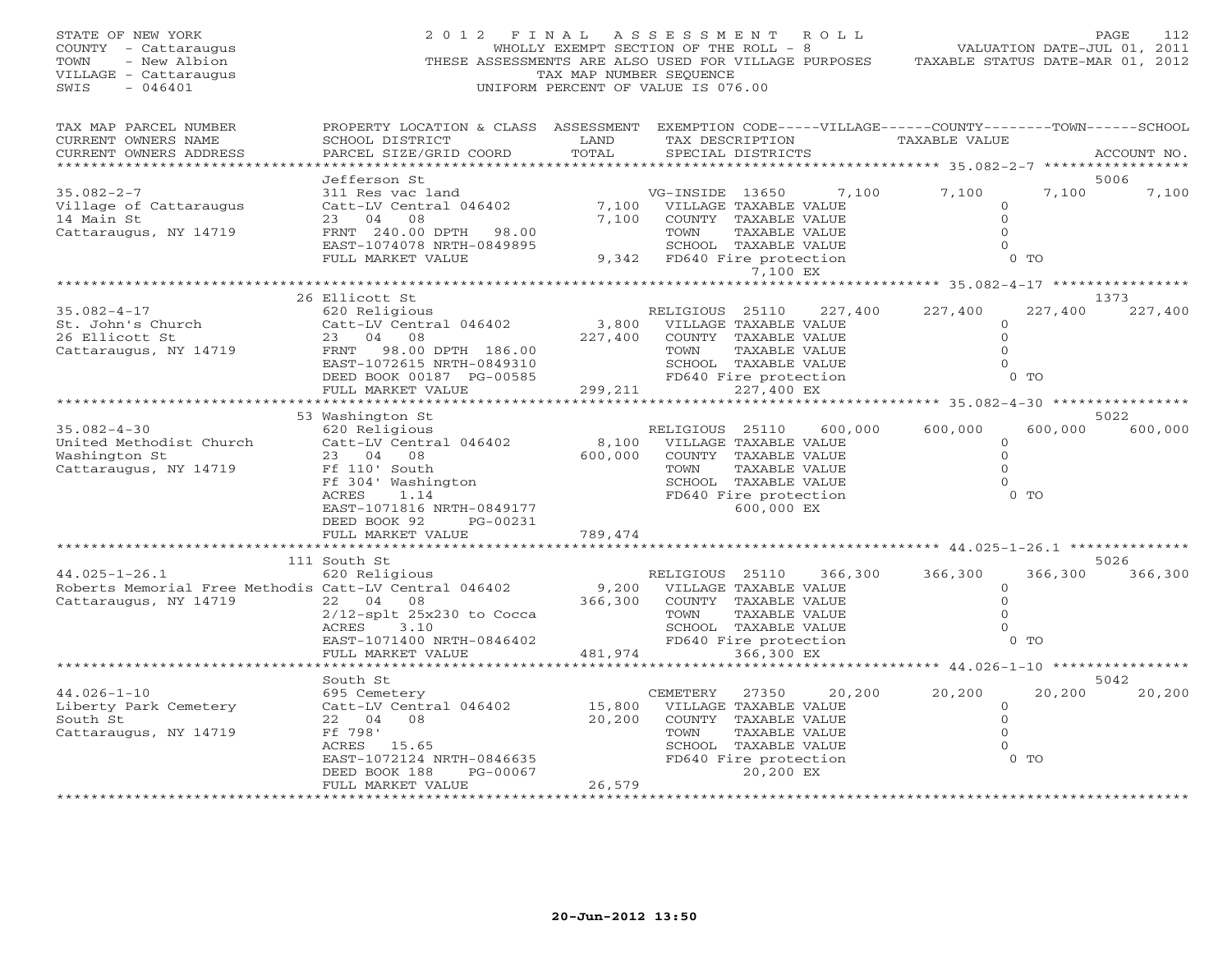STATE OF NEW YORK
COUNTY - Cattaraugus
TOWN - New Albion
VILLAGE - Cattaraugus
SWIS - 046401

2 0 1 2 F I N A L A S S E S S M E N T R O L L
WHOLLY EXEMPT SECTION OF THE ROLL - 8
THESE ASSESSMENTS ARE ALSO USED FOR VILLAGE PURPOSES
TAX MAP NUMBER SEQUENCE
UNIFORM PERCENT OF VALUE IS 076.00

VALUATION DATE-JUL 01, 2011
TAXABLE STATUS DATE-MAR 01, 2012

| TAX MAP PARCEL NUMBER / CURRENT OWNERS NAME / CURRENT OWNERS ADDRESS | PROPERTY LOCATION & CLASS / SCHOOL DISTRICT / PARCEL SIZE/GRID COORD | ASSESSMENT LAND / TOTAL | EXEMPTION CODE / TAX DESCRIPTION / SPECIAL DISTRICTS | VILLAGE | COUNTY | TOWN | SCHOOL | ACCOUNT NO. |
|---|---|---|---|---|---|---|---|---|
| **35.082-2-7** | Jefferson St | | | | | | | 5006 |
| Village of Cattaraugus | 311 Res vac land | | VG-INSIDE 13650 7,100 | 7,100 | | 7,100 | 7,100 | |
| 14 Main St | Catt-LV Central 046402 | 7,100 | VILLAGE TAXABLE VALUE | 0 | | | | |
| Cattaraugus, NY 14719 | 23 04 08 | 7,100 | COUNTY TAXABLE VALUE | | 0 | | | |
| | FRNT 240.00 DPTH 98.00 | | TOWN TAXABLE VALUE | | | 0 | | |
| | EAST-1074078 NRTH-0849895 | | SCHOOL TAXABLE VALUE | | | | 0 | |
| | FULL MARKET VALUE | 9,342 | FD640 Fire protection 7,100 EX | 0 TO | | | | |
| **35.082-4-17** | 26 Ellicott St | | | | | | | 1373 |
| St. John's Church | 620 Religious | | RELIGIOUS 25110 227,400 | 227,400 | | 227,400 | 227,400 | |
| 26 Ellicott St | Catt-LV Central 046402 | 3,800 | VILLAGE TAXABLE VALUE | 0 | | | | |
| Cattaraugus, NY 14719 | 23 04 08 | 227,400 | COUNTY TAXABLE VALUE | | 0 | | | |
| | FRNT 98.00 DPTH 186.00 | | TOWN TAXABLE VALUE | | | 0 | | |
| | EAST-1072615 NRTH-0849310 | | SCHOOL TAXABLE VALUE | | | | 0 | |
| | DEED BOOK 00187 PG-00585 | | FD640 Fire protection 227,400 EX | 0 TO | | | | |
| | FULL MARKET VALUE | 299,211 | | | | | | |
| **35.082-4-30** | 53 Washington St | | | | | | | 5022 |
| United Methodist Church | 620 Religious | | RELIGIOUS 25110 600,000 | 600,000 | | 600,000 | 600,000 | |
| Washington St | Catt-LV Central 046402 | 8,100 | VILLAGE TAXABLE VALUE | 0 | | | | |
| Cattaraugus, NY 14719 | 23 04 08 | 600,000 | COUNTY TAXABLE VALUE | | 0 | | | |
| | Ff 110' South | | TOWN TAXABLE VALUE | | | 0 | | |
| | Ff 304' Washington | | SCHOOL TAXABLE VALUE | | | | 0 | |
| | ACRES 1.14 | | FD640 Fire protection 600,000 EX | 0 TO | | | | |
| | EAST-1071816 NRTH-0849177 | | | | | | | |
| | DEED BOOK 92 PG-00231 | | | | | | | |
| | FULL MARKET VALUE | 789,474 | | | | | | |
| **44.025-1-26.1** | 111 South St | | | | | | | 5026 |
| Roberts Memorial Free Methodis | 620 Religious | | RELIGIOUS 25110 366,300 | 366,300 | | 366,300 | 366,300 | |
| Cattaraugus, NY 14719 | Catt-LV Central 046402 | 9,200 | VILLAGE TAXABLE VALUE | 0 | | | | |
| | 22 04 08 | 366,300 | COUNTY TAXABLE VALUE | | 0 | | | |
| | 2/12-splt 25x230 to Cocca | | TOWN TAXABLE VALUE | | | 0 | | |
| | ACRES 3.10 | | SCHOOL TAXABLE VALUE | | | | 0 | |
| | EAST-1071400 NRTH-0846402 | | FD640 Fire protection 366,300 EX | 0 TO | | | | |
| | FULL MARKET VALUE | 481,974 | | | | | | |
| **44.026-1-10** | South St | | | | | | | 5042 |
| Liberty Park Cemetery | 695 Cemetery | | CEMETERY 27350 20,200 | 20,200 | | 20,200 | 20,200 | |
| South St | Catt-LV Central 046402 | 15,800 | VILLAGE TAXABLE VALUE | 0 | | | | |
| Cattaraugus, NY 14719 | 22 04 08 | 20,200 | COUNTY TAXABLE VALUE | | 0 | | | |
| | Ff 798' | | TOWN TAXABLE VALUE | | | 0 | | |
| | ACRES 15.65 | | SCHOOL TAXABLE VALUE | | | | 0 | |
| | EAST-1072124 NRTH-0846635 | | FD640 Fire protection 20,200 EX | 0 TO | | | | |
| | DEED BOOK 188 PG-00067 | | | | | | | |
| | FULL MARKET VALUE | 26,579 | | | | | | |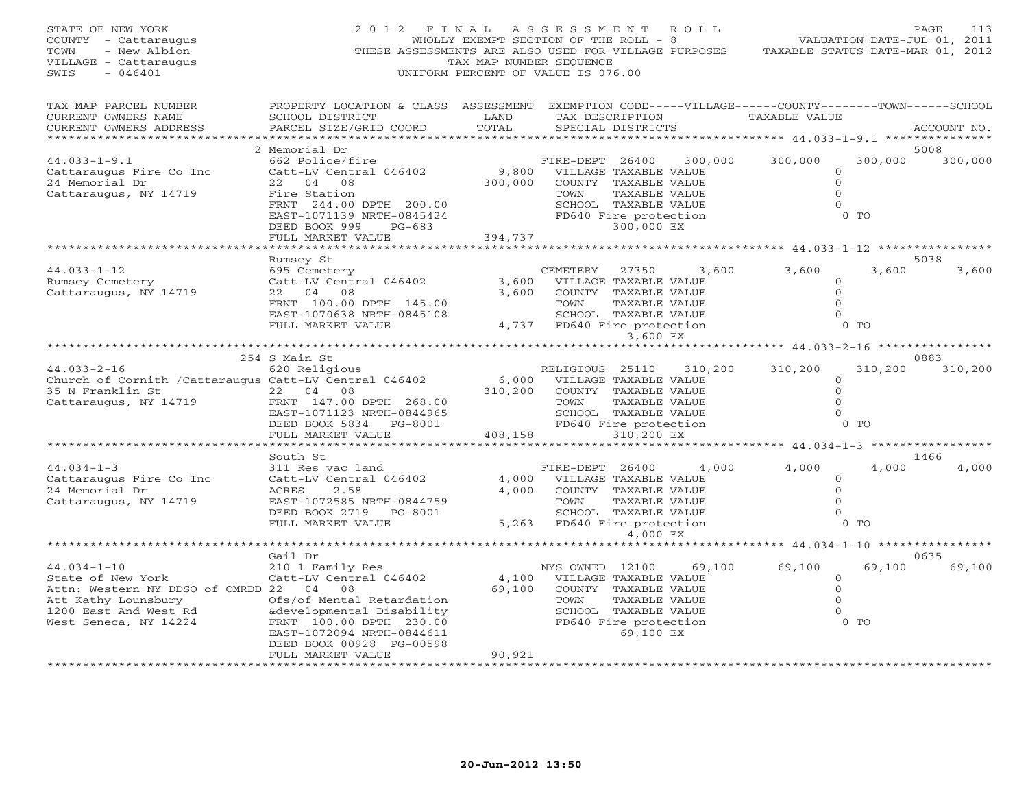STATE OF NEW YORK
COUNTY - Cattaraugus
TOWN - New Albion
VILLAGE - Cattaraugus
SWIS - 046401

2012 FINAL ASSESSMENT ROLL
WHOLLY EXEMPT SECTION OF THE ROLL - 8
THESE ASSESSMENTS ARE ALSO USED FOR VILLAGE PURPOSES
TAX MAP NUMBER SEQUENCE
UNIFORM PERCENT OF VALUE IS 076.00

VALUATION DATE-JUL 01, 2011
TAXABLE STATUS DATE-MAR 01, 2012

| TAX MAP PARCEL NUMBER / CURRENT OWNERS NAME / CURRENT OWNERS ADDRESS | PROPERTY LOCATION & CLASS / SCHOOL DISTRICT / PARCEL SIZE/GRID COORD | ASSESSMENT LAND / TOTAL | EXEMPTION CODE / TAX DESCRIPTION / SPECIAL DISTRICTS | VILLAGE | COUNTY | TOWN | SCHOOL / ACCOUNT NO. |
|---|---|---|---|---|---|---|---|
| **44.033-1-9.1** | 2 Memorial Dr | | | | | | 5008 |
| 44.033-1-9.1 | 662 Police/fire | | FIRE-DEPT 26400 | 300,000 | 300,000 | 300,000 | 300,000 |
| Cattaraugus Fire Co Inc | Catt-LV Central 046402 | 9,800 | VILLAGE TAXABLE VALUE | 0 | | | |
| 24 Memorial Dr | 22 04 08 | 300,000 | COUNTY TAXABLE VALUE | | 0 | | |
| Cattaraugus, NY 14719 | Fire Station | | TOWN TAXABLE VALUE | | | 0 | |
| | FRNT 244.00 DPTH 200.00 | | SCHOOL TAXABLE VALUE | | | | 0 |
| | EAST-1071139 NRTH-0845424 | | FD640 Fire protection | | 0 TO | | |
| | DEED BOOK 999 PG-683 | | 300,000 EX | | | | |
| | FULL MARKET VALUE | 394,737 | | | | | |
| **44.033-1-12** | Rumsey St | | | | | | 5038 |
| 44.033-1-12 | 695 Cemetery | | CEMETERY 27350 | 3,600 | 3,600 | 3,600 | 3,600 |
| Rumsey Cemetery | Catt-LV Central 046402 | 3,600 | VILLAGE TAXABLE VALUE | 0 | | | |
| Cattaraugus, NY 14719 | 22 04 08 | 3,600 | COUNTY TAXABLE VALUE | | 0 | | |
| | FRNT 100.00 DPTH 145.00 | | TOWN TAXABLE VALUE | | | 0 | |
| | EAST-1070638 NRTH-0845108 | | SCHOOL TAXABLE VALUE | | | | 0 |
| | FULL MARKET VALUE | 4,737 | FD640 Fire protection | | 0 TO | | |
| | | | 3,600 EX | | | | |
| **44.033-2-16** | 254 S Main St | | | | | | 0883 |
| 44.033-2-16 | 620 Religious | | RELIGIOUS 25110 | 310,200 | 310,200 | 310,200 | 310,200 |
| Church of Cornith /Cattaraugus | Catt-LV Central 046402 | 6,000 | VILLAGE TAXABLE VALUE | 0 | | | |
| 35 N Franklin St | 22 04 08 | 310,200 | COUNTY TAXABLE VALUE | | 0 | | |
| Cattaraugus, NY 14719 | FRNT 147.00 DPTH 268.00 | | TOWN TAXABLE VALUE | | | 0 | |
| | EAST-1071123 NRTH-0844965 | | SCHOOL TAXABLE VALUE | | | | 0 |
| | DEED BOOK 5834 PG-8001 | | FD640 Fire protection | | 0 TO | | |
| | FULL MARKET VALUE | 408,158 | 310,200 EX | | | | |
| **44.034-1-3** | South St | | | | | | 1466 |
| 44.034-1-3 | 311 Res vac land | | FIRE-DEPT 26400 | 4,000 | 4,000 | 4,000 | 4,000 |
| Cattaraugus Fire Co Inc | Catt-LV Central 046402 | 4,000 | VILLAGE TAXABLE VALUE | 0 | | | |
| 24 Memorial Dr | ACRES 2.58 | 4,000 | COUNTY TAXABLE VALUE | | 0 | | |
| Cattaraugus, NY 14719 | EAST-1072585 NRTH-0844759 | | TOWN TAXABLE VALUE | | | 0 | |
| | DEED BOOK 2719 PG-8001 | | SCHOOL TAXABLE VALUE | | | | 0 |
| | FULL MARKET VALUE | 5,263 | FD640 Fire protection | | 0 TO | | |
| | | | 4,000 EX | | | | |
| **44.034-1-10** | Gail Dr | | | | | | 0635 |
| 44.034-1-10 | 210 1 Family Res | | NYS OWNED 12100 | 69,100 | 69,100 | 69,100 | 69,100 |
| State of New York | Catt-LV Central 046402 | 4,100 | VILLAGE TAXABLE VALUE | 0 | | | |
| Attn: Western NY DDSO of OMRDD | 22 04 08 | 69,100 | COUNTY TAXABLE VALUE | | 0 | | |
| Att Kathy Lounsbury | Ofs/of Mental Retardation | | TOWN TAXABLE VALUE | | | 0 | |
| 1200 East And West Rd | &developmental Disability | | SCHOOL TAXABLE VALUE | | | | 0 |
| West Seneca, NY 14224 | FRNT 100.00 DPTH 230.00 | | FD640 Fire protection | | 0 TO | | |
| | EAST-1072094 NRTH-0844611 | | 69,100 EX | | | | |
| | DEED BOOK 00928 PG-00598 | | | | | | |
| | FULL MARKET VALUE | 90,921 | | | | | |

20-Jun-2012 13:50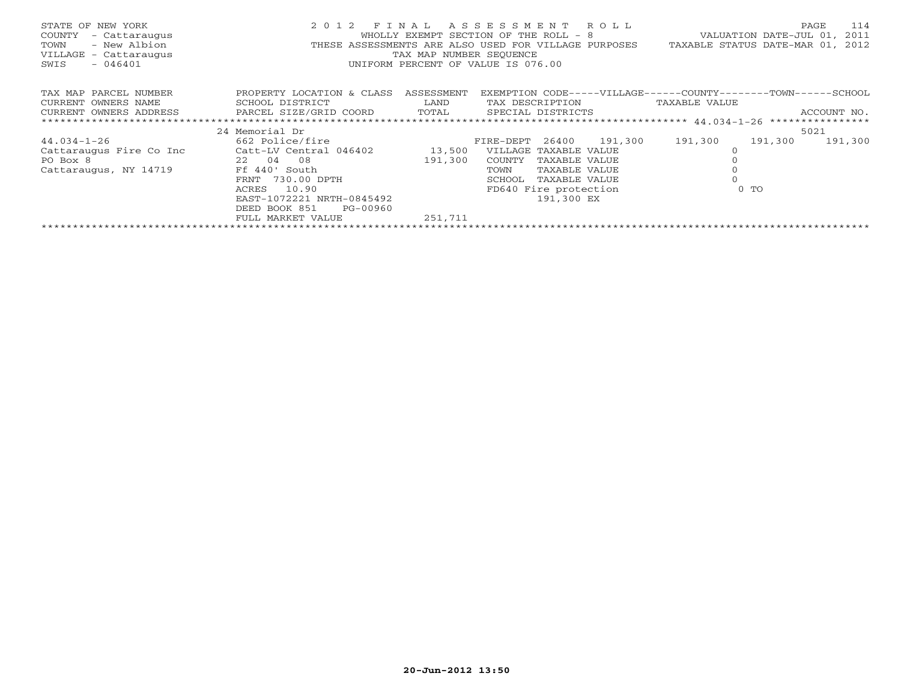STATE OF NEW YORK
COUNTY - Cattaraugus
TOWN - New Albion
VILLAGE - Cattaraugus
SWIS - 046401

2 0 1 2 F I N A L A S S E S S M E N T R O L L
WHOLLY EXEMPT SECTION OF THE ROLL - 8
THESE ASSESSMENTS ARE ALSO USED FOR VILLAGE PURPOSES
TAX MAP NUMBER SEQUENCE
UNIFORM PERCENT OF VALUE IS 076.00

VALUATION DATE-JUL 01, 2011
TAXABLE STATUS DATE-MAR 01, 2012

| TAX MAP PARCEL NUMBER / CURRENT OWNERS NAME / CURRENT OWNERS ADDRESS | PROPERTY LOCATION & CLASS / SCHOOL DISTRICT / PARCEL SIZE/GRID COORD | ASSESSMENT LAND / TOTAL | EXEMPTION CODE-----VILLAGE------COUNTY--------TOWN------SCHOOL / TAX DESCRIPTION / SPECIAL DISTRICTS | TAXABLE VALUE | | ACCOUNT NO. |
|---|---|---|---|---|---|---|
| 44.034-1-26 | 24 Memorial Dr | | | | | 5021 |
| 44.034-1-26 | 662 Police/fire | | FIRE-DEPT 26400 191,300 | 191,300 | 191,300 | 191,300 |
| Cattaraugus Fire Co Inc | Catt-LV Central 046402 | 13,500 | VILLAGE TAXABLE VALUE | 0 | | |
| PO Box 8 | 22 04 08 | 191,300 | COUNTY TAXABLE VALUE | 0 | | |
| Cattaraugus, NY 14719 | Ff 440' South | | TOWN TAXABLE VALUE | 0 | | |
| | FRNT 730.00 DPTH | | SCHOOL TAXABLE VALUE | 0 | | |
| | ACRES 10.90 | | FD640 Fire protection | 0 TO | | |
| | EAST-1072221 NRTH-0845492 | | 191,300 EX | | | |
| | DEED BOOK 851 PG-00960 | | | | | |
| | FULL MARKET VALUE | 251,711 | | | | |

20-Jun-2012 13:50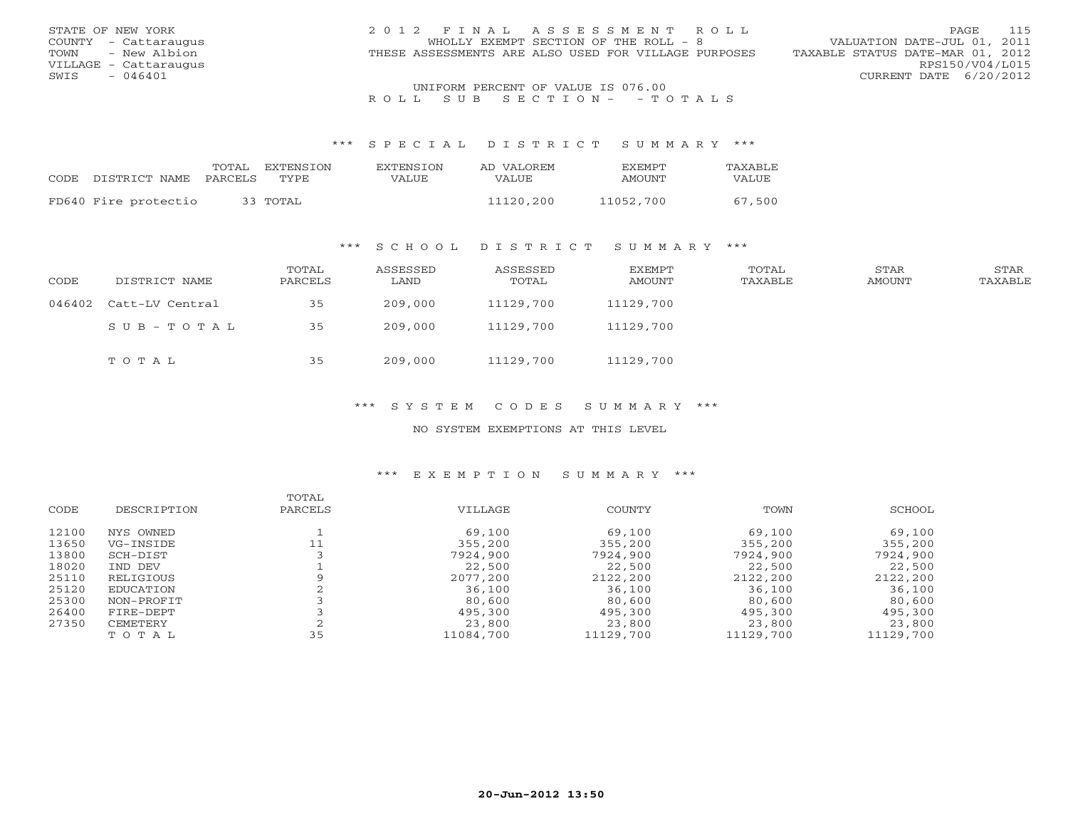STATE OF NEW YORK
COUNTY - Cattaraugus
TOWN - New Albion
VILLAGE - Cattaraugus
SWIS - 046401

2012 FINAL ASSESSMENT ROLL
WHOLLY EXEMPT SECTION OF THE ROLL - 8
THESE ASSESSMENTS ARE ALSO USED FOR VILLAGE PURPOSES

VALUATION DATE-JUL 01, 2011
TAXABLE STATUS DATE-MAR 01, 2012
RPS150/V04/L015
CURRENT DATE 6/20/2012

UNIFORM PERCENT OF VALUE IS 076.00

ROLL SUB SECTION- - TOTALS

### *** SPECIAL DISTRICT SUMMARY ***

| CODE | DISTRICT NAME | TOTAL PARCELS | EXTENSION TYPE | EXTENSION VALUE | AD VALOREM VALUE | EXEMPT AMOUNT | TAXABLE VALUE |
|---|---|---|---|---|---|---|---|
| FD640 | Fire protectio | 33 | TOTAL | | 11120,200 | 11052,700 | 67,500 |

### *** SCHOOL DISTRICT SUMMARY ***

| CODE | DISTRICT NAME | TOTAL PARCELS | ASSESSED LAND | ASSESSED TOTAL | EXEMPT AMOUNT | TOTAL TAXABLE | STAR AMOUNT | STAR TAXABLE |
|---|---|---|---|---|---|---|---|---|
| 046402 | Catt-LV Central | 35 | 209,000 | 11129,700 | 11129,700 | | | |
| | SUB-TOTAL | 35 | 209,000 | 11129,700 | 11129,700 | | | |
| | TOTAL | 35 | 209,000 | 11129,700 | 11129,700 | | | |

### *** SYSTEM CODES SUMMARY ***

NO SYSTEM EXEMPTIONS AT THIS LEVEL

### *** EXEMPTION SUMMARY ***

| CODE | DESCRIPTION | TOTAL PARCELS | VILLAGE | COUNTY | TOWN | SCHOOL |
|---|---|---|---|---|---|---|
| 12100 | NYS OWNED | 1 | 69,100 | 69,100 | 69,100 | 69,100 |
| 13650 | VG-INSIDE | 11 | 355,200 | 355,200 | 355,200 | 355,200 |
| 13800 | SCH-DIST | 3 | 7924,900 | 7924,900 | 7924,900 | 7924,900 |
| 18020 | IND DEV | 1 | 22,500 | 22,500 | 22,500 | 22,500 |
| 25110 | RELIGIOUS | 9 | 2077,200 | 2122,200 | 2122,200 | 2122,200 |
| 25120 | EDUCATION | 2 | 36,100 | 36,100 | 36,100 | 36,100 |
| 25300 | NON-PROFIT | 3 | 80,600 | 80,600 | 80,600 | 80,600 |
| 26400 | FIRE-DEPT | 3 | 495,300 | 495,300 | 495,300 | 495,300 |
| 27350 | CEMETERY | 2 | 23,800 | 23,800 | 23,800 | 23,800 |
| | TOTAL | 35 | 11084,700 | 11129,700 | 11129,700 | 11129,700 |

20-Jun-2012 13:50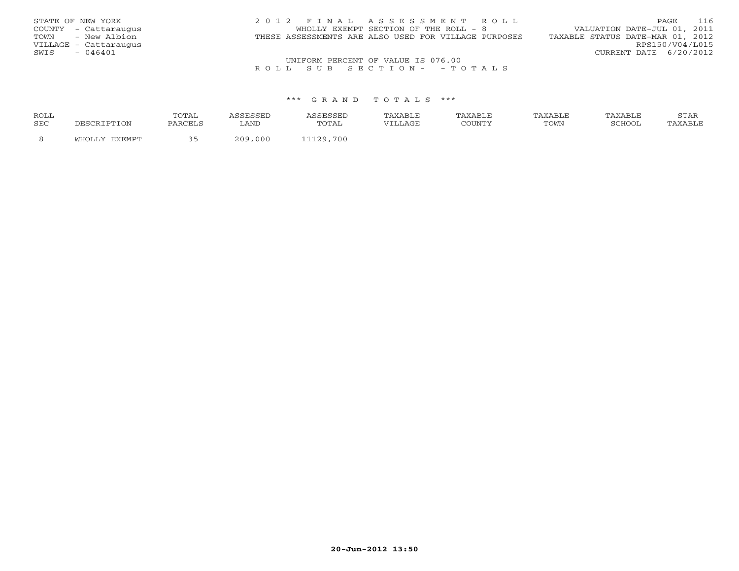STATE OF NEW YORK
COUNTY - Cattaraugus
TOWN - New Albion
VILLAGE - Cattaraugus
SWIS - 046401

2 0 1 2 F I N A L A S S E S S M E N T R O L L
WHOLLY EXEMPT SECTION OF THE ROLL - 8
THESE ASSESSMENTS ARE ALSO USED FOR VILLAGE PURPOSES

VALUATION DATE-JUL 01, 2011
TAXABLE STATUS DATE-MAR 01, 2012
RPS150/V04/L015
CURRENT DATE 6/20/2012

UNIFORM PERCENT OF VALUE IS 076.00

R O L L S U B S E C T I O N - - T O T A L S

\*\*\* G R A N D T O T A L S \*\*\*

| ROLL SEC | DESCRIPTION | TOTAL PARCELS | ASSESSED LAND | ASSESSED TOTAL | TAXABLE VILLAGE | TAXABLE COUNTY | TAXABLE TOWN | TAXABLE SCHOOL | STAR TAXABLE |
|---|---|---|---|---|---|---|---|---|---|
| 8 | WHOLLY EXEMPT | 35 | 209,000 | 11129,700 | | | | | |

20-Jun-2012 13:50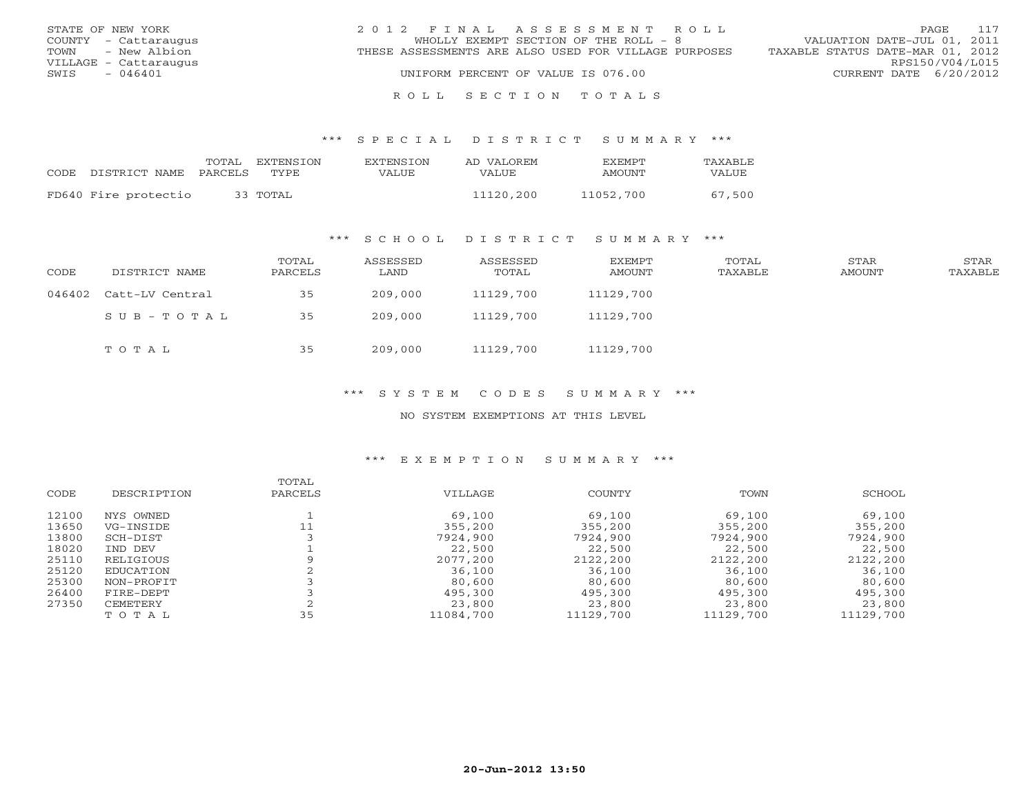STATE OF NEW YORK
COUNTY - Cattaraugus
TOWN - New Albion
VILLAGE - Cattaraugus
SWIS - 046401

2012 FINAL ASSESSMENT ROLL
WHOLLY EXEMPT SECTION OF THE ROLL - 8
THESE ASSESSMENTS ARE ALSO USED FOR VILLAGE PURPOSES
UNIFORM PERCENT OF VALUE IS 076.00

VALUATION DATE-JUL 01, 2011
TAXABLE STATUS DATE-MAR 01, 2012
RPS150/V04/L015
CURRENT DATE 6/20/2012

ROLL SECTION TOTALS

*** SPECIAL DISTRICT SUMMARY ***

| CODE | DISTRICT NAME | TOTAL PARCELS | EXTENSION TYPE | EXTENSION VALUE | AD VALOREM VALUE | EXEMPT AMOUNT | TAXABLE VALUE |
|---|---|---|---|---|---|---|---|
| FD640 | Fire protectio | 33 | TOTAL | | 11120,200 | 11052,700 | 67,500 |

*** SCHOOL DISTRICT SUMMARY ***

| CODE | DISTRICT NAME | TOTAL PARCELS | ASSESSED LAND | ASSESSED TOTAL | EXEMPT AMOUNT | TOTAL TAXABLE | STAR AMOUNT | STAR TAXABLE |
|---|---|---|---|---|---|---|---|---|
| 046402 | Catt-LV Central | 35 | 209,000 | 11129,700 | 11129,700 | | | |
| | SUB-TOTAL | 35 | 209,000 | 11129,700 | 11129,700 | | | |
| | TOTAL | 35 | 209,000 | 11129,700 | 11129,700 | | | |

*** SYSTEM CODES SUMMARY ***

NO SYSTEM EXEMPTIONS AT THIS LEVEL

*** EXEMPTION SUMMARY ***

| CODE | DESCRIPTION | TOTAL PARCELS | VILLAGE | COUNTY | TOWN | SCHOOL |
|---|---|---|---|---|---|---|
| 12100 | NYS OWNED | 1 | 69,100 | 69,100 | 69,100 | 69,100 |
| 13650 | VG-INSIDE | 11 | 355,200 | 355,200 | 355,200 | 355,200 |
| 13800 | SCH-DIST | 3 | 7924,900 | 7924,900 | 7924,900 | 7924,900 |
| 18020 | IND DEV | 1 | 22,500 | 22,500 | 22,500 | 22,500 |
| 25110 | RELIGIOUS | 9 | 2077,200 | 2122,200 | 2122,200 | 2122,200 |
| 25120 | EDUCATION | 2 | 36,100 | 36,100 | 36,100 | 36,100 |
| 25300 | NON-PROFIT | 3 | 80,600 | 80,600 | 80,600 | 80,600 |
| 26400 | FIRE-DEPT | 3 | 495,300 | 495,300 | 495,300 | 495,300 |
| 27350 | CEMETERY | 2 | 23,800 | 23,800 | 23,800 | 23,800 |
| | TOTAL | 35 | 11084,700 | 11129,700 | 11129,700 | 11129,700 |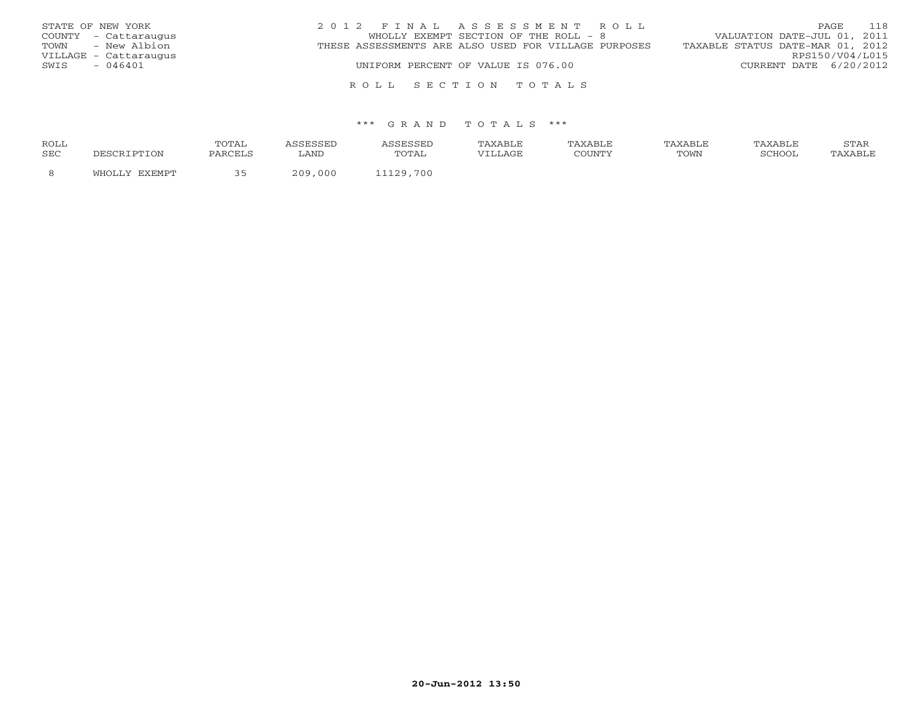STATE OF NEW YORK
COUNTY - Cattaraugus
TOWN - New Albion
VILLAGE - Cattaraugus
SWIS - 046401

2 0 1 2 F I N A L A S S E S S M E N T R O L L
WHOLLY EXEMPT SECTION OF THE ROLL - 8
THESE ASSESSMENTS ARE ALSO USED FOR VILLAGE PURPOSES
UNIFORM PERCENT OF VALUE IS 076.00

VALUATION DATE-JUL 01, 2011
TAXABLE STATUS DATE-MAR 01, 2012
RPS150/V04/L015
CURRENT DATE 6/20/2012

R O L L S E C T I O N T O T A L S

\*\*\* G R A N D T O T A L S \*\*\*

| ROLL SEC | DESCRIPTION | TOTAL PARCELS | ASSESSED LAND | ASSESSED TOTAL | TAXABLE VILLAGE | TAXABLE COUNTY | TAXABLE TOWN | TAXABLE SCHOOL | STAR TAXABLE |
|---|---|---|---|---|---|---|---|---|---|
| 8 | WHOLLY EXEMPT | 35 | 209,000 | 11129,700 | | | | | |

20-Jun-2012 13:50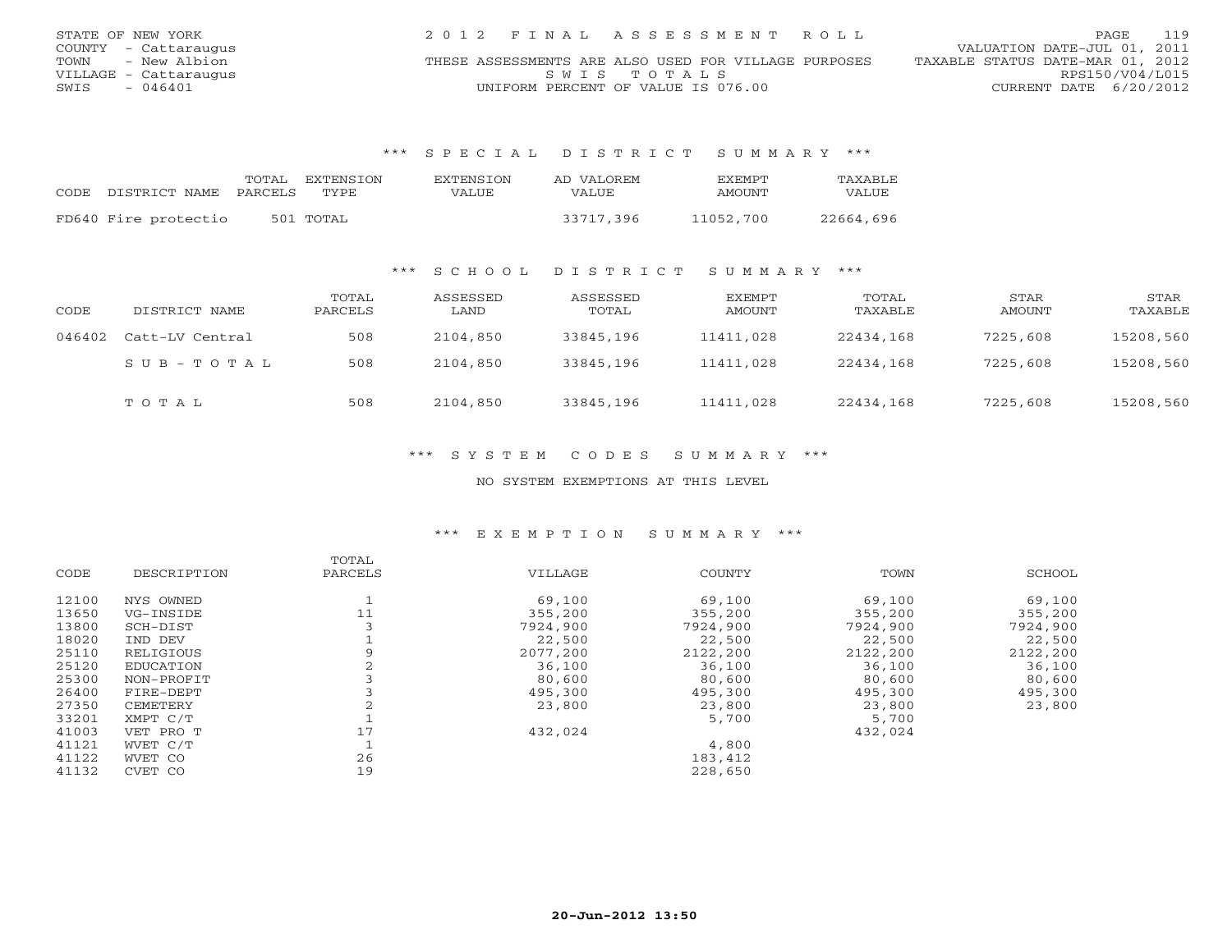STATE OF NEW YORK
COUNTY - Cattaraugus
TOWN - New Albion
VILLAGE - Cattaraugus
SWIS - 046401

2012 FINAL ASSESSMENT ROLL
THESE ASSESSMENTS ARE ALSO USED FOR VILLAGE PURPOSES
SWIS TOTALS
UNIFORM PERCENT OF VALUE IS 076.00

VALUATION DATE-JUL 01, 2011
TAXABLE STATUS DATE-MAR 01, 2012
RPS150/V04/L015
CURRENT DATE 6/20/2012

### *** SPECIAL DISTRICT SUMMARY ***

| CODE DISTRICT NAME | TOTAL PARCELS | EXTENSION TYPE | EXTENSION VALUE | AD VALOREM VALUE | EXEMPT AMOUNT | TAXABLE VALUE |
|---|---|---|---|---|---|---|
| FD640 Fire protectio | 501 | TOTAL | | 33717,396 | 11052,700 | 22664,696 |

### *** SCHOOL DISTRICT SUMMARY ***

| CODE | DISTRICT NAME | TOTAL PARCELS | ASSESSED LAND | ASSESSED TOTAL | EXEMPT AMOUNT | TOTAL TAXABLE | STAR AMOUNT | STAR TAXABLE |
|---|---|---|---|---|---|---|---|---|
| 046402 | Catt-LV Central | 508 | 2104,850 | 33845,196 | 11411,028 | 22434,168 | 7225,608 | 15208,560 |
| | SUB-TOTAL | 508 | 2104,850 | 33845,196 | 11411,028 | 22434,168 | 7225,608 | 15208,560 |
| | TOTAL | 508 | 2104,850 | 33845,196 | 11411,028 | 22434,168 | 7225,608 | 15208,560 |

### *** SYSTEM CODES SUMMARY ***

NO SYSTEM EXEMPTIONS AT THIS LEVEL

### *** EXEMPTION SUMMARY ***

| CODE | DESCRIPTION | TOTAL PARCELS | VILLAGE | COUNTY | TOWN | SCHOOL |
|---|---|---|---|---|---|---|
| 12100 | NYS OWNED | 1 | 69,100 | 69,100 | 69,100 | 69,100 |
| 13650 | VG-INSIDE | 11 | 355,200 | 355,200 | 355,200 | 355,200 |
| 13800 | SCH-DIST | 3 | 7924,900 | 7924,900 | 7924,900 | 7924,900 |
| 18020 | IND DEV | 1 | 22,500 | 22,500 | 22,500 | 22,500 |
| 25110 | RELIGIOUS | 9 | 2077,200 | 2122,200 | 2122,200 | 2122,200 |
| 25120 | EDUCATION | 2 | 36,100 | 36,100 | 36,100 | 36,100 |
| 25300 | NON-PROFIT | 3 | 80,600 | 80,600 | 80,600 | 80,600 |
| 26400 | FIRE-DEPT | 3 | 495,300 | 495,300 | 495,300 | 495,300 |
| 27350 | CEMETERY | 2 | 23,800 | 23,800 | 23,800 | 23,800 |
| 33201 | XMPT C/T | 1 | | 5,700 | 5,700 | |
| 41003 | VET PRO T | 17 | 432,024 | | 432,024 | |
| 41121 | WVET C/T | 1 | | 4,800 | | |
| 41122 | WVET CO | 26 | | 183,412 | | |
| 41132 | CVET CO | 19 | | 228,650 | | |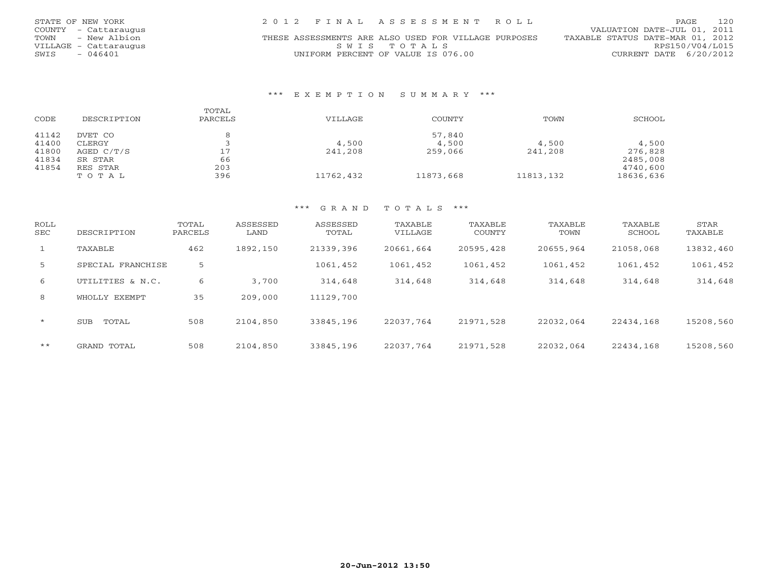STATE OF NEW YORK
COUNTY - Cattaraugus
TOWN - New Albion
VILLAGE - Cattaraugus
SWIS - 046401

2 0 1 2 F I N A L A S S E S S M E N T R O L L

THESE ASSESSMENTS ARE ALSO USED FOR VILLAGE PURPOSES

S W I S T O T A L S

UNIFORM PERCENT OF VALUE IS 076.00

VALUATION DATE-JUL 01, 2011
TAXABLE STATUS DATE-MAR 01, 2012
RPS150/V04/L015
CURRENT DATE 6/20/2012

### *** E X E M P T I O N S U M M A R Y ***

| CODE | DESCRIPTION | TOTAL PARCELS | VILLAGE | COUNTY | TOWN | SCHOOL |
|---|---|---|---|---|---|---|
| 41142 | DVET CO | 8 | | 57,840 | | |
| 41400 | CLERGY | 3 | 4,500 | 4,500 | 4,500 | 4,500 |
| 41800 | AGED C/T/S | 17 | 241,208 | 259,066 | 241,208 | 276,828 |
| 41834 | SR STAR | 66 | | | | 2485,008 |
| 41854 | RES STAR | 203 | | | | 4740,600 |
| | T O T A L | 396 | 11762,432 | 11873,668 | 11813,132 | 18636,636 |

### *** G R A N D T O T A L S ***

| ROLL SEC | DESCRIPTION | TOTAL PARCELS | ASSESSED LAND | ASSESSED TOTAL | TAXABLE VILLAGE | TAXABLE COUNTY | TAXABLE TOWN | TAXABLE SCHOOL | STAR TAXABLE |
|---|---|---|---|---|---|---|---|---|---|
| 1 | TAXABLE | 462 | 1892,150 | 21339,396 | 20661,664 | 20595,428 | 20655,964 | 21058,068 | 13832,460 |
| 5 | SPECIAL FRANCHISE | 5 | | 1061,452 | 1061,452 | 1061,452 | 1061,452 | 1061,452 | 1061,452 |
| 6 | UTILITIES & N.C. | 6 | 3,700 | 314,648 | 314,648 | 314,648 | 314,648 | 314,648 | 314,648 |
| 8 | WHOLLY EXEMPT | 35 | 209,000 | 11129,700 | | | | | |
| * | SUB TOTAL | 508 | 2104,850 | 33845,196 | 22037,764 | 21971,528 | 22032,064 | 22434,168 | 15208,560 |
| ** | GRAND TOTAL | 508 | 2104,850 | 33845,196 | 22037,764 | 21971,528 | 22032,064 | 22434,168 | 15208,560 |

20-Jun-2012 13:50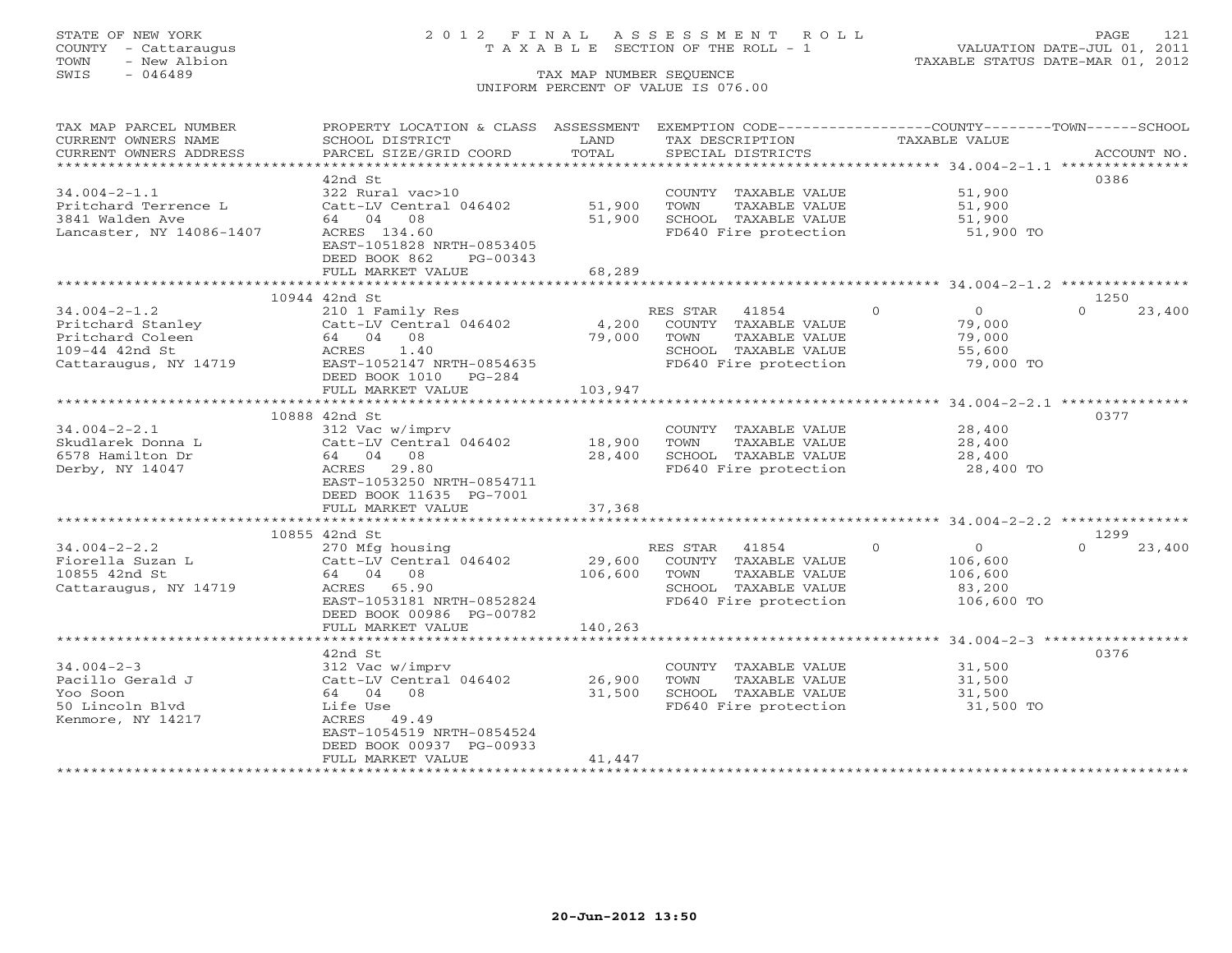STATE OF NEW YORK
COUNTY - Cattaraugus
TOWN - New Albion
SWIS - 046489

# 2012 FINAL ASSESSMENT ROLL

TAXABLE SECTION OF THE ROLL - 1

TAX MAP NUMBER SEQUENCE

UNIFORM PERCENT OF VALUE IS 076.00

VALUATION DATE-JUL 01, 2011
TAXABLE STATUS DATE-MAR 01, 2012

| TAX MAP PARCEL NUMBER / CURRENT OWNERS NAME / CURRENT OWNERS ADDRESS | PROPERTY LOCATION & CLASS / SCHOOL DISTRICT / PARCEL SIZE/GRID COORD | ASSESSMENT LAND | TOTAL | EXEMPTION CODE / TAX DESCRIPTION / SPECIAL DISTRICTS | COUNTY TAXABLE VALUE | TOWN | SCHOOL | ACCOUNT NO. |
|---|---|---|---|---|---|---|---|---|
| **34.004-2-1.1** | 42nd St | | | | | | | 0386 |
| 34.004-2-1.1 | 322 Rural vac>10 | | | COUNTY TAXABLE VALUE | 51,900 | | | |
| Pritchard Terrence L | Catt-LV Central 046402 | 51,900 | | TOWN TAXABLE VALUE | 51,900 | | | |
| 3841 Walden Ave | 64 04 08 | | 51,900 | SCHOOL TAXABLE VALUE | 51,900 | | | |
| Lancaster, NY 14086-1407 | ACRES 134.60 | | | FD640 Fire protection | 51,900 TO | | | |
| | EAST-1051828 NRTH-0853405 | | | | | | | |
| | DEED BOOK 862 PG-00343 | | | | | | | |
| | FULL MARKET VALUE | | 68,289 | | | | | |
| **34.004-2-1.2** | 10944 42nd St | | | | | | | 1250 |
| 34.004-2-1.2 | 210 1 Family Res | | | RES STAR 41854 | 0 | 0 | 0 | 23,400 |
| Pritchard Stanley | Catt-LV Central 046402 | 4,200 | | COUNTY TAXABLE VALUE | 79,000 | | | |
| Pritchard Coleen | 64 04 08 | | 79,000 | TOWN TAXABLE VALUE | 79,000 | | | |
| 109-44 42nd St | ACRES 1.40 | | | SCHOOL TAXABLE VALUE | 55,600 | | | |
| Cattaraugus, NY 14719 | EAST-1052147 NRTH-0854635 | | | FD640 Fire protection | 79,000 TO | | | |
| | DEED BOOK 1010 PG-284 | | | | | | | |
| | FULL MARKET VALUE | | 103,947 | | | | | |
| **34.004-2-2.1** | 10888 42nd St | | | | | | | 0377 |
| 34.004-2-2.1 | 312 Vac w/imprv | | | COUNTY TAXABLE VALUE | 28,400 | | | |
| Skudlarek Donna L | Catt-LV Central 046402 | 18,900 | | TOWN TAXABLE VALUE | 28,400 | | | |
| 6578 Hamilton Dr | 64 04 08 | | 28,400 | SCHOOL TAXABLE VALUE | 28,400 | | | |
| Derby, NY 14047 | ACRES 29.80 | | | FD640 Fire protection | 28,400 TO | | | |
| | EAST-1053250 NRTH-0854711 | | | | | | | |
| | DEED BOOK 11635 PG-7001 | | | | | | | |
| | FULL MARKET VALUE | | 37,368 | | | | | |
| **34.004-2-2.2** | 10855 42nd St | | | | | | | 1299 |
| 34.004-2-2.2 | 270 Mfg housing | | | RES STAR 41854 | 0 | 0 | 0 | 23,400 |
| Fiorella Suzan L | Catt-LV Central 046402 | 29,600 | | COUNTY TAXABLE VALUE | 106,600 | | | |
| 10855 42nd St | 64 04 08 | | 106,600 | TOWN TAXABLE VALUE | 106,600 | | | |
| Cattaraugus, NY 14719 | ACRES 65.90 | | | SCHOOL TAXABLE VALUE | 83,200 | | | |
| | EAST-1053181 NRTH-0852824 | | | FD640 Fire protection | 106,600 TO | | | |
| | DEED BOOK 00986 PG-00782 | | | | | | | |
| | FULL MARKET VALUE | | 140,263 | | | | | |
| **34.004-2-3** | 42nd St | | | | | | | 0376 |
| 34.004-2-3 | 312 Vac w/imprv | | | COUNTY TAXABLE VALUE | 31,500 | | | |
| Pacillo Gerald J | Catt-LV Central 046402 | 26,900 | | TOWN TAXABLE VALUE | 31,500 | | | |
| Yoo Soon | 64 04 08 | | 31,500 | SCHOOL TAXABLE VALUE | 31,500 | | | |
| 50 Lincoln Blvd | Life Use | | | FD640 Fire protection | 31,500 TO | | | |
| Kenmore, NY 14217 | ACRES 49.49 | | | | | | | |
| | EAST-1054519 NRTH-0854524 | | | | | | | |
| | DEED BOOK 00937 PG-00933 | | | | | | | |
| | FULL MARKET VALUE | | 41,447 | | | | | |

20-Jun-2012 13:50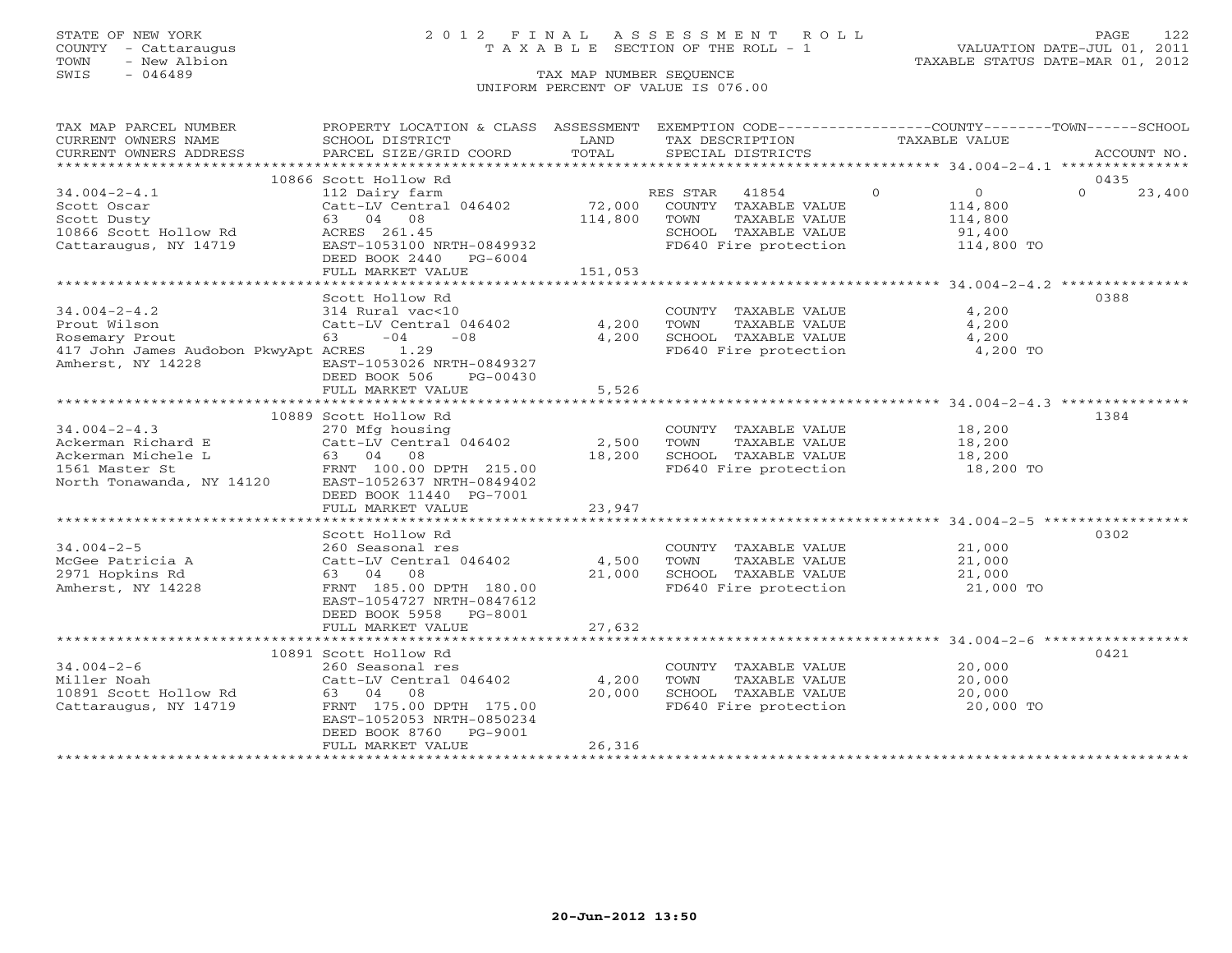STATE OF NEW YORK
COUNTY - Cattaraugus
TOWN - New Albion
SWIS - 046489

# 2012 FINAL ASSESSMENT ROLL
TAXABLE SECTION OF THE ROLL - 1
TAX MAP NUMBER SEQUENCE
UNIFORM PERCENT OF VALUE IS 076.00

VALUATION DATE-JUL 01, 2011
TAXABLE STATUS DATE-MAR 01, 2012

| TAX MAP PARCEL NUMBER / CURRENT OWNERS NAME / CURRENT OWNERS ADDRESS | PROPERTY LOCATION & CLASS / SCHOOL DISTRICT / PARCEL SIZE/GRID COORD | ASSESSMENT LAND / TOTAL | EXEMPTION CODE / TAX DESCRIPTION / SPECIAL DISTRICTS | COUNTY / TOWN / SCHOOL TAXABLE VALUE | ACCOUNT NO. |
|---|---|---|---|---|---|
| 34.004-2-4.1 | 10866 Scott Hollow Rd | | | | 0435 |
| 34.004-2-4.1 | 112 Dairy farm | | RES STAR 41854 | 0 0 0 23,400 | |
| Scott Oscar | Catt-LV Central 046402 | 72,000 | COUNTY TAXABLE VALUE | 114,800 | |
| Scott Dusty | 63 04 08 | 114,800 | TOWN TAXABLE VALUE | 114,800 | |
| 10866 Scott Hollow Rd | ACRES 261.45 | | SCHOOL TAXABLE VALUE | 91,400 | |
| Cattaraugus, NY 14719 | EAST-1053100 NRTH-0849932 | | FD640 Fire protection | 114,800 TO | |
| | DEED BOOK 2440 PG-6004 | | | | |
| | FULL MARKET VALUE | 151,053 | | | |
| 34.004-2-4.2 | Scott Hollow Rd | | | | 0388 |
| 34.004-2-4.2 | 314 Rural vac<10 | | COUNTY TAXABLE VALUE | 4,200 | |
| Prout Wilson | Catt-LV Central 046402 | 4,200 | TOWN TAXABLE VALUE | 4,200 | |
| Rosemary Prout | 63 -04 -08 | 4,200 | SCHOOL TAXABLE VALUE | 4,200 | |
| 417 John James Audobon PkwyApt | ACRES 1.29 | | FD640 Fire protection | 4,200 TO | |
| Amherst, NY 14228 | EAST-1053026 NRTH-0849327 | | | | |
| | DEED BOOK 506 PG-00430 | | | | |
| | FULL MARKET VALUE | 5,526 | | | |
| 34.004-2-4.3 | 10889 Scott Hollow Rd | | | | 1384 |
| 34.004-2-4.3 | 270 Mfg housing | | COUNTY TAXABLE VALUE | 18,200 | |
| Ackerman Richard E | Catt-LV Central 046402 | 2,500 | TOWN TAXABLE VALUE | 18,200 | |
| Ackerman Michele L | 63 04 08 | 18,200 | SCHOOL TAXABLE VALUE | 18,200 | |
| 1561 Master St | FRNT 100.00 DPTH 215.00 | | FD640 Fire protection | 18,200 TO | |
| North Tonawanda, NY 14120 | EAST-1052637 NRTH-0849402 | | | | |
| | DEED BOOK 11440 PG-7001 | | | | |
| | FULL MARKET VALUE | 23,947 | | | |
| 34.004-2-5 | Scott Hollow Rd | | | | 0302 |
| 34.004-2-5 | 260 Seasonal res | | COUNTY TAXABLE VALUE | 21,000 | |
| McGee Patricia A | Catt-LV Central 046402 | 4,500 | TOWN TAXABLE VALUE | 21,000 | |
| 2971 Hopkins Rd | 63 04 08 | 21,000 | SCHOOL TAXABLE VALUE | 21,000 | |
| Amherst, NY 14228 | FRNT 185.00 DPTH 180.00 | | FD640 Fire protection | 21,000 TO | |
| | EAST-1054727 NRTH-0847612 | | | | |
| | DEED BOOK 5958 PG-8001 | | | | |
| | FULL MARKET VALUE | 27,632 | | | |
| 34.004-2-6 | 10891 Scott Hollow Rd | | | | 0421 |
| 34.004-2-6 | 260 Seasonal res | | COUNTY TAXABLE VALUE | 20,000 | |
| Miller Noah | Catt-LV Central 046402 | 4,200 | TOWN TAXABLE VALUE | 20,000 | |
| 10891 Scott Hollow Rd | 63 04 08 | 20,000 | SCHOOL TAXABLE VALUE | 20,000 | |
| Cattaraugus, NY 14719 | FRNT 175.00 DPTH 175.00 | | FD640 Fire protection | 20,000 TO | |
| | EAST-1052053 NRTH-0850234 | | | | |
| | DEED BOOK 8760 PG-9001 | | | | |
| | FULL MARKET VALUE | 26,316 | | | |

20-Jun-2012 13:50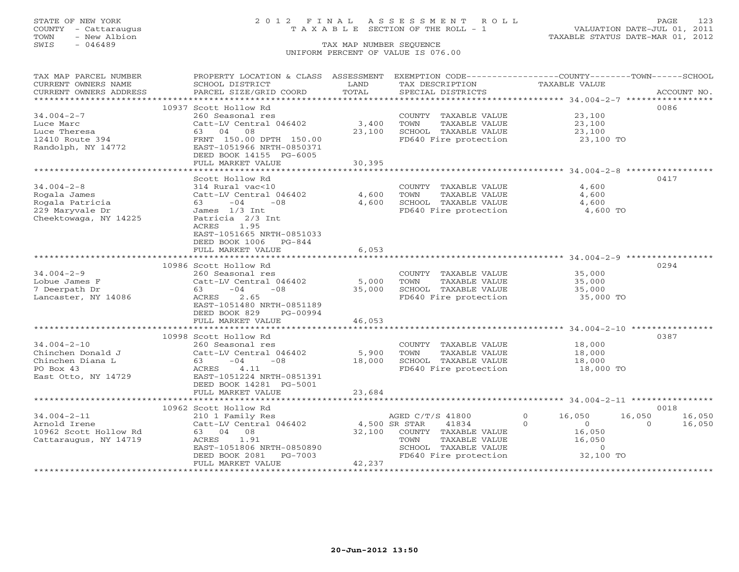STATE OF NEW YORK
COUNTY - Cattaraugus
TOWN - New Albion
SWIS - 046489

# 2012 FINAL ASSESSMENT ROLL

TAXABLE SECTION OF THE ROLL - 1

VALUATION DATE-JUL 01, 2011
TAXABLE STATUS DATE-MAR 01, 2012

TAX MAP NUMBER SEQUENCE
UNIFORM PERCENT OF VALUE IS 076.00

| TAX MAP PARCEL NUMBER / CURRENT OWNERS NAME / CURRENT OWNERS ADDRESS | PROPERTY LOCATION & CLASS / SCHOOL DISTRICT / PARCEL SIZE/GRID COORD | ASSESSMENT LAND / TOTAL | EXEMPTION CODE / TAX DESCRIPTION / SPECIAL DISTRICTS | COUNTY TAXABLE VALUE | TOWN | SCHOOL | ACCOUNT NO. |
|---|---|---|---|---|---|---|---|
| **34.004-2-7** | 10937 Scott Hollow Rd | | | | | | 0086 |
| Luce Marc | 260 Seasonal res | | COUNTY TAXABLE VALUE | 23,100 | | | |
| Luce Theresa | Catt-LV Central 046402 | 3,400 | TOWN TAXABLE VALUE | 23,100 | | | |
| 12410 Route 394 | 63 04 08 | 23,100 | SCHOOL TAXABLE VALUE | 23,100 | | | |
| Randolph, NY 14772 | FRNT 150.00 DPTH 150.00 | | FD640 Fire protection | 23,100 TO | | | |
| | EAST-1051966 NRTH-0850371 | | | | | | |
| | DEED BOOK 14155 PG-6005 | | | | | | |
| | FULL MARKET VALUE | 30,395 | | | | | |
| **34.004-2-8** | Scott Hollow Rd | | | | | | 0417 |
| Rogala James | 314 Rural vac<10 | | COUNTY TAXABLE VALUE | 4,600 | | | |
| Rogala Patricia | Catt-LV Central 046402 | 4,600 | TOWN TAXABLE VALUE | 4,600 | | | |
| 229 Maryvale Dr | 63 -04 -08 | 4,600 | SCHOOL TAXABLE VALUE | 4,600 | | | |
| Cheektowaga, NY 14225 | James 1/3 Int | | FD640 Fire protection | 4,600 TO | | | |
| | Patricia 2/3 Int | | | | | | |
| | ACRES 1.95 | | | | | | |
| | EAST-1051665 NRTH-0851033 | | | | | | |
| | DEED BOOK 1006 PG-844 | | | | | | |
| | FULL MARKET VALUE | 6,053 | | | | | |
| **34.004-2-9** | 10986 Scott Hollow Rd | | | | | | 0294 |
| Lobue James F | 260 Seasonal res | | COUNTY TAXABLE VALUE | 35,000 | | | |
| 7 Deerpath Dr | Catt-LV Central 046402 | 5,000 | TOWN TAXABLE VALUE | 35,000 | | | |
| Lancaster, NY 14086 | 63 -04 -08 | 35,000 | SCHOOL TAXABLE VALUE | 35,000 | | | |
| | ACRES 2.65 | | FD640 Fire protection | 35,000 TO | | | |
| | EAST-1051480 NRTH-0851189 | | | | | | |
| | DEED BOOK 829 PG-00994 | | | | | | |
| | FULL MARKET VALUE | 46,053 | | | | | |
| **34.004-2-10** | 10998 Scott Hollow Rd | | | | | | 0387 |
| Chinchen Donald J | 260 Seasonal res | | COUNTY TAXABLE VALUE | 18,000 | | | |
| Chinchen Diana L | Catt-LV Central 046402 | 5,900 | TOWN TAXABLE VALUE | 18,000 | | | |
| PO Box 43 | 63 -04 -08 | 18,000 | SCHOOL TAXABLE VALUE | 18,000 | | | |
| East Otto, NY 14729 | ACRES 4.11 | | FD640 Fire protection | 18,000 TO | | | |
| | EAST-1051224 NRTH-0851391 | | | | | | |
| | DEED BOOK 14281 PG-5001 | | | | | | |
| | FULL MARKET VALUE | 23,684 | | | | | |
| **34.004-2-11** | 10962 Scott Hollow Rd | | | | | | 0018 |
| Arnold Irene | 210 1 Family Res | | AGED C/T/S 41800 0 | 16,050 | 16,050 | 16,050 | |
| 10962 Scott Hollow Rd | Catt-LV Central 046402 | 4,500 | SR STAR 41834 0 | 0 | 0 | 16,050 | |
| Cattaraugus, NY 14719 | 63 04 08 | 32,100 | COUNTY TAXABLE VALUE | 16,050 | | | |
| | ACRES 1.91 | | TOWN TAXABLE VALUE | 16,050 | | | |
| | EAST-1051806 NRTH-0850890 | | SCHOOL TAXABLE VALUE | 0 | | | |
| | DEED BOOK 2081 PG-7003 | | FD640 Fire protection | 32,100 TO | | | |
| | FULL MARKET VALUE | 42,237 | | | | | |

20-Jun-2012 13:50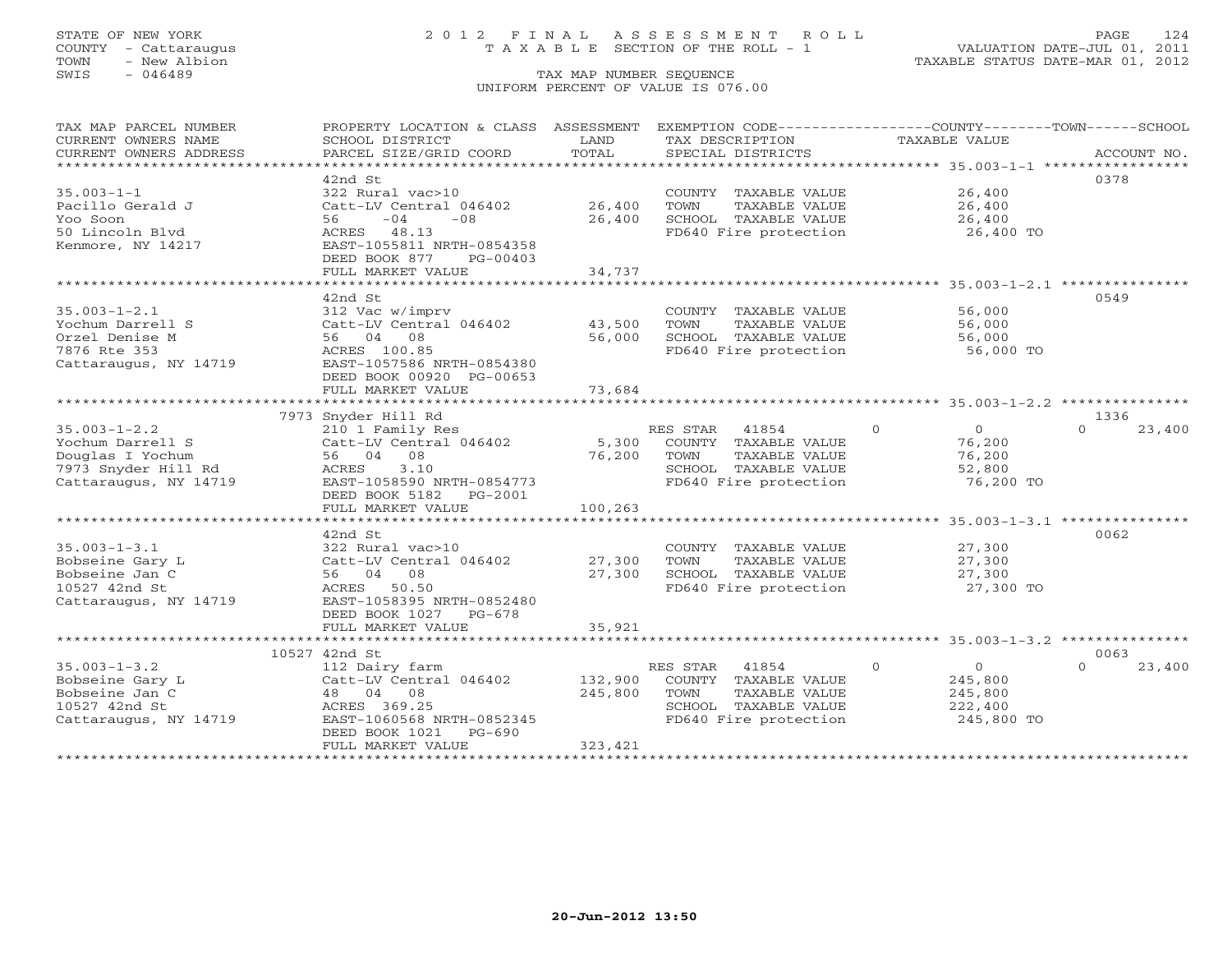STATE OF NEW YORK
COUNTY - Cattaraugus
TOWN - New Albion
SWIS - 046489

# 2012 FINAL ASSESSMENT ROLL
TAXABLE SECTION OF THE ROLL - 1

VALUATION DATE-JUL 01, 2011
TAXABLE STATUS DATE-MAR 01, 2012

TAX MAP NUMBER SEQUENCE
UNIFORM PERCENT OF VALUE IS 076.00

| TAX MAP PARCEL NUMBER / CURRENT OWNERS NAME / CURRENT OWNERS ADDRESS | PROPERTY LOCATION & CLASS / SCHOOL DISTRICT / PARCEL SIZE/GRID COORD | ASSESSMENT LAND | TOTAL | EXEMPTION CODE / TAX DESCRIPTION / SPECIAL DISTRICTS | COUNTY | TOWN | SCHOOL | ACCOUNT NO. |
|---|---|---|---|---|---|---|---|---|
| **35.003-1-1** | 42nd St | | | | | | | 0378 |
| Pacillo Gerald J | 322 Rural vac>10 | | | COUNTY TAXABLE VALUE | 26,400 | | | |
| Yoo Soon | Catt-LV Central 046402 | 26,400 | | TOWN TAXABLE VALUE | | 26,400 | | |
| 50 Lincoln Blvd | 56 -04 -08 | | 26,400 | SCHOOL TAXABLE VALUE | | | 26,400 | |
| Kenmore, NY 14217 | ACRES 48.13 | | | FD640 Fire protection | 26,400 TO | | | |
| | EAST-1055811 NRTH-0854358 | | | | | | | |
| | DEED BOOK 877 PG-00403 | | | | | | | |
| | FULL MARKET VALUE | | 34,737 | | | | | |
| **35.003-1-2.1** | 42nd St | | | | | | | 0549 |
| Yochum Darrell S | 312 Vac w/imprv | | | COUNTY TAXABLE VALUE | 56,000 | | | |
| Orzel Denise M | Catt-LV Central 046402 | 43,500 | | TOWN TAXABLE VALUE | | 56,000 | | |
| 7876 Rte 353 | 56 04 08 | | 56,000 | SCHOOL TAXABLE VALUE | | | 56,000 | |
| Cattaraugus, NY 14719 | ACRES 100.85 | | | FD640 Fire protection | 56,000 TO | | | |
| | EAST-1057586 NRTH-0854380 | | | | | | | |
| | DEED BOOK 00920 PG-00653 | | | | | | | |
| | FULL MARKET VALUE | | 73,684 | | | | | |
| **35.003-1-2.2** | 7973 Snyder Hill Rd | | | | | | | 1336 |
| Yochum Darrell S | 210 1 Family Res | | | RES STAR 41854 | 0 | 0 | 23,400 | |
| Douglas I Yochum | Catt-LV Central 046402 | 5,300 | | COUNTY TAXABLE VALUE | 76,200 | | | |
| 7973 Snyder Hill Rd | 56 04 08 | | 76,200 | TOWN TAXABLE VALUE | | 76,200 | | |
| Cattaraugus, NY 14719 | ACRES 3.10 | | | SCHOOL TAXABLE VALUE | | | 52,800 | |
| | EAST-1058590 NRTH-0854773 | | | FD640 Fire protection | 76,200 TO | | | |
| | DEED BOOK 5182 PG-2001 | | | | | | | |
| | FULL MARKET VALUE | | 100,263 | | | | | |
| **35.003-1-3.1** | 42nd St | | | | | | | 0062 |
| Bobseine Gary L | 322 Rural vac>10 | | | COUNTY TAXABLE VALUE | 27,300 | | | |
| Bobseine Jan C | Catt-LV Central 046402 | 27,300 | | TOWN TAXABLE VALUE | | 27,300 | | |
| 10527 42nd St | 56 04 08 | | 27,300 | SCHOOL TAXABLE VALUE | | | 27,300 | |
| Cattaraugus, NY 14719 | ACRES 50.50 | | | FD640 Fire protection | 27,300 TO | | | |
| | EAST-1058395 NRTH-0852480 | | | | | | | |
| | DEED BOOK 1027 PG-678 | | | | | | | |
| | FULL MARKET VALUE | | 35,921 | | | | | |
| **35.003-1-3.2** | 10527 42nd St | | | | | | | 0063 |
| Bobseine Gary L | 112 Dairy farm | | | RES STAR 41854 | 0 | 0 | 23,400 | |
| Bobseine Jan C | Catt-LV Central 046402 | 132,900 | | COUNTY TAXABLE VALUE | 245,800 | | | |
| 10527 42nd St | 48 04 08 | | 245,800 | TOWN TAXABLE VALUE | | 245,800 | | |
| Cattaraugus, NY 14719 | ACRES 369.25 | | | SCHOOL TAXABLE VALUE | | | 222,400 | |
| | EAST-1060568 NRTH-0852345 | | | FD640 Fire protection | 245,800 TO | | | |
| | DEED BOOK 1021 PG-690 | | | | | | | |
| | FULL MARKET VALUE | | 323,421 | | | | | |

20-Jun-2012 13:50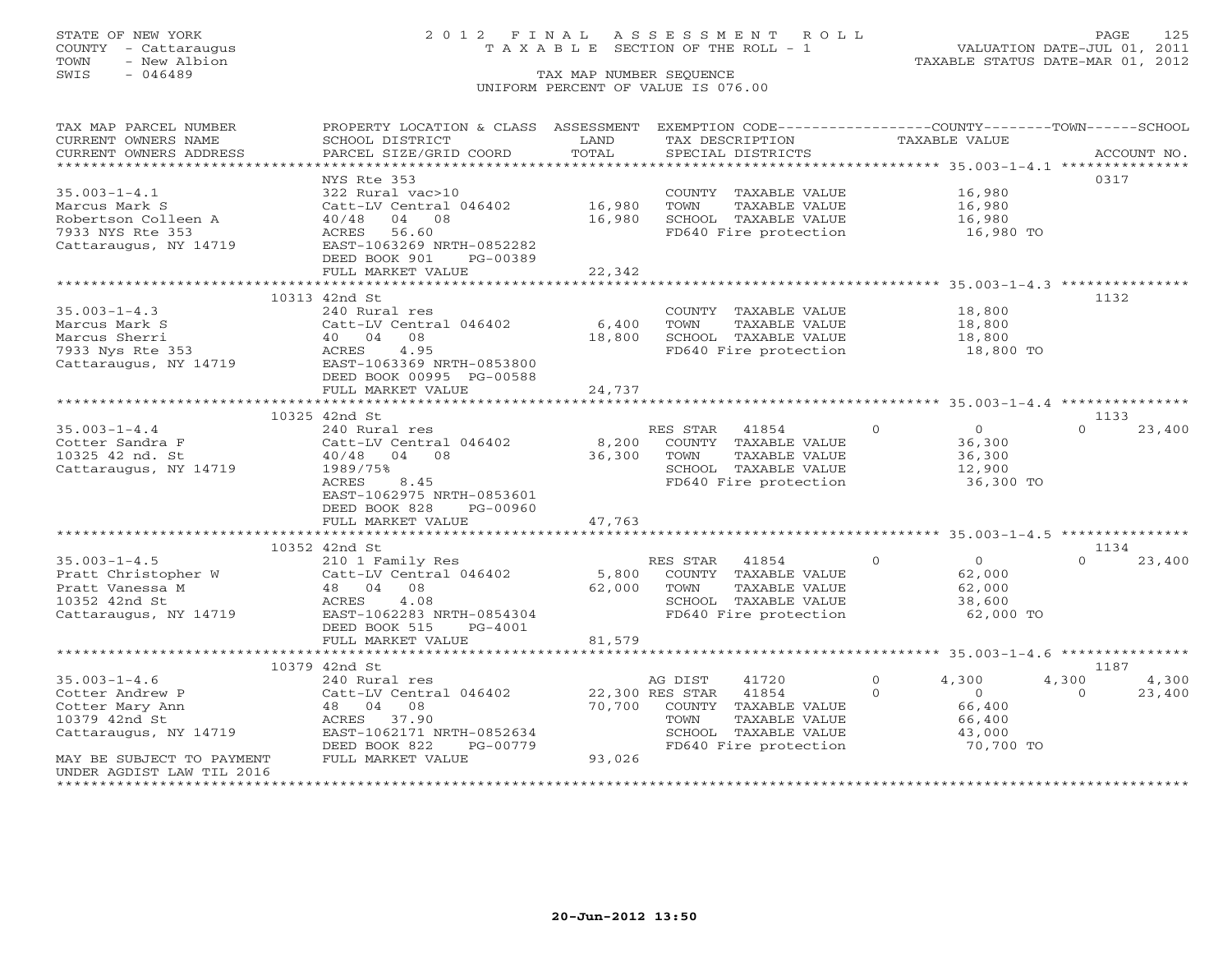STATE OF NEW YORK
COUNTY - Cattaraugus
TOWN - New Albion
SWIS - 046489

# 2012 FINAL ASSESSMENT ROLL
TAXABLE SECTION OF THE ROLL - 1
TAX MAP NUMBER SEQUENCE
UNIFORM PERCENT OF VALUE IS 076.00

VALUATION DATE-JUL 01, 2011
TAXABLE STATUS DATE-MAR 01, 2012

```
TAX MAP PARCEL NUMBER          PROPERTY LOCATION & CLASS  ASSESSMENT  EXEMPTION CODE------------------COUNTY--------TOWN------SCHOOL
CURRENT OWNERS NAME            SCHOOL DISTRICT              LAND      TAX DESCRIPTION              TAXABLE VALUE
CURRENT OWNERS ADDRESS         PARCEL SIZE/GRID COORD       TOTAL     SPECIAL DISTRICTS                                        ACCOUNT NO.
******************************************************************************************************* 35.003-1-4.1 ***************
                               NYS Rte 353                                                                                 0317
35.003-1-4.1                   322 Rural vac>10                       COUNTY  TAXABLE VALUE          16,980
Marcus Mark S                  Catt-LV Central 046402     16,980      TOWN    TAXABLE VALUE          16,980
Robertson Colleen A            40/48  04  08              16,980      SCHOOL  TAXABLE VALUE          16,980
7933 NYS Rte 353               ACRES   56.60                          FD640 Fire protection           16,980 TO
Cattaraugus, NY 14719          EAST-1063269 NRTH-0852282
                               DEED BOOK 901     PG-00389
                               FULL MARKET VALUE          22,342
******************************************************************************************************* 35.003-1-4.3 ***************
                               10313 42nd St                                                                               1132
35.003-1-4.3                   240 Rural res                          COUNTY  TAXABLE VALUE          18,800
Marcus Mark S                  Catt-LV Central 046402      6,400      TOWN    TAXABLE VALUE          18,800
Marcus Sherri                  40  04  08                 18,800      SCHOOL  TAXABLE VALUE          18,800
7933 Nys Rte 353               ACRES    4.95                          FD640 Fire protection           18,800 TO
Cattaraugus, NY 14719          EAST-1063369 NRTH-0853800
                               DEED BOOK 00995 PG-00588
                               FULL MARKET VALUE          24,737
******************************************************************************************************* 35.003-1-4.4 ***************
                               10325 42nd St                                                                               1133
35.003-1-4.4                   240 Rural res                          RES STAR    41854       0          0             0       23,400
Cotter Sandra F                Catt-LV Central 046402      8,200      COUNTY  TAXABLE VALUE          36,300
10325 42 nd. St                40/48  04  08              36,300      TOWN    TAXABLE VALUE          36,300
Cattaraugus, NY 14719          1989/75%                               SCHOOL  TAXABLE VALUE          12,900
                               ACRES    8.45                          FD640 Fire protection           36,300 TO
                               EAST-1062975 NRTH-0853601
                               DEED BOOK 828     PG-00960
                               FULL MARKET VALUE          47,763
******************************************************************************************************* 35.003-1-4.5 ***************
                               10352 42nd St                                                                               1134
35.003-1-4.5                   210 1 Family Res                       RES STAR    41854       0          0             0       23,400
Pratt Christopher W            Catt-LV Central 046402      5,800      COUNTY  TAXABLE VALUE          62,000
Pratt Vanessa M                48  04  08                 62,000      TOWN    TAXABLE VALUE          62,000
10352 42nd St                  ACRES    4.08                          SCHOOL  TAXABLE VALUE          38,600
Cattaraugus, NY 14719          EAST-1062283 NRTH-0854304              FD640 Fire protection           62,000 TO
                               DEED BOOK 515     PG-4001
                               FULL MARKET VALUE          81,579
******************************************************************************************************* 35.003-1-4.6 ***************
                               10379 42nd St                                                                               1187
35.003-1-4.6                   240 Rural res                          AG DIST     41720       0      4,300         4,300        4,300
Cotter Andrew P                Catt-LV Central 046402     22,300 RES STAR     41854       0          0             0       23,400
Cotter Mary Ann                48  04  08                 70,700      COUNTY  TAXABLE VALUE          66,400
10379 42nd St                  ACRES   37.90                          TOWN    TAXABLE VALUE          66,400
Cattaraugus, NY 14719          EAST-1062171 NRTH-0852634              SCHOOL  TAXABLE VALUE          43,000
                               DEED BOOK 822     PG-00779             FD640 Fire protection           70,700 TO
MAY BE SUBJECT TO PAYMENT      FULL MARKET VALUE          93,026
UNDER AGDIST LAW TIL 2016
************************************************************************************************************************************
```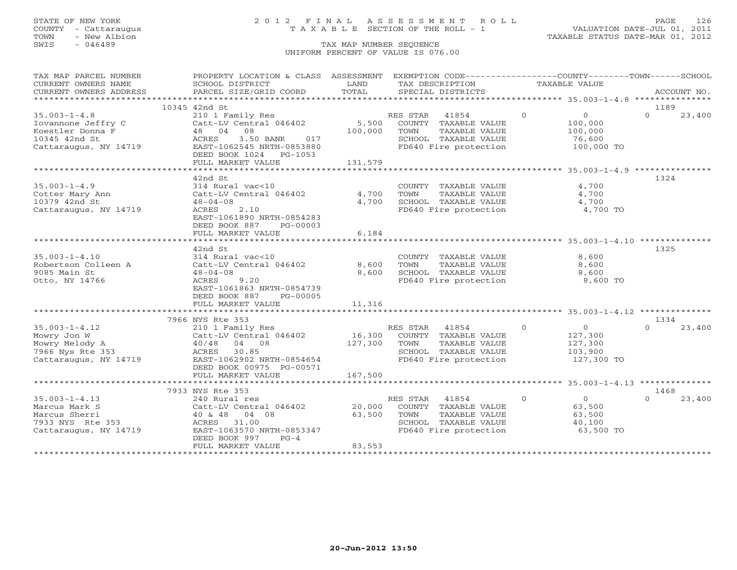STATE OF NEW YORK
COUNTY - Cattaraugus
TOWN - New Albion
SWIS - 046489

2012 FINAL ASSESSMENT ROLL
TAXABLE SECTION OF THE ROLL - 1
TAX MAP NUMBER SEQUENCE
UNIFORM PERCENT OF VALUE IS 076.00

VALUATION DATE-JUL 01, 2011
TAXABLE STATUS DATE-MAR 01, 2012

| TAX MAP PARCEL NUMBER / CURRENT OWNERS NAME / CURRENT OWNERS ADDRESS | PROPERTY LOCATION & CLASS / SCHOOL DISTRICT / PARCEL SIZE/GRID COORD | ASSESSMENT LAND / TOTAL | EXEMPTION CODE / TAX DESCRIPTION / SPECIAL DISTRICTS | COUNTY TAXABLE VALUE | TOWN | SCHOOL | ACCOUNT NO. |
|---|---|---|---|---|---|---|---|
| 10345 42nd St | | | | | | | 1189 |
| 35.003-1-4.8 | 210 1 Family Res | | RES STAR 41854 | 0 | 0 | 0 | 23,400 |
| Iovannone Jeffry C | Catt-LV Central 046402 | 5,500 | COUNTY TAXABLE VALUE | 100,000 | | | |
| Koestler Donna F | 48 04 08 | 100,000 | TOWN TAXABLE VALUE | 100,000 | | | |
| 10345 42nd St | ACRES 3.50 BANK 017 | | SCHOOL TAXABLE VALUE | 76,600 | | | |
| Cattaraugus, NY 14719 | EAST-1062545 NRTH-0853880 | | FD640 Fire protection | 100,000 TO | | | |
| | DEED BOOK 1024 PG-1053 | | | | | | |
| | FULL MARKET VALUE | 131,579 | | | | | |
| 42nd St | | | | | | | 1324 |
| 35.003-1-4.9 | 314 Rural vac<10 | | COUNTY TAXABLE VALUE | 4,700 | | | |
| Cotter Mary Ann | Catt-LV Central 046402 | 4,700 | TOWN TAXABLE VALUE | 4,700 | | | |
| 10379 42nd St | 48-04-08 | 4,700 | SCHOOL TAXABLE VALUE | 4,700 | | | |
| Cattaraugus, NY 14719 | ACRES 2.10 | | FD640 Fire protection | 4,700 TO | | | |
| | EAST-1061890 NRTH-0854283 | | | | | | |
| | DEED BOOK 887 PG-00003 | | | | | | |
| | FULL MARKET VALUE | 6,184 | | | | | |
| 42nd St | | | | | | | 1325 |
| 35.003-1-4.10 | 314 Rural vac<10 | | COUNTY TAXABLE VALUE | 8,600 | | | |
| Robertson Colleen A | Catt-LV Central 046402 | 8,600 | TOWN TAXABLE VALUE | 8,600 | | | |
| 9085 Main St | 48-04-08 | 8,600 | SCHOOL TAXABLE VALUE | 8,600 | | | |
| Otto, NY 14766 | ACRES 9.20 | | FD640 Fire protection | 8,600 TO | | | |
| | EAST-1061863 NRTH-0854739 | | | | | | |
| | DEED BOOK 887 PG-00005 | | | | | | |
| | FULL MARKET VALUE | 11,316 | | | | | |
| 7966 NYS Rte 353 | | | | | | | 1334 |
| 35.003-1-4.12 | 210 1 Family Res | | RES STAR 41854 | 0 | 0 | 0 | 23,400 |
| Mowry Jon W | Catt-LV Central 046402 | 16,300 | COUNTY TAXABLE VALUE | 127,300 | | | |
| Mowry Melody A | 40/48 04 08 | 127,300 | TOWN TAXABLE VALUE | 127,300 | | | |
| 7966 Nys Rte 353 | ACRES 30.85 | | SCHOOL TAXABLE VALUE | 103,900 | | | |
| Cattaraugus, NY 14719 | EAST-1062902 NRTH-0854654 | | FD640 Fire protection | 127,300 TO | | | |
| | DEED BOOK 00975 PG-00571 | | | | | | |
| | FULL MARKET VALUE | 167,500 | | | | | |
| 7933 NYS Rte 353 | | | | | | | 1468 |
| 35.003-1-4.13 | 240 Rural res | | RES STAR 41854 | 0 | 0 | 0 | 23,400 |
| Marcus Mark S | Catt-LV Central 046402 | 20,000 | COUNTY TAXABLE VALUE | 63,500 | | | |
| Marcus Sherri | 40 & 48 04 08 | 63,500 | TOWN TAXABLE VALUE | 63,500 | | | |
| 7933 NYS Rte 353 | ACRES 31.00 | | SCHOOL TAXABLE VALUE | 40,100 | | | |
| Cattaraugus, NY 14719 | EAST-1063570 NRTH-0853347 | | FD640 Fire protection | 63,500 TO | | | |
| | DEED BOOK 997 PG-4 | | | | | | |
| | FULL MARKET VALUE | 83,553 | | | | | |

20-Jun-2012 13:50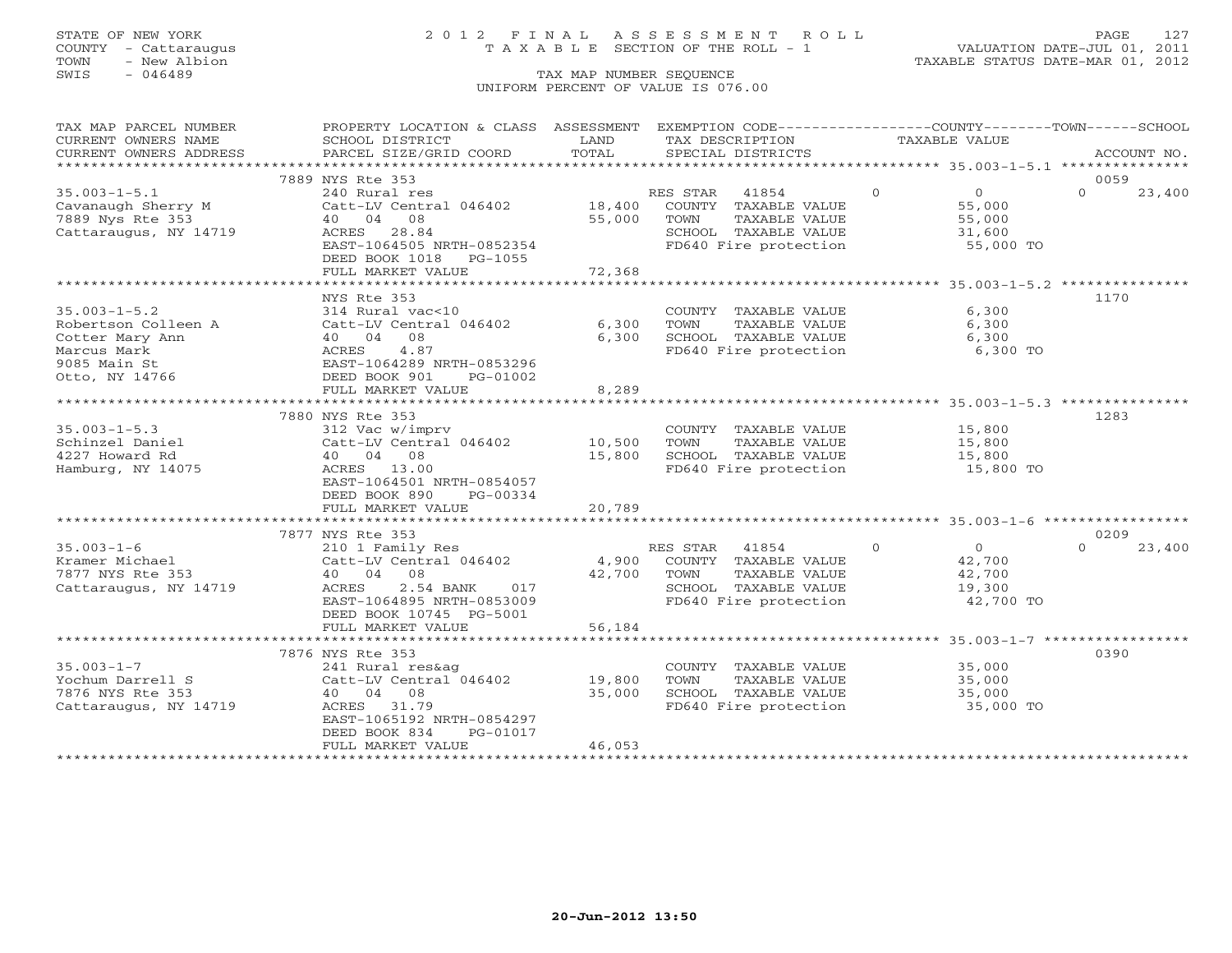STATE OF NEW YORK
COUNTY - Cattaraugus
TOWN - New Albion
SWIS - 046489

# 2012 FINAL ASSESSMENT ROLL
TAXABLE SECTION OF THE ROLL - 1

TAX MAP NUMBER SEQUENCE
UNIFORM PERCENT OF VALUE IS 076.00

VALUATION DATE-JUL 01, 2011
TAXABLE STATUS DATE-MAR 01, 2012

| TAX MAP PARCEL NUMBER / CURRENT OWNERS NAME / CURRENT OWNERS ADDRESS | PROPERTY LOCATION & CLASS / SCHOOL DISTRICT / PARCEL SIZE/GRID COORD | ASSESSMENT LAND / TOTAL | EXEMPTION CODE / TAX DESCRIPTION / SPECIAL DISTRICTS | COUNTY | TOWN | SCHOOL | ACCOUNT NO. |
|---|---|---|---|---|---|---|---|
| **35.003-1-5.1** | 7889 NYS Rte 353 | | | | | | 0059 |
| Cavanaugh Sherry M | 240 Rural res | | RES STAR 41854 | 0 | 0 | 23,400 | |
| 7889 Nys Rte 353 | Catt-LV Central 046402 | 18,400 | COUNTY TAXABLE VALUE | 55,000 | | | |
| Cattaraugus, NY 14719 | 40 04 08 | 55,000 | TOWN TAXABLE VALUE | | 55,000 | | |
| | ACRES 28.84 | | SCHOOL TAXABLE VALUE | | | 31,600 | |
| | EAST-1064505 NRTH-0852354 | | FD640 Fire protection | 55,000 TO | | | |
| | DEED BOOK 1018 PG-1055 | | | | | | |
| | FULL MARKET VALUE | 72,368 | | | | | |
| **35.003-1-5.2** | NYS Rte 353 | | | | | | 1170 |
| Robertson Colleen A | 314 Rural vac<10 | | COUNTY TAXABLE VALUE | 6,300 | | | |
| Cotter Mary Ann | Catt-LV Central 046402 | 6,300 | TOWN TAXABLE VALUE | | 6,300 | | |
| Marcus Mark | 40 04 08 | 6,300 | SCHOOL TAXABLE VALUE | | | 6,300 | |
| 9085 Main St | ACRES 4.87 | | FD640 Fire protection | 6,300 TO | | | |
| Otto, NY 14766 | EAST-1064289 NRTH-0853296 | | | | | | |
| | DEED BOOK 901 PG-01002 | | | | | | |
| | FULL MARKET VALUE | 8,289 | | | | | |
| **35.003-1-5.3** | 7880 NYS Rte 353 | | | | | | 1283 |
| Schinzel Daniel | 312 Vac w/imprv | | COUNTY TAXABLE VALUE | 15,800 | | | |
| 4227 Howard Rd | Catt-LV Central 046402 | 10,500 | TOWN TAXABLE VALUE | | 15,800 | | |
| Hamburg, NY 14075 | 40 04 08 | 15,800 | SCHOOL TAXABLE VALUE | | | 15,800 | |
| | ACRES 13.00 | | FD640 Fire protection | 15,800 TO | | | |
| | EAST-1064501 NRTH-0854057 | | | | | | |
| | DEED BOOK 890 PG-00334 | | | | | | |
| | FULL MARKET VALUE | 20,789 | | | | | |
| **35.003-1-6** | 7877 NYS Rte 353 | | | | | | 0209 |
| Kramer Michael | 210 1 Family Res | | RES STAR 41854 | 0 | 0 | 23,400 | |
| 7877 NYS Rte 353 | Catt-LV Central 046402 | 4,900 | COUNTY TAXABLE VALUE | 42,700 | | | |
| Cattaraugus, NY 14719 | 40 04 08 | 42,700 | TOWN TAXABLE VALUE | | 42,700 | | |
| | ACRES 2.54 BANK 017 | | SCHOOL TAXABLE VALUE | | | 19,300 | |
| | EAST-1064895 NRTH-0853009 | | FD640 Fire protection | 42,700 TO | | | |
| | DEED BOOK 10745 PG-5001 | | | | | | |
| | FULL MARKET VALUE | 56,184 | | | | | |
| **35.003-1-7** | 7876 NYS Rte 353 | | | | | | 0390 |
| Yochum Darrell S | 241 Rural res&ag | | COUNTY TAXABLE VALUE | 35,000 | | | |
| 7876 NYS Rte 353 | Catt-LV Central 046402 | 19,800 | TOWN TAXABLE VALUE | | 35,000 | | |
| Cattaraugus, NY 14719 | 40 04 08 | 35,000 | SCHOOL TAXABLE VALUE | | | 35,000 | |
| | ACRES 31.79 | | FD640 Fire protection | 35,000 TO | | | |
| | EAST-1065192 NRTH-0854297 | | | | | | |
| | DEED BOOK 834 PG-01017 | | | | | | |
| | FULL MARKET VALUE | 46,053 | | | | | |

20-Jun-2012 13:50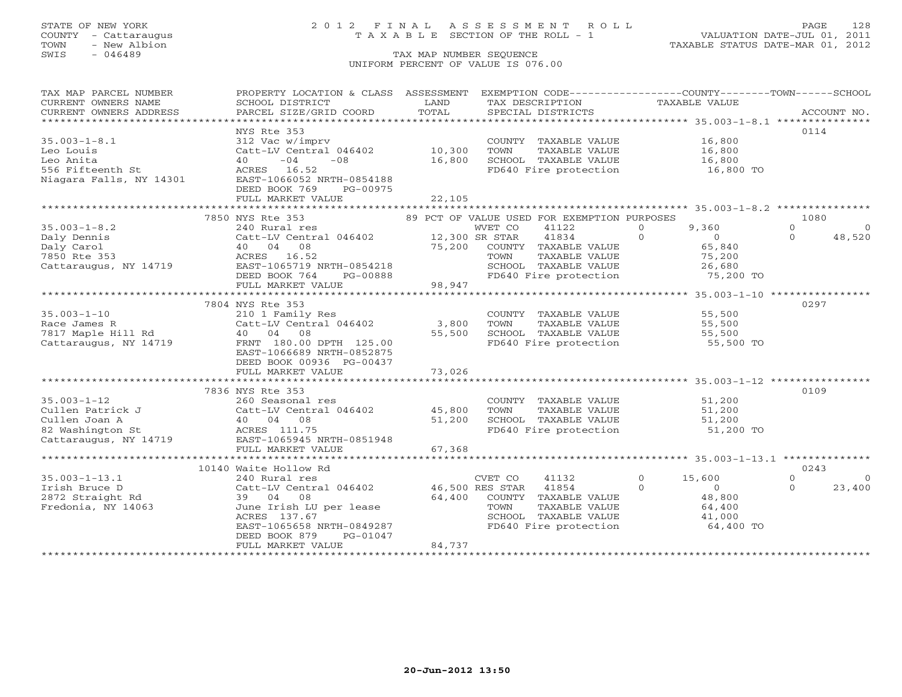STATE OF NEW YORK
COUNTY - Cattaraugus
TOWN - New Albion
SWIS - 046489

# 2012 FINAL ASSESSMENT ROLL
TAXABLE SECTION OF THE ROLL - 1

TAX MAP NUMBER SEQUENCE
UNIFORM PERCENT OF VALUE IS 076.00

VALUATION DATE-JUL 01, 2011
TAXABLE STATUS DATE-MAR 01, 2012

| TAX MAP PARCEL NUMBER / CURRENT OWNERS NAME / CURRENT OWNERS ADDRESS | PROPERTY LOCATION & CLASS / SCHOOL DISTRICT / PARCEL SIZE/GRID COORD | ASSESSMENT LAND / TOTAL | EXEMPTION CODE / TAX DESCRIPTION / SPECIAL DISTRICTS | COUNTY | TOWN | SCHOOL | ACCOUNT NO. |
|---|---|---|---|---|---|---|---|
| **35.003-1-8.1** | NYS Rte 353 | | | | | | 0114 |
| Leo Louis | 312 Vac w/imprv | | COUNTY TAXABLE VALUE | 16,800 | | | |
| Leo Anita | Catt-LV Central 046402 | 10,300 | TOWN TAXABLE VALUE | | 16,800 | | |
| 556 Fifteenth St | 40 -04 -08 | 16,800 | SCHOOL TAXABLE VALUE | | | 16,800 | |
| Niagara Falls, NY 14301 | ACRES 16.52 | | FD640 Fire protection | 16,800 TO | | | |
| | EAST-1066052 NRTH-0854188 | | | | | | |
| | DEED BOOK 769 PG-00975 | | | | | | |
| | FULL MARKET VALUE | 22,105 | | | | | |
| **35.003-1-8.2** | 7850 NYS Rte 353 | | 89 PCT OF VALUE USED FOR EXEMPTION PURPOSES | | | | 1080 |
| Daly Dennis | 240 Rural res | | WVET CO 41122 0 | 9,360 | 0 | 0 | |
| Daly Carol | Catt-LV Central 046402 | 12,300 | SR STAR 41834 0 | 0 | 0 | 48,520 | |
| 7850 Rte 353 | 40 04 08 | 75,200 | COUNTY TAXABLE VALUE | 65,840 | | | |
| Cattaraugus, NY 14719 | ACRES 16.52 | | TOWN TAXABLE VALUE | | 75,200 | | |
| | EAST-1065719 NRTH-0854218 | | SCHOOL TAXABLE VALUE | | | 26,680 | |
| | DEED BOOK 764 PG-00888 | | FD640 Fire protection | 75,200 TO | | | |
| | FULL MARKET VALUE | 98,947 | | | | | |
| **35.003-1-10** | 7804 NYS Rte 353 | | | | | | 0297 |
| Race James R | 210 1 Family Res | | COUNTY TAXABLE VALUE | 55,500 | | | |
| 7817 Maple Hill Rd | Catt-LV Central 046402 | 3,800 | TOWN TAXABLE VALUE | | 55,500 | | |
| Cattaraugus, NY 14719 | 40 04 08 | 55,500 | SCHOOL TAXABLE VALUE | | | 55,500 | |
| | FRNT 180.00 DPTH 125.00 | | FD640 Fire protection | 55,500 TO | | | |
| | EAST-1066689 NRTH-0852875 | | | | | | |
| | DEED BOOK 00936 PG-00437 | | | | | | |
| | FULL MARKET VALUE | 73,026 | | | | | |
| **35.003-1-12** | 7836 NYS Rte 353 | | | | | | 0109 |
| Cullen Patrick J | 260 Seasonal res | | COUNTY TAXABLE VALUE | 51,200 | | | |
| Cullen Joan A | Catt-LV Central 046402 | 45,800 | TOWN TAXABLE VALUE | | 51,200 | | |
| 82 Washington St | 40 04 08 | 51,200 | SCHOOL TAXABLE VALUE | | | 51,200 | |
| Cattaraugus, NY 14719 | ACRES 111.75 | | FD640 Fire protection | 51,200 TO | | | |
| | EAST-1065945 NRTH-0851948 | | | | | | |
| | FULL MARKET VALUE | 67,368 | | | | | |
| **35.003-1-13.1** | 10140 Waite Hollow Rd | | | | | | 0243 |
| Irish Bruce D | 240 Rural res | | CVET CO 41132 0 | 15,600 | 0 | 0 | |
| 2872 Straight Rd | Catt-LV Central 046402 | 46,500 | RES STAR 41854 0 | 0 | 0 | 23,400 | |
| Fredonia, NY 14063 | 39 04 08 | 64,400 | COUNTY TAXABLE VALUE | 48,800 | | | |
| | June Irish LU per lease | | TOWN TAXABLE VALUE | | 64,400 | | |
| | ACRES 137.67 | | SCHOOL TAXABLE VALUE | | | 41,000 | |
| | EAST-1065658 NRTH-0849287 | | FD640 Fire protection | 64,400 TO | | | |
| | DEED BOOK 879 PG-01047 | | | | | | |
| | FULL MARKET VALUE | 84,737 | | | | | |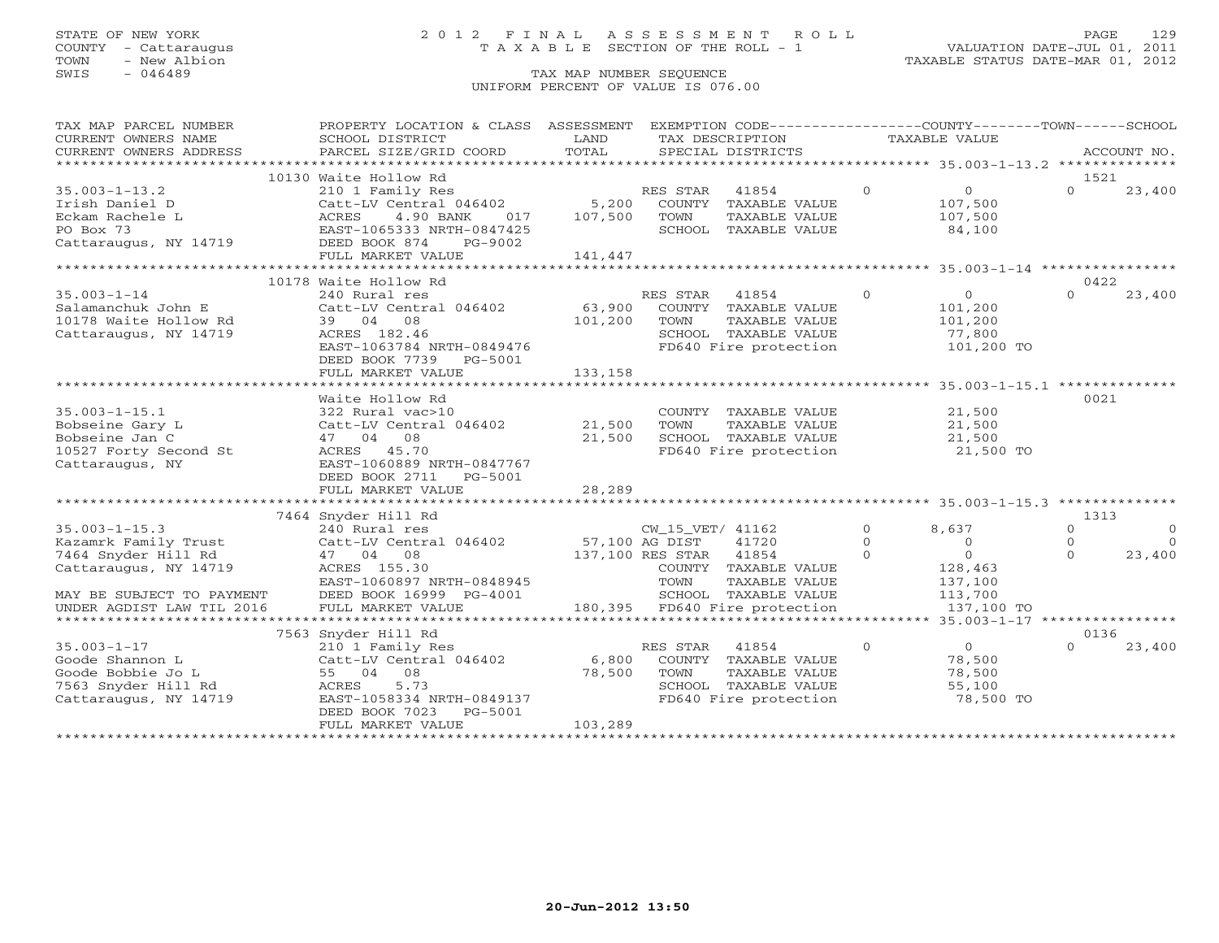STATE OF NEW YORK
COUNTY - Cattaraugus
TOWN - New Albion
SWIS - 046489

# 2012 FINAL ASSESSMENT ROLL

TAXABLE SECTION OF THE ROLL - 1

TAX MAP NUMBER SEQUENCE

UNIFORM PERCENT OF VALUE IS 076.00

VALUATION DATE-JUL 01, 2011
TAXABLE STATUS DATE-MAR 01, 2012

| TAX MAP PARCEL NUMBER / CURRENT OWNERS NAME / CURRENT OWNERS ADDRESS | PROPERTY LOCATION & CLASS / SCHOOL DISTRICT / PARCEL SIZE/GRID COORD | ASSESSMENT LAND / TOTAL | EXEMPTION CODE / TAX DESCRIPTION / SPECIAL DISTRICTS | COUNTY | TOWN | SCHOOL | ACCOUNT NO. |
|---|---|---|---|---|---|---|---|
| | 10130 Waite Hollow Rd | | | | | | 1521 |
| 35.003-1-13.2 | 210 1 Family Res | | RES STAR 41854 | 0 | 0 | 0 | 23,400 |
| Irish Daniel D | Catt-LV Central 046402 | 5,200 | COUNTY TAXABLE VALUE | 107,500 | | | |
| Eckam Rachele L | ACRES 4.90 BANK 017 | 107,500 | TOWN TAXABLE VALUE | | 107,500 | | |
| PO Box 73 | EAST-1065333 NRTH-0847425 | | SCHOOL TAXABLE VALUE | | | 84,100 | |
| Cattaraugus, NY 14719 | DEED BOOK 874 PG-9002 | | | | | | |
| | FULL MARKET VALUE | 141,447 | | | | | |
| | 10178 Waite Hollow Rd | | | | | | 0422 |
| 35.003-1-14 | 240 Rural res | | RES STAR 41854 | 0 | 0 | 0 | 23,400 |
| Salamanchuk John E | Catt-LV Central 046402 | 63,900 | COUNTY TAXABLE VALUE | 101,200 | | | |
| 10178 Waite Hollow Rd | 39 04 08 | 101,200 | TOWN TAXABLE VALUE | | 101,200 | | |
| Cattaraugus, NY 14719 | ACRES 182.46 | | SCHOOL TAXABLE VALUE | | | 77,800 | |
| | EAST-1063784 NRTH-0849476 | | FD640 Fire protection | 101,200 TO | | | |
| | DEED BOOK 7739 PG-5001 | | | | | | |
| | FULL MARKET VALUE | 133,158 | | | | | |
| | Waite Hollow Rd | | | | | | 0021 |
| 35.003-1-15.1 | 322 Rural vac>10 | | COUNTY TAXABLE VALUE | 21,500 | | | |
| Bobseine Gary L | Catt-LV Central 046402 | 21,500 | TOWN TAXABLE VALUE | | 21,500 | | |
| Bobseine Jan C | 47 04 08 | 21,500 | SCHOOL TAXABLE VALUE | | | 21,500 | |
| 10527 Forty Second St | ACRES 45.70 | | FD640 Fire protection | 21,500 TO | | | |
| Cattaraugus, NY | EAST-1060889 NRTH-0847767 | | | | | | |
| | DEED BOOK 2711 PG-5001 | | | | | | |
| | FULL MARKET VALUE | 28,289 | | | | | |
| | 7464 Snyder Hill Rd | | | | | | 1313 |
| 35.003-1-15.3 | 240 Rural res | | CW_15_VET/ 41162 | 0 | 8,637 | 0 | 0 |
| Kazamrk Family Trust | Catt-LV Central 046402 | 57,100 | AG DIST 41720 | 0 | 0 | 0 | 0 |
| 7464 Snyder Hill Rd | 47 04 08 | 137,100 | RES STAR 41854 | 0 | 0 | 0 | 23,400 |
| Cattaraugus, NY 14719 | ACRES 155.30 | | COUNTY TAXABLE VALUE | 128,463 | | | |
| | EAST-1060897 NRTH-0848945 | | TOWN TAXABLE VALUE | | 137,100 | | |
| MAY BE SUBJECT TO PAYMENT | DEED BOOK 16999 PG-4001 | | SCHOOL TAXABLE VALUE | | | 113,700 | |
| UNDER AGDIST LAW TIL 2016 | FULL MARKET VALUE | 180,395 | FD640 Fire protection | 137,100 TO | | | |
| | 7563 Snyder Hill Rd | | | | | | 0136 |
| 35.003-1-17 | 210 1 Family Res | | RES STAR 41854 | 0 | 0 | 0 | 23,400 |
| Goode Shannon L | Catt-LV Central 046402 | 6,800 | COUNTY TAXABLE VALUE | 78,500 | | | |
| Goode Bobbie Jo L | 55 04 08 | 78,500 | TOWN TAXABLE VALUE | | 78,500 | | |
| 7563 Snyder Hill Rd | ACRES 5.73 | | SCHOOL TAXABLE VALUE | | | 55,100 | |
| Cattaraugus, NY 14719 | EAST-1058334 NRTH-0849137 | | FD640 Fire protection | 78,500 TO | | | |
| | DEED BOOK 7023 PG-5001 | | | | | | |
| | FULL MARKET VALUE | 103,289 | | | | | |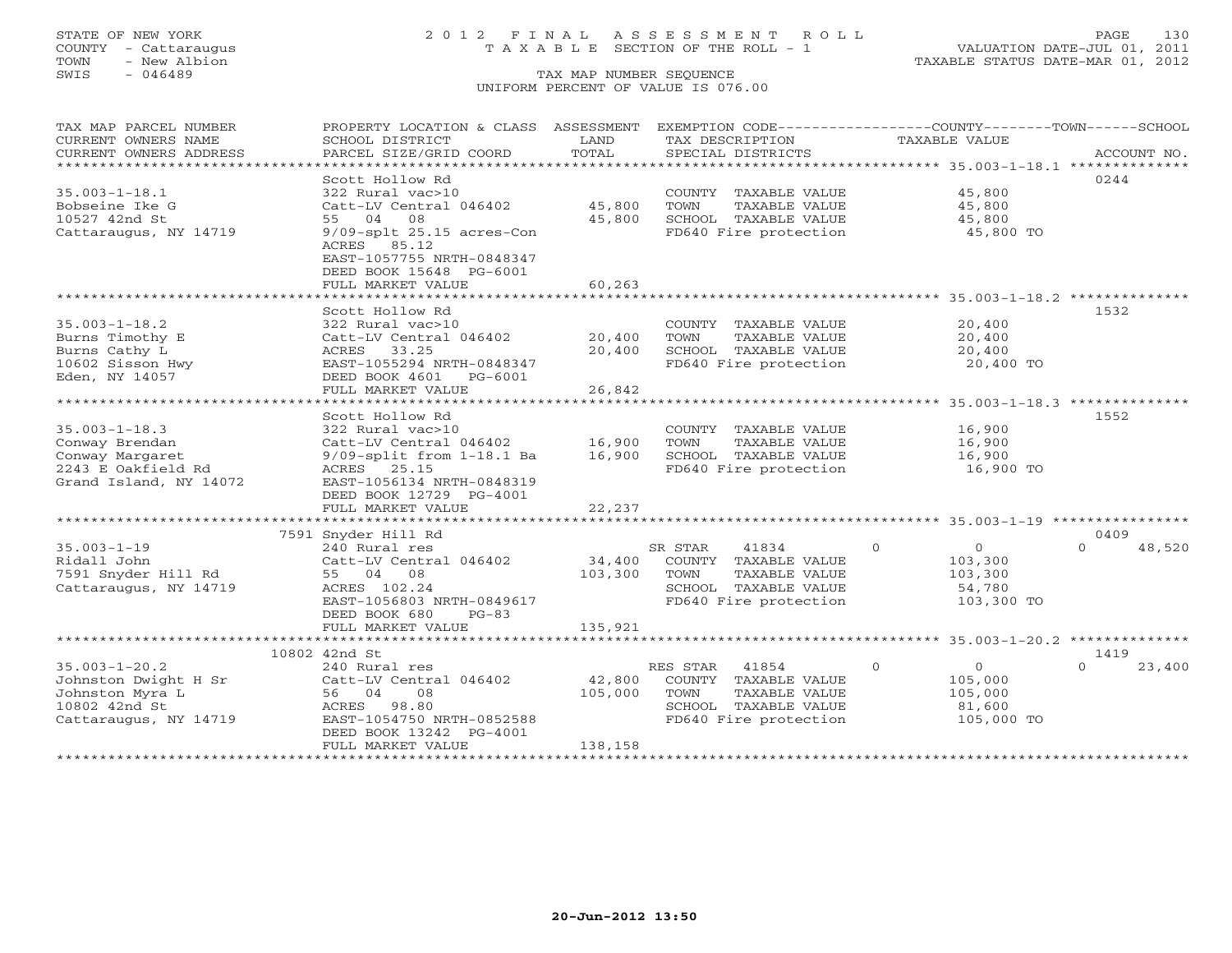STATE OF NEW YORK
COUNTY - Cattaraugus
TOWN - New Albion
SWIS - 046489

# 2012 FINAL ASSESSMENT ROLL
TAXABLE SECTION OF THE ROLL - 1

TAX MAP NUMBER SEQUENCE
UNIFORM PERCENT OF VALUE IS 076.00

VALUATION DATE-JUL 01, 2011
TAXABLE STATUS DATE-MAR 01, 2012

| TAX MAP PARCEL NUMBER / CURRENT OWNERS NAME / CURRENT OWNERS ADDRESS | PROPERTY LOCATION & CLASS / SCHOOL DISTRICT / PARCEL SIZE/GRID COORD | ASSESSMENT LAND / TOTAL | EXEMPTION CODE / TAX DESCRIPTION / SPECIAL DISTRICTS | COUNTY | TOWN | SCHOOL / TAXABLE VALUE | ACCOUNT NO. |
|---|---|---|---|---|---|---|---|
| 35.003-1-18.1 | Scott Hollow Rd | | | | | | 0244 |
| Bobseine Ike G | 322 Rural vac>10 | | COUNTY TAXABLE VALUE | 45,800 | | | |
| 10527 42nd St | Catt-LV Central 046402 | 45,800 | TOWN TAXABLE VALUE | | 45,800 | | |
| Cattaraugus, NY 14719 | 55 04 08 | 45,800 | SCHOOL TAXABLE VALUE | | | 45,800 | |
| | 9/09-splt 25.15 acres-Con | | FD640 Fire protection | | | 45,800 TO | |
| | ACRES 85.12 | | | | | | |
| | EAST-1057755 NRTH-0848347 | | | | | | |
| | DEED BOOK 15648 PG-6001 | | | | | | |
| | FULL MARKET VALUE | 60,263 | | | | | |
| 35.003-1-18.2 | Scott Hollow Rd | | | | | | 1532 |
| Burns Timothy E | 322 Rural vac>10 | | COUNTY TAXABLE VALUE | 20,400 | | | |
| Burns Cathy L | Catt-LV Central 046402 | 20,400 | TOWN TAXABLE VALUE | | 20,400 | | |
| 10602 Sisson Hwy | ACRES 33.25 | 20,400 | SCHOOL TAXABLE VALUE | | | 20,400 | |
| Eden, NY 14057 | EAST-1055294 NRTH-0848347 | | FD640 Fire protection | | | 20,400 TO | |
| | DEED BOOK 4601 PG-6001 | | | | | | |
| | FULL MARKET VALUE | 26,842 | | | | | |
| 35.003-1-18.3 | Scott Hollow Rd | | | | | | 1552 |
| Conway Brendan | 322 Rural vac>10 | | COUNTY TAXABLE VALUE | 16,900 | | | |
| Conway Margaret | Catt-LV Central 046402 | 16,900 | TOWN TAXABLE VALUE | | 16,900 | | |
| 2243 E Oakfield Rd | 9/09-split from 1-18.1 Ba | 16,900 | SCHOOL TAXABLE VALUE | | | 16,900 | |
| Grand Island, NY 14072 | ACRES 25.15 | | FD640 Fire protection | | | 16,900 TO | |
| | EAST-1056134 NRTH-0848319 | | | | | | |
| | DEED BOOK 12729 PG-4001 | | | | | | |
| | FULL MARKET VALUE | 22,237 | | | | | |
| 35.003-1-19 | 7591 Snyder Hill Rd | | | | | | 0409 |
| Ridall John | 240 Rural res | | SR STAR 41834 | 0 | 0 | 0 | 48,520 |
| 7591 Snyder Hill Rd | Catt-LV Central 046402 | 34,400 | COUNTY TAXABLE VALUE | 103,300 | | | |
| Cattaraugus, NY 14719 | 55 04 08 | 103,300 | TOWN TAXABLE VALUE | | 103,300 | | |
| | ACRES 102.24 | | SCHOOL TAXABLE VALUE | | | 54,780 | |
| | EAST-1056803 NRTH-0849617 | | FD640 Fire protection | | | 103,300 TO | |
| | DEED BOOK 680 PG-83 | | | | | | |
| | FULL MARKET VALUE | 135,921 | | | | | |
| 35.003-1-20.2 | 10802 42nd St | | | | | | 1419 |
| Johnston Dwight H Sr | 240 Rural res | | RES STAR 41854 | 0 | 0 | 0 | 23,400 |
| Johnston Myra L | Catt-LV Central 046402 | 42,800 | COUNTY TAXABLE VALUE | 105,000 | | | |
| 10802 42nd St | 56 04 08 | 105,000 | TOWN TAXABLE VALUE | | 105,000 | | |
| Cattaraugus, NY 14719 | ACRES 98.80 | | SCHOOL TAXABLE VALUE | | | 81,600 | |
| | EAST-1054750 NRTH-0852588 | | FD640 Fire protection | | | 105,000 TO | |
| | DEED BOOK 13242 PG-4001 | | | | | | |
| | FULL MARKET VALUE | 138,158 | | | | | |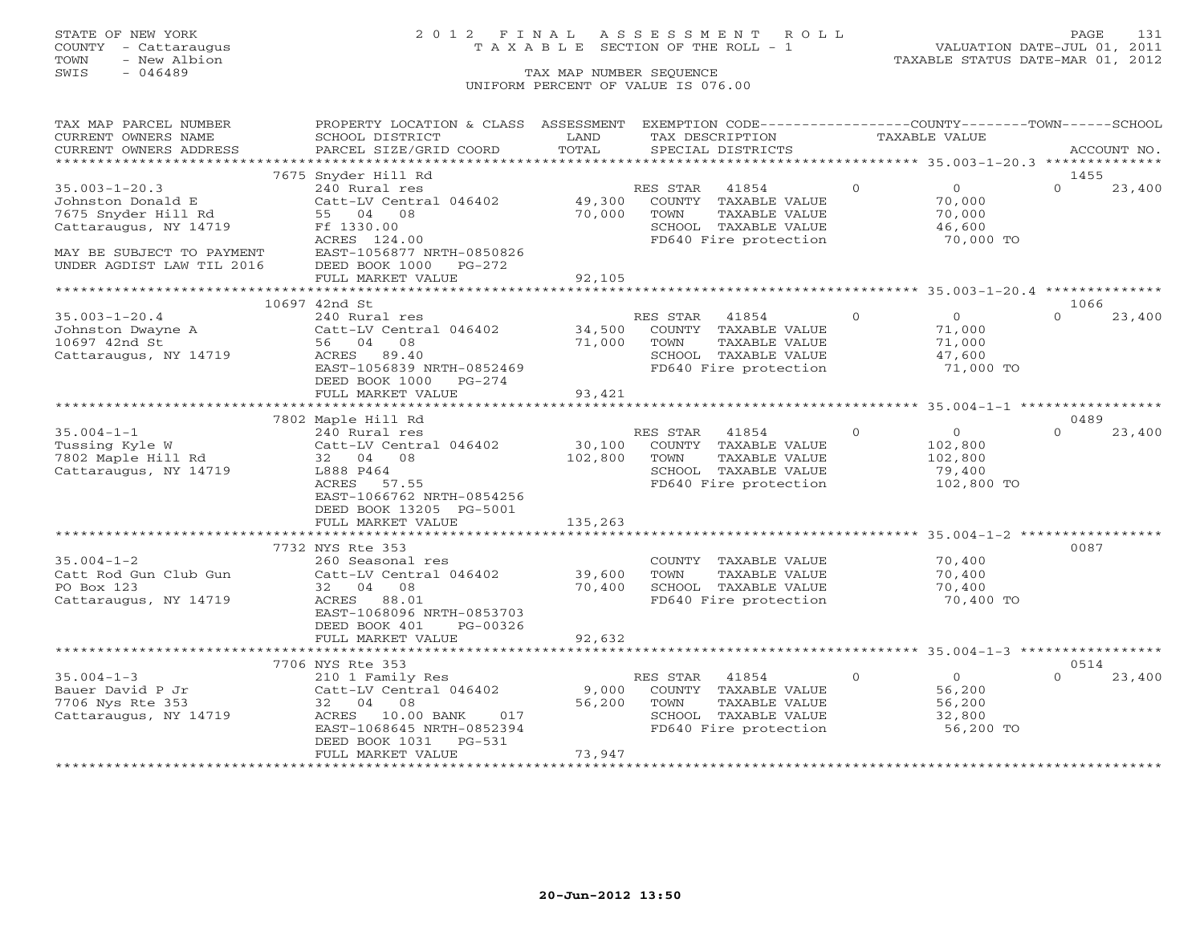STATE OF NEW YORK
COUNTY - Cattaraugus
TOWN - New Albion
SWIS - 046489

# 2012 FINAL ASSESSMENT ROLL
TAXABLE SECTION OF THE ROLL - 1

VALUATION DATE-JUL 01, 2011
TAXABLE STATUS DATE-MAR 01, 2012

TAX MAP NUMBER SEQUENCE
UNIFORM PERCENT OF VALUE IS 076.00

| TAX MAP PARCEL NUMBER / CURRENT OWNERS NAME / CURRENT OWNERS ADDRESS | PROPERTY LOCATION & CLASS / SCHOOL DISTRICT / PARCEL SIZE/GRID COORD | ASSESSMENT LAND / TOTAL | EXEMPTION CODE / TAX DESCRIPTION / SPECIAL DISTRICTS | COUNTY TAXABLE VALUE | TOWN | SCHOOL | ACCOUNT NO. |
|---|---|---|---|---|---|---|---|
| | 7675 Snyder Hill Rd | | | | | | 1455 |
| 35.003-1-20.3 | 240 Rural res | | RES STAR 41854 | 0 | 0 | 23,400 | |
| Johnston Donald E | Catt-LV Central 046402 | 49,300 | COUNTY TAXABLE VALUE | 70,000 | | | |
| 7675 Snyder Hill Rd | 55 04 08 | 70,000 | TOWN TAXABLE VALUE | 70,000 | | | |
| Cattaraugus, NY 14719 | Ff 1330.00 | | SCHOOL TAXABLE VALUE | 46,600 | | | |
| | ACRES 124.00 | | FD640 Fire protection | 70,000 TO | | | |
| MAY BE SUBJECT TO PAYMENT | EAST-1056877 NRTH-0850826 | | | | | | |
| UNDER AGDIST LAW TIL 2016 | DEED BOOK 1000 PG-272 | | | | | | |
| | FULL MARKET VALUE | 92,105 | | | | | |
| | 10697 42nd St | | | | | | 1066 |
| 35.003-1-20.4 | 240 Rural res | | RES STAR 41854 | 0 | 0 | 23,400 | |
| Johnston Dwayne A | Catt-LV Central 046402 | 34,500 | COUNTY TAXABLE VALUE | 71,000 | | | |
| 10697 42nd St | 56 04 08 | 71,000 | TOWN TAXABLE VALUE | 71,000 | | | |
| Cattaraugus, NY 14719 | ACRES 89.40 | | SCHOOL TAXABLE VALUE | 47,600 | | | |
| | EAST-1056839 NRTH-0852469 | | FD640 Fire protection | 71,000 TO | | | |
| | DEED BOOK 1000 PG-274 | | | | | | |
| | FULL MARKET VALUE | 93,421 | | | | | |
| | 7802 Maple Hill Rd | | | | | | 0489 |
| 35.004-1-1 | 240 Rural res | | RES STAR 41854 | 0 | 0 | 23,400 | |
| Tussing Kyle W | Catt-LV Central 046402 | 30,100 | COUNTY TAXABLE VALUE | 102,800 | | | |
| 7802 Maple Hill Rd | 32 04 08 | 102,800 | TOWN TAXABLE VALUE | 102,800 | | | |
| Cattaraugus, NY 14719 | L888 P464 | | SCHOOL TAXABLE VALUE | 79,400 | | | |
| | ACRES 57.55 | | FD640 Fire protection | 102,800 TO | | | |
| | EAST-1066762 NRTH-0854256 | | | | | | |
| | DEED BOOK 13205 PG-5001 | | | | | | |
| | FULL MARKET VALUE | 135,263 | | | | | |
| | 7732 NYS Rte 353 | | | | | | 0087 |
| 35.004-1-2 | 260 Seasonal res | | COUNTY TAXABLE VALUE | 70,400 | | | |
| Catt Rod Gun Club Gun | Catt-LV Central 046402 | 39,600 | TOWN TAXABLE VALUE | 70,400 | | | |
| PO Box 123 | 32 04 08 | 70,400 | SCHOOL TAXABLE VALUE | 70,400 | | | |
| Cattaraugus, NY 14719 | ACRES 88.01 | | FD640 Fire protection | 70,400 TO | | | |
| | EAST-1068096 NRTH-0853703 | | | | | | |
| | DEED BOOK 401 PG-00326 | | | | | | |
| | FULL MARKET VALUE | 92,632 | | | | | |
| | 7706 NYS Rte 353 | | | | | | 0514 |
| 35.004-1-3 | 210 1 Family Res | | RES STAR 41854 | 0 | 0 | 23,400 | |
| Bauer David P Jr | Catt-LV Central 046402 | 9,000 | COUNTY TAXABLE VALUE | 56,200 | | | |
| 7706 Nys Rte 353 | 32 04 08 | 56,200 | TOWN TAXABLE VALUE | 56,200 | | | |
| Cattaraugus, NY 14719 | ACRES 10.00 BANK 017 | | SCHOOL TAXABLE VALUE | 32,800 | | | |
| | EAST-1068645 NRTH-0852394 | | FD640 Fire protection | 56,200 TO | | | |
| | DEED BOOK 1031 PG-531 | | | | | | |
| | FULL MARKET VALUE | 73,947 | | | | | |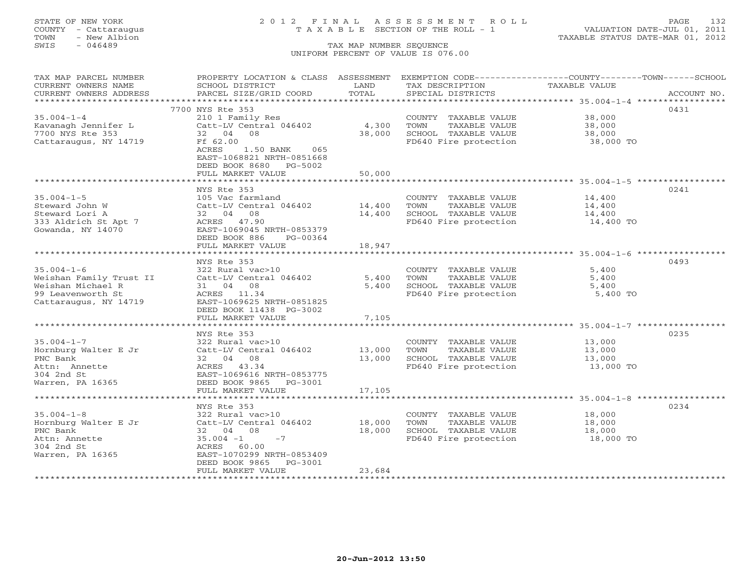STATE OF NEW YORK
COUNTY - Cattaraugus
TOWN - New Albion
SWIS - 046489

# 2012 FINAL ASSESSMENT ROLL

TAXABLE SECTION OF THE ROLL - 1

VALUATION DATE-JUL 01, 2011
TAXABLE STATUS DATE-MAR 01, 2012

TAX MAP NUMBER SEQUENCE
UNIFORM PERCENT OF VALUE IS 076.00

| TAX MAP PARCEL NUMBER / CURRENT OWNERS NAME / CURRENT OWNERS ADDRESS | PROPERTY LOCATION & CLASS / SCHOOL DISTRICT / PARCEL SIZE/GRID COORD | ASSESSMENT LAND | TOTAL | EXEMPTION CODE / TAX DESCRIPTION / SPECIAL DISTRICTS | TAXABLE VALUE (COUNTY / TOWN / SCHOOL) | ACCOUNT NO. |
|---|---|---|---|---|---|---|
| 35.004-1-4 | 7700 NYS Rte 353 | | | | | 0431 |
| Kavanagh Jennifer L | 210 1 Family Res | | | COUNTY TAXABLE VALUE | 38,000 | |
| 7700 NYS Rte 353 | Catt-LV Central 046402 | 4,300 | | TOWN TAXABLE VALUE | 38,000 | |
| Cattaraugus, NY 14719 | 32 04 08 | | 38,000 | SCHOOL TAXABLE VALUE | 38,000 | |
| | Ff 62.00 | | | FD640 Fire protection | 38,000 TO | |
| | ACRES 1.50 BANK 065 | | | | | |
| | EAST-1068821 NRTH-0851668 | | | | | |
| | DEED BOOK 8680 PG-5002 | | | | | |
| | FULL MARKET VALUE | | 50,000 | | | |
| 35.004-1-5 | NYS Rte 353 | | | | | 0241 |
| Steward John W | 105 Vac farmland | | | COUNTY TAXABLE VALUE | 14,400 | |
| Steward Lori A | Catt-LV Central 046402 | 14,400 | | TOWN TAXABLE VALUE | 14,400 | |
| 333 Aldrich St Apt 7 | 32 04 08 | | 14,400 | SCHOOL TAXABLE VALUE | 14,400 | |
| Gowanda, NY 14070 | ACRES 47.90 | | | FD640 Fire protection | 14,400 TO | |
| | EAST-1069045 NRTH-0853379 | | | | | |
| | DEED BOOK 886 PG-00364 | | | | | |
| | FULL MARKET VALUE | | 18,947 | | | |
| 35.004-1-6 | NYS Rte 353 | | | | | 0493 |
| Weishan Family Trust II | 322 Rural vac>10 | | | COUNTY TAXABLE VALUE | 5,400 | |
| Weishan Michael R | Catt-LV Central 046402 | 5,400 | | TOWN TAXABLE VALUE | 5,400 | |
| 99 Leavenworth St | 31 04 08 | | 5,400 | SCHOOL TAXABLE VALUE | 5,400 | |
| Cattaraugus, NY 14719 | ACRES 11.34 | | | FD640 Fire protection | 5,400 TO | |
| | EAST-1069625 NRTH-0851825 | | | | | |
| | DEED BOOK 11438 PG-3002 | | | | | |
| | FULL MARKET VALUE | | 7,105 | | | |
| 35.004-1-7 | NYS Rte 353 | | | | | 0235 |
| Hornburg Walter E Jr | 322 Rural vac>10 | | | COUNTY TAXABLE VALUE | 13,000 | |
| PNC Bank | Catt-LV Central 046402 | 13,000 | | TOWN TAXABLE VALUE | 13,000 | |
| Attn: Annette | 32 04 08 | | 13,000 | SCHOOL TAXABLE VALUE | 13,000 | |
| 304 2nd St | ACRES 43.34 | | | FD640 Fire protection | 13,000 TO | |
| Warren, PA 16365 | EAST-1069616 NRTH-0853775 | | | | | |
| | DEED BOOK 9865 PG-3001 | | | | | |
| | FULL MARKET VALUE | | 17,105 | | | |
| 35.004-1-8 | NYS Rte 353 | | | | | 0234 |
| Hornburg Walter E Jr | 322 Rural vac>10 | | | COUNTY TAXABLE VALUE | 18,000 | |
| PNC Bank | Catt-LV Central 046402 | 18,000 | | TOWN TAXABLE VALUE | 18,000 | |
| Attn: Annette | 32 04 08 | | 18,000 | SCHOOL TAXABLE VALUE | 18,000 | |
| 304 2nd St | 35.004 -1 -7 | | | FD640 Fire protection | 18,000 TO | |
| Warren, PA 16365 | ACRES 60.00 | | | | | |
| | EAST-1070299 NRTH-0853409 | | | | | |
| | DEED BOOK 9865 PG-3001 | | | | | |
| | FULL MARKET VALUE | | 23,684 | | | |

20-Jun-2012 13:50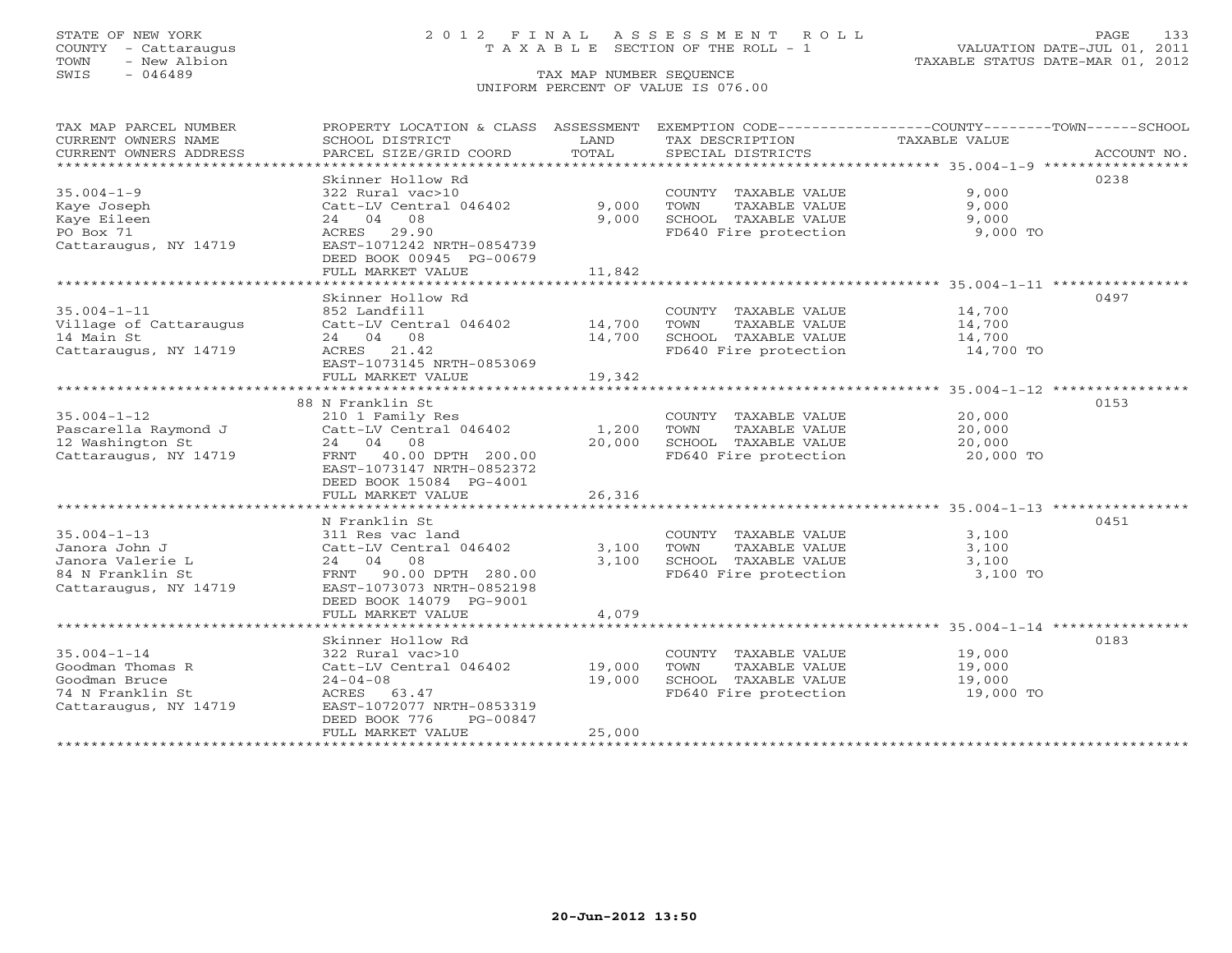STATE OF NEW YORK
COUNTY - Cattaraugus
TOWN - New Albion
SWIS - 046489

# 2012 FINAL ASSESSMENT ROLL

TAXABLE SECTION OF THE ROLL - 1

TAX MAP NUMBER SEQUENCE

UNIFORM PERCENT OF VALUE IS 076.00

VALUATION DATE-JUL 01, 2011
TAXABLE STATUS DATE-MAR 01, 2012

| TAX MAP PARCEL NUMBER / CURRENT OWNERS NAME / CURRENT OWNERS ADDRESS | PROPERTY LOCATION & CLASS / SCHOOL DISTRICT / PARCEL SIZE/GRID COORD | ASSESSMENT LAND | TOTAL | EXEMPTION CODE / TAX DESCRIPTION / SPECIAL DISTRICTS | TAXABLE VALUE (COUNTY/TOWN/SCHOOL) | ACCOUNT NO. |
|---|---|---|---|---|---|---|
| **35.004-1-9** | Skinner Hollow Rd | | | | | 0238 |
| | 322 Rural vac>10 | | | COUNTY TAXABLE VALUE | 9,000 | |
| Kaye Joseph | Catt-LV Central 046402 | 9,000 | | TOWN TAXABLE VALUE | 9,000 | |
| Kaye Eileen | 24 04 08 | | 9,000 | SCHOOL TAXABLE VALUE | 9,000 | |
| PO Box 71 | ACRES 29.90 | | | FD640 Fire protection | 9,000 TO | |
| Cattaraugus, NY 14719 | EAST-1071242 NRTH-0854739 | | | | | |
| | DEED BOOK 00945 PG-00679 | | | | | |
| | FULL MARKET VALUE | | 11,842 | | | |
| **35.004-1-11** | Skinner Hollow Rd | | | | | 0497 |
| | 852 Landfill | | | COUNTY TAXABLE VALUE | 14,700 | |
| Village of Cattaraugus | Catt-LV Central 046402 | 14,700 | | TOWN TAXABLE VALUE | 14,700 | |
| 14 Main St | 24 04 08 | | 14,700 | SCHOOL TAXABLE VALUE | 14,700 | |
| Cattaraugus, NY 14719 | ACRES 21.42 | | | FD640 Fire protection | 14,700 TO | |
| | EAST-1073145 NRTH-0853069 | | | | | |
| | FULL MARKET VALUE | | 19,342 | | | |
| **35.004-1-12** | 88 N Franklin St | | | | | 0153 |
| | 210 1 Family Res | | | COUNTY TAXABLE VALUE | 20,000 | |
| Pascarella Raymond J | Catt-LV Central 046402 | 1,200 | | TOWN TAXABLE VALUE | 20,000 | |
| 12 Washington St | 24 04 08 | | 20,000 | SCHOOL TAXABLE VALUE | 20,000 | |
| Cattaraugus, NY 14719 | FRNT 40.00 DPTH 200.00 | | | FD640 Fire protection | 20,000 TO | |
| | EAST-1073147 NRTH-0852372 | | | | | |
| | DEED BOOK 15084 PG-4001 | | | | | |
| | FULL MARKET VALUE | | 26,316 | | | |
| **35.004-1-13** | N Franklin St | | | | | 0451 |
| | 311 Res vac land | | | COUNTY TAXABLE VALUE | 3,100 | |
| Janora John J | Catt-LV Central 046402 | 3,100 | | TOWN TAXABLE VALUE | 3,100 | |
| Janora Valerie L | 24 04 08 | | 3,100 | SCHOOL TAXABLE VALUE | 3,100 | |
| 84 N Franklin St | FRNT 90.00 DPTH 280.00 | | | FD640 Fire protection | 3,100 TO | |
| Cattaraugus, NY 14719 | EAST-1073073 NRTH-0852198 | | | | | |
| | DEED BOOK 14079 PG-9001 | | | | | |
| | FULL MARKET VALUE | | 4,079 | | | |
| **35.004-1-14** | Skinner Hollow Rd | | | | | 0183 |
| | 322 Rural vac>10 | | | COUNTY TAXABLE VALUE | 19,000 | |
| Goodman Thomas R | Catt-LV Central 046402 | 19,000 | | TOWN TAXABLE VALUE | 19,000 | |
| Goodman Bruce | 24-04-08 | | 19,000 | SCHOOL TAXABLE VALUE | 19,000 | |
| 74 N Franklin St | ACRES 63.47 | | | FD640 Fire protection | 19,000 TO | |
| Cattaraugus, NY 14719 | EAST-1072077 NRTH-0853319 | | | | | |
| | DEED BOOK 776 PG-00847 | | | | | |
| | FULL MARKET VALUE | | 25,000 | | | |

20-Jun-2012 13:50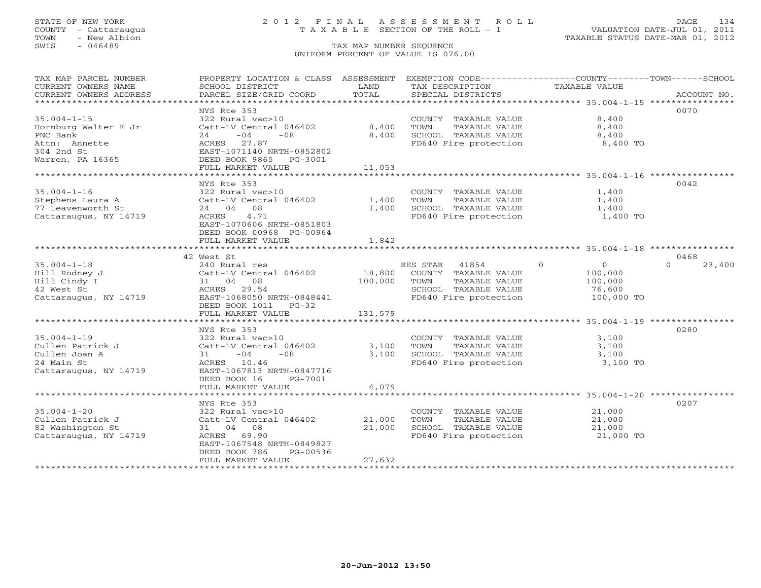STATE OF NEW YORK
COUNTY - Cattaraugus
TOWN - New Albion
SWIS - 046489

# 2012 FINAL ASSESSMENT ROLL
TAXABLE SECTION OF THE ROLL - 1

VALUATION DATE-JUL 01, 2011
TAXABLE STATUS DATE-MAR 01, 2012

TAX MAP NUMBER SEQUENCE
UNIFORM PERCENT OF VALUE IS 076.00

| TAX MAP PARCEL NUMBER / CURRENT OWNERS NAME / CURRENT OWNERS ADDRESS | PROPERTY LOCATION & CLASS / SCHOOL DISTRICT / PARCEL SIZE/GRID COORD | ASSESSMENT LAND | TOTAL | EXEMPTION CODE / TAX DESCRIPTION / SPECIAL DISTRICTS | COUNTY | TOWN | SCHOOL / TAXABLE VALUE | ACCOUNT NO. |
|---|---|---|---|---|---|---|---|---|
| 35.004-1-15 | NYS Rte 353 | | | | | | | 0070 |
| Hornburg Walter E Jr | 322 Rural vac>10 | | | COUNTY TAXABLE VALUE | 8,400 | | | |
| PNC Bank | Catt-LV Central 046402 | 8,400 | | TOWN TAXABLE VALUE | | 8,400 | | |
| Attn: Annette | 24 -04 -08 | | 8,400 | SCHOOL TAXABLE VALUE | | | 8,400 | |
| 304 2nd St | ACRES 27.87 | | | FD640 Fire protection | | | 8,400 TO | |
| Warren, PA 16365 | EAST-1071140 NRTH-0852802 | | | | | | | |
| | DEED BOOK 9865 PG-3001 | | | | | | | |
| | FULL MARKET VALUE | | 11,053 | | | | | |
| 35.004-1-16 | NYS Rte 353 | | | | | | | 0042 |
| Stephens Laura A | 322 Rural vac>10 | | | COUNTY TAXABLE VALUE | 1,400 | | | |
| 77 Leavenworth St | Catt-LV Central 046402 | 1,400 | | TOWN TAXABLE VALUE | | 1,400 | | |
| Cattaraugus, NY 14719 | 24 04 08 | | 1,400 | SCHOOL TAXABLE VALUE | | | 1,400 | |
| | ACRES 4.71 | | | FD640 Fire protection | | | 1,400 TO | |
| | EAST-1070606 NRTH-0851803 | | | | | | | |
| | DEED BOOK 00968 PG-00964 | | | | | | | |
| | FULL MARKET VALUE | | 1,842 | | | | | |
| 35.004-1-18 | 42 West St | | | | | | | 0468 |
| Hill Rodney J | 240 Rural res | | | RES STAR 41854 | 0 | 0 | 23,400 | |
| Hill Cindy I | Catt-LV Central 046402 | 18,800 | | COUNTY TAXABLE VALUE | 100,000 | | | |
| 42 West St | 31 04 08 | | 100,000 | TOWN TAXABLE VALUE | | 100,000 | | |
| Cattaraugus, NY 14719 | ACRES 29.54 | | | SCHOOL TAXABLE VALUE | | | 76,600 | |
| | EAST-1068050 NRTH-0848441 | | | FD640 Fire protection | | | 100,000 TO | |
| | DEED BOOK 1011 PG-32 | | | | | | | |
| | FULL MARKET VALUE | | 131,579 | | | | | |
| 35.004-1-19 | NYS Rte 353 | | | | | | | 0280 |
| Cullen Patrick J | 322 Rural vac>10 | | | COUNTY TAXABLE VALUE | 3,100 | | | |
| Cullen Joan A | Catt-LV Central 046402 | 3,100 | | TOWN TAXABLE VALUE | | 3,100 | | |
| 24 Main St | 31 -04 -08 | | 3,100 | SCHOOL TAXABLE VALUE | | | 3,100 | |
| Cattaraugus, NY 14719 | ACRES 10.46 | | | FD640 Fire protection | | | 3,100 TO | |
| | EAST-1067813 NRTH-0847716 | | | | | | | |
| | DEED BOOK 16 PG-7001 | | | | | | | |
| | FULL MARKET VALUE | | 4,079 | | | | | |
| 35.004-1-20 | NYS Rte 353 | | | | | | | 0207 |
| Cullen Patrick J | 322 Rural vac>10 | | | COUNTY TAXABLE VALUE | 21,000 | | | |
| 82 Washington St | Catt-LV Central 046402 | 21,000 | | TOWN TAXABLE VALUE | | 21,000 | | |
| Cattaraugus, NY 14719 | 31 04 08 | | 21,000 | SCHOOL TAXABLE VALUE | | | 21,000 | |
| | ACRES 69.90 | | | FD640 Fire protection | | | 21,000 TO | |
| | EAST-1067548 NRTH-0849827 | | | | | | | |
| | DEED BOOK 786 PG-00536 | | | | | | | |
| | FULL MARKET VALUE | | 27,632 | | | | | |

20-Jun-2012 13:50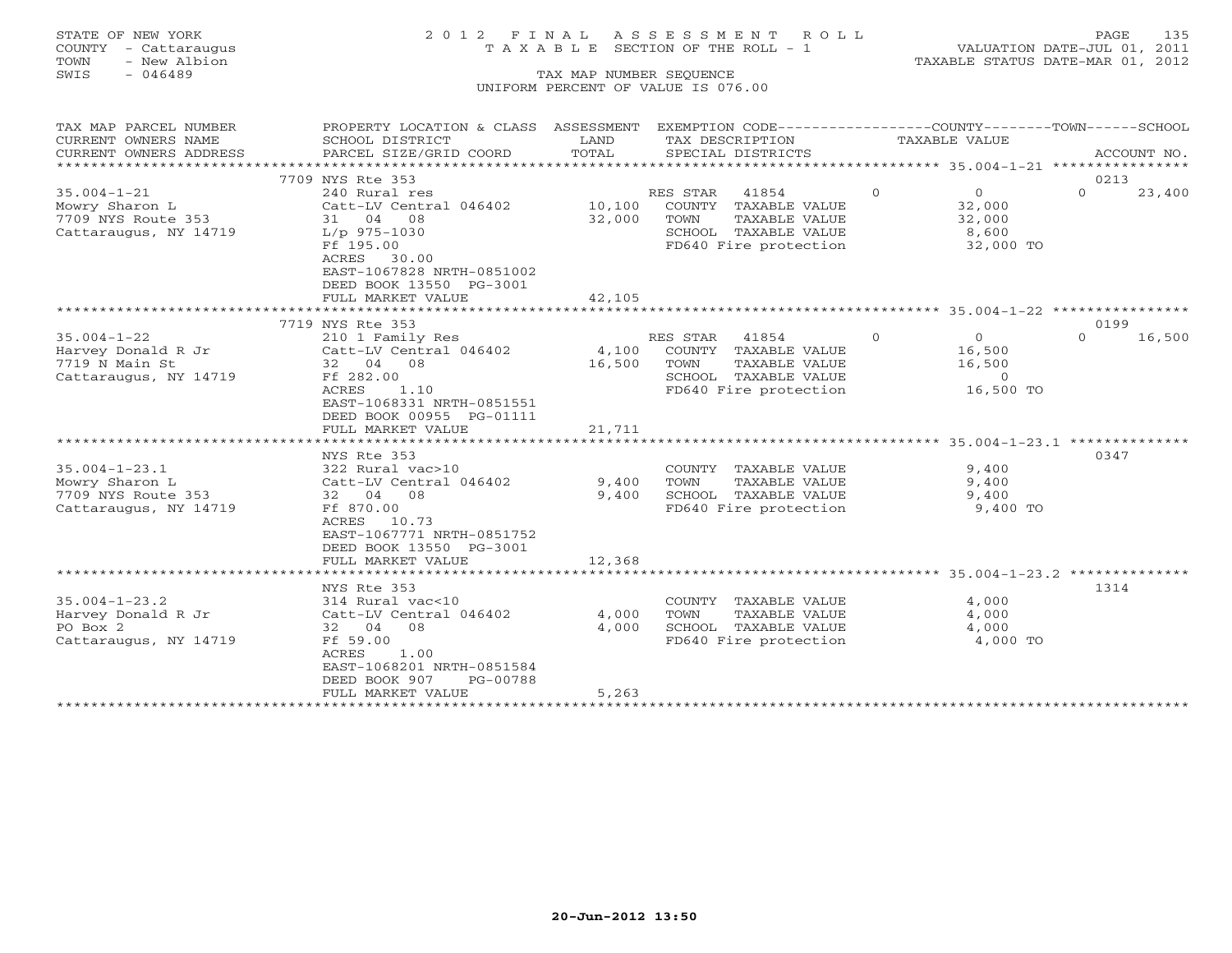STATE OF NEW YORK
COUNTY - Cattaraugus
TOWN - New Albion
SWIS - 046489

2012 FINAL ASSESSMENT ROLL
TAXABLE SECTION OF THE ROLL - 1
TAX MAP NUMBER SEQUENCE
UNIFORM PERCENT OF VALUE IS 076.00

VALUATION DATE-JUL 01, 2011
TAXABLE STATUS DATE-MAR 01, 2012

| TAX MAP PARCEL NUMBER / CURRENT OWNERS NAME / CURRENT OWNERS ADDRESS | PROPERTY LOCATION & CLASS / SCHOOL DISTRICT / PARCEL SIZE/GRID COORD | ASSESSMENT LAND / TOTAL | EXEMPTION CODE / TAX DESCRIPTION / SPECIAL DISTRICTS | COUNTY | TOWN | SCHOOL | ACCOUNT NO. |
|---|---|---|---|---|---|---|---|
| 35.004-1-21 | 7709 NYS Rte 353 | | | | | | 0213 |
| Mowry Sharon L | 240 Rural res | | RES STAR 41854 | 0 | 0 | 23,400 | |
| 7709 NYS Route 353 | Catt-LV Central 046402 | 10,100 | COUNTY TAXABLE VALUE | 32,000 | | | |
| Cattaraugus, NY 14719 | 31 04 08 | 32,000 | TOWN TAXABLE VALUE | | 32,000 | | |
| | L/p 975-1030 | | SCHOOL TAXABLE VALUE | | | 8,600 | |
| | Ff 195.00 | | FD640 Fire protection | 32,000 TO | | | |
| | ACRES 30.00 | | | | | | |
| | EAST-1067828 NRTH-0851002 | | | | | | |
| | DEED BOOK 13550 PG-3001 | | | | | | |
| | FULL MARKET VALUE | 42,105 | | | | | |
| 35.004-1-22 | 7719 NYS Rte 353 | | | | | | 0199 |
| Harvey Donald R Jr | 210 1 Family Res | | RES STAR 41854 | 0 | 0 | 16,500 | |
| 7719 N Main St | Catt-LV Central 046402 | 4,100 | COUNTY TAXABLE VALUE | 16,500 | | | |
| Cattaraugus, NY 14719 | 32 04 08 | 16,500 | TOWN TAXABLE VALUE | | 16,500 | | |
| | Ff 282.00 | | SCHOOL TAXABLE VALUE | | | 0 | |
| | ACRES 1.10 | | FD640 Fire protection | 16,500 TO | | | |
| | EAST-1068331 NRTH-0851551 | | | | | | |
| | DEED BOOK 00955 PG-01111 | | | | | | |
| | FULL MARKET VALUE | 21,711 | | | | | |
| 35.004-1-23.1 | NYS Rte 353 | | | | | | 0347 |
| Mowry Sharon L | 322 Rural vac>10 | | COUNTY TAXABLE VALUE | 9,400 | | | |
| 7709 NYS Route 353 | Catt-LV Central 046402 | 9,400 | TOWN TAXABLE VALUE | | 9,400 | | |
| Cattaraugus, NY 14719 | 32 04 08 | 9,400 | SCHOOL TAXABLE VALUE | | | 9,400 | |
| | Ff 870.00 | | FD640 Fire protection | 9,400 TO | | | |
| | ACRES 10.73 | | | | | | |
| | EAST-1067771 NRTH-0851752 | | | | | | |
| | DEED BOOK 13550 PG-3001 | | | | | | |
| | FULL MARKET VALUE | 12,368 | | | | | |
| 35.004-1-23.2 | NYS Rte 353 | | | | | | 1314 |
| Harvey Donald R Jr | 314 Rural vac<10 | | COUNTY TAXABLE VALUE | 4,000 | | | |
| PO Box 2 | Catt-LV Central 046402 | 4,000 | TOWN TAXABLE VALUE | | 4,000 | | |
| Cattaraugus, NY 14719 | 32 04 08 | 4,000 | SCHOOL TAXABLE VALUE | | | 4,000 | |
| | Ff 59.00 | | FD640 Fire protection | 4,000 TO | | | |
| | ACRES 1.00 | | | | | | |
| | EAST-1068201 NRTH-0851584 | | | | | | |
| | DEED BOOK 907 PG-00788 | | | | | | |
| | FULL MARKET VALUE | 5,263 | | | | | |

20-Jun-2012 13:50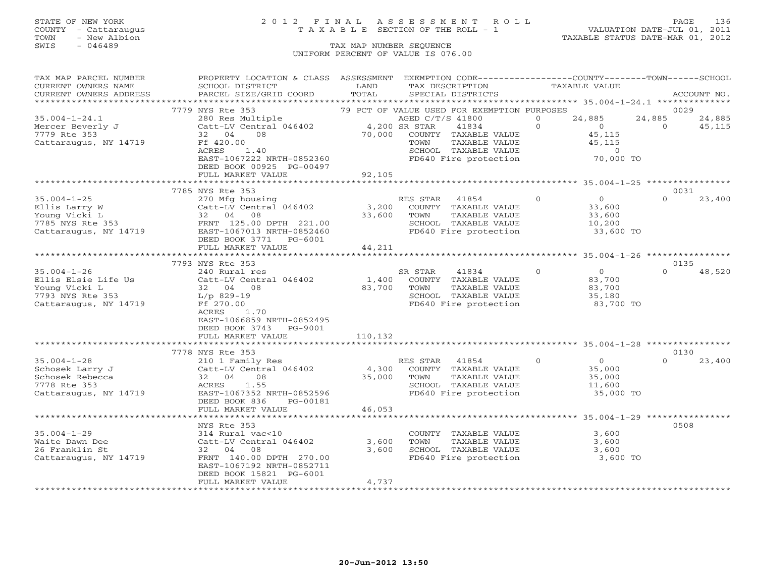STATE OF NEW YORK
COUNTY - Cattaraugus
TOWN - New Albion
SWIS - 046489

# 2012 FINAL ASSESSMENT ROLL
TAXABLE SECTION OF THE ROLL - 1
TAX MAP NUMBER SEQUENCE
UNIFORM PERCENT OF VALUE IS 076.00

VALUATION DATE-JUL 01, 2011
TAXABLE STATUS DATE-MAR 01, 2012

| TAX MAP PARCEL NUMBER / CURRENT OWNERS NAME / CURRENT OWNERS ADDRESS | PROPERTY LOCATION & CLASS / SCHOOL DISTRICT / PARCEL SIZE/GRID COORD | ASSESSMENT LAND / TOTAL | EXEMPTION CODE / TAX DESCRIPTION / SPECIAL DISTRICTS | | COUNTY TAXABLE VALUE | TOWN | SCHOOL | ACCOUNT NO. |
|---|---|---|---|---|---|---|---|---|
| | 7779 NYS Rte 353 | | 79 PCT OF VALUE USED FOR EXEMPTION PURPOSES | | | | | 0029 |
| 35.004-1-24.1 | 280 Res Multiple | | AGED C/T/S 41800 | 0 | 24,885 | 24,885 | 24,885 | |
| Mercer Beverly J | Catt-LV Central 046402 | 4,200 | SR STAR 41834 | 0 | 0 | 0 | 45,115 | |
| 7779 Rte 353 | 32 04 08 | 70,000 | COUNTY TAXABLE VALUE | | 45,115 | | | |
| Cattaraugus, NY 14719 | Ff 420.00 | | TOWN TAXABLE VALUE | | 45,115 | | | |
| | ACRES 1.40 | | SCHOOL TAXABLE VALUE | | 0 | | | |
| | EAST-1067222 NRTH-0852360 | | FD640 Fire protection | | 70,000 TO | | | |
| | DEED BOOK 00925 PG-00497 | | | | | | | |
| | FULL MARKET VALUE | 92,105 | | | | | | |
| | 7785 NYS Rte 353 | | | | | | | 0031 |
| 35.004-1-25 | 270 Mfg housing | | RES STAR 41854 | 0 | 0 | 0 | 23,400 | |
| Ellis Larry W | Catt-LV Central 046402 | 3,200 | COUNTY TAXABLE VALUE | | 33,600 | | | |
| Young Vicki L | 32 04 08 | 33,600 | TOWN TAXABLE VALUE | | 33,600 | | | |
| 7785 NYS Rte 353 | FRNT 125.00 DPTH 221.00 | | SCHOOL TAXABLE VALUE | | 10,200 | | | |
| Cattaraugus, NY 14719 | EAST-1067013 NRTH-0852460 | | FD640 Fire protection | | 33,600 TO | | | |
| | DEED BOOK 3771 PG-6001 | | | | | | | |
| | FULL MARKET VALUE | 44,211 | | | | | | |
| | 7793 NYS Rte 353 | | | | | | | 0135 |
| 35.004-1-26 | 240 Rural res | | SR STAR 41834 | 0 | 0 | 0 | 48,520 | |
| Ellis Elsie Life Us | Catt-LV Central 046402 | 1,400 | COUNTY TAXABLE VALUE | | 83,700 | | | |
| Young Vicki L | 32 04 08 | 83,700 | TOWN TAXABLE VALUE | | 83,700 | | | |
| 7793 NYS Rte 353 | L/p 829-19 | | SCHOOL TAXABLE VALUE | | 35,180 | | | |
| Cattaraugus, NY 14719 | Ff 270.00 | | FD640 Fire protection | | 83,700 TO | | | |
| | ACRES 1.70 | | | | | | | |
| | EAST-1066859 NRTH-0852495 | | | | | | | |
| | DEED BOOK 3743 PG-9001 | | | | | | | |
| | FULL MARKET VALUE | 110,132 | | | | | | |
| | 7778 NYS Rte 353 | | | | | | | 0130 |
| 35.004-1-28 | 210 1 Family Res | | RES STAR 41854 | 0 | 0 | 0 | 23,400 | |
| Schosek Larry J | Catt-LV Central 046402 | 4,300 | COUNTY TAXABLE VALUE | | 35,000 | | | |
| Schosek Rebecca | 32 04 08 | 35,000 | TOWN TAXABLE VALUE | | 35,000 | | | |
| 7778 Rte 353 | ACRES 1.55 | | SCHOOL TAXABLE VALUE | | 11,600 | | | |
| Cattaraugus, NY 14719 | EAST-1067352 NRTH-0852596 | | FD640 Fire protection | | 35,000 TO | | | |
| | DEED BOOK 836 PG-00181 | | | | | | | |
| | FULL MARKET VALUE | 46,053 | | | | | | |
| | NYS Rte 353 | | | | | | | 0508 |
| 35.004-1-29 | 314 Rural vac<10 | | COUNTY TAXABLE VALUE | | 3,600 | | | |
| Waite Dawn Dee | Catt-LV Central 046402 | 3,600 | TOWN TAXABLE VALUE | | 3,600 | | | |
| 26 Franklin St | 32 04 08 | 3,600 | SCHOOL TAXABLE VALUE | | 3,600 | | | |
| Cattaraugus, NY 14719 | FRNT 140.00 DPTH 270.00 | | FD640 Fire protection | | 3,600 TO | | | |
| | EAST-1067192 NRTH-0852711 | | | | | | | |
| | DEED BOOK 15821 PG-6001 | | | | | | | |
| | FULL MARKET VALUE | 4,737 | | | | | | |

20-Jun-2012 13:50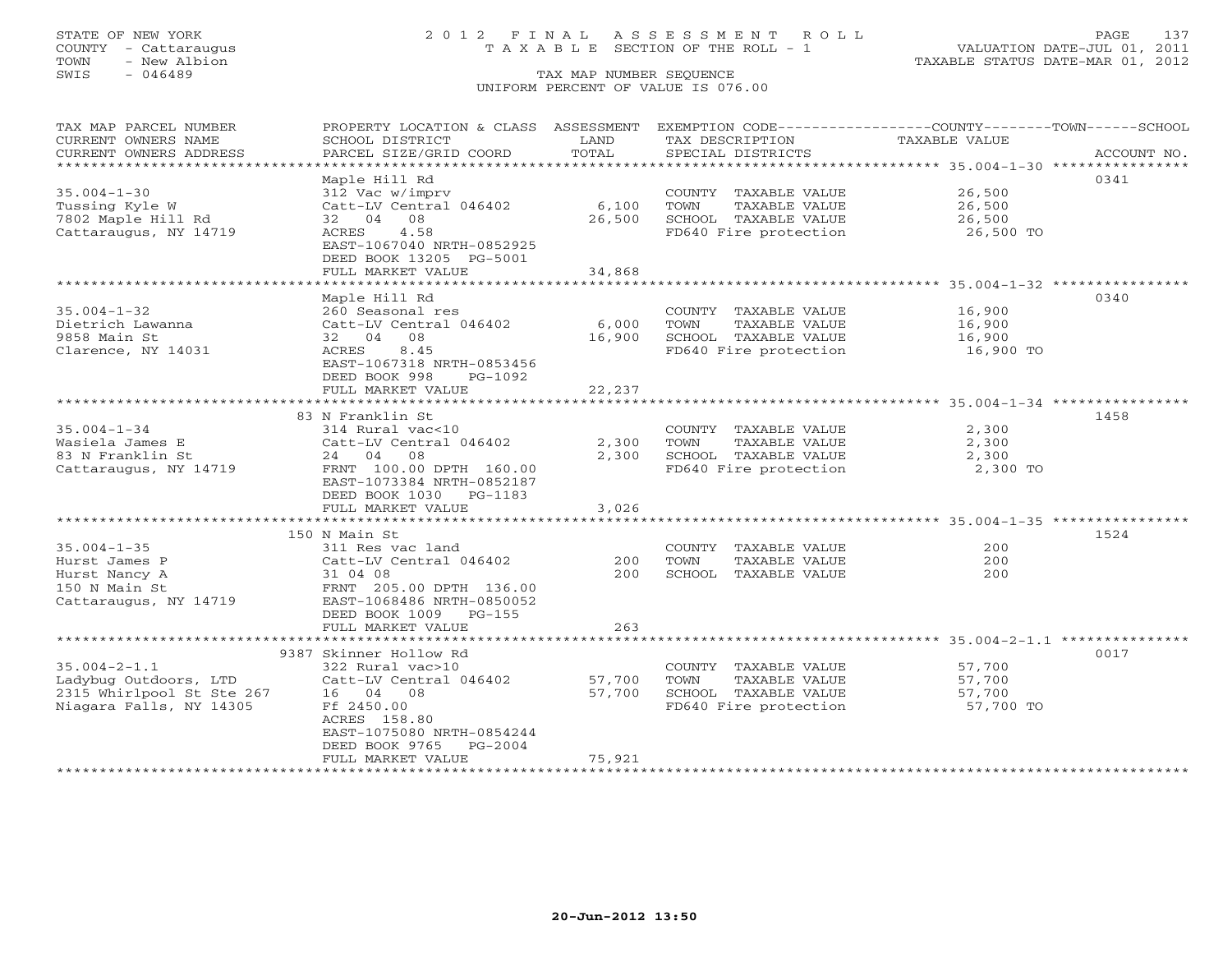STATE OF NEW YORK
COUNTY - Cattaraugus
TOWN - New Albion
SWIS - 046489

# 2012 FINAL ASSESSMENT ROLL
TAXABLE SECTION OF THE ROLL - 1
TAX MAP NUMBER SEQUENCE
UNIFORM PERCENT OF VALUE IS 076.00

VALUATION DATE-JUL 01, 2011
TAXABLE STATUS DATE-MAR 01, 2012

| TAX MAP PARCEL NUMBER / CURRENT OWNERS NAME / CURRENT OWNERS ADDRESS | PROPERTY LOCATION & CLASS / SCHOOL DISTRICT / PARCEL SIZE/GRID COORD | ASSESSMENT LAND / TOTAL | EXEMPTION CODE / TAX DESCRIPTION / SPECIAL DISTRICTS | TAXABLE VALUE | ACCOUNT NO. |
|---|---|---|---|---|---|
| 35.004-1-30 | Maple Hill Rd | | | | 0341 |
| Tussing Kyle W | 312 Vac w/imprv | | COUNTY TAXABLE VALUE | 26,500 | |
| 7802 Maple Hill Rd | Catt-LV Central 046402 | 6,100 | TOWN TAXABLE VALUE | 26,500 | |
| Cattaraugus, NY 14719 | 32 04 08 | 26,500 | SCHOOL TAXABLE VALUE | 26,500 | |
| | ACRES 4.58 | | FD640 Fire protection | 26,500 TO | |
| | EAST-1067040 NRTH-0852925 | | | | |
| | DEED BOOK 13205 PG-5001 | | | | |
| | FULL MARKET VALUE | 34,868 | | | |
| 35.004-1-32 | Maple Hill Rd | | | | 0340 |
| Dietrich Lawanna | 260 Seasonal res | | COUNTY TAXABLE VALUE | 16,900 | |
| 9858 Main St | Catt-LV Central 046402 | 6,000 | TOWN TAXABLE VALUE | 16,900 | |
| Clarence, NY 14031 | 32 04 08 | 16,900 | SCHOOL TAXABLE VALUE | 16,900 | |
| | ACRES 8.45 | | FD640 Fire protection | 16,900 TO | |
| | EAST-1067318 NRTH-0853456 | | | | |
| | DEED BOOK 998 PG-1092 | | | | |
| | FULL MARKET VALUE | 22,237 | | | |
| 35.004-1-34 | 83 N Franklin St | | | | 1458 |
| Wasiela James E | 314 Rural vac<10 | | COUNTY TAXABLE VALUE | 2,300 | |
| 83 N Franklin St | Catt-LV Central 046402 | 2,300 | TOWN TAXABLE VALUE | 2,300 | |
| Cattaraugus, NY 14719 | 24 04 08 | 2,300 | SCHOOL TAXABLE VALUE | 2,300 | |
| | FRNT 100.00 DPTH 160.00 | | FD640 Fire protection | 2,300 TO | |
| | EAST-1073384 NRTH-0852187 | | | | |
| | DEED BOOK 1030 PG-1183 | | | | |
| | FULL MARKET VALUE | 3,026 | | | |
| 35.004-1-35 | 150 N Main St | | | | 1524 |
| Hurst James P | 311 Res vac land | | COUNTY TAXABLE VALUE | 200 | |
| Hurst Nancy A | Catt-LV Central 046402 | 200 | TOWN TAXABLE VALUE | 200 | |
| 150 N Main St | 31 04 08 | 200 | SCHOOL TAXABLE VALUE | 200 | |
| Cattaraugus, NY 14719 | FRNT 205.00 DPTH 136.00 | | | | |
| | EAST-1068486 NRTH-0850052 | | | | |
| | DEED BOOK 1009 PG-155 | | | | |
| | FULL MARKET VALUE | 263 | | | |
| 35.004-2-1.1 | 9387 Skinner Hollow Rd | | | | 0017 |
| Ladybug Outdoors, LTD | 322 Rural vac>10 | | COUNTY TAXABLE VALUE | 57,700 | |
| 2315 Whirlpool St Ste 267 | Catt-LV Central 046402 | 57,700 | TOWN TAXABLE VALUE | 57,700 | |
| Niagara Falls, NY 14305 | 16 04 08 | 57,700 | SCHOOL TAXABLE VALUE | 57,700 | |
| | Ff 2450.00 | | FD640 Fire protection | 57,700 TO | |
| | ACRES 158.80 | | | | |
| | EAST-1075080 NRTH-0854244 | | | | |
| | DEED BOOK 9765 PG-2004 | | | | |
| | FULL MARKET VALUE | 75,921 | | | |

20-Jun-2012 13:50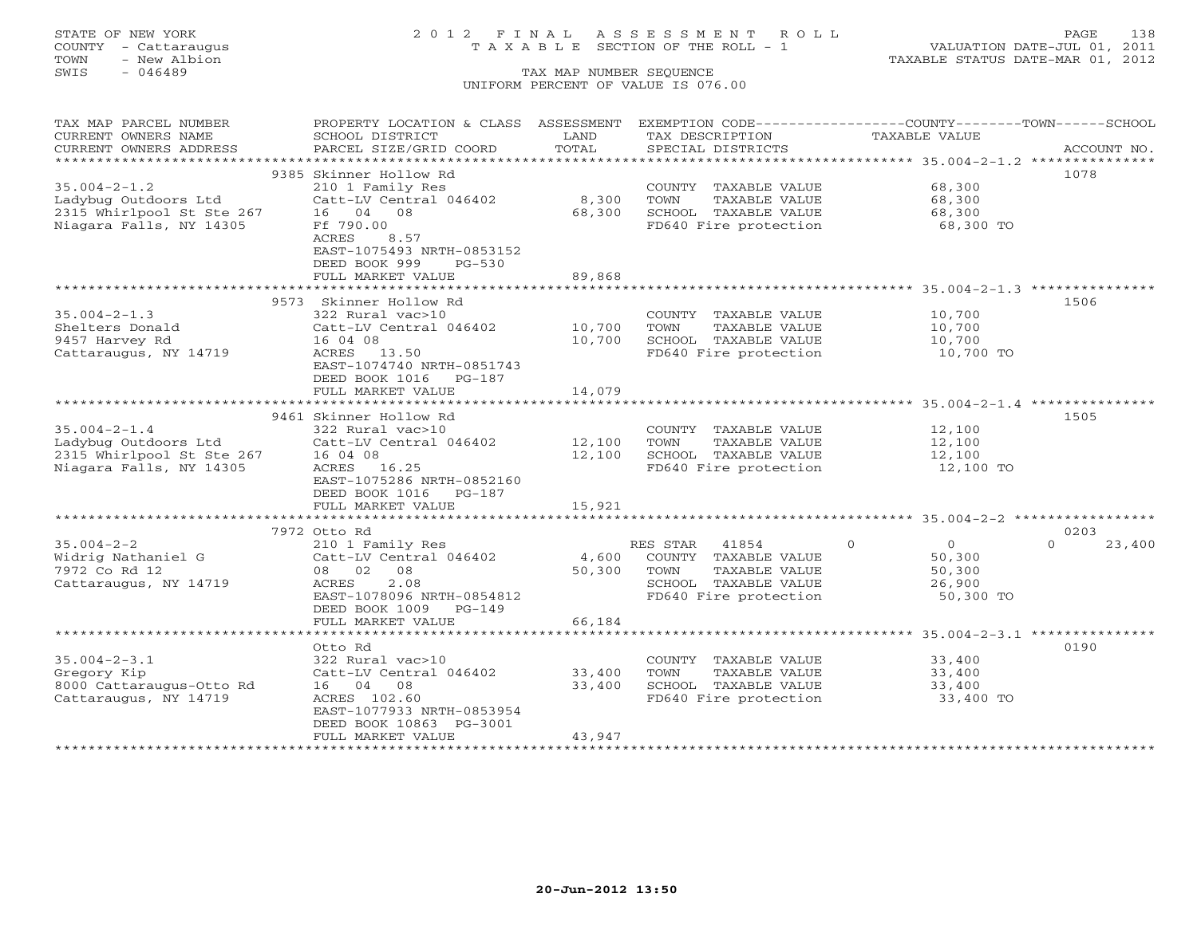STATE OF NEW YORK
COUNTY - Cattaraugus
TOWN - New Albion
SWIS - 046489

2012 FINAL ASSESSMENT ROLL
TAXABLE SECTION OF THE ROLL - 1
TAX MAP NUMBER SEQUENCE
UNIFORM PERCENT OF VALUE IS 076.00

VALUATION DATE-JUL 01, 2011
TAXABLE STATUS DATE-MAR 01, 2012

| TAX MAP PARCEL NUMBER / CURRENT OWNERS NAME / CURRENT OWNERS ADDRESS | PROPERTY LOCATION & CLASS / SCHOOL DISTRICT / PARCEL SIZE/GRID COORD | ASSESSMENT LAND / TOTAL | EXEMPTION CODE / TAX DESCRIPTION / SPECIAL DISTRICTS | COUNTY / TOWN / SCHOOL TAXABLE VALUE | ACCOUNT NO. |
|---|---|---|---|---|---|
| 35.004-2-1.2 | 9385 Skinner Hollow Rd | | | | 1078 |
| | 210 1 Family Res | | COUNTY TAXABLE VALUE | 68,300 | |
| Ladybug Outdoors Ltd | Catt-LV Central 046402 | 8,300 | TOWN TAXABLE VALUE | 68,300 | |
| 2315 Whirlpool St Ste 267 | 16 04 08 | 68,300 | SCHOOL TAXABLE VALUE | 68,300 | |
| Niagara Falls, NY 14305 | Ff 790.00 | | FD640 Fire protection | 68,300 TO | |
| | ACRES 8.57 | | | | |
| | EAST-1075493 NRTH-0853152 | | | | |
| | DEED BOOK 999 PG-530 | | | | |
| | FULL MARKET VALUE | 89,868 | | | |
| 35.004-2-1.3 | 9573 Skinner Hollow Rd | | | | 1506 |
| | 322 Rural vac>10 | | COUNTY TAXABLE VALUE | 10,700 | |
| Shelters Donald | Catt-LV Central 046402 | 10,700 | TOWN TAXABLE VALUE | 10,700 | |
| 9457 Harvey Rd | 16 04 08 | 10,700 | SCHOOL TAXABLE VALUE | 10,700 | |
| Cattaraugus, NY 14719 | ACRES 13.50 | | FD640 Fire protection | 10,700 TO | |
| | EAST-1074740 NRTH-0851743 | | | | |
| | DEED BOOK 1016 PG-187 | | | | |
| | FULL MARKET VALUE | 14,079 | | | |
| 35.004-2-1.4 | 9461 Skinner Hollow Rd | | | | 1505 |
| | 322 Rural vac>10 | | COUNTY TAXABLE VALUE | 12,100 | |
| Ladybug Outdoors Ltd | Catt-LV Central 046402 | 12,100 | TOWN TAXABLE VALUE | 12,100 | |
| 2315 Whirlpool St Ste 267 | 16 04 08 | 12,100 | SCHOOL TAXABLE VALUE | 12,100 | |
| Niagara Falls, NY 14305 | ACRES 16.25 | | FD640 Fire protection | 12,100 TO | |
| | EAST-1075286 NRTH-0852160 | | | | |
| | DEED BOOK 1016 PG-187 | | | | |
| | FULL MARKET VALUE | 15,921 | | | |
| 35.004-2-2 | 7972 Otto Rd | | | | 0203 |
| | 210 1 Family Res | | RES STAR 41854 | 0 0 | 0 23,400 |
| Widrig Nathaniel G | Catt-LV Central 046402 | 4,600 | COUNTY TAXABLE VALUE | 50,300 | |
| 7972 Co Rd 12 | 08 02 08 | 50,300 | TOWN TAXABLE VALUE | 50,300 | |
| Cattaraugus, NY 14719 | ACRES 2.08 | | SCHOOL TAXABLE VALUE | 26,900 | |
| | EAST-1078096 NRTH-0854812 | | FD640 Fire protection | 50,300 TO | |
| | DEED BOOK 1009 PG-149 | | | | |
| | FULL MARKET VALUE | 66,184 | | | |
| 35.004-2-3.1 | Otto Rd | | | | 0190 |
| | 322 Rural vac>10 | | COUNTY TAXABLE VALUE | 33,400 | |
| Gregory Kip | Catt-LV Central 046402 | 33,400 | TOWN TAXABLE VALUE | 33,400 | |
| 8000 Cattaraugus-Otto Rd | 16 04 08 | 33,400 | SCHOOL TAXABLE VALUE | 33,400 | |
| Cattaraugus, NY 14719 | ACRES 102.60 | | FD640 Fire protection | 33,400 TO | |
| | EAST-1077933 NRTH-0853954 | | | | |
| | DEED BOOK 10863 PG-3001 | | | | |
| | FULL MARKET VALUE | 43,947 | | | |

20-Jun-2012 13:50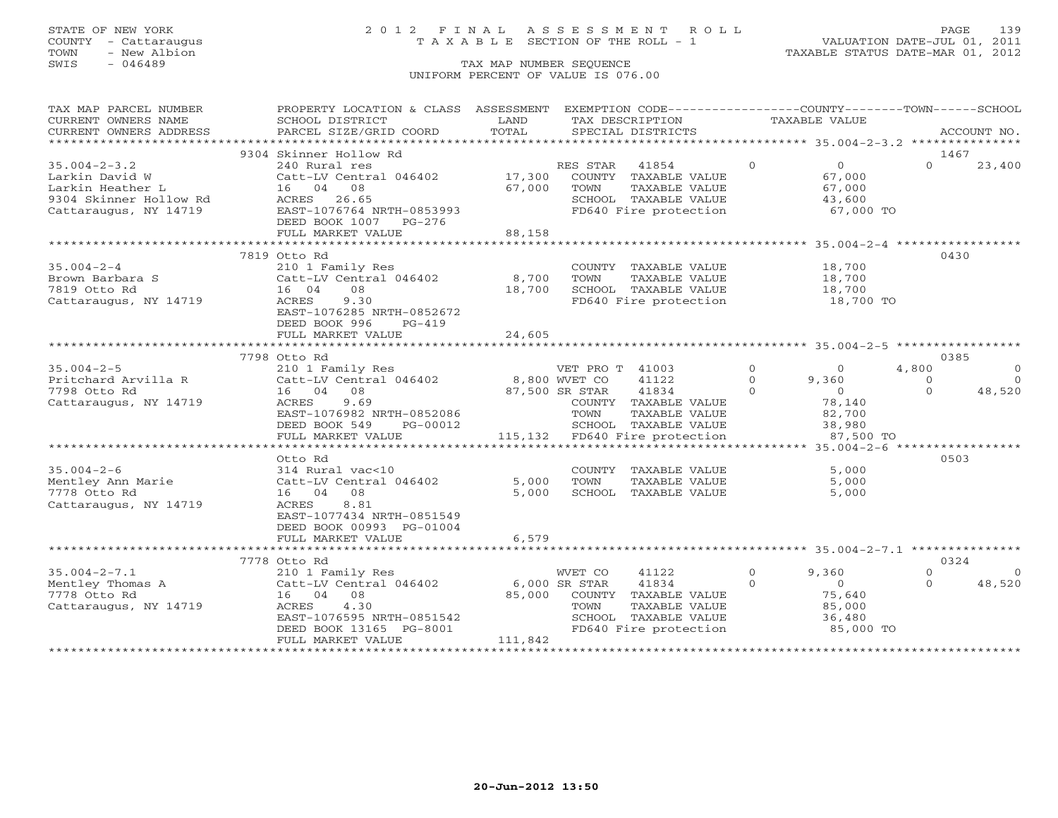STATE OF NEW YORK
COUNTY - Cattaraugus
TOWN - New Albion
SWIS - 046489

# 2012 FINAL ASSESSMENT ROLL
TAXABLE SECTION OF THE ROLL - 1
TAX MAP NUMBER SEQUENCE
UNIFORM PERCENT OF VALUE IS 076.00

VALUATION DATE-JUL 01, 2011
TAXABLE STATUS DATE-MAR 01, 2012

| TAX MAP PARCEL NUMBER / CURRENT OWNERS NAME / CURRENT OWNERS ADDRESS | PROPERTY LOCATION & CLASS / SCHOOL DISTRICT / PARCEL SIZE/GRID COORD | ASSESSMENT LAND / TOTAL | EXEMPTION CODE / TAX DESCRIPTION / SPECIAL DISTRICTS | COUNTY TAXABLE VALUE | TOWN | SCHOOL | ACCOUNT NO. |
|---|---|---|---|---|---|---|---|
| **35.004-2-3.2** | 9304 Skinner Hollow Rd | | | | | | 1467 |
| Larkin David W | 240 Rural res | | RES STAR 41854 | 0 | 0 | 23,400 | |
| Larkin Heather L | Catt-LV Central 046402 | 17,300 | COUNTY TAXABLE VALUE | 67,000 | | | |
| 9304 Skinner Hollow Rd | 16 04 08 | 67,000 | TOWN TAXABLE VALUE | | 67,000 | | |
| Cattaraugus, NY 14719 | ACRES 26.65 | | SCHOOL TAXABLE VALUE | | | 43,600 | |
| | EAST-1076764 NRTH-0853993 | | FD640 Fire protection | 67,000 TO | | | |
| | DEED BOOK 1007 PG-276 | | | | | | |
| | FULL MARKET VALUE | 88,158 | | | | | |
| **35.004-2-4** | 7819 Otto Rd | | | | | | 0430 |
| Brown Barbara S | 210 1 Family Res | | COUNTY TAXABLE VALUE | 18,700 | | | |
| 7819 Otto Rd | Catt-LV Central 046402 | 8,700 | TOWN TAXABLE VALUE | | 18,700 | | |
| Cattaraugus, NY 14719 | 16 04 08 | 18,700 | SCHOOL TAXABLE VALUE | | | 18,700 | |
| | ACRES 9.30 | | FD640 Fire protection | 18,700 TO | | | |
| | EAST-1076285 NRTH-0852672 | | | | | | |
| | DEED BOOK 996 PG-419 | | | | | | |
| | FULL MARKET VALUE | 24,605 | | | | | |
| **35.004-2-5** | 7798 Otto Rd | | | | | | 0385 |
| Pritchard Arvilla R | 210 1 Family Res | | VET PRO T 41003 | 0 | 4,800 | 0 | |
| 7798 Otto Rd | Catt-LV Central 046402 | 8,800 | WVET CO 41122 | 9,360 | 0 | 0 | |
| Cattaraugus, NY 14719 | 16 04 08 | 87,500 | SR STAR 41834 | 0 | 0 | 48,520 | |
| | ACRES 9.69 | | COUNTY TAXABLE VALUE | 78,140 | | | |
| | EAST-1076982 NRTH-0852086 | | TOWN TAXABLE VALUE | | 82,700 | | |
| | DEED BOOK 549 PG-00012 | | SCHOOL TAXABLE VALUE | | | 38,980 | |
| | FULL MARKET VALUE | 115,132 | FD640 Fire protection | 87,500 TO | | | |
| **35.004-2-6** | Otto Rd | | | | | | 0503 |
| Mentley Ann Marie | 314 Rural vac<10 | | COUNTY TAXABLE VALUE | 5,000 | | | |
| 7778 Otto Rd | Catt-LV Central 046402 | 5,000 | TOWN TAXABLE VALUE | | 5,000 | | |
| Cattaraugus, NY 14719 | 16 04 08 | 5,000 | SCHOOL TAXABLE VALUE | | | 5,000 | |
| | ACRES 8.81 | | | | | | |
| | EAST-1077434 NRTH-0851549 | | | | | | |
| | DEED BOOK 00993 PG-01004 | | | | | | |
| | FULL MARKET VALUE | 6,579 | | | | | |
| **35.004-2-7.1** | 7778 Otto Rd | | | | | | 0324 |
| Mentley Thomas A | 210 1 Family Res | | WVET CO 41122 | 9,360 | 0 | 0 | |
| 7778 Otto Rd | Catt-LV Central 046402 | 6,000 | SR STAR 41834 | 0 | 0 | 48,520 | |
| Cattaraugus, NY 14719 | 16 04 08 | 85,000 | COUNTY TAXABLE VALUE | 75,640 | | | |
| | ACRES 4.30 | | TOWN TAXABLE VALUE | | 85,000 | | |
| | EAST-1076595 NRTH-0851542 | | SCHOOL TAXABLE VALUE | | | 36,480 | |
| | DEED BOOK 13165 PG-8001 | | FD640 Fire protection | 85,000 TO | | | |
| | FULL MARKET VALUE | 111,842 | | | | | |

20-Jun-2012 13:50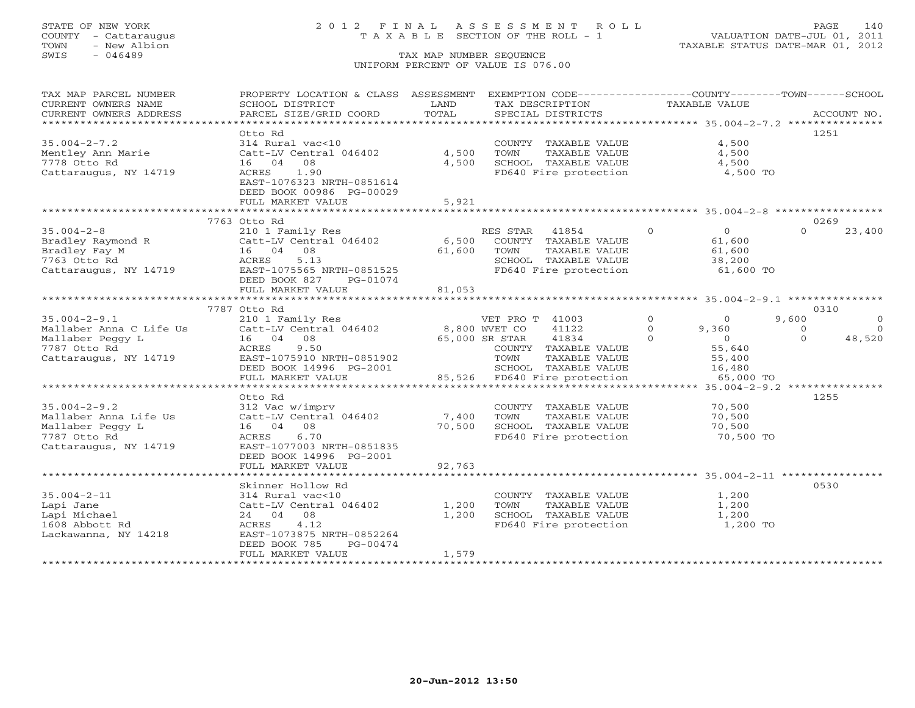STATE OF NEW YORK
COUNTY - Cattaraugus
TOWN - New Albion
SWIS - 046489

# 2012 FINAL ASSESSMENT ROLL
TAXABLE SECTION OF THE ROLL - 1
TAX MAP NUMBER SEQUENCE
UNIFORM PERCENT OF VALUE IS 076.00

VALUATION DATE-JUL 01, 2011
TAXABLE STATUS DATE-MAR 01, 2012

| TAX MAP PARCEL NUMBER / CURRENT OWNERS NAME / CURRENT OWNERS ADDRESS | PROPERTY LOCATION & CLASS / SCHOOL DISTRICT / PARCEL SIZE/GRID COORD | ASSESSMENT LAND / TOTAL | EXEMPTION CODE / TAX DESCRIPTION / SPECIAL DISTRICTS | COUNTY TAXABLE VALUE | TOWN | SCHOOL | ACCOUNT NO. |
|---|---|---|---|---|---|---|---|
| **35.004-2-7.2** | Otto Rd | | | | | | 1251 |
| 35.004-2-7.2 | 314 Rural vac<10 | | COUNTY TAXABLE VALUE | 4,500 | | | |
| Mentley Ann Marie | Catt-LV Central 046402 | 4,500 | TOWN TAXABLE VALUE | 4,500 | | | |
| 7778 Otto Rd | 16 04 08 | 4,500 | SCHOOL TAXABLE VALUE | 4,500 | | | |
| Cattaraugus, NY 14719 | ACRES 1.90 | | FD640 Fire protection | 4,500 TO | | | |
| | EAST-1076323 NRTH-0851614 | | | | | | |
| | DEED BOOK 00986 PG-00029 | | | | | | |
| | FULL MARKET VALUE | 5,921 | | | | | |
| **35.004-2-8** | 7763 Otto Rd | | | | | | 0269 |
| 35.004-2-8 | 210 1 Family Res | | RES STAR 41854 | 0 | 0 | 0 | 23,400 |
| Bradley Raymond R | Catt-LV Central 046402 | 6,500 | COUNTY TAXABLE VALUE | 61,600 | | | |
| Bradley Fay M | 16 04 08 | 61,600 | TOWN TAXABLE VALUE | 61,600 | | | |
| 7763 Otto Rd | ACRES 5.13 | | SCHOOL TAXABLE VALUE | 38,200 | | | |
| Cattaraugus, NY 14719 | EAST-1075565 NRTH-0851525 | | FD640 Fire protection | 61,600 TO | | | |
| | DEED BOOK 827 PG-01074 | | | | | | |
| | FULL MARKET VALUE | 81,053 | | | | | |
| **35.004-2-9.1** | 7787 Otto Rd | | | | | | 0310 |
| 35.004-2-9.1 | 210 1 Family Res | | VET PRO T 41003 | 0 | 0 | 9,600 | 0 |
| Mallaber Anna C Life Us | Catt-LV Central 046402 | 8,800 | WVET CO 41122 | 0 | 9,360 | 0 | 0 |
| Mallaber Peggy L | 16 04 08 | 65,000 | SR STAR 41834 | 0 | 0 | 0 | 48,520 |
| 7787 Otto Rd | ACRES 9.50 | | COUNTY TAXABLE VALUE | 55,640 | | | |
| Cattaraugus, NY 14719 | EAST-1075910 NRTH-0851902 | | TOWN TAXABLE VALUE | 55,400 | | | |
| | DEED BOOK 14996 PG-2001 | | SCHOOL TAXABLE VALUE | 16,480 | | | |
| | FULL MARKET VALUE | 85,526 | FD640 Fire protection | 65,000 TO | | | |
| **35.004-2-9.2** | Otto Rd | | | | | | 1255 |
| 35.004-2-9.2 | 312 Vac w/imprv | | COUNTY TAXABLE VALUE | 70,500 | | | |
| Mallaber Anna Life Us | Catt-LV Central 046402 | 7,400 | TOWN TAXABLE VALUE | 70,500 | | | |
| Mallaber Peggy L | 16 04 08 | 70,500 | SCHOOL TAXABLE VALUE | 70,500 | | | |
| 7787 Otto Rd | ACRES 6.70 | | FD640 Fire protection | 70,500 TO | | | |
| Cattaraugus, NY 14719 | EAST-1077003 NRTH-0851835 | | | | | | |
| | DEED BOOK 14996 PG-2001 | | | | | | |
| | FULL MARKET VALUE | 92,763 | | | | | |
| **35.004-2-11** | Skinner Hollow Rd | | | | | | 0530 |
| 35.004-2-11 | 314 Rural vac<10 | | COUNTY TAXABLE VALUE | 1,200 | | | |
| Lapi Jane | Catt-LV Central 046402 | 1,200 | TOWN TAXABLE VALUE | 1,200 | | | |
| Lapi Michael | 24 04 08 | 1,200 | SCHOOL TAXABLE VALUE | 1,200 | | | |
| 1608 Abbott Rd | ACRES 4.12 | | FD640 Fire protection | 1,200 TO | | | |
| Lackawanna, NY 14218 | EAST-1073875 NRTH-0852264 | | | | | | |
| | DEED BOOK 785 PG-00474 | | | | | | |
| | FULL MARKET VALUE | 1,579 | | | | | |

20-Jun-2012 13:50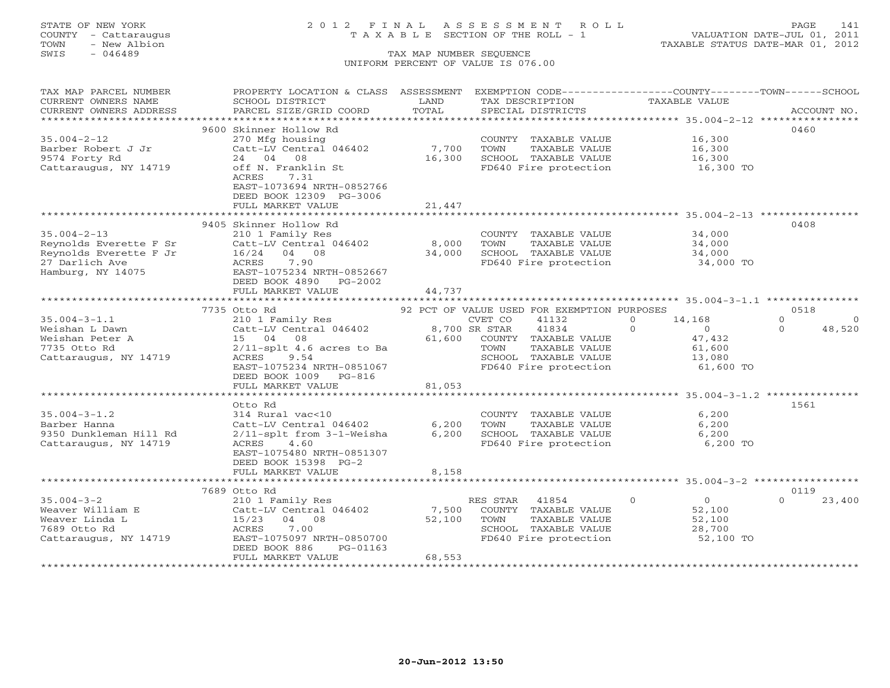STATE OF NEW YORK
COUNTY - Cattaraugus
TOWN - New Albion
SWIS - 046489

# 2012 FINAL ASSESSMENT ROLL
TAXABLE SECTION OF THE ROLL - 1

TAX MAP NUMBER SEQUENCE
UNIFORM PERCENT OF VALUE IS 076.00

VALUATION DATE-JUL 01, 2011
TAXABLE STATUS DATE-MAR 01, 2012

| TAX MAP PARCEL NUMBER / CURRENT OWNERS NAME / CURRENT OWNERS ADDRESS | PROPERTY LOCATION & CLASS / SCHOOL DISTRICT / PARCEL SIZE/GRID COORD | ASSESSMENT LAND / TOTAL | EXEMPTION CODE / TAX DESCRIPTION / SPECIAL DISTRICTS | COUNTY / TOWN / SCHOOL TAXABLE VALUE | ACCOUNT NO. |
|---|---|---|---|---|---|
| | 9600 Skinner Hollow Rd | | | | 0460 |
| 35.004-2-12 | 270 Mfg housing | | COUNTY TAXABLE VALUE | 16,300 | |
| Barber Robert J Jr | Catt-LV Central 046402 | 7,700 | TOWN TAXABLE VALUE | 16,300 | |
| 9574 Forty Rd | 24 04 08 | 16,300 | SCHOOL TAXABLE VALUE | 16,300 | |
| Cattaraugus, NY 14719 | off N. Franklin St | | FD640 Fire protection | 16,300 TO | |
| | ACRES 7.31 | | | | |
| | EAST-1073694 NRTH-0852766 | | | | |
| | DEED BOOK 12309 PG-3006 | | | | |
| | FULL MARKET VALUE | 21,447 | | | |
| | 9405 Skinner Hollow Rd | | | | 0408 |
| 35.004-2-13 | 210 1 Family Res | | COUNTY TAXABLE VALUE | 34,000 | |
| Reynolds Everette F Sr | Catt-LV Central 046402 | 8,000 | TOWN TAXABLE VALUE | 34,000 | |
| Reynolds Everette F Jr | 16/24 04 08 | 34,000 | SCHOOL TAXABLE VALUE | 34,000 | |
| 27 Darlich Ave | ACRES 7.90 | | FD640 Fire protection | 34,000 TO | |
| Hamburg, NY 14075 | EAST-1075234 NRTH-0852667 | | | | |
| | DEED BOOK 4890 PG-2002 | | | | |
| | FULL MARKET VALUE | 44,737 | | | |
| | 7735 Otto Rd | | 92 PCT OF VALUE USED FOR EXEMPTION PURPOSES | | 0518 |
| 35.004-3-1.1 | 210 1 Family Res | | CVET CO 41132 0 | 14,168 / 0 / 0 | |
| Weishan L Dawn | Catt-LV Central 046402 | 8,700 | SR STAR 41834 0 | 0 / 0 / 48,520 | |
| Weishan Peter A | 15 04 08 | 61,600 | COUNTY TAXABLE VALUE | 47,432 | |
| 7735 Otto Rd | 2/11-splt 4.6 acres to Ba | | TOWN TAXABLE VALUE | 61,600 | |
| Cattaraugus, NY 14719 | ACRES 9.54 | | SCHOOL TAXABLE VALUE | 13,080 | |
| | EAST-1075234 NRTH-0851067 | | FD640 Fire protection | 61,600 TO | |
| | DEED BOOK 1009 PG-816 | | | | |
| | FULL MARKET VALUE | 81,053 | | | |
| | Otto Rd | | | | 1561 |
| 35.004-3-1.2 | 314 Rural vac<10 | | COUNTY TAXABLE VALUE | 6,200 | |
| Barber Hanna | Catt-LV Central 046402 | 6,200 | TOWN TAXABLE VALUE | 6,200 | |
| 9350 Dunkleman Hill Rd | 2/11-splt from 3-1-Weisha | 6,200 | SCHOOL TAXABLE VALUE | 6,200 | |
| Cattaraugus, NY 14719 | ACRES 4.60 | | FD640 Fire protection | 6,200 TO | |
| | EAST-1075480 NRTH-0851307 | | | | |
| | DEED BOOK 15398 PG-2 | | | | |
| | FULL MARKET VALUE | 8,158 | | | |
| | 7689 Otto Rd | | | | 0119 |
| 35.004-3-2 | 210 1 Family Res | | RES STAR 41854 0 | 0 / 0 / 23,400 | |
| Weaver William E | Catt-LV Central 046402 | 7,500 | COUNTY TAXABLE VALUE | 52,100 | |
| Weaver Linda L | 15/23 04 08 | 52,100 | TOWN TAXABLE VALUE | 52,100 | |
| 7689 Otto Rd | ACRES 7.00 | | SCHOOL TAXABLE VALUE | 28,700 | |
| Cattaraugus, NY 14719 | EAST-1075097 NRTH-0850700 | | FD640 Fire protection | 52,100 TO | |
| | DEED BOOK 886 PG-01163 | | | | |
| | FULL MARKET VALUE | 68,553 | | | |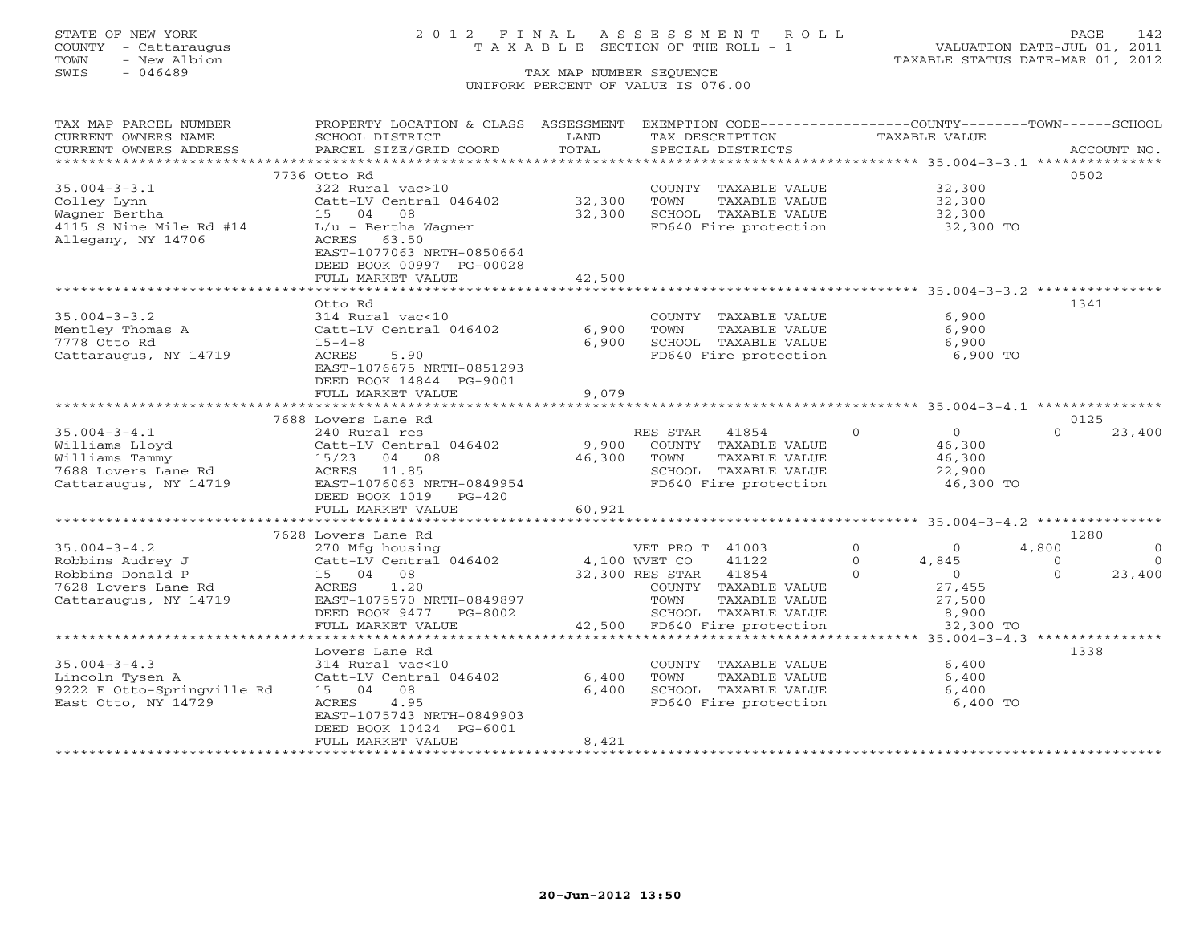STATE OF NEW YORK
COUNTY - Cattaraugus
TOWN - New Albion
SWIS - 046489

2 0 1 2 F I N A L A S S E S S M E N T R O L L
T A X A B L E SECTION OF THE ROLL - 1

TAX MAP NUMBER SEQUENCE
UNIFORM PERCENT OF VALUE IS 076.00

VALUATION DATE-JUL 01, 2011
TAXABLE STATUS DATE-MAR 01, 2012

| TAX MAP PARCEL NUMBER / CURRENT OWNERS NAME / CURRENT OWNERS ADDRESS | PROPERTY LOCATION & CLASS / SCHOOL DISTRICT / PARCEL SIZE/GRID COORD | ASSESSMENT LAND / TOTAL | EXEMPTION CODE / TAX DESCRIPTION / SPECIAL DISTRICTS | COUNTY | TOWN | SCHOOL | ACCOUNT NO. |
|---|---|---|---|---|---|---|---|
| **35.004-3-3.1** | 7736 Otto Rd | | | | | | 0502 |
| 35.004-3-3.1 | 322 Rural vac>10 | | COUNTY TAXABLE VALUE | 32,300 | | | |
| Colley Lynn | Catt-LV Central 046402 | 32,300 | TOWN TAXABLE VALUE | | 32,300 | | |
| Wagner Bertha | 15 04 08 | 32,300 | SCHOOL TAXABLE VALUE | | | 32,300 | |
| 4115 S Nine Mile Rd #14 | L/u - Bertha Wagner | | FD640 Fire protection | 32,300 TO | | | |
| Allegany, NY 14706 | ACRES 63.50 | | | | | | |
| | EAST-1077063 NRTH-0850664 | | | | | | |
| | DEED BOOK 00997 PG-00028 | | | | | | |
| | FULL MARKET VALUE | 42,500 | | | | | |
| **35.004-3-3.2** | Otto Rd | | | | | | 1341 |
| 35.004-3-3.2 | 314 Rural vac<10 | | COUNTY TAXABLE VALUE | 6,900 | | | |
| Mentley Thomas A | Catt-LV Central 046402 | 6,900 | TOWN TAXABLE VALUE | | 6,900 | | |
| 7778 Otto Rd | 15-4-8 | 6,900 | SCHOOL TAXABLE VALUE | | | 6,900 | |
| Cattaraugus, NY 14719 | ACRES 5.90 | | FD640 Fire protection | 6,900 TO | | | |
| | EAST-1076675 NRTH-0851293 | | | | | | |
| | DEED BOOK 14844 PG-9001 | | | | | | |
| | FULL MARKET VALUE | 9,079 | | | | | |
| **35.004-3-4.1** | 7688 Lovers Lane Rd | | | | | | 0125 |
| 35.004-3-4.1 | 240 Rural res | | RES STAR 41854 | 0 | 0 | 23,400 | |
| Williams Lloyd | Catt-LV Central 046402 | 9,900 | COUNTY TAXABLE VALUE | 46,300 | | | |
| Williams Tammy | 15/23 04 08 | 46,300 | TOWN TAXABLE VALUE | | 46,300 | | |
| 7688 Lovers Lane Rd | ACRES 11.85 | | SCHOOL TAXABLE VALUE | | | 22,900 | |
| Cattaraugus, NY 14719 | EAST-1076063 NRTH-0849954 | | FD640 Fire protection | 46,300 TO | | | |
| | DEED BOOK 1019 PG-420 | | | | | | |
| | FULL MARKET VALUE | 60,921 | | | | | |
| **35.004-3-4.2** | 7628 Lovers Lane Rd | | | | | | 1280 |
| 35.004-3-4.2 | 270 Mfg housing | | VET PRO T 41003 | 0 | 4,800 | 0 | |
| Robbins Audrey J | Catt-LV Central 046402 | 4,100 | WVET CO 41122 | 4,845 | 0 | 0 | |
| Robbins Donald P | 15 04 08 | 32,300 | RES STAR 41854 | 0 | 0 | 23,400 | |
| 7628 Lovers Lane Rd | ACRES 1.20 | | COUNTY TAXABLE VALUE | 27,455 | | | |
| Cattaraugus, NY 14719 | EAST-1075570 NRTH-0849897 | | TOWN TAXABLE VALUE | | 27,500 | | |
| | DEED BOOK 9477 PG-8002 | | SCHOOL TAXABLE VALUE | | | 8,900 | |
| | FULL MARKET VALUE | 42,500 | FD640 Fire protection | 32,300 TO | | | |
| **35.004-3-4.3** | Lovers Lane Rd | | | | | | 1338 |
| 35.004-3-4.3 | 314 Rural vac<10 | | COUNTY TAXABLE VALUE | 6,400 | | | |
| Lincoln Tysen A | Catt-LV Central 046402 | 6,400 | TOWN TAXABLE VALUE | | 6,400 | | |
| 9222 E Otto-Springville Rd | 15 04 08 | 6,400 | SCHOOL TAXABLE VALUE | | | 6,400 | |
| East Otto, NY 14729 | ACRES 4.95 | | FD640 Fire protection | 6,400 TO | | | |
| | EAST-1075743 NRTH-0849903 | | | | | | |
| | DEED BOOK 10424 PG-6001 | | | | | | |
| | FULL MARKET VALUE | 8,421 | | | | | |

20-Jun-2012 13:50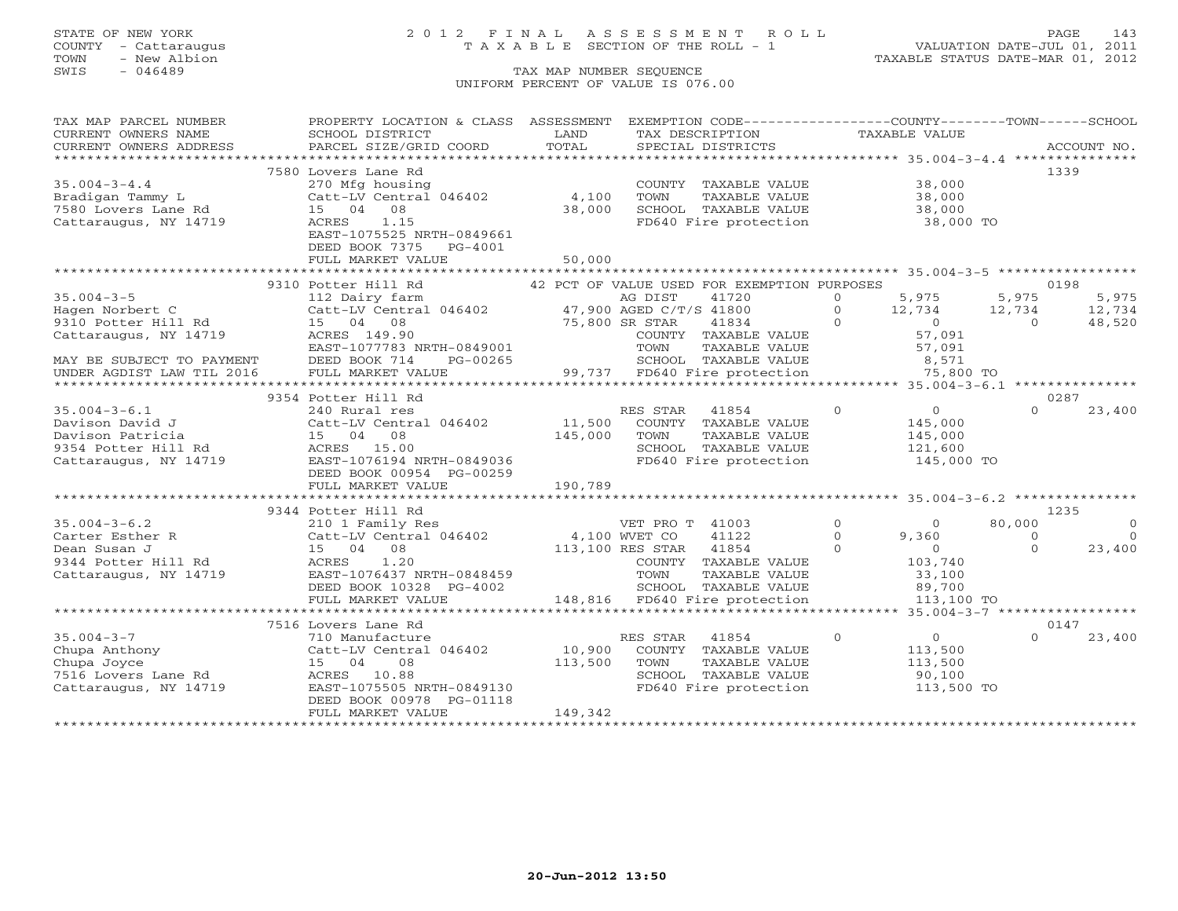STATE OF NEW YORK
COUNTY - Cattaraugus
TOWN - New Albion
SWIS - 046489

# 2012 FINAL ASSESSMENT ROLL

TAXABLE SECTION OF THE ROLL - 1

VALUATION DATE-JUL 01, 2011
TAXABLE STATUS DATE-MAR 01, 2012

TAX MAP NUMBER SEQUENCE
UNIFORM PERCENT OF VALUE IS 076.00

| TAX MAP PARCEL NUMBER / CURRENT OWNERS NAME / CURRENT OWNERS ADDRESS | PROPERTY LOCATION & CLASS / SCHOOL DISTRICT / PARCEL SIZE/GRID COORD | ASSESSMENT LAND / TOTAL | EXEMPTION CODE / TAX DESCRIPTION / SPECIAL DISTRICTS | COUNTY TAXABLE VALUE | TOWN | SCHOOL | ACCOUNT NO. |
|---|---|---|---|---|---|---|---|
| **35.004-3-4.4** | 7580 Lovers Lane Rd | | | | | | 1339 |
| 35.004-3-4.4 | 270 Mfg housing | | COUNTY TAXABLE VALUE | 38,000 | | | |
| Bradigan Tammy L | Catt-LV Central 046402 | 4,100 | TOWN TAXABLE VALUE | 38,000 | | | |
| 7580 Lovers Lane Rd | 15 04 08 | 38,000 | SCHOOL TAXABLE VALUE | 38,000 | | | |
| Cattaraugus, NY 14719 | ACRES 1.15 | | FD640 Fire protection | 38,000 TO | | | |
| | EAST-1075525 NRTH-0849661 | | | | | | |
| | DEED BOOK 7375 PG-4001 | | | | | | |
| | FULL MARKET VALUE | 50,000 | | | | | |
| **35.004-3-5** | 9310 Potter Hill Rd | | 42 PCT OF VALUE USED FOR EXEMPTION PURPOSES | | | | 0198 |
| 35.004-3-5 | 112 Dairy farm | | AG DIST 41720 0 | 5,975 | 5,975 | 5,975 | |
| Hagen Norbert C | Catt-LV Central 046402 | 47,900 | AGED C/T/S 41800 0 | 12,734 | 12,734 | 12,734 | |
| 9310 Potter Hill Rd | 15 04 08 | 75,800 | SR STAR 41834 0 | 0 | 0 | 48,520 | |
| Cattaraugus, NY 14719 | ACRES 149.90 | | COUNTY TAXABLE VALUE | 57,091 | | | |
| | EAST-1077783 NRTH-0849001 | | TOWN TAXABLE VALUE | 57,091 | | | |
| MAY BE SUBJECT TO PAYMENT | DEED BOOK 714 PG-00265 | | SCHOOL TAXABLE VALUE | 8,571 | | | |
| UNDER AGDIST LAW TIL 2016 | FULL MARKET VALUE | 99,737 | FD640 Fire protection | 75,800 TO | | | |
| **35.004-3-6.1** | 9354 Potter Hill Rd | | | | | | 0287 |
| 35.004-3-6.1 | 240 Rural res | | RES STAR 41854 0 | 0 | 0 | 23,400 | |
| Davison David J | Catt-LV Central 046402 | 11,500 | COUNTY TAXABLE VALUE | 145,000 | | | |
| Davison Patricia | 15 04 08 | 145,000 | TOWN TAXABLE VALUE | 145,000 | | | |
| 9354 Potter Hill Rd | ACRES 15.00 | | SCHOOL TAXABLE VALUE | 121,600 | | | |
| Cattaraugus, NY 14719 | EAST-1076194 NRTH-0849036 | | FD640 Fire protection | 145,000 TO | | | |
| | DEED BOOK 00954 PG-00259 | | | | | | |
| | FULL MARKET VALUE | 190,789 | | | | | |
| **35.004-3-6.2** | 9344 Potter Hill Rd | | | | | | 1235 |
| 35.004-3-6.2 | 210 1 Family Res | | VET PRO T 41003 0 | 0 | 80,000 | 0 | |
| Carter Esther R | Catt-LV Central 046402 | 4,100 | WVET CO 41122 0 | 9,360 | 0 | 0 | |
| Dean Susan J | 15 04 08 | 113,100 | RES STAR 41854 0 | 0 | 0 | 23,400 | |
| 9344 Potter Hill Rd | ACRES 1.20 | | COUNTY TAXABLE VALUE | 103,740 | | | |
| Cattaraugus, NY 14719 | EAST-1076437 NRTH-0848459 | | TOWN TAXABLE VALUE | 33,100 | | | |
| | DEED BOOK 10328 PG-4002 | | SCHOOL TAXABLE VALUE | 89,700 | | | |
| | FULL MARKET VALUE | 148,816 | FD640 Fire protection | 113,100 TO | | | |
| **35.004-3-7** | 7516 Lovers Lane Rd | | | | | | 0147 |
| 35.004-3-7 | 710 Manufacture | | RES STAR 41854 0 | 0 | 0 | 23,400 | |
| Chupa Anthony | Catt-LV Central 046402 | 10,900 | COUNTY TAXABLE VALUE | 113,500 | | | |
| Chupa Joyce | 15 04 08 | 113,500 | TOWN TAXABLE VALUE | 113,500 | | | |
| 7516 Lovers Lane Rd | ACRES 10.88 | | SCHOOL TAXABLE VALUE | 90,100 | | | |
| Cattaraugus, NY 14719 | EAST-1075505 NRTH-0849130 | | FD640 Fire protection | 113,500 TO | | | |
| | DEED BOOK 00978 PG-01118 | | | | | | |
| | FULL MARKET VALUE | 149,342 | | | | | |

20-Jun-2012 13:50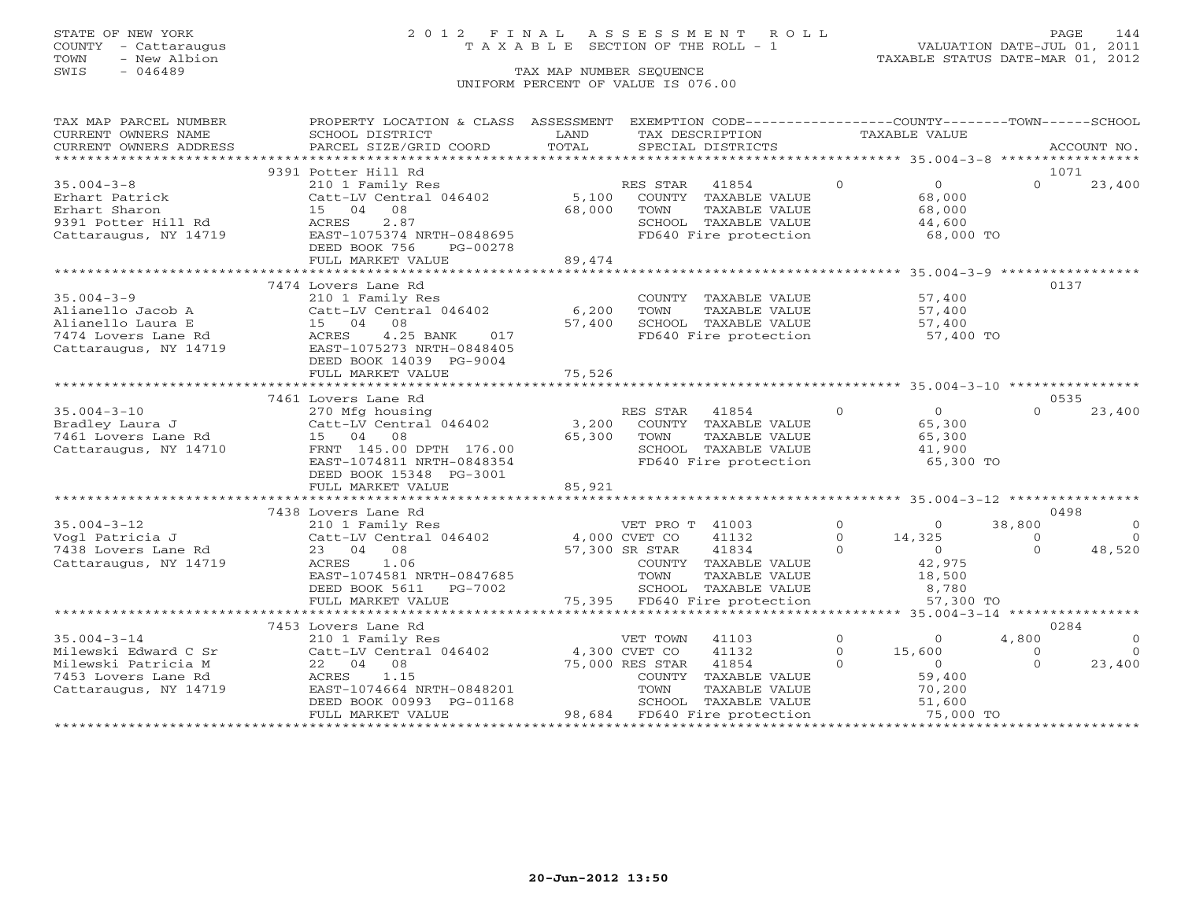STATE OF NEW YORK
COUNTY - Cattaraugus
TOWN - New Albion
SWIS - 046489

# 2012 FINAL ASSESSMENT ROLL
TAXABLE SECTION OF THE ROLL - 1
TAX MAP NUMBER SEQUENCE
UNIFORM PERCENT OF VALUE IS 076.00

VALUATION DATE-JUL 01, 2011
TAXABLE STATUS DATE-MAR 01, 2012

| TAX MAP PARCEL NUMBER / CURRENT OWNERS NAME / CURRENT OWNERS ADDRESS | PROPERTY LOCATION & CLASS / SCHOOL DISTRICT / PARCEL SIZE/GRID COORD | ASSESSMENT LAND / TOTAL | EXEMPTION CODE / TAX DESCRIPTION / SPECIAL DISTRICTS | | COUNTY TAXABLE VALUE | TOWN | SCHOOL / ACCOUNT NO. |
|---|---|---|---|---|---|---|---|
| | 9391 Potter Hill Rd | | | | | | 1071 |
| 35.004-3-8 | 210 1 Family Res | | RES STAR 41854 | 0 | 0 | 0 | 23,400 |
| Erhart Patrick | Catt-LV Central 046402 | 5,100 | COUNTY TAXABLE VALUE | | 68,000 | | |
| Erhart Sharon | 15 04 08 | 68,000 | TOWN TAXABLE VALUE | | 68,000 | | |
| 9391 Potter Hill Rd | ACRES 2.87 | | SCHOOL TAXABLE VALUE | | 44,600 | | |
| Cattaraugus, NY 14719 | EAST-1075374 NRTH-0848695 | | FD640 Fire protection | | 68,000 TO | | |
| | DEED BOOK 756 PG-00278 | | | | | | |
| | FULL MARKET VALUE | 89,474 | | | | | |
| | 7474 Lovers Lane Rd | | | | | | 0137 |
| 35.004-3-9 | 210 1 Family Res | | COUNTY TAXABLE VALUE | | 57,400 | | |
| Alianello Jacob A | Catt-LV Central 046402 | 6,200 | TOWN TAXABLE VALUE | | 57,400 | | |
| Alianello Laura E | 15 04 08 | 57,400 | SCHOOL TAXABLE VALUE | | 57,400 | | |
| 7474 Lovers Lane Rd | ACRES 4.25 BANK 017 | | FD640 Fire protection | | 57,400 TO | | |
| Cattaraugus, NY 14719 | EAST-1075273 NRTH-0848405 | | | | | | |
| | DEED BOOK 14039 PG-9004 | | | | | | |
| | FULL MARKET VALUE | 75,526 | | | | | |
| | 7461 Lovers Lane Rd | | | | | | 0535 |
| 35.004-3-10 | 270 Mfg housing | | RES STAR 41854 | 0 | 0 | 0 | 23,400 |
| Bradley Laura J | Catt-LV Central 046402 | 3,200 | COUNTY TAXABLE VALUE | | 65,300 | | |
| 7461 Lovers Lane Rd | 15 04 08 | 65,300 | TOWN TAXABLE VALUE | | 65,300 | | |
| Cattaraugus, NY 14710 | FRNT 145.00 DPTH 176.00 | | SCHOOL TAXABLE VALUE | | 41,900 | | |
| | EAST-1074811 NRTH-0848354 | | FD640 Fire protection | | 65,300 TO | | |
| | DEED BOOK 15348 PG-3001 | | | | | | |
| | FULL MARKET VALUE | 85,921 | | | | | |
| | 7438 Lovers Lane Rd | | | | | | 0498 |
| 35.004-3-12 | 210 1 Family Res | | VET PRO T 41003 | 0 | 0 | 38,800 | 0 |
| Vogl Patricia J | Catt-LV Central 046402 | 4,000 | CVET CO 41132 | 0 | 14,325 | 0 | 0 |
| 7438 Lovers Lane Rd | 23 04 08 | 57,300 | SR STAR 41834 | 0 | 0 | 0 | 48,520 |
| Cattaraugus, NY 14719 | ACRES 1.06 | | COUNTY TAXABLE VALUE | | 42,975 | | |
| | EAST-1074581 NRTH-0847685 | | TOWN TAXABLE VALUE | | 18,500 | | |
| | DEED BOOK 5611 PG-7002 | | SCHOOL TAXABLE VALUE | | 8,780 | | |
| | FULL MARKET VALUE | 75,395 | FD640 Fire protection | | 57,300 TO | | |
| | 7453 Lovers Lane Rd | | | | | | 0284 |
| 35.004-3-14 | 210 1 Family Res | | VET TOWN 41103 | 0 | 0 | 4,800 | 0 |
| Milewski Edward C Sr | Catt-LV Central 046402 | 4,300 | CVET CO 41132 | 0 | 15,600 | 0 | 0 |
| Milewski Patricia M | 22 04 08 | 75,000 | RES STAR 41854 | 0 | 0 | 0 | 23,400 |
| 7453 Lovers Lane Rd | ACRES 1.15 | | COUNTY TAXABLE VALUE | | 59,400 | | |
| Cattaraugus, NY 14719 | EAST-1074664 NRTH-0848201 | | TOWN TAXABLE VALUE | | 70,200 | | |
| | DEED BOOK 00993 PG-01168 | | SCHOOL TAXABLE VALUE | | 51,600 | | |
| | FULL MARKET VALUE | 98,684 | FD640 Fire protection | | 75,000 TO | | |

20-Jun-2012 13:50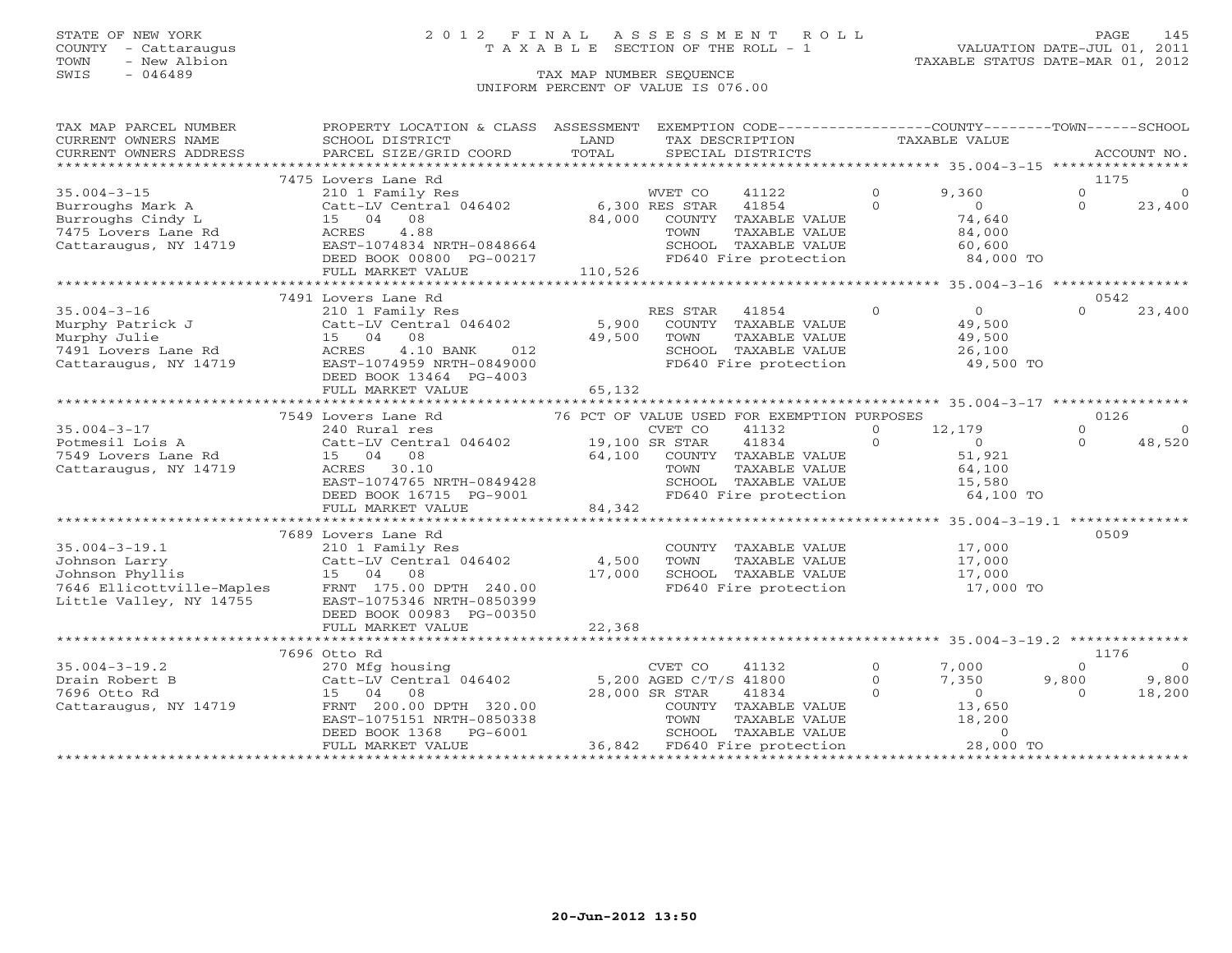STATE OF NEW YORK
COUNTY - Cattaraugus
TOWN - New Albion
SWIS - 046489

# 2012 FINAL ASSESSMENT ROLL

TAXABLE SECTION OF THE ROLL - 1

VALUATION DATE-JUL 01, 2011
TAXABLE STATUS DATE-MAR 01, 2012

TAX MAP NUMBER SEQUENCE
UNIFORM PERCENT OF VALUE IS 076.00

```
TAX MAP PARCEL NUMBER      PROPERTY LOCATION & CLASS  ASSESSMENT  EXEMPTION CODE------------------COUNTY--------TOWN------SCHOOL
CURRENT OWNERS NAME        SCHOOL DISTRICT            LAND        TAX DESCRIPTION              TAXABLE VALUE
CURRENT OWNERS ADDRESS     PARCEL SIZE/GRID COORD     TOTAL       SPECIAL DISTRICTS                                         ACCOUNT NO.
******************************************************************************************************* 35.004-3-15 ****************
                    7475 Lovers Lane Rd                                                                                     1175
35.004-3-15                210 1 Family Res                  WVET CO     41122         0         9,360          0              0
Burroughs Mark A           Catt-LV Central 046402      6,300 RES STAR    41854         0             0          0         23,400
Burroughs Cindy L          15   04   08               84,000    COUNTY  TAXABLE VALUE             74,640
7475 Lovers Lane Rd        ACRES     4.88                       TOWN    TAXABLE VALUE             84,000
Cattaraugus, NY 14719      EAST-1074834 NRTH-0848664            SCHOOL  TAXABLE VALUE             60,600
                           DEED BOOK 00800 PG-00217             FD640 Fire protection              84,000 TO
                           FULL MARKET VALUE          110,526
******************************************************************************************************* 35.004-3-16 ****************
                    7491 Lovers Lane Rd                                                                                     0542
35.004-3-16                210 1 Family Res                  RES STAR    41854         0             0          0         23,400
Murphy Patrick J           Catt-LV Central 046402      5,900    COUNTY  TAXABLE VALUE             49,500
Murphy Julie               15   04   08               49,500    TOWN    TAXABLE VALUE             49,500
7491 Lovers Lane Rd        ACRES     4.10 BANK     012          SCHOOL  TAXABLE VALUE             26,100
Cattaraugus, NY 14719      EAST-1074959 NRTH-0849000            FD640 Fire protection              49,500 TO
                           DEED BOOK 13464 PG-4003
                           FULL MARKET VALUE           65,132
******************************************************************************************************* 35.004-3-17 ****************
                    7549 Lovers Lane Rd         76 PCT OF VALUE USED FOR EXEMPTION PURPOSES                                 0126
35.004-3-17                240 Rural res                     CVET CO     41132         0        12,179          0              0
Potmesil Lois A            Catt-LV Central 046402     19,100 SR STAR     41834         0             0          0         48,520
7549 Lovers Lane Rd        15   04   08               64,100    COUNTY  TAXABLE VALUE             51,921
Cattaraugus, NY 14719      ACRES    30.10                       TOWN    TAXABLE VALUE             64,100
                           EAST-1074765 NRTH-0849428            SCHOOL  TAXABLE VALUE             15,580
                           DEED BOOK 16715 PG-9001              FD640 Fire protection              64,100 TO
                           FULL MARKET VALUE           84,342
******************************************************************************************************* 35.004-3-19.1 **************
                    7689 Lovers Lane Rd                                                                                     0509
35.004-3-19.1              210 1 Family Res                     COUNTY  TAXABLE VALUE             17,000
Johnson Larry              Catt-LV Central 046402      4,500    TOWN    TAXABLE VALUE             17,000
Johnson Phyllis            15   04   08               17,000    SCHOOL  TAXABLE VALUE             17,000
7646 Ellicottville-Maples  FRNT 175.00 DPTH 240.00              FD640 Fire protection              17,000 TO
Little Valley, NY 14755    EAST-1075346 NRTH-0850399
                           DEED BOOK 00983 PG-00350
                           FULL MARKET VALUE           22,368
******************************************************************************************************* 35.004-3-19.2 **************
                    7696 Otto Rd                                                                                            1176
35.004-3-19.2              270 Mfg housing                   CVET CO     41132         0         7,000          0              0
Drain Robert B             Catt-LV Central 046402      5,200 AGED C/T/S 41800          0         7,350      9,800          9,800
7696 Otto Rd               15   04   08               28,000 SR STAR     41834         0             0          0         18,200
Cattaraugus, NY 14719      FRNT 200.00 DPTH 320.00              COUNTY  TAXABLE VALUE             13,650
                           EAST-1075151 NRTH-0850338            TOWN    TAXABLE VALUE             18,200
                           DEED BOOK 1368    PG-6001            SCHOOL  TAXABLE VALUE                  0
                           FULL MARKET VALUE           36,842   FD640 Fire protection              28,000 TO
************************************************************************************************************************************
```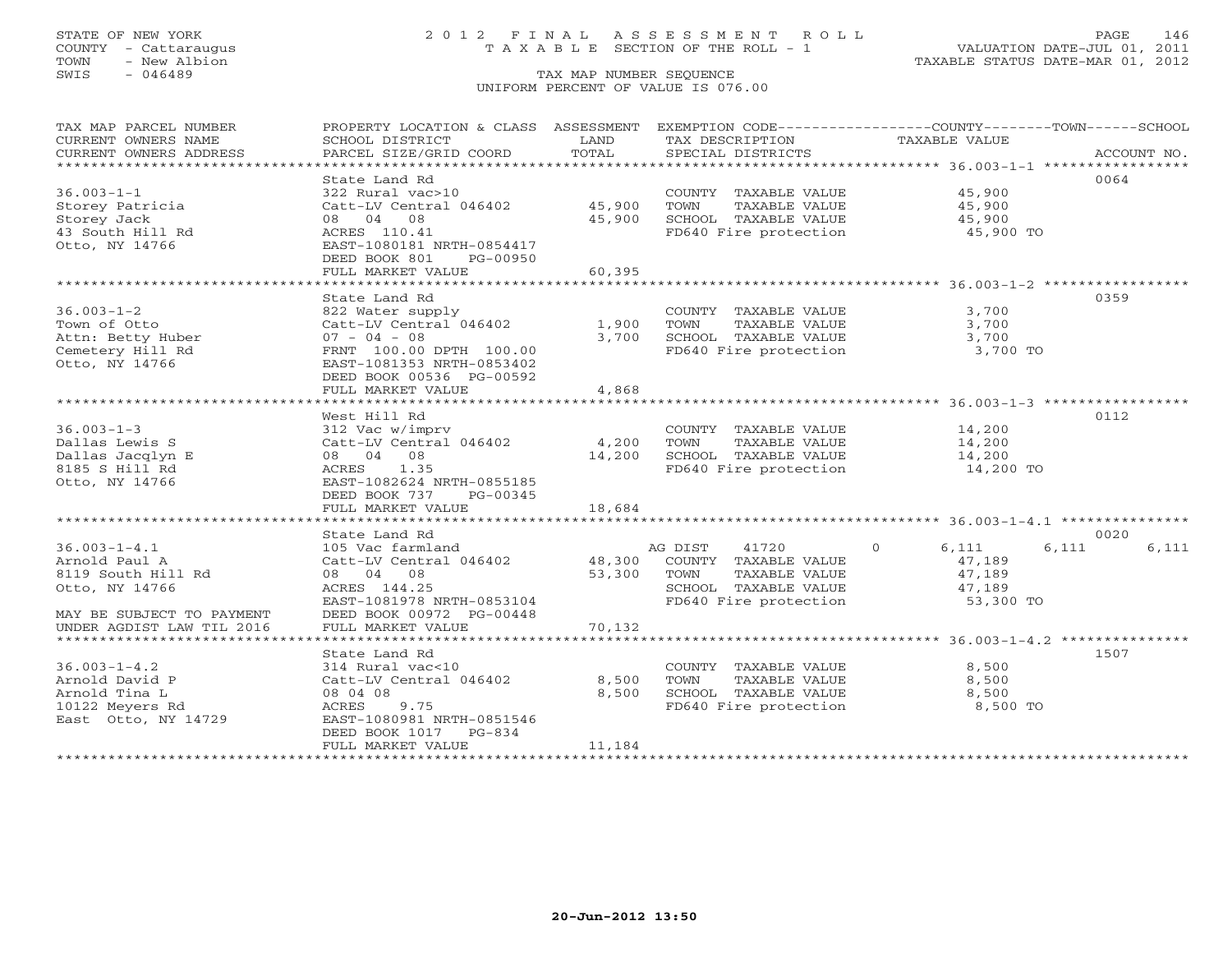STATE OF NEW YORK
COUNTY - Cattaraugus
TOWN - New Albion
SWIS - 046489

# 2012 FINAL ASSESSMENT ROLL
TAXABLE SECTION OF THE ROLL - 1

VALUATION DATE-JUL 01, 2011
TAXABLE STATUS DATE-MAR 01, 2012

TAX MAP NUMBER SEQUENCE
UNIFORM PERCENT OF VALUE IS 076.00

| TAX MAP PARCEL NUMBER / CURRENT OWNERS NAME / CURRENT OWNERS ADDRESS | PROPERTY LOCATION & CLASS / SCHOOL DISTRICT / PARCEL SIZE/GRID COORD | ASSESSMENT LAND / TOTAL | EXEMPTION CODE / TAX DESCRIPTION / SPECIAL DISTRICTS | COUNTY / TAXABLE VALUE | TOWN | SCHOOL | ACCOUNT NO. |
|---|---|---|---|---|---|---|---|
| 36.003-1-1 | State Land Rd | | | | | | 0064 |
| | 322 Rural vac>10 | | COUNTY TAXABLE VALUE | 45,900 | | | |
| Storey Patricia | Catt-LV Central 046402 | 45,900 | TOWN TAXABLE VALUE | 45,900 | | | |
| Storey Jack | 08 04 08 | 45,900 | SCHOOL TAXABLE VALUE | 45,900 | | | |
| 43 South Hill Rd | ACRES 110.41 | | FD640 Fire protection | 45,900 TO | | | |
| Otto, NY 14766 | EAST-1080181 NRTH-0854417 | | | | | | |
| | DEED BOOK 801 PG-00950 | | | | | | |
| | FULL MARKET VALUE | 60,395 | | | | | |
| 36.003-1-2 | State Land Rd | | | | | | 0359 |
| | 822 Water supply | | COUNTY TAXABLE VALUE | 3,700 | | | |
| Town of Otto | Catt-LV Central 046402 | 1,900 | TOWN TAXABLE VALUE | 3,700 | | | |
| Attn: Betty Huber | 07 - 04 - 08 | 3,700 | SCHOOL TAXABLE VALUE | 3,700 | | | |
| Cemetery Hill Rd | FRNT 100.00 DPTH 100.00 | | FD640 Fire protection | 3,700 TO | | | |
| Otto, NY 14766 | EAST-1081353 NRTH-0853402 | | | | | | |
| | DEED BOOK 00536 PG-00592 | | | | | | |
| | FULL MARKET VALUE | 4,868 | | | | | |
| 36.003-1-3 | West Hill Rd | | | | | | 0112 |
| | 312 Vac w/imprv | | COUNTY TAXABLE VALUE | 14,200 | | | |
| Dallas Lewis S | Catt-LV Central 046402 | 4,200 | TOWN TAXABLE VALUE | 14,200 | | | |
| Dallas Jacqlyn E | 08 04 08 | 14,200 | SCHOOL TAXABLE VALUE | 14,200 | | | |
| 8185 S Hill Rd | ACRES 1.35 | | FD640 Fire protection | 14,200 TO | | | |
| Otto, NY 14766 | EAST-1082624 NRTH-0855185 | | | | | | |
| | DEED BOOK 737 PG-00345 | | | | | | |
| | FULL MARKET VALUE | 18,684 | | | | | |
| 36.003-1-4.1 | State Land Rd | | | | | | 0020 |
| | 105 Vac farmland | | AG DIST 41720 0 | 6,111 | 6,111 | 6,111 | |
| Arnold Paul A | Catt-LV Central 046402 | 48,300 | COUNTY TAXABLE VALUE | 47,189 | | | |
| 8119 South Hill Rd | 08 04 08 | 53,300 | TOWN TAXABLE VALUE | 47,189 | | | |
| Otto, NY 14766 | ACRES 144.25 | | SCHOOL TAXABLE VALUE | 47,189 | | | |
| | EAST-1081978 NRTH-0853104 | | FD640 Fire protection | 53,300 TO | | | |
| MAY BE SUBJECT TO PAYMENT | DEED BOOK 00972 PG-00448 | | | | | | |
| UNDER AGDIST LAW TIL 2016 | FULL MARKET VALUE | 70,132 | | | | | |
| 36.003-1-4.2 | State Land Rd | | | | | | 1507 |
| | 314 Rural vac<10 | | COUNTY TAXABLE VALUE | 8,500 | | | |
| Arnold David P | Catt-LV Central 046402 | 8,500 | TOWN TAXABLE VALUE | 8,500 | | | |
| Arnold Tina L | 08 04 08 | 8,500 | SCHOOL TAXABLE VALUE | 8,500 | | | |
| 10122 Meyers Rd | ACRES 9.75 | | FD640 Fire protection | 8,500 TO | | | |
| East Otto, NY 14729 | EAST-1080981 NRTH-0851546 | | | | | | |
| | DEED BOOK 1017 PG-834 | | | | | | |
| | FULL MARKET VALUE | 11,184 | | | | | |

20-Jun-2012 13:50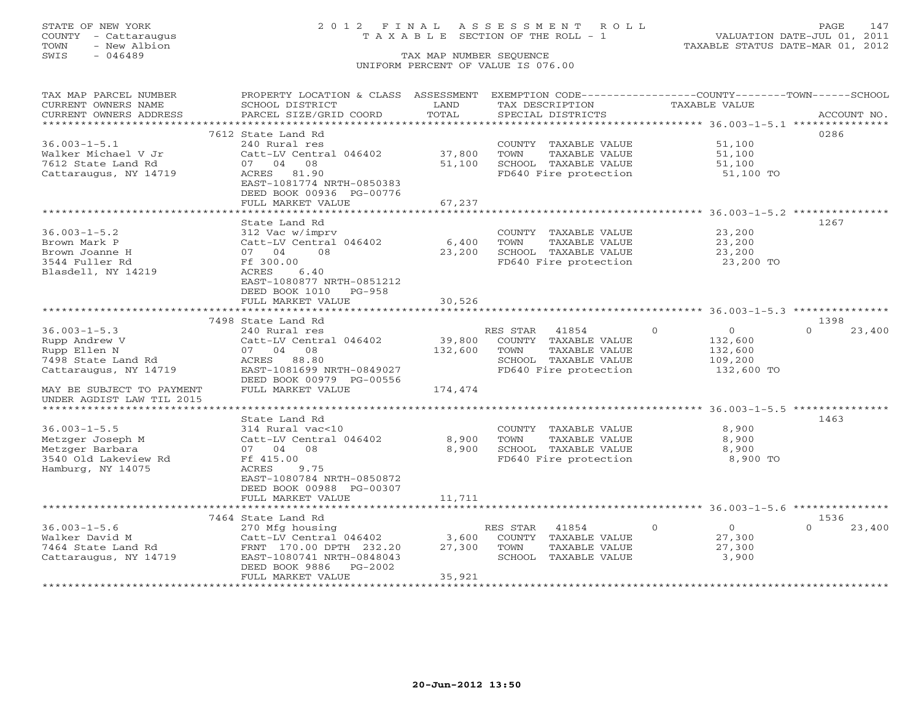STATE OF NEW YORK
COUNTY - Cattaraugus
TOWN - New Albion
SWIS - 046489

# 2012 FINAL ASSESSMENT ROLL
TAXABLE SECTION OF THE ROLL - 1

VALUATION DATE-JUL 01, 2011
TAXABLE STATUS DATE-MAR 01, 2012

TAX MAP NUMBER SEQUENCE
UNIFORM PERCENT OF VALUE IS 076.00

| TAX MAP PARCEL NUMBER / CURRENT OWNERS NAME / CURRENT OWNERS ADDRESS | PROPERTY LOCATION & CLASS / SCHOOL DISTRICT / PARCEL SIZE/GRID COORD | ASSESSMENT LAND / TOTAL | EXEMPTION CODE / TAX DESCRIPTION / SPECIAL DISTRICTS | COUNTY / TOWN / SCHOOL TAXABLE VALUE | ACCOUNT NO. |
|---|---|---|---|---|---|
| **36.003-1-5.1** | 7612 State Land Rd | | | | 0286 |
| 36.003-1-5.1 | 240 Rural res | | COUNTY TAXABLE VALUE | 51,100 | |
| Walker Michael V Jr | Catt-LV Central 046402 | 37,800 | TOWN TAXABLE VALUE | 51,100 | |
| 7612 State Land Rd | 07 04 08 | 51,100 | SCHOOL TAXABLE VALUE | 51,100 | |
| Cattaraugus, NY 14719 | ACRES 81.90 | | FD640 Fire protection | 51,100 TO | |
| | EAST-1081774 NRTH-0850383 | | | | |
| | DEED BOOK 00936 PG-00776 | | | | |
| | FULL MARKET VALUE | 67,237 | | | |
| **36.003-1-5.2** | State Land Rd | | | | 1267 |
| 36.003-1-5.2 | 312 Vac w/imprv | | COUNTY TAXABLE VALUE | 23,200 | |
| Brown Mark P | Catt-LV Central 046402 | 6,400 | TOWN TAXABLE VALUE | 23,200 | |
| Brown Joanne H | 07 04 08 | 23,200 | SCHOOL TAXABLE VALUE | 23,200 | |
| 3544 Fuller Rd | Ff 300.00 | | FD640 Fire protection | 23,200 TO | |
| Blasdell, NY 14219 | ACRES 6.40 | | | | |
| | EAST-1080877 NRTH-0851212 | | | | |
| | DEED BOOK 1010 PG-958 | | | | |
| | FULL MARKET VALUE | 30,526 | | | |
| **36.003-1-5.3** | 7498 State Land Rd | | | | 1398 |
| 36.003-1-5.3 | 240 Rural res | | RES STAR 41854 | 0 / 0 / 23,400 | |
| Rupp Andrew V | Catt-LV Central 046402 | 39,800 | COUNTY TAXABLE VALUE | 132,600 | |
| Rupp Ellen N | 07 04 08 | 132,600 | TOWN TAXABLE VALUE | 132,600 | |
| 7498 State Land Rd | ACRES 88.80 | | SCHOOL TAXABLE VALUE | 109,200 | |
| Cattaraugus, NY 14719 | EAST-1081699 NRTH-0849027 | | FD640 Fire protection | 132,600 TO | |
| | DEED BOOK 00979 PG-00556 | | | | |
| MAY BE SUBJECT TO PAYMENT | FULL MARKET VALUE | 174,474 | | | |
| UNDER AGDIST LAW TIL 2015 | | | | | |
| **36.003-1-5.5** | State Land Rd | | | | 1463 |
| 36.003-1-5.5 | 314 Rural vac<10 | | COUNTY TAXABLE VALUE | 8,900 | |
| Metzger Joseph M | Catt-LV Central 046402 | 8,900 | TOWN TAXABLE VALUE | 8,900 | |
| Metzger Barbara | 07 04 08 | 8,900 | SCHOOL TAXABLE VALUE | 8,900 | |
| 3540 Old Lakeview Rd | Ff 415.00 | | FD640 Fire protection | 8,900 TO | |
| Hamburg, NY 14075 | ACRES 9.75 | | | | |
| | EAST-1080784 NRTH-0850872 | | | | |
| | DEED BOOK 00988 PG-00307 | | | | |
| | FULL MARKET VALUE | 11,711 | | | |
| **36.003-1-5.6** | 7464 State Land Rd | | | | 1536 |
| 36.003-1-5.6 | 270 Mfg housing | | RES STAR 41854 | 0 / 0 / 23,400 | |
| Walker David M | Catt-LV Central 046402 | 3,600 | COUNTY TAXABLE VALUE | 27,300 | |
| 7464 State Land Rd | FRNT 170.00 DPTH 232.20 | 27,300 | TOWN TAXABLE VALUE | 27,300 | |
| Cattaraugus, NY 14719 | EAST-1080741 NRTH-0848043 | | SCHOOL TAXABLE VALUE | 3,900 | |
| | DEED BOOK 9886 PG-2002 | | | | |
| | FULL MARKET VALUE | 35,921 | | | |

20-Jun-2012 13:50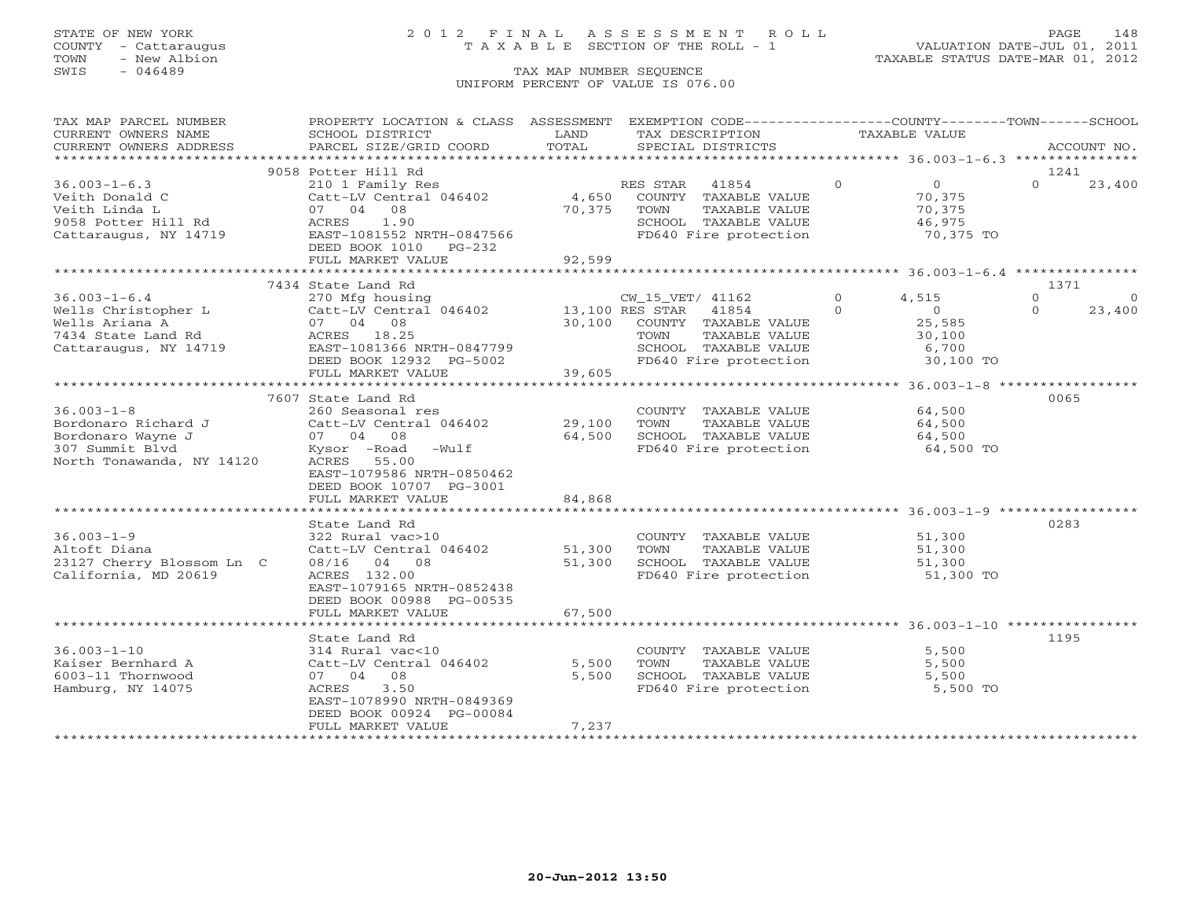STATE OF NEW YORK
COUNTY - Cattaraugus
TOWN - New Albion
SWIS - 046489

# 2012 FINAL ASSESSMENT ROLL

TAXABLE SECTION OF THE ROLL - 1

TAX MAP NUMBER SEQUENCE

UNIFORM PERCENT OF VALUE IS 076.00

VALUATION DATE-JUL 01, 2011
TAXABLE STATUS DATE-MAR 01, 2012

| TAX MAP PARCEL NUMBER / CURRENT OWNERS NAME / CURRENT OWNERS ADDRESS | PROPERTY LOCATION & CLASS / SCHOOL DISTRICT / PARCEL SIZE/GRID COORD | ASSESSMENT LAND / TOTAL | EXEMPTION CODE / TAX DESCRIPTION / SPECIAL DISTRICTS | COUNTY | TOWN | SCHOOL / ACCOUNT NO. |
|---|---|---|---|---|---|---|
| **36.003-1-6.3** | 9058 Potter Hill Rd | | | | | 1241 |
| Veith Donald C | 210 1 Family Res | | RES STAR 41854 | 0 | 0 | 23,400 |
| Veith Linda L | Catt-LV Central 046402 | 4,650 | COUNTY TAXABLE VALUE | 70,375 | | |
| 9058 Potter Hill Rd | 07 04 08 | 70,375 | TOWN TAXABLE VALUE | | 70,375 | |
| Cattaraugus, NY 14719 | ACRES 1.90 | | SCHOOL TAXABLE VALUE | | | 46,975 |
| | EAST-1081552 NRTH-0847566 | | FD640 Fire protection | 70,375 TO | | |
| | DEED BOOK 1010 PG-232 | | | | | |
| | FULL MARKET VALUE | 92,599 | | | | |
| **36.003-1-6.4** | 7434 State Land Rd | | | | | 1371 |
| Wells Christopher L | 270 Mfg housing | | CW_15_VET/ 41162 | 4,515 | 0 | 0 |
| Wells Ariana A | Catt-LV Central 046402 | 13,100 | RES STAR 41854 | 0 | 0 | 23,400 |
| 7434 State Land Rd | 07 04 08 | 30,100 | COUNTY TAXABLE VALUE | 25,585 | | |
| Cattaraugus, NY 14719 | ACRES 18.25 | | TOWN TAXABLE VALUE | | 30,100 | |
| | EAST-1081366 NRTH-0847799 | | SCHOOL TAXABLE VALUE | | | 6,700 |
| | DEED BOOK 12932 PG-5002 | | FD640 Fire protection | 30,100 TO | | |
| | FULL MARKET VALUE | 39,605 | | | | |
| **36.003-1-8** | 7607 State Land Rd | | | | | 0065 |
| Bordonaro Richard J | 260 Seasonal res | | COUNTY TAXABLE VALUE | 64,500 | | |
| Bordonaro Wayne J | Catt-LV Central 046402 | 29,100 | TOWN TAXABLE VALUE | | 64,500 | |
| 307 Summit Blvd | 07 04 08 | 64,500 | SCHOOL TAXABLE VALUE | | | 64,500 |
| North Tonawanda, NY 14120 | Kysor -Road -Wulf | | FD640 Fire protection | 64,500 TO | | |
| | ACRES 55.00 | | | | | |
| | EAST-1079586 NRTH-0850462 | | | | | |
| | DEED BOOK 10707 PG-3001 | | | | | |
| | FULL MARKET VALUE | 84,868 | | | | |
| **36.003-1-9** | State Land Rd | | | | | 0283 |
| Altoft Diana | 322 Rural vac>10 | | COUNTY TAXABLE VALUE | 51,300 | | |
| 23127 Cherry Blossom Ln C | Catt-LV Central 046402 | 51,300 | TOWN TAXABLE VALUE | | 51,300 | |
| California, MD 20619 | 08/16 04 08 | 51,300 | SCHOOL TAXABLE VALUE | | | 51,300 |
| | ACRES 132.00 | | FD640 Fire protection | 51,300 TO | | |
| | EAST-1079165 NRTH-0852438 | | | | | |
| | DEED BOOK 00988 PG-00535 | | | | | |
| | FULL MARKET VALUE | 67,500 | | | | |
| **36.003-1-10** | State Land Rd | | | | | 1195 |
| Kaiser Bernhard A | 314 Rural vac<10 | | COUNTY TAXABLE VALUE | 5,500 | | |
| 6003-11 Thornwood | Catt-LV Central 046402 | 5,500 | TOWN TAXABLE VALUE | | 5,500 | |
| Hamburg, NY 14075 | 07 04 08 | 5,500 | SCHOOL TAXABLE VALUE | | | 5,500 |
| | ACRES 3.50 | | FD640 Fire protection | 5,500 TO | | |
| | EAST-1078990 NRTH-0849369 | | | | | |
| | DEED BOOK 00924 PG-00084 | | | | | |
| | FULL MARKET VALUE | 7,237 | | | | |

20-Jun-2012 13:50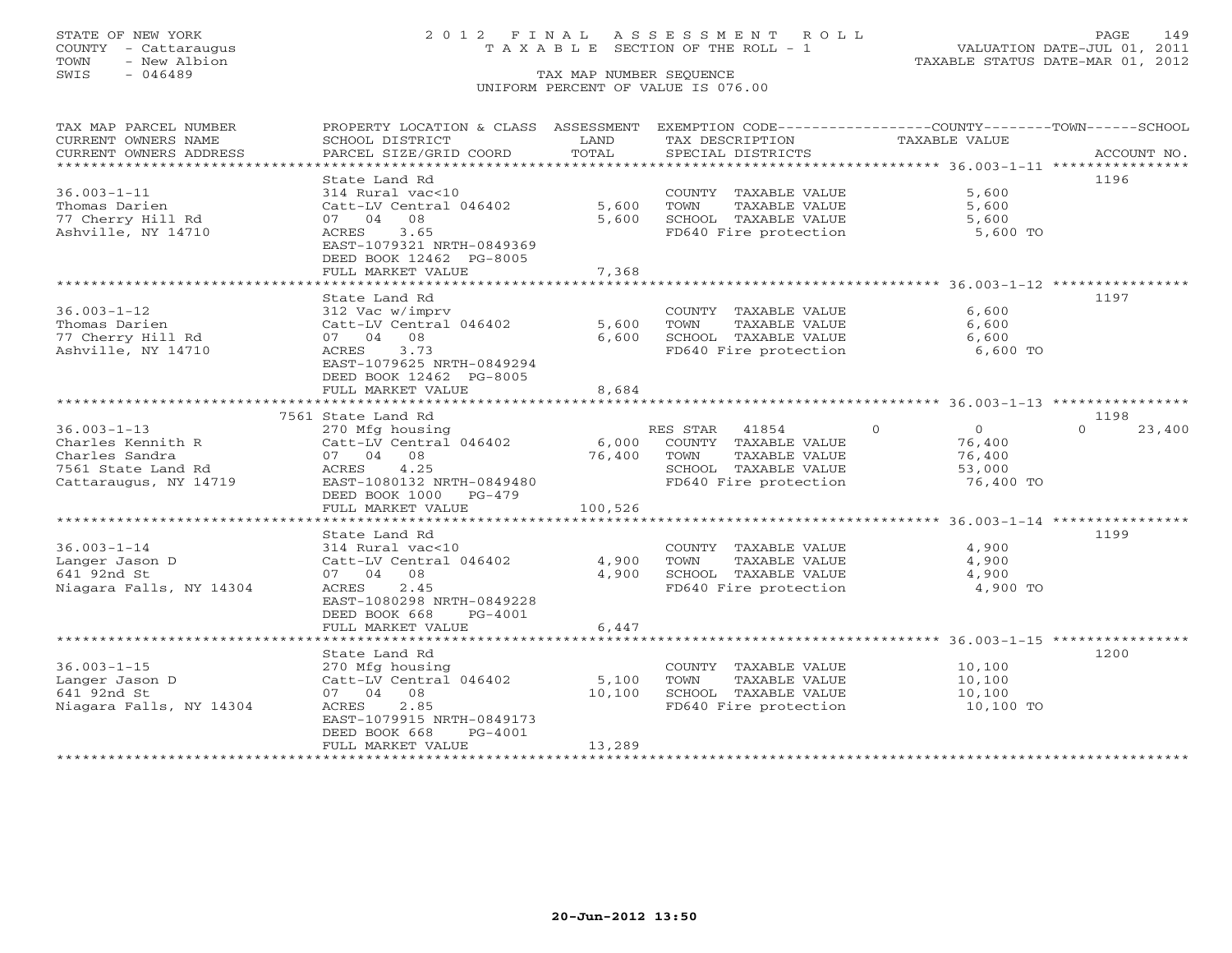STATE OF NEW YORK
COUNTY - Cattaraugus
TOWN - New Albion
SWIS - 046489

# 2012 FINAL ASSESSMENT ROLL
TAXABLE SECTION OF THE ROLL - 1

VALUATION DATE-JUL 01, 2011
TAXABLE STATUS DATE-MAR 01, 2012

TAX MAP NUMBER SEQUENCE
UNIFORM PERCENT OF VALUE IS 076.00

| TAX MAP PARCEL NUMBER / CURRENT OWNERS NAME / CURRENT OWNERS ADDRESS | PROPERTY LOCATION & CLASS / SCHOOL DISTRICT / PARCEL SIZE/GRID COORD | ASSESSMENT LAND / TOTAL | EXEMPTION CODE / TAX DESCRIPTION / SPECIAL DISTRICTS | COUNTY / TAXABLE VALUE | TOWN | SCHOOL / ACCOUNT NO. |
|---|---|---|---|---|---|---|
| **36.003-1-11** | State Land Rd | | | | | 1196 |
| 36.003-1-11 | 314 Rural vac<10 | | COUNTY TAXABLE VALUE | 5,600 | | |
| Thomas Darien | Catt-LV Central 046402 | 5,600 | TOWN TAXABLE VALUE | 5,600 | | |
| 77 Cherry Hill Rd | 07 04 08 | 5,600 | SCHOOL TAXABLE VALUE | 5,600 | | |
| Ashville, NY 14710 | ACRES 3.65 | | FD640 Fire protection | 5,600 TO | | |
| | EAST-1079321 NRTH-0849369 | | | | | |
| | DEED BOOK 12462 PG-8005 | | | | | |
| | FULL MARKET VALUE | 7,368 | | | | |
| **36.003-1-12** | State Land Rd | | | | | 1197 |
| 36.003-1-12 | 312 Vac w/imprv | | COUNTY TAXABLE VALUE | 6,600 | | |
| Thomas Darien | Catt-LV Central 046402 | 5,600 | TOWN TAXABLE VALUE | 6,600 | | |
| 77 Cherry Hill Rd | 07 04 08 | 6,600 | SCHOOL TAXABLE VALUE | 6,600 | | |
| Ashville, NY 14710 | ACRES 3.73 | | FD640 Fire protection | 6,600 TO | | |
| | EAST-1079625 NRTH-0849294 | | | | | |
| | DEED BOOK 12462 PG-8005 | | | | | |
| | FULL MARKET VALUE | 8,684 | | | | |
| **36.003-1-13** | 7561 State Land Rd | | | | | 1198 |
| 36.003-1-13 | 270 Mfg housing | | RES STAR 41854 | 0 | 0 | 0 23,400 |
| Charles Kennith R | Catt-LV Central 046402 | 6,000 | COUNTY TAXABLE VALUE | 76,400 | | |
| Charles Sandra | 07 04 08 | 76,400 | TOWN TAXABLE VALUE | 76,400 | | |
| 7561 State Land Rd | ACRES 4.25 | | SCHOOL TAXABLE VALUE | 53,000 | | |
| Cattaraugus, NY 14719 | EAST-1080132 NRTH-0849480 | | FD640 Fire protection | 76,400 TO | | |
| | DEED BOOK 1000 PG-479 | | | | | |
| | FULL MARKET VALUE | 100,526 | | | | |
| **36.003-1-14** | State Land Rd | | | | | 1199 |
| 36.003-1-14 | 314 Rural vac<10 | | COUNTY TAXABLE VALUE | 4,900 | | |
| Langer Jason D | Catt-LV Central 046402 | 4,900 | TOWN TAXABLE VALUE | 4,900 | | |
| 641 92nd St | 07 04 08 | 4,900 | SCHOOL TAXABLE VALUE | 4,900 | | |
| Niagara Falls, NY 14304 | ACRES 2.45 | | FD640 Fire protection | 4,900 TO | | |
| | EAST-1080298 NRTH-0849228 | | | | | |
| | DEED BOOK 668 PG-4001 | | | | | |
| | FULL MARKET VALUE | 6,447 | | | | |
| **36.003-1-15** | State Land Rd | | | | | 1200 |
| 36.003-1-15 | 270 Mfg housing | | COUNTY TAXABLE VALUE | 10,100 | | |
| Langer Jason D | Catt-LV Central 046402 | 5,100 | TOWN TAXABLE VALUE | 10,100 | | |
| 641 92nd St | 07 04 08 | 10,100 | SCHOOL TAXABLE VALUE | 10,100 | | |
| Niagara Falls, NY 14304 | ACRES 2.85 | | FD640 Fire protection | 10,100 TO | | |
| | EAST-1079915 NRTH-0849173 | | | | | |
| | DEED BOOK 668 PG-4001 | | | | | |
| | FULL MARKET VALUE | 13,289 | | | | |

20-Jun-2012 13:50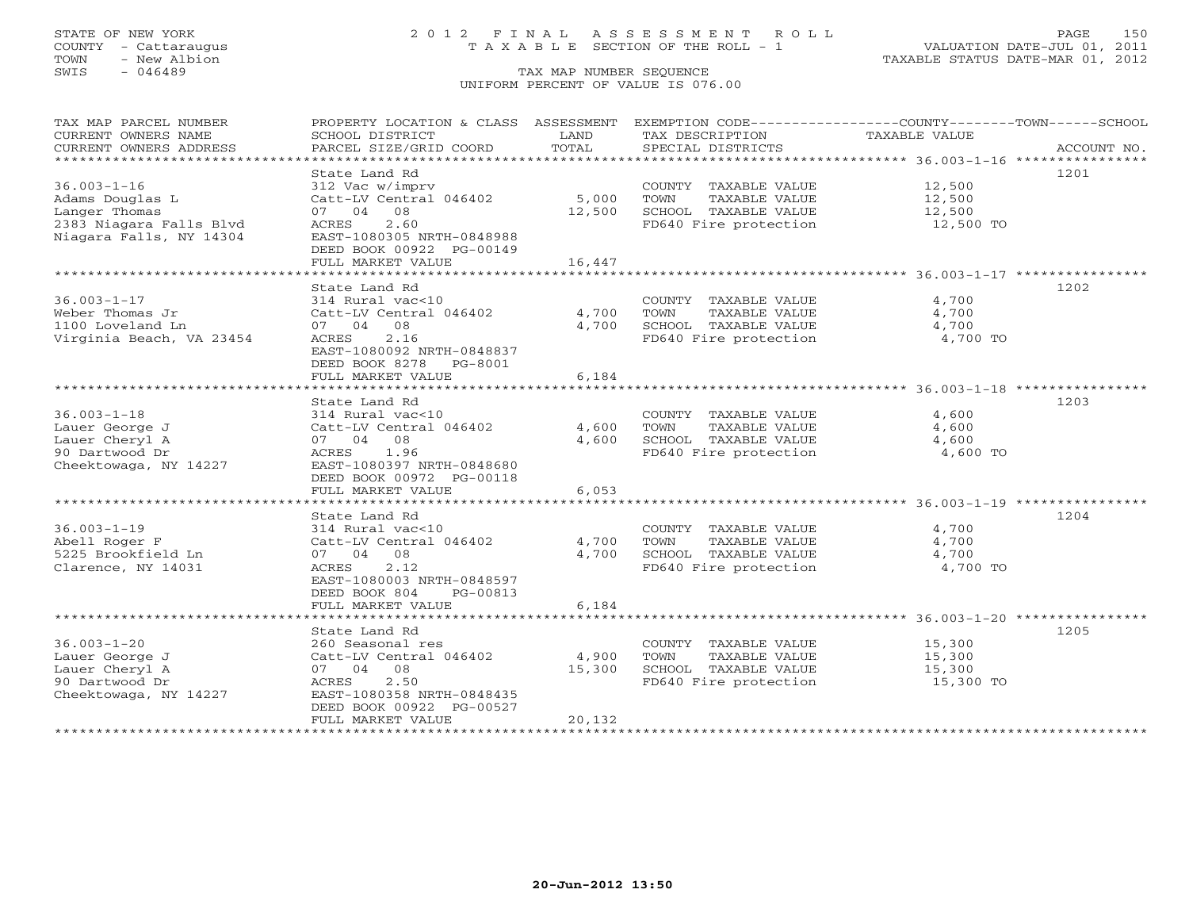STATE OF NEW YORK
COUNTY - Cattaraugus
TOWN - New Albion
SWIS - 046489

# 2012 FINAL ASSESSMENT ROLL

TAXABLE SECTION OF THE ROLL - 1

TAX MAP NUMBER SEQUENCE

UNIFORM PERCENT OF VALUE IS 076.00

VALUATION DATE-JUL 01, 2011
TAXABLE STATUS DATE-MAR 01, 2012

| TAX MAP PARCEL NUMBER / CURRENT OWNERS NAME / CURRENT OWNERS ADDRESS | PROPERTY LOCATION & CLASS / SCHOOL DISTRICT / PARCEL SIZE/GRID COORD | ASSESSMENT LAND / TOTAL | EXEMPTION CODE / TAX DESCRIPTION / SPECIAL DISTRICTS | TAXABLE VALUE (COUNTY--TOWN--SCHOOL) | ACCOUNT NO. |
|---|---|---|---|---|---|
| **36.003-1-16** | State Land Rd | | | | 1201 |
| 36.003-1-16 | 312 Vac w/imprv | | COUNTY TAXABLE VALUE | 12,500 | |
| Adams Douglas L | Catt-LV Central 046402 | 5,000 | TOWN TAXABLE VALUE | 12,500 | |
| Langer Thomas | 07 04 08 | 12,500 | SCHOOL TAXABLE VALUE | 12,500 | |
| 2383 Niagara Falls Blvd | ACRES 2.60 | | FD640 Fire protection | 12,500 TO | |
| Niagara Falls, NY 14304 | EAST-1080305 NRTH-0848988 | | | | |
| | DEED BOOK 00922 PG-00149 | | | | |
| | FULL MARKET VALUE | 16,447 | | | |
| **36.003-1-17** | State Land Rd | | | | 1202 |
| 36.003-1-17 | 314 Rural vac<10 | | COUNTY TAXABLE VALUE | 4,700 | |
| Weber Thomas Jr | Catt-LV Central 046402 | 4,700 | TOWN TAXABLE VALUE | 4,700 | |
| 1100 Loveland Ln | 07 04 08 | 4,700 | SCHOOL TAXABLE VALUE | 4,700 | |
| Virginia Beach, VA 23454 | ACRES 2.16 | | FD640 Fire protection | 4,700 TO | |
| | EAST-1080092 NRTH-0848837 | | | | |
| | DEED BOOK 8278 PG-8001 | | | | |
| | FULL MARKET VALUE | 6,184 | | | |
| **36.003-1-18** | State Land Rd | | | | 1203 |
| 36.003-1-18 | 314 Rural vac<10 | | COUNTY TAXABLE VALUE | 4,600 | |
| Lauer George J | Catt-LV Central 046402 | 4,600 | TOWN TAXABLE VALUE | 4,600 | |
| Lauer Cheryl A | 07 04 08 | 4,600 | SCHOOL TAXABLE VALUE | 4,600 | |
| 90 Dartwood Dr | ACRES 1.96 | | FD640 Fire protection | 4,600 TO | |
| Cheektowaga, NY 14227 | EAST-1080397 NRTH-0848680 | | | | |
| | DEED BOOK 00972 PG-00118 | | | | |
| | FULL MARKET VALUE | 6,053 | | | |
| **36.003-1-19** | State Land Rd | | | | 1204 |
| 36.003-1-19 | 314 Rural vac<10 | | COUNTY TAXABLE VALUE | 4,700 | |
| Abell Roger F | Catt-LV Central 046402 | 4,700 | TOWN TAXABLE VALUE | 4,700 | |
| 5225 Brookfield Ln | 07 04 08 | 4,700 | SCHOOL TAXABLE VALUE | 4,700 | |
| Clarence, NY 14031 | ACRES 2.12 | | FD640 Fire protection | 4,700 TO | |
| | EAST-1080003 NRTH-0848597 | | | | |
| | DEED BOOK 804 PG-00813 | | | | |
| | FULL MARKET VALUE | 6,184 | | | |
| **36.003-1-20** | State Land Rd | | | | 1205 |
| 36.003-1-20 | 260 Seasonal res | | COUNTY TAXABLE VALUE | 15,300 | |
| Lauer George J | Catt-LV Central 046402 | 4,900 | TOWN TAXABLE VALUE | 15,300 | |
| Lauer Cheryl A | 07 04 08 | 15,300 | SCHOOL TAXABLE VALUE | 15,300 | |
| 90 Dartwood Dr | ACRES 2.50 | | FD640 Fire protection | 15,300 TO | |
| Cheektowaga, NY 14227 | EAST-1080358 NRTH-0848435 | | | | |
| | DEED BOOK 00922 PG-00527 | | | | |
| | FULL MARKET VALUE | 20,132 | | | |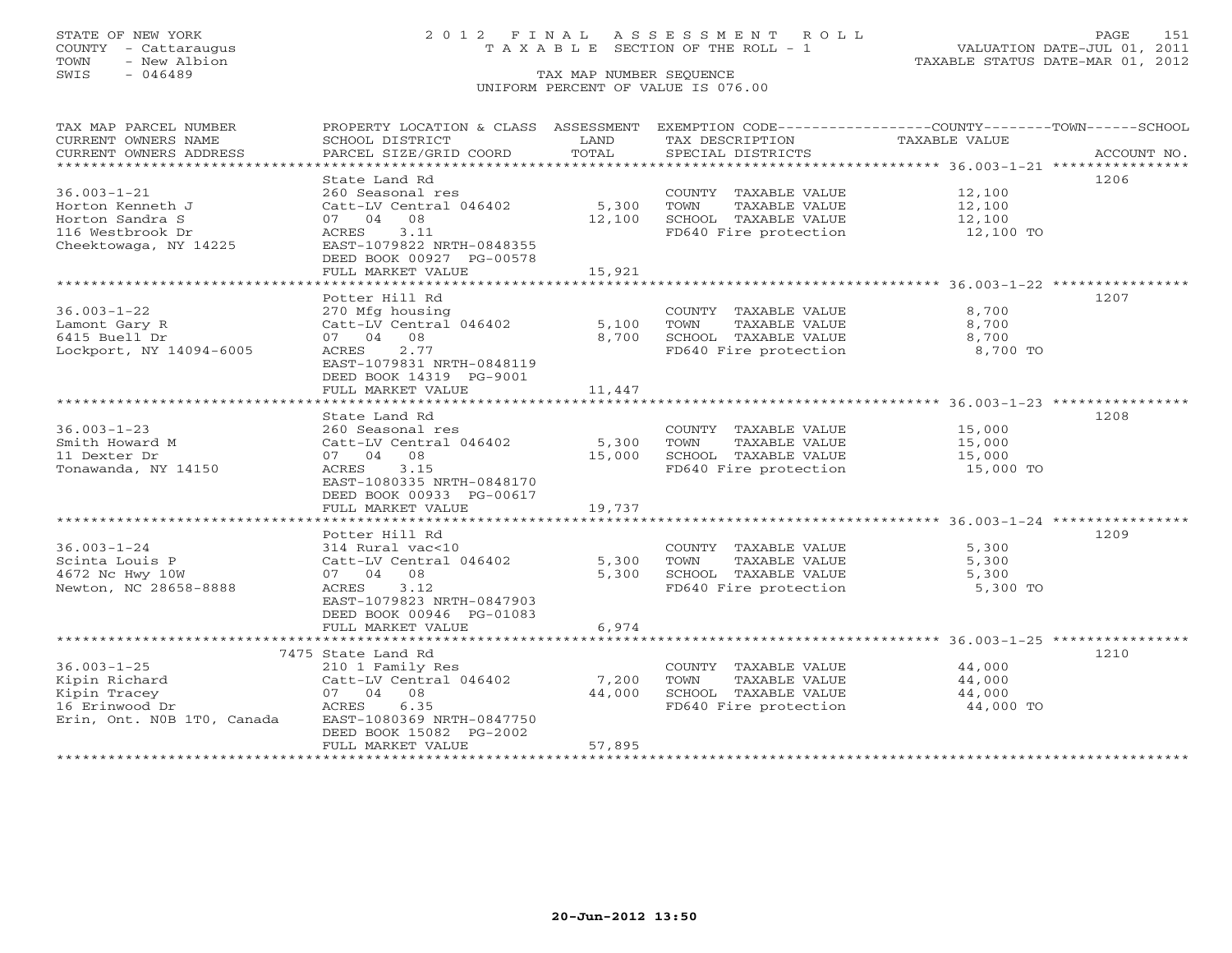STATE OF NEW YORK — 2012 FINAL ASSESSMENT ROLL — PAGE 151
COUNTY - Cattaraugus — TAXABLE SECTION OF THE ROLL - 1 — VALUATION DATE-JUL 01, 2011
TOWN - New Albion — TAXABLE STATUS DATE-MAR 01, 2012
SWIS - 046489 — TAX MAP NUMBER SEQUENCE
UNIFORM PERCENT OF VALUE IS 076.00

| TAX MAP PARCEL NUMBER / CURRENT OWNERS NAME / CURRENT OWNERS ADDRESS | PROPERTY LOCATION & CLASS / SCHOOL DISTRICT / PARCEL SIZE/GRID COORD | ASSESSMENT LAND / TOTAL | EXEMPTION CODE / TAX DESCRIPTION / SPECIAL DISTRICTS | TAXABLE VALUE (COUNTY / TOWN / SCHOOL) | ACCOUNT NO. |
|---|---|---|---|---|---|
| **36.003-1-21** | State Land Rd | | | | 1206 |
| Horton Kenneth J | 260 Seasonal res | | COUNTY TAXABLE VALUE | 12,100 | |
| Horton Sandra S | Catt-LV Central 046402 | 5,300 | TOWN TAXABLE VALUE | 12,100 | |
| 116 Westbrook Dr | 07 04 08 | 12,100 | SCHOOL TAXABLE VALUE | 12,100 | |
| Cheektowaga, NY 14225 | ACRES 3.11 | | FD640 Fire protection | 12,100 TO | |
| | EAST-1079822 NRTH-0848355 | | | | |
| | DEED BOOK 00927 PG-00578 | | | | |
| | FULL MARKET VALUE | 15,921 | | | |
| **36.003-1-22** | Potter Hill Rd | | | | 1207 |
| Lamont Gary R | 270 Mfg housing | | COUNTY TAXABLE VALUE | 8,700 | |
| 6415 Buell Dr | Catt-LV Central 046402 | 5,100 | TOWN TAXABLE VALUE | 8,700 | |
| Lockport, NY 14094-6005 | 07 04 08 | 8,700 | SCHOOL TAXABLE VALUE | 8,700 | |
| | ACRES 2.77 | | FD640 Fire protection | 8,700 TO | |
| | EAST-1079831 NRTH-0848119 | | | | |
| | DEED BOOK 14319 PG-9001 | | | | |
| | FULL MARKET VALUE | 11,447 | | | |
| **36.003-1-23** | State Land Rd | | | | 1208 |
| Smith Howard M | 260 Seasonal res | | COUNTY TAXABLE VALUE | 15,000 | |
| 11 Dexter Dr | Catt-LV Central 046402 | 5,300 | TOWN TAXABLE VALUE | 15,000 | |
| Tonawanda, NY 14150 | 07 04 08 | 15,000 | SCHOOL TAXABLE VALUE | 15,000 | |
| | ACRES 3.15 | | FD640 Fire protection | 15,000 TO | |
| | EAST-1080335 NRTH-0848170 | | | | |
| | DEED BOOK 00933 PG-00617 | | | | |
| | FULL MARKET VALUE | 19,737 | | | |
| **36.003-1-24** | Potter Hill Rd | | | | 1209 |
| Scinta Louis P | 314 Rural vac<10 | | COUNTY TAXABLE VALUE | 5,300 | |
| 4672 Nc Hwy 10W | Catt-LV Central 046402 | 5,300 | TOWN TAXABLE VALUE | 5,300 | |
| Newton, NC 28658-8888 | 07 04 08 | 5,300 | SCHOOL TAXABLE VALUE | 5,300 | |
| | ACRES 3.12 | | FD640 Fire protection | 5,300 TO | |
| | EAST-1079823 NRTH-0847903 | | | | |
| | DEED BOOK 00946 PG-01083 | | | | |
| | FULL MARKET VALUE | 6,974 | | | |
| **36.003-1-25** | 7475 State Land Rd | | | | 1210 |
| Kipin Richard | 210 1 Family Res | | COUNTY TAXABLE VALUE | 44,000 | |
| Kipin Tracey | Catt-LV Central 046402 | 7,200 | TOWN TAXABLE VALUE | 44,000 | |
| 16 Erinwood Dr | 07 04 08 | 44,000 | SCHOOL TAXABLE VALUE | 44,000 | |
| Erin, Ont. N0B 1T0, Canada | ACRES 6.35 | | FD640 Fire protection | 44,000 TO | |
| | EAST-1080369 NRTH-0847750 | | | | |
| | DEED BOOK 15082 PG-2002 | | | | |
| | FULL MARKET VALUE | 57,895 | | | |

20-Jun-2012 13:50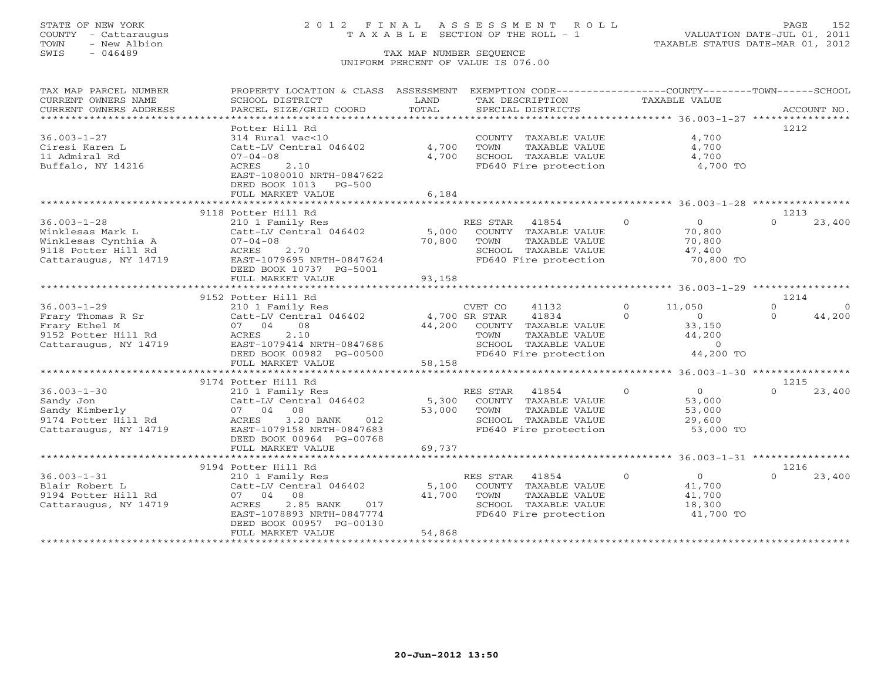STATE OF NEW YORK
COUNTY - Cattaraugus
TOWN - New Albion
SWIS - 046489

# 2012 FINAL ASSESSMENT ROLL
TAXABLE SECTION OF THE ROLL - 1

TAX MAP NUMBER SEQUENCE
UNIFORM PERCENT OF VALUE IS 076.00

VALUATION DATE-JUL 01, 2011
TAXABLE STATUS DATE-MAR 01, 2012

| TAX MAP PARCEL NUMBER / CURRENT OWNERS NAME / CURRENT OWNERS ADDRESS | PROPERTY LOCATION & CLASS / SCHOOL DISTRICT / PARCEL SIZE/GRID COORD | ASSESSMENT LAND / TOTAL | EXEMPTION CODE / TAX DESCRIPTION / SPECIAL DISTRICTS | COUNTY | TOWN | SCHOOL / ACCOUNT NO. |
|---|---|---|---|---|---|---|
| **36.003-1-27** | Potter Hill Rd | | | | | 1212 |
| Ciresi Karen L | 314 Rural vac<10 | | COUNTY TAXABLE VALUE | 4,700 | | |
| 11 Admiral Rd | Catt-LV Central 046402 | 4,700 | TOWN TAXABLE VALUE | | 4,700 | |
| Buffalo, NY 14216 | 07-04-08 | 4,700 | SCHOOL TAXABLE VALUE | | | 4,700 |
| | ACRES 2.10 | | FD640 Fire protection | 4,700 TO | | |
| | EAST-1080010 NRTH-0847622 | | | | | |
| | DEED BOOK 1013 PG-500 | | | | | |
| | FULL MARKET VALUE | 6,184 | | | | |
| **36.003-1-28** | 9118 Potter Hill Rd | | | | | 1213 |
| Winklesas Mark L | 210 1 Family Res | | RES STAR 41854 | 0 | 0 | 23,400 |
| Winklesas Cynthia A | Catt-LV Central 046402 | 5,000 | COUNTY TAXABLE VALUE | 70,800 | | |
| 9118 Potter Hill Rd | 07-04-08 | 70,800 | TOWN TAXABLE VALUE | | 70,800 | |
| Cattaraugus, NY 14719 | ACRES 2.70 | | SCHOOL TAXABLE VALUE | | | 47,400 |
| | EAST-1079695 NRTH-0847624 | | FD640 Fire protection | 70,800 TO | | |
| | DEED BOOK 10737 PG-5001 | | | | | |
| | FULL MARKET VALUE | 93,158 | | | | |
| **36.003-1-29** | 9152 Potter Hill Rd | | | | | 1214 |
| Frary Thomas R Sr | 210 1 Family Res | | CVET CO 41132 | 11,050 | 0 | 0 |
| Frary Ethel M | Catt-LV Central 046402 | 4,700 | SR STAR 41834 | 0 | 0 | 44,200 |
| 9152 Potter Hill Rd | 07 04 08 | 44,200 | COUNTY TAXABLE VALUE | 33,150 | | |
| Cattaraugus, NY 14719 | ACRES 2.10 | | TOWN TAXABLE VALUE | | 44,200 | |
| | EAST-1079414 NRTH-0847686 | | SCHOOL TAXABLE VALUE | | | 0 |
| | DEED BOOK 00982 PG-00500 | | FD640 Fire protection | 44,200 TO | | |
| | FULL MARKET VALUE | 58,158 | | | | |
| **36.003-1-30** | 9174 Potter Hill Rd | | | | | 1215 |
| Sandy Jon | 210 1 Family Res | | RES STAR 41854 | 0 | 0 | 23,400 |
| Sandy Kimberly | Catt-LV Central 046402 | 5,300 | COUNTY TAXABLE VALUE | 53,000 | | |
| 9174 Potter Hill Rd | 07 04 08 | 53,000 | TOWN TAXABLE VALUE | | 53,000 | |
| Cattaraugus, NY 14719 | ACRES 3.20 BANK 012 | | SCHOOL TAXABLE VALUE | | | 29,600 |
| | EAST-1079158 NRTH-0847683 | | FD640 Fire protection | 53,000 TO | | |
| | DEED BOOK 00964 PG-00768 | | | | | |
| | FULL MARKET VALUE | 69,737 | | | | |
| **36.003-1-31** | 9194 Potter Hill Rd | | | | | 1216 |
| Blair Robert L | 210 1 Family Res | | RES STAR 41854 | 0 | 0 | 23,400 |
| 9194 Potter Hill Rd | Catt-LV Central 046402 | 5,100 | COUNTY TAXABLE VALUE | 41,700 | | |
| Cattaraugus, NY 14719 | 07 04 08 | 41,700 | TOWN TAXABLE VALUE | | 41,700 | |
| | ACRES 2.85 BANK 017 | | SCHOOL TAXABLE VALUE | | | 18,300 |
| | EAST-1078893 NRTH-0847774 | | FD640 Fire protection | 41,700 TO | | |
| | DEED BOOK 00957 PG-00130 | | | | | |
| | FULL MARKET VALUE | 54,868 | | | | |

20-Jun-2012 13:50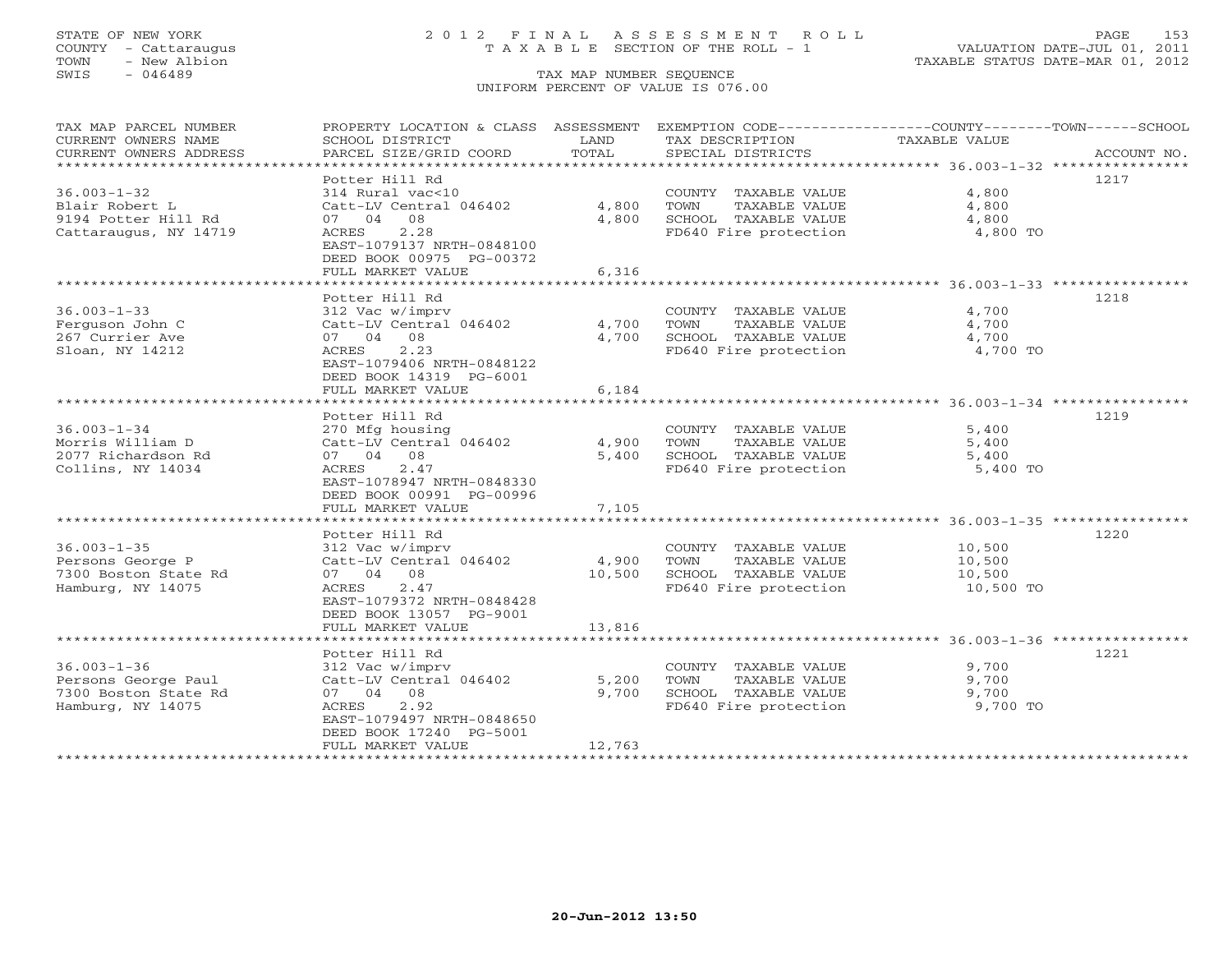STATE OF NEW YORK
COUNTY - Cattaraugus
TOWN - New Albion
SWIS - 046489

# 2012 FINAL ASSESSMENT ROLL

TAXABLE SECTION OF THE ROLL - 1

VALUATION DATE-JUL 01, 2011
TAXABLE STATUS DATE-MAR 01, 2012

TAX MAP NUMBER SEQUENCE
UNIFORM PERCENT OF VALUE IS 076.00

| TAX MAP PARCEL NUMBER / CURRENT OWNERS NAME / CURRENT OWNERS ADDRESS | PROPERTY LOCATION & CLASS / SCHOOL DISTRICT / PARCEL SIZE/GRID COORD | ASSESSMENT LAND | ASSESSMENT TOTAL | EXEMPTION CODE / TAX DESCRIPTION / SPECIAL DISTRICTS | TAXABLE VALUE (COUNTY--TOWN--SCHOOL) | ACCOUNT NO. |
|---|---|---|---|---|---|---|
| 36.003-1-32 | Potter Hill Rd | | | | | 1217 |
| Blair Robert L | 314 Rural vac<10 | | | COUNTY TAXABLE VALUE | 4,800 | |
| 9194 Potter Hill Rd | Catt-LV Central 046402 | 4,800 | | TOWN TAXABLE VALUE | 4,800 | |
| Cattaraugus, NY 14719 | 07 04 08 | | 4,800 | SCHOOL TAXABLE VALUE | 4,800 | |
| | ACRES 2.28 | | | FD640 Fire protection | 4,800 TO | |
| | EAST-1079137 NRTH-0848100 | | | | | |
| | DEED BOOK 00975 PG-00372 | | | | | |
| | FULL MARKET VALUE | | 6,316 | | | |
| 36.003-1-33 | Potter Hill Rd | | | | | 1218 |
| Ferguson John C | 312 Vac w/imprv | | | COUNTY TAXABLE VALUE | 4,700 | |
| 267 Currier Ave | Catt-LV Central 046402 | 4,700 | | TOWN TAXABLE VALUE | 4,700 | |
| Sloan, NY 14212 | 07 04 08 | | 4,700 | SCHOOL TAXABLE VALUE | 4,700 | |
| | ACRES 2.23 | | | FD640 Fire protection | 4,700 TO | |
| | EAST-1079406 NRTH-0848122 | | | | | |
| | DEED BOOK 14319 PG-6001 | | | | | |
| | FULL MARKET VALUE | | 6,184 | | | |
| 36.003-1-34 | Potter Hill Rd | | | | | 1219 |
| Morris William D | 270 Mfg housing | | | COUNTY TAXABLE VALUE | 5,400 | |
| 2077 Richardson Rd | Catt-LV Central 046402 | 4,900 | | TOWN TAXABLE VALUE | 5,400 | |
| Collins, NY 14034 | 07 04 08 | | 5,400 | SCHOOL TAXABLE VALUE | 5,400 | |
| | ACRES 2.47 | | | FD640 Fire protection | 5,400 TO | |
| | EAST-1078947 NRTH-0848330 | | | | | |
| | DEED BOOK 00991 PG-00996 | | | | | |
| | FULL MARKET VALUE | | 7,105 | | | |
| 36.003-1-35 | Potter Hill Rd | | | | | 1220 |
| Persons George P | 312 Vac w/imprv | | | COUNTY TAXABLE VALUE | 10,500 | |
| 7300 Boston State Rd | Catt-LV Central 046402 | 4,900 | | TOWN TAXABLE VALUE | 10,500 | |
| Hamburg, NY 14075 | 07 04 08 | | 10,500 | SCHOOL TAXABLE VALUE | 10,500 | |
| | ACRES 2.47 | | | FD640 Fire protection | 10,500 TO | |
| | EAST-1079372 NRTH-0848428 | | | | | |
| | DEED BOOK 13057 PG-9001 | | | | | |
| | FULL MARKET VALUE | | 13,816 | | | |
| 36.003-1-36 | Potter Hill Rd | | | | | 1221 |
| Persons George Paul | 312 Vac w/imprv | | | COUNTY TAXABLE VALUE | 9,700 | |
| 7300 Boston State Rd | Catt-LV Central 046402 | 5,200 | | TOWN TAXABLE VALUE | 9,700 | |
| Hamburg, NY 14075 | 07 04 08 | | 9,700 | SCHOOL TAXABLE VALUE | 9,700 | |
| | ACRES 2.92 | | | FD640 Fire protection | 9,700 TO | |
| | EAST-1079497 NRTH-0848650 | | | | | |
| | DEED BOOK 17240 PG-5001 | | | | | |
| | FULL MARKET VALUE | | 12,763 | | | |

20-Jun-2012 13:50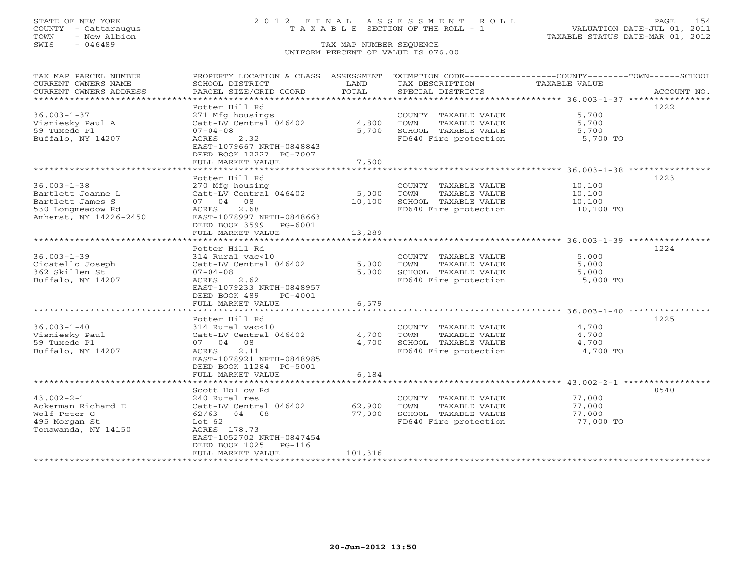STATE OF NEW YORK
COUNTY - Cattaraugus
TOWN - New Albion
SWIS - 046489

# 2012 FINAL ASSESSMENT ROLL
TAXABLE SECTION OF THE ROLL - 1

VALUATION DATE-JUL 01, 2011
TAXABLE STATUS DATE-MAR 01, 2012

TAX MAP NUMBER SEQUENCE
UNIFORM PERCENT OF VALUE IS 076.00

| TAX MAP PARCEL NUMBER / CURRENT OWNERS NAME / CURRENT OWNERS ADDRESS | PROPERTY LOCATION & CLASS / SCHOOL DISTRICT / PARCEL SIZE/GRID COORD | ASSESSMENT LAND | TOTAL | EXEMPTION CODE / TAX DESCRIPTION / SPECIAL DISTRICTS | TAXABLE VALUE (COUNTY / TOWN / SCHOOL) | ACCOUNT NO. |
|---|---|---|---|---|---|---|
| 36.003-1-37 | Potter Hill Rd | | | | | 1222 |
| 36.003-1-37 | 271 Mfg housings | | | COUNTY TAXABLE VALUE | 5,700 | |
| Visniesky Paul A | Catt-LV Central 046402 | 4,800 | | TOWN TAXABLE VALUE | 5,700 | |
| 59 Tuxedo Pl | 07-04-08 | | 5,700 | SCHOOL TAXABLE VALUE | 5,700 | |
| Buffalo, NY 14207 | ACRES 2.32 | | | FD640 Fire protection | 5,700 TO | |
| | EAST-1079667 NRTH-0848843 | | | | | |
| | DEED BOOK 12227 PG-7007 | | | | | |
| | FULL MARKET VALUE | | 7,500 | | | |
| 36.003-1-38 | Potter Hill Rd | | | | | 1223 |
| 36.003-1-38 | 270 Mfg housing | | | COUNTY TAXABLE VALUE | 10,100 | |
| Bartlett Joanne L | Catt-LV Central 046402 | 5,000 | | TOWN TAXABLE VALUE | 10,100 | |
| Bartlett James S | 07 04 08 | | 10,100 | SCHOOL TAXABLE VALUE | 10,100 | |
| 530 Longmeadow Rd | ACRES 2.68 | | | FD640 Fire protection | 10,100 TO | |
| Amherst, NY 14226-2450 | EAST-1078997 NRTH-0848663 | | | | | |
| | DEED BOOK 3599 PG-6001 | | | | | |
| | FULL MARKET VALUE | | 13,289 | | | |
| 36.003-1-39 | Potter Hill Rd | | | | | 1224 |
| 36.003-1-39 | 314 Rural vac<10 | | | COUNTY TAXABLE VALUE | 5,000 | |
| Cicatello Joseph | Catt-LV Central 046402 | 5,000 | | TOWN TAXABLE VALUE | 5,000 | |
| 362 Skillen St | 07-04-08 | | 5,000 | SCHOOL TAXABLE VALUE | 5,000 | |
| Buffalo, NY 14207 | ACRES 2.62 | | | FD640 Fire protection | 5,000 TO | |
| | EAST-1079233 NRTH-0848957 | | | | | |
| | DEED BOOK 489 PG-4001 | | | | | |
| | FULL MARKET VALUE | | 6,579 | | | |
| 36.003-1-40 | Potter Hill Rd | | | | | 1225 |
| 36.003-1-40 | 314 Rural vac<10 | | | COUNTY TAXABLE VALUE | 4,700 | |
| Visniesky Paul | Catt-LV Central 046402 | 4,700 | | TOWN TAXABLE VALUE | 4,700 | |
| 59 Tuxedo Pl | 07 04 08 | | 4,700 | SCHOOL TAXABLE VALUE | 4,700 | |
| Buffalo, NY 14207 | ACRES 2.11 | | | FD640 Fire protection | 4,700 TO | |
| | EAST-1078921 NRTH-0848985 | | | | | |
| | DEED BOOK 11284 PG-5001 | | | | | |
| | FULL MARKET VALUE | | 6,184 | | | |
| 43.002-2-1 | Scott Hollow Rd | | | | | 0540 |
| 43.002-2-1 | 240 Rural res | | | COUNTY TAXABLE VALUE | 77,000 | |
| Ackerman Richard E | Catt-LV Central 046402 | 62,900 | | TOWN TAXABLE VALUE | 77,000 | |
| Wolf Peter G | 62/63 04 08 | | 77,000 | SCHOOL TAXABLE VALUE | 77,000 | |
| 495 Morgan St | Lot 62 | | | FD640 Fire protection | 77,000 TO | |
| Tonawanda, NY 14150 | ACRES 178.73 | | | | | |
| | EAST-1052702 NRTH-0847454 | | | | | |
| | DEED BOOK 1025 PG-116 | | | | | |
| | FULL MARKET VALUE | | 101,316 | | | |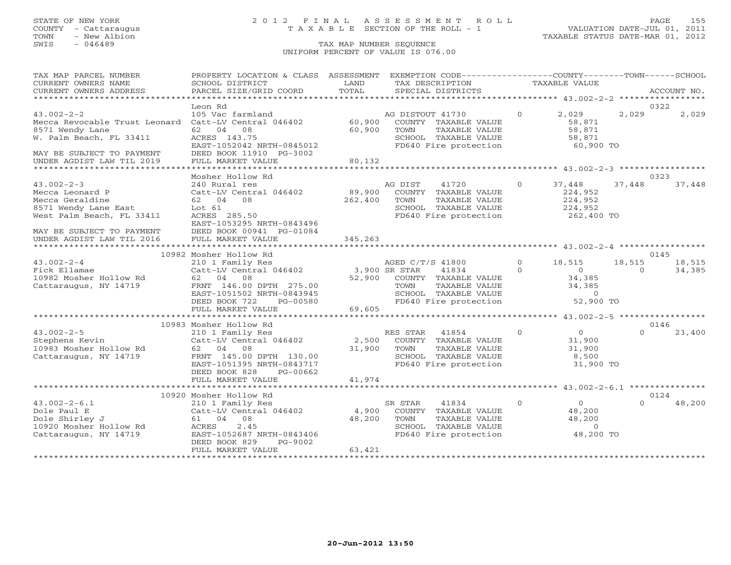STATE OF NEW YORK
COUNTY - Cattaraugus
TOWN - New Albion
SWIS - 046489

# 2012 FINAL ASSESSMENT ROLL
TAXABLE SECTION OF THE ROLL - 1
TAX MAP NUMBER SEQUENCE
UNIFORM PERCENT OF VALUE IS 076.00

VALUATION DATE-JUL 01, 2011
TAXABLE STATUS DATE-MAR 01, 2012

| TAX MAP PARCEL NUMBER / CURRENT OWNERS NAME / CURRENT OWNERS ADDRESS | PROPERTY LOCATION & CLASS / SCHOOL DISTRICT / PARCEL SIZE/GRID COORD | ASSESSMENT LAND / TOTAL | EXEMPTION CODE / TAX DESCRIPTION / SPECIAL DISTRICTS | COUNTY TAXABLE VALUE | TOWN | SCHOOL | ACCOUNT NO. |
|---|---|---|---|---|---|---|---|
| **43.002-2-2** | Leon Rd | | | | | | 0322 |
| | 105 Vac farmland | | AG DISTOUT 41730 0 | 2,029 | 2,029 | 2,029 | |
| Mecca Revocable Trust Leonard | Catt-LV Central 046402 | 60,900 | COUNTY TAXABLE VALUE | 58,871 | | | |
| 8571 Wendy Lane | 62 04 08 | 60,900 | TOWN TAXABLE VALUE | 58,871 | | | |
| W. Palm Beach, FL 33411 | ACRES 143.75 | | SCHOOL TAXABLE VALUE | 58,871 | | | |
| | EAST-1052042 NRTH-0845012 | | FD640 Fire protection | 60,900 TO | | | |
| MAY BE SUBJECT TO PAYMENT | DEED BOOK 11910 PG-3002 | | | | | | |
| UNDER AGDIST LAW TIL 2019 | FULL MARKET VALUE | 80,132 | | | | | |
| **43.002-2-3** | Mosher Hollow Rd | | | | | | 0323 |
| | 240 Rural res | | AG DIST 41720 0 | 37,448 | 37,448 | 37,448 | |
| Mecca Leonard P | Catt-LV Central 046402 | 89,900 | COUNTY TAXABLE VALUE | 224,952 | | | |
| Mecca Geraldine | 62 04 08 | 262,400 | TOWN TAXABLE VALUE | 224,952 | | | |
| 8571 Wendy Lane East | Lot 61 | | SCHOOL TAXABLE VALUE | 224,952 | | | |
| West Palm Beach, FL 33411 | ACRES 285.50 | | FD640 Fire protection | 262,400 TO | | | |
| | EAST-1053295 NRTH-0843496 | | | | | | |
| MAY BE SUBJECT TO PAYMENT | DEED BOOK 00941 PG-01084 | | | | | | |
| UNDER AGDIST LAW TIL 2016 | FULL MARKET VALUE | 345,263 | | | | | |
| **43.002-2-4** | 10982 Mosher Hollow Rd | | | | | | 0145 |
| | 210 1 Family Res | | AGED C/T/S 41800 0 | 18,515 | 18,515 | 18,515 | |
| Fick Ellamae | Catt-LV Central 046402 | 3,900 | SR STAR 41834 0 | 0 | 0 | 34,385 | |
| 10982 Mosher Hollow Rd | 62 04 08 | 52,900 | COUNTY TAXABLE VALUE | 34,385 | | | |
| Cattaraugus, NY 14719 | FRNT 146.00 DPTH 275.00 | | TOWN TAXABLE VALUE | 34,385 | | | |
| | EAST-1051502 NRTH-0843945 | | SCHOOL TAXABLE VALUE | 0 | | | |
| | DEED BOOK 722 PG-00580 | | FD640 Fire protection | 52,900 TO | | | |
| | FULL MARKET VALUE | 69,605 | | | | | |
| **43.002-2-5** | 10983 Mosher Hollow Rd | | | | | | 0146 |
| | 210 1 Family Res | | RES STAR 41854 0 | 0 | 0 | 23,400 | |
| Stephens Kevin | Catt-LV Central 046402 | 2,500 | COUNTY TAXABLE VALUE | 31,900 | | | |
| 10983 Mosher Hollow Rd | 62 04 08 | 31,900 | TOWN TAXABLE VALUE | 31,900 | | | |
| Cattaraugus, NY 14719 | FRNT 145.00 DPTH 130.00 | | SCHOOL TAXABLE VALUE | 8,500 | | | |
| | EAST-1051395 NRTH-0843717 | | FD640 Fire protection | 31,900 TO | | | |
| | DEED BOOK 828 PG-00662 | | | | | | |
| | FULL MARKET VALUE | 41,974 | | | | | |
| **43.002-2-6.1** | 10920 Mosher Hollow Rd | | | | | | 0124 |
| | 210 1 Family Res | | SR STAR 41834 0 | 0 | 0 | 48,200 | |
| Dole Paul E | Catt-LV Central 046402 | 4,900 | COUNTY TAXABLE VALUE | 48,200 | | | |
| Dole Shirley J | 61 04 08 | 48,200 | TOWN TAXABLE VALUE | 48,200 | | | |
| 10920 Mosher Hollow Rd | ACRES 2.45 | | SCHOOL TAXABLE VALUE | 0 | | | |
| Cattaraugus, NY 14719 | EAST-1052687 NRTH-0843406 | | FD640 Fire protection | 48,200 TO | | | |
| | DEED BOOK 829 PG-9002 | | | | | | |
| | FULL MARKET VALUE | 63,421 | | | | | |

20-Jun-2012 13:50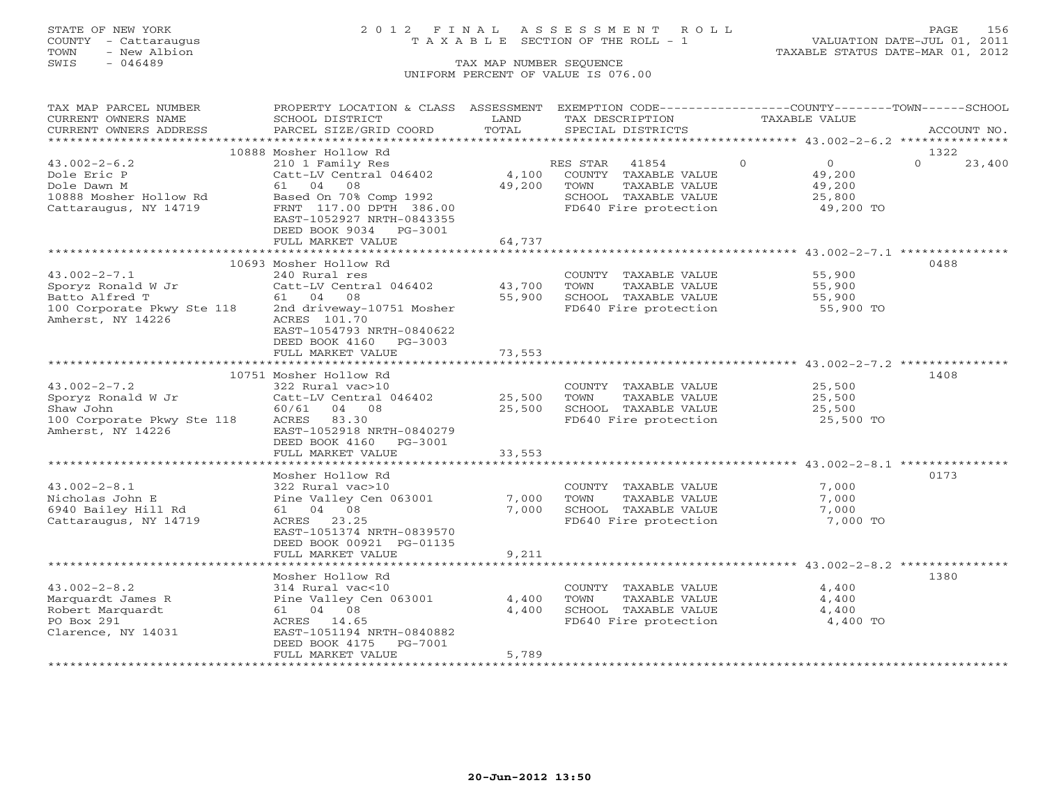STATE OF NEW YORK
COUNTY - Cattaraugus
TOWN - New Albion
SWIS - 046489

# 2012 FINAL ASSESSMENT ROLL

TAXABLE SECTION OF THE ROLL - 1

VALUATION DATE-JUL 01, 2011
TAXABLE STATUS DATE-MAR 01, 2012

TAX MAP NUMBER SEQUENCE
UNIFORM PERCENT OF VALUE IS 076.00

| TAX MAP PARCEL NUMBER / CURRENT OWNERS NAME / CURRENT OWNERS ADDRESS | PROPERTY LOCATION & CLASS / SCHOOL DISTRICT / PARCEL SIZE/GRID COORD | ASSESSMENT LAND | TOTAL | EXEMPTION CODE / TAX DESCRIPTION / SPECIAL DISTRICTS | COUNTY TAXABLE VALUE | TOWN | SCHOOL | ACCOUNT NO. |
|---|---|---|---|---|---|---|---|---|
| **43.002-2-6.2** | 10888 Mosher Hollow Rd | | | | | | | 1322 |
| 43.002-2-6.2 | 210 1 Family Res | | | RES STAR 41854 | 0 | 0 | 0 | 23,400 |
| Dole Eric P | Catt-LV Central 046402 | 4,100 | | COUNTY TAXABLE VALUE | 49,200 | | | |
| Dole Dawn M | 61 04 08 | | 49,200 | TOWN TAXABLE VALUE | 49,200 | | | |
| 10888 Mosher Hollow Rd | Based On 70% Comp 1992 | | | SCHOOL TAXABLE VALUE | 25,800 | | | |
| Cattaraugus, NY 14719 | FRNT 117.00 DPTH 386.00 | | | FD640 Fire protection | 49,200 TO | | | |
| | EAST-1052927 NRTH-0843355 | | | | | | | |
| | DEED BOOK 9034 PG-3001 | | | | | | | |
| | FULL MARKET VALUE | | 64,737 | | | | | |
| **43.002-2-7.1** | 10693 Mosher Hollow Rd | | | | | | | 0488 |
| 43.002-2-7.1 | 240 Rural res | | | COUNTY TAXABLE VALUE | 55,900 | | | |
| Sporyz Ronald W Jr | Catt-LV Central 046402 | 43,700 | | TOWN TAXABLE VALUE | 55,900 | | | |
| Batto Alfred T | 61 04 08 | | 55,900 | SCHOOL TAXABLE VALUE | 55,900 | | | |
| 100 Corporate Pkwy Ste 118 | 2nd driveway-10751 Mosher | | | FD640 Fire protection | 55,900 TO | | | |
| Amherst, NY 14226 | ACRES 101.70 | | | | | | | |
| | EAST-1054793 NRTH-0840622 | | | | | | | |
| | DEED BOOK 4160 PG-3003 | | | | | | | |
| | FULL MARKET VALUE | | 73,553 | | | | | |
| **43.002-2-7.2** | 10751 Mosher Hollow Rd | | | | | | | 1408 |
| 43.002-2-7.2 | 322 Rural vac>10 | | | COUNTY TAXABLE VALUE | 25,500 | | | |
| Sporyz Ronald W Jr | Catt-LV Central 046402 | 25,500 | | TOWN TAXABLE VALUE | 25,500 | | | |
| Shaw John | 60/61 04 08 | | 25,500 | SCHOOL TAXABLE VALUE | 25,500 | | | |
| 100 Corporate Pkwy Ste 118 | ACRES 83.30 | | | FD640 Fire protection | 25,500 TO | | | |
| Amherst, NY 14226 | EAST-1052918 NRTH-0840279 | | | | | | | |
| | DEED BOOK 4160 PG-3001 | | | | | | | |
| | FULL MARKET VALUE | | 33,553 | | | | | |
| **43.002-2-8.1** | Mosher Hollow Rd | | | | | | | 0173 |
| 43.002-2-8.1 | 322 Rural vac>10 | | | COUNTY TAXABLE VALUE | 7,000 | | | |
| Nicholas John E | Pine Valley Cen 063001 | 7,000 | | TOWN TAXABLE VALUE | 7,000 | | | |
| 6940 Bailey Hill Rd | 61 04 08 | | 7,000 | SCHOOL TAXABLE VALUE | 7,000 | | | |
| Cattaraugus, NY 14719 | ACRES 23.25 | | | FD640 Fire protection | 7,000 TO | | | |
| | EAST-1051374 NRTH-0839570 | | | | | | | |
| | DEED BOOK 00921 PG-01135 | | | | | | | |
| | FULL MARKET VALUE | | 9,211 | | | | | |
| **43.002-2-8.2** | Mosher Hollow Rd | | | | | | | 1380 |
| 43.002-2-8.2 | 314 Rural vac<10 | | | COUNTY TAXABLE VALUE | 4,400 | | | |
| Marquardt James R | Pine Valley Cen 063001 | 4,400 | | TOWN TAXABLE VALUE | 4,400 | | | |
| Robert Marquardt | 61 04 08 | | 4,400 | SCHOOL TAXABLE VALUE | 4,400 | | | |
| PO Box 291 | ACRES 14.65 | | | FD640 Fire protection | 4,400 TO | | | |
| Clarence, NY 14031 | EAST-1051194 NRTH-0840882 | | | | | | | |
| | DEED BOOK 4175 PG-7001 | | | | | | | |
| | FULL MARKET VALUE | | 5,789 | | | | | |

20-Jun-2012 13:50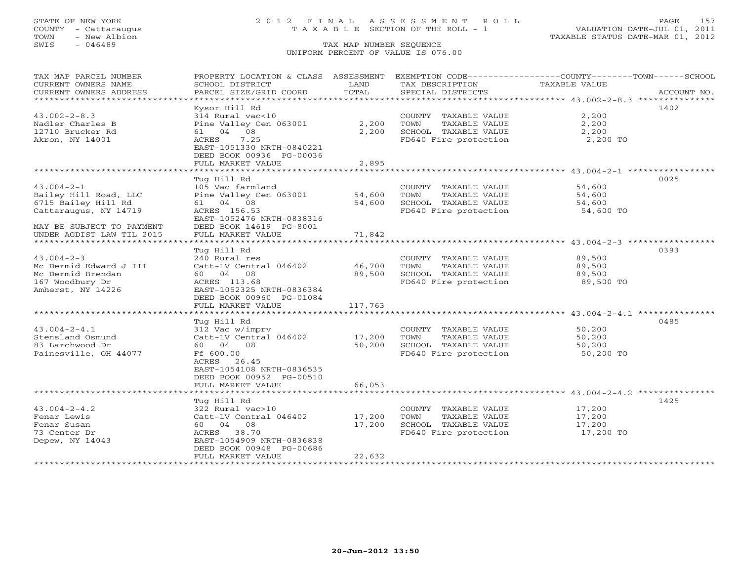STATE OF NEW YORK
COUNTY - Cattaraugus
TOWN - New Albion
SWIS - 046489

2012 FINAL ASSESSMENT ROLL
TAXABLE SECTION OF THE ROLL - 1
TAX MAP NUMBER SEQUENCE
UNIFORM PERCENT OF VALUE IS 076.00

VALUATION DATE-JUL 01, 2011
TAXABLE STATUS DATE-MAR 01, 2012

| TAX MAP PARCEL NUMBER / CURRENT OWNERS NAME / CURRENT OWNERS ADDRESS | PROPERTY LOCATION & CLASS / SCHOOL DISTRICT / PARCEL SIZE/GRID COORD | ASSESSMENT LAND | TOTAL | EXEMPTION CODE / TAX DESCRIPTION / SPECIAL DISTRICTS | TAXABLE VALUE (COUNTY / TOWN / SCHOOL) | ACCOUNT NO. |
|---|---|---|---|---|---|---|
| 43.002-2-8.3 | Kysor Hill Rd | | | | | 1402 |
| Nadler Charles B | 314 Rural vac<10 | | | COUNTY TAXABLE VALUE | 2,200 | |
| 12710 Brucker Rd | Pine Valley Cen 063001 | 2,200 | | TOWN TAXABLE VALUE | 2,200 | |
| Akron, NY 14001 | 61 04 08 | | 2,200 | SCHOOL TAXABLE VALUE | 2,200 | |
| | ACRES 7.25 | | | FD640 Fire protection | 2,200 TO | |
| | EAST-1051330 NRTH-0840221 | | | | | |
| | DEED BOOK 00936 PG-00036 | | | | | |
| | FULL MARKET VALUE | | 2,895 | | | |
| 43.004-2-1 | Tug Hill Rd | | | | | 0025 |
| Bailey Hill Road, LLC | 105 Vac farmland | | | COUNTY TAXABLE VALUE | 54,600 | |
| 6715 Bailey Hill Rd | Pine Valley Cen 063001 | 54,600 | | TOWN TAXABLE VALUE | 54,600 | |
| Cattaraugus, NY 14719 | 61 04 08 | | 54,600 | SCHOOL TAXABLE VALUE | 54,600 | |
| | ACRES 156.53 | | | FD640 Fire protection | 54,600 TO | |
| | EAST-1052476 NRTH-0838316 | | | | | |
| MAY BE SUBJECT TO PAYMENT | DEED BOOK 14619 PG-8001 | | | | | |
| UNDER AGDIST LAW TIL 2015 | FULL MARKET VALUE | | 71,842 | | | |
| 43.004-2-3 | Tug Hill Rd | | | | | 0393 |
| Mc Dermid Edward J III | 240 Rural res | | | COUNTY TAXABLE VALUE | 89,500 | |
| Mc Dermid Brendan | Catt-LV Central 046402 | 46,700 | | TOWN TAXABLE VALUE | 89,500 | |
| 167 Woodbury Dr | 60 04 08 | | 89,500 | SCHOOL TAXABLE VALUE | 89,500 | |
| Amherst, NY 14226 | ACRES 113.68 | | | FD640 Fire protection | 89,500 TO | |
| | EAST-1052325 NRTH-0836384 | | | | | |
| | DEED BOOK 00960 PG-01084 | | | | | |
| | FULL MARKET VALUE | | 117,763 | | | |
| 43.004-2-4.1 | Tug Hill Rd | | | | | 0485 |
| Stensland Osmund | 312 Vac w/imprv | | | COUNTY TAXABLE VALUE | 50,200 | |
| 83 Larchwood Dr | Catt-LV Central 046402 | 17,200 | | TOWN TAXABLE VALUE | 50,200 | |
| Painesville, OH 44077 | 60 04 08 | | 50,200 | SCHOOL TAXABLE VALUE | 50,200 | |
| | Ff 600.00 | | | FD640 Fire protection | 50,200 TO | |
| | ACRES 26.45 | | | | | |
| | EAST-1054108 NRTH-0836535 | | | | | |
| | DEED BOOK 00952 PG-00510 | | | | | |
| | FULL MARKET VALUE | | 66,053 | | | |
| 43.004-2-4.2 | Tug Hill Rd | | | | | 1425 |
| Fenar Lewis | 322 Rural vac>10 | | | COUNTY TAXABLE VALUE | 17,200 | |
| Fenar Susan | Catt-LV Central 046402 | 17,200 | | TOWN TAXABLE VALUE | 17,200 | |
| 73 Center Dr | 60 04 08 | | 17,200 | SCHOOL TAXABLE VALUE | 17,200 | |
| Depew, NY 14043 | ACRES 38.70 | | | FD640 Fire protection | 17,200 TO | |
| | EAST-1054909 NRTH-0836838 | | | | | |
| | DEED BOOK 00948 PG-00686 | | | | | |
| | FULL MARKET VALUE | | 22,632 | | | |

20-Jun-2012 13:50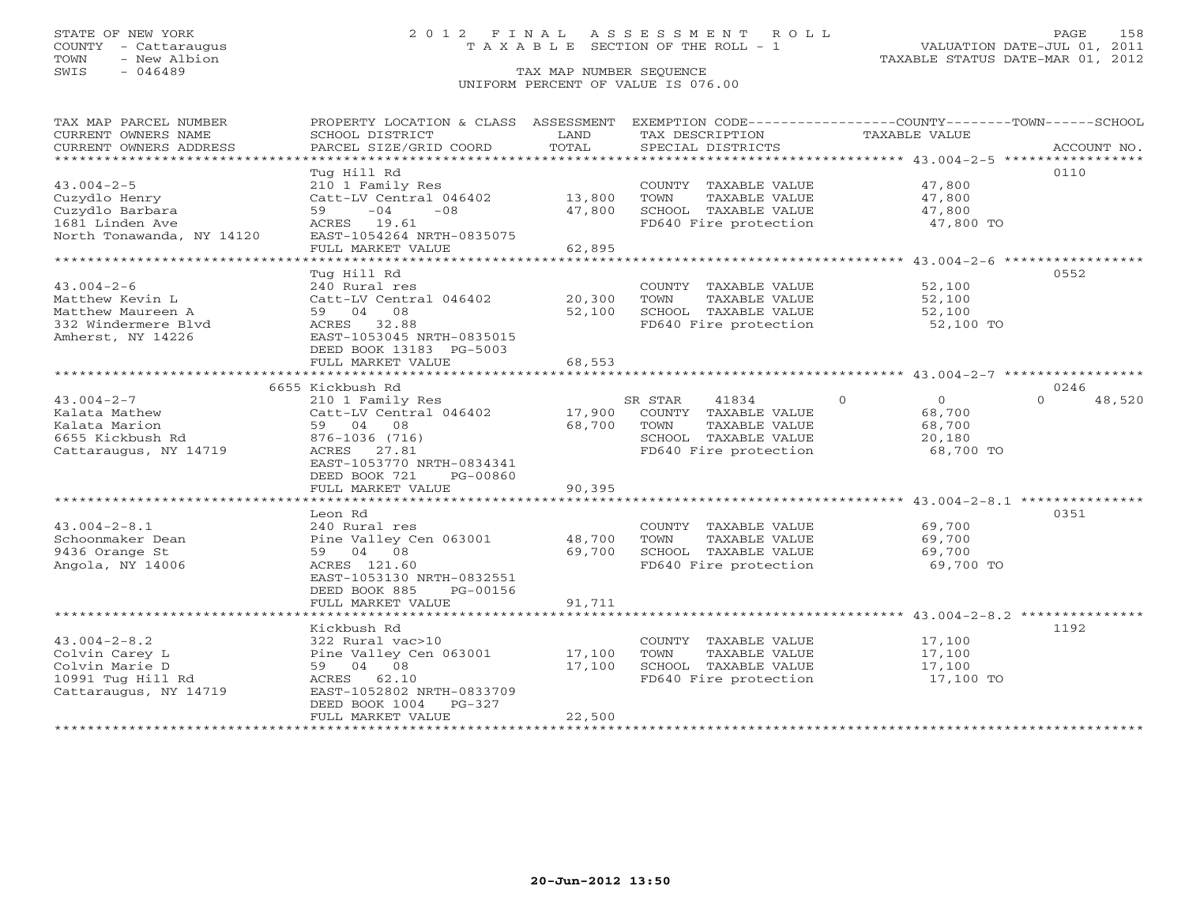STATE OF NEW YORK
COUNTY - Cattaraugus
TOWN - New Albion
SWIS - 046489

# 2012 FINAL ASSESSMENT ROLL
TAXABLE SECTION OF THE ROLL - 1

TAX MAP NUMBER SEQUENCE
UNIFORM PERCENT OF VALUE IS 076.00

VALUATION DATE-JUL 01, 2011
TAXABLE STATUS DATE-MAR 01, 2012

| TAX MAP PARCEL NUMBER / CURRENT OWNERS NAME / CURRENT OWNERS ADDRESS | PROPERTY LOCATION & CLASS / SCHOOL DISTRICT / PARCEL SIZE/GRID COORD | ASSESSMENT LAND | TOTAL | EXEMPTION CODE / TAX DESCRIPTION / SPECIAL DISTRICTS | COUNTY | TOWN | SCHOOL / TAXABLE VALUE | ACCOUNT NO. |
|---|---|---|---|---|---|---|---|---|
| 43.004-2-5 | Tug Hill Rd | | | | | | | 0110 |
| 43.004-2-5 | 210 1 Family Res | | | COUNTY TAXABLE VALUE | 47,800 | | | |
| Cuzydlo Henry | Catt-LV Central 046402 | 13,800 | | TOWN TAXABLE VALUE | | 47,800 | | |
| Cuzydlo Barbara | 59 -04 -08 | | 47,800 | SCHOOL TAXABLE VALUE | | | 47,800 | |
| 1681 Linden Ave | ACRES 19.61 | | | FD640 Fire protection | | | 47,800 TO | |
| North Tonawanda, NY 14120 | EAST-1054264 NRTH-0835075 | | | | | | | |
| | FULL MARKET VALUE | | 62,895 | | | | | |
| 43.004-2-6 | Tug Hill Rd | | | | | | | 0552 |
| 43.004-2-6 | 240 Rural res | | | COUNTY TAXABLE VALUE | 52,100 | | | |
| Matthew Kevin L | Catt-LV Central 046402 | 20,300 | | TOWN TAXABLE VALUE | | 52,100 | | |
| Matthew Maureen A | 59 04 08 | | 52,100 | SCHOOL TAXABLE VALUE | | | 52,100 | |
| 332 Windermere Blvd | ACRES 32.88 | | | FD640 Fire protection | | | 52,100 TO | |
| Amherst, NY 14226 | EAST-1053045 NRTH-0835015 | | | | | | | |
| | DEED BOOK 13183 PG-5003 | | | | | | | |
| | FULL MARKET VALUE | | 68,553 | | | | | |
| 43.004-2-7 | 6655 Kickbush Rd | | | | | | | 0246 |
| 43.004-2-7 | 210 1 Family Res | | | SR STAR 41834 | 0 | 0 | 0 48,520 | |
| Kalata Mathew | Catt-LV Central 046402 | 17,900 | | COUNTY TAXABLE VALUE | 68,700 | | | |
| Kalata Marion | 59 04 08 | | 68,700 | TOWN TAXABLE VALUE | | 68,700 | | |
| 6655 Kickbush Rd | 876-1036 (716) | | | SCHOOL TAXABLE VALUE | | | 20,180 | |
| Cattaraugus, NY 14719 | ACRES 27.81 | | | FD640 Fire protection | | | 68,700 TO | |
| | EAST-1053770 NRTH-0834341 | | | | | | | |
| | DEED BOOK 721 PG-00860 | | | | | | | |
| | FULL MARKET VALUE | | 90,395 | | | | | |
| 43.004-2-8.1 | Leon Rd | | | | | | | 0351 |
| 43.004-2-8.1 | 240 Rural res | | | COUNTY TAXABLE VALUE | 69,700 | | | |
| Schoonmaker Dean | Pine Valley Cen 063001 | 48,700 | | TOWN TAXABLE VALUE | | 69,700 | | |
| 9436 Orange St | 59 04 08 | | 69,700 | SCHOOL TAXABLE VALUE | | | 69,700 | |
| Angola, NY 14006 | ACRES 121.60 | | | FD640 Fire protection | | | 69,700 TO | |
| | EAST-1053130 NRTH-0832551 | | | | | | | |
| | DEED BOOK 885 PG-00156 | | | | | | | |
| | FULL MARKET VALUE | | 91,711 | | | | | |
| 43.004-2-8.2 | Kickbush Rd | | | | | | | 1192 |
| 43.004-2-8.2 | 322 Rural vac>10 | | | COUNTY TAXABLE VALUE | 17,100 | | | |
| Colvin Carey L | Pine Valley Cen 063001 | 17,100 | | TOWN TAXABLE VALUE | | 17,100 | | |
| Colvin Marie D | 59 04 08 | | 17,100 | SCHOOL TAXABLE VALUE | | | 17,100 | |
| 10991 Tug Hill Rd | ACRES 62.10 | | | FD640 Fire protection | | | 17,100 TO | |
| Cattaraugus, NY 14719 | EAST-1052802 NRTH-0833709 | | | | | | | |
| | DEED BOOK 1004 PG-327 | | | | | | | |
| | FULL MARKET VALUE | | 22,500 | | | | | |

20-Jun-2012 13:50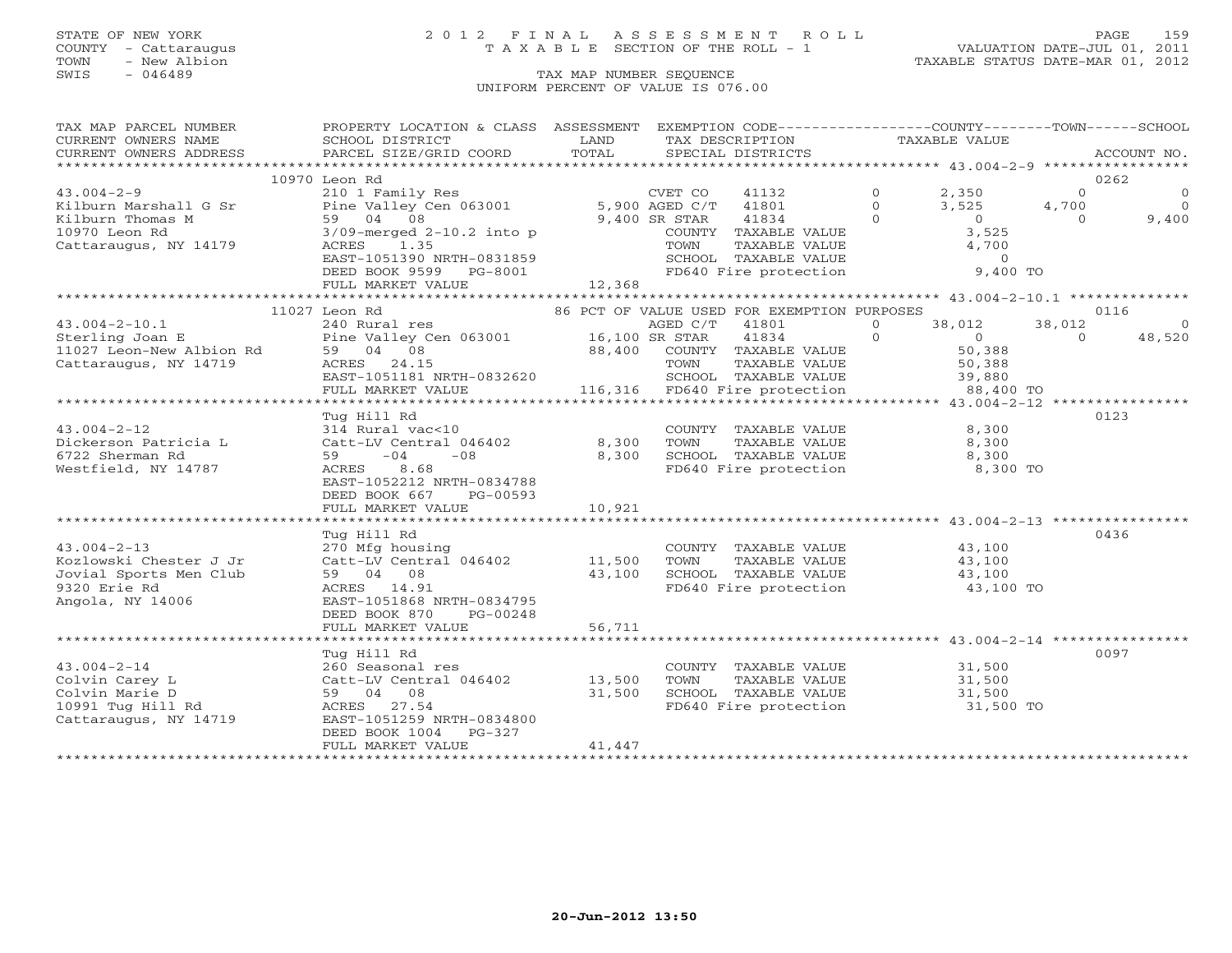STATE OF NEW YORK
COUNTY - Cattaraugus
TOWN - New Albion
SWIS - 046489

# 2012 FINAL ASSESSMENT ROLL
TAXABLE SECTION OF THE ROLL - 1
TAX MAP NUMBER SEQUENCE
UNIFORM PERCENT OF VALUE IS 076.00

VALUATION DATE-JUL 01, 2011
TAXABLE STATUS DATE-MAR 01, 2012

| TAX MAP PARCEL NUMBER / CURRENT OWNERS NAME / CURRENT OWNERS ADDRESS | PROPERTY LOCATION & CLASS / SCHOOL DISTRICT / PARCEL SIZE/GRID COORD | ASSESSMENT LAND / TOTAL | EXEMPTION CODE / TAX DESCRIPTION / SPECIAL DISTRICTS | COUNTY TAXABLE VALUE | TOWN | SCHOOL | ACCOUNT NO. |
|---|---|---|---|---|---|---|---|
| | 10970 Leon Rd | | | | | | 0262 |
| 43.004-2-9 | 210 1 Family Res | | CVET CO 41132 0 | 2,350 | 0 | 0 | |
| Kilburn Marshall G Sr | Pine Valley Cen 063001 | 5,900 | AGED C/T 41801 0 | 3,525 | 4,700 | 0 | |
| Kilburn Thomas M | 59 04 08 | 9,400 | SR STAR 41834 0 | 0 | 0 | 9,400 | |
| 10970 Leon Rd | 3/09-merged 2-10.2 into p | | COUNTY TAXABLE VALUE | 3,525 | | | |
| Cattaraugus, NY 14179 | ACRES 1.35 | | TOWN TAXABLE VALUE | 4,700 | | | |
| | EAST-1051390 NRTH-0831859 | | SCHOOL TAXABLE VALUE | 0 | | | |
| | DEED BOOK 9599 PG-8001 | | FD640 Fire protection | 9,400 TO | | | |
| | FULL MARKET VALUE | 12,368 | | | | | |
| | 11027 Leon Rd | | 86 PCT OF VALUE USED FOR EXEMPTION PURPOSES | | | | 0116 |
| 43.004-2-10.1 | 240 Rural res | | AGED C/T 41801 0 | 38,012 | 38,012 | 0 | |
| Sterling Joan E | Pine Valley Cen 063001 | 16,100 | SR STAR 41834 0 | 0 | 0 | 48,520 | |
| 11027 Leon-New Albion Rd | 59 04 08 | 88,400 | COUNTY TAXABLE VALUE | 50,388 | | | |
| Cattaraugus, NY 14719 | ACRES 24.15 | | TOWN TAXABLE VALUE | 50,388 | | | |
| | EAST-1051181 NRTH-0832620 | | SCHOOL TAXABLE VALUE | 39,880 | | | |
| | FULL MARKET VALUE | 116,316 | FD640 Fire protection | 88,400 TO | | | |
| | Tug Hill Rd | | | | | | 0123 |
| 43.004-2-12 | 314 Rural vac<10 | | COUNTY TAXABLE VALUE | 8,300 | | | |
| Dickerson Patricia L | Catt-LV Central 046402 | 8,300 | TOWN TAXABLE VALUE | 8,300 | | | |
| 6722 Sherman Rd | 59 -04 -08 | 8,300 | SCHOOL TAXABLE VALUE | 8,300 | | | |
| Westfield, NY 14787 | ACRES 8.68 | | FD640 Fire protection | 8,300 TO | | | |
| | EAST-1052212 NRTH-0834788 | | | | | | |
| | DEED BOOK 667 PG-00593 | | | | | | |
| | FULL MARKET VALUE | 10,921 | | | | | |
| | Tug Hill Rd | | | | | | 0436 |
| 43.004-2-13 | 270 Mfg housing | | COUNTY TAXABLE VALUE | 43,100 | | | |
| Kozlowski Chester J Jr | Catt-LV Central 046402 | 11,500 | TOWN TAXABLE VALUE | 43,100 | | | |
| Jovial Sports Men Club | 59 04 08 | 43,100 | SCHOOL TAXABLE VALUE | 43,100 | | | |
| 9320 Erie Rd | ACRES 14.91 | | FD640 Fire protection | 43,100 TO | | | |
| Angola, NY 14006 | EAST-1051868 NRTH-0834795 | | | | | | |
| | DEED BOOK 870 PG-00248 | | | | | | |
| | FULL MARKET VALUE | 56,711 | | | | | |
| | Tug Hill Rd | | | | | | 0097 |
| 43.004-2-14 | 260 Seasonal res | | COUNTY TAXABLE VALUE | 31,500 | | | |
| Colvin Carey L | Catt-LV Central 046402 | 13,500 | TOWN TAXABLE VALUE | 31,500 | | | |
| Colvin Marie D | 59 04 08 | 31,500 | SCHOOL TAXABLE VALUE | 31,500 | | | |
| 10991 Tug Hill Rd | ACRES 27.54 | | FD640 Fire protection | 31,500 TO | | | |
| Cattaraugus, NY 14719 | EAST-1051259 NRTH-0834800 | | | | | | |
| | DEED BOOK 1004 PG-327 | | | | | | |
| | FULL MARKET VALUE | 41,447 | | | | | |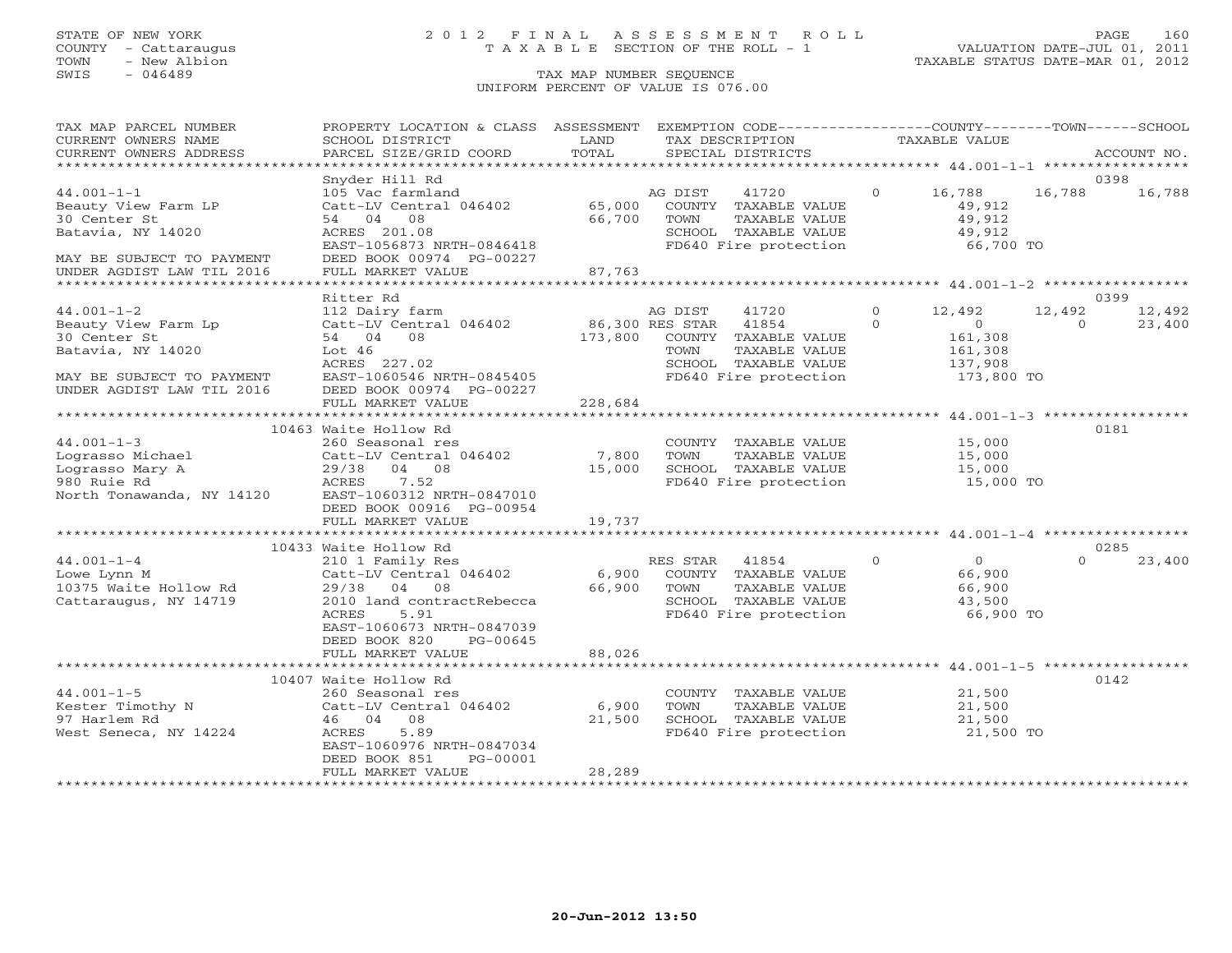STATE OF NEW YORK
COUNTY - Cattaraugus
TOWN - New Albion
SWIS - 046489

# 2012 FINAL ASSESSMENT ROLL
TAXABLE SECTION OF THE ROLL - 1
TAX MAP NUMBER SEQUENCE
UNIFORM PERCENT OF VALUE IS 076.00

VALUATION DATE-JUL 01, 2011
TAXABLE STATUS DATE-MAR 01, 2012

| TAX MAP PARCEL NUMBER / CURRENT OWNERS NAME / CURRENT OWNERS ADDRESS | PROPERTY LOCATION & CLASS / SCHOOL DISTRICT / PARCEL SIZE/GRID COORD | ASSESSMENT LAND / TOTAL | EXEMPTION CODE / TAX DESCRIPTION / SPECIAL DISTRICTS | | COUNTY | TOWN | SCHOOL | ACCOUNT NO. |
|---|---|---|---|---|---|---|---|---|
| **44.001-1-1** | Snyder Hill Rd | | | | | | | 0398 |
| | 105 Vac farmland | | AG DIST 41720 | 0 | 16,788 | 16,788 | 16,788 | |
| Beauty View Farm LP | Catt-LV Central 046402 | 65,000 | COUNTY TAXABLE VALUE | | 49,912 | | | |
| 30 Center St | 54 04 08 | 66,700 | TOWN TAXABLE VALUE | | | 49,912 | | |
| Batavia, NY 14020 | ACRES 201.08 | | SCHOOL TAXABLE VALUE | | | | 49,912 | |
| | EAST-1056873 NRTH-0846418 | | FD640 Fire protection | | 66,700 TO | | | |
| MAY BE SUBJECT TO PAYMENT | DEED BOOK 00974 PG-00227 | | | | | | | |
| UNDER AGDIST LAW TIL 2016 | FULL MARKET VALUE | 87,763 | | | | | | |
| **44.001-1-2** | Ritter Rd | | | | | | | 0399 |
| | 112 Dairy farm | | AG DIST 41720 | 0 | 12,492 | 12,492 | 12,492 | |
| Beauty View Farm Lp | Catt-LV Central 046402 | 86,300 | RES STAR 41854 | 0 | 0 | 0 | 23,400 | |
| 30 Center St | 54 04 08 | 173,800 | COUNTY TAXABLE VALUE | | 161,308 | | | |
| Batavia, NY 14020 | Lot 46 | | TOWN TAXABLE VALUE | | | 161,308 | | |
| | ACRES 227.02 | | SCHOOL TAXABLE VALUE | | | | 137,908 | |
| MAY BE SUBJECT TO PAYMENT | EAST-1060546 NRTH-0845405 | | FD640 Fire protection | | 173,800 TO | | | |
| UNDER AGDIST LAW TIL 2016 | DEED BOOK 00974 PG-00227 | | | | | | | |
| | FULL MARKET VALUE | 228,684 | | | | | | |
| **44.001-1-3** | 10463 Waite Hollow Rd | | | | | | | 0181 |
| | 260 Seasonal res | | COUNTY TAXABLE VALUE | | 15,000 | | | |
| Lograsso Michael | Catt-LV Central 046402 | 7,800 | TOWN TAXABLE VALUE | | | 15,000 | | |
| Lograsso Mary A | 29/38 04 08 | 15,000 | SCHOOL TAXABLE VALUE | | | | 15,000 | |
| 980 Ruie Rd | ACRES 7.52 | | FD640 Fire protection | | 15,000 TO | | | |
| North Tonawanda, NY 14120 | EAST-1060312 NRTH-0847010 | | | | | | | |
| | DEED BOOK 00916 PG-00954 | | | | | | | |
| | FULL MARKET VALUE | 19,737 | | | | | | |
| **44.001-1-4** | 10433 Waite Hollow Rd | | | | | | | 0285 |
| | 210 1 Family Res | | RES STAR 41854 | 0 | 0 | 0 | 23,400 | |
| Lowe Lynn M | Catt-LV Central 046402 | 6,900 | COUNTY TAXABLE VALUE | | 66,900 | | | |
| 10375 Waite Hollow Rd | 29/38 04 08 | 66,900 | TOWN TAXABLE VALUE | | | 66,900 | | |
| Cattaraugus, NY 14719 | 2010 land contractRebecca | | SCHOOL TAXABLE VALUE | | | | 43,500 | |
| | ACRES 5.91 | | FD640 Fire protection | | 66,900 TO | | | |
| | EAST-1060673 NRTH-0847039 | | | | | | | |
| | DEED BOOK 820 PG-00645 | | | | | | | |
| | FULL MARKET VALUE | 88,026 | | | | | | |
| **44.001-1-5** | 10407 Waite Hollow Rd | | | | | | | 0142 |
| | 260 Seasonal res | | COUNTY TAXABLE VALUE | | 21,500 | | | |
| Kester Timothy N | Catt-LV Central 046402 | 6,900 | TOWN TAXABLE VALUE | | | 21,500 | | |
| 97 Harlem Rd | 46 04 08 | 21,500 | SCHOOL TAXABLE VALUE | | | | 21,500 | |
| West Seneca, NY 14224 | ACRES 5.89 | | FD640 Fire protection | | 21,500 TO | | | |
| | EAST-1060976 NRTH-0847034 | | | | | | | |
| | DEED BOOK 851 PG-00001 | | | | | | | |
| | FULL MARKET VALUE | 28,289 | | | | | | |

20-Jun-2012 13:50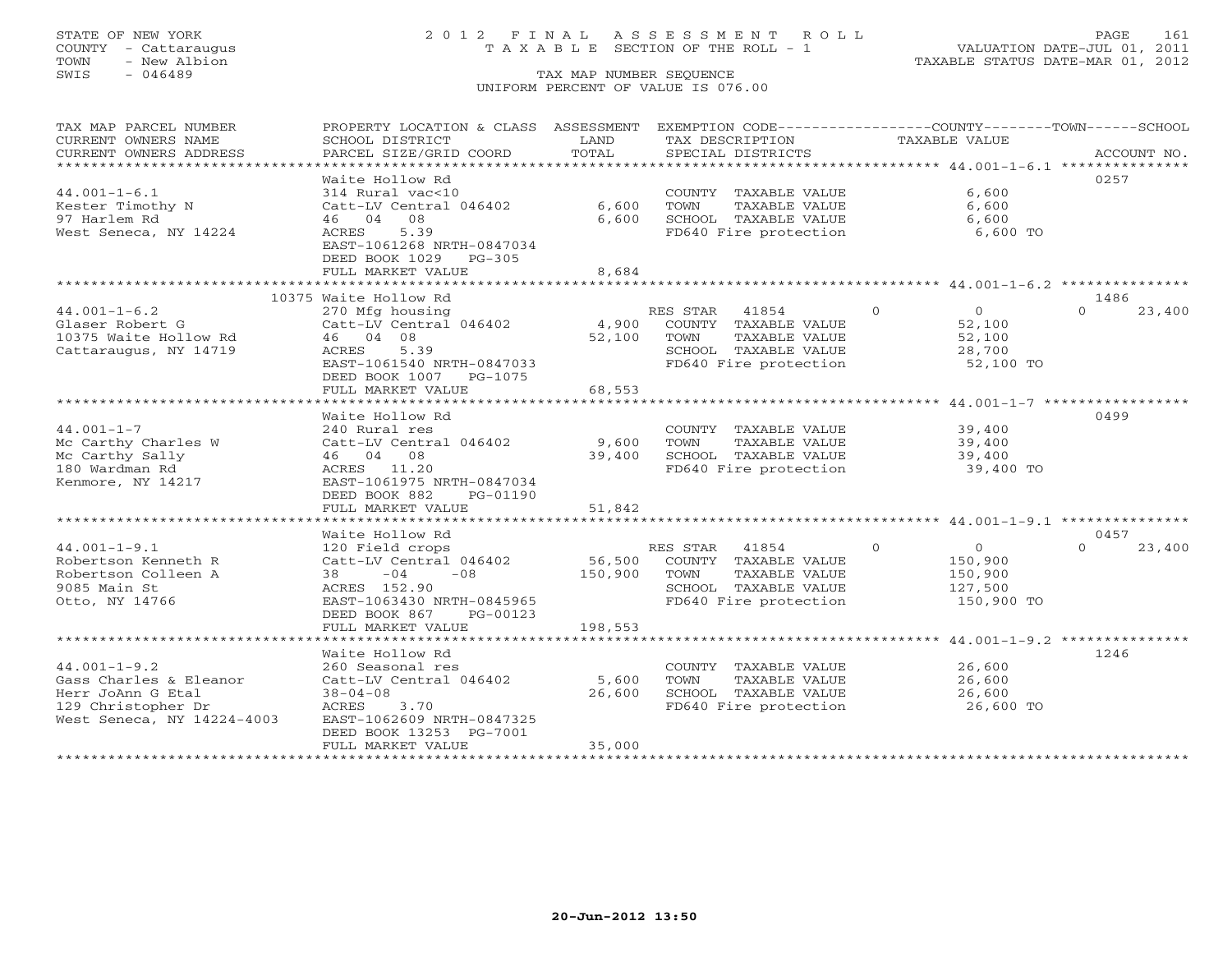STATE OF NEW YORK
COUNTY - Cattaraugus
TOWN - New Albion
SWIS - 046489

# 2012 FINAL ASSESSMENT ROLL

TAXABLE SECTION OF THE ROLL - 1

TAX MAP NUMBER SEQUENCE

UNIFORM PERCENT OF VALUE IS 076.00

VALUATION DATE-JUL 01, 2011
TAXABLE STATUS DATE-MAR 01, 2012

| TAX MAP PARCEL NUMBER / CURRENT OWNERS NAME / CURRENT OWNERS ADDRESS | PROPERTY LOCATION & CLASS / SCHOOL DISTRICT / PARCEL SIZE/GRID COORD | ASSESSMENT LAND | TOTAL | EXEMPTION CODE / TAX DESCRIPTION / SPECIAL DISTRICTS | COUNTY TAXABLE VALUE | TOWN | SCHOOL | ACCOUNT NO. |
|---|---|---|---|---|---|---|---|---|
| **44.001-1-6.1** | Waite Hollow Rd | | | | | | | 0257 |
| Kester Timothy N | 314 Rural vac<10 | | | COUNTY TAXABLE VALUE | 6,600 | | | |
| 97 Harlem Rd | Catt-LV Central 046402 | 6,600 | | TOWN TAXABLE VALUE | 6,600 | | | |
| West Seneca, NY 14224 | 46 04 08 | | 6,600 | SCHOOL TAXABLE VALUE | 6,600 | | | |
| | ACRES 5.39 | | | FD640 Fire protection | 6,600 TO | | | |
| | EAST-1061268 NRTH-0847034 | | | | | | | |
| | DEED BOOK 1029 PG-305 | | | | | | | |
| | FULL MARKET VALUE | | 8,684 | | | | | |
| **44.001-1-6.2** | 10375 Waite Hollow Rd | | | | | | | 1486 |
| Glaser Robert G | 270 Mfg housing | | | RES STAR 41854 | 0 | 0 | 23,400 | |
| 10375 Waite Hollow Rd | Catt-LV Central 046402 | 4,900 | | COUNTY TAXABLE VALUE | 52,100 | | | |
| Cattaraugus, NY 14719 | 46 04 08 | | 52,100 | TOWN TAXABLE VALUE | 52,100 | | | |
| | ACRES 5.39 | | | SCHOOL TAXABLE VALUE | 28,700 | | | |
| | EAST-1061540 NRTH-0847033 | | | FD640 Fire protection | 52,100 TO | | | |
| | DEED BOOK 1007 PG-1075 | | | | | | | |
| | FULL MARKET VALUE | | 68,553 | | | | | |
| **44.001-1-7** | Waite Hollow Rd | | | | | | | 0499 |
| Mc Carthy Charles W | 240 Rural res | | | COUNTY TAXABLE VALUE | 39,400 | | | |
| Mc Carthy Sally | Catt-LV Central 046402 | 9,600 | | TOWN TAXABLE VALUE | 39,400 | | | |
| 180 Wardman Rd | 46 04 08 | | 39,400 | SCHOOL TAXABLE VALUE | 39,400 | | | |
| Kenmore, NY 14217 | ACRES 11.20 | | | FD640 Fire protection | 39,400 TO | | | |
| | EAST-1061975 NRTH-0847034 | | | | | | | |
| | DEED BOOK 882 PG-01190 | | | | | | | |
| | FULL MARKET VALUE | | 51,842 | | | | | |
| **44.001-1-9.1** | Waite Hollow Rd | | | | | | | 0457 |
| Robertson Kenneth R | 120 Field crops | | | RES STAR 41854 | 0 | 0 | 23,400 | |
| Robertson Colleen A | Catt-LV Central 046402 | 56,500 | | COUNTY TAXABLE VALUE | 150,900 | | | |
| 9085 Main St | 38 -04 -08 | | 150,900 | TOWN TAXABLE VALUE | 150,900 | | | |
| Otto, NY 14766 | ACRES 152.90 | | | SCHOOL TAXABLE VALUE | 127,500 | | | |
| | EAST-1063430 NRTH-0845965 | | | FD640 Fire protection | 150,900 TO | | | |
| | DEED BOOK 867 PG-00123 | | | | | | | |
| | FULL MARKET VALUE | | 198,553 | | | | | |
| **44.001-1-9.2** | Waite Hollow Rd | | | | | | | 1246 |
| Gass Charles & Eleanor | 260 Seasonal res | | | COUNTY TAXABLE VALUE | 26,600 | | | |
| Herr JoAnn G Etal | Catt-LV Central 046402 | 5,600 | | TOWN TAXABLE VALUE | 26,600 | | | |
| 129 Christopher Dr | 38-04-08 | | 26,600 | SCHOOL TAXABLE VALUE | 26,600 | | | |
| West Seneca, NY 14224-4003 | ACRES 3.70 | | | FD640 Fire protection | 26,600 TO | | | |
| | EAST-1062609 NRTH-0847325 | | | | | | | |
| | DEED BOOK 13253 PG-7001 | | | | | | | |
| | FULL MARKET VALUE | | 35,000 | | | | | |

20-Jun-2012 13:50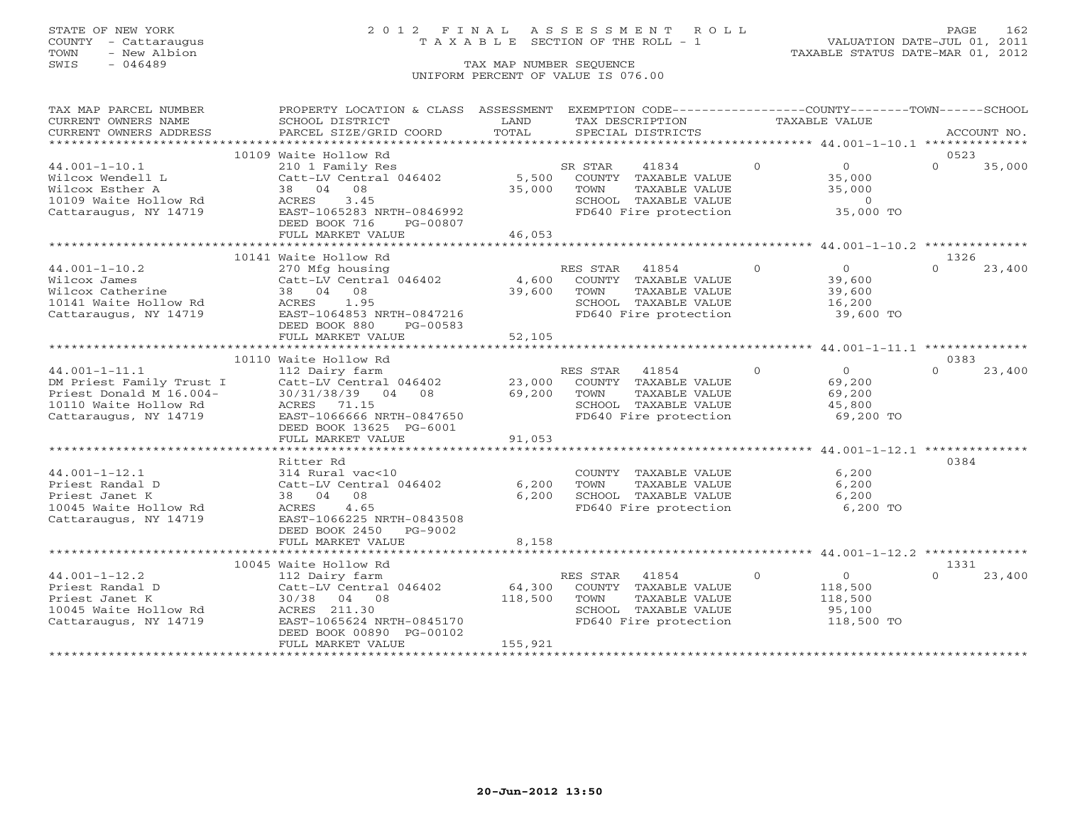STATE OF NEW YORK
COUNTY - Cattaraugus
TOWN - New Albion
SWIS - 046489

# 2012 FINAL ASSESSMENT ROLL

TAXABLE SECTION OF THE ROLL - 1

TAX MAP NUMBER SEQUENCE

UNIFORM PERCENT OF VALUE IS 076.00

VALUATION DATE-JUL 01, 2011
TAXABLE STATUS DATE-MAR 01, 2012

| TAX MAP PARCEL NUMBER / CURRENT OWNERS NAME / CURRENT OWNERS ADDRESS | PROPERTY LOCATION & CLASS / SCHOOL DISTRICT / PARCEL SIZE/GRID COORD | ASSESSMENT LAND / TOTAL | EXEMPTION CODE / TAX DESCRIPTION / SPECIAL DISTRICTS | COUNTY | TOWN | SCHOOL | ACCOUNT NO. |
|---|---|---|---|---|---|---|---|
| | 10109 Waite Hollow Rd | | | | | | 0523 |
| 44.001-1-10.1 | 210 1 Family Res | | SR STAR 41834 | 0 | 0 | 35,000 | |
| Wilcox Wendell L | Catt-LV Central 046402 | 5,500 | COUNTY TAXABLE VALUE | 35,000 | | | |
| Wilcox Esther A | 38 04 08 | 35,000 | TOWN TAXABLE VALUE | | 35,000 | | |
| 10109 Waite Hollow Rd | ACRES 3.45 | | SCHOOL TAXABLE VALUE | | | 0 | |
| Cattaraugus, NY 14719 | EAST-1065283 NRTH-0846992 | | FD640 Fire protection | 35,000 TO | | | |
| | DEED BOOK 716 PG-00807 | | | | | | |
| | FULL MARKET VALUE | 46,053 | | | | | |
| | 10141 Waite Hollow Rd | | | | | | 1326 |
| 44.001-1-10.2 | 270 Mfg housing | | RES STAR 41854 | 0 | 0 | 23,400 | |
| Wilcox James | Catt-LV Central 046402 | 4,600 | COUNTY TAXABLE VALUE | 39,600 | | | |
| Wilcox Catherine | 38 04 08 | 39,600 | TOWN TAXABLE VALUE | | 39,600 | | |
| 10141 Waite Hollow Rd | ACRES 1.95 | | SCHOOL TAXABLE VALUE | | | 16,200 | |
| Cattaraugus, NY 14719 | EAST-1064853 NRTH-0847216 | | FD640 Fire protection | 39,600 TO | | | |
| | DEED BOOK 880 PG-00583 | | | | | | |
| | FULL MARKET VALUE | 52,105 | | | | | |
| | 10110 Waite Hollow Rd | | | | | | 0383 |
| 44.001-1-11.1 | 112 Dairy farm | | RES STAR 41854 | 0 | 0 | 23,400 | |
| DM Priest Family Trust I | Catt-LV Central 046402 | 23,000 | COUNTY TAXABLE VALUE | 69,200 | | | |
| Priest Donald M 16.004- | 30/31/38/39 04 08 | 69,200 | TOWN TAXABLE VALUE | | 69,200 | | |
| 10110 Waite Hollow Rd | ACRES 71.15 | | SCHOOL TAXABLE VALUE | | | 45,800 | |
| Cattaraugus, NY 14719 | EAST-1066666 NRTH-0847650 | | FD640 Fire protection | 69,200 TO | | | |
| | DEED BOOK 13625 PG-6001 | | | | | | |
| | FULL MARKET VALUE | 91,053 | | | | | |
| | Ritter Rd | | | | | | 0384 |
| 44.001-1-12.1 | 314 Rural vac<10 | | COUNTY TAXABLE VALUE | 6,200 | | | |
| Priest Randal D | Catt-LV Central 046402 | 6,200 | TOWN TAXABLE VALUE | | 6,200 | | |
| Priest Janet K | 38 04 08 | 6,200 | SCHOOL TAXABLE VALUE | | | 6,200 | |
| 10045 Waite Hollow Rd | ACRES 4.65 | | FD640 Fire protection | 6,200 TO | | | |
| Cattaraugus, NY 14719 | EAST-1066225 NRTH-0843508 | | | | | | |
| | DEED BOOK 2450 PG-9002 | | | | | | |
| | FULL MARKET VALUE | 8,158 | | | | | |
| | 10045 Waite Hollow Rd | | | | | | 1331 |
| 44.001-1-12.2 | 112 Dairy farm | | RES STAR 41854 | 0 | 0 | 23,400 | |
| Priest Randal D | Catt-LV Central 046402 | 64,300 | COUNTY TAXABLE VALUE | 118,500 | | | |
| Priest Janet K | 30/38 04 08 | 118,500 | TOWN TAXABLE VALUE | | 118,500 | | |
| 10045 Waite Hollow Rd | ACRES 211.30 | | SCHOOL TAXABLE VALUE | | | 95,100 | |
| Cattaraugus, NY 14719 | EAST-1065624 NRTH-0845170 | | FD640 Fire protection | 118,500 TO | | | |
| | DEED BOOK 00890 PG-00102 | | | | | | |
| | FULL MARKET VALUE | 155,921 | | | | | |

20-Jun-2012 13:50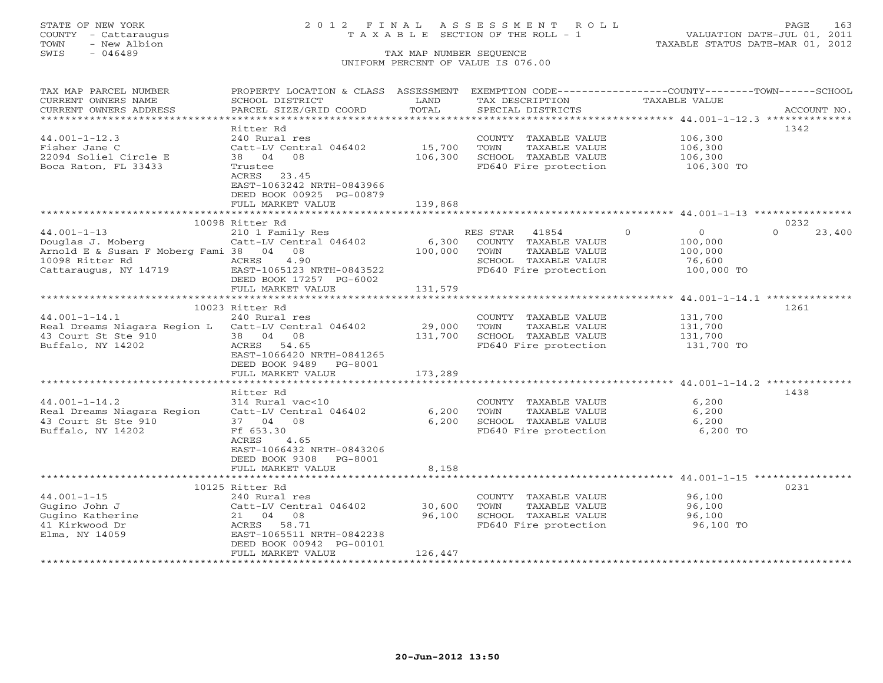STATE OF NEW YORK
COUNTY - Cattaraugus
TOWN - New Albion
SWIS - 046489

2 0 1 2 F I N A L A S S E S S M E N T R O L L
T A X A B L E SECTION OF THE ROLL - 1

VALUATION DATE-JUL 01, 2011
TAXABLE STATUS DATE-MAR 01, 2012

TAX MAP NUMBER SEQUENCE
UNIFORM PERCENT OF VALUE IS 076.00

| TAX MAP PARCEL NUMBER / CURRENT OWNERS NAME / CURRENT OWNERS ADDRESS | PROPERTY LOCATION & CLASS / SCHOOL DISTRICT / PARCEL SIZE/GRID COORD | ASSESSMENT LAND / TOTAL | EXEMPTION CODE / TAX DESCRIPTION / SPECIAL DISTRICTS | COUNTY | TOWN | SCHOOL | TAXABLE VALUE | ACCOUNT NO. |
|---|---|---|---|---|---|---|---|---|
| 44.001-1-12.3 | Ritter Rd | | | | | | | 1342 |
| 44.001-1-12.3 | 240 Rural res | | COUNTY TAXABLE VALUE | | | | 106,300 | |
| Fisher Jane C | Catt-LV Central 046402 | 15,700 | TOWN TAXABLE VALUE | | | | 106,300 | |
| 22094 Soliel Circle E | 38 04 08 | 106,300 | SCHOOL TAXABLE VALUE | | | | 106,300 | |
| Boca Raton, FL 33433 | Trustee | | FD640 Fire protection | | | | 106,300 TO | |
| | ACRES 23.45 | | | | | | | |
| | EAST-1063242 NRTH-0843966 | | | | | | | |
| | DEED BOOK 00925 PG-00879 | | | | | | | |
| | FULL MARKET VALUE | 139,868 | | | | | | |
| 44.001-1-13 | 10098 Ritter Rd | | | | | | | 0232 |
| 44.001-1-13 | 210 1 Family Res | | RES STAR 41854 | 0 | 0 | 23,400 | | |
| Douglas J. Moberg | Catt-LV Central 046402 | 6,300 | COUNTY TAXABLE VALUE | | | | 100,000 | |
| Arnold E & Susan F Moberg Fami | 38 04 08 | 100,000 | TOWN TAXABLE VALUE | | | | 100,000 | |
| 10098 Ritter Rd | ACRES 4.90 | | SCHOOL TAXABLE VALUE | | | | 76,600 | |
| Cattaraugus, NY 14719 | EAST-1065123 NRTH-0843522 | | FD640 Fire protection | | | | 100,000 TO | |
| | DEED BOOK 17257 PG-6002 | | | | | | | |
| | FULL MARKET VALUE | 131,579 | | | | | | |
| 44.001-1-14.1 | 10023 Ritter Rd | | | | | | | 1261 |
| 44.001-1-14.1 | 240 Rural res | | COUNTY TAXABLE VALUE | | | | 131,700 | |
| Real Dreams Niagara Region L | Catt-LV Central 046402 | 29,000 | TOWN TAXABLE VALUE | | | | 131,700 | |
| 43 Court St Ste 910 | 38 04 08 | 131,700 | SCHOOL TAXABLE VALUE | | | | 131,700 | |
| Buffalo, NY 14202 | ACRES 54.65 | | FD640 Fire protection | | | | 131,700 TO | |
| | EAST-1066420 NRTH-0841265 | | | | | | | |
| | DEED BOOK 9489 PG-8001 | | | | | | | |
| | FULL MARKET VALUE | 173,289 | | | | | | |
| 44.001-1-14.2 | Ritter Rd | | | | | | | 1438 |
| 44.001-1-14.2 | 314 Rural vac<10 | | COUNTY TAXABLE VALUE | | | | 6,200 | |
| Real Dreams Niagara Region | Catt-LV Central 046402 | 6,200 | TOWN TAXABLE VALUE | | | | 6,200 | |
| 43 Court St Ste 910 | 37 04 08 | 6,200 | SCHOOL TAXABLE VALUE | | | | 6,200 | |
| Buffalo, NY 14202 | Ff 653.30 | | FD640 Fire protection | | | | 6,200 TO | |
| | ACRES 4.65 | | | | | | | |
| | EAST-1066432 NRTH-0843206 | | | | | | | |
| | DEED BOOK 9308 PG-8001 | | | | | | | |
| | FULL MARKET VALUE | 8,158 | | | | | | |
| 44.001-1-15 | 10125 Ritter Rd | | | | | | | 0231 |
| 44.001-1-15 | 240 Rural res | | COUNTY TAXABLE VALUE | | | | 96,100 | |
| Gugino John J | Catt-LV Central 046402 | 30,600 | TOWN TAXABLE VALUE | | | | 96,100 | |
| Gugino Katherine | 21 04 08 | 96,100 | SCHOOL TAXABLE VALUE | | | | 96,100 | |
| 41 Kirkwood Dr | ACRES 58.71 | | FD640 Fire protection | | | | 96,100 TO | |
| Elma, NY 14059 | EAST-1065511 NRTH-0842238 | | | | | | | |
| | DEED BOOK 00942 PG-00101 | | | | | | | |
| | FULL MARKET VALUE | 126,447 | | | | | | |

20-Jun-2012 13:50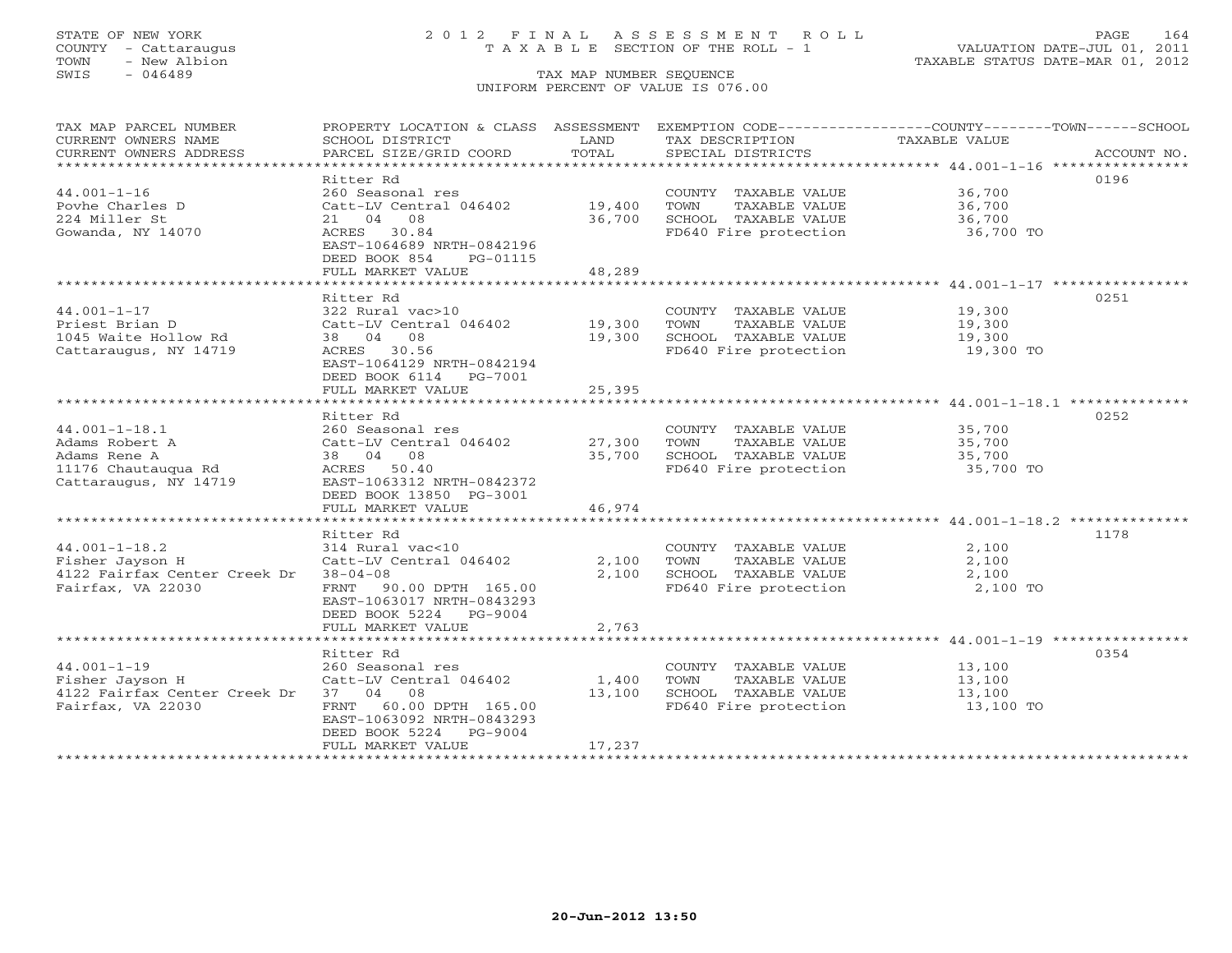STATE OF NEW YORK
COUNTY - Cattaraugus
TOWN - New Albion
SWIS - 046489

# 2012 FINAL ASSESSMENT ROLL

TAXABLE SECTION OF THE ROLL - 1

VALUATION DATE-JUL 01, 2011
TAXABLE STATUS DATE-MAR 01, 2012

TAX MAP NUMBER SEQUENCE
UNIFORM PERCENT OF VALUE IS 076.00

| TAX MAP PARCEL NUMBER / CURRENT OWNERS NAME / CURRENT OWNERS ADDRESS | PROPERTY LOCATION & CLASS / SCHOOL DISTRICT / PARCEL SIZE/GRID COORD | ASSESSMENT LAND / TOTAL | EXEMPTION CODE / TAX DESCRIPTION / SPECIAL DISTRICTS | COUNTY / TOWN / SCHOOL TAXABLE VALUE | ACCOUNT NO. |
|---|---|---|---|---|---|
| 44.001-1-16 | Ritter Rd | | | | 0196 |
| Povhe Charles D | 260 Seasonal res | | COUNTY TAXABLE VALUE | 36,700 | |
| 224 Miller St | Catt-LV Central 046402 | 19,400 | TOWN TAXABLE VALUE | 36,700 | |
| Gowanda, NY 14070 | 21 04 08 | 36,700 | SCHOOL TAXABLE VALUE | 36,700 | |
| | ACRES 30.84 | | FD640 Fire protection | 36,700 TO | |
| | EAST-1064689 NRTH-0842196 | | | | |
| | DEED BOOK 854 PG-01115 | | | | |
| | FULL MARKET VALUE | 48,289 | | | |
| 44.001-1-17 | Ritter Rd | | | | 0251 |
| Priest Brian D | 322 Rural vac>10 | | COUNTY TAXABLE VALUE | 19,300 | |
| 1045 Waite Hollow Rd | Catt-LV Central 046402 | 19,300 | TOWN TAXABLE VALUE | 19,300 | |
| Cattaraugus, NY 14719 | 38 04 08 | 19,300 | SCHOOL TAXABLE VALUE | 19,300 | |
| | ACRES 30.56 | | FD640 Fire protection | 19,300 TO | |
| | EAST-1064129 NRTH-0842194 | | | | |
| | DEED BOOK 6114 PG-7001 | | | | |
| | FULL MARKET VALUE | 25,395 | | | |
| 44.001-1-18.1 | Ritter Rd | | | | 0252 |
| Adams Robert A | 260 Seasonal res | | COUNTY TAXABLE VALUE | 35,700 | |
| Adams Rene A | Catt-LV Central 046402 | 27,300 | TOWN TAXABLE VALUE | 35,700 | |
| 11176 Chautauqua Rd | 38 04 08 | 35,700 | SCHOOL TAXABLE VALUE | 35,700 | |
| Cattaraugus, NY 14719 | ACRES 50.40 | | FD640 Fire protection | 35,700 TO | |
| | EAST-1063312 NRTH-0842372 | | | | |
| | DEED BOOK 13850 PG-3001 | | | | |
| | FULL MARKET VALUE | 46,974 | | | |
| 44.001-1-18.2 | Ritter Rd | | | | 1178 |
| Fisher Jayson H | 314 Rural vac<10 | | COUNTY TAXABLE VALUE | 2,100 | |
| 4122 Fairfax Center Creek Dr | Catt-LV Central 046402 | 2,100 | TOWN TAXABLE VALUE | 2,100 | |
| Fairfax, VA 22030 | 38-04-08 | 2,100 | SCHOOL TAXABLE VALUE | 2,100 | |
| | FRNT 90.00 DPTH 165.00 | | FD640 Fire protection | 2,100 TO | |
| | EAST-1063017 NRTH-0843293 | | | | |
| | DEED BOOK 5224 PG-9004 | | | | |
| | FULL MARKET VALUE | 2,763 | | | |
| 44.001-1-19 | Ritter Rd | | | | 0354 |
| Fisher Jayson H | 260 Seasonal res | | COUNTY TAXABLE VALUE | 13,100 | |
| 4122 Fairfax Center Creek Dr | Catt-LV Central 046402 | 1,400 | TOWN TAXABLE VALUE | 13,100 | |
| Fairfax, VA 22030 | 37 04 08 | 13,100 | SCHOOL TAXABLE VALUE | 13,100 | |
| | FRNT 60.00 DPTH 165.00 | | FD640 Fire protection | 13,100 TO | |
| | EAST-1063092 NRTH-0843293 | | | | |
| | DEED BOOK 5224 PG-9004 | | | | |
| | FULL MARKET VALUE | 17,237 | | | |

20-Jun-2012 13:50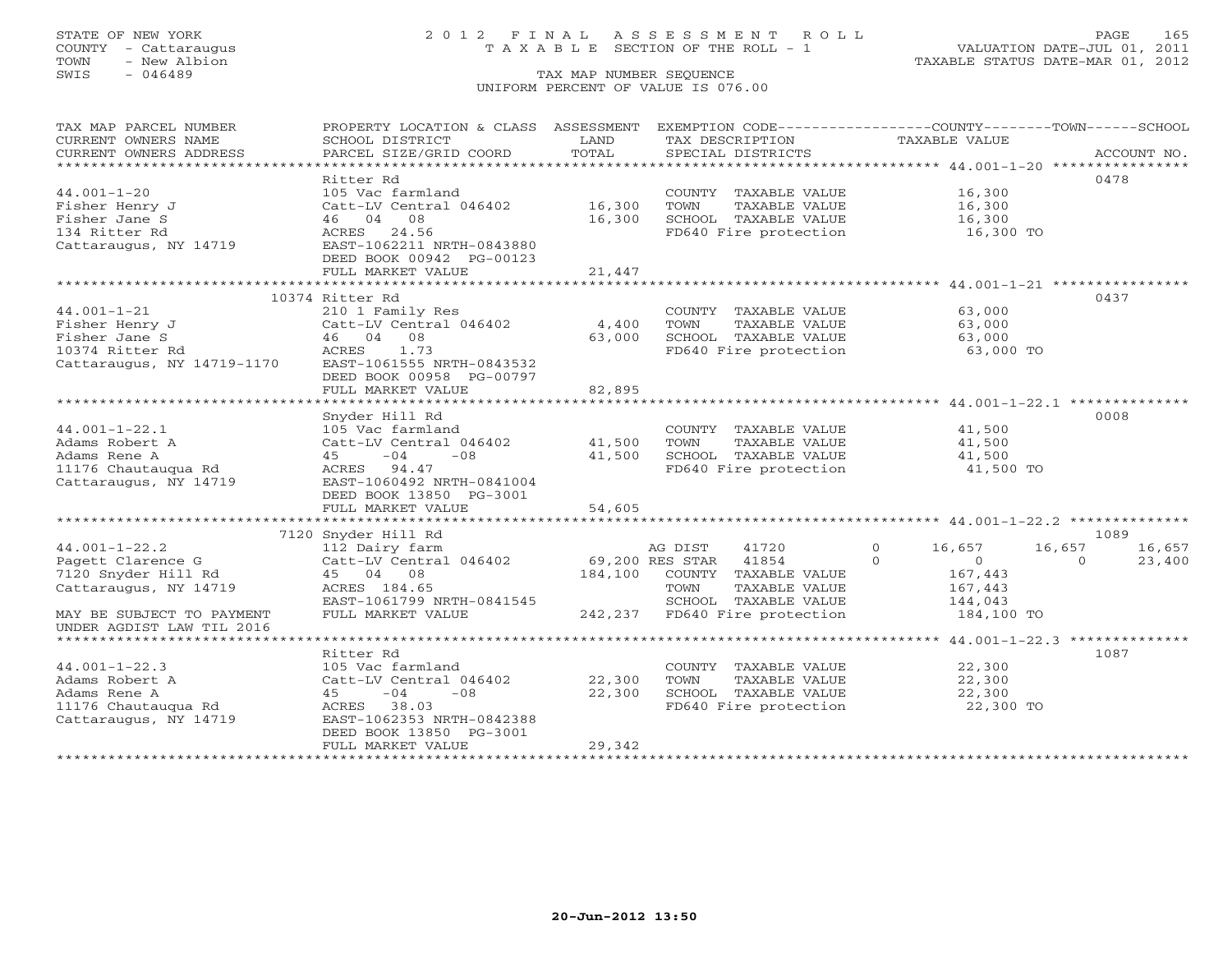STATE OF NEW YORK
COUNTY - Cattaraugus
TOWN - New Albion
SWIS - 046489

# 2012 FINAL ASSESSMENT ROLL
TAXABLE SECTION OF THE ROLL - 1
TAX MAP NUMBER SEQUENCE
UNIFORM PERCENT OF VALUE IS 076.00

VALUATION DATE-JUL 01, 2011
TAXABLE STATUS DATE-MAR 01, 2012

| TAX MAP PARCEL NUMBER / CURRENT OWNERS NAME / CURRENT OWNERS ADDRESS | PROPERTY LOCATION & CLASS / SCHOOL DISTRICT / PARCEL SIZE/GRID COORD | ASSESSMENT LAND / TOTAL | EXEMPTION CODE / TAX DESCRIPTION / SPECIAL DISTRICTS | COUNTY TAXABLE VALUE | TOWN | SCHOOL | ACCOUNT NO. |
|---|---|---|---|---|---|---|---|
| **44.001-1-20** | Ritter Rd | | | | | | 0478 |
| 44.001-1-20 | 105 Vac farmland | | COUNTY TAXABLE VALUE | 16,300 | | | |
| Fisher Henry J | Catt-LV Central 046402 | 16,300 | TOWN TAXABLE VALUE | 16,300 | | | |
| Fisher Jane S | 46 04 08 | 16,300 | SCHOOL TAXABLE VALUE | 16,300 | | | |
| 134 Ritter Rd | ACRES 24.56 | | FD640 Fire protection | 16,300 TO | | | |
| Cattaraugus, NY 14719 | EAST-1062211 NRTH-0843880 | | | | | | |
| | DEED BOOK 00942 PG-00123 | | | | | | |
| | FULL MARKET VALUE | 21,447 | | | | | |
| **44.001-1-21** | 10374 Ritter Rd | | | | | | 0437 |
| 44.001-1-21 | 210 1 Family Res | | COUNTY TAXABLE VALUE | 63,000 | | | |
| Fisher Henry J | Catt-LV Central 046402 | 4,400 | TOWN TAXABLE VALUE | 63,000 | | | |
| Fisher Jane S | 46 04 08 | 63,000 | SCHOOL TAXABLE VALUE | 63,000 | | | |
| 10374 Ritter Rd | ACRES 1.73 | | FD640 Fire protection | 63,000 TO | | | |
| Cattaraugus, NY 14719-1170 | EAST-1061555 NRTH-0843532 | | | | | | |
| | DEED BOOK 00958 PG-00797 | | | | | | |
| | FULL MARKET VALUE | 82,895 | | | | | |
| **44.001-1-22.1** | Snyder Hill Rd | | | | | | 0008 |
| 44.001-1-22.1 | 105 Vac farmland | | COUNTY TAXABLE VALUE | 41,500 | | | |
| Adams Robert A | Catt-LV Central 046402 | 41,500 | TOWN TAXABLE VALUE | 41,500 | | | |
| Adams Rene A | 45 -04 -08 | 41,500 | SCHOOL TAXABLE VALUE | 41,500 | | | |
| 11176 Chautauqua Rd | ACRES 94.47 | | FD640 Fire protection | 41,500 TO | | | |
| Cattaraugus, NY 14719 | EAST-1060492 NRTH-0841004 | | | | | | |
| | DEED BOOK 13850 PG-3001 | | | | | | |
| | FULL MARKET VALUE | 54,605 | | | | | |
| **44.001-1-22.2** | 7120 Snyder Hill Rd | | | | | | 1089 |
| 44.001-1-22.2 | 112 Dairy farm | | AG DIST 41720 0 | 16,657 | 16,657 | 16,657 | |
| Pagett Clarence G | Catt-LV Central 046402 | 69,200 | RES STAR 41854 0 | 0 | 0 | 23,400 | |
| 7120 Snyder Hill Rd | 45 04 08 | 184,100 | COUNTY TAXABLE VALUE | 167,443 | | | |
| Cattaraugus, NY 14719 | ACRES 184.65 | | TOWN TAXABLE VALUE | 167,443 | | | |
| | EAST-1061799 NRTH-0841545 | | SCHOOL TAXABLE VALUE | 144,043 | | | |
| MAY BE SUBJECT TO PAYMENT | FULL MARKET VALUE | 242,237 | FD640 Fire protection | 184,100 TO | | | |
| UNDER AGDIST LAW TIL 2016 | | | | | | | |
| **44.001-1-22.3** | Ritter Rd | | | | | | 1087 |
| 44.001-1-22.3 | 105 Vac farmland | | COUNTY TAXABLE VALUE | 22,300 | | | |
| Adams Robert A | Catt-LV Central 046402 | 22,300 | TOWN TAXABLE VALUE | 22,300 | | | |
| Adams Rene A | 45 -04 -08 | 22,300 | SCHOOL TAXABLE VALUE | 22,300 | | | |
| 11176 Chautauqua Rd | ACRES 38.03 | | FD640 Fire protection | 22,300 TO | | | |
| Cattaraugus, NY 14719 | EAST-1062353 NRTH-0842388 | | | | | | |
| | DEED BOOK 13850 PG-3001 | | | | | | |
| | FULL MARKET VALUE | 29,342 | | | | | |

20-Jun-2012 13:50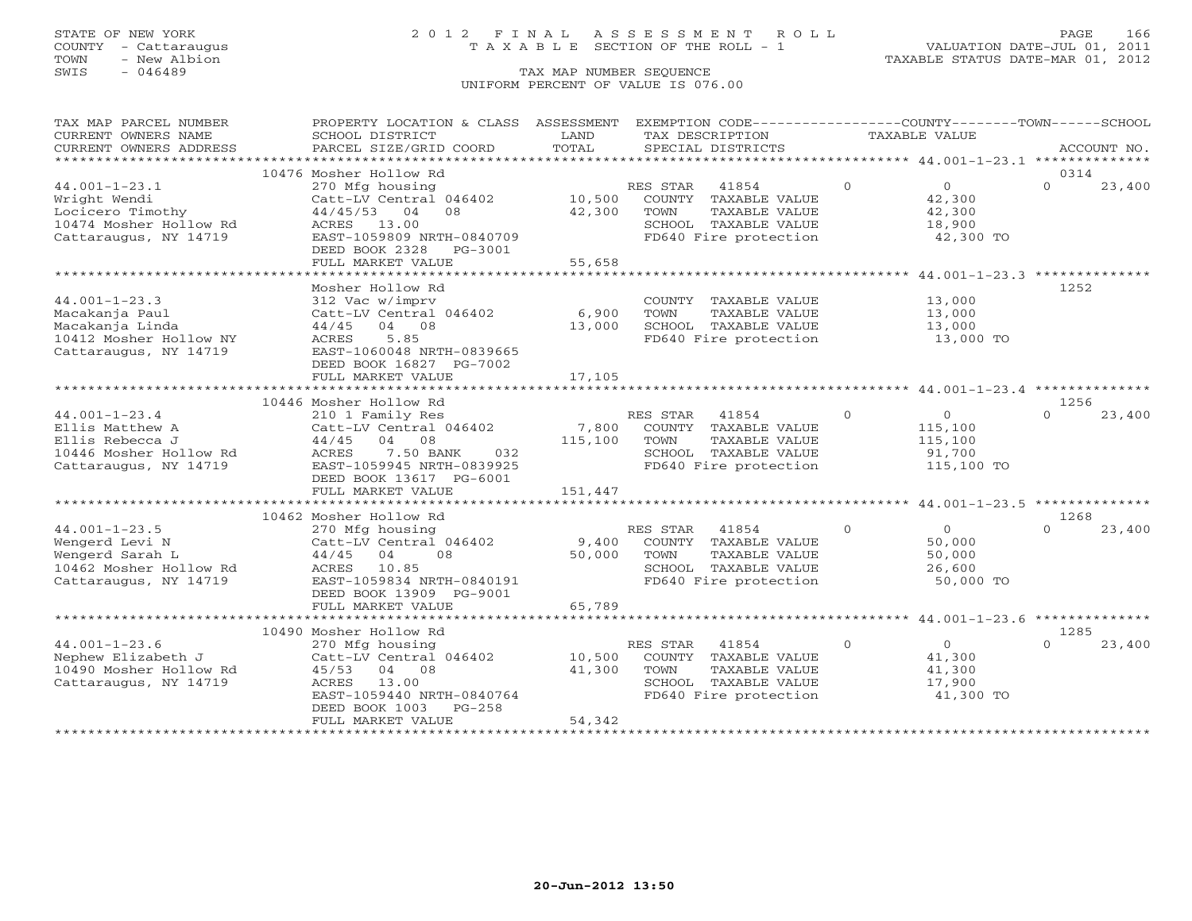STATE OF NEW YORK
COUNTY - Cattaraugus
TOWN - New Albion
SWIS - 046489

# 2012 FINAL ASSESSMENT ROLL
TAXABLE SECTION OF THE ROLL - 1
TAX MAP NUMBER SEQUENCE
UNIFORM PERCENT OF VALUE IS 076.00

VALUATION DATE-JUL 01, 2011
TAXABLE STATUS DATE-MAR 01, 2012

| TAX MAP PARCEL NUMBER / CURRENT OWNERS NAME / CURRENT OWNERS ADDRESS | PROPERTY LOCATION & CLASS / SCHOOL DISTRICT / PARCEL SIZE/GRID COORD | ASSESSMENT LAND / TOTAL | EXEMPTION CODE / TAX DESCRIPTION / SPECIAL DISTRICTS | COUNTY | TOWN | SCHOOL / ACCOUNT NO. |
|---|---|---|---|---|---|---|
| | 10476 Mosher Hollow Rd | | | | | 0314 |
| 44.001-1-23.1 | 270 Mfg housing | | RES STAR 41854 | 0 | 0 | 23,400 |
| Wright Wendi | Catt-LV Central 046402 | 10,500 | COUNTY TAXABLE VALUE | 42,300 | | |
| Locicero Timothy | 44/45/53 04 08 | 42,300 | TOWN TAXABLE VALUE | | 42,300 | |
| 10474 Mosher Hollow Rd | ACRES 13.00 | | SCHOOL TAXABLE VALUE | | | 18,900 |
| Cattaraugus, NY 14719 | EAST-1059809 NRTH-0840709 | | FD640 Fire protection | 42,300 TO | | |
| | DEED BOOK 2328 PG-3001 | | | | | |
| | FULL MARKET VALUE | 55,658 | | | | |
| | Mosher Hollow Rd | | | | | 1252 |
| 44.001-1-23.3 | 312 Vac w/imprv | | COUNTY TAXABLE VALUE | 13,000 | | |
| Macakanja Paul | Catt-LV Central 046402 | 6,900 | TOWN TAXABLE VALUE | | 13,000 | |
| Macakanja Linda | 44/45 04 08 | 13,000 | SCHOOL TAXABLE VALUE | | | 13,000 |
| 10412 Mosher Hollow NY | ACRES 5.85 | | FD640 Fire protection | 13,000 TO | | |
| Cattaraugus, NY 14719 | EAST-1060048 NRTH-0839665 | | | | | |
| | DEED BOOK 16827 PG-7002 | | | | | |
| | FULL MARKET VALUE | 17,105 | | | | |
| | 10446 Mosher Hollow Rd | | | | | 1256 |
| 44.001-1-23.4 | 210 1 Family Res | | RES STAR 41854 | 0 | 0 | 23,400 |
| Ellis Matthew A | Catt-LV Central 046402 | 7,800 | COUNTY TAXABLE VALUE | 115,100 | | |
| Ellis Rebecca J | 44/45 04 08 | 115,100 | TOWN TAXABLE VALUE | | 115,100 | |
| 10446 Mosher Hollow Rd | ACRES 7.50 BANK 032 | | SCHOOL TAXABLE VALUE | | | 91,700 |
| Cattaraugus, NY 14719 | EAST-1059945 NRTH-0839925 | | FD640 Fire protection | 115,100 TO | | |
| | DEED BOOK 13617 PG-6001 | | | | | |
| | FULL MARKET VALUE | 151,447 | | | | |
| | 10462 Mosher Hollow Rd | | | | | 1268 |
| 44.001-1-23.5 | 270 Mfg housing | | RES STAR 41854 | 0 | 0 | 23,400 |
| Wengerd Levi N | Catt-LV Central 046402 | 9,400 | COUNTY TAXABLE VALUE | 50,000 | | |
| Wengerd Sarah L | 44/45 04 08 | 50,000 | TOWN TAXABLE VALUE | | 50,000 | |
| 10462 Mosher Hollow Rd | ACRES 10.85 | | SCHOOL TAXABLE VALUE | | | 26,600 |
| Cattaraugus, NY 14719 | EAST-1059834 NRTH-0840191 | | FD640 Fire protection | 50,000 TO | | |
| | DEED BOOK 13909 PG-9001 | | | | | |
| | FULL MARKET VALUE | 65,789 | | | | |
| | 10490 Mosher Hollow Rd | | | | | 1285 |
| 44.001-1-23.6 | 270 Mfg housing | | RES STAR 41854 | 0 | 0 | 23,400 |
| Nephew Elizabeth J | Catt-LV Central 046402 | 10,500 | COUNTY TAXABLE VALUE | 41,300 | | |
| 10490 Mosher Hollow Rd | 45/53 04 08 | 41,300 | TOWN TAXABLE VALUE | | 41,300 | |
| Cattaraugus, NY 14719 | ACRES 13.00 | | SCHOOL TAXABLE VALUE | | | 17,900 |
| | EAST-1059440 NRTH-0840764 | | FD640 Fire protection | 41,300 TO | | |
| | DEED BOOK 1003 PG-258 | | | | | |
| | FULL MARKET VALUE | 54,342 | | | | |

20-Jun-2012 13:50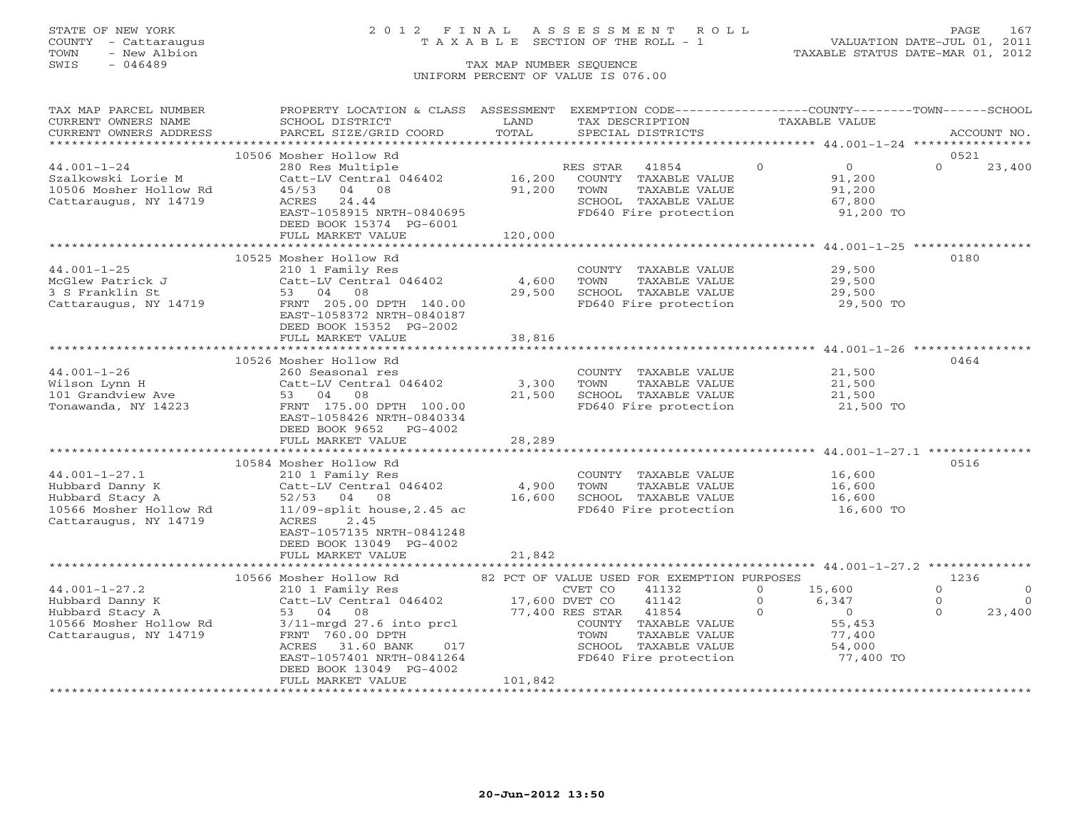STATE OF NEW YORK
COUNTY - Cattaraugus
TOWN - New Albion
SWIS - 046489

# 2012 FINAL ASSESSMENT ROLL
TAXABLE SECTION OF THE ROLL - 1

TAX MAP NUMBER SEQUENCE
UNIFORM PERCENT OF VALUE IS 076.00

VALUATION DATE-JUL 01, 2011
TAXABLE STATUS DATE-MAR 01, 2012

| TAX MAP PARCEL NUMBER / CURRENT OWNERS NAME / CURRENT OWNERS ADDRESS | PROPERTY LOCATION & CLASS / SCHOOL DISTRICT / PARCEL SIZE/GRID COORD | ASSESSMENT LAND / TOTAL | EXEMPTION CODE / TAX DESCRIPTION / SPECIAL DISTRICTS | COUNTY TAXABLE VALUE | TOWN | SCHOOL / ACCOUNT NO. |
|---|---|---|---|---|---|---|
| 44.001-1-24 | 10506 Mosher Hollow Rd | | | | | 0521 |
| Szalkowski Lorie M | 280 Res Multiple | | RES STAR 41854 | 0 | 0 | 23,400 |
| 10506 Mosher Hollow Rd | Catt-LV Central 046402 | 16,200 | COUNTY TAXABLE VALUE | 91,200 | | |
| Cattaraugus, NY 14719 | 45/53 04 08 | 91,200 | TOWN TAXABLE VALUE | 91,200 | | |
| | ACRES 24.44 | | SCHOOL TAXABLE VALUE | 67,800 | | |
| | EAST-1058915 NRTH-0840695 | | FD640 Fire protection | 91,200 TO | | |
| | DEED BOOK 15374 PG-6001 | | | | | |
| | FULL MARKET VALUE | 120,000 | | | | |
| 44.001-1-25 | 10525 Mosher Hollow Rd | | | | | 0180 |
| McGlew Patrick J | 210 1 Family Res | | COUNTY TAXABLE VALUE | 29,500 | | |
| 3 S Franklin St | Catt-LV Central 046402 | 4,600 | TOWN TAXABLE VALUE | 29,500 | | |
| Cattaraugus, NY 14719 | 53 04 08 | 29,500 | SCHOOL TAXABLE VALUE | 29,500 | | |
| | FRNT 205.00 DPTH 140.00 | | FD640 Fire protection | 29,500 TO | | |
| | EAST-1058372 NRTH-0840187 | | | | | |
| | DEED BOOK 15352 PG-2002 | | | | | |
| | FULL MARKET VALUE | 38,816 | | | | |
| 44.001-1-26 | 10526 Mosher Hollow Rd | | | | | 0464 |
| Wilson Lynn H | 260 Seasonal res | | COUNTY TAXABLE VALUE | 21,500 | | |
| 101 Grandview Ave | Catt-LV Central 046402 | 3,300 | TOWN TAXABLE VALUE | 21,500 | | |
| Tonawanda, NY 14223 | 53 04 08 | 21,500 | SCHOOL TAXABLE VALUE | 21,500 | | |
| | FRNT 175.00 DPTH 100.00 | | FD640 Fire protection | 21,500 TO | | |
| | EAST-1058426 NRTH-0840334 | | | | | |
| | DEED BOOK 9652 PG-4002 | | | | | |
| | FULL MARKET VALUE | 28,289 | | | | |
| 44.001-1-27.1 | 10584 Mosher Hollow Rd | | | | | 0516 |
| Hubbard Danny K | 210 1 Family Res | | COUNTY TAXABLE VALUE | 16,600 | | |
| Hubbard Stacy A | Catt-LV Central 046402 | 4,900 | TOWN TAXABLE VALUE | 16,600 | | |
| 10566 Mosher Hollow Rd | 52/53 04 08 | 16,600 | SCHOOL TAXABLE VALUE | 16,600 | | |
| Cattaraugus, NY 14719 | 11/09-split house,2.45 ac | | FD640 Fire protection | 16,600 TO | | |
| | ACRES 2.45 | | | | | |
| | EAST-1057135 NRTH-0841248 | | | | | |
| | DEED BOOK 13049 PG-4002 | | | | | |
| | FULL MARKET VALUE | 21,842 | | | | |
| 44.001-1-27.2 | 10566 Mosher Hollow Rd | | 82 PCT OF VALUE USED FOR EXEMPTION PURPOSES | | | 1236 |
| Hubbard Danny K | 210 1 Family Res | | CVET CO 41132 | 15,600 | 0 | 0 |
| Hubbard Stacy A | Catt-LV Central 046402 | 17,600 | DVET CO 41142 | 6,347 | 0 | 0 |
| 10566 Mosher Hollow Rd | 53 04 08 | 77,400 | RES STAR 41854 | 0 | 0 | 23,400 |
| Cattaraugus, NY 14719 | 3/11-mrgd 27.6 into prcl | | COUNTY TAXABLE VALUE | 55,453 | | |
| | FRNT 760.00 DPTH | | TOWN TAXABLE VALUE | 77,400 | | |
| | ACRES 31.60 BANK 017 | | SCHOOL TAXABLE VALUE | 54,000 | | |
| | EAST-1057401 NRTH-0841264 | | FD640 Fire protection | 77,400 TO | | |
| | DEED BOOK 13049 PG-4002 | | | | | |
| | FULL MARKET VALUE | 101,842 | | | | |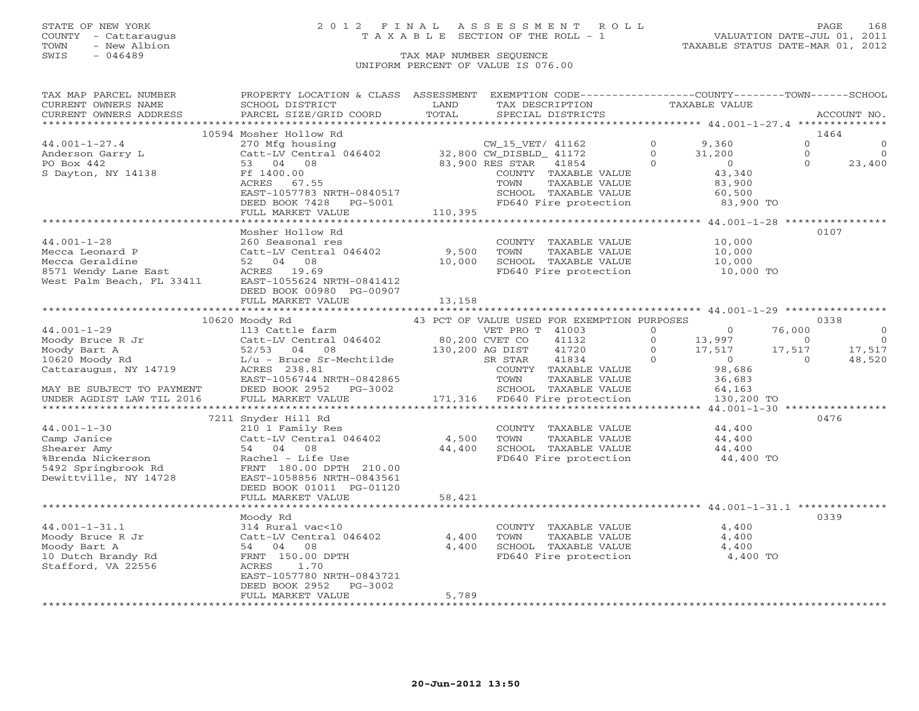STATE OF NEW YORK
COUNTY - Cattaraugus
TOWN - New Albion
SWIS - 046489

# 2012 FINAL ASSESSMENT ROLL
TAXABLE SECTION OF THE ROLL - 1
TAX MAP NUMBER SEQUENCE
UNIFORM PERCENT OF VALUE IS 076.00

VALUATION DATE-JUL 01, 2011
TAXABLE STATUS DATE-MAR 01, 2012

| TAX MAP PARCEL NUMBER / CURRENT OWNERS NAME / CURRENT OWNERS ADDRESS | PROPERTY LOCATION & CLASS / SCHOOL DISTRICT / PARCEL SIZE/GRID COORD | ASSESSMENT LAND / TOTAL | EXEMPTION CODE / TAX DESCRIPTION / SPECIAL DISTRICTS | | COUNTY TAXABLE VALUE | TOWN | SCHOOL | ACCOUNT NO. |
|---|---|---|---|---|---|---|---|---|
| | 10594 Mosher Hollow Rd | | | | | | | 1464 |
| 44.001-1-27.4 | 270 Mfg housing | | CW_15_VET/ 41162 | 0 | 9,360 | 0 | 0 | |
| Anderson Garry L | Catt-LV Central 046402 | 32,800 | CW_DISBLD_ 41172 | 0 | 31,200 | 0 | 0 | |
| PO Box 442 | 53 04 08 | 83,900 | RES STAR 41854 | 0 | 0 | 0 | 23,400 | |
| S Dayton, NY 14138 | Ff 1400.00 | | COUNTY TAXABLE VALUE | | 43,340 | | | |
| | ACRES 67.55 | | TOWN TAXABLE VALUE | | 83,900 | | | |
| | EAST-1057783 NRTH-0840517 | | SCHOOL TAXABLE VALUE | | 60,500 | | | |
| | DEED BOOK 7428 PG-5001 | | FD640 Fire protection | | 83,900 TO | | | |
| | FULL MARKET VALUE | 110,395 | | | | | | |
| | Mosher Hollow Rd | | | | | | | 0107 |
| 44.001-1-28 | 260 Seasonal res | | COUNTY TAXABLE VALUE | | 10,000 | | | |
| Mecca Leonard P | Catt-LV Central 046402 | 9,500 | TOWN TAXABLE VALUE | | 10,000 | | | |
| Mecca Geraldine | 52 04 08 | 10,000 | SCHOOL TAXABLE VALUE | | 10,000 | | | |
| 8571 Wendy Lane East | ACRES 19.69 | | FD640 Fire protection | | 10,000 TO | | | |
| West Palm Beach, FL 33411 | EAST-1055624 NRTH-0841412 | | | | | | | |
| | DEED BOOK 00980 PG-00907 | | | | | | | |
| | FULL MARKET VALUE | 13,158 | | | | | | |
| | 10620 Moody Rd | | 43 PCT OF VALUE USED FOR EXEMPTION PURPOSES | | | | | 0338 |
| 44.001-1-29 | 113 Cattle farm | | VET PRO T 41003 | 0 | 0 | 76,000 | 0 | |
| Moody Bruce R Jr | Catt-LV Central 046402 | 80,200 | CVET CO 41132 | 0 | 13,997 | 0 | 0 | |
| Moody Bart A | 52/53 04 08 | 130,200 | AG DIST 41720 | 0 | 17,517 | 17,517 | 17,517 | |
| 10620 Moody Rd | L/u - Bruce Sr-Mechtilde | | SR STAR 41834 | 0 | 0 | 0 | 48,520 | |
| Cattaraugus, NY 14719 | ACRES 238.81 | | COUNTY TAXABLE VALUE | | 98,686 | | | |
| | EAST-1056744 NRTH-0842865 | | TOWN TAXABLE VALUE | | 36,683 | | | |
| MAY BE SUBJECT TO PAYMENT | DEED BOOK 2952 PG-3002 | | SCHOOL TAXABLE VALUE | | 64,163 | | | |
| UNDER AGDIST LAW TIL 2016 | FULL MARKET VALUE | 171,316 | FD640 Fire protection | | 130,200 TO | | | |
| | 7211 Snyder Hill Rd | | | | | | | 0476 |
| 44.001-1-30 | 210 1 Family Res | | COUNTY TAXABLE VALUE | | 44,400 | | | |
| Camp Janice | Catt-LV Central 046402 | 4,500 | TOWN TAXABLE VALUE | | 44,400 | | | |
| Shearer Amy | 54 04 08 | 44,400 | SCHOOL TAXABLE VALUE | | 44,400 | | | |
| %Brenda Nickerson | Rachel - Life Use | | FD640 Fire protection | | 44,400 TO | | | |
| 5492 Springbrook Rd | FRNT 180.00 DPTH 210.00 | | | | | | | |
| Dewittville, NY 14728 | EAST-1058856 NRTH-0843561 | | | | | | | |
| | DEED BOOK 01011 PG-01120 | | | | | | | |
| | FULL MARKET VALUE | 58,421 | | | | | | |
| | Moody Rd | | | | | | | 0339 |
| 44.001-1-31.1 | 314 Rural vac<10 | | COUNTY TAXABLE VALUE | | 4,400 | | | |
| Moody Bruce R Jr | Catt-LV Central 046402 | 4,400 | TOWN TAXABLE VALUE | | 4,400 | | | |
| Moody Bart A | 54 04 08 | 4,400 | SCHOOL TAXABLE VALUE | | 4,400 | | | |
| 10 Dutch Brandy Rd | FRNT 150.00 DPTH | | FD640 Fire protection | | 4,400 TO | | | |
| Stafford, VA 22556 | ACRES 1.70 | | | | | | | |
| | EAST-1057780 NRTH-0843721 | | | | | | | |
| | DEED BOOK 2952 PG-3002 | | | | | | | |
| | FULL MARKET VALUE | 5,789 | | | | | | |

20-Jun-2012 13:50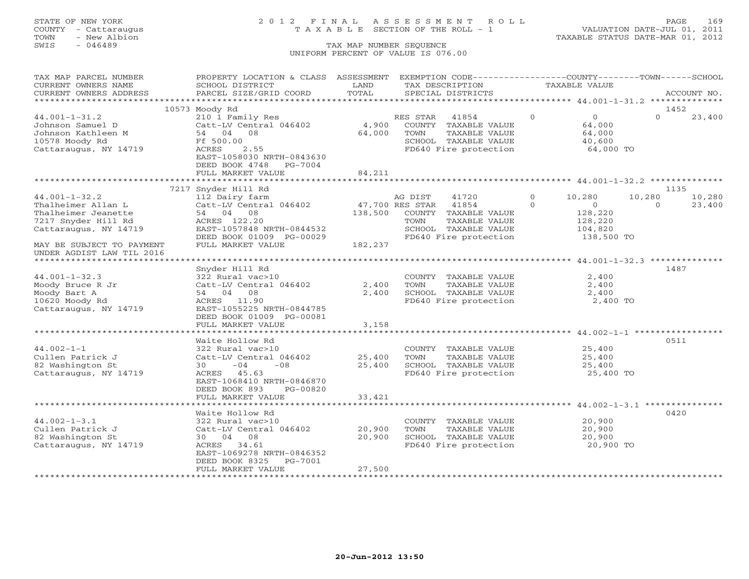STATE OF NEW YORK
COUNTY - Cattaraugus
TOWN - New Albion
SWIS - 046489

2012 FINAL ASSESSMENT ROLL
TAXABLE SECTION OF THE ROLL - 1
TAX MAP NUMBER SEQUENCE
UNIFORM PERCENT OF VALUE IS 076.00

VALUATION DATE-JUL 01, 2011
TAXABLE STATUS DATE-MAR 01, 2012

| TAX MAP PARCEL NUMBER / CURRENT OWNERS NAME / CURRENT OWNERS ADDRESS | PROPERTY LOCATION & CLASS / SCHOOL DISTRICT / PARCEL SIZE/GRID COORD | ASSESSMENT LAND | TOTAL | EXEMPTION CODE / TAX DESCRIPTION / SPECIAL DISTRICTS | COUNTY TAXABLE VALUE | TOWN | SCHOOL | ACCOUNT NO. |
|---|---|---|---|---|---|---|---|---|
| | 10573 Moody Rd | | | | | | | 1452 |
| 44.001-1-31.2 | 210 1 Family Res | | | RES STAR 41854 | 0 | 0 | 23,400 | |
| Johnson Samuel D | Catt-LV Central 046402 | 4,900 | | COUNTY TAXABLE VALUE | 64,000 | | | |
| Johnson Kathleen M | 54 04 08 | | 64,000 | TOWN TAXABLE VALUE | 64,000 | | | |
| 10578 Moody Rd | Ff 500.00 | | | SCHOOL TAXABLE VALUE | 40,600 | | | |
| Cattaraugus, NY 14719 | ACRES 2.55 | | | FD640 Fire protection | 64,000 TO | | | |
| | EAST-1058030 NRTH-0843630 | | | | | | | |
| | DEED BOOK 4748 PG-7004 | | | | | | | |
| | FULL MARKET VALUE | | 84,211 | | | | | |
| | 7217 Snyder Hill Rd | | | | | | | 1135 |
| 44.001-1-32.2 | 112 Dairy farm | | | AG DIST 41720 | 10,280 | 10,280 | 10,280 | |
| Thalheimer Allan L | Catt-LV Central 046402 | 47,700 | | RES STAR 41854 | 0 | 0 | 23,400 | |
| Thalheimer Jeanette | 54 04 08 | | 138,500 | COUNTY TAXABLE VALUE | 128,220 | | | |
| 7217 Snyder Hill Rd | ACRES 122.20 | | | TOWN TAXABLE VALUE | 128,220 | | | |
| Cattaraugus, NY 14719 | EAST-1057848 NRTH-0844532 | | | SCHOOL TAXABLE VALUE | 104,820 | | | |
| | DEED BOOK 01009 PG-00029 | | | FD640 Fire protection | 138,500 TO | | | |
| MAY BE SUBJECT TO PAYMENT | FULL MARKET VALUE | | 182,237 | | | | | |
| UNDER AGDIST LAW TIL 2016 | | | | | | | | |
| | Snyder Hill Rd | | | | | | | 1487 |
| 44.001-1-32.3 | 322 Rural vac>10 | | | COUNTY TAXABLE VALUE | 2,400 | | | |
| Moody Bruce R Jr | Catt-LV Central 046402 | 2,400 | | TOWN TAXABLE VALUE | 2,400 | | | |
| Moody Bart A | 54 04 08 | | 2,400 | SCHOOL TAXABLE VALUE | 2,400 | | | |
| 10620 Moody Rd | ACRES 11.90 | | | FD640 Fire protection | 2,400 TO | | | |
| Cattaraugus, NY 14719 | EAST-1055225 NRTH-0844785 | | | | | | | |
| | DEED BOOK 01009 PG-00081 | | | | | | | |
| | FULL MARKET VALUE | | 3,158 | | | | | |
| | Waite Hollow Rd | | | | | | | 0511 |
| 44.002-1-1 | 322 Rural vac>10 | | | COUNTY TAXABLE VALUE | 25,400 | | | |
| Cullen Patrick J | Catt-LV Central 046402 | 25,400 | | TOWN TAXABLE VALUE | 25,400 | | | |
| 82 Washington St | 30 -04 -08 | | 25,400 | SCHOOL TAXABLE VALUE | 25,400 | | | |
| Cattaraugus, NY 14719 | ACRES 45.63 | | | FD640 Fire protection | 25,400 TO | | | |
| | EAST-1068410 NRTH-0846870 | | | | | | | |
| | DEED BOOK 893 PG-00820 | | | | | | | |
| | FULL MARKET VALUE | | 33,421 | | | | | |
| | Waite Hollow Rd | | | | | | | 0420 |
| 44.002-1-3.1 | 322 Rural vac>10 | | | COUNTY TAXABLE VALUE | 20,900 | | | |
| Cullen Patrick J | Catt-LV Central 046402 | 20,900 | | TOWN TAXABLE VALUE | 20,900 | | | |
| 82 Washington St | 30 04 08 | | 20,900 | SCHOOL TAXABLE VALUE | 20,900 | | | |
| Cattaraugus, NY 14719 | ACRES 34.61 | | | FD640 Fire protection | 20,900 TO | | | |
| | EAST-1069278 NRTH-0846352 | | | | | | | |
| | DEED BOOK 8325 PG-7001 | | | | | | | |
| | FULL MARKET VALUE | | 27,500 | | | | | |

20-Jun-2012 13:50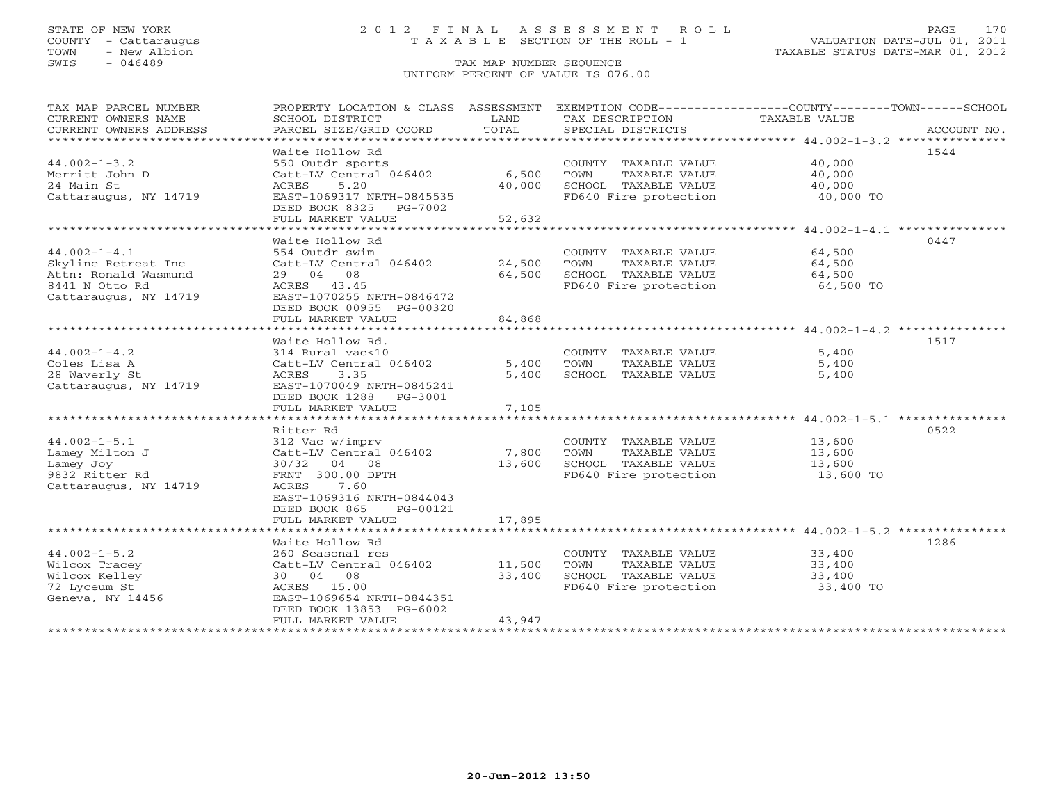STATE OF NEW YORK
COUNTY - Cattaraugus
TOWN - New Albion
SWIS - 046489

# 2012 FINAL ASSESSMENT ROLL

TAXABLE SECTION OF THE ROLL - 1

TAX MAP NUMBER SEQUENCE

UNIFORM PERCENT OF VALUE IS 076.00

VALUATION DATE-JUL 01, 2011
TAXABLE STATUS DATE-MAR 01, 2012

| TAX MAP PARCEL NUMBER / CURRENT OWNERS NAME / CURRENT OWNERS ADDRESS | PROPERTY LOCATION & CLASS / SCHOOL DISTRICT / PARCEL SIZE/GRID COORD | ASSESSMENT LAND / TOTAL | EXEMPTION CODE / TAX DESCRIPTION / SPECIAL DISTRICTS | COUNTY--------TOWN------SCHOOL TAXABLE VALUE | ACCOUNT NO. |
|---|---|---|---|---|---|
| 44.002-1-3.2 | Waite Hollow Rd | | | | 1544 |
| | 550 Outdr sports | | COUNTY TAXABLE VALUE | 40,000 | |
| Merritt John D | Catt-LV Central 046402 | 6,500 | TOWN TAXABLE VALUE | 40,000 | |
| 24 Main St | ACRES 5.20 | 40,000 | SCHOOL TAXABLE VALUE | 40,000 | |
| Cattaraugus, NY 14719 | EAST-1069317 NRTH-0845535 | | FD640 Fire protection | 40,000 TO | |
| | DEED BOOK 8325 PG-7002 | | | | |
| | FULL MARKET VALUE | 52,632 | | | |
| 44.002-1-4.1 | Waite Hollow Rd | | | | 0447 |
| | 554 Outdr swim | | COUNTY TAXABLE VALUE | 64,500 | |
| Skyline Retreat Inc | Catt-LV Central 046402 | 24,500 | TOWN TAXABLE VALUE | 64,500 | |
| Attn: Ronald Wasmund | 29 04 08 | 64,500 | SCHOOL TAXABLE VALUE | 64,500 | |
| 8441 N Otto Rd | ACRES 43.45 | | FD640 Fire protection | 64,500 TO | |
| Cattaraugus, NY 14719 | EAST-1070255 NRTH-0846472 | | | | |
| | DEED BOOK 00955 PG-00320 | | | | |
| | FULL MARKET VALUE | 84,868 | | | |
| 44.002-1-4.2 | Waite Hollow Rd. | | | | 1517 |
| | 314 Rural vac<10 | | COUNTY TAXABLE VALUE | 5,400 | |
| Coles Lisa A | Catt-LV Central 046402 | 5,400 | TOWN TAXABLE VALUE | 5,400 | |
| 28 Waverly St | ACRES 3.35 | 5,400 | SCHOOL TAXABLE VALUE | 5,400 | |
| Cattaraugus, NY 14719 | EAST-1070049 NRTH-0845241 | | | | |
| | DEED BOOK 1288 PG-3001 | | | | |
| | FULL MARKET VALUE | 7,105 | | | |
| 44.002-1-5.1 | Ritter Rd | | | | 0522 |
| | 312 Vac w/imprv | | COUNTY TAXABLE VALUE | 13,600 | |
| Lamey Milton J | Catt-LV Central 046402 | 7,800 | TOWN TAXABLE VALUE | 13,600 | |
| Lamey Joy | 30/32 04 08 | 13,600 | SCHOOL TAXABLE VALUE | 13,600 | |
| 9832 Ritter Rd | FRNT 300.00 DPTH | | FD640 Fire protection | 13,600 TO | |
| Cattaraugus, NY 14719 | ACRES 7.60 | | | | |
| | EAST-1069316 NRTH-0844043 | | | | |
| | DEED BOOK 865 PG-00121 | | | | |
| | FULL MARKET VALUE | 17,895 | | | |
| 44.002-1-5.2 | Waite Hollow Rd | | | | 1286 |
| | 260 Seasonal res | | COUNTY TAXABLE VALUE | 33,400 | |
| Wilcox Tracey | Catt-LV Central 046402 | 11,500 | TOWN TAXABLE VALUE | 33,400 | |
| Wilcox Kelley | 30 04 08 | 33,400 | SCHOOL TAXABLE VALUE | 33,400 | |
| 72 Lyceum St | ACRES 15.00 | | FD640 Fire protection | 33,400 TO | |
| Geneva, NY 14456 | EAST-1069654 NRTH-0844351 | | | | |
| | DEED BOOK 13853 PG-6002 | | | | |
| | FULL MARKET VALUE | 43,947 | | | |

20-Jun-2012 13:50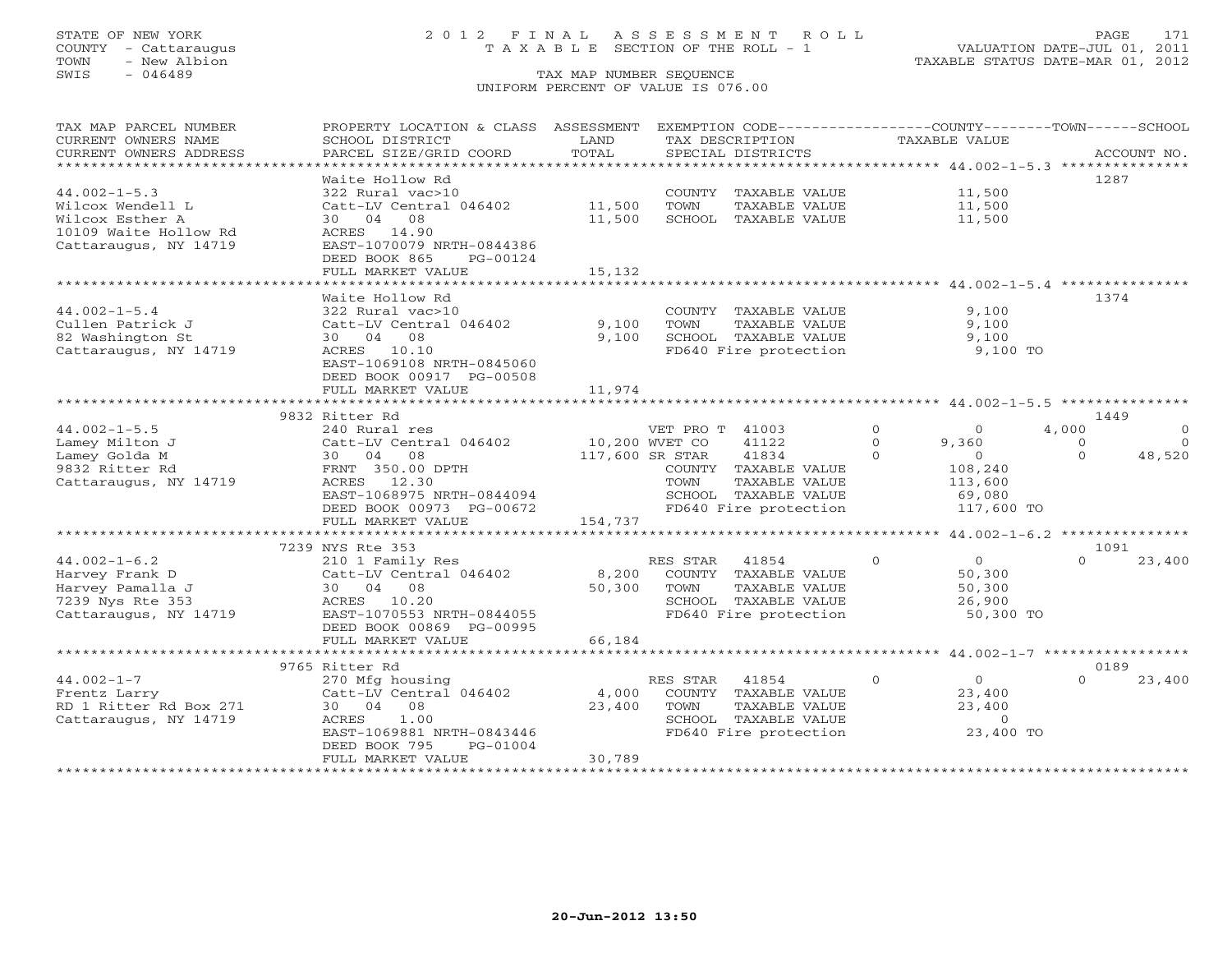STATE OF NEW YORK  
COUNTY - Cattaraugus  
TOWN - New Albion  
SWIS - 046489

# 2012 FINAL ASSESSMENT ROLL
TAXABLE SECTION OF THE ROLL - 1

VALUATION DATE-JUL 01, 2011  
TAXABLE STATUS DATE-MAR 01, 2012

TAX MAP NUMBER SEQUENCE  
UNIFORM PERCENT OF VALUE IS 076.00

| TAX MAP PARCEL NUMBER / CURRENT OWNERS NAME / CURRENT OWNERS ADDRESS | PROPERTY LOCATION & CLASS / SCHOOL DISTRICT / PARCEL SIZE/GRID COORD | ASSESSMENT LAND | TOTAL | EXEMPTION CODE / TAX DESCRIPTION / SPECIAL DISTRICTS | COUNTY TAXABLE VALUE | TOWN | SCHOOL | ACCOUNT NO. |
|---|---|---|---|---|---|---|---|---|
| **44.002-1-5.3** | Waite Hollow Rd | | | | | | | 1287 |
| Wilcox Wendell L | 322 Rural vac>10 | | | COUNTY TAXABLE VALUE | 11,500 | | | |
| Wilcox Esther A | Catt-LV Central 046402 | 11,500 | | TOWN TAXABLE VALUE | 11,500 | | | |
| 10109 Waite Hollow Rd | 30 04 08 | | 11,500 | SCHOOL TAXABLE VALUE | 11,500 | | | |
| Cattaraugus, NY 14719 | ACRES 14.90 | | | | | | | |
| | EAST-1070079 NRTH-0844386 | | | | | | | |
| | DEED BOOK 865 PG-00124 | | | | | | | |
| | FULL MARKET VALUE | | 15,132 | | | | | |
| **44.002-1-5.4** | Waite Hollow Rd | | | | | | | 1374 |
| Cullen Patrick J | 322 Rural vac>10 | | | COUNTY TAXABLE VALUE | 9,100 | | | |
| 82 Washington St | Catt-LV Central 046402 | 9,100 | | TOWN TAXABLE VALUE | 9,100 | | | |
| Cattaraugus, NY 14719 | 30 04 08 | | 9,100 | SCHOOL TAXABLE VALUE | 9,100 | | | |
| | ACRES 10.10 | | | FD640 Fire protection | 9,100 TO | | | |
| | EAST-1069108 NRTH-0845060 | | | | | | | |
| | DEED BOOK 00917 PG-00508 | | | | | | | |
| | FULL MARKET VALUE | | 11,974 | | | | | |
| **44.002-1-5.5** | 9832 Ritter Rd | | | | | | | 1449 |
| Lamey Milton J | 240 Rural res | | | VET PRO T 41003 | 0 | 4,000 | 0 | |
| Lamey Golda M | Catt-LV Central 046402 | 10,200 | | WVET CO 41122 | 9,360 | 0 | 0 | |
| 9832 Ritter Rd | 30 04 08 | | 117,600 | SR STAR 41834 | 0 | 0 | 48,520 | |
| Cattaraugus, NY 14719 | FRNT 350.00 DPTH | | | COUNTY TAXABLE VALUE | 108,240 | | | |
| | ACRES 12.30 | | | TOWN TAXABLE VALUE | 113,600 | | | |
| | EAST-1068975 NRTH-0844094 | | | SCHOOL TAXABLE VALUE | 69,080 | | | |
| | DEED BOOK 00973 PG-00672 | | | FD640 Fire protection | 117,600 TO | | | |
| | FULL MARKET VALUE | | 154,737 | | | | | |
| **44.002-1-6.2** | 7239 NYS Rte 353 | | | | | | | 1091 |
| Harvey Frank D | 210 1 Family Res | | | RES STAR 41854 | 0 | 0 | 23,400 | |
| Harvey Pamalla J | Catt-LV Central 046402 | 8,200 | | COUNTY TAXABLE VALUE | 50,300 | | | |
| 7239 Nys Rte 353 | 30 04 08 | | 50,300 | TOWN TAXABLE VALUE | 50,300 | | | |
| Cattaraugus, NY 14719 | ACRES 10.20 | | | SCHOOL TAXABLE VALUE | 26,900 | | | |
| | EAST-1070553 NRTH-0844055 | | | FD640 Fire protection | 50,300 TO | | | |
| | DEED BOOK 00869 PG-00995 | | | | | | | |
| | FULL MARKET VALUE | | 66,184 | | | | | |
| **44.002-1-7** | 9765 Ritter Rd | | | | | | | 0189 |
| Frentz Larry | 270 Mfg housing | | | RES STAR 41854 | 0 | 0 | 23,400 | |
| RD 1 Ritter Rd Box 271 | Catt-LV Central 046402 | 4,000 | | COUNTY TAXABLE VALUE | 23,400 | | | |
| Cattaraugus, NY 14719 | 30 04 08 | | 23,400 | TOWN TAXABLE VALUE | 23,400 | | | |
| | ACRES 1.00 | | | SCHOOL TAXABLE VALUE | 0 | | | |
| | EAST-1069881 NRTH-0843446 | | | FD640 Fire protection | 23,400 TO | | | |
| | DEED BOOK 795 PG-01004 | | | | | | | |
| | FULL MARKET VALUE | | 30,789 | | | | | |

20-Jun-2012 13:50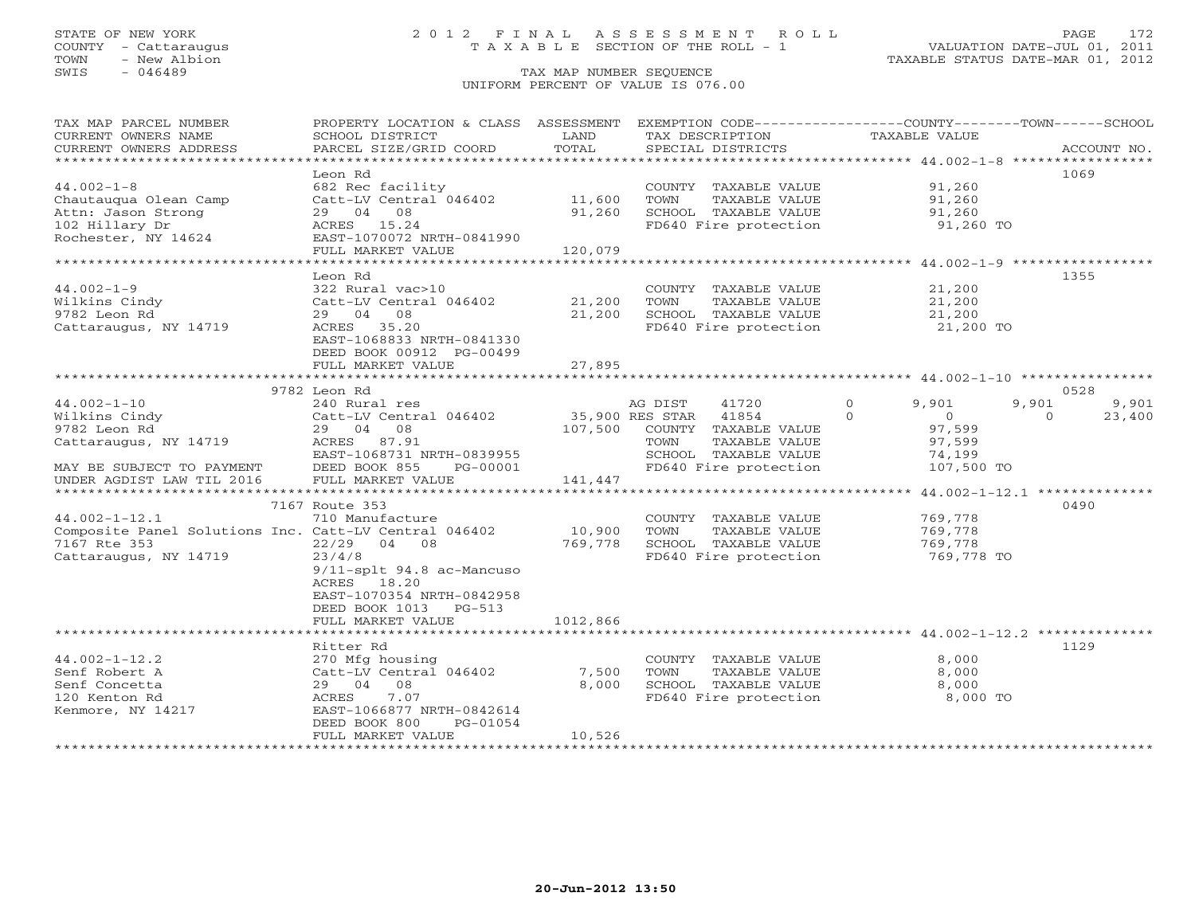STATE OF NEW YORK
COUNTY - Cattaraugus
TOWN - New Albion
SWIS - 046489

# 2012 FINAL ASSESSMENT ROLL
TAXABLE SECTION OF THE ROLL - 1

VALUATION DATE-JUL 01, 2011
TAXABLE STATUS DATE-MAR 01, 2012

TAX MAP NUMBER SEQUENCE
UNIFORM PERCENT OF VALUE IS 076.00

| TAX MAP PARCEL NUMBER / CURRENT OWNERS NAME / CURRENT OWNERS ADDRESS | PROPERTY LOCATION & CLASS / SCHOOL DISTRICT / PARCEL SIZE/GRID COORD | ASSESSMENT LAND / TOTAL | EXEMPTION CODE / TAX DESCRIPTION / SPECIAL DISTRICTS | COUNTY TAXABLE VALUE | TOWN | SCHOOL | ACCOUNT NO. |
|---|---|---|---|---|---|---|---|
| **44.002-1-8** | Leon Rd | | | | | | 1069 |
| 44.002-1-8 | 682 Rec facility | | COUNTY TAXABLE VALUE | 91,260 | | | |
| Chautauqua Olean Camp | Catt-LV Central 046402 | 11,600 | TOWN TAXABLE VALUE | 91,260 | | | |
| Attn: Jason Strong | 29 04 08 | 91,260 | SCHOOL TAXABLE VALUE | 91,260 | | | |
| 102 Hillary Dr | ACRES 15.24 | | FD640 Fire protection | 91,260 TO | | | |
| Rochester, NY 14624 | EAST-1070072 NRTH-0841990 | | | | | | |
| | FULL MARKET VALUE | 120,079 | | | | | |
| **44.002-1-9** | Leon Rd | | | | | | 1355 |
| 44.002-1-9 | 322 Rural vac>10 | | COUNTY TAXABLE VALUE | 21,200 | | | |
| Wilkins Cindy | Catt-LV Central 046402 | 21,200 | TOWN TAXABLE VALUE | 21,200 | | | |
| 9782 Leon Rd | 29 04 08 | 21,200 | SCHOOL TAXABLE VALUE | 21,200 | | | |
| Cattaraugus, NY 14719 | ACRES 35.20 | | FD640 Fire protection | 21,200 TO | | | |
| | EAST-1068833 NRTH-0841330 | | | | | | |
| | DEED BOOK 00912 PG-00499 | | | | | | |
| | FULL MARKET VALUE | 27,895 | | | | | |
| **44.002-1-10** | 9782 Leon Rd | | | | | | 0528 |
| 44.002-1-10 | 240 Rural res | | AG DIST 41720 0 | 9,901 | 9,901 | 9,901 | |
| Wilkins Cindy | Catt-LV Central 046402 | 35,900 | RES STAR 41854 0 | 0 | 0 | 23,400 | |
| 9782 Leon Rd | 29 04 08 | 107,500 | COUNTY TAXABLE VALUE | 97,599 | | | |
| Cattaraugus, NY 14719 | ACRES 87.91 | | TOWN TAXABLE VALUE | 97,599 | | | |
| | EAST-1068731 NRTH-0839955 | | SCHOOL TAXABLE VALUE | 74,199 | | | |
| MAY BE SUBJECT TO PAYMENT | DEED BOOK 855 PG-00001 | | FD640 Fire protection | 107,500 TO | | | |
| UNDER AGDIST LAW TIL 2016 | FULL MARKET VALUE | 141,447 | | | | | |
| **44.002-1-12.1** | 7167 Route 353 | | | | | | 0490 |
| 44.002-1-12.1 | 710 Manufacture | | COUNTY TAXABLE VALUE | 769,778 | | | |
| Composite Panel Solutions Inc. | Catt-LV Central 046402 | 10,900 | TOWN TAXABLE VALUE | 769,778 | | | |
| 7167 Rte 353 | 22/29 04 08 | 769,778 | SCHOOL TAXABLE VALUE | 769,778 | | | |
| Cattaraugus, NY 14719 | 23/4/8 | | FD640 Fire protection | 769,778 TO | | | |
| | 9/11-splt 94.8 ac-Mancuso | | | | | | |
| | ACRES 18.20 | | | | | | |
| | EAST-1070354 NRTH-0842958 | | | | | | |
| | DEED BOOK 1013 PG-513 | | | | | | |
| | FULL MARKET VALUE | 1012,866 | | | | | |
| **44.002-1-12.2** | Ritter Rd | | | | | | 1129 |
| 44.002-1-12.2 | 270 Mfg housing | | COUNTY TAXABLE VALUE | 8,000 | | | |
| Senf Robert A | Catt-LV Central 046402 | 7,500 | TOWN TAXABLE VALUE | 8,000 | | | |
| Senf Concetta | 29 04 08 | 8,000 | SCHOOL TAXABLE VALUE | 8,000 | | | |
| 120 Kenton Rd | ACRES 7.07 | | FD640 Fire protection | 8,000 TO | | | |
| Kenmore, NY 14217 | EAST-1066877 NRTH-0842614 | | | | | | |
| | DEED BOOK 800 PG-01054 | | | | | | |
| | FULL MARKET VALUE | 10,526 | | | | | |

20-Jun-2012 13:50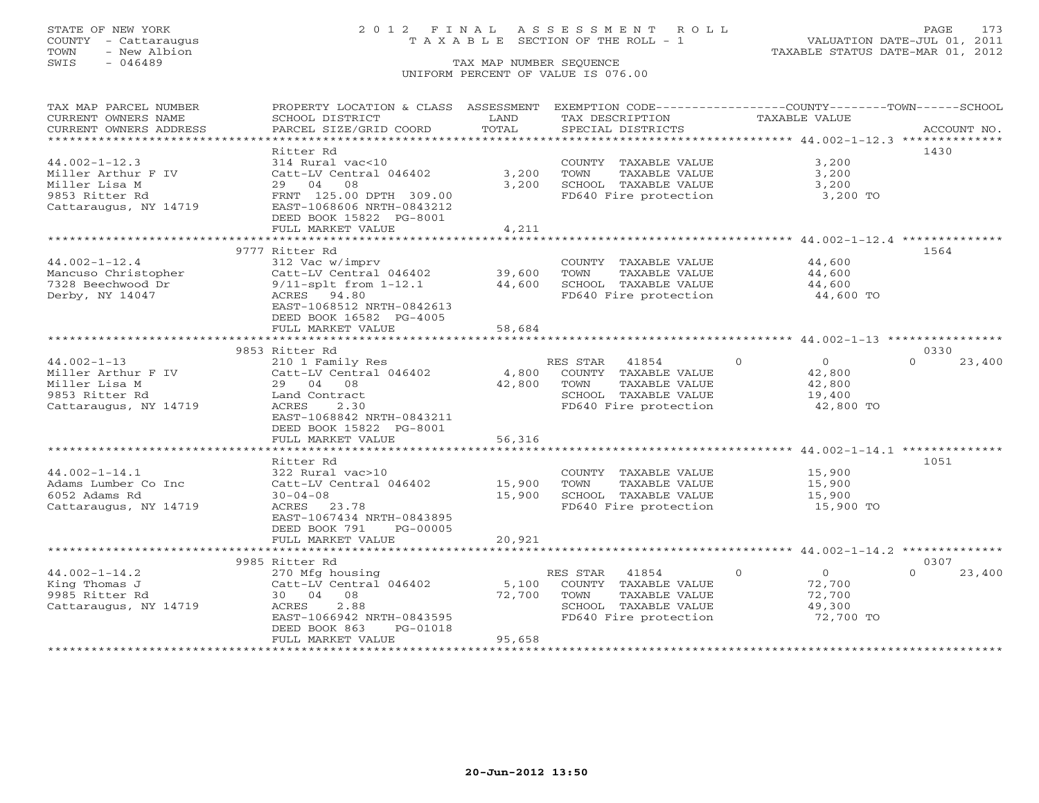STATE OF NEW YORK
COUNTY - Cattaraugus
TOWN - New Albion
SWIS - 046489

2012 FINAL ASSESSMENT ROLL
TAXABLE SECTION OF THE ROLL - 1

TAX MAP NUMBER SEQUENCE
UNIFORM PERCENT OF VALUE IS 076.00

VALUATION DATE-JUL 01, 2011
TAXABLE STATUS DATE-MAR 01, 2012

| TAX MAP PARCEL NUMBER / CURRENT OWNERS NAME / CURRENT OWNERS ADDRESS | PROPERTY LOCATION & CLASS / SCHOOL DISTRICT / PARCEL SIZE/GRID COORD | ASSESSMENT LAND / TOTAL | EXEMPTION CODE / TAX DESCRIPTION / SPECIAL DISTRICTS | COUNTY-TOWN-SCHOOL TAXABLE VALUE | ACCOUNT NO. |
|---|---|---|---|---|---|
| **44.002-1-12.3** | Ritter Rd | | | | 1430 |
| Miller Arthur F IV | 314 Rural vac<10 | | COUNTY TAXABLE VALUE | 3,200 | |
| Miller Lisa M | Catt-LV Central 046402 | 3,200 | TOWN TAXABLE VALUE | 3,200 | |
| 9853 Ritter Rd | 29 04 08 | 3,200 | SCHOOL TAXABLE VALUE | 3,200 | |
| Cattaraugus, NY 14719 | FRNT 125.00 DPTH 309.00 | | FD640 Fire protection | 3,200 TO | |
| | EAST-1068606 NRTH-0843212 | | | | |
| | DEED BOOK 15822 PG-8001 | | | | |
| | FULL MARKET VALUE | 4,211 | | | |
| **44.002-1-12.4** | 9777 Ritter Rd | | | | 1564 |
| Mancuso Christopher | 312 Vac w/imprv | | COUNTY TAXABLE VALUE | 44,600 | |
| 7328 Beechwood Dr | Catt-LV Central 046402 | 39,600 | TOWN TAXABLE VALUE | 44,600 | |
| Derby, NY 14047 | 9/11-splt from 1-12.1 | 44,600 | SCHOOL TAXABLE VALUE | 44,600 | |
| | ACRES 94.80 | | FD640 Fire protection | 44,600 TO | |
| | EAST-1068512 NRTH-0842613 | | | | |
| | DEED BOOK 16582 PG-4005 | | | | |
| | FULL MARKET VALUE | 58,684 | | | |
| **44.002-1-13** | 9853 Ritter Rd | | | | 0330 |
| Miller Arthur F IV | 210 1 Family Res | | RES STAR 41854 | 0 0 0 23,400 | |
| Miller Lisa M | Catt-LV Central 046402 | 4,800 | COUNTY TAXABLE VALUE | 42,800 | |
| 9853 Ritter Rd | 29 04 08 | 42,800 | TOWN TAXABLE VALUE | 42,800 | |
| Cattaraugus, NY 14719 | Land Contract | | SCHOOL TAXABLE VALUE | 19,400 | |
| | ACRES 2.30 | | FD640 Fire protection | 42,800 TO | |
| | EAST-1068842 NRTH-0843211 | | | | |
| | DEED BOOK 15822 PG-8001 | | | | |
| | FULL MARKET VALUE | 56,316 | | | |
| **44.002-1-14.1** | Ritter Rd | | | | 1051 |
| Adams Lumber Co Inc | 322 Rural vac>10 | | COUNTY TAXABLE VALUE | 15,900 | |
| 6052 Adams Rd | Catt-LV Central 046402 | 15,900 | TOWN TAXABLE VALUE | 15,900 | |
| Cattaraugus, NY 14719 | 30-04-08 | 15,900 | SCHOOL TAXABLE VALUE | 15,900 | |
| | ACRES 23.78 | | FD640 Fire protection | 15,900 TO | |
| | EAST-1067434 NRTH-0843895 | | | | |
| | DEED BOOK 791 PG-00005 | | | | |
| | FULL MARKET VALUE | 20,921 | | | |
| **44.002-1-14.2** | 9985 Ritter Rd | | | | 0307 |
| King Thomas J | 270 Mfg housing | | RES STAR 41854 | 0 0 0 23,400 | |
| 9985 Ritter Rd | Catt-LV Central 046402 | 5,100 | COUNTY TAXABLE VALUE | 72,700 | |
| Cattaraugus, NY 14719 | 30 04 08 | 72,700 | TOWN TAXABLE VALUE | 72,700 | |
| | ACRES 2.88 | | SCHOOL TAXABLE VALUE | 49,300 | |
| | EAST-1066942 NRTH-0843595 | | FD640 Fire protection | 72,700 TO | |
| | DEED BOOK 863 PG-01018 | | | | |
| | FULL MARKET VALUE | 95,658 | | | |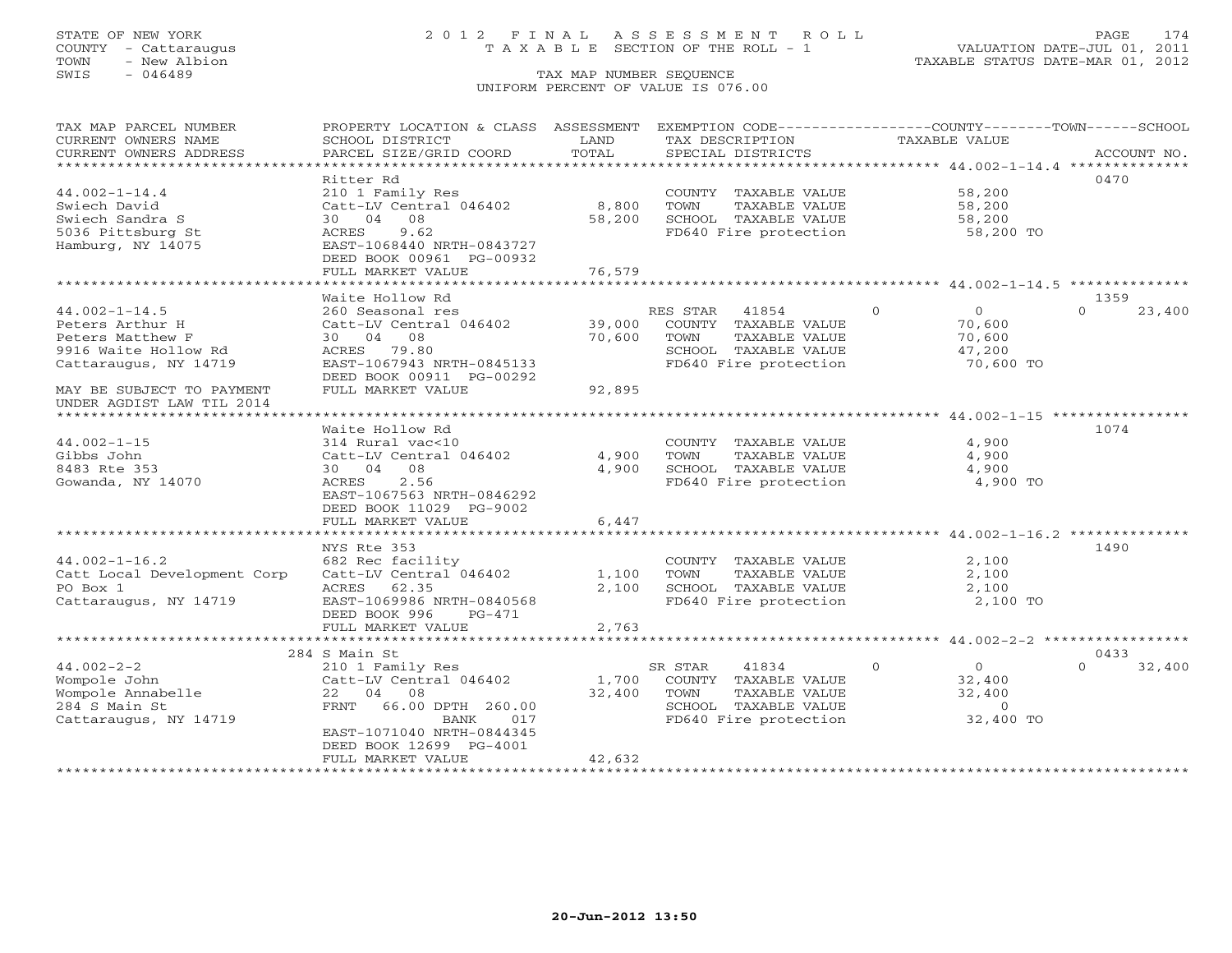STATE OF NEW YORK
COUNTY - Cattaraugus
TOWN - New Albion
SWIS - 046489

# 2012 FINAL ASSESSMENT ROLL

TAXABLE SECTION OF THE ROLL - 1

VALUATION DATE-JUL 01, 2011
TAXABLE STATUS DATE-MAR 01, 2012

TAX MAP NUMBER SEQUENCE
UNIFORM PERCENT OF VALUE IS 076.00

| TAX MAP PARCEL NUMBER / CURRENT OWNERS NAME / CURRENT OWNERS ADDRESS | PROPERTY LOCATION & CLASS / SCHOOL DISTRICT / PARCEL SIZE/GRID COORD | ASSESSMENT LAND / TOTAL | EXEMPTION CODE / TAX DESCRIPTION / SPECIAL DISTRICTS | COUNTY | TOWN | SCHOOL | TAXABLE VALUE / ACCOUNT NO. |
|---|---|---|---|---|---|---|---|
| **44.002-1-14.4** | Ritter Rd | | | | | | 0470 |
| 44.002-1-14.4 | 210 1 Family Res | | COUNTY TAXABLE VALUE | | | | 58,200 |
| Swiech David | Catt-LV Central 046402 | 8,800 | TOWN TAXABLE VALUE | | | | 58,200 |
| Swiech Sandra S | 30 04 08 | 58,200 | SCHOOL TAXABLE VALUE | | | | 58,200 |
| 5036 Pittsburg St | ACRES 9.62 | | FD640 Fire protection | | | | 58,200 TO |
| Hamburg, NY 14075 | EAST-1068440 NRTH-0843727 | | | | | | |
| | DEED BOOK 00961 PG-00932 | | | | | | |
| | FULL MARKET VALUE | 76,579 | | | | | |
| **44.002-1-14.5** | Waite Hollow Rd | | | | | | 1359 |
| 44.002-1-14.5 | 260 Seasonal res | | RES STAR 41854 | 0 | 0 | 23,400 | |
| Peters Arthur H | Catt-LV Central 046402 | 39,000 | COUNTY TAXABLE VALUE | | | | 70,600 |
| Peters Matthew F | 30 04 08 | 70,600 | TOWN TAXABLE VALUE | | | | 70,600 |
| 9916 Waite Hollow Rd | ACRES 79.80 | | SCHOOL TAXABLE VALUE | | | | 47,200 |
| Cattaraugus, NY 14719 | EAST-1067943 NRTH-0845133 | | FD640 Fire protection | | | | 70,600 TO |
| | DEED BOOK 00911 PG-00292 | | | | | | |
| MAY BE SUBJECT TO PAYMENT | FULL MARKET VALUE | 92,895 | | | | | |
| UNDER AGDIST LAW TIL 2014 | | | | | | | |
| **44.002-1-15** | Waite Hollow Rd | | | | | | 1074 |
| 44.002-1-15 | 314 Rural vac<10 | | COUNTY TAXABLE VALUE | | | | 4,900 |
| Gibbs John | Catt-LV Central 046402 | 4,900 | TOWN TAXABLE VALUE | | | | 4,900 |
| 8483 Rte 353 | 30 04 08 | 4,900 | SCHOOL TAXABLE VALUE | | | | 4,900 |
| Gowanda, NY 14070 | ACRES 2.56 | | FD640 Fire protection | | | | 4,900 TO |
| | EAST-1067563 NRTH-0846292 | | | | | | |
| | DEED BOOK 11029 PG-9002 | | | | | | |
| | FULL MARKET VALUE | 6,447 | | | | | |
| **44.002-1-16.2** | NYS Rte 353 | | | | | | 1490 |
| 44.002-1-16.2 | 682 Rec facility | | COUNTY TAXABLE VALUE | | | | 2,100 |
| Catt Local Development Corp | Catt-LV Central 046402 | 1,100 | TOWN TAXABLE VALUE | | | | 2,100 |
| PO Box 1 | ACRES 62.35 | 2,100 | SCHOOL TAXABLE VALUE | | | | 2,100 |
| Cattaraugus, NY 14719 | EAST-1069986 NRTH-0840568 | | FD640 Fire protection | | | | 2,100 TO |
| | DEED BOOK 996 PG-471 | | | | | | |
| | FULL MARKET VALUE | 2,763 | | | | | |
| **44.002-2-2** | 284 S Main St | | | | | | 0433 |
| 44.002-2-2 | 210 1 Family Res | | SR STAR 41834 | 0 | 0 | 32,400 | |
| Wompole John | Catt-LV Central 046402 | 1,700 | COUNTY TAXABLE VALUE | | | | 32,400 |
| Wompole Annabelle | 22 04 08 | 32,400 | TOWN TAXABLE VALUE | | | | 32,400 |
| 284 S Main St | FRNT 66.00 DPTH 260.00 | | SCHOOL TAXABLE VALUE | | | | 0 |
| Cattaraugus, NY 14719 | BANK 017 | | FD640 Fire protection | | | | 32,400 TO |
| | EAST-1071040 NRTH-0844345 | | | | | | |
| | DEED BOOK 12699 PG-4001 | | | | | | |
| | FULL MARKET VALUE | 42,632 | | | | | |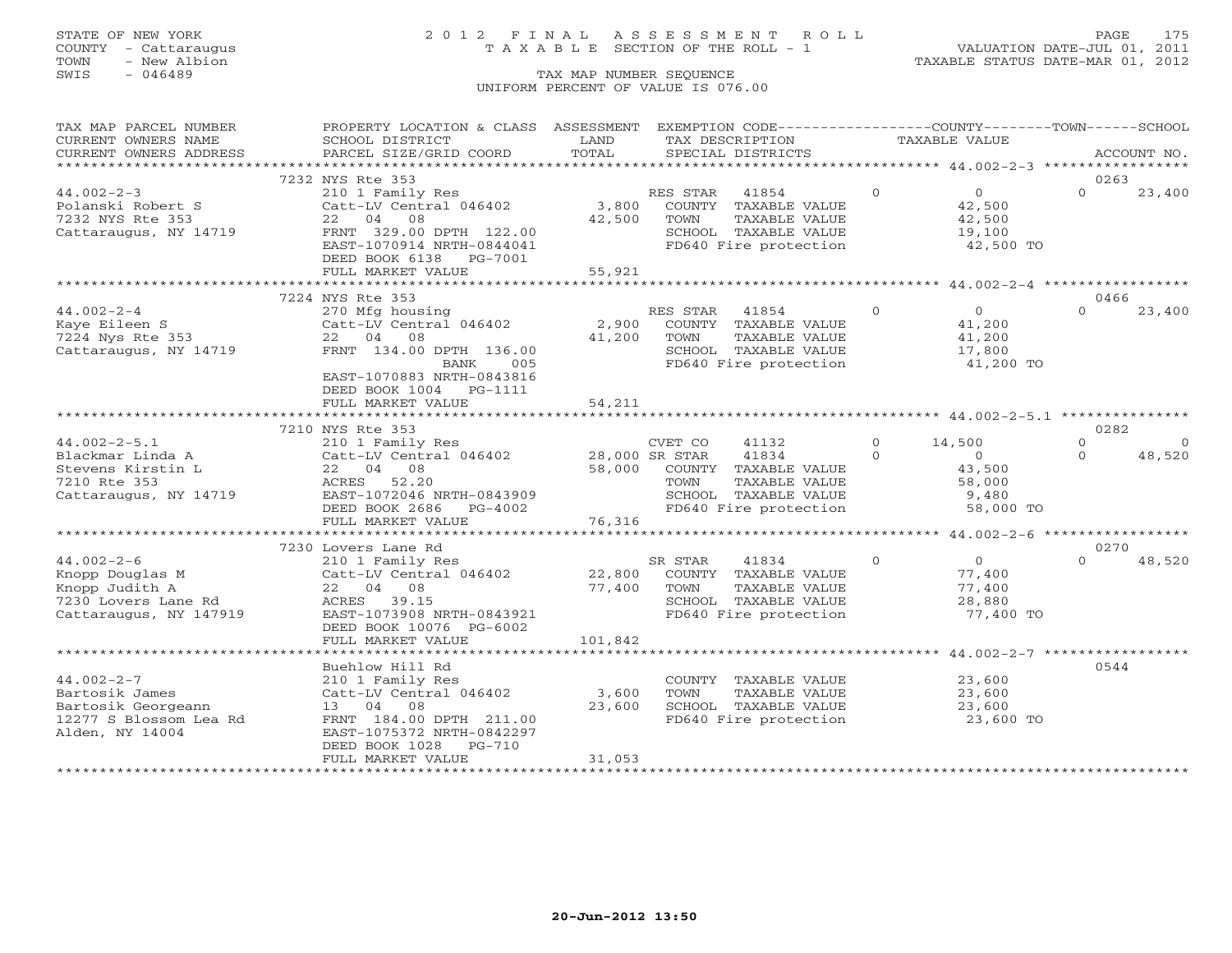STATE OF NEW YORK
COUNTY - Cattaraugus
TOWN - New Albion
SWIS - 046489

# 2012 FINAL ASSESSMENT ROLL
TAXABLE SECTION OF THE ROLL - 1
TAX MAP NUMBER SEQUENCE
UNIFORM PERCENT OF VALUE IS 076.00

VALUATION DATE-JUL 01, 2011
TAXABLE STATUS DATE-MAR 01, 2012

| TAX MAP PARCEL NUMBER / CURRENT OWNERS NAME / CURRENT OWNERS ADDRESS | PROPERTY LOCATION & CLASS / SCHOOL DISTRICT / PARCEL SIZE/GRID COORD | ASSESSMENT LAND / TOTAL | EXEMPTION CODE / TAX DESCRIPTION / SPECIAL DISTRICTS | COUNTY TAXABLE VALUE | TOWN | SCHOOL | ACCOUNT NO. |
|---|---|---|---|---|---|---|---|
| | 7232 NYS Rte 353 | | | | | | 0263 |
| 44.002-2-3 | 210 1 Family Res | | RES STAR 41854 | 0 | 0 | 23,400 | |
| Polanski Robert S | Catt-LV Central 046402 | 3,800 | COUNTY TAXABLE VALUE | 42,500 | | | |
| 7232 NYS Rte 353 | 22 04 08 | 42,500 | TOWN TAXABLE VALUE | 42,500 | | | |
| Cattaraugus, NY 14719 | FRNT 329.00 DPTH 122.00 | | SCHOOL TAXABLE VALUE | 19,100 | | | |
| | EAST-1070914 NRTH-0844041 | | FD640 Fire protection | 42,500 TO | | | |
| | DEED BOOK 6138 PG-7001 | | | | | | |
| | FULL MARKET VALUE | 55,921 | | | | | |
| | 7224 NYS Rte 353 | | | | | | 0466 |
| 44.002-2-4 | 270 Mfg housing | | RES STAR 41854 | 0 | 0 | 23,400 | |
| Kaye Eileen S | Catt-LV Central 046402 | 2,900 | COUNTY TAXABLE VALUE | 41,200 | | | |
| 7224 Nys Rte 353 | 22 04 08 | 41,200 | TOWN TAXABLE VALUE | 41,200 | | | |
| Cattaraugus, NY 14719 | FRNT 134.00 DPTH 136.00 | | SCHOOL TAXABLE VALUE | 17,800 | | | |
| | BANK 005 | | FD640 Fire protection | 41,200 TO | | | |
| | EAST-1070883 NRTH-0843816 | | | | | | |
| | DEED BOOK 1004 PG-1111 | | | | | | |
| | FULL MARKET VALUE | 54,211 | | | | | |
| | 7210 NYS Rte 353 | | | | | | 0282 |
| 44.002-2-5.1 | 210 1 Family Res | | CVET CO 41132 | 14,500 | 0 | 0 | |
| Blackmar Linda A | Catt-LV Central 046402 | 28,000 | SR STAR 41834 | 0 | 0 | 48,520 | |
| Stevens Kirstin L | 22 04 08 | 58,000 | COUNTY TAXABLE VALUE | 43,500 | | | |
| 7210 Rte 353 | ACRES 52.20 | | TOWN TAXABLE VALUE | 58,000 | | | |
| Cattaraugus, NY 14719 | EAST-1072046 NRTH-0843909 | | SCHOOL TAXABLE VALUE | 9,480 | | | |
| | DEED BOOK 2686 PG-4002 | | FD640 Fire protection | 58,000 TO | | | |
| | FULL MARKET VALUE | 76,316 | | | | | |
| | 7230 Lovers Lane Rd | | | | | | 0270 |
| 44.002-2-6 | 210 1 Family Res | | SR STAR 41834 | 0 | 0 | 48,520 | |
| Knopp Douglas M | Catt-LV Central 046402 | 22,800 | COUNTY TAXABLE VALUE | 77,400 | | | |
| Knopp Judith A | 22 04 08 | 77,400 | TOWN TAXABLE VALUE | 77,400 | | | |
| 7230 Lovers Lane Rd | ACRES 39.15 | | SCHOOL TAXABLE VALUE | 28,880 | | | |
| Cattaraugus, NY 147919 | EAST-1073908 NRTH-0843921 | | FD640 Fire protection | 77,400 TO | | | |
| | DEED BOOK 10076 PG-6002 | | | | | | |
| | FULL MARKET VALUE | 101,842 | | | | | |
| | Buehlow Hill Rd | | | | | | 0544 |
| 44.002-2-7 | 210 1 Family Res | | COUNTY TAXABLE VALUE | 23,600 | | | |
| Bartosik James | Catt-LV Central 046402 | 3,600 | TOWN TAXABLE VALUE | 23,600 | | | |
| Bartosik Georgeann | 13 04 08 | 23,600 | SCHOOL TAXABLE VALUE | 23,600 | | | |
| 12277 S Blossom Lea Rd | FRNT 184.00 DPTH 211.00 | | FD640 Fire protection | 23,600 TO | | | |
| Alden, NY 14004 | EAST-1075372 NRTH-0842297 | | | | | | |
| | DEED BOOK 1028 PG-710 | | | | | | |
| | FULL MARKET VALUE | 31,053 | | | | | |

20-Jun-2012 13:50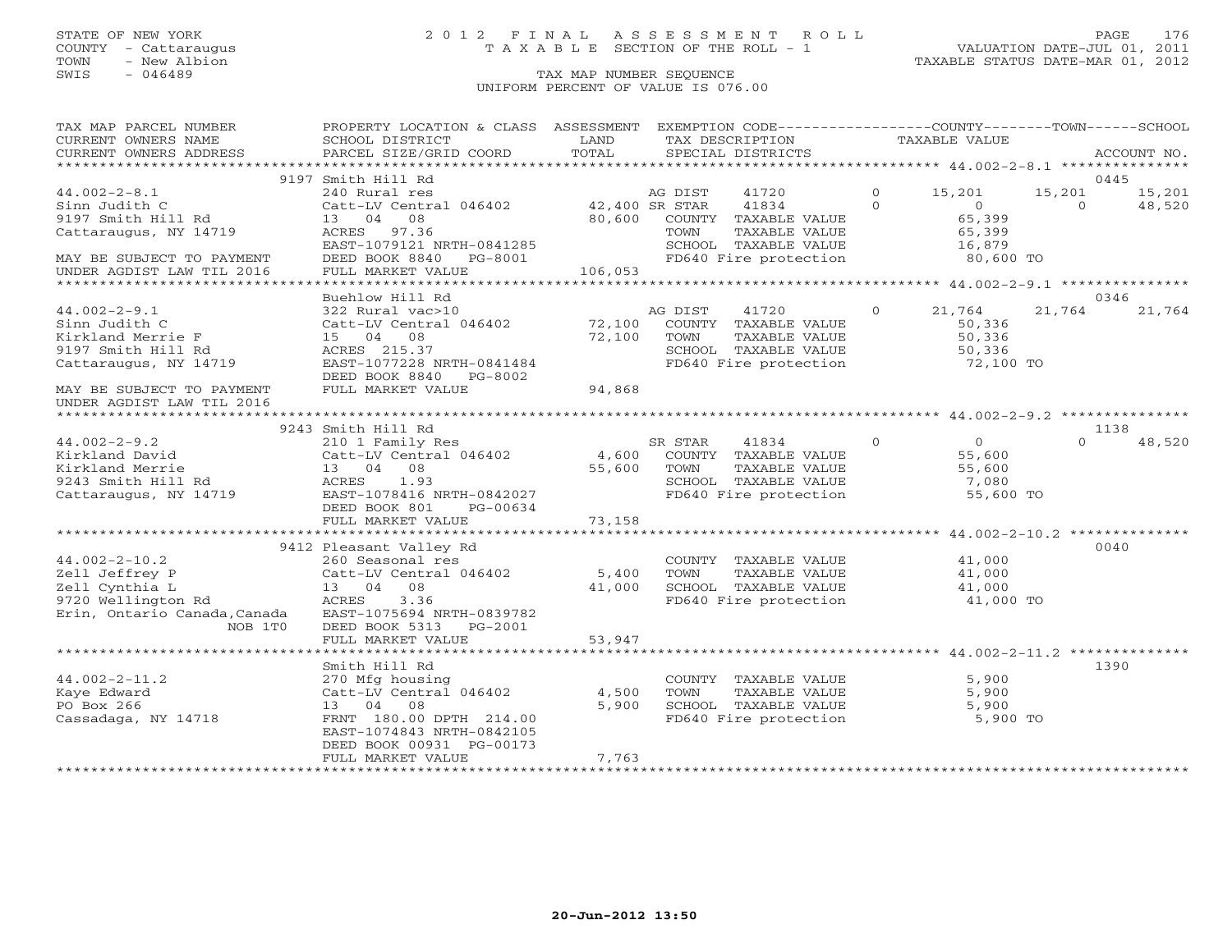STATE OF NEW YORK
COUNTY - Cattaraugus
TOWN - New Albion
SWIS - 046489

# 2012 FINAL ASSESSMENT ROLL
TAXABLE SECTION OF THE ROLL - 1

VALUATION DATE-JUL 01, 2011
TAXABLE STATUS DATE-MAR 01, 2012

TAX MAP NUMBER SEQUENCE
UNIFORM PERCENT OF VALUE IS 076.00

| TAX MAP PARCEL NUMBER / CURRENT OWNERS NAME / CURRENT OWNERS ADDRESS | PROPERTY LOCATION & CLASS / SCHOOL DISTRICT / PARCEL SIZE/GRID COORD | ASSESSMENT LAND / TOTAL | EXEMPTION CODE / TAX DESCRIPTION / SPECIAL DISTRICTS | COUNTY TAXABLE VALUE | TOWN | SCHOOL | ACCOUNT NO. |
|---|---|---|---|---|---|---|---|
| 44.002-2-8.1 | 9197 Smith Hill Rd | | | | | | 0445 |
| Sinn Judith C | 240 Rural res | | AG DIST 41720 0 | 15,201 | 15,201 | 15,201 | |
| 9197 Smith Hill Rd | Catt-LV Central 046402 | 42,400 | SR STAR 41834 0 | 0 | 0 | 48,520 | |
| Cattaraugus, NY 14719 | 13 04 08 | 80,600 | COUNTY TAXABLE VALUE | 65,399 | | | |
| | ACRES 97.36 | | TOWN TAXABLE VALUE | 65,399 | | | |
| | EAST-1079121 NRTH-0841285 | | SCHOOL TAXABLE VALUE | 16,879 | | | |
| MAY BE SUBJECT TO PAYMENT | DEED BOOK 8840 PG-8001 | | FD640 Fire protection | 80,600 TO | | | |
| UNDER AGDIST LAW TIL 2016 | FULL MARKET VALUE | 106,053 | | | | | |
| 44.002-2-9.1 | Buehlow Hill Rd | | | | | | 0346 |
| Sinn Judith C | 322 Rural vac>10 | | AG DIST 41720 0 | 21,764 | 21,764 | 21,764 | |
| Kirkland Merrie F | Catt-LV Central 046402 | 72,100 | COUNTY TAXABLE VALUE | 50,336 | | | |
| 9197 Smith Hill Rd | 15 04 08 | 72,100 | TOWN TAXABLE VALUE | 50,336 | | | |
| Cattaraugus, NY 14719 | ACRES 215.37 | | SCHOOL TAXABLE VALUE | 50,336 | | | |
| | EAST-1077228 NRTH-0841484 | | FD640 Fire protection | 72,100 TO | | | |
| | DEED BOOK 8840 PG-8002 | | | | | | |
| MAY BE SUBJECT TO PAYMENT | FULL MARKET VALUE | 94,868 | | | | | |
| UNDER AGDIST LAW TIL 2016 | | | | | | | |
| 44.002-2-9.2 | 9243 Smith Hill Rd | | | | | | 1138 |
| Kirkland David | 210 1 Family Res | | SR STAR 41834 0 | 0 | 0 | 48,520 | |
| Kirkland Merrie | Catt-LV Central 046402 | 4,600 | COUNTY TAXABLE VALUE | 55,600 | | | |
| 9243 Smith Hill Rd | 13 04 08 | 55,600 | TOWN TAXABLE VALUE | 55,600 | | | |
| Cattaraugus, NY 14719 | ACRES 1.93 | | SCHOOL TAXABLE VALUE | 7,080 | | | |
| | EAST-1078416 NRTH-0842027 | | FD640 Fire protection | 55,600 TO | | | |
| | DEED BOOK 801 PG-00634 | | | | | | |
| | FULL MARKET VALUE | 73,158 | | | | | |
| 44.002-2-10.2 | 9412 Pleasant Valley Rd | | | | | | 0040 |
| Zell Jeffrey P | 260 Seasonal res | | COUNTY TAXABLE VALUE | 41,000 | | | |
| Zell Cynthia L | Catt-LV Central 046402 | 5,400 | TOWN TAXABLE VALUE | 41,000 | | | |
| 9720 Wellington Rd | 13 04 08 | 41,000 | SCHOOL TAXABLE VALUE | 41,000 | | | |
| Erin, Ontario Canada,Canada NOB 1T0 | ACRES 3.36 | | FD640 Fire protection | 41,000 TO | | | |
| | EAST-1075694 NRTH-0839782 | | | | | | |
| | DEED BOOK 5313 PG-2001 | | | | | | |
| | FULL MARKET VALUE | 53,947 | | | | | |
| 44.002-2-11.2 | Smith Hill Rd | | | | | | 1390 |
| Kaye Edward | 270 Mfg housing | | COUNTY TAXABLE VALUE | 5,900 | | | |
| PO Box 266 | Catt-LV Central 046402 | 4,500 | TOWN TAXABLE VALUE | 5,900 | | | |
| Cassadaga, NY 14718 | 13 04 08 | 5,900 | SCHOOL TAXABLE VALUE | 5,900 | | | |
| | FRNT 180.00 DPTH 214.00 | | FD640 Fire protection | 5,900 TO | | | |
| | EAST-1074843 NRTH-0842105 | | | | | | |
| | DEED BOOK 00931 PG-00173 | | | | | | |
| | FULL MARKET VALUE | 7,763 | | | | | |

20-Jun-2012 13:50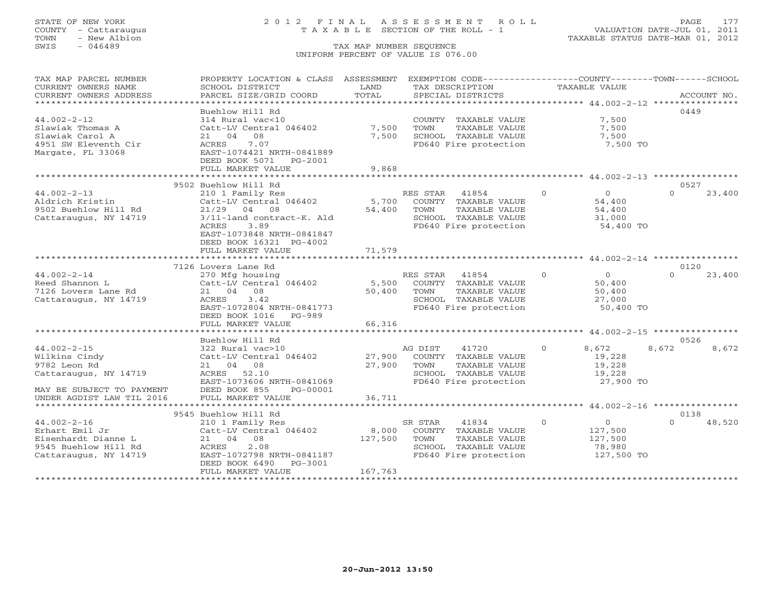STATE OF NEW YORK
COUNTY - Cattaraugus
TOWN - New Albion
SWIS - 046489

# 2012 FINAL ASSESSMENT ROLL

TAXABLE SECTION OF THE ROLL - 1

TAX MAP NUMBER SEQUENCE

UNIFORM PERCENT OF VALUE IS 076.00

VALUATION DATE-JUL 01, 2011
TAXABLE STATUS DATE-MAR 01, 2012

| TAX MAP PARCEL NUMBER / CURRENT OWNERS NAME / CURRENT OWNERS ADDRESS | PROPERTY LOCATION & CLASS / SCHOOL DISTRICT / PARCEL SIZE/GRID COORD | ASSESSMENT LAND / TOTAL | EXEMPTION CODE / TAX DESCRIPTION / SPECIAL DISTRICTS | COUNTY TAXABLE VALUE | TOWN | SCHOOL | ACCOUNT NO. |
|---|---|---|---|---|---|---|---|
| 44.002-2-12 | Buehlow Hill Rd | | | | | | 0449 |
| Slawiak Thomas A | 314 Rural vac<10 | | COUNTY TAXABLE VALUE | 7,500 | | | |
| Slawiak Carol A | Catt-LV Central 046402 | 7,500 | TOWN TAXABLE VALUE | 7,500 | | | |
| 4951 SW Eleventh Cir | 21 04 08 | 7,500 | SCHOOL TAXABLE VALUE | 7,500 | | | |
| Margate, FL 33068 | ACRES 7.07 | | FD640 Fire protection | 7,500 TO | | | |
| | EAST-1074421 NRTH-0841889 | | | | | | |
| | DEED BOOK 5071 PG-2001 | | | | | | |
| | FULL MARKET VALUE | 9,868 | | | | | |
| 44.002-2-13 | 9502 Buehlow Hill Rd | | | | | | 0527 |
| Aldrich Kristin | 210 1 Family Res | | RES STAR 41854 | 0 | 0 | 0 | 23,400 |
| 9502 Buehlow Hill Rd | Catt-LV Central 046402 | 5,700 | COUNTY TAXABLE VALUE | 54,400 | | | |
| Cattaraugus, NY 14719 | 21/29 04 08 | 54,400 | TOWN TAXABLE VALUE | 54,400 | | | |
| | 3/11-land contract-K. Ald | | SCHOOL TAXABLE VALUE | 31,000 | | | |
| | ACRES 3.89 | | FD640 Fire protection | 54,400 TO | | | |
| | EAST-1073848 NRTH-0841847 | | | | | | |
| | DEED BOOK 16321 PG-4002 | | | | | | |
| | FULL MARKET VALUE | 71,579 | | | | | |
| 44.002-2-14 | 7126 Lovers Lane Rd | | | | | | 0120 |
| Reed Shannon L | 270 Mfg housing | | RES STAR 41854 | 0 | 0 | 0 | 23,400 |
| 7126 Lovers Lane Rd | Catt-LV Central 046402 | 5,500 | COUNTY TAXABLE VALUE | 50,400 | | | |
| Cattaraugus, NY 14719 | 21 04 08 | 50,400 | TOWN TAXABLE VALUE | 50,400 | | | |
| | ACRES 3.42 | | SCHOOL TAXABLE VALUE | 27,000 | | | |
| | EAST-1072804 NRTH-0841773 | | FD640 Fire protection | 50,400 TO | | | |
| | DEED BOOK 1016 PG-989 | | | | | | |
| | FULL MARKET VALUE | 66,316 | | | | | |
| 44.002-2-15 | Buehlow Hill Rd | | | | | | 0526 |
| Wilkins Cindy | 322 Rural vac>10 | | AG DIST 41720 | 0 | 8,672 | 8,672 | 8,672 |
| 9782 Leon Rd | Catt-LV Central 046402 | 27,900 | COUNTY TAXABLE VALUE | 19,228 | | | |
| Cattaraugus, NY 14719 | 21 04 08 | 27,900 | TOWN TAXABLE VALUE | 19,228 | | | |
| | ACRES 52.10 | | SCHOOL TAXABLE VALUE | 19,228 | | | |
| MAY BE SUBJECT TO PAYMENT | EAST-1073606 NRTH-0841069 | | FD640 Fire protection | 27,900 TO | | | |
| UNDER AGDIST LAW TIL 2016 | DEED BOOK 855 PG-00001 | | | | | | |
| | FULL MARKET VALUE | 36,711 | | | | | |
| 44.002-2-16 | 9545 Buehlow Hill Rd | | | | | | 0138 |
| Erhart Emil Jr | 210 1 Family Res | | SR STAR 41834 | 0 | 0 | 0 | 48,520 |
| Eisenhardt Dianne L | Catt-LV Central 046402 | 8,000 | COUNTY TAXABLE VALUE | 127,500 | | | |
| 9545 Buehlow Hill Rd | 21 04 08 | 127,500 | TOWN TAXABLE VALUE | 127,500 | | | |
| Cattaraugus, NY 14719 | ACRES 2.08 | | SCHOOL TAXABLE VALUE | 78,980 | | | |
| | EAST-1072798 NRTH-0841187 | | FD640 Fire protection | 127,500 TO | | | |
| | DEED BOOK 6490 PG-3001 | | | | | | |
| | FULL MARKET VALUE | 167,763 | | | | | |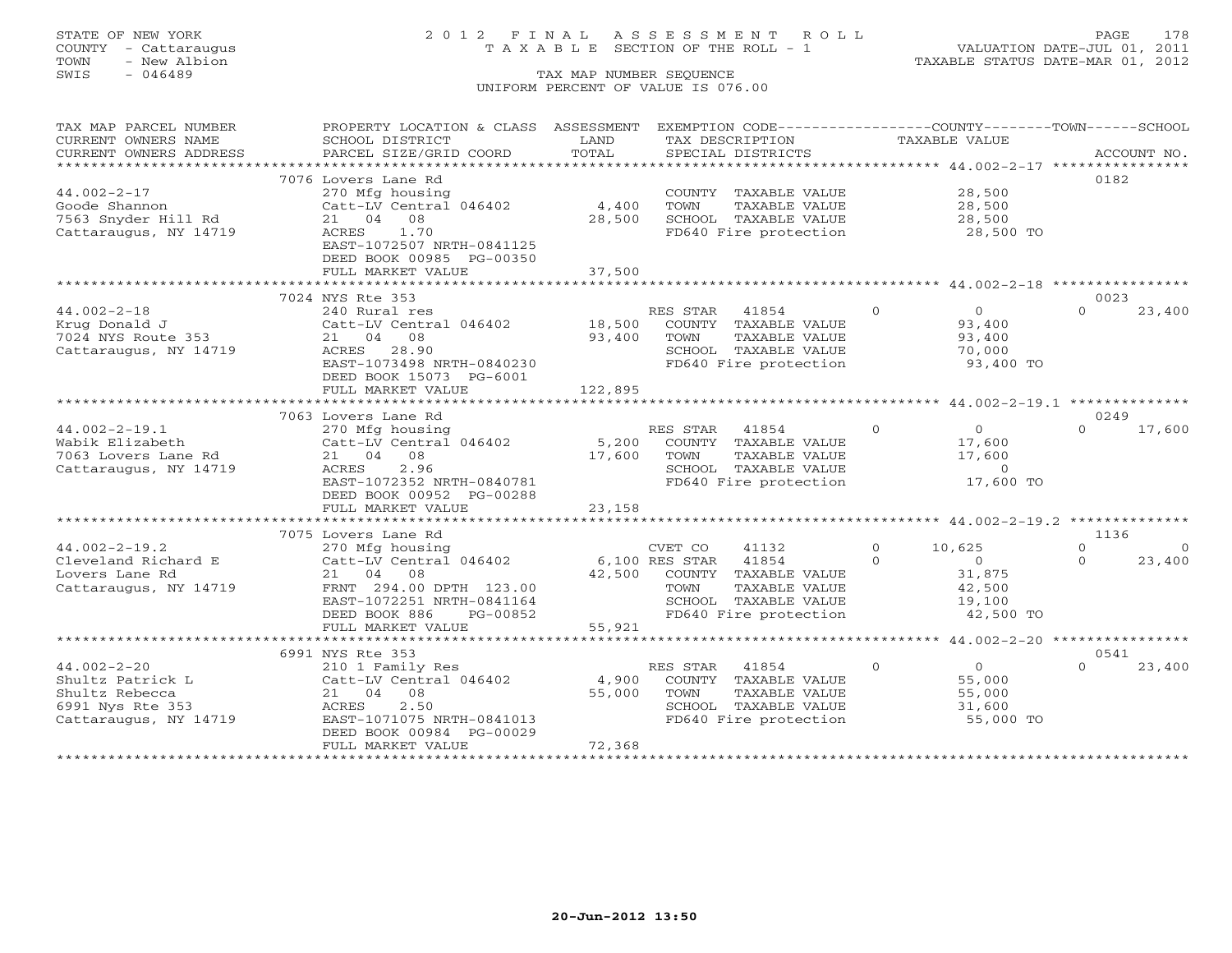STATE OF NEW YORK
COUNTY - Cattaraugus
TOWN - New Albion
SWIS - 046489

# 2012 FINAL ASSESSMENT ROLL
TAXABLE SECTION OF THE ROLL - 1
TAX MAP NUMBER SEQUENCE
UNIFORM PERCENT OF VALUE IS 076.00

VALUATION DATE-JUL 01, 2011
TAXABLE STATUS DATE-MAR 01, 2012

| TAX MAP PARCEL NUMBER / CURRENT OWNERS NAME / CURRENT OWNERS ADDRESS | PROPERTY LOCATION & CLASS / SCHOOL DISTRICT / PARCEL SIZE/GRID COORD | ASSESSMENT LAND / TOTAL | EXEMPTION CODE / TAX DESCRIPTION / SPECIAL DISTRICTS | COUNTY TAXABLE VALUE | TOWN | SCHOOL | ACCOUNT NO. |
|---|---|---|---|---|---|---|---|
| **44.002-2-17** | 7076 Lovers Lane Rd | | | | | | 0182 |
| Goode Shannon | 270 Mfg housing | | COUNTY TAXABLE VALUE | 28,500 | | | |
| 7563 Snyder Hill Rd | Catt-LV Central 046402 | 4,400 | TOWN TAXABLE VALUE | 28,500 | | | |
| Cattaraugus, NY 14719 | 21 04 08 | 28,500 | SCHOOL TAXABLE VALUE | 28,500 | | | |
| | ACRES 1.70 | | FD640 Fire protection | 28,500 TO | | | |
| | EAST-1072507 NRTH-0841125 | | | | | | |
| | DEED BOOK 00985 PG-00350 | | | | | | |
| | FULL MARKET VALUE | 37,500 | | | | | |
| **44.002-2-18** | 7024 NYS Rte 353 | | | | | | 0023 |
| Krug Donald J | 240 Rural res | | RES STAR 41854 | 0 | 0 | 23,400 | |
| 7024 NYS Route 353 | Catt-LV Central 046402 | 18,500 | COUNTY TAXABLE VALUE | 93,400 | | | |
| Cattaraugus, NY 14719 | 21 04 08 | 93,400 | TOWN TAXABLE VALUE | 93,400 | | | |
| | ACRES 28.90 | | SCHOOL TAXABLE VALUE | 70,000 | | | |
| | EAST-1073498 NRTH-0840230 | | FD640 Fire protection | 93,400 TO | | | |
| | DEED BOOK 15073 PG-6001 | | | | | | |
| | FULL MARKET VALUE | 122,895 | | | | | |
| **44.002-2-19.1** | 7063 Lovers Lane Rd | | | | | | 0249 |
| Wabik Elizabeth | 270 Mfg housing | | RES STAR 41854 | 0 | 0 | 17,600 | |
| 7063 Lovers Lane Rd | Catt-LV Central 046402 | 5,200 | COUNTY TAXABLE VALUE | 17,600 | | | |
| Cattaraugus, NY 14719 | 21 04 08 | 17,600 | TOWN TAXABLE VALUE | 17,600 | | | |
| | ACRES 2.96 | | SCHOOL TAXABLE VALUE | 0 | | | |
| | EAST-1072352 NRTH-0840781 | | FD640 Fire protection | 17,600 TO | | | |
| | DEED BOOK 00952 PG-00288 | | | | | | |
| | FULL MARKET VALUE | 23,158 | | | | | |
| **44.002-2-19.2** | 7075 Lovers Lane Rd | | | | | | 1136 |
| Cleveland Richard E | 270 Mfg housing | | CVET CO 41132 | 10,625 | 0 | 0 | |
| Lovers Lane Rd | Catt-LV Central 046402 | 6,100 | RES STAR 41854 | 0 | 0 | 23,400 | |
| Cattaraugus, NY 14719 | 21 04 08 | 42,500 | COUNTY TAXABLE VALUE | 31,875 | | | |
| | FRNT 294.00 DPTH 123.00 | | TOWN TAXABLE VALUE | 42,500 | | | |
| | EAST-1072251 NRTH-0841164 | | SCHOOL TAXABLE VALUE | 19,100 | | | |
| | DEED BOOK 886 PG-00852 | | FD640 Fire protection | 42,500 TO | | | |
| | FULL MARKET VALUE | 55,921 | | | | | |
| **44.002-2-20** | 6991 NYS Rte 353 | | | | | | 0541 |
| Shultz Patrick L | 210 1 Family Res | | RES STAR 41854 | 0 | 0 | 23,400 | |
| Shultz Rebecca | Catt-LV Central 046402 | 4,900 | COUNTY TAXABLE VALUE | 55,000 | | | |
| 6991 Nys Rte 353 | 21 04 08 | 55,000 | TOWN TAXABLE VALUE | 55,000 | | | |
| Cattaraugus, NY 14719 | ACRES 2.50 | | SCHOOL TAXABLE VALUE | 31,600 | | | |
| | EAST-1071075 NRTH-0841013 | | FD640 Fire protection | 55,000 TO | | | |
| | DEED BOOK 00984 PG-00029 | | | | | | |
| | FULL MARKET VALUE | 72,368 | | | | | |

20-Jun-2012 13:50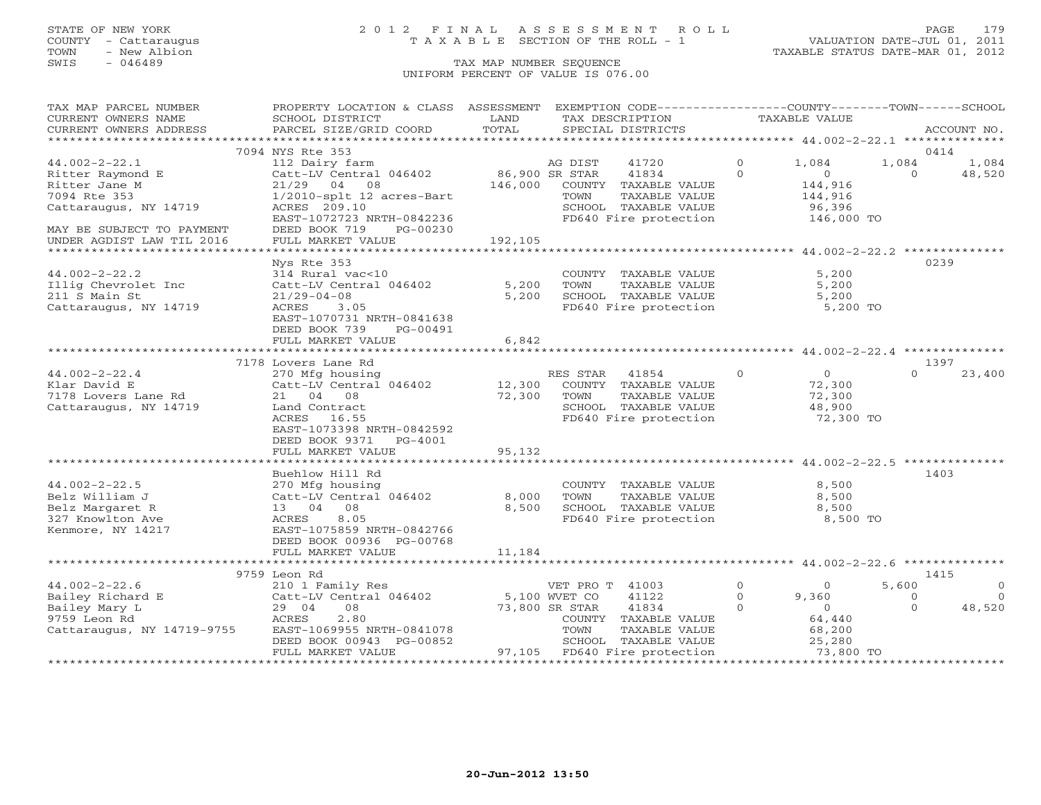STATE OF NEW YORK
COUNTY - Cattaraugus
TOWN - New Albion
SWIS - 046489

# 2012 FINAL ASSESSMENT ROLL
TAXABLE SECTION OF THE ROLL - 1
TAX MAP NUMBER SEQUENCE
UNIFORM PERCENT OF VALUE IS 076.00

VALUATION DATE-JUL 01, 2011
TAXABLE STATUS DATE-MAR 01, 2012

| TAX MAP PARCEL NUMBER / CURRENT OWNERS NAME / CURRENT OWNERS ADDRESS | PROPERTY LOCATION & CLASS / SCHOOL DISTRICT / PARCEL SIZE/GRID COORD | ASSESSMENT LAND / TOTAL | EXEMPTION CODE / TAX DESCRIPTION / SPECIAL DISTRICTS | COUNTY | TOWN | SCHOOL |
|---|---|---|---|---|---|---|
| **44.002-2-22.1** (ACCOUNT NO. 0414) | 7094 NYS Rte 353 | | | | | |
| 44.002-2-22.1 | 112 Dairy farm | | AG DIST 41720 0 | 1,084 | 1,084 | 1,084 |
| Ritter Raymond E | Catt-LV Central 046402 | 86,900 | SR STAR 41834 0 | 0 | 0 | 48,520 |
| Ritter Jane M | 21/29 04 08 | 146,000 | COUNTY TAXABLE VALUE | 144,916 | | |
| 7094 Rte 353 | 1/2010-splt 12 acres-Bart | | TOWN TAXABLE VALUE | | 144,916 | |
| Cattaraugus, NY 14719 | ACRES 209.10 | | SCHOOL TAXABLE VALUE | | | 96,396 |
| | EAST-1072723 NRTH-0842236 | | FD640 Fire protection | 146,000 TO | | |
| MAY BE SUBJECT TO PAYMENT | DEED BOOK 719 PG-00230 | | | | | |
| UNDER AGDIST LAW TIL 2016 | FULL MARKET VALUE | 192,105 | | | | |
| **44.002-2-22.2** (ACCOUNT NO. 0239) | Nys Rte 353 | | | | | |
| 44.002-2-22.2 | 314 Rural vac<10 | | COUNTY TAXABLE VALUE | 5,200 | | |
| Illig Chevrolet Inc | Catt-LV Central 046402 | 5,200 | TOWN TAXABLE VALUE | | 5,200 | |
| 211 S Main St | 21/29-04-08 | 5,200 | SCHOOL TAXABLE VALUE | | | 5,200 |
| Cattaraugus, NY 14719 | ACRES 3.05 | | FD640 Fire protection | 5,200 TO | | |
| | EAST-1070731 NRTH-0841638 | | | | | |
| | DEED BOOK 739 PG-00491 | | | | | |
| | FULL MARKET VALUE | 6,842 | | | | |
| **44.002-2-22.4** (ACCOUNT NO. 1397) | 7178 Lovers Lane Rd | | | | | |
| 44.002-2-22.4 | 270 Mfg housing | | RES STAR 41854 0 | 0 | 0 | 23,400 |
| Klar David E | Catt-LV Central 046402 | 12,300 | COUNTY TAXABLE VALUE | 72,300 | | |
| 7178 Lovers Lane Rd | 21 04 08 | 72,300 | TOWN TAXABLE VALUE | | 72,300 | |
| Cattaraugus, NY 14719 | Land Contract | | SCHOOL TAXABLE VALUE | | | 48,900 |
| | ACRES 16.55 | | FD640 Fire protection | 72,300 TO | | |
| | EAST-1073398 NRTH-0842592 | | | | | |
| | DEED BOOK 9371 PG-4001 | | | | | |
| | FULL MARKET VALUE | 95,132 | | | | |
| **44.002-2-22.5** (ACCOUNT NO. 1403) | Buehlow Hill Rd | | | | | |
| 44.002-2-22.5 | 270 Mfg housing | | COUNTY TAXABLE VALUE | 8,500 | | |
| Belz William J | Catt-LV Central 046402 | 8,000 | TOWN TAXABLE VALUE | | 8,500 | |
| Belz Margaret R | 13 04 08 | 8,500 | SCHOOL TAXABLE VALUE | | | 8,500 |
| 327 Knowlton Ave | ACRES 8.05 | | FD640 Fire protection | 8,500 TO | | |
| Kenmore, NY 14217 | EAST-1075859 NRTH-0842766 | | | | | |
| | DEED BOOK 00936 PG-00768 | | | | | |
| | FULL MARKET VALUE | 11,184 | | | | |
| **44.002-2-22.6** (ACCOUNT NO. 1415) | 9759 Leon Rd | | | | | |
| 44.002-2-22.6 | 210 1 Family Res | | VET PRO T 41003 0 | 0 | 5,600 | 0 |
| Bailey Richard E | Catt-LV Central 046402 | 5,100 | WVET CO 41122 0 | 9,360 | 0 | 0 |
| Bailey Mary L | 29 04 08 | 73,800 | SR STAR 41834 0 | 0 | 0 | 48,520 |
| 9759 Leon Rd | ACRES 2.80 | | COUNTY TAXABLE VALUE | 64,440 | | |
| Cattaraugus, NY 14719-9755 | EAST-1069955 NRTH-0841078 | | TOWN TAXABLE VALUE | | 68,200 | |
| | DEED BOOK 00943 PG-00852 | | SCHOOL TAXABLE VALUE | | | 25,280 |
| | FULL MARKET VALUE | 97,105 | FD640 Fire protection | 73,800 TO | | |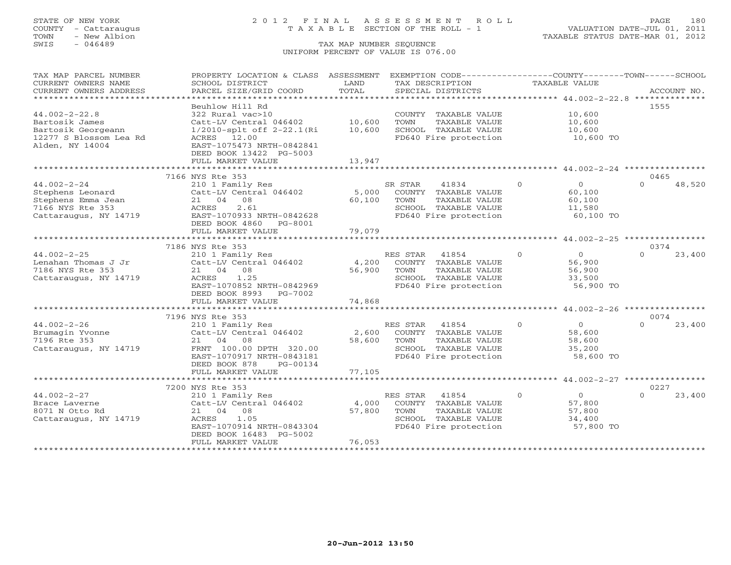STATE OF NEW YORK
COUNTY - Cattaraugus
TOWN - New Albion
SWIS - 046489

# 2012 FINAL ASSESSMENT ROLL
TAXABLE SECTION OF THE ROLL - 1

TAX MAP NUMBER SEQUENCE
UNIFORM PERCENT OF VALUE IS 076.00

VALUATION DATE-JUL 01, 2011
TAXABLE STATUS DATE-MAR 01, 2012

| TAX MAP PARCEL NUMBER / CURRENT OWNERS NAME / CURRENT OWNERS ADDRESS | PROPERTY LOCATION & CLASS / SCHOOL DISTRICT / PARCEL SIZE/GRID COORD | ASSESSMENT LAND / TOTAL | EXEMPTION CODE / TAX DESCRIPTION / SPECIAL DISTRICTS | COUNTY | TOWN | SCHOOL / ACCOUNT NO. |
|---|---|---|---|---|---|---|
| 44.002-2-22.8 | Beuhlow Hill Rd | | | | | 1555 |
| | 322 Rural vac>10 | | COUNTY TAXABLE VALUE | 10,600 | | |
| Bartosik James | Catt-LV Central 046402 | 10,600 | TOWN TAXABLE VALUE | | 10,600 | |
| Bartosik Georgeann | 1/2010-splt off 2-22.1(Ri | 10,600 | SCHOOL TAXABLE VALUE | | | 10,600 |
| 12277 S Blossom Lea Rd | ACRES 12.00 | | FD640 Fire protection | 10,600 TO | | |
| Alden, NY 14004 | EAST-1075473 NRTH-0842841 | | | | | |
| | DEED BOOK 13422 PG-5003 | | | | | |
| | FULL MARKET VALUE | 13,947 | | | | |
| 44.002-2-24 | 7166 NYS Rte 353 | | | | | 0465 |
| | 210 1 Family Res | | SR STAR 41834 | 0 | 0 | 48,520 |
| Stephens Leonard | Catt-LV Central 046402 | 5,000 | COUNTY TAXABLE VALUE | 60,100 | | |
| Stephens Emma Jean | 21 04 08 | 60,100 | TOWN TAXABLE VALUE | | 60,100 | |
| 7166 NYS Rte 353 | ACRES 2.61 | | SCHOOL TAXABLE VALUE | | | 11,580 |
| Cattaraugus, NY 14719 | EAST-1070933 NRTH-0842628 | | FD640 Fire protection | 60,100 TO | | |
| | DEED BOOK 4860 PG-8001 | | | | | |
| | FULL MARKET VALUE | 79,079 | | | | |
| 44.002-2-25 | 7186 NYS Rte 353 | | | | | 0374 |
| | 210 1 Family Res | | RES STAR 41854 | 0 | 0 | 23,400 |
| Lenahan Thomas J Jr | Catt-LV Central 046402 | 4,200 | COUNTY TAXABLE VALUE | 56,900 | | |
| 7186 NYS Rte 353 | 21 04 08 | 56,900 | TOWN TAXABLE VALUE | | 56,900 | |
| Cattaraugus, NY 14719 | ACRES 1.25 | | SCHOOL TAXABLE VALUE | | | 33,500 |
| | EAST-1070852 NRTH-0842969 | | FD640 Fire protection | 56,900 TO | | |
| | DEED BOOK 8993 PG-7002 | | | | | |
| | FULL MARKET VALUE | 74,868 | | | | |
| 44.002-2-26 | 7196 NYS Rte 353 | | | | | 0074 |
| | 210 1 Family Res | | RES STAR 41854 | 0 | 0 | 23,400 |
| Brumagin Yvonne | Catt-LV Central 046402 | 2,600 | COUNTY TAXABLE VALUE | 58,600 | | |
| 7196 Rte 353 | 21 04 08 | 58,600 | TOWN TAXABLE VALUE | | 58,600 | |
| Cattaraugus, NY 14719 | FRNT 100.00 DPTH 320.00 | | SCHOOL TAXABLE VALUE | | | 35,200 |
| | EAST-1070917 NRTH-0843181 | | FD640 Fire protection | 58,600 TO | | |
| | DEED BOOK 878 PG-00134 | | | | | |
| | FULL MARKET VALUE | 77,105 | | | | |
| 44.002-2-27 | 7200 NYS Rte 353 | | | | | 0227 |
| | 210 1 Family Res | | RES STAR 41854 | 0 | 0 | 23,400 |
| Brace Laverne | Catt-LV Central 046402 | 4,000 | COUNTY TAXABLE VALUE | 57,800 | | |
| 8071 N Otto Rd | 21 04 08 | 57,800 | TOWN TAXABLE VALUE | | 57,800 | |
| Cattaraugus, NY 14719 | ACRES 1.05 | | SCHOOL TAXABLE VALUE | | | 34,400 |
| | EAST-1070914 NRTH-0843304 | | FD640 Fire protection | 57,800 TO | | |
| | DEED BOOK 16483 PG-5002 | | | | | |
| | FULL MARKET VALUE | 76,053 | | | | |

20-Jun-2012 13:50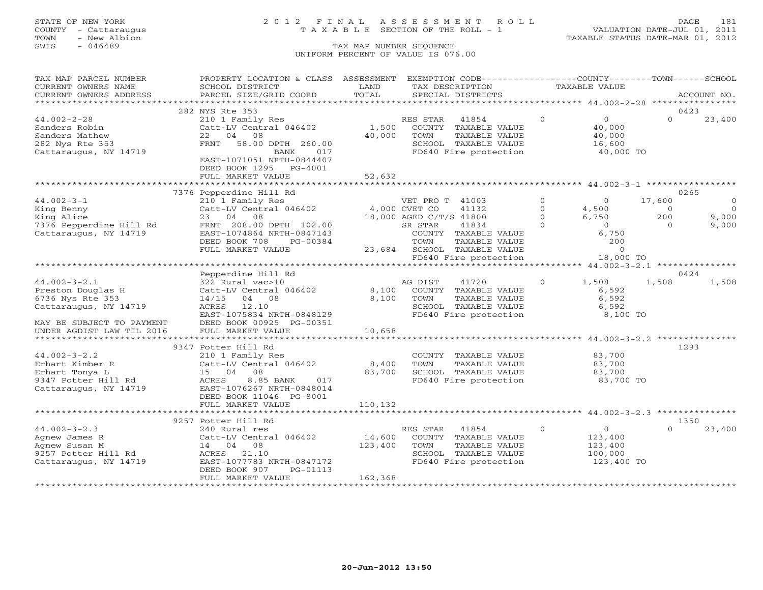STATE OF NEW YORK
COUNTY - Cattaraugus
TOWN - New Albion
SWIS - 046489

2012 FINAL ASSESSMENT ROLL
TAXABLE SECTION OF THE ROLL - 1
TAX MAP NUMBER SEQUENCE
UNIFORM PERCENT OF VALUE IS 076.00

VALUATION DATE-JUL 01, 2011
TAXABLE STATUS DATE-MAR 01, 2012

| TAX MAP PARCEL NUMBER / CURRENT OWNERS NAME / CURRENT OWNERS ADDRESS | PROPERTY LOCATION & CLASS / SCHOOL DISTRICT / PARCEL SIZE/GRID COORD | ASSESSMENT LAND / TOTAL | EXEMPTION CODE / TAX DESCRIPTION / SPECIAL DISTRICTS | | COUNTY TAXABLE VALUE | TOWN | SCHOOL | ACCOUNT NO. |
|---|---|---|---|---|---|---|---|---|
| | 282 NYS Rte 353 | | | | | | | 0423 |
| 44.002-2-28 | 210 1 Family Res | | RES STAR 41854 | 0 | 0 | 0 | 23,400 | |
| Sanders Robin | Catt-LV Central 046402 | 1,500 | COUNTY TAXABLE VALUE | | 40,000 | | | |
| Sanders Mathew | 22 04 08 | 40,000 | TOWN TAXABLE VALUE | | 40,000 | | | |
| 282 Nys Rte 353 | FRNT 58.00 DPTH 260.00 | | SCHOOL TAXABLE VALUE | | 16,600 | | | |
| Cattaraugus, NY 14719 | BANK 017 | | FD640 Fire protection | | 40,000 TO | | | |
| | EAST-1071051 NRTH-0844407 | | | | | | | |
| | DEED BOOK 1295 PG-4001 | | | | | | | |
| | FULL MARKET VALUE | 52,632 | | | | | | |
| | 7376 Pepperdine Hill Rd | | | | | | | 0265 |
| 44.002-3-1 | 210 1 Family Res | | VET PRO T 41003 | 0 | 0 | 17,600 | 0 | |
| King Benny | Catt-LV Central 046402 | 4,000 | CVET CO 41132 | 0 | 4,500 | 0 | 0 | |
| King Alice | 23 04 08 | 18,000 | AGED C/T/S 41800 | 0 | 6,750 | 200 | 9,000 | |
| 7376 Pepperdine Hill Rd | FRNT 208.00 DPTH 102.00 | | SR STAR 41834 | 0 | 0 | 0 | 9,000 | |
| Cattaraugus, NY 14719 | EAST-1074864 NRTH-0847143 | | COUNTY TAXABLE VALUE | | 6,750 | | | |
| | DEED BOOK 708 PG-00384 | | TOWN TAXABLE VALUE | | 200 | | | |
| | FULL MARKET VALUE | 23,684 | SCHOOL TAXABLE VALUE | | 0 | | | |
| | | | FD640 Fire protection | | 18,000 TO | | | |
| | Pepperdine Hill Rd | | | | | | | 0424 |
| 44.002-3-2.1 | 322 Rural vac>10 | | AG DIST 41720 | 0 | 1,508 | 1,508 | 1,508 | |
| Preston Douglas H | Catt-LV Central 046402 | 8,100 | COUNTY TAXABLE VALUE | | 6,592 | | | |
| 6736 Nys Rte 353 | 14/15 04 08 | 8,100 | TOWN TAXABLE VALUE | | 6,592 | | | |
| Cattaraugus, NY 14719 | ACRES 12.10 | | SCHOOL TAXABLE VALUE | | 6,592 | | | |
| | EAST-1075834 NRTH-0848129 | | FD640 Fire protection | | 8,100 TO | | | |
| MAY BE SUBJECT TO PAYMENT | DEED BOOK 00925 PG-00351 | | | | | | | |
| UNDER AGDIST LAW TIL 2016 | FULL MARKET VALUE | 10,658 | | | | | | |
| | 9347 Potter Hill Rd | | | | | | | 1293 |
| 44.002-3-2.2 | 210 1 Family Res | | COUNTY TAXABLE VALUE | | 83,700 | | | |
| Erhart Kimber R | Catt-LV Central 046402 | 8,400 | TOWN TAXABLE VALUE | | 83,700 | | | |
| Erhart Tonya L | 15 04 08 | 83,700 | SCHOOL TAXABLE VALUE | | 83,700 | | | |
| 9347 Potter Hill Rd | ACRES 8.85 BANK 017 | | FD640 Fire protection | | 83,700 TO | | | |
| Cattaraugus, NY 14719 | EAST-1076267 NRTH-0848014 | | | | | | | |
| | DEED BOOK 11046 PG-8001 | | | | | | | |
| | FULL MARKET VALUE | 110,132 | | | | | | |
| | 9257 Potter Hill Rd | | | | | | | 1350 |
| 44.002-3-2.3 | 240 Rural res | | RES STAR 41854 | 0 | 0 | 0 | 23,400 | |
| Agnew James R | Catt-LV Central 046402 | 14,600 | COUNTY TAXABLE VALUE | | 123,400 | | | |
| Agnew Susan M | 14 04 08 | 123,400 | TOWN TAXABLE VALUE | | 123,400 | | | |
| 9257 Potter Hill Rd | ACRES 21.10 | | SCHOOL TAXABLE VALUE | | 100,000 | | | |
| Cattaraugus, NY 14719 | EAST-1077783 NRTH-0847172 | | FD640 Fire protection | | 123,400 TO | | | |
| | DEED BOOK 907 PG-01113 | | | | | | | |
| | FULL MARKET VALUE | 162,368 | | | | | | |

20-Jun-2012 13:50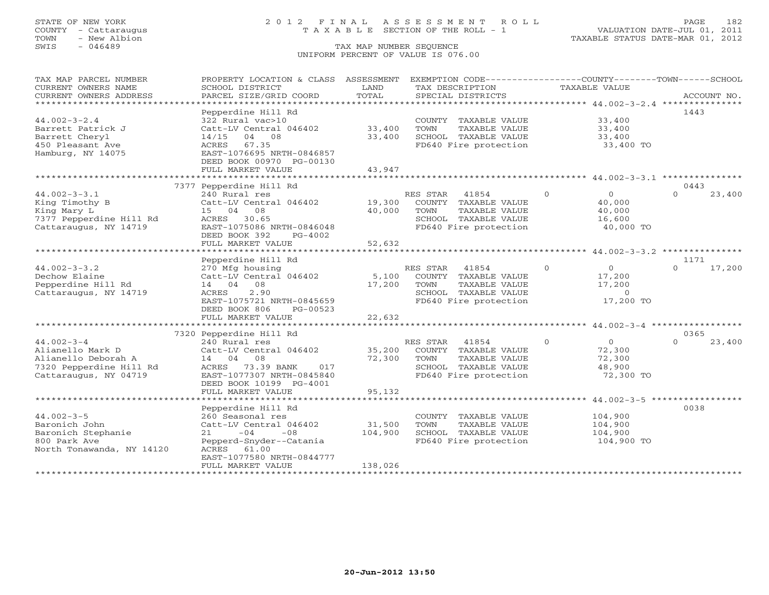STATE OF NEW YORK
COUNTY - Cattaraugus
TOWN - New Albion
SWIS - 046489

# 2012 FINAL ASSESSMENT ROLL
TAXABLE SECTION OF THE ROLL - 1

VALUATION DATE-JUL 01, 2011
TAXABLE STATUS DATE-MAR 01, 2012

TAX MAP NUMBER SEQUENCE
UNIFORM PERCENT OF VALUE IS 076.00

| TAX MAP PARCEL NUMBER / CURRENT OWNERS NAME / CURRENT OWNERS ADDRESS | PROPERTY LOCATION & CLASS / SCHOOL DISTRICT / PARCEL SIZE/GRID COORD | ASSESSMENT LAND | TOTAL | EXEMPTION CODE / TAX DESCRIPTION / SPECIAL DISTRICTS | COUNTY TAXABLE VALUE | TOWN | SCHOOL | ACCOUNT NO. |
|---|---|---|---|---|---|---|---|---|
| 44.002-3-2.4 | Pepperdine Hill Rd | | | | | | | 1443 |
| Barrett Patrick J | 322 Rural vac>10 | | | COUNTY TAXABLE VALUE | 33,400 | | | |
| Barrett Cheryl | Catt-LV Central 046402 | 33,400 | | TOWN TAXABLE VALUE | 33,400 | | | |
| 450 Pleasant Ave | 14/15 04 08 | | 33,400 | SCHOOL TAXABLE VALUE | 33,400 | | | |
| Hamburg, NY 14075 | ACRES 67.35 | | | FD640 Fire protection | 33,400 TO | | | |
| | EAST-1076695 NRTH-0846857 | | | | | | | |
| | DEED BOOK 00970 PG-00130 | | | | | | | |
| | FULL MARKET VALUE | | 43,947 | | | | | |
| 44.002-3-3.1 | 7377 Pepperdine Hill Rd | | | | | | | 0443 |
| King Timothy B | 240 Rural res | | | RES STAR 41854 | 0 | 0 | 0 | 23,400 |
| King Mary L | Catt-LV Central 046402 | 19,300 | | COUNTY TAXABLE VALUE | 40,000 | | | |
| 7377 Pepperdine Hill Rd | 15 04 08 | | 40,000 | TOWN TAXABLE VALUE | 40,000 | | | |
| Cattaraugus, NY 14719 | ACRES 30.65 | | | SCHOOL TAXABLE VALUE | 16,600 | | | |
| | EAST-1075086 NRTH-0846048 | | | FD640 Fire protection | 40,000 TO | | | |
| | DEED BOOK 392 PG-4002 | | | | | | | |
| | FULL MARKET VALUE | | 52,632 | | | | | |
| 44.002-3-3.2 | Pepperdine Hill Rd | | | | | | | 1171 |
| Dechow Elaine | 270 Mfg housing | | | RES STAR 41854 | 0 | 0 | 0 | 17,200 |
| Pepperdine Hill Rd | Catt-LV Central 046402 | 5,100 | | COUNTY TAXABLE VALUE | 17,200 | | | |
| Cattaraugus, NY 14719 | 14 04 08 | | 17,200 | TOWN TAXABLE VALUE | 17,200 | | | |
| | ACRES 2.90 | | | SCHOOL TAXABLE VALUE | 0 | | | |
| | EAST-1075721 NRTH-0845659 | | | FD640 Fire protection | 17,200 TO | | | |
| | DEED BOOK 806 PG-00523 | | | | | | | |
| | FULL MARKET VALUE | | 22,632 | | | | | |
| 44.002-3-4 | 7320 Pepperdine Hill Rd | | | | | | | 0365 |
| Alianello Mark D | 240 Rural res | | | RES STAR 41854 | 0 | 0 | 0 | 23,400 |
| Alianello Deborah A | Catt-LV Central 046402 | 35,200 | | COUNTY TAXABLE VALUE | 72,300 | | | |
| 7320 Pepperdine Hill Rd | 14 04 08 | | 72,300 | TOWN TAXABLE VALUE | 72,300 | | | |
| Cattaraugus, NY 04719 | ACRES 73.39 BANK 017 | | | SCHOOL TAXABLE VALUE | 48,900 | | | |
| | EAST-1077307 NRTH-0845840 | | | FD640 Fire protection | 72,300 TO | | | |
| | DEED BOOK 10199 PG-4001 | | | | | | | |
| | FULL MARKET VALUE | | 95,132 | | | | | |
| 44.002-3-5 | Pepperdine Hill Rd | | | | | | | 0038 |
| Baronich John | 260 Seasonal res | | | COUNTY TAXABLE VALUE | 104,900 | | | |
| Baronich Stephanie | Catt-LV Central 046402 | 31,500 | | TOWN TAXABLE VALUE | 104,900 | | | |
| 800 Park Ave | 21 -04 -08 | | 104,900 | SCHOOL TAXABLE VALUE | 104,900 | | | |
| North Tonawanda, NY 14120 | Pepperd-Snyder--Catania | | | FD640 Fire protection | 104,900 TO | | | |
| | ACRES 61.00 | | | | | | | |
| | EAST-1077580 NRTH-0844777 | | | | | | | |
| | FULL MARKET VALUE | | 138,026 | | | | | |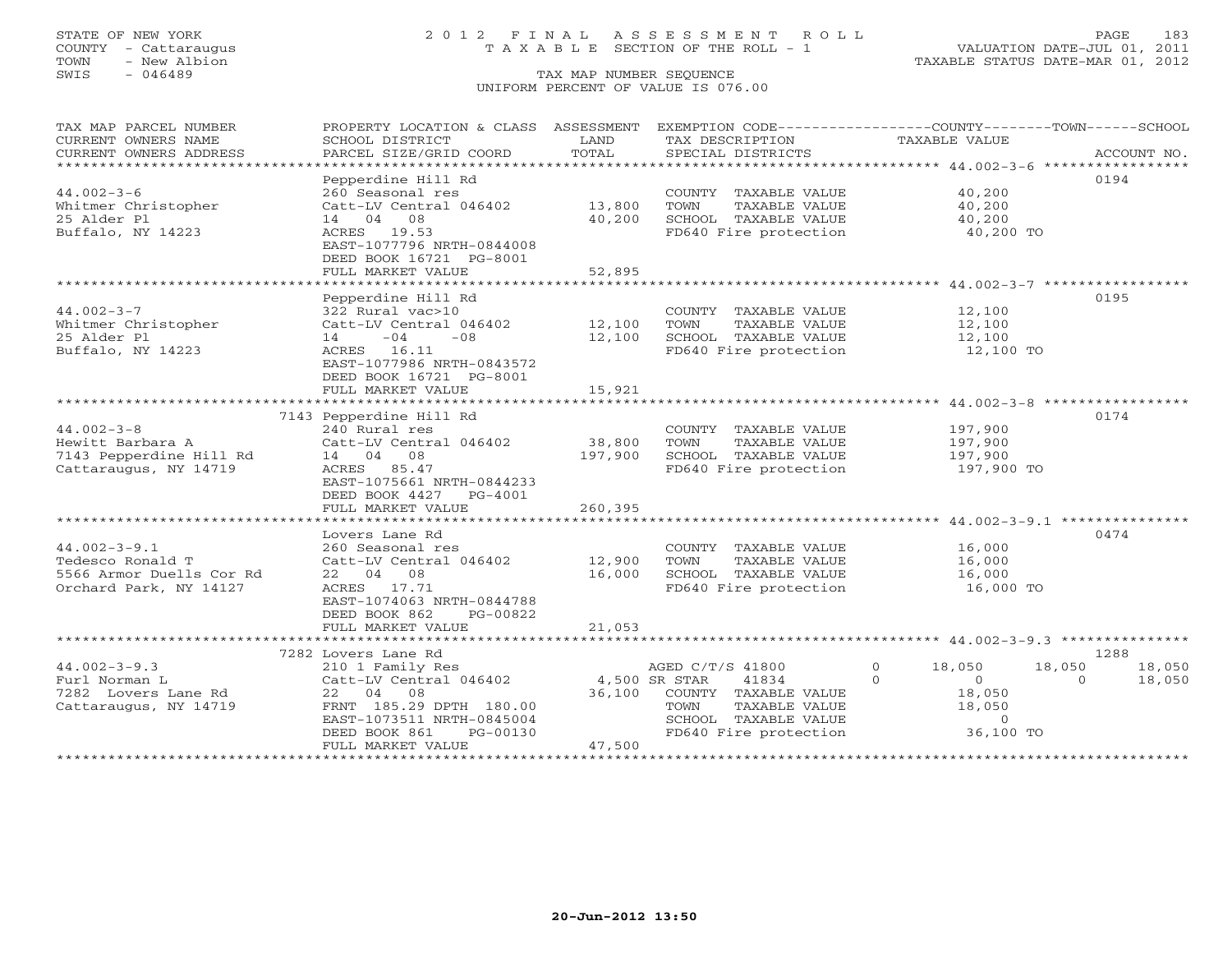STATE OF NEW YORK
COUNTY - Cattaraugus
TOWN - New Albion
SWIS - 046489

# 2012 FINAL ASSESSMENT ROLL
TAXABLE SECTION OF THE ROLL - 1

VALUATION DATE-JUL 01, 2011
TAXABLE STATUS DATE-MAR 01, 2012

TAX MAP NUMBER SEQUENCE
UNIFORM PERCENT OF VALUE IS 076.00

| TAX MAP PARCEL NUMBER / CURRENT OWNERS NAME / CURRENT OWNERS ADDRESS | PROPERTY LOCATION & CLASS / SCHOOL DISTRICT / PARCEL SIZE/GRID COORD | ASSESSMENT LAND / TOTAL | EXEMPTION CODE / TAX DESCRIPTION / SPECIAL DISTRICTS | COUNTY | TOWN | SCHOOL / ACCOUNT NO. |
|---|---|---|---|---|---|---|
| **44.002-3-6** | Pepperdine Hill Rd | | | | | 0194 |
| 44.002-3-6 | 260 Seasonal res | | COUNTY TAXABLE VALUE | 40,200 | | |
| Whitmer Christopher | Catt-LV Central 046402 | 13,800 | TOWN TAXABLE VALUE | 40,200 | | |
| 25 Alder Pl | 14 04 08 | 40,200 | SCHOOL TAXABLE VALUE | 40,200 | | |
| Buffalo, NY 14223 | ACRES 19.53 | | FD640 Fire protection | 40,200 TO | | |
| | EAST-1077796 NRTH-0844008 | | | | | |
| | DEED BOOK 16721 PG-8001 | | | | | |
| | FULL MARKET VALUE | 52,895 | | | | |
| **44.002-3-7** | Pepperdine Hill Rd | | | | | 0195 |
| 44.002-3-7 | 322 Rural vac>10 | | COUNTY TAXABLE VALUE | 12,100 | | |
| Whitmer Christopher | Catt-LV Central 046402 | 12,100 | TOWN TAXABLE VALUE | 12,100 | | |
| 25 Alder Pl | 14 -04 -08 | 12,100 | SCHOOL TAXABLE VALUE | 12,100 | | |
| Buffalo, NY 14223 | ACRES 16.11 | | FD640 Fire protection | 12,100 TO | | |
| | EAST-1077986 NRTH-0843572 | | | | | |
| | DEED BOOK 16721 PG-8001 | | | | | |
| | FULL MARKET VALUE | 15,921 | | | | |
| **44.002-3-8** | 7143 Pepperdine Hill Rd | | | | | 0174 |
| 44.002-3-8 | 240 Rural res | | COUNTY TAXABLE VALUE | 197,900 | | |
| Hewitt Barbara A | Catt-LV Central 046402 | 38,800 | TOWN TAXABLE VALUE | 197,900 | | |
| 7143 Pepperdine Hill Rd | 14 04 08 | 197,900 | SCHOOL TAXABLE VALUE | 197,900 | | |
| Cattaraugus, NY 14719 | ACRES 85.47 | | FD640 Fire protection | 197,900 TO | | |
| | EAST-1075661 NRTH-0844233 | | | | | |
| | DEED BOOK 4427 PG-4001 | | | | | |
| | FULL MARKET VALUE | 260,395 | | | | |
| **44.002-3-9.1** | Lovers Lane Rd | | | | | 0474 |
| 44.002-3-9.1 | 260 Seasonal res | | COUNTY TAXABLE VALUE | 16,000 | | |
| Tedesco Ronald T | Catt-LV Central 046402 | 12,900 | TOWN TAXABLE VALUE | 16,000 | | |
| 5566 Armor Duells Cor Rd | 22 04 08 | 16,000 | SCHOOL TAXABLE VALUE | 16,000 | | |
| Orchard Park, NY 14127 | ACRES 17.71 | | FD640 Fire protection | 16,000 TO | | |
| | EAST-1074063 NRTH-0844788 | | | | | |
| | DEED BOOK 862 PG-00822 | | | | | |
| | FULL MARKET VALUE | 21,053 | | | | |
| **44.002-3-9.3** | 7282 Lovers Lane Rd | | | | | 1288 |
| 44.002-3-9.3 | 210 1 Family Res | | AGED C/T/S 41800 0 | 18,050 | 18,050 | 18,050 |
| Furl Norman L | Catt-LV Central 046402 | 4,500 | SR STAR 41834 0 | 0 | 0 | 18,050 |
| 7282 Lovers Lane Rd | 22 04 08 | 36,100 | COUNTY TAXABLE VALUE | 18,050 | | |
| Cattaraugus, NY 14719 | FRNT 185.29 DPTH 180.00 | | TOWN TAXABLE VALUE | 18,050 | | |
| | EAST-1073511 NRTH-0845004 | | SCHOOL TAXABLE VALUE | 0 | | |
| | DEED BOOK 861 PG-00130 | | FD640 Fire protection | 36,100 TO | | |
| | FULL MARKET VALUE | 47,500 | | | | |

20-Jun-2012 13:50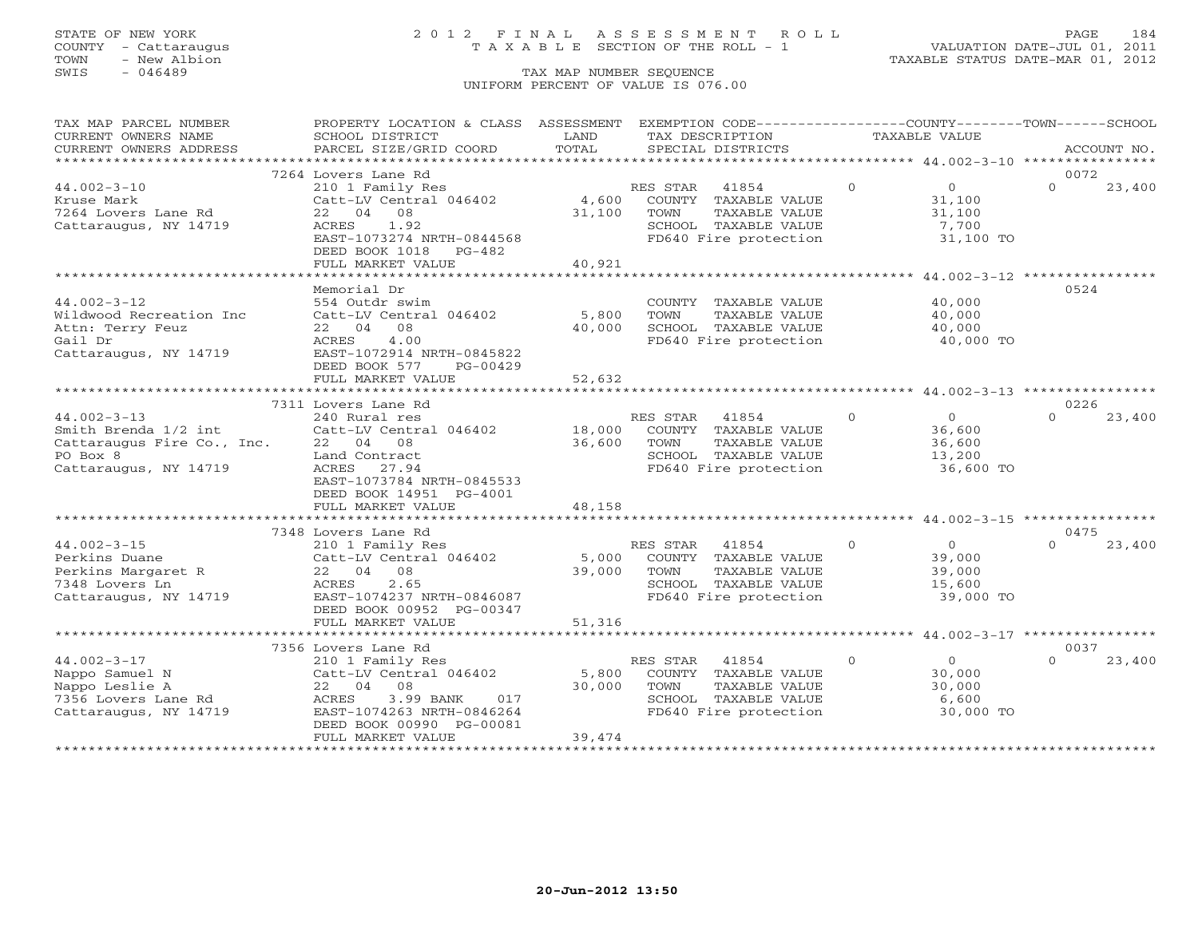STATE OF NEW YORK
COUNTY - Cattaraugus
TOWN - New Albion
SWIS - 046489

# 2012 FINAL ASSESSMENT ROLL
TAXABLE SECTION OF THE ROLL - 1
TAX MAP NUMBER SEQUENCE
UNIFORM PERCENT OF VALUE IS 076.00

VALUATION DATE-JUL 01, 2011
TAXABLE STATUS DATE-MAR 01, 2012

| TAX MAP PARCEL NUMBER / CURRENT OWNERS NAME / CURRENT OWNERS ADDRESS | PROPERTY LOCATION & CLASS / SCHOOL DISTRICT / PARCEL SIZE/GRID COORD | ASSESSMENT LAND / TOTAL | EXEMPTION CODE / TAX DESCRIPTION / SPECIAL DISTRICTS | COUNTY | TOWN | SCHOOL | ACCOUNT NO. |
|---|---|---|---|---|---|---|---|
| **44.002-3-10** | 7264 Lovers Lane Rd | | | | | | 0072 |
| Kruse Mark | 210 1 Family Res | | RES STAR 41854 | 0 | 0 | 23,400 | |
| 7264 Lovers Lane Rd | Catt-LV Central 046402 | 4,600 | COUNTY TAXABLE VALUE | 31,100 | | | |
| Cattaraugus, NY 14719 | 22 04 08 | 31,100 | TOWN TAXABLE VALUE | | 31,100 | | |
| | ACRES 1.92 | | SCHOOL TAXABLE VALUE | | | 7,700 | |
| | EAST-1073274 NRTH-0844568 | | FD640 Fire protection | 31,100 TO | | | |
| | DEED BOOK 1018 PG-482 | | | | | | |
| | FULL MARKET VALUE | 40,921 | | | | | |
| **44.002-3-12** | Memorial Dr | | | | | | 0524 |
| Wildwood Recreation Inc | 554 Outdr swim | | COUNTY TAXABLE VALUE | 40,000 | | | |
| Attn: Terry Feuz | Catt-LV Central 046402 | 5,800 | TOWN TAXABLE VALUE | | 40,000 | | |
| Gail Dr | 22 04 08 | 40,000 | SCHOOL TAXABLE VALUE | | | 40,000 | |
| Cattaraugus, NY 14719 | ACRES 4.00 | | FD640 Fire protection | 40,000 TO | | | |
| | EAST-1072914 NRTH-0845822 | | | | | | |
| | DEED BOOK 577 PG-00429 | | | | | | |
| | FULL MARKET VALUE | 52,632 | | | | | |
| **44.002-3-13** | 7311 Lovers Lane Rd | | | | | | 0226 |
| Smith Brenda 1/2 int | 240 Rural res | | RES STAR 41854 | 0 | 0 | 23,400 | |
| Cattaraugus Fire Co., Inc. | Catt-LV Central 046402 | 18,000 | COUNTY TAXABLE VALUE | 36,600 | | | |
| PO Box 8 | 22 04 08 | 36,600 | TOWN TAXABLE VALUE | | 36,600 | | |
| Cattaraugus, NY 14719 | Land Contract | | SCHOOL TAXABLE VALUE | | | 13,200 | |
| | ACRES 27.94 | | FD640 Fire protection | 36,600 TO | | | |
| | EAST-1073784 NRTH-0845533 | | | | | | |
| | DEED BOOK 14951 PG-4001 | | | | | | |
| | FULL MARKET VALUE | 48,158 | | | | | |
| **44.002-3-15** | 7348 Lovers Lane Rd | | | | | | 0475 |
| Perkins Duane | 210 1 Family Res | | RES STAR 41854 | 0 | 0 | 23,400 | |
| Perkins Margaret R | Catt-LV Central 046402 | 5,000 | COUNTY TAXABLE VALUE | 39,000 | | | |
| 7348 Lovers Ln | 22 04 08 | 39,000 | TOWN TAXABLE VALUE | | 39,000 | | |
| Cattaraugus, NY 14719 | ACRES 2.65 | | SCHOOL TAXABLE VALUE | | | 15,600 | |
| | EAST-1074237 NRTH-0846087 | | FD640 Fire protection | 39,000 TO | | | |
| | DEED BOOK 00952 PG-00347 | | | | | | |
| | FULL MARKET VALUE | 51,316 | | | | | |
| **44.002-3-17** | 7356 Lovers Lane Rd | | | | | | 0037 |
| Nappo Samuel N | 210 1 Family Res | | RES STAR 41854 | 0 | 0 | 23,400 | |
| Nappo Leslie A | Catt-LV Central 046402 | 5,800 | COUNTY TAXABLE VALUE | 30,000 | | | |
| 7356 Lovers Lane Rd | 22 04 08 | 30,000 | TOWN TAXABLE VALUE | | 30,000 | | |
| Cattaraugus, NY 14719 | ACRES 3.99 BANK 017 | | SCHOOL TAXABLE VALUE | | | 6,600 | |
| | EAST-1074263 NRTH-0846264 | | FD640 Fire protection | 30,000 TO | | | |
| | DEED BOOK 00990 PG-00081 | | | | | | |
| | FULL MARKET VALUE | 39,474 | | | | | |

20-Jun-2012 13:50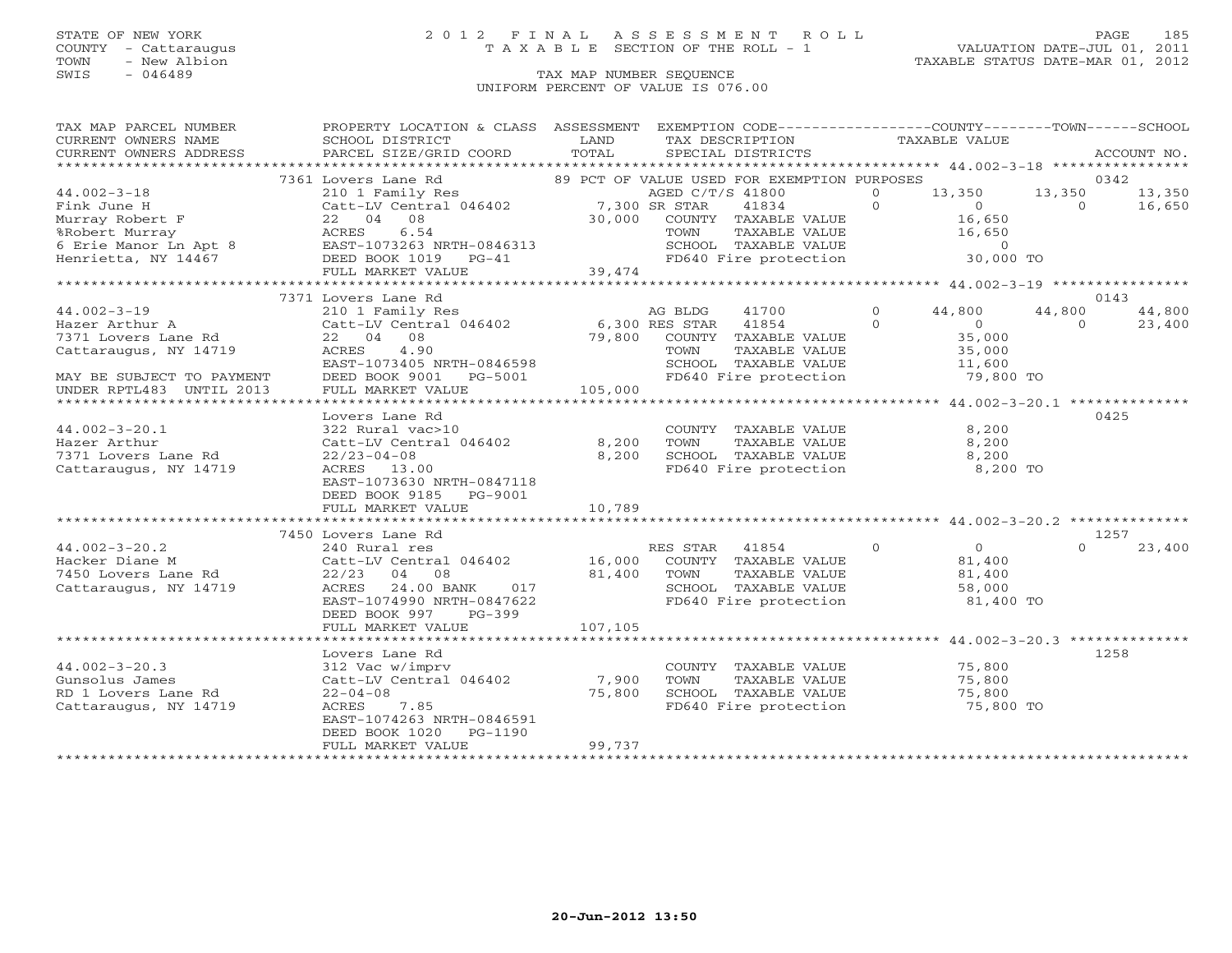STATE OF NEW YORK
COUNTY - Cattaraugus
TOWN - New Albion
SWIS - 046489

2 0 1 2 F I N A L A S S E S S M E N T R O L L
T A X A B L E SECTION OF THE ROLL - 1

VALUATION DATE-JUL 01, 2011
TAXABLE STATUS DATE-MAR 01, 2012

TAX MAP NUMBER SEQUENCE
UNIFORM PERCENT OF VALUE IS 076.00

| TAX MAP PARCEL NUMBER / CURRENT OWNERS NAME / CURRENT OWNERS ADDRESS | PROPERTY LOCATION & CLASS / SCHOOL DISTRICT / PARCEL SIZE/GRID COORD | ASSESSMENT LAND / TOTAL | EXEMPTION CODE / TAX DESCRIPTION / SPECIAL DISTRICTS | COUNTY TAXABLE VALUE | TOWN | SCHOOL | ACCOUNT NO. |
|---|---|---|---|---|---|---|---|
| 44.002-3-18 | 7361 Lovers Lane Rd | | 89 PCT OF VALUE USED FOR EXEMPTION PURPOSES | | | | 0342 |
| Fink June H | 210 1 Family Res | | AGED C/T/S 41800 0 | 13,350 | 13,350 | 13,350 | |
| Murray Robert F | Catt-LV Central 046402 | 7,300 | SR STAR 41834 0 | 0 | 0 | 16,650 | |
| %Robert Murray | 22 04 08 | 30,000 | COUNTY TAXABLE VALUE | 16,650 | | | |
| 6 Erie Manor Ln Apt 8 | ACRES 6.54 | | TOWN TAXABLE VALUE | 16,650 | | | |
| Henrietta, NY 14467 | EAST-1073263 NRTH-0846313 | | SCHOOL TAXABLE VALUE | 0 | | | |
| | DEED BOOK 1019 PG-41 | | FD640 Fire protection | 30,000 TO | | | |
| | FULL MARKET VALUE | 39,474 | | | | | |
| 44.002-3-19 | 7371 Lovers Lane Rd | | | | | | 0143 |
| Hazer Arthur A | 210 1 Family Res | | AG BLDG 41700 0 | 44,800 | 44,800 | 44,800 | |
| 7371 Lovers Lane Rd | Catt-LV Central 046402 | 6,300 | RES STAR 41854 0 | 0 | 0 | 23,400 | |
| Cattaraugus, NY 14719 | 22 04 08 | 79,800 | COUNTY TAXABLE VALUE | 35,000 | | | |
| | ACRES 4.90 | | TOWN TAXABLE VALUE | 35,000 | | | |
| | EAST-1073405 NRTH-0846598 | | SCHOOL TAXABLE VALUE | 11,600 | | | |
| MAY BE SUBJECT TO PAYMENT | DEED BOOK 9001 PG-5001 | | FD640 Fire protection | 79,800 TO | | | |
| UNDER RPTL483 UNTIL 2013 | FULL MARKET VALUE | 105,000 | | | | | |
| 44.002-3-20.1 | Lovers Lane Rd | | | | | | 0425 |
| Hazer Arthur | 322 Rural vac>10 | | COUNTY TAXABLE VALUE | 8,200 | | | |
| 7371 Lovers Lane Rd | Catt-LV Central 046402 | 8,200 | TOWN TAXABLE VALUE | 8,200 | | | |
| Cattaraugus, NY 14719 | 22/23-04-08 | 8,200 | SCHOOL TAXABLE VALUE | 8,200 | | | |
| | ACRES 13.00 | | FD640 Fire protection | 8,200 TO | | | |
| | EAST-1073630 NRTH-0847118 | | | | | | |
| | DEED BOOK 9185 PG-9001 | | | | | | |
| | FULL MARKET VALUE | 10,789 | | | | | |
| 44.002-3-20.2 | 7450 Lovers Lane Rd | | | | | | 1257 |
| Hacker Diane M | 240 Rural res | | RES STAR 41854 0 | 0 | 0 | 23,400 | |
| 7450 Lovers Lane Rd | Catt-LV Central 046402 | 16,000 | COUNTY TAXABLE VALUE | 81,400 | | | |
| Cattaraugus, NY 14719 | 22/23 04 08 | 81,400 | TOWN TAXABLE VALUE | 81,400 | | | |
| | ACRES 24.00 BANK 017 | | SCHOOL TAXABLE VALUE | 58,000 | | | |
| | EAST-1074990 NRTH-0847622 | | FD640 Fire protection | 81,400 TO | | | |
| | DEED BOOK 997 PG-399 | | | | | | |
| | FULL MARKET VALUE | 107,105 | | | | | |
| 44.002-3-20.3 | Lovers Lane Rd | | | | | | 1258 |
| Gunsolus James | 312 Vac w/imprv | | COUNTY TAXABLE VALUE | 75,800 | | | |
| RD 1 Lovers Lane Rd | Catt-LV Central 046402 | 7,900 | TOWN TAXABLE VALUE | 75,800 | | | |
| Cattaraugus, NY 14719 | 22-04-08 | 75,800 | SCHOOL TAXABLE VALUE | 75,800 | | | |
| | ACRES 7.85 | | FD640 Fire protection | 75,800 TO | | | |
| | EAST-1074263 NRTH-0846591 | | | | | | |
| | DEED BOOK 1020 PG-1190 | | | | | | |
| | FULL MARKET VALUE | 99,737 | | | | | |

20-Jun-2012 13:50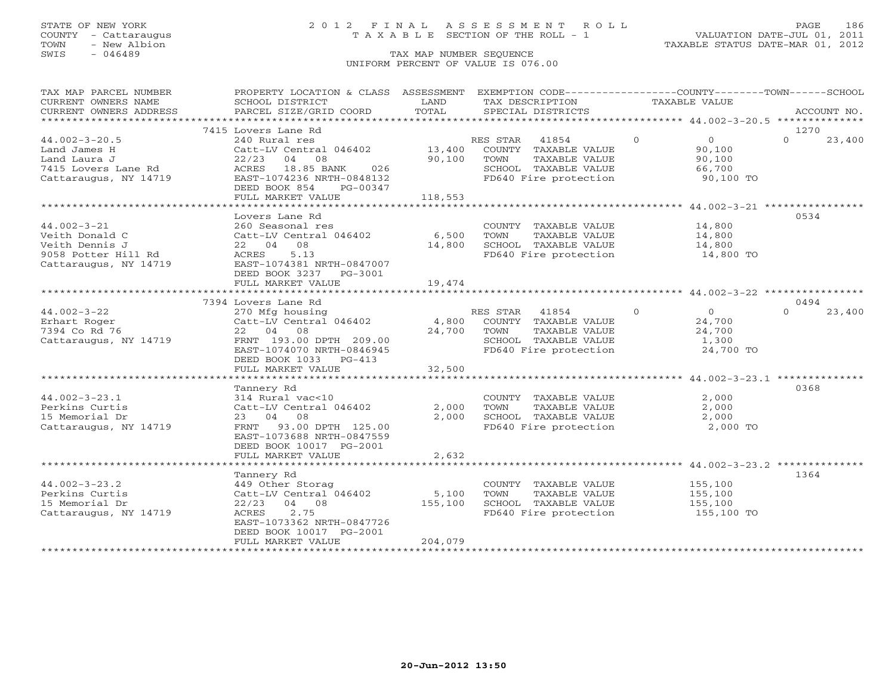STATE OF NEW YORK
COUNTY - Cattaraugus
TOWN - New Albion
SWIS - 046489

# 2012 FINAL ASSESSMENT ROLL
TAXABLE SECTION OF THE ROLL - 1

TAX MAP NUMBER SEQUENCE
UNIFORM PERCENT OF VALUE IS 076.00

VALUATION DATE-JUL 01, 2011
TAXABLE STATUS DATE-MAR 01, 2012

| TAX MAP PARCEL NUMBER / CURRENT OWNERS NAME / CURRENT OWNERS ADDRESS | PROPERTY LOCATION & CLASS / SCHOOL DISTRICT / PARCEL SIZE/GRID COORD | ASSESSMENT LAND / TOTAL | EXEMPTION CODE / TAX DESCRIPTION / SPECIAL DISTRICTS | COUNTY | TAXABLE VALUE | TOWN | SCHOOL / ACCOUNT NO. |
|---|---|---|---|---|---|---|---|
| **44.002-3-20.5** | 7415 Lovers Lane Rd | | | | | | 1270 |
| 44.002-3-20.5 | 240 Rural res | | RES STAR 41854 | 0 | 0 | 0 | 23,400 |
| Land James H | Catt-LV Central 046402 | 13,400 | COUNTY TAXABLE VALUE | | 90,100 | | |
| Land Laura J | 22/23 04 08 | 90,100 | TOWN TAXABLE VALUE | | 90,100 | | |
| 7415 Lovers Lane Rd | ACRES 18.85 BANK 026 | | SCHOOL TAXABLE VALUE | | 66,700 | | |
| Cattaraugus, NY 14719 | EAST-1074236 NRTH-0848132 | | FD640 Fire protection | | 90,100 TO | | |
| | DEED BOOK 854 PG-00347 | | | | | | |
| | FULL MARKET VALUE | 118,553 | | | | | |
| **44.002-3-21** | Lovers Lane Rd | | | | | | 0534 |
| 44.002-3-21 | 260 Seasonal res | | COUNTY TAXABLE VALUE | | 14,800 | | |
| Veith Donald C | Catt-LV Central 046402 | 6,500 | TOWN TAXABLE VALUE | | 14,800 | | |
| Veith Dennis J | 22 04 08 | 14,800 | SCHOOL TAXABLE VALUE | | 14,800 | | |
| 9058 Potter Hill Rd | ACRES 5.13 | | FD640 Fire protection | | 14,800 TO | | |
| Cattaraugus, NY 14719 | EAST-1074381 NRTH-0847007 | | | | | | |
| | DEED BOOK 3237 PG-3001 | | | | | | |
| | FULL MARKET VALUE | 19,474 | | | | | |
| **44.002-3-22** | 7394 Lovers Lane Rd | | | | | | 0494 |
| 44.002-3-22 | 270 Mfg housing | | RES STAR 41854 | 0 | 0 | 0 | 23,400 |
| Erhart Roger | Catt-LV Central 046402 | 4,800 | COUNTY TAXABLE VALUE | | 24,700 | | |
| 7394 Co Rd 76 | 22 04 08 | 24,700 | TOWN TAXABLE VALUE | | 24,700 | | |
| Cattaraugus, NY 14719 | FRNT 193.00 DPTH 209.00 | | SCHOOL TAXABLE VALUE | | 1,300 | | |
| | EAST-1074070 NRTH-0846945 | | FD640 Fire protection | | 24,700 TO | | |
| | DEED BOOK 1033 PG-413 | | | | | | |
| | FULL MARKET VALUE | 32,500 | | | | | |
| **44.002-3-23.1** | Tannery Rd | | | | | | 0368 |
| 44.002-3-23.1 | 314 Rural vac<10 | | COUNTY TAXABLE VALUE | | 2,000 | | |
| Perkins Curtis | Catt-LV Central 046402 | 2,000 | TOWN TAXABLE VALUE | | 2,000 | | |
| 15 Memorial Dr | 23 04 08 | 2,000 | SCHOOL TAXABLE VALUE | | 2,000 | | |
| Cattaraugus, NY 14719 | FRNT 93.00 DPTH 125.00 | | FD640 Fire protection | | 2,000 TO | | |
| | EAST-1073688 NRTH-0847559 | | | | | | |
| | DEED BOOK 10017 PG-2001 | | | | | | |
| | FULL MARKET VALUE | 2,632 | | | | | |
| **44.002-3-23.2** | Tannery Rd | | | | | | 1364 |
| 44.002-3-23.2 | 449 Other Storag | | COUNTY TAXABLE VALUE | | 155,100 | | |
| Perkins Curtis | Catt-LV Central 046402 | 5,100 | TOWN TAXABLE VALUE | | 155,100 | | |
| 15 Memorial Dr | 22/23 04 08 | 155,100 | SCHOOL TAXABLE VALUE | | 155,100 | | |
| Cattaraugus, NY 14719 | ACRES 2.75 | | FD640 Fire protection | | 155,100 TO | | |
| | EAST-1073362 NRTH-0847726 | | | | | | |
| | DEED BOOK 10017 PG-2001 | | | | | | |
| | FULL MARKET VALUE | 204,079 | | | | | |

20-Jun-2012 13:50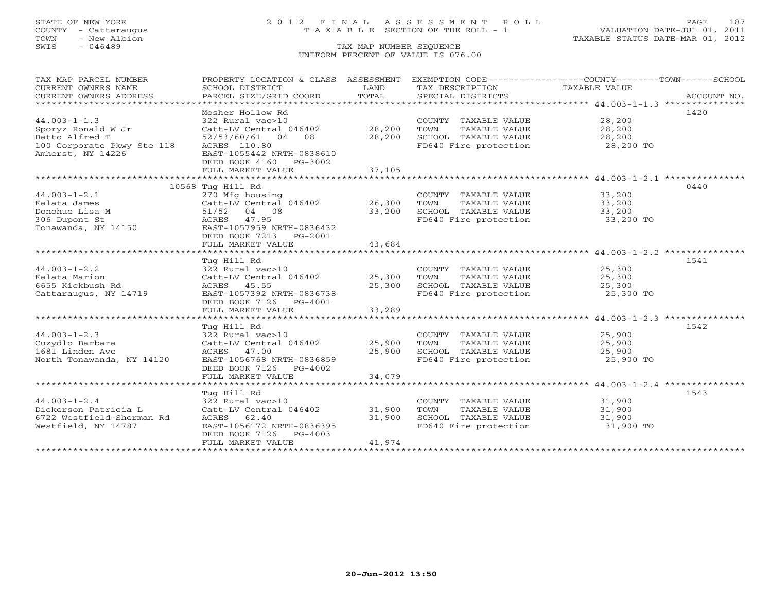STATE OF NEW YORK
COUNTY - Cattaraugus
TOWN - New Albion
SWIS - 046489

# 2012 FINAL ASSESSMENT ROLL
TAXABLE SECTION OF THE ROLL - 1

VALUATION DATE-JUL 01, 2011
TAXABLE STATUS DATE-MAR 01, 2012

TAX MAP NUMBER SEQUENCE
UNIFORM PERCENT OF VALUE IS 076.00

| TAX MAP PARCEL NUMBER / CURRENT OWNERS NAME / CURRENT OWNERS ADDRESS | PROPERTY LOCATION & CLASS / SCHOOL DISTRICT / PARCEL SIZE/GRID COORD | ASSESSMENT LAND | TOTAL | EXEMPTION CODE / TAX DESCRIPTION / SPECIAL DISTRICTS | TAXABLE VALUE (COUNTY / TOWN / SCHOOL) | ACCOUNT NO. |
|---|---|---|---|---|---|---|
| **44.003-1-1.3** | Mosher Hollow Rd | | | | | 1420 |
| 44.003-1-1.3 | 322 Rural vac>10 | | | COUNTY TAXABLE VALUE | 28,200 | |
| Sporyz Ronald W Jr | Catt-LV Central 046402 | 28,200 | | TOWN TAXABLE VALUE | 28,200 | |
| Batto Alfred T | 52/53/60/61 04 08 | | 28,200 | SCHOOL TAXABLE VALUE | 28,200 | |
| 100 Corporate Pkwy Ste 118 | ACRES 110.80 | | | FD640 Fire protection | 28,200 TO | |
| Amherst, NY 14226 | EAST-1055442 NRTH-0838610 | | | | | |
| | DEED BOOK 4160 PG-3002 | | | | | |
| | FULL MARKET VALUE | | 37,105 | | | |
| **44.003-1-2.1** | 10568 Tug Hill Rd | | | | | 0440 |
| 44.003-1-2.1 | 270 Mfg housing | | | COUNTY TAXABLE VALUE | 33,200 | |
| Kalata James | Catt-LV Central 046402 | 26,300 | | TOWN TAXABLE VALUE | 33,200 | |
| Donohue Lisa M | 51/52 04 08 | | 33,200 | SCHOOL TAXABLE VALUE | 33,200 | |
| 306 Dupont St | ACRES 47.95 | | | FD640 Fire protection | 33,200 TO | |
| Tonawanda, NY 14150 | EAST-1057959 NRTH-0836432 | | | | | |
| | DEED BOOK 7213 PG-2001 | | | | | |
| | FULL MARKET VALUE | | 43,684 | | | |
| **44.003-1-2.2** | Tug Hill Rd | | | | | 1541 |
| 44.003-1-2.2 | 322 Rural vac>10 | | | COUNTY TAXABLE VALUE | 25,300 | |
| Kalata Marion | Catt-LV Central 046402 | 25,300 | | TOWN TAXABLE VALUE | 25,300 | |
| 6655 Kickbush Rd | ACRES 45.55 | | 25,300 | SCHOOL TAXABLE VALUE | 25,300 | |
| Cattaraugus, NY 14719 | EAST-1057392 NRTH-0836738 | | | FD640 Fire protection | 25,300 TO | |
| | DEED BOOK 7126 PG-4001 | | | | | |
| | FULL MARKET VALUE | | 33,289 | | | |
| **44.003-1-2.3** | Tug Hill Rd | | | | | 1542 |
| 44.003-1-2.3 | 322 Rural vac>10 | | | COUNTY TAXABLE VALUE | 25,900 | |
| Cuzydlo Barbara | Catt-LV Central 046402 | 25,900 | | TOWN TAXABLE VALUE | 25,900 | |
| 1681 Linden Ave | ACRES 47.00 | | 25,900 | SCHOOL TAXABLE VALUE | 25,900 | |
| North Tonawanda, NY 14120 | EAST-1056768 NRTH-0836859 | | | FD640 Fire protection | 25,900 TO | |
| | DEED BOOK 7126 PG-4002 | | | | | |
| | FULL MARKET VALUE | | 34,079 | | | |
| **44.003-1-2.4** | Tug Hill Rd | | | | | 1543 |
| 44.003-1-2.4 | 322 Rural vac>10 | | | COUNTY TAXABLE VALUE | 31,900 | |
| Dickerson Patricia L | Catt-LV Central 046402 | 31,900 | | TOWN TAXABLE VALUE | 31,900 | |
| 6722 Westfield-Sherman Rd | ACRES 62.40 | | 31,900 | SCHOOL TAXABLE VALUE | 31,900 | |
| Westfield, NY 14787 | EAST-1056172 NRTH-0836395 | | | FD640 Fire protection | 31,900 TO | |
| | DEED BOOK 7126 PG-4003 | | | | | |
| | FULL MARKET VALUE | | 41,974 | | | |

20-Jun-2012 13:50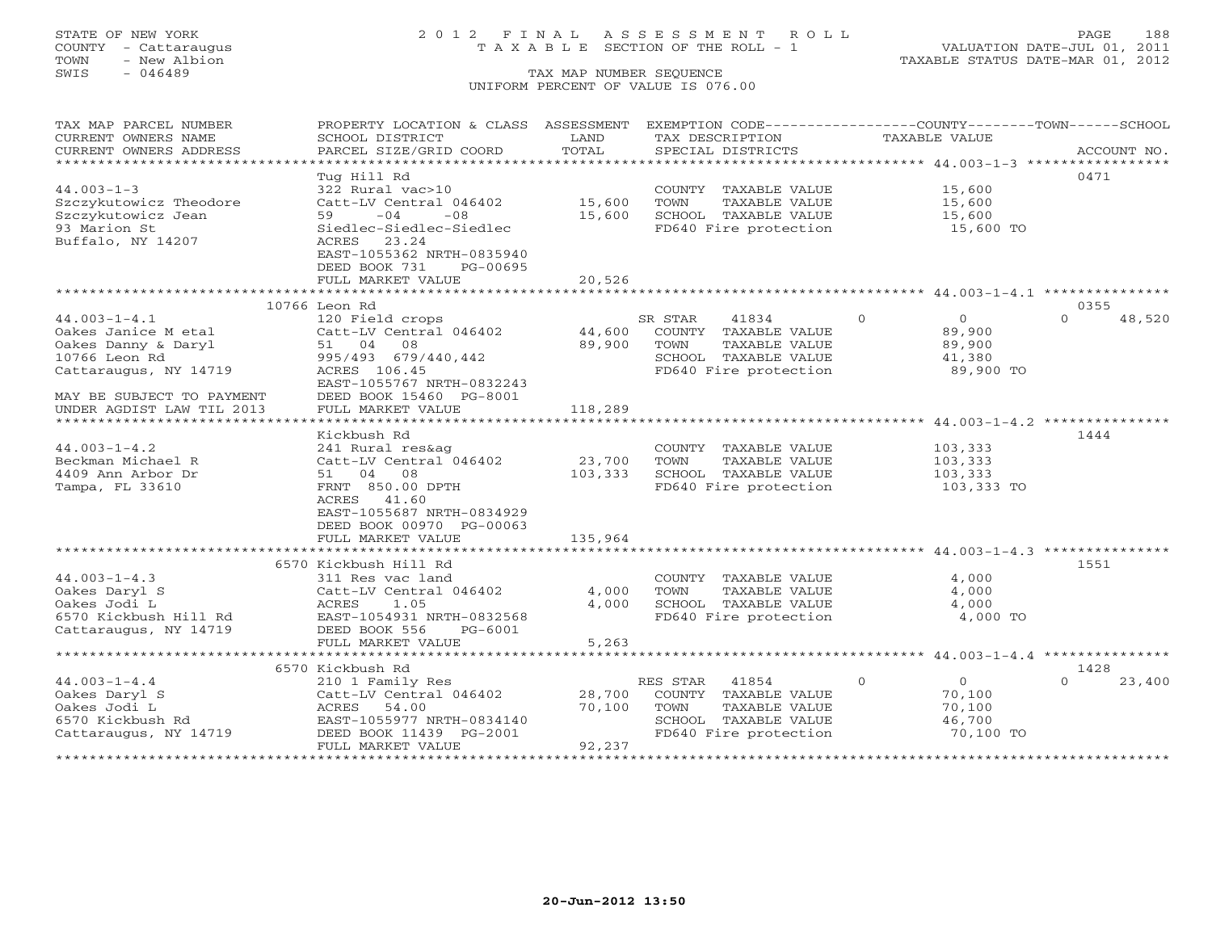STATE OF NEW YORK
COUNTY - Cattaraugus
TOWN - New Albion
SWIS - 046489

2012 FINAL ASSESSMENT ROLL
TAXABLE SECTION OF THE ROLL - 1
TAX MAP NUMBER SEQUENCE
UNIFORM PERCENT OF VALUE IS 076.00

VALUATION DATE-JUL 01, 2011
TAXABLE STATUS DATE-MAR 01, 2012

| TAX MAP PARCEL NUMBER / CURRENT OWNERS NAME / CURRENT OWNERS ADDRESS | PROPERTY LOCATION & CLASS / SCHOOL DISTRICT / PARCEL SIZE/GRID COORD | ASSESSMENT LAND / TOTAL | EXEMPTION CODE / TAX DESCRIPTION / SPECIAL DISTRICTS | COUNTY / TOWN / SCHOOL TAXABLE VALUE | ACCOUNT NO. |
|---|---|---|---|---|---|
| 44.003-1-3 | Tug Hill Rd | | | | 0471 |
| | 322 Rural vac>10 | | COUNTY TAXABLE VALUE | 15,600 | |
| Szczykutowicz Theodore | Catt-LV Central 046402 | 15,600 | TOWN TAXABLE VALUE | 15,600 | |
| Szczykutowicz Jean | 59 -04 -08 | 15,600 | SCHOOL TAXABLE VALUE | 15,600 | |
| 93 Marion St | Siedlec-Siedlec-Siedlec | | FD640 Fire protection | 15,600 TO | |
| Buffalo, NY 14207 | ACRES 23.24 | | | | |
| | EAST-1055362 NRTH-0835940 | | | | |
| | DEED BOOK 731 PG-00695 | | | | |
| | FULL MARKET VALUE | 20,526 | | | |
| 44.003-1-4.1 | 10766 Leon Rd | | | | 0355 |
| | 120 Field crops | | SR STAR 41834 0 | 0 0 | 48,520 |
| Oakes Janice M etal | Catt-LV Central 046402 | 44,600 | COUNTY TAXABLE VALUE | 89,900 | |
| Oakes Danny & Daryl | 51 04 08 | 89,900 | TOWN TAXABLE VALUE | 89,900 | |
| 10766 Leon Rd | 995/493 679/440,442 | | SCHOOL TAXABLE VALUE | 41,380 | |
| Cattaraugus, NY 14719 | ACRES 106.45 | | FD640 Fire protection | 89,900 TO | |
| | EAST-1055767 NRTH-0832243 | | | | |
| MAY BE SUBJECT TO PAYMENT | DEED BOOK 15460 PG-8001 | | | | |
| UNDER AGDIST LAW TIL 2013 | FULL MARKET VALUE | 118,289 | | | |
| 44.003-1-4.2 | Kickbush Rd | | | | 1444 |
| | 241 Rural res&ag | | COUNTY TAXABLE VALUE | 103,333 | |
| Beckman Michael R | Catt-LV Central 046402 | 23,700 | TOWN TAXABLE VALUE | 103,333 | |
| 4409 Ann Arbor Dr | 51 04 08 | 103,333 | SCHOOL TAXABLE VALUE | 103,333 | |
| Tampa, FL 33610 | FRNT 850.00 DPTH | | FD640 Fire protection | 103,333 TO | |
| | ACRES 41.60 | | | | |
| | EAST-1055687 NRTH-0834929 | | | | |
| | DEED BOOK 00970 PG-00063 | | | | |
| | FULL MARKET VALUE | 135,964 | | | |
| 44.003-1-4.3 | 6570 Kickbush Hill Rd | | | | 1551 |
| | 311 Res vac land | | COUNTY TAXABLE VALUE | 4,000 | |
| Oakes Daryl S | Catt-LV Central 046402 | 4,000 | TOWN TAXABLE VALUE | 4,000 | |
| Oakes Jodi L | ACRES 1.05 | 4,000 | SCHOOL TAXABLE VALUE | 4,000 | |
| 6570 Kickbush Hill Rd | EAST-1054931 NRTH-0832568 | | FD640 Fire protection | 4,000 TO | |
| Cattaraugus, NY 14719 | DEED BOOK 556 PG-6001 | | | | |
| | FULL MARKET VALUE | 5,263 | | | |
| 44.003-1-4.4 | 6570 Kickbush Rd | | | | 1428 |
| | 210 1 Family Res | | RES STAR 41854 0 | 0 0 | 23,400 |
| Oakes Daryl S | Catt-LV Central 046402 | 28,700 | COUNTY TAXABLE VALUE | 70,100 | |
| Oakes Jodi L | ACRES 54.00 | 70,100 | TOWN TAXABLE VALUE | 70,100 | |
| 6570 Kickbush Rd | EAST-1055977 NRTH-0834140 | | SCHOOL TAXABLE VALUE | 46,700 | |
| Cattaraugus, NY 14719 | DEED BOOK 11439 PG-2001 | | FD640 Fire protection | 70,100 TO | |
| | FULL MARKET VALUE | 92,237 | | | |

20-Jun-2012 13:50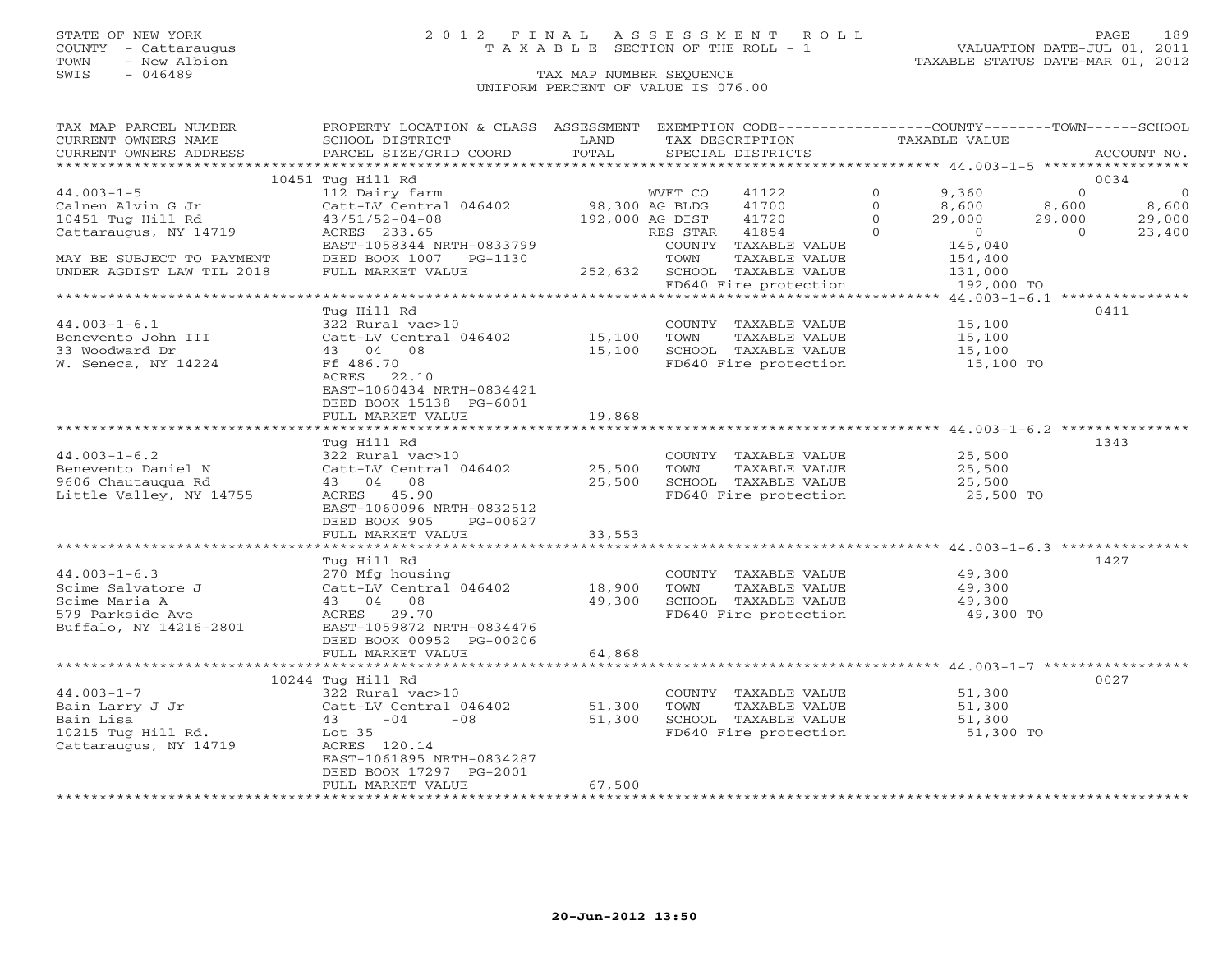STATE OF NEW YORK
COUNTY - Cattaraugus
TOWN - New Albion
SWIS - 046489

# 2012 FINAL ASSESSMENT ROLL
TAXABLE SECTION OF THE ROLL - 1

TAX MAP NUMBER SEQUENCE
UNIFORM PERCENT OF VALUE IS 076.00

VALUATION DATE-JUL 01, 2011
TAXABLE STATUS DATE-MAR 01, 2012

| TAX MAP PARCEL NUMBER / CURRENT OWNERS NAME / CURRENT OWNERS ADDRESS | PROPERTY LOCATION & CLASS / SCHOOL DISTRICT / PARCEL SIZE/GRID COORD | ASSESSMENT LAND / TOTAL | EXEMPTION CODE / TAX DESCRIPTION / SPECIAL DISTRICTS | | COUNTY TAXABLE VALUE | TOWN | SCHOOL | ACCOUNT NO. |
|---|---|---|---|---|---|---|---|---|
| | 10451 Tug Hill Rd | | | | | | | 0034 |
| 44.003-1-5 | 112 Dairy farm | | WVET CO 41122 | 0 | 9,360 | 0 | 0 | |
| Calnen Alvin G Jr | Catt-LV Central 046402 | 98,300 | AG BLDG 41700 | 0 | 8,600 | 8,600 | 8,600 | |
| 10451 Tug Hill Rd | 43/51/52-04-08 | 192,000 | AG DIST 41720 | 0 | 29,000 | 29,000 | 29,000 | |
| Cattaraugus, NY 14719 | ACRES 233.65 | | RES STAR 41854 | 0 | 0 | 0 | 23,400 | |
| | EAST-1058344 NRTH-0833799 | | COUNTY TAXABLE VALUE | | 145,040 | | | |
| MAY BE SUBJECT TO PAYMENT | DEED BOOK 1007 PG-1130 | | TOWN TAXABLE VALUE | | 154,400 | | | |
| UNDER AGDIST LAW TIL 2018 | FULL MARKET VALUE | 252,632 | SCHOOL TAXABLE VALUE | | 131,000 | | | |
| | | | FD640 Fire protection | | 192,000 TO | | | |
| | Tug Hill Rd | | | | | | | 0411 |
| 44.003-1-6.1 | 322 Rural vac>10 | | COUNTY TAXABLE VALUE | | 15,100 | | | |
| Benevento John III | Catt-LV Central 046402 | 15,100 | TOWN TAXABLE VALUE | | 15,100 | | | |
| 33 Woodward Dr | 43 04 08 | 15,100 | SCHOOL TAXABLE VALUE | | 15,100 | | | |
| W. Seneca, NY 14224 | Ff 486.70 | | FD640 Fire protection | | 15,100 TO | | | |
| | ACRES 22.10 | | | | | | | |
| | EAST-1060434 NRTH-0834421 | | | | | | | |
| | DEED BOOK 15138 PG-6001 | | | | | | | |
| | FULL MARKET VALUE | 19,868 | | | | | | |
| | Tug Hill Rd | | | | | | | 1343 |
| 44.003-1-6.2 | 322 Rural vac>10 | | COUNTY TAXABLE VALUE | | 25,500 | | | |
| Benevento Daniel N | Catt-LV Central 046402 | 25,500 | TOWN TAXABLE VALUE | | 25,500 | | | |
| 9606 Chautauqua Rd | 43 04 08 | 25,500 | SCHOOL TAXABLE VALUE | | 25,500 | | | |
| Little Valley, NY 14755 | ACRES 45.90 | | FD640 Fire protection | | 25,500 TO | | | |
| | EAST-1060096 NRTH-0832512 | | | | | | | |
| | DEED BOOK 905 PG-00627 | | | | | | | |
| | FULL MARKET VALUE | 33,553 | | | | | | |
| | Tug Hill Rd | | | | | | | 1427 |
| 44.003-1-6.3 | 270 Mfg housing | | COUNTY TAXABLE VALUE | | 49,300 | | | |
| Scime Salvatore J | Catt-LV Central 046402 | 18,900 | TOWN TAXABLE VALUE | | 49,300 | | | |
| Scime Maria A | 43 04 08 | 49,300 | SCHOOL TAXABLE VALUE | | 49,300 | | | |
| 579 Parkside Ave | ACRES 29.70 | | FD640 Fire protection | | 49,300 TO | | | |
| Buffalo, NY 14216-2801 | EAST-1059872 NRTH-0834476 | | | | | | | |
| | DEED BOOK 00952 PG-00206 | | | | | | | |
| | FULL MARKET VALUE | 64,868 | | | | | | |
| | 10244 Tug Hill Rd | | | | | | | 0027 |
| 44.003-1-7 | 322 Rural vac>10 | | COUNTY TAXABLE VALUE | | 51,300 | | | |
| Bain Larry J Jr | Catt-LV Central 046402 | 51,300 | TOWN TAXABLE VALUE | | 51,300 | | | |
| Bain Lisa | 43 -04 -08 | 51,300 | SCHOOL TAXABLE VALUE | | 51,300 | | | |
| 10215 Tug Hill Rd. | Lot 35 | | FD640 Fire protection | | 51,300 TO | | | |
| Cattaraugus, NY 14719 | ACRES 120.14 | | | | | | | |
| | EAST-1061895 NRTH-0834287 | | | | | | | |
| | DEED BOOK 17297 PG-2001 | | | | | | | |
| | FULL MARKET VALUE | 67,500 | | | | | | |

20-Jun-2012 13:50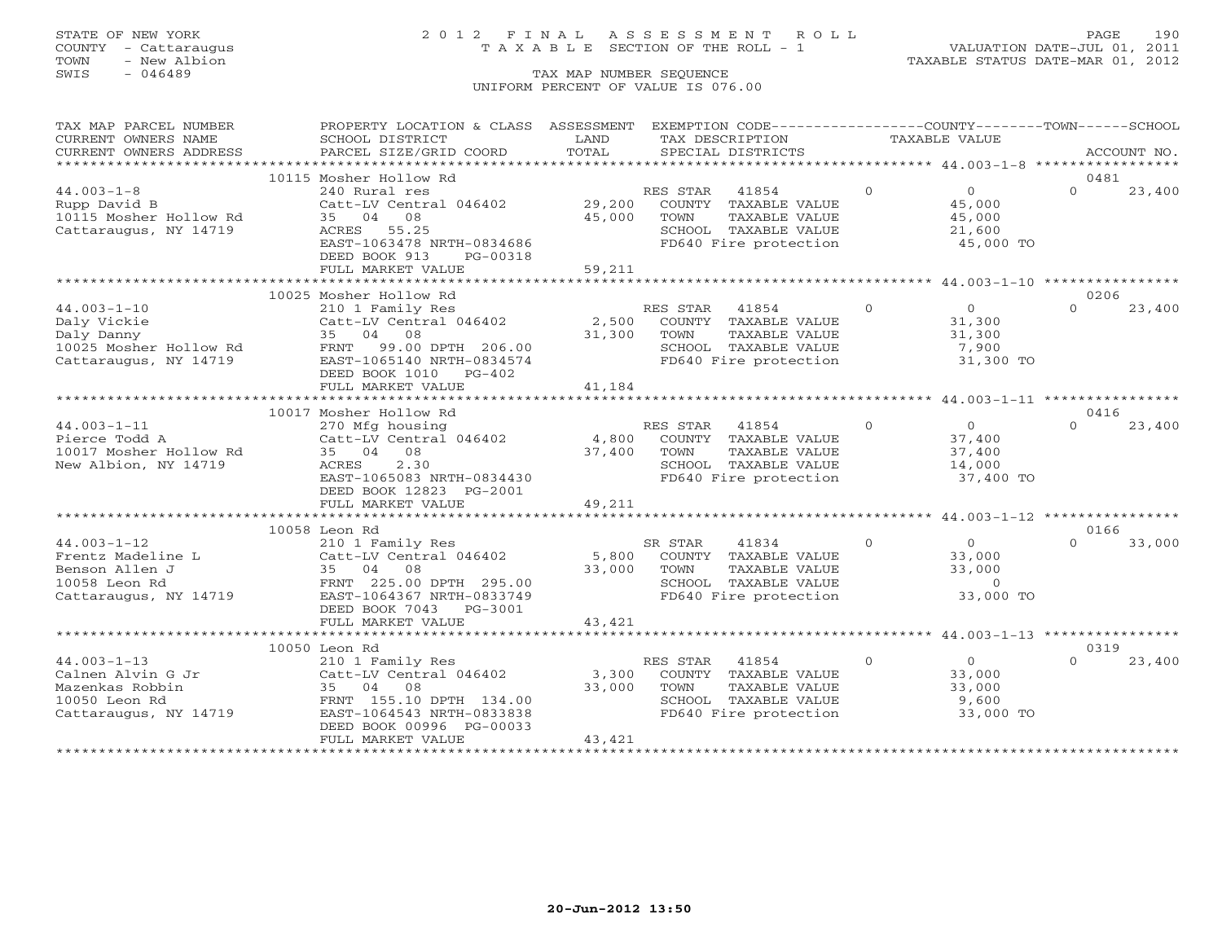STATE OF NEW YORK
COUNTY - Cattaraugus
TOWN - New Albion
SWIS - 046489

# 2012 FINAL ASSESSMENT ROLL

TAXABLE SECTION OF THE ROLL - 1

TAX MAP NUMBER SEQUENCE

UNIFORM PERCENT OF VALUE IS 076.00

VALUATION DATE-JUL 01, 2011
TAXABLE STATUS DATE-MAR 01, 2012

| TAX MAP PARCEL NUMBER / CURRENT OWNERS NAME / CURRENT OWNERS ADDRESS | PROPERTY LOCATION & CLASS / SCHOOL DISTRICT / PARCEL SIZE/GRID COORD | ASSESSMENT LAND / TOTAL | EXEMPTION CODE / TAX DESCRIPTION / SPECIAL DISTRICTS | COUNTY | TAXABLE VALUE | TOWN / SCHOOL / ACCOUNT NO. |
|---|---|---|---|---|---|---|
| | 10115 Mosher Hollow Rd | | | | | 0481 |
| 44.003-1-8 | 240 Rural res | | RES STAR 41854 | 0 | 0 | 0 23,400 |
| Rupp David B | Catt-LV Central 046402 | 29,200 | COUNTY TAXABLE VALUE | | 45,000 | |
| 10115 Mosher Hollow Rd | 35 04 08 | 45,000 | TOWN TAXABLE VALUE | | 45,000 | |
| Cattaraugus, NY 14719 | ACRES 55.25 | | SCHOOL TAXABLE VALUE | | 21,600 | |
| | EAST-1063478 NRTH-0834686 | | FD640 Fire protection | | 45,000 TO | |
| | DEED BOOK 913 PG-00318 | | | | | |
| | FULL MARKET VALUE | 59,211 | | | | |
| | 10025 Mosher Hollow Rd | | | | | 0206 |
| 44.003-1-10 | 210 1 Family Res | | RES STAR 41854 | 0 | 0 | 0 23,400 |
| Daly Vickie | Catt-LV Central 046402 | 2,500 | COUNTY TAXABLE VALUE | | 31,300 | |
| Daly Danny | 35 04 08 | 31,300 | TOWN TAXABLE VALUE | | 31,300 | |
| 10025 Mosher Hollow Rd | FRNT 99.00 DPTH 206.00 | | SCHOOL TAXABLE VALUE | | 7,900 | |
| Cattaraugus, NY 14719 | EAST-1065140 NRTH-0834574 | | FD640 Fire protection | | 31,300 TO | |
| | DEED BOOK 1010 PG-402 | | | | | |
| | FULL MARKET VALUE | 41,184 | | | | |
| | 10017 Mosher Hollow Rd | | | | | 0416 |
| 44.003-1-11 | 270 Mfg housing | | RES STAR 41854 | 0 | 0 | 0 23,400 |
| Pierce Todd A | Catt-LV Central 046402 | 4,800 | COUNTY TAXABLE VALUE | | 37,400 | |
| 10017 Mosher Hollow Rd | 35 04 08 | 37,400 | TOWN TAXABLE VALUE | | 37,400 | |
| New Albion, NY 14719 | ACRES 2.30 | | SCHOOL TAXABLE VALUE | | 14,000 | |
| | EAST-1065083 NRTH-0834430 | | FD640 Fire protection | | 37,400 TO | |
| | DEED BOOK 12823 PG-2001 | | | | | |
| | FULL MARKET VALUE | 49,211 | | | | |
| | 10058 Leon Rd | | | | | 0166 |
| 44.003-1-12 | 210 1 Family Res | | SR STAR 41834 | 0 | 0 | 0 33,000 |
| Frentz Madeline L | Catt-LV Central 046402 | 5,800 | COUNTY TAXABLE VALUE | | 33,000 | |
| Benson Allen J | 35 04 08 | 33,000 | TOWN TAXABLE VALUE | | 33,000 | |
| 10058 Leon Rd | FRNT 225.00 DPTH 295.00 | | SCHOOL TAXABLE VALUE | | 0 | |
| Cattaraugus, NY 14719 | EAST-1064367 NRTH-0833749 | | FD640 Fire protection | | 33,000 TO | |
| | DEED BOOK 7043 PG-3001 | | | | | |
| | FULL MARKET VALUE | 43,421 | | | | |
| | 10050 Leon Rd | | | | | 0319 |
| 44.003-1-13 | 210 1 Family Res | | RES STAR 41854 | 0 | 0 | 0 23,400 |
| Calnen Alvin G Jr | Catt-LV Central 046402 | 3,300 | COUNTY TAXABLE VALUE | | 33,000 | |
| Mazenkas Robbin | 35 04 08 | 33,000 | TOWN TAXABLE VALUE | | 33,000 | |
| 10050 Leon Rd | FRNT 155.10 DPTH 134.00 | | SCHOOL TAXABLE VALUE | | 9,600 | |
| Cattaraugus, NY 14719 | EAST-1064543 NRTH-0833838 | | FD640 Fire protection | | 33,000 TO | |
| | DEED BOOK 00996 PG-00033 | | | | | |
| | FULL MARKET VALUE | 43,421 | | | | |

20-Jun-2012 13:50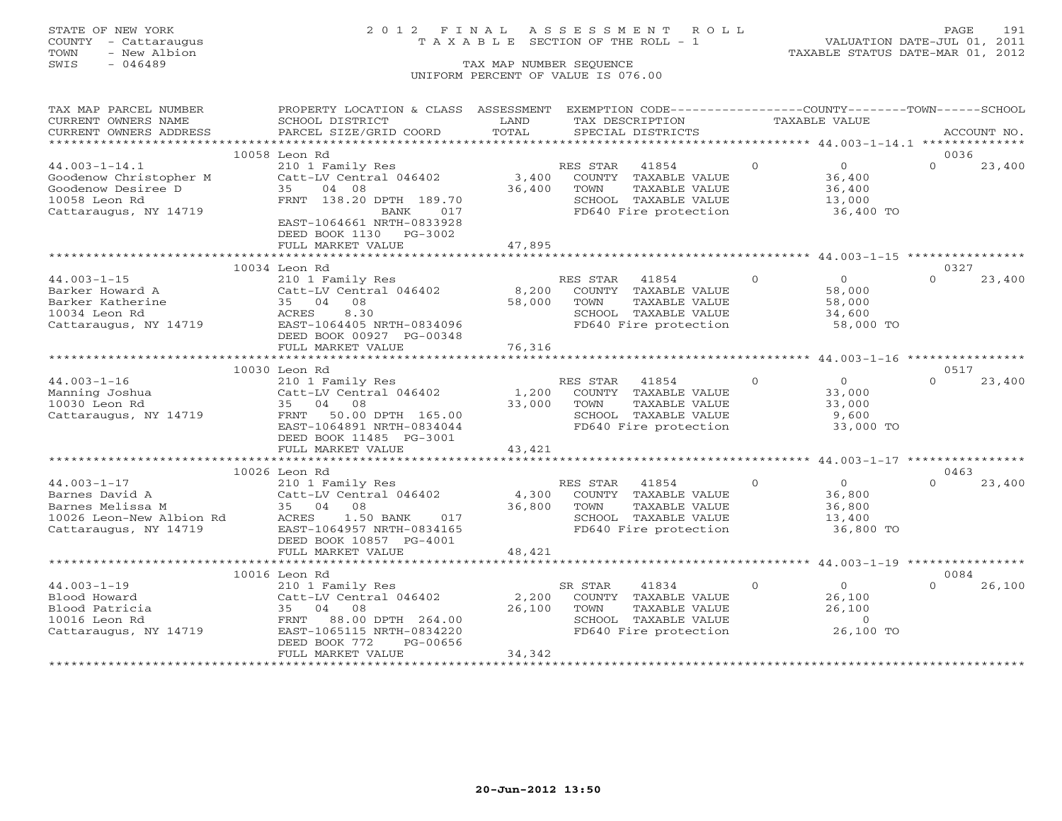STATE OF NEW YORK
COUNTY - Cattaraugus
TOWN - New Albion
SWIS - 046489

2012 FINAL ASSESSMENT ROLL
TAXABLE SECTION OF THE ROLL - 1
TAX MAP NUMBER SEQUENCE
UNIFORM PERCENT OF VALUE IS 076.00

VALUATION DATE-JUL 01, 2011
TAXABLE STATUS DATE-MAR 01, 2012

| TAX MAP PARCEL NUMBER / CURRENT OWNERS NAME / CURRENT OWNERS ADDRESS | PROPERTY LOCATION & CLASS / SCHOOL DISTRICT / PARCEL SIZE/GRID COORD | ASSESSMENT LAND / TOTAL | EXEMPTION CODE / TAX DESCRIPTION / SPECIAL DISTRICTS | COUNTY | TOWN | SCHOOL / ACCOUNT NO. |
|---|---|---|---|---|---|---|
| **44.003-1-14.1** | 10058 Leon Rd | | | | | 0036 |
| Goodenow Christopher M | 210 1 Family Res | | RES STAR 41854 | 0 | 0 | 0 23,400 |
| Goodenow Desiree D | Catt-LV Central 046402 | 3,400 | COUNTY TAXABLE VALUE | 36,400 | | |
| 10058 Leon Rd | 35 04 08 | 36,400 | TOWN TAXABLE VALUE | | 36,400 | |
| Cattaraugus, NY 14719 | FRNT 138.20 DPTH 189.70 | | SCHOOL TAXABLE VALUE | | | 13,000 |
| | BANK 017 | | FD640 Fire protection | 36,400 TO | | |
| | EAST-1064661 NRTH-0833928 | | | | | |
| | DEED BOOK 1130 PG-3002 | | | | | |
| | FULL MARKET VALUE | 47,895 | | | | |
| **44.003-1-15** | 10034 Leon Rd | | | | | 0327 |
| Barker Howard A | 210 1 Family Res | | RES STAR 41854 | 0 | 0 | 0 23,400 |
| Barker Katherine | Catt-LV Central 046402 | 8,200 | COUNTY TAXABLE VALUE | 58,000 | | |
| 10034 Leon Rd | 35 04 08 | 58,000 | TOWN TAXABLE VALUE | | 58,000 | |
| Cattaraugus, NY 14719 | ACRES 8.30 | | SCHOOL TAXABLE VALUE | | | 34,600 |
| | EAST-1064405 NRTH-0834096 | | FD640 Fire protection | 58,000 TO | | |
| | DEED BOOK 00927 PG-00348 | | | | | |
| | FULL MARKET VALUE | 76,316 | | | | |
| **44.003-1-16** | 10030 Leon Rd | | | | | 0517 |
| Manning Joshua | 210 1 Family Res | | RES STAR 41854 | 0 | 0 | 0 23,400 |
| 10030 Leon Rd | Catt-LV Central 046402 | 1,200 | COUNTY TAXABLE VALUE | 33,000 | | |
| Cattaraugus, NY 14719 | 35 04 08 | 33,000 | TOWN TAXABLE VALUE | | 33,000 | |
| | FRNT 50.00 DPTH 165.00 | | SCHOOL TAXABLE VALUE | | | 9,600 |
| | EAST-1064891 NRTH-0834044 | | FD640 Fire protection | 33,000 TO | | |
| | DEED BOOK 11485 PG-3001 | | | | | |
| | FULL MARKET VALUE | 43,421 | | | | |
| **44.003-1-17** | 10026 Leon Rd | | | | | 0463 |
| Barnes David A | 210 1 Family Res | | RES STAR 41854 | 0 | 0 | 0 23,400 |
| Barnes Melissa M | Catt-LV Central 046402 | 4,300 | COUNTY TAXABLE VALUE | 36,800 | | |
| 10026 Leon-New Albion Rd | 35 04 08 | 36,800 | TOWN TAXABLE VALUE | | 36,800 | |
| Cattaraugus, NY 14719 | ACRES 1.50 BANK 017 | | SCHOOL TAXABLE VALUE | | | 13,400 |
| | EAST-1064957 NRTH-0834165 | | FD640 Fire protection | 36,800 TO | | |
| | DEED BOOK 10857 PG-4001 | | | | | |
| | FULL MARKET VALUE | 48,421 | | | | |
| **44.003-1-19** | 10016 Leon Rd | | | | | 0084 |
| Blood Howard | 210 1 Family Res | | SR STAR 41834 | 0 | 0 | 0 26,100 |
| Blood Patricia | Catt-LV Central 046402 | 2,200 | COUNTY TAXABLE VALUE | 26,100 | | |
| 10016 Leon Rd | 35 04 08 | 26,100 | TOWN TAXABLE VALUE | | 26,100 | |
| Cattaraugus, NY 14719 | FRNT 88.00 DPTH 264.00 | | SCHOOL TAXABLE VALUE | | | 0 |
| | EAST-1065115 NRTH-0834220 | | FD640 Fire protection | 26,100 TO | | |
| | DEED BOOK 772 PG-00656 | | | | | |
| | FULL MARKET VALUE | 34,342 | | | | |

20-Jun-2012 13:50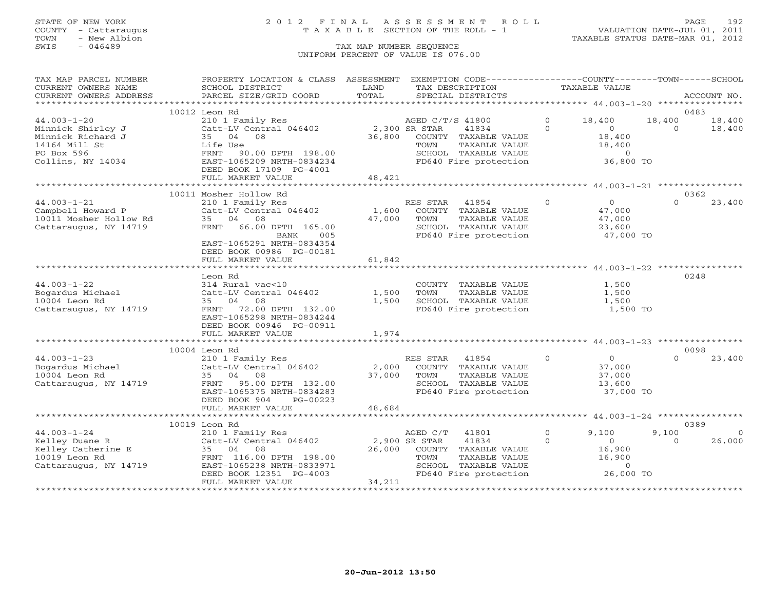STATE OF NEW YORK
COUNTY - Cattaraugus
TOWN - New Albion
SWIS - 046489

# 2012 FINAL ASSESSMENT ROLL
TAXABLE SECTION OF THE ROLL - 1

VALUATION DATE-JUL 01, 2011
TAXABLE STATUS DATE-MAR 01, 2012

TAX MAP NUMBER SEQUENCE
UNIFORM PERCENT OF VALUE IS 076.00

| TAX MAP PARCEL NUMBER / CURRENT OWNERS NAME / CURRENT OWNERS ADDRESS | PROPERTY LOCATION & CLASS / SCHOOL DISTRICT / PARCEL SIZE/GRID COORD | ASSESSMENT LAND / TOTAL | EXEMPTION CODE / TAX DESCRIPTION / SPECIAL DISTRICTS | COUNTY TAXABLE VALUE | TOWN | SCHOOL | ACCOUNT NO. |
|---|---|---|---|---|---|---|---|
| **44.003-1-20** | 10012 Leon Rd | | | | | | 0483 |
| Minnick Shirley J | 210 1 Family Res | | AGED C/T/S 41800 0 | 18,400 | 18,400 | 18,400 | |
| Minnick Richard J | Catt-LV Central 046402 | 2,300 | SR STAR 41834 0 | 0 | 0 | 18,400 | |
| 14164 Mill St | 35 04 08 | 36,800 | COUNTY TAXABLE VALUE | 18,400 | | | |
| PO Box 596 | Life Use | | TOWN TAXABLE VALUE | 18,400 | | | |
| Collins, NY 14034 | FRNT 90.00 DPTH 198.00 | | SCHOOL TAXABLE VALUE | 0 | | | |
| | EAST-1065209 NRTH-0834234 | | FD640 Fire protection | 36,800 TO | | | |
| | DEED BOOK 17109 PG-4001 | | | | | | |
| | FULL MARKET VALUE | 48,421 | | | | | |
| **44.003-1-21** | 10011 Mosher Hollow Rd | | | | | | 0362 |
| Campbell Howard P | 210 1 Family Res | | RES STAR 41854 0 | 0 | 0 | 23,400 | |
| 10011 Mosher Hollow Rd | Catt-LV Central 046402 | 1,600 | COUNTY TAXABLE VALUE | 47,000 | | | |
| Cattaraugus, NY 14719 | 35 04 08 | 47,000 | TOWN TAXABLE VALUE | 47,000 | | | |
| | FRNT 66.00 DPTH 165.00 | | SCHOOL TAXABLE VALUE | 23,600 | | | |
| | BANK 005 | | FD640 Fire protection | 47,000 TO | | | |
| | EAST-1065291 NRTH-0834354 | | | | | | |
| | DEED BOOK 00986 PG-00181 | | | | | | |
| | FULL MARKET VALUE | 61,842 | | | | | |
| **44.003-1-22** | Leon Rd | | | | | | 0248 |
| Bogardus Michael | 314 Rural vac<10 | | COUNTY TAXABLE VALUE | 1,500 | | | |
| 10004 Leon Rd | Catt-LV Central 046402 | 1,500 | TOWN TAXABLE VALUE | 1,500 | | | |
| Cattaraugus, NY 14719 | 35 04 08 | 1,500 | SCHOOL TAXABLE VALUE | 1,500 | | | |
| | FRNT 72.00 DPTH 132.00 | | FD640 Fire protection | 1,500 TO | | | |
| | EAST-1065298 NRTH-0834244 | | | | | | |
| | DEED BOOK 00946 PG-00911 | | | | | | |
| | FULL MARKET VALUE | 1,974 | | | | | |
| **44.003-1-23** | 10004 Leon Rd | | | | | | 0098 |
| Bogardus Michael | 210 1 Family Res | | RES STAR 41854 0 | 0 | 0 | 23,400 | |
| 10004 Leon Rd | Catt-LV Central 046402 | 2,000 | COUNTY TAXABLE VALUE | 37,000 | | | |
| Cattaraugus, NY 14719 | 35 04 08 | 37,000 | TOWN TAXABLE VALUE | 37,000 | | | |
| | FRNT 95.00 DPTH 132.00 | | SCHOOL TAXABLE VALUE | 13,600 | | | |
| | EAST-1065375 NRTH-0834283 | | FD640 Fire protection | 37,000 TO | | | |
| | DEED BOOK 904 PG-00223 | | | | | | |
| | FULL MARKET VALUE | 48,684 | | | | | |
| **44.003-1-24** | 10019 Leon Rd | | | | | | 0389 |
| Kelley Duane R | 210 1 Family Res | | AGED C/T 41801 0 | 9,100 | 9,100 | 0 | |
| Kelley Catherine E | Catt-LV Central 046402 | 2,900 | SR STAR 41834 0 | 0 | 0 | 26,000 | |
| 10019 Leon Rd | 35 04 08 | 26,000 | COUNTY TAXABLE VALUE | 16,900 | | | |
| Cattaraugus, NY 14719 | FRNT 116.00 DPTH 198.00 | | TOWN TAXABLE VALUE | 16,900 | | | |
| | EAST-1065238 NRTH-0833971 | | SCHOOL TAXABLE VALUE | 0 | | | |
| | DEED BOOK 12351 PG-4003 | | FD640 Fire protection | 26,000 TO | | | |
| | FULL MARKET VALUE | 34,211 | | | | | |

20-Jun-2012 13:50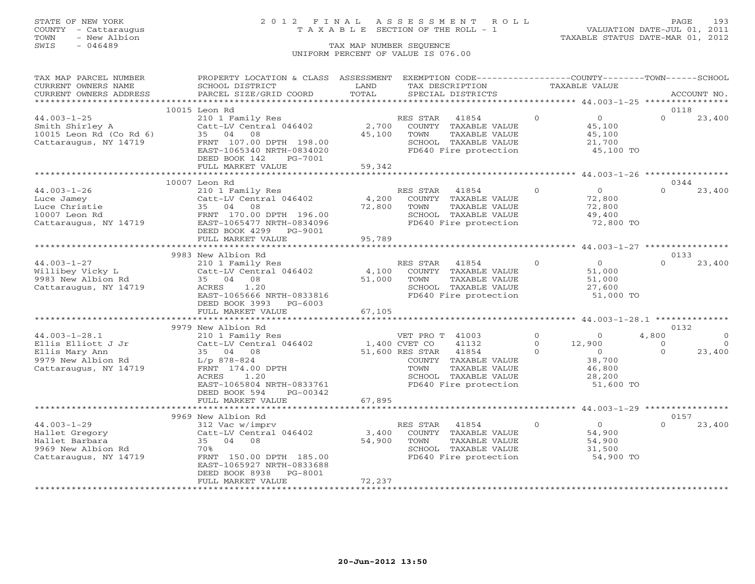STATE OF NEW YORK
COUNTY - Cattaraugus
TOWN - New Albion
SWIS - 046489

2012 FINAL ASSESSMENT ROLL
TAXABLE SECTION OF THE ROLL - 1
TAX MAP NUMBER SEQUENCE
UNIFORM PERCENT OF VALUE IS 076.00

VALUATION DATE-JUL 01, 2011
TAXABLE STATUS DATE-MAR 01, 2012

| TAX MAP PARCEL NUMBER / CURRENT OWNERS NAME / CURRENT OWNERS ADDRESS | PROPERTY LOCATION & CLASS / SCHOOL DISTRICT / PARCEL SIZE/GRID COORD | ASSESSMENT LAND / TOTAL | EXEMPTION CODE / TAX DESCRIPTION / SPECIAL DISTRICTS | COUNTY TAXABLE VALUE | TOWN | SCHOOL | ACCOUNT NO. |
|---|---|---|---|---|---|---|---|
| | 10015 Leon Rd | | | | | | 0118 |
| 44.003-1-25 | 210 1 Family Res | | RES STAR 41854 | 0 | 0 | 23,400 | |
| Smith Shirley A | Catt-LV Central 046402 | 2,700 | COUNTY TAXABLE VALUE | 45,100 | | | |
| 10015 Leon Rd (Co Rd 6) | 35 04 08 | 45,100 | TOWN TAXABLE VALUE | 45,100 | | | |
| Cattaraugus, NY 14719 | FRNT 107.00 DPTH 198.00 | | SCHOOL TAXABLE VALUE | 21,700 | | | |
| | EAST-1065340 NRTH-0834020 | | FD640 Fire protection | 45,100 TO | | | |
| | DEED BOOK 142 PG-7001 | | | | | | |
| | FULL MARKET VALUE | 59,342 | | | | | |
| | 10007 Leon Rd | | | | | | 0344 |
| 44.003-1-26 | 210 1 Family Res | | RES STAR 41854 | 0 | 0 | 23,400 | |
| Luce Jamey | Catt-LV Central 046402 | 4,200 | COUNTY TAXABLE VALUE | 72,800 | | | |
| Luce Christie | 35 04 08 | 72,800 | TOWN TAXABLE VALUE | 72,800 | | | |
| 10007 Leon Rd | FRNT 170.00 DPTH 196.00 | | SCHOOL TAXABLE VALUE | 49,400 | | | |
| Cattaraugus, NY 14719 | EAST-1065477 NRTH-0834096 | | FD640 Fire protection | 72,800 TO | | | |
| | DEED BOOK 4299 PG-9001 | | | | | | |
| | FULL MARKET VALUE | 95,789 | | | | | |
| | 9983 New Albion Rd | | | | | | 0133 |
| 44.003-1-27 | 210 1 Family Res | | RES STAR 41854 | 0 | 0 | 23,400 | |
| Willibey Vicky L | Catt-LV Central 046402 | 4,100 | COUNTY TAXABLE VALUE | 51,000 | | | |
| 9983 New Albion Rd | 35 04 08 | 51,000 | TOWN TAXABLE VALUE | 51,000 | | | |
| Cattaraugus, NY 14719 | ACRES 1.20 | | SCHOOL TAXABLE VALUE | 27,600 | | | |
| | EAST-1065666 NRTH-0833816 | | FD640 Fire protection | 51,000 TO | | | |
| | DEED BOOK 3993 PG-6003 | | | | | | |
| | FULL MARKET VALUE | 67,105 | | | | | |
| | 9979 New Albion Rd | | | | | | 0132 |
| 44.003-1-28.1 | 210 1 Family Res | | VET PRO T 41003 | 0 | 4,800 | 0 | |
| Ellis Elliott J Jr | Catt-LV Central 046402 | 1,400 | CVET CO 41132 | 12,900 | 0 | 0 | |
| Ellis Mary Ann | 35 04 08 | 51,600 | RES STAR 41854 | 0 | 0 | 23,400 | |
| 9979 New Albion Rd | L/p 878-824 | | COUNTY TAXABLE VALUE | 38,700 | | | |
| Cattaraugus, NY 14719 | FRNT 174.00 DPTH | | TOWN TAXABLE VALUE | 46,800 | | | |
| | ACRES 1.20 | | SCHOOL TAXABLE VALUE | 28,200 | | | |
| | EAST-1065804 NRTH-0833761 | | FD640 Fire protection | 51,600 TO | | | |
| | DEED BOOK 594 PG-00342 | | | | | | |
| | FULL MARKET VALUE | 67,895 | | | | | |
| | 9969 New Albion Rd | | | | | | 0157 |
| 44.003-1-29 | 312 Vac w/imprv | | RES STAR 41854 | 0 | 0 | 23,400 | |
| Hallet Gregory | Catt-LV Central 046402 | 3,400 | COUNTY TAXABLE VALUE | 54,900 | | | |
| Hallet Barbara | 35 04 08 | 54,900 | TOWN TAXABLE VALUE | 54,900 | | | |
| 9969 New Albion Rd | 70% | | SCHOOL TAXABLE VALUE | 31,500 | | | |
| Cattaraugus, NY 14719 | FRNT 150.00 DPTH 185.00 | | FD640 Fire protection | 54,900 TO | | | |
| | EAST-1065927 NRTH-0833688 | | | | | | |
| | DEED BOOK 8938 PG-8001 | | | | | | |
| | FULL MARKET VALUE | 72,237 | | | | | |

20-Jun-2012 13:50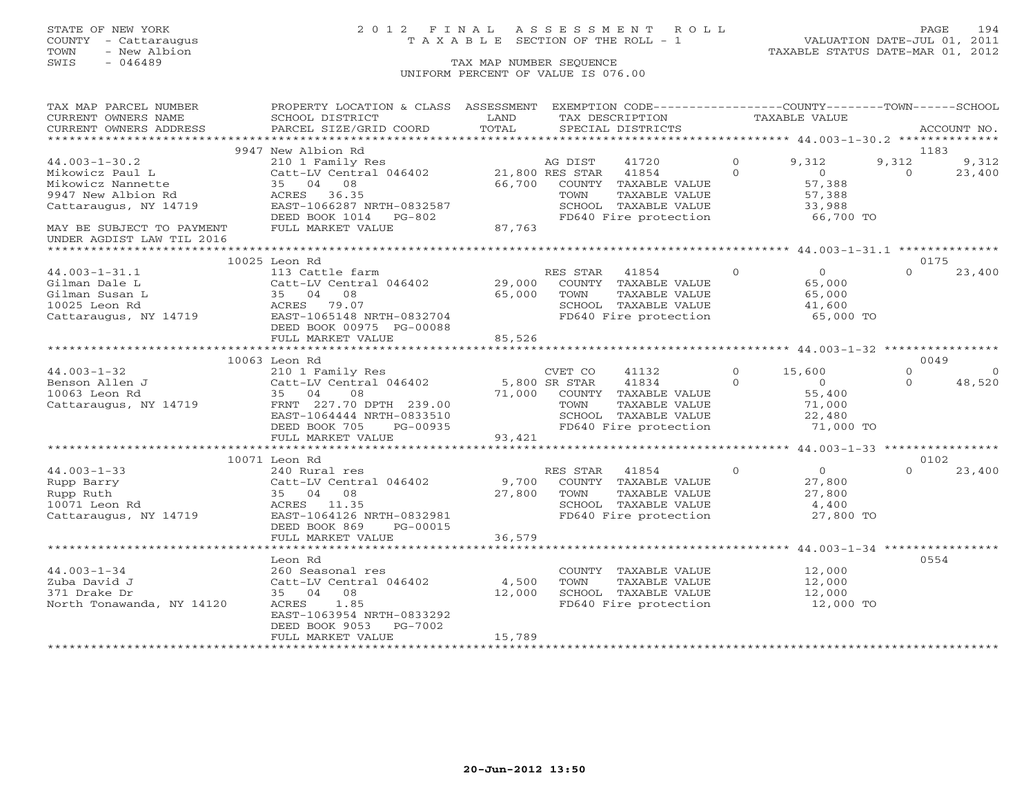STATE OF NEW YORK
COUNTY - Cattaraugus
TOWN - New Albion
SWIS - 046489

# 2012 FINAL ASSESSMENT ROLL
TAXABLE SECTION OF THE ROLL - 1
TAX MAP NUMBER SEQUENCE
UNIFORM PERCENT OF VALUE IS 076.00

VALUATION DATE-JUL 01, 2011
TAXABLE STATUS DATE-MAR 01, 2012

| TAX MAP PARCEL NUMBER / CURRENT OWNERS NAME / CURRENT OWNERS ADDRESS | PROPERTY LOCATION & CLASS / SCHOOL DISTRICT / PARCEL SIZE/GRID COORD | ASSESSMENT LAND / TOTAL | EXEMPTION CODE / TAX DESCRIPTION / SPECIAL DISTRICTS | | COUNTY TAXABLE VALUE | TOWN | SCHOOL / ACCOUNT NO. |
|---|---|---|---|---|---|---|---|
| | 9947 New Albion Rd | | | | | | 1183 |
| 44.003-1-30.2 | 210 1 Family Res | | AG DIST 41720 | 0 | 9,312 | 9,312 | 9,312 |
| Mikowicz Paul L | Catt-LV Central 046402 | 21,800 | RES STAR 41854 | 0 | 0 | 0 | 23,400 |
| Mikowicz Nannette | 35 04 08 | 66,700 | COUNTY TAXABLE VALUE | | 57,388 | | |
| 9947 New Albion Rd | ACRES 36.35 | | TOWN TAXABLE VALUE | | 57,388 | | |
| Cattaraugus, NY 14719 | EAST-1066287 NRTH-0832587 | | SCHOOL TAXABLE VALUE | | 33,988 | | |
| | DEED BOOK 1014 PG-802 | | FD640 Fire protection | | 66,700 TO | | |
| MAY BE SUBJECT TO PAYMENT UNDER AGDIST LAW TIL 2016 | FULL MARKET VALUE | 87,763 | | | | | |
| | 10025 Leon Rd | | | | | | 0175 |
| 44.003-1-31.1 | 113 Cattle farm | | RES STAR 41854 | 0 | 0 | 0 | 23,400 |
| Gilman Dale L | Catt-LV Central 046402 | 29,000 | COUNTY TAXABLE VALUE | | 65,000 | | |
| Gilman Susan L | 35 04 08 | 65,000 | TOWN TAXABLE VALUE | | 65,000 | | |
| 10025 Leon Rd | ACRES 79.07 | | SCHOOL TAXABLE VALUE | | 41,600 | | |
| Cattaraugus, NY 14719 | EAST-1065148 NRTH-0832704 | | FD640 Fire protection | | 65,000 TO | | |
| | DEED BOOK 00975 PG-00088 | | | | | | |
| | FULL MARKET VALUE | 85,526 | | | | | |
| | 10063 Leon Rd | | | | | | 0049 |
| 44.003-1-32 | 210 1 Family Res | | CVET CO 41132 | 0 | 15,600 | 0 | 0 |
| Benson Allen J | Catt-LV Central 046402 | 5,800 | SR STAR 41834 | 0 | 0 | 0 | 48,520 |
| 10063 Leon Rd | 35 04 08 | 71,000 | COUNTY TAXABLE VALUE | | 55,400 | | |
| Cattaraugus, NY 14719 | FRNT 227.70 DPTH 239.00 | | TOWN TAXABLE VALUE | | 71,000 | | |
| | EAST-1064444 NRTH-0833510 | | SCHOOL TAXABLE VALUE | | 22,480 | | |
| | DEED BOOK 705 PG-00935 | | FD640 Fire protection | | 71,000 TO | | |
| | FULL MARKET VALUE | 93,421 | | | | | |
| | 10071 Leon Rd | | | | | | 0102 |
| 44.003-1-33 | 240 Rural res | | RES STAR 41854 | 0 | 0 | 0 | 23,400 |
| Rupp Barry | Catt-LV Central 046402 | 9,700 | COUNTY TAXABLE VALUE | | 27,800 | | |
| Rupp Ruth | 35 04 08 | 27,800 | TOWN TAXABLE VALUE | | 27,800 | | |
| 10071 Leon Rd | ACRES 11.35 | | SCHOOL TAXABLE VALUE | | 4,400 | | |
| Cattaraugus, NY 14719 | EAST-1064126 NRTH-0832981 | | FD640 Fire protection | | 27,800 TO | | |
| | DEED BOOK 869 PG-00015 | | | | | | |
| | FULL MARKET VALUE | 36,579 | | | | | |
| | Leon Rd | | | | | | 0554 |
| 44.003-1-34 | 260 Seasonal res | | COUNTY TAXABLE VALUE | | 12,000 | | |
| Zuba David J | Catt-LV Central 046402 | 4,500 | TOWN TAXABLE VALUE | | 12,000 | | |
| 371 Drake Dr | 35 04 08 | 12,000 | SCHOOL TAXABLE VALUE | | 12,000 | | |
| North Tonawanda, NY 14120 | ACRES 1.85 | | FD640 Fire protection | | 12,000 TO | | |
| | EAST-1063954 NRTH-0833292 | | | | | | |
| | DEED BOOK 9053 PG-7002 | | | | | | |
| | FULL MARKET VALUE | 15,789 | | | | | |

20-Jun-2012 13:50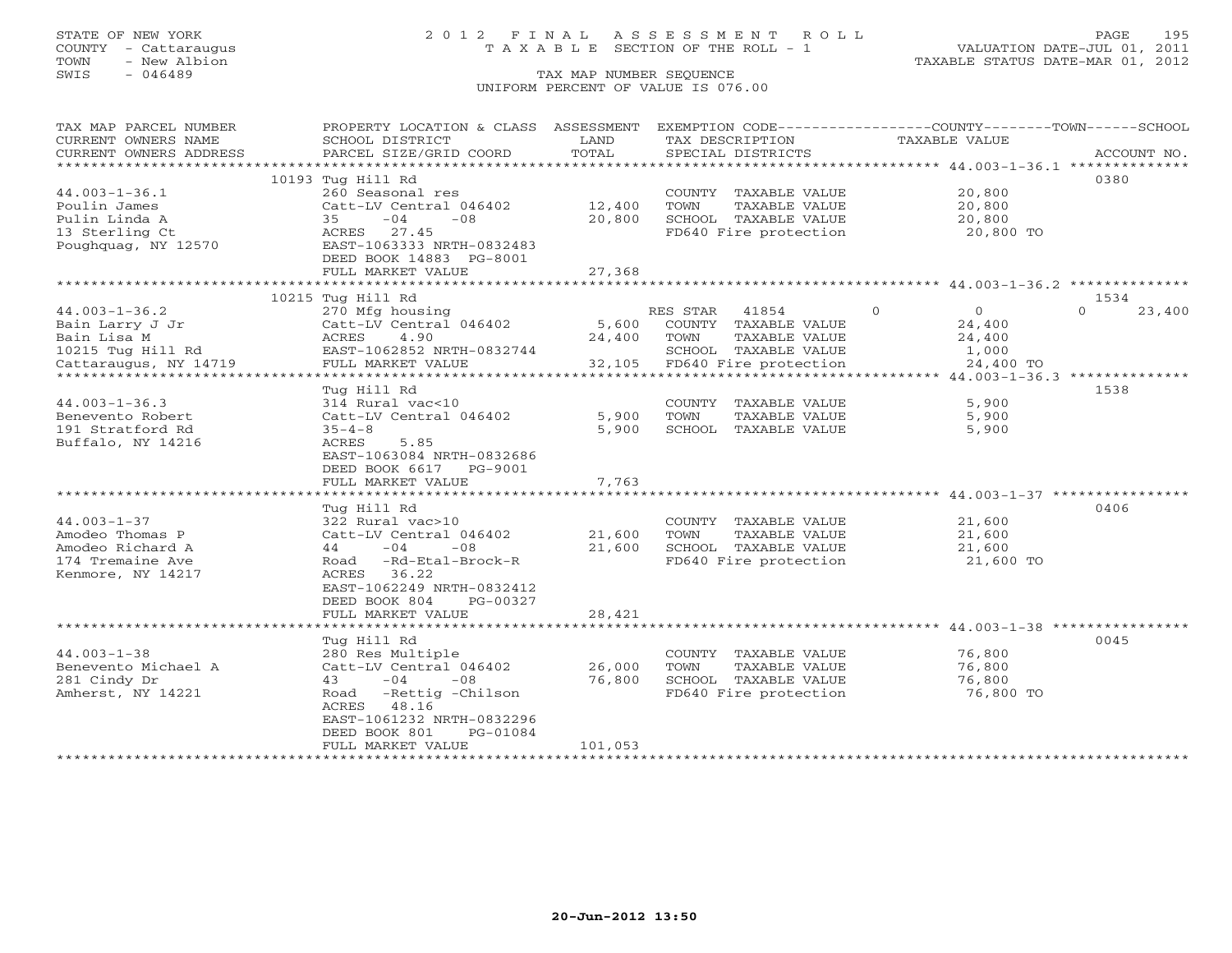STATE OF NEW YORK
COUNTY - Cattaraugus
TOWN - New Albion
SWIS - 046489

# 2012 FINAL ASSESSMENT ROLL
TAXABLE SECTION OF THE ROLL - 1

TAX MAP NUMBER SEQUENCE
UNIFORM PERCENT OF VALUE IS 076.00

VALUATION DATE-JUL 01, 2011
TAXABLE STATUS DATE-MAR 01, 2012

| TAX MAP PARCEL NUMBER / CURRENT OWNERS NAME / CURRENT OWNERS ADDRESS | PROPERTY LOCATION & CLASS / SCHOOL DISTRICT / PARCEL SIZE/GRID COORD | ASSESSMENT LAND | TOTAL | EXEMPTION CODE / TAX DESCRIPTION / SPECIAL DISTRICTS | COUNTY TAXABLE VALUE | TOWN | SCHOOL | ACCOUNT NO. |
|---|---|---|---|---|---|---|---|---|
| | 10193 Tug Hill Rd | | | | | | | 0380 |
| 44.003-1-36.1 | 260 Seasonal res | | | COUNTY TAXABLE VALUE | 20,800 | | | |
| Poulin James | Catt-LV Central 046402 | 12,400 | | TOWN TAXABLE VALUE | 20,800 | | | |
| Pulin Linda A | 35 -04 -08 | | 20,800 | SCHOOL TAXABLE VALUE | 20,800 | | | |
| 13 Sterling Ct | ACRES 27.45 | | | FD640 Fire protection | 20,800 TO | | | |
| Poughquag, NY 12570 | EAST-1063333 NRTH-0832483 | | | | | | | |
| | DEED BOOK 14883 PG-8001 | | | | | | | |
| | FULL MARKET VALUE | | 27,368 | | | | | |
| | 10215 Tug Hill Rd | | | | | | | 1534 |
| 44.003-1-36.2 | 270 Mfg housing | | | RES STAR 41854 | 0 | 0 | 0 | 23,400 |
| Bain Larry J Jr | Catt-LV Central 046402 | 5,600 | | COUNTY TAXABLE VALUE | 24,400 | | | |
| Bain Lisa M | ACRES 4.90 | | 24,400 | TOWN TAXABLE VALUE | 24,400 | | | |
| 10215 Tug Hill Rd | EAST-1062852 NRTH-0832744 | | | SCHOOL TAXABLE VALUE | 1,000 | | | |
| Cattaraugus, NY 14719 | FULL MARKET VALUE | | 32,105 | FD640 Fire protection | 24,400 TO | | | |
| | Tug Hill Rd | | | | | | | 1538 |
| 44.003-1-36.3 | 314 Rural vac<10 | | | COUNTY TAXABLE VALUE | 5,900 | | | |
| Benevento Robert | Catt-LV Central 046402 | 5,900 | | TOWN TAXABLE VALUE | 5,900 | | | |
| 191 Stratford Rd | 35-4-8 | | 5,900 | SCHOOL TAXABLE VALUE | 5,900 | | | |
| Buffalo, NY 14216 | ACRES 5.85 | | | | | | | |
| | EAST-1063084 NRTH-0832686 | | | | | | | |
| | DEED BOOK 6617 PG-9001 | | | | | | | |
| | FULL MARKET VALUE | | 7,763 | | | | | |
| | Tug Hill Rd | | | | | | | 0406 |
| 44.003-1-37 | 322 Rural vac>10 | | | COUNTY TAXABLE VALUE | 21,600 | | | |
| Amodeo Thomas P | Catt-LV Central 046402 | 21,600 | | TOWN TAXABLE VALUE | 21,600 | | | |
| Amodeo Richard A | 44 -04 -08 | | 21,600 | SCHOOL TAXABLE VALUE | 21,600 | | | |
| 174 Tremaine Ave | Road -Rd-Etal-Brock-R | | | FD640 Fire protection | 21,600 TO | | | |
| Kenmore, NY 14217 | ACRES 36.22 | | | | | | | |
| | EAST-1062249 NRTH-0832412 | | | | | | | |
| | DEED BOOK 804 PG-00327 | | | | | | | |
| | FULL MARKET VALUE | | 28,421 | | | | | |
| | Tug Hill Rd | | | | | | | 0045 |
| 44.003-1-38 | 280 Res Multiple | | | COUNTY TAXABLE VALUE | 76,800 | | | |
| Benevento Michael A | Catt-LV Central 046402 | 26,000 | | TOWN TAXABLE VALUE | 76,800 | | | |
| 281 Cindy Dr | 43 -04 -08 | | 76,800 | SCHOOL TAXABLE VALUE | 76,800 | | | |
| Amherst, NY 14221 | Road -Rettig -Chilson | | | FD640 Fire protection | 76,800 TO | | | |
| | ACRES 48.16 | | | | | | | |
| | EAST-1061232 NRTH-0832296 | | | | | | | |
| | DEED BOOK 801 PG-01084 | | | | | | | |
| | FULL MARKET VALUE | | 101,053 | | | | | |

20-Jun-2012 13:50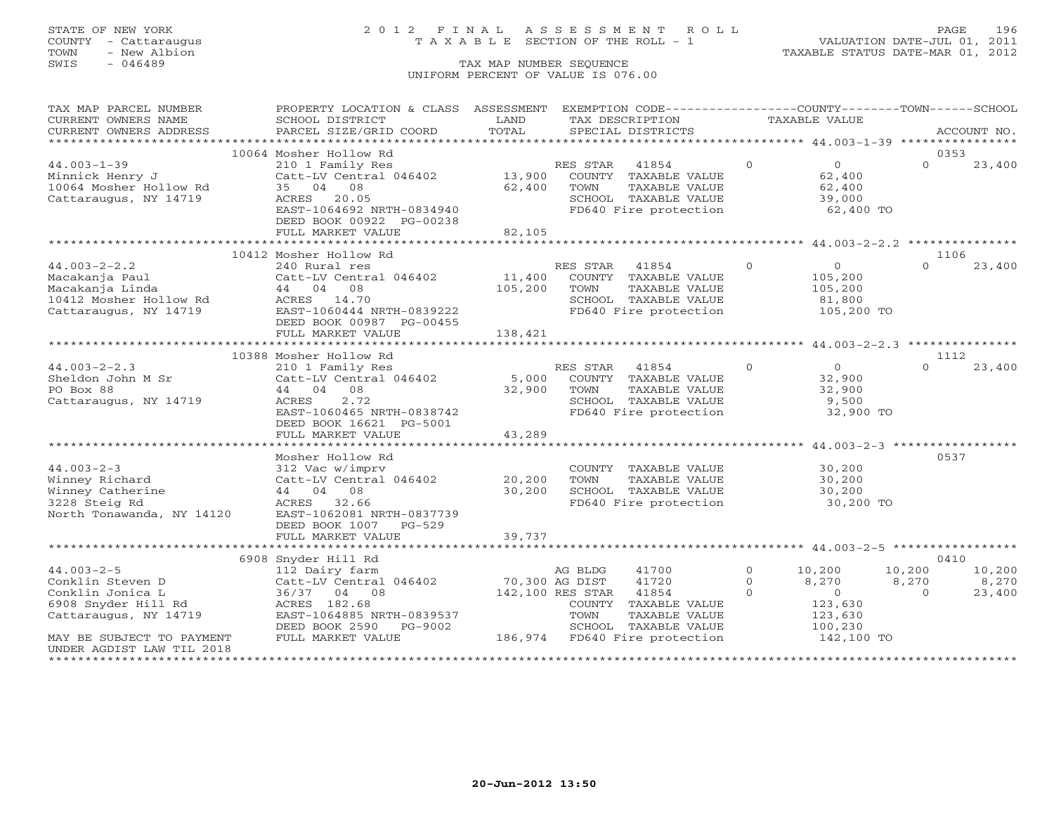STATE OF NEW YORK
COUNTY - Cattaraugus
TOWN - New Albion
SWIS - 046489

2 0 1 2 F I N A L A S S E S S M E N T R O L L
T A X A B L E SECTION OF THE ROLL - 1

VALUATION DATE-JUL 01, 2011
TAXABLE STATUS DATE-MAR 01, 2012

TAX MAP NUMBER SEQUENCE
UNIFORM PERCENT OF VALUE IS 076.00

| TAX MAP PARCEL NUMBER / CURRENT OWNERS NAME / CURRENT OWNERS ADDRESS | PROPERTY LOCATION & CLASS / SCHOOL DISTRICT / PARCEL SIZE/GRID COORD | ASSESSMENT LAND / TOTAL | EXEMPTION CODE / TAX DESCRIPTION / SPECIAL DISTRICTS | | COUNTY TAXABLE VALUE | TOWN | SCHOOL / ACCOUNT NO. |
|---|---|---|---|---|---|---|---|
| | 10064 Mosher Hollow Rd | | | | | | 0353 |
| 44.003-1-39 | 210 1 Family Res | | RES STAR 41854 | 0 | 0 | 0 | 23,400 |
| Minnick Henry J | Catt-LV Central 046402 | 13,900 | COUNTY TAXABLE VALUE | | 62,400 | | |
| 10064 Mosher Hollow Rd | 35 04 08 | 62,400 | TOWN TAXABLE VALUE | | 62,400 | | |
| Cattaraugus, NY 14719 | ACRES 20.05 | | SCHOOL TAXABLE VALUE | | 39,000 | | |
| | EAST-1064692 NRTH-0834940 | | FD640 Fire protection | | 62,400 TO | | |
| | DEED BOOK 00922 PG-00238 | | | | | | |
| | FULL MARKET VALUE | 82,105 | | | | | |
| | 10412 Mosher Hollow Rd | | | | | | 1106 |
| 44.003-2-2.2 | 240 Rural res | | RES STAR 41854 | 0 | 0 | 0 | 23,400 |
| Macakanja Paul | Catt-LV Central 046402 | 11,400 | COUNTY TAXABLE VALUE | | 105,200 | | |
| Macakanja Linda | 44 04 08 | 105,200 | TOWN TAXABLE VALUE | | 105,200 | | |
| 10412 Mosher Hollow Rd | ACRES 14.70 | | SCHOOL TAXABLE VALUE | | 81,800 | | |
| Cattaraugus, NY 14719 | EAST-1060444 NRTH-0839222 | | FD640 Fire protection | | 105,200 TO | | |
| | DEED BOOK 00987 PG-00455 | | | | | | |
| | FULL MARKET VALUE | 138,421 | | | | | |
| | 10388 Mosher Hollow Rd | | | | | | 1112 |
| 44.003-2-2.3 | 210 1 Family Res | | RES STAR 41854 | 0 | 0 | 0 | 23,400 |
| Sheldon John M Sr | Catt-LV Central 046402 | 5,000 | COUNTY TAXABLE VALUE | | 32,900 | | |
| PO Box 88 | 44 04 08 | 32,900 | TOWN TAXABLE VALUE | | 32,900 | | |
| Cattaraugus, NY 14719 | ACRES 2.72 | | SCHOOL TAXABLE VALUE | | 9,500 | | |
| | EAST-1060465 NRTH-0838742 | | FD640 Fire protection | | 32,900 TO | | |
| | DEED BOOK 16621 PG-5001 | | | | | | |
| | FULL MARKET VALUE | 43,289 | | | | | |
| | Mosher Hollow Rd | | | | | | 0537 |
| 44.003-2-3 | 312 Vac w/imprv | | COUNTY TAXABLE VALUE | | 30,200 | | |
| Winney Richard | Catt-LV Central 046402 | 20,200 | TOWN TAXABLE VALUE | | 30,200 | | |
| Winney Catherine | 44 04 08 | 30,200 | SCHOOL TAXABLE VALUE | | 30,200 | | |
| 3228 Steig Rd | ACRES 32.66 | | FD640 Fire protection | | 30,200 TO | | |
| North Tonawanda, NY 14120 | EAST-1062081 NRTH-0837739 | | | | | | |
| | DEED BOOK 1007 PG-529 | | | | | | |
| | FULL MARKET VALUE | 39,737 | | | | | |
| | 6908 Snyder Hill Rd | | | | | | 0410 |
| 44.003-2-5 | 112 Dairy farm | | AG BLDG 41700 | 0 | 10,200 | 10,200 | 10,200 |
| Conklin Steven D | Catt-LV Central 046402 | 70,300 | AG DIST 41720 | 0 | 8,270 | 8,270 | 8,270 |
| Conklin Jonica L | 36/37 04 08 | 142,100 | RES STAR 41854 | 0 | 0 | 0 | 23,400 |
| 6908 Snyder Hill Rd | ACRES 182.68 | | COUNTY TAXABLE VALUE | | 123,630 | | |
| Cattaraugus, NY 14719 | EAST-1064885 NRTH-0839537 | | TOWN TAXABLE VALUE | | 123,630 | | |
| | DEED BOOK 2590 PG-9002 | | SCHOOL TAXABLE VALUE | | 100,230 | | |
| MAY BE SUBJECT TO PAYMENT | FULL MARKET VALUE | 186,974 | FD640 Fire protection | | 142,100 TO | | |
| UNDER AGDIST LAW TIL 2018 | | | | | | | |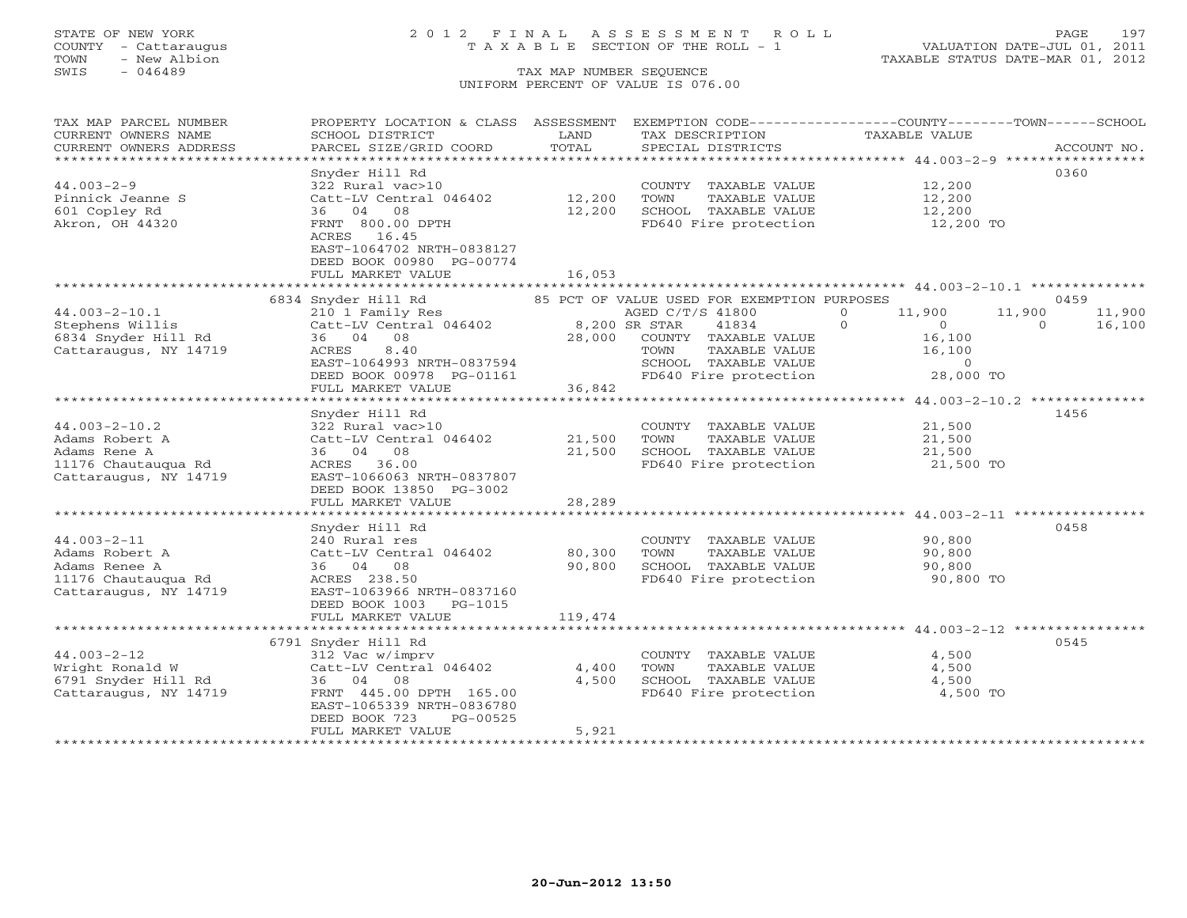STATE OF NEW YORK
COUNTY - Cattaraugus
TOWN - New Albion
SWIS - 046489

2012 FINAL ASSESSMENT ROLL
TAXABLE SECTION OF THE ROLL - 1
TAX MAP NUMBER SEQUENCE
UNIFORM PERCENT OF VALUE IS 076.00

VALUATION DATE-JUL 01, 2011
TAXABLE STATUS DATE-MAR 01, 2012

| TAX MAP PARCEL NUMBER / CURRENT OWNERS NAME / CURRENT OWNERS ADDRESS | PROPERTY LOCATION & CLASS / SCHOOL DISTRICT / PARCEL SIZE/GRID COORD | ASSESSMENT LAND / TOTAL | EXEMPTION CODE / TAX DESCRIPTION / SPECIAL DISTRICTS | COUNTY | TOWN | SCHOOL | ACCOUNT NO. |
|---|---|---|---|---|---|---|---|
| **44.003-2-9** | Snyder Hill Rd | | | | | | 0360 |
| Pinnick Jeanne S | 322 Rural vac>10 | | COUNTY TAXABLE VALUE | 12,200 | | | |
| 601 Copley Rd | Catt-LV Central 046402 | 12,200 | TOWN TAXABLE VALUE | | 12,200 | | |
| Akron, OH 44320 | 36 04 08 | 12,200 | SCHOOL TAXABLE VALUE | | | 12,200 | |
| | FRNT 800.00 DPTH | | FD640 Fire protection | 12,200 TO | | | |
| | ACRES 16.45 | | | | | | |
| | EAST-1064702 NRTH-0838127 | | | | | | |
| | DEED BOOK 00980 PG-00774 | | | | | | |
| | FULL MARKET VALUE | 16,053 | | | | | |
| **44.003-2-10.1** | 6834 Snyder Hill Rd | | 85 PCT OF VALUE USED FOR EXEMPTION PURPOSES | | | | 0459 |
| Stephens Willis | 210 1 Family Res | | AGED C/T/S 41800 0 | 11,900 | 11,900 | 11,900 | |
| 6834 Snyder Hill Rd | Catt-LV Central 046402 | 8,200 | SR STAR 41834 0 | 0 | 0 | 16,100 | |
| Cattaraugus, NY 14719 | 36 04 08 | 28,000 | COUNTY TAXABLE VALUE | 16,100 | | | |
| | ACRES 8.40 | | TOWN TAXABLE VALUE | | 16,100 | | |
| | EAST-1064993 NRTH-0837594 | | SCHOOL TAXABLE VALUE | | | 0 | |
| | DEED BOOK 00978 PG-01161 | | FD640 Fire protection | 28,000 TO | | | |
| | FULL MARKET VALUE | 36,842 | | | | | |
| **44.003-2-10.2** | Snyder Hill Rd | | | | | | 1456 |
| Adams Robert A | 322 Rural vac>10 | | COUNTY TAXABLE VALUE | 21,500 | | | |
| Adams Rene A | Catt-LV Central 046402 | 21,500 | TOWN TAXABLE VALUE | | 21,500 | | |
| 11176 Chautauqua Rd | 36 04 08 | 21,500 | SCHOOL TAXABLE VALUE | | | 21,500 | |
| Cattaraugus, NY 14719 | ACRES 36.00 | | FD640 Fire protection | 21,500 TO | | | |
| | EAST-1066063 NRTH-0837807 | | | | | | |
| | DEED BOOK 13850 PG-3002 | | | | | | |
| | FULL MARKET VALUE | 28,289 | | | | | |
| **44.003-2-11** | Snyder Hill Rd | | | | | | 0458 |
| Adams Robert A | 240 Rural res | | COUNTY TAXABLE VALUE | 90,800 | | | |
| Adams Renee A | Catt-LV Central 046402 | 80,300 | TOWN TAXABLE VALUE | | 90,800 | | |
| 11176 Chautauqua Rd | 36 04 08 | 90,800 | SCHOOL TAXABLE VALUE | | | 90,800 | |
| Cattaraugus, NY 14719 | ACRES 238.50 | | FD640 Fire protection | 90,800 TO | | | |
| | EAST-1063966 NRTH-0837160 | | | | | | |
| | DEED BOOK 1003 PG-1015 | | | | | | |
| | FULL MARKET VALUE | 119,474 | | | | | |
| **44.003-2-12** | 6791 Snyder Hill Rd | | | | | | 0545 |
| Wright Ronald W | 312 Vac w/imprv | | COUNTY TAXABLE VALUE | 4,500 | | | |
| 6791 Snyder Hill Rd | Catt-LV Central 046402 | 4,400 | TOWN TAXABLE VALUE | | 4,500 | | |
| Cattaraugus, NY 14719 | 36 04 08 | 4,500 | SCHOOL TAXABLE VALUE | | | 4,500 | |
| | FRNT 445.00 DPTH 165.00 | | FD640 Fire protection | 4,500 TO | | | |
| | EAST-1065339 NRTH-0836780 | | | | | | |
| | DEED BOOK 723 PG-00525 | | | | | | |
| | FULL MARKET VALUE | 5,921 | | | | | |

20-Jun-2012 13:50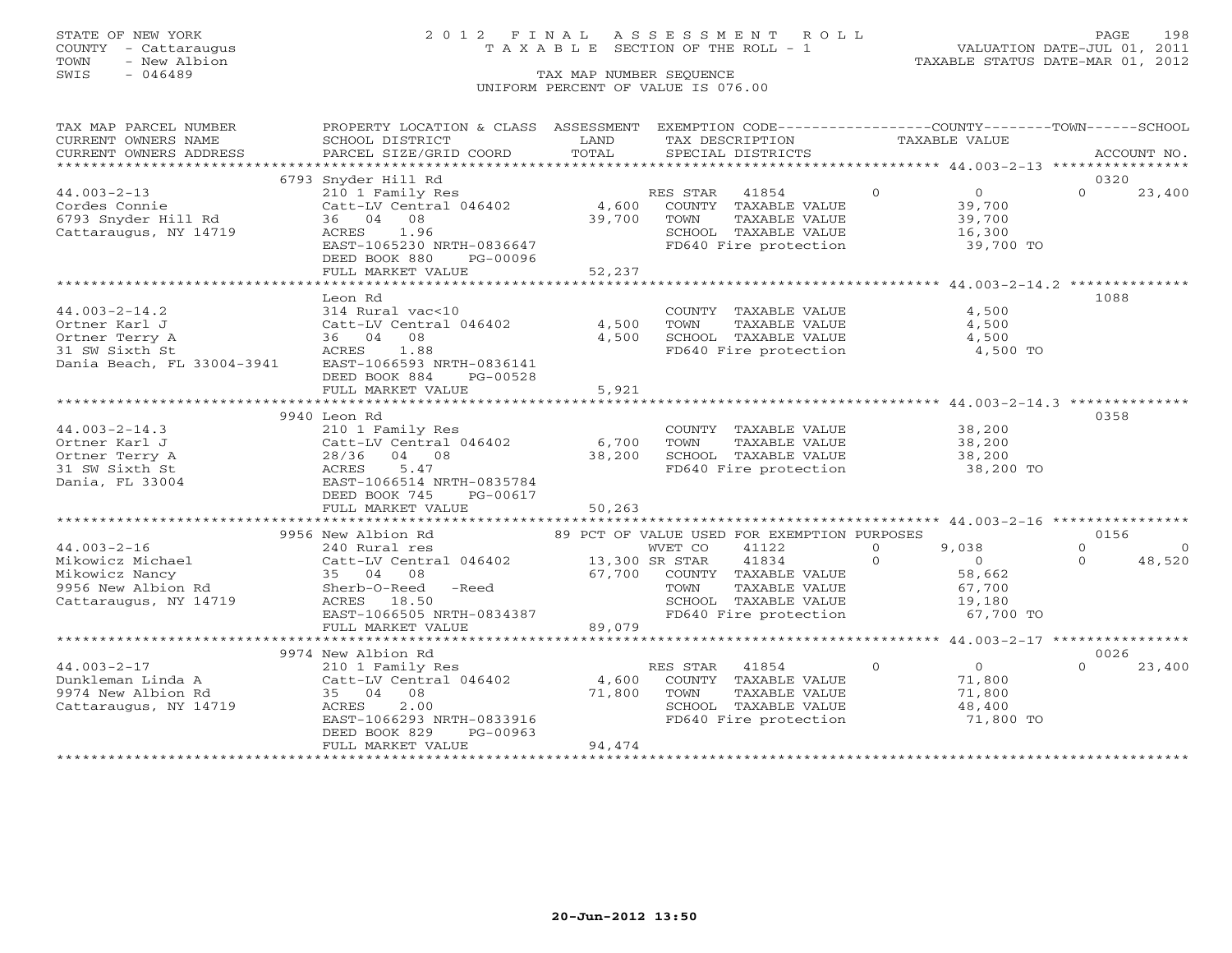STATE OF NEW YORK
COUNTY - Cattaraugus
TOWN - New Albion
SWIS - 046489

# 2012 FINAL ASSESSMENT ROLL
TAXABLE SECTION OF THE ROLL - 1

VALUATION DATE-JUL 01, 2011
TAXABLE STATUS DATE-MAR 01, 2012

TAX MAP NUMBER SEQUENCE
UNIFORM PERCENT OF VALUE IS 076.00

| TAX MAP PARCEL NUMBER / CURRENT OWNERS NAME / CURRENT OWNERS ADDRESS | PROPERTY LOCATION & CLASS / SCHOOL DISTRICT / PARCEL SIZE/GRID COORD | ASSESSMENT LAND / TOTAL | EXEMPTION CODE / TAX DESCRIPTION / SPECIAL DISTRICTS | COUNTY | TOWN | SCHOOL / ACCOUNT NO. |
|---|---|---|---|---|---|---|
| **44.003-2-13** | 6793 Snyder Hill Rd | | | | | 0320 |
| Cordes Connie | 210 1 Family Res | | RES STAR 41854 | 0 | 0 | 23,400 |
| 6793 Snyder Hill Rd | Catt-LV Central 046402 | 4,600 | COUNTY TAXABLE VALUE | 39,700 | | |
| Cattaraugus, NY 14719 | 36 04 08 | 39,700 | TOWN TAXABLE VALUE | | 39,700 | |
| | ACRES 1.96 | | SCHOOL TAXABLE VALUE | | | 16,300 |
| | EAST-1065230 NRTH-0836647 | | FD640 Fire protection | 39,700 TO | | |
| | DEED BOOK 880 PG-00096 | | | | | |
| | FULL MARKET VALUE | 52,237 | | | | |
| **44.003-2-14.2** | Leon Rd | | | | | 1088 |
| Ortner Karl J | 314 Rural vac<10 | | COUNTY TAXABLE VALUE | 4,500 | | |
| Ortner Terry A | Catt-LV Central 046402 | 4,500 | TOWN TAXABLE VALUE | | 4,500 | |
| 31 SW Sixth St | 36 04 08 | 4,500 | SCHOOL TAXABLE VALUE | | | 4,500 |
| Dania Beach, FL 33004-3941 | ACRES 1.88 | | FD640 Fire protection | 4,500 TO | | |
| | EAST-1066593 NRTH-0836141 | | | | | |
| | DEED BOOK 884 PG-00528 | | | | | |
| | FULL MARKET VALUE | 5,921 | | | | |
| **44.003-2-14.3** | 9940 Leon Rd | | | | | 0358 |
| Ortner Karl J | 210 1 Family Res | | COUNTY TAXABLE VALUE | 38,200 | | |
| Ortner Terry A | Catt-LV Central 046402 | 6,700 | TOWN TAXABLE VALUE | | 38,200 | |
| 31 SW Sixth St | 28/36 04 08 | 38,200 | SCHOOL TAXABLE VALUE | | | 38,200 |
| Dania, FL 33004 | ACRES 5.47 | | FD640 Fire protection | 38,200 TO | | |
| | EAST-1066514 NRTH-0835784 | | | | | |
| | DEED BOOK 745 PG-00617 | | | | | |
| | FULL MARKET VALUE | 50,263 | | | | |
| **44.003-2-16** | 9956 New Albion Rd | | 89 PCT OF VALUE USED FOR EXEMPTION PURPOSES | | | 0156 |
| Mikowicz Michael | 240 Rural res | | WVET CO 41122 | 9,038 | 0 | 0 |
| Mikowicz Nancy | Catt-LV Central 046402 | 13,300 | SR STAR 41834 | 0 | 0 | 48,520 |
| 9956 New Albion Rd | 35 04 08 | 67,700 | COUNTY TAXABLE VALUE | 58,662 | | |
| Cattaraugus, NY 14719 | Sherb-O-Reed -Reed | | TOWN TAXABLE VALUE | | 67,700 | |
| | ACRES 18.50 | | SCHOOL TAXABLE VALUE | | | 19,180 |
| | EAST-1066505 NRTH-0834387 | | FD640 Fire protection | 67,700 TO | | |
| | FULL MARKET VALUE | 89,079 | | | | |
| **44.003-2-17** | 9974 New Albion Rd | | | | | 0026 |
| Dunkleman Linda A | 210 1 Family Res | | RES STAR 41854 | 0 | 0 | 23,400 |
| 9974 New Albion Rd | Catt-LV Central 046402 | 4,600 | COUNTY TAXABLE VALUE | 71,800 | | |
| Cattaraugus, NY 14719 | 35 04 08 | 71,800 | TOWN TAXABLE VALUE | | 71,800 | |
| | ACRES 2.00 | | SCHOOL TAXABLE VALUE | | | 48,400 |
| | EAST-1066293 NRTH-0833916 | | FD640 Fire protection | 71,800 TO | | |
| | DEED BOOK 829 PG-00963 | | | | | |
| | FULL MARKET VALUE | 94,474 | | | | |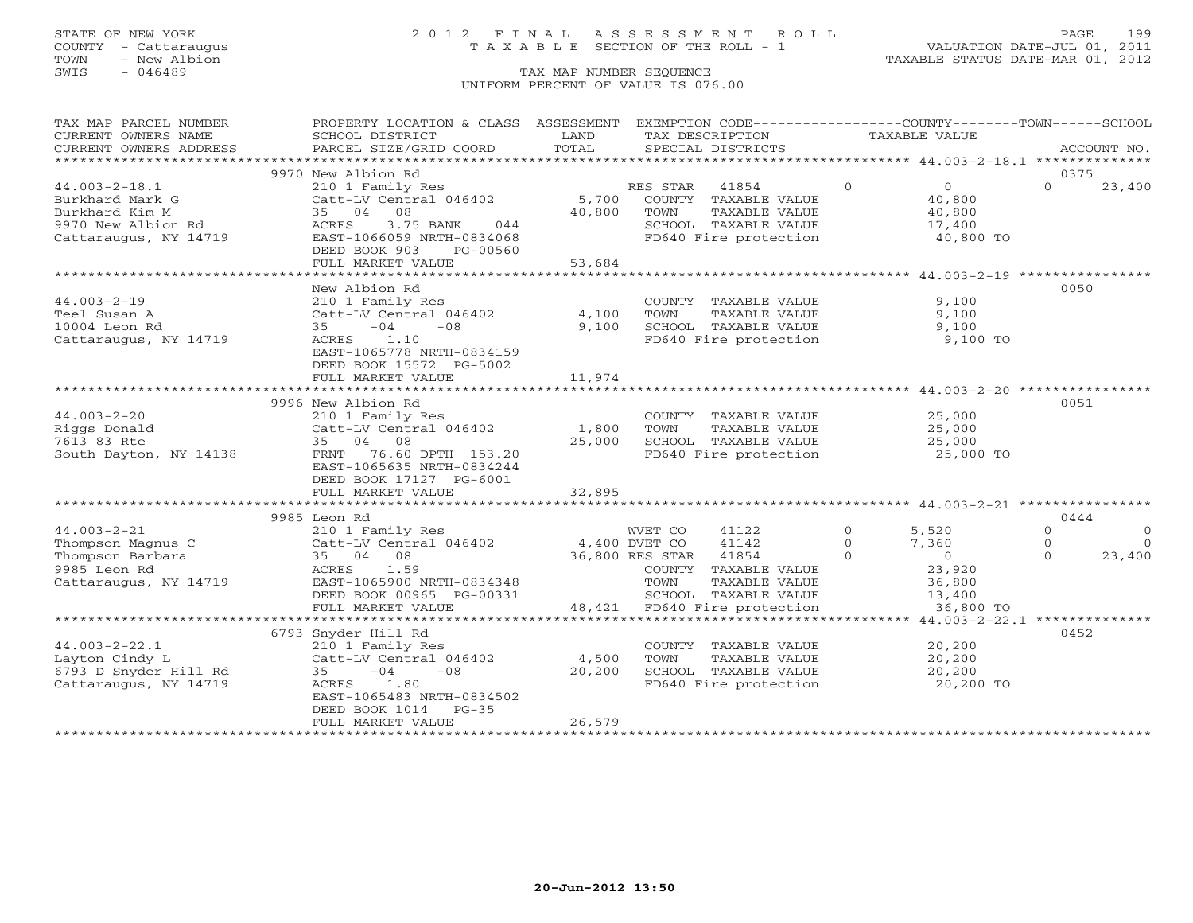STATE OF NEW YORK
COUNTY - Cattaraugus
TOWN - New Albion
SWIS - 046489

2012 FINAL ASSESSMENT ROLL
TAXABLE SECTION OF THE ROLL - 1
TAX MAP NUMBER SEQUENCE
UNIFORM PERCENT OF VALUE IS 076.00

VALUATION DATE-JUL 01, 2011
TAXABLE STATUS DATE-MAR 01, 2012

```
TAX MAP PARCEL NUMBER     PROPERTY LOCATION & CLASS  ASSESSMENT  EXEMPTION CODE-----------------COUNTY--------TOWN------SCHOOL
CURRENT OWNERS NAME       SCHOOL DISTRICT              LAND      TAX DESCRIPTION              TAXABLE VALUE
CURRENT OWNERS ADDRESS    PARCEL SIZE/GRID COORD       TOTAL     SPECIAL DISTRICTS                                    ACCOUNT NO.
******************************************************************************************* 44.003-2-18.1 **************
                          9970 New Albion Rd                                                                        0375
44.003-2-18.1             210 1 Family Res                  RES STAR  41854          0        0           0     23,400
Burkhard Mark G           Catt-LV Central 046402    5,700   COUNTY  TAXABLE VALUE           40,800
Burkhard Kim M            35  04  08               40,800   TOWN    TAXABLE VALUE           40,800
9970 New Albion Rd        ACRES    3.75 BANK    044          SCHOOL  TAXABLE VALUE           17,400
Cattaraugus, NY 14719     EAST-1066059 NRTH-0834068          FD640 Fire protection            40,800 TO
                          DEED BOOK 903    PG-00560
                          FULL MARKET VALUE        53,684
******************************************************************************************* 44.003-2-19 ****************
                          New Albion Rd                                                                             0050
44.003-2-19               210 1 Family Res                  COUNTY  TAXABLE VALUE            9,100
Teel Susan A              Catt-LV Central 046402    4,100   TOWN    TAXABLE VALUE            9,100
10004 Leon Rd             35   -04    -08           9,100   SCHOOL  TAXABLE VALUE            9,100
Cattaraugus, NY 14719     ACRES    1.10                      FD640 Fire protection             9,100 TO
                          EAST-1065778 NRTH-0834159
                          DEED BOOK 15572  PG-5002
                          FULL MARKET VALUE        11,974
******************************************************************************************* 44.003-2-20 ****************
                          9996 New Albion Rd                                                                        0051
44.003-2-20               210 1 Family Res                  COUNTY  TAXABLE VALUE           25,000
Riggs Donald              Catt-LV Central 046402    1,800   TOWN    TAXABLE VALUE           25,000
7613 83 Rte               35  04  08               25,000   SCHOOL  TAXABLE VALUE           25,000
South Dayton, NY 14138    FRNT   76.60 DPTH 153.20           FD640 Fire protection            25,000 TO
                          EAST-1065635 NRTH-0834244
                          DEED BOOK 17127  PG-6001
                          FULL MARKET VALUE        32,895
******************************************************************************************* 44.003-2-21 ****************
                          9985 Leon Rd                                                                              0444
44.003-2-21               210 1 Family Res                  WVET CO   41122          0    5,520           0          0
Thompson Magnus C         Catt-LV Central 046402    4,400 DVET CO   41142          0    7,360           0          0
Thompson Barbara          35  04  08               36,800 RES STAR  41854          0        0           0     23,400
9985 Leon Rd              ACRES    1.59                      COUNTY  TAXABLE VALUE           23,920
Cattaraugus, NY 14719     EAST-1065900 NRTH-0834348          TOWN    TAXABLE VALUE           36,800
                          DEED BOOK 00965  PG-00331          SCHOOL  TAXABLE VALUE           13,400
                          FULL MARKET VALUE        48,421   FD640 Fire protection            36,800 TO
******************************************************************************************* 44.003-2-22.1 **************
                          6793 Snyder Hill Rd                                                                       0452
44.003-2-22.1             210 1 Family Res                  COUNTY  TAXABLE VALUE           20,200
Layton Cindy L            Catt-LV Central 046402    4,500   TOWN    TAXABLE VALUE           20,200
6793 D Snyder Hill Rd     35   -04    -08          20,200   SCHOOL  TAXABLE VALUE           20,200
Cattaraugus, NY 14719     ACRES    1.80                      FD640 Fire protection            20,200 TO
                          EAST-1065483 NRTH-0834502
                          DEED BOOK 1014   PG-35
                          FULL MARKET VALUE        26,579
************************************************************************************************************************
```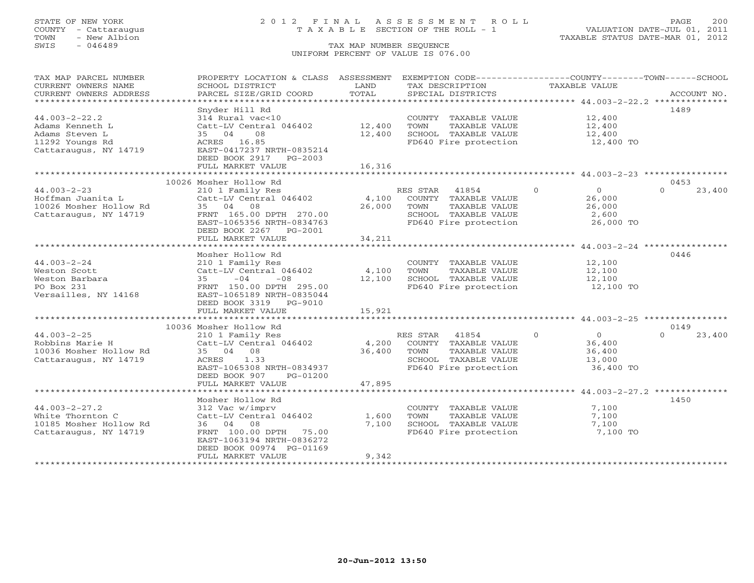STATE OF NEW YORK
COUNTY - Cattaraugus
TOWN - New Albion
SWIS - 046489

# 2012 FINAL ASSESSMENT ROLL
TAXABLE SECTION OF THE ROLL - 1

TAX MAP NUMBER SEQUENCE
UNIFORM PERCENT OF VALUE IS 076.00

VALUATION DATE-JUL 01, 2011
TAXABLE STATUS DATE-MAR 01, 2012

| TAX MAP PARCEL NUMBER / CURRENT OWNERS NAME / CURRENT OWNERS ADDRESS | PROPERTY LOCATION & CLASS / SCHOOL DISTRICT / PARCEL SIZE/GRID COORD | ASSESSMENT LAND / TOTAL | EXEMPTION CODE / TAX DESCRIPTION / SPECIAL DISTRICTS | COUNTY | TOWN | SCHOOL | ACCOUNT NO. |
|---|---|---|---|---|---|---|---|
| 44.003-2-22.2 | Snyder Hill Rd | | | | | | 1489 |
| | 314 Rural vac<10 | | COUNTY TAXABLE VALUE | 12,400 | | | |
| Adams Kenneth L | Catt-LV Central 046402 | 12,400 | TOWN TAXABLE VALUE | | 12,400 | | |
| Adams Steven L | 35 04 08 | 12,400 | SCHOOL TAXABLE VALUE | | | 12,400 | |
| 11292 Youngs Rd | ACRES 16.85 | | FD640 Fire protection | 12,400 TO | | | |
| Cattaraugus, NY 14719 | EAST-0417237 NRTH-0835214 | | | | | | |
| | DEED BOOK 2917 PG-2003 | | | | | | |
| | FULL MARKET VALUE | 16,316 | | | | | |
| 44.003-2-23 | 10026 Mosher Hollow Rd | | | | | | 0453 |
| | 210 1 Family Res | | RES STAR 41854 | 0 | 0 | 23,400 | |
| Hoffman Juanita L | Catt-LV Central 046402 | 4,100 | COUNTY TAXABLE VALUE | 26,000 | | | |
| 10026 Mosher Hollow Rd | 35 04 08 | 26,000 | TOWN TAXABLE VALUE | | 26,000 | | |
| Cattaraugus, NY 14719 | FRNT 165.00 DPTH 270.00 | | SCHOOL TAXABLE VALUE | | | 2,600 | |
| | EAST-1065356 NRTH-0834763 | | FD640 Fire protection | 26,000 TO | | | |
| | DEED BOOK 2267 PG-2001 | | | | | | |
| | FULL MARKET VALUE | 34,211 | | | | | |
| 44.003-2-24 | Mosher Hollow Rd | | | | | | 0446 |
| | 210 1 Family Res | | COUNTY TAXABLE VALUE | 12,100 | | | |
| Weston Scott | Catt-LV Central 046402 | 4,100 | TOWN TAXABLE VALUE | | 12,100 | | |
| Weston Barbara | 35 -04 -08 | 12,100 | SCHOOL TAXABLE VALUE | | | 12,100 | |
| PO Box 231 | FRNT 150.00 DPTH 295.00 | | FD640 Fire protection | 12,100 TO | | | |
| Versailles, NY 14168 | EAST-1065189 NRTH-0835044 | | | | | | |
| | DEED BOOK 3319 PG-9010 | | | | | | |
| | FULL MARKET VALUE | 15,921 | | | | | |
| 44.003-2-25 | 10036 Mosher Hollow Rd | | | | | | 0149 |
| | 210 1 Family Res | | RES STAR 41854 | 0 | 0 | 23,400 | |
| Robbins Marie H | Catt-LV Central 046402 | 4,200 | COUNTY TAXABLE VALUE | 36,400 | | | |
| 10036 Mosher Hollow Rd | 35 04 08 | 36,400 | TOWN TAXABLE VALUE | | 36,400 | | |
| Cattaraugus, NY 14719 | ACRES 1.33 | | SCHOOL TAXABLE VALUE | | | 13,000 | |
| | EAST-1065308 NRTH-0834937 | | FD640 Fire protection | 36,400 TO | | | |
| | DEED BOOK 907 PG-01200 | | | | | | |
| | FULL MARKET VALUE | 47,895 | | | | | |
| 44.003-2-27.2 | Mosher Hollow Rd | | | | | | 1450 |
| | 312 Vac w/imprv | | COUNTY TAXABLE VALUE | 7,100 | | | |
| White Thornton C | Catt-LV Central 046402 | 1,600 | TOWN TAXABLE VALUE | | 7,100 | | |
| 10185 Mosher Hollow Rd | 36 04 08 | 7,100 | SCHOOL TAXABLE VALUE | | | 7,100 | |
| Cattaraugus, NY 14719 | FRNT 100.00 DPTH 75.00 | | FD640 Fire protection | 7,100 TO | | | |
| | EAST-1063194 NRTH-0836272 | | | | | | |
| | DEED BOOK 00974 PG-01169 | | | | | | |
| | FULL MARKET VALUE | 9,342 | | | | | |

20-Jun-2012 13:50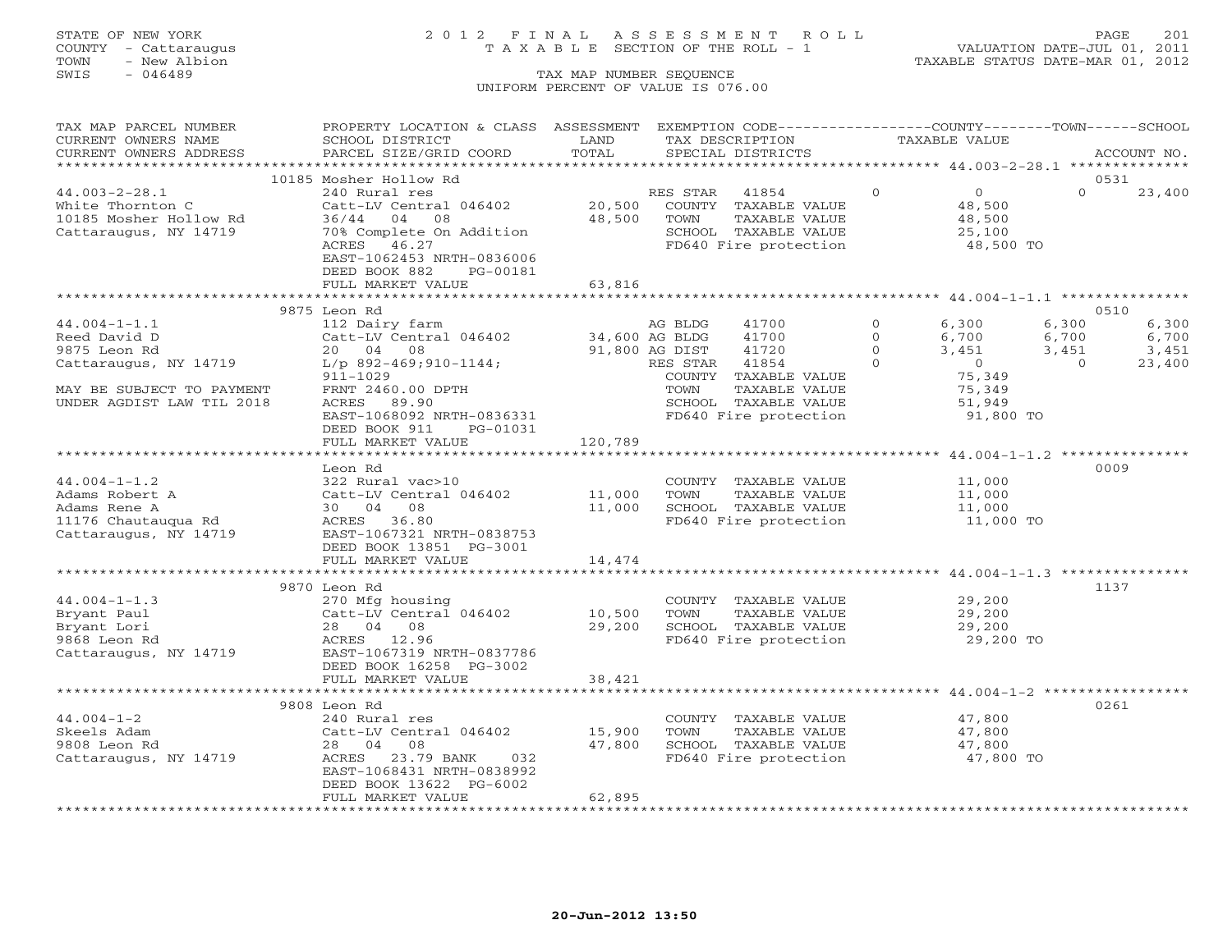STATE OF NEW YORK
COUNTY - Cattaraugus
TOWN - New Albion
SWIS - 046489

# 2012 FINAL ASSESSMENT ROLL
TAXABLE SECTION OF THE ROLL - 1
TAX MAP NUMBER SEQUENCE
UNIFORM PERCENT OF VALUE IS 076.00

VALUATION DATE-JUL 01, 2011
TAXABLE STATUS DATE-MAR 01, 2012

| TAX MAP PARCEL NUMBER / CURRENT OWNERS NAME / CURRENT OWNERS ADDRESS | PROPERTY LOCATION & CLASS / SCHOOL DISTRICT / PARCEL SIZE/GRID COORD | ASSESSMENT LAND / TOTAL | EXEMPTION CODE / TAX DESCRIPTION / SPECIAL DISTRICTS | | COUNTY TAXABLE VALUE | TOWN | SCHOOL | ACCOUNT NO. |
|---|---|---|---|---|---|---|---|---|
| | 10185 Mosher Hollow Rd | | | | | | | 0531 |
| 44.003-2-28.1 | 240 Rural res | | RES STAR 41854 | 0 | 0 | 0 | 23,400 | |
| White Thornton C | Catt-LV Central 046402 | 20,500 | COUNTY TAXABLE VALUE | | 48,500 | | | |
| 10185 Mosher Hollow Rd | 36/44 04 08 | 48,500 | TOWN TAXABLE VALUE | | 48,500 | | | |
| Cattaraugus, NY 14719 | 70% Complete On Addition | | SCHOOL TAXABLE VALUE | | 25,100 | | | |
| | ACRES 46.27 | | FD640 Fire protection | | 48,500 TO | | | |
| | EAST-1062453 NRTH-0836006 | | | | | | | |
| | DEED BOOK 882 PG-00181 | | | | | | | |
| | FULL MARKET VALUE | 63,816 | | | | | | |
| | 9875 Leon Rd | | | | | | | 0510 |
| 44.004-1-1.1 | 112 Dairy farm | | AG BLDG 41700 | 0 | 6,300 | 6,300 | 6,300 | |
| Reed David D | Catt-LV Central 046402 | 34,600 | AG BLDG 41700 | 0 | 6,700 | 6,700 | 6,700 | |
| 9875 Leon Rd | 20 04 08 | 91,800 | AG DIST 41720 | 0 | 3,451 | 3,451 | 3,451 | |
| Cattaraugus, NY 14719 | L/p 892-469;910-1144; | | RES STAR 41854 | 0 | 0 | 0 | 23,400 | |
| | 911-1029 | | COUNTY TAXABLE VALUE | | 75,349 | | | |
| MAY BE SUBJECT TO PAYMENT | FRNT 2460.00 DPTH | | TOWN TAXABLE VALUE | | 75,349 | | | |
| UNDER AGDIST LAW TIL 2018 | ACRES 89.90 | | SCHOOL TAXABLE VALUE | | 51,949 | | | |
| | EAST-1068092 NRTH-0836331 | | FD640 Fire protection | | 91,800 TO | | | |
| | DEED BOOK 911 PG-01031 | | | | | | | |
| | FULL MARKET VALUE | 120,789 | | | | | | |
| | Leon Rd | | | | | | | 0009 |
| 44.004-1-1.2 | 322 Rural vac>10 | | COUNTY TAXABLE VALUE | | 11,000 | | | |
| Adams Robert A | Catt-LV Central 046402 | 11,000 | TOWN TAXABLE VALUE | | 11,000 | | | |
| Adams Rene A | 30 04 08 | 11,000 | SCHOOL TAXABLE VALUE | | 11,000 | | | |
| 11176 Chautauqua Rd | ACRES 36.80 | | FD640 Fire protection | | 11,000 TO | | | |
| Cattaraugus, NY 14719 | EAST-1067321 NRTH-0838753 | | | | | | | |
| | DEED BOOK 13851 PG-3001 | | | | | | | |
| | FULL MARKET VALUE | 14,474 | | | | | | |
| | 9870 Leon Rd | | | | | | | 1137 |
| 44.004-1-1.3 | 270 Mfg housing | | COUNTY TAXABLE VALUE | | 29,200 | | | |
| Bryant Paul | Catt-LV Central 046402 | 10,500 | TOWN TAXABLE VALUE | | 29,200 | | | |
| Bryant Lori | 28 04 08 | 29,200 | SCHOOL TAXABLE VALUE | | 29,200 | | | |
| 9868 Leon Rd | ACRES 12.96 | | FD640 Fire protection | | 29,200 TO | | | |
| Cattaraugus, NY 14719 | EAST-1067319 NRTH-0837786 | | | | | | | |
| | DEED BOOK 16258 PG-3002 | | | | | | | |
| | FULL MARKET VALUE | 38,421 | | | | | | |
| | 9808 Leon Rd | | | | | | | 0261 |
| 44.004-1-2 | 240 Rural res | | COUNTY TAXABLE VALUE | | 47,800 | | | |
| Skeels Adam | Catt-LV Central 046402 | 15,900 | TOWN TAXABLE VALUE | | 47,800 | | | |
| 9808 Leon Rd | 28 04 08 | 47,800 | SCHOOL TAXABLE VALUE | | 47,800 | | | |
| Cattaraugus, NY 14719 | ACRES 23.79 BANK 032 | | FD640 Fire protection | | 47,800 TO | | | |
| | EAST-1068431 NRTH-0838992 | | | | | | | |
| | DEED BOOK 13622 PG-6002 | | | | | | | |
| | FULL MARKET VALUE | 62,895 | | | | | | |

20-Jun-2012 13:50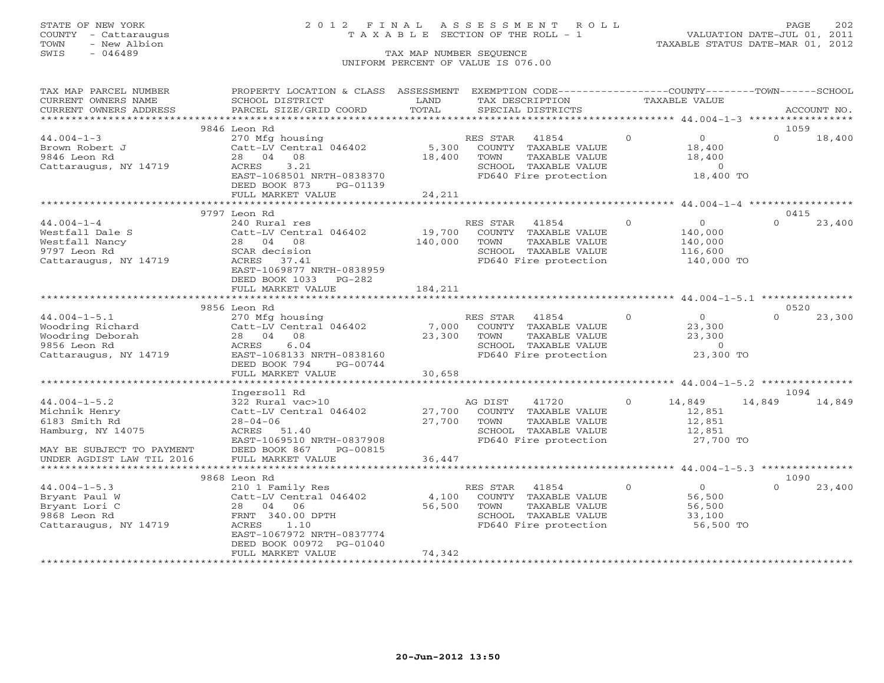STATE OF NEW YORK
COUNTY - Cattaraugus
TOWN - New Albion
SWIS - 046489

# 2012 FINAL ASSESSMENT ROLL
TAXABLE SECTION OF THE ROLL - 1

VALUATION DATE-JUL 01, 2011
TAXABLE STATUS DATE-MAR 01, 2012

TAX MAP NUMBER SEQUENCE
UNIFORM PERCENT OF VALUE IS 076.00

| TAX MAP PARCEL NUMBER / CURRENT OWNERS NAME / CURRENT OWNERS ADDRESS | PROPERTY LOCATION & CLASS / SCHOOL DISTRICT / PARCEL SIZE/GRID COORD | ASSESSMENT LAND / TOTAL | EXEMPTION CODE / TAX DESCRIPTION / SPECIAL DISTRICTS | COUNTY | TOWN | SCHOOL / ACCOUNT NO. |
|---|---|---|---|---|---|---|
| **44.004-1-3** | 9846 Leon Rd | | | | | 1059 |
| Brown Robert J | 270 Mfg housing | | RES STAR 41854 | 0 | 0 | 18,400 |
| 9846 Leon Rd | Catt-LV Central 046402 | 5,300 | COUNTY TAXABLE VALUE | 18,400 | | |
| Cattaraugus, NY 14719 | 28 04 08 | 18,400 | TOWN TAXABLE VALUE | | 18,400 | |
| | ACRES 3.21 | | SCHOOL TAXABLE VALUE | | | 0 |
| | EAST-1068501 NRTH-0838370 | | FD640 Fire protection | 18,400 TO | | |
| | DEED BOOK 873 PG-01139 | | | | | |
| | FULL MARKET VALUE | 24,211 | | | | |
| **44.004-1-4** | 9797 Leon Rd | | | | | 0415 |
| Westfall Dale S | 240 Rural res | | RES STAR 41854 | 0 | 0 | 23,400 |
| Westfall Nancy | Catt-LV Central 046402 | 19,700 | COUNTY TAXABLE VALUE | 140,000 | | |
| 9797 Leon Rd | 28 04 08 | 140,000 | TOWN TAXABLE VALUE | | 140,000 | |
| Cattaraugus, NY 14719 | SCAR decision | | SCHOOL TAXABLE VALUE | | | 116,600 |
| | ACRES 37.41 | | FD640 Fire protection | 140,000 TO | | |
| | EAST-1069877 NRTH-0838959 | | | | | |
| | DEED BOOK 1033 PG-282 | | | | | |
| | FULL MARKET VALUE | 184,211 | | | | |
| **44.004-1-5.1** | 9856 Leon Rd | | | | | 0520 |
| Woodring Richard | 270 Mfg housing | | RES STAR 41854 | 0 | 0 | 23,300 |
| Woodring Deborah | Catt-LV Central 046402 | 7,000 | COUNTY TAXABLE VALUE | 23,300 | | |
| 9856 Leon Rd | 28 04 08 | 23,300 | TOWN TAXABLE VALUE | | 23,300 | |
| Cattaraugus, NY 14719 | ACRES 6.04 | | SCHOOL TAXABLE VALUE | | | 0 |
| | EAST-1068133 NRTH-0838160 | | FD640 Fire protection | 23,300 TO | | |
| | DEED BOOK 794 PG-00744 | | | | | |
| | FULL MARKET VALUE | 30,658 | | | | |
| **44.004-1-5.2** | Ingersoll Rd | | | | | 1094 |
| Michnik Henry | 322 Rural vac>10 | | AG DIST 41720 | 14,849 | 14,849 | 14,849 |
| 6183 Smith Rd | Catt-LV Central 046402 | 27,700 | COUNTY TAXABLE VALUE | 12,851 | | |
| Hamburg, NY 14075 | 28-04-06 | 27,700 | TOWN TAXABLE VALUE | | 12,851 | |
| | ACRES 51.40 | | SCHOOL TAXABLE VALUE | | | 12,851 |
| | EAST-1069510 NRTH-0837908 | | FD640 Fire protection | 27,700 TO | | |
| MAY BE SUBJECT TO PAYMENT | DEED BOOK 867 PG-00815 | | | | | |
| UNDER AGDIST LAW TIL 2016 | FULL MARKET VALUE | 36,447 | | | | |
| **44.004-1-5.3** | 9868 Leon Rd | | | | | 1090 |
| Bryant Paul W | 210 1 Family Res | | RES STAR 41854 | 0 | 0 | 23,400 |
| Bryant Lori C | Catt-LV Central 046402 | 4,100 | COUNTY TAXABLE VALUE | 56,500 | | |
| 9868 Leon Rd | 28 04 06 | 56,500 | TOWN TAXABLE VALUE | | 56,500 | |
| Cattaraugus, NY 14719 | FRNT 340.00 DPTH | | SCHOOL TAXABLE VALUE | | | 33,100 |
| | ACRES 1.10 | | FD640 Fire protection | 56,500 TO | | |
| | EAST-1067972 NRTH-0837774 | | | | | |
| | DEED BOOK 00972 PG-01040 | | | | | |
| | FULL MARKET VALUE | 74,342 | | | | |

20-Jun-2012 13:50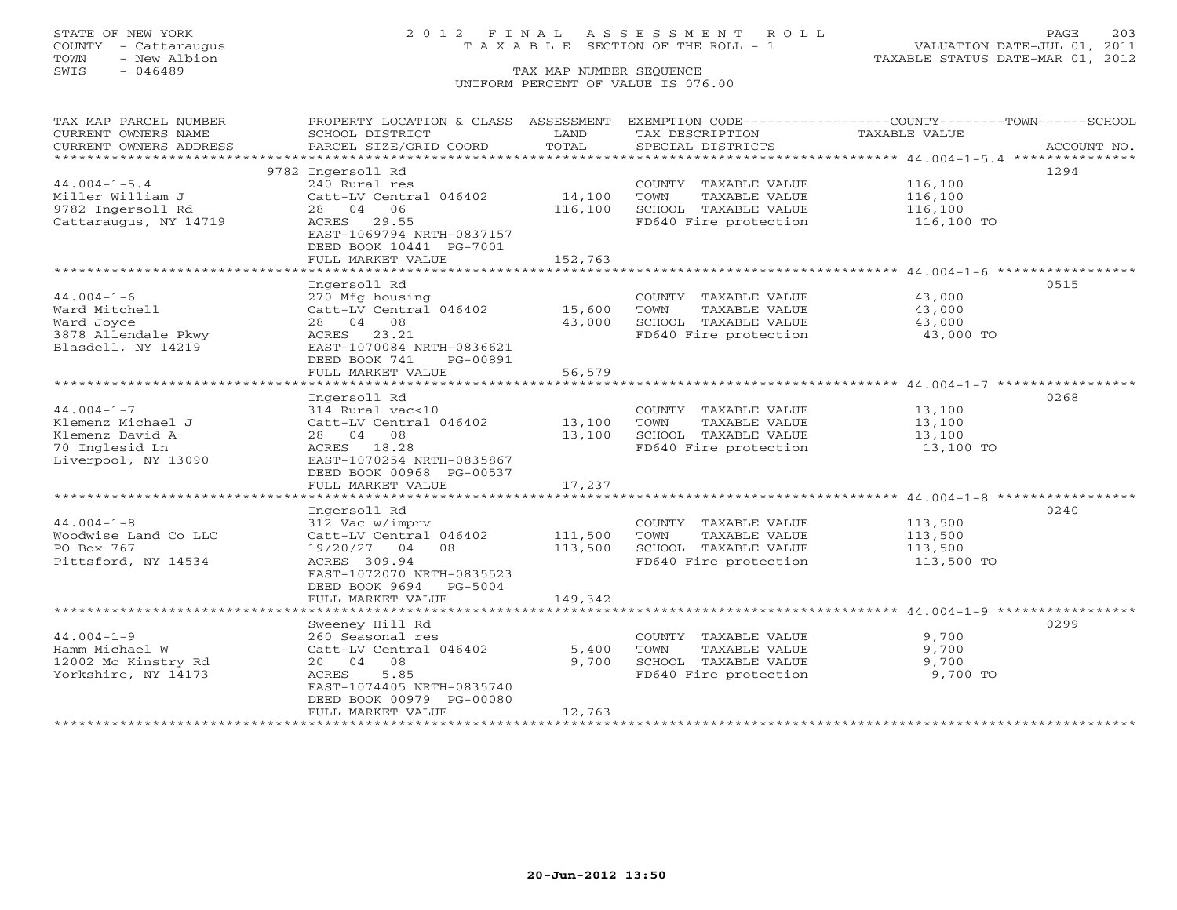STATE OF NEW YORK
COUNTY - Cattaraugus
TOWN - New Albion
SWIS - 046489

# 2012 FINAL ASSESSMENT ROLL

TAXABLE SECTION OF THE ROLL - 1

TAX MAP NUMBER SEQUENCE

UNIFORM PERCENT OF VALUE IS 076.00

VALUATION DATE-JUL 01, 2011
TAXABLE STATUS DATE-MAR 01, 2012

| TAX MAP PARCEL NUMBER / CURRENT OWNERS NAME / CURRENT OWNERS ADDRESS | PROPERTY LOCATION & CLASS / SCHOOL DISTRICT / PARCEL SIZE/GRID COORD | ASSESSMENT LAND / TOTAL | EXEMPTION CODE / TAX DESCRIPTION / SPECIAL DISTRICTS | TAXABLE VALUE (COUNTY / TOWN / SCHOOL) | ACCOUNT NO. |
|---|---|---|---|---|---|
| 44.004-1-5.4 | 9782 Ingersoll Rd | | | | 1294 |
| Miller William J | 240 Rural res | | COUNTY TAXABLE VALUE | 116,100 | |
| 9782 Ingersoll Rd | Catt-LV Central 046402 | 14,100 | TOWN TAXABLE VALUE | 116,100 | |
| Cattaraugus, NY 14719 | 28 04 06 | 116,100 | SCHOOL TAXABLE VALUE | 116,100 | |
| | ACRES 29.55 | | FD640 Fire protection | 116,100 TO | |
| | EAST-1069794 NRTH-0837157 | | | | |
| | DEED BOOK 10441 PG-7001 | | | | |
| | FULL MARKET VALUE | 152,763 | | | |
| 44.004-1-6 | Ingersoll Rd | | | | 0515 |
| Ward Mitchell | 270 Mfg housing | | COUNTY TAXABLE VALUE | 43,000 | |
| Ward Joyce | Catt-LV Central 046402 | 15,600 | TOWN TAXABLE VALUE | 43,000 | |
| 3878 Allendale Pkwy | 28 04 08 | 43,000 | SCHOOL TAXABLE VALUE | 43,000 | |
| Blasdell, NY 14219 | ACRES 23.21 | | FD640 Fire protection | 43,000 TO | |
| | EAST-1070084 NRTH-0836621 | | | | |
| | DEED BOOK 741 PG-00891 | | | | |
| | FULL MARKET VALUE | 56,579 | | | |
| 44.004-1-7 | Ingersoll Rd | | | | 0268 |
| Klemenz Michael J | 314 Rural vac<10 | | COUNTY TAXABLE VALUE | 13,100 | |
| Klemenz David A | Catt-LV Central 046402 | 13,100 | TOWN TAXABLE VALUE | 13,100 | |
| 70 Inglesid Ln | 28 04 08 | 13,100 | SCHOOL TAXABLE VALUE | 13,100 | |
| Liverpool, NY 13090 | ACRES 18.28 | | FD640 Fire protection | 13,100 TO | |
| | EAST-1070254 NRTH-0835867 | | | | |
| | DEED BOOK 00968 PG-00537 | | | | |
| | FULL MARKET VALUE | 17,237 | | | |
| 44.004-1-8 | Ingersoll Rd | | | | 0240 |
| Woodwise Land Co LLC | 312 Vac w/imprv | | COUNTY TAXABLE VALUE | 113,500 | |
| PO Box 767 | Catt-LV Central 046402 | 111,500 | TOWN TAXABLE VALUE | 113,500 | |
| Pittsford, NY 14534 | 19/20/27 04 08 | 113,500 | SCHOOL TAXABLE VALUE | 113,500 | |
| | ACRES 309.94 | | FD640 Fire protection | 113,500 TO | |
| | EAST-1072070 NRTH-0835523 | | | | |
| | DEED BOOK 9694 PG-5004 | | | | |
| | FULL MARKET VALUE | 149,342 | | | |
| 44.004-1-9 | Sweeney Hill Rd | | | | 0299 |
| Hamm Michael W | 260 Seasonal res | | COUNTY TAXABLE VALUE | 9,700 | |
| 12002 Mc Kinstry Rd | Catt-LV Central 046402 | 5,400 | TOWN TAXABLE VALUE | 9,700 | |
| Yorkshire, NY 14173 | 20 04 08 | 9,700 | SCHOOL TAXABLE VALUE | 9,700 | |
| | ACRES 5.85 | | FD640 Fire protection | 9,700 TO | |
| | EAST-1074405 NRTH-0835740 | | | | |
| | DEED BOOK 00979 PG-00080 | | | | |
| | FULL MARKET VALUE | 12,763 | | | |

20-Jun-2012 13:50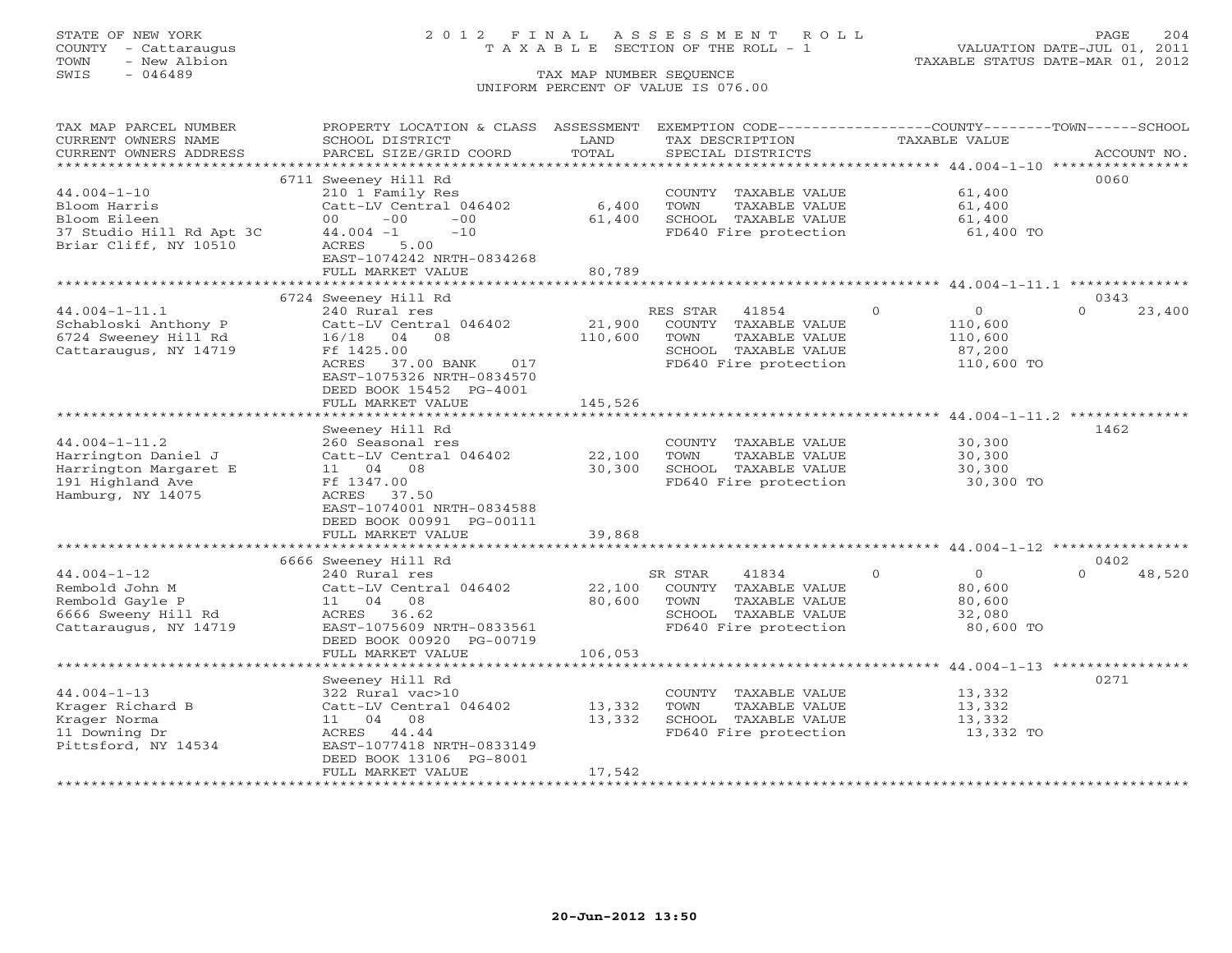STATE OF NEW YORK
COUNTY - Cattaraugus
TOWN - New Albion
SWIS - 046489

2 0 1 2 F I N A L A S S E S S M E N T R O L L
T A X A B L E SECTION OF THE ROLL - 1

TAX MAP NUMBER SEQUENCE
UNIFORM PERCENT OF VALUE IS 076.00

VALUATION DATE-JUL 01, 2011
TAXABLE STATUS DATE-MAR 01, 2012

| TAX MAP PARCEL NUMBER / CURRENT OWNERS NAME / CURRENT OWNERS ADDRESS | PROPERTY LOCATION & CLASS / SCHOOL DISTRICT / PARCEL SIZE/GRID COORD | ASSESSMENT LAND | ASSESSMENT TOTAL | EXEMPTION CODE / TAX DESCRIPTION / SPECIAL DISTRICTS | COUNTY | TOWN | SCHOOL | TAXABLE VALUE | ACCOUNT NO. |
|---|---|---|---|---|---|---|---|---|---|
| **44.004-1-10** | 6711 Sweeney Hill Rd | | | | | | | | 0060 |
| 44.004-1-10 | 210 1 Family Res | | | COUNTY TAXABLE VALUE | | | | 61,400 | |
| Bloom Harris | Catt-LV Central 046402 | 6,400 | | TOWN TAXABLE VALUE | | | | 61,400 | |
| Bloom Eileen | 00 -00 -00 | | 61,400 | SCHOOL TAXABLE VALUE | | | | 61,400 | |
| 37 Studio Hill Rd Apt 3C | 44.004 -1 -10 | | | FD640 Fire protection | | | | 61,400 TO | |
| Briar Cliff, NY 10510 | ACRES 5.00 | | | | | | | | |
| | EAST-1074242 NRTH-0834268 | | | | | | | | |
| | FULL MARKET VALUE | | 80,789 | | | | | | |
| **44.004-1-11.1** | 6724 Sweeney Hill Rd | | | | | | | | 0343 |
| 44.004-1-11.1 | 240 Rural res | | | RES STAR 41854 | 0 | 0 | 23,400 | 0 | |
| Schabloski Anthony P | Catt-LV Central 046402 | 21,900 | | COUNTY TAXABLE VALUE | | | | 110,600 | |
| 6724 Sweeney Hill Rd | 16/18 04 08 | | 110,600 | TOWN TAXABLE VALUE | | | | 110,600 | |
| Cattaraugus, NY 14719 | Ff 1425.00 | | | SCHOOL TAXABLE VALUE | | | | 87,200 | |
| | ACRES 37.00 BANK 017 | | | FD640 Fire protection | | | | 110,600 TO | |
| | EAST-1075326 NRTH-0834570 | | | | | | | | |
| | DEED BOOK 15452 PG-4001 | | | | | | | | |
| | FULL MARKET VALUE | | 145,526 | | | | | | |
| **44.004-1-11.2** | Sweeney Hill Rd | | | | | | | | 1462 |
| 44.004-1-11.2 | 260 Seasonal res | | | COUNTY TAXABLE VALUE | | | | 30,300 | |
| Harrington Daniel J | Catt-LV Central 046402 | 22,100 | | TOWN TAXABLE VALUE | | | | 30,300 | |
| Harrington Margaret E | 11 04 08 | | 30,300 | SCHOOL TAXABLE VALUE | | | | 30,300 | |
| 191 Highland Ave | Ff 1347.00 | | | FD640 Fire protection | | | | 30,300 TO | |
| Hamburg, NY 14075 | ACRES 37.50 | | | | | | | | |
| | EAST-1074001 NRTH-0834588 | | | | | | | | |
| | DEED BOOK 00991 PG-00111 | | | | | | | | |
| | FULL MARKET VALUE | | 39,868 | | | | | | |
| **44.004-1-12** | 6666 Sweeney Hill Rd | | | | | | | | 0402 |
| 44.004-1-12 | 240 Rural res | | | SR STAR 41834 | 0 | 0 | 48,520 | 0 | |
| Rembold John M | Catt-LV Central 046402 | 22,100 | | COUNTY TAXABLE VALUE | | | | 80,600 | |
| Rembold Gayle P | 11 04 08 | | 80,600 | TOWN TAXABLE VALUE | | | | 80,600 | |
| 6666 Sweeny Hill Rd | ACRES 36.62 | | | SCHOOL TAXABLE VALUE | | | | 32,080 | |
| Cattaraugus, NY 14719 | EAST-1075609 NRTH-0833561 | | | FD640 Fire protection | | | | 80,600 TO | |
| | DEED BOOK 00920 PG-00719 | | | | | | | | |
| | FULL MARKET VALUE | | 106,053 | | | | | | |
| **44.004-1-13** | Sweeney Hill Rd | | | | | | | | 0271 |
| 44.004-1-13 | 322 Rural vac>10 | | | COUNTY TAXABLE VALUE | | | | 13,332 | |
| Krager Richard B | Catt-LV Central 046402 | 13,332 | | TOWN TAXABLE VALUE | | | | 13,332 | |
| Krager Norma | 11 04 08 | | 13,332 | SCHOOL TAXABLE VALUE | | | | 13,332 | |
| 11 Downing Dr | ACRES 44.44 | | | FD640 Fire protection | | | | 13,332 TO | |
| Pittsford, NY 14534 | EAST-1077418 NRTH-0833149 | | | | | | | | |
| | DEED BOOK 13106 PG-8001 | | | | | | | | |
| | FULL MARKET VALUE | | 17,542 | | | | | | |

20-Jun-2012 13:50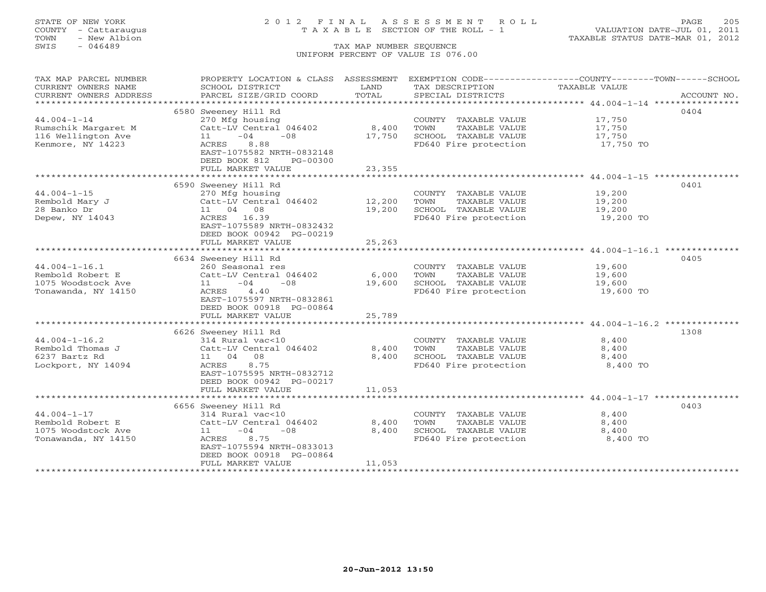STATE OF NEW YORK
COUNTY - Cattaraugus
TOWN - New Albion
SWIS - 046489

2012 FINAL ASSESSMENT ROLL
TAXABLE SECTION OF THE ROLL - 1
TAX MAP NUMBER SEQUENCE
UNIFORM PERCENT OF VALUE IS 076.00

VALUATION DATE-JUL 01, 2011
TAXABLE STATUS DATE-MAR 01, 2012

| TAX MAP PARCEL NUMBER / CURRENT OWNERS NAME / CURRENT OWNERS ADDRESS | PROPERTY LOCATION & CLASS / SCHOOL DISTRICT / PARCEL SIZE/GRID COORD | ASSESSMENT LAND | TOTAL | EXEMPTION CODE / TAX DESCRIPTION / SPECIAL DISTRICTS | TAXABLE VALUE (COUNTY / TOWN / SCHOOL) | ACCOUNT NO. |
|---|---|---|---|---|---|---|
| 44.004-1-14 | 6580 Sweeney Hill Rd | | | | | 0404 |
| Rumschik Margaret M | 270 Mfg housing | | | COUNTY TAXABLE VALUE | 17,750 | |
| 116 Wellington Ave | Catt-LV Central 046402 | 8,400 | | TOWN TAXABLE VALUE | 17,750 | |
| Kenmore, NY 14223 | 11 -04 -08 | | 17,750 | SCHOOL TAXABLE VALUE | 17,750 | |
| | ACRES 8.88 | | | FD640 Fire protection | 17,750 TO | |
| | EAST-1075582 NRTH-0832148 | | | | | |
| | DEED BOOK 812 PG-00300 | | | | | |
| | FULL MARKET VALUE | | 23,355 | | | |
| 44.004-1-15 | 6590 Sweeney Hill Rd | | | | | 0401 |
| Rembold Mary J | 270 Mfg housing | | | COUNTY TAXABLE VALUE | 19,200 | |
| 28 Banko Dr | Catt-LV Central 046402 | 12,200 | | TOWN TAXABLE VALUE | 19,200 | |
| Depew, NY 14043 | 11 04 08 | | 19,200 | SCHOOL TAXABLE VALUE | 19,200 | |
| | ACRES 16.39 | | | FD640 Fire protection | 19,200 TO | |
| | EAST-1075589 NRTH-0832432 | | | | | |
| | DEED BOOK 00942 PG-00219 | | | | | |
| | FULL MARKET VALUE | | 25,263 | | | |
| 44.004-1-16.1 | 6634 Sweeney Hill Rd | | | | | 0405 |
| Rembold Robert E | 260 Seasonal res | | | COUNTY TAXABLE VALUE | 19,600 | |
| 1075 Woodstock Ave | Catt-LV Central 046402 | 6,000 | | TOWN TAXABLE VALUE | 19,600 | |
| Tonawanda, NY 14150 | 11 -04 -08 | | 19,600 | SCHOOL TAXABLE VALUE | 19,600 | |
| | ACRES 4.40 | | | FD640 Fire protection | 19,600 TO | |
| | EAST-1075597 NRTH-0832861 | | | | | |
| | DEED BOOK 00918 PG-00864 | | | | | |
| | FULL MARKET VALUE | | 25,789 | | | |
| 44.004-1-16.2 | 6626 Sweeney Hill Rd | | | | | 1308 |
| Rembold Thomas J | 314 Rural vac<10 | | | COUNTY TAXABLE VALUE | 8,400 | |
| 6237 Bartz Rd | Catt-LV Central 046402 | 8,400 | | TOWN TAXABLE VALUE | 8,400 | |
| Lockport, NY 14094 | 11 04 08 | | 8,400 | SCHOOL TAXABLE VALUE | 8,400 | |
| | ACRES 8.75 | | | FD640 Fire protection | 8,400 TO | |
| | EAST-1075595 NRTH-0832712 | | | | | |
| | DEED BOOK 00942 PG-00217 | | | | | |
| | FULL MARKET VALUE | | 11,053 | | | |
| 44.004-1-17 | 6656 Sweeney Hill Rd | | | | | 0403 |
| Rembold Robert E | 314 Rural vac<10 | | | COUNTY TAXABLE VALUE | 8,400 | |
| 1075 Woodstock Ave | Catt-LV Central 046402 | 8,400 | | TOWN TAXABLE VALUE | 8,400 | |
| Tonawanda, NY 14150 | 11 -04 -08 | | 8,400 | SCHOOL TAXABLE VALUE | 8,400 | |
| | ACRES 8.75 | | | FD640 Fire protection | 8,400 TO | |
| | EAST-1075594 NRTH-0833013 | | | | | |
| | DEED BOOK 00918 PG-00864 | | | | | |
| | FULL MARKET VALUE | | 11,053 | | | |

20-Jun-2012 13:50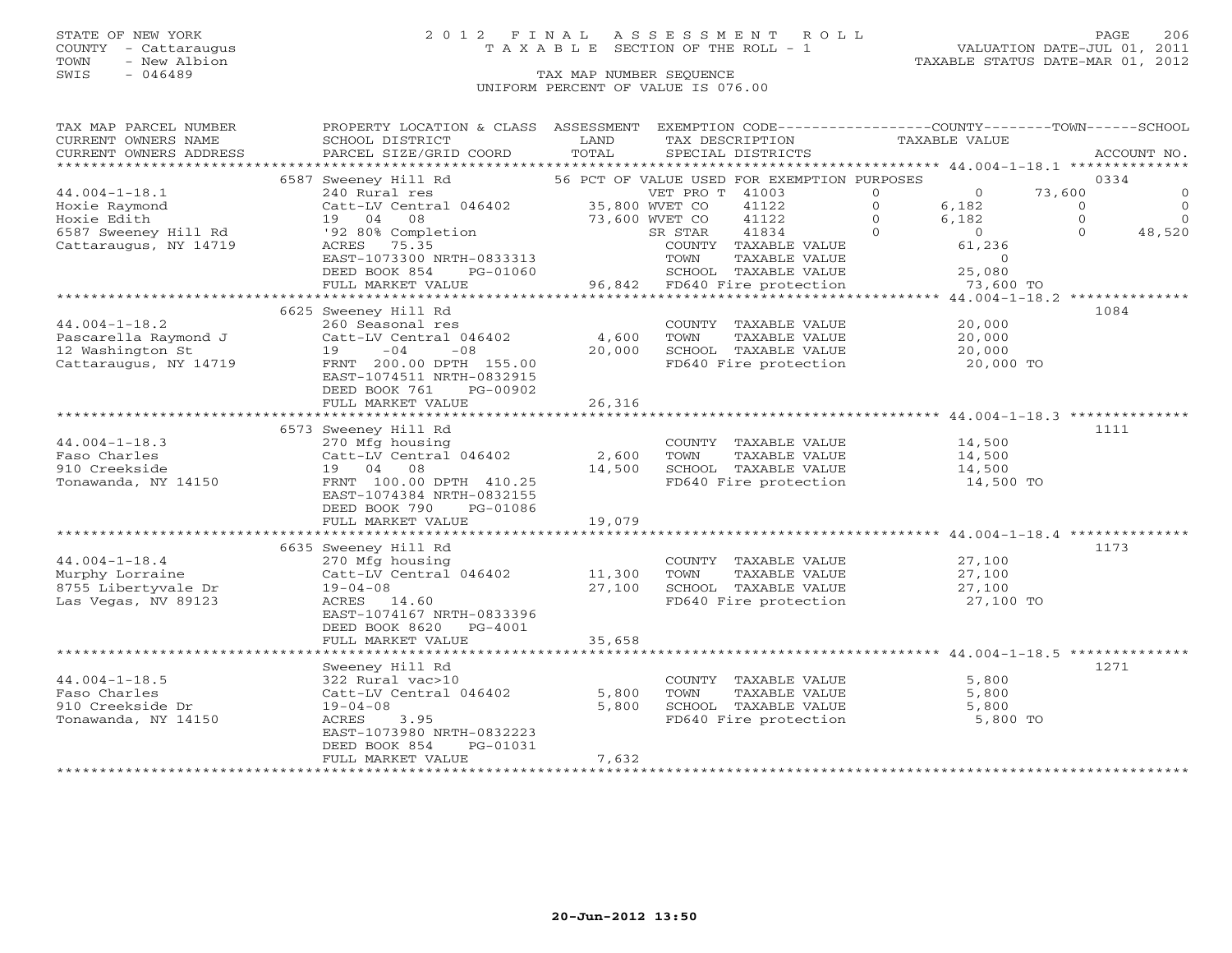STATE OF NEW YORK
COUNTY - Cattaraugus
TOWN - New Albion
SWIS - 046489

# 2012 FINAL ASSESSMENT ROLL

TAXABLE SECTION OF THE ROLL - 1

TAX MAP NUMBER SEQUENCE

UNIFORM PERCENT OF VALUE IS 076.00

VALUATION DATE-JUL 01, 2011
TAXABLE STATUS DATE-MAR 01, 2012

| TAX MAP PARCEL NUMBER / CURRENT OWNERS NAME / CURRENT OWNERS ADDRESS | PROPERTY LOCATION & CLASS / SCHOOL DISTRICT / PARCEL SIZE/GRID COORD | ASSESSMENT LAND / TOTAL | EXEMPTION CODE / TAX DESCRIPTION / SPECIAL DISTRICTS | COUNTY TAXABLE VALUE | TOWN | SCHOOL | ACCOUNT NO. |
|---|---|---|---|---|---|---|---|
| 44.004-1-18.1 | 6587 Sweeney Hill Rd | | 56 PCT OF VALUE USED FOR EXEMPTION PURPOSES | | | | 0334 |
| Hoxie Raymond | 240 Rural res | | VET PRO T 41003 0 | 0 | 73,600 | 0 | |
| Hoxie Edith | Catt-LV Central 046402 | 35,800 | WVET CO 41122 0 | 6,182 | 0 | 0 | |
| 6587 Sweeney Hill Rd | 19 04 08 | 73,600 | WVET CO 41122 0 | 6,182 | 0 | 0 | |
| Cattaraugus, NY 14719 | '92 80% Completion | | SR STAR 41834 0 | 0 | 0 | 48,520 | |
| | ACRES 75.35 | | COUNTY TAXABLE VALUE | 61,236 | | | |
| | EAST-1073300 NRTH-0833313 | | TOWN TAXABLE VALUE | 0 | | | |
| | DEED BOOK 854 PG-01060 | | SCHOOL TAXABLE VALUE | 25,080 | | | |
| | FULL MARKET VALUE | 96,842 | FD640 Fire protection | 73,600 TO | | | |
| 44.004-1-18.2 | 6625 Sweeney Hill Rd | | | | | | 1084 |
| Pascarella Raymond J | 260 Seasonal res | | COUNTY TAXABLE VALUE | 20,000 | | | |
| 12 Washington St | Catt-LV Central 046402 | 4,600 | TOWN TAXABLE VALUE | 20,000 | | | |
| Cattaraugus, NY 14719 | 19 -04 -08 | 20,000 | SCHOOL TAXABLE VALUE | 20,000 | | | |
| | FRNT 200.00 DPTH 155.00 | | FD640 Fire protection | 20,000 TO | | | |
| | EAST-1074511 NRTH-0832915 | | | | | | |
| | DEED BOOK 761 PG-00902 | | | | | | |
| | FULL MARKET VALUE | 26,316 | | | | | |
| 44.004-1-18.3 | 6573 Sweeney Hill Rd | | | | | | 1111 |
| Faso Charles | 270 Mfg housing | | COUNTY TAXABLE VALUE | 14,500 | | | |
| 910 Creekside | Catt-LV Central 046402 | 2,600 | TOWN TAXABLE VALUE | 14,500 | | | |
| Tonawanda, NY 14150 | 19 04 08 | 14,500 | SCHOOL TAXABLE VALUE | 14,500 | | | |
| | FRNT 100.00 DPTH 410.25 | | FD640 Fire protection | 14,500 TO | | | |
| | EAST-1074384 NRTH-0832155 | | | | | | |
| | DEED BOOK 790 PG-01086 | | | | | | |
| | FULL MARKET VALUE | 19,079 | | | | | |
| 44.004-1-18.4 | 6635 Sweeney Hill Rd | | | | | | 1173 |
| Murphy Lorraine | 270 Mfg housing | | COUNTY TAXABLE VALUE | 27,100 | | | |
| 8755 Libertyvale Dr | Catt-LV Central 046402 | 11,300 | TOWN TAXABLE VALUE | 27,100 | | | |
| Las Vegas, NV 89123 | 19-04-08 | 27,100 | SCHOOL TAXABLE VALUE | 27,100 | | | |
| | ACRES 14.60 | | FD640 Fire protection | 27,100 TO | | | |
| | EAST-1074167 NRTH-0833396 | | | | | | |
| | DEED BOOK 8620 PG-4001 | | | | | | |
| | FULL MARKET VALUE | 35,658 | | | | | |
| 44.004-1-18.5 | Sweeney Hill Rd | | | | | | 1271 |
| Faso Charles | 322 Rural vac>10 | | COUNTY TAXABLE VALUE | 5,800 | | | |
| 910 Creekside Dr | Catt-LV Central 046402 | 5,800 | TOWN TAXABLE VALUE | 5,800 | | | |
| Tonawanda, NY 14150 | 19-04-08 | 5,800 | SCHOOL TAXABLE VALUE | 5,800 | | | |
| | ACRES 3.95 | | FD640 Fire protection | 5,800 TO | | | |
| | EAST-1073980 NRTH-0832223 | | | | | | |
| | DEED BOOK 854 PG-01031 | | | | | | |
| | FULL MARKET VALUE | 7,632 | | | | | |

20-Jun-2012 13:50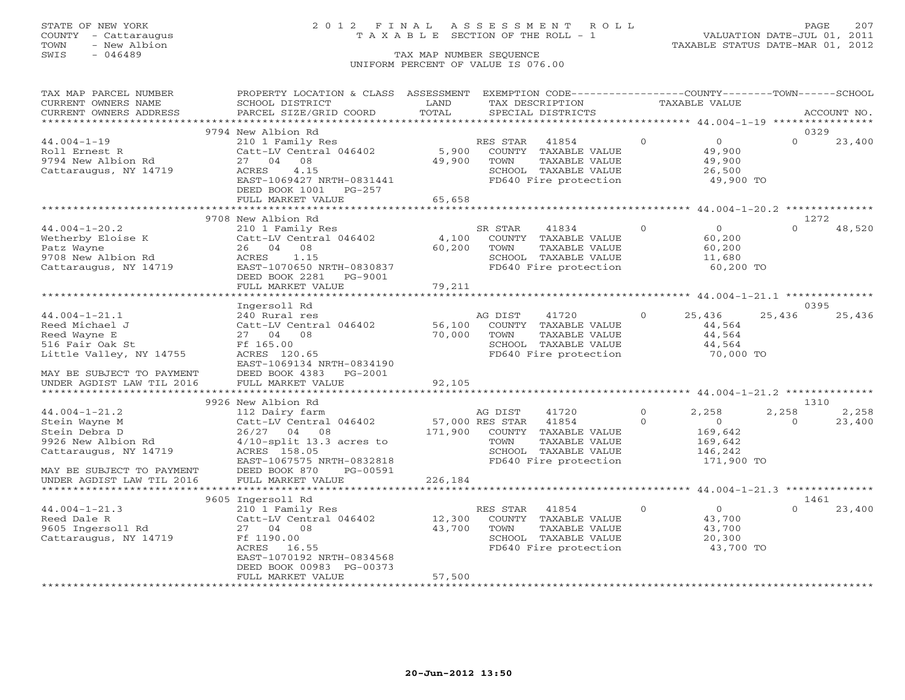STATE OF NEW YORK
COUNTY - Cattaraugus
TOWN - New Albion
SWIS - 046489

# 2012 FINAL ASSESSMENT ROLL
TAXABLE SECTION OF THE ROLL - 1

TAX MAP NUMBER SEQUENCE
UNIFORM PERCENT OF VALUE IS 076.00

VALUATION DATE-JUL 01, 2011
TAXABLE STATUS DATE-MAR 01, 2012

| TAX MAP PARCEL NUMBER / CURRENT OWNERS NAME / CURRENT OWNERS ADDRESS | PROPERTY LOCATION & CLASS / SCHOOL DISTRICT / PARCEL SIZE/GRID COORD | ASSESSMENT LAND / TOTAL | EXEMPTION CODE / TAX DESCRIPTION / SPECIAL DISTRICTS | COUNTY TAXABLE VALUE | TOWN | SCHOOL | ACCOUNT NO. |
|---|---|---|---|---|---|---|---|
| **44.004-1-19** | 9794 New Albion Rd | | | | | | 0329 |
| 44.004-1-19 | 210 1 Family Res | | RES STAR 41854 | 0 | 0 | 23,400 | |
| Roll Ernest R | Catt-LV Central 046402 | 5,900 | COUNTY TAXABLE VALUE | 49,900 | | | |
| 9794 New Albion Rd | 27 04 08 | 49,900 | TOWN TAXABLE VALUE | 49,900 | | | |
| Cattaraugus, NY 14719 | ACRES 4.15 | | SCHOOL TAXABLE VALUE | 26,500 | | | |
| | EAST-1069427 NRTH-0831441 | | FD640 Fire protection | 49,900 TO | | | |
| | DEED BOOK 1001 PG-257 | | | | | | |
| | FULL MARKET VALUE | 65,658 | | | | | |
| **44.004-1-20.2** | 9708 New Albion Rd | | | | | | 1272 |
| 44.004-1-20.2 | 210 1 Family Res | | SR STAR 41834 | 0 | 0 | 48,520 | |
| Wetherby Eloise K | Catt-LV Central 046402 | 4,100 | COUNTY TAXABLE VALUE | 60,200 | | | |
| Patz Wayne | 26 04 08 | 60,200 | TOWN TAXABLE VALUE | 60,200 | | | |
| 9708 New Albion Rd | ACRES 1.15 | | SCHOOL TAXABLE VALUE | 11,680 | | | |
| Cattaraugus, NY 14719 | EAST-1070650 NRTH-0830837 | | FD640 Fire protection | 60,200 TO | | | |
| | DEED BOOK 2281 PG-9001 | | | | | | |
| | FULL MARKET VALUE | 79,211 | | | | | |
| **44.004-1-21.1** | Ingersoll Rd | | | | | | 0395 |
| 44.004-1-21.1 | 240 Rural res | | AG DIST 41720 | 25,436 | 25,436 | 25,436 | |
| Reed Michael J | Catt-LV Central 046402 | 56,100 | COUNTY TAXABLE VALUE | 44,564 | | | |
| Reed Wayne E | 27 04 08 | 70,000 | TOWN TAXABLE VALUE | 44,564 | | | |
| 516 Fair Oak St | Ff 165.00 | | SCHOOL TAXABLE VALUE | 44,564 | | | |
| Little Valley, NY 14755 | ACRES 120.65 | | FD640 Fire protection | 70,000 TO | | | |
| | EAST-1069134 NRTH-0834190 | | | | | | |
| MAY BE SUBJECT TO PAYMENT | DEED BOOK 4383 PG-2001 | | | | | | |
| UNDER AGDIST LAW TIL 2016 | FULL MARKET VALUE | 92,105 | | | | | |
| **44.004-1-21.2** | 9926 New Albion Rd | | | | | | 1310 |
| 44.004-1-21.2 | 112 Dairy farm | | AG DIST 41720 | 2,258 | 2,258 | 2,258 | |
| Stein Wayne M | Catt-LV Central 046402 | 57,000 | RES STAR 41854 | 0 | 0 | 23,400 | |
| Stein Debra D | 26/27 04 08 | 171,900 | COUNTY TAXABLE VALUE | 169,642 | | | |
| 9926 New Albion Rd | 4/10-split 13.3 acres to | | TOWN TAXABLE VALUE | 169,642 | | | |
| Cattaraugus, NY 14719 | ACRES 158.05 | | SCHOOL TAXABLE VALUE | 146,242 | | | |
| | EAST-1067575 NRTH-0832818 | | FD640 Fire protection | 171,900 TO | | | |
| MAY BE SUBJECT TO PAYMENT | DEED BOOK 870 PG-00591 | | | | | | |
| UNDER AGDIST LAW TIL 2016 | FULL MARKET VALUE | 226,184 | | | | | |
| **44.004-1-21.3** | 9605 Ingersoll Rd | | | | | | 1461 |
| 44.004-1-21.3 | 210 1 Family Res | | RES STAR 41854 | 0 | 0 | 23,400 | |
| Reed Dale R | Catt-LV Central 046402 | 12,300 | COUNTY TAXABLE VALUE | 43,700 | | | |
| 9605 Ingersoll Rd | 27 04 08 | 43,700 | TOWN TAXABLE VALUE | 43,700 | | | |
| Cattaraugus, NY 14719 | Ff 1190.00 | | SCHOOL TAXABLE VALUE | 20,300 | | | |
| | ACRES 16.55 | | FD640 Fire protection | 43,700 TO | | | |
| | EAST-1070192 NRTH-0834568 | | | | | | |
| | DEED BOOK 00983 PG-00373 | | | | | | |
| | FULL MARKET VALUE | 57,500 | | | | | |

20-Jun-2012 13:50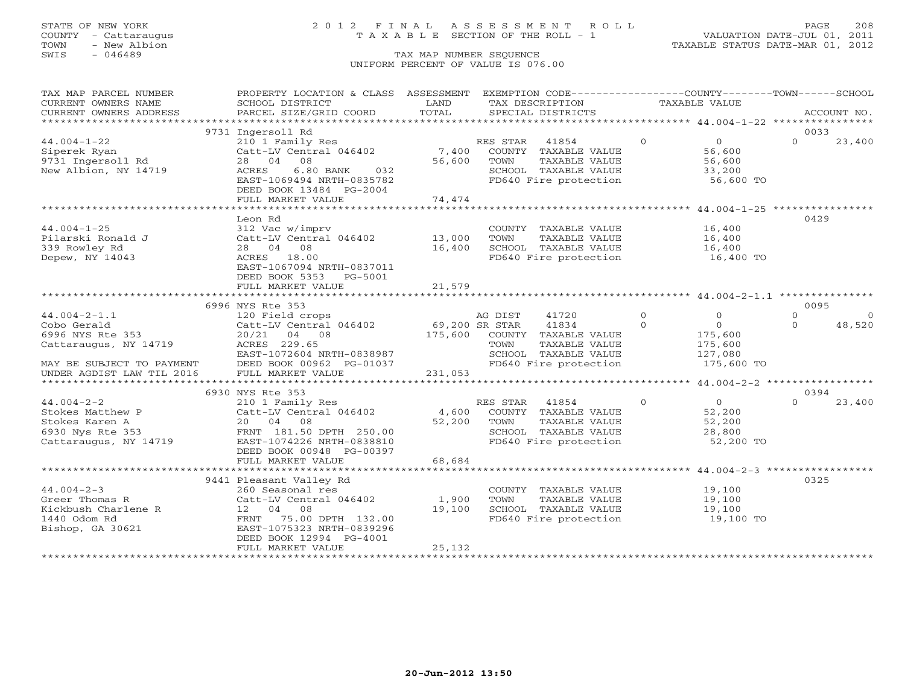STATE OF NEW YORK
COUNTY - Cattaraugus
TOWN - New Albion
SWIS - 046489

# 2012 FINAL ASSESSMENT ROLL

TAXABLE SECTION OF THE ROLL - 1

VALUATION DATE-JUL 01, 2011
TAXABLE STATUS DATE-MAR 01, 2012

TAX MAP NUMBER SEQUENCE
UNIFORM PERCENT OF VALUE IS 076.00

| TAX MAP PARCEL NUMBER / CURRENT OWNERS NAME / CURRENT OWNERS ADDRESS | PROPERTY LOCATION & CLASS / SCHOOL DISTRICT / PARCEL SIZE/GRID COORD | ASSESSMENT LAND / TOTAL | EXEMPTION CODE / TAX DESCRIPTION / SPECIAL DISTRICTS | COUNTY | TOWN | SCHOOL | ACCOUNT NO. |
|---|---|---|---|---|---|---|---|
| 44.004-1-22 | 9731 Ingersoll Rd | | | | | | 0033 |
| Siperek Ryan | 210 1 Family Res | | RES STAR 41854 | 0 | 0 | 23,400 | |
| 9731 Ingersoll Rd | Catt-LV Central 046402 | 7,400 | COUNTY TAXABLE VALUE | 56,600 | | | |
| New Albion, NY 14719 | 28 04 08 | 56,600 | TOWN TAXABLE VALUE | | 56,600 | | |
| | ACRES 6.80 BANK 032 | | SCHOOL TAXABLE VALUE | | | 33,200 | |
| | EAST-1069494 NRTH-0835782 | | FD640 Fire protection | 56,600 TO | | | |
| | DEED BOOK 13484 PG-2004 | | | | | | |
| | FULL MARKET VALUE | 74,474 | | | | | |
| 44.004-1-25 | Leon Rd | | | | | | 0429 |
| Pilarski Ronald J | 312 Vac w/imprv | | COUNTY TAXABLE VALUE | 16,400 | | | |
| 339 Rowley Rd | Catt-LV Central 046402 | 13,000 | TOWN TAXABLE VALUE | | 16,400 | | |
| Depew, NY 14043 | 28 04 08 | 16,400 | SCHOOL TAXABLE VALUE | | | 16,400 | |
| | ACRES 18.00 | | FD640 Fire protection | 16,400 TO | | | |
| | EAST-1067094 NRTH-0837011 | | | | | | |
| | DEED BOOK 5353 PG-5001 | | | | | | |
| | FULL MARKET VALUE | 21,579 | | | | | |
| 44.004-2-1.1 | 6996 NYS Rte 353 | | | | | | 0095 |
| Cobo Gerald | 120 Field crops | | AG DIST 41720 | 0 | 0 | 0 | |
| 6996 NYS Rte 353 | Catt-LV Central 046402 | 69,200 | SR STAR 41834 | 0 | 0 | 48,520 | |
| Cattaraugus, NY 14719 | 20/21 04 08 | 175,600 | COUNTY TAXABLE VALUE | 175,600 | | | |
| | ACRES 229.65 | | TOWN TAXABLE VALUE | | 175,600 | | |
| | EAST-1072604 NRTH-0838987 | | SCHOOL TAXABLE VALUE | | | 127,080 | |
| MAY BE SUBJECT TO PAYMENT | DEED BOOK 00962 PG-01037 | | FD640 Fire protection | 175,600 TO | | | |
| UNDER AGDIST LAW TIL 2016 | FULL MARKET VALUE | 231,053 | | | | | |
| 44.004-2-2 | 6930 NYS Rte 353 | | | | | | 0394 |
| Stokes Matthew P | 210 1 Family Res | | RES STAR 41854 | 0 | 0 | 23,400 | |
| Stokes Karen A | Catt-LV Central 046402 | 4,600 | COUNTY TAXABLE VALUE | 52,200 | | | |
| 6930 Nys Rte 353 | 20 04 08 | 52,200 | TOWN TAXABLE VALUE | | 52,200 | | |
| Cattaraugus, NY 14719 | FRNT 181.50 DPTH 250.00 | | SCHOOL TAXABLE VALUE | | | 28,800 | |
| | EAST-1074226 NRTH-0838810 | | FD640 Fire protection | 52,200 TO | | | |
| | DEED BOOK 00948 PG-00397 | | | | | | |
| | FULL MARKET VALUE | 68,684 | | | | | |
| 44.004-2-3 | 9441 Pleasant Valley Rd | | | | | | 0325 |
| Greer Thomas R | 260 Seasonal res | | COUNTY TAXABLE VALUE | 19,100 | | | |
| Kickbush Charlene R | Catt-LV Central 046402 | 1,900 | TOWN TAXABLE VALUE | | 19,100 | | |
| 1440 Odom Rd | 12 04 08 | 19,100 | SCHOOL TAXABLE VALUE | | | 19,100 | |
| Bishop, GA 30621 | FRNT 75.00 DPTH 132.00 | | FD640 Fire protection | 19,100 TO | | | |
| | EAST-1075323 NRTH-0839296 | | | | | | |
| | DEED BOOK 12994 PG-4001 | | | | | | |
| | FULL MARKET VALUE | 25,132 | | | | | |

20-Jun-2012 13:50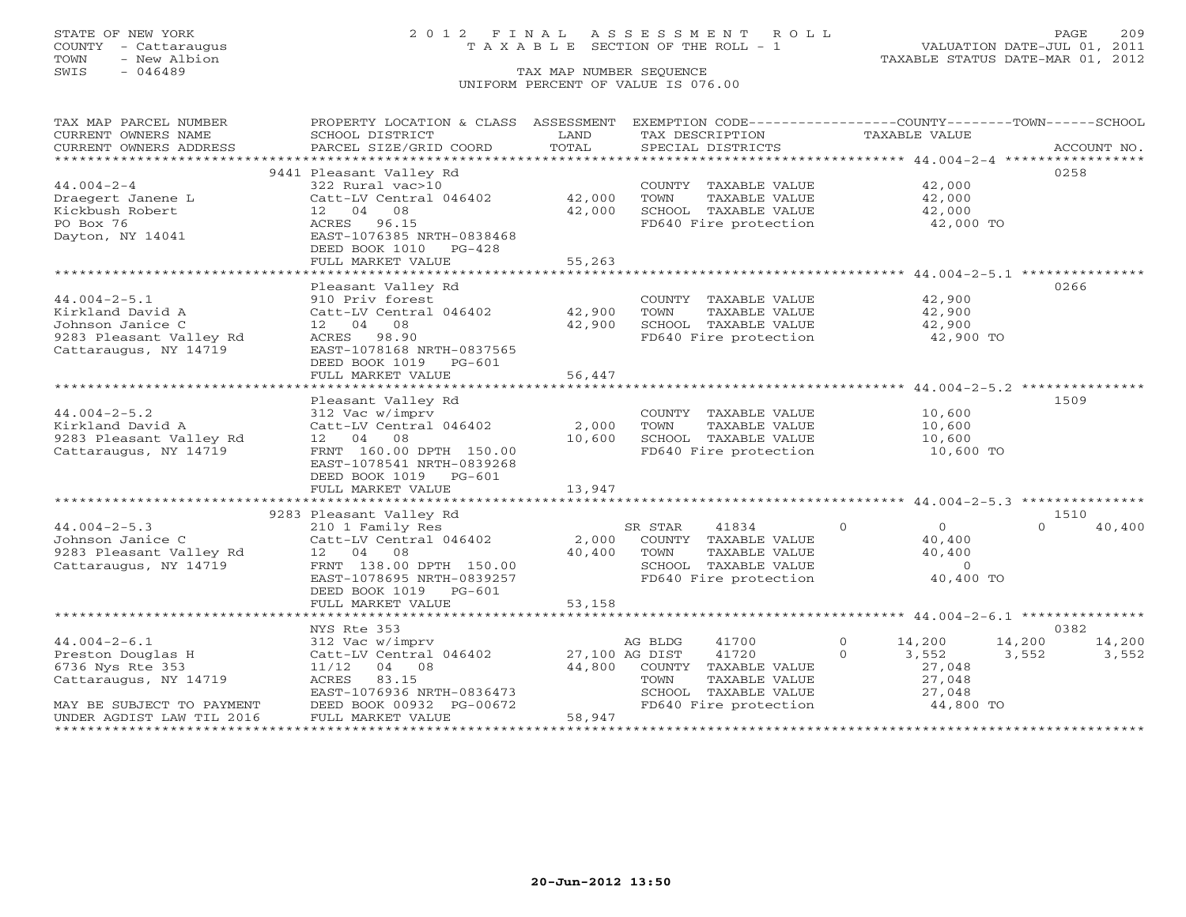STATE OF NEW YORK
COUNTY - Cattaraugus
TOWN - New Albion
SWIS - 046489

2012 FINAL ASSESSMENT ROLL
TAXABLE SECTION OF THE ROLL - 1

TAX MAP NUMBER SEQUENCE
UNIFORM PERCENT OF VALUE IS 076.00

VALUATION DATE-JUL 01, 2011
TAXABLE STATUS DATE-MAR 01, 2012

| TAX MAP PARCEL NUMBER / CURRENT OWNERS NAME / CURRENT OWNERS ADDRESS | PROPERTY LOCATION & CLASS / SCHOOL DISTRICT / PARCEL SIZE/GRID COORD | ASSESSMENT LAND / TOTAL | EXEMPTION CODE / TAX DESCRIPTION / SPECIAL DISTRICTS | COUNTY | TOWN | SCHOOL | ACCOUNT NO. |
|---|---|---|---|---|---|---|---|
| 44.004-2-4 | 9441 Pleasant Valley Rd | | | | | | 0258 |
| Draegert Janene L | 322 Rural vac>10 | | COUNTY TAXABLE VALUE | 42,000 | | | |
| Kickbush Robert | Catt-LV Central 046402 | 42,000 | TOWN TAXABLE VALUE | | 42,000 | | |
| PO Box 76 | 12 04 08 | 42,000 | SCHOOL TAXABLE VALUE | | | 42,000 | |
| Dayton, NY 14041 | ACRES 96.15 | | FD640 Fire protection | 42,000 TO | | | |
| | EAST-1076385 NRTH-0838468 | | | | | | |
| | DEED BOOK 1010 PG-428 | | | | | | |
| | FULL MARKET VALUE | 55,263 | | | | | |
| 44.004-2-5.1 | Pleasant Valley Rd | | | | | | 0266 |
| Kirkland David A | 910 Priv forest | | COUNTY TAXABLE VALUE | 42,900 | | | |
| Johnson Janice C | Catt-LV Central 046402 | 42,900 | TOWN TAXABLE VALUE | | 42,900 | | |
| 9283 Pleasant Valley Rd | 12 04 08 | 42,900 | SCHOOL TAXABLE VALUE | | | 42,900 | |
| Cattaraugus, NY 14719 | ACRES 98.90 | | FD640 Fire protection | 42,900 TO | | | |
| | EAST-1078168 NRTH-0837565 | | | | | | |
| | DEED BOOK 1019 PG-601 | | | | | | |
| | FULL MARKET VALUE | 56,447 | | | | | |
| 44.004-2-5.2 | Pleasant Valley Rd | | | | | | 1509 |
| Kirkland David A | 312 Vac w/imprv | | COUNTY TAXABLE VALUE | 10,600 | | | |
| 9283 Pleasant Valley Rd | Catt-LV Central 046402 | 2,000 | TOWN TAXABLE VALUE | | 10,600 | | |
| Cattaraugus, NY 14719 | 12 04 08 | 10,600 | SCHOOL TAXABLE VALUE | | | 10,600 | |
| | FRNT 160.00 DPTH 150.00 | | FD640 Fire protection | 10,600 TO | | | |
| | EAST-1078541 NRTH-0839268 | | | | | | |
| | DEED BOOK 1019 PG-601 | | | | | | |
| | FULL MARKET VALUE | 13,947 | | | | | |
| 44.004-2-5.3 | 9283 Pleasant Valley Rd | | | | | | 1510 |
| Johnson Janice C | 210 1 Family Res | | SR STAR 41834 | 0 | 0 | 40,400 | |
| 9283 Pleasant Valley Rd | Catt-LV Central 046402 | 2,000 | COUNTY TAXABLE VALUE | 40,400 | | | |
| Cattaraugus, NY 14719 | 12 04 08 | 40,400 | TOWN TAXABLE VALUE | | 40,400 | | |
| | FRNT 138.00 DPTH 150.00 | | SCHOOL TAXABLE VALUE | | | 0 | |
| | EAST-1078695 NRTH-0839257 | | FD640 Fire protection | 40,400 TO | | | |
| | DEED BOOK 1019 PG-601 | | | | | | |
| | FULL MARKET VALUE | 53,158 | | | | | |
| 44.004-2-6.1 | NYS Rte 353 | | | | | | 0382 |
| Preston Douglas H | 312 Vac w/imprv | | AG BLDG 41700 0 | 14,200 | 14,200 | 14,200 | |
| 6736 Nys Rte 353 | Catt-LV Central 046402 | 27,100 | AG DIST 41720 0 | 3,552 | 3,552 | 3,552 | |
| Cattaraugus, NY 14719 | 11/12 04 08 | 44,800 | COUNTY TAXABLE VALUE | 27,048 | | | |
| | ACRES 83.15 | | TOWN TAXABLE VALUE | | 27,048 | | |
| | EAST-1076936 NRTH-0836473 | | SCHOOL TAXABLE VALUE | | | 27,048 | |
| MAY BE SUBJECT TO PAYMENT | DEED BOOK 00932 PG-00672 | | FD640 Fire protection | 44,800 TO | | | |
| UNDER AGDIST LAW TIL 2016 | FULL MARKET VALUE | 58,947 | | | | | |

20-Jun-2012 13:50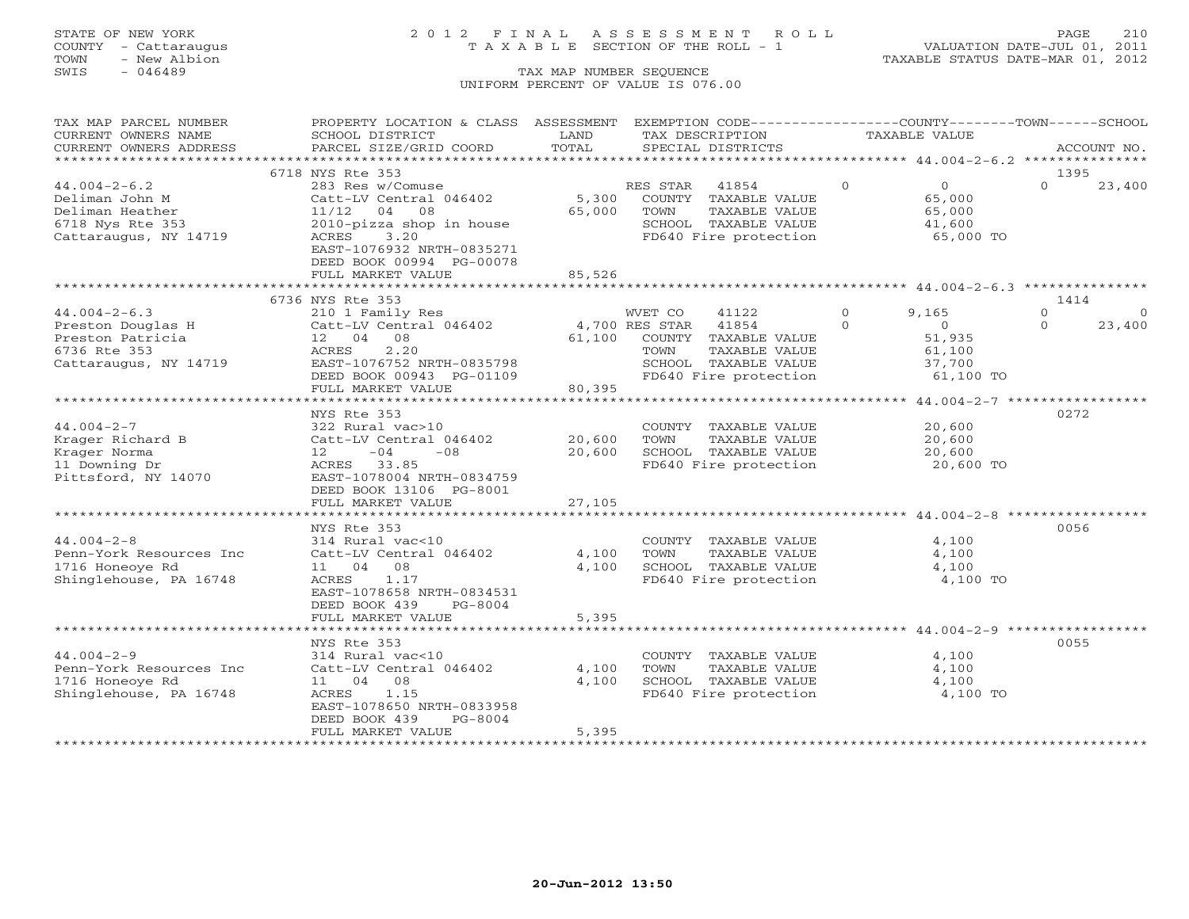STATE OF NEW YORK
COUNTY - Cattaraugus
TOWN - New Albion
SWIS - 046489

2012 FINAL ASSESSMENT ROLL
TAXABLE SECTION OF THE ROLL - 1

TAX MAP NUMBER SEQUENCE
UNIFORM PERCENT OF VALUE IS 076.00

VALUATION DATE-JUL 01, 2011
TAXABLE STATUS DATE-MAR 01, 2012

| TAX MAP PARCEL NUMBER / CURRENT OWNERS NAME / CURRENT OWNERS ADDRESS | PROPERTY LOCATION & CLASS / SCHOOL DISTRICT / PARCEL SIZE/GRID COORD | ASSESSMENT LAND / TOTAL | EXEMPTION CODE / TAX DESCRIPTION / SPECIAL DISTRICTS | COUNTY | TOWN | SCHOOL | ACCOUNT NO. |
|---|---|---|---|---|---|---|---|
| **44.004-2-6.2** | 6718 NYS Rte 353 | | | | | | 1395 |
| Deliman John M | 283 Res w/Comuse | | RES STAR 41854 | 0 | 0 | 23,400 | |
| Deliman Heather | Catt-LV Central 046402 | 5,300 | COUNTY TAXABLE VALUE | 65,000 | | | |
| 6718 Nys Rte 353 | 11/12 04 08 | 65,000 | TOWN TAXABLE VALUE | | 65,000 | | |
| Cattaraugus, NY 14719 | 2010-pizza shop in house | | SCHOOL TAXABLE VALUE | | | 41,600 | |
| | ACRES 3.20 | | FD640 Fire protection | 65,000 TO | | | |
| | EAST-1076932 NRTH-0835271 | | | | | | |
| | DEED BOOK 00994 PG-00078 | | | | | | |
| | FULL MARKET VALUE | 85,526 | | | | | |
| **44.004-2-6.3** | 6736 NYS Rte 353 | | | | | | 1414 |
| Preston Douglas H | 210 1 Family Res | | WVET CO 41122 | 9,165 | 0 | 0 | |
| Preston Patricia | Catt-LV Central 046402 | 4,700 | RES STAR 41854 | 0 | 0 | 23,400 | |
| 6736 Rte 353 | 12 04 08 | 61,100 | COUNTY TAXABLE VALUE | 51,935 | | | |
| Cattaraugus, NY 14719 | ACRES 2.20 | | TOWN TAXABLE VALUE | | 61,100 | | |
| | EAST-1076752 NRTH-0835798 | | SCHOOL TAXABLE VALUE | | | 37,700 | |
| | DEED BOOK 00943 PG-01109 | | FD640 Fire protection | 61,100 TO | | | |
| | FULL MARKET VALUE | 80,395 | | | | | |
| **44.004-2-7** | NYS Rte 353 | | | | | | 0272 |
| Krager Richard B | 322 Rural vac>10 | | COUNTY TAXABLE VALUE | 20,600 | | | |
| Krager Norma | Catt-LV Central 046402 | 20,600 | TOWN TAXABLE VALUE | | 20,600 | | |
| 11 Downing Dr | 12 -04 -08 | 20,600 | SCHOOL TAXABLE VALUE | | | 20,600 | |
| Pittsford, NY 14070 | ACRES 33.85 | | FD640 Fire protection | 20,600 TO | | | |
| | EAST-1078004 NRTH-0834759 | | | | | | |
| | DEED BOOK 13106 PG-8001 | | | | | | |
| | FULL MARKET VALUE | 27,105 | | | | | |
| **44.004-2-8** | NYS Rte 353 | | | | | | 0056 |
| Penn-York Resources Inc | 314 Rural vac<10 | | COUNTY TAXABLE VALUE | 4,100 | | | |
| 1716 Honeoye Rd | Catt-LV Central 046402 | 4,100 | TOWN TAXABLE VALUE | | 4,100 | | |
| Shinglehouse, PA 16748 | 11 04 08 | 4,100 | SCHOOL TAXABLE VALUE | | | 4,100 | |
| | ACRES 1.17 | | FD640 Fire protection | 4,100 TO | | | |
| | EAST-1078658 NRTH-0834531 | | | | | | |
| | DEED BOOK 439 PG-8004 | | | | | | |
| | FULL MARKET VALUE | 5,395 | | | | | |
| **44.004-2-9** | NYS Rte 353 | | | | | | 0055 |
| Penn-York Resources Inc | 314 Rural vac<10 | | COUNTY TAXABLE VALUE | 4,100 | | | |
| 1716 Honeoye Rd | Catt-LV Central 046402 | 4,100 | TOWN TAXABLE VALUE | | 4,100 | | |
| Shinglehouse, PA 16748 | 11 04 08 | 4,100 | SCHOOL TAXABLE VALUE | | | 4,100 | |
| | ACRES 1.15 | | FD640 Fire protection | 4,100 TO | | | |
| | EAST-1078650 NRTH-0833958 | | | | | | |
| | DEED BOOK 439 PG-8004 | | | | | | |
| | FULL MARKET VALUE | 5,395 | | | | | |

20-Jun-2012 13:50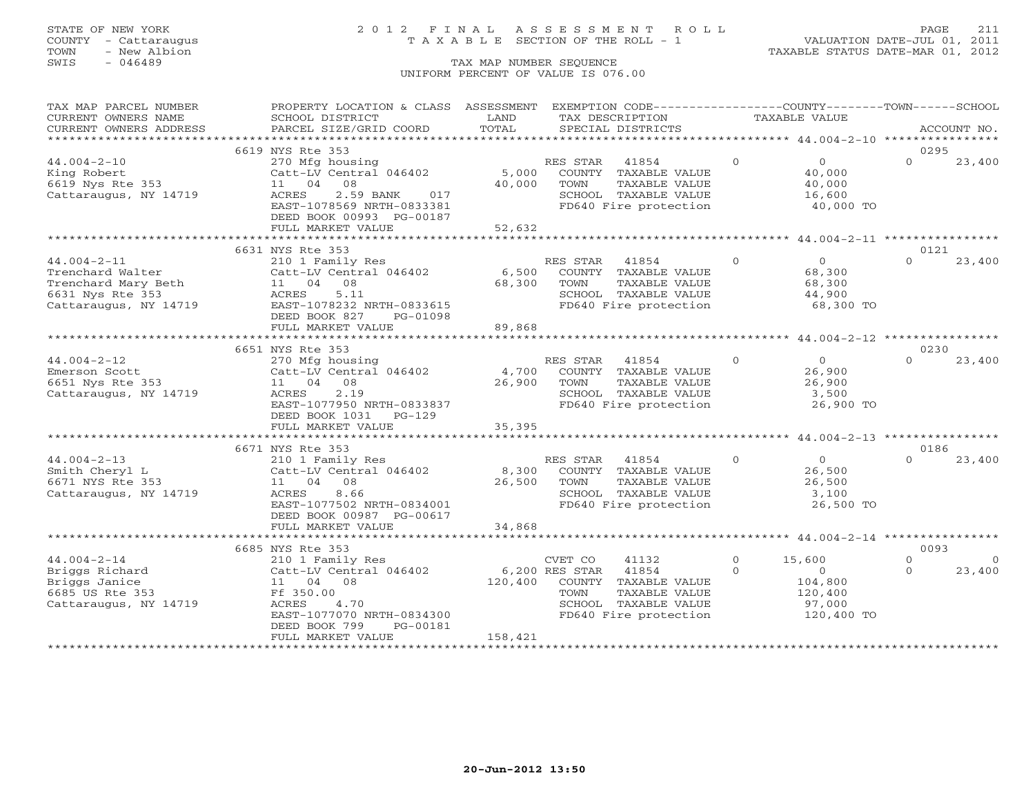STATE OF NEW YORK
COUNTY - Cattaraugus
TOWN - New Albion
SWIS - 046489

2012 FINAL ASSESSMENT ROLL
TAXABLE SECTION OF THE ROLL - 1
TAX MAP NUMBER SEQUENCE
UNIFORM PERCENT OF VALUE IS 076.00

VALUATION DATE-JUL 01, 2011
TAXABLE STATUS DATE-MAR 01, 2012

| TAX MAP PARCEL NUMBER / CURRENT OWNERS NAME / CURRENT OWNERS ADDRESS | PROPERTY LOCATION & CLASS / SCHOOL DISTRICT / PARCEL SIZE/GRID COORD | ASSESSMENT LAND / TOTAL | EXEMPTION CODE / TAX DESCRIPTION / SPECIAL DISTRICTS | COUNTY | TOWN | SCHOOL / ACCOUNT NO. |
|---|---|---|---|---|---|---|
| **44.004-2-10** | 6619 NYS Rte 353 | | | | | 0295 |
| King Robert | 270 Mfg housing | | RES STAR 41854 | 0 | 0 | 0 23,400 |
| 6619 Nys Rte 353 | Catt-LV Central 046402 | 5,000 | COUNTY TAXABLE VALUE | 40,000 | | |
| Cattaraugus, NY 14719 | 11 04 08 | 40,000 | TOWN TAXABLE VALUE | | 40,000 | |
| | ACRES 2.59 BANK 017 | | SCHOOL TAXABLE VALUE | | | 16,600 |
| | EAST-1078569 NRTH-0833381 | | FD640 Fire protection | 40,000 TO | | |
| | DEED BOOK 00993 PG-00187 | | | | | |
| | FULL MARKET VALUE | 52,632 | | | | |
| **44.004-2-11** | 6631 NYS Rte 353 | | | | | 0121 |
| Trenchard Walter | 210 1 Family Res | | RES STAR 41854 | 0 | 0 | 0 23,400 |
| Trenchard Mary Beth | Catt-LV Central 046402 | 6,500 | COUNTY TAXABLE VALUE | 68,300 | | |
| 6631 Nys Rte 353 | 11 04 08 | 68,300 | TOWN TAXABLE VALUE | | 68,300 | |
| Cattaraugus, NY 14719 | ACRES 5.11 | | SCHOOL TAXABLE VALUE | | | 44,900 |
| | EAST-1078232 NRTH-0833615 | | FD640 Fire protection | 68,300 TO | | |
| | DEED BOOK 827 PG-01098 | | | | | |
| | FULL MARKET VALUE | 89,868 | | | | |
| **44.004-2-12** | 6651 NYS Rte 353 | | | | | 0230 |
| Emerson Scott | 270 Mfg housing | | RES STAR 41854 | 0 | 0 | 0 23,400 |
| 6651 Nys Rte 353 | Catt-LV Central 046402 | 4,700 | COUNTY TAXABLE VALUE | 26,900 | | |
| Cattaraugus, NY 14719 | 11 04 08 | 26,900 | TOWN TAXABLE VALUE | | 26,900 | |
| | ACRES 2.19 | | SCHOOL TAXABLE VALUE | | | 3,500 |
| | EAST-1077950 NRTH-0833837 | | FD640 Fire protection | 26,900 TO | | |
| | DEED BOOK 1031 PG-129 | | | | | |
| | FULL MARKET VALUE | 35,395 | | | | |
| **44.004-2-13** | 6671 NYS Rte 353 | | | | | 0186 |
| Smith Cheryl L | 210 1 Family Res | | RES STAR 41854 | 0 | 0 | 0 23,400 |
| 6671 NYS Rte 353 | Catt-LV Central 046402 | 8,300 | COUNTY TAXABLE VALUE | 26,500 | | |
| Cattaraugus, NY 14719 | 11 04 08 | 26,500 | TOWN TAXABLE VALUE | | 26,500 | |
| | ACRES 8.66 | | SCHOOL TAXABLE VALUE | | | 3,100 |
| | EAST-1077502 NRTH-0834001 | | FD640 Fire protection | 26,500 TO | | |
| | DEED BOOK 00987 PG-00617 | | | | | |
| | FULL MARKET VALUE | 34,868 | | | | |
| **44.004-2-14** | 6685 NYS Rte 353 | | | | | 0093 |
| Briggs Richard | 210 1 Family Res | | CVET CO 41132 | 0 15,600 | 0 | 0 |
| Briggs Janice | Catt-LV Central 046402 | 6,200 | RES STAR 41854 | 0 0 | 0 | 23,400 |
| 6685 US Rte 353 | 11 04 08 | 120,400 | COUNTY TAXABLE VALUE | 104,800 | | |
| Cattaraugus, NY 14719 | Ff 350.00 | | TOWN TAXABLE VALUE | | 120,400 | |
| | ACRES 4.70 | | SCHOOL TAXABLE VALUE | | | 97,000 |
| | EAST-1077070 NRTH-0834300 | | FD640 Fire protection | 120,400 TO | | |
| | DEED BOOK 799 PG-00181 | | | | | |
| | FULL MARKET VALUE | 158,421 | | | | |

20-Jun-2012 13:50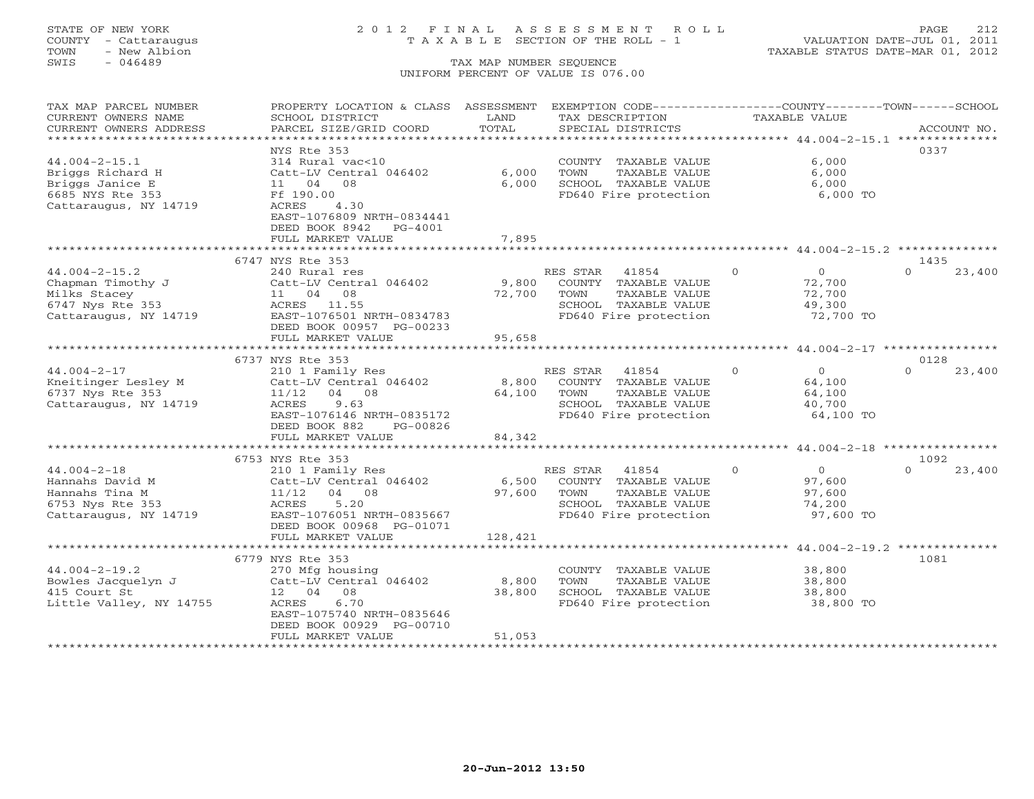STATE OF NEW YORK
COUNTY - Cattaraugus
TOWN - New Albion
SWIS - 046489

# 2012 FINAL ASSESSMENT ROLL
TAXABLE SECTION OF THE ROLL - 1
TAX MAP NUMBER SEQUENCE
UNIFORM PERCENT OF VALUE IS 076.00

VALUATION DATE-JUL 01, 2011
TAXABLE STATUS DATE-MAR 01, 2012

| TAX MAP PARCEL NUMBER / CURRENT OWNERS NAME / CURRENT OWNERS ADDRESS | PROPERTY LOCATION & CLASS / SCHOOL DISTRICT / PARCEL SIZE/GRID COORD | ASSESSMENT LAND / TOTAL | EXEMPTION CODE / TAX DESCRIPTION / SPECIAL DISTRICTS | COUNTY TAXABLE VALUE | TOWN | SCHOOL / ACCOUNT NO. |
|---|---|---|---|---|---|---|
| 44.004-2-15.1 | NYS Rte 353 | | | | | 0337 |
| 44.004-2-15.1 | 314 Rural vac<10 | | COUNTY TAXABLE VALUE | 6,000 | | |
| Briggs Richard H | Catt-LV Central 046402 | 6,000 | TOWN TAXABLE VALUE | 6,000 | | |
| Briggs Janice E | 11 04 08 | 6,000 | SCHOOL TAXABLE VALUE | 6,000 | | |
| 6685 NYS Rte 353 | Ff 190.00 | | FD640 Fire protection | 6,000 TO | | |
| Cattaraugus, NY 14719 | ACRES 4.30 | | | | | |
| | EAST-1076809 NRTH-0834441 | | | | | |
| | DEED BOOK 8942 PG-4001 | | | | | |
| | FULL MARKET VALUE | 7,895 | | | | |
| 44.004-2-15.2 | 6747 NYS Rte 353 | | | | | 1435 |
| 44.004-2-15.2 | 240 Rural res | | RES STAR 41854 | 0 | 0 | 0 23,400 |
| Chapman Timothy J | Catt-LV Central 046402 | 9,800 | COUNTY TAXABLE VALUE | 72,700 | | |
| Milks Stacey | 11 04 08 | 72,700 | TOWN TAXABLE VALUE | 72,700 | | |
| 6747 Nys Rte 353 | ACRES 11.55 | | SCHOOL TAXABLE VALUE | 49,300 | | |
| Cattaraugus, NY 14719 | EAST-1076501 NRTH-0834783 | | FD640 Fire protection | 72,700 TO | | |
| | DEED BOOK 00957 PG-00233 | | | | | |
| | FULL MARKET VALUE | 95,658 | | | | |
| 44.004-2-17 | 6737 NYS Rte 353 | | | | | 0128 |
| 44.004-2-17 | 210 1 Family Res | | RES STAR 41854 | 0 | 0 | 0 23,400 |
| Kneitinger Lesley M | Catt-LV Central 046402 | 8,800 | COUNTY TAXABLE VALUE | 64,100 | | |
| 6737 Nys Rte 353 | 11/12 04 08 | 64,100 | TOWN TAXABLE VALUE | 64,100 | | |
| Cattaraugus, NY 14719 | ACRES 9.63 | | SCHOOL TAXABLE VALUE | 40,700 | | |
| | EAST-1076146 NRTH-0835172 | | FD640 Fire protection | 64,100 TO | | |
| | DEED BOOK 882 PG-00826 | | | | | |
| | FULL MARKET VALUE | 84,342 | | | | |
| 44.004-2-18 | 6753 NYS Rte 353 | | | | | 1092 |
| 44.004-2-18 | 210 1 Family Res | | RES STAR 41854 | 0 | 0 | 0 23,400 |
| Hannahs David M | Catt-LV Central 046402 | 6,500 | COUNTY TAXABLE VALUE | 97,600 | | |
| Hannahs Tina M | 11/12 04 08 | 97,600 | TOWN TAXABLE VALUE | 97,600 | | |
| 6753 Nys Rte 353 | ACRES 5.20 | | SCHOOL TAXABLE VALUE | 74,200 | | |
| Cattaraugus, NY 14719 | EAST-1076051 NRTH-0835667 | | FD640 Fire protection | 97,600 TO | | |
| | DEED BOOK 00968 PG-01071 | | | | | |
| | FULL MARKET VALUE | 128,421 | | | | |
| 44.004-2-19.2 | 6779 NYS Rte 353 | | | | | 1081 |
| 44.004-2-19.2 | 270 Mfg housing | | COUNTY TAXABLE VALUE | 38,800 | | |
| Bowles Jacquelyn J | Catt-LV Central 046402 | 8,800 | TOWN TAXABLE VALUE | 38,800 | | |
| 415 Court St | 12 04 08 | 38,800 | SCHOOL TAXABLE VALUE | 38,800 | | |
| Little Valley, NY 14755 | ACRES 6.70 | | FD640 Fire protection | 38,800 TO | | |
| | EAST-1075740 NRTH-0835646 | | | | | |
| | DEED BOOK 00929 PG-00710 | | | | | |
| | FULL MARKET VALUE | 51,053 | | | | |

20-Jun-2012 13:50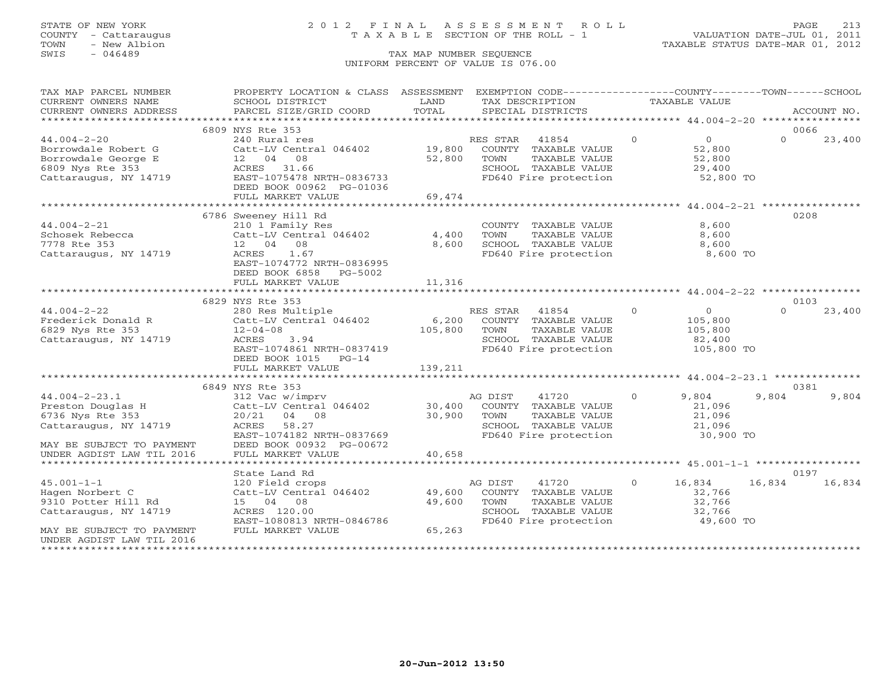STATE OF NEW YORK
COUNTY - Cattaraugus
TOWN - New Albion
SWIS - 046489

# 2012 FINAL ASSESSMENT ROLL

TAXABLE SECTION OF THE ROLL - 1

TAX MAP NUMBER SEQUENCE

UNIFORM PERCENT OF VALUE IS 076.00

VALUATION DATE-JUL 01, 2011
TAXABLE STATUS DATE-MAR 01, 2012

| TAX MAP PARCEL NUMBER / CURRENT OWNERS NAME / CURRENT OWNERS ADDRESS | PROPERTY LOCATION & CLASS / SCHOOL DISTRICT / PARCEL SIZE/GRID COORD | ASSESSMENT LAND / TOTAL | EXEMPTION CODE / TAX DESCRIPTION / SPECIAL DISTRICTS | COUNTY | TOWN | SCHOOL | ACCOUNT NO. |
|---|---|---|---|---|---|---|---|
| 44.004-2-20 | 6809 NYS Rte 353 | | | | | | 0066 |
| Borrowdale Robert G | 240 Rural res | | RES STAR 41854 | 0 | 0 | 23,400 | |
| Borrowdale George E | Catt-LV Central 046402 | 19,800 | COUNTY TAXABLE VALUE | 52,800 | | | |
| 6809 Nys Rte 353 | 12 04 08 | 52,800 | TOWN TAXABLE VALUE | | 52,800 | | |
| Cattaraugus, NY 14719 | ACRES 31.66 | | SCHOOL TAXABLE VALUE | | | 29,400 | |
| | EAST-1075478 NRTH-0836733 | | FD640 Fire protection | 52,800 TO | | | |
| | DEED BOOK 00962 PG-01036 | | | | | | |
| | FULL MARKET VALUE | 69,474 | | | | | |
| 44.004-2-21 | 6786 Sweeney Hill Rd | | | | | | 0208 |
| Schosek Rebecca | 210 1 Family Res | | COUNTY TAXABLE VALUE | 8,600 | | | |
| 7778 Rte 353 | Catt-LV Central 046402 | 4,400 | TOWN TAXABLE VALUE | | 8,600 | | |
| Cattaraugus, NY 14719 | 12 04 08 | 8,600 | SCHOOL TAXABLE VALUE | | | 8,600 | |
| | ACRES 1.67 | | FD640 Fire protection | 8,600 TO | | | |
| | EAST-1074772 NRTH-0836995 | | | | | | |
| | DEED BOOK 6858 PG-5002 | | | | | | |
| | FULL MARKET VALUE | 11,316 | | | | | |
| 44.004-2-22 | 6829 NYS Rte 353 | | | | | | 0103 |
| Frederick Donald R | 280 Res Multiple | | RES STAR 41854 | 0 | 0 | 23,400 | |
| 6829 Nys Rte 353 | Catt-LV Central 046402 | 6,200 | COUNTY TAXABLE VALUE | 105,800 | | | |
| Cattaraugus, NY 14719 | 12-04-08 | 105,800 | TOWN TAXABLE VALUE | | 105,800 | | |
| | ACRES 3.94 | | SCHOOL TAXABLE VALUE | | | 82,400 | |
| | EAST-1074861 NRTH-0837419 | | FD640 Fire protection | 105,800 TO | | | |
| | DEED BOOK 1015 PG-14 | | | | | | |
| | FULL MARKET VALUE | 139,211 | | | | | |
| 44.004-2-23.1 | 6849 NYS Rte 353 | | | | | | 0381 |
| Preston Douglas H | 312 Vac w/imprv | | AG DIST 41720 | 9,804 | 9,804 | 9,804 | |
| 6736 Nys Rte 353 | Catt-LV Central 046402 | 30,400 | COUNTY TAXABLE VALUE | 21,096 | | | |
| Cattaraugus, NY 14719 | 20/21 04 08 | 30,900 | TOWN TAXABLE VALUE | | 21,096 | | |
| | ACRES 58.27 | | SCHOOL TAXABLE VALUE | | | 21,096 | |
| | EAST-1074182 NRTH-0837669 | | FD640 Fire protection | 30,900 TO | | | |
| MAY BE SUBJECT TO PAYMENT | DEED BOOK 00932 PG-00672 | | | | | | |
| UNDER AGDIST LAW TIL 2016 | FULL MARKET VALUE | 40,658 | | | | | |
| 45.001-1-1 | State Land Rd | | | | | | 0197 |
| Hagen Norbert C | 120 Field crops | | AG DIST 41720 | 16,834 | 16,834 | 16,834 | |
| 9310 Potter Hill Rd | Catt-LV Central 046402 | 49,600 | COUNTY TAXABLE VALUE | 32,766 | | | |
| Cattaraugus, NY 14719 | 15 04 08 | 49,600 | TOWN TAXABLE VALUE | | 32,766 | | |
| | ACRES 120.00 | | SCHOOL TAXABLE VALUE | | | 32,766 | |
| | EAST-1080813 NRTH-0846786 | | FD640 Fire protection | 49,600 TO | | | |
| MAY BE SUBJECT TO PAYMENT | FULL MARKET VALUE | 65,263 | | | | | |
| UNDER AGDIST LAW TIL 2016 | | | | | | | |

20-Jun-2012 13:50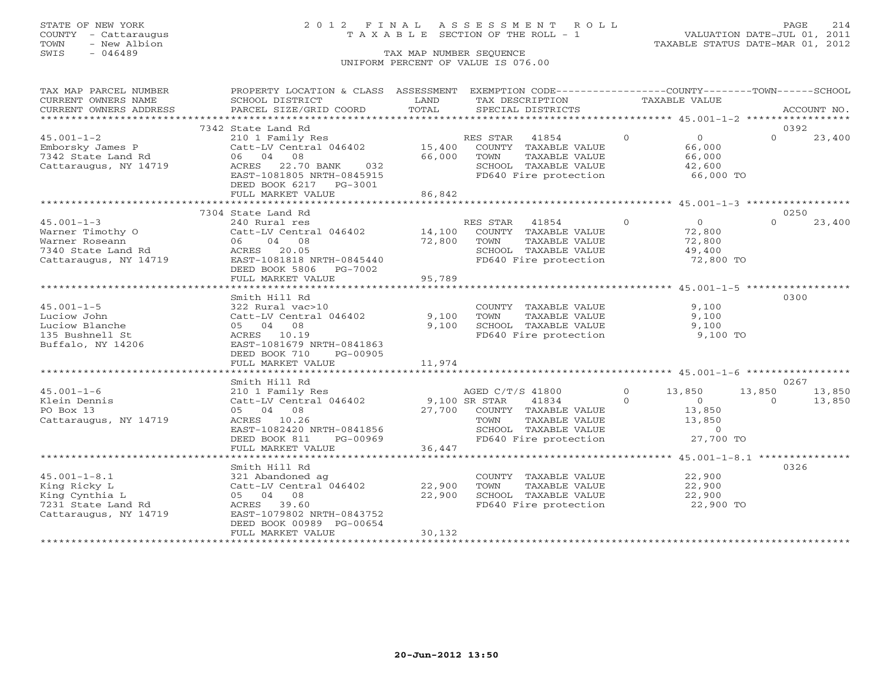STATE OF NEW YORK
COUNTY - Cattaraugus
TOWN - New Albion
SWIS - 046489

# 2012 FINAL ASSESSMENT ROLL

TAXABLE SECTION OF THE ROLL - 1

TAX MAP NUMBER SEQUENCE

UNIFORM PERCENT OF VALUE IS 076.00

VALUATION DATE-JUL 01, 2011
TAXABLE STATUS DATE-MAR 01, 2012

| TAX MAP PARCEL NUMBER / CURRENT OWNERS NAME / CURRENT OWNERS ADDRESS | PROPERTY LOCATION & CLASS / SCHOOL DISTRICT / PARCEL SIZE/GRID COORD | ASSESSMENT LAND / TOTAL | EXEMPTION CODE / TAX DESCRIPTION / SPECIAL DISTRICTS | | COUNTY TAXABLE VALUE | TOWN | SCHOOL / ACCOUNT NO. |
|---|---|---|---|---|---|---|---|
| | 7342 State Land Rd | | | | | | 0392 |
| 45.001-1-2 | 210 1 Family Res | | RES STAR 41854 | 0 | 0 | 0 | 23,400 |
| Emborsky James P | Catt-LV Central 046402 | 15,400 | COUNTY TAXABLE VALUE | | 66,000 | | |
| 7342 State Land Rd | 06 04 08 | 66,000 | TOWN TAXABLE VALUE | | 66,000 | | |
| Cattaraugus, NY 14719 | ACRES 22.70 BANK 032 | | SCHOOL TAXABLE VALUE | | 42,600 | | |
| | EAST-1081805 NRTH-0845915 | | FD640 Fire protection | | 66,000 TO | | |
| | DEED BOOK 6217 PG-3001 | | | | | | |
| | FULL MARKET VALUE | 86,842 | | | | | |
| | 7304 State Land Rd | | | | | | 0250 |
| 45.001-1-3 | 240 Rural res | | RES STAR 41854 | 0 | 0 | 0 | 23,400 |
| Warner Timothy O | Catt-LV Central 046402 | 14,100 | COUNTY TAXABLE VALUE | | 72,800 | | |
| Warner Roseann | 06 04 08 | 72,800 | TOWN TAXABLE VALUE | | 72,800 | | |
| 7340 State Land Rd | ACRES 20.05 | | SCHOOL TAXABLE VALUE | | 49,400 | | |
| Cattaraugus, NY 14719 | EAST-1081818 NRTH-0845440 | | FD640 Fire protection | | 72,800 TO | | |
| | DEED BOOK 5806 PG-7002 | | | | | | |
| | FULL MARKET VALUE | 95,789 | | | | | |
| | Smith Hill Rd | | | | | | 0300 |
| 45.001-1-5 | 322 Rural vac>10 | | COUNTY TAXABLE VALUE | | 9,100 | | |
| Luciow John | Catt-LV Central 046402 | 9,100 | TOWN TAXABLE VALUE | | 9,100 | | |
| Luciow Blanche | 05 04 08 | 9,100 | SCHOOL TAXABLE VALUE | | 9,100 | | |
| 135 Bushnell St | ACRES 10.19 | | FD640 Fire protection | | 9,100 TO | | |
| Buffalo, NY 14206 | EAST-1081679 NRTH-0841863 | | | | | | |
| | DEED BOOK 710 PG-00905 | | | | | | |
| | FULL MARKET VALUE | 11,974 | | | | | |
| | Smith Hill Rd | | | | | | 0267 |
| 45.001-1-6 | 210 1 Family Res | | AGED C/T/S 41800 | 0 | 13,850 | 13,850 | 13,850 |
| Klein Dennis | Catt-LV Central 046402 | 9,100 | SR STAR 41834 | 0 | 0 | 0 | 13,850 |
| PO Box 13 | 05 04 08 | 27,700 | COUNTY TAXABLE VALUE | | 13,850 | | |
| Cattaraugus, NY 14719 | ACRES 10.26 | | TOWN TAXABLE VALUE | | 13,850 | | |
| | EAST-1082420 NRTH-0841856 | | SCHOOL TAXABLE VALUE | | 0 | | |
| | DEED BOOK 811 PG-00969 | | FD640 Fire protection | | 27,700 TO | | |
| | FULL MARKET VALUE | 36,447 | | | | | |
| | Smith Hill Rd | | | | | | 0326 |
| 45.001-1-8.1 | 321 Abandoned ag | | COUNTY TAXABLE VALUE | | 22,900 | | |
| King Ricky L | Catt-LV Central 046402 | 22,900 | TOWN TAXABLE VALUE | | 22,900 | | |
| King Cynthia L | 05 04 08 | 22,900 | SCHOOL TAXABLE VALUE | | 22,900 | | |
| 7231 State Land Rd | ACRES 39.60 | | FD640 Fire protection | | 22,900 TO | | |
| Cattaraugus, NY 14719 | EAST-1079802 NRTH-0843752 | | | | | | |
| | DEED BOOK 00989 PG-00654 | | | | | | |
| | FULL MARKET VALUE | 30,132 | | | | | |

20-Jun-2012 13:50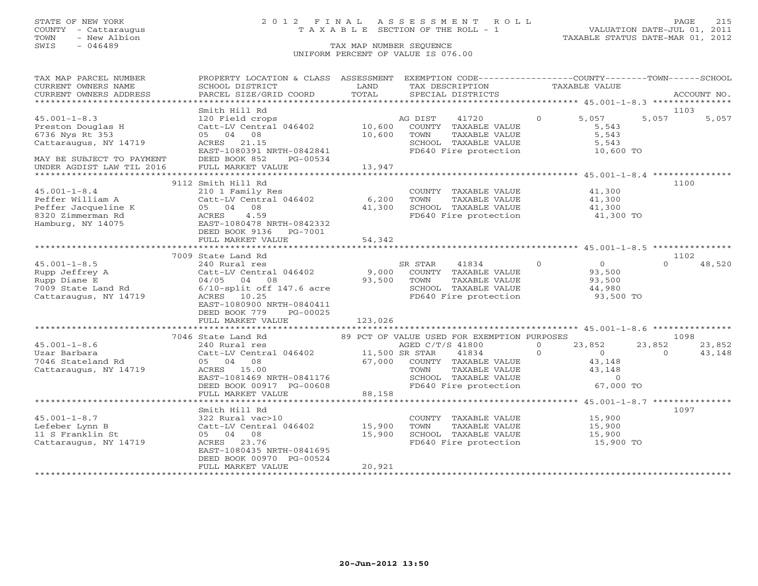STATE OF NEW YORK
COUNTY - Cattaraugus
TOWN - New Albion
SWIS - 046489

# 2012 FINAL ASSESSMENT ROLL
TAXABLE SECTION OF THE ROLL - 1

VALUATION DATE-JUL 01, 2011
TAXABLE STATUS DATE-MAR 01, 2012

TAX MAP NUMBER SEQUENCE
UNIFORM PERCENT OF VALUE IS 076.00

| TAX MAP PARCEL NUMBER / CURRENT OWNERS NAME / CURRENT OWNERS ADDRESS | PROPERTY LOCATION & CLASS / SCHOOL DISTRICT / PARCEL SIZE/GRID COORD | ASSESSMENT LAND / TOTAL | EXEMPTION CODE / TAX DESCRIPTION / SPECIAL DISTRICTS | | COUNTY TAXABLE VALUE | TOWN | SCHOOL | ACCOUNT NO. |
|---|---|---|---|---|---|---|---|---|
| **45.001-1-8.3** | Smith Hill Rd | | | | | | | 1103 |
| 45.001-1-8.3 | 120 Field crops | | AG DIST 41720 | 0 | 5,057 | 5,057 | 5,057 | |
| Preston Douglas H | Catt-LV Central 046402 | 10,600 | COUNTY TAXABLE VALUE | | 5,543 | | | |
| 6736 Nys Rt 353 | 05 04 08 | 10,600 | TOWN TAXABLE VALUE | | 5,543 | | | |
| Cattaraugus, NY 14719 | ACRES 21.15 | | SCHOOL TAXABLE VALUE | | 5,543 | | | |
| | EAST-1080391 NRTH-0842841 | | FD640 Fire protection | | 10,600 TO | | | |
| MAY BE SUBJECT TO PAYMENT | DEED BOOK 852 PG-00534 | | | | | | | |
| UNDER AGDIST LAW TIL 2016 | FULL MARKET VALUE | 13,947 | | | | | | |
| **45.001-1-8.4** | 9112 Smith Hill Rd | | | | | | | 1100 |
| 45.001-1-8.4 | 210 1 Family Res | | COUNTY TAXABLE VALUE | | 41,300 | | | |
| Peffer William A | Catt-LV Central 046402 | 6,200 | TOWN TAXABLE VALUE | | 41,300 | | | |
| Peffer Jacqueline K | 05 04 08 | 41,300 | SCHOOL TAXABLE VALUE | | 41,300 | | | |
| 8320 Zimmerman Rd | ACRES 4.59 | | FD640 Fire protection | | 41,300 TO | | | |
| Hamburg, NY 14075 | EAST-1080478 NRTH-0842332 | | | | | | | |
| | DEED BOOK 9136 PG-7001 | | | | | | | |
| | FULL MARKET VALUE | 54,342 | | | | | | |
| **45.001-1-8.5** | 7009 State Land Rd | | | | | | | 1102 |
| 45.001-1-8.5 | 240 Rural res | | SR STAR 41834 | 0 | 0 | 0 | 48,520 | |
| Rupp Jeffrey A | Catt-LV Central 046402 | 9,000 | COUNTY TAXABLE VALUE | | 93,500 | | | |
| Rupp Diane E | 04/05 04 08 | 93,500 | TOWN TAXABLE VALUE | | 93,500 | | | |
| 7009 State Land Rd | 6/10-split off 147.6 acre | | SCHOOL TAXABLE VALUE | | 44,980 | | | |
| Cattaraugus, NY 14719 | ACRES 10.25 | | FD640 Fire protection | | 93,500 TO | | | |
| | EAST-1080900 NRTH-0840411 | | | | | | | |
| | DEED BOOK 779 PG-00025 | | | | | | | |
| | FULL MARKET VALUE | 123,026 | | | | | | |
| **45.001-1-8.6** | 7046 State Land Rd | | 89 PCT OF VALUE USED FOR EXEMPTION PURPOSES | | | | | 1098 |
| 45.001-1-8.6 | 240 Rural res | | AGED C/T/S 41800 | 0 | 23,852 | 23,852 | 23,852 | |
| Uzar Barbara | Catt-LV Central 046402 | 11,500 | SR STAR 41834 | 0 | 0 | 0 | 43,148 | |
| 7046 Stateland Rd | 05 04 08 | 67,000 | COUNTY TAXABLE VALUE | | 43,148 | | | |
| Cattaraugus, NY 14719 | ACRES 15.00 | | TOWN TAXABLE VALUE | | 43,148 | | | |
| | EAST-1081469 NRTH-0841176 | | SCHOOL TAXABLE VALUE | | 0 | | | |
| | DEED BOOK 00917 PG-00608 | | FD640 Fire protection | | 67,000 TO | | | |
| | FULL MARKET VALUE | 88,158 | | | | | | |
| **45.001-1-8.7** | Smith Hill Rd | | | | | | | 1097 |
| 45.001-1-8.7 | 322 Rural vac>10 | | COUNTY TAXABLE VALUE | | 15,900 | | | |
| Lefeber Lynn B | Catt-LV Central 046402 | 15,900 | TOWN TAXABLE VALUE | | 15,900 | | | |
| 11 S Franklin St | 05 04 08 | 15,900 | SCHOOL TAXABLE VALUE | | 15,900 | | | |
| Cattaraugus, NY 14719 | ACRES 23.76 | | FD640 Fire protection | | 15,900 TO | | | |
| | EAST-1080435 NRTH-0841695 | | | | | | | |
| | DEED BOOK 00970 PG-00524 | | | | | | | |
| | FULL MARKET VALUE | 20,921 | | | | | | |

20-Jun-2012 13:50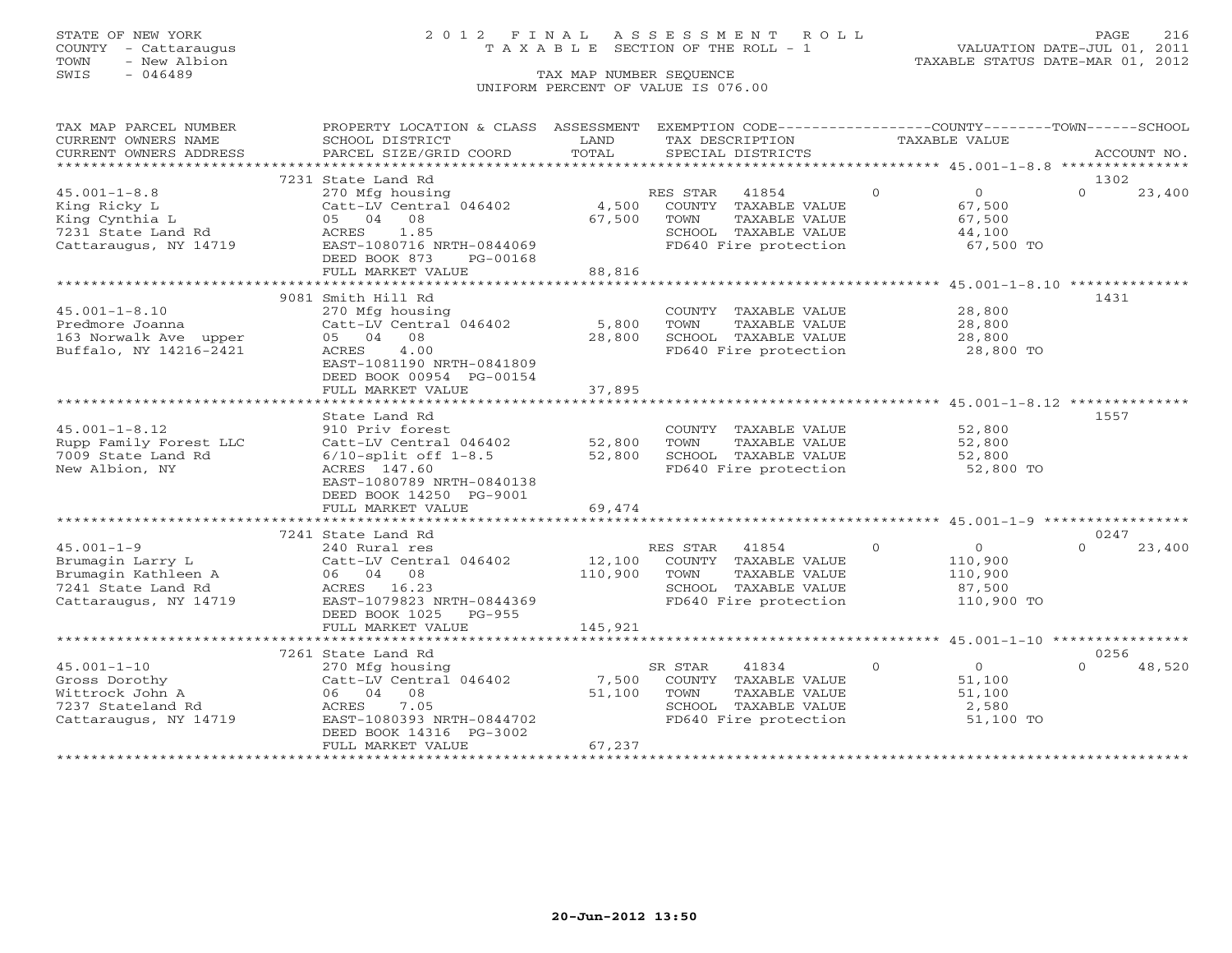STATE OF NEW YORK
COUNTY - Cattaraugus
TOWN - New Albion
SWIS - 046489

# 2012 FINAL ASSESSMENT ROLL
TAXABLE SECTION OF THE ROLL - 1

VALUATION DATE-JUL 01, 2011
TAXABLE STATUS DATE-MAR 01, 2012

TAX MAP NUMBER SEQUENCE
UNIFORM PERCENT OF VALUE IS 076.00

| TAX MAP PARCEL NUMBER / CURRENT OWNERS NAME / CURRENT OWNERS ADDRESS | PROPERTY LOCATION & CLASS / SCHOOL DISTRICT / PARCEL SIZE/GRID COORD | ASSESSMENT LAND / TOTAL | EXEMPTION CODE / TAX DESCRIPTION / SPECIAL DISTRICTS | COUNTY | TOWN | SCHOOL | ACCOUNT NO. |
|---|---|---|---|---|---|---|---|
| **45.001-1-8.8** | 7231 State Land Rd | | | | | | 1302 |
| King Ricky L | 270 Mfg housing | | RES STAR 41854 | 0 | 0 | 23,400 | |
| King Cynthia L | Catt-LV Central 046402 | 4,500 | COUNTY TAXABLE VALUE | 67,500 | | | |
| 7231 State Land Rd | 05 04 08 | 67,500 | TOWN TAXABLE VALUE | | 67,500 | | |
| Cattaraugus, NY 14719 | ACRES 1.85 | | SCHOOL TAXABLE VALUE | | | 44,100 | |
| | EAST-1080716 NRTH-0844069 | | FD640 Fire protection | 67,500 TO | | | |
| | DEED BOOK 873 PG-00168 | | | | | | |
| | FULL MARKET VALUE | 88,816 | | | | | |
| **45.001-1-8.10** | 9081 Smith Hill Rd | | | | | | 1431 |
| Predmore Joanna | 270 Mfg housing | | COUNTY TAXABLE VALUE | 28,800 | | | |
| 163 Norwalk Ave upper | Catt-LV Central 046402 | 5,800 | TOWN TAXABLE VALUE | | 28,800 | | |
| Buffalo, NY 14216-2421 | 05 04 08 | 28,800 | SCHOOL TAXABLE VALUE | | | 28,800 | |
| | ACRES 4.00 | | FD640 Fire protection | 28,800 TO | | | |
| | EAST-1081190 NRTH-0841809 | | | | | | |
| | DEED BOOK 00954 PG-00154 | | | | | | |
| | FULL MARKET VALUE | 37,895 | | | | | |
| **45.001-1-8.12** | State Land Rd | | | | | | 1557 |
| Rupp Family Forest LLC | 910 Priv forest | | COUNTY TAXABLE VALUE | 52,800 | | | |
| 7009 State Land Rd | Catt-LV Central 046402 | 52,800 | TOWN TAXABLE VALUE | | 52,800 | | |
| New Albion, NY | 6/10-split off 1-8.5 | 52,800 | SCHOOL TAXABLE VALUE | | | 52,800 | |
| | ACRES 147.60 | | FD640 Fire protection | 52,800 TO | | | |
| | EAST-1080789 NRTH-0840138 | | | | | | |
| | DEED BOOK 14250 PG-9001 | | | | | | |
| | FULL MARKET VALUE | 69,474 | | | | | |
| **45.001-1-9** | 7241 State Land Rd | | | | | | 0247 |
| Brumagin Larry L | 240 Rural res | | RES STAR 41854 | 0 | 0 | 23,400 | |
| Brumagin Kathleen A | Catt-LV Central 046402 | 12,100 | COUNTY TAXABLE VALUE | 110,900 | | | |
| 7241 State Land Rd | 06 04 08 | 110,900 | TOWN TAXABLE VALUE | | 110,900 | | |
| Cattaraugus, NY 14719 | ACRES 16.23 | | SCHOOL TAXABLE VALUE | | | 87,500 | |
| | EAST-1079823 NRTH-0844369 | | FD640 Fire protection | 110,900 TO | | | |
| | DEED BOOK 1025 PG-955 | | | | | | |
| | FULL MARKET VALUE | 145,921 | | | | | |
| **45.001-1-10** | 7261 State Land Rd | | | | | | 0256 |
| Gross Dorothy | 270 Mfg housing | | SR STAR 41834 | 0 | 0 | 48,520 | |
| Wittrock John A | Catt-LV Central 046402 | 7,500 | COUNTY TAXABLE VALUE | 51,100 | | | |
| 7237 Stateland Rd | 06 04 08 | 51,100 | TOWN TAXABLE VALUE | | 51,100 | | |
| Cattaraugus, NY 14719 | ACRES 7.05 | | SCHOOL TAXABLE VALUE | | | 2,580 | |
| | EAST-1080393 NRTH-0844702 | | FD640 Fire protection | 51,100 TO | | | |
| | DEED BOOK 14316 PG-3002 | | | | | | |
| | FULL MARKET VALUE | 67,237 | | | | | |

20-Jun-2012 13:50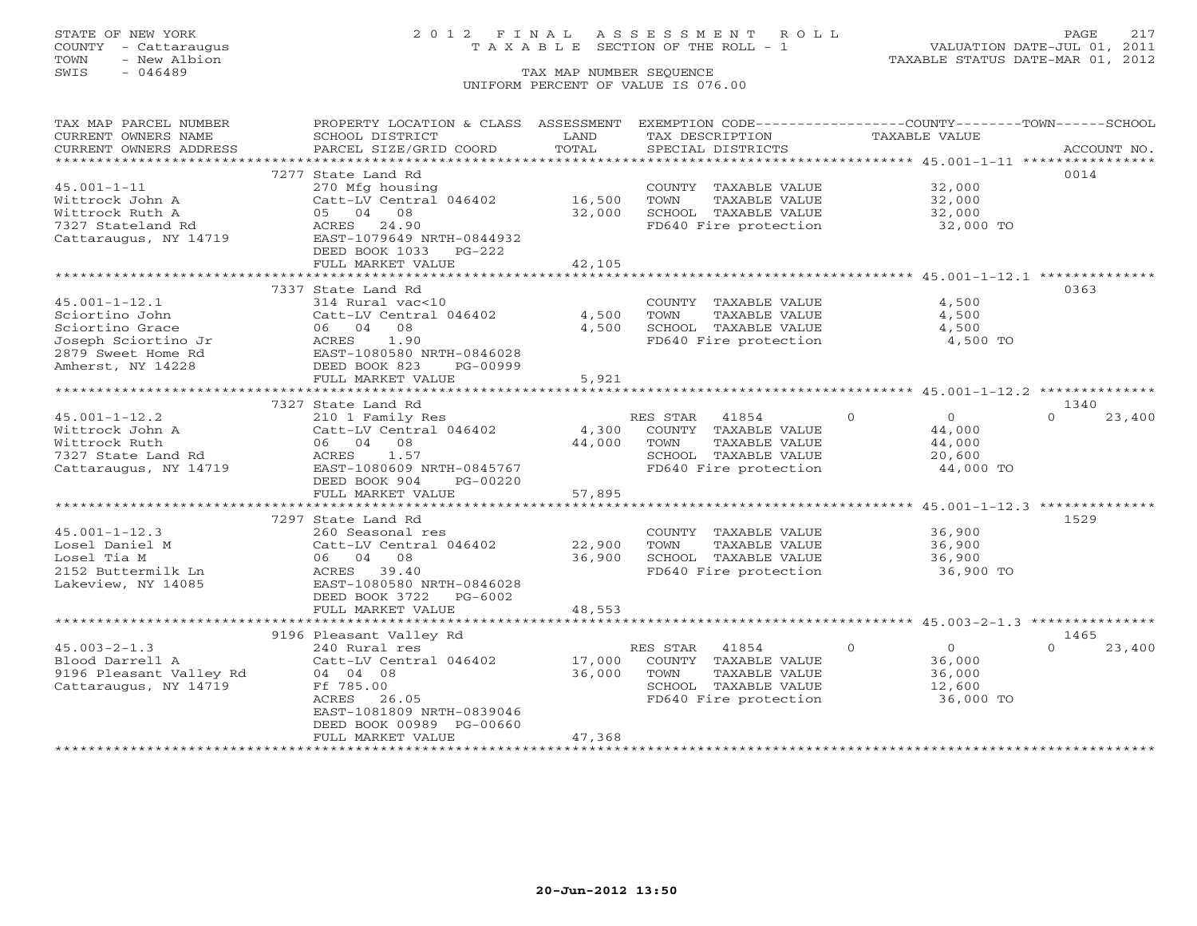STATE OF NEW YORK  
COUNTY - Cattaraugus  
TOWN - New Albion  
SWIS - 046489

# 2012 FINAL ASSESSMENT ROLL

TAXABLE SECTION OF THE ROLL - 1

TAX MAP NUMBER SEQUENCE

UNIFORM PERCENT OF VALUE IS 076.00

VALUATION DATE-JUL 01, 2011  
TAXABLE STATUS DATE-MAR 01, 2012

| TAX MAP PARCEL NUMBER / CURRENT OWNERS NAME / CURRENT OWNERS ADDRESS | PROPERTY LOCATION & CLASS / SCHOOL DISTRICT / PARCEL SIZE/GRID COORD | ASSESSMENT LAND / TOTAL | EXEMPTION CODE / TAX DESCRIPTION / SPECIAL DISTRICTS | COUNTY | TOWN | SCHOOL | ACCOUNT NO. |
|---|---|---|---|---|---|---|---|
| **45.001-1-11** | 7277 State Land Rd | | | | | | 0014 |
| Wittrock John A | 270 Mfg housing | | COUNTY TAXABLE VALUE | 32,000 | | | |
| Wittrock Ruth A | Catt-LV Central 046402 | 16,500 | TOWN TAXABLE VALUE | | 32,000 | | |
| 7327 Stateland Rd | 05 04 08 | 32,000 | SCHOOL TAXABLE VALUE | | | 32,000 | |
| Cattaraugus, NY 14719 | ACRES 24.90 | | FD640 Fire protection | 32,000 TO | | | |
| | EAST-1079649 NRTH-0844932 | | | | | | |
| | DEED BOOK 1033 PG-222 | | | | | | |
| | FULL MARKET VALUE | 42,105 | | | | | |
| **45.001-1-12.1** | 7337 State Land Rd | | | | | | 0363 |
| Sciortino John | 314 Rural vac<10 | | COUNTY TAXABLE VALUE | 4,500 | | | |
| Sciortino Grace | Catt-LV Central 046402 | 4,500 | TOWN TAXABLE VALUE | | 4,500 | | |
| Joseph Sciortino Jr | 06 04 08 | 4,500 | SCHOOL TAXABLE VALUE | | | 4,500 | |
| 2879 Sweet Home Rd | ACRES 1.90 | | FD640 Fire protection | 4,500 TO | | | |
| Amherst, NY 14228 | EAST-1080580 NRTH-0846028 | | | | | | |
| | DEED BOOK 823 PG-00999 | | | | | | |
| | FULL MARKET VALUE | 5,921 | | | | | |
| **45.001-1-12.2** | 7327 State Land Rd | | | | | | 1340 |
| Wittrock John A | 210 1 Family Res | | RES STAR 41854 | 0 | 0 | 23,400 | |
| Wittrock Ruth | Catt-LV Central 046402 | 4,300 | COUNTY TAXABLE VALUE | 44,000 | | | |
| 7327 State Land Rd | 06 04 08 | 44,000 | TOWN TAXABLE VALUE | | 44,000 | | |
| Cattaraugus, NY 14719 | ACRES 1.57 | | SCHOOL TAXABLE VALUE | | | 20,600 | |
| | EAST-1080609 NRTH-0845767 | | FD640 Fire protection | 44,000 TO | | | |
| | DEED BOOK 904 PG-00220 | | | | | | |
| | FULL MARKET VALUE | 57,895 | | | | | |
| **45.001-1-12.3** | 7297 State Land Rd | | | | | | 1529 |
| Losel Daniel M | 260 Seasonal res | | COUNTY TAXABLE VALUE | 36,900 | | | |
| Losel Tia M | Catt-LV Central 046402 | 22,900 | TOWN TAXABLE VALUE | | 36,900 | | |
| 2152 Buttermilk Ln | 06 04 08 | 36,900 | SCHOOL TAXABLE VALUE | | | 36,900 | |
| Lakeview, NY 14085 | ACRES 39.40 | | FD640 Fire protection | 36,900 TO | | | |
| | EAST-1080580 NRTH-0846028 | | | | | | |
| | DEED BOOK 3722 PG-6002 | | | | | | |
| | FULL MARKET VALUE | 48,553 | | | | | |
| **45.003-2-1.3** | 9196 Pleasant Valley Rd | | | | | | 1465 |
| Blood Darrell A | 240 Rural res | | RES STAR 41854 | 0 | 0 | 23,400 | |
| 9196 Pleasant Valley Rd | Catt-LV Central 046402 | 17,000 | COUNTY TAXABLE VALUE | 36,000 | | | |
| Cattaraugus, NY 14719 | 04 04 08 | 36,000 | TOWN TAXABLE VALUE | | 36,000 | | |
| | Ff 785.00 | | SCHOOL TAXABLE VALUE | | | 12,600 | |
| | ACRES 26.05 | | FD640 Fire protection | 36,000 TO | | | |
| | EAST-1081809 NRTH-0839046 | | | | | | |
| | DEED BOOK 00989 PG-00660 | | | | | | |
| | FULL MARKET VALUE | 47,368 | | | | | |

20-Jun-2012 13:50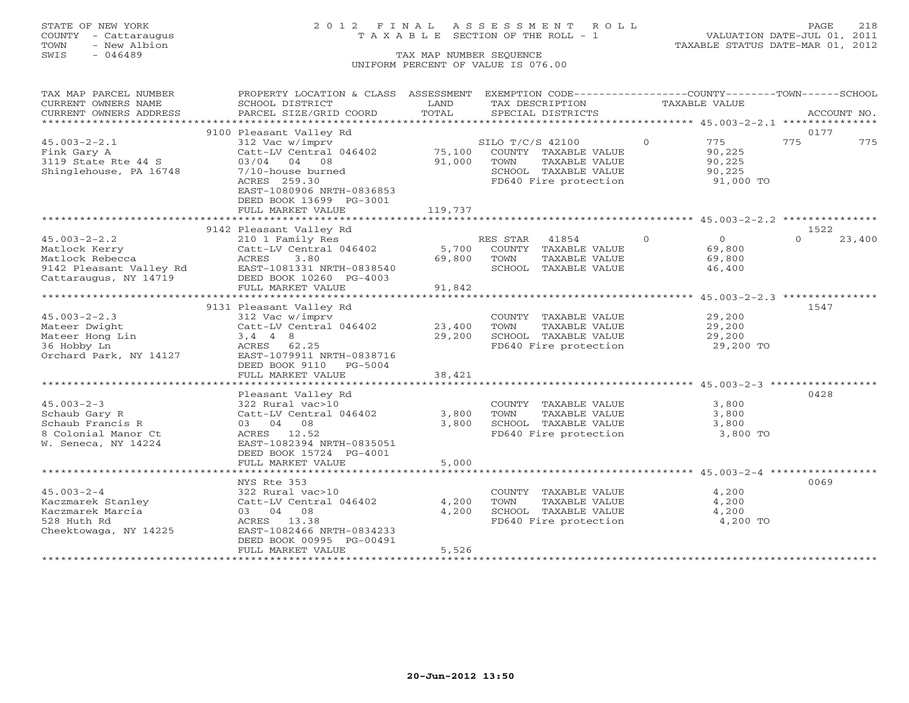STATE OF NEW YORK
COUNTY - Cattaraugus
TOWN - New Albion
SWIS - 046489

# 2012 FINAL ASSESSMENT ROLL
TAXABLE SECTION OF THE ROLL - 1

TAX MAP NUMBER SEQUENCE
UNIFORM PERCENT OF VALUE IS 076.00

VALUATION DATE-JUL 01, 2011
TAXABLE STATUS DATE-MAR 01, 2012

| TAX MAP PARCEL NUMBER / CURRENT OWNERS NAME / CURRENT OWNERS ADDRESS | PROPERTY LOCATION & CLASS / SCHOOL DISTRICT / PARCEL SIZE/GRID COORD | ASSESSMENT LAND / TOTAL | EXEMPTION CODE / TAX DESCRIPTION / SPECIAL DISTRICTS | COUNTY | TOWN | SCHOOL | ACCOUNT NO. |
|---|---|---|---|---|---|---|---|
| **45.003-2-2.1** | 9100 Pleasant Valley Rd | | | | | | 0177 |
| Fink Gary A | 312 Vac w/imprv | | SILO T/C/S 42100 | 775 | 775 | 775 | |
| 3119 State Rte 44 S | Catt-LV Central 046402 | 75,100 | COUNTY TAXABLE VALUE | 90,225 | | | |
| Shinglehouse, PA 16748 | 03/04 04 08 | 91,000 | TOWN TAXABLE VALUE | | 90,225 | | |
| | 7/10-house burned | | SCHOOL TAXABLE VALUE | | | 90,225 | |
| | ACRES 259.30 | | FD640 Fire protection | 91,000 TO | | | |
| | EAST-1080906 NRTH-0836853 | | | | | | |
| | DEED BOOK 13699 PG-3001 | | | | | | |
| | FULL MARKET VALUE | 119,737 | | | | | |
| **45.003-2-2.2** | 9142 Pleasant Valley Rd | | | | | | 1522 |
| Matlock Kerry | 210 1 Family Res | | RES STAR 41854 | 0 | 0 | 23,400 | |
| Matlock Rebecca | Catt-LV Central 046402 | 5,700 | COUNTY TAXABLE VALUE | 69,800 | | | |
| 9142 Pleasant Valley Rd | ACRES 3.80 | 69,800 | TOWN TAXABLE VALUE | | 69,800 | | |
| Cattaraugus, NY 14719 | EAST-1081331 NRTH-0838540 | | SCHOOL TAXABLE VALUE | | | 46,400 | |
| | DEED BOOK 10260 PG-4003 | | | | | | |
| | FULL MARKET VALUE | 91,842 | | | | | |
| **45.003-2-2.3** | 9131 Pleasant Valley Rd | | | | | | 1547 |
| Mateer Dwight | 312 Vac w/imprv | | COUNTY TAXABLE VALUE | 29,200 | | | |
| Mateer Hong Lin | Catt-LV Central 046402 | 23,400 | TOWN TAXABLE VALUE | | 29,200 | | |
| 36 Hobby Ln | 3,4 4 8 | 29,200 | SCHOOL TAXABLE VALUE | | | 29,200 | |
| Orchard Park, NY 14127 | ACRES 62.25 | | FD640 Fire protection | 29,200 TO | | | |
| | EAST-1079911 NRTH-0838716 | | | | | | |
| | DEED BOOK 9110 PG-5004 | | | | | | |
| | FULL MARKET VALUE | 38,421 | | | | | |
| **45.003-2-3** | Pleasant Valley Rd | | | | | | 0428 |
| Schaub Gary R | 322 Rural vac>10 | | COUNTY TAXABLE VALUE | 3,800 | | | |
| Schaub Francis R | Catt-LV Central 046402 | 3,800 | TOWN TAXABLE VALUE | | 3,800 | | |
| 8 Colonial Manor Ct | 03 04 08 | 3,800 | SCHOOL TAXABLE VALUE | | | 3,800 | |
| W. Seneca, NY 14224 | ACRES 12.52 | | FD640 Fire protection | 3,800 TO | | | |
| | EAST-1082394 NRTH-0835051 | | | | | | |
| | DEED BOOK 15724 PG-4001 | | | | | | |
| | FULL MARKET VALUE | 5,000 | | | | | |
| **45.003-2-4** | NYS Rte 353 | | | | | | 0069 |
| Kaczmarek Stanley | 322 Rural vac>10 | | COUNTY TAXABLE VALUE | 4,200 | | | |
| Kaczmarek Marcia | Catt-LV Central 046402 | 4,200 | TOWN TAXABLE VALUE | | 4,200 | | |
| 528 Huth Rd | 03 04 08 | 4,200 | SCHOOL TAXABLE VALUE | | | 4,200 | |
| Cheektowaga, NY 14225 | ACRES 13.38 | | FD640 Fire protection | 4,200 TO | | | |
| | EAST-1082466 NRTH-0834233 | | | | | | |
| | DEED BOOK 00995 PG-00491 | | | | | | |
| | FULL MARKET VALUE | 5,526 | | | | | |

20-Jun-2012 13:50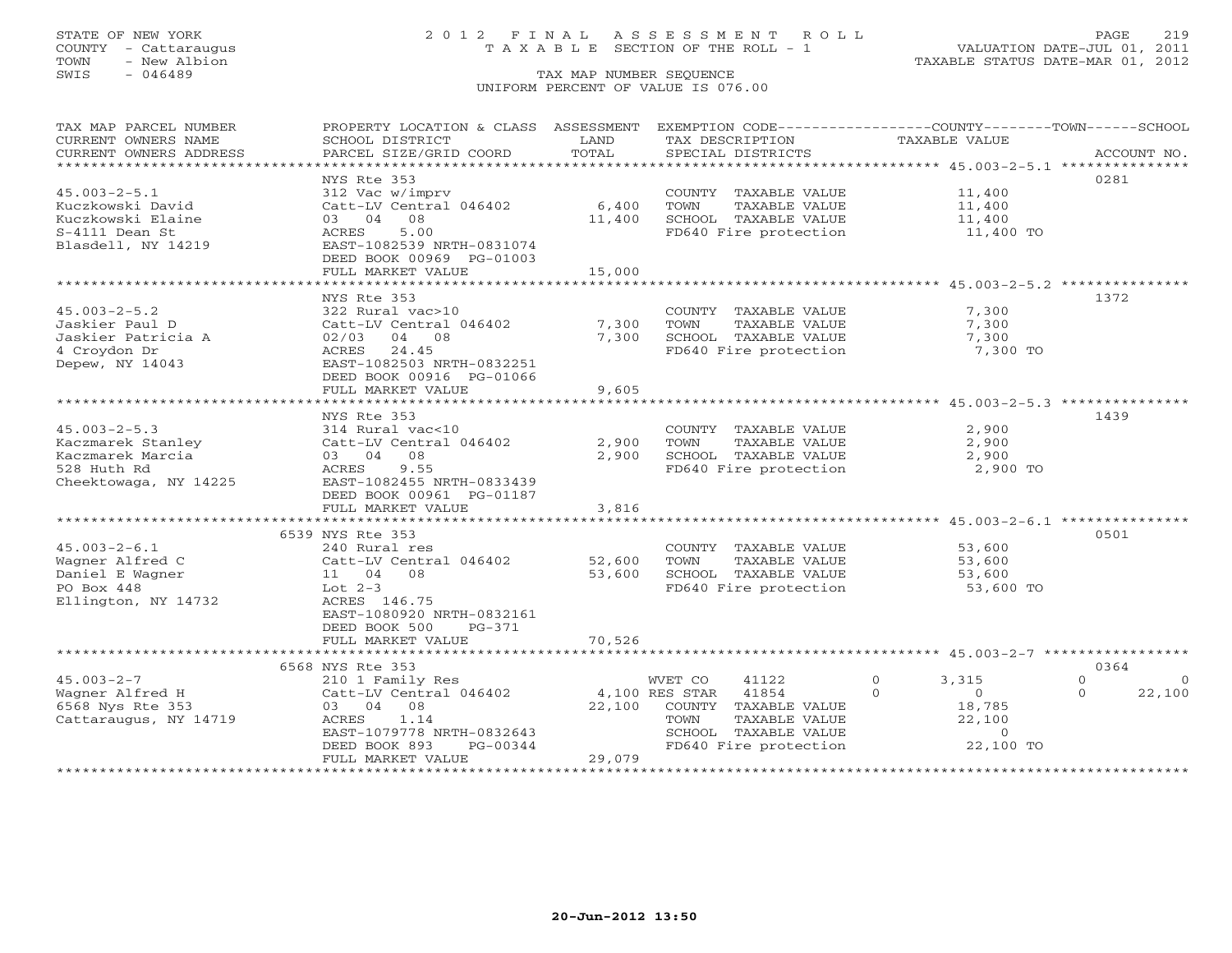STATE OF NEW YORK
COUNTY - Cattaraugus
TOWN - New Albion
SWIS - 046489

2 0 1 2 F I N A L A S S E S S M E N T R O L L
T A X A B L E SECTION OF THE ROLL - 1

TAX MAP NUMBER SEQUENCE
UNIFORM PERCENT OF VALUE IS 076.00

VALUATION DATE-JUL 01, 2011
TAXABLE STATUS DATE-MAR 01, 2012

| TAX MAP PARCEL NUMBER / CURRENT OWNERS NAME / CURRENT OWNERS ADDRESS | PROPERTY LOCATION & CLASS / SCHOOL DISTRICT / PARCEL SIZE/GRID COORD | ASSESSMENT LAND / TOTAL | EXEMPTION CODE / TAX DESCRIPTION / SPECIAL DISTRICTS | COUNTY TAXABLE VALUE | TOWN | SCHOOL | ACCOUNT NO. |
|---|---|---|---|---|---|---|---|
| **45.003-2-5.1** | NYS Rte 353 | | | | | | 0281 |
| 45.003-2-5.1 | 312 Vac w/imprv | | COUNTY TAXABLE VALUE | 11,400 | | | |
| Kuczkowski David | Catt-LV Central 046402 | 6,400 | TOWN TAXABLE VALUE | 11,400 | | | |
| Kuczkowski Elaine | 03 04 08 | 11,400 | SCHOOL TAXABLE VALUE | 11,400 | | | |
| S-4111 Dean St | ACRES 5.00 | | FD640 Fire protection | 11,400 TO | | | |
| Blasdell, NY 14219 | EAST-1082539 NRTH-0831074 | | | | | | |
| | DEED BOOK 00969 PG-01003 | | | | | | |
| | FULL MARKET VALUE | 15,000 | | | | | |
| **45.003-2-5.2** | NYS Rte 353 | | | | | | 1372 |
| 45.003-2-5.2 | 322 Rural vac>10 | | COUNTY TAXABLE VALUE | 7,300 | | | |
| Jaskier Paul D | Catt-LV Central 046402 | 7,300 | TOWN TAXABLE VALUE | 7,300 | | | |
| Jaskier Patricia A | 02/03 04 08 | 7,300 | SCHOOL TAXABLE VALUE | 7,300 | | | |
| 4 Croydon Dr | ACRES 24.45 | | FD640 Fire protection | 7,300 TO | | | |
| Depew, NY 14043 | EAST-1082503 NRTH-0832251 | | | | | | |
| | DEED BOOK 00916 PG-01066 | | | | | | |
| | FULL MARKET VALUE | 9,605 | | | | | |
| **45.003-2-5.3** | NYS Rte 353 | | | | | | 1439 |
| 45.003-2-5.3 | 314 Rural vac<10 | | COUNTY TAXABLE VALUE | 2,900 | | | |
| Kaczmarek Stanley | Catt-LV Central 046402 | 2,900 | TOWN TAXABLE VALUE | 2,900 | | | |
| Kaczmarek Marcia | 03 04 08 | 2,900 | SCHOOL TAXABLE VALUE | 2,900 | | | |
| 528 Huth Rd | ACRES 9.55 | | FD640 Fire protection | 2,900 TO | | | |
| Cheektowaga, NY 14225 | EAST-1082455 NRTH-0833439 | | | | | | |
| | DEED BOOK 00961 PG-01187 | | | | | | |
| | FULL MARKET VALUE | 3,816 | | | | | |
| **45.003-2-6.1** | 6539 NYS Rte 353 | | | | | | 0501 |
| 45.003-2-6.1 | 240 Rural res | | COUNTY TAXABLE VALUE | 53,600 | | | |
| Wagner Alfred C | Catt-LV Central 046402 | 52,600 | TOWN TAXABLE VALUE | 53,600 | | | |
| Daniel E Wagner | 11 04 08 | 53,600 | SCHOOL TAXABLE VALUE | 53,600 | | | |
| PO Box 448 | Lot 2-3 | | FD640 Fire protection | 53,600 TO | | | |
| Ellington, NY 14732 | ACRES 146.75 | | | | | | |
| | EAST-1080920 NRTH-0832161 | | | | | | |
| | DEED BOOK 500 PG-371 | | | | | | |
| | FULL MARKET VALUE | 70,526 | | | | | |
| **45.003-2-7** | 6568 NYS Rte 353 | | | | | | 0364 |
| 45.003-2-7 | 210 1 Family Res | | WVET CO 41122 0 | 3,315 | 0 | 0 | |
| Wagner Alfred H | Catt-LV Central 046402 | 4,100 | RES STAR 41854 0 | 0 | 0 | 22,100 | |
| 6568 Nys Rte 353 | 03 04 08 | 22,100 | COUNTY TAXABLE VALUE | 18,785 | | | |
| Cattaraugus, NY 14719 | ACRES 1.14 | | TOWN TAXABLE VALUE | 22,100 | | | |
| | EAST-1079778 NRTH-0832643 | | SCHOOL TAXABLE VALUE | 0 | | | |
| | DEED BOOK 893 PG-00344 | | FD640 Fire protection | 22,100 TO | | | |
| | FULL MARKET VALUE | 29,079 | | | | | |

20-Jun-2012 13:50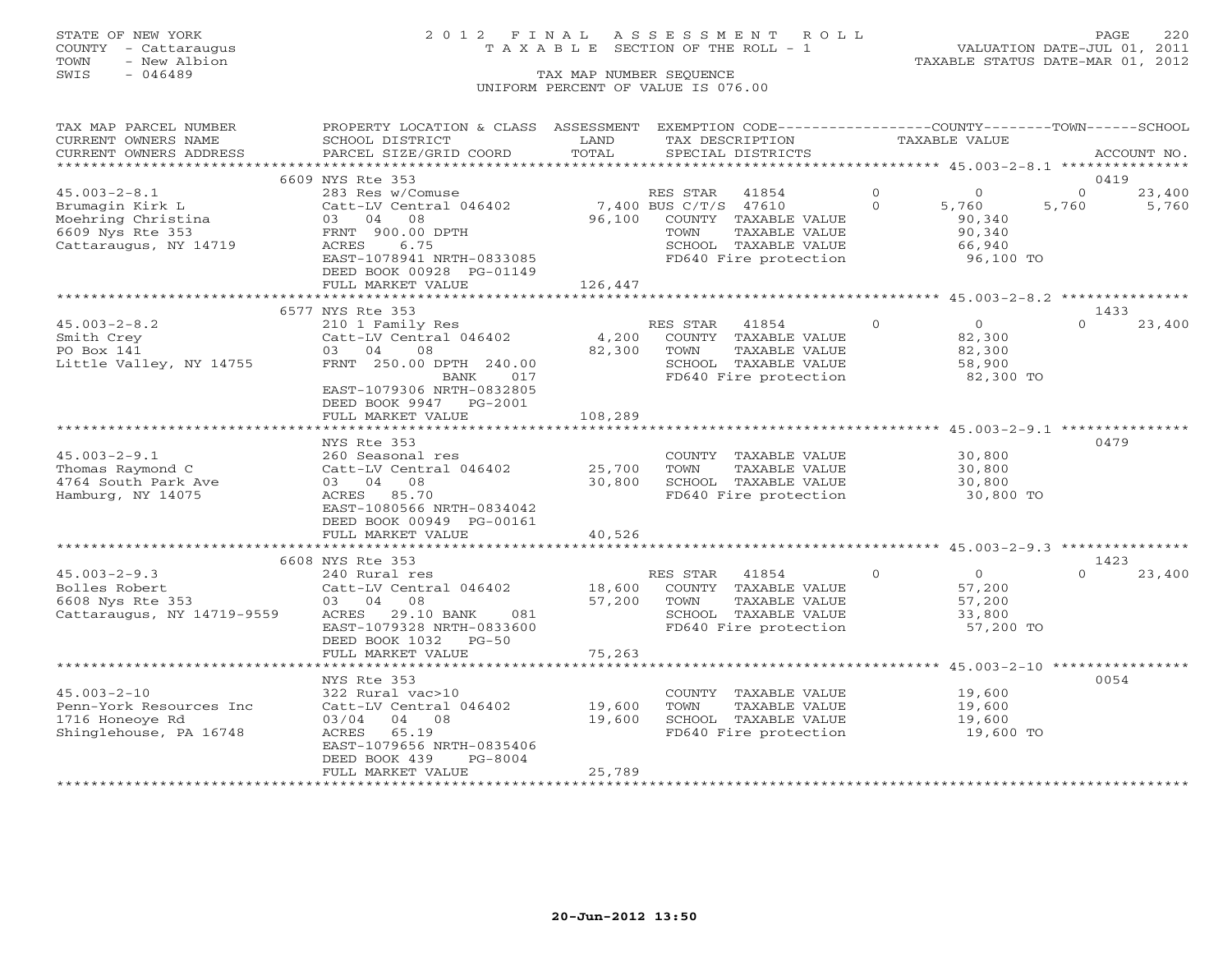STATE OF NEW YORK
COUNTY - Cattaraugus
TOWN - New Albion
SWIS - 046489

2012 FINAL ASSESSMENT ROLL
TAXABLE SECTION OF THE ROLL - 1
TAX MAP NUMBER SEQUENCE
UNIFORM PERCENT OF VALUE IS 076.00

VALUATION DATE-JUL 01, 2011
TAXABLE STATUS DATE-MAR 01, 2012

| TAX MAP PARCEL NUMBER / CURRENT OWNERS NAME / CURRENT OWNERS ADDRESS | PROPERTY LOCATION & CLASS / SCHOOL DISTRICT / PARCEL SIZE/GRID COORD | ASSESSMENT LAND / TOTAL | EXEMPTION CODE / TAX DESCRIPTION / SPECIAL DISTRICTS | COUNTY TAXABLE VALUE | TOWN | SCHOOL / ACCOUNT NO. |
|---|---|---|---|---|---|---|
| | 6609 NYS Rte 353 | | | | | 0419 |
| 45.003-2-8.1 | 283 Res w/Comuse | | RES STAR 41854 0 | 0 | 0 | 23,400 |
| Brumagin Kirk L | Catt-LV Central 046402 | 7,400 | BUS C/T/S 47610 0 | 5,760 | 5,760 | 5,760 |
| Moehring Christina | 03 04 08 | 96,100 | COUNTY TAXABLE VALUE | 90,340 | | |
| 6609 Nys Rte 353 | FRNT 900.00 DPTH | | TOWN TAXABLE VALUE | 90,340 | | |
| Cattaraugus, NY 14719 | ACRES 6.75 | | SCHOOL TAXABLE VALUE | 66,940 | | |
| | EAST-1078941 NRTH-0833085 | | FD640 Fire protection | 96,100 TO | | |
| | DEED BOOK 00928 PG-01149 | | | | | |
| | FULL MARKET VALUE | 126,447 | | | | |
| | 6577 NYS Rte 353 | | | | | 1433 |
| 45.003-2-8.2 | 210 1 Family Res | | RES STAR 41854 0 | 0 | 0 | 23,400 |
| Smith Crey | Catt-LV Central 046402 | 4,200 | COUNTY TAXABLE VALUE | 82,300 | | |
| PO Box 141 | 03 04 08 | 82,300 | TOWN TAXABLE VALUE | 82,300 | | |
| Little Valley, NY 14755 | FRNT 250.00 DPTH 240.00 | | SCHOOL TAXABLE VALUE | 58,900 | | |
| | BANK 017 | | FD640 Fire protection | 82,300 TO | | |
| | EAST-1079306 NRTH-0832805 | | | | | |
| | DEED BOOK 9947 PG-2001 | | | | | |
| | FULL MARKET VALUE | 108,289 | | | | |
| | NYS Rte 353 | | | | | 0479 |
| 45.003-2-9.1 | 260 Seasonal res | | COUNTY TAXABLE VALUE | 30,800 | | |
| Thomas Raymond C | Catt-LV Central 046402 | 25,700 | TOWN TAXABLE VALUE | 30,800 | | |
| 4764 South Park Ave | 03 04 08 | 30,800 | SCHOOL TAXABLE VALUE | 30,800 | | |
| Hamburg, NY 14075 | ACRES 85.70 | | FD640 Fire protection | 30,800 TO | | |
| | EAST-1080566 NRTH-0834042 | | | | | |
| | DEED BOOK 00949 PG-00161 | | | | | |
| | FULL MARKET VALUE | 40,526 | | | | |
| | 6608 NYS Rte 353 | | | | | 1423 |
| 45.003-2-9.3 | 240 Rural res | | RES STAR 41854 0 | 0 | 0 | 23,400 |
| Bolles Robert | Catt-LV Central 046402 | 18,600 | COUNTY TAXABLE VALUE | 57,200 | | |
| 6608 Nys Rte 353 | 03 04 08 | 57,200 | TOWN TAXABLE VALUE | 57,200 | | |
| Cattaraugus, NY 14719-9559 | ACRES 29.10 BANK 081 | | SCHOOL TAXABLE VALUE | 33,800 | | |
| | EAST-1079328 NRTH-0833600 | | FD640 Fire protection | 57,200 TO | | |
| | DEED BOOK 1032 PG-50 | | | | | |
| | FULL MARKET VALUE | 75,263 | | | | |
| | NYS Rte 353 | | | | | 0054 |
| 45.003-2-10 | 322 Rural vac>10 | | COUNTY TAXABLE VALUE | 19,600 | | |
| Penn-York Resources Inc | Catt-LV Central 046402 | 19,600 | TOWN TAXABLE VALUE | 19,600 | | |
| 1716 Honeoye Rd | 03/04 04 08 | 19,600 | SCHOOL TAXABLE VALUE | 19,600 | | |
| Shinglehouse, PA 16748 | ACRES 65.19 | | FD640 Fire protection | 19,600 TO | | |
| | EAST-1079656 NRTH-0835406 | | | | | |
| | DEED BOOK 439 PG-8004 | | | | | |
| | FULL MARKET VALUE | 25,789 | | | | |

20-Jun-2012 13:50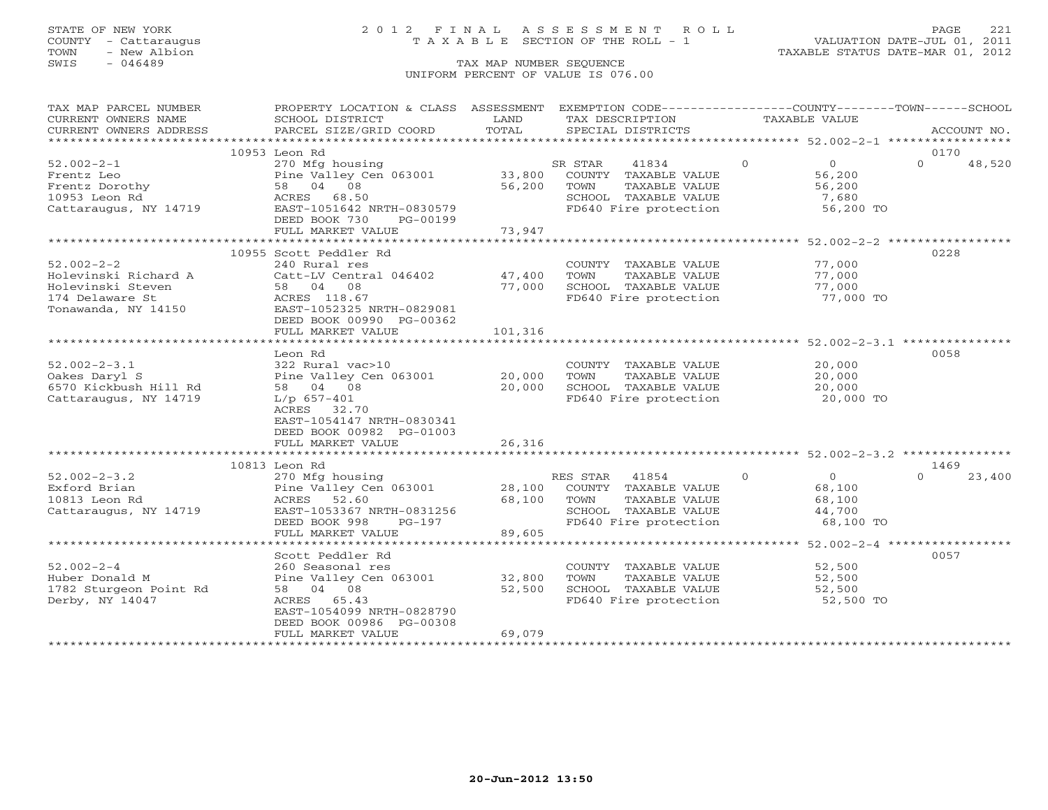STATE OF NEW YORK
COUNTY - Cattaraugus
TOWN - New Albion
SWIS - 046489

# 2012 FINAL ASSESSMENT ROLL
TAXABLE SECTION OF THE ROLL - 1

TAX MAP NUMBER SEQUENCE
UNIFORM PERCENT OF VALUE IS 076.00

VALUATION DATE-JUL 01, 2011
TAXABLE STATUS DATE-MAR 01, 2012

| TAX MAP PARCEL NUMBER / CURRENT OWNERS NAME / CURRENT OWNERS ADDRESS | PROPERTY LOCATION & CLASS / SCHOOL DISTRICT / PARCEL SIZE/GRID COORD | ASSESSMENT LAND / TOTAL | EXEMPTION CODE / TAX DESCRIPTION / SPECIAL DISTRICTS | COUNTY | TOWN | SCHOOL / ACCOUNT NO. |
|---|---|---|---|---|---|---|
| 52.002-2-1 | 10953 Leon Rd | | | | | 0170 |
| Frentz Leo | 270 Mfg housing | | SR STAR 41834 | 0 | 0 | 48,520 |
| Frentz Dorothy | Pine Valley Cen 063001 | 33,800 | COUNTY TAXABLE VALUE | 56,200 | | |
| 10953 Leon Rd | 58 04 08 | 56,200 | TOWN TAXABLE VALUE | | 56,200 | |
| Cattaraugus, NY 14719 | ACRES 68.50 | | SCHOOL TAXABLE VALUE | | | 7,680 |
| | EAST-1051642 NRTH-0830579 | | FD640 Fire protection | 56,200 TO | | |
| | DEED BOOK 730 PG-00199 | | | | | |
| | FULL MARKET VALUE | 73,947 | | | | |
| 52.002-2-2 | 10955 Scott Peddler Rd | | | | | 0228 |
| Holevinski Richard A | 240 Rural res | | COUNTY TAXABLE VALUE | 77,000 | | |
| Holevinski Steven | Catt-LV Central 046402 | 47,400 | TOWN TAXABLE VALUE | | 77,000 | |
| 174 Delaware St | 58 04 08 | 77,000 | SCHOOL TAXABLE VALUE | | | 77,000 |
| Tonawanda, NY 14150 | ACRES 118.67 | | FD640 Fire protection | 77,000 TO | | |
| | EAST-1052325 NRTH-0829081 | | | | | |
| | DEED BOOK 00990 PG-00362 | | | | | |
| | FULL MARKET VALUE | 101,316 | | | | |
| 52.002-2-3.1 | Leon Rd | | | | | 0058 |
| Oakes Daryl S | 322 Rural vac>10 | | COUNTY TAXABLE VALUE | 20,000 | | |
| 6570 Kickbush Hill Rd | Pine Valley Cen 063001 | 20,000 | TOWN TAXABLE VALUE | | 20,000 | |
| Cattaraugus, NY 14719 | 58 04 08 | 20,000 | SCHOOL TAXABLE VALUE | | | 20,000 |
| | L/p 657-401 | | FD640 Fire protection | 20,000 TO | | |
| | ACRES 32.70 | | | | | |
| | EAST-1054147 NRTH-0830341 | | | | | |
| | DEED BOOK 00982 PG-01003 | | | | | |
| | FULL MARKET VALUE | 26,316 | | | | |
| 52.002-2-3.2 | 10813 Leon Rd | | | | | 1469 |
| Exford Brian | 270 Mfg housing | | RES STAR 41854 | 0 | 0 | 23,400 |
| 10813 Leon Rd | Pine Valley Cen 063001 | 28,100 | COUNTY TAXABLE VALUE | 68,100 | | |
| Cattaraugus, NY 14719 | ACRES 52.60 | 68,100 | TOWN TAXABLE VALUE | | 68,100 | |
| | EAST-1053367 NRTH-0831256 | | SCHOOL TAXABLE VALUE | | | 44,700 |
| | DEED BOOK 998 PG-197 | | FD640 Fire protection | 68,100 TO | | |
| | FULL MARKET VALUE | 89,605 | | | | |
| 52.002-2-4 | Scott Peddler Rd | | | | | 0057 |
| Huber Donald M | 260 Seasonal res | | COUNTY TAXABLE VALUE | 52,500 | | |
| 1782 Sturgeon Point Rd | Pine Valley Cen 063001 | 32,800 | TOWN TAXABLE VALUE | | 52,500 | |
| Derby, NY 14047 | 58 04 08 | 52,500 | SCHOOL TAXABLE VALUE | | | 52,500 |
| | ACRES 65.43 | | FD640 Fire protection | 52,500 TO | | |
| | EAST-1054099 NRTH-0828790 | | | | | |
| | DEED BOOK 00986 PG-00308 | | | | | |
| | FULL MARKET VALUE | 69,079 | | | | |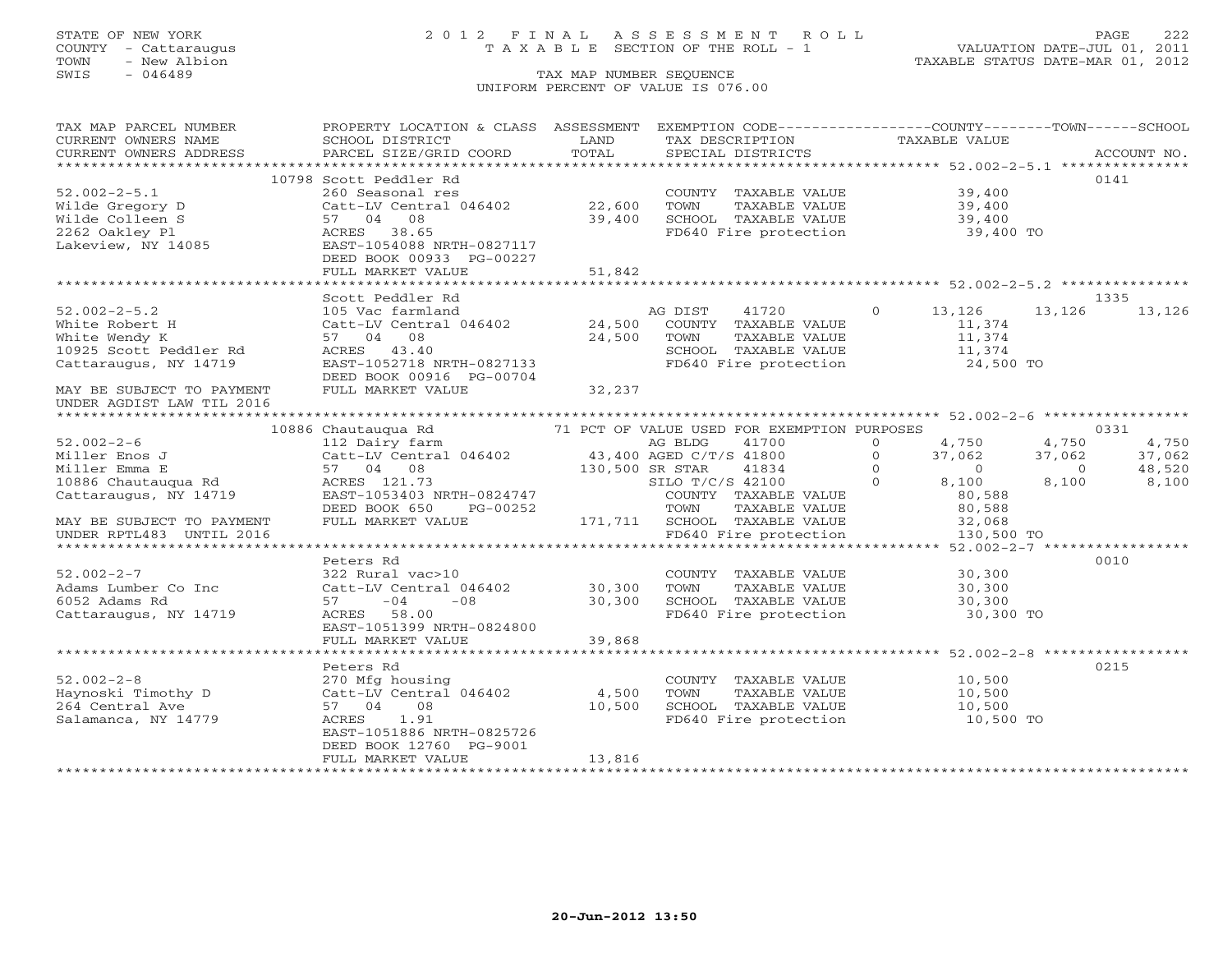STATE OF NEW YORK
COUNTY - Cattaraugus
TOWN - New Albion
SWIS - 046489

# 2012 FINAL ASSESSMENT ROLL

TAXABLE SECTION OF THE ROLL - 1

VALUATION DATE-JUL 01, 2011
TAXABLE STATUS DATE-MAR 01, 2012

TAX MAP NUMBER SEQUENCE
UNIFORM PERCENT OF VALUE IS 076.00

| TAX MAP PARCEL NUMBER / CURRENT OWNERS NAME / CURRENT OWNERS ADDRESS | PROPERTY LOCATION & CLASS / SCHOOL DISTRICT / PARCEL SIZE/GRID COORD | ASSESSMENT LAND / TOTAL | EXEMPTION CODE / TAX DESCRIPTION / SPECIAL DISTRICTS | | COUNTY | TOWN | SCHOOL / ACCOUNT NO. |
|---|---|---|---|---|---|---|---|
| **52.002-2-5.1** | 10798 Scott Peddler Rd | | | | | | 0141 |
| 52.002-2-5.1 | 260 Seasonal res | | COUNTY TAXABLE VALUE | | 39,400 | | |
| Wilde Gregory D | Catt-LV Central 046402 | 22,600 | TOWN TAXABLE VALUE | | 39,400 | | |
| Wilde Colleen S | 57 04 08 | 39,400 | SCHOOL TAXABLE VALUE | | 39,400 | | |
| 2262 Oakley Pl | ACRES 38.65 | | FD640 Fire protection | | 39,400 TO | | |
| Lakeview, NY 14085 | EAST-1054088 NRTH-0827117 | | | | | | |
| | DEED BOOK 00933 PG-00227 | | | | | | |
| | FULL MARKET VALUE | 51,842 | | | | | |
| **52.002-2-5.2** | Scott Peddler Rd | | | | | | 1335 |
| 52.002-2-5.2 | 105 Vac farmland | | AG DIST 41720 | 0 | 13,126 | 13,126 | 13,126 |
| White Robert H | Catt-LV Central 046402 | 24,500 | COUNTY TAXABLE VALUE | | 11,374 | | |
| White Wendy K | 57 04 08 | 24,500 | TOWN TAXABLE VALUE | | 11,374 | | |
| 10925 Scott Peddler Rd | ACRES 43.40 | | SCHOOL TAXABLE VALUE | | 11,374 | | |
| Cattaraugus, NY 14719 | EAST-1052718 NRTH-0827133 | | FD640 Fire protection | | 24,500 TO | | |
| | DEED BOOK 00916 PG-00704 | | | | | | |
| MAY BE SUBJECT TO PAYMENT | FULL MARKET VALUE | 32,237 | | | | | |
| UNDER AGDIST LAW TIL 2016 | | | | | | | |
| **52.002-2-6** | 10886 Chautauqua Rd | | 71 PCT OF VALUE USED FOR EXEMPTION PURPOSES | | | | 0331 |
| 52.002-2-6 | 112 Dairy farm | | AG BLDG 41700 | 0 | 4,750 | 4,750 | 4,750 |
| Miller Enos J | Catt-LV Central 046402 | 43,400 | AGED C/T/S 41800 | 0 | 37,062 | 37,062 | 37,062 |
| Miller Emma E | 57 04 08 | 130,500 | SR STAR 41834 | 0 | 0 | 0 | 48,520 |
| 10886 Chautauqua Rd | ACRES 121.73 | | SILO T/C/S 42100 | 0 | 8,100 | 8,100 | 8,100 |
| Cattaraugus, NY 14719 | EAST-1053403 NRTH-0824747 | | COUNTY TAXABLE VALUE | | 80,588 | | |
| | DEED BOOK 650 PG-00252 | | TOWN TAXABLE VALUE | | 80,588 | | |
| MAY BE SUBJECT TO PAYMENT | FULL MARKET VALUE | 171,711 | SCHOOL TAXABLE VALUE | | 32,068 | | |
| UNDER RPTL483 UNTIL 2016 | | | FD640 Fire protection | | 130,500 TO | | |
| **52.002-2-7** | Peters Rd | | | | | | 0010 |
| 52.002-2-7 | 322 Rural vac>10 | | COUNTY TAXABLE VALUE | | 30,300 | | |
| Adams Lumber Co Inc | Catt-LV Central 046402 | 30,300 | TOWN TAXABLE VALUE | | 30,300 | | |
| 6052 Adams Rd | 57 -04 -08 | 30,300 | SCHOOL TAXABLE VALUE | | 30,300 | | |
| Cattaraugus, NY 14719 | ACRES 58.00 | | FD640 Fire protection | | 30,300 TO | | |
| | EAST-1051399 NRTH-0824800 | | | | | | |
| | FULL MARKET VALUE | 39,868 | | | | | |
| **52.002-2-8** | Peters Rd | | | | | | 0215 |
| 52.002-2-8 | 270 Mfg housing | | COUNTY TAXABLE VALUE | | 10,500 | | |
| Haynoski Timothy D | Catt-LV Central 046402 | 4,500 | TOWN TAXABLE VALUE | | 10,500 | | |
| 264 Central Ave | 57 04 08 | 10,500 | SCHOOL TAXABLE VALUE | | 10,500 | | |
| Salamanca, NY 14779 | ACRES 1.91 | | FD640 Fire protection | | 10,500 TO | | |
| | EAST-1051886 NRTH-0825726 | | | | | | |
| | DEED BOOK 12760 PG-9001 | | | | | | |
| | FULL MARKET VALUE | 13,816 | | | | | |

20-Jun-2012 13:50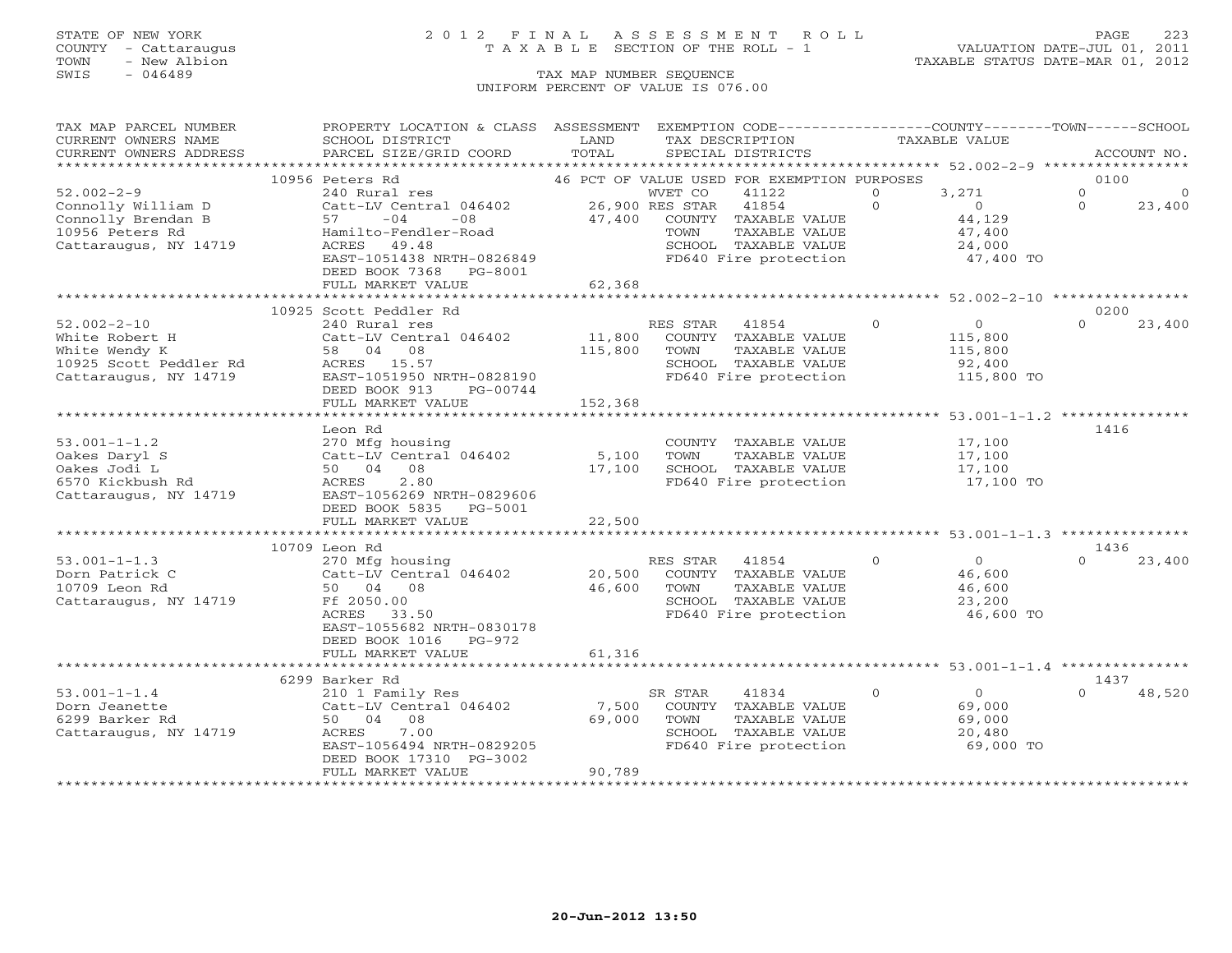STATE OF NEW YORK — COUNTY - Cattaraugus — TOWN - New Albion — SWIS - 046489

# 2012 FINAL ASSESSMENT ROLL

TAXABLE SECTION OF THE ROLL - 1

VALUATION DATE-JUL 01, 2011
TAXABLE STATUS DATE-MAR 01, 2012

TAX MAP NUMBER SEQUENCE
UNIFORM PERCENT OF VALUE IS 076.00

| TAX MAP PARCEL NUMBER / CURRENT OWNERS NAME / CURRENT OWNERS ADDRESS | PROPERTY LOCATION & CLASS / SCHOOL DISTRICT / PARCEL SIZE/GRID COORD | ASSESSMENT LAND / TOTAL | EXEMPTION CODE / TAX DESCRIPTION / SPECIAL DISTRICTS | COUNTY | TOWN | SCHOOL | ACCOUNT NO. |
|---|---|---|---|---|---|---|---|
| **52.002-2-9** | 10956 Peters Rd | | 46 PCT OF VALUE USED FOR EXEMPTION PURPOSES | | | | 0100 |
| Connolly William D | 240 Rural res | | WVET CO 41122 | 3,271 | 0 | 0 | |
| Connolly Brendan B | Catt-LV Central 046402 | 26,900 | RES STAR 41854 | 0 | 0 | 23,400 | |
| 10956 Peters Rd | 57 -04 -08 | 47,400 | COUNTY TAXABLE VALUE | 44,129 | | | |
| Cattaraugus, NY 14719 | Hamilto-Fendler-Road | | TOWN TAXABLE VALUE | | 47,400 | | |
| | ACRES 49.48 | | SCHOOL TAXABLE VALUE | | | 24,000 | |
| | EAST-1051438 NRTH-0826849 | | FD640 Fire protection | 47,400 TO | | | |
| | DEED BOOK 7368 PG-8001 | | | | | | |
| | FULL MARKET VALUE | 62,368 | | | | | |
| **52.002-2-10** | 10925 Scott Peddler Rd | | | | | | 0200 |
| White Robert H | 240 Rural res | | RES STAR 41854 | 0 | 0 | 23,400 | |
| White Wendy K | Catt-LV Central 046402 | 11,800 | COUNTY TAXABLE VALUE | 115,800 | | | |
| 10925 Scott Peddler Rd | 58 04 08 | 115,800 | TOWN TAXABLE VALUE | | 115,800 | | |
| Cattaraugus, NY 14719 | ACRES 15.57 | | SCHOOL TAXABLE VALUE | | | 92,400 | |
| | EAST-1051950 NRTH-0828190 | | FD640 Fire protection | 115,800 TO | | | |
| | DEED BOOK 913 PG-00744 | | | | | | |
| | FULL MARKET VALUE | 152,368 | | | | | |
| **53.001-1-1.2** | Leon Rd | | | | | | 1416 |
| Oakes Daryl S | 270 Mfg housing | | COUNTY TAXABLE VALUE | 17,100 | | | |
| Oakes Jodi L | Catt-LV Central 046402 | 5,100 | TOWN TAXABLE VALUE | | 17,100 | | |
| 6570 Kickbush Rd | 50 04 08 | 17,100 | SCHOOL TAXABLE VALUE | | | 17,100 | |
| Cattaraugus, NY 14719 | ACRES 2.80 | | FD640 Fire protection | 17,100 TO | | | |
| | EAST-1056269 NRTH-0829606 | | | | | | |
| | DEED BOOK 5835 PG-5001 | | | | | | |
| | FULL MARKET VALUE | 22,500 | | | | | |
| **53.001-1-1.3** | 10709 Leon Rd | | | | | | 1436 |
| Dorn Patrick C | 270 Mfg housing | | RES STAR 41854 | 0 | 0 | 23,400 | |
| 10709 Leon Rd | Catt-LV Central 046402 | 20,500 | COUNTY TAXABLE VALUE | 46,600 | | | |
| Cattaraugus, NY 14719 | 50 04 08 | 46,600 | TOWN TAXABLE VALUE | | 46,600 | | |
| | Ff 2050.00 | | SCHOOL TAXABLE VALUE | | | 23,200 | |
| | ACRES 33.50 | | FD640 Fire protection | 46,600 TO | | | |
| | EAST-1055682 NRTH-0830178 | | | | | | |
| | DEED BOOK 1016 PG-972 | | | | | | |
| | FULL MARKET VALUE | 61,316 | | | | | |
| **53.001-1-1.4** | 6299 Barker Rd | | | | | | 1437 |
| Dorn Jeanette | 210 1 Family Res | | SR STAR 41834 | 0 | 0 | 48,520 | |
| 6299 Barker Rd | Catt-LV Central 046402 | 7,500 | COUNTY TAXABLE VALUE | 69,000 | | | |
| Cattaraugus, NY 14719 | 50 04 08 | 69,000 | TOWN TAXABLE VALUE | | 69,000 | | |
| | ACRES 7.00 | | SCHOOL TAXABLE VALUE | | | 20,480 | |
| | EAST-1056494 NRTH-0829205 | | FD640 Fire protection | 69,000 TO | | | |
| | DEED BOOK 17310 PG-3002 | | | | | | |
| | FULL MARKET VALUE | 90,789 | | | | | |

20-Jun-2012 13:50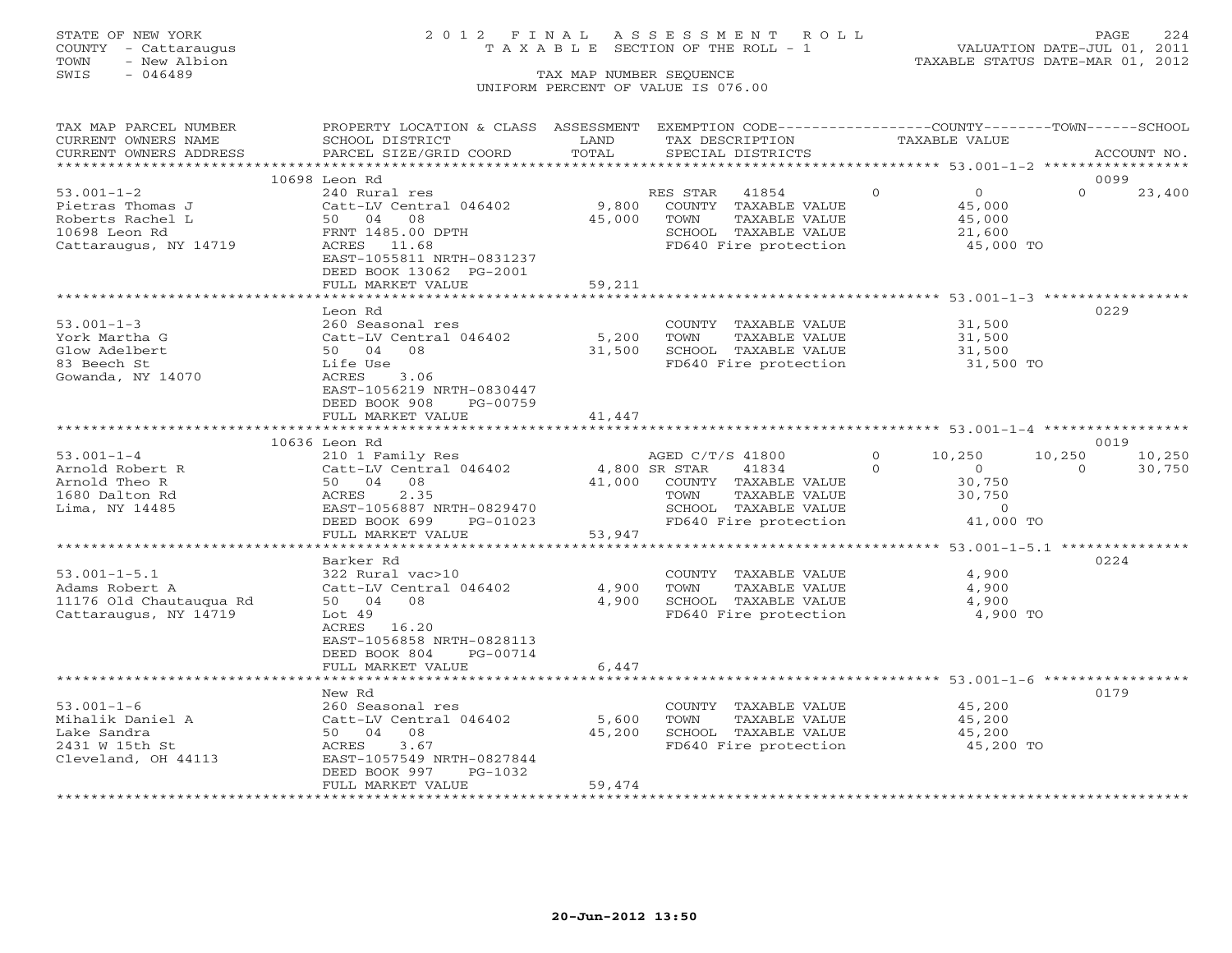STATE OF NEW YORK
COUNTY - Cattaraugus
TOWN - New Albion
SWIS - 046489

# 2012 FINAL ASSESSMENT ROLL

TAXABLE SECTION OF THE ROLL - 1

TAX MAP NUMBER SEQUENCE
UNIFORM PERCENT OF VALUE IS 076.00

VALUATION DATE-JUL 01, 2011
TAXABLE STATUS DATE-MAR 01, 2012

| TAX MAP PARCEL NUMBER / CURRENT OWNERS NAME / CURRENT OWNERS ADDRESS | PROPERTY LOCATION & CLASS / SCHOOL DISTRICT / PARCEL SIZE/GRID COORD | ASSESSMENT LAND / TOTAL | EXEMPTION CODE / TAX DESCRIPTION / SPECIAL DISTRICTS | COUNTY | TOWN | SCHOOL | ACCOUNT NO. |
|---|---|---|---|---|---|---|---|
| **53.001-1-2** | 10698 Leon Rd | | | | | | 0099 |
| Pietras Thomas J | 240 Rural res | | RES STAR 41854 | 0 | 0 | 23,400 | |
| Roberts Rachel L | Catt-LV Central 046402 | 9,800 | COUNTY TAXABLE VALUE | 45,000 | | | |
| 10698 Leon Rd | 50 04 08 | 45,000 | TOWN TAXABLE VALUE | | 45,000 | | |
| Cattaraugus, NY 14719 | FRNT 1485.00 DPTH | | SCHOOL TAXABLE VALUE | | | 21,600 | |
| | ACRES 11.68 | | FD640 Fire protection | 45,000 TO | | | |
| | EAST-1055811 NRTH-0831237 | | | | | | |
| | DEED BOOK 13062 PG-2001 | | | | | | |
| | FULL MARKET VALUE | 59,211 | | | | | |
| **53.001-1-3** | Leon Rd | | | | | | 0229 |
| York Martha G | 260 Seasonal res | | COUNTY TAXABLE VALUE | 31,500 | | | |
| Glow Adelbert | Catt-LV Central 046402 | 5,200 | TOWN TAXABLE VALUE | | 31,500 | | |
| 83 Beech St | 50 04 08 | 31,500 | SCHOOL TAXABLE VALUE | | | 31,500 | |
| Gowanda, NY 14070 | Life Use | | FD640 Fire protection | 31,500 TO | | | |
| | ACRES 3.06 | | | | | | |
| | EAST-1056219 NRTH-0830447 | | | | | | |
| | DEED BOOK 908 PG-00759 | | | | | | |
| | FULL MARKET VALUE | 41,447 | | | | | |
| **53.001-1-4** | 10636 Leon Rd | | | | | | 0019 |
| Arnold Robert R | 210 1 Family Res | | AGED C/T/S 41800 | 10,250 | 10,250 | 10,250 | |
| Arnold Theo R | Catt-LV Central 046402 | 4,800 | SR STAR 41834 | 0 | 0 | 30,750 | |
| 1680 Dalton Rd | 50 04 08 | 41,000 | COUNTY TAXABLE VALUE | 30,750 | | | |
| Lima, NY 14485 | ACRES 2.35 | | TOWN TAXABLE VALUE | | 30,750 | | |
| | EAST-1056887 NRTH-0829470 | | SCHOOL TAXABLE VALUE | | | 0 | |
| | DEED BOOK 699 PG-01023 | | FD640 Fire protection | 41,000 TO | | | |
| | FULL MARKET VALUE | 53,947 | | | | | |
| **53.001-1-5.1** | Barker Rd | | | | | | 0224 |
| Adams Robert A | 322 Rural vac>10 | | COUNTY TAXABLE VALUE | 4,900 | | | |
| 11176 Old Chautauqua Rd | Catt-LV Central 046402 | 4,900 | TOWN TAXABLE VALUE | | 4,900 | | |
| Cattaraugus, NY 14719 | 50 04 08 | 4,900 | SCHOOL TAXABLE VALUE | | | 4,900 | |
| | Lot 49 | | FD640 Fire protection | 4,900 TO | | | |
| | ACRES 16.20 | | | | | | |
| | EAST-1056858 NRTH-0828113 | | | | | | |
| | DEED BOOK 804 PG-00714 | | | | | | |
| | FULL MARKET VALUE | 6,447 | | | | | |
| **53.001-1-6** | New Rd | | | | | | 0179 |
| Mihalik Daniel A | 260 Seasonal res | | COUNTY TAXABLE VALUE | 45,200 | | | |
| Lake Sandra | Catt-LV Central 046402 | 5,600 | TOWN TAXABLE VALUE | | 45,200 | | |
| 2431 W 15th St | 50 04 08 | 45,200 | SCHOOL TAXABLE VALUE | | | 45,200 | |
| Cleveland, OH 44113 | ACRES 3.67 | | FD640 Fire protection | 45,200 TO | | | |
| | EAST-1057549 NRTH-0827844 | | | | | | |
| | DEED BOOK 997 PG-1032 | | | | | | |
| | FULL MARKET VALUE | 59,474 | | | | | |

20-Jun-2012 13:50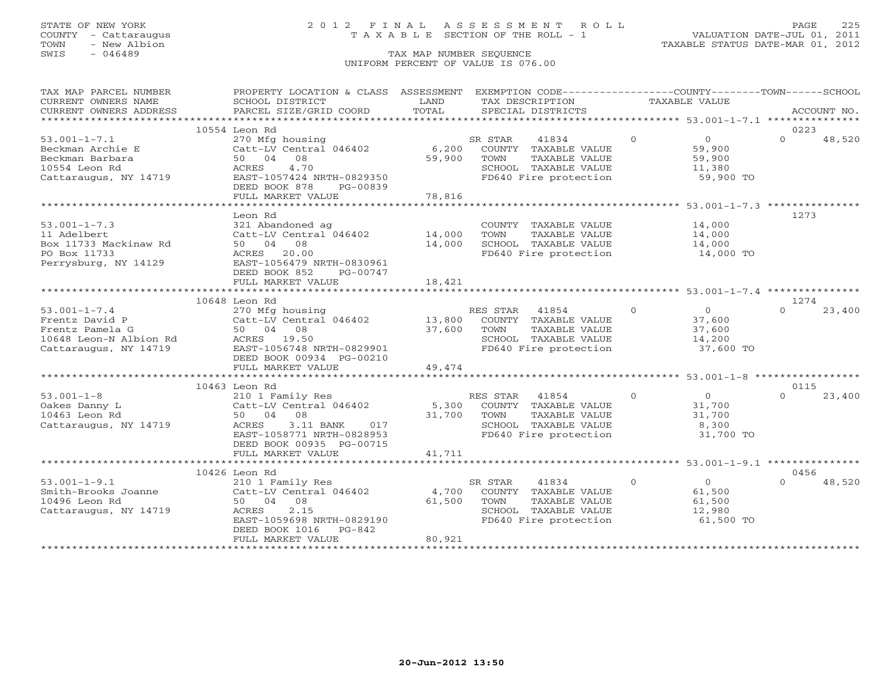STATE OF NEW YORK
COUNTY - Cattaraugus
TOWN - New Albion
SWIS - 046489

# 2012 FINAL ASSESSMENT ROLL
TAXABLE SECTION OF THE ROLL - 1

TAX MAP NUMBER SEQUENCE
UNIFORM PERCENT OF VALUE IS 076.00

VALUATION DATE-JUL 01, 2011
TAXABLE STATUS DATE-MAR 01, 2012

| TAX MAP PARCEL NUMBER / CURRENT OWNERS NAME / CURRENT OWNERS ADDRESS | PROPERTY LOCATION & CLASS / SCHOOL DISTRICT / PARCEL SIZE/GRID COORD | ASSESSMENT LAND / TOTAL | EXEMPTION CODE / TAX DESCRIPTION / SPECIAL DISTRICTS | COUNTY TAXABLE VALUE | TOWN | SCHOOL / ACCOUNT NO. |
|---|---|---|---|---|---|---|
| 53.001-1-7.1 | 10554 Leon Rd | | | | | 0223 |
| 53.001-1-7.1 | 270 Mfg housing | | SR STAR 41834 | 0 | 0 | 0 48,520 |
| Beckman Archie E | Catt-LV Central 046402 | 6,200 | COUNTY TAXABLE VALUE | 59,900 | | |
| Beckman Barbara | 50 04 08 | 59,900 | TOWN TAXABLE VALUE | 59,900 | | |
| 10554 Leon Rd | ACRES 4.70 | | SCHOOL TAXABLE VALUE | 11,380 | | |
| Cattaraugus, NY 14719 | EAST-1057424 NRTH-0829350 | | FD640 Fire protection | 59,900 TO | | |
| | DEED BOOK 878 PG-00839 | | | | | |
| | FULL MARKET VALUE | 78,816 | | | | |
| 53.001-1-7.3 | Leon Rd | | | | | 1273 |
| 53.001-1-7.3 | 321 Abandoned ag | | COUNTY TAXABLE VALUE | 14,000 | | |
| 11 Adelbert | Catt-LV Central 046402 | 14,000 | TOWN TAXABLE VALUE | 14,000 | | |
| Box 11733 Mackinaw Rd | 50 04 08 | 14,000 | SCHOOL TAXABLE VALUE | 14,000 | | |
| PO Box 11733 | ACRES 20.00 | | FD640 Fire protection | 14,000 TO | | |
| Perrysburg, NY 14129 | EAST-1056479 NRTH-0830961 | | | | | |
| | DEED BOOK 852 PG-00747 | | | | | |
| | FULL MARKET VALUE | 18,421 | | | | |
| 53.001-1-7.4 | 10648 Leon Rd | | | | | 1274 |
| 53.001-1-7.4 | 270 Mfg housing | | RES STAR 41854 | 0 | 0 | 0 23,400 |
| Frentz David P | Catt-LV Central 046402 | 13,800 | COUNTY TAXABLE VALUE | 37,600 | | |
| Frentz Pamela G | 50 04 08 | 37,600 | TOWN TAXABLE VALUE | 37,600 | | |
| 10648 Leon-N Albion Rd | ACRES 19.50 | | SCHOOL TAXABLE VALUE | 14,200 | | |
| Cattaraugus, NY 14719 | EAST-1056748 NRTH-0829901 | | FD640 Fire protection | 37,600 TO | | |
| | DEED BOOK 00934 PG-00210 | | | | | |
| | FULL MARKET VALUE | 49,474 | | | | |
| 53.001-1-8 | 10463 Leon Rd | | | | | 0115 |
| 53.001-1-8 | 210 1 Family Res | | RES STAR 41854 | 0 | 0 | 0 23,400 |
| Oakes Danny L | Catt-LV Central 046402 | 5,300 | COUNTY TAXABLE VALUE | 31,700 | | |
| 10463 Leon Rd | 50 04 08 | 31,700 | TOWN TAXABLE VALUE | 31,700 | | |
| Cattaraugus, NY 14719 | ACRES 3.11 BANK 017 | | SCHOOL TAXABLE VALUE | 8,300 | | |
| | EAST-1058771 NRTH-0828953 | | FD640 Fire protection | 31,700 TO | | |
| | DEED BOOK 00935 PG-00715 | | | | | |
| | FULL MARKET VALUE | 41,711 | | | | |
| 53.001-1-9.1 | 10426 Leon Rd | | | | | 0456 |
| 53.001-1-9.1 | 210 1 Family Res | | SR STAR 41834 | 0 | 0 | 0 48,520 |
| Smith-Brooks Joanne | Catt-LV Central 046402 | 4,700 | COUNTY TAXABLE VALUE | 61,500 | | |
| 10496 Leon Rd | 50 04 08 | 61,500 | TOWN TAXABLE VALUE | 61,500 | | |
| Cattaraugus, NY 14719 | ACRES 2.15 | | SCHOOL TAXABLE VALUE | 12,980 | | |
| | EAST-1059698 NRTH-0829190 | | FD640 Fire protection | 61,500 TO | | |
| | DEED BOOK 1016 PG-842 | | | | | |
| | FULL MARKET VALUE | 80,921 | | | | |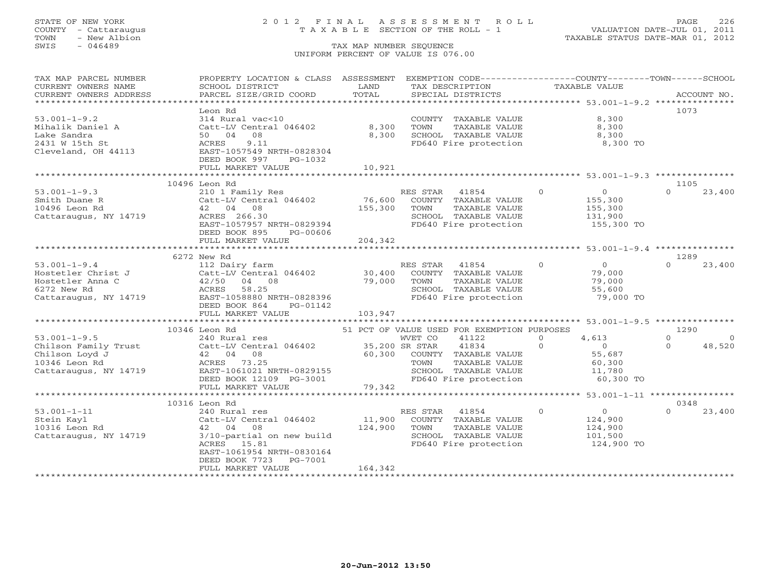STATE OF NEW YORK
COUNTY - Cattaraugus
TOWN - New Albion
SWIS - 046489

2012 FINAL ASSESSMENT ROLL
TAXABLE SECTION OF THE ROLL - 1
TAX MAP NUMBER SEQUENCE
UNIFORM PERCENT OF VALUE IS 076.00

VALUATION DATE-JUL 01, 2011
TAXABLE STATUS DATE-MAR 01, 2012

| TAX MAP PARCEL NUMBER / CURRENT OWNERS NAME / CURRENT OWNERS ADDRESS | PROPERTY LOCATION & CLASS / SCHOOL DISTRICT / PARCEL SIZE/GRID COORD | ASSESSMENT LAND / TOTAL | EXEMPTION CODE / TAX DESCRIPTION / SPECIAL DISTRICTS | COUNTY TAXABLE VALUE | TOWN | SCHOOL | ACCOUNT NO. |
|---|---|---|---|---|---|---|---|
| **53.001-1-9.2** | Leon Rd | | | | | | 1073 |
| Mihalik Daniel A | 314 Rural vac<10 | | COUNTY TAXABLE VALUE | 8,300 | | | |
| Lake Sandra | Catt-LV Central 046402 | 8,300 | TOWN TAXABLE VALUE | 8,300 | | | |
| 2431 W 15th St | 50 04 08 | 8,300 | SCHOOL TAXABLE VALUE | 8,300 | | | |
| Cleveland, OH 44113 | ACRES 9.11 | | FD640 Fire protection | 8,300 TO | | | |
| | EAST-1057549 NRTH-0828304 | | | | | | |
| | DEED BOOK 997 PG-1032 | | | | | | |
| | FULL MARKET VALUE | 10,921 | | | | | |
| **53.001-1-9.3** | 10496 Leon Rd | | | | | | 1105 |
| Smith Duane R | 210 1 Family Res | | RES STAR 41854 | 0 | 0 | 0 | 23,400 |
| 10496 Leon Rd | Catt-LV Central 046402 | 76,600 | COUNTY TAXABLE VALUE | 155,300 | | | |
| Cattaraugus, NY 14719 | 42 04 08 | 155,300 | TOWN TAXABLE VALUE | 155,300 | | | |
| | ACRES 266.30 | | SCHOOL TAXABLE VALUE | 131,900 | | | |
| | EAST-1057957 NRTH-0829394 | | FD640 Fire protection | 155,300 TO | | | |
| | DEED BOOK 895 PG-00606 | | | | | | |
| | FULL MARKET VALUE | 204,342 | | | | | |
| **53.001-1-9.4** | 6272 New Rd | | | | | | 1289 |
| Hostetler Christ J | 112 Dairy farm | | RES STAR 41854 | 0 | 0 | 0 | 23,400 |
| Hostetler Anna C | Catt-LV Central 046402 | 30,400 | COUNTY TAXABLE VALUE | 79,000 | | | |
| 6272 New Rd | 42/50 04 08 | 79,000 | TOWN TAXABLE VALUE | 79,000 | | | |
| Cattaraugus, NY 14719 | ACRES 58.25 | | SCHOOL TAXABLE VALUE | 55,600 | | | |
| | EAST-1058880 NRTH-0828396 | | FD640 Fire protection | 79,000 TO | | | |
| | DEED BOOK 864 PG-01142 | | | | | | |
| | FULL MARKET VALUE | 103,947 | | | | | |
| **53.001-1-9.5** | 10346 Leon Rd | | 51 PCT OF VALUE USED FOR EXEMPTION PURPOSES | | | | 1290 |
| Chilson Family Trust | 240 Rural res | | WVET CO 41122 | 0 | 4,613 | 0 | 0 |
| Chilson Loyd J | Catt-LV Central 046402 | 35,200 | SR STAR 41834 | 0 | 0 | 0 | 48,520 |
| 10346 Leon Rd | 42 04 08 | 60,300 | COUNTY TAXABLE VALUE | 55,687 | | | |
| Cattaraugus, NY 14719 | ACRES 73.25 | | TOWN TAXABLE VALUE | 60,300 | | | |
| | EAST-1061021 NRTH-0829155 | | SCHOOL TAXABLE VALUE | 11,780 | | | |
| | DEED BOOK 12109 PG-3001 | | FD640 Fire protection | 60,300 TO | | | |
| | FULL MARKET VALUE | 79,342 | | | | | |
| **53.001-1-11** | 10316 Leon Rd | | | | | | 0348 |
| Stein Kayl | 240 Rural res | | RES STAR 41854 | 0 | 0 | 0 | 23,400 |
| 10316 Leon Rd | Catt-LV Central 046402 | 11,900 | COUNTY TAXABLE VALUE | 124,900 | | | |
| Cattaraugus, NY 14719 | 42 04 08 | 124,900 | TOWN TAXABLE VALUE | 124,900 | | | |
| | 3/10-partial on new build | | SCHOOL TAXABLE VALUE | 101,500 | | | |
| | ACRES 15.81 | | FD640 Fire protection | 124,900 TO | | | |
| | EAST-1061954 NRTH-0830164 | | | | | | |
| | DEED BOOK 7723 PG-7001 | | | | | | |
| | FULL MARKET VALUE | 164,342 | | | | | |

20-Jun-2012 13:50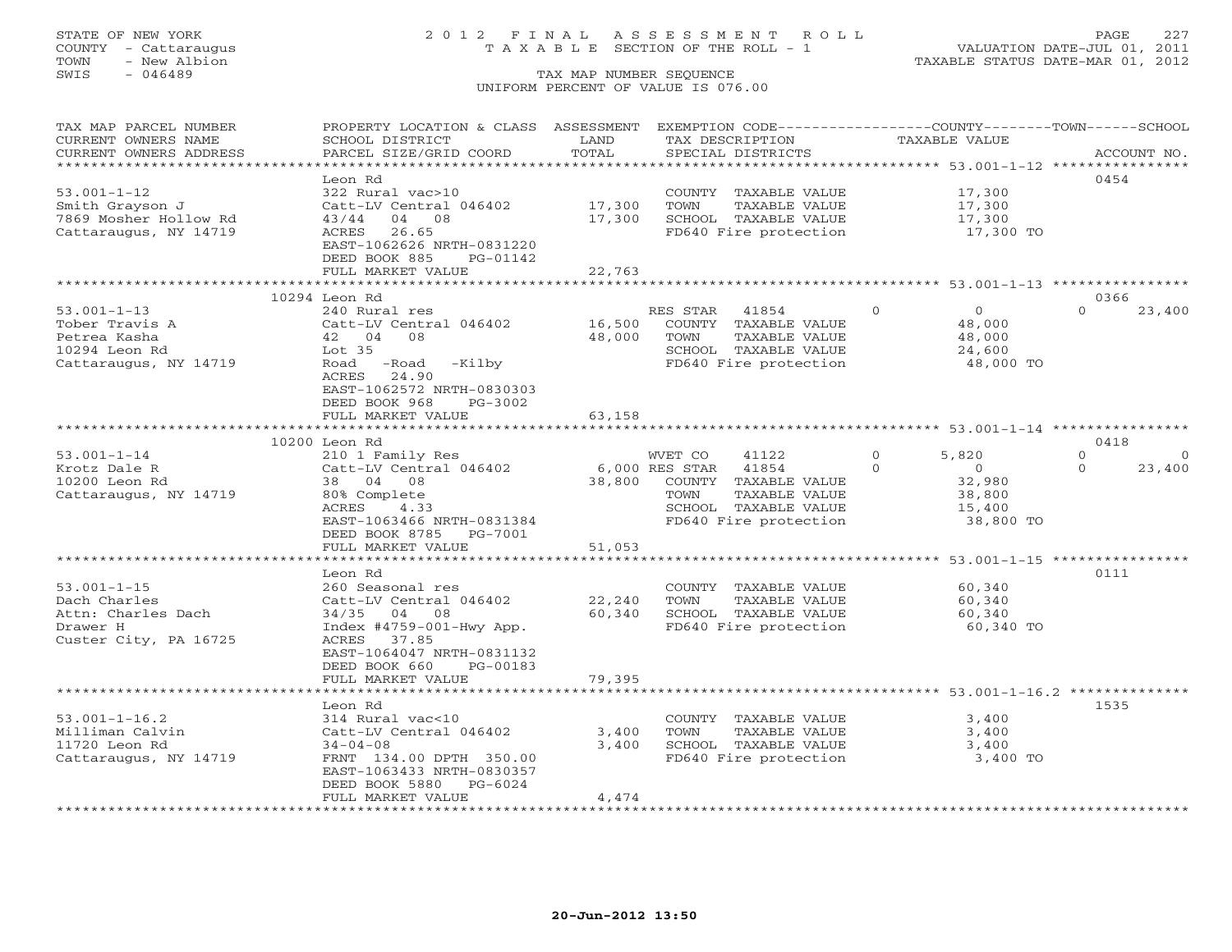STATE OF NEW YORK
COUNTY - Cattaraugus
TOWN - New Albion
SWIS - 046489

# 2012 FINAL ASSESSMENT ROLL
TAXABLE SECTION OF THE ROLL - 1

VALUATION DATE-JUL 01, 2011
TAXABLE STATUS DATE-MAR 01, 2012

TAX MAP NUMBER SEQUENCE
UNIFORM PERCENT OF VALUE IS 076.00

| TAX MAP PARCEL NUMBER / CURRENT OWNERS NAME / CURRENT OWNERS ADDRESS | PROPERTY LOCATION & CLASS / SCHOOL DISTRICT / PARCEL SIZE/GRID COORD | ASSESSMENT LAND | TOTAL | EXEMPTION CODE / TAX DESCRIPTION / SPECIAL DISTRICTS | COUNTY | TOWN | SCHOOL | ACCOUNT NO. |
|---|---|---|---|---|---|---|---|---|
| **53.001-1-12** | Leon Rd | | | | | | | 0454 |
| Smith Grayson J | 322 Rural vac>10 | | | COUNTY TAXABLE VALUE | 17,300 | | | |
| 7869 Mosher Hollow Rd | Catt-LV Central 046402 | 17,300 | | TOWN TAXABLE VALUE | | 17,300 | | |
| Cattaraugus, NY 14719 | 43/44 04 08 | | 17,300 | SCHOOL TAXABLE VALUE | | | 17,300 | |
| | ACRES 26.65 | | | FD640 Fire protection | 17,300 TO | | | |
| | EAST-1062626 NRTH-0831220 | | | | | | | |
| | DEED BOOK 885 PG-01142 | | | | | | | |
| | FULL MARKET VALUE | | 22,763 | | | | | |
| **53.001-1-13** | 10294 Leon Rd | | | | | | | 0366 |
| Tober Travis A | 240 Rural res | | | RES STAR 41854 | 0 | 0 | 23,400 | |
| Petrea Kasha | Catt-LV Central 046402 | 16,500 | | COUNTY TAXABLE VALUE | 48,000 | | | |
| 10294 Leon Rd | 42 04 08 | | 48,000 | TOWN TAXABLE VALUE | | 48,000 | | |
| Cattaraugus, NY 14719 | Lot 35 | | | SCHOOL TAXABLE VALUE | | | 24,600 | |
| | Road -Road -Kilby | | | FD640 Fire protection | 48,000 TO | | | |
| | ACRES 24.90 | | | | | | | |
| | EAST-1062572 NRTH-0830303 | | | | | | | |
| | DEED BOOK 968 PG-3002 | | | | | | | |
| | FULL MARKET VALUE | | 63,158 | | | | | |
| **53.001-1-14** | 10200 Leon Rd | | | | | | | 0418 |
| Krotz Dale R | 210 1 Family Res | | | WVET CO 41122 | 5,820 | 0 | 0 | |
| 10200 Leon Rd | Catt-LV Central 046402 | 6,000 | | RES STAR 41854 | 0 | 0 | 23,400 | |
| Cattaraugus, NY 14719 | 38 04 08 | | 38,800 | COUNTY TAXABLE VALUE | 32,980 | | | |
| | 80% Complete | | | TOWN TAXABLE VALUE | | 38,800 | | |
| | ACRES 4.33 | | | SCHOOL TAXABLE VALUE | | | 15,400 | |
| | EAST-1063466 NRTH-0831384 | | | FD640 Fire protection | 38,800 TO | | | |
| | DEED BOOK 8785 PG-7001 | | | | | | | |
| | FULL MARKET VALUE | | 51,053 | | | | | |
| **53.001-1-15** | Leon Rd | | | | | | | 0111 |
| Dach Charles | 260 Seasonal res | | | COUNTY TAXABLE VALUE | 60,340 | | | |
| Attn: Charles Dach | Catt-LV Central 046402 | 22,240 | | TOWN TAXABLE VALUE | | 60,340 | | |
| Drawer H | 34/35 04 08 | | 60,340 | SCHOOL TAXABLE VALUE | | | 60,340 | |
| Custer City, PA 16725 | Index #4759-001-Hwy App. | | | FD640 Fire protection | 60,340 TO | | | |
| | ACRES 37.85 | | | | | | | |
| | EAST-1064047 NRTH-0831132 | | | | | | | |
| | DEED BOOK 660 PG-00183 | | | | | | | |
| | FULL MARKET VALUE | | 79,395 | | | | | |
| **53.001-1-16.2** | Leon Rd | | | | | | | 1535 |
| Milliman Calvin | 314 Rural vac<10 | | | COUNTY TAXABLE VALUE | 3,400 | | | |
| 11720 Leon Rd | Catt-LV Central 046402 | 3,400 | | TOWN TAXABLE VALUE | | 3,400 | | |
| Cattaraugus, NY 14719 | 34-04-08 | | 3,400 | SCHOOL TAXABLE VALUE | | | 3,400 | |
| | FRNT 134.00 DPTH 350.00 | | | FD640 Fire protection | 3,400 TO | | | |
| | EAST-1063433 NRTH-0830357 | | | | | | | |
| | DEED BOOK 5880 PG-6024 | | | | | | | |
| | FULL MARKET VALUE | | 4,474 | | | | | |

20-Jun-2012 13:50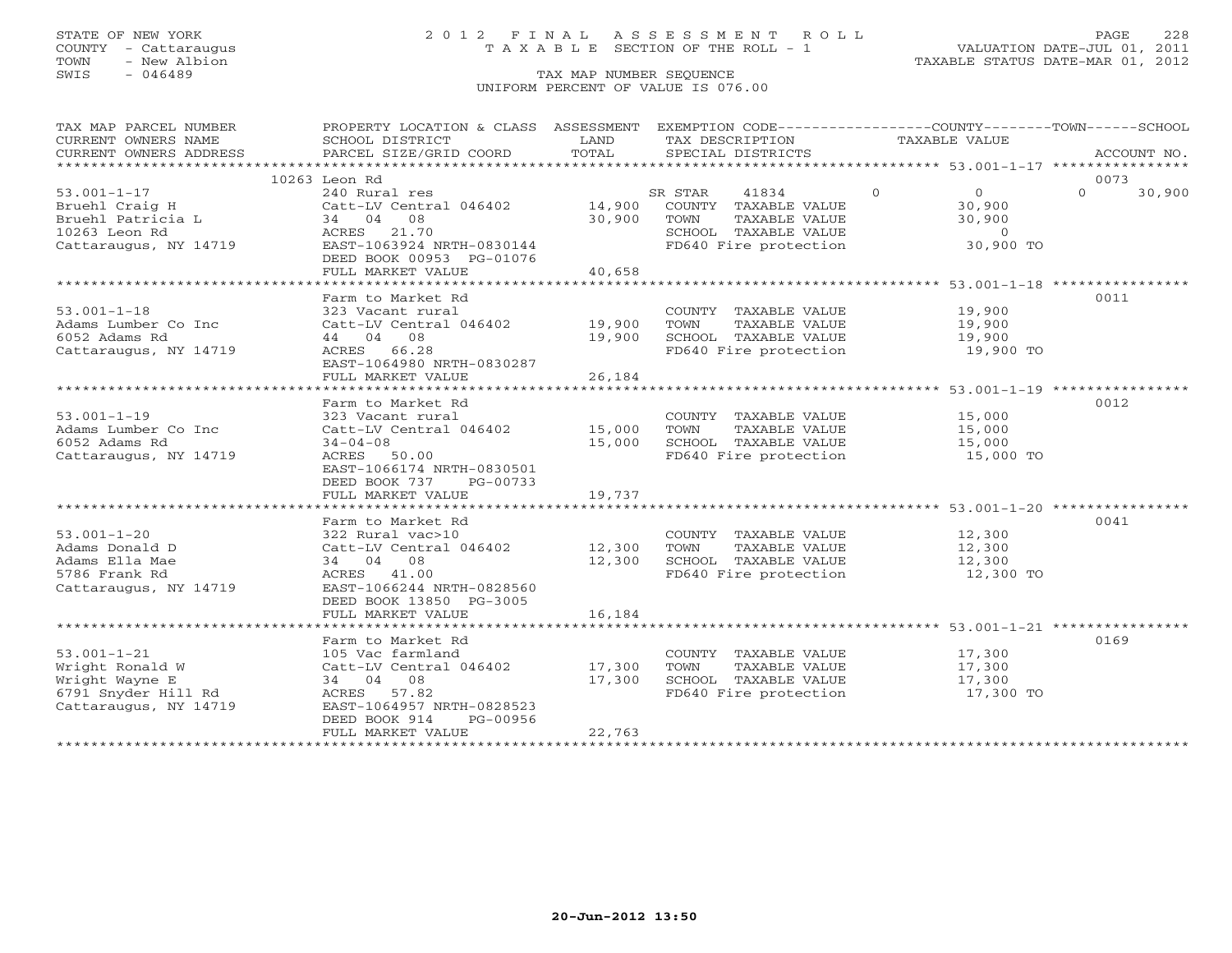STATE OF NEW YORK
COUNTY - Cattaraugus
TOWN - New Albion
SWIS - 046489

# 2012 FINAL ASSESSMENT ROLL
TAXABLE SECTION OF THE ROLL - 1

TAX MAP NUMBER SEQUENCE
UNIFORM PERCENT OF VALUE IS 076.00

VALUATION DATE-JUL 01, 2011
TAXABLE STATUS DATE-MAR 01, 2012

| TAX MAP PARCEL NUMBER / CURRENT OWNERS NAME / CURRENT OWNERS ADDRESS | PROPERTY LOCATION & CLASS / SCHOOL DISTRICT / PARCEL SIZE/GRID COORD | ASSESSMENT LAND / TOTAL | EXEMPTION CODE / TAX DESCRIPTION / SPECIAL DISTRICTS | COUNTY | TOWN | SCHOOL | ACCOUNT NO. |
|---|---|---|---|---|---|---|---|
| | 10263 Leon Rd | | | | | | 0073 |
| 53.001-1-17 | 240 Rural res | | SR STAR 41834 | 0 | 0 | 30,900 | |
| Bruehl Craig H | Catt-LV Central 046402 | 14,900 | COUNTY TAXABLE VALUE | 30,900 | | | |
| Bruehl Patricia L | 34 04 08 | 30,900 | TOWN TAXABLE VALUE | | 30,900 | | |
| 10263 Leon Rd | ACRES 21.70 | | SCHOOL TAXABLE VALUE | | | 0 | |
| Cattaraugus, NY 14719 | EAST-1063924 NRTH-0830144 | | FD640 Fire protection | 30,900 TO | | | |
| | DEED BOOK 00953 PG-01076 | | | | | | |
| | FULL MARKET VALUE | 40,658 | | | | | |
| | Farm to Market Rd | | | | | | 0011 |
| 53.001-1-18 | 323 Vacant rural | | COUNTY TAXABLE VALUE | 19,900 | | | |
| Adams Lumber Co Inc | Catt-LV Central 046402 | 19,900 | TOWN TAXABLE VALUE | | 19,900 | | |
| 6052 Adams Rd | 44 04 08 | 19,900 | SCHOOL TAXABLE VALUE | | | 19,900 | |
| Cattaraugus, NY 14719 | ACRES 66.28 | | FD640 Fire protection | 19,900 TO | | | |
| | EAST-1064980 NRTH-0830287 | | | | | | |
| | FULL MARKET VALUE | 26,184 | | | | | |
| | Farm to Market Rd | | | | | | 0012 |
| 53.001-1-19 | 323 Vacant rural | | COUNTY TAXABLE VALUE | 15,000 | | | |
| Adams Lumber Co Inc | Catt-LV Central 046402 | 15,000 | TOWN TAXABLE VALUE | | 15,000 | | |
| 6052 Adams Rd | 34-04-08 | 15,000 | SCHOOL TAXABLE VALUE | | | 15,000 | |
| Cattaraugus, NY 14719 | ACRES 50.00 | | FD640 Fire protection | 15,000 TO | | | |
| | EAST-1066174 NRTH-0830501 | | | | | | |
| | DEED BOOK 737 PG-00733 | | | | | | |
| | FULL MARKET VALUE | 19,737 | | | | | |
| | Farm to Market Rd | | | | | | 0041 |
| 53.001-1-20 | 322 Rural vac>10 | | COUNTY TAXABLE VALUE | 12,300 | | | |
| Adams Donald D | Catt-LV Central 046402 | 12,300 | TOWN TAXABLE VALUE | | 12,300 | | |
| Adams Ella Mae | 34 04 08 | 12,300 | SCHOOL TAXABLE VALUE | | | 12,300 | |
| 5786 Frank Rd | ACRES 41.00 | | FD640 Fire protection | 12,300 TO | | | |
| Cattaraugus, NY 14719 | EAST-1066244 NRTH-0828560 | | | | | | |
| | DEED BOOK 13850 PG-3005 | | | | | | |
| | FULL MARKET VALUE | 16,184 | | | | | |
| | Farm to Market Rd | | | | | | 0169 |
| 53.001-1-21 | 105 Vac farmland | | COUNTY TAXABLE VALUE | 17,300 | | | |
| Wright Ronald W | Catt-LV Central 046402 | 17,300 | TOWN TAXABLE VALUE | | 17,300 | | |
| Wright Wayne E | 34 04 08 | 17,300 | SCHOOL TAXABLE VALUE | | | 17,300 | |
| 6791 Snyder Hill Rd | ACRES 57.82 | | FD640 Fire protection | 17,300 TO | | | |
| Cattaraugus, NY 14719 | EAST-1064957 NRTH-0828523 | | | | | | |
| | DEED BOOK 914 PG-00956 | | | | | | |
| | FULL MARKET VALUE | 22,763 | | | | | |

20-Jun-2012 13:50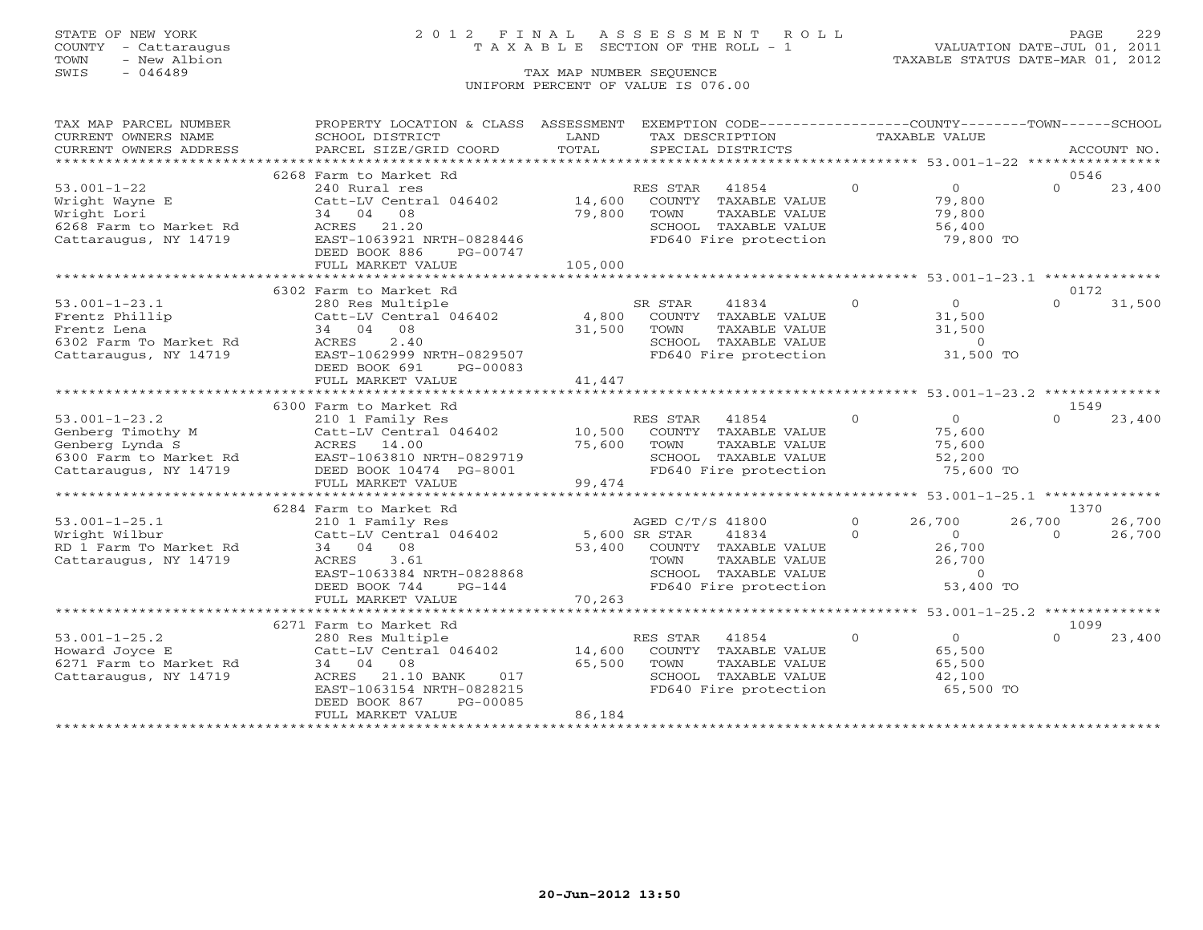STATE OF NEW YORK
COUNTY - Cattaraugus
TOWN - New Albion
SWIS - 046489

# 2012 FINAL ASSESSMENT ROLL
TAXABLE SECTION OF THE ROLL - 1
TAX MAP NUMBER SEQUENCE
UNIFORM PERCENT OF VALUE IS 076.00

VALUATION DATE-JUL 01, 2011
TAXABLE STATUS DATE-MAR 01, 2012

| TAX MAP PARCEL NUMBER / CURRENT OWNERS NAME / CURRENT OWNERS ADDRESS | PROPERTY LOCATION & CLASS / SCHOOL DISTRICT / PARCEL SIZE/GRID COORD | ASSESSMENT LAND / TOTAL | EXEMPTION CODE / TAX DESCRIPTION / SPECIAL DISTRICTS | COUNTY TAXABLE VALUE | TOWN | SCHOOL | ACCOUNT NO. |
|---|---|---|---|---|---|---|---|
| 53.001-1-22 | 6268 Farm to Market Rd | | | | | | 0546 |
| Wright Wayne E | 240 Rural res | | RES STAR 41854 0 | 0 | 0 | 23,400 | |
| Wright Lori | Catt-LV Central 046402 | 14,600 | COUNTY TAXABLE VALUE | 79,800 | | | |
| 6268 Farm to Market Rd | 34 04 08 | 79,800 | TOWN TAXABLE VALUE | | 79,800 | | |
| Cattaraugus, NY 14719 | ACRES 21.20 | | SCHOOL TAXABLE VALUE | | | 56,400 | |
| | EAST-1063921 NRTH-0828446 | | FD640 Fire protection | 79,800 TO | | | |
| | DEED BOOK 886 PG-00747 | | | | | | |
| | FULL MARKET VALUE | 105,000 | | | | | |
| 53.001-1-23.1 | 6302 Farm to Market Rd | | | | | | 0172 |
| Frentz Phillip | 280 Res Multiple | | SR STAR 41834 0 | 0 | 0 | 31,500 | |
| Frentz Lena | Catt-LV Central 046402 | 4,800 | COUNTY TAXABLE VALUE | 31,500 | | | |
| 6302 Farm To Market Rd | 34 04 08 | 31,500 | TOWN TAXABLE VALUE | | 31,500 | | |
| Cattaraugus, NY 14719 | ACRES 2.40 | | SCHOOL TAXABLE VALUE | | | 0 | |
| | EAST-1062999 NRTH-0829507 | | FD640 Fire protection | 31,500 TO | | | |
| | DEED BOOK 691 PG-00083 | | | | | | |
| | FULL MARKET VALUE | 41,447 | | | | | |
| 53.001-1-23.2 | 6300 Farm to Market Rd | | | | | | 1549 |
| Genberg Timothy M | 210 1 Family Res | | RES STAR 41854 0 | 0 | 0 | 23,400 | |
| Genberg Lynda S | Catt-LV Central 046402 | 10,500 | COUNTY TAXABLE VALUE | 75,600 | | | |
| 6300 Farm to Market Rd | ACRES 14.00 | 75,600 | TOWN TAXABLE VALUE | | 75,600 | | |
| Cattaraugus, NY 14719 | EAST-1063810 NRTH-0829719 | | SCHOOL TAXABLE VALUE | | | 52,200 | |
| | DEED BOOK 10474 PG-8001 | | FD640 Fire protection | 75,600 TO | | | |
| | FULL MARKET VALUE | 99,474 | | | | | |
| 53.001-1-25.1 | 6284 Farm to Market Rd | | | | | | 1370 |
| Wright Wilbur | 210 1 Family Res | | AGED C/T/S 41800 0 | 26,700 | 26,700 | 26,700 | |
| RD 1 Farm To Market Rd | Catt-LV Central 046402 | 5,600 | SR STAR 41834 0 | 0 | 0 | 26,700 | |
| Cattaraugus, NY 14719 | 34 04 08 | 53,400 | COUNTY TAXABLE VALUE | 26,700 | | | |
| | ACRES 3.61 | | TOWN TAXABLE VALUE | | 26,700 | | |
| | EAST-1063384 NRTH-0828868 | | SCHOOL TAXABLE VALUE | | | 0 | |
| | DEED BOOK 744 PG-144 | | FD640 Fire protection | 53,400 TO | | | |
| | FULL MARKET VALUE | 70,263 | | | | | |
| 53.001-1-25.2 | 6271 Farm to Market Rd | | | | | | 1099 |
| Howard Joyce E | 280 Res Multiple | | RES STAR 41854 0 | 0 | 0 | 23,400 | |
| 6271 Farm to Market Rd | Catt-LV Central 046402 | 14,600 | COUNTY TAXABLE VALUE | 65,500 | | | |
| Cattaraugus, NY 14719 | 34 04 08 | 65,500 | TOWN TAXABLE VALUE | | 65,500 | | |
| | ACRES 21.10 BANK 017 | | SCHOOL TAXABLE VALUE | | | 42,100 | |
| | EAST-1063154 NRTH-0828215 | | FD640 Fire protection | 65,500 TO | | | |
| | DEED BOOK 867 PG-00085 | | | | | | |
| | FULL MARKET VALUE | 86,184 | | | | | |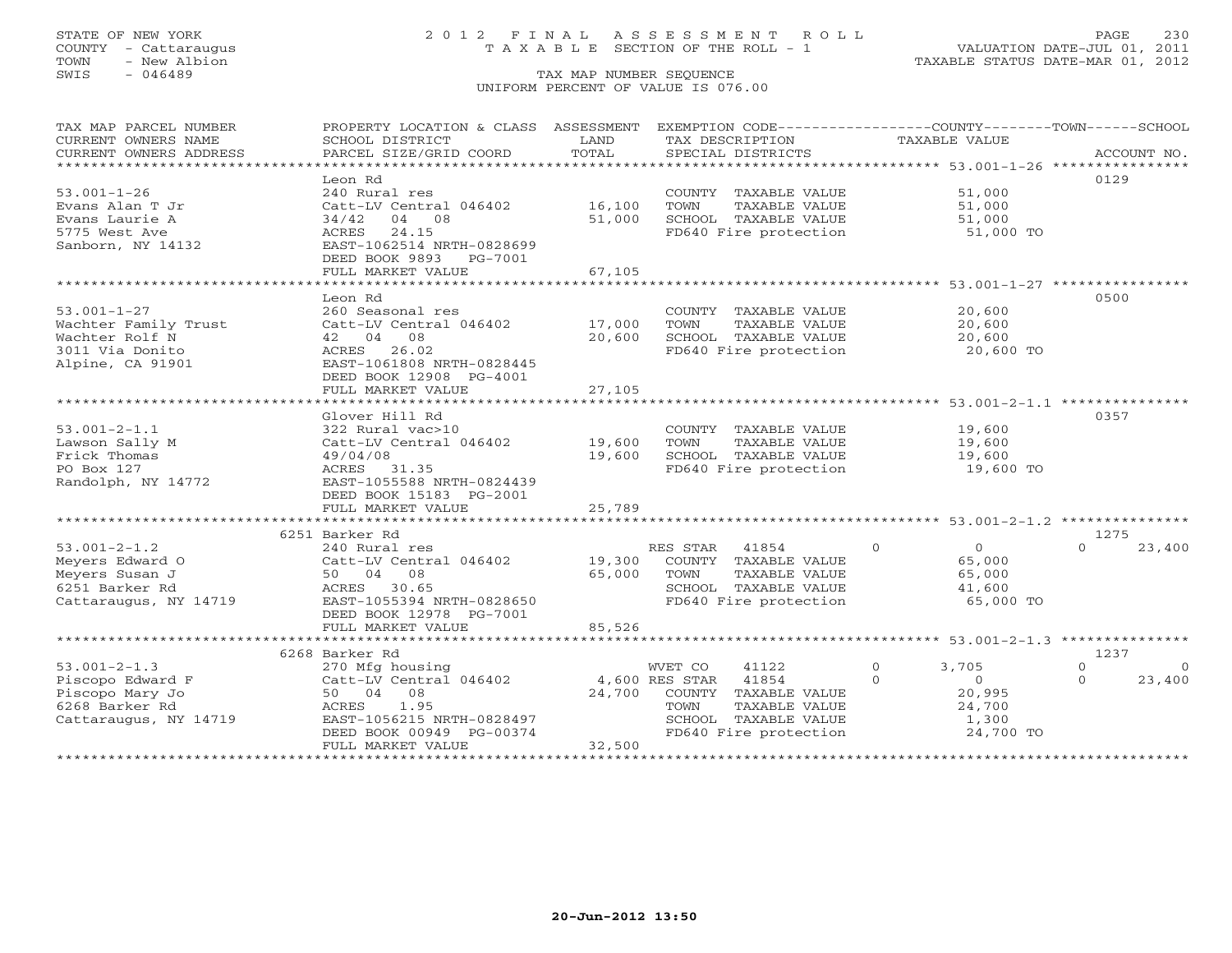STATE OF NEW YORK
COUNTY - Cattaraugus
TOWN - New Albion
SWIS - 046489

# 2012 FINAL ASSESSMENT ROLL

TAXABLE SECTION OF THE ROLL - 1

TAX MAP NUMBER SEQUENCE

UNIFORM PERCENT OF VALUE IS 076.00

VALUATION DATE-JUL 01, 2011
TAXABLE STATUS DATE-MAR 01, 2012

| TAX MAP PARCEL NUMBER / CURRENT OWNERS NAME / CURRENT OWNERS ADDRESS | PROPERTY LOCATION & CLASS / SCHOOL DISTRICT / PARCEL SIZE/GRID COORD | ASSESSMENT LAND / TOTAL | EXEMPTION CODE / TAX DESCRIPTION / SPECIAL DISTRICTS | COUNTY TAXABLE VALUE | TOWN | SCHOOL / ACCOUNT NO. |
|---|---|---|---|---|---|---|
| **53.001-1-26** | Leon Rd | | | | | 0129 |
| 53.001-1-26 | 240 Rural res | | COUNTY TAXABLE VALUE | 51,000 | | |
| Evans Alan T Jr | Catt-LV Central 046402 | 16,100 | TOWN TAXABLE VALUE | 51,000 | | |
| Evans Laurie A | 34/42 04 08 | 51,000 | SCHOOL TAXABLE VALUE | 51,000 | | |
| 5775 West Ave | ACRES 24.15 | | FD640 Fire protection | 51,000 TO | | |
| Sanborn, NY 14132 | EAST-1062514 NRTH-0828699 | | | | | |
| | DEED BOOK 9893 PG-7001 | | | | | |
| | FULL MARKET VALUE | 67,105 | | | | |
| **53.001-1-27** | Leon Rd | | | | | 0500 |
| 53.001-1-27 | 260 Seasonal res | | COUNTY TAXABLE VALUE | 20,600 | | |
| Wachter Family Trust | Catt-LV Central 046402 | 17,000 | TOWN TAXABLE VALUE | 20,600 | | |
| Wachter Rolf N | 42 04 08 | 20,600 | SCHOOL TAXABLE VALUE | 20,600 | | |
| 3011 Via Donito | ACRES 26.02 | | FD640 Fire protection | 20,600 TO | | |
| Alpine, CA 91901 | EAST-1061808 NRTH-0828445 | | | | | |
| | DEED BOOK 12908 PG-4001 | | | | | |
| | FULL MARKET VALUE | 27,105 | | | | |
| **53.001-2-1.1** | Glover Hill Rd | | | | | 0357 |
| 53.001-2-1.1 | 322 Rural vac>10 | | COUNTY TAXABLE VALUE | 19,600 | | |
| Lawson Sally M | Catt-LV Central 046402 | 19,600 | TOWN TAXABLE VALUE | 19,600 | | |
| Frick Thomas | 49/04/08 | 19,600 | SCHOOL TAXABLE VALUE | 19,600 | | |
| PO Box 127 | ACRES 31.35 | | FD640 Fire protection | 19,600 TO | | |
| Randolph, NY 14772 | EAST-1055588 NRTH-0824439 | | | | | |
| | DEED BOOK 15183 PG-2001 | | | | | |
| | FULL MARKET VALUE | 25,789 | | | | |
| **53.001-2-1.2** | 6251 Barker Rd | | | | | 1275 |
| 53.001-2-1.2 | 240 Rural res | | RES STAR 41854 | 0 | 0 | 0 / 23,400 |
| Meyers Edward O | Catt-LV Central 046402 | 19,300 | COUNTY TAXABLE VALUE | 65,000 | | |
| Meyers Susan J | 50 04 08 | 65,000 | TOWN TAXABLE VALUE | 65,000 | | |
| 6251 Barker Rd | ACRES 30.65 | | SCHOOL TAXABLE VALUE | 41,600 | | |
| Cattaraugus, NY 14719 | EAST-1055394 NRTH-0828650 | | FD640 Fire protection | 65,000 TO | | |
| | DEED BOOK 12978 PG-7001 | | | | | |
| | FULL MARKET VALUE | 85,526 | | | | |
| **53.001-2-1.3** | 6268 Barker Rd | | | | | 1237 |
| 53.001-2-1.3 | 270 Mfg housing | | WVET CO 41122 | 0 | 3,705 | 0 / 0 |
| Piscopo Edward F | Catt-LV Central 046402 | 4,600 | RES STAR 41854 | 0 | 0 | 0 / 23,400 |
| Piscopo Mary Jo | 50 04 08 | 24,700 | COUNTY TAXABLE VALUE | 20,995 | | |
| 6268 Barker Rd | ACRES 1.95 | | TOWN TAXABLE VALUE | 24,700 | | |
| Cattaraugus, NY 14719 | EAST-1056215 NRTH-0828497 | | SCHOOL TAXABLE VALUE | 1,300 | | |
| | DEED BOOK 00949 PG-00374 | | FD640 Fire protection | 24,700 TO | | |
| | FULL MARKET VALUE | 32,500 | | | | |

20-Jun-2012 13:50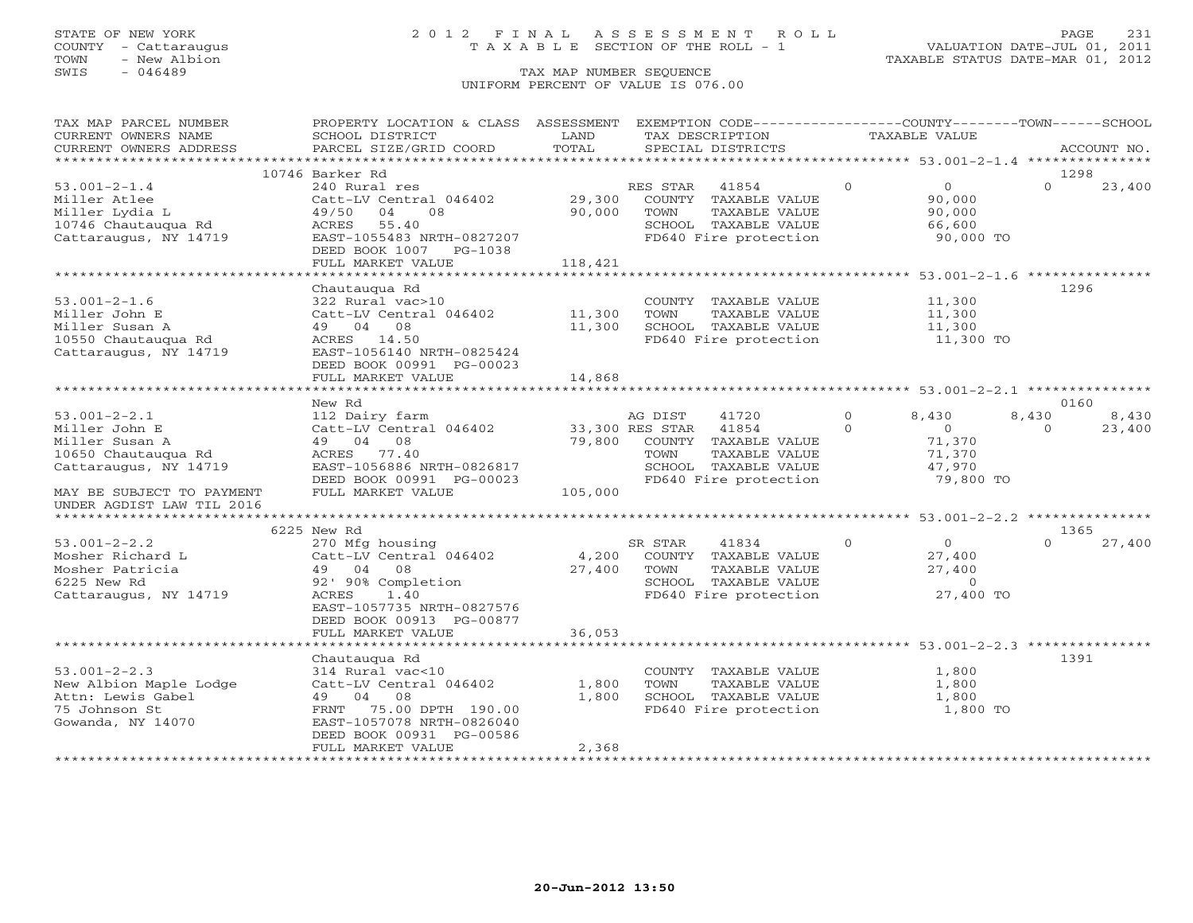STATE OF NEW YORK
COUNTY - Cattaraugus
TOWN - New Albion
SWIS - 046489

# 2012 FINAL ASSESSMENT ROLL

TAXABLE SECTION OF THE ROLL - 1

TAX MAP NUMBER SEQUENCE

UNIFORM PERCENT OF VALUE IS 076.00

VALUATION DATE-JUL 01, 2011
TAXABLE STATUS DATE-MAR 01, 2012

| TAX MAP PARCEL NUMBER / CURRENT OWNERS NAME / CURRENT OWNERS ADDRESS | PROPERTY LOCATION & CLASS / SCHOOL DISTRICT / PARCEL SIZE/GRID COORD | ASSESSMENT LAND / TOTAL | EXEMPTION CODE / TAX DESCRIPTION / SPECIAL DISTRICTS | COUNTY TAXABLE VALUE | TOWN | SCHOOL | ACCOUNT NO. |
|---|---|---|---|---|---|---|---|
| **53.001-2-1.4** | 10746 Barker Rd | | | | | | 1298 |
| Miller Atlee | 240 Rural res | | RES STAR 41854 | 0 | 0 | 23,400 | |
| Miller Lydia L | Catt-LV Central 046402 | 29,300 | COUNTY TAXABLE VALUE | 90,000 | | | |
| 10746 Chautauqua Rd | 49/50 04 08 | 90,000 | TOWN TAXABLE VALUE | 90,000 | | | |
| Cattaraugus, NY 14719 | ACRES 55.40 | | SCHOOL TAXABLE VALUE | 66,600 | | | |
| | EAST-1055483 NRTH-0827207 | | FD640 Fire protection | 90,000 TO | | | |
| | DEED BOOK 1007 PG-1038 | | | | | | |
| | FULL MARKET VALUE | 118,421 | | | | | |
| **53.001-2-1.6** | Chautauqua Rd | | | | | | 1296 |
| Miller John E | 322 Rural vac>10 | | COUNTY TAXABLE VALUE | 11,300 | | | |
| Miller Susan A | Catt-LV Central 046402 | 11,300 | TOWN TAXABLE VALUE | 11,300 | | | |
| 10550 Chautauqua Rd | 49 04 08 | 11,300 | SCHOOL TAXABLE VALUE | 11,300 | | | |
| Cattaraugus, NY 14719 | ACRES 14.50 | | FD640 Fire protection | 11,300 TO | | | |
| | EAST-1056140 NRTH-0825424 | | | | | | |
| | DEED BOOK 00991 PG-00023 | | | | | | |
| | FULL MARKET VALUE | 14,868 | | | | | |
| **53.001-2-2.1** | New Rd | | | | | | 0160 |
| Miller John E | 112 Dairy farm | | AG DIST 41720 | 8,430 | 8,430 | 8,430 | |
| Miller Susan A | Catt-LV Central 046402 | 33,300 | RES STAR 41854 | 0 | 0 | 23,400 | |
| 10650 Chautauqua Rd | 49 04 08 | 79,800 | COUNTY TAXABLE VALUE | 71,370 | | | |
| Cattaraugus, NY 14719 | ACRES 77.40 | | TOWN TAXABLE VALUE | 71,370 | | | |
| | EAST-1056886 NRTH-0826817 | | SCHOOL TAXABLE VALUE | 47,970 | | | |
| | DEED BOOK 00991 PG-00023 | | FD640 Fire protection | 79,800 TO | | | |
| MAY BE SUBJECT TO PAYMENT | FULL MARKET VALUE | 105,000 | | | | | |
| UNDER AGDIST LAW TIL 2016 | | | | | | | |
| **53.001-2-2.2** | 6225 New Rd | | | | | | 1365 |
| Mosher Richard L | 270 Mfg housing | | SR STAR 41834 | 0 | 0 | 27,400 | |
| Mosher Patricia | Catt-LV Central 046402 | 4,200 | COUNTY TAXABLE VALUE | 27,400 | | | |
| 6225 New Rd | 49 04 08 | 27,400 | TOWN TAXABLE VALUE | 27,400 | | | |
| Cattaraugus, NY 14719 | 92' 90% Completion | | SCHOOL TAXABLE VALUE | 0 | | | |
| | ACRES 1.40 | | FD640 Fire protection | 27,400 TO | | | |
| | EAST-1057735 NRTH-0827576 | | | | | | |
| | DEED BOOK 00913 PG-00877 | | | | | | |
| | FULL MARKET VALUE | 36,053 | | | | | |
| **53.001-2-2.3** | Chautauqua Rd | | | | | | 1391 |
| New Albion Maple Lodge | 314 Rural vac<10 | | COUNTY TAXABLE VALUE | 1,800 | | | |
| Attn: Lewis Gabel | Catt-LV Central 046402 | 1,800 | TOWN TAXABLE VALUE | 1,800 | | | |
| 75 Johnson St | 49 04 08 | 1,800 | SCHOOL TAXABLE VALUE | 1,800 | | | |
| Gowanda, NY 14070 | FRNT 75.00 DPTH 190.00 | | FD640 Fire protection | 1,800 TO | | | |
| | EAST-1057078 NRTH-0826040 | | | | | | |
| | DEED BOOK 00931 PG-00586 | | | | | | |
| | FULL MARKET VALUE | 2,368 | | | | | |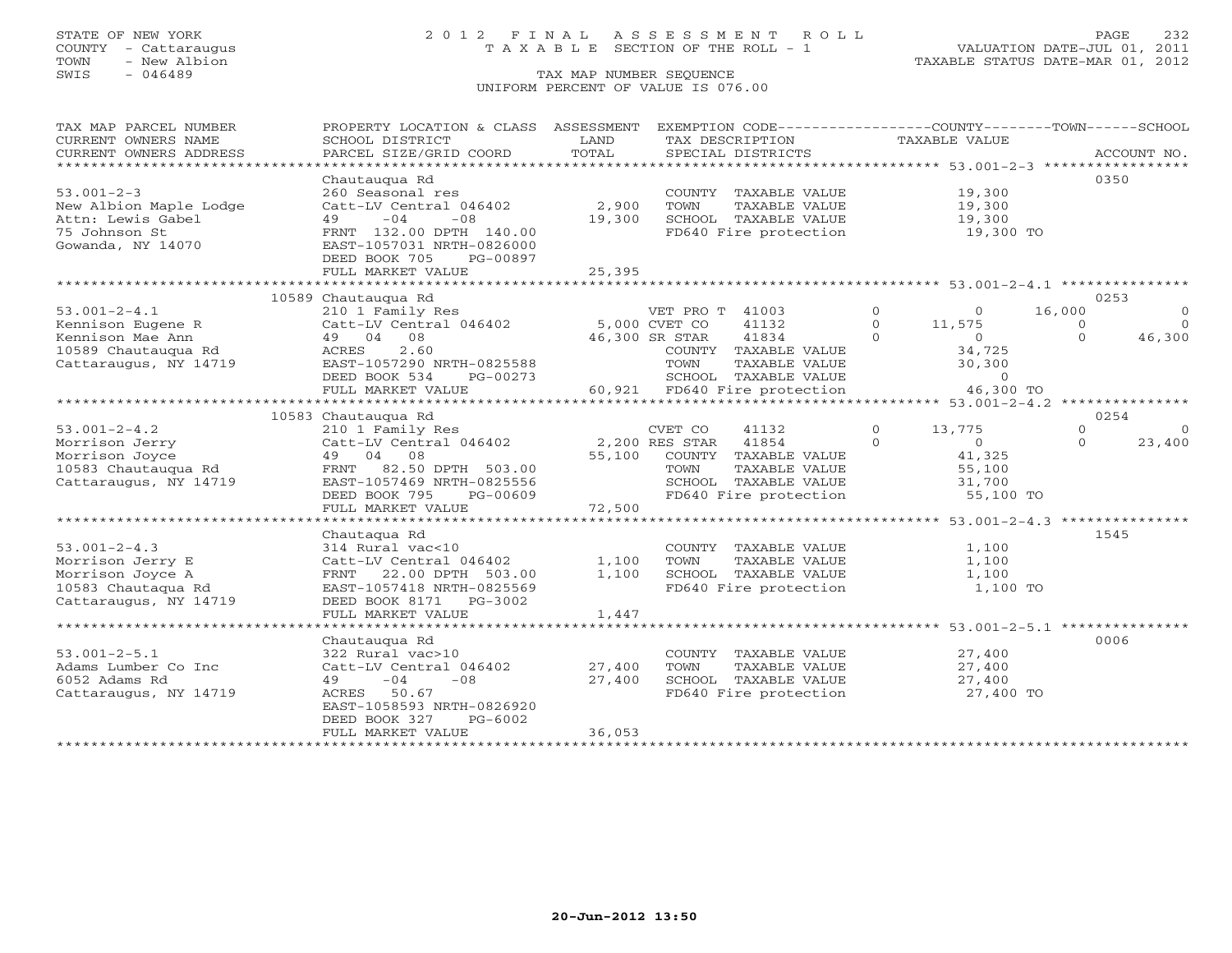STATE OF NEW YORK
COUNTY - Cattaraugus
TOWN - New Albion
SWIS - 046489

# 2012 FINAL ASSESSMENT ROLL
TAXABLE SECTION OF THE ROLL - 1
TAX MAP NUMBER SEQUENCE
UNIFORM PERCENT OF VALUE IS 076.00

VALUATION DATE-JUL 01, 2011
TAXABLE STATUS DATE-MAR 01, 2012

| TAX MAP PARCEL NUMBER / CURRENT OWNERS NAME / CURRENT OWNERS ADDRESS | PROPERTY LOCATION & CLASS / SCHOOL DISTRICT / PARCEL SIZE/GRID COORD | ASSESSMENT LAND / TOTAL | EXEMPTION CODE / TAX DESCRIPTION / SPECIAL DISTRICTS | COUNTY TAXABLE VALUE | TOWN | SCHOOL | ACCOUNT NO. |
|---|---|---|---|---|---|---|---|
| **53.001-2-3** | Chautauqua Rd | | | | | | 0350 |
| New Albion Maple Lodge | 260 Seasonal res | | COUNTY TAXABLE VALUE | 19,300 | | | |
| Attn: Lewis Gabel | Catt-LV Central 046402 | 2,900 | TOWN TAXABLE VALUE | 19,300 | | | |
| 75 Johnson St | 49 -04 -08 | 19,300 | SCHOOL TAXABLE VALUE | 19,300 | | | |
| Gowanda, NY 14070 | FRNT 132.00 DPTH 140.00 | | FD640 Fire protection | 19,300 TO | | | |
| | EAST-1057031 NRTH-0826000 | | | | | | |
| | DEED BOOK 705 PG-00897 | | | | | | |
| | FULL MARKET VALUE | 25,395 | | | | | |
| **53.001-2-4.1** | 10589 Chautauqua Rd | | | | | | 0253 |
| Kennison Eugene R | 210 1 Family Res | | VET PRO T 41003 0 | 0 | 16,000 | 0 | |
| Kennison Mae Ann | Catt-LV Central 046402 | 5,000 | CVET CO 41132 0 | 11,575 | 0 | 0 | |
| 10589 Chautauqua Rd | 49 04 08 | 46,300 | SR STAR 41834 0 | 0 | 0 | 46,300 | |
| Cattaraugus, NY 14719 | ACRES 2.60 | | COUNTY TAXABLE VALUE | 34,725 | | | |
| | EAST-1057290 NRTH-0825588 | | TOWN TAXABLE VALUE | 30,300 | | | |
| | DEED BOOK 534 PG-00273 | | SCHOOL TAXABLE VALUE | 0 | | | |
| | FULL MARKET VALUE | 60,921 | FD640 Fire protection | 46,300 TO | | | |
| **53.001-2-4.2** | 10583 Chautauqua Rd | | | | | | 0254 |
| Morrison Jerry | 210 1 Family Res | | CVET CO 41132 0 | 13,775 | 0 | 0 | |
| Morrison Joyce | Catt-LV Central 046402 | 2,200 | RES STAR 41854 0 | 0 | 0 | 23,400 | |
| 10583 Chautauqua Rd | 49 04 08 | 55,100 | COUNTY TAXABLE VALUE | 41,325 | | | |
| Cattaraugus, NY 14719 | FRNT 82.50 DPTH 503.00 | | TOWN TAXABLE VALUE | 55,100 | | | |
| | EAST-1057469 NRTH-0825556 | | SCHOOL TAXABLE VALUE | 31,700 | | | |
| | DEED BOOK 795 PG-00609 | | FD640 Fire protection | 55,100 TO | | | |
| | FULL MARKET VALUE | 72,500 | | | | | |
| **53.001-2-4.3** | Chautaqua Rd | | | | | | 1545 |
| Morrison Jerry E | 314 Rural vac<10 | | COUNTY TAXABLE VALUE | 1,100 | | | |
| Morrison Joyce A | Catt-LV Central 046402 | 1,100 | TOWN TAXABLE VALUE | 1,100 | | | |
| 10583 Chautaqua Rd | FRNT 22.00 DPTH 503.00 | 1,100 | SCHOOL TAXABLE VALUE | 1,100 | | | |
| Cattaraugus, NY 14719 | EAST-1057418 NRTH-0825569 | | FD640 Fire protection | 1,100 TO | | | |
| | DEED BOOK 8171 PG-3002 | | | | | | |
| | FULL MARKET VALUE | 1,447 | | | | | |
| **53.001-2-5.1** | Chautauqua Rd | | | | | | 0006 |
| Adams Lumber Co Inc | 322 Rural vac>10 | | COUNTY TAXABLE VALUE | 27,400 | | | |
| 6052 Adams Rd | Catt-LV Central 046402 | 27,400 | TOWN TAXABLE VALUE | 27,400 | | | |
| Cattaraugus, NY 14719 | 49 -04 -08 | 27,400 | SCHOOL TAXABLE VALUE | 27,400 | | | |
| | ACRES 50.67 | | FD640 Fire protection | 27,400 TO | | | |
| | EAST-1058593 NRTH-0826920 | | | | | | |
| | DEED BOOK 327 PG-6002 | | | | | | |
| | FULL MARKET VALUE | 36,053 | | | | | |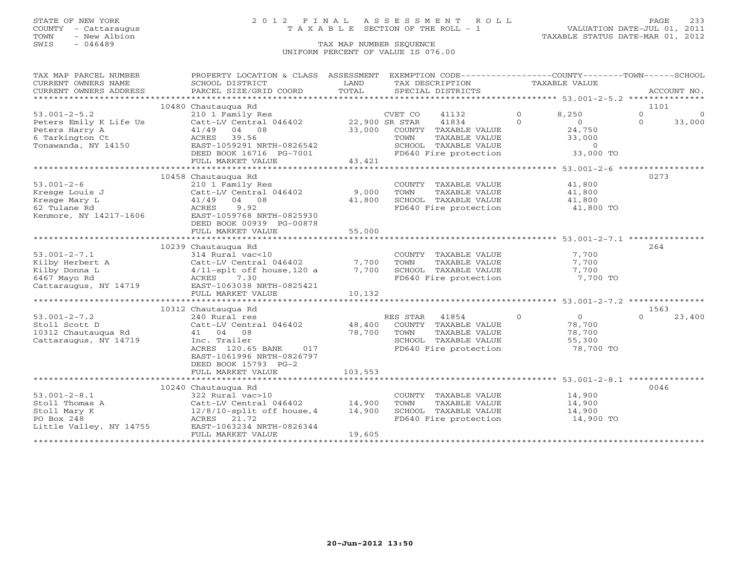STATE OF NEW YORK
COUNTY - Cattaraugus
TOWN - New Albion
SWIS - 046489

# 2012 FINAL ASSESSMENT ROLL

TAXABLE SECTION OF THE ROLL - 1

TAX MAP NUMBER SEQUENCE

UNIFORM PERCENT OF VALUE IS 076.00

VALUATION DATE-JUL 01, 2011
TAXABLE STATUS DATE-MAR 01, 2012

| TAX MAP PARCEL NUMBER / CURRENT OWNERS NAME / CURRENT OWNERS ADDRESS | PROPERTY LOCATION & CLASS / SCHOOL DISTRICT / PARCEL SIZE/GRID COORD | ASSESSMENT LAND / TOTAL | EXEMPTION CODE / TAX DESCRIPTION / SPECIAL DISTRICTS | COUNTY | TOWN | SCHOOL | ACCOUNT NO. |
|---|---|---|---|---|---|---|---|
| **53.001-2-5.2** | 10480 Chautauqua Rd | | | | | | 1101 |
| Peters Emily K Life Us | 210 1 Family Res | | CVET CO 41132 | 8,250 | 0 | 0 | |
| Peters Harry A | Catt-LV Central 046402 | 22,900 | SR STAR 41834 | 0 | 0 | 33,000 | |
| 6 Tarkington Ct | 41/49 04 08 | 33,000 | COUNTY TAXABLE VALUE | 24,750 | | | |
| Tonawanda, NY 14150 | ACRES 39.56 | | TOWN TAXABLE VALUE | | 33,000 | | |
| | EAST-1059291 NRTH-0826542 | | SCHOOL TAXABLE VALUE | | | 0 | |
| | DEED BOOK 16716 PG-7001 | | FD640 Fire protection | 33,000 TO | | | |
| | FULL MARKET VALUE | 43,421 | | | | | |
| **53.001-2-6** | 10458 Chautauqua Rd | | | | | | 0273 |
| Kresge Louis J | 210 1 Family Res | | COUNTY TAXABLE VALUE | 41,800 | | | |
| Kresge Mary L | Catt-LV Central 046402 | 9,000 | TOWN TAXABLE VALUE | | 41,800 | | |
| 62 Tulane Rd | 41/49 04 08 | 41,800 | SCHOOL TAXABLE VALUE | | | 41,800 | |
| Kenmore, NY 14217-1606 | ACRES 9.92 | | FD640 Fire protection | 41,800 TO | | | |
| | EAST-1059768 NRTH-0825930 | | | | | | |
| | DEED BOOK 00939 PG-00878 | | | | | | |
| | FULL MARKET VALUE | 55,000 | | | | | |
| **53.001-2-7.1** | 10239 Chautauqua Rd | | | | | | 264 |
| Kilby Herbert A | 314 Rural vac<10 | | COUNTY TAXABLE VALUE | 7,700 | | | |
| Kilby Donna L | Catt-LV Central 046402 | 7,700 | TOWN TAXABLE VALUE | | 7,700 | | |
| 6467 Mayo Rd | 4/11-splt off house,120 a | 7,700 | SCHOOL TAXABLE VALUE | | | 7,700 | |
| Cattaraugus, NY 14719 | ACRES 7.30 | | FD640 Fire protection | 7,700 TO | | | |
| | EAST-1063038 NRTH-0825421 | | | | | | |
| | FULL MARKET VALUE | 10,132 | | | | | |
| **53.001-2-7.2** | 10312 Chautauqua Rd | | | | | | 1563 |
| Stoll Scott D | 240 Rural res | | RES STAR 41854 | 0 | 0 | 23,400 | |
| 10312 Chautauqua Rd | Catt-LV Central 046402 | 48,400 | COUNTY TAXABLE VALUE | 78,700 | | | |
| Cattaraugus, NY 14719 | 41 04 08 | 78,700 | TOWN TAXABLE VALUE | | 78,700 | | |
| | Inc. Trailer | | SCHOOL TAXABLE VALUE | | | 55,300 | |
| | ACRES 120.65 BANK 017 | | FD640 Fire protection | 78,700 TO | | | |
| | EAST-1061996 NRTH-0826797 | | | | | | |
| | DEED BOOK 15793 PG-2 | | | | | | |
| | FULL MARKET VALUE | 103,553 | | | | | |
| **53.001-2-8.1** | 10240 Chautauqua Rd | | | | | | 0046 |
| Stoll Thomas A | 322 Rural vac>10 | | COUNTY TAXABLE VALUE | 14,900 | | | |
| Stoll Mary K | Catt-LV Central 046402 | 14,900 | TOWN TAXABLE VALUE | | 14,900 | | |
| PO Box 248 | 12/8/10-split off house,4 | 14,900 | SCHOOL TAXABLE VALUE | | | 14,900 | |
| Little Valley, NY 14755 | ACRES 21.72 | | FD640 Fire protection | 14,900 TO | | | |
| | EAST-1063234 NRTH-0826344 | | | | | | |
| | FULL MARKET VALUE | 19,605 | | | | | |

20-Jun-2012 13:50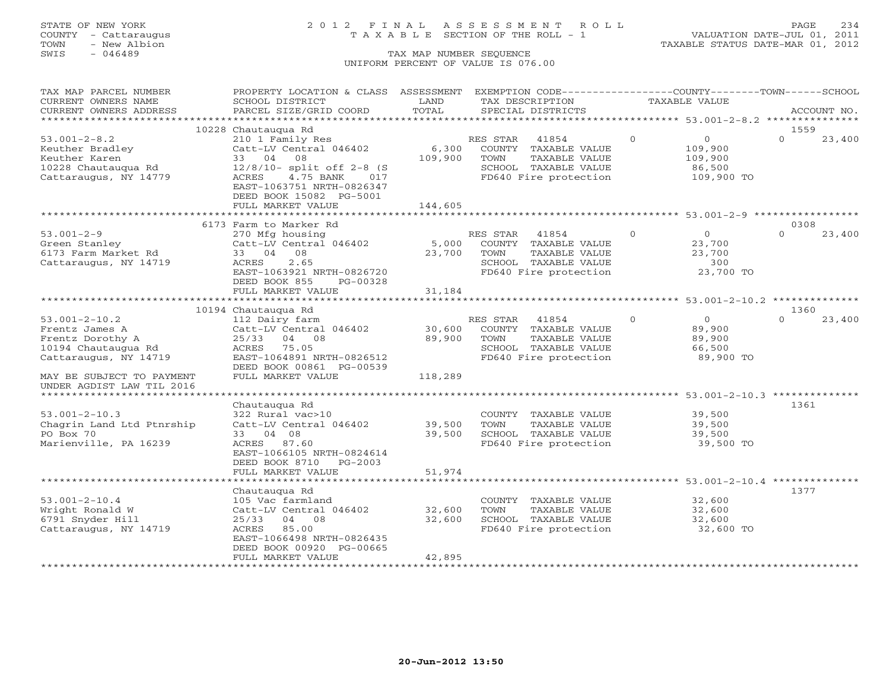STATE OF NEW YORK
COUNTY - Cattaraugus
TOWN - New Albion
SWIS - 046489

# 2012 FINAL ASSESSMENT ROLL
TAXABLE SECTION OF THE ROLL - 1
TAX MAP NUMBER SEQUENCE
UNIFORM PERCENT OF VALUE IS 076.00

VALUATION DATE-JUL 01, 2011
TAXABLE STATUS DATE-MAR 01, 2012

| TAX MAP PARCEL NUMBER / CURRENT OWNERS NAME / CURRENT OWNERS ADDRESS | PROPERTY LOCATION & CLASS / SCHOOL DISTRICT / PARCEL SIZE/GRID COORD | ASSESSMENT LAND / TOTAL | EXEMPTION CODE / TAX DESCRIPTION / SPECIAL DISTRICTS | COUNTY | TOWN | SCHOOL | ACCOUNT NO. |
|---|---|---|---|---|---|---|---|
| 53.001-2-8.2 | 10228 Chautauqua Rd | | | | | | 1559 |
| Keuther Bradley | 210 1 Family Res | | RES STAR 41854 | 0 | 0 | 23,400 | |
| Keuther Karen | Catt-LV Central 046402 | 6,300 | COUNTY TAXABLE VALUE | 109,900 | | | |
| 10228 Chautauqua Rd | 33 04 08 | 109,900 | TOWN TAXABLE VALUE | | 109,900 | | |
| Cattaraugus, NY 14779 | 12/8/10- split off 2-8 (S | | SCHOOL TAXABLE VALUE | | | 86,500 | |
| | ACRES 4.75 BANK 017 | | FD640 Fire protection | 109,900 TO | | | |
| | EAST-1063751 NRTH-0826347 | | | | | | |
| | DEED BOOK 15082 PG-5001 | | | | | | |
| | FULL MARKET VALUE | 144,605 | | | | | |
| 53.001-2-9 | 6173 Farm to Marker Rd | | | | | | 0308 |
| Green Stanley | 270 Mfg housing | | RES STAR 41854 | 0 | 0 | 23,400 | |
| 6173 Farm Market Rd | Catt-LV Central 046402 | 5,000 | COUNTY TAXABLE VALUE | 23,700 | | | |
| Cattaraugus, NY 14719 | 33 04 08 | 23,700 | TOWN TAXABLE VALUE | | 23,700 | | |
| | ACRES 2.65 | | SCHOOL TAXABLE VALUE | | | 300 | |
| | EAST-1063921 NRTH-0826720 | | FD640 Fire protection | 23,700 TO | | | |
| | DEED BOOK 855 PG-00328 | | | | | | |
| | FULL MARKET VALUE | 31,184 | | | | | |
| 53.001-2-10.2 | 10194 Chautauqua Rd | | | | | | 1360 |
| Frentz James A | 112 Dairy farm | | RES STAR 41854 | 0 | 0 | 23,400 | |
| Frentz Dorothy A | Catt-LV Central 046402 | 30,600 | COUNTY TAXABLE VALUE | 89,900 | | | |
| 10194 Chautaugua Rd | 25/33 04 08 | 89,900 | TOWN TAXABLE VALUE | | 89,900 | | |
| Cattaraugus, NY 14719 | ACRES 75.05 | | SCHOOL TAXABLE VALUE | | | 66,500 | |
| | EAST-1064891 NRTH-0826512 | | FD640 Fire protection | 89,900 TO | | | |
| | DEED BOOK 00861 PG-00539 | | | | | | |
| MAY BE SUBJECT TO PAYMENT UNDER AGDIST LAW TIL 2016 | FULL MARKET VALUE | 118,289 | | | | | |
| 53.001-2-10.3 | Chautauqua Rd | | | | | | 1361 |
| Chagrin Land Ltd Ptnrship | 322 Rural vac>10 | | COUNTY TAXABLE VALUE | 39,500 | | | |
| PO Box 70 | Catt-LV Central 046402 | 39,500 | TOWN TAXABLE VALUE | | 39,500 | | |
| Marienville, PA 16239 | 33 04 08 | 39,500 | SCHOOL TAXABLE VALUE | | | 39,500 | |
| | ACRES 87.60 | | FD640 Fire protection | 39,500 TO | | | |
| | EAST-1066105 NRTH-0824614 | | | | | | |
| | DEED BOOK 8710 PG-2003 | | | | | | |
| | FULL MARKET VALUE | 51,974 | | | | | |
| 53.001-2-10.4 | Chautauqua Rd | | | | | | 1377 |
| Wright Ronald W | 105 Vac farmland | | COUNTY TAXABLE VALUE | 32,600 | | | |
| 6791 Snyder Hill | Catt-LV Central 046402 | 32,600 | TOWN TAXABLE VALUE | | 32,600 | | |
| Cattaraugus, NY 14719 | 25/33 04 08 | 32,600 | SCHOOL TAXABLE VALUE | | | 32,600 | |
| | ACRES 85.00 | | FD640 Fire protection | 32,600 TO | | | |
| | EAST-1066498 NRTH-0826435 | | | | | | |
| | DEED BOOK 00920 PG-00665 | | | | | | |
| | FULL MARKET VALUE | 42,895 | | | | | |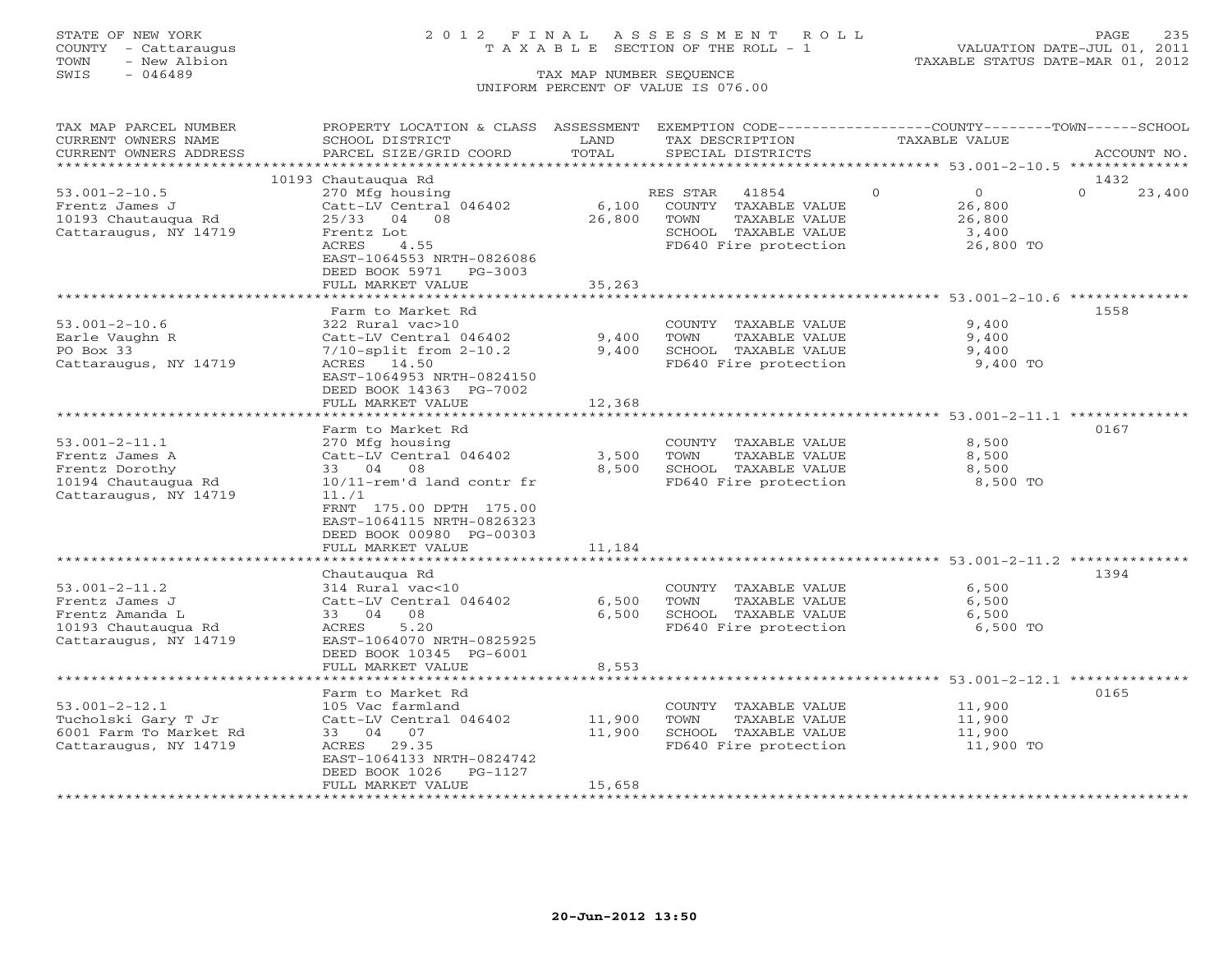STATE OF NEW YORK
COUNTY - Cattaraugus
TOWN - New Albion
SWIS - 046489

2012 FINAL ASSESSMENT ROLL
TAXABLE SECTION OF THE ROLL - 1
TAX MAP NUMBER SEQUENCE
UNIFORM PERCENT OF VALUE IS 076.00

VALUATION DATE-JUL 01, 2011
TAXABLE STATUS DATE-MAR 01, 2012

| TAX MAP PARCEL NUMBER / CURRENT OWNERS NAME / CURRENT OWNERS ADDRESS | PROPERTY LOCATION & CLASS / SCHOOL DISTRICT / PARCEL SIZE/GRID COORD | ASSESSMENT LAND / TOTAL | EXEMPTION CODE / TAX DESCRIPTION / SPECIAL DISTRICTS | COUNTY / TAXABLE VALUE | TOWN | SCHOOL | ACCOUNT NO. |
|---|---|---|---|---|---|---|---|
| 53.001-2-10.5 | 10193 Chautauqua Rd | | | | | | 1432 |
| 53.001-2-10.5 | 270 Mfg housing | | RES STAR 41854 | 0 | 0 | 23,400 | |
| Frentz James J | Catt-LV Central 046402 | 6,100 | COUNTY TAXABLE VALUE | 26,800 | | | |
| 10193 Chautauqua Rd | 25/33 04 08 | 26,800 | TOWN TAXABLE VALUE | | 26,800 | | |
| Cattaraugus, NY 14719 | Frentz Lot | | SCHOOL TAXABLE VALUE | | | 3,400 | |
| | ACRES 4.55 | | FD640 Fire protection | 26,800 TO | | | |
| | EAST-1064553 NRTH-0826086 | | | | | | |
| | DEED BOOK 5971 PG-3003 | | | | | | |
| | FULL MARKET VALUE | 35,263 | | | | | |
| 53.001-2-10.6 | Farm to Market Rd | | | | | | 1558 |
| 53.001-2-10.6 | 322 Rural vac>10 | | COUNTY TAXABLE VALUE | 9,400 | | | |
| Earle Vaughn R | Catt-LV Central 046402 | 9,400 | TOWN TAXABLE VALUE | | 9,400 | | |
| PO Box 33 | 7/10-split from 2-10.2 | 9,400 | SCHOOL TAXABLE VALUE | | | 9,400 | |
| Cattaraugus, NY 14719 | ACRES 14.50 | | FD640 Fire protection | 9,400 TO | | | |
| | EAST-1064953 NRTH-0824150 | | | | | | |
| | DEED BOOK 14363 PG-7002 | | | | | | |
| | FULL MARKET VALUE | 12,368 | | | | | |
| 53.001-2-11.1 | Farm to Market Rd | | | | | | 0167 |
| 53.001-2-11.1 | 270 Mfg housing | | COUNTY TAXABLE VALUE | 8,500 | | | |
| Frentz James A | Catt-LV Central 046402 | 3,500 | TOWN TAXABLE VALUE | | 8,500 | | |
| Frentz Dorothy | 33 04 08 | 8,500 | SCHOOL TAXABLE VALUE | | | 8,500 | |
| 10194 Chautaugua Rd | 10/11-rem'd land contr fr | | FD640 Fire protection | 8,500 TO | | | |
| Cattaraugus, NY 14719 | 11./1 | | | | | | |
| | FRNT 175.00 DPTH 175.00 | | | | | | |
| | EAST-1064115 NRTH-0826323 | | | | | | |
| | DEED BOOK 00980 PG-00303 | | | | | | |
| | FULL MARKET VALUE | 11,184 | | | | | |
| 53.001-2-11.2 | Chautauqua Rd | | | | | | 1394 |
| 53.001-2-11.2 | 314 Rural vac<10 | | COUNTY TAXABLE VALUE | 6,500 | | | |
| Frentz James J | Catt-LV Central 046402 | 6,500 | TOWN TAXABLE VALUE | | 6,500 | | |
| Frentz Amanda L | 33 04 08 | 6,500 | SCHOOL TAXABLE VALUE | | | 6,500 | |
| 10193 Chautauqua Rd | ACRES 5.20 | | FD640 Fire protection | 6,500 TO | | | |
| Cattaraugus, NY 14719 | EAST-1064070 NRTH-0825925 | | | | | | |
| | DEED BOOK 10345 PG-6001 | | | | | | |
| | FULL MARKET VALUE | 8,553 | | | | | |
| 53.001-2-12.1 | Farm to Market Rd | | | | | | 0165 |
| 53.001-2-12.1 | 105 Vac farmland | | COUNTY TAXABLE VALUE | 11,900 | | | |
| Tucholski Gary T Jr | Catt-LV Central 046402 | 11,900 | TOWN TAXABLE VALUE | | 11,900 | | |
| 6001 Farm To Market Rd | 33 04 07 | 11,900 | SCHOOL TAXABLE VALUE | | | 11,900 | |
| Cattaraugus, NY 14719 | ACRES 29.35 | | FD640 Fire protection | 11,900 TO | | | |
| | EAST-1064133 NRTH-0824742 | | | | | | |
| | DEED BOOK 1026 PG-1127 | | | | | | |
| | FULL MARKET VALUE | 15,658 | | | | | |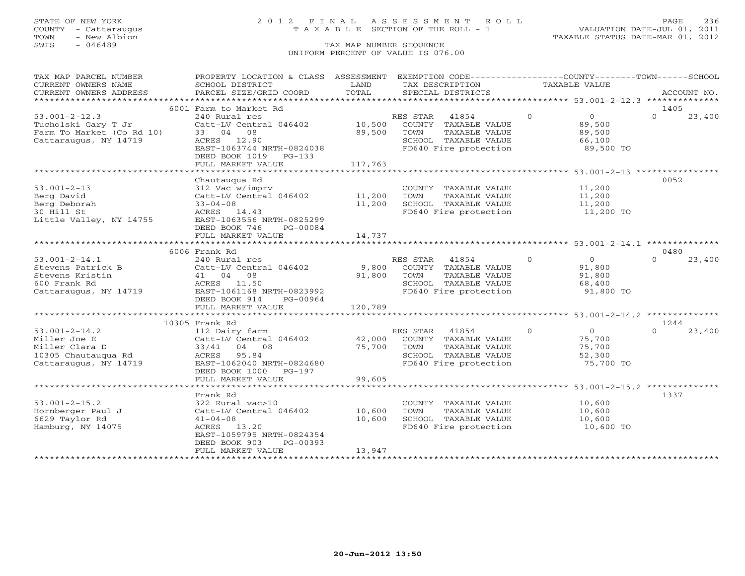STATE OF NEW YORK
COUNTY - Cattaraugus
TOWN - New Albion
SWIS - 046489

# 2012 FINAL ASSESSMENT ROLL

TAXABLE SECTION OF THE ROLL - 1

TAX MAP NUMBER SEQUENCE

UNIFORM PERCENT OF VALUE IS 076.00

VALUATION DATE-JUL 01, 2011
TAXABLE STATUS DATE-MAR 01, 2012

| TAX MAP PARCEL NUMBER / CURRENT OWNERS NAME / CURRENT OWNERS ADDRESS | PROPERTY LOCATION & CLASS / SCHOOL DISTRICT / PARCEL SIZE/GRID COORD | ASSESSMENT LAND / TOTAL | EXEMPTION CODE / TAX DESCRIPTION / SPECIAL DISTRICTS | COUNTY | TOWN | SCHOOL TAXABLE VALUE | ACCOUNT NO. |
|---|---|---|---|---|---|---|---|
| 53.001-2-12.3 | 6001 Farm to Market Rd | | | | | | 1405 |
| 53.001-2-12.3 | 240 Rural res | | RES STAR 41854 | 0 | 0 | 0 | 23,400 |
| Tucholski Gary T Jr | Catt-LV Central 046402 | 10,500 | COUNTY TAXABLE VALUE | 89,500 | | | |
| Farm To Market (Co Rd 10) | 33 04 08 | 89,500 | TOWN TAXABLE VALUE | | 89,500 | | |
| Cattaraugus, NY 14719 | ACRES 12.90 | | SCHOOL TAXABLE VALUE | | | 66,100 | |
| | EAST-1063744 NRTH-0824038 | | FD640 Fire protection | | | 89,500 TO | |
| | DEED BOOK 1019 PG-133 | | | | | | |
| | FULL MARKET VALUE | 117,763 | | | | | |
| 53.001-2-13 | Chautauqua Rd | | | | | | 0052 |
| 53.001-2-13 | 312 Vac w/imprv | | COUNTY TAXABLE VALUE | 11,200 | | | |
| Berg David | Catt-LV Central 046402 | 11,200 | TOWN TAXABLE VALUE | | 11,200 | | |
| Berg Deborah | 33-04-08 | 11,200 | SCHOOL TAXABLE VALUE | | | 11,200 | |
| 30 Hill St | ACRES 14.43 | | FD640 Fire protection | | | 11,200 TO | |
| Little Valley, NY 14755 | EAST-1063556 NRTH-0825299 | | | | | | |
| | DEED BOOK 746 PG-00084 | | | | | | |
| | FULL MARKET VALUE | 14,737 | | | | | |
| 53.001-2-14.1 | 6006 Frank Rd | | | | | | 0480 |
| 53.001-2-14.1 | 240 Rural res | | RES STAR 41854 | 0 | 0 | 0 | 23,400 |
| Stevens Patrick B | Catt-LV Central 046402 | 9,800 | COUNTY TAXABLE VALUE | 91,800 | | | |
| Stevens Kristin | 41 04 08 | 91,800 | TOWN TAXABLE VALUE | | 91,800 | | |
| 600 Frank Rd | ACRES 11.50 | | SCHOOL TAXABLE VALUE | | | 68,400 | |
| Cattaraugus, NY 14719 | EAST-1061168 NRTH-0823992 | | FD640 Fire protection | | | 91,800 TO | |
| | DEED BOOK 914 PG-00964 | | | | | | |
| | FULL MARKET VALUE | 120,789 | | | | | |
| 53.001-2-14.2 | 10305 Frank Rd | | | | | | 1244 |
| 53.001-2-14.2 | 112 Dairy farm | | RES STAR 41854 | 0 | 0 | 0 | 23,400 |
| Miller Joe E | Catt-LV Central 046402 | 42,000 | COUNTY TAXABLE VALUE | 75,700 | | | |
| Miller Clara D | 33/41 04 08 | 75,700 | TOWN TAXABLE VALUE | | 75,700 | | |
| 10305 Chautauqua Rd | ACRES 95.84 | | SCHOOL TAXABLE VALUE | | | 52,300 | |
| Cattaraugus, NY 14719 | EAST-1062040 NRTH-0824680 | | FD640 Fire protection | | | 75,700 TO | |
| | DEED BOOK 1000 PG-197 | | | | | | |
| | FULL MARKET VALUE | 99,605 | | | | | |
| 53.001-2-15.2 | Frank Rd | | | | | | 1337 |
| 53.001-2-15.2 | 322 Rural vac>10 | | COUNTY TAXABLE VALUE | 10,600 | | | |
| Hornberger Paul J | Catt-LV Central 046402 | 10,600 | TOWN TAXABLE VALUE | | 10,600 | | |
| 6629 Taylor Rd | 41-04-08 | 10,600 | SCHOOL TAXABLE VALUE | | | 10,600 | |
| Hamburg, NY 14075 | ACRES 13.20 | | FD640 Fire protection | | | 10,600 TO | |
| | EAST-1059795 NRTH-0824354 | | | | | | |
| | DEED BOOK 903 PG-00393 | | | | | | |
| | FULL MARKET VALUE | 13,947 | | | | | |

20-Jun-2012 13:50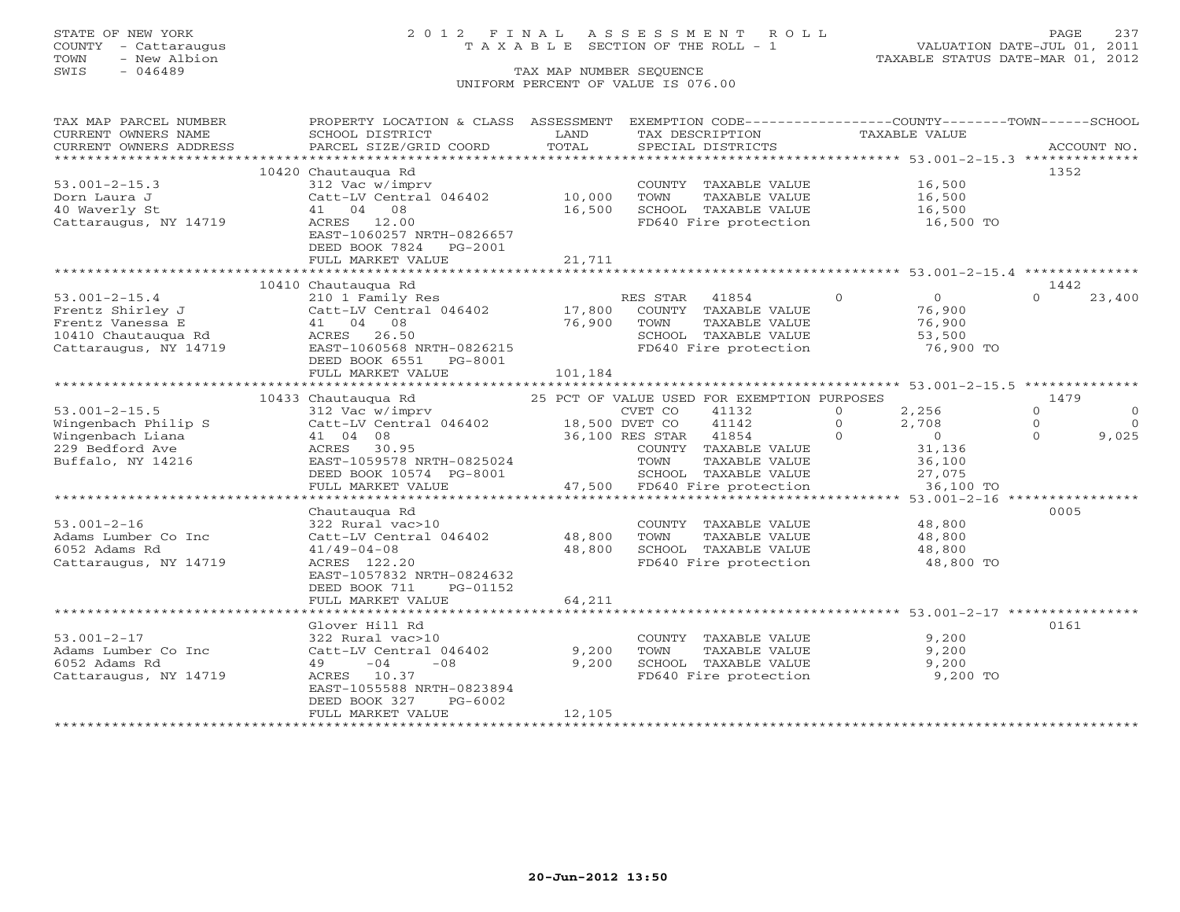STATE OF NEW YORK
COUNTY - Cattaraugus
TOWN - New Albion
SWIS - 046489

# 2012 FINAL ASSESSMENT ROLL
TAXABLE SECTION OF THE ROLL - 1

VALUATION DATE-JUL 01, 2011
TAXABLE STATUS DATE-MAR 01, 2012

TAX MAP NUMBER SEQUENCE
UNIFORM PERCENT OF VALUE IS 076.00

| TAX MAP PARCEL NUMBER / CURRENT OWNERS NAME / CURRENT OWNERS ADDRESS | PROPERTY LOCATION & CLASS / SCHOOL DISTRICT / PARCEL SIZE/GRID COORD | ASSESSMENT LAND / TOTAL | EXEMPTION CODE / TAX DESCRIPTION / SPECIAL DISTRICTS | COUNTY | TOWN | SCHOOL / TAXABLE VALUE | ACCOUNT NO. |
|---|---|---|---|---|---|---|---|
| **53.001-2-15.3** | 10420 Chautauqua Rd | | | | | | 1352 |
| 53.001-2-15.3 | 312 Vac w/imprv | | COUNTY TAXABLE VALUE | 16,500 | | | |
| Dorn Laura J | Catt-LV Central 046402 | 10,000 | TOWN TAXABLE VALUE | | 16,500 | | |
| 40 Waverly St | 41 04 08 | 16,500 | SCHOOL TAXABLE VALUE | | | 16,500 | |
| Cattaraugus, NY 14719 | ACRES 12.00 | | FD640 Fire protection | 16,500 TO | | | |
| | EAST-1060257 NRTH-0826657 | | | | | | |
| | DEED BOOK 7824 PG-2001 | | | | | | |
| | FULL MARKET VALUE | 21,711 | | | | | |
| **53.001-2-15.4** | 10410 Chautauqua Rd | | | | | | 1442 |
| 53.001-2-15.4 | 210 1 Family Res | | RES STAR 41854 | 0 | 0 | 0 / 23,400 | |
| Frentz Shirley J | Catt-LV Central 046402 | 17,800 | COUNTY TAXABLE VALUE | 76,900 | | | |
| Frentz Vanessa E | 41 04 08 | 76,900 | TOWN TAXABLE VALUE | | 76,900 | | |
| 10410 Chautauqua Rd | ACRES 26.50 | | SCHOOL TAXABLE VALUE | | | 53,500 | |
| Cattaraugus, NY 14719 | EAST-1060568 NRTH-0826215 | | FD640 Fire protection | 76,900 TO | | | |
| | DEED BOOK 6551 PG-8001 | | | | | | |
| | FULL MARKET VALUE | 101,184 | | | | | |
| **53.001-2-15.5** | 10433 Chautauqua Rd | | 25 PCT OF VALUE USED FOR EXEMPTION PURPOSES | | | | 1479 |
| 53.001-2-15.5 | 312 Vac w/imprv | | CVET CO 41132 | 0 / 2,256 | 0 | 0 | |
| Wingenbach Philip S | Catt-LV Central 046402 | 18,500 | DVET CO 41142 | 0 / 2,708 | 0 | 0 | |
| Wingenbach Liana | 41 04 08 | 36,100 | RES STAR 41854 | 0 / 0 | 0 | 9,025 | |
| 229 Bedford Ave | ACRES 30.95 | | COUNTY TAXABLE VALUE | 31,136 | | | |
| Buffalo, NY 14216 | EAST-1059578 NRTH-0825024 | | TOWN TAXABLE VALUE | | 36,100 | | |
| | DEED BOOK 10574 PG-8001 | | SCHOOL TAXABLE VALUE | | | 27,075 | |
| | FULL MARKET VALUE | 47,500 | FD640 Fire protection | 36,100 TO | | | |
| **53.001-2-16** | Chautauqua Rd | | | | | | 0005 |
| 53.001-2-16 | 322 Rural vac>10 | | COUNTY TAXABLE VALUE | 48,800 | | | |
| Adams Lumber Co Inc | Catt-LV Central 046402 | 48,800 | TOWN TAXABLE VALUE | | 48,800 | | |
| 6052 Adams Rd | 41/49-04-08 | 48,800 | SCHOOL TAXABLE VALUE | | | 48,800 | |
| Cattaraugus, NY 14719 | ACRES 122.20 | | FD640 Fire protection | 48,800 TO | | | |
| | EAST-1057832 NRTH-0824632 | | | | | | |
| | DEED BOOK 711 PG-01152 | | | | | | |
| | FULL MARKET VALUE | 64,211 | | | | | |
| **53.001-2-17** | Glover Hill Rd | | | | | | 0161 |
| 53.001-2-17 | 322 Rural vac>10 | | COUNTY TAXABLE VALUE | 9,200 | | | |
| Adams Lumber Co Inc | Catt-LV Central 046402 | 9,200 | TOWN TAXABLE VALUE | | 9,200 | | |
| 6052 Adams Rd | 49 -04 -08 | 9,200 | SCHOOL TAXABLE VALUE | | | 9,200 | |
| Cattaraugus, NY 14719 | ACRES 10.37 | | FD640 Fire protection | 9,200 TO | | | |
| | EAST-1055588 NRTH-0823894 | | | | | | |
| | DEED BOOK 327 PG-6002 | | | | | | |
| | FULL MARKET VALUE | 12,105 | | | | | |

20-Jun-2012 13:50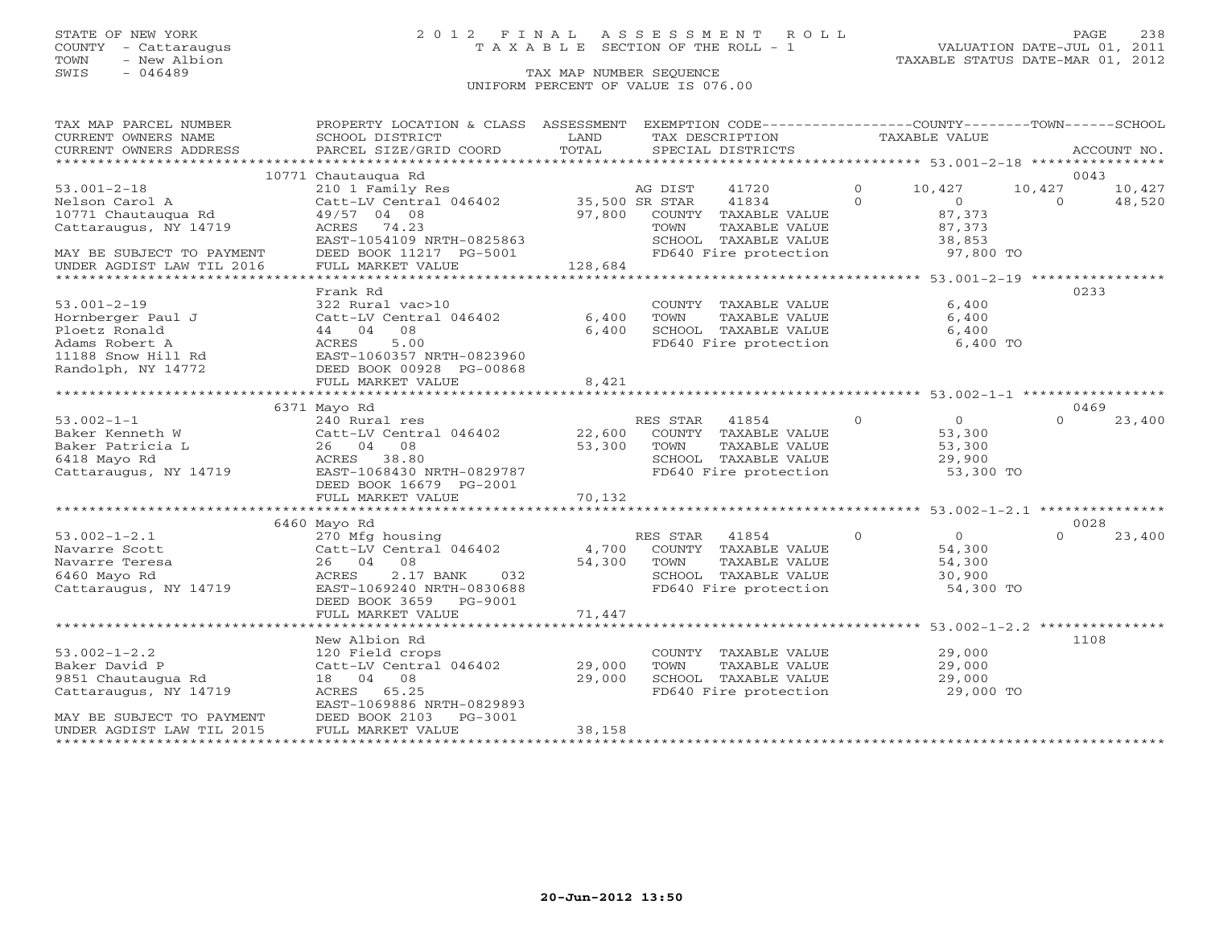STATE OF NEW YORK
COUNTY - Cattaraugus
TOWN - New Albion
SWIS - 046489

# 2012 FINAL ASSESSMENT ROLL
TAXABLE SECTION OF THE ROLL - 1

VALUATION DATE-JUL 01, 2011
TAXABLE STATUS DATE-MAR 01, 2012

TAX MAP NUMBER SEQUENCE
UNIFORM PERCENT OF VALUE IS 076.00

| TAX MAP PARCEL NUMBER / CURRENT OWNERS NAME / CURRENT OWNERS ADDRESS | PROPERTY LOCATION & CLASS / SCHOOL DISTRICT / PARCEL SIZE/GRID COORD | ASSESSMENT LAND / TOTAL | EXEMPTION CODE / TAX DESCRIPTION / SPECIAL DISTRICTS | COUNTY TAXABLE VALUE | TOWN | SCHOOL | ACCOUNT NO. |
|---|---|---|---|---|---|---|---|
| **53.001-2-18** | 10771 Chautauqua Rd | | | | | | 0043 |
| 53.001-2-18 | 210 1 Family Res | | AG DIST 41720 0 | 10,427 | 10,427 | 10,427 | |
| Nelson Carol A | Catt-LV Central 046402 | 35,500 | SR STAR 41834 0 | 0 | 0 | 48,520 | |
| 10771 Chautauqua Rd | 49/57 04 08 | 97,800 | COUNTY TAXABLE VALUE | 87,373 | | | |
| Cattaraugus, NY 14719 | ACRES 74.23 | | TOWN TAXABLE VALUE | 87,373 | | | |
| | EAST-1054109 NRTH-0825863 | | SCHOOL TAXABLE VALUE | 38,853 | | | |
| MAY BE SUBJECT TO PAYMENT | DEED BOOK 11217 PG-5001 | | FD640 Fire protection | 97,800 TO | | | |
| UNDER AGDIST LAW TIL 2016 | FULL MARKET VALUE | 128,684 | | | | | |
| **53.001-2-19** | Frank Rd | | | | | | 0233 |
| 53.001-2-19 | 322 Rural vac>10 | | COUNTY TAXABLE VALUE | 6,400 | | | |
| Hornberger Paul J | Catt-LV Central 046402 | 6,400 | TOWN TAXABLE VALUE | 6,400 | | | |
| Ploetz Ronald | 44 04 08 | 6,400 | SCHOOL TAXABLE VALUE | 6,400 | | | |
| Adams Robert A | ACRES 5.00 | | FD640 Fire protection | 6,400 TO | | | |
| 11188 Snow Hill Rd | EAST-1060357 NRTH-0823960 | | | | | | |
| Randolph, NY 14772 | DEED BOOK 00928 PG-00868 | | | | | | |
| | FULL MARKET VALUE | 8,421 | | | | | |
| **53.002-1-1** | 6371 Mayo Rd | | | | | | 0469 |
| 53.002-1-1 | 240 Rural res | | RES STAR 41854 0 | 0 | 0 | 23,400 | |
| Baker Kenneth W | Catt-LV Central 046402 | 22,600 | COUNTY TAXABLE VALUE | 53,300 | | | |
| Baker Patricia L | 26 04 08 | 53,300 | TOWN TAXABLE VALUE | 53,300 | | | |
| 6418 Mayo Rd | ACRES 38.80 | | SCHOOL TAXABLE VALUE | 29,900 | | | |
| Cattaraugus, NY 14719 | EAST-1068430 NRTH-0829787 | | FD640 Fire protection | 53,300 TO | | | |
| | DEED BOOK 16679 PG-2001 | | | | | | |
| | FULL MARKET VALUE | 70,132 | | | | | |
| **53.002-1-2.1** | 6460 Mayo Rd | | | | | | 0028 |
| 53.002-1-2.1 | 270 Mfg housing | | RES STAR 41854 0 | 0 | 0 | 23,400 | |
| Navarre Scott | Catt-LV Central 046402 | 4,700 | COUNTY TAXABLE VALUE | 54,300 | | | |
| Navarre Teresa | 26 04 08 | 54,300 | TOWN TAXABLE VALUE | 54,300 | | | |
| 6460 Mayo Rd | ACRES 2.17 BANK 032 | | SCHOOL TAXABLE VALUE | 30,900 | | | |
| Cattaraugus, NY 14719 | EAST-1069240 NRTH-0830688 | | FD640 Fire protection | 54,300 TO | | | |
| | DEED BOOK 3659 PG-9001 | | | | | | |
| | FULL MARKET VALUE | 71,447 | | | | | |
| **53.002-1-2.2** | New Albion Rd | | | | | | 1108 |
| 53.002-1-2.2 | 120 Field crops | | COUNTY TAXABLE VALUE | 29,000 | | | |
| Baker David P | Catt-LV Central 046402 | 29,000 | TOWN TAXABLE VALUE | 29,000 | | | |
| 9851 Chautaugua Rd | 18 04 08 | 29,000 | SCHOOL TAXABLE VALUE | 29,000 | | | |
| Cattaraugus, NY 14719 | ACRES 65.25 | | FD640 Fire protection | 29,000 TO | | | |
| | EAST-1069886 NRTH-0829893 | | | | | | |
| MAY BE SUBJECT TO PAYMENT | DEED BOOK 2103 PG-3001 | | | | | | |
| UNDER AGDIST LAW TIL 2015 | FULL MARKET VALUE | 38,158 | | | | | |

20-Jun-2012 13:50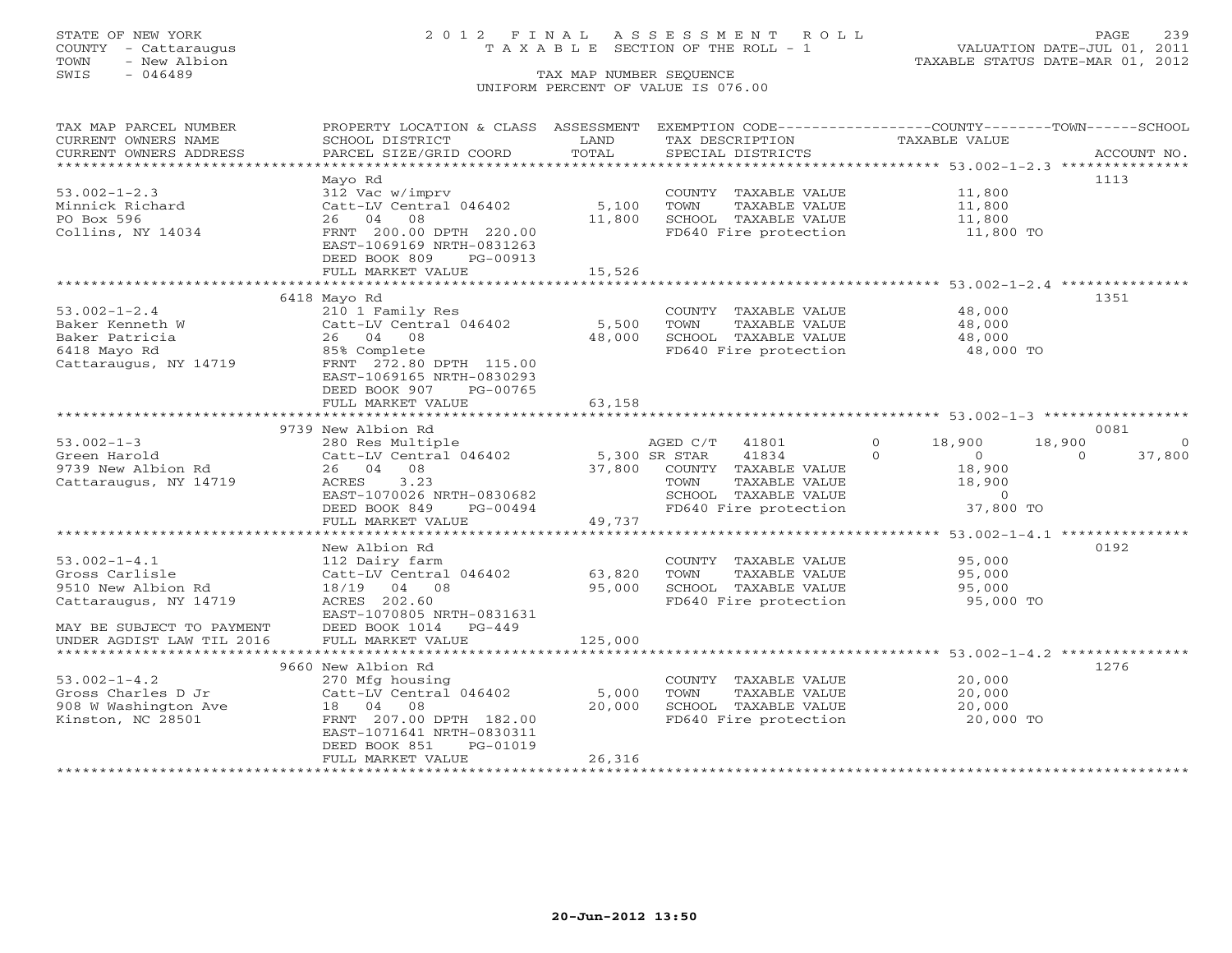STATE OF NEW YORK
COUNTY - Cattaraugus
TOWN - New Albion
SWIS - 046489

2012 FINAL ASSESSMENT ROLL
TAXABLE SECTION OF THE ROLL - 1
TAX MAP NUMBER SEQUENCE
UNIFORM PERCENT OF VALUE IS 076.00

VALUATION DATE-JUL 01, 2011
TAXABLE STATUS DATE-MAR 01, 2012

| TAX MAP PARCEL NUMBER / CURRENT OWNERS NAME / CURRENT OWNERS ADDRESS | PROPERTY LOCATION & CLASS / SCHOOL DISTRICT / PARCEL SIZE/GRID COORD | ASSESSMENT LAND / TOTAL | EXEMPTION CODE / TAX DESCRIPTION / SPECIAL DISTRICTS | COUNTY | TOWN | SCHOOL / ACCOUNT NO. |
|---|---|---|---|---|---|---|
| 53.002-1-2.3 | Mayo Rd | | | | | 1113 |
| | 312 Vac w/imprv | | COUNTY TAXABLE VALUE | 11,800 | | |
| Minnick Richard | Catt-LV Central 046402 | 5,100 | TOWN TAXABLE VALUE | 11,800 | | |
| PO Box 596 | 26 04 08 | 11,800 | SCHOOL TAXABLE VALUE | 11,800 | | |
| Collins, NY 14034 | FRNT 200.00 DPTH 220.00 | | FD640 Fire protection | 11,800 TO | | |
| | EAST-1069169 NRTH-0831263 | | | | | |
| | DEED BOOK 809 PG-00913 | | | | | |
| | FULL MARKET VALUE | 15,526 | | | | |
| 53.002-1-2.4 | 6418 Mayo Rd | | | | | 1351 |
| | 210 1 Family Res | | COUNTY TAXABLE VALUE | 48,000 | | |
| Baker Kenneth W | Catt-LV Central 046402 | 5,500 | TOWN TAXABLE VALUE | 48,000 | | |
| Baker Patricia | 26 04 08 | 48,000 | SCHOOL TAXABLE VALUE | 48,000 | | |
| 6418 Mayo Rd | 85% Complete | | FD640 Fire protection | 48,000 TO | | |
| Cattaraugus, NY 14719 | FRNT 272.80 DPTH 115.00 | | | | | |
| | EAST-1069165 NRTH-0830293 | | | | | |
| | DEED BOOK 907 PG-00765 | | | | | |
| | FULL MARKET VALUE | 63,158 | | | | |
| 53.002-1-3 | 9739 New Albion Rd | | | | | 0081 |
| | 280 Res Multiple | | AGED C/T 41801 0 | 18,900 | 18,900 | 0 |
| Green Harold | Catt-LV Central 046402 | 5,300 | SR STAR 41834 0 | 0 | 0 | 37,800 |
| 9739 New Albion Rd | 26 04 08 | 37,800 | COUNTY TAXABLE VALUE | 18,900 | | |
| Cattaraugus, NY 14719 | ACRES 3.23 | | TOWN TAXABLE VALUE | 18,900 | | |
| | EAST-1070026 NRTH-0830682 | | SCHOOL TAXABLE VALUE | 0 | | |
| | DEED BOOK 849 PG-00494 | | FD640 Fire protection | 37,800 TO | | |
| | FULL MARKET VALUE | 49,737 | | | | |
| 53.002-1-4.1 | New Albion Rd | | | | | 0192 |
| | 112 Dairy farm | | COUNTY TAXABLE VALUE | 95,000 | | |
| Gross Carlisle | Catt-LV Central 046402 | 63,820 | TOWN TAXABLE VALUE | 95,000 | | |
| 9510 New Albion Rd | 18/19 04 08 | 95,000 | SCHOOL TAXABLE VALUE | 95,000 | | |
| Cattaraugus, NY 14719 | ACRES 202.60 | | FD640 Fire protection | 95,000 TO | | |
| | EAST-1070805 NRTH-0831631 | | | | | |
| MAY BE SUBJECT TO PAYMENT | DEED BOOK 1014 PG-449 | | | | | |
| UNDER AGDIST LAW TIL 2016 | FULL MARKET VALUE | 125,000 | | | | |
| 53.002-1-4.2 | 9660 New Albion Rd | | | | | 1276 |
| | 270 Mfg housing | | COUNTY TAXABLE VALUE | 20,000 | | |
| Gross Charles D Jr | Catt-LV Central 046402 | 5,000 | TOWN TAXABLE VALUE | 20,000 | | |
| 908 W Washington Ave | 18 04 08 | 20,000 | SCHOOL TAXABLE VALUE | 20,000 | | |
| Kinston, NC 28501 | FRNT 207.00 DPTH 182.00 | | FD640 Fire protection | 20,000 TO | | |
| | EAST-1071641 NRTH-0830311 | | | | | |
| | DEED BOOK 851 PG-01019 | | | | | |
| | FULL MARKET VALUE | 26,316 | | | | |

20-Jun-2012 13:50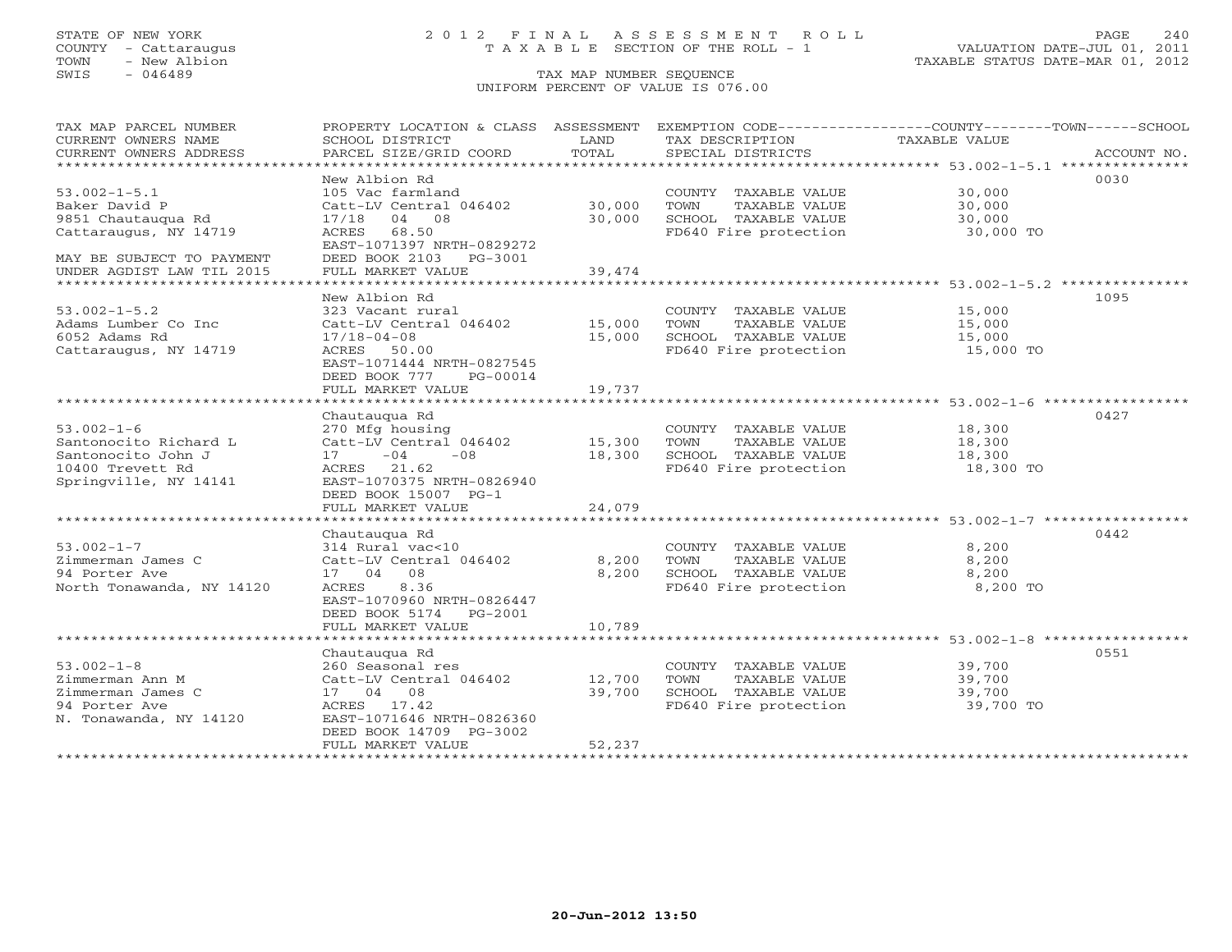STATE OF NEW YORK
COUNTY - Cattaraugus
TOWN - New Albion
SWIS - 046489

# 2012 FINAL ASSESSMENT ROLL

TAXABLE SECTION OF THE ROLL - 1

TAX MAP NUMBER SEQUENCE

UNIFORM PERCENT OF VALUE IS 076.00

VALUATION DATE-JUL 01, 2011
TAXABLE STATUS DATE-MAR 01, 2012

| TAX MAP PARCEL NUMBER / CURRENT OWNERS NAME / CURRENT OWNERS ADDRESS | PROPERTY LOCATION & CLASS / SCHOOL DISTRICT / PARCEL SIZE/GRID COORD | ASSESSMENT LAND / TOTAL | EXEMPTION CODE / TAX DESCRIPTION / SPECIAL DISTRICTS | TAXABLE VALUE (COUNTY / TOWN / SCHOOL) | ACCOUNT NO. |
|---|---|---|---|---|---|
| 53.002-1-5.1 | New Albion Rd | | | | 0030 |
| Baker David P | 105 Vac farmland | | COUNTY TAXABLE VALUE | 30,000 | |
| 9851 Chautauqua Rd | Catt-LV Central 046402 | 30,000 | TOWN TAXABLE VALUE | 30,000 | |
| Cattaraugus, NY 14719 | 17/18 04 08 | 30,000 | SCHOOL TAXABLE VALUE | 30,000 | |
| | ACRES 68.50 | | FD640 Fire protection | 30,000 TO | |
| | EAST-1071397 NRTH-0829272 | | | | |
| MAY BE SUBJECT TO PAYMENT | DEED BOOK 2103 PG-3001 | | | | |
| UNDER AGDIST LAW TIL 2015 | FULL MARKET VALUE | 39,474 | | | |
| 53.002-1-5.2 | New Albion Rd | | | | 1095 |
| Adams Lumber Co Inc | 323 Vacant rural | | COUNTY TAXABLE VALUE | 15,000 | |
| 6052 Adams Rd | Catt-LV Central 046402 | 15,000 | TOWN TAXABLE VALUE | 15,000 | |
| Cattaraugus, NY 14719 | 17/18-04-08 | 15,000 | SCHOOL TAXABLE VALUE | 15,000 | |
| | ACRES 50.00 | | FD640 Fire protection | 15,000 TO | |
| | EAST-1071444 NRTH-0827545 | | | | |
| | DEED BOOK 777 PG-00014 | | | | |
| | FULL MARKET VALUE | 19,737 | | | |
| 53.002-1-6 | Chautauqua Rd | | | | 0427 |
| Santonocito Richard L | 270 Mfg housing | | COUNTY TAXABLE VALUE | 18,300 | |
| Santonocito John J | Catt-LV Central 046402 | 15,300 | TOWN TAXABLE VALUE | 18,300 | |
| 10400 Trevett Rd | 17 -04 -08 | 18,300 | SCHOOL TAXABLE VALUE | 18,300 | |
| Springville, NY 14141 | ACRES 21.62 | | FD640 Fire protection | 18,300 TO | |
| | EAST-1070375 NRTH-0826940 | | | | |
| | DEED BOOK 15007 PG-1 | | | | |
| | FULL MARKET VALUE | 24,079 | | | |
| 53.002-1-7 | Chautauqua Rd | | | | 0442 |
| Zimmerman James C | 314 Rural vac<10 | | COUNTY TAXABLE VALUE | 8,200 | |
| 94 Porter Ave | Catt-LV Central 046402 | 8,200 | TOWN TAXABLE VALUE | 8,200 | |
| North Tonawanda, NY 14120 | 17 04 08 | 8,200 | SCHOOL TAXABLE VALUE | 8,200 | |
| | ACRES 8.36 | | FD640 Fire protection | 8,200 TO | |
| | EAST-1070960 NRTH-0826447 | | | | |
| | DEED BOOK 5174 PG-2001 | | | | |
| | FULL MARKET VALUE | 10,789 | | | |
| 53.002-1-8 | Chautauqua Rd | | | | 0551 |
| Zimmerman Ann M | 260 Seasonal res | | COUNTY TAXABLE VALUE | 39,700 | |
| Zimmerman James C | Catt-LV Central 046402 | 12,700 | TOWN TAXABLE VALUE | 39,700 | |
| 94 Porter Ave | 17 04 08 | 39,700 | SCHOOL TAXABLE VALUE | 39,700 | |
| N. Tonawanda, NY 14120 | ACRES 17.42 | | FD640 Fire protection | 39,700 TO | |
| | EAST-1071646 NRTH-0826360 | | | | |
| | DEED BOOK 14709 PG-3002 | | | | |
| | FULL MARKET VALUE | 52,237 | | | |

20-Jun-2012 13:50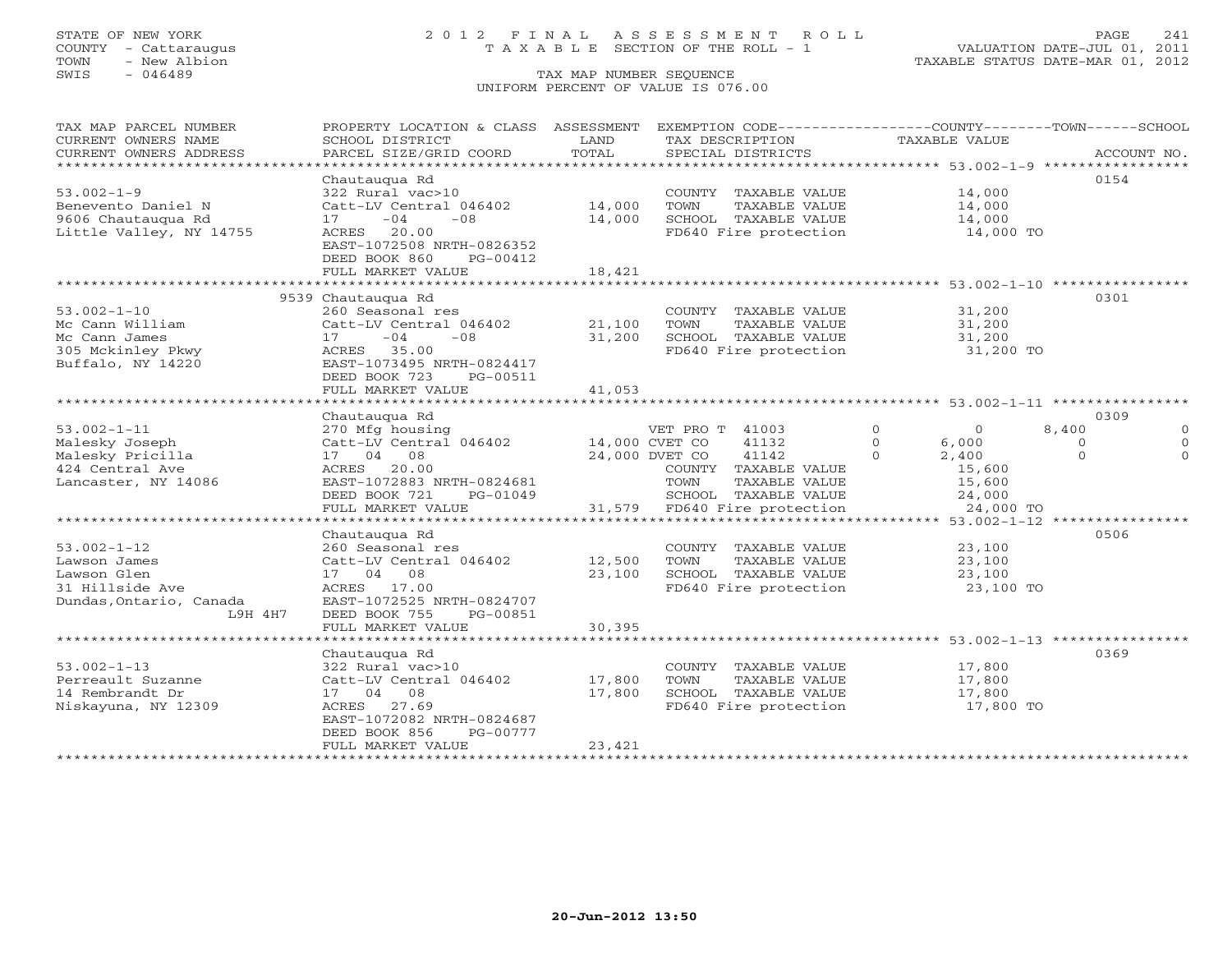STATE OF NEW YORK
COUNTY - Cattaraugus
TOWN - New Albion
SWIS - 046489

# 2012 FINAL ASSESSMENT ROLL
TAXABLE SECTION OF THE ROLL - 1

TAX MAP NUMBER SEQUENCE
UNIFORM PERCENT OF VALUE IS 076.00

VALUATION DATE-JUL 01, 2011
TAXABLE STATUS DATE-MAR 01, 2012

| TAX MAP PARCEL NUMBER / CURRENT OWNERS NAME / CURRENT OWNERS ADDRESS | PROPERTY LOCATION & CLASS / SCHOOL DISTRICT / PARCEL SIZE/GRID COORD | ASSESSMENT LAND / TOTAL | EXEMPTION CODE / TAX DESCRIPTION / SPECIAL DISTRICTS | COUNTY | TOWN | SCHOOL | ACCOUNT NO. |
|---|---|---|---|---|---|---|---|
| **53.002-1-9** | Chautauqua Rd | | | | | | 0154 |
| Benevento Daniel N | 322 Rural vac>10 | | COUNTY TAXABLE VALUE | 14,000 | | | |
| 9606 Chautauqua Rd | Catt-LV Central 046402 | 14,000 | TOWN TAXABLE VALUE | | 14,000 | | |
| Little Valley, NY 14755 | 17 -04 -08 | 14,000 | SCHOOL TAXABLE VALUE | | | 14,000 | |
| | ACRES 20.00 | | FD640 Fire protection | 14,000 TO | | | |
| | EAST-1072508 NRTH-0826352 | | | | | | |
| | DEED BOOK 860 PG-00412 | | | | | | |
| | FULL MARKET VALUE | 18,421 | | | | | |
| **53.002-1-10** | 9539 Chautauqua Rd | | | | | | 0301 |
| Mc Cann William | 260 Seasonal res | | COUNTY TAXABLE VALUE | 31,200 | | | |
| Mc Cann James | Catt-LV Central 046402 | 21,100 | TOWN TAXABLE VALUE | | 31,200 | | |
| 305 Mckinley Pkwy | 17 -04 -08 | 31,200 | SCHOOL TAXABLE VALUE | | | 31,200 | |
| Buffalo, NY 14220 | ACRES 35.00 | | FD640 Fire protection | 31,200 TO | | | |
| | EAST-1073495 NRTH-0824417 | | | | | | |
| | DEED BOOK 723 PG-00511 | | | | | | |
| | FULL MARKET VALUE | 41,053 | | | | | |
| **53.002-1-11** | Chautauqua Rd | | | | | | 0309 |
| Malesky Joseph | 270 Mfg housing | | VET PRO T 41003 0 | 0 | 8,400 | 0 | |
| Malesky Pricilla | Catt-LV Central 046402 | 14,000 | CVET CO 41132 0 | 6,000 | 0 | 0 | |
| 424 Central Ave | 17 04 08 | 24,000 | DVET CO 41142 0 | 2,400 | 0 | 0 | |
| Lancaster, NY 14086 | ACRES 20.00 | | COUNTY TAXABLE VALUE | 15,600 | | | |
| | EAST-1072883 NRTH-0824681 | | TOWN TAXABLE VALUE | | 15,600 | | |
| | DEED BOOK 721 PG-01049 | | SCHOOL TAXABLE VALUE | | | 24,000 | |
| | FULL MARKET VALUE | 31,579 | FD640 Fire protection | 24,000 TO | | | |
| **53.002-1-12** | Chautauqua Rd | | | | | | 0506 |
| Lawson James | 260 Seasonal res | | COUNTY TAXABLE VALUE | 23,100 | | | |
| Lawson Glen | Catt-LV Central 046402 | 12,500 | TOWN TAXABLE VALUE | | 23,100 | | |
| 31 Hillside Ave | 17 04 08 | 23,100 | SCHOOL TAXABLE VALUE | | | 23,100 | |
| Dundas,Ontario, Canada | ACRES 17.00 | | FD640 Fire protection | 23,100 TO | | | |
| L9H 4H7 | EAST-1072525 NRTH-0824707 | | | | | | |
| | DEED BOOK 755 PG-00851 | | | | | | |
| | FULL MARKET VALUE | 30,395 | | | | | |
| **53.002-1-13** | Chautauqua Rd | | | | | | 0369 |
| Perreault Suzanne | 322 Rural vac>10 | | COUNTY TAXABLE VALUE | 17,800 | | | |
| 14 Rembrandt Dr | Catt-LV Central 046402 | 17,800 | TOWN TAXABLE VALUE | | 17,800 | | |
| Niskayuna, NY 12309 | 17 04 08 | 17,800 | SCHOOL TAXABLE VALUE | | | 17,800 | |
| | ACRES 27.69 | | FD640 Fire protection | 17,800 TO | | | |
| | EAST-1072082 NRTH-0824687 | | | | | | |
| | DEED BOOK 856 PG-00777 | | | | | | |
| | FULL MARKET VALUE | 23,421 | | | | | |

20-Jun-2012 13:50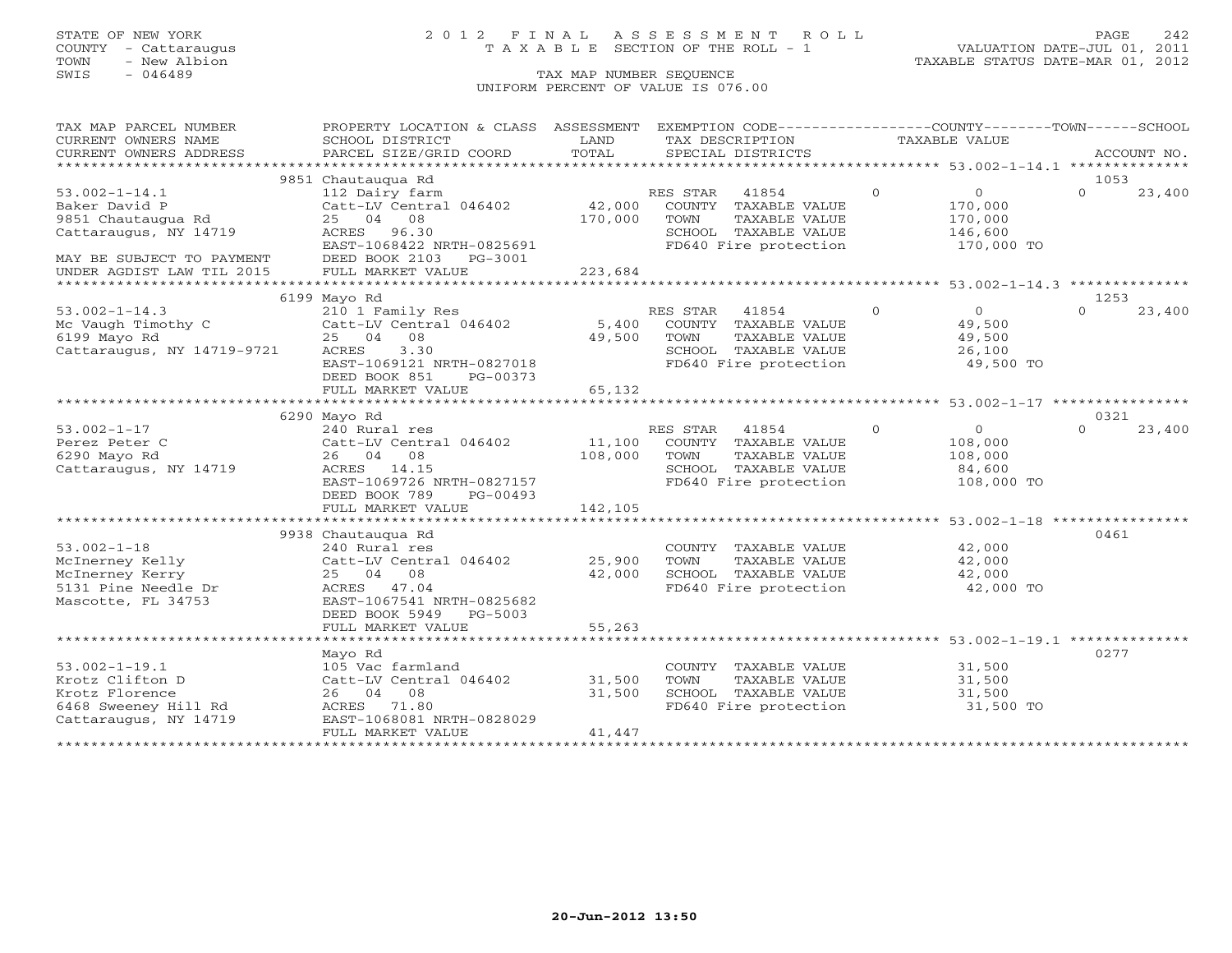STATE OF NEW YORK
COUNTY - Cattaraugus
TOWN - New Albion
SWIS - 046489

# 2012 FINAL ASSESSMENT ROLL

TAXABLE SECTION OF THE ROLL - 1

TAX MAP NUMBER SEQUENCE

UNIFORM PERCENT OF VALUE IS 076.00

VALUATION DATE-JUL 01, 2011
TAXABLE STATUS DATE-MAR 01, 2012

| TAX MAP PARCEL NUMBER / CURRENT OWNERS NAME / CURRENT OWNERS ADDRESS | PROPERTY LOCATION & CLASS / SCHOOL DISTRICT / PARCEL SIZE/GRID COORD | ASSESSMENT LAND | TOTAL | EXEMPTION CODE / TAX DESCRIPTION / SPECIAL DISTRICTS | COUNTY TAXABLE VALUE | TOWN | SCHOOL | ACCOUNT NO. |
|---|---|---|---|---|---|---|---|---|
| 53.002-1-14.1 | 9851 Chautauqua Rd | | | | | | | 1053 |
| Baker David P | 112 Dairy farm | | | RES STAR 41854 | 0 | 0 | 23,400 | |
| 9851 Chautaugua Rd | Catt-LV Central 046402 | 42,000 | | COUNTY TAXABLE VALUE | 170,000 | | | |
| Cattaraugus, NY 14719 | 25 04 08 | | 170,000 | TOWN TAXABLE VALUE | | 170,000 | | |
| | ACRES 96.30 | | | SCHOOL TAXABLE VALUE | | | 146,600 | |
| MAY BE SUBJECT TO PAYMENT | EAST-1068422 NRTH-0825691 | | | FD640 Fire protection | 170,000 TO | | | |
| UNDER AGDIST LAW TIL 2015 | DEED BOOK 2103 PG-3001 | | | | | | | |
| | FULL MARKET VALUE | | 223,684 | | | | | |
| 53.002-1-14.3 | 6199 Mayo Rd | | | | | | | 1253 |
| Mc Vaugh Timothy C | 210 1 Family Res | | | RES STAR 41854 | 0 | 0 | 23,400 | |
| 6199 Mayo Rd | Catt-LV Central 046402 | 5,400 | | COUNTY TAXABLE VALUE | 49,500 | | | |
| Cattaraugus, NY 14719-9721 | 25 04 08 | | 49,500 | TOWN TAXABLE VALUE | | 49,500 | | |
| | ACRES 3.30 | | | SCHOOL TAXABLE VALUE | | | 26,100 | |
| | EAST-1069121 NRTH-0827018 | | | FD640 Fire protection | 49,500 TO | | | |
| | DEED BOOK 851 PG-00373 | | | | | | | |
| | FULL MARKET VALUE | | 65,132 | | | | | |
| 53.002-1-17 | 6290 Mayo Rd | | | | | | | 0321 |
| Perez Peter C | 240 Rural res | | | RES STAR 41854 | 0 | 0 | 23,400 | |
| 6290 Mayo Rd | Catt-LV Central 046402 | 11,100 | | COUNTY TAXABLE VALUE | 108,000 | | | |
| Cattaraugus, NY 14719 | 26 04 08 | | 108,000 | TOWN TAXABLE VALUE | | 108,000 | | |
| | ACRES 14.15 | | | SCHOOL TAXABLE VALUE | | | 84,600 | |
| | EAST-1069726 NRTH-0827157 | | | FD640 Fire protection | 108,000 TO | | | |
| | DEED BOOK 789 PG-00493 | | | | | | | |
| | FULL MARKET VALUE | | 142,105 | | | | | |
| 53.002-1-18 | 9938 Chautauqua Rd | | | | | | | 0461 |
| McInerney Kelly | 240 Rural res | | | COUNTY TAXABLE VALUE | 42,000 | | | |
| McInerney Kerry | Catt-LV Central 046402 | 25,900 | | TOWN TAXABLE VALUE | | 42,000 | | |
| 5131 Pine Needle Dr | 25 04 08 | | 42,000 | SCHOOL TAXABLE VALUE | | | 42,000 | |
| Mascotte, FL 34753 | ACRES 47.04 | | | FD640 Fire protection | 42,000 TO | | | |
| | EAST-1067541 NRTH-0825682 | | | | | | | |
| | DEED BOOK 5949 PG-5003 | | | | | | | |
| | FULL MARKET VALUE | | 55,263 | | | | | |
| 53.002-1-19.1 | Mayo Rd | | | | | | | 0277 |
| Krotz Clifton D | 105 Vac farmland | | | COUNTY TAXABLE VALUE | 31,500 | | | |
| Krotz Florence | Catt-LV Central 046402 | 31,500 | | TOWN TAXABLE VALUE | | 31,500 | | |
| 6468 Sweeney Hill Rd | 26 04 08 | | 31,500 | SCHOOL TAXABLE VALUE | | | 31,500 | |
| Cattaraugus, NY 14719 | ACRES 71.80 | | | FD640 Fire protection | 31,500 TO | | | |
| | EAST-1068081 NRTH-0828029 | | | | | | | |
| | FULL MARKET VALUE | | 41,447 | | | | | |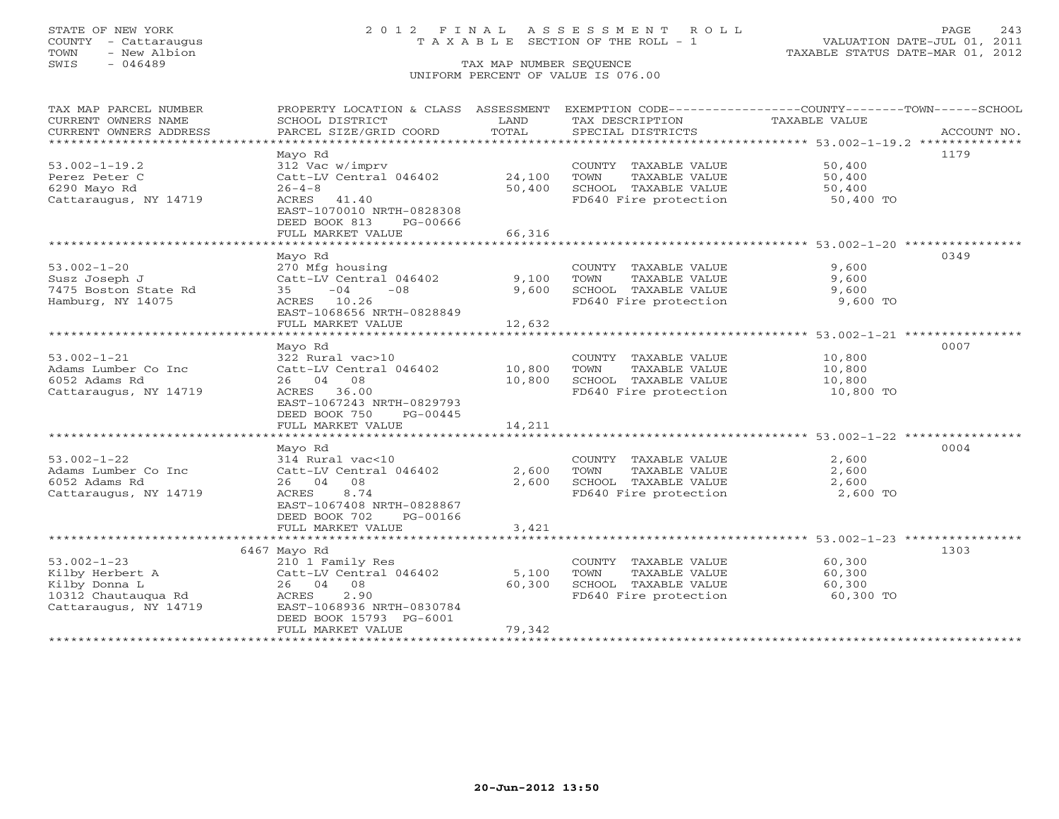STATE OF NEW YORK
COUNTY - Cattaraugus
TOWN - New Albion
SWIS - 046489

2012 FINAL ASSESSMENT ROLL
TAXABLE SECTION OF THE ROLL - 1
TAX MAP NUMBER SEQUENCE
UNIFORM PERCENT OF VALUE IS 076.00

VALUATION DATE-JUL 01, 2011
TAXABLE STATUS DATE-MAR 01, 2012

| TAX MAP PARCEL NUMBER / CURRENT OWNERS NAME / CURRENT OWNERS ADDRESS | PROPERTY LOCATION & CLASS / SCHOOL DISTRICT / PARCEL SIZE/GRID COORD | ASSESSMENT LAND / TOTAL | EXEMPTION CODE / TAX DESCRIPTION / SPECIAL DISTRICTS | COUNTY--------TOWN------SCHOOL TAXABLE VALUE | ACCOUNT NO. |
|---|---|---|---|---|---|
| **53.002-1-19.2** | Mayo Rd | | | | 1179 |
| 53.002-1-19.2 | 312 Vac w/imprv | | COUNTY TAXABLE VALUE | 50,400 | |
| Perez Peter C | Catt-LV Central 046402 | 24,100 | TOWN TAXABLE VALUE | 50,400 | |
| 6290 Mayo Rd | 26-4-8 | 50,400 | SCHOOL TAXABLE VALUE | 50,400 | |
| Cattaraugus, NY 14719 | ACRES 41.40 | | FD640 Fire protection | 50,400 TO | |
| | EAST-1070010 NRTH-0828308 | | | | |
| | DEED BOOK 813 PG-00666 | | | | |
| | FULL MARKET VALUE | 66,316 | | | |
| **53.002-1-20** | Mayo Rd | | | | 0349 |
| 53.002-1-20 | 270 Mfg housing | | COUNTY TAXABLE VALUE | 9,600 | |
| Susz Joseph J | Catt-LV Central 046402 | 9,100 | TOWN TAXABLE VALUE | 9,600 | |
| 7475 Boston State Rd | 35 -04 -08 | 9,600 | SCHOOL TAXABLE VALUE | 9,600 | |
| Hamburg, NY 14075 | ACRES 10.26 | | FD640 Fire protection | 9,600 TO | |
| | EAST-1068656 NRTH-0828849 | | | | |
| | FULL MARKET VALUE | 12,632 | | | |
| **53.002-1-21** | Mayo Rd | | | | 0007 |
| 53.002-1-21 | 322 Rural vac>10 | | COUNTY TAXABLE VALUE | 10,800 | |
| Adams Lumber Co Inc | Catt-LV Central 046402 | 10,800 | TOWN TAXABLE VALUE | 10,800 | |
| 6052 Adams Rd | 26 04 08 | 10,800 | SCHOOL TAXABLE VALUE | 10,800 | |
| Cattaraugus, NY 14719 | ACRES 36.00 | | FD640 Fire protection | 10,800 TO | |
| | EAST-1067243 NRTH-0829793 | | | | |
| | DEED BOOK 750 PG-00445 | | | | |
| | FULL MARKET VALUE | 14,211 | | | |
| **53.002-1-22** | Mayo Rd | | | | 0004 |
| 53.002-1-22 | 314 Rural vac<10 | | COUNTY TAXABLE VALUE | 2,600 | |
| Adams Lumber Co Inc | Catt-LV Central 046402 | 2,600 | TOWN TAXABLE VALUE | 2,600 | |
| 6052 Adams Rd | 26 04 08 | 2,600 | SCHOOL TAXABLE VALUE | 2,600 | |
| Cattaraugus, NY 14719 | ACRES 8.74 | | FD640 Fire protection | 2,600 TO | |
| | EAST-1067408 NRTH-0828867 | | | | |
| | DEED BOOK 702 PG-00166 | | | | |
| | FULL MARKET VALUE | 3,421 | | | |
| **53.002-1-23** | 6467 Mayo Rd | | | | 1303 |
| 53.002-1-23 | 210 1 Family Res | | COUNTY TAXABLE VALUE | 60,300 | |
| Kilby Herbert A | Catt-LV Central 046402 | 5,100 | TOWN TAXABLE VALUE | 60,300 | |
| Kilby Donna L | 26 04 08 | 60,300 | SCHOOL TAXABLE VALUE | 60,300 | |
| 10312 Chautauqua Rd | ACRES 2.90 | | FD640 Fire protection | 60,300 TO | |
| Cattaraugus, NY 14719 | EAST-1068936 NRTH-0830784 | | | | |
| | DEED BOOK 15793 PG-6001 | | | | |
| | FULL MARKET VALUE | 79,342 | | | |

20-Jun-2012 13:50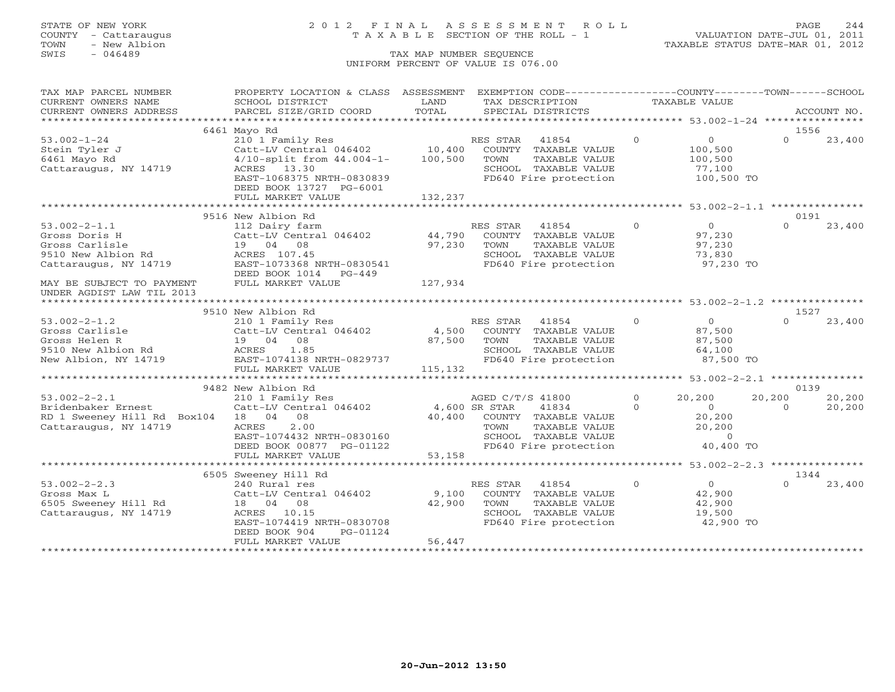STATE OF NEW YORK
COUNTY - Cattaraugus
TOWN - New Albion
SWIS - 046489

# 2012 FINAL ASSESSMENT ROLL
TAXABLE SECTION OF THE ROLL - 1

VALUATION DATE-JUL 01, 2011
TAXABLE STATUS DATE-MAR 01, 2012

TAX MAP NUMBER SEQUENCE
UNIFORM PERCENT OF VALUE IS 076.00

| TAX MAP PARCEL NUMBER / CURRENT OWNERS NAME / CURRENT OWNERS ADDRESS | PROPERTY LOCATION & CLASS / SCHOOL DISTRICT / PARCEL SIZE/GRID COORD | ASSESSMENT LAND / TOTAL | EXEMPTION CODE / TAX DESCRIPTION / SPECIAL DISTRICTS | COUNTY | TOWN | SCHOOL | ACCOUNT NO. |
|---|---|---|---|---|---|---|---|
| | 6461 Mayo Rd | | | | | | 1556 |
| 53.002-1-24 | 210 1 Family Res | | RES STAR 41854 | 0 | 0 | 0 | 23,400 |
| Stein Tyler J | Catt-LV Central 046402 | 10,400 | COUNTY TAXABLE VALUE | 100,500 | | | |
| 6461 Mayo Rd | 4/10-split from 44.004-1- | 100,500 | TOWN TAXABLE VALUE | | 100,500 | | |
| Cattaraugus, NY 14719 | ACRES 13.30 | | SCHOOL TAXABLE VALUE | | | 77,100 | |
| | EAST-1068375 NRTH-0830839 | | FD640 Fire protection | 100,500 TO | | | |
| | DEED BOOK 13727 PG-6001 | | | | | | |
| | FULL MARKET VALUE | 132,237 | | | | | |
| | 9516 New Albion Rd | | | | | | 0191 |
| 53.002-2-1.1 | 112 Dairy farm | | RES STAR 41854 | 0 | 0 | 0 | 23,400 |
| Gross Doris H | Catt-LV Central 046402 | 44,790 | COUNTY TAXABLE VALUE | 97,230 | | | |
| Gross Carlisle | 19 04 08 | 97,230 | TOWN TAXABLE VALUE | | 97,230 | | |
| 9510 New Albion Rd | ACRES 107.45 | | SCHOOL TAXABLE VALUE | | | 73,830 | |
| Cattaraugus, NY 14719 | EAST-1073368 NRTH-0830541 | | FD640 Fire protection | 97,230 TO | | | |
| | DEED BOOK 1014 PG-449 | | | | | | |
| MAY BE SUBJECT TO PAYMENT UNDER AGDIST LAW TIL 2013 | FULL MARKET VALUE | 127,934 | | | | | |
| | 9510 New Albion Rd | | | | | | 1527 |
| 53.002-2-1.2 | 210 1 Family Res | | RES STAR 41854 | 0 | 0 | 0 | 23,400 |
| Gross Carlisle | Catt-LV Central 046402 | 4,500 | COUNTY TAXABLE VALUE | 87,500 | | | |
| Gross Helen R | 19 04 08 | 87,500 | TOWN TAXABLE VALUE | | 87,500 | | |
| 9510 New Albion Rd | ACRES 1.85 | | SCHOOL TAXABLE VALUE | | | 64,100 | |
| New Albion, NY 14719 | EAST-1074138 NRTH-0829737 | | FD640 Fire protection | 87,500 TO | | | |
| | FULL MARKET VALUE | 115,132 | | | | | |
| | 9482 New Albion Rd | | | | | | 0139 |
| 53.002-2-2.1 | 210 1 Family Res | | AGED C/T/S 41800 | 0 | 20,200 | 20,200 | 20,200 |
| Bridenbaker Ernest | Catt-LV Central 046402 | 4,600 | SR STAR 41834 | 0 | 0 | 0 | 20,200 |
| RD 1 Sweeney Hill Rd Box104 | 18 04 08 | 40,400 | COUNTY TAXABLE VALUE | 20,200 | | | |
| Cattaraugus, NY 14719 | ACRES 2.00 | | TOWN TAXABLE VALUE | | 20,200 | | |
| | EAST-1074432 NRTH-0830160 | | SCHOOL TAXABLE VALUE | | | 0 | |
| | DEED BOOK 00877 PG-01122 | | FD640 Fire protection | 40,400 TO | | | |
| | FULL MARKET VALUE | 53,158 | | | | | |
| | 6505 Sweeney Hill Rd | | | | | | 1344 |
| 53.002-2-2.3 | 240 Rural res | | RES STAR 41854 | 0 | 0 | 0 | 23,400 |
| Gross Max L | Catt-LV Central 046402 | 9,100 | COUNTY TAXABLE VALUE | 42,900 | | | |
| 6505 Sweeney Hill Rd | 18 04 08 | 42,900 | TOWN TAXABLE VALUE | | 42,900 | | |
| Cattaraugus, NY 14719 | ACRES 10.15 | | SCHOOL TAXABLE VALUE | | | 19,500 | |
| | EAST-1074419 NRTH-0830708 | | FD640 Fire protection | 42,900 TO | | | |
| | DEED BOOK 904 PG-01124 | | | | | | |
| | FULL MARKET VALUE | 56,447 | | | | | |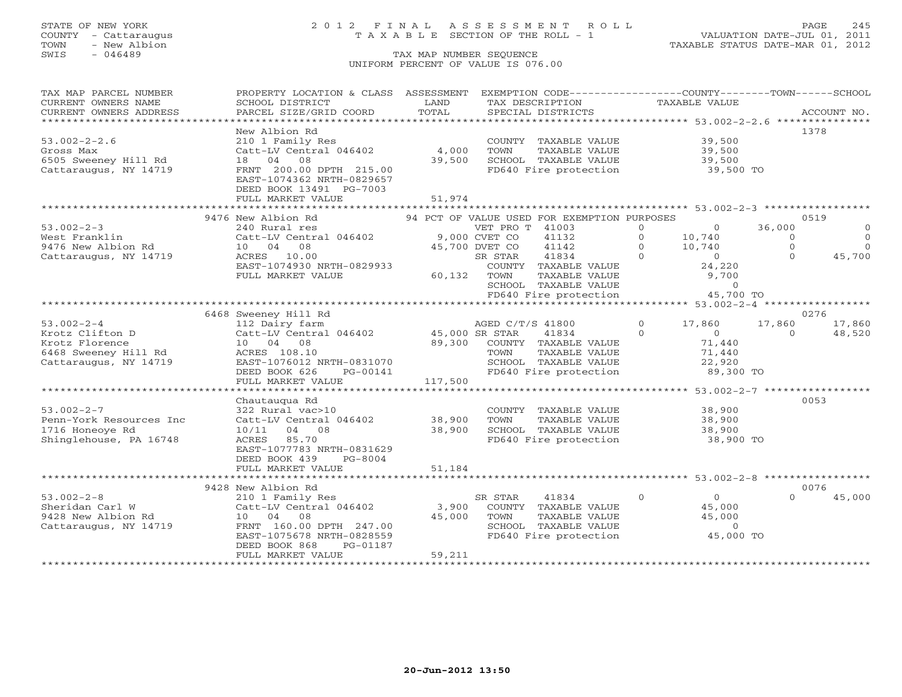STATE OF NEW YORK
COUNTY - Cattaraugus
TOWN - New Albion
SWIS - 046489

# 2012 FINAL ASSESSMENT ROLL
TAXABLE SECTION OF THE ROLL - 1

VALUATION DATE-JUL 01, 2011
TAXABLE STATUS DATE-MAR 01, 2012

TAX MAP NUMBER SEQUENCE
UNIFORM PERCENT OF VALUE IS 076.00

| TAX MAP PARCEL NUMBER / CURRENT OWNERS NAME / CURRENT OWNERS ADDRESS | PROPERTY LOCATION & CLASS / SCHOOL DISTRICT / PARCEL SIZE/GRID COORD | ASSESSMENT LAND / TOTAL | EXEMPTION CODE / TAX DESCRIPTION / SPECIAL DISTRICTS | | COUNTY TAXABLE VALUE | TOWN | SCHOOL | ACCOUNT NO. |
|---|---|---|---|---|---|---|---|---|
| **53.002-2-2.6** | New Albion Rd | | | | | | | 1378 |
| 53.002-2-2.6 | 210 1 Family Res | | COUNTY TAXABLE VALUE | | 39,500 | | | |
| Gross Max | Catt-LV Central 046402 | 4,000 | TOWN TAXABLE VALUE | | 39,500 | | | |
| 6505 Sweeney Hill Rd | 18 04 08 | 39,500 | SCHOOL TAXABLE VALUE | | 39,500 | | | |
| Cattaraugus, NY 14719 | FRNT 200.00 DPTH 215.00 | | FD640 Fire protection | | 39,500 TO | | | |
| | EAST-1074362 NRTH-0829657 | | | | | | | |
| | DEED BOOK 13491 PG-7003 | | | | | | | |
| | FULL MARKET VALUE | 51,974 | | | | | | |
| **53.002-2-3** | 9476 New Albion Rd | | 94 PCT OF VALUE USED FOR EXEMPTION PURPOSES | | | | | 0519 |
| 53.002-2-3 | 240 Rural res | | VET PRO T 41003 | 0 | 0 | 36,000 | 0 | |
| West Franklin | Catt-LV Central 046402 | 9,000 | CVET CO 41132 | 0 | 10,740 | 0 | 0 | |
| 9476 New Albion Rd | 10 04 08 | 45,700 | DVET CO 41142 | 0 | 10,740 | 0 | 0 | |
| Cattaraugus, NY 14719 | ACRES 10.00 | | SR STAR 41834 | 0 | 0 | 0 | 45,700 | |
| | EAST-1074930 NRTH-0829933 | | COUNTY TAXABLE VALUE | | 24,220 | | | |
| | FULL MARKET VALUE | 60,132 | TOWN TAXABLE VALUE | | 9,700 | | | |
| | | | SCHOOL TAXABLE VALUE | | 0 | | | |
| | | | FD640 Fire protection | | 45,700 TO | | | |
| **53.002-2-4** | 6468 Sweeney Hill Rd | | | | | | | 0276 |
| 53.002-2-4 | 112 Dairy farm | | AGED C/T/S 41800 | 0 | 17,860 | 17,860 | 17,860 | |
| Krotz Clifton D | Catt-LV Central 046402 | 45,000 | SR STAR 41834 | 0 | 0 | 0 | 48,520 | |
| Krotz Florence | 10 04 08 | 89,300 | COUNTY TAXABLE VALUE | | 71,440 | | | |
| 6468 Sweeney Hill Rd | ACRES 108.10 | | TOWN TAXABLE VALUE | | 71,440 | | | |
| Cattaraugus, NY 14719 | EAST-1076012 NRTH-0831070 | | SCHOOL TAXABLE VALUE | | 22,920 | | | |
| | DEED BOOK 626 PG-00141 | | FD640 Fire protection | | 89,300 TO | | | |
| | FULL MARKET VALUE | 117,500 | | | | | | |
| **53.002-2-7** | Chautauqua Rd | | | | | | | 0053 |
| 53.002-2-7 | 322 Rural vac>10 | | COUNTY TAXABLE VALUE | | 38,900 | | | |
| Penn-York Resources Inc | Catt-LV Central 046402 | 38,900 | TOWN TAXABLE VALUE | | 38,900 | | | |
| 1716 Honeoye Rd | 10/11 04 08 | 38,900 | SCHOOL TAXABLE VALUE | | 38,900 | | | |
| Shinglehouse, PA 16748 | ACRES 85.70 | | FD640 Fire protection | | 38,900 TO | | | |
| | EAST-1077783 NRTH-0831629 | | | | | | | |
| | DEED BOOK 439 PG-8004 | | | | | | | |
| | FULL MARKET VALUE | 51,184 | | | | | | |
| **53.002-2-8** | 9428 New Albion Rd | | | | | | | 0076 |
| 53.002-2-8 | 210 1 Family Res | | SR STAR 41834 | 0 | 0 | 0 | 45,000 | |
| Sheridan Carl W | Catt-LV Central 046402 | 3,900 | COUNTY TAXABLE VALUE | | 45,000 | | | |
| 9428 New Albion Rd | 10 04 08 | 45,000 | TOWN TAXABLE VALUE | | 45,000 | | | |
| Cattaraugus, NY 14719 | FRNT 160.00 DPTH 247.00 | | SCHOOL TAXABLE VALUE | | 0 | | | |
| | EAST-1075678 NRTH-0828559 | | FD640 Fire protection | | 45,000 TO | | | |
| | DEED BOOK 868 PG-01187 | | | | | | | |
| | FULL MARKET VALUE | 59,211 | | | | | | |

20-Jun-2012 13:50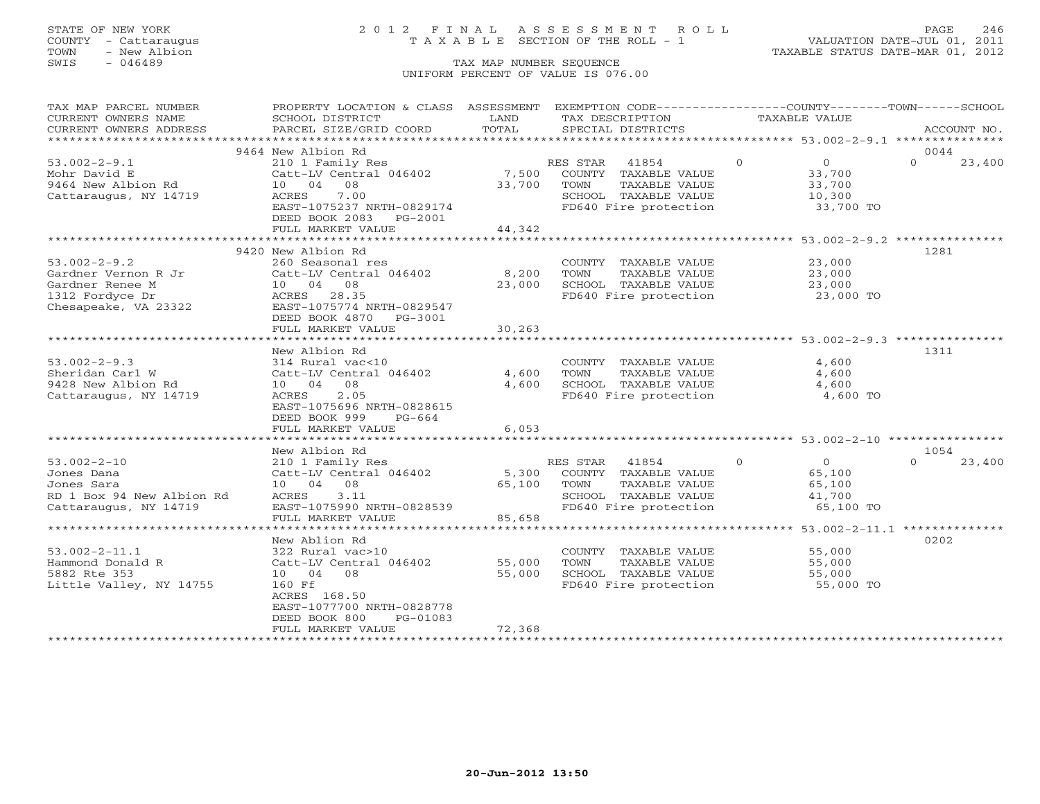STATE OF NEW YORK
COUNTY - Cattaraugus
TOWN - New Albion
SWIS - 046489

2012 FINAL ASSESSMENT ROLL
TAXABLE SECTION OF THE ROLL - 1
TAX MAP NUMBER SEQUENCE
UNIFORM PERCENT OF VALUE IS 076.00

VALUATION DATE-JUL 01, 2011
TAXABLE STATUS DATE-MAR 01, 2012

| TAX MAP PARCEL NUMBER / CURRENT OWNERS NAME / CURRENT OWNERS ADDRESS | PROPERTY LOCATION & CLASS / SCHOOL DISTRICT / PARCEL SIZE/GRID COORD | ASSESSMENT LAND / TOTAL | EXEMPTION CODE / TAX DESCRIPTION / SPECIAL DISTRICTS | COUNTY | TOWN | SCHOOL | ACCOUNT NO. |
|---|---|---|---|---|---|---|---|
| **53.002-2-9.1** | 9464 New Albion Rd | | | | | | 0044 |
| Mohr David E | 210 1 Family Res | | RES STAR 41854 | 0 | 0 | 23,400 | |
| 9464 New Albion Rd | Catt-LV Central 046402 | 7,500 | COUNTY TAXABLE VALUE | 33,700 | | | |
| Cattaraugus, NY 14719 | 10 04 08 | 33,700 | TOWN TAXABLE VALUE | | 33,700 | | |
| | ACRES 7.00 | | SCHOOL TAXABLE VALUE | | | 10,300 | |
| | EAST-1075237 NRTH-0829174 | | FD640 Fire protection | 33,700 TO | | | |
| | DEED BOOK 2083 PG-2001 | | | | | | |
| | FULL MARKET VALUE | 44,342 | | | | | |
| **53.002-2-9.2** | 9420 New Albion Rd | | | | | | 1281 |
| Gardner Vernon R Jr | 260 Seasonal res | | COUNTY TAXABLE VALUE | 23,000 | | | |
| Gardner Renee M | Catt-LV Central 046402 | 8,200 | TOWN TAXABLE VALUE | | 23,000 | | |
| 1312 Fordyce Dr | 10 04 08 | 23,000 | SCHOOL TAXABLE VALUE | | | 23,000 | |
| Chesapeake, VA 23322 | ACRES 28.35 | | FD640 Fire protection | 23,000 TO | | | |
| | EAST-1075774 NRTH-0829547 | | | | | | |
| | DEED BOOK 4870 PG-3001 | | | | | | |
| | FULL MARKET VALUE | 30,263 | | | | | |
| **53.002-2-9.3** | New Albion Rd | | | | | | 1311 |
| Sheridan Carl W | 314 Rural vac<10 | | COUNTY TAXABLE VALUE | 4,600 | | | |
| 9428 New Albion Rd | Catt-LV Central 046402 | 4,600 | TOWN TAXABLE VALUE | | 4,600 | | |
| Cattaraugus, NY 14719 | 10 04 08 | 4,600 | SCHOOL TAXABLE VALUE | | | 4,600 | |
| | ACRES 2.05 | | FD640 Fire protection | 4,600 TO | | | |
| | EAST-1075696 NRTH-0828615 | | | | | | |
| | DEED BOOK 999 PG-664 | | | | | | |
| | FULL MARKET VALUE | 6,053 | | | | | |
| **53.002-2-10** | New Albion Rd | | | | | | 1054 |
| Jones Dana | 210 1 Family Res | | RES STAR 41854 | 0 | 0 | 23,400 | |
| Jones Sara | Catt-LV Central 046402 | 5,300 | COUNTY TAXABLE VALUE | 65,100 | | | |
| RD 1 Box 94 New Albion Rd | 10 04 08 | 65,100 | TOWN TAXABLE VALUE | | 65,100 | | |
| Cattaraugus, NY 14719 | ACRES 3.11 | | SCHOOL TAXABLE VALUE | | | 41,700 | |
| | EAST-1075990 NRTH-0828539 | | FD640 Fire protection | 65,100 TO | | | |
| | FULL MARKET VALUE | 85,658 | | | | | |
| **53.002-2-11.1** | New Ablion Rd | | | | | | 0202 |
| Hammond Donald R | 322 Rural vac>10 | | COUNTY TAXABLE VALUE | 55,000 | | | |
| 5882 Rte 353 | Catt-LV Central 046402 | 55,000 | TOWN TAXABLE VALUE | | 55,000 | | |
| Little Valley, NY 14755 | 10 04 08 | 55,000 | SCHOOL TAXABLE VALUE | | | 55,000 | |
| | 160 Ff | | FD640 Fire protection | 55,000 TO | | | |
| | ACRES 168.50 | | | | | | |
| | EAST-1077700 NRTH-0828778 | | | | | | |
| | DEED BOOK 800 PG-01083 | | | | | | |
| | FULL MARKET VALUE | 72,368 | | | | | |

20-Jun-2012 13:50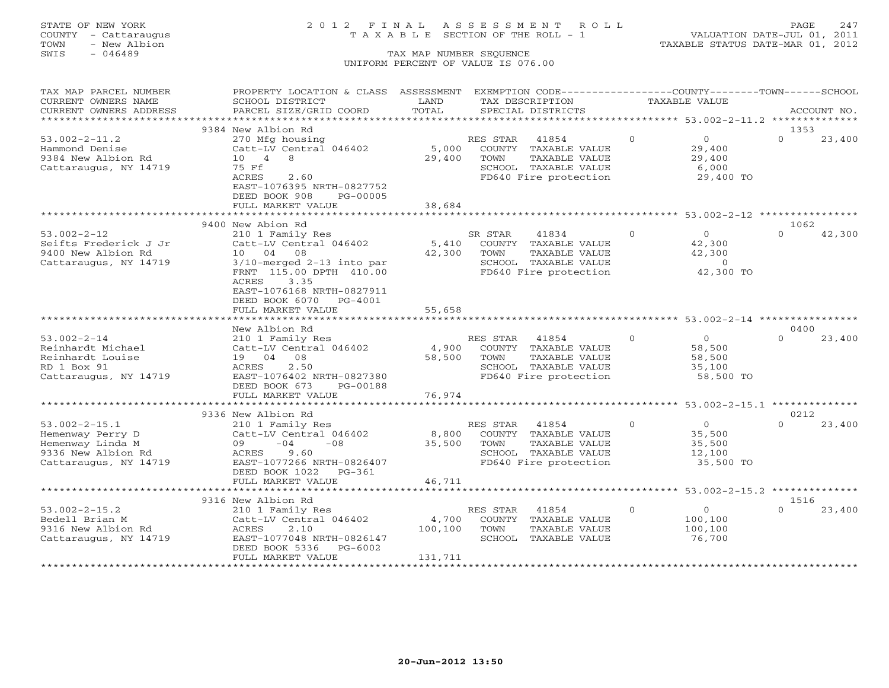STATE OF NEW YORK
COUNTY - Cattaraugus
TOWN - New Albion
SWIS - 046489

2012 FINAL ASSESSMENT ROLL
TAXABLE SECTION OF THE ROLL - 1
TAX MAP NUMBER SEQUENCE
UNIFORM PERCENT OF VALUE IS 076.00

VALUATION DATE-JUL 01, 2011
TAXABLE STATUS DATE-MAR 01, 2012

| TAX MAP PARCEL NUMBER / CURRENT OWNERS NAME / CURRENT OWNERS ADDRESS | PROPERTY LOCATION & CLASS / SCHOOL DISTRICT / PARCEL SIZE/GRID COORD | ASSESSMENT LAND / TOTAL | EXEMPTION CODE / TAX DESCRIPTION / SPECIAL DISTRICTS | COUNTY TAXABLE VALUE | TOWN | SCHOOL / ACCOUNT NO. |
|---|---|---|---|---|---|---|
| 53.002-2-11.2 | 9384 New Albion Rd | | | | | 1353 |
| Hammond Denise | 270 Mfg housing | | RES STAR 41854 | 0 | 0 | 0 23,400 |
| 9384 New Albion Rd | Catt-LV Central 046402 | 5,000 | COUNTY TAXABLE VALUE | 29,400 | | |
| Cattaraugus, NY 14719 | 10 4 8 | 29,400 | TOWN TAXABLE VALUE | 29,400 | | |
| | 75 Ff | | SCHOOL TAXABLE VALUE | 6,000 | | |
| | ACRES 2.60 | | FD640 Fire protection | 29,400 TO | | |
| | EAST-1076395 NRTH-0827752 | | | | | |
| | DEED BOOK 908 PG-00005 | | | | | |
| | FULL MARKET VALUE | 38,684 | | | | |
| 53.002-2-12 | 9400 New Abion Rd | | | | | 1062 |
| Seifts Frederick J Jr | 210 1 Family Res | | SR STAR 41834 | 0 | 0 | 0 42,300 |
| 9400 New Albion Rd | Catt-LV Central 046402 | 5,410 | COUNTY TAXABLE VALUE | 42,300 | | |
| Cattaraugus, NY 14719 | 10 04 08 | 42,300 | TOWN TAXABLE VALUE | 42,300 | | |
| | 3/10-merged 2-13 into par | | SCHOOL TAXABLE VALUE | 0 | | |
| | FRNT 115.00 DPTH 410.00 | | FD640 Fire protection | 42,300 TO | | |
| | ACRES 3.35 | | | | | |
| | EAST-1076168 NRTH-0827911 | | | | | |
| | DEED BOOK 6070 PG-4001 | | | | | |
| | FULL MARKET VALUE | 55,658 | | | | |
| 53.002-2-14 | New Albion Rd | | | | | 0400 |
| Reinhardt Michael | 210 1 Family Res | | RES STAR 41854 | 0 | 0 | 0 23,400 |
| Reinhardt Louise | Catt-LV Central 046402 | 4,900 | COUNTY TAXABLE VALUE | 58,500 | | |
| RD 1 Box 91 | 19 04 08 | 58,500 | TOWN TAXABLE VALUE | 58,500 | | |
| Cattaraugus, NY 14719 | ACRES 2.50 | | SCHOOL TAXABLE VALUE | 35,100 | | |
| | EAST-1076402 NRTH-0827380 | | FD640 Fire protection | 58,500 TO | | |
| | DEED BOOK 673 PG-00188 | | | | | |
| | FULL MARKET VALUE | 76,974 | | | | |
| 53.002-2-15.1 | 9336 New Albion Rd | | | | | 0212 |
| Hemenway Perry D | 210 1 Family Res | | RES STAR 41854 | 0 | 0 | 0 23,400 |
| Hemenway Linda M | Catt-LV Central 046402 | 8,800 | COUNTY TAXABLE VALUE | 35,500 | | |
| 9336 New Albion Rd | 09 -04 -08 | 35,500 | TOWN TAXABLE VALUE | 35,500 | | |
| Cattaraugus, NY 14719 | ACRES 9.60 | | SCHOOL TAXABLE VALUE | 12,100 | | |
| | EAST-1077266 NRTH-0826407 | | FD640 Fire protection | 35,500 TO | | |
| | DEED BOOK 1022 PG-361 | | | | | |
| | FULL MARKET VALUE | 46,711 | | | | |
| 53.002-2-15.2 | 9316 New Albion Rd | | | | | 1516 |
| Bedell Brian M | 210 1 Family Res | | RES STAR 41854 | 0 | 0 | 0 23,400 |
| 9316 New Albion Rd | Catt-LV Central 046402 | 4,700 | COUNTY TAXABLE VALUE | 100,100 | | |
| Cattaraugus, NY 14719 | ACRES 2.10 | 100,100 | TOWN TAXABLE VALUE | 100,100 | | |
| | EAST-1077048 NRTH-0826147 | | SCHOOL TAXABLE VALUE | 76,700 | | |
| | DEED BOOK 5336 PG-6002 | | | | | |
| | FULL MARKET VALUE | 131,711 | | | | |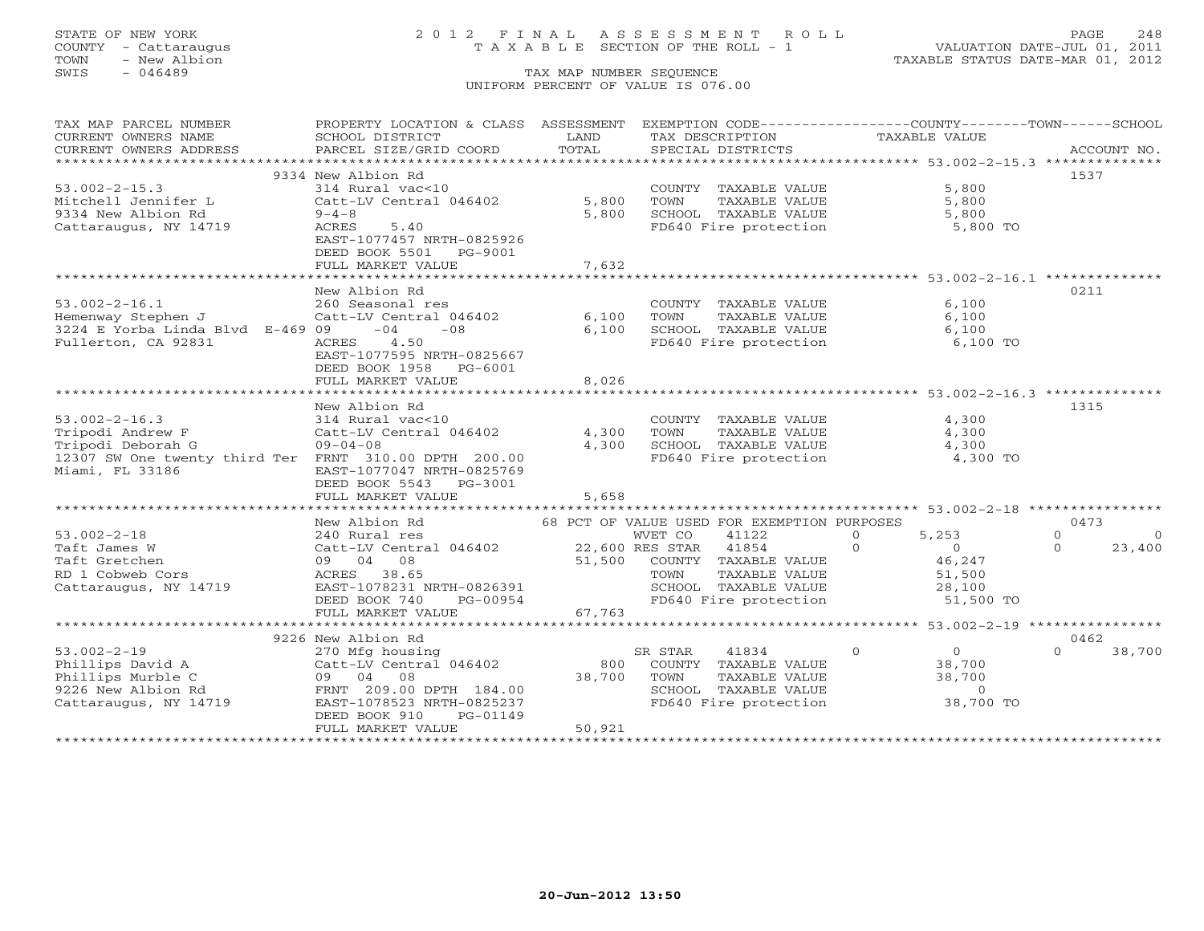STATE OF NEW YORK
COUNTY - Cattaraugus
TOWN - New Albion
SWIS - 046489

2012 FINAL ASSESSMENT ROLL
TAXABLE SECTION OF THE ROLL - 1
TAX MAP NUMBER SEQUENCE
UNIFORM PERCENT OF VALUE IS 076.00

VALUATION DATE-JUL 01, 2011
TAXABLE STATUS DATE-MAR 01, 2012

| TAX MAP PARCEL NUMBER / CURRENT OWNERS NAME / CURRENT OWNERS ADDRESS | PROPERTY LOCATION & CLASS / SCHOOL DISTRICT / PARCEL SIZE/GRID COORD | ASSESSMENT LAND / TOTAL | EXEMPTION CODE / TAX DESCRIPTION / SPECIAL DISTRICTS | COUNTY | TOWN | SCHOOL | ACCOUNT NO. |
|---|---|---|---|---|---|---|---|
| **53.002-2-15.3** | 9334 New Albion Rd | | | | | | 1537 |
| Mitchell Jennifer L | 314 Rural vac<10 | | COUNTY TAXABLE VALUE | 5,800 | | | |
| 9334 New Albion Rd | Catt-LV Central 046402 | 5,800 | TOWN TAXABLE VALUE | | 5,800 | | |
| Cattaraugus, NY 14719 | 9-4-8 | 5,800 | SCHOOL TAXABLE VALUE | | | 5,800 | |
| | ACRES 5.40 | | FD640 Fire protection | 5,800 TO | | | |
| | EAST-1077457 NRTH-0825926 | | | | | | |
| | DEED BOOK 5501 PG-9001 | | | | | | |
| | FULL MARKET VALUE | 7,632 | | | | | |
| **53.002-2-16.1** | New Albion Rd | | | | | | 0211 |
| Hemenway Stephen J | 260 Seasonal res | | COUNTY TAXABLE VALUE | 6,100 | | | |
| 3224 E Yorba Linda Blvd E-469 | Catt-LV Central 046402 | 6,100 | TOWN TAXABLE VALUE | | 6,100 | | |
| Fullerton, CA 92831 | 09 -04 -08 | 6,100 | SCHOOL TAXABLE VALUE | | | 6,100 | |
| | ACRES 4.50 | | FD640 Fire protection | 6,100 TO | | | |
| | EAST-1077595 NRTH-0825667 | | | | | | |
| | DEED BOOK 1958 PG-6001 | | | | | | |
| | FULL MARKET VALUE | 8,026 | | | | | |
| **53.002-2-16.3** | New Albion Rd | | | | | | 1315 |
| Tripodi Andrew F | 314 Rural vac<10 | | COUNTY TAXABLE VALUE | 4,300 | | | |
| Tripodi Deborah G | Catt-LV Central 046402 | 4,300 | TOWN TAXABLE VALUE | | 4,300 | | |
| 12307 SW One twenty third Ter | 09-04-08 | 4,300 | SCHOOL TAXABLE VALUE | | | 4,300 | |
| Miami, FL 33186 | FRNT 310.00 DPTH 200.00 | | FD640 Fire protection | 4,300 TO | | | |
| | EAST-1077047 NRTH-0825769 | | | | | | |
| | DEED BOOK 5543 PG-3001 | | | | | | |
| | FULL MARKET VALUE | 5,658 | | | | | |
| **53.002-2-18** | New Albion Rd | | 68 PCT OF VALUE USED FOR EXEMPTION PURPOSES | | | | 0473 |
| Taft James W | 240 Rural res | | WVET CO 41122 | 5,253 | 0 | 0 | |
| Taft Gretchen | Catt-LV Central 046402 | 22,600 | RES STAR 41854 | 0 | 0 | 23,400 | |
| RD 1 Cobweb Cors | 09 04 08 | 51,500 | COUNTY TAXABLE VALUE | 46,247 | | | |
| Cattaraugus, NY 14719 | ACRES 38.65 | | TOWN TAXABLE VALUE | | 51,500 | | |
| | EAST-1078231 NRTH-0826391 | | SCHOOL TAXABLE VALUE | | | 28,100 | |
| | DEED BOOK 740 PG-00954 | | FD640 Fire protection | 51,500 TO | | | |
| | FULL MARKET VALUE | 67,763 | | | | | |
| **53.002-2-19** | 9226 New Albion Rd | | | | | | 0462 |
| Phillips David A | 270 Mfg housing | | SR STAR 41834 | 0 | 0 | 38,700 | |
| Phillips Murble C | Catt-LV Central 046402 | 800 | COUNTY TAXABLE VALUE | 38,700 | | | |
| 9226 New Albion Rd | 09 04 08 | 38,700 | TOWN TAXABLE VALUE | | 38,700 | | |
| Cattaraugus, NY 14719 | FRNT 209.00 DPTH 184.00 | | SCHOOL TAXABLE VALUE | | | 0 | |
| | EAST-1078523 NRTH-0825237 | | FD640 Fire protection | 38,700 TO | | | |
| | DEED BOOK 910 PG-01149 | | | | | | |
| | FULL MARKET VALUE | 50,921 | | | | | |

20-Jun-2012 13:50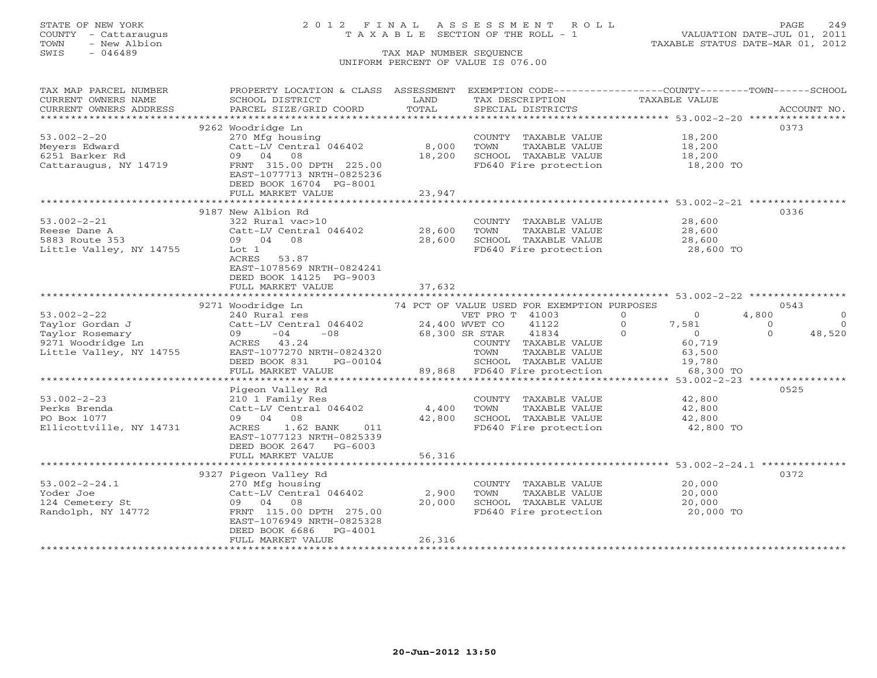STATE OF NEW YORK
COUNTY - Cattaraugus
TOWN - New Albion
SWIS - 046489

2 0 1 2 F I N A L A S S E S S M E N T R O L L
T A X A B L E SECTION OF THE ROLL - 1

TAX MAP NUMBER SEQUENCE
UNIFORM PERCENT OF VALUE IS 076.00

VALUATION DATE-JUL 01, 2011
TAXABLE STATUS DATE-MAR 01, 2012

| TAX MAP PARCEL NUMBER / CURRENT OWNERS NAME / CURRENT OWNERS ADDRESS | PROPERTY LOCATION & CLASS / SCHOOL DISTRICT / PARCEL SIZE/GRID COORD | ASSESSMENT LAND / TOTAL | EXEMPTION CODE / TAX DESCRIPTION / SPECIAL DISTRICTS | COUNTY | TOWN | SCHOOL | TAXABLE VALUE | ACCOUNT NO. |
|---|---|---|---|---|---|---|---|---|
| 53.002-2-20 | 9262 Woodridge Ln | | | | | | | 0373 |
| | 270 Mfg housing | | COUNTY TAXABLE VALUE | | | | 18,200 | |
| Meyers Edward | Catt-LV Central 046402 | 8,000 | TOWN TAXABLE VALUE | | | | 18,200 | |
| 6251 Barker Rd | 09 04 08 | 18,200 | SCHOOL TAXABLE VALUE | | | | 18,200 | |
| Cattaraugus, NY 14719 | FRNT 315.00 DPTH 225.00 | | FD640 Fire protection | | | | 18,200 TO | |
| | EAST-1077713 NRTH-0825236 | | | | | | | |
| | DEED BOOK 16704 PG-8001 | | | | | | | |
| | FULL MARKET VALUE | 23,947 | | | | | | |
| 53.002-2-21 | 9187 New Albion Rd | | | | | | | 0336 |
| | 322 Rural vac>10 | | COUNTY TAXABLE VALUE | | | | 28,600 | |
| Reese Dane A | Catt-LV Central 046402 | 28,600 | TOWN TAXABLE VALUE | | | | 28,600 | |
| 5883 Route 353 | 09 04 08 | 28,600 | SCHOOL TAXABLE VALUE | | | | 28,600 | |
| Little Valley, NY 14755 | Lot 1 | | FD640 Fire protection | | | | 28,600 TO | |
| | ACRES 53.87 | | | | | | | |
| | EAST-1078569 NRTH-0824241 | | | | | | | |
| | DEED BOOK 14125 PG-9003 | | | | | | | |
| | FULL MARKET VALUE | 37,632 | | | | | | |
| 53.002-2-22 | 9271 Woodridge Ln | | 74 PCT OF VALUE USED FOR EXEMPTION PURPOSES | | | | | 0543 |
| | 240 Rural res | | VET PRO T 41003 0 | 0 | 4,800 | 0 | | |
| Taylor Gordan J | Catt-LV Central 046402 | 24,400 | WVET CO 41122 0 | 7,581 | 0 | 0 | | |
| Taylor Rosemary | 09 -04 -08 | 68,300 | SR STAR 41834 0 | 0 | 0 | 48,520 | | |
| 9271 Woodridge Ln | ACRES 43.24 | | COUNTY TAXABLE VALUE | | | | 60,719 | |
| Little Valley, NY 14755 | EAST-1077270 NRTH-0824320 | | TOWN TAXABLE VALUE | | | | 63,500 | |
| | DEED BOOK 831 PG-00104 | | SCHOOL TAXABLE VALUE | | | | 19,780 | |
| | FULL MARKET VALUE | 89,868 | FD640 Fire protection | | | | 68,300 TO | |
| 53.002-2-23 | Pigeon Valley Rd | | | | | | | 0525 |
| | 210 1 Family Res | | COUNTY TAXABLE VALUE | | | | 42,800 | |
| Perks Brenda | Catt-LV Central 046402 | 4,400 | TOWN TAXABLE VALUE | | | | 42,800 | |
| PO Box 1077 | 09 04 08 | 42,800 | SCHOOL TAXABLE VALUE | | | | 42,800 | |
| Ellicottville, NY 14731 | ACRES 1.62 BANK 011 | | FD640 Fire protection | | | | 42,800 TO | |
| | EAST-1077123 NRTH-0825339 | | | | | | | |
| | DEED BOOK 2647 PG-6003 | | | | | | | |
| | FULL MARKET VALUE | 56,316 | | | | | | |
| 53.002-2-24.1 | 9327 Pigeon Valley Rd | | | | | | | 0372 |
| | 270 Mfg housing | | COUNTY TAXABLE VALUE | | | | 20,000 | |
| Yoder Joe | Catt-LV Central 046402 | 2,900 | TOWN TAXABLE VALUE | | | | 20,000 | |
| 124 Cemetery St | 09 04 08 | 20,000 | SCHOOL TAXABLE VALUE | | | | 20,000 | |
| Randolph, NY 14772 | FRNT 115.00 DPTH 275.00 | | FD640 Fire protection | | | | 20,000 TO | |
| | EAST-1076949 NRTH-0825328 | | | | | | | |
| | DEED BOOK 6686 PG-4001 | | | | | | | |
| | FULL MARKET VALUE | 26,316 | | | | | | |

20-Jun-2012 13:50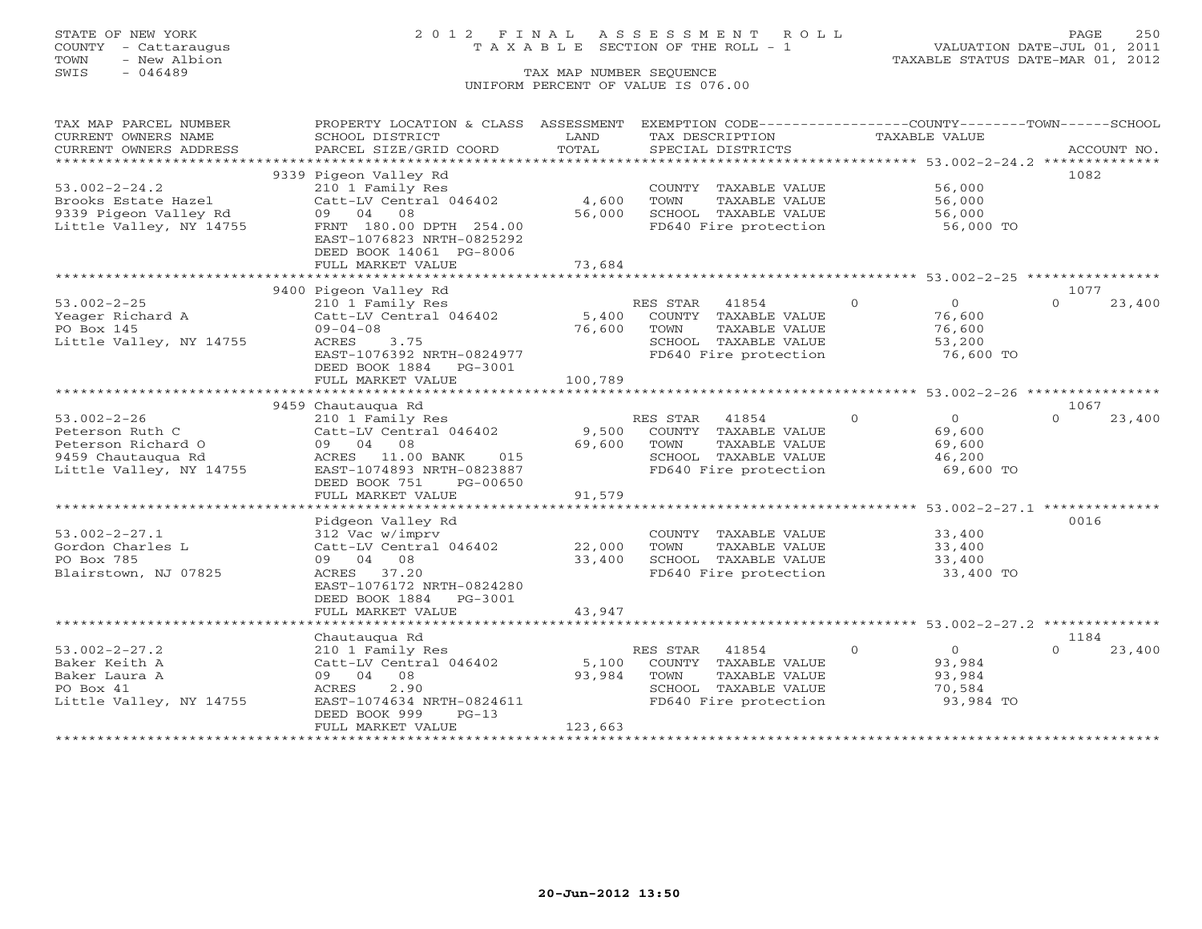STATE OF NEW YORK
COUNTY - Cattaraugus
TOWN - New Albion
SWIS - 046489

2012 FINAL ASSESSMENT ROLL
TAXABLE SECTION OF THE ROLL - 1
TAX MAP NUMBER SEQUENCE
UNIFORM PERCENT OF VALUE IS 076.00

VALUATION DATE-JUL 01, 2011
TAXABLE STATUS DATE-MAR 01, 2012

| TAX MAP PARCEL NUMBER / CURRENT OWNERS NAME / CURRENT OWNERS ADDRESS | PROPERTY LOCATION & CLASS / SCHOOL DISTRICT / PARCEL SIZE/GRID COORD | ASSESSMENT LAND / TOTAL | EXEMPTION CODE / TAX DESCRIPTION / SPECIAL DISTRICTS | COUNTY | TOWN | SCHOOL | ACCOUNT NO. |
|---|---|---|---|---|---|---|---|
| **53.002-2-24.2** | 9339 Pigeon Valley Rd | | | | | | 1082 |
| Brooks Estate Hazel | 210 1 Family Res | | COUNTY TAXABLE VALUE | 56,000 | | | |
| 9339 Pigeon Valley Rd | Catt-LV Central 046402 | 4,600 | TOWN TAXABLE VALUE | | 56,000 | | |
| Little Valley, NY 14755 | 09 04 08 | 56,000 | SCHOOL TAXABLE VALUE | | | 56,000 | |
| | FRNT 180.00 DPTH 254.00 | | FD640 Fire protection | 56,000 TO | | | |
| | EAST-1076823 NRTH-0825292 | | | | | | |
| | DEED BOOK 14061 PG-8006 | | | | | | |
| | FULL MARKET VALUE | 73,684 | | | | | |
| **53.002-2-25** | 9400 Pigeon Valley Rd | | | | | | 1077 |
| Yeager Richard A | 210 1 Family Res | | RES STAR 41854 | 0 | 0 | 23,400 | |
| PO Box 145 | Catt-LV Central 046402 | 5,400 | COUNTY TAXABLE VALUE | 76,600 | | | |
| Little Valley, NY 14755 | 09-04-08 | 76,600 | TOWN TAXABLE VALUE | | 76,600 | | |
| | ACRES 3.75 | | SCHOOL TAXABLE VALUE | | | 53,200 | |
| | EAST-1076392 NRTH-0824977 | | FD640 Fire protection | 76,600 TO | | | |
| | DEED BOOK 1884 PG-3001 | | | | | | |
| | FULL MARKET VALUE | 100,789 | | | | | |
| **53.002-2-26** | 9459 Chautauqua Rd | | | | | | 1067 |
| Peterson Ruth C | 210 1 Family Res | | RES STAR 41854 | 0 | 0 | 23,400 | |
| Peterson Richard O | Catt-LV Central 046402 | 9,500 | COUNTY TAXABLE VALUE | 69,600 | | | |
| 9459 Chautauqua Rd | 09 04 08 | 69,600 | TOWN TAXABLE VALUE | | 69,600 | | |
| Little Valley, NY 14755 | ACRES 11.00 BANK 015 | | SCHOOL TAXABLE VALUE | | | 46,200 | |
| | EAST-1074893 NRTH-0823887 | | FD640 Fire protection | 69,600 TO | | | |
| | DEED BOOK 751 PG-00650 | | | | | | |
| | FULL MARKET VALUE | 91,579 | | | | | |
| **53.002-2-27.1** | Pidgeon Valley Rd | | | | | | 0016 |
| Gordon Charles L | 312 Vac w/imprv | | COUNTY TAXABLE VALUE | 33,400 | | | |
| PO Box 785 | Catt-LV Central 046402 | 22,000 | TOWN TAXABLE VALUE | | 33,400 | | |
| Blairstown, NJ 07825 | 09 04 08 | 33,400 | SCHOOL TAXABLE VALUE | | | 33,400 | |
| | ACRES 37.20 | | FD640 Fire protection | 33,400 TO | | | |
| | EAST-1076172 NRTH-0824280 | | | | | | |
| | DEED BOOK 1884 PG-3001 | | | | | | |
| | FULL MARKET VALUE | 43,947 | | | | | |
| **53.002-2-27.2** | Chautauqua Rd | | | | | | 1184 |
| Baker Keith A | 210 1 Family Res | | RES STAR 41854 | 0 | 0 | 23,400 | |
| Baker Laura A | Catt-LV Central 046402 | 5,100 | COUNTY TAXABLE VALUE | 93,984 | | | |
| PO Box 41 | 09 04 08 | 93,984 | TOWN TAXABLE VALUE | | 93,984 | | |
| Little Valley, NY 14755 | ACRES 2.90 | | SCHOOL TAXABLE VALUE | | | 70,584 | |
| | EAST-1074634 NRTH-0824611 | | FD640 Fire protection | 93,984 TO | | | |
| | DEED BOOK 999 PG-13 | | | | | | |
| | FULL MARKET VALUE | 123,663 | | | | | |

20-Jun-2012 13:50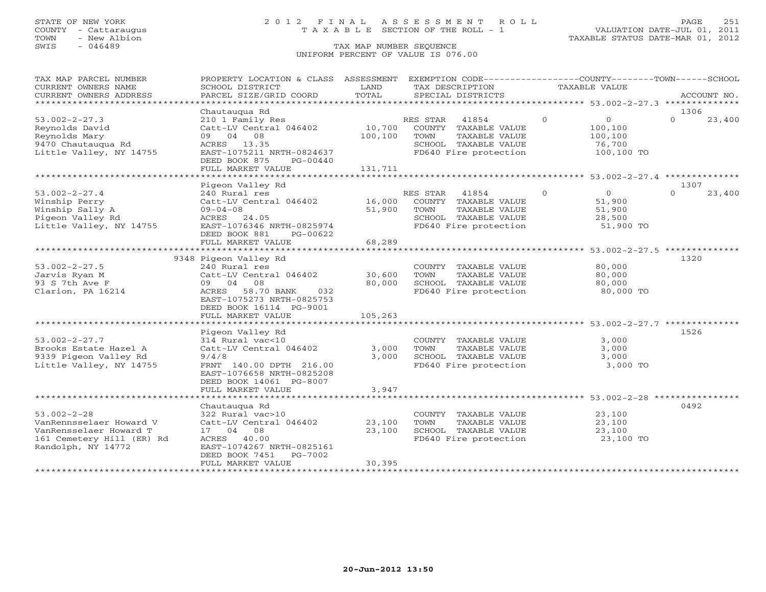STATE OF NEW YORK
COUNTY - Cattaraugus
TOWN - New Albion
SWIS - 046489

# 2012 FINAL ASSESSMENT ROLL
TAXABLE SECTION OF THE ROLL - 1
TAX MAP NUMBER SEQUENCE
UNIFORM PERCENT OF VALUE IS 076.00

VALUATION DATE-JUL 01, 2011
TAXABLE STATUS DATE-MAR 01, 2012

| TAX MAP PARCEL NUMBER / CURRENT OWNERS NAME / CURRENT OWNERS ADDRESS | PROPERTY LOCATION & CLASS / SCHOOL DISTRICT / PARCEL SIZE/GRID COORD | ASSESSMENT LAND / TOTAL | EXEMPTION CODE / TAX DESCRIPTION / SPECIAL DISTRICTS | COUNTY | TOWN | SCHOOL | ACCOUNT NO. |
|---|---|---|---|---|---|---|---|
| 53.002-2-27.3 | Chautauqua Rd | | | | | | 1306 |
| | 210 1 Family Res | | RES STAR 41854 | 0 | 0 | 23,400 | |
| Reynolds David | Catt-LV Central 046402 | 10,700 | COUNTY TAXABLE VALUE | 100,100 | | | |
| Reynolds Mary | 09 04 08 | 100,100 | TOWN TAXABLE VALUE | | 100,100 | | |
| 9470 Chautauqua Rd | ACRES 13.35 | | SCHOOL TAXABLE VALUE | | | 76,700 | |
| Little Valley, NY 14755 | EAST-1075211 NRTH-0824637 | | FD640 Fire protection | 100,100 TO | | | |
| | DEED BOOK 875 PG-00440 | | | | | | |
| | FULL MARKET VALUE | 131,711 | | | | | |
| 53.002-2-27.4 | Pigeon Valley Rd | | | | | | 1307 |
| | 240 Rural res | | RES STAR 41854 | 0 | 0 | 23,400 | |
| Winship Perry | Catt-LV Central 046402 | 16,000 | COUNTY TAXABLE VALUE | 51,900 | | | |
| Winship Sally A | 09-04-08 | 51,900 | TOWN TAXABLE VALUE | | 51,900 | | |
| Pigeon Valley Rd | ACRES 24.05 | | SCHOOL TAXABLE VALUE | | | 28,500 | |
| Little Valley, NY 14755 | EAST-1076346 NRTH-0825974 | | FD640 Fire protection | 51,900 TO | | | |
| | DEED BOOK 881 PG-00622 | | | | | | |
| | FULL MARKET VALUE | 68,289 | | | | | |
| 53.002-2-27.5 | 9348 Pigeon Valley Rd | | | | | | 1320 |
| | 240 Rural res | | COUNTY TAXABLE VALUE | 80,000 | | | |
| Jarvis Ryan M | Catt-LV Central 046402 | 30,600 | TOWN TAXABLE VALUE | | 80,000 | | |
| 93 S 7th Ave F | 09 04 08 | 80,000 | SCHOOL TAXABLE VALUE | | | 80,000 | |
| Clarion, PA 16214 | ACRES 58.70 BANK 032 | | FD640 Fire protection | 80,000 TO | | | |
| | EAST-1075273 NRTH-0825753 | | | | | | |
| | DEED BOOK 16114 PG-9001 | | | | | | |
| | FULL MARKET VALUE | 105,263 | | | | | |
| 53.002-2-27.7 | Pigeon Valley Rd | | | | | | 1526 |
| | 314 Rural vac<10 | | COUNTY TAXABLE VALUE | 3,000 | | | |
| Brooks Estate Hazel A | Catt-LV Central 046402 | 3,000 | TOWN TAXABLE VALUE | | 3,000 | | |
| 9339 Pigeon Valley Rd | 9/4/8 | 3,000 | SCHOOL TAXABLE VALUE | | | 3,000 | |
| Little Valley, NY 14755 | FRNT 140.00 DPTH 216.00 | | FD640 Fire protection | 3,000 TO | | | |
| | EAST-1076658 NRTH-0825208 | | | | | | |
| | DEED BOOK 14061 PG-8007 | | | | | | |
| | FULL MARKET VALUE | 3,947 | | | | | |
| 53.002-2-28 | Chautauqua Rd | | | | | | 0492 |
| | 322 Rural vac>10 | | COUNTY TAXABLE VALUE | 23,100 | | | |
| VanRennsselaer Howard V | Catt-LV Central 046402 | 23,100 | TOWN TAXABLE VALUE | | 23,100 | | |
| VanRensselaer Howard T | 17 04 08 | 23,100 | SCHOOL TAXABLE VALUE | | | 23,100 | |
| 161 Cemetery Hill (ER) Rd | ACRES 40.00 | | FD640 Fire protection | 23,100 TO | | | |
| Randolph, NY 14772 | EAST-1074267 NRTH-0825161 | | | | | | |
| | DEED BOOK 7451 PG-7002 | | | | | | |
| | FULL MARKET VALUE | 30,395 | | | | | |

20-Jun-2012 13:50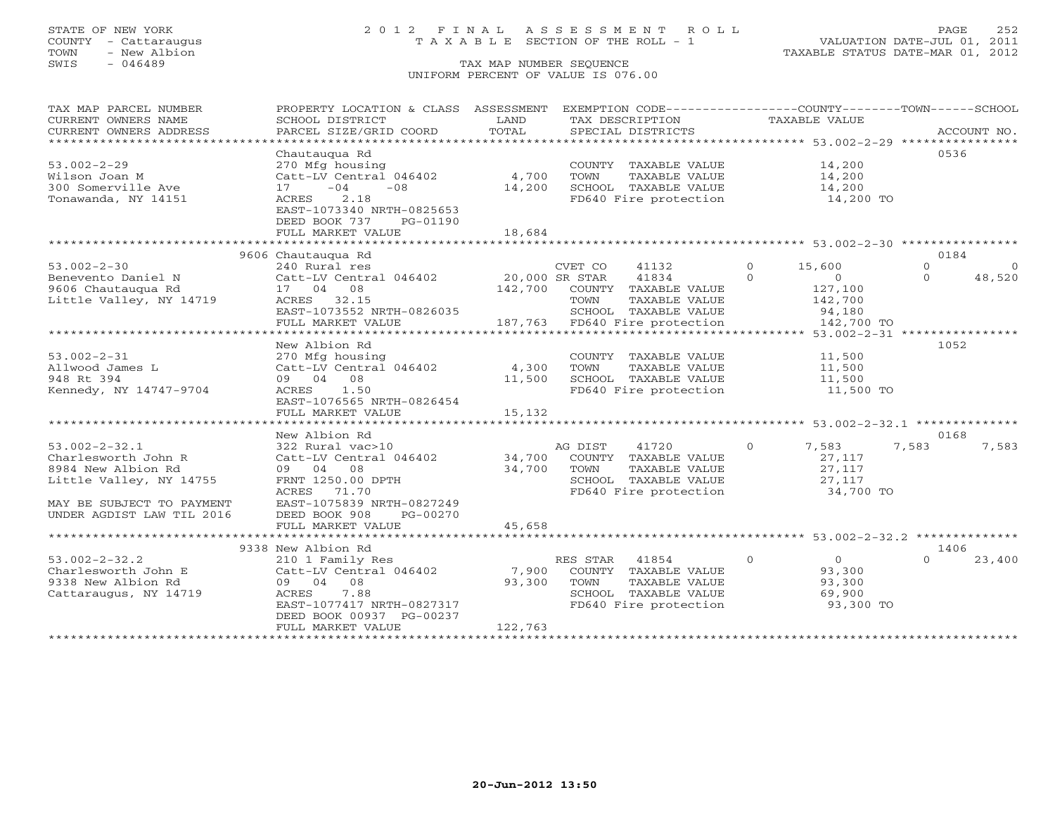STATE OF NEW YORK
COUNTY - Cattaraugus
TOWN - New Albion
SWIS - 046489

2012 FINAL ASSESSMENT ROLL
TAXABLE SECTION OF THE ROLL - 1
TAX MAP NUMBER SEQUENCE
UNIFORM PERCENT OF VALUE IS 076.00

VALUATION DATE-JUL 01, 2011
TAXABLE STATUS DATE-MAR 01, 2012

| TAX MAP PARCEL NUMBER / CURRENT OWNERS NAME / CURRENT OWNERS ADDRESS | PROPERTY LOCATION & CLASS / SCHOOL DISTRICT / PARCEL SIZE/GRID COORD | ASSESSMENT LAND / TOTAL | EXEMPTION CODE / TAX DESCRIPTION / SPECIAL DISTRICTS | COUNTY | TOWN | SCHOOL | ACCOUNT NO. |
|---|---|---|---|---|---|---|---|
| **53.002-2-29** | Chautauqua Rd | | | | | | 0536 |
| Wilson Joan M | 270 Mfg housing | | COUNTY TAXABLE VALUE | 14,200 | | | |
| 300 Somerville Ave | Catt-LV Central 046402 | 4,700 | TOWN TAXABLE VALUE | | 14,200 | | |
| Tonawanda, NY 14151 | 17 -04 -08 | 14,200 | SCHOOL TAXABLE VALUE | | | 14,200 | |
| | ACRES 2.18 | | FD640 Fire protection | 14,200 TO | | | |
| | EAST-1073340 NRTH-0825653 | | | | | | |
| | DEED BOOK 737 PG-01190 | | | | | | |
| | FULL MARKET VALUE | 18,684 | | | | | |
| **53.002-2-30** | 9606 Chautauqua Rd | | | | | | 0184 |
| Benevento Daniel N | 240 Rural res | | CVET CO 41132 | 15,600 | 0 | 0 | |
| 9606 Chautauqua Rd | Catt-LV Central 046402 | 20,000 | SR STAR 41834 | 0 | 0 | 48,520 | |
| Little Valley, NY 14719 | 17 04 08 | 142,700 | COUNTY TAXABLE VALUE | 127,100 | | | |
| | ACRES 32.15 | | TOWN TAXABLE VALUE | | 142,700 | | |
| | EAST-1073552 NRTH-0826035 | | SCHOOL TAXABLE VALUE | | | 94,180 | |
| | FULL MARKET VALUE | 187,763 | FD640 Fire protection | 142,700 TO | | | |
| **53.002-2-31** | New Albion Rd | | | | | | 1052 |
| Allwood James L | 270 Mfg housing | | COUNTY TAXABLE VALUE | 11,500 | | | |
| 948 Rt 394 | Catt-LV Central 046402 | 4,300 | TOWN TAXABLE VALUE | | 11,500 | | |
| Kennedy, NY 14747-9704 | 09 04 08 | 11,500 | SCHOOL TAXABLE VALUE | | | 11,500 | |
| | ACRES 1.50 | | FD640 Fire protection | 11,500 TO | | | |
| | EAST-1076565 NRTH-0826454 | | | | | | |
| | FULL MARKET VALUE | 15,132 | | | | | |
| **53.002-2-32.1** | New Albion Rd | | | | | | 0168 |
| Charlesworth John R | 322 Rural vac>10 | | AG DIST 41720 | 7,583 | 7,583 | 7,583 | |
| 8984 New Albion Rd | Catt-LV Central 046402 | 34,700 | COUNTY TAXABLE VALUE | 27,117 | | | |
| Little Valley, NY 14755 | 09 04 08 | 34,700 | TOWN TAXABLE VALUE | | 27,117 | | |
| | FRNT 1250.00 DPTH | | SCHOOL TAXABLE VALUE | | | 27,117 | |
| | ACRES 71.70 | | FD640 Fire protection | 34,700 TO | | | |
| MAY BE SUBJECT TO PAYMENT | EAST-1075839 NRTH-0827249 | | | | | | |
| UNDER AGDIST LAW TIL 2016 | DEED BOOK 908 PG-00270 | | | | | | |
| | FULL MARKET VALUE | 45,658 | | | | | |
| **53.002-2-32.2** | 9338 New Albion Rd | | | | | | 1406 |
| Charlesworth John E | 210 1 Family Res | | RES STAR 41854 | 0 | 0 | 23,400 | |
| 9338 New Albion Rd | Catt-LV Central 046402 | 7,900 | COUNTY TAXABLE VALUE | 93,300 | | | |
| Cattaraugus, NY 14719 | 09 04 08 | 93,300 | TOWN TAXABLE VALUE | | 93,300 | | |
| | ACRES 7.88 | | SCHOOL TAXABLE VALUE | | | 69,900 | |
| | EAST-1077417 NRTH-0827317 | | FD640 Fire protection | 93,300 TO | | | |
| | DEED BOOK 00937 PG-00237 | | | | | | |
| | FULL MARKET VALUE | 122,763 | | | | | |

20-Jun-2012 13:50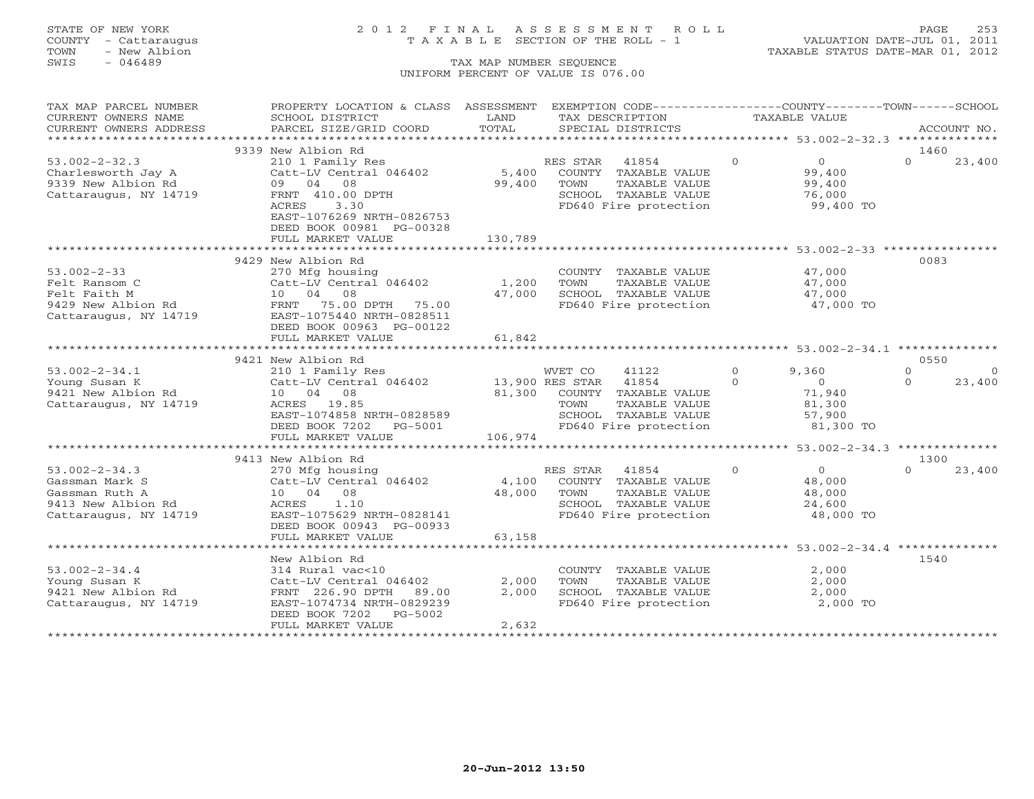STATE OF NEW YORK
COUNTY - Cattaraugus
TOWN - New Albion
SWIS - 046489

# 2012 FINAL ASSESSMENT ROLL
TAXABLE SECTION OF THE ROLL - 1

VALUATION DATE-JUL 01, 2011
TAXABLE STATUS DATE-MAR 01, 2012

TAX MAP NUMBER SEQUENCE
UNIFORM PERCENT OF VALUE IS 076.00

| TAX MAP PARCEL NUMBER / CURRENT OWNERS NAME / CURRENT OWNERS ADDRESS | PROPERTY LOCATION & CLASS / SCHOOL DISTRICT / PARCEL SIZE/GRID COORD | ASSESSMENT LAND / TOTAL | EXEMPTION CODE / TAX DESCRIPTION / SPECIAL DISTRICTS | COUNTY | TOWN | SCHOOL | ACCOUNT NO. |
|---|---|---|---|---|---|---|---|
| 53.002-2-32.3 | 9339 New Albion Rd | | | | | | 1460 |
| Charlesworth Jay A | 210 1 Family Res | | RES STAR 41854 | 0 | 0 | 23,400 | |
| 9339 New Albion Rd | Catt-LV Central 046402 | 5,400 | COUNTY TAXABLE VALUE | 99,400 | | | |
| Cattaraugus, NY 14719 | 09 04 08 | 99,400 | TOWN TAXABLE VALUE | | 99,400 | | |
| | FRNT 410.00 DPTH | | SCHOOL TAXABLE VALUE | | | 76,000 | |
| | ACRES 3.30 | | FD640 Fire protection | 99,400 TO | | | |
| | EAST-1076269 NRTH-0826753 | | | | | | |
| | DEED BOOK 00981 PG-00328 | | | | | | |
| | FULL MARKET VALUE | 130,789 | | | | | |
| 53.002-2-33 | 9429 New Albion Rd | | | | | | 0083 |
| Felt Ransom C | 270 Mfg housing | | COUNTY TAXABLE VALUE | 47,000 | | | |
| Felt Faith M | Catt-LV Central 046402 | 1,200 | TOWN TAXABLE VALUE | | 47,000 | | |
| 9429 New Albion Rd | 10 04 08 | 47,000 | SCHOOL TAXABLE VALUE | | | 47,000 | |
| Cattaraugus, NY 14719 | FRNT 75.00 DPTH 75.00 | | FD640 Fire protection | 47,000 TO | | | |
| | EAST-1075440 NRTH-0828511 | | | | | | |
| | DEED BOOK 00963 PG-00122 | | | | | | |
| | FULL MARKET VALUE | 61,842 | | | | | |
| 53.002-2-34.1 | 9421 New Albion Rd | | | | | | 0550 |
| Young Susan K | 210 1 Family Res | | WVET CO 41122 | 9,360 | 0 | 0 | |
| 9421 New Albion Rd | Catt-LV Central 046402 | 13,900 | RES STAR 41854 | 0 | 0 | 23,400 | |
| Cattaraugus, NY 14719 | 10 04 08 | 81,300 | COUNTY TAXABLE VALUE | 71,940 | | | |
| | ACRES 19.85 | | TOWN TAXABLE VALUE | | 81,300 | | |
| | EAST-1074858 NRTH-0828589 | | SCHOOL TAXABLE VALUE | | | 57,900 | |
| | DEED BOOK 7202 PG-5001 | | FD640 Fire protection | 81,300 TO | | | |
| | FULL MARKET VALUE | 106,974 | | | | | |
| 53.002-2-34.3 | 9413 New Albion Rd | | | | | | 1300 |
| Gassman Mark S | 270 Mfg housing | | RES STAR 41854 | 0 | 0 | 23,400 | |
| Gassman Ruth A | Catt-LV Central 046402 | 4,100 | COUNTY TAXABLE VALUE | 48,000 | | | |
| 9413 New Albion Rd | 10 04 08 | 48,000 | TOWN TAXABLE VALUE | | 48,000 | | |
| Cattaraugus, NY 14719 | ACRES 1.10 | | SCHOOL TAXABLE VALUE | | | 24,600 | |
| | EAST-1075629 NRTH-0828141 | | FD640 Fire protection | 48,000 TO | | | |
| | DEED BOOK 00943 PG-00933 | | | | | | |
| | FULL MARKET VALUE | 63,158 | | | | | |
| 53.002-2-34.4 | New Albion Rd | | | | | | 1540 |
| Young Susan K | 314 Rural vac<10 | | COUNTY TAXABLE VALUE | 2,000 | | | |
| 9421 New Albion Rd | Catt-LV Central 046402 | 2,000 | TOWN TAXABLE VALUE | | 2,000 | | |
| Cattaraugus, NY 14719 | FRNT 226.90 DPTH 89.00 | 2,000 | SCHOOL TAXABLE VALUE | | | 2,000 | |
| | EAST-1074734 NRTH-0829239 | | FD640 Fire protection | 2,000 TO | | | |
| | DEED BOOK 7202 PG-5002 | | | | | | |
| | FULL MARKET VALUE | 2,632 | | | | | |

20-Jun-2012 13:50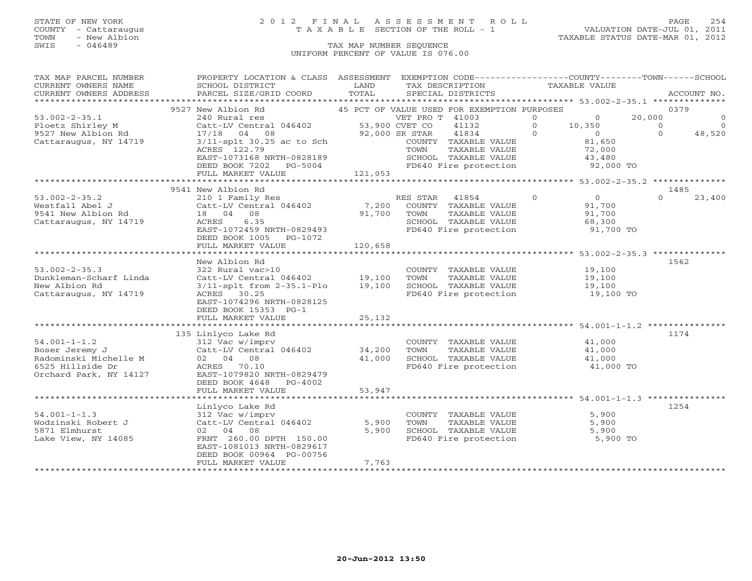STATE OF NEW YORK
COUNTY - Cattaraugus
TOWN - New Albion
SWIS - 046489

# 2012 FINAL ASSESSMENT ROLL

TAXABLE SECTION OF THE ROLL - 1

TAX MAP NUMBER SEQUENCE

UNIFORM PERCENT OF VALUE IS 076.00

VALUATION DATE-JUL 01, 2011
TAXABLE STATUS DATE-MAR 01, 2012

| TAX MAP PARCEL NUMBER / CURRENT OWNERS NAME / CURRENT OWNERS ADDRESS | PROPERTY LOCATION & CLASS / SCHOOL DISTRICT / PARCEL SIZE/GRID COORD | ASSESSMENT LAND / TOTAL | EXEMPTION CODE / TAX DESCRIPTION / SPECIAL DISTRICTS | | COUNTY TAXABLE VALUE | TOWN | SCHOOL | ACCOUNT NO. |
|---|---|---|---|---|---|---|---|---|
| | 9527 New Albion Rd | | 45 PCT OF VALUE USED FOR EXEMPTION PURPOSES | | | | | 0379 |
| 53.002-2-35.1 | 240 Rural res | | VET PRO T 41003 | 0 | 0 | 20,000 | 0 | |
| Ploetz Shirley M | Catt-LV Central 046402 | 53,900 | CVET CO 41132 | 0 | 10,350 | 0 | 0 | |
| 9527 New Albion Rd | 17/18 04 08 | 92,000 | SR STAR 41834 | 0 | 0 | 0 | 48,520 | |
| Cattaraugus, NY 14719 | 3/11-splt 30.25 ac to Sch | | COUNTY TAXABLE VALUE | | 81,650 | | | |
| | ACRES 122.79 | | TOWN TAXABLE VALUE | | 72,000 | | | |
| | EAST-1073168 NRTH-0828189 | | SCHOOL TAXABLE VALUE | | 43,480 | | | |
| | DEED BOOK 7202 PG-5004 | | FD640 Fire protection | | 92,000 TO | | | |
| | FULL MARKET VALUE | 121,053 | | | | | | |
| | 9541 New Albion Rd | | | | | | | 1485 |
| 53.002-2-35.2 | 210 1 Family Res | | RES STAR 41854 | 0 | 0 | 0 | 23,400 | |
| Westfall Abel J | Catt-LV Central 046402 | 7,200 | COUNTY TAXABLE VALUE | | 91,700 | | | |
| 9541 New Albion Rd | 18 04 08 | 91,700 | TOWN TAXABLE VALUE | | 91,700 | | | |
| Cattaraugus, NY 14719 | ACRES 6.35 | | SCHOOL TAXABLE VALUE | | 68,300 | | | |
| | EAST-1072459 NRTH-0829493 | | FD640 Fire protection | | 91,700 TO | | | |
| | DEED BOOK 1005 PG-1072 | | | | | | | |
| | FULL MARKET VALUE | 120,658 | | | | | | |
| | New Albion Rd | | | | | | | 1562 |
| 53.002-2-35.3 | 322 Rural vac>10 | | COUNTY TAXABLE VALUE | | 19,100 | | | |
| Dunkleman-Scharf Linda | Catt-LV Central 046402 | 19,100 | TOWN TAXABLE VALUE | | 19,100 | | | |
| New Albion Rd | 3/11-splt from 2-35.1-Plo | 19,100 | SCHOOL TAXABLE VALUE | | 19,100 | | | |
| Cattaraugus, NY 14719 | ACRES 30.25 | | FD640 Fire protection | | 19,100 TO | | | |
| | EAST-1074296 NRTH-0828125 | | | | | | | |
| | DEED BOOK 15353 PG-1 | | | | | | | |
| | FULL MARKET VALUE | 25,132 | | | | | | |
| | 135 Linlyco Lake Rd | | | | | | | 1174 |
| 54.001-1-1.2 | 312 Vac w/imprv | | COUNTY TAXABLE VALUE | | 41,000 | | | |
| Boser Jeremy J | Catt-LV Central 046402 | 34,200 | TOWN TAXABLE VALUE | | 41,000 | | | |
| Radominski Michelle M | 02 04 08 | 41,000 | SCHOOL TAXABLE VALUE | | 41,000 | | | |
| 6525 Hillside Dr | ACRES 70.10 | | FD640 Fire protection | | 41,000 TO | | | |
| Orchard Park, NY 14127 | EAST-1079820 NRTH-0829479 | | | | | | | |
| | DEED BOOK 4648 PG-4002 | | | | | | | |
| | FULL MARKET VALUE | 53,947 | | | | | | |
| | Linlyco Lake Rd | | | | | | | 1254 |
| 54.001-1-1.3 | 312 Vac w/imprv | | COUNTY TAXABLE VALUE | | 5,900 | | | |
| Wodzinski Robert J | Catt-LV Central 046402 | 5,900 | TOWN TAXABLE VALUE | | 5,900 | | | |
| 5871 Elmhurst | 02 04 08 | 5,900 | SCHOOL TAXABLE VALUE | | 5,900 | | | |
| Lake View, NY 14085 | FRNT 260.00 DPTH 150.00 | | FD640 Fire protection | | 5,900 TO | | | |
| | EAST-1081013 NRTH-0829617 | | | | | | | |
| | DEED BOOK 00964 PG-00756 | | | | | | | |
| | FULL MARKET VALUE | 7,763 | | | | | | |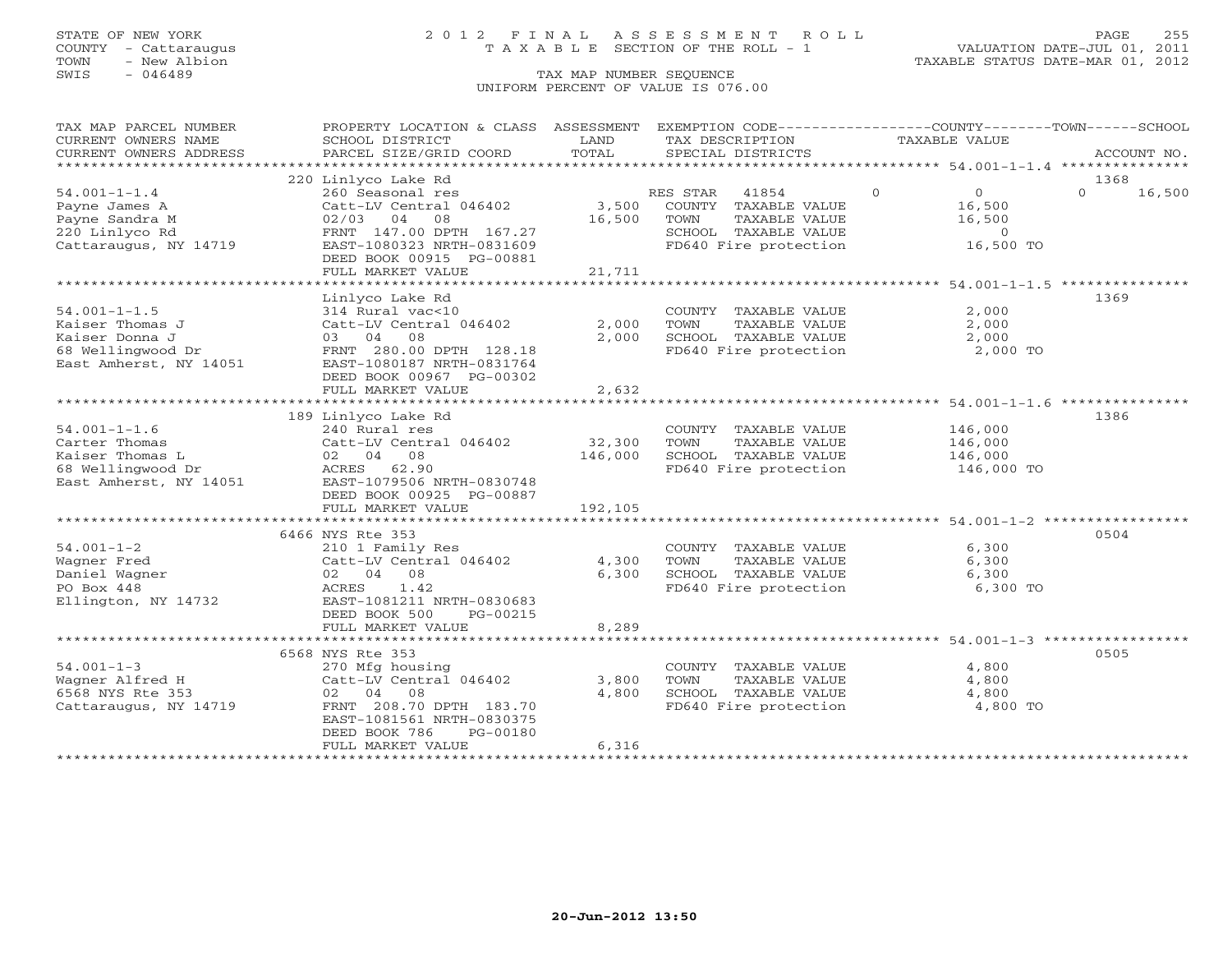STATE OF NEW YORK
COUNTY - Cattaraugus
TOWN - New Albion
SWIS - 046489

# 2012 FINAL ASSESSMENT ROLL
TAXABLE SECTION OF THE ROLL - 1
TAX MAP NUMBER SEQUENCE
UNIFORM PERCENT OF VALUE IS 076.00

VALUATION DATE-JUL 01, 2011
TAXABLE STATUS DATE-MAR 01, 2012

| TAX MAP PARCEL NUMBER / CURRENT OWNERS NAME / CURRENT OWNERS ADDRESS | PROPERTY LOCATION & CLASS / SCHOOL DISTRICT / PARCEL SIZE/GRID COORD | ASSESSMENT LAND | TOTAL | EXEMPTION CODE / TAX DESCRIPTION / SPECIAL DISTRICTS | COUNTY | TOWN | SCHOOL | ACCOUNT NO. |
|---|---|---|---|---|---|---|---|---|
| 54.001-1-1.4 | 220 Linlyco Lake Rd | | | | | | | 1368 |
| Payne James A | 260 Seasonal res | | | RES STAR 41854 | 0 | 0 | 16,500 | |
| Payne Sandra M | Catt-LV Central 046402 | 3,500 | | COUNTY TAXABLE VALUE | 16,500 | | | |
| 220 Linlyco Rd | 02/03 04 08 | | 16,500 | TOWN TAXABLE VALUE | | 16,500 | | |
| Cattaraugus, NY 14719 | FRNT 147.00 DPTH 167.27 | | | SCHOOL TAXABLE VALUE | | | 0 | |
| | EAST-1080323 NRTH-0831609 | | | FD640 Fire protection | 16,500 TO | | | |
| | DEED BOOK 00915 PG-00881 | | | | | | | |
| | FULL MARKET VALUE | | 21,711 | | | | | |
| 54.001-1-1.5 | Linlyco Lake Rd | | | | | | | 1369 |
| Kaiser Thomas J | 314 Rural vac<10 | | | COUNTY TAXABLE VALUE | 2,000 | | | |
| Kaiser Donna J | Catt-LV Central 046402 | 2,000 | | TOWN TAXABLE VALUE | | 2,000 | | |
| 68 Wellingwood Dr | 03 04 08 | | 2,000 | SCHOOL TAXABLE VALUE | | | 2,000 | |
| East Amherst, NY 14051 | FRNT 280.00 DPTH 128.18 | | | FD640 Fire protection | 2,000 TO | | | |
| | EAST-1080187 NRTH-0831764 | | | | | | | |
| | DEED BOOK 00967 PG-00302 | | | | | | | |
| | FULL MARKET VALUE | | 2,632 | | | | | |
| 54.001-1-1.6 | 189 Linlyco Lake Rd | | | | | | | 1386 |
| Carter Thomas | 240 Rural res | | | COUNTY TAXABLE VALUE | 146,000 | | | |
| Kaiser Thomas L | Catt-LV Central 046402 | 32,300 | | TOWN TAXABLE VALUE | | 146,000 | | |
| 68 Wellingwood Dr | 02 04 08 | | 146,000 | SCHOOL TAXABLE VALUE | | | 146,000 | |
| East Amherst, NY 14051 | ACRES 62.90 | | | FD640 Fire protection | 146,000 TO | | | |
| | EAST-1079506 NRTH-0830748 | | | | | | | |
| | DEED BOOK 00925 PG-00887 | | | | | | | |
| | FULL MARKET VALUE | | 192,105 | | | | | |
| 54.001-1-2 | 6466 NYS Rte 353 | | | | | | | 0504 |
| Wagner Fred | 210 1 Family Res | | | COUNTY TAXABLE VALUE | 6,300 | | | |
| Daniel Wagner | Catt-LV Central 046402 | 4,300 | | TOWN TAXABLE VALUE | | 6,300 | | |
| PO Box 448 | 02 04 08 | | 6,300 | SCHOOL TAXABLE VALUE | | | 6,300 | |
| Ellington, NY 14732 | ACRES 1.42 | | | FD640 Fire protection | 6,300 TO | | | |
| | EAST-1081211 NRTH-0830683 | | | | | | | |
| | DEED BOOK 500 PG-00215 | | | | | | | |
| | FULL MARKET VALUE | | 8,289 | | | | | |
| 54.001-1-3 | 6568 NYS Rte 353 | | | | | | | 0505 |
| Wagner Alfred H | 270 Mfg housing | | | COUNTY TAXABLE VALUE | 4,800 | | | |
| 6568 NYS Rte 353 | Catt-LV Central 046402 | 3,800 | | TOWN TAXABLE VALUE | | 4,800 | | |
| Cattaraugus, NY 14719 | 02 04 08 | | 4,800 | SCHOOL TAXABLE VALUE | | | 4,800 | |
| | FRNT 208.70 DPTH 183.70 | | | FD640 Fire protection | 4,800 TO | | | |
| | EAST-1081561 NRTH-0830375 | | | | | | | |
| | DEED BOOK 786 PG-00180 | | | | | | | |
| | FULL MARKET VALUE | | 6,316 | | | | | |

20-Jun-2012 13:50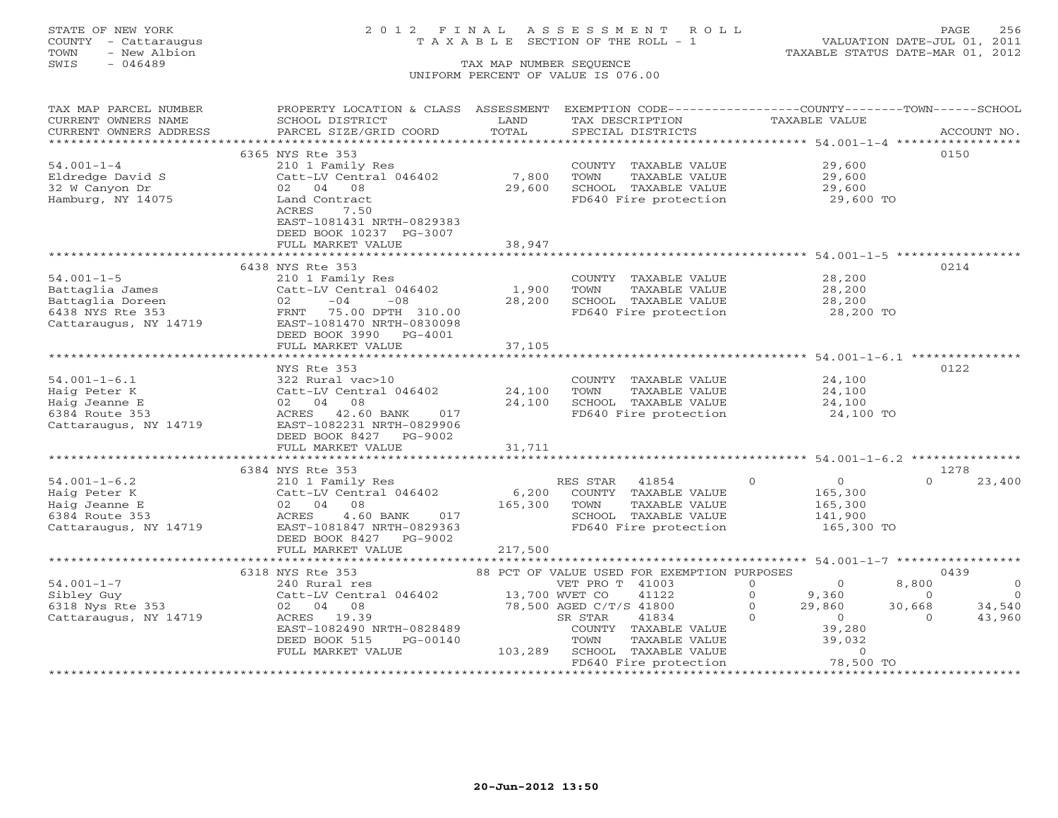STATE OF NEW YORK
COUNTY - Cattaraugus
TOWN - New Albion
SWIS - 046489

2012 FINAL ASSESSMENT ROLL
TAXABLE SECTION OF THE ROLL - 1
TAX MAP NUMBER SEQUENCE
UNIFORM PERCENT OF VALUE IS 076.00

VALUATION DATE-JUL 01, 2011
TAXABLE STATUS DATE-MAR 01, 2012

| TAX MAP PARCEL NUMBER / CURRENT OWNERS NAME / CURRENT OWNERS ADDRESS | PROPERTY LOCATION & CLASS / SCHOOL DISTRICT / PARCEL SIZE/GRID COORD | ASSESSMENT LAND / TOTAL | EXEMPTION CODE / TAX DESCRIPTION / SPECIAL DISTRICTS | | COUNTY | TOWN | SCHOOL | ACCOUNT NO. |
|---|---|---|---|---|---|---|---|---|
| | 6365 NYS Rte 353 | | | | | | | 0150 |
| 54.001-1-4 | 210 1 Family Res | | COUNTY TAXABLE VALUE | | 29,600 | | | |
| Eldredge David S | Catt-LV Central 046402 | 7,800 | TOWN TAXABLE VALUE | | 29,600 | | | |
| 32 W Canyon Dr | 02 04 08 | 29,600 | SCHOOL TAXABLE VALUE | | 29,600 | | | |
| Hamburg, NY 14075 | Land Contract | | FD640 Fire protection | | 29,600 TO | | | |
| | ACRES 7.50 | | | | | | | |
| | EAST-1081431 NRTH-0829383 | | | | | | | |
| | DEED BOOK 10237 PG-3007 | | | | | | | |
| | FULL MARKET VALUE | 38,947 | | | | | | |
| | 6438 NYS Rte 353 | | | | | | | 0214 |
| 54.001-1-5 | 210 1 Family Res | | COUNTY TAXABLE VALUE | | 28,200 | | | |
| Battaglia James | Catt-LV Central 046402 | 1,900 | TOWN TAXABLE VALUE | | 28,200 | | | |
| Battaglia Doreen | 02 -04 -08 | 28,200 | SCHOOL TAXABLE VALUE | | 28,200 | | | |
| 6438 NYS Rte 353 | FRNT 75.00 DPTH 310.00 | | FD640 Fire protection | | 28,200 TO | | | |
| Cattaraugus, NY 14719 | EAST-1081470 NRTH-0830098 | | | | | | | |
| | DEED BOOK 3990 PG-4001 | | | | | | | |
| | FULL MARKET VALUE | 37,105 | | | | | | |
| | NYS Rte 353 | | | | | | | 0122 |
| 54.001-1-6.1 | 322 Rural vac>10 | | COUNTY TAXABLE VALUE | | 24,100 | | | |
| Haig Peter K | Catt-LV Central 046402 | 24,100 | TOWN TAXABLE VALUE | | 24,100 | | | |
| Haig Jeanne E | 02 04 08 | 24,100 | SCHOOL TAXABLE VALUE | | 24,100 | | | |
| 6384 Route 353 | ACRES 42.60 BANK 017 | | FD640 Fire protection | | 24,100 TO | | | |
| Cattaraugus, NY 14719 | EAST-1082231 NRTH-0829906 | | | | | | | |
| | DEED BOOK 8427 PG-9002 | | | | | | | |
| | FULL MARKET VALUE | 31,711 | | | | | | |
| | 6384 NYS Rte 353 | | | | | | | 1278 |
| 54.001-1-6.2 | 210 1 Family Res | | RES STAR 41854 | 0 | 0 | 0 | 23,400 | |
| Haig Peter K | Catt-LV Central 046402 | 6,200 | COUNTY TAXABLE VALUE | | 165,300 | | | |
| Haig Jeanne E | 02 04 08 | 165,300 | TOWN TAXABLE VALUE | | 165,300 | | | |
| 6384 Route 353 | ACRES 4.60 BANK 017 | | SCHOOL TAXABLE VALUE | | 141,900 | | | |
| Cattaraugus, NY 14719 | EAST-1081847 NRTH-0829363 | | FD640 Fire protection | | 165,300 TO | | | |
| | DEED BOOK 8427 PG-9002 | | | | | | | |
| | FULL MARKET VALUE | 217,500 | | | | | | |
| | 6318 NYS Rte 353 | | 88 PCT OF VALUE USED FOR EXEMPTION PURPOSES | | | | | 0439 |
| 54.001-1-7 | 240 Rural res | | VET PRO T 41003 | 0 | 0 | 8,800 | 0 | |
| Sibley Guy | Catt-LV Central 046402 | 13,700 | WVET CO 41122 | 0 | 9,360 | 0 | 0 | |
| 6318 Nys Rte 353 | 02 04 08 | 78,500 | AGED C/T/S 41800 | 0 | 29,860 | 30,668 | 34,540 | |
| Cattaraugus, NY 14719 | ACRES 19.39 | | SR STAR 41834 | 0 | 0 | 0 | 43,960 | |
| | EAST-1082490 NRTH-0828489 | | COUNTY TAXABLE VALUE | | 39,280 | | | |
| | DEED BOOK 515 PG-00140 | | TOWN TAXABLE VALUE | | 39,032 | | | |
| | FULL MARKET VALUE | 103,289 | SCHOOL TAXABLE VALUE | | 0 | | | |
| | | | FD640 Fire protection | | 78,500 TO | | | |

20-Jun-2012 13:50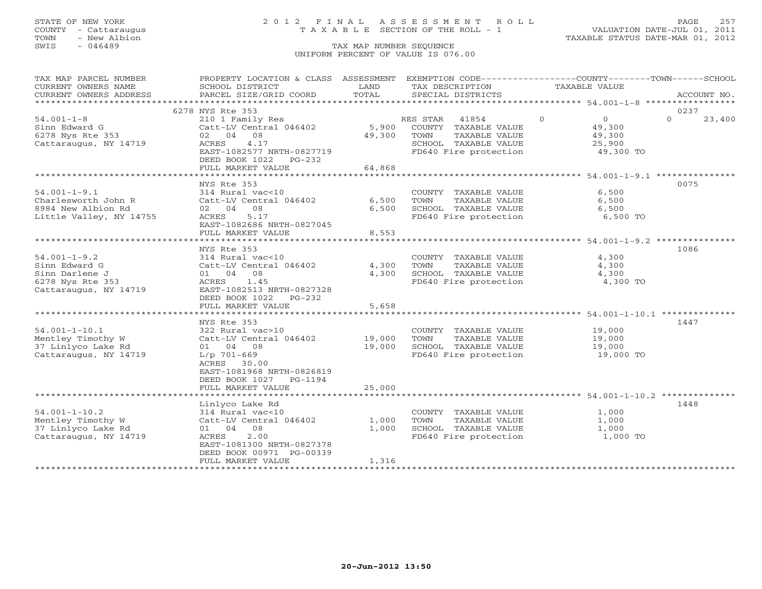STATE OF NEW YORK
COUNTY - Cattaraugus
TOWN - New Albion
SWIS - 046489

# 2012 FINAL ASSESSMENT ROLL

TAXABLE SECTION OF THE ROLL - 1

TAX MAP NUMBER SEQUENCE

UNIFORM PERCENT OF VALUE IS 076.00

VALUATION DATE-JUL 01, 2011
TAXABLE STATUS DATE-MAR 01, 2012

| TAX MAP PARCEL NUMBER / CURRENT OWNERS NAME / CURRENT OWNERS ADDRESS | PROPERTY LOCATION & CLASS / SCHOOL DISTRICT / PARCEL SIZE/GRID COORD | ASSESSMENT LAND | ASSESSMENT TOTAL | EXEMPTION CODE / TAX DESCRIPTION / SPECIAL DISTRICTS | COUNTY TAXABLE VALUE | TOWN | SCHOOL | ACCOUNT NO. |
|---|---|---|---|---|---|---|---|---|
| **54.001-1-8** | 6278 NYS Rte 353 | | | | | | | 0237 |
| | 210 1 Family Res | | | RES STAR 41854 | 0 | 0 | 23,400 | |
| Sinn Edward G | Catt-LV Central 046402 | 5,900 | | COUNTY TAXABLE VALUE | 49,300 | | | |
| 6278 Nys Rte 353 | 02 04 08 | | 49,300 | TOWN TAXABLE VALUE | 49,300 | | | |
| Cattaraugus, NY 14719 | ACRES 4.17 | | | SCHOOL TAXABLE VALUE | 25,900 | | | |
| | EAST-1082577 NRTH-0827719 | | | FD640 Fire protection | 49,300 TO | | | |
| | DEED BOOK 1022 PG-232 | | | | | | | |
| | FULL MARKET VALUE | | 64,868 | | | | | |
| **54.001-1-9.1** | NYS Rte 353 | | | | | | | 0075 |
| | 314 Rural vac<10 | | | COUNTY TAXABLE VALUE | 6,500 | | | |
| Charlesworth John R | Catt-LV Central 046402 | 6,500 | | TOWN TAXABLE VALUE | 6,500 | | | |
| 8984 New Albion Rd | 02 04 08 | | 6,500 | SCHOOL TAXABLE VALUE | 6,500 | | | |
| Little Valley, NY 14755 | ACRES 5.17 | | | FD640 Fire protection | 6,500 TO | | | |
| | EAST-1082686 NRTH-0827045 | | | | | | | |
| | FULL MARKET VALUE | | 8,553 | | | | | |
| **54.001-1-9.2** | NYS Rte 353 | | | | | | | 1086 |
| | 314 Rural vac<10 | | | COUNTY TAXABLE VALUE | 4,300 | | | |
| Sinn Edward G | Catt-LV Central 046402 | 4,300 | | TOWN TAXABLE VALUE | 4,300 | | | |
| Sinn Darlene J | 01 04 08 | | 4,300 | SCHOOL TAXABLE VALUE | 4,300 | | | |
| 6278 Nys Rte 353 | ACRES 1.45 | | | FD640 Fire protection | 4,300 TO | | | |
| Cattaraugus, NY 14719 | EAST-1082513 NRTH-0827328 | | | | | | | |
| | DEED BOOK 1022 PG-232 | | | | | | | |
| | FULL MARKET VALUE | | 5,658 | | | | | |
| **54.001-1-10.1** | NYS Rte 353 | | | | | | | 1447 |
| | 322 Rural vac>10 | | | COUNTY TAXABLE VALUE | 19,000 | | | |
| Mentley Timothy W | Catt-LV Central 046402 | 19,000 | | TOWN TAXABLE VALUE | 19,000 | | | |
| 37 Linlyco Lake Rd | 01 04 08 | | 19,000 | SCHOOL TAXABLE VALUE | 19,000 | | | |
| Cattaraugus, NY 14719 | L/p 701-669 | | | FD640 Fire protection | 19,000 TO | | | |
| | ACRES 30.00 | | | | | | | |
| | EAST-1081968 NRTH-0826819 | | | | | | | |
| | DEED BOOK 1027 PG-1194 | | | | | | | |
| | FULL MARKET VALUE | | 25,000 | | | | | |
| **54.001-1-10.2** | Linlyco Lake Rd | | | | | | | 1448 |
| | 314 Rural vac<10 | | | COUNTY TAXABLE VALUE | 1,000 | | | |
| Mentley Timothy W | Catt-LV Central 046402 | 1,000 | | TOWN TAXABLE VALUE | 1,000 | | | |
| 37 Linlyco Lake Rd | 01 04 08 | | 1,000 | SCHOOL TAXABLE VALUE | 1,000 | | | |
| Cattaraugus, NY 14719 | ACRES 2.00 | | | FD640 Fire protection | 1,000 TO | | | |
| | EAST-1081300 NRTH-0827378 | | | | | | | |
| | DEED BOOK 00971 PG-00339 | | | | | | | |
| | FULL MARKET VALUE | | 1,316 | | | | | |

20-Jun-2012 13:50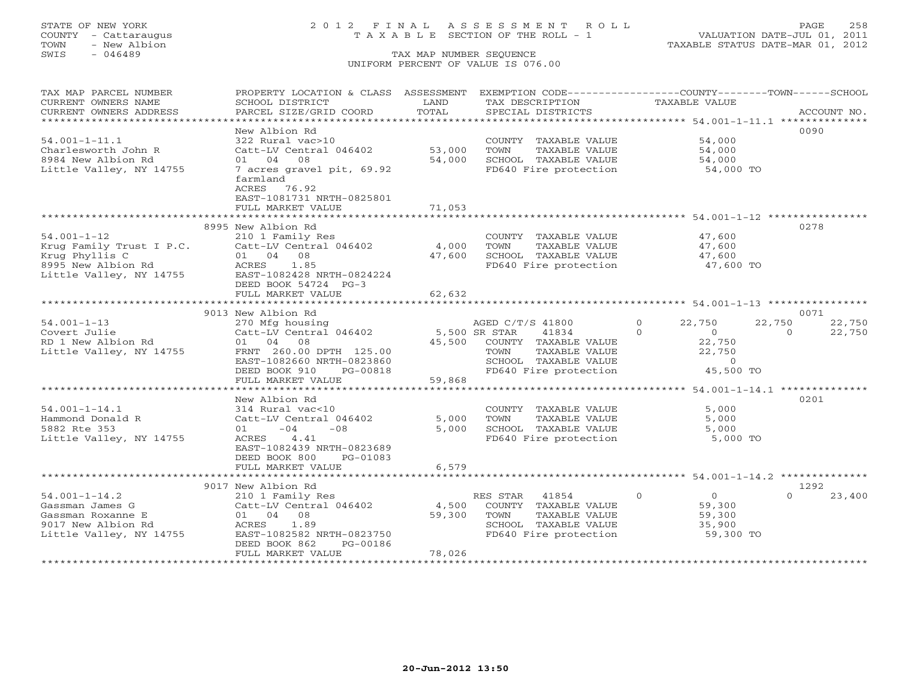STATE OF NEW YORK
COUNTY - Cattaraugus
TOWN - New Albion
SWIS - 046489

# 2012 FINAL ASSESSMENT ROLL

TAXABLE SECTION OF THE ROLL - 1

TAX MAP NUMBER SEQUENCE

UNIFORM PERCENT OF VALUE IS 076.00

VALUATION DATE-JUL 01, 2011
TAXABLE STATUS DATE-MAR 01, 2012

| TAX MAP PARCEL NUMBER / CURRENT OWNERS NAME / CURRENT OWNERS ADDRESS | PROPERTY LOCATION & CLASS / SCHOOL DISTRICT / PARCEL SIZE/GRID COORD | ASSESSMENT LAND / TOTAL | EXEMPTION CODE / TAX DESCRIPTION / SPECIAL DISTRICTS | COUNTY TAXABLE VALUE | TOWN | SCHOOL | ACCOUNT NO. |
|---|---|---|---|---|---|---|---|
| 54.001-1-11.1 | New Albion Rd | | | | | | 0090 |
| Charlesworth John R | 322 Rural vac>10 | | COUNTY TAXABLE VALUE | 54,000 | | | |
| 8984 New Albion Rd | Catt-LV Central 046402 | 53,000 | TOWN TAXABLE VALUE | 54,000 | | | |
| Little Valley, NY 14755 | 01 04 08 | 54,000 | SCHOOL TAXABLE VALUE | 54,000 | | | |
| | 7 acres gravel pit, 69.92 farmland | | FD640 Fire protection | 54,000 TO | | | |
| | ACRES 76.92 | | | | | | |
| | EAST-1081731 NRTH-0825801 | | | | | | |
| | FULL MARKET VALUE | 71,053 | | | | | |
| 54.001-1-12 | 8995 New Albion Rd | | | | | | 0278 |
| Krug Family Trust I P.C. | 210 1 Family Res | | COUNTY TAXABLE VALUE | 47,600 | | | |
| Krug Phyllis C | Catt-LV Central 046402 | 4,000 | TOWN TAXABLE VALUE | 47,600 | | | |
| 8995 New Albion Rd | 01 04 08 | 47,600 | SCHOOL TAXABLE VALUE | 47,600 | | | |
| Little Valley, NY 14755 | ACRES 1.85 | | FD640 Fire protection | 47,600 TO | | | |
| | EAST-1082428 NRTH-0824224 | | | | | | |
| | DEED BOOK 54724 PG-3 | | | | | | |
| | FULL MARKET VALUE | 62,632 | | | | | |
| 54.001-1-13 | 9013 New Albion Rd | | | | | | 0071 |
| Covert Julie | 270 Mfg housing | | AGED C/T/S 41800 0 | 22,750 | 22,750 | 22,750 | |
| RD 1 New Albion Rd | Catt-LV Central 046402 | 5,500 | SR STAR 41834 0 | 0 | 0 | 22,750 | |
| Little Valley, NY 14755 | 01 04 08 | 45,500 | COUNTY TAXABLE VALUE | 22,750 | | | |
| | FRNT 260.00 DPTH 125.00 | | TOWN TAXABLE VALUE | 22,750 | | | |
| | EAST-1082660 NRTH-0823860 | | SCHOOL TAXABLE VALUE | 0 | | | |
| | DEED BOOK 910 PG-00818 | | FD640 Fire protection | 45,500 TO | | | |
| | FULL MARKET VALUE | 59,868 | | | | | |
| 54.001-1-14.1 | New Albion Rd | | | | | | 0201 |
| Hammond Donald R | 314 Rural vac<10 | | COUNTY TAXABLE VALUE | 5,000 | | | |
| 5882 Rte 353 | Catt-LV Central 046402 | 5,000 | TOWN TAXABLE VALUE | 5,000 | | | |
| Little Valley, NY 14755 | 01 -04 -08 | 5,000 | SCHOOL TAXABLE VALUE | 5,000 | | | |
| | ACRES 4.41 | | FD640 Fire protection | 5,000 TO | | | |
| | EAST-1082439 NRTH-0823689 | | | | | | |
| | DEED BOOK 800 PG-01083 | | | | | | |
| | FULL MARKET VALUE | 6,579 | | | | | |
| 54.001-1-14.2 | 9017 New Albion Rd | | | | | | 1292 |
| Gassman James G | 210 1 Family Res | | RES STAR 41854 0 | 0 | 0 | 23,400 | |
| Gassman Roxanne E | Catt-LV Central 046402 | 4,500 | COUNTY TAXABLE VALUE | 59,300 | | | |
| 9017 New Albion Rd | 01 04 08 | 59,300 | TOWN TAXABLE VALUE | 59,300 | | | |
| Little Valley, NY 14755 | ACRES 1.89 | | SCHOOL TAXABLE VALUE | 35,900 | | | |
| | EAST-1082582 NRTH-0823750 | | FD640 Fire protection | 59,300 TO | | | |
| | DEED BOOK 862 PG-00186 | | | | | | |
| | FULL MARKET VALUE | 78,026 | | | | | |

20-Jun-2012 13:50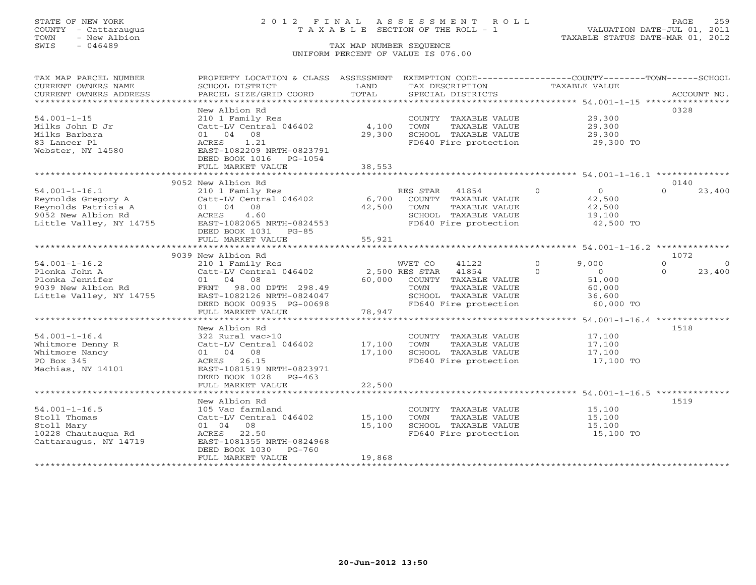STATE OF NEW YORK
COUNTY - Cattaraugus
TOWN - New Albion
SWIS - 046489

2012 FINAL ASSESSMENT ROLL
TAXABLE SECTION OF THE ROLL - 1

TAX MAP NUMBER SEQUENCE
UNIFORM PERCENT OF VALUE IS 076.00

VALUATION DATE-JUL 01, 2011
TAXABLE STATUS DATE-MAR 01, 2012

| TAX MAP PARCEL NUMBER / CURRENT OWNERS NAME / CURRENT OWNERS ADDRESS | PROPERTY LOCATION & CLASS / SCHOOL DISTRICT / PARCEL SIZE/GRID COORD | ASSESSMENT LAND / TOTAL | EXEMPTION CODE / TAX DESCRIPTION / SPECIAL DISTRICTS | COUNTY | TOWN | SCHOOL | ACCOUNT NO. |
|---|---|---|---|---|---|---|---|
| **54.001-1-15** | New Albion Rd | | | | | | 0328 |
| 54.001-1-15 | 210 1 Family Res | | COUNTY TAXABLE VALUE | 29,300 | | | |
| Milks John D Jr | Catt-LV Central 046402 | 4,100 | TOWN TAXABLE VALUE | | 29,300 | | |
| Milks Barbara | 01 04 08 | 29,300 | SCHOOL TAXABLE VALUE | | | 29,300 | |
| 83 Lancer Pl | ACRES 1.21 | | FD640 Fire protection | 29,300 TO | | | |
| Webster, NY 14580 | EAST-1082209 NRTH-0823791 | | | | | | |
| | DEED BOOK 1016 PG-1054 | | | | | | |
| | FULL MARKET VALUE | 38,553 | | | | | |
| **54.001-1-16.1** | 9052 New Albion Rd | | | | | | 0140 |
| 54.001-1-16.1 | 210 1 Family Res | | RES STAR 41854 | 0 | 0 | 23,400 | |
| Reynolds Gregory A | Catt-LV Central 046402 | 6,700 | COUNTY TAXABLE VALUE | 42,500 | | | |
| Reynolds Patricia A | 01 04 08 | 42,500 | TOWN TAXABLE VALUE | | 42,500 | | |
| 9052 New Albion Rd | ACRES 4.60 | | SCHOOL TAXABLE VALUE | | | 19,100 | |
| Little Valley, NY 14755 | EAST-1082065 NRTH-0824553 | | FD640 Fire protection | 42,500 TO | | | |
| | DEED BOOK 1031 PG-85 | | | | | | |
| | FULL MARKET VALUE | 55,921 | | | | | |
| **54.001-1-16.2** | 9039 New Albion Rd | | | | | | 1072 |
| 54.001-1-16.2 | 210 1 Family Res | | WVET CO 41122 | 9,000 | 0 | 0 | |
| Plonka John A | Catt-LV Central 046402 | 2,500 | RES STAR 41854 | 0 | 0 | 23,400 | |
| Plonka Jennifer | 01 04 08 | 60,000 | COUNTY TAXABLE VALUE | 51,000 | | | |
| 9039 New Albion Rd | FRNT 98.00 DPTH 298.49 | | TOWN TAXABLE VALUE | | 60,000 | | |
| Little Valley, NY 14755 | EAST-1082126 NRTH-0824047 | | SCHOOL TAXABLE VALUE | | | 36,600 | |
| | DEED BOOK 00935 PG-00698 | | FD640 Fire protection | 60,000 TO | | | |
| | FULL MARKET VALUE | 78,947 | | | | | |
| **54.001-1-16.4** | New Albion Rd | | | | | | 1518 |
| 54.001-1-16.4 | 322 Rural vac>10 | | COUNTY TAXABLE VALUE | 17,100 | | | |
| Whitmore Denny R | Catt-LV Central 046402 | 17,100 | TOWN TAXABLE VALUE | | 17,100 | | |
| Whitmore Nancy | 01 04 08 | 17,100 | SCHOOL TAXABLE VALUE | | | 17,100 | |
| PO Box 345 | ACRES 26.15 | | FD640 Fire protection | 17,100 TO | | | |
| Machias, NY 14101 | EAST-1081519 NRTH-0823971 | | | | | | |
| | DEED BOOK 1028 PG-463 | | | | | | |
| | FULL MARKET VALUE | 22,500 | | | | | |
| **54.001-1-16.5** | New Albion Rd | | | | | | 1519 |
| 54.001-1-16.5 | 105 Vac farmland | | COUNTY TAXABLE VALUE | 15,100 | | | |
| Stoll Thomas | Catt-LV Central 046402 | 15,100 | TOWN TAXABLE VALUE | | 15,100 | | |
| Stoll Mary | 01 04 08 | 15,100 | SCHOOL TAXABLE VALUE | | | 15,100 | |
| 10228 Chautauqua Rd | ACRES 22.50 | | FD640 Fire protection | 15,100 TO | | | |
| Cattaraugus, NY 14719 | EAST-1081355 NRTH-0824968 | | | | | | |
| | DEED BOOK 1030 PG-760 | | | | | | |
| | FULL MARKET VALUE | 19,868 | | | | | |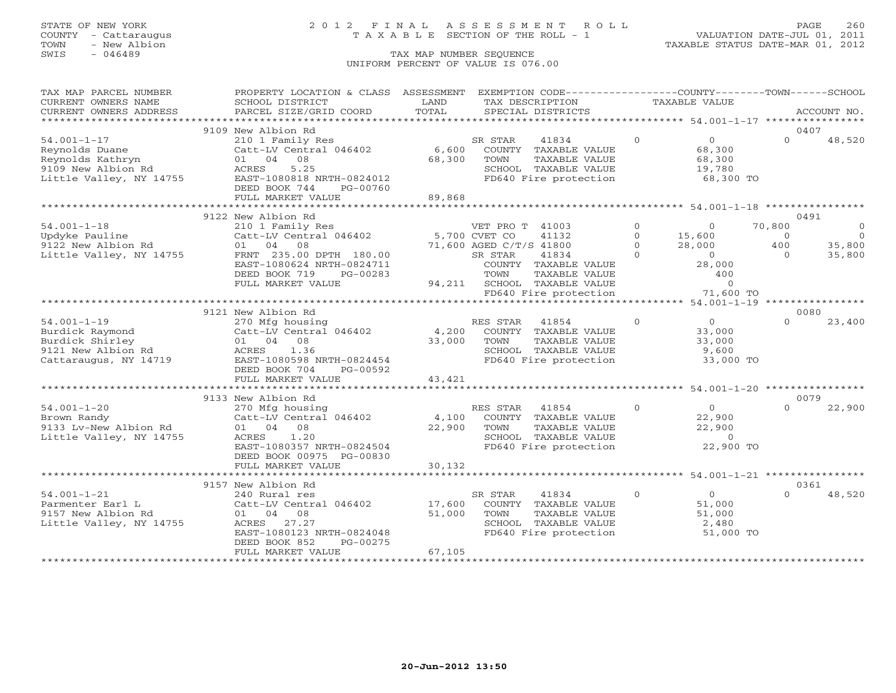STATE OF NEW YORK
COUNTY - Cattaraugus
TOWN - New Albion
SWIS - 046489

# 2012 FINAL ASSESSMENT ROLL
TAXABLE SECTION OF THE ROLL - 1

TAX MAP NUMBER SEQUENCE
UNIFORM PERCENT OF VALUE IS 076.00

VALUATION DATE-JUL 01, 2011
TAXABLE STATUS DATE-MAR 01, 2012

| TAX MAP PARCEL NUMBER / CURRENT OWNERS NAME / CURRENT OWNERS ADDRESS | PROPERTY LOCATION & CLASS / SCHOOL DISTRICT / PARCEL SIZE/GRID COORD | ASSESSMENT LAND / TOTAL | EXEMPTION CODE / TAX DESCRIPTION / SPECIAL DISTRICTS | | COUNTY TAXABLE VALUE | TOWN | SCHOOL | ACCOUNT NO. |
|---|---|---|---|---|---|---|---|---|
| | 9109 New Albion Rd | | | | | | | 0407 |
| 54.001-1-17 | 210 1 Family Res | | SR STAR 41834 | 0 | 0 | 0 | 48,520 | |
| Reynolds Duane | Catt-LV Central 046402 | 6,600 | COUNTY TAXABLE VALUE | | 68,300 | | | |
| Reynolds Kathryn | 01 04 08 | 68,300 | TOWN TAXABLE VALUE | | 68,300 | | | |
| 9109 New Albion Rd | ACRES 5.25 | | SCHOOL TAXABLE VALUE | | 19,780 | | | |
| Little Valley, NY 14755 | EAST-1080818 NRTH-0824012 | | FD640 Fire protection | | 68,300 TO | | | |
| | DEED BOOK 744 PG-00760 | | | | | | | |
| | FULL MARKET VALUE | 89,868 | | | | | | |
| | 9122 New Albion Rd | | | | | | | 0491 |
| 54.001-1-18 | 210 1 Family Res | | VET PRO T 41003 | 0 | 0 | 70,800 | 0 | |
| Updyke Pauline | Catt-LV Central 046402 | 5,700 | CVET CO 41132 | 0 | 15,600 | 0 | 0 | |
| 9122 New Albion Rd | 01 04 08 | 71,600 | AGED C/T/S 41800 | 0 | 28,000 | 400 | 35,800 | |
| Little Valley, NY 14755 | FRNT 235.00 DPTH 180.00 | | SR STAR 41834 | 0 | 0 | 0 | 35,800 | |
| | EAST-1080624 NRTH-0824711 | | COUNTY TAXABLE VALUE | | 28,000 | | | |
| | DEED BOOK 719 PG-00283 | | TOWN TAXABLE VALUE | | 400 | | | |
| | FULL MARKET VALUE | 94,211 | SCHOOL TAXABLE VALUE | | 0 | | | |
| | | | FD640 Fire protection | | 71,600 TO | | | |
| | 9121 New Albion Rd | | | | | | | 0080 |
| 54.001-1-19 | 270 Mfg housing | | RES STAR 41854 | 0 | 0 | 0 | 23,400 | |
| Burdick Raymond | Catt-LV Central 046402 | 4,200 | COUNTY TAXABLE VALUE | | 33,000 | | | |
| Burdick Shirley | 01 04 08 | 33,000 | TOWN TAXABLE VALUE | | 33,000 | | | |
| 9121 New Albion Rd | ACRES 1.36 | | SCHOOL TAXABLE VALUE | | 9,600 | | | |
| Cattaraugus, NY 14719 | EAST-1080598 NRTH-0824454 | | FD640 Fire protection | | 33,000 TO | | | |
| | DEED BOOK 704 PG-00592 | | | | | | | |
| | FULL MARKET VALUE | 43,421 | | | | | | |
| | 9133 New Albion Rd | | | | | | | 0079 |
| 54.001-1-20 | 270 Mfg housing | | RES STAR 41854 | 0 | 0 | 0 | 22,900 | |
| Brown Randy | Catt-LV Central 046402 | 4,100 | COUNTY TAXABLE VALUE | | 22,900 | | | |
| 9133 Lv-New Albion Rd | 01 04 08 | 22,900 | TOWN TAXABLE VALUE | | 22,900 | | | |
| Little Valley, NY 14755 | ACRES 1.20 | | SCHOOL TAXABLE VALUE | | 0 | | | |
| | EAST-1080357 NRTH-0824504 | | FD640 Fire protection | | 22,900 TO | | | |
| | DEED BOOK 00975 PG-00830 | | | | | | | |
| | FULL MARKET VALUE | 30,132 | | | | | | |
| | 9157 New Albion Rd | | | | | | | 0361 |
| 54.001-1-21 | 240 Rural res | | SR STAR 41834 | 0 | 0 | 0 | 48,520 | |
| Parmenter Earl L | Catt-LV Central 046402 | 17,600 | COUNTY TAXABLE VALUE | | 51,000 | | | |
| 9157 New Albion Rd | 01 04 08 | 51,000 | TOWN TAXABLE VALUE | | 51,000 | | | |
| Little Valley, NY 14755 | ACRES 27.27 | | SCHOOL TAXABLE VALUE | | 2,480 | | | |
| | EAST-1080123 NRTH-0824048 | | FD640 Fire protection | | 51,000 TO | | | |
| | DEED BOOK 852 PG-00275 | | | | | | | |
| | FULL MARKET VALUE | 67,105 | | | | | | |

20-Jun-2012 13:50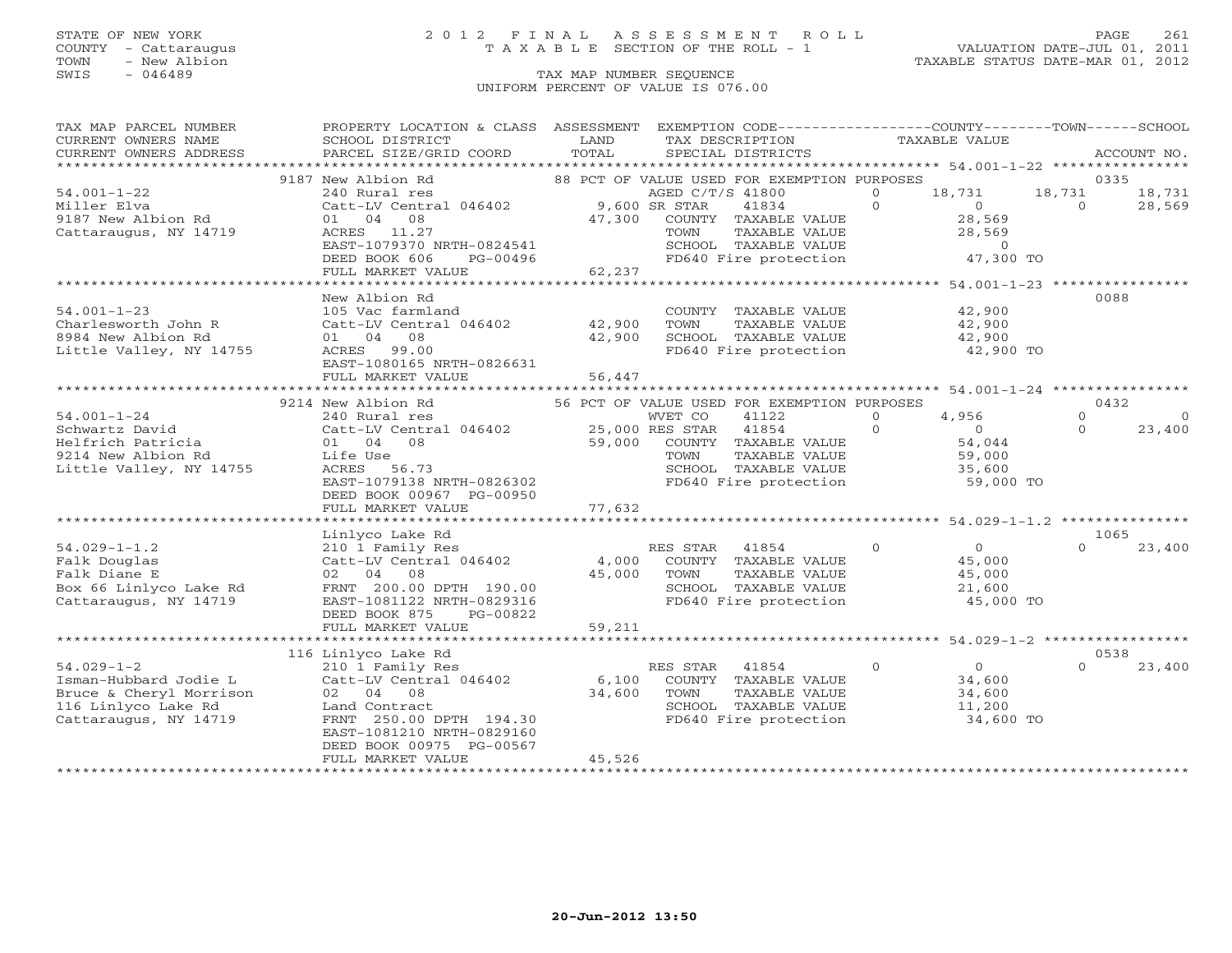STATE OF NEW YORK
COUNTY - Cattaraugus
TOWN - New Albion
SWIS - 046489

# 2012 FINAL ASSESSMENT ROLL

TAXABLE SECTION OF THE ROLL - 1

TAX MAP NUMBER SEQUENCE

UNIFORM PERCENT OF VALUE IS 076.00

VALUATION DATE-JUL 01, 2011
TAXABLE STATUS DATE-MAR 01, 2012

| TAX MAP PARCEL NUMBER / CURRENT OWNERS NAME / CURRENT OWNERS ADDRESS | PROPERTY LOCATION & CLASS / SCHOOL DISTRICT / PARCEL SIZE/GRID COORD | ASSESSMENT LAND / TOTAL | EXEMPTION CODE / TAX DESCRIPTION / SPECIAL DISTRICTS | COUNTY TAXABLE VALUE | TOWN | SCHOOL | ACCOUNT NO. |
|---|---|---|---|---|---|---|---|
| **54.001-1-22** | 9187 New Albion Rd | | 88 PCT OF VALUE USED FOR EXEMPTION PURPOSES | | | | 0335 |
| Miller Elva | 240 Rural res | | AGED C/T/S 41800 0 | 18,731 | 18,731 | 18,731 | |
| 9187 New Albion Rd | Catt-LV Central 046402 | 9,600 | SR STAR 41834 0 | 0 | 0 | 28,569 | |
| Cattaraugus, NY 14719 | 01 04 08 | 47,300 | COUNTY TAXABLE VALUE | 28,569 | | | |
| | ACRES 11.27 | | TOWN TAXABLE VALUE | 28,569 | | | |
| | EAST-1079370 NRTH-0824541 | | SCHOOL TAXABLE VALUE | 0 | | | |
| | DEED BOOK 606 PG-00496 | | FD640 Fire protection | 47,300 TO | | | |
| | FULL MARKET VALUE | 62,237 | | | | | |
| **54.001-1-23** | New Albion Rd | | | | | | 0088 |
| Charlesworth John R | 105 Vac farmland | | COUNTY TAXABLE VALUE | 42,900 | | | |
| 8984 New Albion Rd | Catt-LV Central 046402 | 42,900 | TOWN TAXABLE VALUE | 42,900 | | | |
| Little Valley, NY 14755 | 01 04 08 | 42,900 | SCHOOL TAXABLE VALUE | 42,900 | | | |
| | ACRES 99.00 | | FD640 Fire protection | 42,900 TO | | | |
| | EAST-1080165 NRTH-0826631 | | | | | | |
| | FULL MARKET VALUE | 56,447 | | | | | |
| **54.001-1-24** | 9214 New Albion Rd | | 56 PCT OF VALUE USED FOR EXEMPTION PURPOSES | | | | 0432 |
| Schwartz David | 240 Rural res | | WVET CO 41122 0 | 4,956 | 0 | 0 | |
| Helfrich Patricia | Catt-LV Central 046402 | 25,000 | RES STAR 41854 0 | 0 | 0 | 23,400 | |
| 9214 New Albion Rd | 01 04 08 | 59,000 | COUNTY TAXABLE VALUE | 54,044 | | | |
| Little Valley, NY 14755 | Life Use | | TOWN TAXABLE VALUE | 59,000 | | | |
| | ACRES 56.73 | | SCHOOL TAXABLE VALUE | 35,600 | | | |
| | EAST-1079138 NRTH-0826302 | | FD640 Fire protection | 59,000 TO | | | |
| | DEED BOOK 00967 PG-00950 | | | | | | |
| | FULL MARKET VALUE | 77,632 | | | | | |
| **54.029-1-1.2** | Linlyco Lake Rd | | | | | | 1065 |
| Falk Douglas | 210 1 Family Res | | RES STAR 41854 0 | 0 | 0 | 23,400 | |
| Falk Diane E | Catt-LV Central 046402 | 4,000 | COUNTY TAXABLE VALUE | 45,000 | | | |
| Box 66 Linlyco Lake Rd | 02 04 08 | 45,000 | TOWN TAXABLE VALUE | 45,000 | | | |
| Cattaraugus, NY 14719 | FRNT 200.00 DPTH 190.00 | | SCHOOL TAXABLE VALUE | 21,600 | | | |
| | EAST-1081122 NRTH-0829316 | | FD640 Fire protection | 45,000 TO | | | |
| | DEED BOOK 875 PG-00822 | | | | | | |
| | FULL MARKET VALUE | 59,211 | | | | | |
| **54.029-1-2** | 116 Linlyco Lake Rd | | | | | | 0538 |
| Isman-Hubbard Jodie L | 210 1 Family Res | | RES STAR 41854 0 | 0 | 0 | 23,400 | |
| Bruce & Cheryl Morrison | Catt-LV Central 046402 | 6,100 | COUNTY TAXABLE VALUE | 34,600 | | | |
| 116 Linlyco Lake Rd | 02 04 08 | 34,600 | TOWN TAXABLE VALUE | 34,600 | | | |
| Cattaraugus, NY 14719 | Land Contract | | SCHOOL TAXABLE VALUE | 11,200 | | | |
| | FRNT 250.00 DPTH 194.30 | | FD640 Fire protection | 34,600 TO | | | |
| | EAST-1081210 NRTH-0829160 | | | | | | |
| | DEED BOOK 00975 PG-00567 | | | | | | |
| | FULL MARKET VALUE | 45,526 | | | | | |

20-Jun-2012 13:50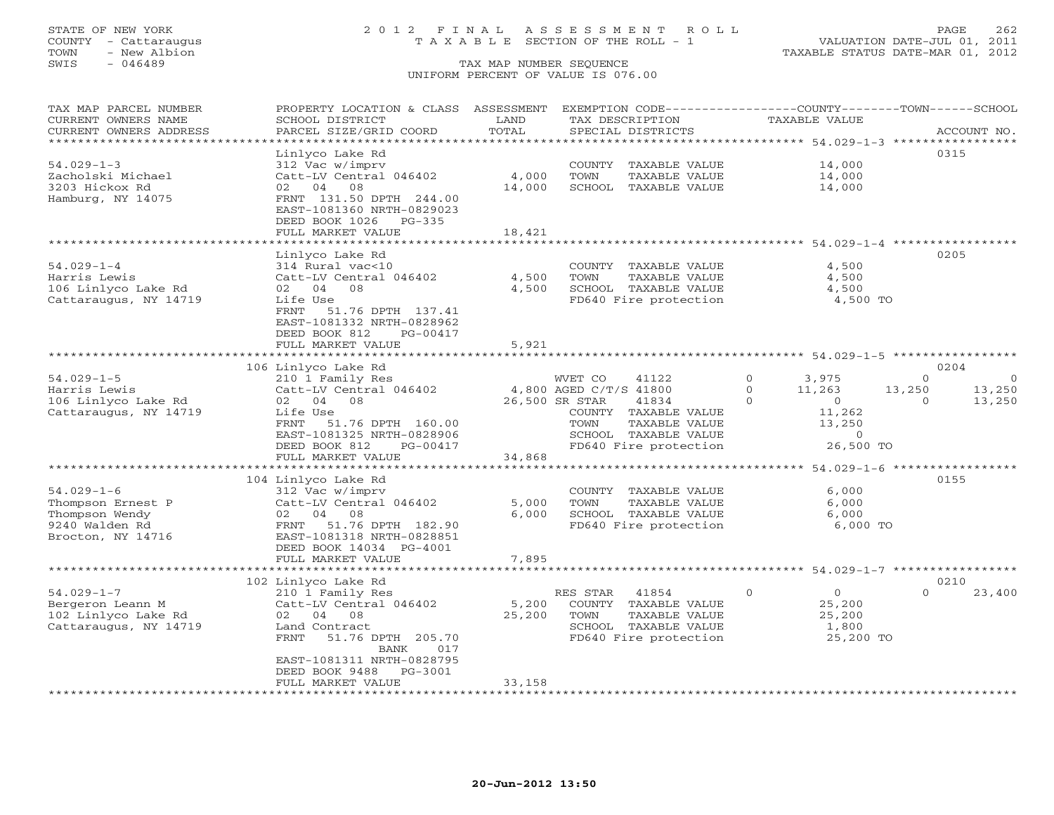STATE OF NEW YORK
COUNTY - Cattaraugus
TOWN - New Albion
SWIS - 046489

# 2012 FINAL ASSESSMENT ROLL

TAXABLE SECTION OF THE ROLL - 1

VALUATION DATE-JUL 01, 2011
TAXABLE STATUS DATE-MAR 01, 2012

TAX MAP NUMBER SEQUENCE
UNIFORM PERCENT OF VALUE IS 076.00

| TAX MAP PARCEL NUMBER / CURRENT OWNERS NAME / CURRENT OWNERS ADDRESS | PROPERTY LOCATION & CLASS / SCHOOL DISTRICT / PARCEL SIZE/GRID COORD | ASSESSMENT LAND / TOTAL | EXEMPTION CODE / TAX DESCRIPTION / SPECIAL DISTRICTS | COUNTY TAXABLE VALUE | TOWN | SCHOOL | ACCOUNT NO. |
|---|---|---|---|---|---|---|---|
| **54.029-1-3** | Linlyco Lake Rd | | | | | | 0315 |
| Zacholski Michael | 312 Vac w/imprv | | COUNTY TAXABLE VALUE | 14,000 | | | |
| 3203 Hickox Rd | Catt-LV Central 046402 | 4,000 | TOWN TAXABLE VALUE | 14,000 | | | |
| Hamburg, NY 14075 | 02 04 08 | 14,000 | SCHOOL TAXABLE VALUE | 14,000 | | | |
| | FRNT 131.50 DPTH 244.00 | | | | | | |
| | EAST-1081360 NRTH-0829023 | | | | | | |
| | DEED BOOK 1026 PG-335 | | | | | | |
| | FULL MARKET VALUE | 18,421 | | | | | |
| **54.029-1-4** | Linlyco Lake Rd | | | | | | 0205 |
| Harris Lewis | 314 Rural vac<10 | | COUNTY TAXABLE VALUE | 4,500 | | | |
| 106 Linlyco Lake Rd | Catt-LV Central 046402 | 4,500 | TOWN TAXABLE VALUE | 4,500 | | | |
| Cattaraugus, NY 14719 | 02 04 08 | 4,500 | SCHOOL TAXABLE VALUE | 4,500 | | | |
| | Life Use | | FD640 Fire protection | 4,500 TO | | | |
| | FRNT 51.76 DPTH 137.41 | | | | | | |
| | EAST-1081332 NRTH-0828962 | | | | | | |
| | DEED BOOK 812 PG-00417 | | | | | | |
| | FULL MARKET VALUE | 5,921 | | | | | |
| **54.029-1-5** | 106 Linlyco Lake Rd | | | | | | 0204 |
| Harris Lewis | 210 1 Family Res | | WVET CO 41122 0 | 3,975 | 0 | 0 | |
| 106 Linlyco Lake Rd | Catt-LV Central 046402 | 4,800 | AGED C/T/S 41800 0 | 11,263 | 13,250 | 13,250 | |
| Cattaraugus, NY 14719 | 02 04 08 | 26,500 | SR STAR 41834 0 | 0 | 0 | 13,250 | |
| | Life Use | | COUNTY TAXABLE VALUE | 11,262 | | | |
| | FRNT 51.76 DPTH 160.00 | | TOWN TAXABLE VALUE | 13,250 | | | |
| | EAST-1081325 NRTH-0828906 | | SCHOOL TAXABLE VALUE | 0 | | | |
| | DEED BOOK 812 PG-00417 | | FD640 Fire protection | 26,500 TO | | | |
| | FULL MARKET VALUE | 34,868 | | | | | |
| **54.029-1-6** | 104 Linlyco Lake Rd | | | | | | 0155 |
| Thompson Ernest P | 312 Vac w/imprv | | COUNTY TAXABLE VALUE | 6,000 | | | |
| Thompson Wendy | Catt-LV Central 046402 | 5,000 | TOWN TAXABLE VALUE | 6,000 | | | |
| 9240 Walden Rd | 02 04 08 | 6,000 | SCHOOL TAXABLE VALUE | 6,000 | | | |
| Brocton, NY 14716 | FRNT 51.76 DPTH 182.90 | | FD640 Fire protection | 6,000 TO | | | |
| | EAST-1081318 NRTH-0828851 | | | | | | |
| | DEED BOOK 14034 PG-4001 | | | | | | |
| | FULL MARKET VALUE | 7,895 | | | | | |
| **54.029-1-7** | 102 Linlyco Lake Rd | | | | | | 0210 |
| Bergeron Leann M | 210 1 Family Res | | RES STAR 41854 0 | 0 | 0 | 23,400 | |
| 102 Linlyco Lake Rd | Catt-LV Central 046402 | 5,200 | COUNTY TAXABLE VALUE | 25,200 | | | |
| Cattaraugus, NY 14719 | 02 04 08 | 25,200 | TOWN TAXABLE VALUE | 25,200 | | | |
| | Land Contract | | SCHOOL TAXABLE VALUE | 1,800 | | | |
| | FRNT 51.76 DPTH 205.70 | | FD640 Fire protection | 25,200 TO | | | |
| | BANK 017 | | | | | | |
| | EAST-1081311 NRTH-0828795 | | | | | | |
| | DEED BOOK 9488 PG-3001 | | | | | | |
| | FULL MARKET VALUE | 33,158 | | | | | |

20-Jun-2012 13:50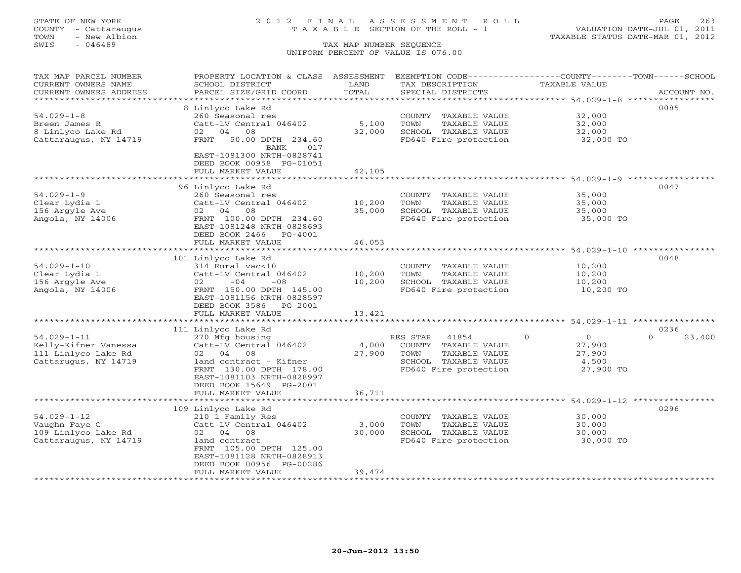STATE OF NEW YORK
COUNTY - Cattaraugus
TOWN - New Albion
SWIS - 046489

2012 FINAL ASSESSMENT ROLL
TAXABLE SECTION OF THE ROLL - 1
TAX MAP NUMBER SEQUENCE
UNIFORM PERCENT OF VALUE IS 076.00

VALUATION DATE-JUL 01, 2011
TAXABLE STATUS DATE-MAR 01, 2012

| TAX MAP PARCEL NUMBER / CURRENT OWNERS NAME / CURRENT OWNERS ADDRESS | PROPERTY LOCATION & CLASS / SCHOOL DISTRICT / PARCEL SIZE/GRID COORD | ASSESSMENT LAND / TOTAL | EXEMPTION CODE / TAX DESCRIPTION / SPECIAL DISTRICTS | COUNTY / TOWN / SCHOOL TAXABLE VALUE | ACCOUNT NO. |
|---|---|---|---|---|---|
| 54.029-1-8 | 8 Linlyco Lake Rd | | | | 0085 |
| Breen James R | 260 Seasonal res | | COUNTY TAXABLE VALUE | 32,000 | |
| 8 Linlyco Lake Rd | Catt-LV Central 046402 | 5,100 | TOWN TAXABLE VALUE | 32,000 | |
| Cattaraugus, NY 14719 | 02 04 08 | 32,000 | SCHOOL TAXABLE VALUE | 32,000 | |
| | FRNT 50.00 DPTH 234.60 | | FD640 Fire protection | 32,000 TO | |
| | BANK 017 | | | | |
| | EAST-1081300 NRTH-0828741 | | | | |
| | DEED BOOK 00958 PG-01051 | | | | |
| | FULL MARKET VALUE | 42,105 | | | |
| 54.029-1-9 | 96 Linlyco Lake Rd | | | | 0047 |
| Clear Lydia L | 260 Seasonal res | | COUNTY TAXABLE VALUE | 35,000 | |
| 156 Argyle Ave | Catt-LV Central 046402 | 10,200 | TOWN TAXABLE VALUE | 35,000 | |
| Angola, NY 14006 | 02 04 08 | 35,000 | SCHOOL TAXABLE VALUE | 35,000 | |
| | FRNT 100.00 DPTH 234.60 | | FD640 Fire protection | 35,000 TO | |
| | EAST-1081248 NRTH-0828693 | | | | |
| | DEED BOOK 2466 PG-4001 | | | | |
| | FULL MARKET VALUE | 46,053 | | | |
| 54.029-1-10 | 101 Linlyco Lake Rd | | | | 0048 |
| Clear Lydia L | 314 Rural vac<10 | | COUNTY TAXABLE VALUE | 10,200 | |
| 156 Argyle Ave | Catt-LV Central 046402 | 10,200 | TOWN TAXABLE VALUE | 10,200 | |
| Angola, NY 14006 | 02 -04 -08 | 10,200 | SCHOOL TAXABLE VALUE | 10,200 | |
| | FRNT 150.00 DPTH 145.00 | | FD640 Fire protection | 10,200 TO | |
| | EAST-1081156 NRTH-0828597 | | | | |
| | DEED BOOK 3586 PG-2001 | | | | |
| | FULL MARKET VALUE | 13,421 | | | |
| 54.029-1-11 | 111 Linlyco Lake Rd | | | | 0236 |
| Kelly-Kifner Vanessa | 270 Mfg housing | | RES STAR 41854 | 0 / 0 / 0 | 23,400 |
| 111 Linlyco Lake Rd | Catt-LV Central 046402 | 4,000 | COUNTY TAXABLE VALUE | 27,900 | |
| Cattarugus, NY 14719 | 02 04 08 | 27,900 | TOWN TAXABLE VALUE | 27,900 | |
| | land contract - Kifner | | SCHOOL TAXABLE VALUE | 4,500 | |
| | FRNT 130.00 DPTH 178.00 | | FD640 Fire protection | 27,900 TO | |
| | EAST-1081103 NRTH-0828997 | | | | |
| | DEED BOOK 15649 PG-2001 | | | | |
| | FULL MARKET VALUE | 36,711 | | | |
| 54.029-1-12 | 109 Linlyco Lake Rd | | | | 0296 |
| Vaughn Faye C | 210 1 Family Res | | COUNTY TAXABLE VALUE | 30,000 | |
| 109 Linlyco Lake Rd | Catt-LV Central 046402 | 3,000 | TOWN TAXABLE VALUE | 30,000 | |
| Cattaraugus, NY 14719 | 02 04 08 | 30,000 | SCHOOL TAXABLE VALUE | 30,000 | |
| | land contract | | FD640 Fire protection | 30,000 TO | |
| | FRNT 105.00 DPTH 125.00 | | | | |
| | EAST-1081128 NRTH-0828913 | | | | |
| | DEED BOOK 00956 PG-00286 | | | | |
| | FULL MARKET VALUE | 39,474 | | | |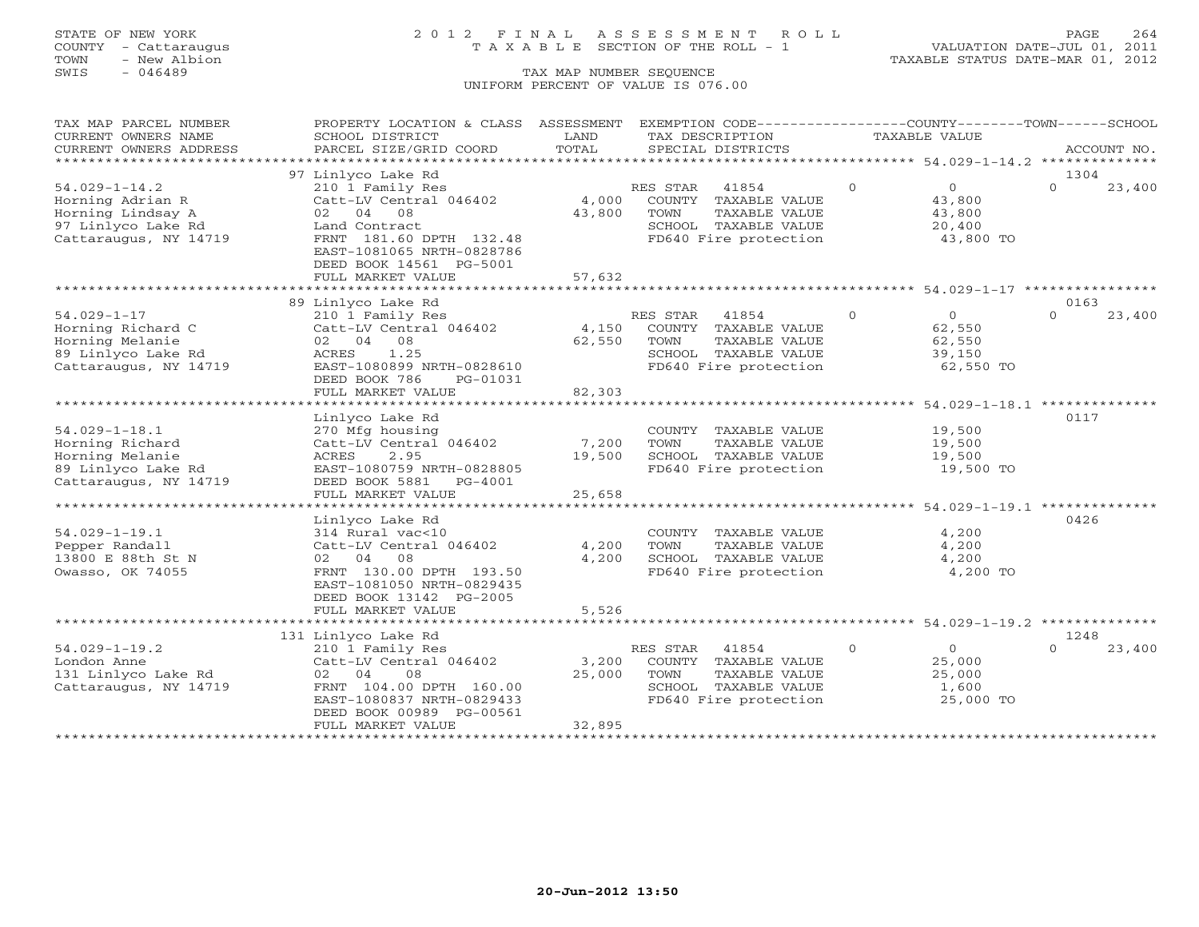STATE OF NEW YORK
COUNTY - Cattaraugus
TOWN - New Albion
SWIS - 046489

# 2012 FINAL ASSESSMENT ROLL
TAXABLE SECTION OF THE ROLL - 1

TAX MAP NUMBER SEQUENCE
UNIFORM PERCENT OF VALUE IS 076.00

VALUATION DATE-JUL 01, 2011
TAXABLE STATUS DATE-MAR 01, 2012

| TAX MAP PARCEL NUMBER / CURRENT OWNERS NAME / CURRENT OWNERS ADDRESS | PROPERTY LOCATION & CLASS / SCHOOL DISTRICT / PARCEL SIZE/GRID COORD | ASSESSMENT LAND / TOTAL | EXEMPTION CODE / TAX DESCRIPTION / SPECIAL DISTRICTS | COUNTY | TOWN | SCHOOL | ACCOUNT NO. |
|---|---|---|---|---|---|---|---|
| 54.029-1-14.2 | 97 Linlyco Lake Rd | | | | | | 1304 |
| Horning Adrian R | 210 1 Family Res | | RES STAR 41854 | 0 | 0 | 23,400 | |
| Horning Lindsay A | Catt-LV Central 046402 | 4,000 | COUNTY TAXABLE VALUE | 43,800 | | | |
| 97 Linlyco Lake Rd | 02 04 08 | 43,800 | TOWN TAXABLE VALUE | | 43,800 | | |
| Cattaraugus, NY 14719 | Land Contract | | SCHOOL TAXABLE VALUE | | | 20,400 | |
| | FRNT 181.60 DPTH 132.48 | | FD640 Fire protection | 43,800 TO | | | |
| | EAST-1081065 NRTH-0828786 | | | | | | |
| | DEED BOOK 14561 PG-5001 | | | | | | |
| | FULL MARKET VALUE | 57,632 | | | | | |
| 54.029-1-17 | 89 Linlyco Lake Rd | | | | | | 0163 |
| Horning Richard C | 210 1 Family Res | | RES STAR 41854 | 0 | 0 | 23,400 | |
| Horning Melanie | Catt-LV Central 046402 | 4,150 | COUNTY TAXABLE VALUE | 62,550 | | | |
| 89 Linlyco Lake Rd | 02 04 08 | 62,550 | TOWN TAXABLE VALUE | | 62,550 | | |
| Cattaraugus, NY 14719 | ACRES 1.25 | | SCHOOL TAXABLE VALUE | | | 39,150 | |
| | EAST-1080899 NRTH-0828610 | | FD640 Fire protection | 62,550 TO | | | |
| | DEED BOOK 786 PG-01031 | | | | | | |
| | FULL MARKET VALUE | 82,303 | | | | | |
| 54.029-1-18.1 | Linlyco Lake Rd | | | | | | 0117 |
| Horning Richard | 270 Mfg housing | | COUNTY TAXABLE VALUE | 19,500 | | | |
| Horning Melanie | Catt-LV Central 046402 | 7,200 | TOWN TAXABLE VALUE | | 19,500 | | |
| 89 Linlyco Lake Rd | ACRES 2.95 | 19,500 | SCHOOL TAXABLE VALUE | | | 19,500 | |
| Cattaraugus, NY 14719 | EAST-1080759 NRTH-0828805 | | FD640 Fire protection | 19,500 TO | | | |
| | DEED BOOK 5881 PG-4001 | | | | | | |
| | FULL MARKET VALUE | 25,658 | | | | | |
| 54.029-1-19.1 | Linlyco Lake Rd | | | | | | 0426 |
| Pepper Randall | 314 Rural vac<10 | | COUNTY TAXABLE VALUE | 4,200 | | | |
| 13800 E 88th St N | Catt-LV Central 046402 | 4,200 | TOWN TAXABLE VALUE | | 4,200 | | |
| Owasso, OK 74055 | 02 04 08 | 4,200 | SCHOOL TAXABLE VALUE | | | 4,200 | |
| | FRNT 130.00 DPTH 193.50 | | FD640 Fire protection | 4,200 TO | | | |
| | EAST-1081050 NRTH-0829435 | | | | | | |
| | DEED BOOK 13142 PG-2005 | | | | | | |
| | FULL MARKET VALUE | 5,526 | | | | | |
| 54.029-1-19.2 | 131 Linlyco Lake Rd | | | | | | 1248 |
| London Anne | 210 1 Family Res | | RES STAR 41854 | 0 | 0 | 23,400 | |
| 131 Linlyco Lake Rd | Catt-LV Central 046402 | 3,200 | COUNTY TAXABLE VALUE | 25,000 | | | |
| Cattaraugus, NY 14719 | 02 04 08 | 25,000 | TOWN TAXABLE VALUE | | 25,000 | | |
| | FRNT 104.00 DPTH 160.00 | | SCHOOL TAXABLE VALUE | | | 1,600 | |
| | EAST-1080837 NRTH-0829433 | | FD640 Fire protection | 25,000 TO | | | |
| | DEED BOOK 00989 PG-00561 | | | | | | |
| | FULL MARKET VALUE | 32,895 | | | | | |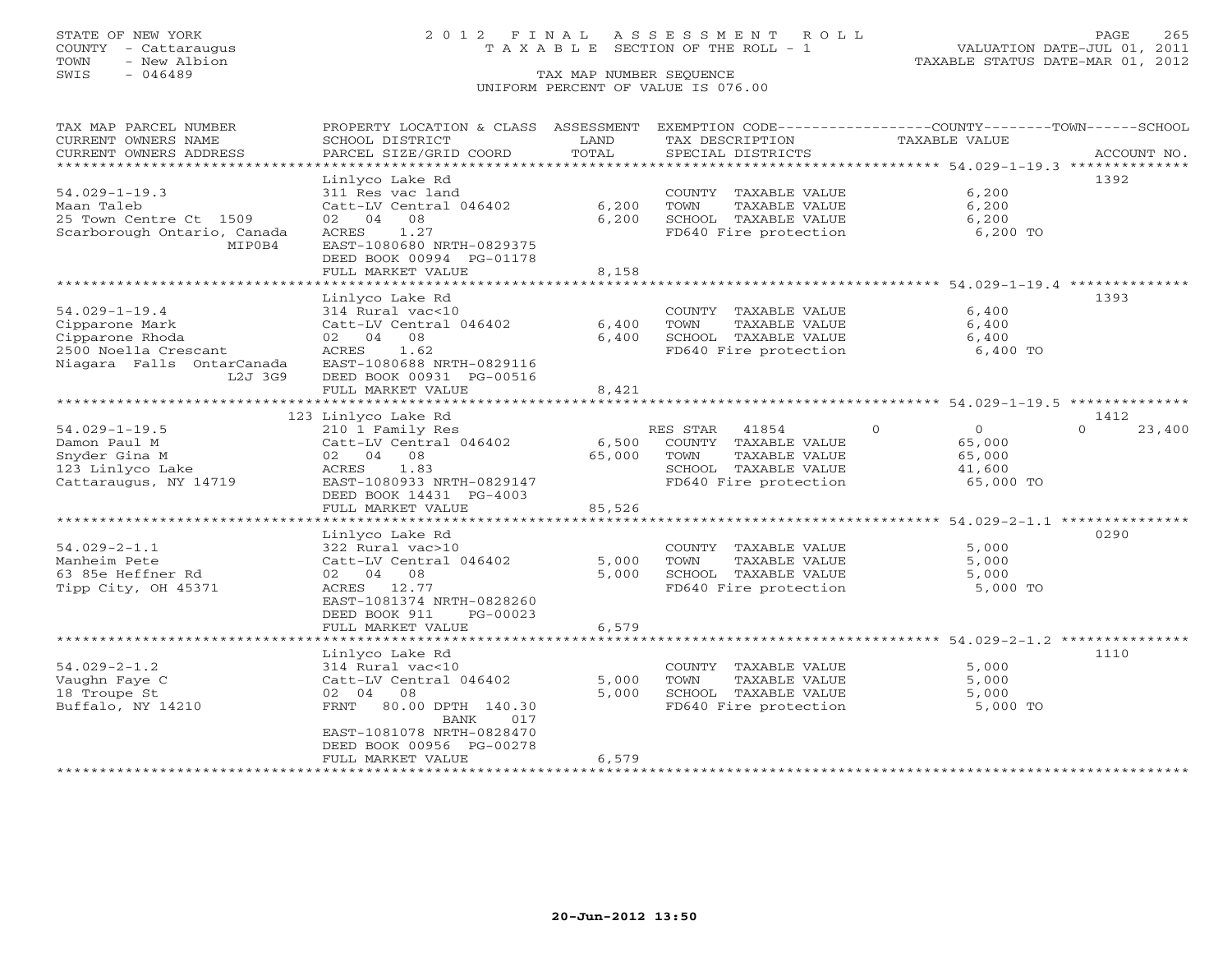STATE OF NEW YORK
COUNTY - Cattaraugus
TOWN - New Albion
SWIS - 046489

# 2012 FINAL ASSESSMENT ROLL

TAXABLE SECTION OF THE ROLL - 1

TAX MAP NUMBER SEQUENCE

UNIFORM PERCENT OF VALUE IS 076.00

VALUATION DATE-JUL 01, 2011
TAXABLE STATUS DATE-MAR 01, 2012

| TAX MAP PARCEL NUMBER / CURRENT OWNERS NAME / CURRENT OWNERS ADDRESS | PROPERTY LOCATION & CLASS / SCHOOL DISTRICT / PARCEL SIZE/GRID COORD | ASSESSMENT LAND / TOTAL | EXEMPTION CODE / TAX DESCRIPTION / SPECIAL DISTRICTS | COUNTY TAXABLE VALUE | TOWN | SCHOOL | ACCOUNT NO. |
|---|---|---|---|---|---|---|---|
| **54.029-1-19.3** | Linlyco Lake Rd | | | | | | 1392 |
| Maan Taleb | 311 Res vac land | | COUNTY TAXABLE VALUE | 6,200 | | | |
| 25 Town Centre Ct 1509 | Catt-LV Central 046402 | 6,200 | TOWN TAXABLE VALUE | 6,200 | | | |
| Scarborough Ontario, Canada | 02 04 08 | 6,200 | SCHOOL TAXABLE VALUE | 6,200 | | | |
| MIP0B4 | ACRES 1.27 | | FD640 Fire protection | 6,200 TO | | | |
| | EAST-1080680 NRTH-0829375 | | | | | | |
| | DEED BOOK 00994 PG-01178 | | | | | | |
| | FULL MARKET VALUE | 8,158 | | | | | |
| **54.029-1-19.4** | Linlyco Lake Rd | | | | | | 1393 |
| Cipparone Mark | 314 Rural vac<10 | | COUNTY TAXABLE VALUE | 6,400 | | | |
| Cipparone Rhoda | Catt-LV Central 046402 | 6,400 | TOWN TAXABLE VALUE | 6,400 | | | |
| 2500 Noella Crescant | 02 04 08 | 6,400 | SCHOOL TAXABLE VALUE | 6,400 | | | |
| Niagara Falls OntarCanada | ACRES 1.62 | | FD640 Fire protection | 6,400 TO | | | |
| L2J 3G9 | EAST-1080688 NRTH-0829116 | | | | | | |
| | DEED BOOK 00931 PG-00516 | | | | | | |
| | FULL MARKET VALUE | 8,421 | | | | | |
| **54.029-1-19.5** | 123 Linlyco Lake Rd | | | | | | 1412 |
| Damon Paul M | 210 1 Family Res | | RES STAR 41854 | 0 | 0 | 0 | 23,400 |
| Snyder Gina M | Catt-LV Central 046402 | 6,500 | COUNTY TAXABLE VALUE | 65,000 | | | |
| 123 Linlyco Lake | 02 04 08 | 65,000 | TOWN TAXABLE VALUE | 65,000 | | | |
| Cattaraugus, NY 14719 | ACRES 1.83 | | SCHOOL TAXABLE VALUE | 41,600 | | | |
| | EAST-1080933 NRTH-0829147 | | FD640 Fire protection | 65,000 TO | | | |
| | DEED BOOK 14431 PG-4003 | | | | | | |
| | FULL MARKET VALUE | 85,526 | | | | | |
| **54.029-2-1.1** | Linlyco Lake Rd | | | | | | 0290 |
| Manheim Pete | 322 Rural vac>10 | | COUNTY TAXABLE VALUE | 5,000 | | | |
| 63 85e Heffner Rd | Catt-LV Central 046402 | 5,000 | TOWN TAXABLE VALUE | 5,000 | | | |
| Tipp City, OH 45371 | 02 04 08 | 5,000 | SCHOOL TAXABLE VALUE | 5,000 | | | |
| | ACRES 12.77 | | FD640 Fire protection | 5,000 TO | | | |
| | EAST-1081374 NRTH-0828260 | | | | | | |
| | DEED BOOK 911 PG-00023 | | | | | | |
| | FULL MARKET VALUE | 6,579 | | | | | |
| **54.029-2-1.2** | Linlyco Lake Rd | | | | | | 1110 |
| Vaughn Faye C | 314 Rural vac<10 | | COUNTY TAXABLE VALUE | 5,000 | | | |
| 18 Troupe St | Catt-LV Central 046402 | 5,000 | TOWN TAXABLE VALUE | 5,000 | | | |
| Buffalo, NY 14210 | 02 04 08 | 5,000 | SCHOOL TAXABLE VALUE | 5,000 | | | |
| | FRNT 80.00 DPTH 140.30 | | FD640 Fire protection | 5,000 TO | | | |
| | BANK 017 | | | | | | |
| | EAST-1081078 NRTH-0828470 | | | | | | |
| | DEED BOOK 00956 PG-00278 | | | | | | |
| | FULL MARKET VALUE | 6,579 | | | | | |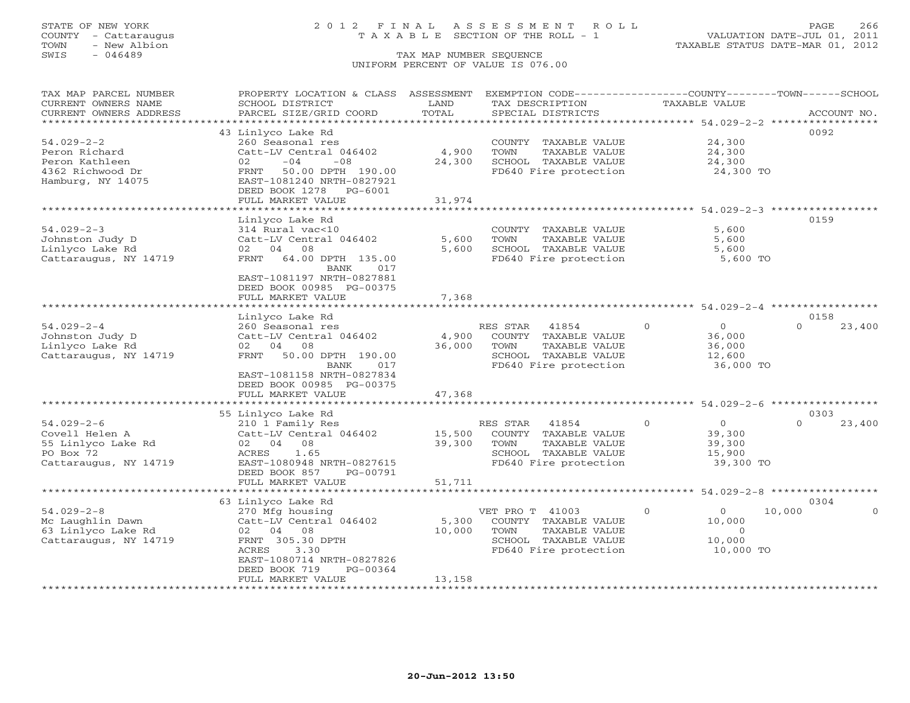STATE OF NEW YORK
COUNTY - Cattaraugus
TOWN - New Albion
SWIS - 046489

# 2012 FINAL ASSESSMENT ROLL
TAXABLE SECTION OF THE ROLL - 1
TAX MAP NUMBER SEQUENCE
UNIFORM PERCENT OF VALUE IS 076.00

VALUATION DATE-JUL 01, 2011
TAXABLE STATUS DATE-MAR 01, 2012

| TAX MAP PARCEL NUMBER / CURRENT OWNERS NAME / CURRENT OWNERS ADDRESS | PROPERTY LOCATION & CLASS / SCHOOL DISTRICT / PARCEL SIZE/GRID COORD | ASSESSMENT LAND / TOTAL | EXEMPTION CODE / TAX DESCRIPTION / SPECIAL DISTRICTS | COUNTY | TOWN | SCHOOL | ACCOUNT NO. |
|---|---|---|---|---|---|---|---|
| 54.029-2-2 | 43 Linlyco Lake Rd | | | | | | 0092 |
| Peron Richard | 260 Seasonal res | | COUNTY TAXABLE VALUE | 24,300 | | | |
| Peron Kathleen | Catt-LV Central 046402 | 4,900 | TOWN TAXABLE VALUE | | 24,300 | | |
| 4362 Richwood Dr | 02 -04 -08 | 24,300 | SCHOOL TAXABLE VALUE | | | 24,300 | |
| Hamburg, NY 14075 | FRNT 50.00 DPTH 190.00 | | FD640 Fire protection | 24,300 TO | | | |
| | EAST-1081240 NRTH-0827921 | | | | | | |
| | DEED BOOK 1278 PG-6001 | | | | | | |
| | FULL MARKET VALUE | 31,974 | | | | | |
| 54.029-2-3 | Linlyco Lake Rd | | | | | | 0159 |
| Johnston Judy D | 314 Rural vac<10 | | COUNTY TAXABLE VALUE | 5,600 | | | |
| Linlyco Lake Rd | Catt-LV Central 046402 | 5,600 | TOWN TAXABLE VALUE | | 5,600 | | |
| Cattaraugus, NY 14719 | 02 04 08 | 5,600 | SCHOOL TAXABLE VALUE | | | 5,600 | |
| | FRNT 64.00 DPTH 135.00 | | FD640 Fire protection | 5,600 TO | | | |
| | BANK 017 | | | | | | |
| | EAST-1081197 NRTH-0827881 | | | | | | |
| | DEED BOOK 00985 PG-00375 | | | | | | |
| | FULL MARKET VALUE | 7,368 | | | | | |
| 54.029-2-4 | Linlyco Lake Rd | | | | | | 0158 |
| Johnston Judy D | 260 Seasonal res | | RES STAR 41854 | 0 | 0 | 23,400 | |
| Linlyco Lake Rd | Catt-LV Central 046402 | 4,900 | COUNTY TAXABLE VALUE | 36,000 | | | |
| Cattaraugus, NY 14719 | 02 04 08 | 36,000 | TOWN TAXABLE VALUE | | 36,000 | | |
| | FRNT 50.00 DPTH 190.00 | | SCHOOL TAXABLE VALUE | | | 12,600 | |
| | BANK 017 | | FD640 Fire protection | 36,000 TO | | | |
| | EAST-1081158 NRTH-0827834 | | | | | | |
| | DEED BOOK 00985 PG-00375 | | | | | | |
| | FULL MARKET VALUE | 47,368 | | | | | |
| 54.029-2-6 | 55 Linlyco Lake Rd | | | | | | 0303 |
| Covell Helen A | 210 1 Family Res | | RES STAR 41854 | 0 | 0 | 23,400 | |
| 55 Linlyco Lake Rd | Catt-LV Central 046402 | 15,500 | COUNTY TAXABLE VALUE | 39,300 | | | |
| PO Box 72 | 02 04 08 | 39,300 | TOWN TAXABLE VALUE | | 39,300 | | |
| Cattaraugus, NY 14719 | ACRES 1.65 | | SCHOOL TAXABLE VALUE | | | 15,900 | |
| | EAST-1080948 NRTH-0827615 | | FD640 Fire protection | 39,300 TO | | | |
| | DEED BOOK 857 PG-00791 | | | | | | |
| | FULL MARKET VALUE | 51,711 | | | | | |
| 54.029-2-8 | 63 Linlyco Lake Rd | | | | | | 0304 |
| Mc Laughlin Dawn | 270 Mfg housing | | VET PRO T 41003 | 0 | 10,000 | 0 | |
| 63 Linlyco Lake Rd | Catt-LV Central 046402 | 5,300 | COUNTY TAXABLE VALUE | 10,000 | | | |
| Cattaraugus, NY 14719 | 02 04 08 | 10,000 | TOWN TAXABLE VALUE | | 0 | | |
| | FRNT 305.30 DPTH | | SCHOOL TAXABLE VALUE | | | 10,000 | |
| | ACRES 3.30 | | FD640 Fire protection | 10,000 TO | | | |
| | EAST-1080714 NRTH-0827826 | | | | | | |
| | DEED BOOK 719 PG-00364 | | | | | | |
| | FULL MARKET VALUE | 13,158 | | | | | |

20-Jun-2012 13:50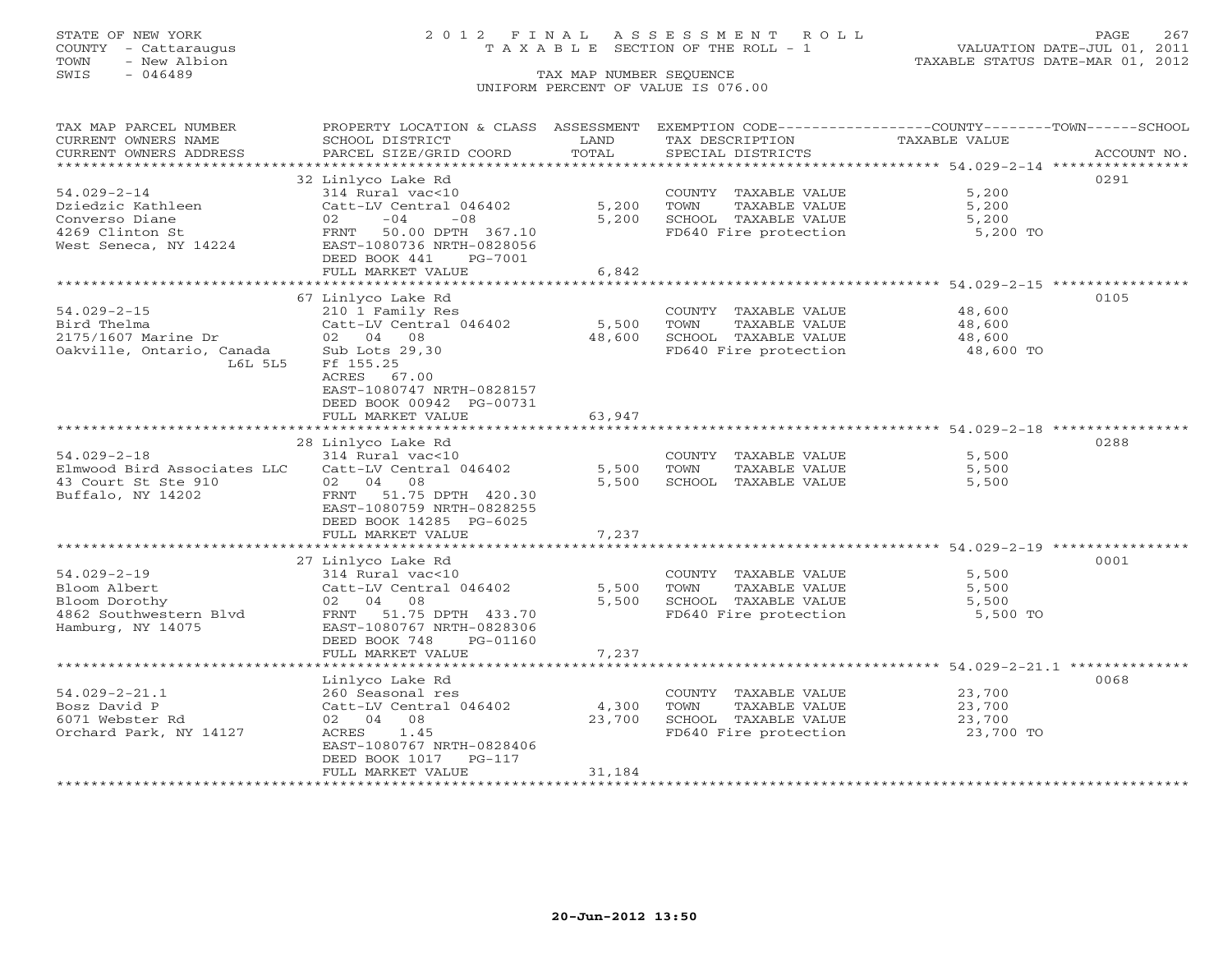STATE OF NEW YORK
COUNTY - Cattaraugus
TOWN - New Albion
SWIS - 046489

2012 FINAL ASSESSMENT ROLL
TAXABLE SECTION OF THE ROLL - 1
TAX MAP NUMBER SEQUENCE
UNIFORM PERCENT OF VALUE IS 076.00

VALUATION DATE-JUL 01, 2011
TAXABLE STATUS DATE-MAR 01, 2012

| TAX MAP PARCEL NUMBER / CURRENT OWNERS NAME / CURRENT OWNERS ADDRESS | PROPERTY LOCATION & CLASS / SCHOOL DISTRICT / PARCEL SIZE/GRID COORD | ASSESSMENT LAND / TOTAL | EXEMPTION CODE / TAX DESCRIPTION / SPECIAL DISTRICTS | TAXABLE VALUE (COUNTY / TOWN / SCHOOL) | ACCOUNT NO. |
|---|---|---|---|---|---|
| 54.029-2-14 | 32 Linlyco Lake Rd | | | | 0291 |
| Dziedzic Kathleen | 314 Rural vac<10 | | COUNTY TAXABLE VALUE | 5,200 | |
| Converso Diane | Catt-LV Central 046402 | 5,200 | TOWN TAXABLE VALUE | 5,200 | |
| 4269 Clinton St | 02 -04 -08 | 5,200 | SCHOOL TAXABLE VALUE | 5,200 | |
| West Seneca, NY 14224 | FRNT 50.00 DPTH 367.10 | | FD640 Fire protection | 5,200 TO | |
| | EAST-1080736 NRTH-0828056 | | | | |
| | DEED BOOK 441 PG-7001 | | | | |
| | FULL MARKET VALUE | 6,842 | | | |
| 54.029-2-15 | 67 Linlyco Lake Rd | | | | 0105 |
| Bird Thelma | 210 1 Family Res | | COUNTY TAXABLE VALUE | 48,600 | |
| 2175/1607 Marine Dr | Catt-LV Central 046402 | 5,500 | TOWN TAXABLE VALUE | 48,600 | |
| Oakville, Ontario, Canada L6L 5L5 | 02 04 08 | 48,600 | SCHOOL TAXABLE VALUE | 48,600 | |
| | Sub Lots 29,30 | | FD640 Fire protection | 48,600 TO | |
| | Ff 155.25 | | | | |
| | ACRES 67.00 | | | | |
| | EAST-1080747 NRTH-0828157 | | | | |
| | DEED BOOK 00942 PG-00731 | | | | |
| | FULL MARKET VALUE | 63,947 | | | |
| 54.029-2-18 | 28 Linlyco Lake Rd | | | | 0288 |
| Elmwood Bird Associates LLC | 314 Rural vac<10 | | COUNTY TAXABLE VALUE | 5,500 | |
| 43 Court St Ste 910 | Catt-LV Central 046402 | 5,500 | TOWN TAXABLE VALUE | 5,500 | |
| Buffalo, NY 14202 | 02 04 08 | 5,500 | SCHOOL TAXABLE VALUE | 5,500 | |
| | FRNT 51.75 DPTH 420.30 | | | | |
| | EAST-1080759 NRTH-0828255 | | | | |
| | DEED BOOK 14285 PG-6025 | | | | |
| | FULL MARKET VALUE | 7,237 | | | |
| 54.029-2-19 | 27 Linlyco Lake Rd | | | | 0001 |
| Bloom Albert | 314 Rural vac<10 | | COUNTY TAXABLE VALUE | 5,500 | |
| Bloom Dorothy | Catt-LV Central 046402 | 5,500 | TOWN TAXABLE VALUE | 5,500 | |
| 4862 Southwestern Blvd | 02 04 08 | 5,500 | SCHOOL TAXABLE VALUE | 5,500 | |
| Hamburg, NY 14075 | FRNT 51.75 DPTH 433.70 | | FD640 Fire protection | 5,500 TO | |
| | EAST-1080767 NRTH-0828306 | | | | |
| | DEED BOOK 748 PG-01160 | | | | |
| | FULL MARKET VALUE | 7,237 | | | |
| 54.029-2-21.1 | Linlyco Lake Rd | | | | 0068 |
| Bosz David P | 260 Seasonal res | | COUNTY TAXABLE VALUE | 23,700 | |
| 6071 Webster Rd | Catt-LV Central 046402 | 4,300 | TOWN TAXABLE VALUE | 23,700 | |
| Orchard Park, NY 14127 | 02 04 08 | 23,700 | SCHOOL TAXABLE VALUE | 23,700 | |
| | ACRES 1.45 | | FD640 Fire protection | 23,700 TO | |
| | EAST-1080767 NRTH-0828406 | | | | |
| | DEED BOOK 1017 PG-117 | | | | |
| | FULL MARKET VALUE | 31,184 | | | |

20-Jun-2012 13:50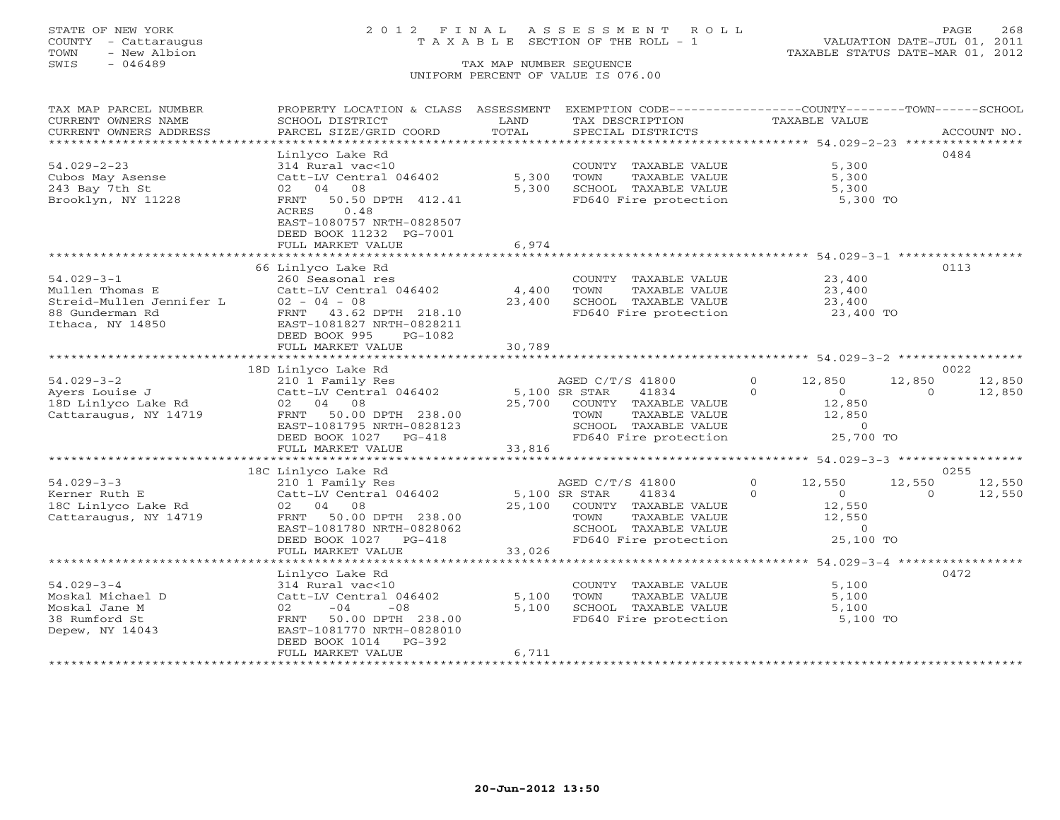STATE OF NEW YORK
COUNTY - Cattaraugus
TOWN - New Albion
SWIS - 046489

# 2012 FINAL ASSESSMENT ROLL
TAXABLE SECTION OF THE ROLL - 1

TAX MAP NUMBER SEQUENCE
UNIFORM PERCENT OF VALUE IS 076.00

VALUATION DATE-JUL 01, 2011
TAXABLE STATUS DATE-MAR 01, 2012

| TAX MAP PARCEL NUMBER / CURRENT OWNERS NAME / CURRENT OWNERS ADDRESS | PROPERTY LOCATION & CLASS / SCHOOL DISTRICT / PARCEL SIZE/GRID COORD | ASSESSMENT LAND / TOTAL | EXEMPTION CODE / TAX DESCRIPTION / SPECIAL DISTRICTS | COUNTY TAXABLE VALUE | TOWN | SCHOOL | ACCOUNT NO. |
|---|---|---|---|---|---|---|---|
| 54.029-2-23 | Linlyco Lake Rd | | | | | | 0484 |
| | 314 Rural vac<10 | | COUNTY TAXABLE VALUE | 5,300 | | | |
| Cubos May Asense | Catt-LV Central 046402 | 5,300 | TOWN TAXABLE VALUE | 5,300 | | | |
| 243 Bay 7th St | 02 04 08 | 5,300 | SCHOOL TAXABLE VALUE | 5,300 | | | |
| Brooklyn, NY 11228 | FRNT 50.50 DPTH 412.41 | | FD640 Fire protection | 5,300 TO | | | |
| | ACRES 0.48 | | | | | | |
| | EAST-1080757 NRTH-0828507 | | | | | | |
| | DEED BOOK 11232 PG-7001 | | | | | | |
| | FULL MARKET VALUE | 6,974 | | | | | |
| 54.029-3-1 | 66 Linlyco Lake Rd | | | | | | 0113 |
| | 260 Seasonal res | | COUNTY TAXABLE VALUE | 23,400 | | | |
| Mullen Thomas E | Catt-LV Central 046402 | 4,400 | TOWN TAXABLE VALUE | 23,400 | | | |
| Streid-Mullen Jennifer L | 02 - 04 - 08 | 23,400 | SCHOOL TAXABLE VALUE | 23,400 | | | |
| 88 Gunderman Rd | FRNT 43.62 DPTH 218.10 | | FD640 Fire protection | 23,400 TO | | | |
| Ithaca, NY 14850 | EAST-1081827 NRTH-0828211 | | | | | | |
| | DEED BOOK 995 PG-1082 | | | | | | |
| | FULL MARKET VALUE | 30,789 | | | | | |
| 54.029-3-2 | 18D Linlyco Lake Rd | | | | | | 0022 |
| | 210 1 Family Res | | AGED C/T/S 41800 0 | 12,850 | 12,850 | 12,850 | |
| Ayers Louise J | Catt-LV Central 046402 | 5,100 | SR STAR 41834 0 | 0 | 0 | 12,850 | |
| 18D Linlyco Lake Rd | 02 04 08 | 25,700 | COUNTY TAXABLE VALUE | 12,850 | | | |
| Cattaraugus, NY 14719 | FRNT 50.00 DPTH 238.00 | | TOWN TAXABLE VALUE | 12,850 | | | |
| | EAST-1081795 NRTH-0828123 | | SCHOOL TAXABLE VALUE | 0 | | | |
| | DEED BOOK 1027 PG-418 | | FD640 Fire protection | 25,700 TO | | | |
| | FULL MARKET VALUE | 33,816 | | | | | |
| 54.029-3-3 | 18C Linlyco Lake Rd | | | | | | 0255 |
| | 210 1 Family Res | | AGED C/T/S 41800 0 | 12,550 | 12,550 | 12,550 | |
| Kerner Ruth E | Catt-LV Central 046402 | 5,100 | SR STAR 41834 0 | 0 | 0 | 12,550 | |
| 18C Linlyco Lake Rd | 02 04 08 | 25,100 | COUNTY TAXABLE VALUE | 12,550 | | | |
| Cattaraugus, NY 14719 | FRNT 50.00 DPTH 238.00 | | TOWN TAXABLE VALUE | 12,550 | | | |
| | EAST-1081780 NRTH-0828062 | | SCHOOL TAXABLE VALUE | 0 | | | |
| | DEED BOOK 1027 PG-418 | | FD640 Fire protection | 25,100 TO | | | |
| | FULL MARKET VALUE | 33,026 | | | | | |
| 54.029-3-4 | Linlyco Lake Rd | | | | | | 0472 |
| | 314 Rural vac<10 | | COUNTY TAXABLE VALUE | 5,100 | | | |
| Moskal Michael D | Catt-LV Central 046402 | 5,100 | TOWN TAXABLE VALUE | 5,100 | | | |
| Moskal Jane M | 02 -04 -08 | 5,100 | SCHOOL TAXABLE VALUE | 5,100 | | | |
| 38 Rumford St | FRNT 50.00 DPTH 238.00 | | FD640 Fire protection | 5,100 TO | | | |
| Depew, NY 14043 | EAST-1081770 NRTH-0828010 | | | | | | |
| | DEED BOOK 1014 PG-392 | | | | | | |
| | FULL MARKET VALUE | 6,711 | | | | | |

20-Jun-2012 13:50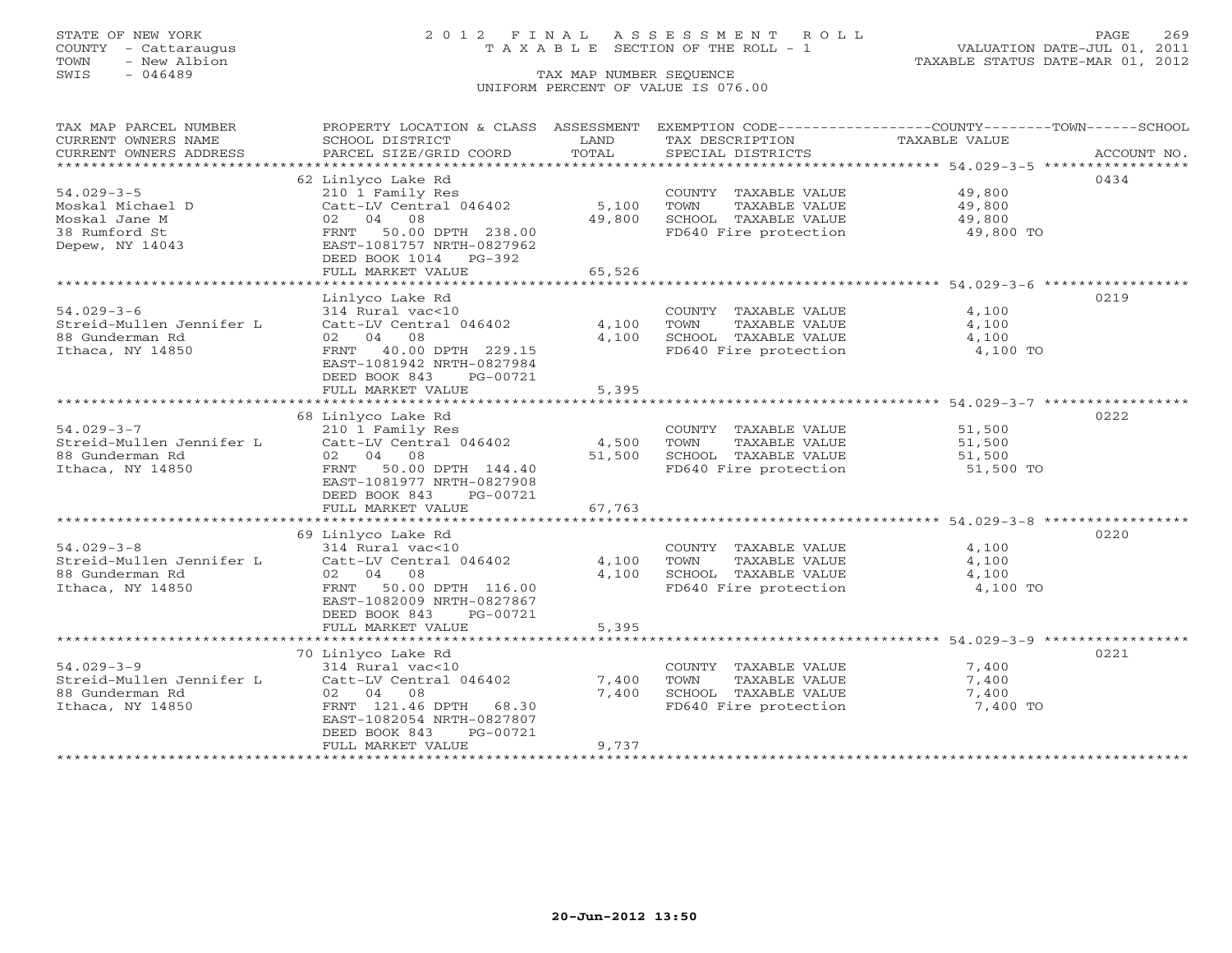STATE OF NEW YORK
COUNTY - Cattaraugus
TOWN - New Albion
SWIS - 046489

# 2012 FINAL ASSESSMENT ROLL

TAXABLE SECTION OF THE ROLL - 1

TAX MAP NUMBER SEQUENCE

UNIFORM PERCENT OF VALUE IS 076.00

VALUATION DATE-JUL 01, 2011
TAXABLE STATUS DATE-MAR 01, 2012

| TAX MAP PARCEL NUMBER / CURRENT OWNERS NAME / CURRENT OWNERS ADDRESS | PROPERTY LOCATION & CLASS / SCHOOL DISTRICT / PARCEL SIZE/GRID COORD | ASSESSMENT LAND | TOTAL | EXEMPTION CODE / TAX DESCRIPTION / SPECIAL DISTRICTS | TAXABLE VALUE | ACCOUNT NO. |
|---|---|---|---|---|---|---|
| 54.029-3-5 | 62 Linlyco Lake Rd | | | | | 0434 |
| Moskal Michael D | 210 1 Family Res | | | COUNTY TAXABLE VALUE | 49,800 | |
| Moskal Jane M | Catt-LV Central 046402 | 5,100 | | TOWN TAXABLE VALUE | 49,800 | |
| 38 Rumford St | 02 04 08 | | 49,800 | SCHOOL TAXABLE VALUE | 49,800 | |
| Depew, NY 14043 | FRNT 50.00 DPTH 238.00 | | | FD640 Fire protection | 49,800 TO | |
| | EAST-1081757 NRTH-0827962 | | | | | |
| | DEED BOOK 1014 PG-392 | | | | | |
| | FULL MARKET VALUE | | 65,526 | | | |
| 54.029-3-6 | Linlyco Lake Rd | | | | | 0219 |
| Streid-Mullen Jennifer L | 314 Rural vac<10 | | | COUNTY TAXABLE VALUE | 4,100 | |
| 88 Gunderman Rd | Catt-LV Central 046402 | 4,100 | | TOWN TAXABLE VALUE | 4,100 | |
| Ithaca, NY 14850 | 02 04 08 | | 4,100 | SCHOOL TAXABLE VALUE | 4,100 | |
| | FRNT 40.00 DPTH 229.15 | | | FD640 Fire protection | 4,100 TO | |
| | EAST-1081942 NRTH-0827984 | | | | | |
| | DEED BOOK 843 PG-00721 | | | | | |
| | FULL MARKET VALUE | | 5,395 | | | |
| 54.029-3-7 | 68 Linlyco Lake Rd | | | | | 0222 |
| Streid-Mullen Jennifer L | 210 1 Family Res | | | COUNTY TAXABLE VALUE | 51,500 | |
| 88 Gunderman Rd | Catt-LV Central 046402 | 4,500 | | TOWN TAXABLE VALUE | 51,500 | |
| Ithaca, NY 14850 | 02 04 08 | | 51,500 | SCHOOL TAXABLE VALUE | 51,500 | |
| | FRNT 50.00 DPTH 144.40 | | | FD640 Fire protection | 51,500 TO | |
| | EAST-1081977 NRTH-0827908 | | | | | |
| | DEED BOOK 843 PG-00721 | | | | | |
| | FULL MARKET VALUE | | 67,763 | | | |
| 54.029-3-8 | 69 Linlyco Lake Rd | | | | | 0220 |
| Streid-Mullen Jennifer L | 314 Rural vac<10 | | | COUNTY TAXABLE VALUE | 4,100 | |
| 88 Gunderman Rd | Catt-LV Central 046402 | 4,100 | | TOWN TAXABLE VALUE | 4,100 | |
| Ithaca, NY 14850 | 02 04 08 | | 4,100 | SCHOOL TAXABLE VALUE | 4,100 | |
| | FRNT 50.00 DPTH 116.00 | | | FD640 Fire protection | 4,100 TO | |
| | EAST-1082009 NRTH-0827867 | | | | | |
| | DEED BOOK 843 PG-00721 | | | | | |
| | FULL MARKET VALUE | | 5,395 | | | |
| 54.029-3-9 | 70 Linlyco Lake Rd | | | | | 0221 |
| Streid-Mullen Jennifer L | 314 Rural vac<10 | | | COUNTY TAXABLE VALUE | 7,400 | |
| 88 Gunderman Rd | Catt-LV Central 046402 | 7,400 | | TOWN TAXABLE VALUE | 7,400 | |
| Ithaca, NY 14850 | 02 04 08 | | 7,400 | SCHOOL TAXABLE VALUE | 7,400 | |
| | FRNT 121.46 DPTH 68.30 | | | FD640 Fire protection | 7,400 TO | |
| | EAST-1082054 NRTH-0827807 | | | | | |
| | DEED BOOK 843 PG-00721 | | | | | |
| | FULL MARKET VALUE | | 9,737 | | | |

20-Jun-2012 13:50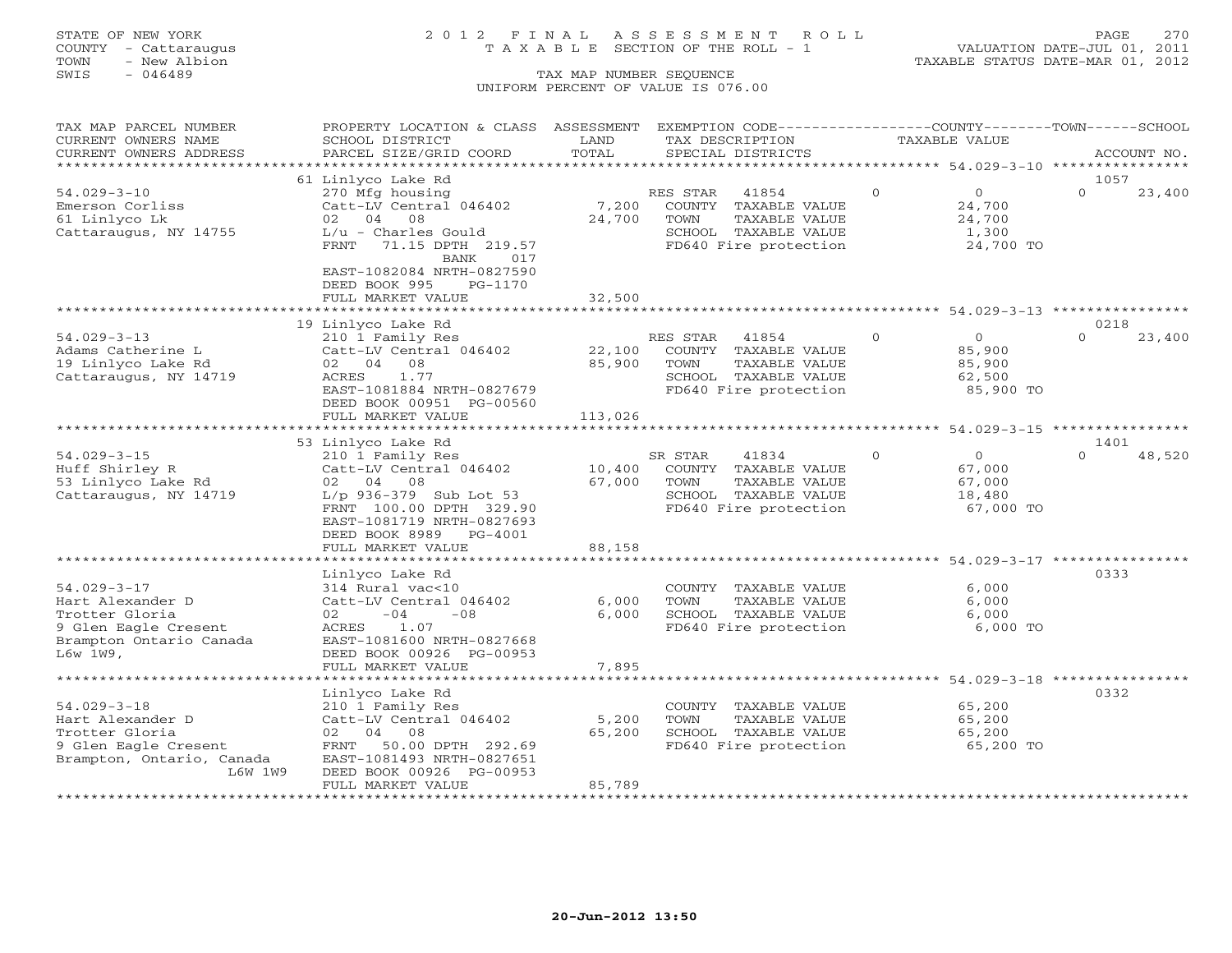STATE OF NEW YORK
COUNTY - Cattaraugus
TOWN - New Albion
SWIS - 046489

2012 FINAL ASSESSMENT ROLL
TAXABLE SECTION OF THE ROLL - 1
TAX MAP NUMBER SEQUENCE
UNIFORM PERCENT OF VALUE IS 076.00

VALUATION DATE-JUL 01, 2011
TAXABLE STATUS DATE-MAR 01, 2012

| TAX MAP PARCEL NUMBER / CURRENT OWNERS NAME / CURRENT OWNERS ADDRESS | PROPERTY LOCATION & CLASS / SCHOOL DISTRICT / PARCEL SIZE/GRID COORD | ASSESSMENT LAND / TOTAL | EXEMPTION CODE / TAX DESCRIPTION / SPECIAL DISTRICTS | COUNTY | TOWN | SCHOOL / ACCOUNT NO. |
|---|---|---|---|---|---|---|
| **54.029-3-10** | 61 Linlyco Lake Rd | | | | | 1057 |
| Emerson Corliss | 270 Mfg housing | | RES STAR 41854 | 0 | 0 | 23,400 |
| 61 Linlyco Lk | Catt-LV Central 046402 | 7,200 | COUNTY TAXABLE VALUE | 24,700 | | |
| Cattaraugus, NY 14755 | 02 04 08 | 24,700 | TOWN TAXABLE VALUE | | 24,700 | |
| | L/u - Charles Gould | | SCHOOL TAXABLE VALUE | | | 1,300 |
| | FRNT 71.15 DPTH 219.57 BANK 017 | | FD640 Fire protection | 24,700 TO | | |
| | EAST-1082084 NRTH-0827590 | | | | | |
| | DEED BOOK 995 PG-1170 | | | | | |
| | FULL MARKET VALUE | 32,500 | | | | |
| **54.029-3-13** | 19 Linlyco Lake Rd | | | | | 0218 |
| Adams Catherine L | 210 1 Family Res | | RES STAR 41854 | 0 | 0 | 23,400 |
| 19 Linlyco Lake Rd | Catt-LV Central 046402 | 22,100 | COUNTY TAXABLE VALUE | 85,900 | | |
| Cattaraugus, NY 14719 | 02 04 08 | 85,900 | TOWN TAXABLE VALUE | | 85,900 | |
| | ACRES 1.77 | | SCHOOL TAXABLE VALUE | | | 62,500 |
| | EAST-1081884 NRTH-0827679 | | FD640 Fire protection | 85,900 TO | | |
| | DEED BOOK 00951 PG-00560 | | | | | |
| | FULL MARKET VALUE | 113,026 | | | | |
| **54.029-3-15** | 53 Linlyco Lake Rd | | | | | 1401 |
| Huff Shirley R | 210 1 Family Res | | SR STAR 41834 | 0 | 0 | 48,520 |
| 53 Linlyco Lake Rd | Catt-LV Central 046402 | 10,400 | COUNTY TAXABLE VALUE | 67,000 | | |
| Cattaraugus, NY 14719 | 02 04 08 | 67,000 | TOWN TAXABLE VALUE | | 67,000 | |
| | L/p 936-379 Sub Lot 53 | | SCHOOL TAXABLE VALUE | | | 18,480 |
| | FRNT 100.00 DPTH 329.90 | | FD640 Fire protection | 67,000 TO | | |
| | EAST-1081719 NRTH-0827693 | | | | | |
| | DEED BOOK 8989 PG-4001 | | | | | |
| | FULL MARKET VALUE | 88,158 | | | | |
| **54.029-3-17** | Linlyco Lake Rd | | | | | 0333 |
| Hart Alexander D | 314 Rural vac<10 | | COUNTY TAXABLE VALUE | 6,000 | | |
| Trotter Gloria | Catt-LV Central 046402 | 6,000 | TOWN TAXABLE VALUE | | 6,000 | |
| 9 Glen Eagle Cresent | 02 -04 -08 | 6,000 | SCHOOL TAXABLE VALUE | | | 6,000 |
| Brampton Ontario Canada | ACRES 1.07 | | FD640 Fire protection | 6,000 TO | | |
| L6w 1W9, | EAST-1081600 NRTH-0827668 | | | | | |
| | DEED BOOK 00926 PG-00953 | | | | | |
| | FULL MARKET VALUE | 7,895 | | | | |
| **54.029-3-18** | Linlyco Lake Rd | | | | | 0332 |
| Hart Alexander D | 210 1 Family Res | | COUNTY TAXABLE VALUE | 65,200 | | |
| Trotter Gloria | Catt-LV Central 046402 | 5,200 | TOWN TAXABLE VALUE | | 65,200 | |
| 9 Glen Eagle Cresent | 02 04 08 | 65,200 | SCHOOL TAXABLE VALUE | | | 65,200 |
| Brampton, Ontario, Canada L6W 1W9 | FRNT 50.00 DPTH 292.69 | | FD640 Fire protection | 65,200 TO | | |
| | EAST-1081493 NRTH-0827651 | | | | | |
| | DEED BOOK 00926 PG-00953 | | | | | |
| | FULL MARKET VALUE | 85,789 | | | | |

20-Jun-2012 13:50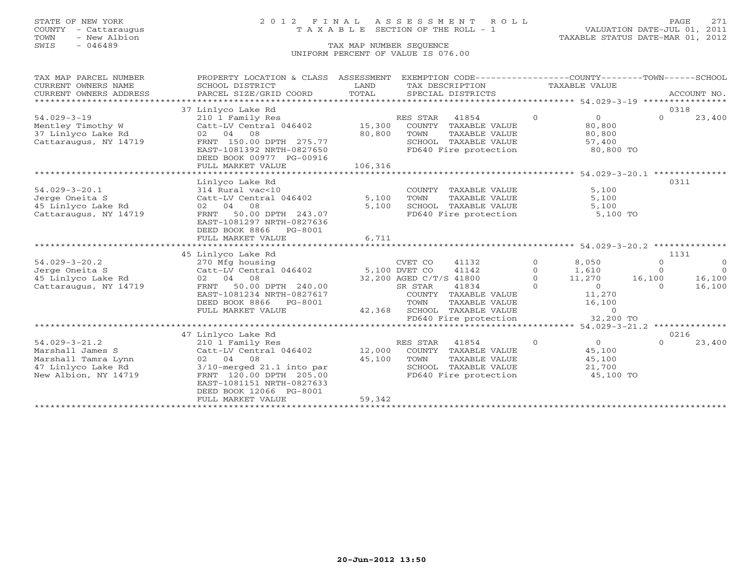STATE OF NEW YORK
COUNTY - Cattaraugus
TOWN - New Albion
SWIS - 046489

2012 FINAL ASSESSMENT ROLL
TAXABLE SECTION OF THE ROLL - 1
TAX MAP NUMBER SEQUENCE
UNIFORM PERCENT OF VALUE IS 076.00

VALUATION DATE-JUL 01, 2011
TAXABLE STATUS DATE-MAR 01, 2012

| TAX MAP PARCEL NUMBER / CURRENT OWNERS NAME / CURRENT OWNERS ADDRESS | PROPERTY LOCATION & CLASS / SCHOOL DISTRICT / PARCEL SIZE/GRID COORD | ASSESSMENT LAND / TOTAL | EXEMPTION CODE / TAX DESCRIPTION / SPECIAL DISTRICTS | COUNTY TAXABLE VALUE | TOWN | SCHOOL / ACCOUNT NO. |
|---|---|---|---|---|---|---|
| | 37 Linlyco Lake Rd | | | | | 0318 |
| 54.029-3-19 | 210 1 Family Res | | RES STAR 41854 | 0 / 0 | 0 | 23,400 |
| Mentley Timothy W | Catt-LV Central 046402 | 15,300 | COUNTY TAXABLE VALUE | 80,800 | | |
| 37 Linlyco Lake Rd | 02 04 08 | 80,800 | TOWN TAXABLE VALUE | 80,800 | | |
| Cattaraugus, NY 14719 | FRNT 150.00 DPTH 275.77 | | SCHOOL TAXABLE VALUE | 57,400 | | |
| | EAST-1081392 NRTH-0827650 | | FD640 Fire protection | 80,800 TO | | |
| | DEED BOOK 00977 PG-00916 | | | | | |
| | FULL MARKET VALUE | 106,316 | | | | |
| | Linlyco Lake Rd | | | | | 0311 |
| 54.029-3-20.1 | 314 Rural vac<10 | | COUNTY TAXABLE VALUE | 5,100 | | |
| Jerge Oneita S | Catt-LV Central 046402 | 5,100 | TOWN TAXABLE VALUE | 5,100 | | |
| 45 Linlyco Lake Rd | 02 04 08 | 5,100 | SCHOOL TAXABLE VALUE | 5,100 | | |
| Cattaraugus, NY 14719 | FRNT 50.00 DPTH 243.07 | | FD640 Fire protection | 5,100 TO | | |
| | EAST-1081297 NRTH-0827636 | | | | | |
| | DEED BOOK 8866 PG-8001 | | | | | |
| | FULL MARKET VALUE | 6,711 | | | | |
| | 45 Linlyco Lake Rd | | | | | 1131 |
| 54.029-3-20.2 | 270 Mfg housing | | CVET CO 41132 | 0 / 8,050 | 0 | 0 |
| Jerge Oneita S | Catt-LV Central 046402 | 5,100 | DVET CO 41142 | 0 / 1,610 | 0 | 0 |
| 45 Linlyco Lake Rd | 02 04 08 | 32,200 | AGED C/T/S 41800 | 0 / 11,270 | 16,100 | 16,100 |
| Cattaraugus, NY 14719 | FRNT 50.00 DPTH 240.00 | | SR STAR 41834 | 0 / 0 | 0 | 16,100 |
| | EAST-1081234 NRTH-0827617 | | COUNTY TAXABLE VALUE | 11,270 | | |
| | DEED BOOK 8866 PG-8001 | | TOWN TAXABLE VALUE | 16,100 | | |
| | FULL MARKET VALUE | 42,368 | SCHOOL TAXABLE VALUE | 0 | | |
| | | | FD640 Fire protection | 32,200 TO | | |
| | 47 Linlyco Lake Rd | | | | | 0216 |
| 54.029-3-21.2 | 210 1 Family Res | | RES STAR 41854 | 0 / 0 | 0 | 23,400 |
| Marshall James S | Catt-LV Central 046402 | 12,000 | COUNTY TAXABLE VALUE | 45,100 | | |
| Marshall Tamra Lynn | 02 04 08 | 45,100 | TOWN TAXABLE VALUE | 45,100 | | |
| 47 Linlyco Lake Rd | 3/10-merged 21.1 into par | | SCHOOL TAXABLE VALUE | 21,700 | | |
| New Albion, NY 14719 | FRNT 120.00 DPTH 205.00 | | FD640 Fire protection | 45,100 TO | | |
| | EAST-1081151 NRTH-0827633 | | | | | |
| | DEED BOOK 12066 PG-8001 | | | | | |
| | FULL MARKET VALUE | 59,342 | | | | |

20-Jun-2012 13:50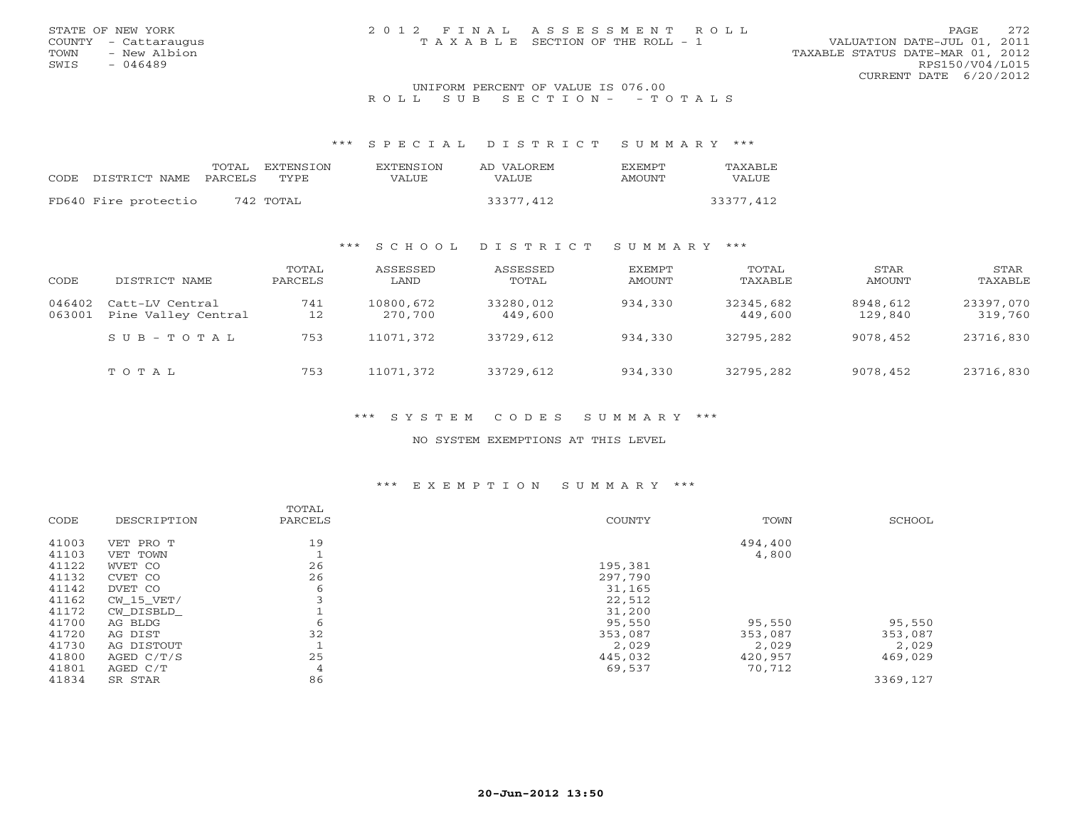STATE OF NEW YORK
COUNTY - Cattaraugus
TOWN - New Albion
SWIS - 046489

# 2012 FINAL ASSESSMENT ROLL

TAXABLE SECTION OF THE ROLL - 1

VALUATION DATE-JUL 01, 2011
TAXABLE STATUS DATE-MAR 01, 2012
RPS150/V04/L015
CURRENT DATE 6/20/2012

UNIFORM PERCENT OF VALUE IS 076.00

ROLL SUB SECTION- - TOTALS

## *** SPECIAL DISTRICT SUMMARY ***

| CODE | DISTRICT NAME | TOTAL PARCELS | EXTENSION TYPE | EXTENSION VALUE | AD VALOREM VALUE | EXEMPT AMOUNT | TAXABLE VALUE |
|---|---|---|---|---|---|---|---|
| FD640 | Fire protectio | 742 | TOTAL | | 33377,412 | | 33377,412 |

## *** SCHOOL DISTRICT SUMMARY ***

| CODE | DISTRICT NAME | TOTAL PARCELS | ASSESSED LAND | ASSESSED TOTAL | EXEMPT AMOUNT | TOTAL TAXABLE | STAR AMOUNT | STAR TAXABLE |
|---|---|---|---|---|---|---|---|---|
| 046402 | Catt-LV Central | 741 | 10800,672 | 33280,012 | 934,330 | 32345,682 | 8948,612 | 23397,070 |
| 063001 | Pine Valley Central | 12 | 270,700 | 449,600 | | 449,600 | 129,840 | 319,760 |
| | SUB-TOTAL | 753 | 11071,372 | 33729,612 | 934,330 | 32795,282 | 9078,452 | 23716,830 |
| | TOTAL | 753 | 11071,372 | 33729,612 | 934,330 | 32795,282 | 9078,452 | 23716,830 |

## *** SYSTEM CODES SUMMARY ***

NO SYSTEM EXEMPTIONS AT THIS LEVEL

## *** EXEMPTION SUMMARY ***

| CODE | DESCRIPTION | TOTAL PARCELS | COUNTY | TOWN | SCHOOL |
|---|---|---|---|---|---|
| 41003 | VET PRO T | 19 | | 494,400 | |
| 41103 | VET TOWN | 1 | | 4,800 | |
| 41122 | WVET CO | 26 | 195,381 | | |
| 41132 | CVET CO | 26 | 297,790 | | |
| 41142 | DVET CO | 6 | 31,165 | | |
| 41162 | CW_15_VET/ | 3 | 22,512 | | |
| 41172 | CW_DISBLD_ | 1 | 31,200 | | |
| 41700 | AG BLDG | 6 | 95,550 | 95,550 | 95,550 |
| 41720 | AG DIST | 32 | 353,087 | 353,087 | 353,087 |
| 41730 | AG DISTOUT | 1 | 2,029 | 2,029 | 2,029 |
| 41800 | AGED C/T/S | 25 | 445,032 | 420,957 | 469,029 |
| 41801 | AGED C/T | 4 | 69,537 | 70,712 | |
| 41834 | SR STAR | 86 | | | 3369,127 |

20-Jun-2012 13:50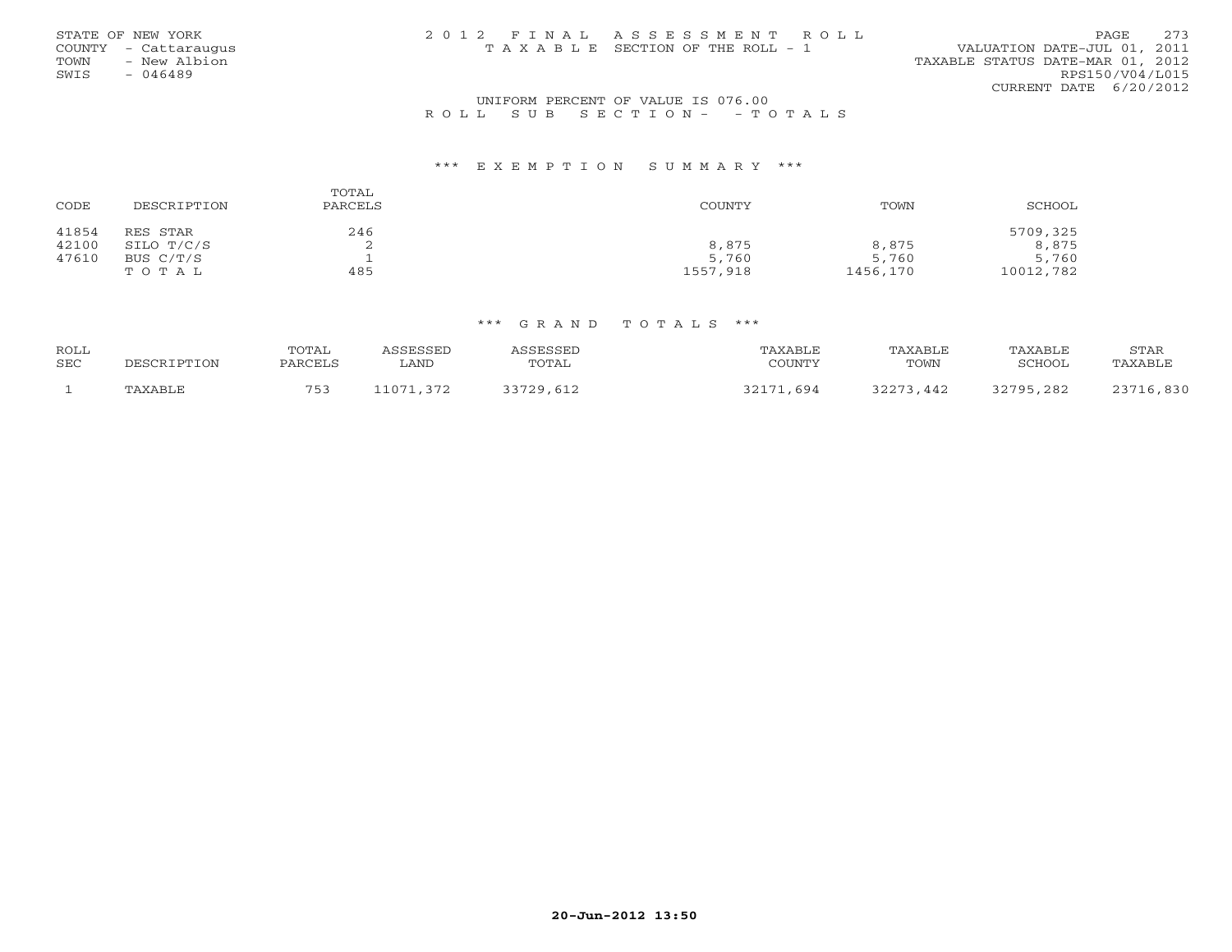STATE OF NEW YORK
COUNTY - Cattaraugus
TOWN - New Albion
SWIS - 046489

2012 FINAL ASSESSMENT ROLL
TAXABLE SECTION OF THE ROLL - 1

VALUATION DATE-JUL 01, 2011
TAXABLE STATUS DATE-MAR 01, 2012
RPS150/V04/L015
CURRENT DATE 6/20/2012

UNIFORM PERCENT OF VALUE IS 076.00
ROLL SUB SECTION- - TOTALS

### *** EXEMPTION SUMMARY ***

| CODE | DESCRIPTION | TOTAL PARCELS | COUNTY | TOWN | SCHOOL |
|---|---|---|---|---|---|
| 41854 | RES STAR | 246 | | | 5709,325 |
| 42100 | SILO T/C/S | 2 | 8,875 | 8,875 | 8,875 |
| 47610 | BUS C/T/S | 1 | 5,760 | 5,760 | 5,760 |
| | TOTAL | 485 | 1557,918 | 1456,170 | 10012,782 |

### *** GRAND TOTALS ***

| ROLL SEC | DESCRIPTION | TOTAL PARCELS | ASSESSED LAND | ASSESSED TOTAL | TAXABLE COUNTY | TAXABLE TOWN | TAXABLE SCHOOL | STAR TAXABLE |
|---|---|---|---|---|---|---|---|---|
| 1 | TAXABLE | 753 | 11071,372 | 33729,612 | 32171,694 | 32273,442 | 32795,282 | 23716,830 |

20-Jun-2012 13:50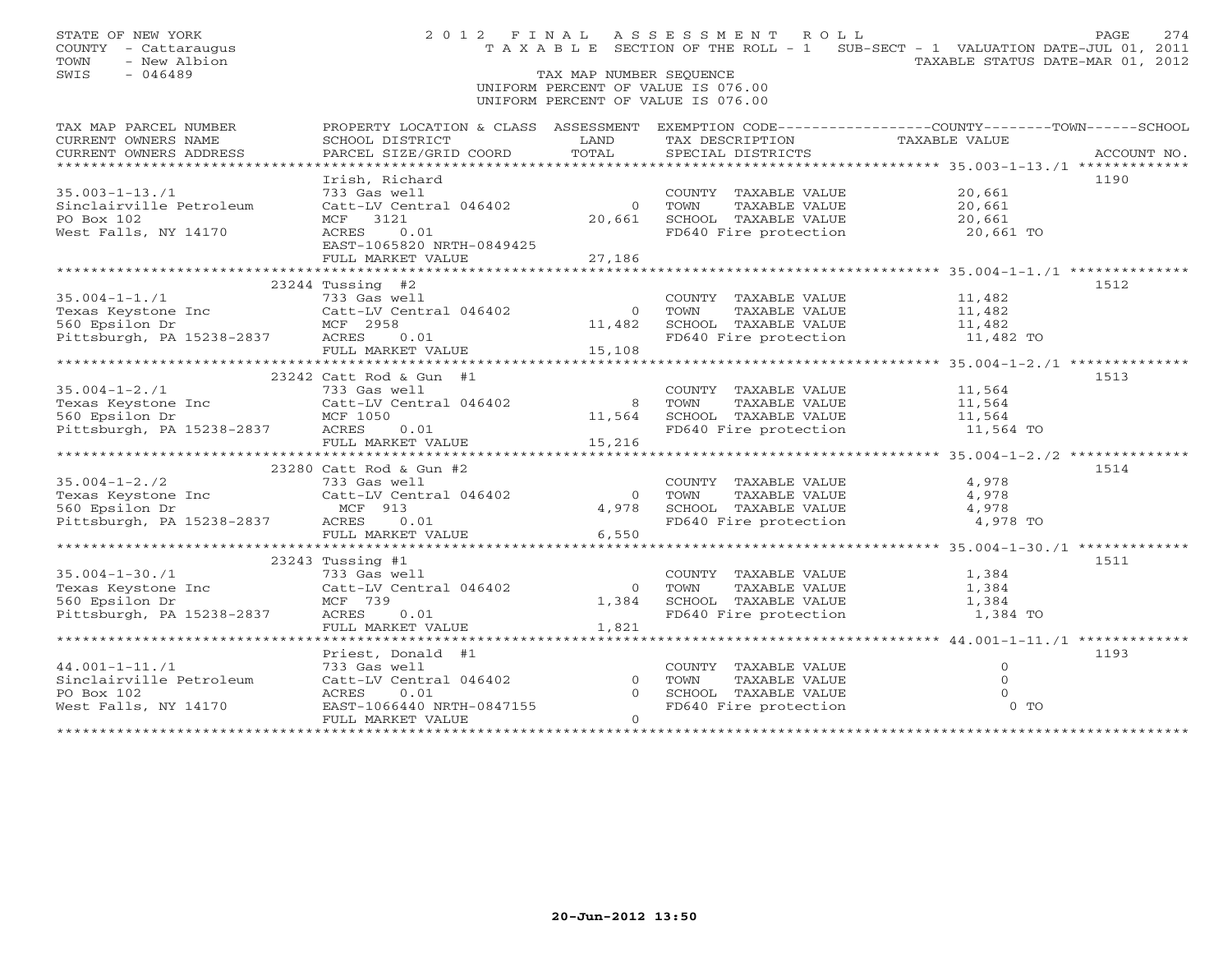STATE OF NEW YORK
COUNTY - Cattaraugus
TOWN - New Albion
SWIS - 046489

2 0 1 2 F I N A L A S S E S S M E N T R O L L
T A X A B L E SECTION OF THE ROLL - 1 SUB-SECT - 1 VALUATION DATE-JUL 01, 2011
TAXABLE STATUS DATE-MAR 01, 2012

TAX MAP NUMBER SEQUENCE
UNIFORM PERCENT OF VALUE IS 076.00
UNIFORM PERCENT OF VALUE IS 076.00

| TAX MAP PARCEL NUMBER / CURRENT OWNERS NAME / CURRENT OWNERS ADDRESS | PROPERTY LOCATION & CLASS / SCHOOL DISTRICT / PARCEL SIZE/GRID COORD | ASSESSMENT LAND / TOTAL | EXEMPTION CODE / TAX DESCRIPTION / SPECIAL DISTRICTS | TAXABLE VALUE (COUNTY--TOWN--SCHOOL) | ACCOUNT NO. |
|---|---|---|---|---|---|
| **35.003-1-13./1** | Irish, Richard | | | | 1190 |
| 35.003-1-13./1 | 733 Gas well | | COUNTY TAXABLE VALUE | 20,661 | |
| Sinclairville Petroleum | Catt-LV Central 046402 | 0 | TOWN TAXABLE VALUE | 20,661 | |
| PO Box 102 | MCF 3121 | 20,661 | SCHOOL TAXABLE VALUE | 20,661 | |
| West Falls, NY 14170 | ACRES 0.01 | | FD640 Fire protection | 20,661 TO | |
| | EAST-1065820 NRTH-0849425 | | | | |
| | FULL MARKET VALUE | 27,186 | | | |
| **35.004-1-1./1** | 23244 Tussing #2 | | | | 1512 |
| 35.004-1-1./1 | 733 Gas well | | COUNTY TAXABLE VALUE | 11,482 | |
| Texas Keystone Inc | Catt-LV Central 046402 | 0 | TOWN TAXABLE VALUE | 11,482 | |
| 560 Epsilon Dr | MCF 2958 | 11,482 | SCHOOL TAXABLE VALUE | 11,482 | |
| Pittsburgh, PA 15238-2837 | ACRES 0.01 | | FD640 Fire protection | 11,482 TO | |
| | FULL MARKET VALUE | 15,108 | | | |
| **35.004-1-2./1** | 23242 Catt Rod & Gun #1 | | | | 1513 |
| 35.004-1-2./1 | 733 Gas well | | COUNTY TAXABLE VALUE | 11,564 | |
| Texas Keystone Inc | Catt-LV Central 046402 | 8 | TOWN TAXABLE VALUE | 11,564 | |
| 560 Epsilon Dr | MCF 1050 | 11,564 | SCHOOL TAXABLE VALUE | 11,564 | |
| Pittsburgh, PA 15238-2837 | ACRES 0.01 | | FD640 Fire protection | 11,564 TO | |
| | FULL MARKET VALUE | 15,216 | | | |
| **35.004-1-2./2** | 23280 Catt Rod & Gun #2 | | | | 1514 |
| 35.004-1-2./2 | 733 Gas well | | COUNTY TAXABLE VALUE | 4,978 | |
| Texas Keystone Inc | Catt-LV Central 046402 | 0 | TOWN TAXABLE VALUE | 4,978 | |
| 560 Epsilon Dr | MCF 913 | 4,978 | SCHOOL TAXABLE VALUE | 4,978 | |
| Pittsburgh, PA 15238-2837 | ACRES 0.01 | | FD640 Fire protection | 4,978 TO | |
| | FULL MARKET VALUE | 6,550 | | | |
| **35.004-1-30./1** | 23243 Tussing #1 | | | | 1511 |
| 35.004-1-30./1 | 733 Gas well | | COUNTY TAXABLE VALUE | 1,384 | |
| Texas Keystone Inc | Catt-LV Central 046402 | 0 | TOWN TAXABLE VALUE | 1,384 | |
| 560 Epsilon Dr | MCF 739 | 1,384 | SCHOOL TAXABLE VALUE | 1,384 | |
| Pittsburgh, PA 15238-2837 | ACRES 0.01 | | FD640 Fire protection | 1,384 TO | |
| | FULL MARKET VALUE | 1,821 | | | |
| **44.001-1-11./1** | Priest, Donald #1 | | | | 1193 |
| 44.001-1-11./1 | 733 Gas well | | COUNTY TAXABLE VALUE | 0 | |
| Sinclairville Petroleum | Catt-LV Central 046402 | 0 | TOWN TAXABLE VALUE | 0 | |
| PO Box 102 | ACRES 0.01 | 0 | SCHOOL TAXABLE VALUE | 0 | |
| West Falls, NY 14170 | EAST-1066440 NRTH-0847155 | | FD640 Fire protection | 0 TO | |
| | FULL MARKET VALUE | 0 | | | |

20-Jun-2012 13:50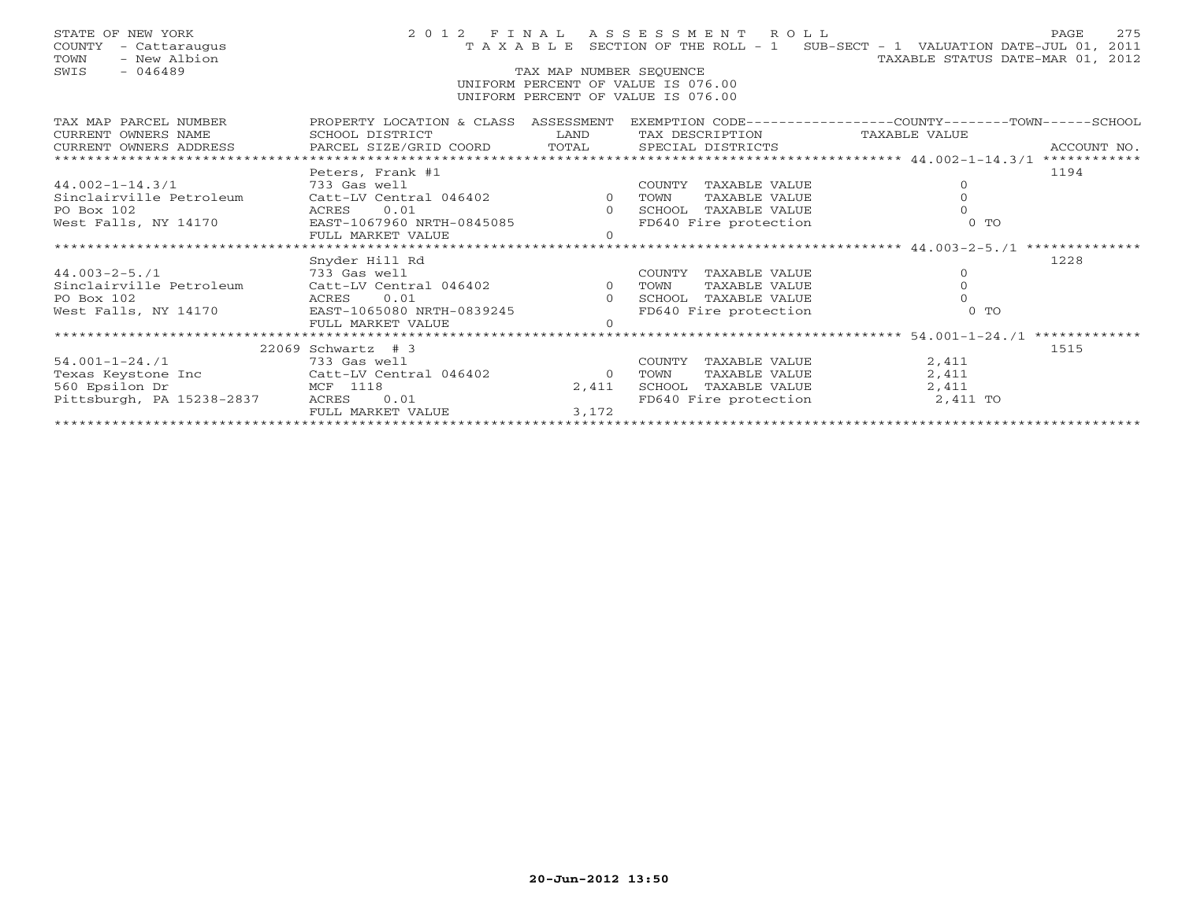STATE OF NEW YORK
COUNTY - Cattaraugus
TOWN - New Albion
SWIS - 046489

2012 FINAL ASSESSMENT ROLL
TAXABLE SECTION OF THE ROLL - 1 SUB-SECT - 1 VALUATION DATE-JUL 01, 2011
TAXABLE STATUS DATE-MAR 01, 2012

TAX MAP NUMBER SEQUENCE
UNIFORM PERCENT OF VALUE IS 076.00
UNIFORM PERCENT OF VALUE IS 076.00

| TAX MAP PARCEL NUMBER / CURRENT OWNERS NAME / CURRENT OWNERS ADDRESS | PROPERTY LOCATION & CLASS / SCHOOL DISTRICT / PARCEL SIZE/GRID COORD | ASSESSMENT LAND / TOTAL | EXEMPTION CODE / TAX DESCRIPTION / SPECIAL DISTRICTS | COUNTY--------TOWN------SCHOOL TAXABLE VALUE | ACCOUNT NO. |
|---|---|---|---|---|---|
| **44.002-1-14.3/1** | Peters, Frank #1 | | | | 1194 |
| 44.002-1-14.3/1 | 733 Gas well | | COUNTY TAXABLE VALUE | 0 | |
| Sinclairville Petroleum | Catt-LV Central 046402 | 0 | TOWN TAXABLE VALUE | 0 | |
| PO Box 102 | ACRES 0.01 | 0 | SCHOOL TAXABLE VALUE | 0 | |
| West Falls, NY 14170 | EAST-1067960 NRTH-0845085 | | FD640 Fire protection | 0 TO | |
| | FULL MARKET VALUE | 0 | | | |
| **44.003-2-5./1** | Snyder Hill Rd | | | | 1228 |
| 44.003-2-5./1 | 733 Gas well | | COUNTY TAXABLE VALUE | 0 | |
| Sinclairville Petroleum | Catt-LV Central 046402 | 0 | TOWN TAXABLE VALUE | 0 | |
| PO Box 102 | ACRES 0.01 | 0 | SCHOOL TAXABLE VALUE | 0 | |
| West Falls, NY 14170 | EAST-1065080 NRTH-0839245 | | FD640 Fire protection | 0 TO | |
| | FULL MARKET VALUE | 0 | | | |
| **54.001-1-24./1** | 22069 Schwartz # 3 | | | | 1515 |
| 54.001-1-24./1 | 733 Gas well | | COUNTY TAXABLE VALUE | 2,411 | |
| Texas Keystone Inc | Catt-LV Central 046402 | 0 | TOWN TAXABLE VALUE | 2,411 | |
| 560 Epsilon Dr | MCF 1118 | 2,411 | SCHOOL TAXABLE VALUE | 2,411 | |
| Pittsburgh, PA 15238-2837 | ACRES 0.01 | | FD640 Fire protection | 2,411 TO | |
| | FULL MARKET VALUE | 3,172 | | | |

20-Jun-2012 13:50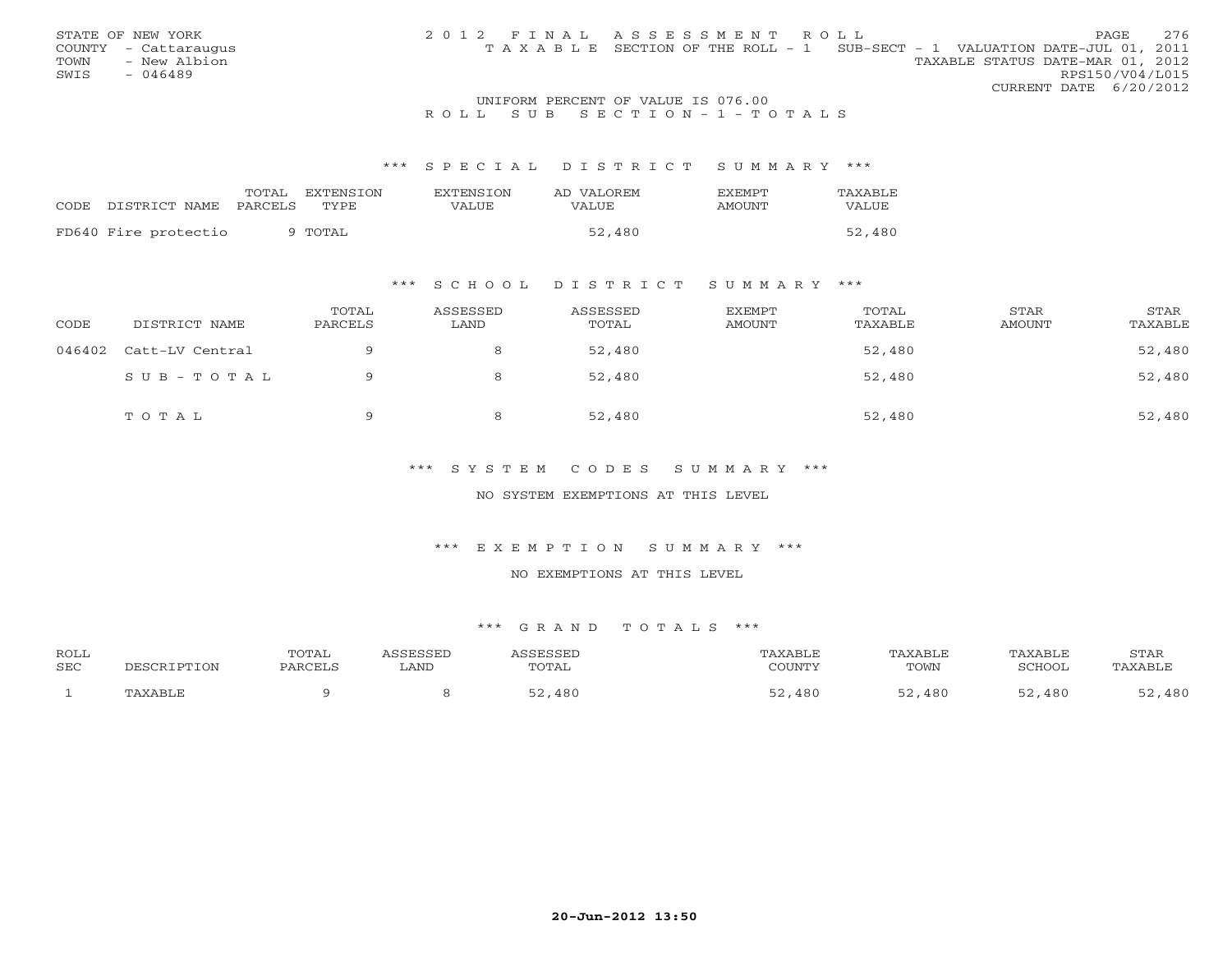STATE OF NEW YORK
COUNTY - Cattaraugus
TOWN - New Albion
SWIS - 046489

2012 FINAL ASSESSMENT ROLL
TAXABLE SECTION OF THE ROLL - 1 SUB-SECT - 1 VALUATION DATE-JUL 01, 2011
TAXABLE STATUS DATE-MAR 01, 2012
RPS150/V04/L015
CURRENT DATE 6/20/2012

UNIFORM PERCENT OF VALUE IS 076.00

ROLL SUB SECTION-1-TOTALS

## *** SPECIAL DISTRICT SUMMARY ***

| CODE DISTRICT NAME | TOTAL PARCELS | EXTENSION TYPE | EXTENSION VALUE | AD VALOREM VALUE | EXEMPT AMOUNT | TAXABLE VALUE |
|---|---|---|---|---|---|---|
| FD640 Fire protectio | 9 | TOTAL | | 52,480 | | 52,480 |

## *** SCHOOL DISTRICT SUMMARY ***

| CODE | DISTRICT NAME | TOTAL PARCELS | ASSESSED LAND | ASSESSED TOTAL | EXEMPT AMOUNT | TOTAL TAXABLE | STAR AMOUNT | STAR TAXABLE |
|---|---|---|---|---|---|---|---|---|
| 046402 | Catt-LV Central | 9 | 8 | 52,480 | | 52,480 | | 52,480 |
| | SUB-TOTAL | 9 | 8 | 52,480 | | 52,480 | | 52,480 |
| | TOTAL | 9 | 8 | 52,480 | | 52,480 | | 52,480 |

## *** SYSTEM CODES SUMMARY ***

NO SYSTEM EXEMPTIONS AT THIS LEVEL

## *** EXEMPTION SUMMARY ***

NO EXEMPTIONS AT THIS LEVEL

## *** GRAND TOTALS ***

| ROLL SEC | DESCRIPTION | TOTAL PARCELS | ASSESSED LAND | ASSESSED TOTAL | TAXABLE COUNTY | TAXABLE TOWN | TAXABLE SCHOOL | STAR TAXABLE |
|---|---|---|---|---|---|---|---|---|
| 1 | TAXABLE | 9 | 8 | 52,480 | 52,480 | 52,480 | 52,480 | 52,480 |

20-Jun-2012 13:50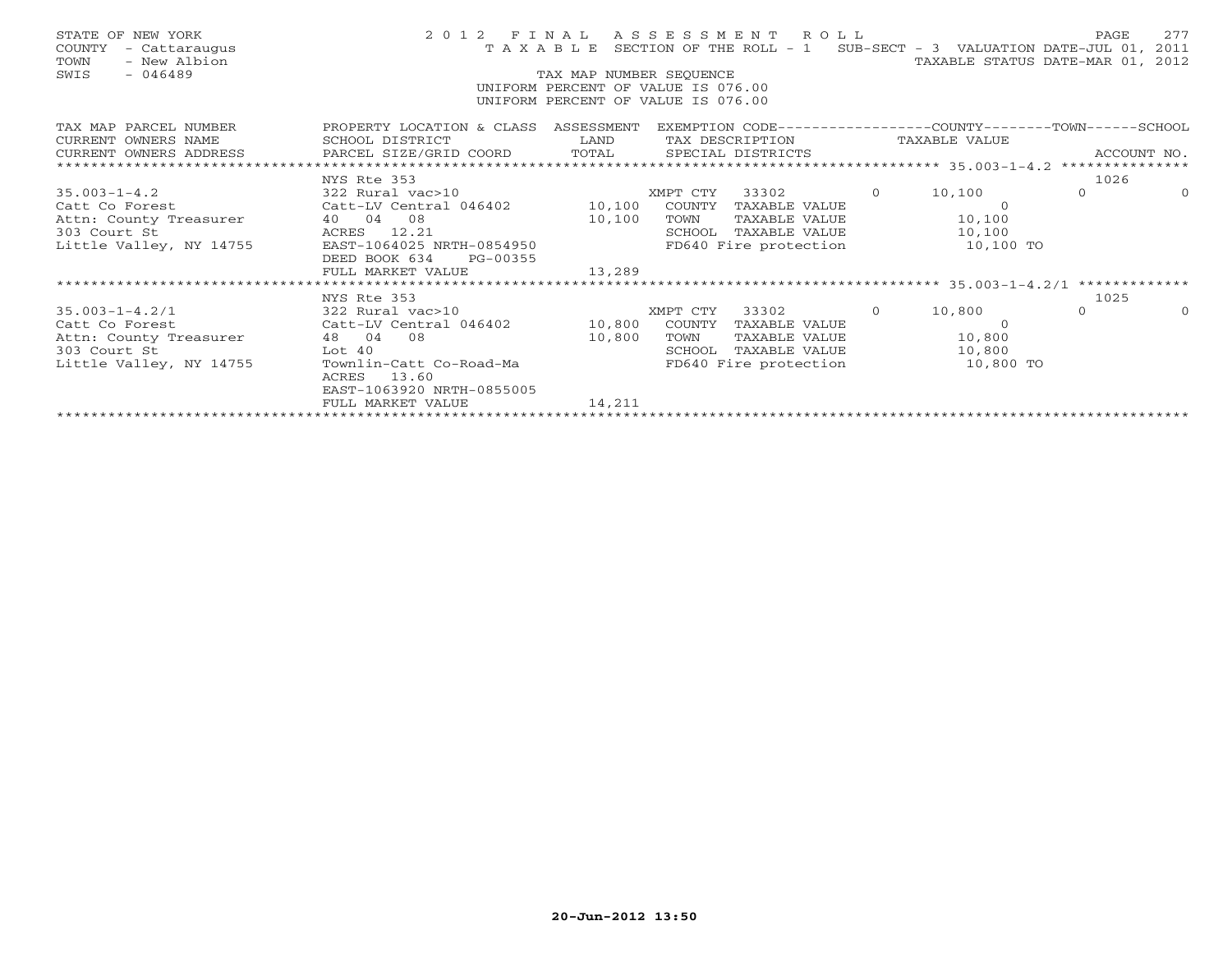STATE OF NEW YORK
COUNTY - Cattaraugus
TOWN - New Albion
SWIS - 046489

2 0 1 2 F I N A L A S S E S S M E N T R O L L
T A X A B L E SECTION OF THE ROLL - 1 SUB-SECT - 3 VALUATION DATE-JUL 01, 2011
TAXABLE STATUS DATE-MAR 01, 2012

TAX MAP NUMBER SEQUENCE
UNIFORM PERCENT OF VALUE IS 076.00
UNIFORM PERCENT OF VALUE IS 076.00

| TAX MAP PARCEL NUMBER / CURRENT OWNERS NAME / CURRENT OWNERS ADDRESS | PROPERTY LOCATION & CLASS / SCHOOL DISTRICT / PARCEL SIZE/GRID COORD | ASSESSMENT LAND / TOTAL | EXEMPTION CODE / TAX DESCRIPTION / SPECIAL DISTRICTS | COUNTY / TAXABLE VALUE | TOWN | SCHOOL / ACCOUNT NO. |
|---|---|---|---|---|---|---|
| | NYS Rte 353 | | | | | 1026 |
| 35.003-1-4.2 | 322 Rural vac>10 | | XMPT CTY 33302 0 | 10,100 | 0 | 0 |
| Catt Co Forest | Catt-LV Central 046402 | 10,100 | COUNTY TAXABLE VALUE | 0 | | |
| Attn: County Treasurer | 40 04 08 | 10,100 | TOWN TAXABLE VALUE | 10,100 | | |
| 303 Court St | ACRES 12.21 | | SCHOOL TAXABLE VALUE | 10,100 | | |
| Little Valley, NY 14755 | EAST-1064025 NRTH-0854950 | | FD640 Fire protection | 10,100 TO | | |
| | DEED BOOK 634 PG-00355 | | | | | |
| | FULL MARKET VALUE | 13,289 | | | | |
| | NYS Rte 353 | | | | | 1025 |
| 35.003-1-4.2/1 | 322 Rural vac>10 | | XMPT CTY 33302 0 | 10,800 | 0 | 0 |
| Catt Co Forest | Catt-LV Central 046402 | 10,800 | COUNTY TAXABLE VALUE | 0 | | |
| Attn: County Treasurer | 48 04 08 | 10,800 | TOWN TAXABLE VALUE | 10,800 | | |
| 303 Court St | Lot 40 | | SCHOOL TAXABLE VALUE | 10,800 | | |
| Little Valley, NY 14755 | Townlin-Catt Co-Road-Ma | | FD640 Fire protection | 10,800 TO | | |
| | ACRES 13.60 | | | | | |
| | EAST-1063920 NRTH-0855005 | | | | | |
| | FULL MARKET VALUE | 14,211 | | | | |

20-Jun-2012 13:50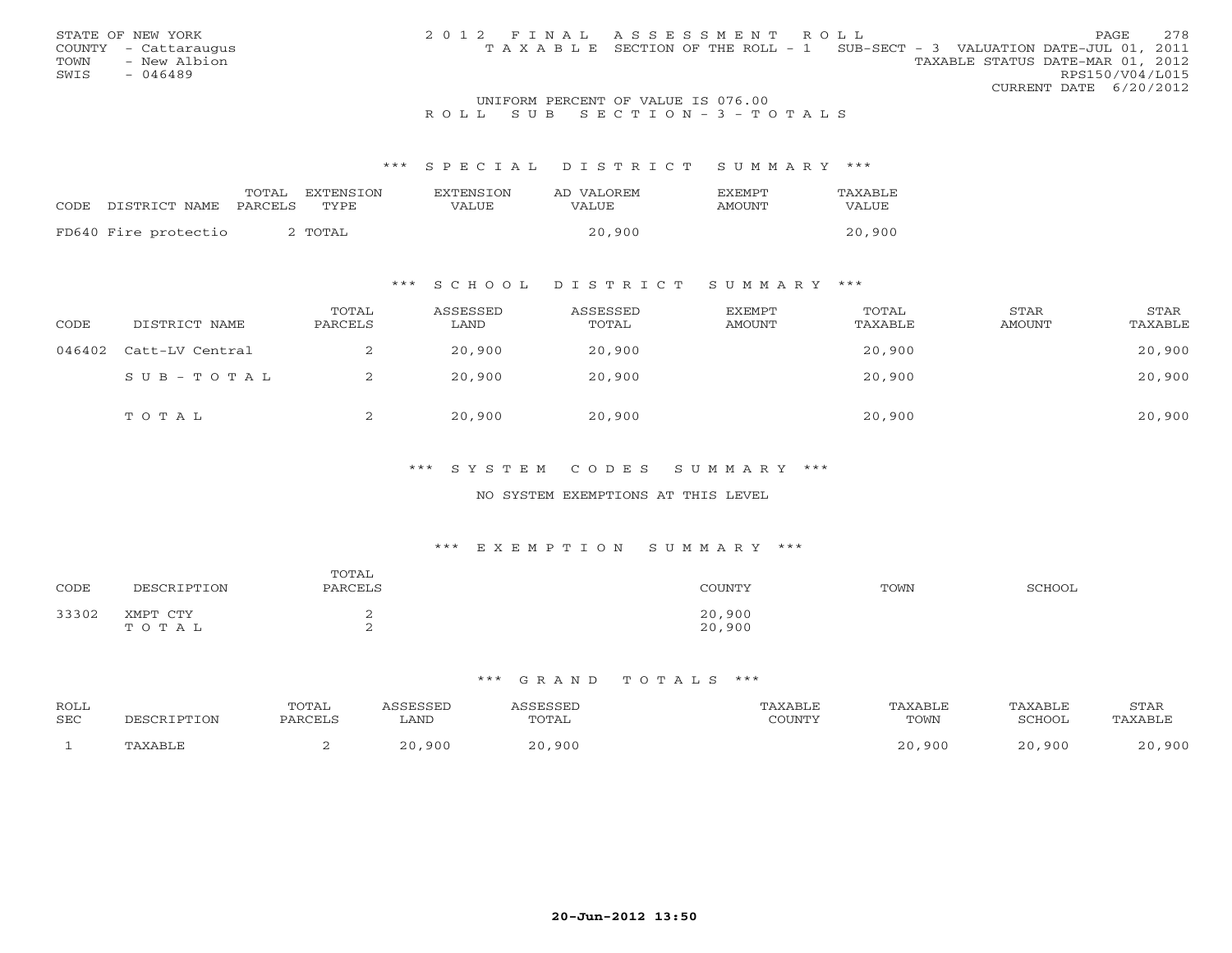STATE OF NEW YORK
COUNTY - Cattaraugus
TOWN - New Albion
SWIS - 046489

2 0 1 2 F I N A L A S S E S S M E N T R O L L
T A X A B L E SECTION OF THE ROLL - 1 SUB-SECT - 3 VALUATION DATE-JUL 01, 2011
TAXABLE STATUS DATE-MAR 01, 2012
RPS150/V04/L015
CURRENT DATE 6/20/2012

UNIFORM PERCENT OF VALUE IS 076.00

R O L L S U B S E C T I O N - 3 - T O T A L S

### *** S P E C I A L D I S T R I C T S U M M A R Y ***

| CODE | DISTRICT NAME | TOTAL PARCELS | EXTENSION TYPE | EXTENSION VALUE | AD VALOREM VALUE | EXEMPT AMOUNT | TAXABLE VALUE |
|---|---|---|---|---|---|---|---|
| FD640 | Fire protectio | 2 | TOTAL | | 20,900 | | 20,900 |

### *** S C H O O L D I S T R I C T S U M M A R Y ***

| CODE | DISTRICT NAME | TOTAL PARCELS | ASSESSED LAND | ASSESSED TOTAL | EXEMPT AMOUNT | TOTAL TAXABLE | STAR AMOUNT | STAR TAXABLE |
|---|---|---|---|---|---|---|---|---|
| 046402 | Catt-LV Central | 2 | 20,900 | 20,900 | | 20,900 | | 20,900 |
| | S U B - T O T A L | 2 | 20,900 | 20,900 | | 20,900 | | 20,900 |
| | T O T A L | 2 | 20,900 | 20,900 | | 20,900 | | 20,900 |

### *** S Y S T E M C O D E S S U M M A R Y ***

NO SYSTEM EXEMPTIONS AT THIS LEVEL

### *** E X E M P T I O N S U M M A R Y ***

| CODE | DESCRIPTION | TOTAL PARCELS | COUNTY | TOWN | SCHOOL |
|---|---|---|---|---|---|
| 33302 | XMPT CTY | 2 | 20,900 | | |
| | T O T A L | 2 | 20,900 | | |

### *** G R A N D T O T A L S ***

| ROLL SEC | DESCRIPTION | TOTAL PARCELS | ASSESSED LAND | ASSESSED TOTAL | TAXABLE COUNTY | TAXABLE TOWN | TAXABLE SCHOOL | STAR TAXABLE |
|---|---|---|---|---|---|---|---|---|
| 1 | TAXABLE | 2 | 20,900 | 20,900 | | 20,900 | 20,900 | 20,900 |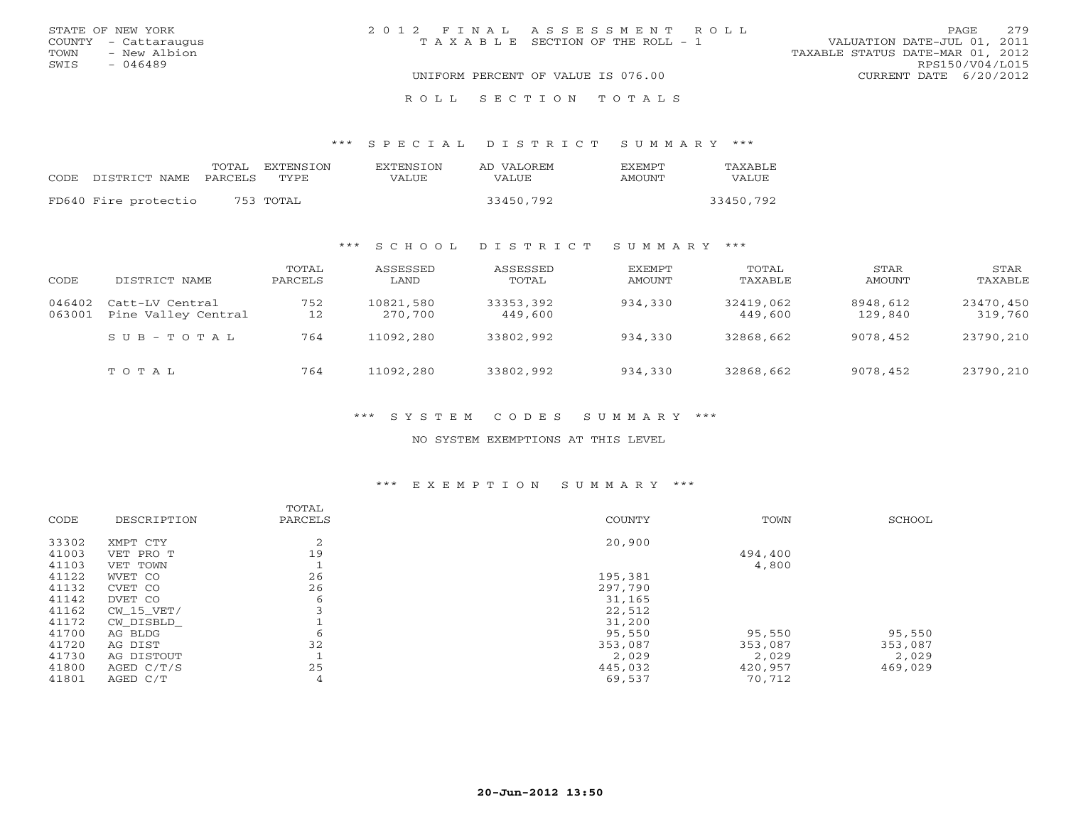STATE OF NEW YORK
COUNTY - Cattaraugus
TOWN - New Albion
SWIS - 046489

# 2012 FINAL ASSESSMENT ROLL

TAXABLE SECTION OF THE ROLL - 1

UNIFORM PERCENT OF VALUE IS 076.00

VALUATION DATE-JUL 01, 2011
TAXABLE STATUS DATE-MAR 01, 2012
RPS150/V04/L015
CURRENT DATE 6/20/2012

## ROLL SECTION TOTALS

### *** SPECIAL DISTRICT SUMMARY ***

| CODE | DISTRICT NAME | TOTAL PARCELS | EXTENSION TYPE | EXTENSION VALUE | AD VALOREM VALUE | EXEMPT AMOUNT | TAXABLE VALUE |
|---|---|---|---|---|---|---|---|
| FD640 | Fire protectio | 753 | TOTAL | | 33450,792 | | 33450,792 |

### *** SCHOOL DISTRICT SUMMARY ***

| CODE | DISTRICT NAME | TOTAL PARCELS | ASSESSED LAND | ASSESSED TOTAL | EXEMPT AMOUNT | TOTAL TAXABLE | STAR AMOUNT | STAR TAXABLE |
|---|---|---|---|---|---|---|---|---|
| 046402 | Catt-LV Central | 752 | 10821,580 | 33353,392 | 934,330 | 32419,062 | 8948,612 | 23470,450 |
| 063001 | Pine Valley Central | 12 | 270,700 | 449,600 | | 449,600 | 129,840 | 319,760 |
| | SUB-TOTAL | 764 | 11092,280 | 33802,992 | 934,330 | 32868,662 | 9078,452 | 23790,210 |
| | TOTAL | 764 | 11092,280 | 33802,992 | 934,330 | 32868,662 | 9078,452 | 23790,210 |

### *** SYSTEM CODES SUMMARY ***

NO SYSTEM EXEMPTIONS AT THIS LEVEL

### *** EXEMPTION SUMMARY ***

| CODE | DESCRIPTION | TOTAL PARCELS | COUNTY | TOWN | SCHOOL |
|---|---|---|---|---|---|
| 33302 | XMPT CTY | 2 | 20,900 | | |
| 41003 | VET PRO T | 19 | | 494,400 | |
| 41103 | VET TOWN | 1 | | 4,800 | |
| 41122 | WVET CO | 26 | 195,381 | | |
| 41132 | CVET CO | 26 | 297,790 | | |
| 41142 | DVET CO | 6 | 31,165 | | |
| 41162 | CW_15_VET/ | 3 | 22,512 | | |
| 41172 | CW_DISBLD_ | 1 | 31,200 | | |
| 41700 | AG BLDG | 6 | 95,550 | 95,550 | 95,550 |
| 41720 | AG DIST | 32 | 353,087 | 353,087 | 353,087 |
| 41730 | AG DISTOUT | 1 | 2,029 | 2,029 | 2,029 |
| 41800 | AGED C/T/S | 25 | 445,032 | 420,957 | 469,029 |
| 41801 | AGED C/T | 4 | 69,537 | 70,712 | |

20-Jun-2012 13:50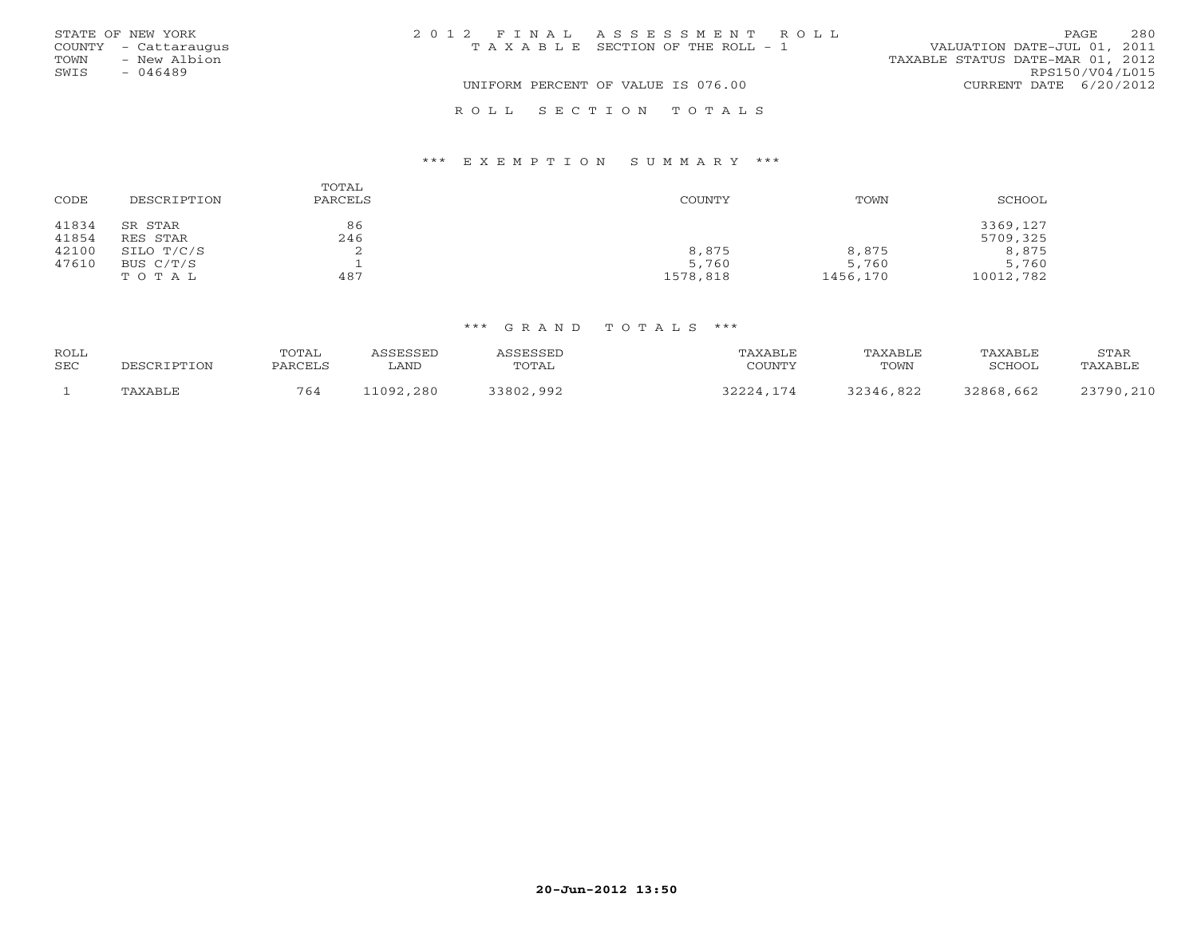STATE OF NEW YORK
COUNTY - Cattaraugus
TOWN - New Albion
SWIS - 046489

# 2012 FINAL ASSESSMENT ROLL

TAXABLE SECTION OF THE ROLL - 1

UNIFORM PERCENT OF VALUE IS 076.00

VALUATION DATE-JUL 01, 2011
TAXABLE STATUS DATE-MAR 01, 2012
RPS150/V04/L015
CURRENT DATE 6/20/2012

## ROLL SECTION TOTALS

### *** EXEMPTION SUMMARY ***

| CODE | DESCRIPTION | TOTAL PARCELS | COUNTY | TOWN | SCHOOL |
|---|---|---|---|---|---|
| 41834 | SR STAR | 86 | | | 3369,127 |
| 41854 | RES STAR | 246 | | | 5709,325 |
| 42100 | SILO T/C/S | 2 | 8,875 | 8,875 | 8,875 |
| 47610 | BUS C/T/S | 1 | 5,760 | 5,760 | 5,760 |
| | TOTAL | 487 | 1578,818 | 1456,170 | 10012,782 |

### *** GRAND TOTALS ***

| ROLL SEC | DESCRIPTION | TOTAL PARCELS | ASSESSED LAND | ASSESSED TOTAL | TAXABLE COUNTY | TAXABLE TOWN | TAXABLE SCHOOL | STAR TAXABLE |
|---|---|---|---|---|---|---|---|---|
| 1 | TAXABLE | 764 | 11092,280 | 33802,992 | 32224,174 | 32346,822 | 32868,662 | 23790,210 |

20-Jun-2012 13:50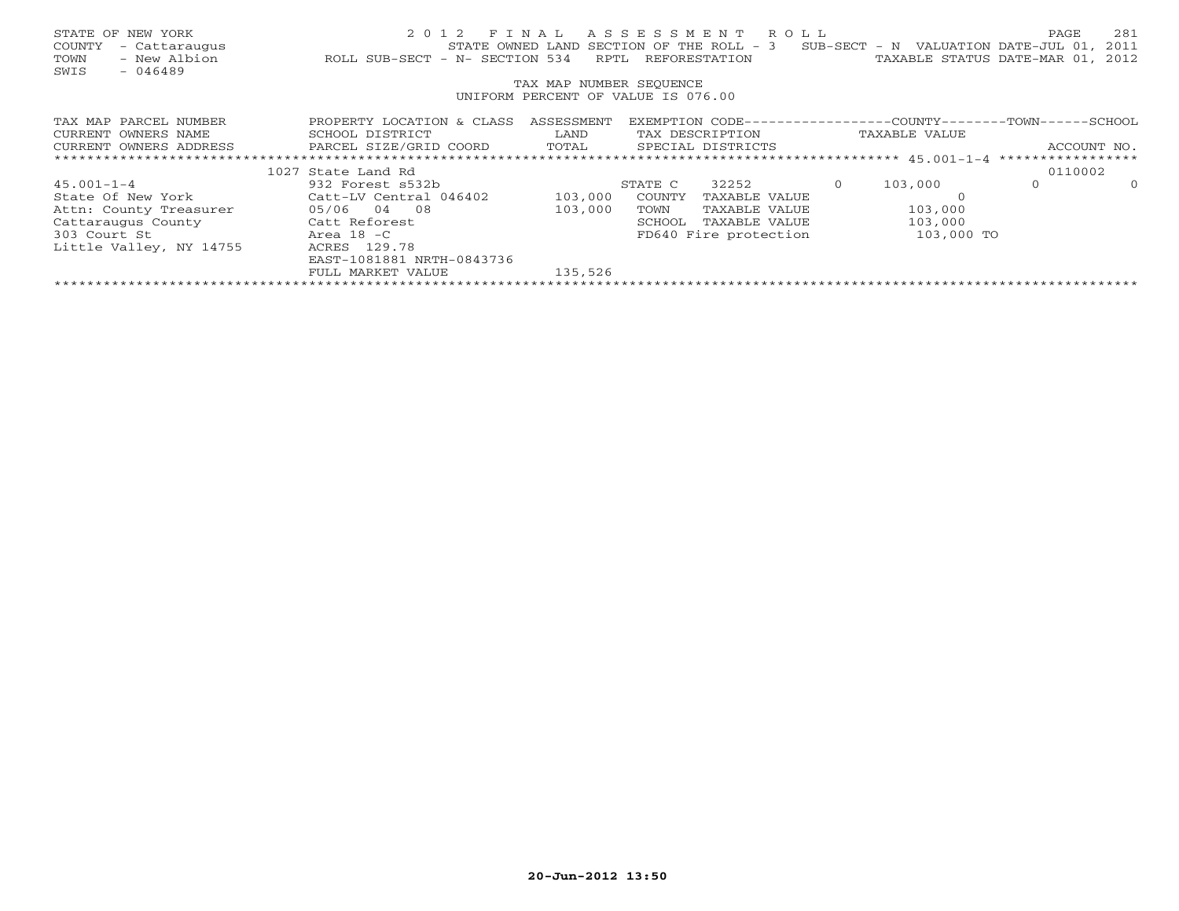STATE OF NEW YORK
COUNTY - Cattaraugus
TOWN - New Albion
SWIS - 046489

2 0 1 2 F I N A L A S S E S S M E N T R O L L
STATE OWNED LAND SECTION OF THE ROLL - 3 SUB-SECT - N VALUATION DATE-JUL 01, 2011
ROLL SUB-SECT - N- SECTION 534 RPTL REFORESTATION TAXABLE STATUS DATE-MAR 01, 2012

TAX MAP NUMBER SEQUENCE
UNIFORM PERCENT OF VALUE IS 076.00

| TAX MAP PARCEL NUMBER<br>CURRENT OWNERS NAME<br>CURRENT OWNERS ADDRESS | PROPERTY LOCATION & CLASS<br>SCHOOL DISTRICT<br>PARCEL SIZE/GRID COORD | ASSESSMENT<br>LAND<br>TOTAL | EXEMPTION CODE<br>TAX DESCRIPTION<br>SPECIAL DISTRICTS | COUNTY<br>TAXABLE VALUE | TOWN | SCHOOL<br>ACCOUNT NO. |
|---|---|---|---|---|---|---|
| | 1027 State Land Rd | | | | | 0110002 |
| 45.001-1-4 | 932 Forest s532b | | STATE C 32252 0 | 103,000 | 0 | 0 |
| State Of New York | Catt-LV Central 046402 | 103,000 | COUNTY TAXABLE VALUE | 0 | | |
| Attn: County Treasurer | 05/06 04 08 | 103,000 | TOWN TAXABLE VALUE | 103,000 | | |
| Cattaraugus County | Catt Reforest | | SCHOOL TAXABLE VALUE | 103,000 | | |
| 303 Court St | Area 18 -C | | FD640 Fire protection | 103,000 TO | | |
| Little Valley, NY 14755 | ACRES 129.78 | | | | | |
| | EAST-1081881 NRTH-0843736 | | | | | |
| | FULL MARKET VALUE | 135,526 | | | | |

20-Jun-2012 13:50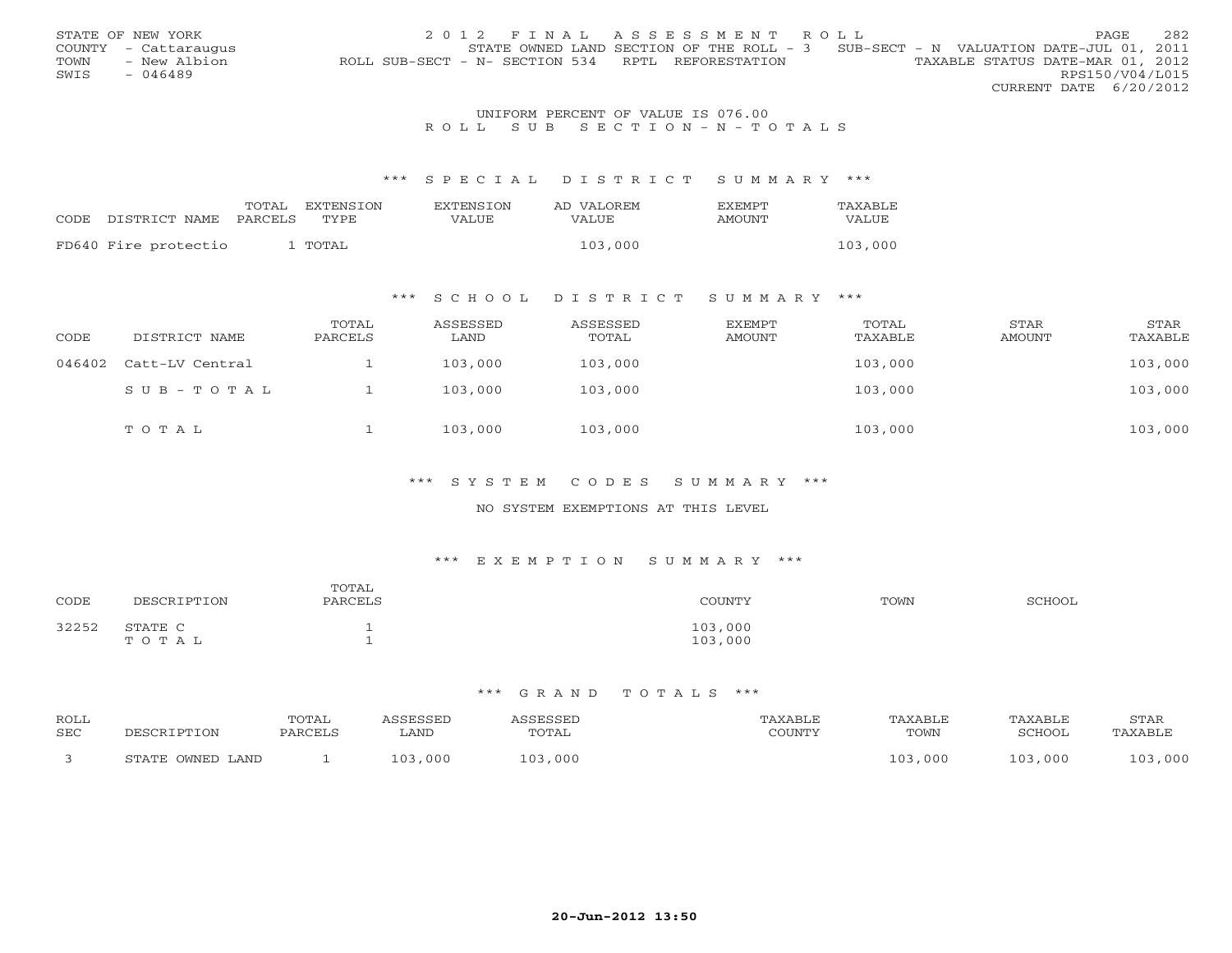STATE OF NEW YORK
COUNTY - Cattaraugus
TOWN - New Albion
SWIS - 046489

2 0 1 2 F I N A L A S S E S S M E N T R O L L
STATE OWNED LAND SECTION OF THE ROLL - 3 SUB-SECT - N VALUATION DATE-JUL 01, 2011
ROLL SUB-SECT - N- SECTION 534 RPTL REFORESTATION TAXABLE STATUS DATE-MAR 01, 2012
RPS150/V04/L015
CURRENT DATE 6/20/2012

UNIFORM PERCENT OF VALUE IS 076.00

R O L L S U B S E C T I O N - N - T O T A L S

*** S P E C I A L D I S T R I C T S U M M A R Y ***

| CODE | DISTRICT NAME | TOTAL PARCELS | EXTENSION TYPE | EXTENSION VALUE | AD VALOREM VALUE | EXEMPT AMOUNT | TAXABLE VALUE |
|---|---|---|---|---|---|---|---|
| FD640 | Fire protectio | 1 | TOTAL | | 103,000 | | 103,000 |

*** S C H O O L D I S T R I C T S U M M A R Y ***

| CODE | DISTRICT NAME | TOTAL PARCELS | ASSESSED LAND | ASSESSED TOTAL | EXEMPT AMOUNT | TOTAL TAXABLE | STAR AMOUNT | STAR TAXABLE |
|---|---|---|---|---|---|---|---|---|
| 046402 | Catt-LV Central | 1 | 103,000 | 103,000 | | 103,000 | | 103,000 |
| | S U B - T O T A L | 1 | 103,000 | 103,000 | | 103,000 | | 103,000 |
| | T O T A L | 1 | 103,000 | 103,000 | | 103,000 | | 103,000 |

*** S Y S T E M C O D E S S U M M A R Y ***

NO SYSTEM EXEMPTIONS AT THIS LEVEL

*** E X E M P T I O N S U M M A R Y ***

| CODE | DESCRIPTION | TOTAL PARCELS | COUNTY | TOWN | SCHOOL |
|---|---|---|---|---|---|
| 32252 | STATE C | 1 | 103,000 | | |
| | T O T A L | 1 | 103,000 | | |

*** G R A N D T O T A L S ***

| ROLL SEC | DESCRIPTION | TOTAL PARCELS | ASSESSED LAND | ASSESSED TOTAL | TAXABLE COUNTY | TAXABLE TOWN | TAXABLE SCHOOL | STAR TAXABLE |
|---|---|---|---|---|---|---|---|---|
| 3 | STATE OWNED LAND | 1 | 103,000 | 103,000 | | 103,000 | 103,000 | 103,000 |

20-Jun-2012 13:50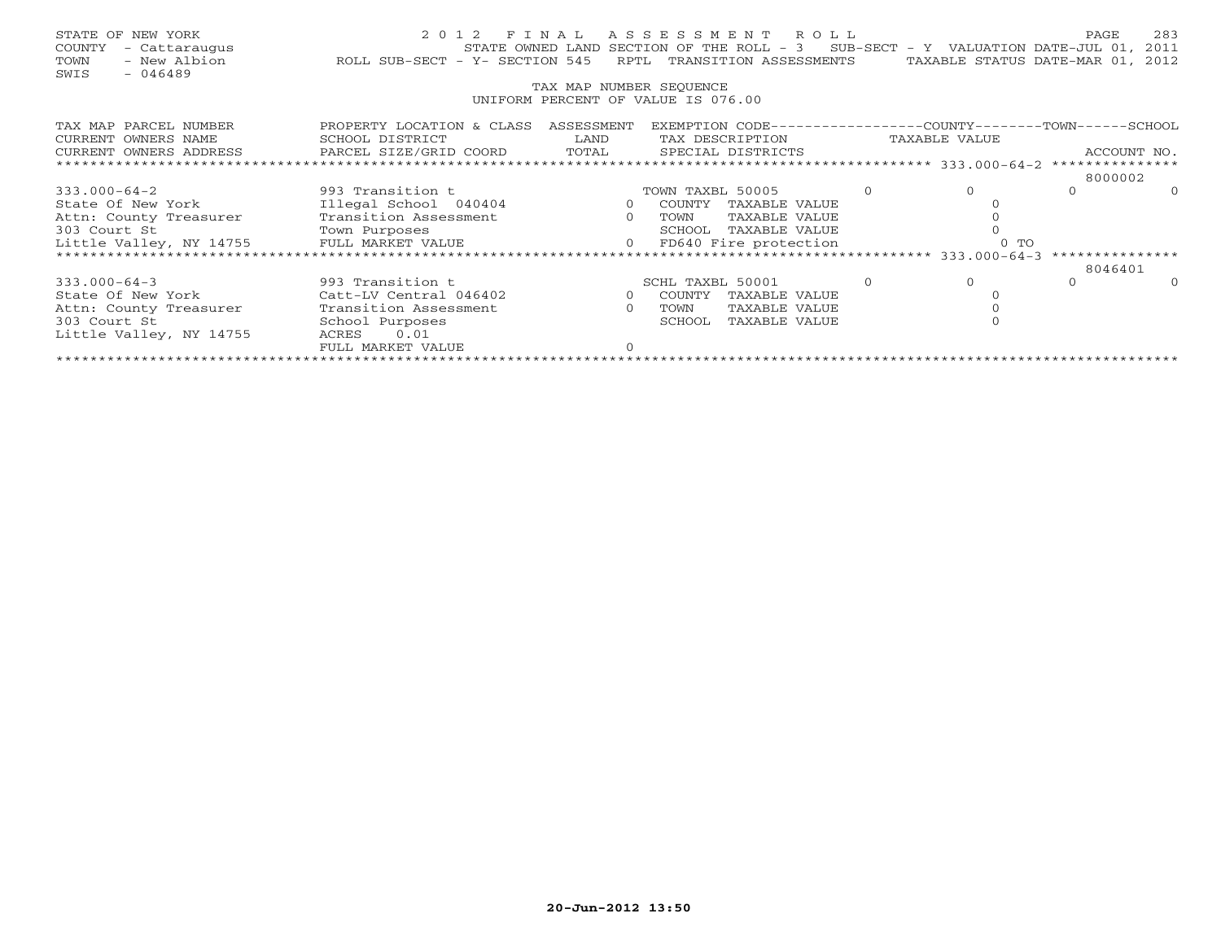STATE OF NEW YORK  
COUNTY - Cattaraugus  
TOWN - New Albion  
SWIS - 046489

2 0 1 2 F I N A L A S S E S S M E N T R O L L  
STATE OWNED LAND SECTION OF THE ROLL - 3 SUB-SECT - Y VALUATION DATE-JUL 01, 2011  
ROLL SUB-SECT - Y- SECTION 545 RPTL TRANSITION ASSESSMENTS TAXABLE STATUS DATE-MAR 01, 2012

TAX MAP NUMBER SEQUENCE  
UNIFORM PERCENT OF VALUE IS 076.00

| TAX MAP PARCEL NUMBER / CURRENT OWNERS NAME / CURRENT OWNERS ADDRESS | PROPERTY LOCATION & CLASS / SCHOOL DISTRICT / PARCEL SIZE/GRID COORD | ASSESSMENT LAND / TOTAL | EXEMPTION CODE / TAX DESCRIPTION / SPECIAL DISTRICTS | | COUNTY TAXABLE VALUE | TOWN | SCHOOL | ACCOUNT NO. |
|---|---|---|---|---|---|---|---|---|
| ******** 333.000-64-2 ******** | | | | | | | | 8000002 |
| 333.000-64-2 | 993 Transition t | | TOWN TAXBL 50005 | 0 | 0 | 0 | 0 | |
| State Of New York | Illegal School 040404 | 0 | COUNTY TAXABLE VALUE | | 0 | | | |
| Attn: County Treasurer | Transition Assessment | 0 | TOWN TAXABLE VALUE | | 0 | | | |
| 303 Court St | Town Purposes | | SCHOOL TAXABLE VALUE | | 0 | | | |
| Little Valley, NY 14755 | FULL MARKET VALUE | 0 | FD640 Fire protection | | 0 TO | | | |
| ******** 333.000-64-3 ******** | | | | | | | | 8046401 |
| 333.000-64-3 | 993 Transition t | | SCHL TAXBL 50001 | 0 | 0 | 0 | 0 | |
| State Of New York | Catt-LV Central 046402 | 0 | COUNTY TAXABLE VALUE | | 0 | | | |
| Attn: County Treasurer | Transition Assessment | 0 | TOWN TAXABLE VALUE | | 0 | | | |
| 303 Court St | School Purposes | | SCHOOL TAXABLE VALUE | | 0 | | | |
| Little Valley, NY 14755 | ACRES 0.01 | | | | | | | |
| | FULL MARKET VALUE | 0 | | | | | | |

20-Jun-2012 13:50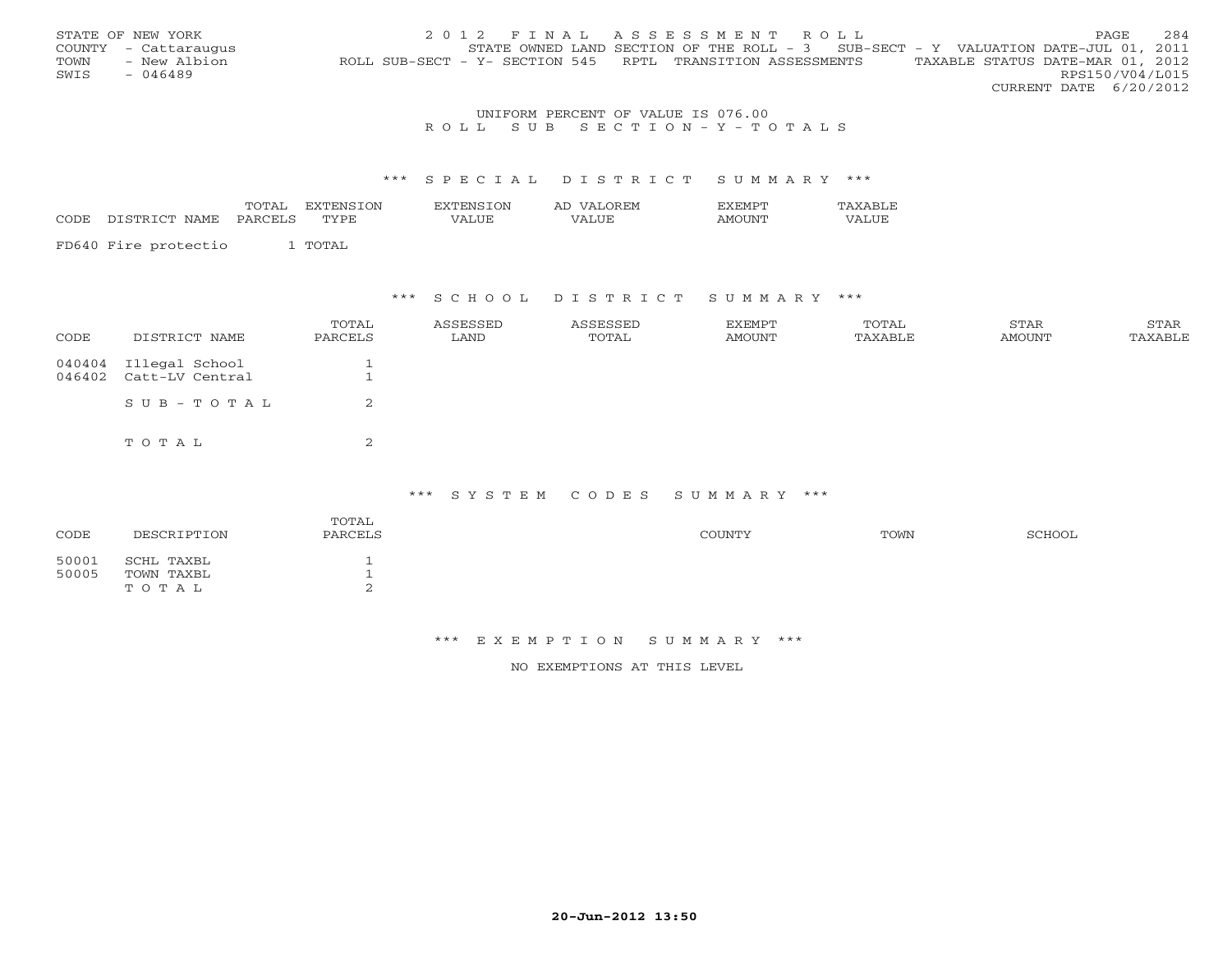STATE OF NEW YORK
COUNTY - Cattaraugus
TOWN - New Albion
SWIS - 046489

2012 FINAL ASSESSMENT ROLL
STATE OWNED LAND SECTION OF THE ROLL - 3 SUB-SECT - Y VALUATION DATE-JUL 01, 2011
ROLL SUB-SECT - Y- SECTION 545 RPTL TRANSITION ASSESSMENTS TAXABLE STATUS DATE-MAR 01, 2012
RPS150/V04/L015
CURRENT DATE 6/20/2012

UNIFORM PERCENT OF VALUE IS 076.00

R O L L S U B S E C T I O N - Y - T O T A L S

*** S P E C I A L D I S T R I C T S U M M A R Y ***

| CODE | DISTRICT NAME | TOTAL PARCELS | EXTENSION TYPE | EXTENSION VALUE | AD VALOREM VALUE | EXEMPT AMOUNT | TAXABLE VALUE |
|---|---|---|---|---|---|---|---|
| FD640 | Fire protectio | 1 | TOTAL | | | | |

*** S C H O O L D I S T R I C T S U M M A R Y ***

| CODE | DISTRICT NAME | TOTAL PARCELS | ASSESSED LAND | ASSESSED TOTAL | EXEMPT AMOUNT | TOTAL TAXABLE | STAR AMOUNT | STAR TAXABLE |
|---|---|---|---|---|---|---|---|---|
| 040404 | Illegal School | 1 | | | | | | |
| 046402 | Catt-LV Central | 1 | | | | | | |
| | S U B - T O T A L | 2 | | | | | | |
| | T O T A L | 2 | | | | | | |

*** S Y S T E M C O D E S S U M M A R Y ***

| CODE | DESCRIPTION | TOTAL PARCELS | COUNTY | TOWN | SCHOOL |
|---|---|---|---|---|---|
| 50001 | SCHL TAXBL | 1 | | | |
| 50005 | TOWN TAXBL | 1 | | | |
| | T O T A L | 2 | | | |

*** E X E M P T I O N S U M M A R Y ***

NO EXEMPTIONS AT THIS LEVEL

20-Jun-2012 13:50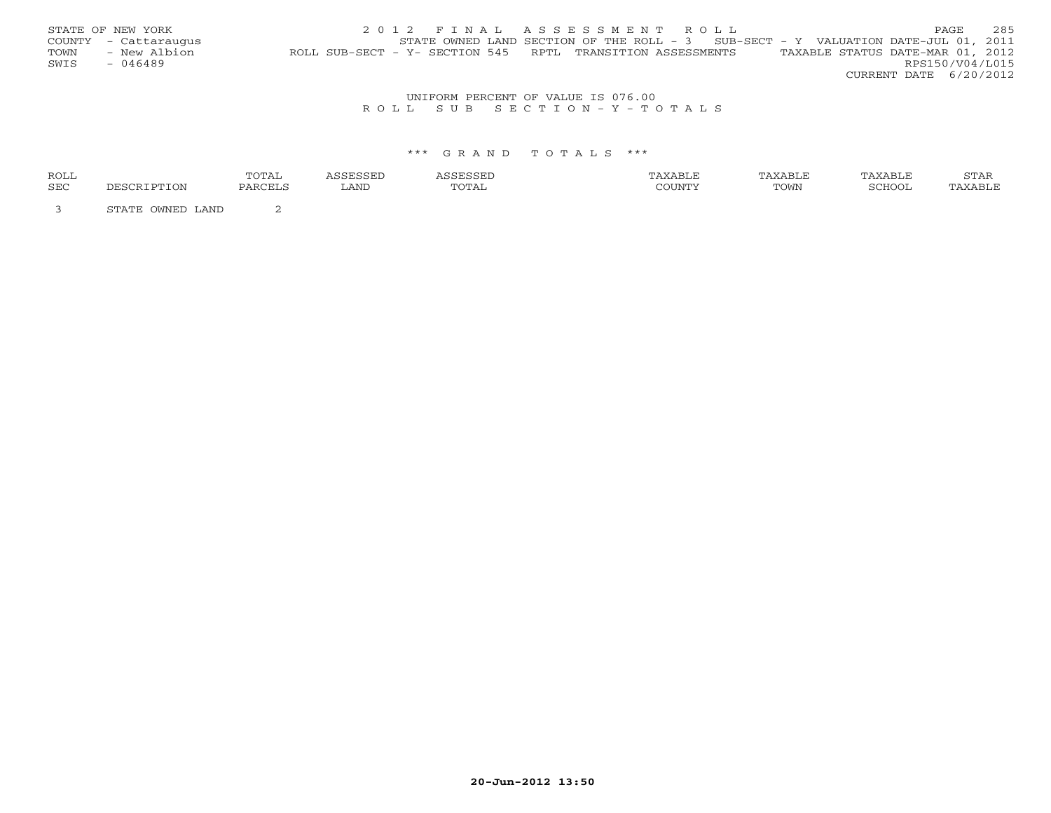STATE OF NEW YORK
COUNTY - Cattaraugus
TOWN - New Albion
SWIS - 046489

2 0 1 2 F I N A L A S S E S S M E N T R O L L

STATE OWNED LAND SECTION OF THE ROLL - 3 SUB-SECT - Y VALUATION DATE-JUL 01, 2011

ROLL SUB-SECT - Y- SECTION 545 RPTL TRANSITION ASSESSMENTS TAXABLE STATUS DATE-MAR 01, 2012

RPS150/V04/L015

CURRENT DATE 6/20/2012

UNIFORM PERCENT OF VALUE IS 076.00

R O L L S U B S E C T I O N - Y - T O T A L S

\*\*\* G R A N D T O T A L S \*\*\*

| ROLL SEC | DESCRIPTION | TOTAL PARCELS | ASSESSED LAND | ASSESSED TOTAL | TAXABLE COUNTY | TAXABLE TOWN | TAXABLE SCHOOL | STAR TAXABLE |
|---|---|---|---|---|---|---|---|---|
| 3 | STATE OWNED LAND | 2 | | | | | | |

20-Jun-2012 13:50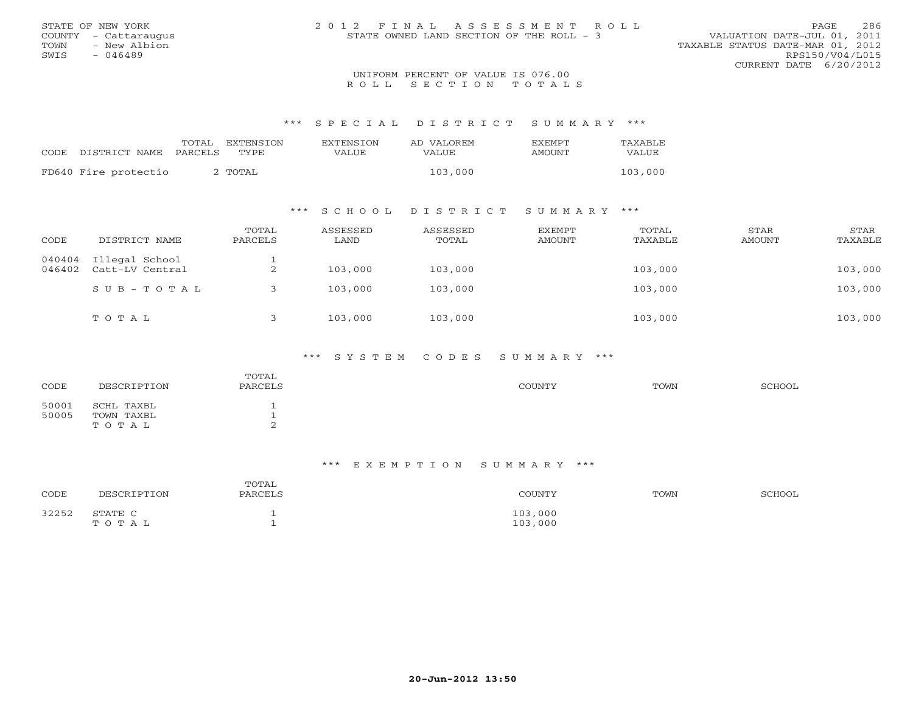STATE OF NEW YORK
COUNTY - Cattaraugus
TOWN - New Albion
SWIS - 046489

# 2012 FINAL ASSESSMENT ROLL
STATE OWNED LAND SECTION OF THE ROLL - 3

VALUATION DATE-JUL 01, 2011
TAXABLE STATUS DATE-MAR 01, 2012
RPS150/V04/L015
CURRENT DATE 6/20/2012

UNIFORM PERCENT OF VALUE IS 076.00

## ROLL SECTION TOTALS

### *** SPECIAL DISTRICT SUMMARY ***

| CODE DISTRICT NAME | TOTAL PARCELS | EXTENSION TYPE | EXTENSION VALUE | AD VALOREM VALUE | EXEMPT AMOUNT | TAXABLE VALUE |
|---|---|---|---|---|---|---|
| FD640 Fire protectio | 2 | TOTAL | | 103,000 | | 103,000 |

### *** SCHOOL DISTRICT SUMMARY ***

| CODE | DISTRICT NAME | TOTAL PARCELS | ASSESSED LAND | ASSESSED TOTAL | EXEMPT AMOUNT | TOTAL TAXABLE | STAR AMOUNT | STAR TAXABLE |
|---|---|---|---|---|---|---|---|---|
| 040404 | Illegal School | 1 | | | | | | |
| 046402 | Catt-LV Central | 2 | 103,000 | 103,000 | | 103,000 | | 103,000 |
| | SUB-TOTAL | 3 | 103,000 | 103,000 | | 103,000 | | 103,000 |
| | TOTAL | 3 | 103,000 | 103,000 | | 103,000 | | 103,000 |

### *** SYSTEM CODES SUMMARY ***

| CODE | DESCRIPTION | TOTAL PARCELS | COUNTY | TOWN | SCHOOL |
|---|---|---|---|---|---|
| 50001 | SCHL TAXBL | 1 | | | |
| 50005 | TOWN TAXBL | 1 | | | |
| | TOTAL | 2 | | | |

### *** EXEMPTION SUMMARY ***

| CODE | DESCRIPTION | TOTAL PARCELS | COUNTY | TOWN | SCHOOL |
|---|---|---|---|---|---|
| 32252 | STATE C | 1 | 103,000 | | |
| | TOTAL | 1 | 103,000 | | |

20-Jun-2012 13:50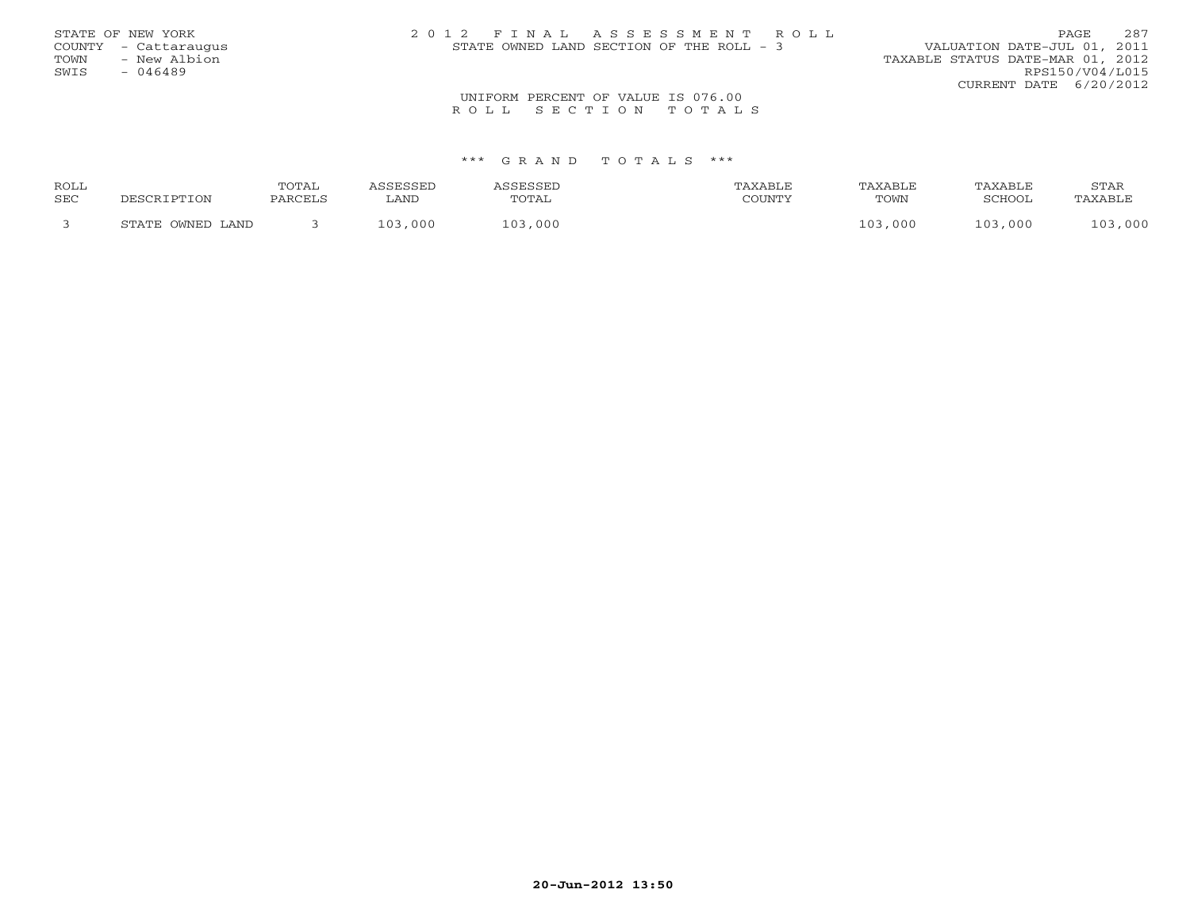STATE OF NEW YORK
COUNTY - Cattaraugus
TOWN - New Albion
SWIS - 046489

2 0 1 2 F I N A L A S S E S S M E N T R O L L
STATE OWNED LAND SECTION OF THE ROLL - 3

VALUATION DATE-JUL 01, 2011
TAXABLE STATUS DATE-MAR 01, 2012
RPS150/V04/L015
CURRENT DATE 6/20/2012

UNIFORM PERCENT OF VALUE IS 076.00
R O L L S E C T I O N T O T A L S

*** G R A N D T O T A L S ***

| ROLL SEC | DESCRIPTION | TOTAL PARCELS | ASSESSED LAND | ASSESSED TOTAL | TAXABLE COUNTY | TAXABLE TOWN | TAXABLE SCHOOL | STAR TAXABLE |
|---|---|---|---|---|---|---|---|---|
| 3 | STATE OWNED LAND | 3 | 103,000 | 103,000 | | 103,000 | 103,000 | 103,000 |

20-Jun-2012 13:50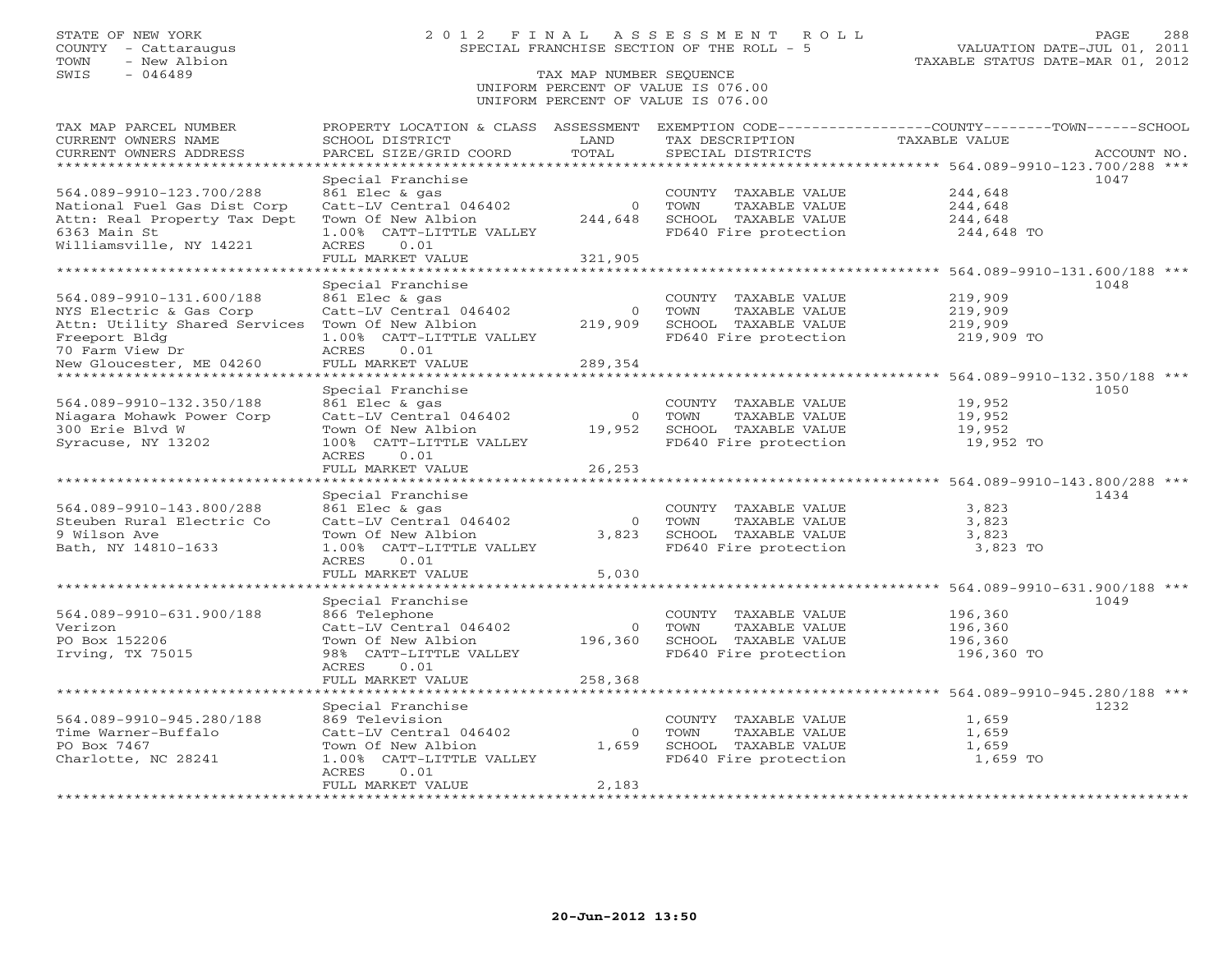STATE OF NEW YORK
COUNTY - Cattaraugus
TOWN - New Albion
SWIS - 046489

# 2012 FINAL ASSESSMENT ROLL
SPECIAL FRANCHISE SECTION OF THE ROLL - 5

VALUATION DATE-JUL 01, 2011
TAXABLE STATUS DATE-MAR 01, 2012

TAX MAP NUMBER SEQUENCE
UNIFORM PERCENT OF VALUE IS 076.00
UNIFORM PERCENT OF VALUE IS 076.00

| TAX MAP PARCEL NUMBER / CURRENT OWNERS NAME / CURRENT OWNERS ADDRESS | PROPERTY LOCATION & CLASS / SCHOOL DISTRICT / PARCEL SIZE/GRID COORD | ASSESSMENT LAND / TOTAL | EXEMPTION CODE / TAX DESCRIPTION / SPECIAL DISTRICTS | COUNTY--------TOWN------SCHOOL TAXABLE VALUE | ACCOUNT NO. |
|---|---|---|---|---|---|
| **564.089-9910-123.700/288** | Special Franchise | | | | 1047 |
| 564.089-9910-123.700/288 | 861 Elec & gas | | COUNTY TAXABLE VALUE | 244,648 | |
| National Fuel Gas Dist Corp | Catt-LV Central 046402 | 0 | TOWN TAXABLE VALUE | 244,648 | |
| Attn: Real Property Tax Dept | Town Of New Albion | 244,648 | SCHOOL TAXABLE VALUE | 244,648 | |
| 6363 Main St | 1.00% CATT-LITTLE VALLEY | | FD640 Fire protection | 244,648 TO | |
| Williamsville, NY 14221 | ACRES 0.01 | | | | |
| | FULL MARKET VALUE | 321,905 | | | |
| **564.089-9910-131.600/188** | Special Franchise | | | | 1048 |
| 564.089-9910-131.600/188 | 861 Elec & gas | | COUNTY TAXABLE VALUE | 219,909 | |
| NYS Electric & Gas Corp | Catt-LV Central 046402 | 0 | TOWN TAXABLE VALUE | 219,909 | |
| Attn: Utility Shared Services | Town Of New Albion | 219,909 | SCHOOL TAXABLE VALUE | 219,909 | |
| Freeport Bldg | 1.00% CATT-LITTLE VALLEY | | FD640 Fire protection | 219,909 TO | |
| 70 Farm View Dr | ACRES 0.01 | | | | |
| New Gloucester, ME 04260 | FULL MARKET VALUE | 289,354 | | | |
| **564.089-9910-132.350/188** | Special Franchise | | | | 1050 |
| 564.089-9910-132.350/188 | 861 Elec & gas | | COUNTY TAXABLE VALUE | 19,952 | |
| Niagara Mohawk Power Corp | Catt-LV Central 046402 | 0 | TOWN TAXABLE VALUE | 19,952 | |
| 300 Erie Blvd W | Town Of New Albion | 19,952 | SCHOOL TAXABLE VALUE | 19,952 | |
| Syracuse, NY 13202 | 100% CATT-LITTLE VALLEY | | FD640 Fire protection | 19,952 TO | |
| | ACRES 0.01 | | | | |
| | FULL MARKET VALUE | 26,253 | | | |
| **564.089-9910-143.800/288** | Special Franchise | | | | 1434 |
| 564.089-9910-143.800/288 | 861 Elec & gas | | COUNTY TAXABLE VALUE | 3,823 | |
| Steuben Rural Electric Co | Catt-LV Central 046402 | 0 | TOWN TAXABLE VALUE | 3,823 | |
| 9 Wilson Ave | Town Of New Albion | 3,823 | SCHOOL TAXABLE VALUE | 3,823 | |
| Bath, NY 14810-1633 | 1.00% CATT-LITTLE VALLEY | | FD640 Fire protection | 3,823 TO | |
| | ACRES 0.01 | | | | |
| | FULL MARKET VALUE | 5,030 | | | |
| **564.089-9910-631.900/188** | Special Franchise | | | | 1049 |
| 564.089-9910-631.900/188 | 866 Telephone | | COUNTY TAXABLE VALUE | 196,360 | |
| Verizon | Catt-LV Central 046402 | 0 | TOWN TAXABLE VALUE | 196,360 | |
| PO Box 152206 | Town Of New Albion | 196,360 | SCHOOL TAXABLE VALUE | 196,360 | |
| Irving, TX 75015 | 98% CATT-LITTLE VALLEY | | FD640 Fire protection | 196,360 TO | |
| | ACRES 0.01 | | | | |
| | FULL MARKET VALUE | 258,368 | | | |
| **564.089-9910-945.280/188** | Special Franchise | | | | 1232 |
| 564.089-9910-945.280/188 | 869 Television | | COUNTY TAXABLE VALUE | 1,659 | |
| Time Warner-Buffalo | Catt-LV Central 046402 | 0 | TOWN TAXABLE VALUE | 1,659 | |
| PO Box 7467 | Town Of New Albion | 1,659 | SCHOOL TAXABLE VALUE | 1,659 | |
| Charlotte, NC 28241 | 1.00% CATT-LITTLE VALLEY | | FD640 Fire protection | 1,659 TO | |
| | ACRES 0.01 | | | | |
| | FULL MARKET VALUE | 2,183 | | | |

20-Jun-2012 13:50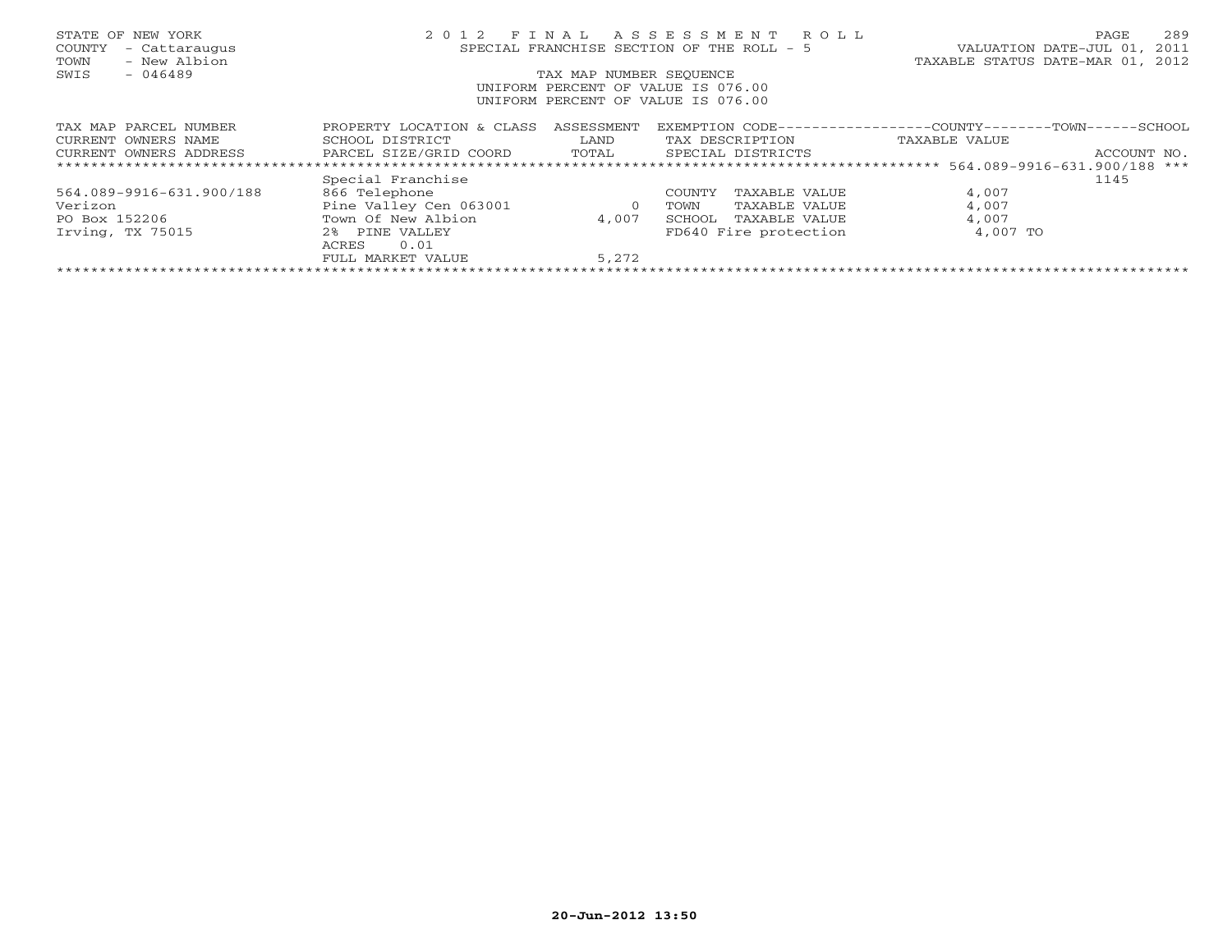STATE OF NEW YORK
COUNTY - Cattaraugus
TOWN - New Albion
SWIS - 046489

2012 FINAL ASSESSMENT ROLL
SPECIAL FRANCHISE SECTION OF THE ROLL - 5
TAX MAP NUMBER SEQUENCE
UNIFORM PERCENT OF VALUE IS 076.00
UNIFORM PERCENT OF VALUE IS 076.00

VALUATION DATE-JUL 01, 2011
TAXABLE STATUS DATE-MAR 01, 2012

| TAX MAP PARCEL NUMBER / CURRENT OWNERS NAME / CURRENT OWNERS ADDRESS | PROPERTY LOCATION & CLASS / SCHOOL DISTRICT / PARCEL SIZE/GRID COORD | ASSESSMENT LAND / TOTAL | EXEMPTION CODE / TAX DESCRIPTION / SPECIAL DISTRICTS | COUNTY / TOWN / SCHOOL TAXABLE VALUE | ACCOUNT NO. |
|---|---|---|---|---|---|
| 564.089-9916-631.900/188 | Special Franchise | | | | 1145 |
| 564.089-9916-631.900/188 | 866 Telephone | | COUNTY TAXABLE VALUE | 4,007 | |
| Verizon | Pine Valley Cen 063001 | 0 | TOWN TAXABLE VALUE | 4,007 | |
| PO Box 152206 | Town Of New Albion | 4,007 | SCHOOL TAXABLE VALUE | 4,007 | |
| Irving, TX 75015 | 2% PINE VALLEY | | FD640 Fire protection | 4,007 TO | |
| | ACRES 0.01 | | | | |
| | FULL MARKET VALUE | 5,272 | | | |

20-Jun-2012 13:50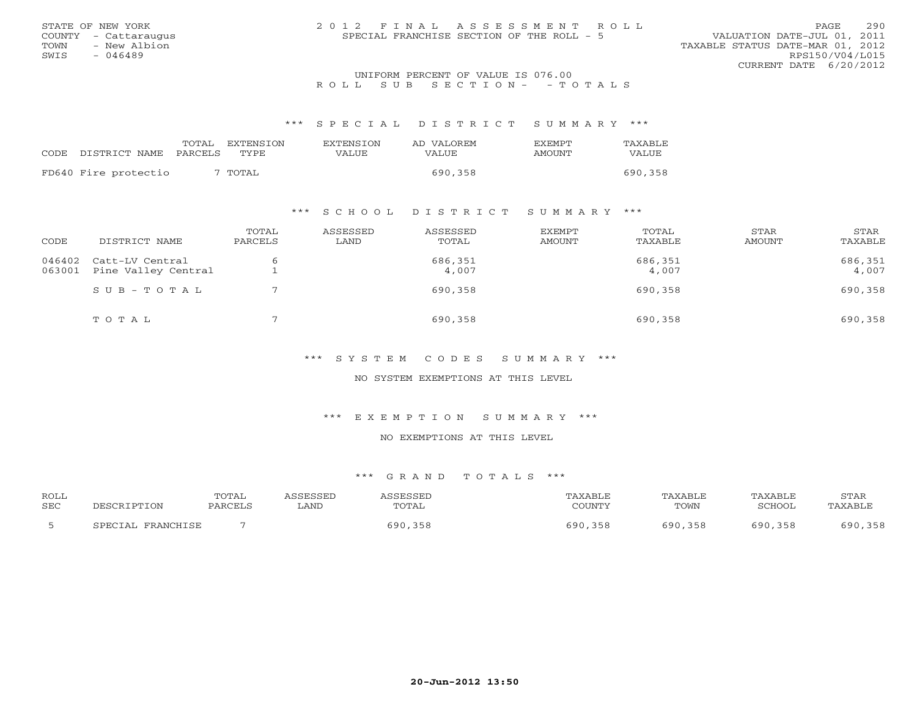STATE OF NEW YORK
COUNTY - Cattaraugus
TOWN - New Albion
SWIS - 046489

# 2012 FINAL ASSESSMENT ROLL
SPECIAL FRANCHISE SECTION OF THE ROLL - 5

VALUATION DATE-JUL 01, 2011
TAXABLE STATUS DATE-MAR 01, 2012
RPS150/V04/L015
CURRENT DATE 6/20/2012

UNIFORM PERCENT OF VALUE IS 076.00

ROLL SUB SECTION- - TOTALS

## *** SPECIAL DISTRICT SUMMARY ***

| CODE | DISTRICT NAME | TOTAL PARCELS | EXTENSION TYPE | EXTENSION VALUE | AD VALOREM VALUE | EXEMPT AMOUNT | TAXABLE VALUE |
|---|---|---|---|---|---|---|---|
| FD640 | Fire protectio | 7 | TOTAL | | 690,358 | | 690,358 |

## *** SCHOOL DISTRICT SUMMARY ***

| CODE | DISTRICT NAME | TOTAL PARCELS | ASSESSED LAND | ASSESSED TOTAL | EXEMPT AMOUNT | TOTAL TAXABLE | STAR AMOUNT | STAR TAXABLE |
|---|---|---|---|---|---|---|---|---|
| 046402 | Catt-LV Central | 6 | | 686,351 | | 686,351 | | 686,351 |
| 063001 | Pine Valley Central | 1 | | 4,007 | | 4,007 | | 4,007 |
| | SUB-TOTAL | 7 | | 690,358 | | 690,358 | | 690,358 |
| | TOTAL | 7 | | 690,358 | | 690,358 | | 690,358 |

## *** SYSTEM CODES SUMMARY ***

NO SYSTEM EXEMPTIONS AT THIS LEVEL

## *** EXEMPTION SUMMARY ***

NO EXEMPTIONS AT THIS LEVEL

## *** GRAND TOTALS ***

| ROLL SEC | DESCRIPTION | TOTAL PARCELS | ASSESSED LAND | ASSESSED TOTAL | TAXABLE COUNTY | TAXABLE TOWN | TAXABLE SCHOOL | STAR TAXABLE |
|---|---|---|---|---|---|---|---|---|
| 5 | SPECIAL FRANCHISE | 7 | | 690,358 | 690,358 | 690,358 | 690,358 | 690,358 |

20-Jun-2012 13:50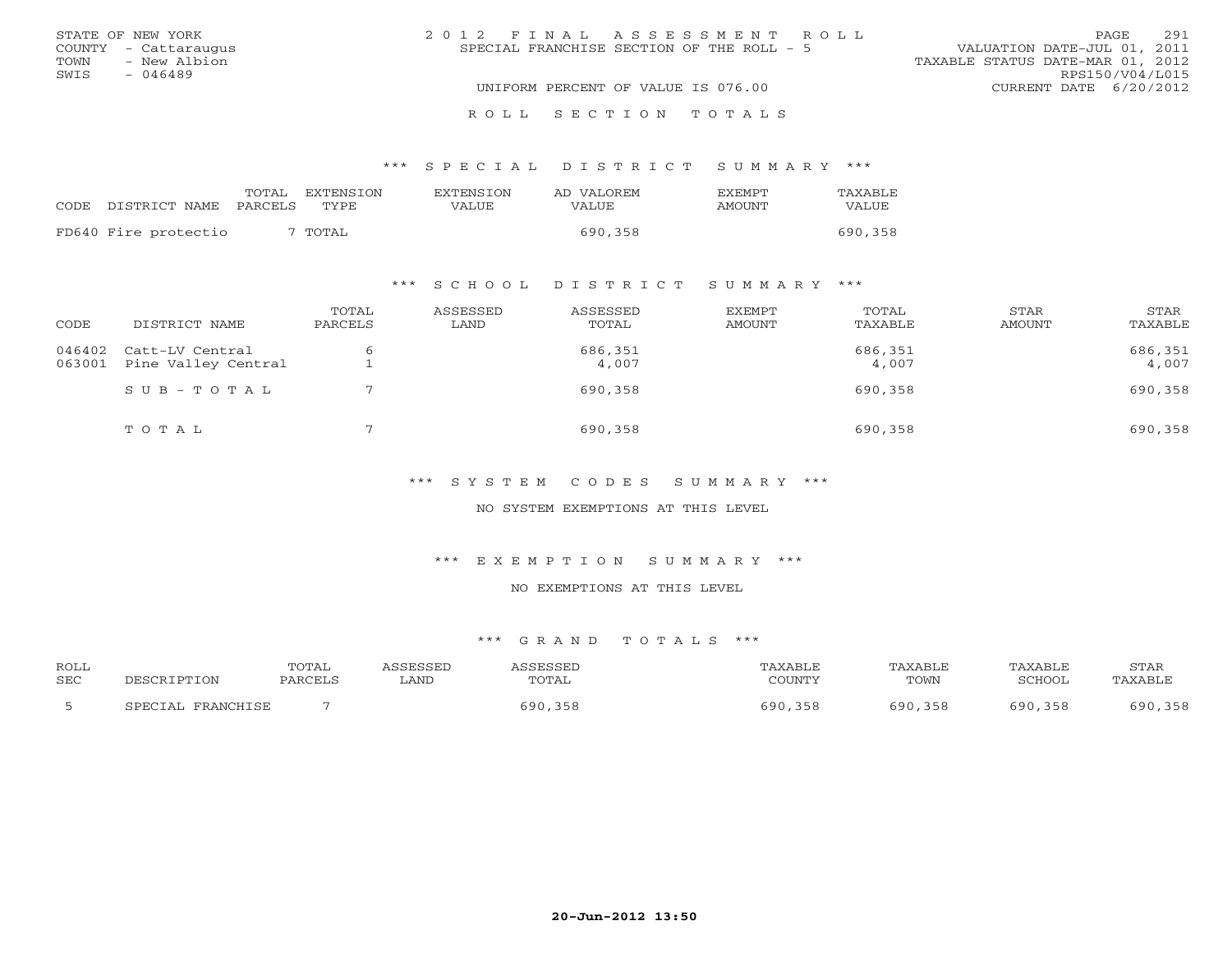STATE OF NEW YORK
COUNTY - Cattaraugus
TOWN - New Albion
SWIS - 046489

# 2012 FINAL ASSESSMENT ROLL
SPECIAL FRANCHISE SECTION OF THE ROLL - 5

VALUATION DATE-JUL 01, 2011
TAXABLE STATUS DATE-MAR 01, 2012
RPS150/V04/L015
CURRENT DATE 6/20/2012

UNIFORM PERCENT OF VALUE IS 076.00

## ROLL SECTION TOTALS

### *** SPECIAL DISTRICT SUMMARY ***

| CODE | DISTRICT NAME | TOTAL PARCELS | EXTENSION TYPE | EXTENSION VALUE | AD VALOREM VALUE | EXEMPT AMOUNT | TAXABLE VALUE |
|---|---|---|---|---|---|---|---|
| FD640 | Fire protectio | 7 | TOTAL | | 690,358 | | 690,358 |

### *** SCHOOL DISTRICT SUMMARY ***

| CODE | DISTRICT NAME | TOTAL PARCELS | ASSESSED LAND | ASSESSED TOTAL | EXEMPT AMOUNT | TOTAL TAXABLE | STAR AMOUNT | STAR TAXABLE |
|---|---|---|---|---|---|---|---|---|
| 046402 | Catt-LV Central | 6 | | 686,351 | | 686,351 | | 686,351 |
| 063001 | Pine Valley Central | 1 | | 4,007 | | 4,007 | | 4,007 |
| | SUB-TOTAL | 7 | | 690,358 | | 690,358 | | 690,358 |
| | TOTAL | 7 | | 690,358 | | 690,358 | | 690,358 |

### *** SYSTEM CODES SUMMARY ***

NO SYSTEM EXEMPTIONS AT THIS LEVEL

### *** EXEMPTION SUMMARY ***

NO EXEMPTIONS AT THIS LEVEL

### *** GRAND TOTALS ***

| ROLL SEC | DESCRIPTION | TOTAL PARCELS | ASSESSED LAND | ASSESSED TOTAL | TAXABLE COUNTY | TAXABLE TOWN | TAXABLE SCHOOL | STAR TAXABLE |
|---|---|---|---|---|---|---|---|---|
| 5 | SPECIAL FRANCHISE | 7 | | 690,358 | 690,358 | 690,358 | 690,358 | 690,358 |

20-Jun-2012 13:50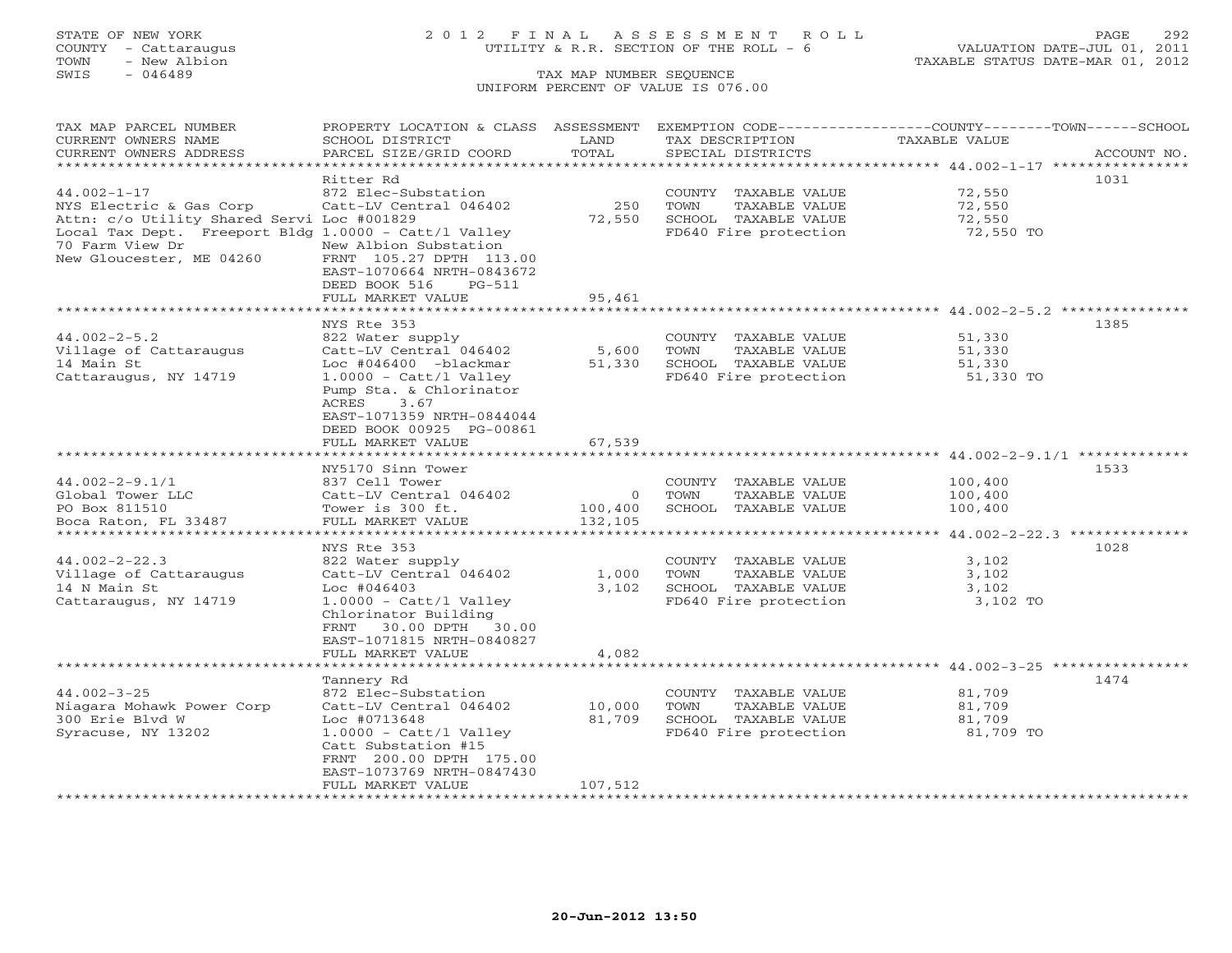STATE OF NEW YORK
COUNTY - Cattaraugus
TOWN - New Albion
SWIS - 046489

2012 FINAL ASSESSMENT ROLL
UTILITY & R.R. SECTION OF THE ROLL - 6
TAX MAP NUMBER SEQUENCE
UNIFORM PERCENT OF VALUE IS 076.00

VALUATION DATE-JUL 01, 2011
TAXABLE STATUS DATE-MAR 01, 2012

| TAX MAP PARCEL NUMBER / CURRENT OWNERS NAME / CURRENT OWNERS ADDRESS | PROPERTY LOCATION & CLASS / SCHOOL DISTRICT / PARCEL SIZE/GRID COORD | ASSESSMENT LAND / TOTAL | EXEMPTION CODE / TAX DESCRIPTION / SPECIAL DISTRICTS | COUNTY / TOWN / SCHOOL TAXABLE VALUE | ACCOUNT NO. |
|---|---|---|---|---|---|
| 44.002-1-17 | Ritter Rd | | | | 1031 |
| | 872 Elec-Substation | | COUNTY TAXABLE VALUE | 72,550 | |
| NYS Electric & Gas Corp | Catt-LV Central 046402 | 250 | TOWN TAXABLE VALUE | 72,550 | |
| Attn: c/o Utility Shared Servi | Loc #001829 | 72,550 | SCHOOL TAXABLE VALUE | 72,550 | |
| Local Tax Dept. Freeport Bldg | 1.0000 - Catt/l Valley | | FD640 Fire protection | 72,550 TO | |
| 70 Farm View Dr | New Albion Substation | | | | |
| New Gloucester, ME 04260 | FRNT 105.27 DPTH 113.00 | | | | |
| | EAST-1070664 NRTH-0843672 | | | | |
| | DEED BOOK 516 PG-511 | | | | |
| | FULL MARKET VALUE | 95,461 | | | |
| 44.002-2-5.2 | NYS Rte 353 | | | | 1385 |
| | 822 Water supply | | COUNTY TAXABLE VALUE | 51,330 | |
| Village of Cattaraugus | Catt-LV Central 046402 | 5,600 | TOWN TAXABLE VALUE | 51,330 | |
| 14 Main St | Loc #046400 -blackmar | 51,330 | SCHOOL TAXABLE VALUE | 51,330 | |
| Cattaraugus, NY 14719 | 1.0000 - Catt/l Valley | | FD640 Fire protection | 51,330 TO | |
| | Pump Sta. & Chlorinator | | | | |
| | ACRES 3.67 | | | | |
| | EAST-1071359 NRTH-0844044 | | | | |
| | DEED BOOK 00925 PG-00861 | | | | |
| | FULL MARKET VALUE | 67,539 | | | |
| 44.002-2-9.1/1 | NY5170 Sinn Tower | | | | 1533 |
| | 837 Cell Tower | | COUNTY TAXABLE VALUE | 100,400 | |
| Global Tower LLC | Catt-LV Central 046402 | 0 | TOWN TAXABLE VALUE | 100,400 | |
| PO Box 811510 | Tower is 300 ft. | 100,400 | SCHOOL TAXABLE VALUE | 100,400 | |
| Boca Raton, FL 33487 | FULL MARKET VALUE | 132,105 | | | |
| 44.002-2-22.3 | NYS Rte 353 | | | | 1028 |
| | 822 Water supply | | COUNTY TAXABLE VALUE | 3,102 | |
| Village of Cattaraugus | Catt-LV Central 046402 | 1,000 | TOWN TAXABLE VALUE | 3,102 | |
| 14 N Main St | Loc #046403 | 3,102 | SCHOOL TAXABLE VALUE | 3,102 | |
| Cattaraugus, NY 14719 | 1.0000 - Catt/l Valley | | FD640 Fire protection | 3,102 TO | |
| | Chlorinator Building | | | | |
| | FRNT 30.00 DPTH 30.00 | | | | |
| | EAST-1071815 NRTH-0840827 | | | | |
| | FULL MARKET VALUE | 4,082 | | | |
| 44.002-3-25 | Tannery Rd | | | | 1474 |
| | 872 Elec-Substation | | COUNTY TAXABLE VALUE | 81,709 | |
| Niagara Mohawk Power Corp | Catt-LV Central 046402 | 10,000 | TOWN TAXABLE VALUE | 81,709 | |
| 300 Erie Blvd W | Loc #0713648 | 81,709 | SCHOOL TAXABLE VALUE | 81,709 | |
| Syracuse, NY 13202 | 1.0000 - Catt/l Valley | | FD640 Fire protection | 81,709 TO | |
| | Catt Substation #15 | | | | |
| | FRNT 200.00 DPTH 175.00 | | | | |
| | EAST-1073769 NRTH-0847430 | | | | |
| | FULL MARKET VALUE | 107,512 | | | |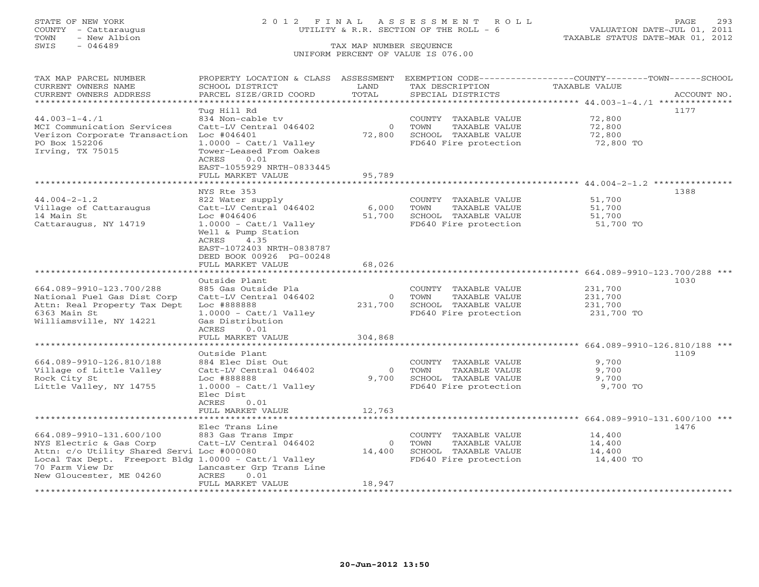STATE OF NEW YORK
COUNTY - Cattaraugus
TOWN - New Albion
SWIS - 046489

2012 FINAL ASSESSMENT ROLL
UTILITY & R.R. SECTION OF THE ROLL - 6

TAX MAP NUMBER SEQUENCE
UNIFORM PERCENT OF VALUE IS 076.00

VALUATION DATE-JUL 01, 2011
TAXABLE STATUS DATE-MAR 01, 2012

| TAX MAP PARCEL NUMBER / CURRENT OWNERS NAME / CURRENT OWNERS ADDRESS | PROPERTY LOCATION & CLASS / SCHOOL DISTRICT / PARCEL SIZE/GRID COORD | ASSESSMENT LAND / TOTAL | EXEMPTION CODE / TAX DESCRIPTION / SPECIAL DISTRICTS | COUNTY--------TOWN------SCHOOL TAXABLE VALUE | ACCOUNT NO. |
|---|---|---|---|---|---|
| **44.003-1-4./1** | Tug Hill Rd | | | | 1177 |
| 44.003-1-4./1 | 834 Non-cable tv | | COUNTY TAXABLE VALUE | 72,800 | |
| MCI Communication Services | Catt-LV Central 046402 | 0 | TOWN TAXABLE VALUE | 72,800 | |
| Verizon Corporate Transaction | Loc #046401 | 72,800 | SCHOOL TAXABLE VALUE | 72,800 | |
| PO Box 152206 | 1.0000 - Catt/l Valley | | FD640 Fire protection | 72,800 TO | |
| Irving, TX 75015 | Tower-Leased From Oakes | | | | |
| | ACRES 0.01 | | | | |
| | EAST-1055929 NRTH-0833445 | | | | |
| | FULL MARKET VALUE | 95,789 | | | |
| **44.004-2-1.2** | NYS Rte 353 | | | | 1388 |
| 44.004-2-1.2 | 822 Water supply | | COUNTY TAXABLE VALUE | 51,700 | |
| Village of Cattaraugus | Catt-LV Central 046402 | 6,000 | TOWN TAXABLE VALUE | 51,700 | |
| 14 Main St | Loc #046406 | 51,700 | SCHOOL TAXABLE VALUE | 51,700 | |
| Cattaraugus, NY 14719 | 1.0000 - Catt/l Valley | | FD640 Fire protection | 51,700 TO | |
| | Well & Pump Station | | | | |
| | ACRES 4.35 | | | | |
| | EAST-1072403 NRTH-0838787 | | | | |
| | DEED BOOK 00926 PG-00248 | | | | |
| | FULL MARKET VALUE | 68,026 | | | |
| **664.089-9910-123.700/288** | Outside Plant | | | | 1030 |
| 664.089-9910-123.700/288 | 885 Gas Outside Pla | | COUNTY TAXABLE VALUE | 231,700 | |
| National Fuel Gas Dist Corp | Catt-LV Central 046402 | 0 | TOWN TAXABLE VALUE | 231,700 | |
| Attn: Real Property Tax Dept | Loc #888888 | 231,700 | SCHOOL TAXABLE VALUE | 231,700 | |
| 6363 Main St | 1.0000 - Catt/l Valley | | FD640 Fire protection | 231,700 TO | |
| Williamsville, NY 14221 | Gas Distribution | | | | |
| | ACRES 0.01 | | | | |
| | FULL MARKET VALUE | 304,868 | | | |
| **664.089-9910-126.810/188** | Outside Plant | | | | 1109 |
| 664.089-9910-126.810/188 | 884 Elec Dist Out | | COUNTY TAXABLE VALUE | 9,700 | |
| Village of Little Valley | Catt-LV Central 046402 | 0 | TOWN TAXABLE VALUE | 9,700 | |
| Rock City St | Loc #888888 | 9,700 | SCHOOL TAXABLE VALUE | 9,700 | |
| Little Valley, NY 14755 | 1.0000 - Catt/l Valley | | FD640 Fire protection | 9,700 TO | |
| | Elec Dist | | | | |
| | ACRES 0.01 | | | | |
| | FULL MARKET VALUE | 12,763 | | | |
| **664.089-9910-131.600/100** | Elec Trans Line | | | | 1476 |
| 664.089-9910-131.600/100 | 883 Gas Trans Impr | | COUNTY TAXABLE VALUE | 14,400 | |
| NYS Electric & Gas Corp | Catt-LV Central 046402 | 0 | TOWN TAXABLE VALUE | 14,400 | |
| Attn: c/o Utility Shared Servi | Loc #000080 | 14,400 | SCHOOL TAXABLE VALUE | 14,400 | |
| Local Tax Dept. Freeport Bldg | 1.0000 - Catt/l Valley | | FD640 Fire protection | 14,400 TO | |
| 70 Farm View Dr | Lancaster Grp Trans Line | | | | |
| New Gloucester, ME 04260 | ACRES 0.01 | | | | |
| | FULL MARKET VALUE | 18,947 | | | |

20-Jun-2012 13:50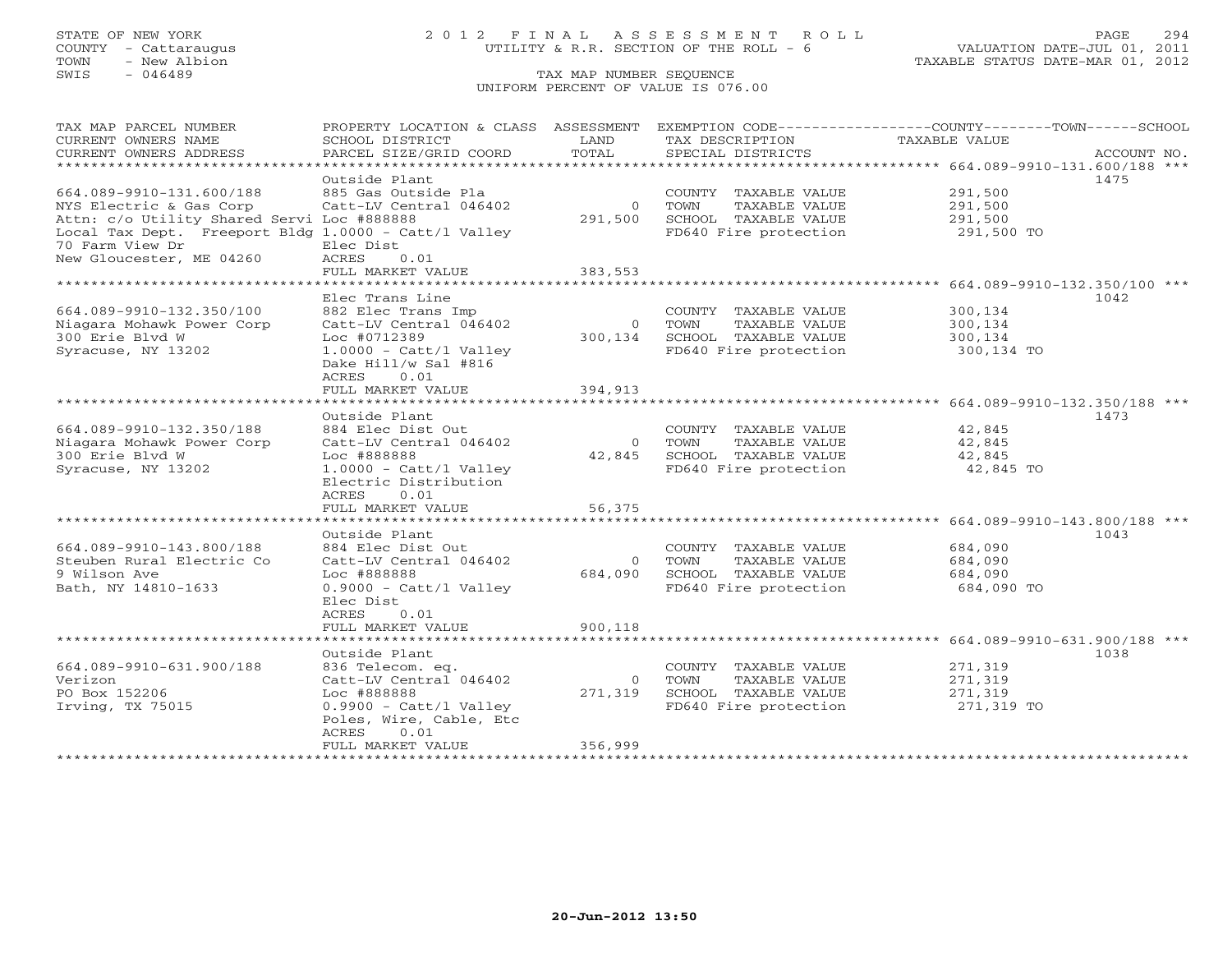STATE OF NEW YORK
COUNTY - Cattaraugus
TOWN - New Albion
SWIS - 046489

# 2012 FINAL ASSESSMENT ROLL

UTILITY & R.R. SECTION OF THE ROLL - 6

VALUATION DATE-JUL 01, 2011
TAXABLE STATUS DATE-MAR 01, 2012

TAX MAP NUMBER SEQUENCE
UNIFORM PERCENT OF VALUE IS 076.00

| TAX MAP PARCEL NUMBER / CURRENT OWNERS NAME / CURRENT OWNERS ADDRESS | PROPERTY LOCATION & CLASS / SCHOOL DISTRICT / PARCEL SIZE/GRID COORD | ASSESSMENT LAND / TOTAL | EXEMPTION CODE / TAX DESCRIPTION / SPECIAL DISTRICTS | COUNTY--------TOWN------SCHOOL TAXABLE VALUE | ACCOUNT NO. |
|---|---|---|---|---|---|
| **664.089-9910-131.600/188** | Outside Plant | | | | 1475 |
| 664.089-9910-131.600/188 | 885 Gas Outside Pla | | COUNTY TAXABLE VALUE | 291,500 | |
| NYS Electric & Gas Corp | Catt-LV Central 046402 | 0 | TOWN TAXABLE VALUE | 291,500 | |
| Attn: c/o Utility Shared Servi | Loc #888888 | 291,500 | SCHOOL TAXABLE VALUE | 291,500 | |
| Local Tax Dept. Freeport Bldg | 1.0000 - Catt/l Valley | | FD640 Fire protection | 291,500 TO | |
| 70 Farm View Dr | Elec Dist | | | | |
| New Gloucester, ME 04260 | ACRES 0.01 | | | | |
| | FULL MARKET VALUE | 383,553 | | | |
| **664.089-9910-132.350/100** | Elec Trans Line | | | | 1042 |
| 664.089-9910-132.350/100 | 882 Elec Trans Imp | | COUNTY TAXABLE VALUE | 300,134 | |
| Niagara Mohawk Power Corp | Catt-LV Central 046402 | 0 | TOWN TAXABLE VALUE | 300,134 | |
| 300 Erie Blvd W | Loc #0712389 | 300,134 | SCHOOL TAXABLE VALUE | 300,134 | |
| Syracuse, NY 13202 | 1.0000 - Catt/l Valley | | FD640 Fire protection | 300,134 TO | |
| | Dake Hill/w Sal #816 | | | | |
| | ACRES 0.01 | | | | |
| | FULL MARKET VALUE | 394,913 | | | |
| **664.089-9910-132.350/188** | Outside Plant | | | | 1473 |
| 664.089-9910-132.350/188 | 884 Elec Dist Out | | COUNTY TAXABLE VALUE | 42,845 | |
| Niagara Mohawk Power Corp | Catt-LV Central 046402 | 0 | TOWN TAXABLE VALUE | 42,845 | |
| 300 Erie Blvd W | Loc #888888 | 42,845 | SCHOOL TAXABLE VALUE | 42,845 | |
| Syracuse, NY 13202 | 1.0000 - Catt/l Valley | | FD640 Fire protection | 42,845 TO | |
| | Electric Distribution | | | | |
| | ACRES 0.01 | | | | |
| | FULL MARKET VALUE | 56,375 | | | |
| **664.089-9910-143.800/188** | Outside Plant | | | | 1043 |
| 664.089-9910-143.800/188 | 884 Elec Dist Out | | COUNTY TAXABLE VALUE | 684,090 | |
| Steuben Rural Electric Co | Catt-LV Central 046402 | 0 | TOWN TAXABLE VALUE | 684,090 | |
| 9 Wilson Ave | Loc #888888 | 684,090 | SCHOOL TAXABLE VALUE | 684,090 | |
| Bath, NY 14810-1633 | 0.9000 - Catt/l Valley | | FD640 Fire protection | 684,090 TO | |
| | Elec Dist | | | | |
| | ACRES 0.01 | | | | |
| | FULL MARKET VALUE | 900,118 | | | |
| **664.089-9910-631.900/188** | Outside Plant | | | | 1038 |
| 664.089-9910-631.900/188 | 836 Telecom. eq. | | COUNTY TAXABLE VALUE | 271,319 | |
| Verizon | Catt-LV Central 046402 | 0 | TOWN TAXABLE VALUE | 271,319 | |
| PO Box 152206 | Loc #888888 | 271,319 | SCHOOL TAXABLE VALUE | 271,319 | |
| Irving, TX 75015 | 0.9900 - Catt/l Valley | | FD640 Fire protection | 271,319 TO | |
| | Poles, Wire, Cable, Etc | | | | |
| | ACRES 0.01 | | | | |
| | FULL MARKET VALUE | 356,999 | | | |

20-Jun-2012 13:50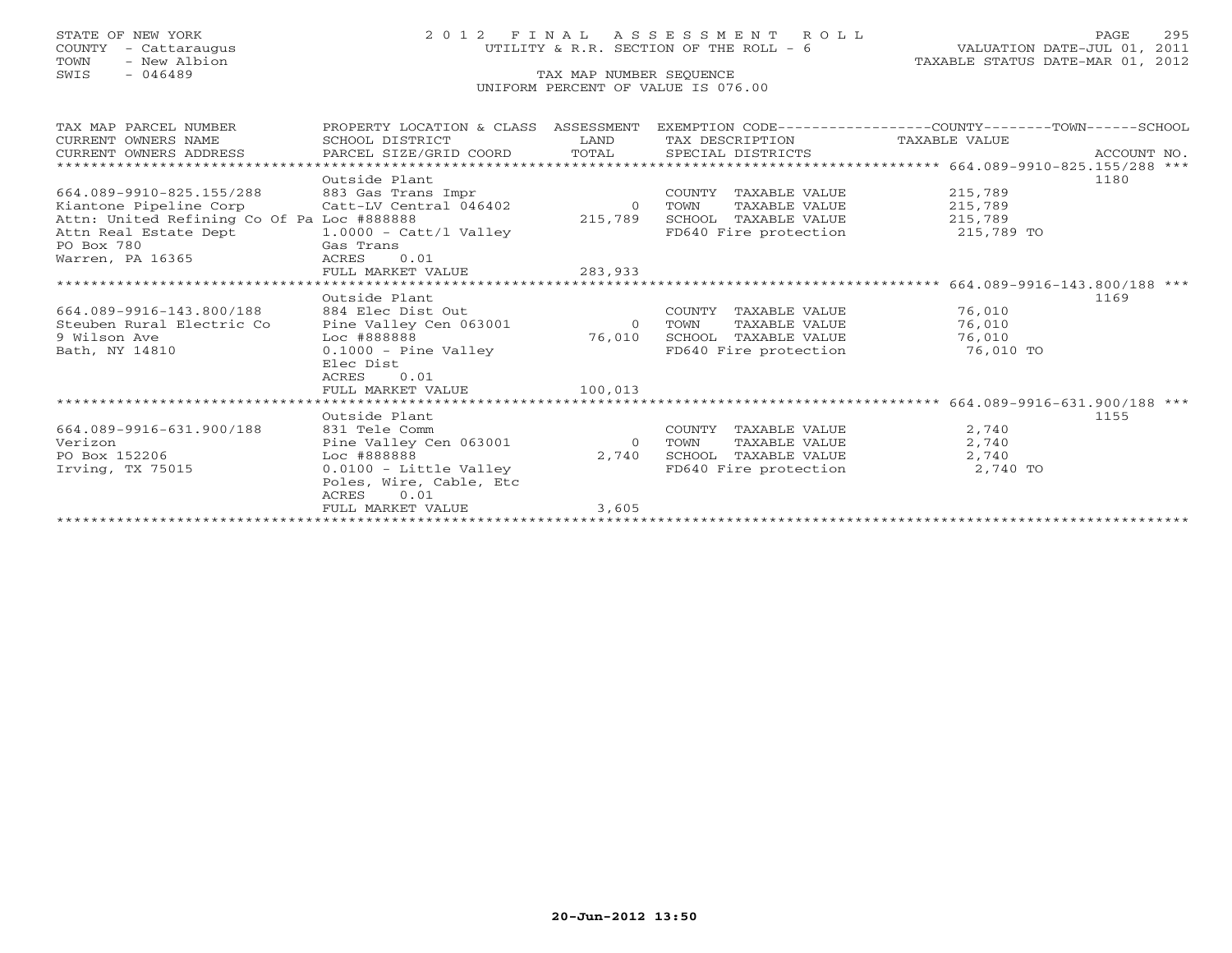STATE OF NEW YORK
COUNTY - Cattaraugus
TOWN - New Albion
SWIS - 046489

2012 FINAL ASSESSMENT ROLL
UTILITY & R.R. SECTION OF THE ROLL - 6
TAX MAP NUMBER SEQUENCE
UNIFORM PERCENT OF VALUE IS 076.00

VALUATION DATE-JUL 01, 2011
TAXABLE STATUS DATE-MAR 01, 2012

| TAX MAP PARCEL NUMBER / CURRENT OWNERS NAME / CURRENT OWNERS ADDRESS | PROPERTY LOCATION & CLASS / SCHOOL DISTRICT / PARCEL SIZE/GRID COORD | ASSESSMENT LAND / TOTAL | EXEMPTION CODE / TAX DESCRIPTION / SPECIAL DISTRICTS | TAXABLE VALUE (COUNTY / TOWN / SCHOOL) | ACCOUNT NO. |
|---|---|---|---|---|---|
| **664.089-9910-825.155/288** | Outside Plant | | | | 1180 |
| 664.089-9910-825.155/288 | 883 Gas Trans Impr | | COUNTY TAXABLE VALUE | 215,789 | |
| Kiantone Pipeline Corp | Catt-LV Central 046402 | 0 | TOWN TAXABLE VALUE | 215,789 | |
| Attn: United Refining Co Of Pa | Loc #888888 | 215,789 | SCHOOL TAXABLE VALUE | 215,789 | |
| Attn Real Estate Dept | 1.0000 - Catt/l Valley | | FD640 Fire protection | 215,789 TO | |
| PO Box 780 | Gas Trans | | | | |
| Warren, PA 16365 | ACRES 0.01 | | | | |
| | FULL MARKET VALUE | 283,933 | | | |
| **664.089-9916-143.800/188** | Outside Plant | | | | 1169 |
| 664.089-9916-143.800/188 | 884 Elec Dist Out | | COUNTY TAXABLE VALUE | 76,010 | |
| Steuben Rural Electric Co | Pine Valley Cen 063001 | 0 | TOWN TAXABLE VALUE | 76,010 | |
| 9 Wilson Ave | Loc #888888 | 76,010 | SCHOOL TAXABLE VALUE | 76,010 | |
| Bath, NY 14810 | 0.1000 - Pine Valley | | FD640 Fire protection | 76,010 TO | |
| | Elec Dist | | | | |
| | ACRES 0.01 | | | | |
| | FULL MARKET VALUE | 100,013 | | | |
| **664.089-9916-631.900/188** | Outside Plant | | | | 1155 |
| 664.089-9916-631.900/188 | 831 Tele Comm | | COUNTY TAXABLE VALUE | 2,740 | |
| Verizon | Pine Valley Cen 063001 | 0 | TOWN TAXABLE VALUE | 2,740 | |
| PO Box 152206 | Loc #888888 | 2,740 | SCHOOL TAXABLE VALUE | 2,740 | |
| Irving, TX 75015 | 0.0100 - Little Valley | | FD640 Fire protection | 2,740 TO | |
| | Poles, Wire, Cable, Etc | | | | |
| | ACRES 0.01 | | | | |
| | FULL MARKET VALUE | 3,605 | | | |

20-Jun-2012 13:50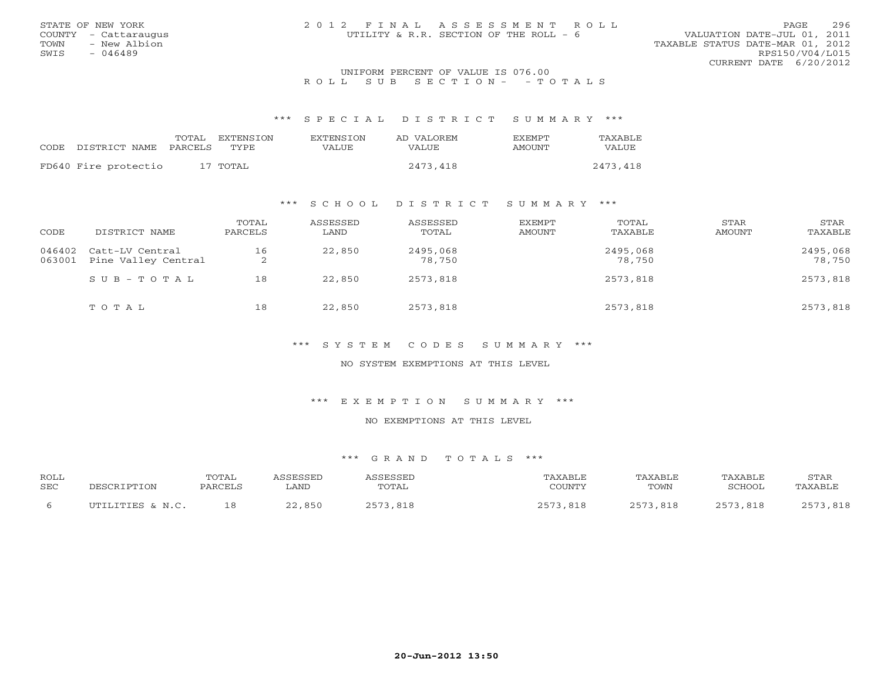STATE OF NEW YORK
COUNTY - Cattaraugus
TOWN - New Albion
SWIS - 046489

# 2012 FINAL ASSESSMENT ROLL
UTILITY & R.R. SECTION OF THE ROLL - 6

VALUATION DATE-JUL 01, 2011
TAXABLE STATUS DATE-MAR 01, 2012
RPS150/V04/L015
CURRENT DATE 6/20/2012

UNIFORM PERCENT OF VALUE IS 076.00

ROLL SUB SECTION- - TOTALS

## *** SPECIAL DISTRICT SUMMARY ***

| CODE DISTRICT NAME | TOTAL PARCELS | EXTENSION TYPE | EXTENSION VALUE | AD VALOREM VALUE | EXEMPT AMOUNT | TAXABLE VALUE |
|---|---|---|---|---|---|---|
| FD640 Fire protectio | 17 | TOTAL | | 2473,418 | | 2473,418 |

## *** SCHOOL DISTRICT SUMMARY ***

| CODE | DISTRICT NAME | TOTAL PARCELS | ASSESSED LAND | ASSESSED TOTAL | EXEMPT AMOUNT | TOTAL TAXABLE | STAR AMOUNT | STAR TAXABLE |
|---|---|---|---|---|---|---|---|---|
| 046402 | Catt-LV Central | 16 | 22,850 | 2495,068 | | 2495,068 | | 2495,068 |
| 063001 | Pine Valley Central | 2 | | 78,750 | | 78,750 | | 78,750 |
| | SUB-TOTAL | 18 | 22,850 | 2573,818 | | 2573,818 | | 2573,818 |
| | TOTAL | 18 | 22,850 | 2573,818 | | 2573,818 | | 2573,818 |

## *** SYSTEM CODES SUMMARY ***

NO SYSTEM EXEMPTIONS AT THIS LEVEL

## *** EXEMPTION SUMMARY ***

NO EXEMPTIONS AT THIS LEVEL

## *** GRAND TOTALS ***

| ROLL SEC | DESCRIPTION | TOTAL PARCELS | ASSESSED LAND | ASSESSED TOTAL | TAXABLE COUNTY | TAXABLE TOWN | TAXABLE SCHOOL | STAR TAXABLE |
|---|---|---|---|---|---|---|---|---|
| 6 | UTILITIES & N.C. | 18 | 22,850 | 2573,818 | 2573,818 | 2573,818 | 2573,818 | 2573,818 |

20-Jun-2012 13:50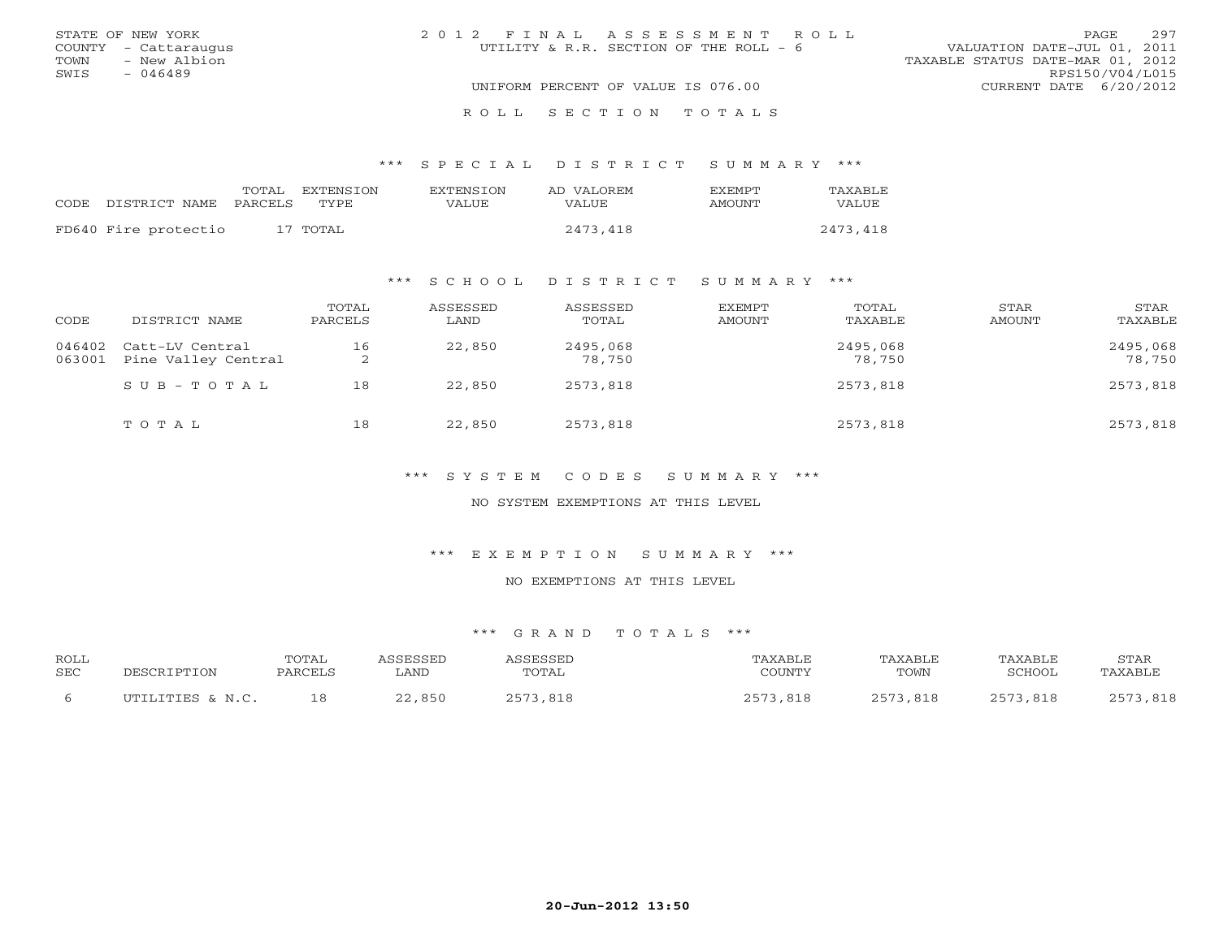STATE OF NEW YORK
COUNTY - Cattaraugus
TOWN - New Albion
SWIS - 046489

# 2012 FINAL ASSESSMENT ROLL

UTILITY & R.R. SECTION OF THE ROLL - 6

UNIFORM PERCENT OF VALUE IS 076.00

VALUATION DATE-JUL 01, 2011
TAXABLE STATUS DATE-MAR 01, 2012
RPS150/V04/L015
CURRENT DATE 6/20/2012

## ROLL SECTION TOTALS

### *** SPECIAL DISTRICT SUMMARY ***

| CODE DISTRICT NAME | TOTAL PARCELS | EXTENSION TYPE | EXTENSION VALUE | AD VALOREM VALUE | EXEMPT AMOUNT | TAXABLE VALUE |
|---|---|---|---|---|---|---|
| FD640 Fire protectio | 17 | TOTAL | | 2473,418 | | 2473,418 |

### *** SCHOOL DISTRICT SUMMARY ***

| CODE | DISTRICT NAME | TOTAL PARCELS | ASSESSED LAND | ASSESSED TOTAL | EXEMPT AMOUNT | TOTAL TAXABLE | STAR AMOUNT | STAR TAXABLE |
|---|---|---|---|---|---|---|---|---|
| 046402 | Catt-LV Central | 16 | 22,850 | 2495,068 | | 2495,068 | | 2495,068 |
| 063001 | Pine Valley Central | 2 | | 78,750 | | 78,750 | | 78,750 |
| | SUB-TOTAL | 18 | 22,850 | 2573,818 | | 2573,818 | | 2573,818 |
| | TOTAL | 18 | 22,850 | 2573,818 | | 2573,818 | | 2573,818 |

### *** SYSTEM CODES SUMMARY ***

NO SYSTEM EXEMPTIONS AT THIS LEVEL

### *** EXEMPTION SUMMARY ***

NO EXEMPTIONS AT THIS LEVEL

### *** GRAND TOTALS ***

| ROLL SEC | DESCRIPTION | TOTAL PARCELS | ASSESSED LAND | ASSESSED TOTAL | TAXABLE COUNTY | TAXABLE TOWN | TAXABLE SCHOOL | STAR TAXABLE |
|---|---|---|---|---|---|---|---|---|
| 6 | UTILITIES & N.C. | 18 | 22,850 | 2573,818 | 2573,818 | 2573,818 | 2573,818 | 2573,818 |

20-Jun-2012 13:50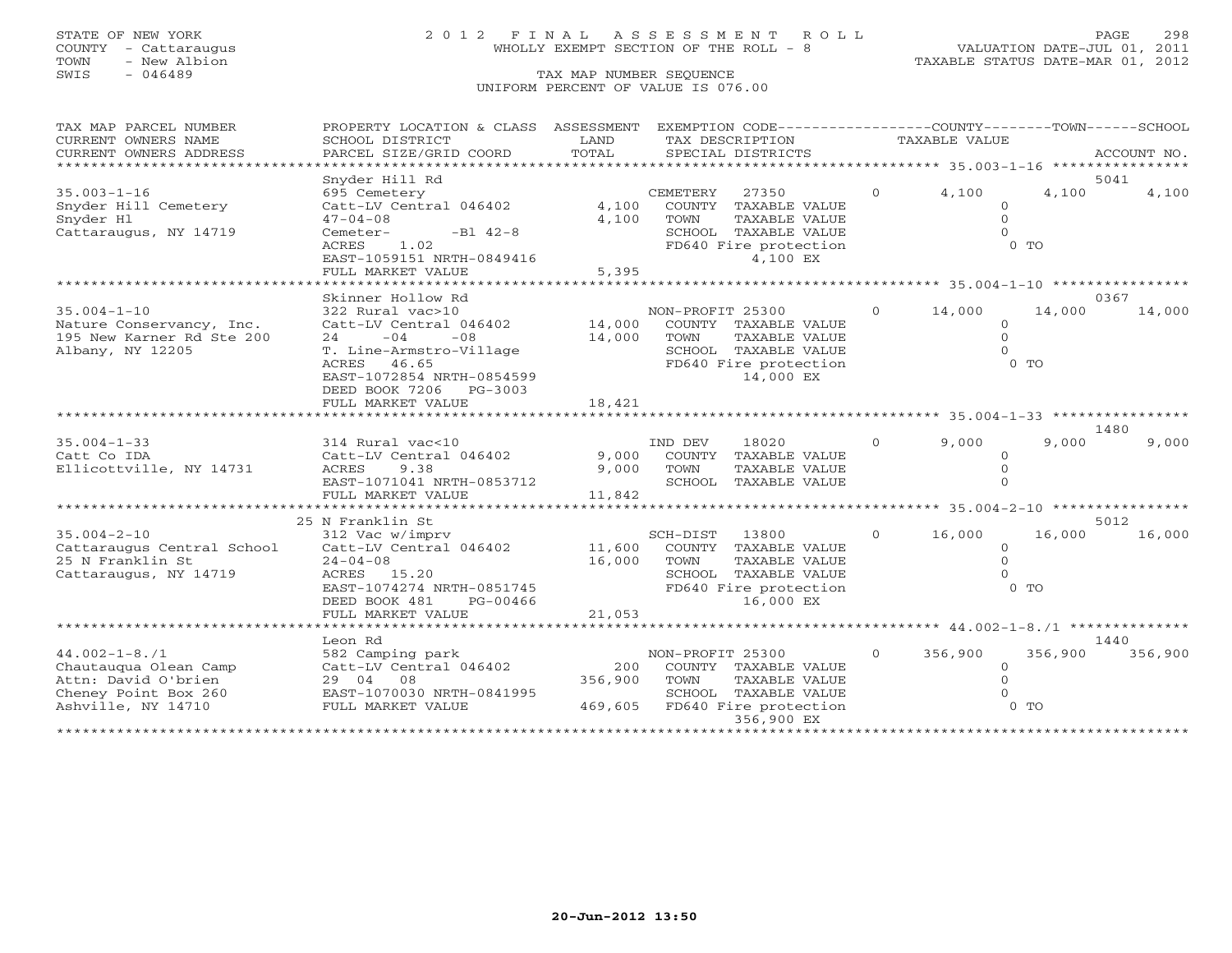STATE OF NEW YORK
COUNTY - Cattaraugus
TOWN - New Albion
SWIS - 046489

# 2012 FINAL ASSESSMENT ROLL

WHOLLY EXEMPT SECTION OF THE ROLL - 8

VALUATION DATE-JUL 01, 2011
TAXABLE STATUS DATE-MAR 01, 2012

TAX MAP NUMBER SEQUENCE
UNIFORM PERCENT OF VALUE IS 076.00

| TAX MAP PARCEL NUMBER / CURRENT OWNERS NAME / CURRENT OWNERS ADDRESS | PROPERTY LOCATION & CLASS / SCHOOL DISTRICT / PARCEL SIZE/GRID COORD | ASSESSMENT LAND / TOTAL | EXEMPTION CODE / TAX DESCRIPTION / SPECIAL DISTRICTS | COUNTY TAXABLE VALUE | TOWN | SCHOOL / ACCOUNT NO. |
|---|---|---|---|---|---|---|
| 35.003-1-16 | Snyder Hill Rd | | | | | 5041 |
| 35.003-1-16 | 695 Cemetery | | CEMETERY 27350 0 | 4,100 | 4,100 | 4,100 |
| Snyder Hill Cemetery | Catt-LV Central 046402 | 4,100 | COUNTY TAXABLE VALUE | 0 | | |
| Snyder Hl | 47-04-08 | 4,100 | TOWN TAXABLE VALUE | 0 | | |
| Cattaraugus, NY 14719 | Cemeter- -Bl 42-8 | | SCHOOL TAXABLE VALUE | 0 | | |
| | ACRES 1.02 | | FD640 Fire protection | 0 TO | | |
| | EAST-1059151 NRTH-0849416 | | 4,100 EX | | | |
| | FULL MARKET VALUE | 5,395 | | | | |
| 35.004-1-10 | Skinner Hollow Rd | | | | | 0367 |
| 35.004-1-10 | 322 Rural vac>10 | | NON-PROFIT 25300 0 | 14,000 | 14,000 | 14,000 |
| Nature Conservancy, Inc. | Catt-LV Central 046402 | 14,000 | COUNTY TAXABLE VALUE | 0 | | |
| 195 New Karner Rd Ste 200 | 24 -04 -08 | 14,000 | TOWN TAXABLE VALUE | 0 | | |
| Albany, NY 12205 | T. Line-Armstro-Village | | SCHOOL TAXABLE VALUE | 0 | | |
| | ACRES 46.65 | | FD640 Fire protection | 0 TO | | |
| | EAST-1072854 NRTH-0854599 | | 14,000 EX | | | |
| | DEED BOOK 7206 PG-3003 | | | | | |
| | FULL MARKET VALUE | 18,421 | | | | |
| 35.004-1-33 | | | | | | 1480 |
| 35.004-1-33 | 314 Rural vac<10 | | IND DEV 18020 0 | 9,000 | 9,000 | 9,000 |
| Catt Co IDA | Catt-LV Central 046402 | 9,000 | COUNTY TAXABLE VALUE | 0 | | |
| Ellicottville, NY 14731 | ACRES 9.38 | 9,000 | TOWN TAXABLE VALUE | 0 | | |
| | EAST-1071041 NRTH-0853712 | | SCHOOL TAXABLE VALUE | 0 | | |
| | FULL MARKET VALUE | 11,842 | | | | |
| 35.004-2-10 | 25 N Franklin St | | | | | 5012 |
| 35.004-2-10 | 312 Vac w/imprv | | SCH-DIST 13800 0 | 16,000 | 16,000 | 16,000 |
| Cattaraugus Central School | Catt-LV Central 046402 | 11,600 | COUNTY TAXABLE VALUE | 0 | | |
| 25 N Franklin St | 24-04-08 | 16,000 | TOWN TAXABLE VALUE | 0 | | |
| Cattaraugus, NY 14719 | ACRES 15.20 | | SCHOOL TAXABLE VALUE | 0 | | |
| | EAST-1074274 NRTH-0851745 | | FD640 Fire protection | 0 TO | | |
| | DEED BOOK 481 PG-00466 | | 16,000 EX | | | |
| | FULL MARKET VALUE | 21,053 | | | | |
| 44.002-1-8./1 | Leon Rd | | | | | 1440 |
| 44.002-1-8./1 | 582 Camping park | | NON-PROFIT 25300 0 | 356,900 | 356,900 | 356,900 |
| Chautauqua Olean Camp | Catt-LV Central 046402 | 200 | COUNTY TAXABLE VALUE | 0 | | |
| Attn: David O'brien | 29 04 08 | 356,900 | TOWN TAXABLE VALUE | 0 | | |
| Cheney Point Box 260 | EAST-1070030 NRTH-0841995 | | SCHOOL TAXABLE VALUE | 0 | | |
| Ashville, NY 14710 | FULL MARKET VALUE | 469,605 | FD640 Fire protection | 0 TO | | |
| | | | 356,900 EX | | | |

20-Jun-2012 13:50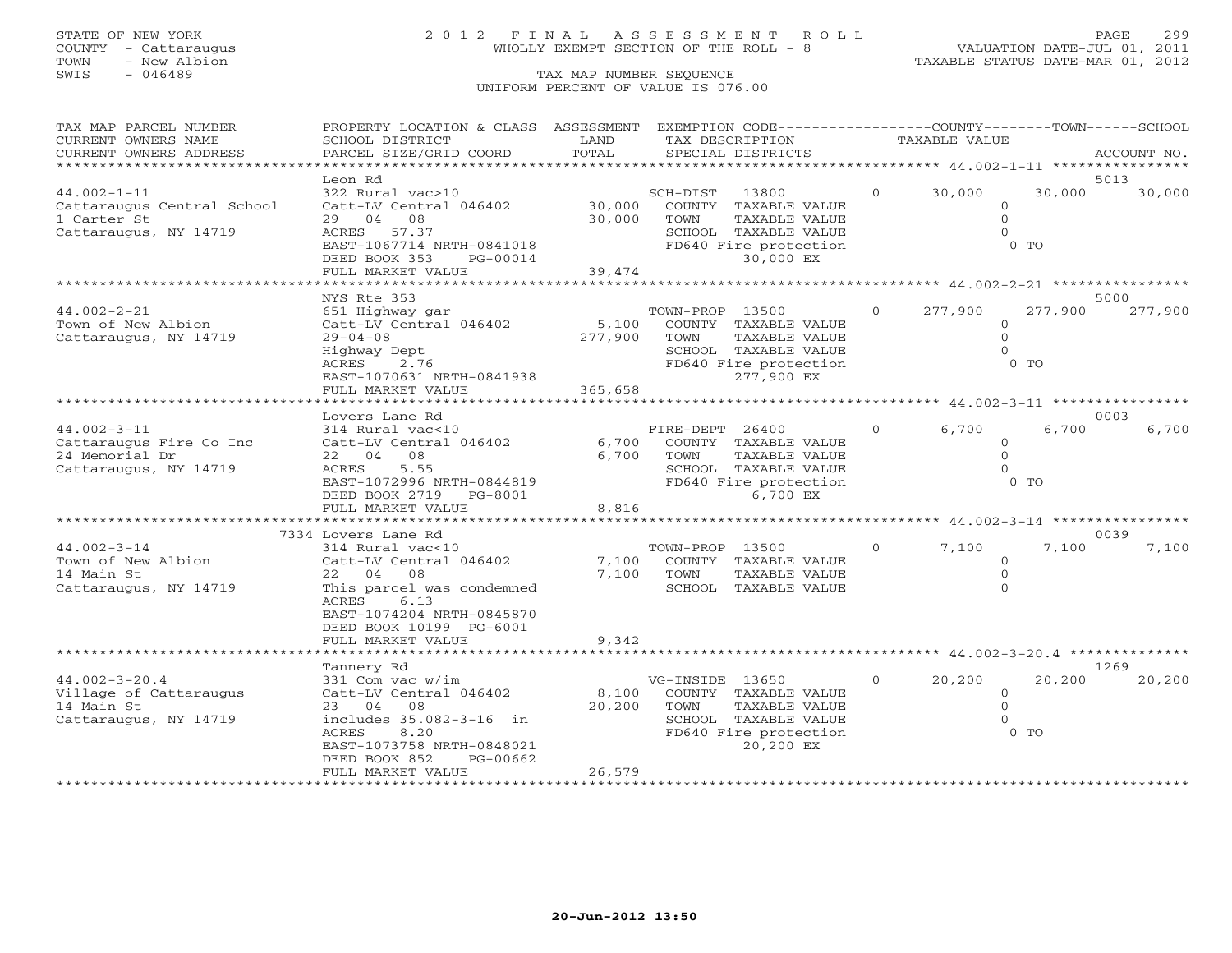STATE OF NEW YORK
COUNTY - Cattaraugus
TOWN - New Albion
SWIS - 046489

# 2012 FINAL ASSESSMENT ROLL
WHOLLY EXEMPT SECTION OF THE ROLL - 8
TAX MAP NUMBER SEQUENCE
UNIFORM PERCENT OF VALUE IS 076.00

VALUATION DATE-JUL 01, 2011
TAXABLE STATUS DATE-MAR 01, 2012

| TAX MAP PARCEL NUMBER / CURRENT OWNERS NAME / CURRENT OWNERS ADDRESS | PROPERTY LOCATION & CLASS / SCHOOL DISTRICT / PARCEL SIZE/GRID COORD | ASSESSMENT LAND / TOTAL | EXEMPTION CODE / TAX DESCRIPTION / SPECIAL DISTRICTS | COUNTY TAXABLE VALUE | TOWN | SCHOOL / ACCOUNT NO. |
|---|---|---|---|---|---|---|
| **44.002-1-11** | Leon Rd | | | | | 5013 |
| | 322 Rural vac>10 | | SCH-DIST 13800 0 | 30,000 | 30,000 | 30,000 |
| Cattaraugus Central School | Catt-LV Central 046402 | 30,000 | COUNTY TAXABLE VALUE | 0 | | |
| 1 Carter St | 29 04 08 | 30,000 | TOWN TAXABLE VALUE | 0 | | |
| Cattaraugus, NY 14719 | ACRES 57.37 | | SCHOOL TAXABLE VALUE | 0 | | |
| | EAST-1067714 NRTH-0841018 | | FD640 Fire protection | 0 TO | | |
| | DEED BOOK 353 PG-00014 | | 30,000 EX | | | |
| | FULL MARKET VALUE | 39,474 | | | | |
| **44.002-2-21** | NYS Rte 353 | | | | | 5000 |
| | 651 Highway gar | | TOWN-PROP 13500 0 | 277,900 | 277,900 | 277,900 |
| Town of New Albion | Catt-LV Central 046402 | 5,100 | COUNTY TAXABLE VALUE | 0 | | |
| Cattaraugus, NY 14719 | 29-04-08 | 277,900 | TOWN TAXABLE VALUE | 0 | | |
| | Highway Dept | | SCHOOL TAXABLE VALUE | 0 | | |
| | ACRES 2.76 | | FD640 Fire protection | 0 TO | | |
| | EAST-1070631 NRTH-0841938 | | 277,900 EX | | | |
| | FULL MARKET VALUE | 365,658 | | | | |
| **44.002-3-11** | Lovers Lane Rd | | | | | 0003 |
| | 314 Rural vac<10 | | FIRE-DEPT 26400 0 | 6,700 | 6,700 | 6,700 |
| Cattaraugus Fire Co Inc | Catt-LV Central 046402 | 6,700 | COUNTY TAXABLE VALUE | 0 | | |
| 24 Memorial Dr | 22 04 08 | 6,700 | TOWN TAXABLE VALUE | 0 | | |
| Cattaraugus, NY 14719 | ACRES 5.55 | | SCHOOL TAXABLE VALUE | 0 | | |
| | EAST-1072996 NRTH-0844819 | | FD640 Fire protection | 0 TO | | |
| | DEED BOOK 2719 PG-8001 | | 6,700 EX | | | |
| | FULL MARKET VALUE | 8,816 | | | | |
| **44.002-3-14** | 7334 Lovers Lane Rd | | | | | 0039 |
| | 314 Rural vac<10 | | TOWN-PROP 13500 0 | 7,100 | 7,100 | 7,100 |
| Town of New Albion | Catt-LV Central 046402 | 7,100 | COUNTY TAXABLE VALUE | 0 | | |
| 14 Main St | 22 04 08 | 7,100 | TOWN TAXABLE VALUE | 0 | | |
| Cattaraugus, NY 14719 | This parcel was condemned | | SCHOOL TAXABLE VALUE | 0 | | |
| | ACRES 6.13 | | | | | |
| | EAST-1074204 NRTH-0845870 | | | | | |
| | DEED BOOK 10199 PG-6001 | | | | | |
| | FULL MARKET VALUE | 9,342 | | | | |
| **44.002-3-20.4** | Tannery Rd | | | | | 1269 |
| | 331 Com vac w/im | | VG-INSIDE 13650 0 | 20,200 | 20,200 | 20,200 |
| Village of Cattaraugus | Catt-LV Central 046402 | 8,100 | COUNTY TAXABLE VALUE | 0 | | |
| 14 Main St | 23 04 08 | 20,200 | TOWN TAXABLE VALUE | 0 | | |
| Cattaraugus, NY 14719 | includes 35.082-3-16 in | | SCHOOL TAXABLE VALUE | 0 | | |
| | ACRES 8.20 | | FD640 Fire protection | 0 TO | | |
| | EAST-1073758 NRTH-0848021 | | 20,200 EX | | | |
| | DEED BOOK 852 PG-00662 | | | | | |
| | FULL MARKET VALUE | 26,579 | | | | |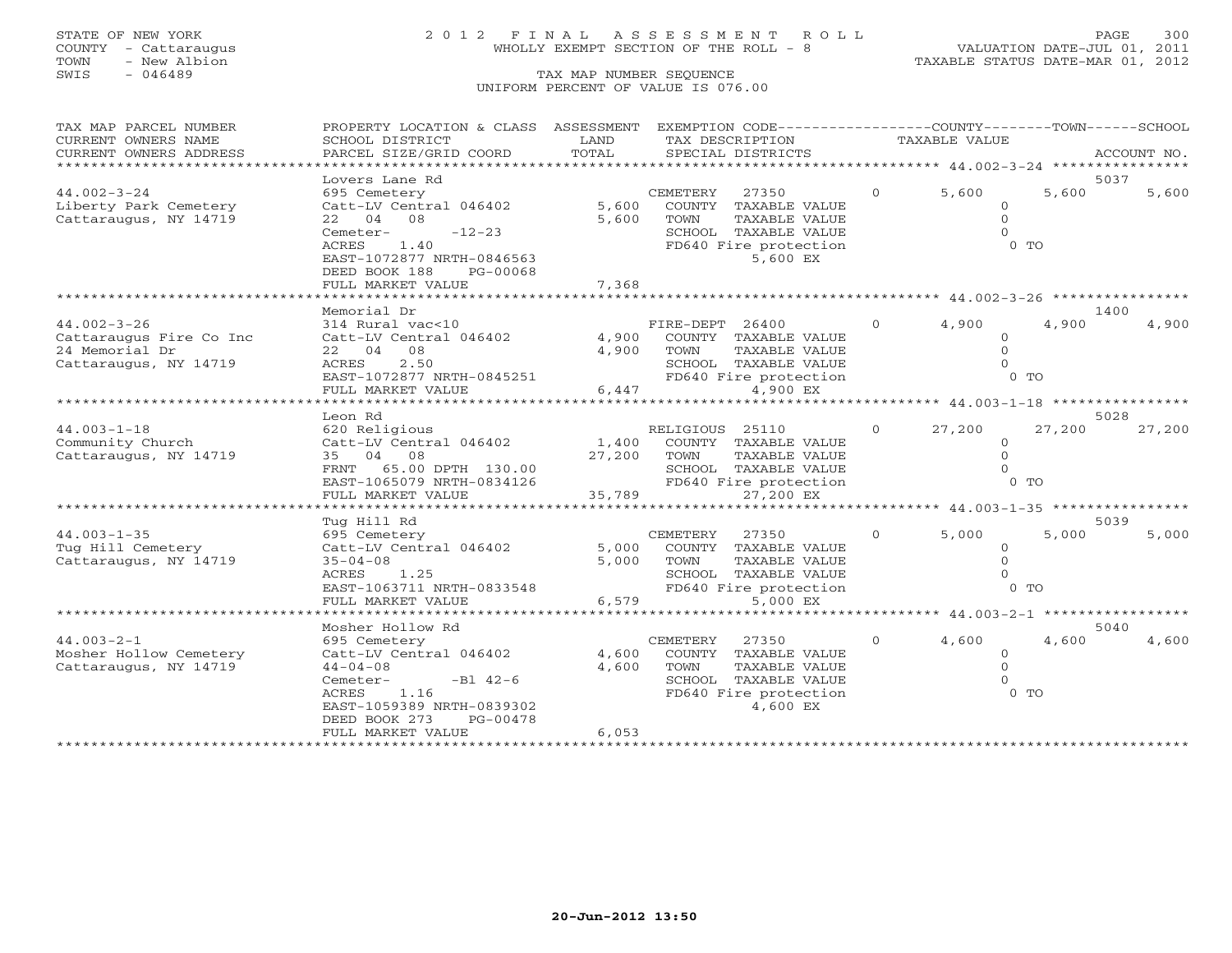STATE OF NEW YORK
COUNTY - Cattaraugus
TOWN - New Albion
SWIS - 046489

2012 FINAL ASSESSMENT ROLL
WHOLLY EXEMPT SECTION OF THE ROLL - 8
TAX MAP NUMBER SEQUENCE
UNIFORM PERCENT OF VALUE IS 076.00

VALUATION DATE-JUL 01, 2011
TAXABLE STATUS DATE-MAR 01, 2012

| TAX MAP PARCEL NUMBER / CURRENT OWNERS NAME / CURRENT OWNERS ADDRESS | PROPERTY LOCATION & CLASS / SCHOOL DISTRICT / PARCEL SIZE/GRID COORD | ASSESSMENT LAND | TOTAL | EXEMPTION CODE / TAX DESCRIPTION / SPECIAL DISTRICTS | COUNTY TAXABLE VALUE | TOWN | SCHOOL | ACCOUNT NO. |
|---|---|---|---|---|---|---|---|---|
| 44.002-3-24 | Lovers Lane Rd | | | | | | | 5037 |
| Liberty Park Cemetery | 695 Cemetery | | | CEMETERY 27350 0 | 5,600 | 5,600 | 5,600 | |
| Cattaraugus, NY 14719 | Catt-LV Central 046402 | 5,600 | | COUNTY TAXABLE VALUE | 0 | | | |
| | 22 04 08 | | 5,600 | TOWN TAXABLE VALUE | 0 | | | |
| | Cemeter- -12-23 | | | SCHOOL TAXABLE VALUE | 0 | | | |
| | ACRES 1.40 | | | FD640 Fire protection 5,600 EX | 0 TO | | | |
| | EAST-1072877 NRTH-0846563 | | | | | | | |
| | DEED BOOK 188 PG-00068 | | | | | | | |
| | FULL MARKET VALUE | | 7,368 | | | | | |
| 44.002-3-26 | Memorial Dr | | | | | | | 1400 |
| Cattaraugus Fire Co Inc | 314 Rural vac<10 | | | FIRE-DEPT 26400 0 | 4,900 | 4,900 | 4,900 | |
| 24 Memorial Dr | Catt-LV Central 046402 | 4,900 | | COUNTY TAXABLE VALUE | 0 | | | |
| Cattaraugus, NY 14719 | 22 04 08 | | 4,900 | TOWN TAXABLE VALUE | 0 | | | |
| | ACRES 2.50 | | | SCHOOL TAXABLE VALUE | 0 | | | |
| | EAST-1072877 NRTH-0845251 | | | FD640 Fire protection 4,900 EX | 0 TO | | | |
| | FULL MARKET VALUE | | 6,447 | | | | | |
| 44.003-1-18 | Leon Rd | | | | | | | 5028 |
| Community Church | 620 Religious | | | RELIGIOUS 25110 0 | 27,200 | 27,200 | 27,200 | |
| Cattaraugus, NY 14719 | Catt-LV Central 046402 | 1,400 | | COUNTY TAXABLE VALUE | 0 | | | |
| | 35 04 08 | | 27,200 | TOWN TAXABLE VALUE | 0 | | | |
| | FRNT 65.00 DPTH 130.00 | | | SCHOOL TAXABLE VALUE | 0 | | | |
| | EAST-1065079 NRTH-0834126 | | | FD640 Fire protection 27,200 EX | 0 TO | | | |
| | FULL MARKET VALUE | | 35,789 | | | | | |
| 44.003-1-35 | Tug Hill Rd | | | | | | | 5039 |
| Tug Hill Cemetery | 695 Cemetery | | | CEMETERY 27350 0 | 5,000 | 5,000 | 5,000 | |
| Cattaraugus, NY 14719 | Catt-LV Central 046402 | 5,000 | | COUNTY TAXABLE VALUE | 0 | | | |
| | 35-04-08 | | 5,000 | TOWN TAXABLE VALUE | 0 | | | |
| | ACRES 1.25 | | | SCHOOL TAXABLE VALUE | 0 | | | |
| | EAST-1063711 NRTH-0833548 | | | FD640 Fire protection 5,000 EX | 0 TO | | | |
| | FULL MARKET VALUE | | 6,579 | | | | | |
| 44.003-2-1 | Mosher Hollow Rd | | | | | | | 5040 |
| Mosher Hollow Cemetery | 695 Cemetery | | | CEMETERY 27350 0 | 4,600 | 4,600 | 4,600 | |
| Cattaraugus, NY 14719 | Catt-LV Central 046402 | 4,600 | | COUNTY TAXABLE VALUE | 0 | | | |
| | 44-04-08 | | 4,600 | TOWN TAXABLE VALUE | 0 | | | |
| | Cemeter- -Bl 42-6 | | | SCHOOL TAXABLE VALUE | 0 | | | |
| | ACRES 1.16 | | | FD640 Fire protection 4,600 EX | 0 TO | | | |
| | EAST-1059389 NRTH-0839302 | | | | | | | |
| | DEED BOOK 273 PG-00478 | | | | | | | |
| | FULL MARKET VALUE | | 6,053 | | | | | |

20-Jun-2012 13:50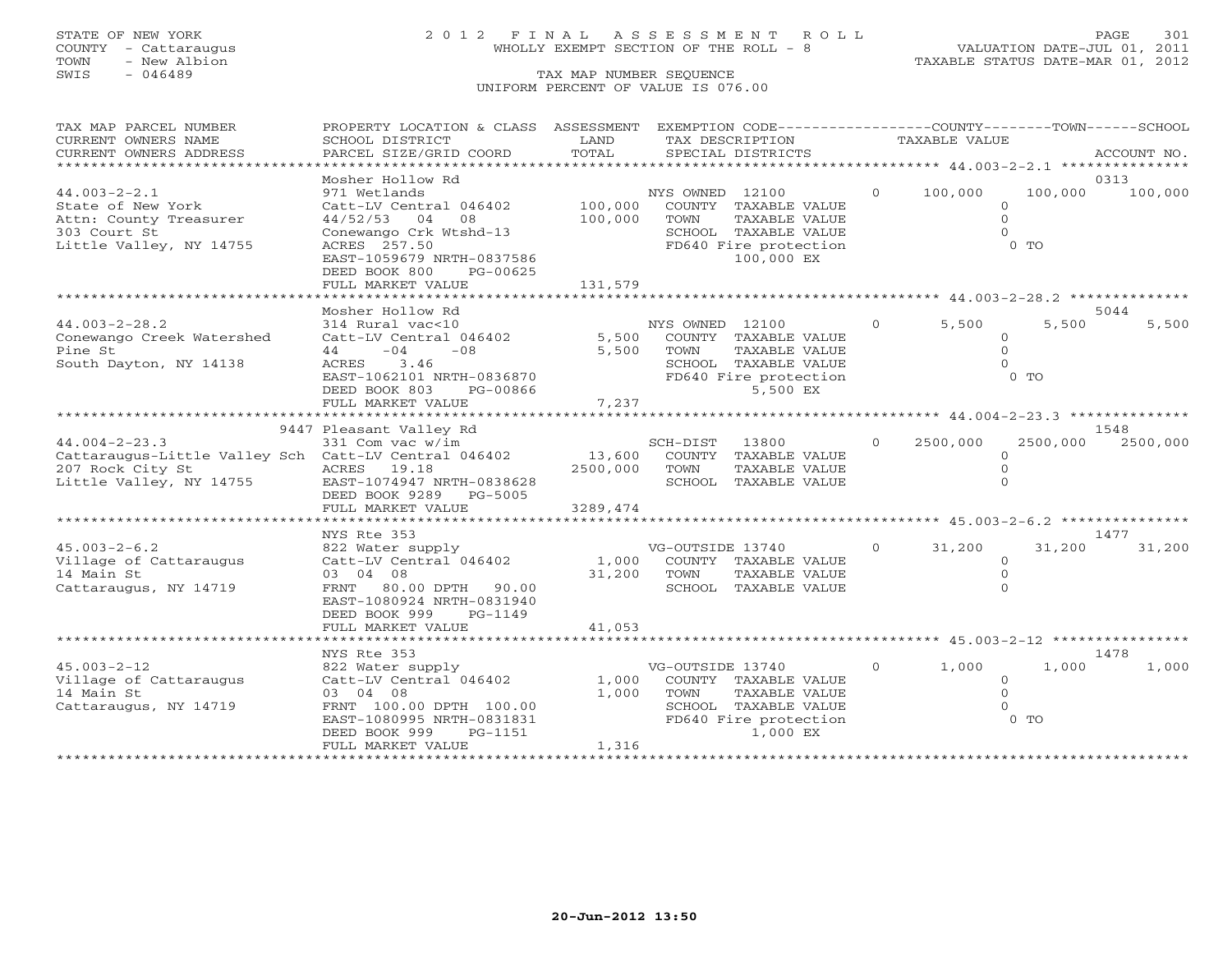STATE OF NEW YORK
COUNTY - Cattaraugus
TOWN - New Albion
SWIS - 046489

2012 FINAL ASSESSMENT ROLL
WHOLLY EXEMPT SECTION OF THE ROLL - 8
TAX MAP NUMBER SEQUENCE
UNIFORM PERCENT OF VALUE IS 076.00

VALUATION DATE-JUL 01, 2011
TAXABLE STATUS DATE-MAR 01, 2012

| TAX MAP PARCEL NUMBER / CURRENT OWNERS NAME / CURRENT OWNERS ADDRESS | PROPERTY LOCATION & CLASS / SCHOOL DISTRICT / PARCEL SIZE/GRID COORD | ASSESSMENT LAND / TOTAL | EXEMPTION CODE / TAX DESCRIPTION / SPECIAL DISTRICTS | COUNTY TAXABLE VALUE | TOWN | SCHOOL | ACCOUNT NO. |
|---|---|---|---|---|---|---|---|
| **44.003-2-2.1** | Mosher Hollow Rd | | | | | | 0313 |
| 44.003-2-2.1 | 971 Wetlands | | NYS OWNED 12100 0 | 100,000 | 100,000 | 100,000 | |
| State of New York | Catt-LV Central 046402 | 100,000 | COUNTY TAXABLE VALUE | 0 | | | |
| Attn: County Treasurer | 44/52/53 04 08 | 100,000 | TOWN TAXABLE VALUE | 0 | | | |
| 303 Court St | Conewango Crk Wtshd-13 | | SCHOOL TAXABLE VALUE | 0 | | | |
| Little Valley, NY 14755 | ACRES 257.50 | | FD640 Fire protection | 0 TO | | | |
| | EAST-1059679 NRTH-0837586 | | 100,000 EX | | | | |
| | DEED BOOK 800 PG-00625 | | | | | | |
| | FULL MARKET VALUE | 131,579 | | | | | |
| **44.003-2-28.2** | Mosher Hollow Rd | | | | | | 5044 |
| 44.003-2-28.2 | 314 Rural vac<10 | | NYS OWNED 12100 0 | 5,500 | 5,500 | 5,500 | |
| Conewango Creek Watershed | Catt-LV Central 046402 | 5,500 | COUNTY TAXABLE VALUE | 0 | | | |
| Pine St | 44 -04 -08 | 5,500 | TOWN TAXABLE VALUE | 0 | | | |
| South Dayton, NY 14138 | ACRES 3.46 | | SCHOOL TAXABLE VALUE | 0 | | | |
| | EAST-1062101 NRTH-0836870 | | FD640 Fire protection | 0 TO | | | |
| | DEED BOOK 803 PG-00866 | | 5,500 EX | | | | |
| | FULL MARKET VALUE | 7,237 | | | | | |
| **44.004-2-23.3** | 9447 Pleasant Valley Rd | | | | | | 1548 |
| 44.004-2-23.3 | 331 Com vac w/im | | SCH-DIST 13800 0 | 2500,000 | 2500,000 | 2500,000 | |
| Cattaraugus-Little Valley Sch | Catt-LV Central 046402 | 13,600 | COUNTY TAXABLE VALUE | 0 | | | |
| 207 Rock City St | ACRES 19.18 | 2500,000 | TOWN TAXABLE VALUE | 0 | | | |
| Little Valley, NY 14755 | EAST-1074947 NRTH-0838628 | | SCHOOL TAXABLE VALUE | 0 | | | |
| | DEED BOOK 9289 PG-5005 | | | | | | |
| | FULL MARKET VALUE | 3289,474 | | | | | |
| **45.003-2-6.2** | NYS Rte 353 | | | | | | 1477 |
| 45.003-2-6.2 | 822 Water supply | | VG-OUTSIDE 13740 0 | 31,200 | 31,200 | 31,200 | |
| Village of Cattaraugus | Catt-LV Central 046402 | 1,000 | COUNTY TAXABLE VALUE | 0 | | | |
| 14 Main St | 03 04 08 | 31,200 | TOWN TAXABLE VALUE | 0 | | | |
| Cattaraugus, NY 14719 | FRNT 80.00 DPTH 90.00 | | SCHOOL TAXABLE VALUE | 0 | | | |
| | EAST-1080924 NRTH-0831940 | | | | | | |
| | DEED BOOK 999 PG-1149 | | | | | | |
| | FULL MARKET VALUE | 41,053 | | | | | |
| **45.003-2-12** | NYS Rte 353 | | | | | | 1478 |
| 45.003-2-12 | 822 Water supply | | VG-OUTSIDE 13740 0 | 1,000 | 1,000 | 1,000 | |
| Village of Cattaraugus | Catt-LV Central 046402 | 1,000 | COUNTY TAXABLE VALUE | 0 | | | |
| 14 Main St | 03 04 08 | 1,000 | TOWN TAXABLE VALUE | 0 | | | |
| Cattaraugus, NY 14719 | FRNT 100.00 DPTH 100.00 | | SCHOOL TAXABLE VALUE | 0 | | | |
| | EAST-1080995 NRTH-0831831 | | FD640 Fire protection | 0 TO | | | |
| | DEED BOOK 999 PG-1151 | | 1,000 EX | | | | |
| | FULL MARKET VALUE | 1,316 | | | | | |

20-Jun-2012 13:50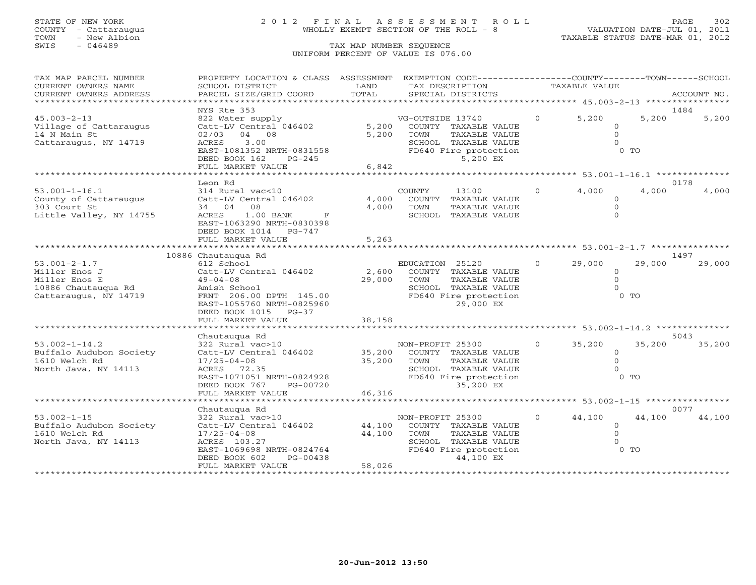STATE OF NEW YORK
COUNTY - Cattaraugus
TOWN - New Albion
SWIS - 046489

# 2012 FINAL ASSESSMENT ROLL

WHOLLY EXEMPT SECTION OF THE ROLL - 8

TAX MAP NUMBER SEQUENCE

UNIFORM PERCENT OF VALUE IS 076.00

VALUATION DATE-JUL 01, 2011
TAXABLE STATUS DATE-MAR 01, 2012

| TAX MAP PARCEL NUMBER / CURRENT OWNERS NAME / CURRENT OWNERS ADDRESS | PROPERTY LOCATION & CLASS / SCHOOL DISTRICT / PARCEL SIZE/GRID COORD | ASSESSMENT LAND / TOTAL | EXEMPTION CODE / TAX DESCRIPTION / SPECIAL DISTRICTS | | COUNTY TAXABLE VALUE | TOWN | SCHOOL | ACCOUNT NO. |
|---|---|---|---|---|---|---|---|---|
| 45.003-2-13 | NYS Rte 353 | | | | | | | 1484 |
| | 822 Water supply | | VG-OUTSIDE 13740 | 0 | 5,200 | 5,200 | 5,200 | |
| Village of Cattaraugus | Catt-LV Central 046402 | 5,200 | COUNTY TAXABLE VALUE | | 0 | | | |
| 14 N Main St | 02/03 04 08 | 5,200 | TOWN TAXABLE VALUE | | 0 | | | |
| Cattaraugus, NY 14719 | ACRES 3.00 | | SCHOOL TAXABLE VALUE | | 0 | | | |
| | EAST-1081352 NRTH-0831558 | | FD640 Fire protection | | 0 TO | | | |
| | DEED BOOK 162 PG-245 | | 5,200 EX | | | | | |
| | FULL MARKET VALUE | 6,842 | | | | | | |
| 53.001-1-16.1 | Leon Rd | | | | | | | 0178 |
| | 314 Rural vac<10 | | COUNTY 13100 | 0 | 4,000 | 4,000 | 4,000 | |
| County of Cattaraugus | Catt-LV Central 046402 | 4,000 | COUNTY TAXABLE VALUE | | 0 | | | |
| 303 Court St | 34 04 08 | 4,000 | TOWN TAXABLE VALUE | | 0 | | | |
| Little Valley, NY 14755 | ACRES 1.00 BANK F | | SCHOOL TAXABLE VALUE | | 0 | | | |
| | EAST-1063290 NRTH-0830398 | | | | | | | |
| | DEED BOOK 1014 PG-747 | | | | | | | |
| | FULL MARKET VALUE | 5,263 | | | | | | |
| 53.001-2-1.7 | 10886 Chautauqua Rd | | | | | | | 1497 |
| | 612 School | | EDUCATION 25120 | 0 | 29,000 | 29,000 | 29,000 | |
| Miller Enos J | Catt-LV Central 046402 | 2,600 | COUNTY TAXABLE VALUE | | 0 | | | |
| Miller Enos E | 49-04-08 | 29,000 | TOWN TAXABLE VALUE | | 0 | | | |
| 10886 Chautauqua Rd | Amish School | | SCHOOL TAXABLE VALUE | | 0 | | | |
| Cattaraugus, NY 14719 | FRNT 206.00 DPTH 145.00 | | FD640 Fire protection | | 0 TO | | | |
| | EAST-1055760 NRTH-0825960 | | 29,000 EX | | | | | |
| | DEED BOOK 1015 PG-37 | | | | | | | |
| | FULL MARKET VALUE | 38,158 | | | | | | |
| 53.002-1-14.2 | Chautauqua Rd | | | | | | | 5043 |
| | 322 Rural vac>10 | | NON-PROFIT 25300 | 0 | 35,200 | 35,200 | 35,200 | |
| Buffalo Audubon Society | Catt-LV Central 046402 | 35,200 | COUNTY TAXABLE VALUE | | 0 | | | |
| 1610 Welch Rd | 17/25-04-08 | 35,200 | TOWN TAXABLE VALUE | | 0 | | | |
| North Java, NY 14113 | ACRES 72.35 | | SCHOOL TAXABLE VALUE | | 0 | | | |
| | EAST-1071051 NRTH-0824928 | | FD640 Fire protection | | 0 TO | | | |
| | DEED BOOK 767 PG-00720 | | 35,200 EX | | | | | |
| | FULL MARKET VALUE | 46,316 | | | | | | |
| 53.002-1-15 | Chautauqua Rd | | | | | | | 0077 |
| | 322 Rural vac>10 | | NON-PROFIT 25300 | 0 | 44,100 | 44,100 | 44,100 | |
| Buffalo Audubon Society | Catt-LV Central 046402 | 44,100 | COUNTY TAXABLE VALUE | | 0 | | | |
| 1610 Welch Rd | 17/25-04-08 | 44,100 | TOWN TAXABLE VALUE | | 0 | | | |
| North Java, NY 14113 | ACRES 103.27 | | SCHOOL TAXABLE VALUE | | 0 | | | |
| | EAST-1069698 NRTH-0824764 | | FD640 Fire protection | | 0 TO | | | |
| | DEED BOOK 602 PG-00438 | | 44,100 EX | | | | | |
| | FULL MARKET VALUE | 58,026 | | | | | | |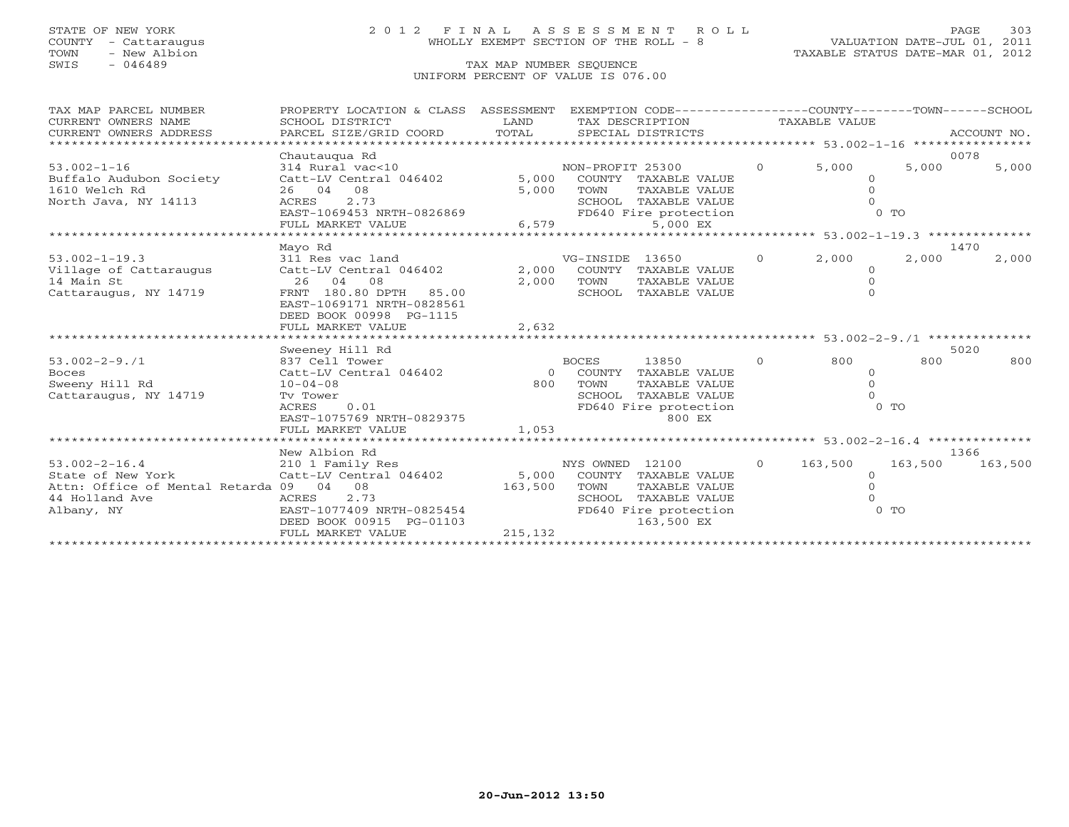STATE OF NEW YORK
COUNTY - Cattaraugus
TOWN - New Albion
SWIS - 046489

2012 FINAL ASSESSMENT ROLL
WHOLLY EXEMPT SECTION OF THE ROLL - 8
TAX MAP NUMBER SEQUENCE
UNIFORM PERCENT OF VALUE IS 076.00

VALUATION DATE-JUL 01, 2011
TAXABLE STATUS DATE-MAR 01, 2012

| TAX MAP PARCEL NUMBER / CURRENT OWNERS NAME / CURRENT OWNERS ADDRESS | PROPERTY LOCATION & CLASS / SCHOOL DISTRICT / PARCEL SIZE/GRID COORD | ASSESSMENT LAND / TOTAL | EXEMPTION CODE / TAX DESCRIPTION / SPECIAL DISTRICTS | | COUNTY | TOWN | SCHOOL | ACCOUNT NO. |
|---|---|---|---|---|---|---|---|---|
| **53.002-1-16** | Chautauqua Rd | | | | | | | 0078 |
| 53.002-1-16 | 314 Rural vac<10 | | NON-PROFIT 25300 | 0 | 5,000 | 5,000 | 5,000 | |
| Buffalo Audubon Society | Catt-LV Central 046402 | 5,000 | COUNTY TAXABLE VALUE | | 0 | | | |
| 1610 Welch Rd | 26 04 08 | 5,000 | TOWN TAXABLE VALUE | | 0 | | | |
| North Java, NY 14113 | ACRES 2.73 | | SCHOOL TAXABLE VALUE | | 0 | | | |
| | EAST-1069453 NRTH-0826869 | | FD640 Fire protection | | 0 TO | | | |
| | FULL MARKET VALUE | 6,579 | 5,000 EX | | | | | |
| **53.002-1-19.3** | Mayo Rd | | | | | | | 1470 |
| 53.002-1-19.3 | 311 Res vac land | | VG-INSIDE 13650 | 0 | 2,000 | 2,000 | 2,000 | |
| Village of Cattaraugus | Catt-LV Central 046402 | 2,000 | COUNTY TAXABLE VALUE | | 0 | | | |
| 14 Main St | 26 04 08 | 2,000 | TOWN TAXABLE VALUE | | 0 | | | |
| Cattaraugus, NY 14719 | FRNT 180.80 DPTH 85.00 | | SCHOOL TAXABLE VALUE | | 0 | | | |
| | EAST-1069171 NRTH-0828561 | | | | | | | |
| | DEED BOOK 00998 PG-1115 | | | | | | | |
| | FULL MARKET VALUE | 2,632 | | | | | | |
| **53.002-2-9./1** | Sweeney Hill Rd | | | | | | | 5020 |
| 53.002-2-9./1 | 837 Cell Tower | | BOCES 13850 | 0 | 800 | 800 | 800 | |
| Boces | Catt-LV Central 046402 | 0 | COUNTY TAXABLE VALUE | | 0 | | | |
| Sweeny Hill Rd | 10-04-08 | 800 | TOWN TAXABLE VALUE | | 0 | | | |
| Cattaraugus, NY 14719 | Tv Tower | | SCHOOL TAXABLE VALUE | | 0 | | | |
| | ACRES 0.01 | | FD640 Fire protection | | 0 TO | | | |
| | EAST-1075769 NRTH-0829375 | | 800 EX | | | | | |
| | FULL MARKET VALUE | 1,053 | | | | | | |
| **53.002-2-16.4** | New Albion Rd | | | | | | | 1366 |
| 53.002-2-16.4 | 210 1 Family Res | | NYS OWNED 12100 | 0 | 163,500 | 163,500 | 163,500 | |
| State of New York | Catt-LV Central 046402 | 5,000 | COUNTY TAXABLE VALUE | | 0 | | | |
| Attn: Office of Mental Retarda | 09 04 08 | 163,500 | TOWN TAXABLE VALUE | | 0 | | | |
| 44 Holland Ave | ACRES 2.73 | | SCHOOL TAXABLE VALUE | | 0 | | | |
| Albany, NY | EAST-1077409 NRTH-0825454 | | FD640 Fire protection | | 0 TO | | | |
| | DEED BOOK 00915 PG-01103 | | 163,500 EX | | | | | |
| | FULL MARKET VALUE | 215,132 | | | | | | |

20-Jun-2012 13:50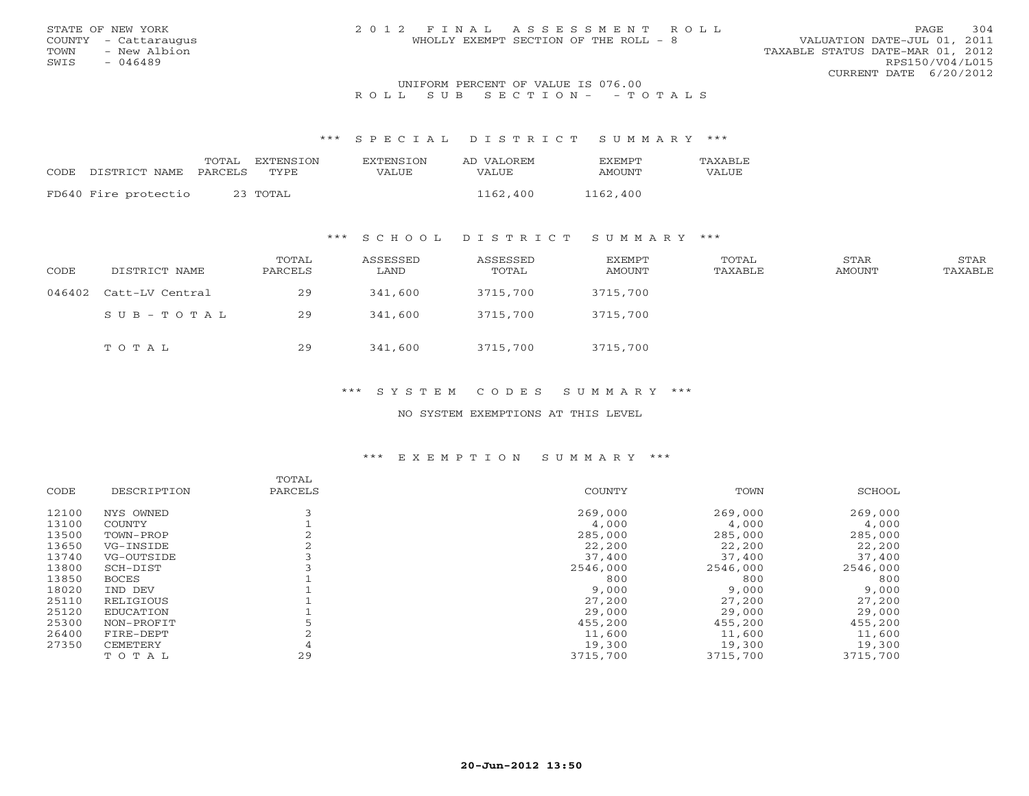STATE OF NEW YORK
COUNTY - Cattaraugus
TOWN - New Albion
SWIS - 046489

# 2012 FINAL ASSESSMENT ROLL
WHOLLY EXEMPT SECTION OF THE ROLL - 8

VALUATION DATE-JUL 01, 2011
TAXABLE STATUS DATE-MAR 01, 2012
RPS150/V04/L015
CURRENT DATE 6/20/2012

UNIFORM PERCENT OF VALUE IS 076.00

ROLL SUB SECTION- - TOTALS

## *** SPECIAL DISTRICT SUMMARY ***

| CODE | DISTRICT NAME | TOTAL PARCELS | EXTENSION TYPE | EXTENSION VALUE | AD VALOREM VALUE | EXEMPT AMOUNT | TAXABLE VALUE |
|---|---|---|---|---|---|---|---|
| FD640 | Fire protectio | 23 | TOTAL | | 1162,400 | 1162,400 | |

## *** SCHOOL DISTRICT SUMMARY ***

| CODE | DISTRICT NAME | TOTAL PARCELS | ASSESSED LAND | ASSESSED TOTAL | EXEMPT AMOUNT | TOTAL TAXABLE | STAR AMOUNT | STAR TAXABLE |
|---|---|---|---|---|---|---|---|---|
| 046402 | Catt-LV Central | 29 | 341,600 | 3715,700 | 3715,700 | | | |
| | SUB-TOTAL | 29 | 341,600 | 3715,700 | 3715,700 | | | |
| | TOTAL | 29 | 341,600 | 3715,700 | 3715,700 | | | |

## *** SYSTEM CODES SUMMARY ***

NO SYSTEM EXEMPTIONS AT THIS LEVEL

## *** EXEMPTION SUMMARY ***

| CODE | DESCRIPTION | TOTAL PARCELS | COUNTY | TOWN | SCHOOL |
|---|---|---|---|---|---|
| 12100 | NYS OWNED | 3 | 269,000 | 269,000 | 269,000 |
| 13100 | COUNTY | 1 | 4,000 | 4,000 | 4,000 |
| 13500 | TOWN-PROP | 2 | 285,000 | 285,000 | 285,000 |
| 13650 | VG-INSIDE | 2 | 22,200 | 22,200 | 22,200 |
| 13740 | VG-OUTSIDE | 3 | 37,400 | 37,400 | 37,400 |
| 13800 | SCH-DIST | 3 | 2546,000 | 2546,000 | 2546,000 |
| 13850 | BOCES | 1 | 800 | 800 | 800 |
| 18020 | IND DEV | 1 | 9,000 | 9,000 | 9,000 |
| 25110 | RELIGIOUS | 1 | 27,200 | 27,200 | 27,200 |
| 25120 | EDUCATION | 1 | 29,000 | 29,000 | 29,000 |
| 25300 | NON-PROFIT | 5 | 455,200 | 455,200 | 455,200 |
| 26400 | FIRE-DEPT | 2 | 11,600 | 11,600 | 11,600 |
| 27350 | CEMETERY | 4 | 19,300 | 19,300 | 19,300 |
| | TOTAL | 29 | 3715,700 | 3715,700 | 3715,700 |

20-Jun-2012 13:50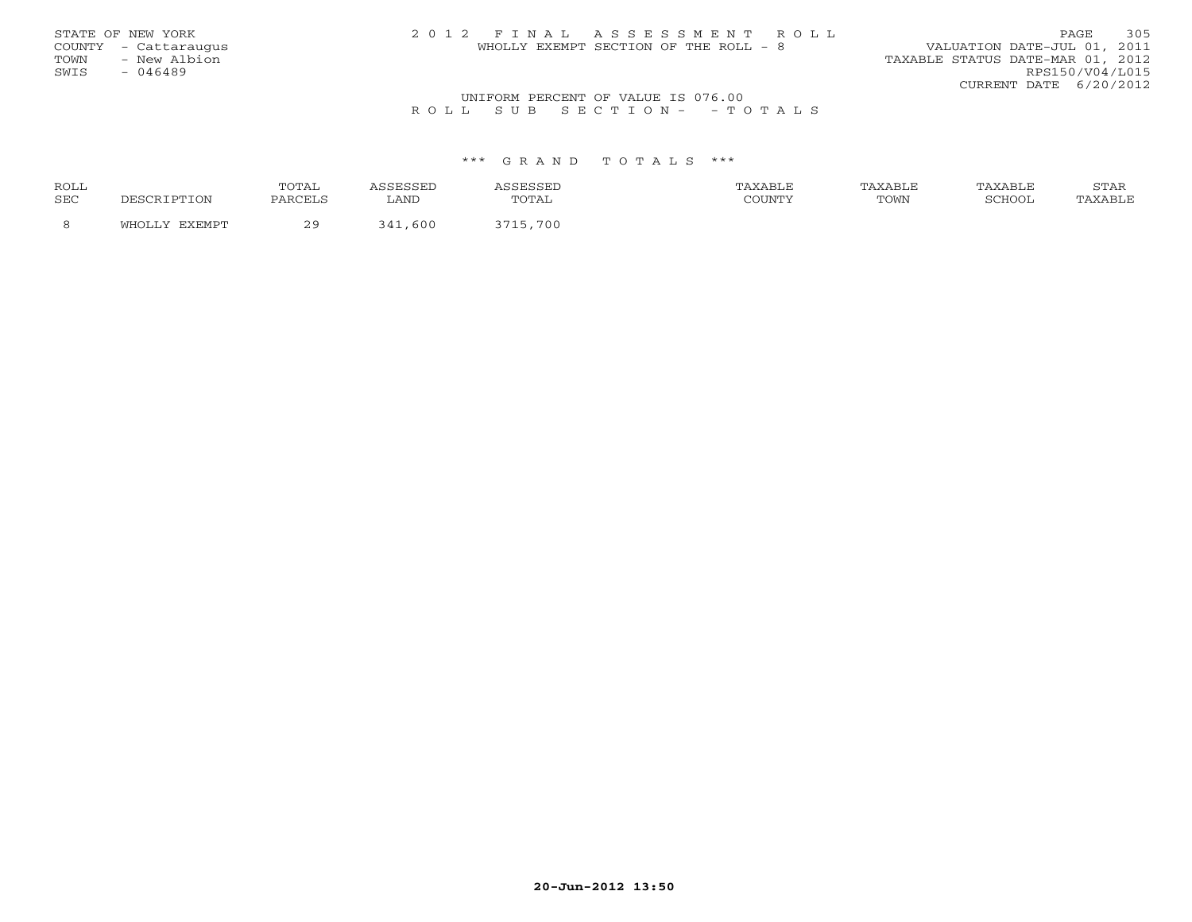STATE OF NEW YORK
COUNTY - Cattaraugus
TOWN - New Albion
SWIS - 046489

2 0 1 2 F I N A L A S S E S S M E N T R O L L
WHOLLY EXEMPT SECTION OF THE ROLL - 8

VALUATION DATE-JUL 01, 2011
TAXABLE STATUS DATE-MAR 01, 2012
RPS150/V04/L015
CURRENT DATE 6/20/2012

UNIFORM PERCENT OF VALUE IS 076.00

R O L L S U B S E C T I O N - - T O T A L S

\*\*\* G R A N D T O T A L S \*\*\*

| ROLL SEC | DESCRIPTION | TOTAL PARCELS | ASSESSED LAND | ASSESSED TOTAL | TAXABLE COUNTY | TAXABLE TOWN | TAXABLE SCHOOL | STAR TAXABLE |
|---|---|---|---|---|---|---|---|---|
| 8 | WHOLLY EXEMPT | 29 | 341,600 | 3715,700 | | | | |

20-Jun-2012 13:50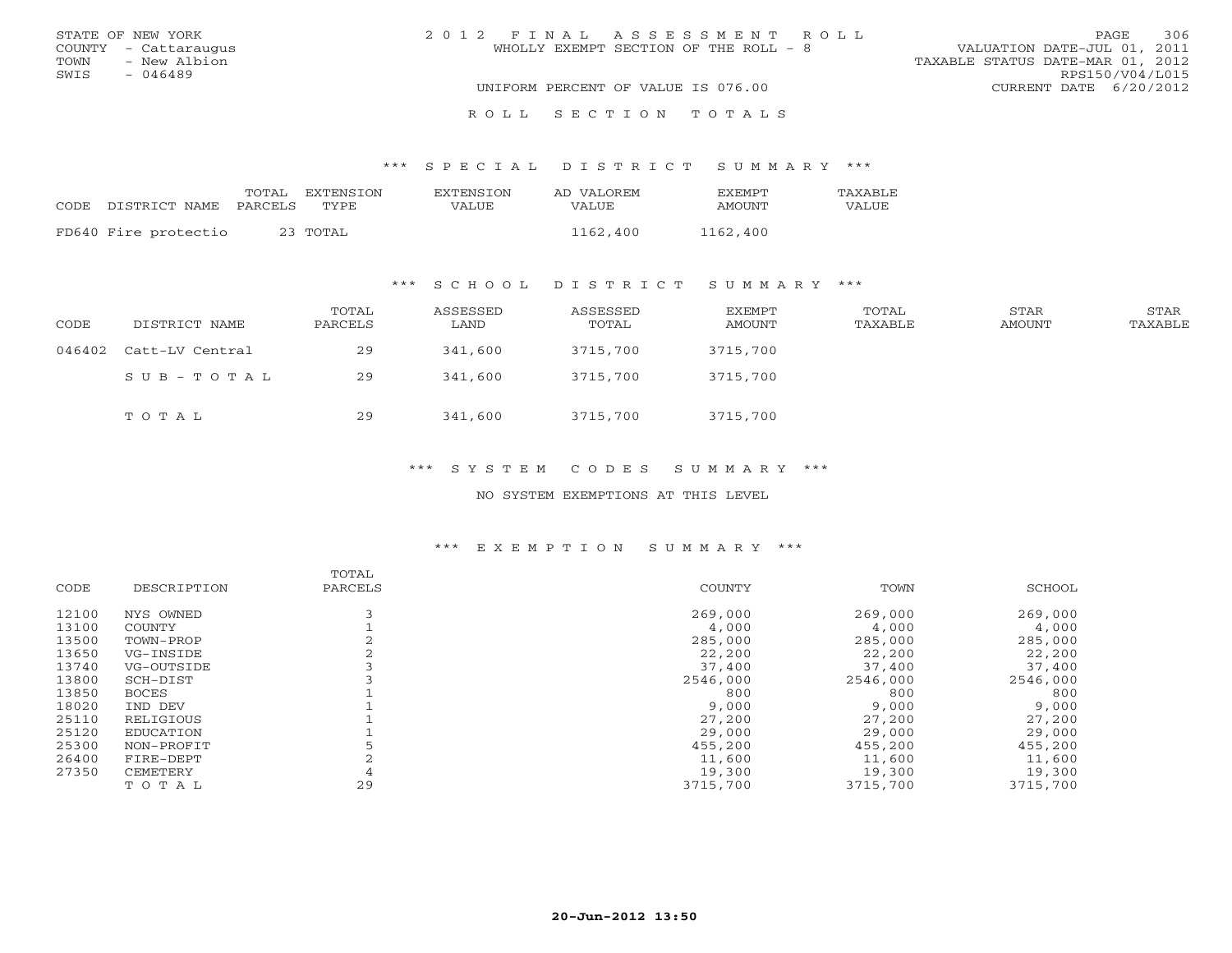STATE OF NEW YORK
COUNTY - Cattaraugus
TOWN - New Albion
SWIS - 046489

2 0 1 2 F I N A L A S S E S S M E N T R O L L
WHOLLY EXEMPT SECTION OF THE ROLL - 8

UNIFORM PERCENT OF VALUE IS 076.00

VALUATION DATE-JUL 01, 2011
TAXABLE STATUS DATE-MAR 01, 2012
RPS150/V04/L015
CURRENT DATE 6/20/2012

R O L L S E C T I O N T O T A L S

*** S P E C I A L D I S T R I C T S U M M A R Y ***

| CODE | DISTRICT NAME | TOTAL PARCELS | EXTENSION TYPE | EXTENSION VALUE | AD VALOREM VALUE | EXEMPT AMOUNT | TAXABLE VALUE |
|---|---|---|---|---|---|---|---|
| FD640 | Fire protectio | 23 | TOTAL | | 1162,400 | 1162,400 | |

*** S C H O O L D I S T R I C T S U M M A R Y ***

| CODE | DISTRICT NAME | TOTAL PARCELS | ASSESSED LAND | ASSESSED TOTAL | EXEMPT AMOUNT | TOTAL TAXABLE | STAR AMOUNT | STAR TAXABLE |
|---|---|---|---|---|---|---|---|---|
| 046402 | Catt-LV Central | 29 | 341,600 | 3715,700 | 3715,700 | | | |
| | S U B - T O T A L | 29 | 341,600 | 3715,700 | 3715,700 | | | |
| | T O T A L | 29 | 341,600 | 3715,700 | 3715,700 | | | |

*** S Y S T E M C O D E S S U M M A R Y ***

NO SYSTEM EXEMPTIONS AT THIS LEVEL

*** E X E M P T I O N S U M M A R Y ***

| CODE | DESCRIPTION | TOTAL PARCELS | COUNTY | TOWN | SCHOOL |
|---|---|---|---|---|---|
| 12100 | NYS OWNED | 3 | 269,000 | 269,000 | 269,000 |
| 13100 | COUNTY | 1 | 4,000 | 4,000 | 4,000 |
| 13500 | TOWN-PROP | 2 | 285,000 | 285,000 | 285,000 |
| 13650 | VG-INSIDE | 2 | 22,200 | 22,200 | 22,200 |
| 13740 | VG-OUTSIDE | 3 | 37,400 | 37,400 | 37,400 |
| 13800 | SCH-DIST | 3 | 2546,000 | 2546,000 | 2546,000 |
| 13850 | BOCES | 1 | 800 | 800 | 800 |
| 18020 | IND DEV | 1 | 9,000 | 9,000 | 9,000 |
| 25110 | RELIGIOUS | 1 | 27,200 | 27,200 | 27,200 |
| 25120 | EDUCATION | 1 | 29,000 | 29,000 | 29,000 |
| 25300 | NON-PROFIT | 5 | 455,200 | 455,200 | 455,200 |
| 26400 | FIRE-DEPT | 2 | 11,600 | 11,600 | 11,600 |
| 27350 | CEMETERY | 4 | 19,300 | 19,300 | 19,300 |
| | T O T A L | 29 | 3715,700 | 3715,700 | 3715,700 |

20-Jun-2012 13:50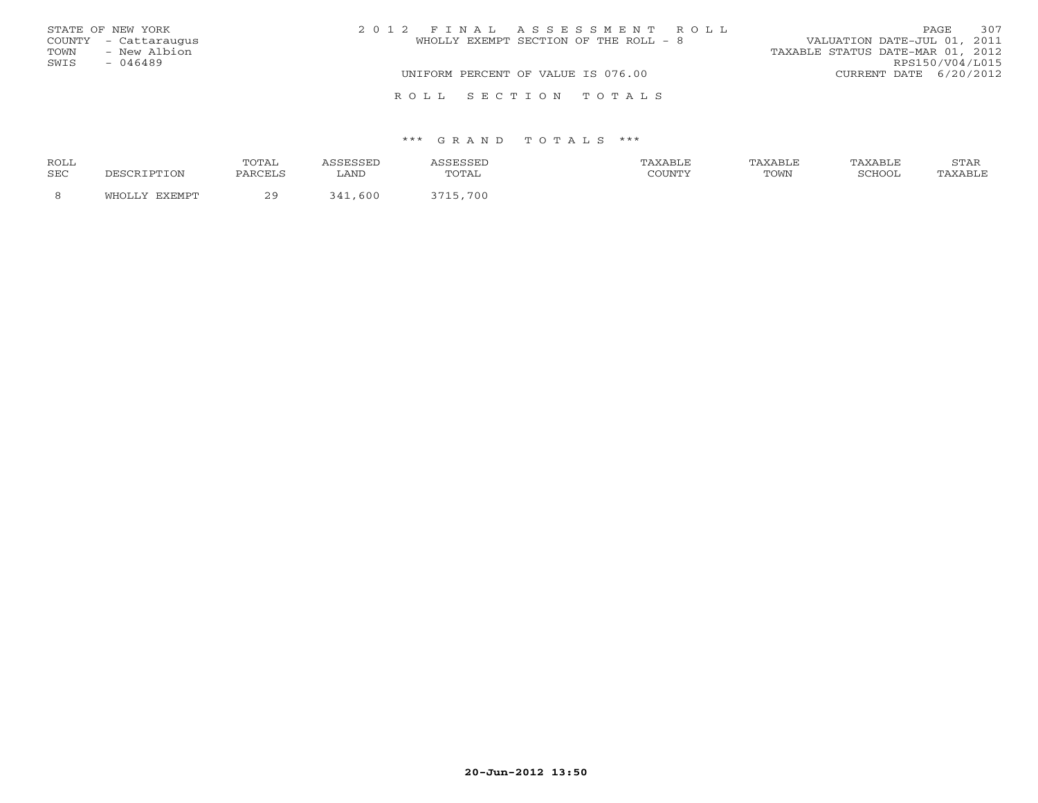STATE OF NEW YORK
COUNTY - Cattaraugus
TOWN - New Albion
SWIS - 046489

# 2012 FINAL ASSESSMENT ROLL

WHOLLY EXEMPT SECTION OF THE ROLL - 8

UNIFORM PERCENT OF VALUE IS 076.00

VALUATION DATE-JUL 01, 2011
TAXABLE STATUS DATE-MAR 01, 2012
RPS150/V04/L015
CURRENT DATE 6/20/2012

## ROLL SECTION TOTALS

### *** GRAND TOTALS ***

| ROLL SEC | DESCRIPTION | TOTAL PARCELS | ASSESSED LAND | ASSESSED TOTAL | TAXABLE COUNTY | TAXABLE TOWN | TAXABLE SCHOOL | STAR TAXABLE |
|---|---|---|---|---|---|---|---|---|
| 8 | WHOLLY EXEMPT | 29 | 341,600 | 3715,700 | | | | |

20-Jun-2012 13:50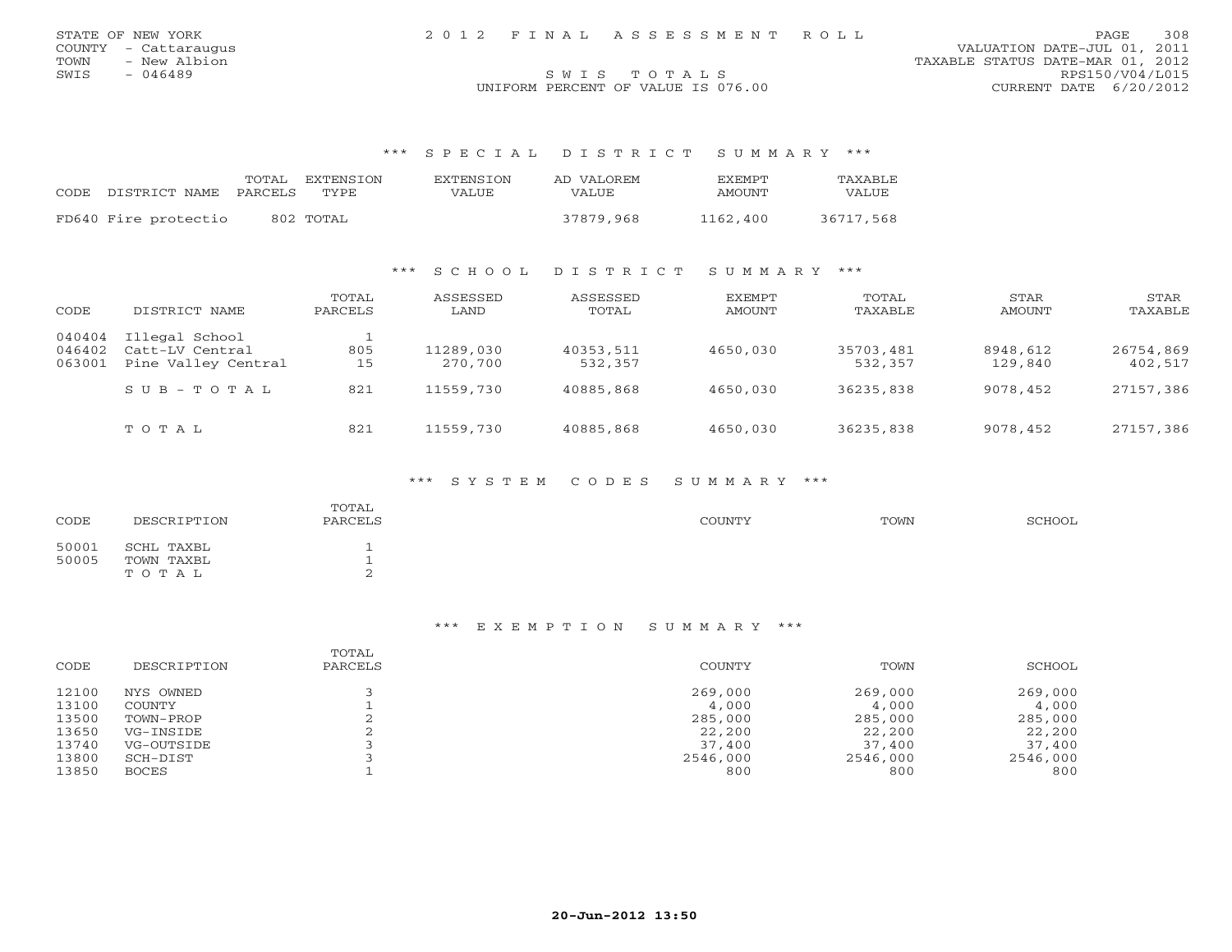STATE OF NEW YORK
COUNTY - Cattaraugus
TOWN - New Albion
SWIS - 046489

2012 FINAL ASSESSMENT ROLL

SWIS TOTALS

UNIFORM PERCENT OF VALUE IS 076.00

VALUATION DATE-JUL 01, 2011
TAXABLE STATUS DATE-MAR 01, 2012
RPS150/V04/L015
CURRENT DATE 6/20/2012

## *** SPECIAL DISTRICT SUMMARY ***

| CODE | DISTRICT NAME | TOTAL PARCELS | EXTENSION TYPE | EXTENSION VALUE | AD VALOREM VALUE | EXEMPT AMOUNT | TAXABLE VALUE |
|---|---|---|---|---|---|---|---|
| FD640 | Fire protectio | 802 | TOTAL | | 37879,968 | 1162,400 | 36717,568 |

## *** SCHOOL DISTRICT SUMMARY ***

| CODE | DISTRICT NAME | TOTAL PARCELS | ASSESSED LAND | ASSESSED TOTAL | EXEMPT AMOUNT | TOTAL TAXABLE | STAR AMOUNT | STAR TAXABLE |
|---|---|---|---|---|---|---|---|---|
| 040404 | Illegal School | 1 | | | | | | |
| 046402 | Catt-LV Central | 805 | 11289,030 | 40353,511 | 4650,030 | 35703,481 | 8948,612 | 26754,869 |
| 063001 | Pine Valley Central | 15 | 270,700 | 532,357 | | 532,357 | 129,840 | 402,517 |
| | SUB-TOTAL | 821 | 11559,730 | 40885,868 | 4650,030 | 36235,838 | 9078,452 | 27157,386 |
| | TOTAL | 821 | 11559,730 | 40885,868 | 4650,030 | 36235,838 | 9078,452 | 27157,386 |

## *** SYSTEM CODES SUMMARY ***

| CODE | DESCRIPTION | TOTAL PARCELS | COUNTY | TOWN | SCHOOL |
|---|---|---|---|---|---|
| 50001 | SCHL TAXBL | 1 | | | |
| 50005 | TOWN TAXBL | 1 | | | |
| | TOTAL | 2 | | | |

## *** EXEMPTION SUMMARY ***

| CODE | DESCRIPTION | TOTAL PARCELS | COUNTY | TOWN | SCHOOL |
|---|---|---|---|---|---|
| 12100 | NYS OWNED | 3 | 269,000 | 269,000 | 269,000 |
| 13100 | COUNTY | 1 | 4,000 | 4,000 | 4,000 |
| 13500 | TOWN-PROP | 2 | 285,000 | 285,000 | 285,000 |
| 13650 | VG-INSIDE | 2 | 22,200 | 22,200 | 22,200 |
| 13740 | VG-OUTSIDE | 3 | 37,400 | 37,400 | 37,400 |
| 13800 | SCH-DIST | 3 | 2546,000 | 2546,000 | 2546,000 |
| 13850 | BOCES | 1 | 800 | 800 | 800 |

20-Jun-2012 13:50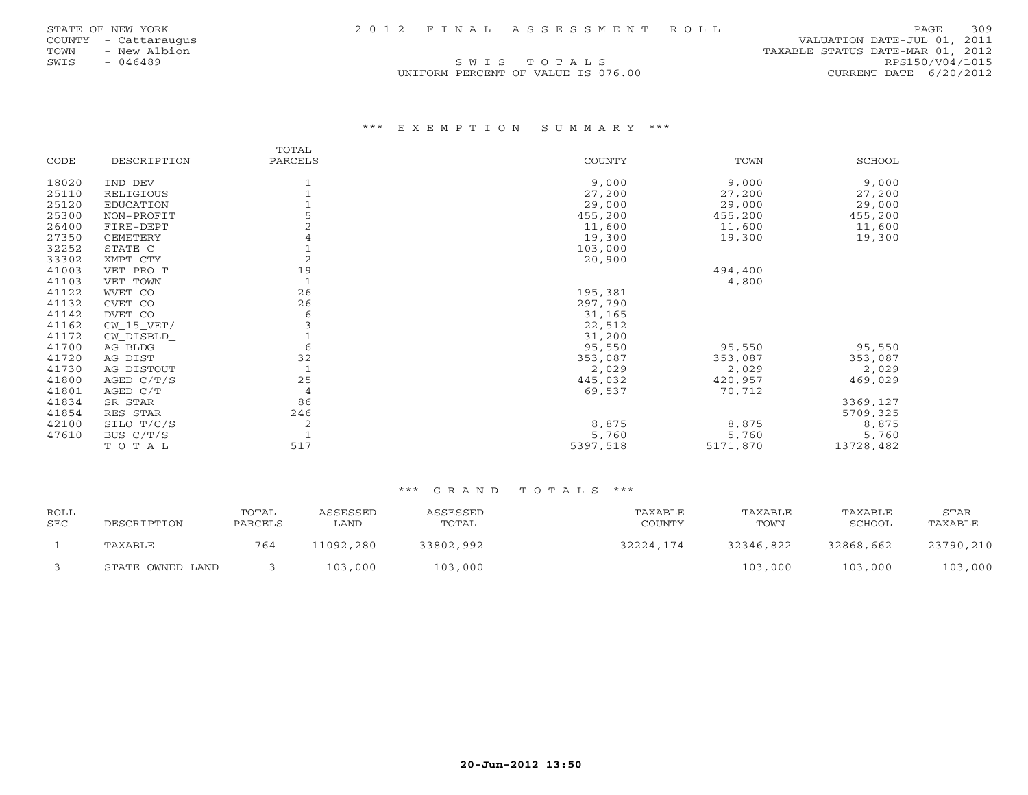STATE OF NEW YORK
COUNTY - Cattaraugus
TOWN - New Albion
SWIS - 046489

2012 FINAL ASSESSMENT ROLL

SWIS TOTALS

UNIFORM PERCENT OF VALUE IS 076.00

VALUATION DATE-JUL 01, 2011
TAXABLE STATUS DATE-MAR 01, 2012
RPS150/V04/L015
CURRENT DATE 6/20/2012

### *** EXEMPTION SUMMARY ***

| CODE | DESCRIPTION | TOTAL PARCELS | COUNTY | TOWN | SCHOOL |
|---|---|---|---|---|---|
| 18020 | IND DEV | 1 | 9,000 | 9,000 | 9,000 |
| 25110 | RELIGIOUS | 1 | 27,200 | 27,200 | 27,200 |
| 25120 | EDUCATION | 1 | 29,000 | 29,000 | 29,000 |
| 25300 | NON-PROFIT | 5 | 455,200 | 455,200 | 455,200 |
| 26400 | FIRE-DEPT | 2 | 11,600 | 11,600 | 11,600 |
| 27350 | CEMETERY | 4 | 19,300 | 19,300 | 19,300 |
| 32252 | STATE C | 1 | 103,000 | | |
| 33302 | XMPT CTY | 2 | 20,900 | | |
| 41003 | VET PRO T | 19 | | 494,400 | |
| 41103 | VET TOWN | 1 | | 4,800 | |
| 41122 | WVET CO | 26 | 195,381 | | |
| 41132 | CVET CO | 26 | 297,790 | | |
| 41142 | DVET CO | 6 | 31,165 | | |
| 41162 | CW_15_VET/ | 3 | 22,512 | | |
| 41172 | CW_DISBLD_ | 1 | 31,200 | | |
| 41700 | AG BLDG | 6 | 95,550 | 95,550 | 95,550 |
| 41720 | AG DIST | 32 | 353,087 | 353,087 | 353,087 |
| 41730 | AG DISTOUT | 1 | 2,029 | 2,029 | 2,029 |
| 41800 | AGED C/T/S | 25 | 445,032 | 420,957 | 469,029 |
| 41801 | AGED C/T | 4 | 69,537 | 70,712 | |
| 41834 | SR STAR | 86 | | | 3369,127 |
| 41854 | RES STAR | 246 | | | 5709,325 |
| 42100 | SILO T/C/S | 2 | 8,875 | 8,875 | 8,875 |
| 47610 | BUS C/T/S | 1 | 5,760 | 5,760 | 5,760 |
| | TOTAL | 517 | 5397,518 | 5171,870 | 13728,482 |

### *** GRAND TOTALS ***

| ROLL SEC | DESCRIPTION | TOTAL PARCELS | ASSESSED LAND | ASSESSED TOTAL | TAXABLE COUNTY | TAXABLE TOWN | TAXABLE SCHOOL | STAR TAXABLE |
|---|---|---|---|---|---|---|---|---|
| 1 | TAXABLE | 764 | 11092,280 | 33802,992 | 32224,174 | 32346,822 | 32868,662 | 23790,210 |
| 3 | STATE OWNED LAND | 3 | 103,000 | 103,000 | | 103,000 | 103,000 | 103,000 |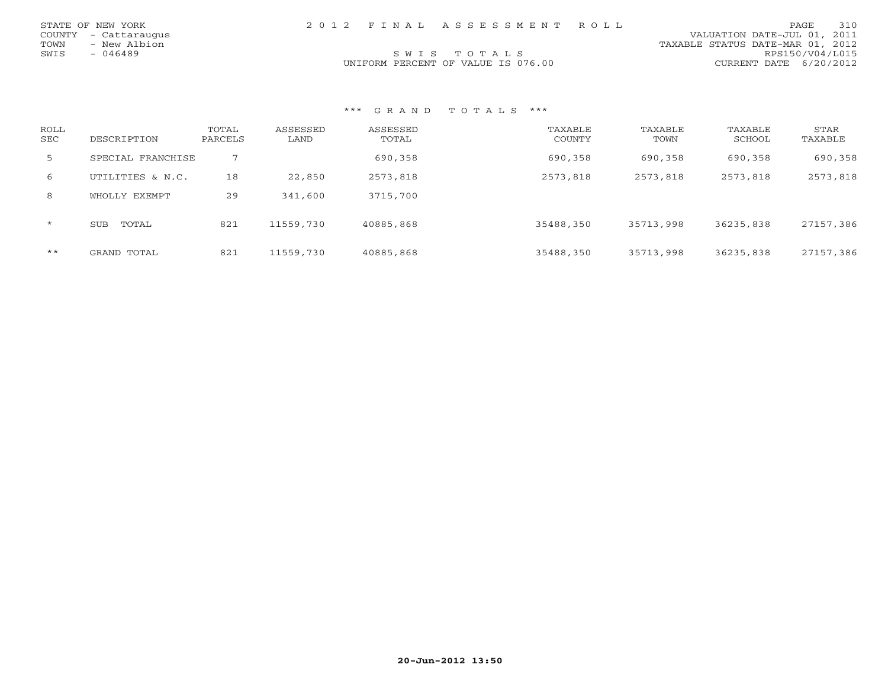STATE OF NEW YORK
COUNTY - Cattaraugus
TOWN - New Albion
SWIS - 046489

2012 FINAL ASSESSMENT ROLL

SWIS TOTALS

UNIFORM PERCENT OF VALUE IS 076.00

VALUATION DATE-JUL 01, 2011
TAXABLE STATUS DATE-MAR 01, 2012
RPS150/V04/L015
CURRENT DATE 6/20/2012

*** GRAND TOTALS ***

| ROLL SEC | DESCRIPTION | TOTAL PARCELS | ASSESSED LAND | ASSESSED TOTAL | TAXABLE COUNTY | TAXABLE TOWN | TAXABLE SCHOOL | STAR TAXABLE |
|---|---|---|---|---|---|---|---|---|
| 5 | SPECIAL FRANCHISE | 7 | | 690,358 | 690,358 | 690,358 | 690,358 | 690,358 |
| 6 | UTILITIES & N.C. | 18 | 22,850 | 2573,818 | 2573,818 | 2573,818 | 2573,818 | 2573,818 |
| 8 | WHOLLY EXEMPT | 29 | 341,600 | 3715,700 | | | | |
| * | SUB TOTAL | 821 | 11559,730 | 40885,868 | 35488,350 | 35713,998 | 36235,838 | 27157,386 |
| ** | GRAND TOTAL | 821 | 11559,730 | 40885,868 | 35488,350 | 35713,998 | 36235,838 | 27157,386 |

20-Jun-2012 13:50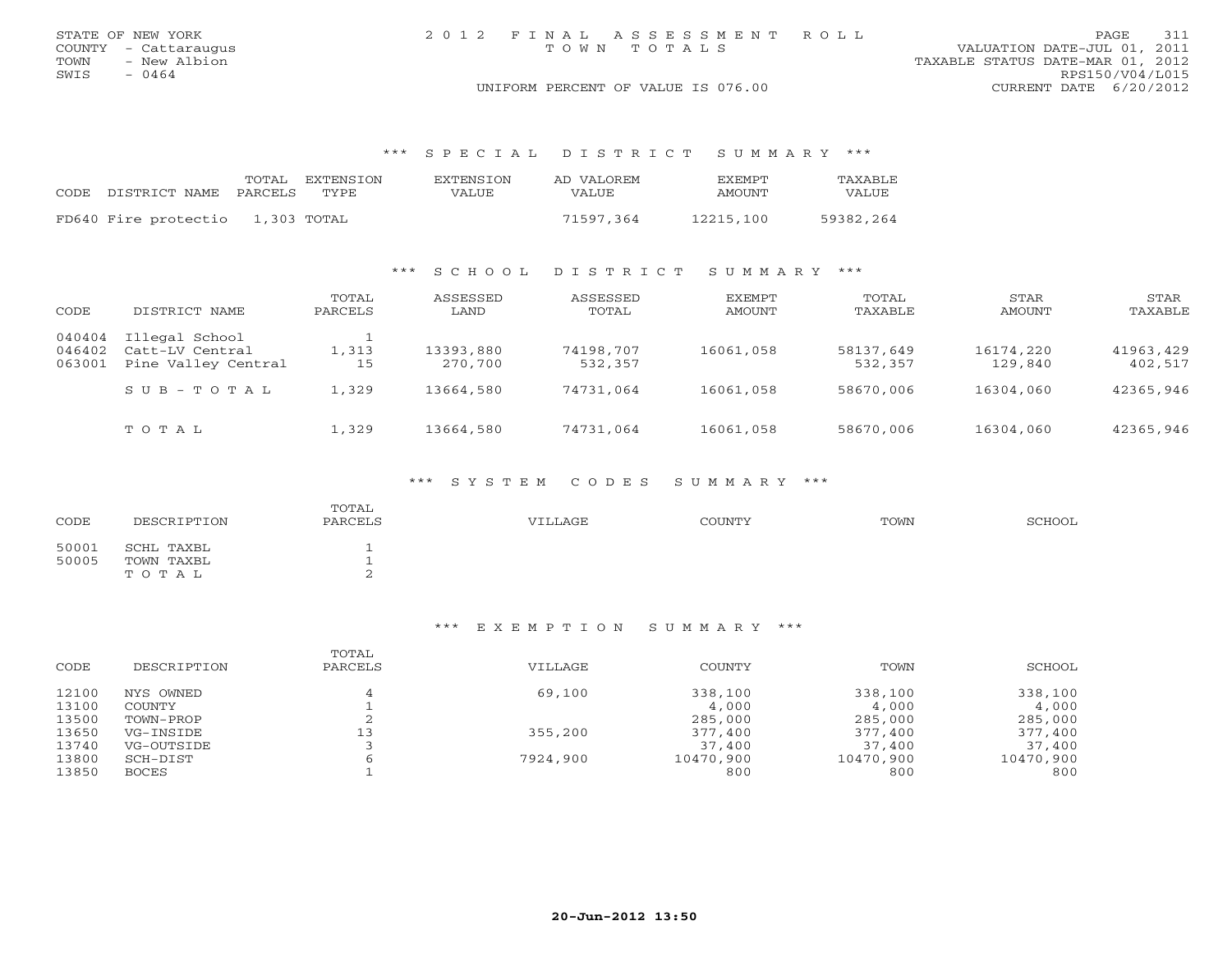STATE OF NEW YORK
COUNTY - Cattaraugus
TOWN - New Albion
SWIS - 0464

2012 FINAL ASSESSMENT ROLL
TOWN TOTALS

UNIFORM PERCENT OF VALUE IS 076.00

VALUATION DATE-JUL 01, 2011
TAXABLE STATUS DATE-MAR 01, 2012
RPS150/V04/L015
CURRENT DATE 6/20/2012

### *** SPECIAL DISTRICT SUMMARY ***

| CODE | DISTRICT NAME | TOTAL PARCELS | EXTENSION TYPE | EXTENSION VALUE | AD VALOREM VALUE | EXEMPT AMOUNT | TAXABLE VALUE |
|---|---|---|---|---|---|---|---|
| FD640 | Fire protectio | 1,303 | TOTAL | | 71597,364 | 12215,100 | 59382,264 |

### *** SCHOOL DISTRICT SUMMARY ***

| CODE | DISTRICT NAME | TOTAL PARCELS | ASSESSED LAND | ASSESSED TOTAL | EXEMPT AMOUNT | TOTAL TAXABLE | STAR AMOUNT | STAR TAXABLE |
|---|---|---|---|---|---|---|---|---|
| 040404 | Illegal School | 1 | | | | | | |
| 046402 | Catt-LV Central | 1,313 | 13393,880 | 74198,707 | 16061,058 | 58137,649 | 16174,220 | 41963,429 |
| 063001 | Pine Valley Central | 15 | 270,700 | 532,357 | | 532,357 | 129,840 | 402,517 |
| | SUB-TOTAL | 1,329 | 13664,580 | 74731,064 | 16061,058 | 58670,006 | 16304,060 | 42365,946 |
| | TOTAL | 1,329 | 13664,580 | 74731,064 | 16061,058 | 58670,006 | 16304,060 | 42365,946 |

### *** SYSTEM CODES SUMMARY ***

| CODE | DESCRIPTION | TOTAL PARCELS | VILLAGE | COUNTY | TOWN | SCHOOL |
|---|---|---|---|---|---|---|
| 50001 | SCHL TAXBL | 1 | | | | |
| 50005 | TOWN TAXBL | 1 | | | | |
| | TOTAL | 2 | | | | |

### *** EXEMPTION SUMMARY ***

| CODE | DESCRIPTION | TOTAL PARCELS | VILLAGE | COUNTY | TOWN | SCHOOL |
|---|---|---|---|---|---|---|
| 12100 | NYS OWNED | 4 | 69,100 | 338,100 | 338,100 | 338,100 |
| 13100 | COUNTY | 1 | | 4,000 | 4,000 | 4,000 |
| 13500 | TOWN-PROP | 2 | | 285,000 | 285,000 | 285,000 |
| 13650 | VG-INSIDE | 13 | 355,200 | 377,400 | 377,400 | 377,400 |
| 13740 | VG-OUTSIDE | 3 | | 37,400 | 37,400 | 37,400 |
| 13800 | SCH-DIST | 6 | 7924,900 | 10470,900 | 10470,900 | 10470,900 |
| 13850 | BOCES | 1 | | 800 | 800 | 800 |

20-Jun-2012 13:50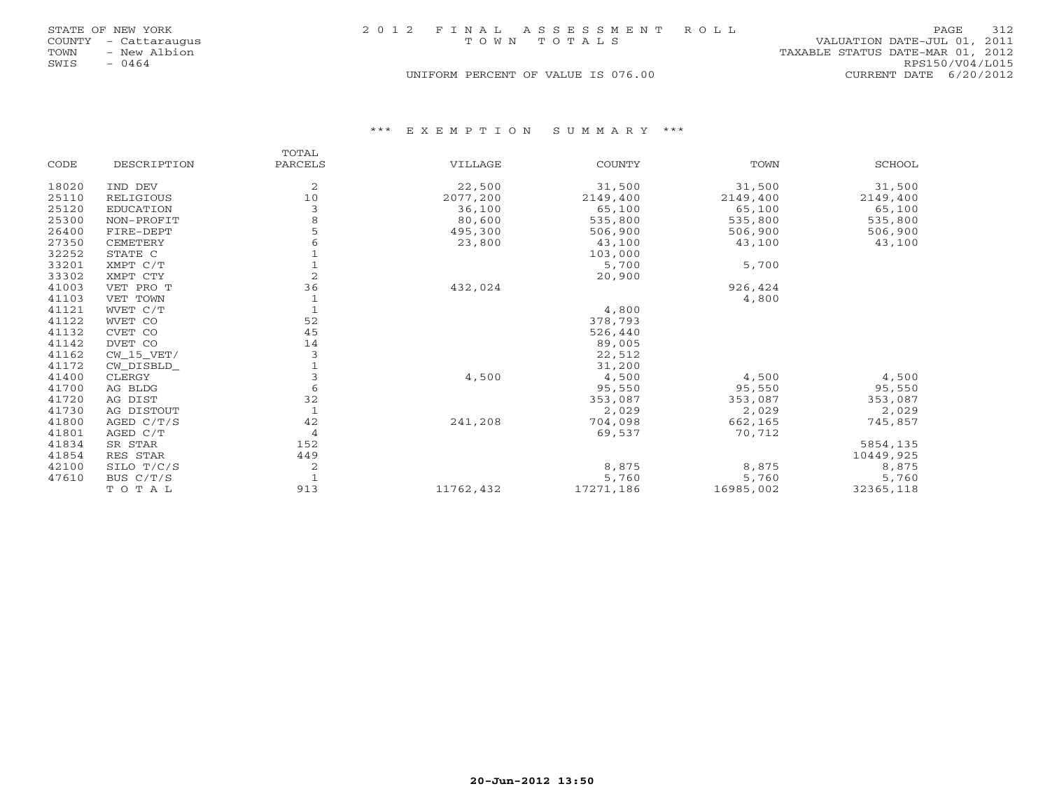STATE OF NEW YORK
COUNTY - Cattaraugus
TOWN - New Albion
SWIS - 0464

2 0 1 2 F I N A L A S S E S S M E N T R O L L
T O W N T O T A L S

UNIFORM PERCENT OF VALUE IS 076.00

VALUATION DATE-JUL 01, 2011
TAXABLE STATUS DATE-MAR 01, 2012
RPS150/V04/L015
CURRENT DATE 6/20/2012

### \*\*\* E X E M P T I O N S U M M A R Y \*\*\*

| CODE | DESCRIPTION | TOTAL PARCELS | VILLAGE | COUNTY | TOWN | SCHOOL |
|---|---|---|---|---|---|---|
| 18020 | IND DEV | 2 | 22,500 | 31,500 | 31,500 | 31,500 |
| 25110 | RELIGIOUS | 10 | 2077,200 | 2149,400 | 2149,400 | 2149,400 |
| 25120 | EDUCATION | 3 | 36,100 | 65,100 | 65,100 | 65,100 |
| 25300 | NON-PROFIT | 8 | 80,600 | 535,800 | 535,800 | 535,800 |
| 26400 | FIRE-DEPT | 5 | 495,300 | 506,900 | 506,900 | 506,900 |
| 27350 | CEMETERY | 6 | 23,800 | 43,100 | 43,100 | 43,100 |
| 32252 | STATE C | 1 | | 103,000 | | |
| 33201 | XMPT C/T | 1 | | 5,700 | 5,700 | |
| 33302 | XMPT CTY | 2 | | 20,900 | | |
| 41003 | VET PRO T | 36 | 432,024 | | 926,424 | |
| 41103 | VET TOWN | 1 | | | 4,800 | |
| 41121 | WVET C/T | 1 | | 4,800 | | |
| 41122 | WVET CO | 52 | | 378,793 | | |
| 41132 | CVET CO | 45 | | 526,440 | | |
| 41142 | DVET CO | 14 | | 89,005 | | |
| 41162 | CW_15_VET/ | 3 | | 22,512 | | |
| 41172 | CW_DISBLD_ | 1 | | 31,200 | | |
| 41400 | CLERGY | 3 | 4,500 | 4,500 | 4,500 | 4,500 |
| 41700 | AG BLDG | 6 | | 95,550 | 95,550 | 95,550 |
| 41720 | AG DIST | 32 | | 353,087 | 353,087 | 353,087 |
| 41730 | AG DISTOUT | 1 | | 2,029 | 2,029 | 2,029 |
| 41800 | AGED C/T/S | 42 | 241,208 | 704,098 | 662,165 | 745,857 |
| 41801 | AGED C/T | 4 | | 69,537 | 70,712 | |
| 41834 | SR STAR | 152 | | | | 5854,135 |
| 41854 | RES STAR | 449 | | | | 10449,925 |
| 42100 | SILO T/C/S | 2 | | 8,875 | 8,875 | 8,875 |
| 47610 | BUS C/T/S | 1 | | 5,760 | 5,760 | 5,760 |
| | T O T A L | 913 | 11762,432 | 17271,186 | 16985,002 | 32365,118 |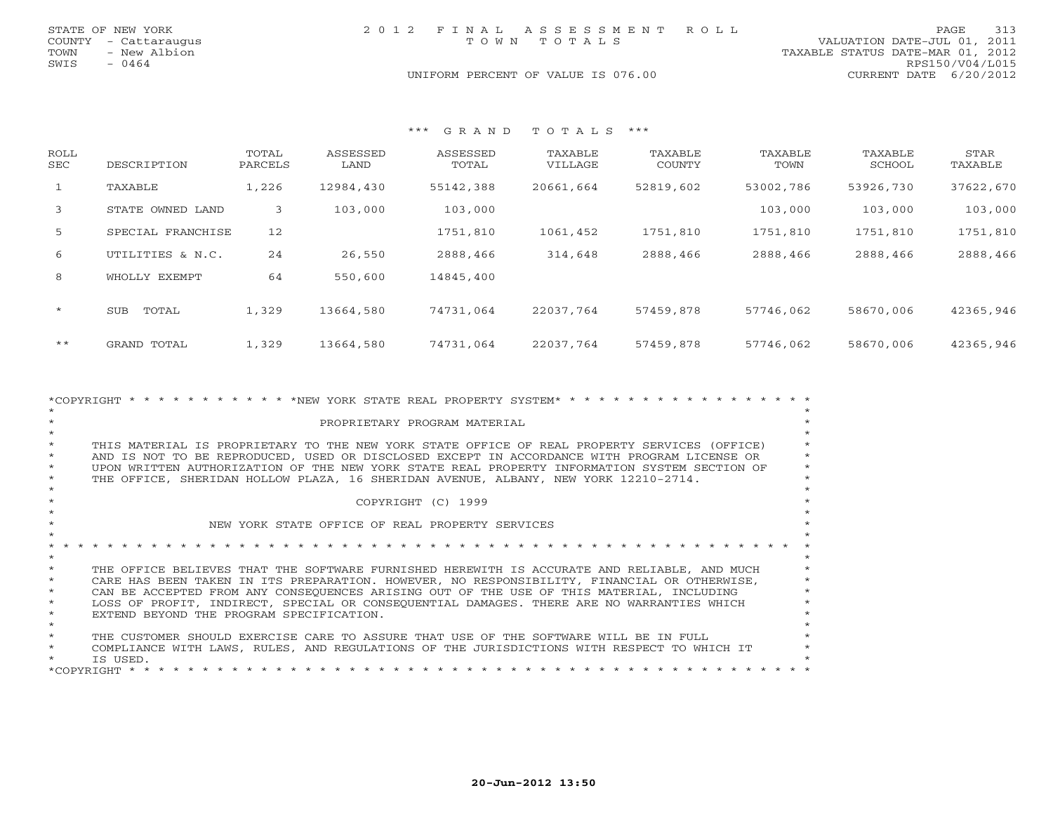STATE OF NEW YORK
COUNTY - Cattaraugus
TOWN - New Albion
SWIS - 0464

2 0 1 2 F I N A L A S S E S S M E N T R O L L
T O W N T O T A L S

UNIFORM PERCENT OF VALUE IS 076.00

VALUATION DATE-JUL 01, 2011
TAXABLE STATUS DATE-MAR 01, 2012
RPS150/V04/L015
CURRENT DATE 6/20/2012

*** G R A N D T O T A L S ***

| ROLL SEC | DESCRIPTION | TOTAL PARCELS | ASSESSED LAND | ASSESSED TOTAL | TAXABLE VILLAGE | TAXABLE COUNTY | TAXABLE TOWN | TAXABLE SCHOOL | STAR TAXABLE |
|---|---|---|---|---|---|---|---|---|---|
| 1 | TAXABLE | 1,226 | 12984,430 | 55142,388 | 20661,664 | 52819,602 | 53002,786 | 53926,730 | 37622,670 |
| 3 | STATE OWNED LAND | 3 | 103,000 | 103,000 | | | 103,000 | 103,000 | 103,000 |
| 5 | SPECIAL FRANCHISE | 12 | | 1751,810 | 1061,452 | 1751,810 | 1751,810 | 1751,810 | 1751,810 |
| 6 | UTILITIES & N.C. | 24 | 26,550 | 2888,466 | 314,648 | 2888,466 | 2888,466 | 2888,466 | 2888,466 |
| 8 | WHOLLY EXEMPT | 64 | 550,600 | 14845,400 | | | | | |
| * | SUB TOTAL | 1,329 | 13664,580 | 74731,064 | 22037,764 | 57459,878 | 57746,062 | 58670,006 | 42365,946 |
| ** | GRAND TOTAL | 1,329 | 13664,580 | 74731,064 | 22037,764 | 57459,878 | 57746,062 | 58670,006 | 42365,946 |

*COPYRIGHT * * * * * * * * * * * *NEW YORK STATE REAL PROPERTY SYSTEM* * * * * * * * * * * * * * * * * * *

PROPRIETARY PROGRAM MATERIAL

THIS MATERIAL IS PROPRIETARY TO THE NEW YORK STATE OFFICE OF REAL PROPERTY SERVICES (OFFICE) AND IS NOT TO BE REPRODUCED, USED OR DISCLOSED EXCEPT IN ACCORDANCE WITH PROGRAM LICENSE OR UPON WRITTEN AUTHORIZATION OF THE NEW YORK STATE REAL PROPERTY INFORMATION SYSTEM SECTION OF THE OFFICE, SHERIDAN HOLLOW PLAZA, 16 SHERIDAN AVENUE, ALBANY, NEW YORK 12210-2714.

COPYRIGHT (C) 1999

NEW YORK STATE OFFICE OF REAL PROPERTY SERVICES

THE OFFICE BELIEVES THAT THE SOFTWARE FURNISHED HEREWITH IS ACCURATE AND RELIABLE, AND MUCH CARE HAS BEEN TAKEN IN ITS PREPARATION. HOWEVER, NO RESPONSIBILITY, FINANCIAL OR OTHERWISE, CAN BE ACCEPTED FROM ANY CONSEQUENCES ARISING OUT OF THE USE OF THIS MATERIAL, INCLUDING LOSS OF PROFIT, INDIRECT, SPECIAL OR CONSEQUENTIAL DAMAGES. THERE ARE NO WARRANTIES WHICH EXTEND BEYOND THE PROGRAM SPECIFICATION.

THE CUSTOMER SHOULD EXERCISE CARE TO ASSURE THAT USE OF THE SOFTWARE WILL BE IN FULL COMPLIANCE WITH LAWS, RULES, AND REGULATIONS OF THE JURISDICTIONS WITH RESPECT TO WHICH IT IS USED.

*COPYRIGHT * * * * * * * * * * * * * * * * * * * * * * * * * * * * * * * * * * * * * * * * * * * * * *

20-Jun-2012 13:50